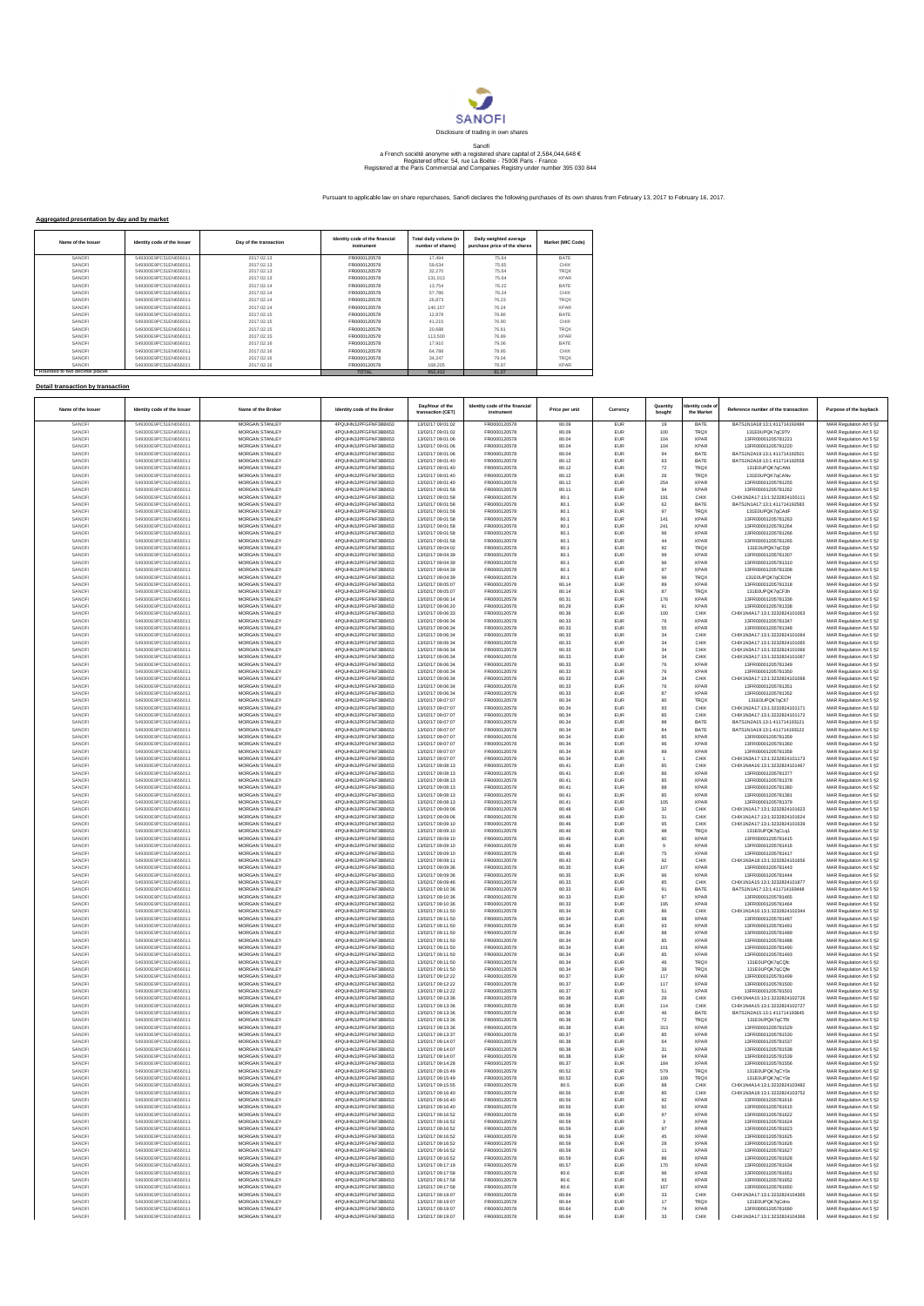# SANOFI

Disclosure of trading in own shares

Sanofi
a French société anonyme with a registered share capital of 2,584,044,648 €
Registered office: 54, rue La Boétie - 75008 Paris - France
Registered at the Paris Commercial and Companies Registry under number 395 030 844

Pursuant to applicable law on share repurchases, Sanofi declares the following purchases of its own shares from February 13, 2017 to February 16, 2017.

## Aggregated presentation by day and by market

| Name of the Issuer | Identity code of the Issuer | Day of the transaction | Identity code of the financial instrument | Total daily volume (in number of shares) | Daily weighted average purchase price of the shares | Market (MIC Code) |
|---|---|---|---|---|---|---|
| SANOFI | 549300E9PC51EN656011 | 2017.02.13 | FR0000120578 | 17,494 | 75.64 | BATE |
| SANOFI | 549300E9PC51EN656011 | 2017.02.13 | FR0000120578 | 59,634 | 75.65 | CHIX |
| SANOFI | 549300E9PC51EN656011 | 2017.02.13 | FR0000120578 | 32,270 | 75.64 | TRQX |
| SANOFI | 549300E9PC51EN656011 | 2017.02.13 | FR0000120578 | 131,013 | 75.64 | XPAR |
| SANOFI | 549300E9PC51EN656011 | 2017.02.14 | FR0000120578 | 13,754 | 76.22 | BATE |
| SANOFI | 549300E9PC51EN656011 | 2017.02.14 | FR0000120578 | 57,786 | 76.24 | CHIX |
| SANOFI | 549300E9PC51EN656011 | 2017.02.14 | FR0000120578 | 26,873 | 76.23 | TRQX |
| SANOFI | 549300E9PC51EN656011 | 2017.02.14 | FR0000120578 | 140,157 | 76.24 | XPAR |
| SANOFI | 549300E9PC51EN656011 | 2017.02.15 | FR0000120578 | 12,878 | 76.86 | BATE |
| SANOFI | 549300E9PC51EN656011 | 2017.02.15 | FR0000120578 | 41,215 | 76.90 | CHIX |
| SANOFI | 549300E9PC51EN656011 | 2017.02.15 | FR0000120578 | 20,688 | 76.81 | TRQX |
| SANOFI | 549300E9PC51EN656011 | 2017.02.15 | FR0000120578 | 113,500 | 76.89 | XPAR |
| SANOFI | 549300E9PC51EN656011 | 2017.02.16 | FR0000120578 | 17,910 | 79.06 | BATE |
| SANOFI | 549300E9PC51EN656011 | 2017.02.16 | FR0000120578 | 64,788 | 78.95 | CHIX |
| SANOFI | 549300E9PC51EN656011 | 2017.02.16 | FR0000120578 | 34,247 | 79.04 | TRQX |
| SANOFI | 549300E9PC51EN656011 | 2017.02.16 | FR0000120578 | 169,205 | 78.97 | XPAR |
| | | | TOTAL | 953,412 | 77.04 | |

* Rounded to two decimal places

## Detail transaction by transaction

| Name of the Issuer | Identity code of the Issuer | Name of the Broker | Identity code of the Broker | Day/Hour of the transaction (CET) | Identity code of the financial instrument | Price per unit | Currency | Quantity bought | Identity code of the Market | Reference number of the transaction | Purpose of the buyback |
|---|---|---|---|---|---|---|---|---|---|---|---|
| SANOFI | 549300E9PC51EN656011 | MORGAN STANLEY | 4PQUHN3JPFGFNF3BB653 | 13/02/2017 09:01:02 | FR0000120578 | 80.09 | EUR | 19 | BATE | BATS1N1A18:13:1:411714192484 | MAR Regulation Art 5 §2 |
| SANOFI | 549300E9PC51EN656011 | MORGAN STANLEY | 4PQUHN3JPFGFNF3BB653 | 13/02/2017 09:01:02 | FR0000120578 | 80.09 | EUR | 100 | TRQX | 131E0UPQK7qC0TV | MAR Regulation Art 5 §2 |
| SANOFI | 549300E9PC51EN656011 | MORGAN STANLEY | 4PQUHN3JPFGFNF3BB653 | 13/02/2017 09:01:06 | FR0000120578 | 80.04 | EUR | 104 | XPAR | 13FR00001205781221 | MAR Regulation Art 5 §2 |
| SANOFI | 549300E9PC51EN656011 | MORGAN STANLEY | 4PQUHN3JPFGFNF3BB653 | 13/02/2017 09:01:06 | FR0000120578 | 80.04 | EUR | 104 | XPAR | 13FR00001205781220 | MAR Regulation Art 5 §2 |
| SANOFI | 549300E9PC51EN656011 | MORGAN STANLEY | 4PQUHN3JPFGFNF3BB653 | 13/02/2017 09:01:06 | FR0000120578 | 80.04 | EUR | 94 | BATE | BATS1N2A19:13:1:411714192501 | MAR Regulation Art 5 §2 |
| SANOFI | 549300E9PC51EN656011 | MORGAN STANLEY | 4PQUHN3JPFGFNF3BB653 | 13/02/2017 09:01:40 | FR0000120578 | 80.12 | EUR | 63 | BATE | BATS1N2A18:13:1:411714192558 | MAR Regulation Art 5 §2 |
| SANOFI | 549300E9PC51EN656011 | MORGAN STANLEY | 4PQUHN3JPFGFNF3BB653 | 13/02/2017 09:01:40 | FR0000120578 | 80.12 | EUR | 72 | TRQX | 131E0UPQK7qCAhi | MAR Regulation Art 5 §2 |
| SANOFI | 549300E9PC51EN656011 | MORGAN STANLEY | 4PQUHN3JPFGFNF3BB653 | 13/02/2017 09:01:40 | FR0000120578 | 80.12 | EUR | 26 | TRQX | 131E0UPQK7qCAhv | MAR Regulation Art 5 §2 |
| SANOFI | 549300E9PC51EN656011 | MORGAN STANLEY | 4PQUHN3JPFGFNF3BB653 | 13/02/2017 09:01:40 | FR0000120578 | 80.12 | EUR | 254 | XPAR | 13FR00001205781255 | MAR Regulation Art 5 §2 |
| SANOFI | 549300E9PC51EN656011 | MORGAN STANLEY | 4PQUHN3JPFGFNF3BB653 | 13/02/2017 09:01:58 | FR0000120578 | 80.11 | EUR | 94 | XPAR | 13FR00001205781262 | MAR Regulation Art 5 §2 |
| SANOFI | 549300E9PC51EN656011 | MORGAN STANLEY | 4PQUHN3JPFGFNF3BB653 | 13/02/2017 09:01:58 | FR0000120578 | 80.1 | EUR | 191 | CHIX | CHIX1N2A17:13:1:3232824100111 | MAR Regulation Art 5 §2 |
| SANOFI | 549300E9PC51EN656011 | MORGAN STANLEY | 4PQUHN3JPFGFNF3BB653 | 13/02/2017 09:01:58 | FR0000120578 | 80.1 | EUR | 62 | BATE | BATS1N1A17:13:1:411714192583 | MAR Regulation Art 5 §2 |
| SANOFI | 549300E9PC51EN656011 | MORGAN STANLEY | 4PQUHN3JPFGFNF3BB653 | 13/02/2017 09:01:58 | FR0000120578 | 80.1 | EUR | 97 | TRQX | 131E0UPQK7qCAdF | MAR Regulation Art 5 §2 |
| SANOFI | 549300E9PC51EN656011 | MORGAN STANLEY | 4PQUHN3JPFGFNF3BB653 | 13/02/2017 09:01:58 | FR0000120578 | 80.1 | EUR | 141 | XPAR | 13FR00001205781263 | MAR Regulation Art 5 §2 |
| SANOFI | 549300E9PC51EN656011 | MORGAN STANLEY | 4PQUHN3JPFGFNF3BB653 | 13/02/2017 09:01:58 | FR0000120578 | 80.1 | EUR | 241 | XPAR | 13FR00001205781264 | MAR Regulation Art 5 §2 |
| SANOFI | 549300E9PC51EN656011 | MORGAN STANLEY | 4PQUHN3JPFGFNF3BB653 | 13/02/2017 09:01:58 | FR0000120578 | 80.1 | EUR | 96 | XPAR | 13FR00001205781266 | MAR Regulation Art 5 §2 |
| SANOFI | 549300E9PC51EN656011 | MORGAN STANLEY | 4PQUHN3JPFGFNF3BB653 | 13/02/2017 09:01:58 | FR0000120578 | 80.1 | EUR | 44 | XPAR | 13FR00001205781265 | MAR Regulation Art 5 §2 |
| SANOFI | 549300E9PC51EN656011 | MORGAN STANLEY | 4PQUHN3JPFGFNF3BB653 | 13/02/2017 09:04:02 | FR0000120578 | 80.1 | EUR | 92 | TRQX | 131E0UPQK7qCDj9 | MAR Regulation Art 5 §2 |
| SANOFI | 549300E9PC51EN656011 | MORGAN STANLEY | 4PQUHN3JPFGFNF3BB653 | 13/02/2017 09:04:39 | FR0000120578 | 80.1 | EUR | 99 | XPAR | 13FR00001205781307 | MAR Regulation Art 5 §2 |
| SANOFI | 549300E9PC51EN656011 | MORGAN STANLEY | 4PQUHN3JPFGFNF3BB653 | 13/02/2017 09:04:39 | FR0000120578 | 80.1 | EUR | 96 | XPAR | 13FR00001205781310 | MAR Regulation Art 5 §2 |
| SANOFI | 549300E9PC51EN656011 | MORGAN STANLEY | 4PQUHN3JPFGFNF3BB653 | 13/02/2017 09:04:39 | FR0000120578 | 80.1 | EUR | 97 | XPAR | 13FR00001205781308 | MAR Regulation Art 5 §2 |
| SANOFI | 549300E9PC51EN656011 | MORGAN STANLEY | 4PQUHN3JPFGFNF3BB653 | 13/02/2017 09:04:39 | FR0000120578 | 80.1 | EUR | 99 | TRQX | 131E0UPQK7qCEOH | MAR Regulation Art 5 §2 |
| SANOFI | 549300E9PC51EN656011 | MORGAN STANLEY | 4PQUHN3JPFGFNF3BB653 | 13/02/2017 09:05:07 | FR0000120578 | 80.14 | EUR | 89 | XPAR | 13FR00001205781318 | MAR Regulation Art 5 §2 |
| SANOFI | 549300E9PC51EN656011 | MORGAN STANLEY | 4PQUHN3JPFGFNF3BB653 | 13/02/2017 09:05:07 | FR0000120578 | 80.14 | EUR | 87 | TRQX | 131E0UPQK7qCF3h | MAR Regulation Art 5 §2 |
| SANOFI | 549300E9PC51EN656011 | MORGAN STANLEY | 4PQUHN3JPFGFNF3BB653 | 13/02/2017 09:06:14 | FR0000120578 | 80.31 | EUR | 176 | XPAR | 13FR00001205781336 | MAR Regulation Art 5 §2 |
| SANOFI | 549300E9PC51EN656011 | MORGAN STANLEY | 4PQUHN3JPFGFNF3BB653 | 13/02/2017 09:06:20 | FR0000120578 | 80.29 | EUR | 91 | XPAR | 13FR00001205781338 | MAR Regulation Art 5 §2 |
| SANOFI | 549300E9PC51EN656011 | MORGAN STANLEY | 4PQUHN3JPFGFNF3BB653 | 13/02/2017 09:06:33 | FR0000120578 | 80.36 | EUR | 100 | CHIX | CHIX1N4A17:13:1:3232824100263 | MAR Regulation Art 5 §2 |
| SANOFI | 549300E9PC51EN656011 | MORGAN STANLEY | 4PQUHN3JPFGFNF3BB653 | 13/02/2017 09:06:34 | FR0000120578 | 80.33 | EUR | 76 | XPAR | 13FR00001205781347 | MAR Regulation Art 5 §2 |
| SANOFI | 549300E9PC51EN656011 | MORGAN STANLEY | 4PQUHN3JPFGFNF3BB653 | 13/02/2017 09:06:34 | FR0000120578 | 80.33 | EUR | 55 | XPAR | 13FR00001205781348 | MAR Regulation Art 5 §2 |
| SANOFI | 549300E9PC51EN656011 | MORGAN STANLEY | 4PQUHN3JPFGFNF3BB653 | 13/02/2017 09:06:34 | FR0000120578 | 80.33 | EUR | 34 | CHIX | CHIX1N3A17:13:1:3232824100064 | MAR Regulation Art 5 §2 |
| SANOFI | 549300E9PC51EN656011 | MORGAN STANLEY | 4PQUHN3JPFGFNF3BB653 | 13/02/2017 09:06:34 | FR0000120578 | 80.33 | EUR | 34 | CHIX | CHIX1N3A17:13:1:3232824100065 | MAR Regulation Art 5 §2 |
| SANOFI | 549300E9PC51EN656011 | MORGAN STANLEY | 4PQUHN3JPFGFNF3BB653 | 13/02/2017 09:06:34 | FR0000120578 | 80.33 | EUR | 34 | CHIX | CHIX1N3A17:13:1:3232824100066 | MAR Regulation Art 5 §2 |
| SANOFI | 549300E9PC51EN656011 | MORGAN STANLEY | 4PQUHN3JPFGFNF3BB653 | 13/02/2017 09:06:34 | FR0000120578 | 80.33 | EUR | 34 | CHIX | CHIX1N3A17:13:1:3232824100067 | MAR Regulation Art 5 §2 |
| SANOFI | 549300E9PC51EN656011 | MORGAN STANLEY | 4PQUHN3JPFGFNF3BB653 | 13/02/2017 09:06:34 | FR0000120578 | 80.33 | EUR | 76 | XPAR | 13FR00001205781349 | MAR Regulation Art 5 §2 |
| SANOFI | 549300E9PC51EN656011 | MORGAN STANLEY | 4PQUHN3JPFGFNF3BB653 | 13/02/2017 09:06:34 | FR0000120578 | 80.33 | EUR | 76 | XPAR | 13FR00001205781350 | MAR Regulation Art 5 §2 |
| SANOFI | 549300E9PC51EN656011 | MORGAN STANLEY | 4PQUHN3JPFGFNF3BB653 | 13/02/2017 09:06:34 | FR0000120578 | 80.33 | EUR | 34 | CHIX | CHIX1N3A17:13:1:3232824100068 | MAR Regulation Art 5 §2 |
| SANOFI | 549300E9PC51EN656011 | MORGAN STANLEY | 4PQUHN3JPFGFNF3BB653 | 13/02/2017 09:06:34 | FR0000120578 | 80.33 | EUR | 76 | XPAR | 13FR00001205781351 | MAR Regulation Art 5 §2 |
| SANOFI | 549300E9PC51EN656011 | MORGAN STANLEY | 4PQUHN3JPFGFNF3BB653 | 13/02/2017 09:06:34 | FR0000120578 | 80.33 | EUR | 87 | XPAR | 13FR00001205781352 | MAR Regulation Art 5 §2 |
| SANOFI | 549300E9PC51EN656011 | MORGAN STANLEY | 4PQUHN3JPFGFNF3BB653 | 13/02/2017 09:07:07 | FR0000120578 | 80.34 | EUR | 90 | TRQX | 131E0UPQK7qC67 | MAR Regulation Art 5 §2 |
| SANOFI | 549300E9PC51EN656011 | MORGAN STANLEY | 4PQUHN3JPFGFNF3BB653 | 13/02/2017 09:07:07 | FR0000120578 | 80.34 | EUR | 93 | CHIX | CHIX1N3A17:13:1:3232824100171 | MAR Regulation Art 5 §2 |
| SANOFI | 549300E9PC51EN656011 | MORGAN STANLEY | 4PQUHN3JPFGFNF3BB653 | 13/02/2017 09:07:07 | FR0000120578 | 80.34 | EUR | 95 | CHIX | CHIX1N3A17:13:1:3232824100172 | MAR Regulation Art 5 §2 |
| SANOFI | 549300E9PC51EN656011 | MORGAN STANLEY | 4PQUHN3JPFGFNF3BB653 | 13/02/2017 09:07:07 | FR0000120578 | 80.34 | EUR | 88 | BATE | BATS1N2A15:13:1:411714193121 | MAR Regulation Art 5 §2 |
| SANOFI | 549300E9PC51EN656011 | MORGAN STANLEY | 4PQUHN3JPFGFNF3BB653 | 13/02/2017 09:07:07 | FR0000120578 | 80.34 | EUR | 84 | BATE | BATS1N1A19:13:1:411714193122 | MAR Regulation Art 5 §2 |
| SANOFI | 549300E9PC51EN656011 | MORGAN STANLEY | 4PQUHN3JPFGFNF3BB653 | 13/02/2017 09:07:07 | FR0000120578 | 80.34 | EUR | 85 | XPAR | 13FR00001205781359 | MAR Regulation Art 5 §2 |
| SANOFI | 549300E9PC51EN656011 | MORGAN STANLEY | 4PQUHN3JPFGFNF3BB653 | 13/02/2017 09:07:07 | FR0000120578 | 80.34 | EUR | 96 | XPAR | 13FR00001205781360 | MAR Regulation Art 5 §2 |
| SANOFI | 549300E9PC51EN656011 | MORGAN STANLEY | 4PQUHN3JPFGFNF3BB653 | 13/02/2017 09:07:07 | FR0000120578 | 80.34 | EUR | 96 | XPAR | 13FR00001205781361 | MAR Regulation Art 5 §2 |
| SANOFI | 549300E9PC51EN656011 | MORGAN STANLEY | 4PQUHN3JPFGFNF3BB653 | 13/02/2017 09:07:07 | FR0000120578 | 80.34 | EUR | 89 | XPAR | 13FR00001205781358 | MAR Regulation Art 5 §2 |
| SANOFI | 549300E9PC51EN656011 | MORGAN STANLEY | 4PQUHN3JPFGFNF3BB653 | 13/02/2017 09:07:07 | FR0000120578 | 80.34 | EUR | 1 | CHIX | CHIX1N3A17:13:1:3232824100173 | MAR Regulation Art 5 §2 |
| SANOFI | 549300E9PC51EN656011 | MORGAN STANLEY | 4PQUHN3JPFGFNF3BB653 | 13/02/2017 09:08:13 | FR0000120578 | 80.41 | EUR | 85 | CHIX | CHIX1N4A16:13:1:3232824101467 | MAR Regulation Art 5 §2 |
| SANOFI | 549300E9PC51EN656011 | MORGAN STANLEY | 4PQUHN3JPFGFNF3BB653 | 13/02/2017 09:08:13 | FR0000120578 | 80.41 | EUR | 86 | XPAR | 13FR00001205781377 | MAR Regulation Art 5 §2 |
| SANOFI | 549300E9PC51EN656011 | MORGAN STANLEY | 4PQUHN3JPFGFNF3BB653 | 13/02/2017 09:08:13 | FR0000120578 | 80.41 | EUR | 95 | XPAR | 13FR00001205781378 | MAR Regulation Art 5 §2 |
| SANOFI | 549300E9PC51EN656011 | MORGAN STANLEY | 4PQUHN3JPFGFNF3BB653 | 13/02/2017 09:08:13 | FR0000120578 | 80.41 | EUR | 88 | XPAR | 13FR00001205781380 | MAR Regulation Art 5 §2 |
| SANOFI | 549300E9PC51EN656011 | MORGAN STANLEY | 4PQUHN3JPFGFNF3BB653 | 13/02/2017 09:08:13 | FR0000120578 | 80.41 | EUR | 85 | XPAR | 13FR00001205781381 | MAR Regulation Art 5 §2 |
| SANOFI | 549300E9PC51EN656011 | MORGAN STANLEY | 4PQUHN3JPFGFNF3BB653 | 13/02/2017 09:08:13 | FR0000120578 | 80.41 | EUR | 105 | XPAR | 13FR00001205781379 | MAR Regulation Art 5 §2 |
| SANOFI | 549300E9PC51EN656011 | MORGAN STANLEY | 4PQUHN3JPFGFNF3BB653 | 13/02/2017 09:09:06 | FR0000120578 | 80.48 | EUR | 32 | CHIX | CHIX1N1A17:13:1:3232824101623 | MAR Regulation Art 5 §2 |
| SANOFI | 549300E9PC51EN656011 | MORGAN STANLEY | 4PQUHN3JPFGFNF3BB653 | 13/02/2017 09:09:06 | FR0000120578 | 80.48 | EUR | 31 | CHIX | CHIX1N1A17:13:1:3232824101624 | MAR Regulation Art 5 §2 |
| SANOFI | 549300E9PC51EN656011 | MORGAN STANLEY | 4PQUHN3JPFGFNF3BB653 | 13/02/2017 09:09:10 | FR0000120578 | 80.46 | EUR | 95 | CHIX | CHIX1N2A17:13:1:3232824101639 | MAR Regulation Art 5 §2 |
| SANOFI | 549300E9PC51EN656011 | MORGAN STANLEY | 4PQUHN3JPFGFNF3BB653 | 13/02/2017 09:09:10 | FR0000120578 | 80.46 | EUR | 98 | TRQX | 131E0UPQK7qCLq1 | MAR Regulation Art 5 §2 |
| SANOFI | 549300E9PC51EN656011 | MORGAN STANLEY | 4PQUHN3JPFGFNF3BB653 | 13/02/2017 09:09:10 | FR0000120578 | 80.46 | EUR | 90 | XPAR | 13FR00001205781415 | MAR Regulation Art 5 §2 |
| SANOFI | 549300E9PC51EN656011 | MORGAN STANLEY | 4PQUHN3JPFGFNF3BB653 | 13/02/2017 09:09:10 | FR0000120578 | 80.46 | EUR | 9 | XPAR | 13FR00001205781416 | MAR Regulation Art 5 §2 |
| SANOFI | 549300E9PC51EN656011 | MORGAN STANLEY | 4PQUHN3JPFGFNF3BB653 | 13/02/2017 09:09:10 | FR0000120578 | 80.46 | EUR | 75 | XPAR | 13FR00001205781417 | MAR Regulation Art 5 §2 |
| SANOFI | 549300E9PC51EN656011 | MORGAN STANLEY | 4PQUHN3JPFGFNF3BB653 | 13/02/2017 09:09:11 | FR0000120578 | 80.43 | EUR | 92 | CHIX | CHIX1N1A18:13:1:3232824101656 | MAR Regulation Art 5 §2 |
| SANOFI | 549300E9PC51EN656011 | MORGAN STANLEY | 4PQUHN3JPFGFNF3BB653 | 13/02/2017 09:09:36 | FR0000120578 | 80.35 | EUR | 107 | XPAR | 13FR00001205781443 | MAR Regulation Art 5 §2 |
| SANOFI | 549300E9PC51EN656011 | MORGAN STANLEY | 4PQUHN3JPFGFNF3BB653 | 13/02/2017 09:09:36 | FR0000120578 | 80.35 | EUR | 96 | XPAR | 13FR00001205781444 | MAR Regulation Art 5 §2 |
| SANOFI | 549300E9PC51EN656011 | MORGAN STANLEY | 4PQUHN3JPFGFNF3BB653 | 13/02/2017 09:09:46 | FR0000120578 | 80.33 | EUR | 95 | CHIX | CHIX1N1A15:13:1:3232824101877 | MAR Regulation Art 5 §2 |
| SANOFI | 549300E9PC51EN656011 | MORGAN STANLEY | 4PQUHN3JPFGFNF3BB653 | 13/02/2017 09:10:36 | FR0000120578 | 80.33 | EUR | 91 | BATE | BATS1N1A17:13:1:411714193448 | MAR Regulation Art 5 §2 |
| SANOFI | 549300E9PC51EN656011 | MORGAN STANLEY | 4PQUHN3JPFGFNF3BB653 | 13/02/2017 09:10:36 | FR0000120578 | 80.33 | EUR | 97 | XPAR | 13FR00001205781465 | MAR Regulation Art 5 §2 |
| SANOFI | 549300E9PC51EN656011 | MORGAN STANLEY | 4PQUHN3JPFGFNF3BB653 | 13/02/2017 09:10:36 | FR0000120578 | 80.33 | EUR | 195 | XPAR | 13FR00001205781464 | MAR Regulation Art 5 §2 |
| SANOFI | 549300E9PC51EN656011 | MORGAN STANLEY | 4PQUHN3JPFGFNF3BB653 | 13/02/2017 09:11:50 | FR0000120578 | 80.34 | EUR | 86 | CHIX | CHIX1N1A19:13:1:3232824102344 | MAR Regulation Art 5 §2 |
| SANOFI | 549300E9PC51EN656011 | MORGAN STANLEY | 4PQUHN3JPFGFNF3BB653 | 13/02/2017 09:11:50 | FR0000120578 | 80.34 | EUR | 98 | XPAR | 13FR00001205781487 | MAR Regulation Art 5 §2 |
| SANOFI | 549300E9PC51EN656011 | MORGAN STANLEY | 4PQUHN3JPFGFNF3BB653 | 13/02/2017 09:11:50 | FR0000120578 | 80.34 | EUR | 93 | XPAR | 13FR00001205781491 | MAR Regulation Art 5 §2 |
| SANOFI | 549300E9PC51EN656011 | MORGAN STANLEY | 4PQUHN3JPFGFNF3BB653 | 13/02/2017 09:11:50 | FR0000120578 | 80.34 | EUR | 88 | XPAR | 13FR00001205781489 | MAR Regulation Art 5 §2 |
| SANOFI | 549300E9PC51EN656011 | MORGAN STANLEY | 4PQUHN3JPFGFNF3BB653 | 13/02/2017 09:11:50 | FR0000120578 | 80.34 | EUR | 85 | XPAR | 13FR00001205781488 | MAR Regulation Art 5 §2 |
| SANOFI | 549300E9PC51EN656011 | MORGAN STANLEY | 4PQUHN3JPFGFNF3BB653 | 13/02/2017 09:11:50 | FR0000120578 | 80.34 | EUR | 101 | XPAR | 13FR00001205781490 | MAR Regulation Art 5 §2 |
| SANOFI | 549300E9PC51EN656011 | MORGAN STANLEY | 4PQUHN3JPFGFNF3BB653 | 13/02/2017 09:11:50 | FR0000120578 | 80.34 | EUR | 85 | XPAR | 13FR00001205781493 | MAR Regulation Art 5 §2 |
| SANOFI | 549300E9PC51EN656011 | MORGAN STANLEY | 4PQUHN3JPFGFNF3BB653 | 13/02/2017 09:11:50 | FR0000120578 | 80.34 | EUR | 46 | TRQX | 131E0UPQK7qCQfs | MAR Regulation Art 5 §2 |
| SANOFI | 549300E9PC51EN656011 | MORGAN STANLEY | 4PQUHN3JPFGFNF3BB653 | 13/02/2017 09:11:50 | FR0000120578 | 80.34 | EUR | 39 | TRQX | 131E0UPQK7qCQfe | MAR Regulation Art 5 §2 |
| SANOFI | 549300E9PC51EN656011 | MORGAN STANLEY | 4PQUHN3JPFGFNF3BB653 | 13/02/2017 09:12:22 | FR0000120578 | 80.37 | EUR | 117 | XPAR | 13FR00001205781499 | MAR Regulation Art 5 §2 |
| SANOFI | 549300E9PC51EN656011 | MORGAN STANLEY | 4PQUHN3JPFGFNF3BB653 | 13/02/2017 09:12:22 | FR0000120578 | 80.37 | EUR | 117 | XPAR | 13FR00001205781500 | MAR Regulation Art 5 §2 |
| SANOFI | 549300E9PC51EN656011 | MORGAN STANLEY | 4PQUHN3JPFGFNF3BB653 | 13/02/2017 09:12:22 | FR0000120578 | 80.37 | EUR | 51 | XPAR | 13FR00001205781501 | MAR Regulation Art 5 §2 |
| SANOFI | 549300E9PC51EN656011 | MORGAN STANLEY | 4PQUHN3JPFGFNF3BB653 | 13/02/2017 09:13:36 | FR0000120578 | 80.38 | EUR | 26 | CHIX | CHIX1N4A15:13:1:3232824102726 | MAR Regulation Art 5 §2 |
| SANOFI | 549300E9PC51EN656011 | MORGAN STANLEY | 4PQUHN3JPFGFNF3BB653 | 13/02/2017 09:13:36 | FR0000120578 | 80.38 | EUR | 114 | CHIX | CHIX1N4A15:13:1:3232824102727 | MAR Regulation Art 5 §2 |
| SANOFI | 549300E9PC51EN656011 | MORGAN STANLEY | 4PQUHN3JPFGFNF3BB653 | 13/02/2017 09:13:36 | FR0000120578 | 80.38 | EUR | 46 | BATE | BATS1N2A15:13:1:411714193845 | MAR Regulation Art 5 §2 |
| SANOFI | 549300E9PC51EN656011 | MORGAN STANLEY | 4PQUHN3JPFGFNF3BB653 | 13/02/2017 09:13:36 | FR0000120578 | 80.38 | EUR | 72 | TRQX | 131E0UPQK7qCTft | MAR Regulation Art 5 §2 |
| SANOFI | 549300E9PC51EN656011 | MORGAN STANLEY | 4PQUHN3JPFGFNF3BB653 | 13/02/2017 09:13:36 | FR0000120578 | 80.38 | EUR | 313 | XPAR | 13FR00001205781529 | MAR Regulation Art 5 §2 |
| SANOFI | 549300E9PC51EN656011 | MORGAN STANLEY | 4PQUHN3JPFGFNF3BB653 | 13/02/2017 09:13:37 | FR0000120578 | 80.37 | EUR | 85 | XPAR | 13FR00001205781530 | MAR Regulation Art 5 §2 |
| SANOFI | 549300E9PC51EN656011 | MORGAN STANLEY | 4PQUHN3JPFGFNF3BB653 | 13/02/2017 09:14:07 | FR0000120578 | 80.38 | EUR | 64 | XPAR | 13FR00001205781537 | MAR Regulation Art 5 §2 |
| SANOFI | 549300E9PC51EN656011 | MORGAN STANLEY | 4PQUHN3JPFGFNF3BB653 | 13/02/2017 09:14:07 | FR0000120578 | 80.38 | EUR | 31 | XPAR | 13FR00001205781538 | MAR Regulation Art 5 §2 |
| SANOFI | 549300E9PC51EN656011 | MORGAN STANLEY | 4PQUHN3JPFGFNF3BB653 | 13/02/2017 09:14:07 | FR0000120578 | 80.38 | EUR | 94 | XPAR | 13FR00001205781539 | MAR Regulation Art 5 §2 |
| SANOFI | 549300E9PC51EN656011 | MORGAN STANLEY | 4PQUHN3JPFGFNF3BB653 | 13/02/2017 09:14:28 | FR0000120578 | 80.37 | EUR | 184 | XPAR | 13FR00001205781556 | MAR Regulation Art 5 §2 |
| SANOFI | 549300E9PC51EN656011 | MORGAN STANLEY | 4PQUHN3JPFGFNF3BB653 | 13/02/2017 09:15:49 | FR0000120578 | 80.52 | EUR | 578 | TRQX | 131E0UPQK7qCYOs | MAR Regulation Art 5 §2 |
| SANOFI | 549300E9PC51EN656011 | MORGAN STANLEY | 4PQUHN3JPFGFNF3BB653 | 13/02/2017 09:15:49 | FR0000120578 | 80.52 | EUR | 109 | TRQX | 131E0UPQK7qCY0t | MAR Regulation Art 5 §2 |
| SANOFI | 549300E9PC51EN656011 | MORGAN STANLEY | 4PQUHN3JPFGFNF3BB653 | 13/02/2017 09:15:55 | FR0000120578 | 80.5 | EUR | 88 | CHIX | CHIX1N4A14:13:1:3232824103482 | MAR Regulation Art 5 §2 |
| SANOFI | 549300E9PC51EN656011 | MORGAN STANLEY | 4PQUHN3JPFGFNF3BB653 | 13/02/2017 09:16:40 | FR0000120578 | 80.56 | EUR | 85 | CHIX | CHIX1N3A18:13:1:3232824103752 | MAR Regulation Art 5 §2 |
| SANOFI | 549300E9PC51EN656011 | MORGAN STANLEY | 4PQUHN3JPFGFNF3BB653 | 13/02/2017 09:16:40 | FR0000120578 | 80.56 | EUR | 92 | XPAR | 13FR00001205781616 | MAR Regulation Art 5 §2 |
| SANOFI | 549300E9PC51EN656011 | MORGAN STANLEY | 4PQUHN3JPFGFNF3BB653 | 13/02/2017 09:16:40 | FR0000120578 | 80.56 | EUR | 92 | XPAR | 13FR00001205781615 | MAR Regulation Art 5 §2 |
| SANOFI | 549300E9PC51EN656011 | MORGAN STANLEY | 4PQUHN3JPFGFNF3BB653 | 13/02/2017 09:16:52 | FR0000120578 | 80.59 | EUR | 97 | XPAR | 13FR00001205781622 | MAR Regulation Art 5 §2 |
| SANOFI | 549300E9PC51EN656011 | MORGAN STANLEY | 4PQUHN3JPFGFNF3BB653 | 13/02/2017 09:16:52 | FR0000120578 | 80.59 | EUR | 3 | XPAR | 13FR00001205781624 | MAR Regulation Art 5 §2 |
| SANOFI | 549300E9PC51EN656011 | MORGAN STANLEY | 4PQUHN3JPFGFNF3BB653 | 13/02/2017 09:16:52 | FR0000120578 | 80.59 | EUR | 97 | XPAR | 13FR00001205781623 | MAR Regulation Art 5 §2 |
| SANOFI | 549300E9PC51EN656011 | MORGAN STANLEY | 4PQUHN3JPFGFNF3BB653 | 13/02/2017 09:16:52 | FR0000120578 | 80.59 | EUR | 45 | XPAR | 13FR00001205781625 | MAR Regulation Art 5 §2 |
| SANOFI | 549300E9PC51EN656011 | MORGAN STANLEY | 4PQUHN3JPFGFNF3BB653 | 13/02/2017 09:16:52 | FR0000120578 | 80.59 | EUR | 28 | XPAR | 13FR00001205781626 | MAR Regulation Art 5 §2 |
| SANOFI | 549300E9PC51EN656011 | MORGAN STANLEY | 4PQUHN3JPFGFNF3BB653 | 13/02/2017 09:16:52 | FR0000120578 | 80.59 | EUR | 11 | XPAR | 13FR00001205781627 | MAR Regulation Art 5 §2 |
| SANOFI | 549300E9PC51EN656011 | MORGAN STANLEY | 4PQUHN3JPFGFNF3BB653 | 13/02/2017 09:16:52 | FR0000120578 | 80.59 | EUR | 86 | XPAR | 13FR00001205781628 | MAR Regulation Art 5 §2 |
| SANOFI | 549300E9PC51EN656011 | MORGAN STANLEY | 4PQUHN3JPFGFNF3BB653 | 13/02/2017 09:17:19 | FR0000120578 | 80.57 | EUR | 170 | XPAR | 13FR00001205781634 | MAR Regulation Art 5 §2 |
| SANOFI | 549300E9PC51EN656011 | MORGAN STANLEY | 4PQUHN3JPFGFNF3BB653 | 13/02/2017 09:17:58 | FR0000120578 | 80.6 | EUR | 96 | XPAR | 13FR00001205781651 | MAR Regulation Art 5 §2 |
| SANOFI | 549300E9PC51EN656011 | MORGAN STANLEY | 4PQUHN3JPFGFNF3BB653 | 13/02/2017 09:17:58 | FR0000120578 | 80.6 | EUR | 93 | XPAR | 13FR00001205781652 | MAR Regulation Art 5 §2 |
| SANOFI | 549300E9PC51EN656011 | MORGAN STANLEY | 4PQUHN3JPFGFNF3BB653 | 13/02/2017 09:17:58 | FR0000120578 | 80.6 | EUR | 167 | XPAR | 13FR00001205781650 | MAR Regulation Art 5 §2 |
| SANOFI | 549300E9PC51EN656011 | MORGAN STANLEY | 4PQUHN3JPFGFNF3BB653 | 13/02/2017 09:19:07 | FR0000120578 | 80.64 | EUR | 33 | CHIX | CHIX1N2A17:13:1:3232824104365 | MAR Regulation Art 5 §2 |
| SANOFI | 549300E9PC51EN656011 | MORGAN STANLEY | 4PQUHN3JPFGFNF3BB653 | 13/02/2017 09:19:07 | FR0000120578 | 80.64 | EUR | 17 | TRQX | 131E0UPQK7qCdmt | MAR Regulation Art 5 §2 |
| SANOFI | 549300E9PC51EN656011 | MORGAN STANLEY | 4PQUHN3JPFGFNF3BB653 | 13/02/2017 09:19:07 | FR0000120578 | 80.64 | EUR | 74 | XPAR | 13FR00001205781690 | MAR Regulation Art 5 §2 |
| SANOFI | 549300E9PC51EN656011 | MORGAN STANLEY | 4PQUHN3JPFGFNF3BB653 | 13/02/2017 09:19:07 | FR0000120578 | 80.64 | EUR | 33 | CHIX | CHIX1N2A17:13:1:3232824104366 | MAR Regulation Art 5 §2 |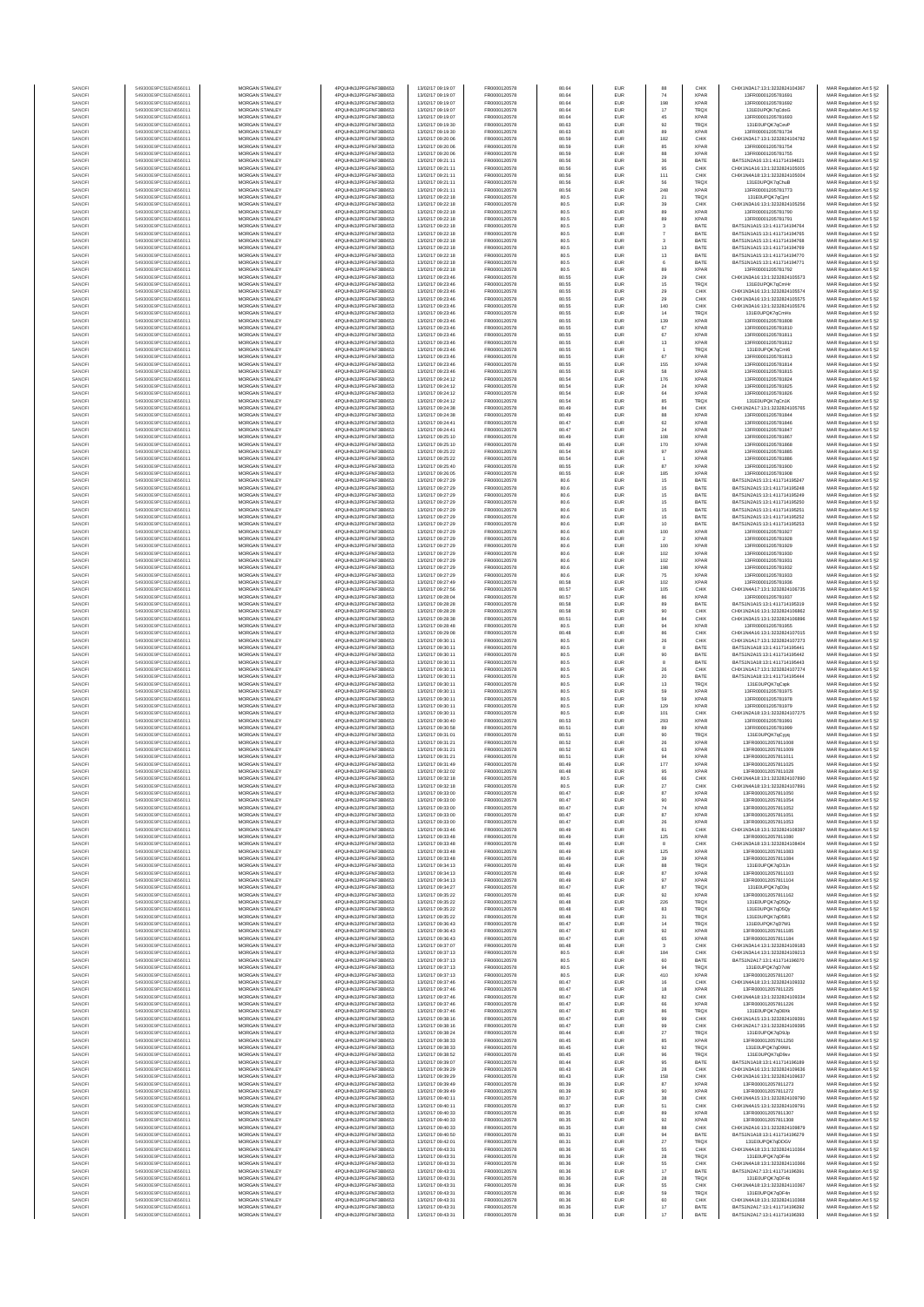| | | | | | | | | | | | |
|---|---|---|---|---|---|---|---|---|---|---|---|
| SANOFI | 549300E9PC51EN656011 | MORGAN STANLEY | 4PQUHN3JPFGFNF3BB653 | 13/02/2017 09:19:07 | FR0000120578 | 80.64 | 88 | EUR | CHIX | CHIX1N3A17:13:1:3232824104367 | MAR Regulation Art 5 §2 |
| SANOFI | 549300E9PC51EN656011 | MORGAN STANLEY | 4PQUHN3JPFGFNF3BB653 | 13/02/2017 09:19:07 | FR0000120578 | 80.64 | 74 | EUR | XPAR | 13FR000001205781691 | MAR Regulation Art 5 §2 |
| SANOFI | 549300E9PC51EN656011 | MORGAN STANLEY | 4PQUHN3JPFGFNF3BB653 | 13/02/2017 09:19:07 | FR0000120578 | 80.64 | 198 | EUR | XPAR | 13FR000001205781692 | MAR Regulation Art 5 §2 |
| SANOFI | 549300E9PC51EN656011 | MORGAN STANLEY | 4PQUHN3JPFGFNF3BB653 | 13/02/2017 09:19:07 | FR0000120578 | 80.64 | 17 | EUR | TRQX | 131E0UPQK7qCdoG | MAR Regulation Art 5 §2 |
| SANOFI | 549300E9PC51EN656011 | MORGAN STANLEY | 4PQUHN3JPFGFNF3BB653 | 13/02/2017 09:19:07 | FR0000120578 | 80.64 | 45 | EUR | XPAR | 13FR000001205781693 | MAR Regulation Art 5 §2 |
| SANOFI | 549300E9PC51EN656011 | MORGAN STANLEY | 4PQUHN3JPFGFNF3BB653 | 13/02/2017 09:19:30 | FR0000120578 | 80.63 | 92 | EUR | TRQX | 131E0UPQK7qCevP | MAR Regulation Art 5 §2 |
| SANOFI | 549300E9PC51EN656011 | MORGAN STANLEY | 4PQUHN3JPFGFNF3BB653 | 13/02/2017 09:19:30 | FR0000120578 | 80.63 | 89 | EUR | XPAR | 13FR000001205781734 | MAR Regulation Art 5 §2 |
| SANOFI | 549300E9PC51EN656011 | MORGAN STANLEY | 4PQUHN3JPFGFNF3BB653 | 13/02/2017 09:20:06 | FR0000120578 | 80.59 | 182 | EUR | CHIX | CHIX1N3A17:13:1:3232824104782 | MAR Regulation Art 5 §2 |
| SANOFI | 549300E9PC51EN656011 | MORGAN STANLEY | 4PQUHN3JPFGFNF3BB653 | 13/02/2017 09:20:06 | FR0000120578 | 80.59 | 95 | EUR | XPAR | 13FR000001205781754 | MAR Regulation Art 5 §2 |
| SANOFI | 549300E9PC51EN656011 | MORGAN STANLEY | 4PQUHN3JPFGFNF3BB653 | 13/02/2017 09:20:06 | FR0000120578 | 80.59 | 88 | EUR | XPAR | 13FR000001205781755 | MAR Regulation Art 5 §2 |
| SANOFI | 549300E9PC51EN656011 | MORGAN STANLEY | 4PQUHN3JPFGFNF3BB653 | 13/02/2017 09:21:11 | FR0000120578 | 80.56 | 36 | EUR | BATE | BATS1N2A16:13:1:411714194621 | MAR Regulation Art 5 §2 |
| SANOFI | 549300E9PC51EN656011 | MORGAN STANLEY | 4PQUHN3JPFGFNF3BB653 | 13/02/2017 09:21:11 | FR0000120578 | 80.56 | 95 | EUR | CHIX | CHIX1N1A16:13:1:3232824105003 | MAR Regulation Art 5 §2 |
| SANOFI | 549300E9PC51EN656011 | MORGAN STANLEY | 4PQUHN3JPFGFNF3BB653 | 13/02/2017 09:21:11 | FR0000120578 | 80.56 | 111 | EUR | CHIX | CHIX1N4A18:13:1:3232824105004 | MAR Regulation Art 5 §2 |
| SANOFI | 549300E9PC51EN656011 | MORGAN STANLEY | 4PQUHN3JPFGFNF3BB653 | 13/02/2017 09:21:11 | FR0000120578 | 80.56 | 56 | EUR | TRQX | 131E0UPQK7qChuB | MAR Regulation Art 5 §2 |
| SANOFI | 549300E9PC51EN656011 | MORGAN STANLEY | 4PQUHN3JPFGFNF3BB653 | 13/02/2017 09:21:11 | FR0000120578 | 80.56 | 248 | EUR | XPAR | 13FR000001205781773 | MAR Regulation Art 5 §2 |
| SANOFI | 549300E9PC51EN656011 | MORGAN STANLEY | 4PQUHN3JPFGFNF3BB653 | 13/02/2017 09:22:18 | FR0000120578 | 80.5 | 21 | EUR | TRQX | 131E0UPQK7qCjmI | MAR Regulation Art 5 §2 |
| SANOFI | 549300E9PC51EN656011 | MORGAN STANLEY | 4PQUHN3JPFGFNF3BB653 | 13/02/2017 09:22:18 | FR0000120578 | 80.5 | 39 | EUR | CHIX | CHIX1N3A16:13:1:3232824105256 | MAR Regulation Art 5 §2 |
| SANOFI | 549300E9PC51EN656011 | MORGAN STANLEY | 4PQUHN3JPFGFNF3BB653 | 13/02/2017 09:22:18 | FR0000120578 | 80.5 | 89 | EUR | XPAR | 13FR000001205781790 | MAR Regulation Art 5 §2 |
| SANOFI | 549300E9PC51EN656011 | MORGAN STANLEY | 4PQUHN3JPFGFNF3BB653 | 13/02/2017 09:22:18 | FR0000120578 | 80.5 | 89 | EUR | XPAR | 13FR000001205781791 | MAR Regulation Art 5 §2 |
| SANOFI | 549300E9PC51EN656011 | MORGAN STANLEY | 4PQUHN3JPFGFNF3BB653 | 13/02/2017 09:22:18 | FR0000120578 | 80.5 | 3 | EUR | BATE | BATS1N1A15:13:1:411714194764 | MAR Regulation Art 5 §2 |
| SANOFI | 549300E9PC51EN656011 | MORGAN STANLEY | 4PQUHN3JPFGFNF3BB653 | 13/02/2017 09:22:18 | FR0000120578 | 80.5 | 7 | EUR | BATE | BATS1N1A15:13:1:411714194765 | MAR Regulation Art 5 §2 |
| SANOFI | 549300E9PC51EN656011 | MORGAN STANLEY | 4PQUHN3JPFGFNF3BB653 | 13/02/2017 09:22:18 | FR0000120578 | 80.5 | 3 | EUR | BATE | BATS1N1A15:13:1:411714194768 | MAR Regulation Art 5 §2 |
| SANOFI | 549300E9PC51EN656011 | MORGAN STANLEY | 4PQUHN3JPFGFNF3BB653 | 13/02/2017 09:22:18 | FR0000120578 | 80.5 | 13 | EUR | BATE | BATS1N1A15:13:1:411714194769 | MAR Regulation Art 5 §2 |
| SANOFI | 549300E9PC51EN656011 | MORGAN STANLEY | 4PQUHN3JPFGFNF3BB653 | 13/02/2017 09:22:18 | FR0000120578 | 80.5 | 13 | EUR | BATE | BATS1N1A15:13:1:411714194770 | MAR Regulation Art 5 §2 |
| SANOFI | 549300E9PC51EN656011 | MORGAN STANLEY | 4PQUHN3JPFGFNF3BB653 | 13/02/2017 09:22:18 | FR0000120578 | 80.5 | 6 | EUR | BATE | BATS1N1A15:13:1:411714194771 | MAR Regulation Art 5 §2 |
| SANOFI | 549300E9PC51EN656011 | MORGAN STANLEY | 4PQUHN3JPFGFNF3BB653 | 13/02/2017 09:22:18 | FR0000120578 | 80.5 | 89 | EUR | XPAR | 13FR000001205781792 | MAR Regulation Art 5 §2 |
| SANOFI | 549300E9PC51EN656011 | MORGAN STANLEY | 4PQUHN3JPFGFNF3BB653 | 13/02/2017 09:23:46 | FR0000120578 | 80.55 | 29 | EUR | CHIX | CHIX1N3A16:13:1:3232824105573 | MAR Regulation Art 5 §2 |
| SANOFI | 549300E9PC51EN656011 | MORGAN STANLEY | 4PQUHN3JPFGFNF3BB653 | 13/02/2017 09:23:46 | FR0000120578 | 80.55 | 15 | EUR | TRQX | 131E0UPQK7qCmHr | MAR Regulation Art 5 §2 |
| SANOFI | 549300E9PC51EN656011 | MORGAN STANLEY | 4PQUHN3JPFGFNF3BB653 | 13/02/2017 09:23:46 | FR0000120578 | 80.55 | 29 | EUR | CHIX | CHIX1N2A16:13:1:3232824105574 | MAR Regulation Art 5 §2 |
| SANOFI | 549300E9PC51EN656011 | MORGAN STANLEY | 4PQUHN3JPFGFNF3BB653 | 13/02/2017 09:23:46 | FR0000120578 | 80.55 | 29 | EUR | CHIX | CHIX1N1A16:13:1:3232824105575 | MAR Regulation Art 5 §2 |
| SANOFI | 549300E9PC51EN656011 | MORGAN STANLEY | 4PQUHN3JPFGFNF3BB653 | 13/02/2017 09:23:46 | FR0000120578 | 80.55 | 140 | EUR | CHIX | CHIX1N1A16:13:1:3232824105576 | MAR Regulation Art 5 §2 |
| SANOFI | 549300E9PC51EN656011 | MORGAN STANLEY | 4PQUHN3JPFGFNF3BB653 | 13/02/2017 09:23:46 | FR0000120578 | 80.55 | 14 | EUR | TRQX | 131E0UPQK7qCmHs | MAR Regulation Art 5 §2 |
| SANOFI | 549300E9PC51EN656011 | MORGAN STANLEY | 4PQUHN3JPFGFNF3BB653 | 13/02/2017 09:23:46 | FR0000120578 | 80.55 | 139 | EUR | XPAR | 13FR000001205781808 | MAR Regulation Art 5 §2 |
| SANOFI | 549300E9PC51EN656011 | MORGAN STANLEY | 4PQUHN3JPFGFNF3BB653 | 13/02/2017 09:23:46 | FR0000120578 | 80.55 | 67 | EUR | XPAR | 13FR000001205781810 | MAR Regulation Art 5 §2 |
| SANOFI | 549300E9PC51EN656011 | MORGAN STANLEY | 4PQUHN3JPFGFNF3BB653 | 13/02/2017 09:23:46 | FR0000120578 | 80.55 | 67 | EUR | XPAR | 13FR000001205781811 | MAR Regulation Art 5 §2 |
| SANOFI | 549300E9PC51EN656011 | MORGAN STANLEY | 4PQUHN3JPFGFNF3BB653 | 13/02/2017 09:23:46 | FR0000120578 | 80.55 | 13 | EUR | XPAR | 13FR000001205781812 | MAR Regulation Art 5 §2 |
| SANOFI | 549300E9PC51EN656011 | MORGAN STANLEY | 4PQUHN3JPFGFNF3BB653 | 13/02/2017 09:23:46 | FR0000120578 | 80.55 | 1 | EUR | TRQX | 131E0UPQK7qCmI6 | MAR Regulation Art 5 §2 |
| SANOFI | 549300E9PC51EN656011 | MORGAN STANLEY | 4PQUHN3JPFGFNF3BB653 | 13/02/2017 09:23:46 | FR0000120578 | 80.55 | 67 | EUR | XPAR | 13FR000001205781813 | MAR Regulation Art 5 §2 |
| SANOFI | 549300E9PC51EN656011 | MORGAN STANLEY | 4PQUHN3JPFGFNF3BB653 | 13/02/2017 09:23:46 | FR0000120578 | 80.55 | 155 | EUR | XPAR | 13FR000001205781814 | MAR Regulation Art 5 §2 |
| SANOFI | 549300E9PC51EN656011 | MORGAN STANLEY | 4PQUHN3JPFGFNF3BB653 | 13/02/2017 09:23:46 | FR0000120578 | 80.55 | 58 | EUR | XPAR | 13FR000001205781815 | MAR Regulation Art 5 §2 |
| SANOFI | 549300E9PC51EN656011 | MORGAN STANLEY | 4PQUHN3JPFGFNF3BB653 | 13/02/2017 09:24:12 | FR0000120578 | 80.54 | 176 | EUR | XPAR | 13FR000001205781824 | MAR Regulation Art 5 §2 |
| SANOFI | 549300E9PC51EN656011 | MORGAN STANLEY | 4PQUHN3JPFGFNF3BB653 | 13/02/2017 09:24:12 | FR0000120578 | 80.54 | 24 | EUR | XPAR | 13FR000001205781825 | MAR Regulation Art 5 §2 |
| SANOFI | 549300E9PC51EN656011 | MORGAN STANLEY | 4PQUHN3JPFGFNF3BB653 | 13/02/2017 09:24:12 | FR0000120578 | 80.54 | 64 | EUR | XPAR | 13FR000001205781826 | MAR Regulation Art 5 §2 |
| SANOFI | 549300E9PC51EN656011 | MORGAN STANLEY | 4PQUHN3JPFGFNF3BB653 | 13/02/2017 09:24:12 | FR0000120578 | 80.54 | 85 | EUR | TRQX | 131E0UPQK7qCnUK | MAR Regulation Art 5 §2 |
| SANOFI | 549300E9PC51EN656011 | MORGAN STANLEY | 4PQUHN3JPFGFNF3BB653 | 13/02/2017 09:24:38 | FR0000120578 | 80.49 | 84 | EUR | CHIX | CHIX1N2A17:13:1:3232824105765 | MAR Regulation Art 5 §2 |
| SANOFI | 549300E9PC51EN656011 | MORGAN STANLEY | 4PQUHN3JPFGFNF3BB653 | 13/02/2017 09:24:38 | FR0000120578 | 80.49 | 88 | EUR | XPAR | 13FR000001205781844 | MAR Regulation Art 5 §2 |
| SANOFI | 549300E9PC51EN656011 | MORGAN STANLEY | 4PQUHN3JPFGFNF3BB653 | 13/02/2017 09:24:41 | FR0000120578 | 80.47 | 62 | EUR | XPAR | 13FR000001205781846 | MAR Regulation Art 5 §2 |
| SANOFI | 549300E9PC51EN656011 | MORGAN STANLEY | 4PQUHN3JPFGFNF3BB653 | 13/02/2017 09:24:41 | FR0000120578 | 80.47 | 24 | EUR | XPAR | 13FR000001205781847 | MAR Regulation Art 5 §2 |
| SANOFI | 549300E9PC51EN656011 | MORGAN STANLEY | 4PQUHN3JPFGFNF3BB653 | 13/02/2017 09:25:10 | FR0000120578 | 80.49 | 108 | EUR | XPAR | 13FR000001205781867 | MAR Regulation Art 5 §2 |
| SANOFI | 549300E9PC51EN656011 | MORGAN STANLEY | 4PQUHN3JPFGFNF3BB653 | 13/02/2017 09:25:10 | FR0000120578 | 80.49 | 170 | EUR | XPAR | 13FR000001205781868 | MAR Regulation Art 5 §2 |
| SANOFI | 549300E9PC51EN656011 | MORGAN STANLEY | 4PQUHN3JPFGFNF3BB653 | 13/02/2017 09:25:22 | FR0000120578 | 80.54 | 97 | EUR | XPAR | 13FR000001205781885 | MAR Regulation Art 5 §2 |
| SANOFI | 549300E9PC51EN656011 | MORGAN STANLEY | 4PQUHN3JPFGFNF3BB653 | 13/02/2017 09:25:22 | FR0000120578 | 80.54 | 1 | EUR | XPAR | 13FR000001205781886 | MAR Regulation Art 5 §2 |
| SANOFI | 549300E9PC51EN656011 | MORGAN STANLEY | 4PQUHN3JPFGFNF3BB653 | 13/02/2017 09:25:40 | FR0000120578 | 80.55 | 87 | EUR | XPAR | 13FR000001205781900 | MAR Regulation Art 5 §2 |
| SANOFI | 549300E9PC51EN656011 | MORGAN STANLEY | 4PQUHN3JPFGFNF3BB653 | 13/02/2017 09:26:05 | FR0000120578 | 80.55 | 185 | EUR | XPAR | 13FR000001205781908 | MAR Regulation Art 5 §2 |
| SANOFI | 549300E9PC51EN656011 | MORGAN STANLEY | 4PQUHN3JPFGFNF3BB653 | 13/02/2017 09:27:29 | FR0000120578 | 80.6 | 15 | EUR | BATE | BATS1N2A15:13:1:411714195247 | MAR Regulation Art 5 §2 |
| SANOFI | 549300E9PC51EN656011 | MORGAN STANLEY | 4PQUHN3JPFGFNF3BB653 | 13/02/2017 09:27:29 | FR0000120578 | 80.6 | 15 | EUR | BATE | BATS1N2A15:13:1:411714195248 | MAR Regulation Art 5 §2 |
| SANOFI | 549300E9PC51EN656011 | MORGAN STANLEY | 4PQUHN3JPFGFNF3BB653 | 13/02/2017 09:27:29 | FR0000120578 | 80.6 | 15 | EUR | BATE | BATS1N2A15:13:1:411714195249 | MAR Regulation Art 5 §2 |
| SANOFI | 549300E9PC51EN656011 | MORGAN STANLEY | 4PQUHN3JPFGFNF3BB653 | 13/02/2017 09:27:29 | FR0000120578 | 80.6 | 15 | EUR | BATE | BATS1N2A15:13:1:411714195250 | MAR Regulation Art 5 §2 |
| SANOFI | 549300E9PC51EN656011 | MORGAN STANLEY | 4PQUHN3JPFGFNF3BB653 | 13/02/2017 09:27:29 | FR0000120578 | 80.6 | 15 | EUR | BATE | BATS1N2A15:13:1:411714195251 | MAR Regulation Art 5 §2 |
| SANOFI | 549300E9PC51EN656011 | MORGAN STANLEY | 4PQUHN3JPFGFNF3BB653 | 13/02/2017 09:27:29 | FR0000120578 | 80.6 | 15 | EUR | BATE | BATS1N2A15:13:1:411714195252 | MAR Regulation Art 5 §2 |
| SANOFI | 549300E9PC51EN656011 | MORGAN STANLEY | 4PQUHN3JPFGFNF3BB653 | 13/02/2017 09:27:29 | FR0000120578 | 80.6 | 10 | EUR | BATE | BATS1N2A15:13:1:411714195253 | MAR Regulation Art 5 §2 |
| SANOFI | 549300E9PC51EN656011 | MORGAN STANLEY | 4PQUHN3JPFGFNF3BB653 | 13/02/2017 09:27:29 | FR0000120578 | 80.6 | 100 | EUR | XPAR | 13FR000001205781927 | MAR Regulation Art 5 §2 |
| SANOFI | 549300E9PC51EN656011 | MORGAN STANLEY | 4PQUHN3JPFGFNF3BB653 | 13/02/2017 09:27:29 | FR0000120578 | 80.6 | 2 | EUR | XPAR | 13FR000001205781928 | MAR Regulation Art 5 §2 |
| SANOFI | 549300E9PC51EN656011 | MORGAN STANLEY | 4PQUHN3JPFGFNF3BB653 | 13/02/2017 09:27:29 | FR0000120578 | 80.6 | 100 | EUR | XPAR | 13FR000001205781929 | MAR Regulation Art 5 §2 |
| SANOFI | 549300E9PC51EN656011 | MORGAN STANLEY | 4PQUHN3JPFGFNF3BB653 | 13/02/2017 09:27:29 | FR0000120578 | 80.6 | 102 | EUR | XPAR | 13FR000001205781930 | MAR Regulation Art 5 §2 |
| SANOFI | 549300E9PC51EN656011 | MORGAN STANLEY | 4PQUHN3JPFGFNF3BB653 | 13/02/2017 09:27:29 | FR0000120578 | 80.6 | 102 | EUR | XPAR | 13FR000001205781931 | MAR Regulation Art 5 §2 |
| SANOFI | 549300E9PC51EN656011 | MORGAN STANLEY | 4PQUHN3JPFGFNF3BB653 | 13/02/2017 09:27:29 | FR0000120578 | 80.6 | 198 | EUR | XPAR | 13FR000001205781932 | MAR Regulation Art 5 §2 |
| SANOFI | 549300E9PC51EN656011 | MORGAN STANLEY | 4PQUHN3JPFGFNF3BB653 | 13/02/2017 09:27:29 | FR0000120578 | 80.6 | 75 | EUR | XPAR | 13FR000001205781933 | MAR Regulation Art 5 §2 |
| SANOFI | 549300E9PC51EN656011 | MORGAN STANLEY | 4PQUHN3JPFGFNF3BB653 | 13/02/2017 09:27:49 | FR0000120578 | 80.58 | 102 | EUR | XPAR | 13FR000001205781936 | MAR Regulation Art 5 §2 |
| SANOFI | 549300E9PC51EN656011 | MORGAN STANLEY | 4PQUHN3JPFGFNF3BB653 | 13/02/2017 09:27:56 | FR0000120578 | 80.57 | 105 | EUR | CHIX | CHIX1N4A17:13:1:3232824106735 | MAR Regulation Art 5 §2 |
| SANOFI | 549300E9PC51EN656011 | MORGAN STANLEY | 4PQUHN3JPFGFNF3BB653 | 13/02/2017 09:28:04 | FR0000120578 | 80.57 | 86 | EUR | XPAR | 13FR000001205781937 | MAR Regulation Art 5 §2 |
| SANOFI | 549300E9PC51EN656011 | MORGAN STANLEY | 4PQUHN3JPFGFNF3BB653 | 13/02/2017 09:28:28 | FR0000120578 | 80.58 | 89 | EUR | BATE | BATS1N1A15:13:1:411714195319 | MAR Regulation Art 5 §2 |
| SANOFI | 549300E9PC51EN656011 | MORGAN STANLEY | 4PQUHN3JPFGFNF3BB653 | 13/02/2017 09:28:28 | FR0000120578 | 80.58 | 90 | EUR | CHIX | CHIX1N2A16:13:1:3232824106862 | MAR Regulation Art 5 §2 |
| SANOFI | 549300E9PC51EN656011 | MORGAN STANLEY | 4PQUHN3JPFGFNF3BB653 | 13/02/2017 09:28:38 | FR0000120578 | 80.51 | 84 | EUR | CHIX | CHIX1N3A15:13:1:3232824106896 | MAR Regulation Art 5 §2 |
| SANOFI | 549300E9PC51EN656011 | MORGAN STANLEY | 4PQUHN3JPFGFNF3BB653 | 13/02/2017 09:28:48 | FR0000120578 | 80.5 | 84 | EUR | XPAR | 13FR000001205781955 | MAR Regulation Art 5 §2 |
| SANOFI | 549300E9PC51EN656011 | MORGAN STANLEY | 4PQUHN3JPFGFNF3BB653 | 13/02/2017 09:29:08 | FR0000120578 | 80.48 | 86 | EUR | CHIX | CHIX1N4A16:13:1:3232824107015 | MAR Regulation Art 5 §2 |
| SANOFI | 549300E9PC51EN656011 | MORGAN STANLEY | 4PQUHN3JPFGFNF3BB653 | 13/02/2017 09:30:11 | FR0000120578 | 80.5 | 26 | EUR | CHIX | CHIX1N1A17:13:1:3232824107273 | MAR Regulation Art 5 §2 |
| SANOFI | 549300E9PC51EN656011 | MORGAN STANLEY | 4PQUHN3JPFGFNF3BB653 | 13/02/2017 09:30:11 | FR0000120578 | 80.5 | 8 | EUR | BATE | BATS1N1A18:13:1:411714195441 | MAR Regulation Art 5 §2 |
| SANOFI | 549300E9PC51EN656011 | MORGAN STANLEY | 4PQUHN3JPFGFNF3BB653 | 13/02/2017 09:30:11 | FR0000120578 | 80.5 | 90 | EUR | BATE | BATS1N1A15:13:1:411714195442 | MAR Regulation Art 5 §2 |
| SANOFI | 549300E9PC51EN656011 | MORGAN STANLEY | 4PQUHN3JPFGFNF3BB653 | 13/02/2017 09:30:11 | FR0000120578 | 80.5 | 8 | EUR | BATE | BATS1N1A18:13:1:411714195443 | MAR Regulation Art 5 §2 |
| SANOFI | 549300E9PC51EN656011 | MORGAN STANLEY | 4PQUHN3JPFGFNF3BB653 | 13/02/2017 09:30:11 | FR0000120578 | 80.5 | 26 | EUR | CHIX | CHIX1N1A17:13:1:3232824107274 | MAR Regulation Art 5 §2 |
| SANOFI | 549300E9PC51EN656011 | MORGAN STANLEY | 4PQUHN3JPFGFNF3BB653 | 13/02/2017 09:30:11 | FR0000120578 | 80.5 | 20 | EUR | BATE | BATS1N1A18:13:1:411714195444 | MAR Regulation Art 5 §2 |
| SANOFI | 549300E9PC51EN656011 | MORGAN STANLEY | 4PQUHN3JPFGFNF3BB653 | 13/02/2017 09:30:11 | FR0000120578 | 80.5 | 13 | EUR | TRQX | 131E0UPQK7qCapk | MAR Regulation Art 5 §2 |
| SANOFI | 549300E9PC51EN656011 | MORGAN STANLEY | 4PQUHN3JPFGFNF3BB653 | 13/02/2017 09:30:11 | FR0000120578 | 80.5 | 59 | EUR | XPAR | 13FR000001205781975 | MAR Regulation Art 5 §2 |
| SANOFI | 549300E9PC51EN656011 | MORGAN STANLEY | 4PQUHN3JPFGFNF3BB653 | 13/02/2017 09:30:11 | FR0000120578 | 80.5 | 59 | EUR | XPAR | 13FR000001205781978 | MAR Regulation Art 5 §2 |
| SANOFI | 549300E9PC51EN656011 | MORGAN STANLEY | 4PQUHN3JPFGFNF3BB653 | 13/02/2017 09:30:11 | FR0000120578 | 80.5 | 129 | EUR | XPAR | 13FR000001205781979 | MAR Regulation Art 5 §2 |
| SANOFI | 549300E9PC51EN656011 | MORGAN STANLEY | 4PQUHN3JPFGFNF3BB653 | 13/02/2017 09:30:11 | FR0000120578 | 80.5 | 101 | EUR | CHIX | CHIX1N2A18:13:1:3232824107275 | MAR Regulation Art 5 §2 |
| SANOFI | 549300E9PC51EN656011 | MORGAN STANLEY | 4PQUHN3JPFGFNF3BB653 | 13/02/2017 09:30:40 | FR0000120578 | 80.53 | 293 | EUR | XPAR | 13FR000001205781991 | MAR Regulation Art 5 §2 |
| SANOFI | 549300E9PC51EN656011 | MORGAN STANLEY | 4PQUHN3JPFGFNF3BB653 | 13/02/2017 09:30:58 | FR0000120578 | 80.51 | 89 | EUR | XPAR | 13FR000001205781999 | MAR Regulation Art 5 §2 |
| SANOFI | 549300E9PC51EN656011 | MORGAN STANLEY | 4PQUHN3JPFGFNF3BB653 | 13/02/2017 09:31:01 | FR0000120578 | 80.51 | 90 | EUR | TRQX | 131E0UPQK7qCyyq | MAR Regulation Art 5 §2 |
| SANOFI | 549300E9PC51EN656011 | MORGAN STANLEY | 4PQUHN3JPFGFNF3BB653 | 13/02/2017 09:31:21 | FR0000120578 | 80.52 | 26 | EUR | XPAR | 13FR000001205781008 | MAR Regulation Art 5 §2 |
| SANOFI | 549300E9PC51EN656011 | MORGAN STANLEY | 4PQUHN3JPFGFNF3BB653 | 13/02/2017 09:31:21 | FR0000120578 | 80.52 | 63 | EUR | XPAR | 13FR000001205781009 | MAR Regulation Art 5 §2 |
| SANOFI | 549300E9PC51EN656011 | MORGAN STANLEY | 4PQUHN3JPFGFNF3BB653 | 13/02/2017 09:31:21 | FR0000120578 | 80.51 | 94 | EUR | XPAR | 13FR000001205781011 | MAR Regulation Art 5 §2 |
| SANOFI | 549300E9PC51EN656011 | MORGAN STANLEY | 4PQUHN3JPFGFNF3BB653 | 13/02/2017 09:31:49 | FR0000120578 | 80.49 | 177 | EUR | XPAR | 13FR000001205781025 | MAR Regulation Art 5 §2 |
| SANOFI | 549300E9PC51EN656011 | MORGAN STANLEY | 4PQUHN3JPFGFNF3BB653 | 13/02/2017 09:32:02 | FR0000120578 | 80.48 | 95 | EUR | XPAR | 13FR000001205781028 | MAR Regulation Art 5 §2 |
| SANOFI | 549300E9PC51EN656011 | MORGAN STANLEY | 4PQUHN3JPFGFNF3BB653 | 13/02/2017 09:32:18 | FR0000120578 | 80.5 | 66 | EUR | CHIX | CHIX1N4A18:13:1:3232824107890 | MAR Regulation Art 5 §2 |
| SANOFI | 549300E9PC51EN656011 | MORGAN STANLEY | 4PQUHN3JPFGFNF3BB653 | 13/02/2017 09:32:18 | FR0000120578 | 80.5 | 27 | EUR | CHIX | CHIX1N4A18:13:1:3232824107891 | MAR Regulation Art 5 §2 |
| SANOFI | 549300E9PC51EN656011 | MORGAN STANLEY | 4PQUHN3JPFGFNF3BB653 | 13/02/2017 09:33:00 | FR0000120578 | 80.47 | 87 | EUR | XPAR | 13FR000001205781050 | MAR Regulation Art 5 §2 |
| SANOFI | 549300E9PC51EN656011 | MORGAN STANLEY | 4PQUHN3JPFGFNF3BB653 | 13/02/2017 09:33:00 | FR0000120578 | 80.47 | 90 | EUR | XPAR | 13FR000001205781054 | MAR Regulation Art 5 §2 |
| SANOFI | 549300E9PC51EN656011 | MORGAN STANLEY | 4PQUHN3JPFGFNF3BB653 | 13/02/2017 09:33:00 | FR0000120578 | 80.47 | 74 | EUR | XPAR | 13FR000001205781052 | MAR Regulation Art 5 §2 |
| SANOFI | 549300E9PC51EN656011 | MORGAN STANLEY | 4PQUHN3JPFGFNF3BB653 | 13/02/2017 09:33:00 | FR0000120578 | 80.47 | 87 | EUR | XPAR | 13FR000001205781051 | MAR Regulation Art 5 §2 |
| SANOFI | 549300E9PC51EN656011 | MORGAN STANLEY | 4PQUHN3JPFGFNF3BB653 | 13/02/2017 09:33:00 | FR0000120578 | 80.47 | 26 | EUR | XPAR | 13FR000001205781053 | MAR Regulation Art 5 §2 |
| SANOFI | 549300E9PC51EN656011 | MORGAN STANLEY | 4PQUHN3JPFGFNF3BB653 | 13/02/2017 09:33:48 | FR0000120578 | 80.49 | 81 | EUR | CHIX | CHIX1N2A18:13:1:3232824108397 | MAR Regulation Art 5 §2 |
| SANOFI | 549300E9PC51EN656011 | MORGAN STANLEY | 4PQUHN3JPFGFNF3BB653 | 13/02/2017 09:33:48 | FR0000120578 | 80.49 | 125 | EUR | XPAR | 13FR000001205781080 | MAR Regulation Art 5 §2 |
| SANOFI | 549300E9PC51EN656011 | MORGAN STANLEY | 4PQUHN3JPFGFNF3BB653 | 13/02/2017 09:33:48 | FR0000120578 | 80.49 | 8 | EUR | CHIX | CHIX1N3A18:13:1:3232824108404 | MAR Regulation Art 5 §2 |
| SANOFI | 549300E9PC51EN656011 | MORGAN STANLEY | 4PQUHN3JPFGFNF3BB653 | 13/02/2017 09:33:48 | FR0000120578 | 80.49 | 125 | EUR | XPAR | 13FR000001205781083 | MAR Regulation Art 5 §2 |
| SANOFI | 549300E9PC51EN656011 | MORGAN STANLEY | 4PQUHN3JPFGFNF3BB653 | 13/02/2017 09:33:48 | FR0000120578 | 80.49 | 39 | EUR | XPAR | 13FR000001205781084 | MAR Regulation Art 5 §2 |
| SANOFI | 549300E9PC51EN656011 | MORGAN STANLEY | 4PQUHN3JPFGFNF3BB653 | 13/02/2017 09:34:13 | FR0000120578 | 80.49 | 88 | EUR | TRQX | 131E0UPQK7qD3Jn | MAR Regulation Art 5 §2 |
| SANOFI | 549300E9PC51EN656011 | MORGAN STANLEY | 4PQUHN3JPFGFNF3BB653 | 13/02/2017 09:34:13 | FR0000120578 | 80.49 | 87 | EUR | XPAR | 13FR000001205781103 | MAR Regulation Art 5 §2 |
| SANOFI | 549300E9PC51EN656011 | MORGAN STANLEY | 4PQUHN3JPFGFNF3BB653 | 13/02/2017 09:34:13 | FR0000120578 | 80.49 | 97 | EUR | XPAR | 13FR000001205781104 | MAR Regulation Art 5 §2 |
| SANOFI | 549300E9PC51EN656011 | MORGAN STANLEY | 4PQUHN3JPFGFNF3BB653 | 13/02/2017 09:34:27 | FR0000120578 | 80.47 | 87 | EUR | TRQX | 131E0UPQK7qD3sj | MAR Regulation Art 5 §2 |
| SANOFI | 549300E9PC51EN656011 | MORGAN STANLEY | 4PQUHN3JPFGFNF3BB653 | 13/02/2017 09:35:22 | FR0000120578 | 80.46 | 92 | EUR | XPAR | 13FR000001205781162 | MAR Regulation Art 5 §2 |
| SANOFI | 549300E9PC51EN656011 | MORGAN STANLEY | 4PQUHN3JPFGFNF3BB653 | 13/02/2017 09:35:22 | FR0000120578 | 80.48 | 226 | EUR | TRQX | 131E0UPQK7qD5Qv | MAR Regulation Art 5 §2 |
| SANOFI | 549300E9PC51EN656011 | MORGAN STANLEY | 4PQUHN3JPFGFNF3BB653 | 13/02/2017 09:35:22 | FR0000120578 | 80.48 | 83 | EUR | TRQX | 131E0UPQK7qD5Qy | MAR Regulation Art 5 §2 |
| SANOFI | 549300E9PC51EN656011 | MORGAN STANLEY | 4PQUHN3JPFGFNF3BB653 | 13/02/2017 09:35:22 | FR0000120578 | 80.48 | 31 | EUR | TRQX | 131E0UPQK7qD5R1 | MAR Regulation Art 5 §2 |
| SANOFI | 549300E9PC51EN656011 | MORGAN STANLEY | 4PQUHN3JPFGFNF3BB653 | 13/02/2017 09:36:43 | FR0000120578 | 80.47 | 14 | EUR | TRQX | 131E0UPQK7qD7M1 | MAR Regulation Art 5 §2 |
| SANOFI | 549300E9PC51EN656011 | MORGAN STANLEY | 4PQUHN3JPFGFNF3BB653 | 13/02/2017 09:36:43 | FR0000120578 | 80.47 | 92 | EUR | XPAR | 13FR000001205781185 | MAR Regulation Art 5 §2 |
| SANOFI | 549300E9PC51EN656011 | MORGAN STANLEY | 4PQUHN3JPFGFNF3BB653 | 13/02/2017 09:36:43 | FR0000120578 | 80.47 | 65 | EUR | XPAR | 13FR000001205781184 | MAR Regulation Art 5 §2 |
| SANOFI | 549300E9PC51EN656011 | MORGAN STANLEY | 4PQUHN3JPFGFNF3BB653 | 13/02/2017 09:37:07 | FR0000120578 | 80.48 | 3 | EUR | CHIX | CHIX1N3A14:13:1:3232824109183 | MAR Regulation Art 5 §2 |
| SANOFI | 549300E9PC51EN656011 | MORGAN STANLEY | 4PQUHN3JPFGFNF3BB653 | 13/02/2017 09:37:13 | FR0000120578 | 80.5 | 184 | EUR | CHIX | CHIX1N3A14:13:1:3232824109213 | MAR Regulation Art 5 §2 |
| SANOFI | 549300E9PC51EN656011 | MORGAN STANLEY | 4PQUHN3JPFGFNF3BB653 | 13/02/2017 09:37:13 | FR0000120578 | 80.5 | 60 | EUR | BATE | BATS1N2A17:13:1:411714196070 | MAR Regulation Art 5 §2 |
| SANOFI | 549300E9PC51EN656011 | MORGAN STANLEY | 4PQUHN3JPFGFNF3BB653 | 13/02/2017 09:37:13 | FR0000120578 | 80.5 | 84 | EUR | TRQX | 131E0UPQK7qD7sW | MAR Regulation Art 5 §2 |
| SANOFI | 549300E9PC51EN656011 | MORGAN STANLEY | 4PQUHN3JPFGFNF3BB653 | 13/02/2017 09:37:13 | FR0000120578 | 80.5 | 410 | EUR | XPAR | 13FR000001205781207 | MAR Regulation Art 5 §2 |
| SANOFI | 549300E9PC51EN656011 | MORGAN STANLEY | 4PQUHN3JPFGFNF3BB653 | 13/02/2017 09:37:46 | FR0000120578 | 80.47 | 16 | EUR | CHIX | CHIX1N4A18:13:1:3232824109332 | MAR Regulation Art 5 §2 |
| SANOFI | 549300E9PC51EN656011 | MORGAN STANLEY | 4PQUHN3JPFGFNF3BB653 | 13/02/2017 09:37:46 | FR0000120578 | 80.47 | 16 | EUR | XPAR | 13FR000001205781225 | MAR Regulation Art 5 §2 |
| SANOFI | 549300E9PC51EN656011 | MORGAN STANLEY | 4PQUHN3JPFGFNF3BB653 | 13/02/2017 09:37:46 | FR0000120578 | 80.47 | 82 | EUR | CHIX | CHIX1N4A18:13:1:3232824109334 | MAR Regulation Art 5 §2 |
| SANOFI | 549300E9PC51EN656011 | MORGAN STANLEY | 4PQUHN3JPFGFNF3BB653 | 13/02/2017 09:37:46 | FR0000120578 | 80.47 | 66 | EUR | XPAR | 13FR000001205781226 | MAR Regulation Art 5 §2 |
| SANOFI | 549300E9PC51EN656011 | MORGAN STANLEY | 4PQUHN3JPFGFNF3BB653 | 13/02/2017 09:37:46 | FR0000120578 | 80.47 | 86 | EUR | TRQX | 131E0UPQK7qD8X4 | MAR Regulation Art 5 §2 |
| SANOFI | 549300E9PC51EN656011 | MORGAN STANLEY | 4PQUHN3JPFGFNF3BB653 | 13/02/2017 09:38:16 | FR0000120578 | 80.47 | 99 | EUR | CHIX | CHIX1N1A15:13:1:3232824109391 | MAR Regulation Art 5 §2 |
| SANOFI | 549300E9PC51EN656011 | MORGAN STANLEY | 4PQUHN3JPFGFNF3BB653 | 13/02/2017 09:38:16 | FR0000120578 | 80.47 | 99 | EUR | CHIX | CHIX1N2A17:13:1:3232824109395 | MAR Regulation Art 5 §2 |
| SANOFI | 549300E9PC51EN656011 | MORGAN STANLEY | 4PQUHN3JPFGFNF3BB653 | 13/02/2017 09:38:24 | FR0000120578 | 80.44 | 27 | EUR | TRQX | 131E0UPQK7qD9Up | MAR Regulation Art 5 §2 |
| SANOFI | 549300E9PC51EN656011 | MORGAN STANLEY | 4PQUHN3JPFGFNF3BB653 | 13/02/2017 09:38:33 | FR0000120578 | 80.45 | 85 | EUR | XPAR | 13FR000001205781250 | MAR Regulation Art 5 §2 |
| SANOFI | 549300E9PC51EN656011 | MORGAN STANLEY | 4PQUHN3JPFGFNF3BB653 | 13/02/2017 09:38:33 | FR0000120578 | 80.45 | 92 | EUR | TRQX | 131E0UPQK7qD9WL | MAR Regulation Art 5 §2 |
| SANOFI | 549300E9PC51EN656011 | MORGAN STANLEY | 4PQUHN3JPFGFNF3BB653 | 13/02/2017 09:38:52 | FR0000120578 | 80.45 | 96 | EUR | TRQX | 131E0UPQK7qD9ev | MAR Regulation Art 5 §2 |
| SANOFI | 549300E9PC51EN656011 | MORGAN STANLEY | 4PQUHN3JPFGFNF3BB653 | 13/02/2017 09:39:07 | FR0000120578 | 80.44 | 95 | EUR | BATE | BATS1N1A18:13:1:411714196189 | MAR Regulation Art 5 §2 |
| SANOFI | 549300E9PC51EN656011 | MORGAN STANLEY | 4PQUHN3JPFGFNF3BB653 | 13/02/2017 09:39:29 | FR0000120578 | 80.43 | 28 | EUR | CHIX | CHIX1N3A16:13:1:3232824109636 | MAR Regulation Art 5 §2 |
| SANOFI | 549300E9PC51EN656011 | MORGAN STANLEY | 4PQUHN3JPFGFNF3BB653 | 13/02/2017 09:39:29 | FR0000120578 | 80.43 | 158 | EUR | CHIX | CHIX1N3A16:13:1:3232824109637 | MAR Regulation Art 5 §2 |
| SANOFI | 549300E9PC51EN656011 | MORGAN STANLEY | 4PQUHN3JPFGFNF3BB653 | 13/02/2017 09:39:49 | FR0000120578 | 80.39 | 87 | EUR | XPAR | 13FR000001205781273 | MAR Regulation Art 5 §2 |
| SANOFI | 549300E9PC51EN656011 | MORGAN STANLEY | 4PQUHN3JPFGFNF3BB653 | 13/02/2017 09:39:49 | FR0000120578 | 80.39 | 90 | EUR | XPAR | 13FR000001205781272 | MAR Regulation Art 5 §2 |
| SANOFI | 549300E9PC51EN656011 | MORGAN STANLEY | 4PQUHN3JPFGFNF3BB653 | 13/02/2017 09:40:11 | FR0000120578 | 80.37 | 38 | EUR | CHIX | CHIX1N4A15:13:1:3232824109790 | MAR Regulation Art 5 §2 |
| SANOFI | 549300E9PC51EN656011 | MORGAN STANLEY | 4PQUHN3JPFGFNF3BB653 | 13/02/2017 09:40:11 | FR0000120578 | 80.37 | 51 | EUR | CHIX | CHIX1N4A15:13:1:3232824109791 | MAR Regulation Art 5 §2 |
| SANOFI | 549300E9PC51EN656011 | MORGAN STANLEY | 4PQUHN3JPFGFNF3BB653 | 13/02/2017 09:40:33 | FR0000120578 | 80.35 | 89 | EUR | XPAR | 13FR000001205781307 | MAR Regulation Art 5 §2 |
| SANOFI | 549300E9PC51EN656011 | MORGAN STANLEY | 4PQUHN3JPFGFNF3BB653 | 13/02/2017 09:40:33 | FR0000120578 | 80.35 | 92 | EUR | XPAR | 13FR000001205781308 | MAR Regulation Art 5 §2 |
| SANOFI | 549300E9PC51EN656011 | MORGAN STANLEY | 4PQUHN3JPFGFNF3BB653 | 13/02/2017 09:40:33 | FR0000120578 | 80.35 | 88 | EUR | CHIX | CHIX1N2A16:13:1:3232824109879 | MAR Regulation Art 5 §2 |
| SANOFI | 549300E9PC51EN656011 | MORGAN STANLEY | 4PQUHN3JPFGFNF3BB653 | 13/02/2017 09:40:50 | FR0000120578 | 80.31 | 94 | EUR | BATE | BATS1N1A18:13:1:411714196279 | MAR Regulation Art 5 §2 |
| SANOFI | 549300E9PC51EN656011 | MORGAN STANLEY | 4PQUHN3JPFGFNF3BB653 | 13/02/2017 09:42:01 | FR0000120578 | 80.31 | 27 | EUR | TRQX | 131E0UPQK7qDDGV | MAR Regulation Art 5 §2 |
| SANOFI | 549300E9PC51EN656011 | MORGAN STANLEY | 4PQUHN3JPFGFNF3BB653 | 13/02/2017 09:43:31 | FR0000120578 | 80.36 | 55 | EUR | CHIX | CHIX1N4A18:13:1:3232824110364 | MAR Regulation Art 5 §2 |
| SANOFI | 549300E9PC51EN656011 | MORGAN STANLEY | 4PQUHN3JPFGFNF3BB653 | 13/02/2017 09:43:31 | FR0000120578 | 80.36 | 28 | EUR | TRQX | 131E0UPQK7qDF4e | MAR Regulation Art 5 §2 |
| SANOFI | 549300E9PC51EN656011 | MORGAN STANLEY | 4PQUHN3JPFGFNF3BB653 | 13/02/2017 09:43:31 | FR0000120578 | 80.36 | 55 | EUR | CHIX | CHIX1N4A18:13:1:3232824110366 | MAR Regulation Art 5 §2 |
| SANOFI | 549300E9PC51EN656011 | MORGAN STANLEY | 4PQUHN3JPFGFNF3BB653 | 13/02/2017 09:43:31 | FR0000120578 | 80.36 | 17 | EUR | BATE | BATS1N2A17:13:1:411714196391 | MAR Regulation Art 5 §2 |
| SANOFI | 549300E9PC51EN656011 | MORGAN STANLEY | 4PQUHN3JPFGFNF3BB653 | 13/02/2017 09:43:31 | FR0000120578 | 80.36 | 28 | EUR | TRQX | 131E0UPQK7qDF4k | MAR Regulation Art 5 §2 |
| SANOFI | 549300E9PC51EN656011 | MORGAN STANLEY | 4PQUHN3JPFGFNF3BB653 | 13/02/2017 09:43:31 | FR0000120578 | 80.36 | 55 | EUR | CHIX | CHIX1N4A18:13:1:3232824110367 | MAR Regulation Art 5 §2 |
| SANOFI | 549300E9PC51EN656011 | MORGAN STANLEY | 4PQUHN3JPFGFNF3BB653 | 13/02/2017 09:43:31 | FR0000120578 | 80.36 | 59 | EUR | TRQX | 131E0UPQK7qDF4n | MAR Regulation Art 5 §2 |
| SANOFI | 549300E9PC51EN656011 | MORGAN STANLEY | 4PQUHN3JPFGFNF3BB653 | 13/02/2017 09:43:31 | FR0000120578 | 80.36 | 60 | EUR | CHIX | CHIX1N4A18:13:1:3232824110368 | MAR Regulation Art 5 §2 |
| SANOFI | 549300E9PC51EN656011 | MORGAN STANLEY | 4PQUHN3JPFGFNF3BB653 | 13/02/2017 09:43:31 | FR0000120578 | 80.36 | 17 | EUR | BATE | BATS1N2A17:13:1:411714196392 | MAR Regulation Art 5 §2 |
| SANOFI | 549300E9PC51EN656011 | MORGAN STANLEY | 4PQUHN3JPFGFNF3BB653 | 13/02/2017 09:43:31 | FR0000120578 | 80.36 | 17 | EUR | BATE | BATS1N2A17:13:1:411714196393 | MAR Regulation Art 5 §2 |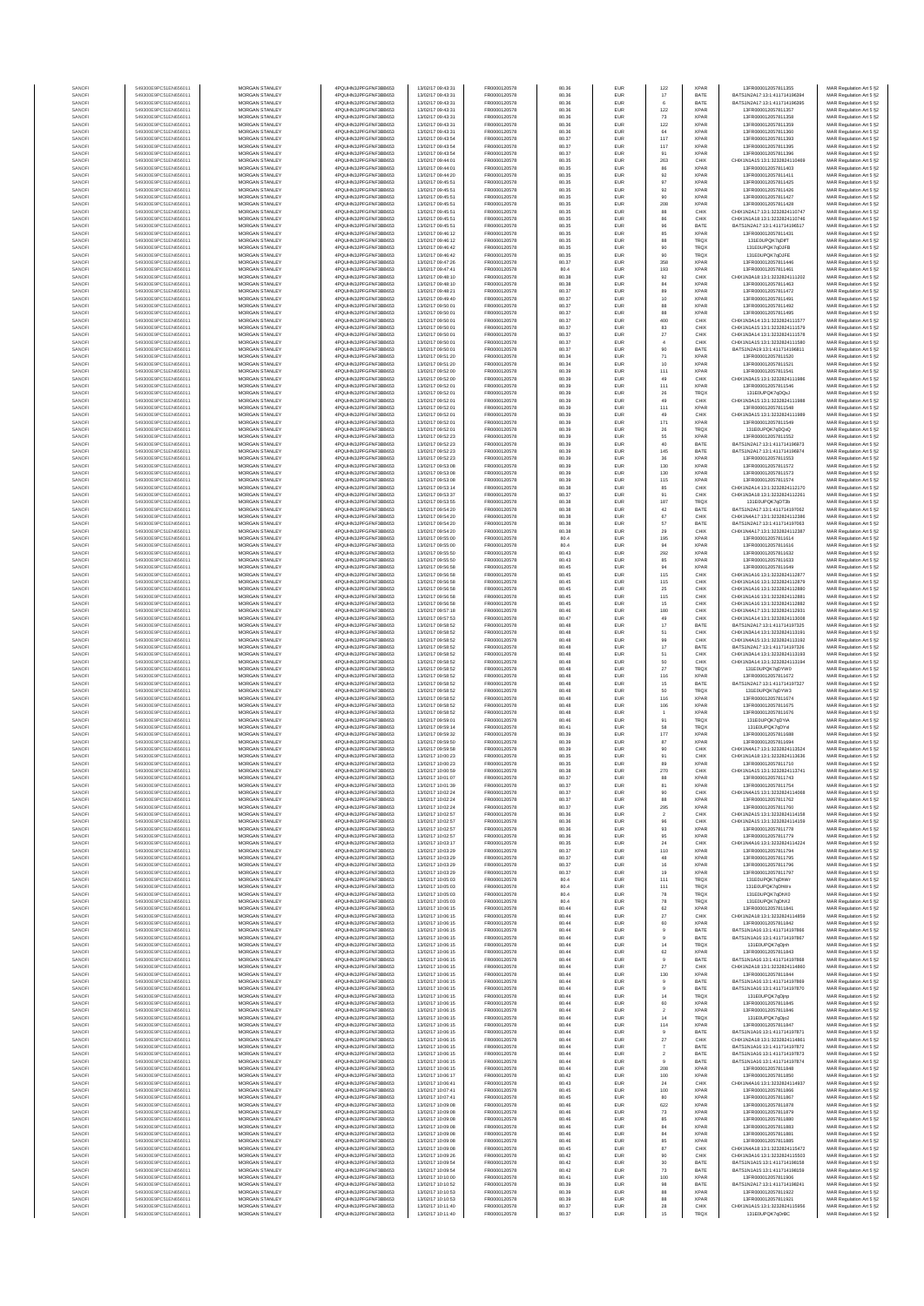| SANOFI | 549300E9PC51EN656011 | MORGAN STANLEY | 4PQUHN3JPFGFNF3BB653 | 13/02/2017 09:43:31 | FR0000120578 | 80.36 | EUR | 122 | XPAR | 13FR000012057811355 | MAR Regulation Art 5 §2 |
|---|---|---|---|---|---|---|---|---|---|---|---|
| SANOFI | 549300E9PC51EN656011 | MORGAN STANLEY | 4PQUHN3JPFGFNF3BB653 | 13/02/2017 09:43:31 | FR0000120578 | 80.36 | EUR | 17 | BATE | BATS1N2A17:13:411714196394 | MAR Regulation Art 5 §2 |
| SANOFI | 549300E9PC51EN656011 | MORGAN STANLEY | 4PQUHN3JPFGFNF3BB653 | 13/02/2017 09:43:31 | FR0000120578 | 80.36 | EUR | 6 | BATE | BATS1N2A17:13:411714196395 | MAR Regulation Art 5 §2 |
| SANOFI | 549300E9PC51EN656011 | MORGAN STANLEY | 4PQUHN3JPFGFNF3BB653 | 13/02/2017 09:43:31 | FR0000120578 | 80.36 | EUR | 122 | XPAR | 13FR000012057811357 | MAR Regulation Art 5 §2 |
| SANOFI | 549300E9PC51EN656011 | MORGAN STANLEY | 4PQUHN3JPFGFNF3BB653 | 13/02/2017 09:43:31 | FR0000120578 | 80.36 | EUR | 73 | XPAR | 13FR000012057811358 | MAR Regulation Art 5 §2 |
| SANOFI | 549300E9PC51EN656011 | MORGAN STANLEY | 4PQUHN3JPFGFNF3BB653 | 13/02/2017 09:43:31 | FR0000120578 | 80.36 | EUR | 122 | XPAR | 13FR000012057811359 | MAR Regulation Art 5 §2 |
| SANOFI | 549300E9PC51EN656011 | MORGAN STANLEY | 4PQUHN3JPFGFNF3BB653 | 13/02/2017 09:43:31 | FR0000120578 | 80.36 | EUR | 64 | XPAR | 13FR000012057811360 | MAR Regulation Art 5 §2 |
| SANOFI | 549300E9PC51EN656011 | MORGAN STANLEY | 4PQUHN3JPFGFNF3BB653 | 13/02/2017 09:43:54 | FR0000120578 | 80.37 | EUR | 117 | XPAR | 13FR000012057811393 | MAR Regulation Art 5 §2 |
| SANOFI | 549300E9PC51EN656011 | MORGAN STANLEY | 4PQUHN3JPFGFNF3BB653 | 13/02/2017 09:43:54 | FR0000120578 | 80.37 | EUR | 117 | XPAR | 13FR000012057811395 | MAR Regulation Art 5 §2 |
| SANOFI | 549300E9PC51EN656011 | MORGAN STANLEY | 4PQUHN3JPFGFNF3BB653 | 13/02/2017 09:43:54 | FR0000120578 | 80.37 | EUR | 91 | XPAR | 13FR000012057811396 | MAR Regulation Art 5 §2 |
| SANOFI | 549300E9PC51EN656011 | MORGAN STANLEY | 4PQUHN3JPFGFNF3BB653 | 13/02/2017 09:44:01 | FR0000120578 | 80.35 | EUR | 263 | CHIX | CHIX1N1A15:13:3232824110469 | MAR Regulation Art 5 §2 |
| SANOFI | 549300E9PC51EN656011 | MORGAN STANLEY | 4PQUHN3JPFGFNF3BB653 | 13/02/2017 09:44:01 | FR0000120578 | 80.35 | EUR | 86 | XPAR | 13FR000012057811403 | MAR Regulation Art 5 §2 |
| SANOFI | 549300E9PC51EN656011 | MORGAN STANLEY | 4PQUHN3JPFGFNF3BB653 | 13/02/2017 09:44:20 | FR0000120578 | 80.35 | EUR | 92 | XPAR | 13FR000012057811411 | MAR Regulation Art 5 §2 |
| SANOFI | 549300E9PC51EN656011 | MORGAN STANLEY | 4PQUHN3JPFGFNF3BB653 | 13/02/2017 09:45:51 | FR0000120578 | 80.35 | EUR | 97 | XPAR | 13FR000012057811425 | MAR Regulation Art 5 §2 |
| SANOFI | 549300E9PC51EN656011 | MORGAN STANLEY | 4PQUHN3JPFGFNF3BB653 | 13/02/2017 09:45:51 | FR0000120578 | 80.35 | EUR | 92 | XPAR | 13FR000012057811426 | MAR Regulation Art 5 §2 |
| SANOFI | 549300E9PC51EN656011 | MORGAN STANLEY | 4PQUHN3JPFGFNF3BB653 | 13/02/2017 09:45:51 | FR0000120578 | 80.35 | EUR | 90 | XPAR | 13FR000012057811427 | MAR Regulation Art 5 §2 |
| SANOFI | 549300E9PC51EN656011 | MORGAN STANLEY | 4PQUHN3JPFGFNF3BB653 | 13/02/2017 09:45:51 | FR0000120578 | 80.35 | EUR | 208 | XPAR | 13FR000012057811428 | MAR Regulation Art 5 §2 |
| SANOFI | 549300E9PC51EN656011 | MORGAN STANLEY | 4PQUHN3JPFGFNF3BB653 | 13/02/2017 09:45:51 | FR0000120578 | 80.35 | EUR | 88 | CHIX | CHIX1N2A17:13:3232824110747 | MAR Regulation Art 5 §2 |
| SANOFI | 549300E9PC51EN656011 | MORGAN STANLEY | 4PQUHN3JPFGFNF3BB653 | 13/02/2017 09:45:51 | FR0000120578 | 80.35 | EUR | 86 | CHIX | CHIX1N1A18:13:3232824110746 | MAR Regulation Art 5 §2 |
| SANOFI | 549300E9PC51EN656011 | MORGAN STANLEY | 4PQUHN3JPFGFNF3BB653 | 13/02/2017 09:45:51 | FR0000120578 | 80.35 | EUR | 96 | BATE | BATS1N2A17:13:411714196517 | MAR Regulation Art 5 §2 |
| SANOFI | 549300E9PC51EN656011 | MORGAN STANLEY | 4PQUHN3JPFGFNF3BB653 | 13/02/2017 09:46:12 | FR0000120578 | 80.35 | EUR | 85 | XPAR | 13FR000012057811431 | MAR Regulation Art 5 §2 |
| SANOFI | 549300E9PC51EN656011 | MORGAN STANLEY | 4PQUHN3JPFGFNF3BB653 | 13/02/2017 09:46:12 | FR0000120578 | 80.35 | EUR | 88 | TRQX | 131E0UPQK7qD8T | MAR Regulation Art 5 §2 |
| SANOFI | 549300E9PC51EN656011 | MORGAN STANLEY | 4PQUHN3JPFGFNF3BB653 | 13/02/2017 09:46:42 | FR0000120578 | 80.35 | EUR | 90 | TRQX | 131E0UPQK7qDJFB | MAR Regulation Art 5 §2 |
| SANOFI | 549300E9PC51EN656011 | MORGAN STANLEY | 4PQUHN3JPFGFNF3BB653 | 13/02/2017 09:46:42 | FR0000120578 | 80.35 | EUR | 90 | TRQX | 131E0UPQK7qDJFE | MAR Regulation Art 5 §2 |
| SANOFI | 549300E9PC51EN656011 | MORGAN STANLEY | 4PQUHN3JPFGFNF3BB653 | 13/02/2017 09:47:26 | FR0000120578 | 80.37 | EUR | 358 | XPAR | 13FR000012057811446 | MAR Regulation Art 5 §2 |
| SANOFI | 549300E9PC51EN656011 | MORGAN STANLEY | 4PQUHN3JPFGFNF3BB653 | 13/02/2017 09:47:41 | FR0000120578 | 80.4 | EUR | 193 | XPAR | 13FR000012057811461 | MAR Regulation Art 5 §2 |
| SANOFI | 549300E9PC51EN656011 | MORGAN STANLEY | 4PQUHN3JPFGFNF3BB653 | 13/02/2017 09:48:10 | FR0000120578 | 80.38 | EUR | 92 | CHIX | CHIX1N3A18:13:3232824111202 | MAR Regulation Art 5 §2 |
| SANOFI | 549300E9PC51EN656011 | MORGAN STANLEY | 4PQUHN3JPFGFNF3BB653 | 13/02/2017 09:48:10 | FR0000120578 | 80.38 | EUR | 84 | XPAR | 13FR000012057811463 | MAR Regulation Art 5 §2 |
| SANOFI | 549300E9PC51EN656011 | MORGAN STANLEY | 4PQUHN3JPFGFNF3BB653 | 13/02/2017 09:48:21 | FR0000120578 | 80.37 | EUR | 89 | XPAR | 13FR000012057811472 | MAR Regulation Art 5 §2 |
| SANOFI | 549300E9PC51EN656011 | MORGAN STANLEY | 4PQUHN3JPFGFNF3BB653 | 13/02/2017 09:49:40 | FR0000120578 | 80.37 | EUR | 10 | XPAR | 13FR000012057811491 | MAR Regulation Art 5 §2 |
| SANOFI | 549300E9PC51EN656011 | MORGAN STANLEY | 4PQUHN3JPFGFNF3BB653 | 13/02/2017 09:50:01 | FR0000120578 | 80.37 | EUR | 88 | XPAR | 13FR000012057811492 | MAR Regulation Art 5 §2 |
| SANOFI | 549300E9PC51EN656011 | MORGAN STANLEY | 4PQUHN3JPFGFNF3BB653 | 13/02/2017 09:50:01 | FR0000120578 | 80.37 | EUR | 88 | XPAR | 13FR000012057811495 | MAR Regulation Art 5 §2 |
| SANOFI | 549300E9PC51EN656011 | MORGAN STANLEY | 4PQUHN3JPFGFNF3BB653 | 13/02/2017 09:50:01 | FR0000120578 | 80.37 | EUR | 400 | CHIX | CHIX1N3A14:13:3232824111577 | MAR Regulation Art 5 §2 |
| SANOFI | 549300E9PC51EN656011 | MORGAN STANLEY | 4PQUHN3JPFGFNF3BB653 | 13/02/2017 09:50:01 | FR0000120578 | 80.37 | EUR | 83 | CHIX | CHIX1N2A15:13:3232824111579 | MAR Regulation Art 5 §2 |
| SANOFI | 549300E9PC51EN656011 | MORGAN STANLEY | 4PQUHN3JPFGFNF3BB653 | 13/02/2017 09:50:01 | FR0000120578 | 80.37 | EUR | 27 | CHIX | CHIX1N3A14:13:3232824111578 | MAR Regulation Art 5 §2 |
| SANOFI | 549300E9PC51EN656011 | MORGAN STANLEY | 4PQUHN3JPFGFNF3BB653 | 13/02/2017 09:50:01 | FR0000120578 | 80.37 | EUR | 4 | CHIX | CHIX1N1A15:13:3232824111580 | MAR Regulation Art 5 §2 |
| SANOFI | 549300E9PC51EN656011 | MORGAN STANLEY | 4PQUHN3JPFGFNF3BB653 | 13/02/2017 09:50:01 | FR0000120578 | 80.37 | EUR | 90 | BATE | BATS1N2A19:13:411714196811 | MAR Regulation Art 5 §2 |
| SANOFI | 549300E9PC51EN656011 | MORGAN STANLEY | 4PQUHN3JPFGFNF3BB653 | 13/02/2017 09:51:20 | FR0000120578 | 80.34 | EUR | 71 | XPAR | 13FR000012057811520 | MAR Regulation Art 5 §2 |
| SANOFI | 549300E9PC51EN656011 | MORGAN STANLEY | 4PQUHN3JPFGFNF3BB653 | 13/02/2017 09:51:20 | FR0000120578 | 80.34 | EUR | 10 | XPAR | 13FR000012057811521 | MAR Regulation Art 5 §2 |
| SANOFI | 549300E9PC51EN656011 | MORGAN STANLEY | 4PQUHN3JPFGFNF3BB653 | 13/02/2017 09:52:00 | FR0000120578 | 80.39 | EUR | 111 | XPAR | 13FR000012057811541 | MAR Regulation Art 5 §2 |
| SANOFI | 549300E9PC51EN656011 | MORGAN STANLEY | 4PQUHN3JPFGFNF3BB653 | 13/02/2017 09:52:00 | FR0000120578 | 80.39 | EUR | 49 | CHIX | CHIX1N3A15:13:3232824111986 | MAR Regulation Art 5 §2 |
| SANOFI | 549300E9PC51EN656011 | MORGAN STANLEY | 4PQUHN3JPFGFNF3BB653 | 13/02/2017 09:52:01 | FR0000120578 | 80.39 | EUR | 111 | XPAR | 13FR000012057811546 | MAR Regulation Art 5 §2 |
| SANOFI | 549300E9PC51EN656011 | MORGAN STANLEY | 4PQUHN3JPFGFNF3BB653 | 13/02/2017 09:52:01 | FR0000120578 | 80.39 | EUR | 26 | TRQX | 131E0UPQK7qDQxJ | MAR Regulation Art 5 §2 |
| SANOFI | 549300E9PC51EN656011 | MORGAN STANLEY | 4PQUHN3JPFGFNF3BB653 | 13/02/2017 09:52:01 | FR0000120578 | 80.39 | EUR | 49 | CHIX | CHIX1N2A15:13:3232824111988 | MAR Regulation Art 5 §2 |
| SANOFI | 549300E9PC51EN656011 | MORGAN STANLEY | 4PQUHN3JPFGFNF3BB653 | 13/02/2017 09:52:01 | FR0000120578 | 80.39 | EUR | 111 | XPAR | 13FR000012057811548 | MAR Regulation Art 5 §2 |
| SANOFI | 549300E9PC51EN656011 | MORGAN STANLEY | 4PQUHN3JPFGFNF3BB653 | 13/02/2017 09:52:01 | FR0000120578 | 80.39 | EUR | 49 | CHIX | CHIX1N3A15:13:3232824111989 | MAR Regulation Art 5 §2 |
| SANOFI | 549300E9PC51EN656011 | MORGAN STANLEY | 4PQUHN3JPFGFNF3BB653 | 13/02/2017 09:52:01 | FR0000120578 | 80.39 | EUR | 171 | XPAR | 13FR000012057811549 | MAR Regulation Art 5 §2 |
| SANOFI | 549300E9PC51EN656011 | MORGAN STANLEY | 4PQUHN3JPFGFNF3BB653 | 13/02/2017 09:52:01 | FR0000120578 | 80.39 | EUR | 26 | TRQX | 131E0UPQK7qDQxQ | MAR Regulation Art 5 §2 |
| SANOFI | 549300E9PC51EN656011 | MORGAN STANLEY | 4PQUHN3JPFGFNF3BB653 | 13/02/2017 09:52:23 | FR0000120578 | 80.39 | EUR | 55 | XPAR | 13FR000012057811552 | MAR Regulation Art 5 §2 |
| SANOFI | 549300E9PC51EN656011 | MORGAN STANLEY | 4PQUHN3JPFGFNF3BB653 | 13/02/2017 09:52:23 | FR0000120578 | 80.39 | EUR | 40 | BATE | BATS1N2A17:13:411714196873 | MAR Regulation Art 5 §2 |
| SANOFI | 549300E9PC51EN656011 | MORGAN STANLEY | 4PQUHN3JPFGFNF3BB653 | 13/02/2017 09:52:23 | FR0000120578 | 80.39 | EUR | 145 | BATE | BATS1N2A17:13:411714196874 | MAR Regulation Art 5 §2 |
| SANOFI | 549300E9PC51EN656011 | MORGAN STANLEY | 4PQUHN3JPFGFNF3BB653 | 13/02/2017 09:52:23 | FR0000120578 | 80.39 | EUR | 36 | XPAR | 13FR000012057811553 | MAR Regulation Art 5 §2 |
| SANOFI | 549300E9PC51EN656011 | MORGAN STANLEY | 4PQUHN3JPFGFNF3BB653 | 13/02/2017 09:53:08 | FR0000120578 | 80.39 | EUR | 130 | XPAR | 13FR000012057811572 | MAR Regulation Art 5 §2 |
| SANOFI | 549300E9PC51EN656011 | MORGAN STANLEY | 4PQUHN3JPFGFNF3BB653 | 13/02/2017 09:53:08 | FR0000120578 | 80.39 | EUR | 130 | XPAR | 13FR000012057811573 | MAR Regulation Art 5 §2 |
| SANOFI | 549300E9PC51EN656011 | MORGAN STANLEY | 4PQUHN3JPFGFNF3BB653 | 13/02/2017 09:53:08 | FR0000120578 | 80.39 | EUR | 115 | XPAR | 13FR000012057811574 | MAR Regulation Art 5 §2 |
| SANOFI | 549300E9PC51EN656011 | MORGAN STANLEY | 4PQUHN3JPFGFNF3BB653 | 13/02/2017 09:53:14 | FR0000120578 | 80.38 | EUR | 85 | CHIX | CHIX1N2A14:13:3232824112170 | MAR Regulation Art 5 §2 |
| SANOFI | 549300E9PC51EN656011 | MORGAN STANLEY | 4PQUHN3JPFGFNF3BB653 | 13/02/2017 09:53:37 | FR0000120578 | 80.37 | EUR | 91 | CHIX | CHIX1N3A18:13:3232824112261 | MAR Regulation Art 5 §2 |
| SANOFI | 549300E9PC51EN656011 | MORGAN STANLEY | 4PQUHN3JPFGFNF3BB653 | 13/02/2017 09:53:55 | FR0000120578 | 80.38 | EUR | 187 | TRQX | 131E0UPQK7qDT3b | MAR Regulation Art 5 §2 |
| SANOFI | 549300E9PC51EN656011 | MORGAN STANLEY | 4PQUHN3JPFGFNF3BB653 | 13/02/2017 09:54:20 | FR0000120578 | 80.38 | EUR | 42 | BATE | BATS1N2A17:13:411714197062 | MAR Regulation Art 5 §2 |
| SANOFI | 549300E9PC51EN656011 | MORGAN STANLEY | 4PQUHN3JPFGFNF3BB653 | 13/02/2017 09:54:20 | FR0000120578 | 80.38 | EUR | 67 | CHIX | CHIX1N4A17:13:3232824112386 | MAR Regulation Art 5 §2 |
| SANOFI | 549300E9PC51EN656011 | MORGAN STANLEY | 4PQUHN3JPFGFNF3BB653 | 13/02/2017 09:54:20 | FR0000120578 | 80.38 | EUR | 57 | BATE | BATS1N2A17:13:411714197063 | MAR Regulation Art 5 §2 |
| SANOFI | 549300E9PC51EN656011 | MORGAN STANLEY | 4PQUHN3JPFGFNF3BB653 | 13/02/2017 09:54:20 | FR0000120578 | 80.38 | EUR | 29 | CHIX | CHIX1N4A17:13:3232824112387 | MAR Regulation Art 5 §2 |
| SANOFI | 549300E9PC51EN656011 | MORGAN STANLEY | 4PQUHN3JPFGFNF3BB653 | 13/02/2017 09:55:00 | FR0000120578 | 80.4 | EUR | 195 | XPAR | 13FR000012057811614 | MAR Regulation Art 5 §2 |
| SANOFI | 549300E9PC51EN656011 | MORGAN STANLEY | 4PQUHN3JPFGFNF3BB653 | 13/02/2017 09:55:00 | FR0000120578 | 80.4 | EUR | 94 | XPAR | 13FR000012057811616 | MAR Regulation Art 5 §2 |
| SANOFI | 549300E9PC51EN656011 | MORGAN STANLEY | 4PQUHN3JPFGFNF3BB653 | 13/02/2017 09:55:50 | FR0000120578 | 80.43 | EUR | 292 | XPAR | 13FR000012057811632 | MAR Regulation Art 5 §2 |
| SANOFI | 549300E9PC51EN656011 | MORGAN STANLEY | 4PQUHN3JPFGFNF3BB653 | 13/02/2017 09:55:50 | FR0000120578 | 80.43 | EUR | 85 | XPAR | 13FR000012057811633 | MAR Regulation Art 5 §2 |
| SANOFI | 549300E9PC51EN656011 | MORGAN STANLEY | 4PQUHN3JPFGFNF3BB653 | 13/02/2017 09:56:58 | FR0000120578 | 80.45 | EUR | 94 | XPAR | 13FR000012057811649 | MAR Regulation Art 5 §2 |
| SANOFI | 549300E9PC51EN656011 | MORGAN STANLEY | 4PQUHN3JPFGFNF3BB653 | 13/02/2017 09:56:58 | FR0000120578 | 80.45 | EUR | 115 | CHIX | CHIX1N1A16:13:3232824112877 | MAR Regulation Art 5 §2 |
| SANOFI | 549300E9PC51EN656011 | MORGAN STANLEY | 4PQUHN3JPFGFNF3BB653 | 13/02/2017 09:56:58 | FR0000120578 | 80.45 | EUR | 115 | CHIX | CHIX1N1A16:13:3232824112879 | MAR Regulation Art 5 §2 |
| SANOFI | 549300E9PC51EN656011 | MORGAN STANLEY | 4PQUHN3JPFGFNF3BB653 | 13/02/2017 09:56:58 | FR0000120578 | 80.45 | EUR | 25 | CHIX | CHIX1N1A16:13:3232824112880 | MAR Regulation Art 5 §2 |
| SANOFI | 549300E9PC51EN656011 | MORGAN STANLEY | 4PQUHN3JPFGFNF3BB653 | 13/02/2017 09:56:58 | FR0000120578 | 80.45 | EUR | 115 | CHIX | CHIX1N1A16:13:3232824112881 | MAR Regulation Art 5 §2 |
| SANOFI | 549300E9PC51EN656011 | MORGAN STANLEY | 4PQUHN3JPFGFNF3BB653 | 13/02/2017 09:56:58 | FR0000120578 | 80.45 | EUR | 15 | CHIX | CHIX1N1A16:13:3232824112882 | MAR Regulation Art 5 §2 |
| SANOFI | 549300E9PC51EN656011 | MORGAN STANLEY | 4PQUHN3JPFGFNF3BB653 | 13/02/2017 09:57:18 | FR0000120578 | 80.46 | EUR | 180 | CHIX | CHIX1N4A17:13:3232824112931 | MAR Regulation Art 5 §2 |
| SANOFI | 549300E9PC51EN656011 | MORGAN STANLEY | 4PQUHN3JPFGFNF3BB653 | 13/02/2017 09:57:53 | FR0000120578 | 80.47 | EUR | 49 | CHIX | CHIX1N1A14:13:3232824113008 | MAR Regulation Art 5 §2 |
| SANOFI | 549300E9PC51EN656011 | MORGAN STANLEY | 4PQUHN3JPFGFNF3BB653 | 13/02/2017 09:58:52 | FR0000120578 | 80.48 | EUR | 17 | BATE | BATS1N2A17:13:411714197325 | MAR Regulation Art 5 §2 |
| SANOFI | 549300E9PC51EN656011 | MORGAN STANLEY | 4PQUHN3JPFGFNF3BB653 | 13/02/2017 09:58:52 | FR0000120578 | 80.48 | EUR | 51 | CHIX | CHIX1N2A14:13:3232824113191 | MAR Regulation Art 5 §2 |
| SANOFI | 549300E9PC51EN656011 | MORGAN STANLEY | 4PQUHN3JPFGFNF3BB653 | 13/02/2017 09:58:52 | FR0000120578 | 80.48 | EUR | 99 | CHIX | CHIX1N4A15:13:3232824113192 | MAR Regulation Art 5 §2 |
| SANOFI | 549300E9PC51EN656011 | MORGAN STANLEY | 4PQUHN3JPFGFNF3BB653 | 13/02/2017 09:58:52 | FR0000120578 | 80.48 | EUR | 17 | BATE | BATS1N2A17:13:411714197326 | MAR Regulation Art 5 §2 |
| SANOFI | 549300E9PC51EN656011 | MORGAN STANLEY | 4PQUHN3JPFGFNF3BB653 | 13/02/2017 09:58:52 | FR0000120578 | 80.48 | EUR | 51 | CHIX | CHIX1N3A14:13:3232824113193 | MAR Regulation Art 5 §2 |
| SANOFI | 549300E9PC51EN656011 | MORGAN STANLEY | 4PQUHN3JPFGFNF3BB653 | 13/02/2017 09:58:52 | FR0000120578 | 80.48 | EUR | 50 | CHIX | CHIX1N3A14:13:3232824113194 | MAR Regulation Art 5 §2 |
| SANOFI | 549300E9PC51EN656011 | MORGAN STANLEY | 4PQUHN3JPFGFNF3BB653 | 13/02/2017 09:58:52 | FR0000120578 | 80.48 | EUR | 27 | TRQX | 131E0UPQK7qDYW0 | MAR Regulation Art 5 §2 |
| SANOFI | 549300E9PC51EN656011 | MORGAN STANLEY | 4PQUHN3JPFGFNF3BB653 | 13/02/2017 09:58:52 | FR0000120578 | 80.48 | EUR | 116 | XPAR | 13FR000012057811672 | MAR Regulation Art 5 §2 |
| SANOFI | 549300E9PC51EN656011 | MORGAN STANLEY | 4PQUHN3JPFGFNF3BB653 | 13/02/2017 09:58:52 | FR0000120578 | 80.48 | EUR | 15 | BATE | BATS1N2A17:13:411714197327 | MAR Regulation Art 5 §2 |
| SANOFI | 549300E9PC51EN656011 | MORGAN STANLEY | 4PQUHN3JPFGFNF3BB653 | 13/02/2017 09:58:52 | FR0000120578 | 80.48 | EUR | 50 | TRQX | 131E0UPQK7qDYW3 | MAR Regulation Art 5 §2 |
| SANOFI | 549300E9PC51EN656011 | MORGAN STANLEY | 4PQUHN3JPFGFNF3BB653 | 13/02/2017 09:58:52 | FR0000120578 | 80.48 | EUR | 116 | XPAR | 13FR000012057811674 | MAR Regulation Art 5 §2 |
| SANOFI | 549300E9PC51EN656011 | MORGAN STANLEY | 4PQUHN3JPFGFNF3BB653 | 13/02/2017 09:58:52 | FR0000120578 | 80.48 | EUR | 106 | XPAR | 13FR000012057811675 | MAR Regulation Art 5 §2 |
| SANOFI | 549300E9PC51EN656011 | MORGAN STANLEY | 4PQUHN3JPFGFNF3BB653 | 13/02/2017 09:58:52 | FR0000120578 | 80.48 | EUR | 1 | XPAR | 13FR000012057811676 | MAR Regulation Art 5 §2 |
| SANOFI | 549300E9PC51EN656011 | MORGAN STANLEY | 4PQUHN3JPFGFNF3BB653 | 13/02/2017 09:59:01 | FR0000120578 | 80.46 | EUR | 91 | TRQX | 131E0UPQK7qDYiA | MAR Regulation Art 5 §2 |
| SANOFI | 549300E9PC51EN656011 | MORGAN STANLEY | 4PQUHN3JPFGFNF3BB653 | 13/02/2017 09:59:14 | FR0000120578 | 80.41 | EUR | 58 | TRQX | 131E0UPQK7qDYrd | MAR Regulation Art 5 §2 |
| SANOFI | 549300E9PC51EN656011 | MORGAN STANLEY | 4PQUHN3JPFGFNF3BB653 | 13/02/2017 09:59:32 | FR0000120578 | 80.39 | EUR | 177 | XPAR | 13FR000012057811688 | MAR Regulation Art 5 §2 |
| SANOFI | 549300E9PC51EN656011 | MORGAN STANLEY | 4PQUHN3JPFGFNF3BB653 | 13/02/2017 09:59:50 | FR0000120578 | 80.39 | EUR | 87 | XPAR | 13FR000012057811694 | MAR Regulation Art 5 §2 |
| SANOFI | 549300E9PC51EN656011 | MORGAN STANLEY | 4PQUHN3JPFGFNF3BB653 | 13/02/2017 09:59:58 | FR0000120578 | 80.39 | EUR | 90 | CHIX | CHIX1N4A17:13:3232824113524 | MAR Regulation Art 5 §2 |
| SANOFI | 549300E9PC51EN656011 | MORGAN STANLEY | 4PQUHN3JPFGFNF3BB653 | 13/02/2017 10:00:23 | FR0000120578 | 80.35 | EUR | 91 | CHIX | CHIX1N1A18:13:3232824113636 | MAR Regulation Art 5 §2 |
| SANOFI | 549300E9PC51EN656011 | MORGAN STANLEY | 4PQUHN3JPFGFNF3BB653 | 13/02/2017 10:00:23 | FR0000120578 | 80.35 | EUR | 89 | XPAR | 13FR000012057811710 | MAR Regulation Art 5 §2 |
| SANOFI | 549300E9PC51EN656011 | MORGAN STANLEY | 4PQUHN3JPFGFNF3BB653 | 13/02/2017 10:00:59 | FR0000120578 | 80.38 | EUR | 270 | CHIX | CHIX1N1A15:13:3232824113741 | MAR Regulation Art 5 §2 |
| SANOFI | 549300E9PC51EN656011 | MORGAN STANLEY | 4PQUHN3JPFGFNF3BB653 | 13/02/2017 10:01:07 | FR0000120578 | 80.37 | EUR | 88 | XPAR | 13FR000012057811743 | MAR Regulation Art 5 §2 |
| SANOFI | 549300E9PC51EN656011 | MORGAN STANLEY | 4PQUHN3JPFGFNF3BB653 | 13/02/2017 10:01:39 | FR0000120578 | 80.37 | EUR | 81 | XPAR | 13FR000012057811754 | MAR Regulation Art 5 §2 |
| SANOFI | 549300E9PC51EN656011 | MORGAN STANLEY | 4PQUHN3JPFGFNF3BB653 | 13/02/2017 10:02:24 | FR0000120578 | 80.37 | EUR | 90 | CHIX | CHIX1N4A15:13:3232824114068 | MAR Regulation Art 5 §2 |
| SANOFI | 549300E9PC51EN656011 | MORGAN STANLEY | 4PQUHN3JPFGFNF3BB653 | 13/02/2017 10:02:24 | FR0000120578 | 80.37 | EUR | 88 | XPAR | 13FR000012057811762 | MAR Regulation Art 5 §2 |
| SANOFI | 549300E9PC51EN656011 | MORGAN STANLEY | 4PQUHN3JPFGFNF3BB653 | 13/02/2017 10:02:24 | FR0000120578 | 80.37 | EUR | 295 | XPAR | 13FR000012057811760 | MAR Regulation Art 5 §2 |
| SANOFI | 549300E9PC51EN656011 | MORGAN STANLEY | 4PQUHN3JPFGFNF3BB653 | 13/02/2017 10:02:57 | FR0000120578 | 80.36 | EUR | 2 | CHIX | CHIX1N2A15:13:3232824114158 | MAR Regulation Art 5 §2 |
| SANOFI | 549300E9PC51EN656011 | MORGAN STANLEY | 4PQUHN3JPFGFNF3BB653 | 13/02/2017 10:02:57 | FR0000120578 | 80.36 | EUR | 96 | CHIX | CHIX1N2A15:13:3232824114159 | MAR Regulation Art 5 §2 |
| SANOFI | 549300E9PC51EN656011 | MORGAN STANLEY | 4PQUHN3JPFGFNF3BB653 | 13/02/2017 10:02:57 | FR0000120578 | 80.36 | EUR | 93 | XPAR | 13FR000012057811778 | MAR Regulation Art 5 §2 |
| SANOFI | 549300E9PC51EN656011 | MORGAN STANLEY | 4PQUHN3JPFGFNF3BB653 | 13/02/2017 10:02:57 | FR0000120578 | 80.36 | EUR | 95 | XPAR | 13FR000012057811779 | MAR Regulation Art 5 §2 |
| SANOFI | 549300E9PC51EN656011 | MORGAN STANLEY | 4PQUHN3JPFGFNF3BB653 | 13/02/2017 10:03:17 | FR0000120578 | 80.35 | EUR | 24 | CHIX | CHIX1N4A16:13:3232824114224 | MAR Regulation Art 5 §2 |
| SANOFI | 549300E9PC51EN656011 | MORGAN STANLEY | 4PQUHN3JPFGFNF3BB653 | 13/02/2017 10:03:29 | FR0000120578 | 80.37 | EUR | 110 | XPAR | 13FR000012057811794 | MAR Regulation Art 5 §2 |
| SANOFI | 549300E9PC51EN656011 | MORGAN STANLEY | 4PQUHN3JPFGFNF3BB653 | 13/02/2017 10:03:29 | FR0000120578 | 80.37 | EUR | 48 | XPAR | 13FR000012057811795 | MAR Regulation Art 5 §2 |
| SANOFI | 549300E9PC51EN656011 | MORGAN STANLEY | 4PQUHN3JPFGFNF3BB653 | 13/02/2017 10:03:29 | FR0000120578 | 80.37 | EUR | 16 | XPAR | 13FR000012057811796 | MAR Regulation Art 5 §2 |
| SANOFI | 549300E9PC51EN656011 | MORGAN STANLEY | 4PQUHN3JPFGFNF3BB653 | 13/02/2017 10:03:29 | FR0000120578 | 80.37 | EUR | 19 | XPAR | 13FR000012057811797 | MAR Regulation Art 5 §2 |
| SANOFI | 549300E9PC51EN656011 | MORGAN STANLEY | 4PQUHN3JPFGFNF3BB653 | 13/02/2017 10:05:03 | FR0000120578 | 80.4 | EUR | 111 | TRQX | 131E0UPQK7qDhWr | MAR Regulation Art 5 §2 |
| SANOFI | 549300E9PC51EN656011 | MORGAN STANLEY | 4PQUHN3JPFGFNF3BB653 | 13/02/2017 10:05:03 | FR0000120578 | 80.4 | EUR | 111 | TRQX | 131E0UPQK7qDhWx | MAR Regulation Art 5 §2 |
| SANOFI | 549300E9PC51EN656011 | MORGAN STANLEY | 4PQUHN3JPFGFNF3BB653 | 13/02/2017 10:05:03 | FR0000120578 | 80.4 | EUR | 78 | TRQX | 131E0UPQK7qDhX0 | MAR Regulation Art 5 §2 |
| SANOFI | 549300E9PC51EN656011 | MORGAN STANLEY | 4PQUHN3JPFGFNF3BB653 | 13/02/2017 10:05:03 | FR0000120578 | 80.4 | EUR | 78 | TRQX | 131E0UPQK7qDhX3 | MAR Regulation Art 5 §2 |
| SANOFI | 549300E9PC51EN656011 | MORGAN STANLEY | 4PQUHN3JPFGFNF3BB653 | 13/02/2017 10:06:15 | FR0000120578 | 80.44 | EUR | 62 | XPAR | 13FR000012057811841 | MAR Regulation Art 5 §2 |
| SANOFI | 549300E9PC51EN656011 | MORGAN STANLEY | 4PQUHN3JPFGFNF3BB653 | 13/02/2017 10:06:15 | FR0000120578 | 80.44 | EUR | 27 | CHIX | CHIX1N2A18:13:3232824114859 | MAR Regulation Art 5 §2 |
| SANOFI | 549300E9PC51EN656011 | MORGAN STANLEY | 4PQUHN3JPFGFNF3BB653 | 13/02/2017 10:06:15 | FR0000120578 | 80.44 | EUR | 60 | XPAR | 13FR000012057811842 | MAR Regulation Art 5 §2 |
| SANOFI | 549300E9PC51EN656011 | MORGAN STANLEY | 4PQUHN3JPFGFNF3BB653 | 13/02/2017 10:06:15 | FR0000120578 | 80.44 | EUR | 9 | BATE | BATS1N1A16:13:411714197866 | MAR Regulation Art 5 §2 |
| SANOFI | 549300E9PC51EN656011 | MORGAN STANLEY | 4PQUHN3JPFGFNF3BB653 | 13/02/2017 10:06:15 | FR0000120578 | 80.44 | EUR | 9 | BATE | BATS1N1A16:13:411714197867 | MAR Regulation Art 5 §2 |
| SANOFI | 549300E9PC51EN656011 | MORGAN STANLEY | 4PQUHN3JPFGFNF3BB653 | 13/02/2017 10:06:15 | FR0000120578 | 80.44 | EUR | 14 | TRQX | 131E0UPQK7qDph | MAR Regulation Art 5 §2 |
| SANOFI | 549300E9PC51EN656011 | MORGAN STANLEY | 4PQUHN3JPFGFNF3BB653 | 13/02/2017 10:06:15 | FR0000120578 | 80.44 | EUR | 62 | XPAR | 13FR000012057811843 | MAR Regulation Art 5 §2 |
| SANOFI | 549300E9PC51EN656011 | MORGAN STANLEY | 4PQUHN3JPFGFNF3BB653 | 13/02/2017 10:06:15 | FR0000120578 | 80.44 | EUR | 9 | BATE | BATS1N1A16:13:411714197868 | MAR Regulation Art 5 §2 |
| SANOFI | 549300E9PC51EN656011 | MORGAN STANLEY | 4PQUHN3JPFGFNF3BB653 | 13/02/2017 10:06:15 | FR0000120578 | 80.44 | EUR | 27 | CHIX | CHIX1N2A18:13:3232824114860 | MAR Regulation Art 5 §2 |
| SANOFI | 549300E9PC51EN656011 | MORGAN STANLEY | 4PQUHN3JPFGFNF3BB653 | 13/02/2017 10:06:15 | FR0000120578 | 80.44 | EUR | 130 | XPAR | 13FR000012057811844 | MAR Regulation Art 5 §2 |
| SANOFI | 549300E9PC51EN656011 | MORGAN STANLEY | 4PQUHN3JPFGFNF3BB653 | 13/02/2017 10:06:15 | FR0000120578 | 80.44 | EUR | 9 | BATE | BATS1N1A16:13:411714197869 | MAR Regulation Art 5 §2 |
| SANOFI | 549300E9PC51EN656011 | MORGAN STANLEY | 4PQUHN3JPFGFNF3BB653 | 13/02/2017 10:06:15 | FR0000120578 | 80.44 | EUR | 9 | BATE | BATS1N1A16:13:411714197870 | MAR Regulation Art 5 §2 |
| SANOFI | 549300E9PC51EN656011 | MORGAN STANLEY | 4PQUHN3JPFGFNF3BB653 | 13/02/2017 10:06:15 | FR0000120578 | 80.44 | EUR | 14 | TRQX | 131E0UPQK7qDpp | MAR Regulation Art 5 §2 |
| SANOFI | 549300E9PC51EN656011 | MORGAN STANLEY | 4PQUHN3JPFGFNF3BB653 | 13/02/2017 10:06:15 | FR0000120578 | 80.44 | EUR | 60 | XPAR | 13FR000012057811845 | MAR Regulation Art 5 §2 |
| SANOFI | 549300E9PC51EN656011 | MORGAN STANLEY | 4PQUHN3JPFGFNF3BB653 | 13/02/2017 10:06:15 | FR0000120578 | 80.44 | EUR | 2 | XPAR | 13FR000012057811846 | MAR Regulation Art 5 §2 |
| SANOFI | 549300E9PC51EN656011 | MORGAN STANLEY | 4PQUHN3JPFGFNF3BB653 | 13/02/2017 10:06:15 | FR0000120578 | 80.44 | EUR | 14 | TRQX | 131E0UPQK7qDp2 | MAR Regulation Art 5 §2 |
| SANOFI | 549300E9PC51EN656011 | MORGAN STANLEY | 4PQUHN3JPFGFNF3BB653 | 13/02/2017 10:06:15 | FR0000120578 | 80.44 | EUR | 114 | XPAR | 13FR000012057811847 | MAR Regulation Art 5 §2 |
| SANOFI | 549300E9PC51EN656011 | MORGAN STANLEY | 4PQUHN3JPFGFNF3BB653 | 13/02/2017 10:06:15 | FR0000120578 | 80.44 | EUR | 9 | BATE | BATS1N1A16:13:411714197871 | MAR Regulation Art 5 §2 |
| SANOFI | 549300E9PC51EN656011 | MORGAN STANLEY | 4PQUHN3JPFGFNF3BB653 | 13/02/2017 10:06:15 | FR0000120578 | 80.44 | EUR | 27 | CHIX | CHIX1N2A18:13:3232824114861 | MAR Regulation Art 5 §2 |
| SANOFI | 549300E9PC51EN656011 | MORGAN STANLEY | 4PQUHN3JPFGFNF3BB653 | 13/02/2017 10:06:15 | FR0000120578 | 80.44 | EUR | 7 | BATE | BATS1N1A16:13:411714197872 | MAR Regulation Art 5 §2 |
| SANOFI | 549300E9PC51EN656011 | MORGAN STANLEY | 4PQUHN3JPFGFNF3BB653 | 13/02/2017 10:06:15 | FR0000120578 | 80.44 | EUR | 2 | BATE | BATS1N1A16:13:411714197873 | MAR Regulation Art 5 §2 |
| SANOFI | 549300E9PC51EN656011 | MORGAN STANLEY | 4PQUHN3JPFGFNF3BB653 | 13/02/2017 10:06:15 | FR0000120578 | 80.44 | EUR | 9 | BATE | BATS1N1A16:13:411714197874 | MAR Regulation Art 5 §2 |
| SANOFI | 549300E9PC51EN656011 | MORGAN STANLEY | 4PQUHN3JPFGFNF3BB653 | 13/02/2017 10:06:15 | FR0000120578 | 80.44 | EUR | 208 | XPAR | 13FR000012057811848 | MAR Regulation Art 5 §2 |
| SANOFI | 549300E9PC51EN656011 | MORGAN STANLEY | 4PQUHN3JPFGFNF3BB653 | 13/02/2017 10:06:17 | FR0000120578 | 80.42 | EUR | 100 | XPAR | 13FR000012057811850 | MAR Regulation Art 5 §2 |
| SANOFI | 549300E9PC51EN656011 | MORGAN STANLEY | 4PQUHN3JPFGFNF3BB653 | 13/02/2017 10:06:41 | FR0000120578 | 80.43 | EUR | 24 | CHIX | CHIX1N4A16:13:3232824114937 | MAR Regulation Art 5 §2 |
| SANOFI | 549300E9PC51EN656011 | MORGAN STANLEY | 4PQUHN3JPFGFNF3BB653 | 13/02/2017 10:07:41 | FR0000120578 | 80.45 | EUR | 100 | XPAR | 13FR000012057811866 | MAR Regulation Art 5 §2 |
| SANOFI | 549300E9PC51EN656011 | MORGAN STANLEY | 4PQUHN3JPFGFNF3BB653 | 13/02/2017 10:07:41 | FR0000120578 | 80.45 | EUR | 80 | XPAR | 13FR000012057811867 | MAR Regulation Art 5 §2 |
| SANOFI | 549300E9PC51EN656011 | MORGAN STANLEY | 4PQUHN3JPFGFNF3BB653 | 13/02/2017 10:09:08 | FR0000120578 | 80.46 | EUR | 622 | XPAR | 13FR000012057811878 | MAR Regulation Art 5 §2 |
| SANOFI | 549300E9PC51EN656011 | MORGAN STANLEY | 4PQUHN3JPFGFNF3BB653 | 13/02/2017 10:09:08 | FR0000120578 | 80.46 | EUR | 73 | XPAR | 13FR000012057811879 | MAR Regulation Art 5 §2 |
| SANOFI | 549300E9PC51EN656011 | MORGAN STANLEY | 4PQUHN3JPFGFNF3BB653 | 13/02/2017 10:09:08 | FR0000120578 | 80.46 | EUR | 85 | XPAR | 13FR000012057811880 | MAR Regulation Art 5 §2 |
| SANOFI | 549300E9PC51EN656011 | MORGAN STANLEY | 4PQUHN3JPFGFNF3BB653 | 13/02/2017 10:09:08 | FR0000120578 | 80.46 | EUR | 84 | XPAR | 13FR000012057811883 | MAR Regulation Art 5 §2 |
| SANOFI | 549300E9PC51EN656011 | MORGAN STANLEY | 4PQUHN3JPFGFNF3BB653 | 13/02/2017 10:09:08 | FR0000120578 | 80.46 | EUR | 84 | XPAR | 13FR000012057811881 | MAR Regulation Art 5 §2 |
| SANOFI | 549300E9PC51EN656011 | MORGAN STANLEY | 4PQUHN3JPFGFNF3BB653 | 13/02/2017 10:09:08 | FR0000120578 | 80.46 | EUR | 85 | XPAR | 13FR000012057811885 | MAR Regulation Art 5 §2 |
| SANOFI | 549300E9PC51EN656011 | MORGAN STANLEY | 4PQUHN3JPFGFNF3BB653 | 13/02/2017 10:09:08 | FR0000120578 | 80.45 | EUR | 87 | CHIX | CHIX1N4A18:13:3232824115472 | MAR Regulation Art 5 §2 |
| SANOFI | 549300E9PC51EN656011 | MORGAN STANLEY | 4PQUHN3JPFGFNF3BB653 | 13/02/2017 10:09:26 | FR0000120578 | 80.42 | EUR | 90 | CHIX | CHIX1N3A16:13:3232824115503 | MAR Regulation Art 5 §2 |
| SANOFI | 549300E9PC51EN656011 | MORGAN STANLEY | 4PQUHN3JPFGFNF3BB653 | 13/02/2017 10:09:54 | FR0000120578 | 80.42 | EUR | 30 | BATE | BATS1N1A15:13:411714198158 | MAR Regulation Art 5 §2 |
| SANOFI | 549300E9PC51EN656011 | MORGAN STANLEY | 4PQUHN3JPFGFNF3BB653 | 13/02/2017 10:09:54 | FR0000120578 | 80.42 | EUR | 73 | BATE | BATS1N1A15:13:411714198159 | MAR Regulation Art 5 §2 |
| SANOFI | 549300E9PC51EN656011 | MORGAN STANLEY | 4PQUHN3JPFGFNF3BB653 | 13/02/2017 10:10:00 | FR0000120578 | 80.41 | EUR | 100 | XPAR | 13FR000012057811906 | MAR Regulation Art 5 §2 |
| SANOFI | 549300E9PC51EN656011 | MORGAN STANLEY | 4PQUHN3JPFGFNF3BB653 | 13/02/2017 10:10:52 | FR0000120578 | 80.39 | EUR | 98 | BATE | BATS1N2A17:13:411714198241 | MAR Regulation Art 5 §2 |
| SANOFI | 549300E9PC51EN656011 | MORGAN STANLEY | 4PQUHN3JPFGFNF3BB653 | 13/02/2017 10:10:53 | FR0000120578 | 80.39 | EUR | 88 | XPAR | 13FR000012057811922 | MAR Regulation Art 5 §2 |
| SANOFI | 549300E9PC51EN656011 | MORGAN STANLEY | 4PQUHN3JPFGFNF3BB653 | 13/02/2017 10:10:53 | FR0000120578 | 80.39 | EUR | 88 | XPAR | 13FR000012057811921 | MAR Regulation Art 5 §2 |
| SANOFI | 549300E9PC51EN656011 | MORGAN STANLEY | 4PQUHN3JPFGFNF3BB653 | 13/02/2017 10:11:40 | FR0000120578 | 80.37 | EUR | 28 | CHIX | CHIX1N1A15:13:3232824115956 | MAR Regulation Art 5 §2 |
| SANOFI | 549300E9PC51EN656011 | MORGAN STANLEY | 4PQUHN3JPFGFNF3BB653 | 13/02/2017 10:11:40 | FR0000120578 | 80.37 | EUR | 15 | TRQX | 131E0UPQK7qDxBC | MAR Regulation Art 5 §2 |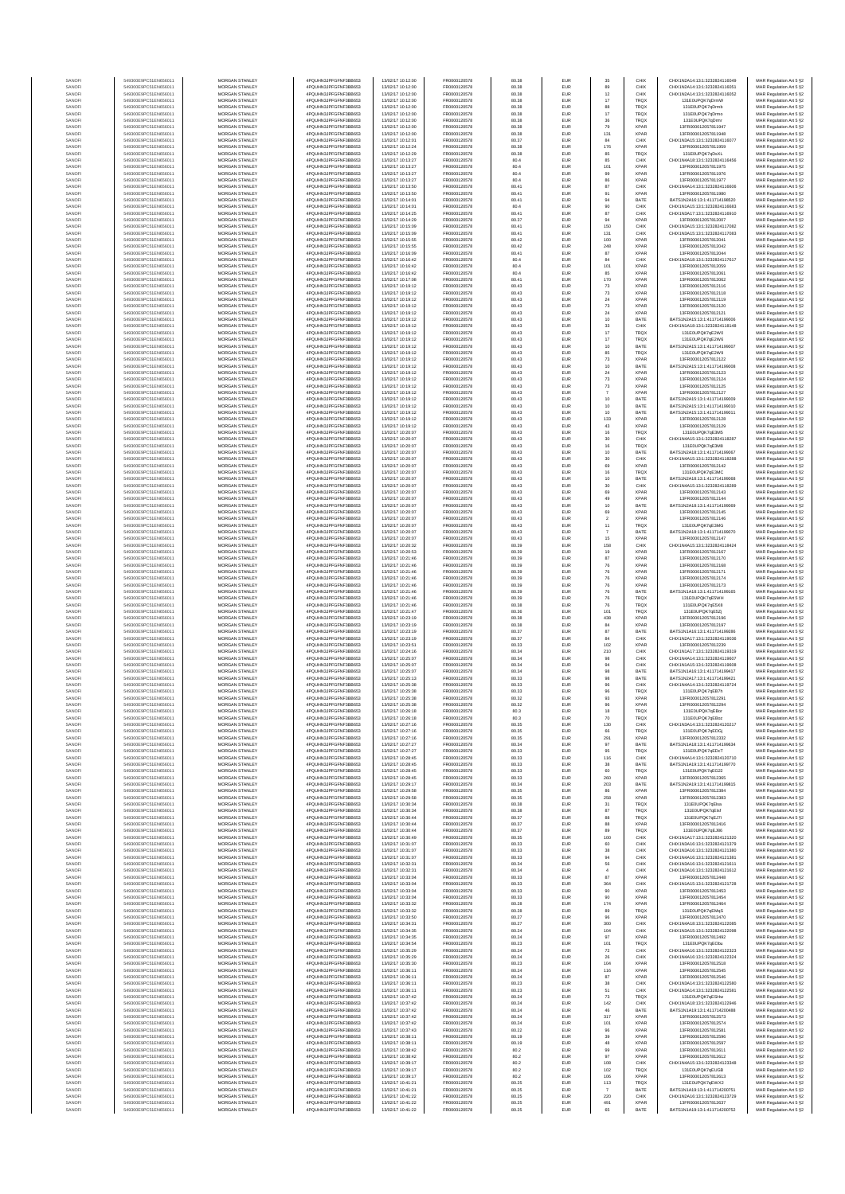| SANOFI | 549300E9PC51EN656011 | MORGAN STANLEY | 4PQUHN3JPFGFNF3BB653 | 13/02/2017 10:12:00 | FR0000120578 | 80.38 | EUR | 35 | CHIX | CHIX1N2A14:13:3232824116049 | MAR Regulation Art 5 §2 |
|---|---|---|---|---|---|---|---|---|---|---|---|
| SANOFI | 549300E9PC51EN656011 | MORGAN STANLEY | 4PQUHN3JPFGFNF3BB653 | 13/02/2017 10:12:00 | FR0000120578 | 80.38 | EUR | 89 | CHIX | CHIX1N2A14:13:3232824116051 | MAR Regulation Art 5 §2 |
| SANOFI | 549300E9PC51EN656011 | MORGAN STANLEY | 4PQUHN3JPFGFNF3BB653 | 13/02/2017 10:12:00 | FR0000120578 | 80.38 | EUR | 12 | CHIX | CHIX1N2A14:13:3232824116052 | MAR Regulation Art 5 §2 |
| SANOFI | 549300E9PC51EN656011 | MORGAN STANLEY | 4PQUHN3JPFGFNF3BB653 | 13/02/2017 10:12:00 | FR0000120578 | 80.38 | EUR | 17 | TRQX | 131E0UPQK7qDmW | MAR Regulation Art 5 §2 |
| SANOFI | 549300E9PC51EN656011 | MORGAN STANLEY | 4PQUHN3JPFGFNF3BB653 | 13/02/2017 10:12:00 | FR0000120578 | 80.38 | EUR | 88 | TRQX | 131E0UPQK7qDmb | MAR Regulation Art 5 §2 |
| SANOFI | 549300E9PC51EN656011 | MORGAN STANLEY | 4PQUHN3JPFGFNF3BB653 | 13/02/2017 10:12:00 | FR0000120578 | 80.38 | EUR | 17 | TRQX | 131E0UPQK7qDmo | MAR Regulation Art 5 §2 |
| SANOFI | 549300E9PC51EN656011 | MORGAN STANLEY | 4PQUHN3JPFGFNF3BB653 | 13/02/2017 10:12:00 | FR0000120578 | 80.38 | EUR | 36 | TRQX | 131E0UPQK7qDmr | MAR Regulation Art 5 §2 |
| SANOFI | 549300E9PC51EN656011 | MORGAN STANLEY | 4PQUHN3JPFGFNF3BB653 | 13/02/2017 10:12:00 | FR0000120578 | 80.38 | EUR | 79 | XPAR | 13FR000012057811947 | MAR Regulation Art 5 §2 |
| SANOFI | 549300E9PC51EN656011 | MORGAN STANLEY | 4PQUHN3JPFGFNF3BB653 | 13/02/2017 10:12:00 | FR0000120578 | 80.38 | EUR | 131 | XPAR | 13FR000012057811948 | MAR Regulation Art 5 §2 |
| SANOFI | 549300E9PC51EN656011 | MORGAN STANLEY | 4PQUHN3JPFGFNF3BB653 | 13/02/2017 10:12:01 | FR0000120578 | 80.37 | EUR | 84 | CHIX | CHIX1N3A15:13:3232824116077 | MAR Regulation Art 5 §2 |
| SANOFI | 549300E9PC51EN656011 | MORGAN STANLEY | 4PQUHN3JPFGFNF3BB653 | 13/02/2017 10:12:24 | FR0000120578 | 80.38 | EUR | 176 | XPAR | 13FR000012057811959 | MAR Regulation Art 5 §2 |
| SANOFI | 549300E9PC51EN656011 | MORGAN STANLEY | 4PQUHN3JPFGFNF3BB653 | 13/02/2017 10:12:28 | FR0000120578 | 80.38 | EUR | 85 | TRQX | 131E0UPQK7qDoXL | MAR Regulation Art 5 §2 |
| SANOFI | 549300E9PC51EN656011 | MORGAN STANLEY | 4PQUHN3JPFGFNF3BB653 | 13/02/2017 10:13:27 | FR0000120578 | 80.4 | EUR | 85 | CHIX | CHIX1N4A18:13:3232824116456 | MAR Regulation Art 5 §2 |
| SANOFI | 549300E9PC51EN656011 | MORGAN STANLEY | 4PQUHN3JPFGFNF3BB653 | 13/02/2017 10:13:27 | FR0000120578 | 80.4 | EUR | 101 | XPAR | 13FR000012057811975 | MAR Regulation Art 5 §2 |
| SANOFI | 549300E9PC51EN656011 | MORGAN STANLEY | 4PQUHN3JPFGFNF3BB653 | 13/02/2017 10:13:27 | FR0000120578 | 80.4 | EUR | 99 | XPAR | 13FR000012057811976 | MAR Regulation Art 5 §2 |
| SANOFI | 549300E9PC51EN656011 | MORGAN STANLEY | 4PQUHN3JPFGFNF3BB653 | 13/02/2017 10:13:27 | FR0000120578 | 80.4 | EUR | 86 | XPAR | 13FR000012057811977 | MAR Regulation Art 5 §2 |
| SANOFI | 549300E9PC51EN656011 | MORGAN STANLEY | 4PQUHN3JPFGFNF3BB653 | 13/02/2017 10:13:50 | FR0000120578 | 80.41 | EUR | 87 | CHIX | CHIX1N4A14:13:3232824116606 | MAR Regulation Art 5 §2 |
| SANOFI | 549300E9PC51EN656011 | MORGAN STANLEY | 4PQUHN3JPFGFNF3BB653 | 13/02/2017 10:13:50 | FR0000120578 | 80.41 | EUR | 91 | XPAR | 13FR000012057811980 | MAR Regulation Art 5 §2 |
| SANOFI | 549300E9PC51EN656011 | MORGAN STANLEY | 4PQUHN3JPFGFNF3BB653 | 13/02/2017 10:14:01 | FR0000120578 | 80.41 | EUR | 94 | BATE | BATS1N2A16:13:411714198520 | MAR Regulation Art 5 §2 |
| SANOFI | 549300E9PC51EN656011 | MORGAN STANLEY | 4PQUHN3JPFGFNF3BB653 | 13/02/2017 10:14:01 | FR0000120578 | 80.4 | EUR | 90 | CHIX | CHIX1N1A15:13:3232824116683 | MAR Regulation Art 5 §2 |
| SANOFI | 549300E9PC51EN656011 | MORGAN STANLEY | 4PQUHN3JPFGFNF3BB653 | 13/02/2017 10:14:25 | FR0000120578 | 80.41 | EUR | 87 | CHIX | CHIX1N3A17:13:3232824116910 | MAR Regulation Art 5 §2 |
| SANOFI | 549300E9PC51EN656011 | MORGAN STANLEY | 4PQUHN3JPFGFNF3BB653 | 13/02/2017 10:14:28 | FR0000120578 | 80.37 | EUR | 94 | XPAR | 13FR000012057812007 | MAR Regulation Art 5 §2 |
| SANOFI | 549300E9PC51EN656011 | MORGAN STANLEY | 4PQUHN3JPFGFNF3BB653 | 13/02/2017 10:15:09 | FR0000120578 | 80.41 | EUR | 150 | CHIX | CHIX1N3A15:13:3232824117082 | MAR Regulation Art 5 §2 |
| SANOFI | 549300E9PC51EN656011 | MORGAN STANLEY | 4PQUHN3JPFGFNF3BB653 | 13/02/2017 10:15:09 | FR0000120578 | 80.41 | EUR | 131 | CHIX | CHIX1N3A15:13:3232824117083 | MAR Regulation Art 5 §2 |
| SANOFI | 549300E9PC51EN656011 | MORGAN STANLEY | 4PQUHN3JPFGFNF3BB653 | 13/02/2017 10:15:55 | FR0000120578 | 80.42 | EUR | 100 | XPAR | 13FR000012057812041 | MAR Regulation Art 5 §2 |
| SANOFI | 549300E9PC51EN656011 | MORGAN STANLEY | 4PQUHN3JPFGFNF3BB653 | 13/02/2017 10:15:55 | FR0000120578 | 80.42 | EUR | 248 | XPAR | 13FR000012057812042 | MAR Regulation Art 5 §2 |
| SANOFI | 549300E9PC51EN656011 | MORGAN STANLEY | 4PQUHN3JPFGFNF3BB653 | 13/02/2017 10:16:09 | FR0000120578 | 80.41 | EUR | 87 | XPAR | 13FR000012057812044 | MAR Regulation Art 5 §2 |
| SANOFI | 549300E9PC51EN656011 | MORGAN STANLEY | 4PQUHN3JPFGFNF3BB653 | 13/02/2017 10:16:42 | FR0000120578 | 80.4 | EUR | 84 | CHIX | CHIX1N2A18:13:3232824117617 | MAR Regulation Art 5 §2 |
| SANOFI | 549300E9PC51EN656011 | MORGAN STANLEY | 4PQUHN3JPFGFNF3BB653 | 13/02/2017 10:16:42 | FR0000120578 | 80.4 | EUR | 101 | XPAR | 13FR000012057812059 | MAR Regulation Art 5 §2 |
| SANOFI | 549300E9PC51EN656011 | MORGAN STANLEY | 4PQUHN3JPFGFNF3BB653 | 13/02/2017 10:16:42 | FR0000120578 | 80.4 | EUR | 85 | XPAR | 13FR000012057812061 | MAR Regulation Art 5 §2 |
| SANOFI | 549300E9PC51EN656011 | MORGAN STANLEY | 4PQUHN3JPFGFNF3BB653 | 13/02/2017 10:17:08 | FR0000120578 | 80.41 | EUR | 170 | XPAR | 13FR000012057812062 | MAR Regulation Art 5 §2 |
| SANOFI | 549300E9PC51EN656011 | MORGAN STANLEY | 4PQUHN3JPFGFNF3BB653 | 13/02/2017 10:19:12 | FR0000120578 | 80.43 | EUR | 73 | XPAR | 13FR000012057812116 | MAR Regulation Art 5 §2 |
| SANOFI | 549300E9PC51EN656011 | MORGAN STANLEY | 4PQUHN3JPFGFNF3BB653 | 13/02/2017 10:19:12 | FR0000120578 | 80.43 | EUR | 73 | XPAR | 13FR000012057812118 | MAR Regulation Art 5 §2 |
| SANOFI | 549300E9PC51EN656011 | MORGAN STANLEY | 4PQUHN3JPFGFNF3BB653 | 13/02/2017 10:19:12 | FR0000120578 | 80.43 | EUR | 24 | XPAR | 13FR000012057812119 | MAR Regulation Art 5 §2 |
| SANOFI | 549300E9PC51EN656011 | MORGAN STANLEY | 4PQUHN3JPFGFNF3BB653 | 13/02/2017 10:19:12 | FR0000120578 | 80.43 | EUR | 73 | XPAR | 13FR000012057812120 | MAR Regulation Art 5 §2 |
| SANOFI | 549300E9PC51EN656011 | MORGAN STANLEY | 4PQUHN3JPFGFNF3BB653 | 13/02/2017 10:19:12 | FR0000120578 | 80.43 | EUR | 24 | XPAR | 13FR000012057812121 | MAR Regulation Art 5 §2 |
| SANOFI | 549300E9PC51EN656011 | MORGAN STANLEY | 4PQUHN3JPFGFNF3BB653 | 13/02/2017 10:19:12 | FR0000120578 | 80.43 | EUR | 10 | BATE | BATS1N2A15:13:411714199006 | MAR Regulation Art 5 §2 |
| SANOFI | 549300E9PC51EN656011 | MORGAN STANLEY | 4PQUHN3JPFGFNF3BB653 | 13/02/2017 10:19:12 | FR0000120578 | 80.43 | EUR | 33 | CHIX | CHIX1N1A18:13:3232824118148 | MAR Regulation Art 5 §2 |
| SANOFI | 549300E9PC51EN656011 | MORGAN STANLEY | 4PQUHN3JPFGFNF3BB653 | 13/02/2017 10:19:12 | FR0000120578 | 80.43 | EUR | 17 | TRQX | 131E0UPQK7qE2W0 | MAR Regulation Art 5 §2 |
| SANOFI | 549300E9PC51EN656011 | MORGAN STANLEY | 4PQUHN3JPFGFNF3BB653 | 13/02/2017 10:19:12 | FR0000120578 | 80.43 | EUR | 17 | TRQX | 131E0UPQK7qE2W6 | MAR Regulation Art 5 §2 |
| SANOFI | 549300E9PC51EN656011 | MORGAN STANLEY | 4PQUHN3JPFGFNF3BB653 | 13/02/2017 10:19:12 | FR0000120578 | 80.43 | EUR | 10 | BATE | BATS1N2A15:13:411714199007 | MAR Regulation Art 5 §2 |
| SANOFI | 549300E9PC51EN656011 | MORGAN STANLEY | 4PQUHN3JPFGFNF3BB653 | 13/02/2017 10:19:12 | FR0000120578 | 80.43 | EUR | 85 | TRQX | 131E0UPQK7qE2W9 | MAR Regulation Art 5 §2 |
| SANOFI | 549300E9PC51EN656011 | MORGAN STANLEY | 4PQUHN3JPFGFNF3BB653 | 13/02/2017 10:19:12 | FR0000120578 | 80.43 | EUR | 73 | XPAR | 13FR000012057812122 | MAR Regulation Art 5 §2 |
| SANOFI | 549300E9PC51EN656011 | MORGAN STANLEY | 4PQUHN3JPFGFNF3BB653 | 13/02/2017 10:19:12 | FR0000120578 | 80.43 | EUR | 10 | BATE | BATS1N2A15:13:411714199008 | MAR Regulation Art 5 §2 |
| SANOFI | 549300E9PC51EN656011 | MORGAN STANLEY | 4PQUHN3JPFGFNF3BB653 | 13/02/2017 10:19:12 | FR0000120578 | 80.43 | EUR | 24 | XPAR | 13FR000012057812123 | MAR Regulation Art 5 §2 |
| SANOFI | 549300E9PC51EN656011 | MORGAN STANLEY | 4PQUHN3JPFGFNF3BB653 | 13/02/2017 10:19:12 | FR0000120578 | 80.43 | EUR | 73 | XPAR | 13FR000012057812124 | MAR Regulation Art 5 §2 |
| SANOFI | 549300E9PC51EN656011 | MORGAN STANLEY | 4PQUHN3JPFGFNF3BB653 | 13/02/2017 10:19:12 | FR0000120578 | 80.43 | EUR | 73 | XPAR | 13FR000012057812125 | MAR Regulation Art 5 §2 |
| SANOFI | 549300E9PC51EN656011 | MORGAN STANLEY | 4PQUHN3JPFGFNF3BB653 | 13/02/2017 10:19:12 | FR0000120578 | 80.43 | EUR | 7 | XPAR | 13FR000012057812127 | MAR Regulation Art 5 §2 |
| SANOFI | 549300E9PC51EN656011 | MORGAN STANLEY | 4PQUHN3JPFGFNF3BB653 | 13/02/2017 10:19:12 | FR0000120578 | 80.43 | EUR | 10 | BATE | BATS1N2A15:13:411714199009 | MAR Regulation Art 5 §2 |
| SANOFI | 549300E9PC51EN656011 | MORGAN STANLEY | 4PQUHN3JPFGFNF3BB653 | 13/02/2017 10:19:12 | FR0000120578 | 80.43 | EUR | 10 | BATE | BATS1N2A15:13:411714199010 | MAR Regulation Art 5 §2 |
| SANOFI | 549300E9PC51EN656011 | MORGAN STANLEY | 4PQUHN3JPFGFNF3BB653 | 13/02/2017 10:19:12 | FR0000120578 | 80.43 | EUR | 10 | BATE | BATS1N2A15:13:411714199011 | MAR Regulation Art 5 §2 |
| SANOFI | 549300E9PC51EN656011 | MORGAN STANLEY | 4PQUHN3JPFGFNF3BB653 | 13/02/2017 10:19:12 | FR0000120578 | 80.43 | EUR | 133 | XPAR | 13FR000012057812128 | MAR Regulation Art 5 §2 |
| SANOFI | 549300E9PC51EN656011 | MORGAN STANLEY | 4PQUHN3JPFGFNF3BB653 | 13/02/2017 10:19:12 | FR0000120578 | 80.43 | EUR | 43 | XPAR | 13FR000012057812129 | MAR Regulation Art 5 §2 |
| SANOFI | 549300E9PC51EN656011 | MORGAN STANLEY | 4PQUHN3JPFGFNF3BB653 | 13/02/2017 10:20:07 | FR0000120578 | 80.43 | EUR | 16 | TRQX | 131E0UPQK7qE3W5 | MAR Regulation Art 5 §2 |
| SANOFI | 549300E9PC51EN656011 | MORGAN STANLEY | 4PQUHN3JPFGFNF3BB653 | 13/02/2017 10:20:07 | FR0000120578 | 80.43 | EUR | 30 | CHIX | CHIX1N4A15:13:3232824118287 | MAR Regulation Art 5 §2 |
| SANOFI | 549300E9PC51EN656011 | MORGAN STANLEY | 4PQUHN3JPFGFNF3BB653 | 13/02/2017 10:20:07 | FR0000120578 | 80.43 | EUR | 16 | TRQX | 131E0UPQK7qE3W8 | MAR Regulation Art 5 §2 |
| SANOFI | 549300E9PC51EN656011 | MORGAN STANLEY | 4PQUHN3JPFGFNF3BB653 | 13/02/2017 10:20:07 | FR0000120578 | 80.43 | EUR | 10 | BATE | BATS1N2A18:13:411714199067 | MAR Regulation Art 5 §2 |
| SANOFI | 549300E9PC51EN656011 | MORGAN STANLEY | 4PQUHN3JPFGFNF3BB653 | 13/02/2017 10:20:07 | FR0000120578 | 80.43 | EUR | 30 | CHIX | CHIX1N4A15:13:3232824118288 | MAR Regulation Art 5 §2 |
| SANOFI | 549300E9PC51EN656011 | MORGAN STANLEY | 4PQUHN3JPFGFNF3BB653 | 13/02/2017 10:20:07 | FR0000120578 | 80.43 | EUR | 69 | XPAR | 13FR000012057812142 | MAR Regulation Art 5 §2 |
| SANOFI | 549300E9PC51EN656011 | MORGAN STANLEY | 4PQUHN3JPFGFNF3BB653 | 13/02/2017 10:20:07 | FR0000120578 | 80.43 | EUR | 16 | TRQX | 131E0UPQK7qE3WC | MAR Regulation Art 5 §2 |
| SANOFI | 549300E9PC51EN656011 | MORGAN STANLEY | 4PQUHN3JPFGFNF3BB653 | 13/02/2017 10:20:07 | FR0000120578 | 80.43 | EUR | 10 | BATE | BATS1N2A18:13:411714199068 | MAR Regulation Art 5 §2 |
| SANOFI | 549300E9PC51EN656011 | MORGAN STANLEY | 4PQUHN3JPFGFNF3BB653 | 13/02/2017 10:20:07 | FR0000120578 | 80.43 | EUR | 30 | CHIX | CHIX1N4A15:13:3232824118289 | MAR Regulation Art 5 §2 |
| SANOFI | 549300E9PC51EN656011 | MORGAN STANLEY | 4PQUHN3JPFGFNF3BB653 | 13/02/2017 10:20:07 | FR0000120578 | 80.43 | EUR | 69 | XPAR | 13FR000012057812143 | MAR Regulation Art 5 §2 |
| SANOFI | 549300E9PC51EN656011 | MORGAN STANLEY | 4PQUHN3JPFGFNF3BB653 | 13/02/2017 10:20:07 | FR0000120578 | 80.43 | EUR | 49 | XPAR | 13FR000012057812144 | MAR Regulation Art 5 §2 |
| SANOFI | 549300E9PC51EN656011 | MORGAN STANLEY | 4PQUHN3JPFGFNF3BB653 | 13/02/2017 10:20:07 | FR0000120578 | 80.43 | EUR | 10 | BATE | BATS1N2A18:13:411714199069 | MAR Regulation Art 5 §2 |
| SANOFI | 549300E9PC51EN656011 | MORGAN STANLEY | 4PQUHN3JPFGFNF3BB653 | 13/02/2017 10:20:07 | FR0000120578 | 80.43 | EUR | 69 | XPAR | 13FR000012057812145 | MAR Regulation Art 5 §2 |
| SANOFI | 549300E9PC51EN656011 | MORGAN STANLEY | 4PQUHN3JPFGFNF3BB653 | 13/02/2017 10:20:07 | FR0000120578 | 80.43 | EUR | 2 | XPAR | 13FR000012057812146 | MAR Regulation Art 5 §2 |
| SANOFI | 549300E9PC51EN656011 | MORGAN STANLEY | 4PQUHN3JPFGFNF3BB653 | 13/02/2017 10:20:07 | FR0000120578 | 80.43 | EUR | 11 | TRQX | 131E0UPQK7qE3WG | MAR Regulation Art 5 §2 |
| SANOFI | 549300E9PC51EN656011 | MORGAN STANLEY | 4PQUHN3JPFGFNF3BB653 | 13/02/2017 10:20:07 | FR0000120578 | 80.43 | EUR | 7 | BATE | BATS1N2A18:13:411714199070 | MAR Regulation Art 5 §2 |
| SANOFI | 549300E9PC51EN656011 | MORGAN STANLEY | 4PQUHN3JPFGFNF3BB653 | 13/02/2017 10:20:07 | FR0000120578 | 80.43 | EUR | 15 | XPAR | 13FR000012057812147 | MAR Regulation Art 5 §2 |
| SANOFI | 549300E9PC51EN656011 | MORGAN STANLEY | 4PQUHN3JPFGFNF3BB653 | 13/02/2017 10:20:32 | FR0000120578 | 80.39 | EUR | 158 | CHIX | CHIX1N4A15:13:3232824118424 | MAR Regulation Art 5 §2 |
| SANOFI | 549300E9PC51EN656011 | MORGAN STANLEY | 4PQUHN3JPFGFNF3BB653 | 13/02/2017 10:20:53 | FR0000120578 | 80.39 | EUR | 19 | XPAR | 13FR000012057812167 | MAR Regulation Art 5 §2 |
| SANOFI | 549300E9PC51EN656011 | MORGAN STANLEY | 4PQUHN3JPFGFNF3BB653 | 13/02/2017 10:21:46 | FR0000120578 | 80.39 | EUR | 87 | XPAR | 13FR000012057812170 | MAR Regulation Art 5 §2 |
| SANOFI | 549300E9PC51EN656011 | MORGAN STANLEY | 4PQUHN3JPFGFNF3BB653 | 13/02/2017 10:21:46 | FR0000120578 | 80.39 | EUR | 76 | XPAR | 13FR000012057812168 | MAR Regulation Art 5 §2 |
| SANOFI | 549300E9PC51EN656011 | MORGAN STANLEY | 4PQUHN3JPFGFNF3BB653 | 13/02/2017 10:21:46 | FR0000120578 | 80.39 | EUR | 76 | XPAR | 13FR000012057812171 | MAR Regulation Art 5 §2 |
| SANOFI | 549300E9PC51EN656011 | MORGAN STANLEY | 4PQUHN3JPFGFNF3BB653 | 13/02/2017 10:21:46 | FR0000120578 | 80.39 | EUR | 76 | XPAR | 13FR000012057812174 | MAR Regulation Art 5 §2 |
| SANOFI | 549300E9PC51EN656011 | MORGAN STANLEY | 4PQUHN3JPFGFNF3BB653 | 13/02/2017 10:21:46 | FR0000120578 | 80.39 | EUR | 76 | XPAR | 13FR000012057812173 | MAR Regulation Art 5 §2 |
| SANOFI | 549300E9PC51EN656011 | MORGAN STANLEY | 4PQUHN3JPFGFNF3BB653 | 13/02/2017 10:21:46 | FR0000120578 | 80.39 | EUR | 76 | BATE | BATS1N1A18:13:411714199165 | MAR Regulation Art 5 §2 |
| SANOFI | 549300E9PC51EN656011 | MORGAN STANLEY | 4PQUHN3JPFGFNF3BB653 | 13/02/2017 10:21:46 | FR0000120578 | 80.39 | EUR | 76 | TRQX | 131E0UPQK7qE5WH | MAR Regulation Art 5 §2 |
| SANOFI | 549300E9PC51EN656011 | MORGAN STANLEY | 4PQUHN3JPFGFNF3BB653 | 13/02/2017 10:21:46 | FR0000120578 | 80.38 | EUR | 76 | TRQX | 131E0UPQK7qE5X8 | MAR Regulation Art 5 §2 |
| SANOFI | 549300E9PC51EN656011 | MORGAN STANLEY | 4PQUHN3JPFGFNF3BB653 | 13/02/2017 10:21:47 | FR0000120578 | 80.36 | EUR | 101 | TRQX | 131E0UPQK7qE5ZJ | MAR Regulation Art 5 §2 |
| SANOFI | 549300E9PC51EN656011 | MORGAN STANLEY | 4PQUHN3JPFGFNF3BB653 | 13/02/2017 10:23:19 | FR0000120578 | 80.38 | EUR | 438 | XPAR | 13FR000012057812196 | MAR Regulation Art 5 §2 |
| SANOFI | 549300E9PC51EN656011 | MORGAN STANLEY | 4PQUHN3JPFGFNF3BB653 | 13/02/2017 10:23:19 | FR0000120578 | 80.38 | EUR | 84 | XPAR | 13FR000012057812197 | MAR Regulation Art 5 §2 |
| SANOFI | 549300E9PC51EN656011 | MORGAN STANLEY | 4PQUHN3JPFGFNF3BB653 | 13/02/2017 10:23:19 | FR0000120578 | 80.37 | EUR | 87 | BATE | BATS1N1A16:13:411714199286 | MAR Regulation Art 5 §2 |
| SANOFI | 549300E9PC51EN656011 | MORGAN STANLEY | 4PQUHN3JPFGFNF3BB653 | 13/02/2017 10:23:19 | FR0000120578 | 80.37 | EUR | 84 | CHIX | CHIX1N2A17:13:3232824119036 | MAR Regulation Art 5 §2 |
| SANOFI | 549300E9PC51EN656011 | MORGAN STANLEY | 4PQUHN3JPFGFNF3BB653 | 13/02/2017 10:23:51 | FR0000120578 | 80.33 | EUR | 102 | XPAR | 13FR000012057812239 | MAR Regulation Art 5 §2 |
| SANOFI | 549300E9PC51EN656011 | MORGAN STANLEY | 4PQUHN3JPFGFNF3BB653 | 13/02/2017 10:24:16 | FR0000120578 | 80.34 | EUR | 210 | CHIX | CHIX1N1A17:13:3232824119319 | MAR Regulation Art 5 §2 |
| SANOFI | 549300E9PC51EN656011 | MORGAN STANLEY | 4PQUHN3JPFGFNF3BB653 | 13/02/2017 10:25:07 | FR0000120578 | 80.34 | EUR | 98 | CHIX | CHIX1N4A14:13:3232824119607 | MAR Regulation Art 5 §2 |
| SANOFI | 549300E9PC51EN656011 | MORGAN STANLEY | 4PQUHN3JPFGFNF3BB653 | 13/02/2017 10:25:07 | FR0000120578 | 80.34 | EUR | 94 | CHIX | CHIX1N4A15:13:3232824119608 | MAR Regulation Art 5 §2 |
| SANOFI | 549300E9PC51EN656011 | MORGAN STANLEY | 4PQUHN3JPFGFNF3BB653 | 13/02/2017 10:25:07 | FR0000120578 | 80.34 | EUR | 98 | BATE | BATS1N1A10:13:411714199417 | MAR Regulation Art 5 §2 |
| SANOFI | 549300E9PC51EN656011 | MORGAN STANLEY | 4PQUHN3JPFGFNF3BB653 | 13/02/2017 10:25:13 | FR0000120578 | 80.33 | EUR | 98 | BATE | BATS1N2A17:13:411714199421 | MAR Regulation Art 5 §2 |
| SANOFI | 549300E9PC51EN656011 | MORGAN STANLEY | 4PQUHN3JPFGFNF3BB653 | 13/02/2017 10:25:38 | FR0000120578 | 80.33 | EUR | 96 | CHIX | CHIX1N4A14:13:3232824119724 | MAR Regulation Art 5 §2 |
| SANOFI | 549300E9PC51EN656011 | MORGAN STANLEY | 4PQUHN3JPFGFNF3BB653 | 13/02/2017 10:25:38 | FR0000120578 | 80.33 | EUR | 96 | TRQX | 131E0UPQK7qEB7H | MAR Regulation Art 5 §2 |
| SANOFI | 549300E9PC51EN656011 | MORGAN STANLEY | 4PQUHN3JPFGFNF3BB653 | 13/02/2017 10:25:38 | FR0000120578 | 80.32 | EUR | 93 | XPAR | 13FR000012057812291 | MAR Regulation Art 5 §2 |
| SANOFI | 549300E9PC51EN656011 | MORGAN STANLEY | 4PQUHN3JPFGFNF3BB653 | 13/02/2017 10:25:38 | FR0000120578 | 80.32 | EUR | 96 | XPAR | 13FR000012057812294 | MAR Regulation Art 5 §2 |
| SANOFI | 549300E9PC51EN656011 | MORGAN STANLEY | 4PQUHN3JPFGFNF3BB653 | 13/02/2017 10:26:18 | FR0000120578 | 80.3 | EUR | 18 | TRQX | 131E0UPQK7qEBor | MAR Regulation Art 5 §2 |
| SANOFI | 549300E9PC51EN656011 | MORGAN STANLEY | 4PQUHN3JPFGFNF3BB653 | 13/02/2017 10:26:18 | FR0000120578 | 80.3 | EUR | 70 | TRQX | 131E0UPQK7qEBoz | MAR Regulation Art 5 §2 |
| SANOFI | 549300E9PC51EN656011 | MORGAN STANLEY | 4PQUHN3JPFGFNF3BB653 | 13/02/2017 10:27:16 | FR0000120578 | 80.35 | EUR | 130 | CHIX | CHIX1N3A14:13:3232824120217 | MAR Regulation Art 5 §2 |
| SANOFI | 549300E9PC51EN656011 | MORGAN STANLEY | 4PQUHN3JPFGFNF3BB653 | 13/02/2017 10:27:16 | FR0000120578 | 80.35 | EUR | 66 | TRQX | 131E0UPQK7qEDGj | MAR Regulation Art 5 §2 |
| SANOFI | 549300E9PC51EN656011 | MORGAN STANLEY | 4PQUHN3JPFGFNF3BB653 | 13/02/2017 10:27:16 | FR0000120578 | 80.35 | EUR | 291 | XPAR | 13FR000012057812332 | MAR Regulation Art 5 §2 |
| SANOFI | 549300E9PC51EN656011 | MORGAN STANLEY | 4PQUHN3JPFGFNF3BB653 | 13/02/2017 10:27:27 | FR0000120578 | 80.34 | EUR | 97 | BATE | BATS1N1A18:13:411714199634 | MAR Regulation Art 5 §2 |
| SANOFI | 549300E9PC51EN656011 | MORGAN STANLEY | 4PQUHN3JPFGFNF3BB653 | 13/02/2017 10:27:27 | FR0000120578 | 80.33 | EUR | 95 | TRQX | 131E0UPQK7qEDcT | MAR Regulation Art 5 §2 |
| SANOFI | 549300E9PC51EN656011 | MORGAN STANLEY | 4PQUHN3JPFGFNF3BB653 | 13/02/2017 10:28:45 | FR0000120578 | 80.33 | EUR | 116 | CHIX | CHIX1N4A14:13:3232824120710 | MAR Regulation Art 5 §2 |
| SANOFI | 549300E9PC51EN656011 | MORGAN STANLEY | 4PQUHN3JPFGFNF3BB653 | 13/02/2017 10:28:45 | FR0000120578 | 80.33 | EUR | 98 | BATE | BATS1N1A19:13:411714199770 | MAR Regulation Art 5 §2 |
| SANOFI | 549300E9PC51EN656011 | MORGAN STANLEY | 4PQUHN3JPFGFNF3BB653 | 13/02/2017 10:28:45 | FR0000120578 | 80.33 | EUR | 60 | TRQX | 131E0UPQK7qEG22 | MAR Regulation Art 5 §2 |
| SANOFI | 549300E9PC51EN656011 | MORGAN STANLEY | 4PQUHN3JPFGFNF3BB653 | 13/02/2017 10:28:45 | FR0000120578 | 80.33 | EUR | 260 | XPAR | 13FR000012057812365 | MAR Regulation Art 5 §2 |
| SANOFI | 549300E9PC51EN656011 | MORGAN STANLEY | 4PQUHN3JPFGFNF3BB653 | 13/02/2017 10:29:17 | FR0000120578 | 80.34 | EUR | 203 | BATE | BATS1N2A19:13:411714199815 | MAR Regulation Art 5 §2 |
| SANOFI | 549300E9PC51EN656011 | MORGAN STANLEY | 4PQUHN3JPFGFNF3BB653 | 13/02/2017 10:29:58 | FR0000120578 | 80.35 | EUR | 86 | XPAR | 13FR000012057812384 | MAR Regulation Art 5 §2 |
| SANOFI | 549300E9PC51EN656011 | MORGAN STANLEY | 4PQUHN3JPFGFNF3BB653 | 13/02/2017 10:29:58 | FR0000120578 | 80.35 | EUR | 258 | XPAR | 13FR000012057812383 | MAR Regulation Art 5 §2 |
| SANOFI | 549300E9PC51EN656011 | MORGAN STANLEY | 4PQUHN3JPFGFNF3BB653 | 13/02/2017 10:30:34 | FR0000120578 | 80.38 | EUR | 31 | TRQX | 131E0UPQK7qEIxa | MAR Regulation Art 5 §2 |
| SANOFI | 549300E9PC51EN656011 | MORGAN STANLEY | 4PQUHN3JPFGFNF3BB653 | 13/02/2017 10:30:34 | FR0000120578 | 80.38 | EUR | 87 | TRQX | 131E0UPQK7qEIxf | MAR Regulation Art 5 §2 |
| SANOFI | 549300E9PC51EN656011 | MORGAN STANLEY | 4PQUHN3JPFGFNF3BB653 | 13/02/2017 10:30:44 | FR0000120578 | 80.37 | EUR | 88 | TRQX | 131E0UPQK7qEJ7I | MAR Regulation Art 5 §2 |
| SANOFI | 549300E9PC51EN656011 | MORGAN STANLEY | 4PQUHN3JPFGFNF3BB653 | 13/02/2017 10:30:44 | FR0000120578 | 80.37 | EUR | 88 | XPAR | 13FR000012057812416 | MAR Regulation Art 5 §2 |
| SANOFI | 549300E9PC51EN656011 | MORGAN STANLEY | 4PQUHN3JPFGFNF3BB653 | 13/02/2017 10:30:44 | FR0000120578 | 80.37 | EUR | 89 | TRQX | 131E0UPQK7qEJ86 | MAR Regulation Art 5 §2 |
| SANOFI | 549300E9PC51EN656011 | MORGAN STANLEY | 4PQUHN3JPFGFNF3BB653 | 13/02/2017 10:30:49 | FR0000120578 | 80.35 | EUR | 100 | CHIX | CHIX1N1A17:13:3232824121320 | MAR Regulation Art 5 §2 |
| SANOFI | 549300E9PC51EN656011 | MORGAN STANLEY | 4PQUHN3JPFGFNF3BB653 | 13/02/2017 10:31:07 | FR0000120578 | 80.33 | EUR | 60 | CHIX | CHIX1N3A16:13:3232824121379 | MAR Regulation Art 5 §2 |
| SANOFI | 549300E9PC51EN656011 | MORGAN STANLEY | 4PQUHN3JPFGFNF3BB653 | 13/02/2017 10:31:07 | FR0000120578 | 80.33 | EUR | 38 | CHIX | CHIX1N3A16:13:3232824121380 | MAR Regulation Art 5 §2 |
| SANOFI | 549300E9PC51EN656011 | MORGAN STANLEY | 4PQUHN3JPFGFNF3BB653 | 13/02/2017 10:31:07 | FR0000120578 | 80.33 | EUR | 94 | CHIX | CHIX1N4A16:13:3232824121381 | MAR Regulation Art 5 §2 |
| SANOFI | 549300E9PC51EN656011 | MORGAN STANLEY | 4PQUHN3JPFGFNF3BB653 | 13/02/2017 10:32:31 | FR0000120578 | 80.34 | EUR | 56 | CHIX | CHIX1N3A16:13:3232824121611 | MAR Regulation Art 5 §2 |
| SANOFI | 549300E9PC51EN656011 | MORGAN STANLEY | 4PQUHN3JPFGFNF3BB653 | 13/02/2017 10:32:31 | FR0000120578 | 80.34 | EUR | 4 | CHIX | CHIX1N3A16:13:3232824121612 | MAR Regulation Art 5 §2 |
| SANOFI | 549300E9PC51EN656011 | MORGAN STANLEY | 4PQUHN3JPFGFNF3BB653 | 13/02/2017 10:33:04 | FR0000120578 | 80.33 | EUR | 87 | XPAR | 13FR000012057812448 | MAR Regulation Art 5 §2 |
| SANOFI | 549300E9PC51EN656011 | MORGAN STANLEY | 4PQUHN3JPFGFNF3BB653 | 13/02/2017 10:33:04 | FR0000120578 | 80.33 | EUR | 364 | CHIX | CHIX1N1A15:13:3232824121728 | MAR Regulation Art 5 §2 |
| SANOFI | 549300E9PC51EN656011 | MORGAN STANLEY | 4PQUHN3JPFGFNF3BB653 | 13/02/2017 10:33:04 | FR0000120578 | 80.33 | EUR | 90 | XPAR | 13FR000012057812453 | MAR Regulation Art 5 §2 |
| SANOFI | 549300E9PC51EN656011 | MORGAN STANLEY | 4PQUHN3JPFGFNF3BB653 | 13/02/2017 10:33:04 | FR0000120578 | 80.33 | EUR | 90 | XPAR | 13FR000012057812454 | MAR Regulation Art 5 §2 |
| SANOFI | 549300E9PC51EN656011 | MORGAN STANLEY | 4PQUHN3JPFGFNF3BB653 | 13/02/2017 10:33:32 | FR0000120578 | 80.28 | EUR | 174 | XPAR | 13FR000012057812464 | MAR Regulation Art 5 §2 |
| SANOFI | 549300E9PC51EN656011 | MORGAN STANLEY | 4PQUHN3JPFGFNF3BB653 | 13/02/2017 10:33:32 | FR0000120578 | 80.28 | EUR | 89 | TRQX | 131E0UPQK7qEMqS | MAR Regulation Art 5 §2 |
| SANOFI | 549300E9PC51EN656011 | MORGAN STANLEY | 4PQUHN3JPFGFNF3BB653 | 13/02/2017 10:33:50 | FR0000120578 | 80.27 | EUR | 96 | XPAR | 13FR000012057812470 | MAR Regulation Art 5 §2 |
| SANOFI | 549300E9PC51EN656011 | MORGAN STANLEY | 4PQUHN3JPFGFNF3BB653 | 13/02/2017 10:34:31 | FR0000120578 | 80.27 | EUR | 300 | CHIX | CHIX1N4A18:13:3232824122085 | MAR Regulation Art 5 §2 |
| SANOFI | 549300E9PC51EN656011 | MORGAN STANLEY | 4PQUHN3JPFGFNF3BB653 | 13/02/2017 10:34:35 | FR0000120578 | 80.24 | EUR | 104 | CHIX | CHIX1N2A15:13:3232824122098 | MAR Regulation Art 5 §2 |
| SANOFI | 549300E9PC51EN656011 | MORGAN STANLEY | 4PQUHN3JPFGFNF3BB653 | 13/02/2017 10:34:35 | FR0000120578 | 80.24 | EUR | 97 | XPAR | 13FR000012057812492 | MAR Regulation Art 5 §2 |
| SANOFI | 549300E9PC51EN656011 | MORGAN STANLEY | 4PQUHN3JPFGFNF3BB653 | 13/02/2017 10:34:54 | FR0000120578 | 80.23 | EUR | 101 | TRQX | 131E0UPQK7qEO8a | MAR Regulation Art 5 §2 |
| SANOFI | 549300E9PC51EN656011 | MORGAN STANLEY | 4PQUHN3JPFGFNF3BB653 | 13/02/2017 10:35:29 | FR0000120578 | 80.24 | EUR | 72 | CHIX | CHIX1N4A16:13:3232824122323 | MAR Regulation Art 5 §2 |
| SANOFI | 549300E9PC51EN656011 | MORGAN STANLEY | 4PQUHN3JPFGFNF3BB653 | 13/02/2017 10:35:29 | FR0000120578 | 80.24 | EUR | 26 | CHIX | CHIX1N4A16:13:3232824122324 | MAR Regulation Art 5 §2 |
| SANOFI | 549300E9PC51EN656011 | MORGAN STANLEY | 4PQUHN3JPFGFNF3BB653 | 13/02/2017 10:35:30 | FR0000120578 | 80.23 | EUR | 104 | XPAR | 13FR000012057812518 | MAR Regulation Art 5 §2 |
| SANOFI | 549300E9PC51EN656011 | MORGAN STANLEY | 4PQUHN3JPFGFNF3BB653 | 13/02/2017 10:36:11 | FR0000120578 | 80.24 | EUR | 116 | XPAR | 13FR000012057812545 | MAR Regulation Art 5 §2 |
| SANOFI | 549300E9PC51EN656011 | MORGAN STANLEY | 4PQUHN3JPFGFNF3BB653 | 13/02/2017 10:36:11 | FR0000120578 | 80.24 | EUR | 87 | XPAR | 13FR000012057812546 | MAR Regulation Art 5 §2 |
| SANOFI | 549300E9PC51EN656011 | MORGAN STANLEY | 4PQUHN3JPFGFNF3BB653 | 13/02/2017 10:36:11 | FR0000120578 | 80.23 | EUR | 38 | CHIX | CHIX1N3A14:13:3232824122580 | MAR Regulation Art 5 §2 |
| SANOFI | 549300E9PC51EN656011 | MORGAN STANLEY | 4PQUHN3JPFGFNF3BB653 | 13/02/2017 10:36:11 | FR0000120578 | 80.23 | EUR | 51 | CHIX | CHIX1N3A14:13:3232824122581 | MAR Regulation Art 5 §2 |
| SANOFI | 549300E9PC51EN656011 | MORGAN STANLEY | 4PQUHN3JPFGFNF3BB653 | 13/02/2017 10:37:42 | FR0000120578 | 80.24 | EUR | 73 | TRQX | 131E0UPQK7qESHe | MAR Regulation Art 5 §2 |
| SANOFI | 549300E9PC51EN656011 | MORGAN STANLEY | 4PQUHN3JPFGFNF3BB653 | 13/02/2017 10:37:42 | FR0000120578 | 80.24 | EUR | 142 | CHIX | CHIX1N1A18:13:3232824122946 | MAR Regulation Art 5 §2 |
| SANOFI | 549300E9PC51EN656011 | MORGAN STANLEY | 4PQUHN3JPFGFNF3BB653 | 13/02/2017 10:37:42 | FR0000120578 | 80.24 | EUR | 46 | BATE | BATS1N1A18:13:411714200488 | MAR Regulation Art 5 §2 |
| SANOFI | 549300E9PC51EN656011 | MORGAN STANLEY | 4PQUHN3JPFGFNF3BB653 | 13/02/2017 10:37:42 | FR0000120578 | 80.24 | EUR | 317 | XPAR | 13FR000012057812573 | MAR Regulation Art 5 §2 |
| SANOFI | 549300E9PC51EN656011 | MORGAN STANLEY | 4PQUHN3JPFGFNF3BB653 | 13/02/2017 10:37:42 | FR0000120578 | 80.24 | EUR | 101 | XPAR | 13FR000012057812574 | MAR Regulation Art 5 §2 |
| SANOFI | 549300E9PC51EN656011 | MORGAN STANLEY | 4PQUHN3JPFGFNF3BB653 | 13/02/2017 10:37:43 | FR0000120578 | 80.22 | EUR | 96 | XPAR | 13FR000012057812581 | MAR Regulation Art 5 §2 |
| SANOFI | 549300E9PC51EN656011 | MORGAN STANLEY | 4PQUHN3JPFGFNF3BB653 | 13/02/2017 10:38:11 | FR0000120578 | 80.19 | EUR | 39 | XPAR | 13FR000012057812596 | MAR Regulation Art 5 §2 |
| SANOFI | 549300E9PC51EN656011 | MORGAN STANLEY | 4PQUHN3JPFGFNF3BB653 | 13/02/2017 10:38:11 | FR0000120578 | 80.19 | EUR | 48 | XPAR | 13FR000012057812597 | MAR Regulation Art 5 §2 |
| SANOFI | 549300E9PC51EN656011 | MORGAN STANLEY | 4PQUHN3JPFGFNF3BB653 | 13/02/2017 10:38:42 | FR0000120578 | 80.2 | EUR | 99 | XPAR | 13FR000012057812611 | MAR Regulation Art 5 §2 |
| SANOFI | 549300E9PC51EN656011 | MORGAN STANLEY | 4PQUHN3JPFGFNF3BB653 | 13/02/2017 10:38:42 | FR0000120578 | 80.2 | EUR | 97 | XPAR | 13FR000012057812612 | MAR Regulation Art 5 §2 |
| SANOFI | 549300E9PC51EN656011 | MORGAN STANLEY | 4PQUHN3JPFGFNF3BB653 | 13/02/2017 10:39:17 | FR0000120578 | 80.2 | EUR | 108 | CHIX | CHIX1N4A15:13:3232824123348 | MAR Regulation Art 5 §2 |
| SANOFI | 549300E9PC51EN656011 | MORGAN STANLEY | 4PQUHN3JPFGFNF3BB653 | 13/02/2017 10:39:17 | FR0000120578 | 80.2 | EUR | 102 | TRQX | 131E0UPQK7qEUGB | MAR Regulation Art 5 §2 |
| SANOFI | 549300E9PC51EN656011 | MORGAN STANLEY | 4PQUHN3JPFGFNF3BB653 | 13/02/2017 10:39:17 | FR0000120578 | 80.2 | EUR | 106 | XPAR | 13FR000012057812613 | MAR Regulation Art 5 §2 |
| SANOFI | 549300E9PC51EN656011 | MORGAN STANLEY | 4PQUHN3JPFGFNF3BB653 | 13/02/2017 10:41:21 | FR0000120578 | 80.25 | EUR | 113 | TRQX | 131E0UPQK7qEWX2 | MAR Regulation Art 5 §2 |
| SANOFI | 549300E9PC51EN656011 | MORGAN STANLEY | 4PQUHN3JPFGFNF3BB653 | 13/02/2017 10:41:21 | FR0000120578 | 80.25 | EUR | 7 | BATE | BATS1N1A19:13:411714200751 | MAR Regulation Art 5 §2 |
| SANOFI | 549300E9PC51EN656011 | MORGAN STANLEY | 4PQUHN3JPFGFNF3BB653 | 13/02/2017 10:41:22 | FR0000120578 | 80.25 | EUR | 220 | CHIX | CHIX1N2A16:13:3232824123729 | MAR Regulation Art 5 §2 |
| SANOFI | 549300E9PC51EN656011 | MORGAN STANLEY | 4PQUHN3JPFGFNF3BB653 | 13/02/2017 10:41:22 | FR0000120578 | 80.25 | EUR | 491 | XPAR | 13FR000012057812637 | MAR Regulation Art 5 §2 |
| SANOFI | 549300E9PC51EN656011 | MORGAN STANLEY | 4PQUHN3JPFGFNF3BB653 | 13/02/2017 10:41:22 | FR0000120578 | 80.25 | EUR | 65 | BATE | BATS1N1A19:13:411714200752 | MAR Regulation Art 5 §2 |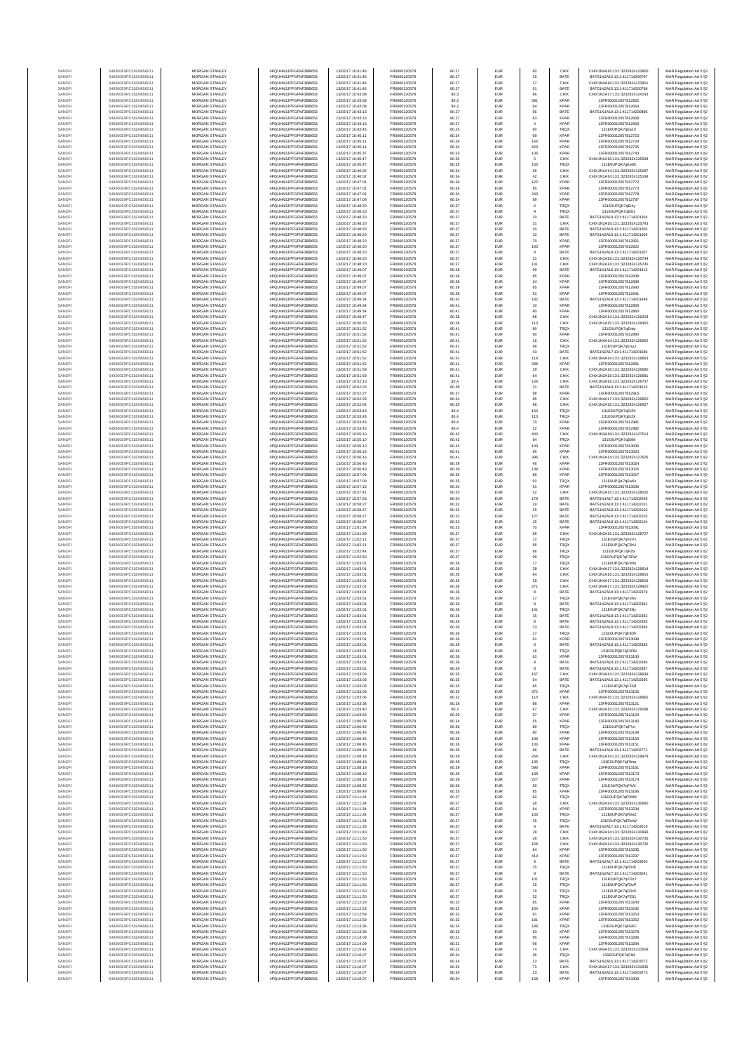| SANOFI | 549300E9PC51EN656011 | MORGAN STANLEY | 4PQUHN3JPFGFNF3BB653 | 13/02/17 10:41:46 | FR0000120578 | 80.27 | EUR | 80 | CHIX | CHIX1N4A16:13:1:3232824123900 | MAR Regulation Art 5 §2 |
|---|---|---|---|---|---|---|---|---|---|---|---|
| SANOFI | 549300E9PC51EN656011 | MORGAN STANLEY | 4PQUHN3JPFGFNF3BB653 | 13/02/17 10:41:46 | FR0000120578 | 80.27 | EUR | 15 | BATE | BATS1N2A15:13:1:411714200797 | MAR Regulation Art 5 §2 |
| SANOFI | 549300E9PC51EN656011 | MORGAN STANLEY | 4PQUHN3JPFGFNF3BB653 | 13/02/17 10:41:46 | FR0000120578 | 80.27 | EUR | 27 | CHIX | CHIX1N4A16:13:1:3232824123901 | MAR Regulation Art 5 §2 |
| SANOFI | 549300E9PC51EN656011 | MORGAN STANLEY | 4PQUHN3JPFGFNF3BB653 | 13/02/17 10:41:46 | FR0000120578 | 80.27 | EUR | 91 | BATE | BATS1N2A15:13:1:411714200798 | MAR Regulation Art 5 §2 |
| SANOFI | 549300E9PC51EN656011 | MORGAN STANLEY | 4PQUHN3JPFGFNF3BB653 | 13/02/17 10:43:08 | FR0000120578 | 80.3 | EUR | 96 | CHIX | CHIX1N1A17:13:1:3232824124143 | MAR Regulation Art 5 §2 |
| SANOFI | 549300E9PC51EN656011 | MORGAN STANLEY | 4PQUHN3JPFGFNF3BB653 | 13/02/17 10:43:08 | FR0000120578 | 80.3 | EUR | 391 | XPAR | 13FR000012057812662 | MAR Regulation Art 5 §2 |
| SANOFI | 549300E9PC51EN656011 | MORGAN STANLEY | 4PQUHN3JPFGFNF3BB653 | 13/02/17 10:43:08 | FR0000120578 | 80.3 | EUR | 94 | XPAR | 13FR000012057812664 | MAR Regulation Art 5 §2 |
| SANOFI | 549300E9PC51EN656011 | MORGAN STANLEY | 4PQUHN3JPFGFNF3BB653 | 13/02/17 10:43:13 | FR0000120578 | 80.27 | EUR | 96 | BATE | BATS1N1A19:13:1:411714200886 | MAR Regulation Art 5 §2 |
| SANOFI | 549300E9PC51EN656011 | MORGAN STANLEY | 4PQUHN3JPFGFNF3BB653 | 13/02/17 10:43:13 | FR0000120578 | 80.27 | EUR | 83 | XPAR | 13FR000012057812668 | MAR Regulation Art 5 §2 |
| SANOFI | 549300E9PC51EN656011 | MORGAN STANLEY | 4PQUHN3JPFGFNF3BB653 | 13/02/17 10:43:13 | FR0000120578 | 80.27 | EUR | 4 | XPAR | 13FR000012057812669 | MAR Regulation Art 5 §2 |
| SANOFI | 549300E9PC51EN656011 | MORGAN STANLEY | 4PQUHN3JPFGFNF3BB653 | 13/02/17 10:43:45 | FR0000120578 | 80.25 | EUR | 90 | TRQX | 131E0UPQK7qEa1X | MAR Regulation Art 5 §2 |
| SANOFI | 549300E9PC51EN656011 | MORGAN STANLEY | 4PQUHN3JPFGFNF3BB653 | 13/02/17 10:45:11 | FR0000120578 | 80.34 | EUR | 69 | XPAR | 13FR000012057812723 | MAR Regulation Art 5 §2 |
| SANOFI | 549300E9PC51EN656011 | MORGAN STANLEY | 4PQUHN3JPFGFNF3BB653 | 13/02/17 10:45:11 | FR0000120578 | 80.34 | EUR | 164 | XPAR | 13FR000012057812724 | MAR Regulation Art 5 §2 |
| SANOFI | 549300E9PC51EN656011 | MORGAN STANLEY | 4PQUHN3JPFGFNF3BB653 | 13/02/17 10:45:11 | FR0000120578 | 80.34 | EUR | 420 | XPAR | 13FR000012057812725 | MAR Regulation Art 5 §2 |
| SANOFI | 549300E9PC51EN656011 | MORGAN STANLEY | 4PQUHN3JPFGFNF3BB653 | 13/02/17 10:45:37 | FR0000120578 | 80.33 | EUR | 106 | XPAR | 13FR000012057812743 | MAR Regulation Art 5 §2 |
| SANOFI | 549300E9PC51EN656011 | MORGAN STANLEY | 4PQUHN3JPFGFNF3BB653 | 13/02/17 10:45:47 | FR0000120578 | 80.35 | EUR | 5 | CHIX | CHIX1N1A18:13:1:3232824125094 | MAR Regulation Art 5 §2 |
| SANOFI | 549300E9PC51EN656011 | MORGAN STANLEY | 4PQUHN3JPFGFNF3BB653 | 13/02/17 10:45:47 | FR0000120578 | 80.35 | EUR | 100 | TRQX | 131E0UPQK7qEeB5 | MAR Regulation Art 5 §2 |
| SANOFI | 549300E9PC51EN656011 | MORGAN STANLEY | 4PQUHN3JPFGFNF3BB653 | 13/02/17 10:46:02 | FR0000120578 | 80.34 | EUR | 56 | CHIX | CHIX1N1A14:13:1:3232824125197 | MAR Regulation Art 5 §2 |
| SANOFI | 549300E9PC51EN656011 | MORGAN STANLEY | 4PQUHN3JPFGFNF3BB653 | 13/02/17 10:46:02 | FR0000120578 | 80.34 | EUR | 42 | CHIX | CHIX1N1A14:13:1:3232824125198 | MAR Regulation Art 5 §2 |
| SANOFI | 549300E9PC51EN656011 | MORGAN STANLEY | 4PQUHN3JPFGFNF3BB653 | 13/02/17 10:47:01 | FR0000120578 | 80.34 | EUR | 122 | XPAR | 13FR000012057812772 | MAR Regulation Art 5 §2 |
| SANOFI | 549300E9PC51EN656011 | MORGAN STANLEY | 4PQUHN3JPFGFNF3BB653 | 13/02/17 10:47:01 | FR0000120578 | 80.34 | EUR | 85 | XPAR | 13FR000012057812773 | MAR Regulation Art 5 §2 |
| SANOFI | 549300E9PC51EN656011 | MORGAN STANLEY | 4PQUHN3JPFGFNF3BB653 | 13/02/17 10:47:01 | FR0000120578 | 80.34 | EUR | 243 | XPAR | 13FR000012057812776 | MAR Regulation Art 5 §2 |
| SANOFI | 549300E9PC51EN656011 | MORGAN STANLEY | 4PQUHN3JPFGFNF3BB653 | 13/02/17 10:47:08 | FR0000120578 | 80.34 | EUR | 89 | XPAR | 13FR000012057812787 | MAR Regulation Art 5 §2 |
| SANOFI | 549300E9PC51EN656011 | MORGAN STANLEY | 4PQUHN3JPFGFNF3BB653 | 13/02/17 10:48:20 | FR0000120578 | 80.37 | EUR | 6 | TRQX | 131E0UPQK7qEHy | MAR Regulation Art 5 §2 |
| SANOFI | 549300E9PC51EN656011 | MORGAN STANLEY | 4PQUHN3JPFGFNF3BB653 | 13/02/17 10:48:20 | FR0000120578 | 80.37 | EUR | 9 | TRQX | 131E0UPQK7qEi51 | MAR Regulation Art 5 §2 |
| SANOFI | 549300E9PC51EN656011 | MORGAN STANLEY | 4PQUHN3JPFGFNF3BB653 | 13/02/17 10:48:20 | FR0000120578 | 80.37 | EUR | 10 | BATE | BATS1N2A19:13:1:411714201304 | MAR Regulation Art 5 §2 |
| SANOFI | 549300E9PC51EN656011 | MORGAN STANLEY | 4PQUHN3JPFGFNF3BB653 | 13/02/17 10:48:20 | FR0000120578 | 80.37 | EUR | 31 | CHIX | CHIX1N1A18:13:1:3232824125743 | MAR Regulation Art 5 §2 |
| SANOFI | 549300E9PC51EN656011 | MORGAN STANLEY | 4PQUHN3JPFGFNF3BB653 | 13/02/17 10:48:20 | FR0000120578 | 80.37 | EUR | 10 | BATE | BATS1N2A19:13:1:411714201305 | MAR Regulation Art 5 §2 |
| SANOFI | 549300E9PC51EN656011 | MORGAN STANLEY | 4PQUHN3JPFGFNF3BB653 | 13/02/17 10:48:20 | FR0000120578 | 80.37 | EUR | 10 | BATE | BATS1N2A19:13:1:411714201306 | MAR Regulation Art 5 §2 |
| SANOFI | 549300E9PC51EN656011 | MORGAN STANLEY | 4PQUHN3JPFGFNF3BB653 | 13/02/17 10:48:20 | FR0000120578 | 80.37 | EUR | 70 | XPAR | 13FR000012057812821 | MAR Regulation Art 5 §2 |
| SANOFI | 549300E9PC51EN656011 | MORGAN STANLEY | 4PQUHN3JPFGFNF3BB653 | 13/02/17 10:48:20 | FR0000120578 | 80.37 | EUR | 193 | XPAR | 13FR000012057812822 | MAR Regulation Art 5 §2 |
| SANOFI | 549300E9PC51EN656011 | MORGAN STANLEY | 4PQUHN3JPFGFNF3BB653 | 13/02/17 10:48:20 | FR0000120578 | 80.37 | EUR | 8 | BATE | BATS1N2A19:13:1:411714201307 | MAR Regulation Art 5 §2 |
| SANOFI | 549300E9PC51EN656011 | MORGAN STANLEY | 4PQUHN3JPFGFNF3BB653 | 13/02/17 10:48:20 | FR0000120578 | 80.37 | EUR | 31 | CHIX | CHIX1N1A18:13:1:3232824125744 | MAR Regulation Art 5 §2 |
| SANOFI | 549300E9PC51EN656011 | MORGAN STANLEY | 4PQUHN3JPFGFNF3BB653 | 13/02/17 10:48:20 | FR0000120578 | 80.37 | EUR | 101 | CHIX | CHIX1N2A14:13:1:3232824125745 | MAR Regulation Art 5 §2 |
| SANOFI | 549300E9PC51EN656011 | MORGAN STANLEY | 4PQUHN3JPFGFNF3BB653 | 13/02/17 10:49:07 | FR0000120578 | 80.38 | EUR | 99 | BATE | BATS1N1A16:13:1:411714201413 | MAR Regulation Art 5 §2 |
| SANOFI | 549300E9PC51EN656011 | MORGAN STANLEY | 4PQUHN3JPFGFNF3BB653 | 13/02/17 10:49:07 | FR0000120578 | 80.38 | EUR | 85 | XPAR | 13FR000012057812838 | MAR Regulation Art 5 §2 |
| SANOFI | 549300E9PC51EN656011 | MORGAN STANLEY | 4PQUHN3JPFGFNF3BB653 | 13/02/17 10:49:07 | FR0000120578 | 80.38 | EUR | 24 | XPAR | 13FR000012057812839 | MAR Regulation Art 5 §2 |
| SANOFI | 549300E9PC51EN656011 | MORGAN STANLEY | 4PQUHN3JPFGFNF3BB653 | 13/02/17 10:49:07 | FR0000120578 | 80.38 | EUR | 85 | XPAR | 13FR000012057812840 | MAR Regulation Art 5 §2 |
| SANOFI | 549300E9PC51EN656011 | MORGAN STANLEY | 4PQUHN3JPFGFNF3BB653 | 13/02/17 10:49:07 | FR0000120578 | 80.38 | EUR | 81 | XPAR | 13FR000012057812841 | MAR Regulation Art 5 §2 |
| SANOFI | 549300E9PC51EN656011 | MORGAN STANLEY | 4PQUHN3JPFGFNF3BB653 | 13/02/17 10:49:34 | FR0000120578 | 80.42 | EUR | 182 | BATE | BATS1N2A18:13:1:411714201448 | MAR Regulation Art 5 §2 |
| SANOFI | 549300E9PC51EN656011 | MORGAN STANLEY | 4PQUHN3JPFGFNF3BB653 | 13/02/17 10:49:34 | FR0000120578 | 80.41 | EUR | 10 | XPAR | 13FR000012057812859 | MAR Regulation Art 5 §2 |
| SANOFI | 549300E9PC51EN656011 | MORGAN STANLEY | 4PQUHN3JPFGFNF3BB653 | 13/02/17 10:49:34 | FR0000120578 | 80.41 | EUR | 80 | XPAR | 13FR000012057812860 | MAR Regulation Art 5 §2 |
| SANOFI | 549300E9PC51EN656011 | MORGAN STANLEY | 4PQUHN3JPFGFNF3BB653 | 13/02/17 10:49:47 | FR0000120578 | 80.38 | EUR | 86 | CHIX | CHIX1N2A14:13:1:3232824126204 | MAR Regulation Art 5 §2 |
| SANOFI | 549300E9PC51EN656011 | MORGAN STANLEY | 4PQUHN3JPFGFNF3BB653 | 13/02/17 10:50:20 | FR0000120578 | 80.38 | EUR | 113 | CHIX | CHIX1N1A15:13:1:3232824126400 | MAR Regulation Art 5 §2 |
| SANOFI | 549300E9PC51EN656011 | MORGAN STANLEY | 4PQUHN3JPFGFNF3BB653 | 13/02/17 10:51:52 | FR0000120578 | 80.41 | EUR | 80 | TRQX | 131E0UPQK7qEmq | MAR Regulation Art 5 §2 |
| SANOFI | 549300E9PC51EN656011 | MORGAN STANLEY | 4PQUHN3JPFGFNF3BB653 | 13/02/17 10:51:52 | FR0000120578 | 80.41 | EUR | 90 | XPAR | 13FR000012057812890 | MAR Regulation Art 5 §2 |
| SANOFI | 549300E9PC51EN656011 | MORGAN STANLEY | 4PQUHN3JPFGFNF3BB653 | 13/02/17 10:51:52 | FR0000120578 | 80.41 | EUR | 16 | CHIX | CHIX1N4A14:13:1:3232824126662 | MAR Regulation Art 5 §2 |
| SANOFI | 549300E9PC51EN656011 | MORGAN STANLEY | 4PQUHN3JPFGFNF3BB653 | 13/02/17 10:51:52 | FR0000120578 | 80.41 | EUR | 68 | TRQX | 131E0UPQK7qEmJ | MAR Regulation Art 5 §2 |
| SANOFI | 549300E9PC51EN656011 | MORGAN STANLEY | 4PQUHN3JPFGFNF3BB653 | 13/02/17 10:51:52 | FR0000120578 | 80.41 | EUR | 43 | BATE | BATS1N2A17:13:1:411714201586 | MAR Regulation Art 5 §2 |
| SANOFI | 549300E9PC51EN656011 | MORGAN STANLEY | 4PQUHN3JPFGFNF3BB653 | 13/02/17 10:51:52 | FR0000120578 | 80.41 | EUR | 118 | CHIX | CHIX1N4A14:13:1:3232824126663 | MAR Regulation Art 5 §2 |
| SANOFI | 549300E9PC51EN656011 | MORGAN STANLEY | 4PQUHN3JPFGFNF3BB653 | 13/02/17 10:51:52 | FR0000120578 | 80.41 | EUR | 298 | XPAR | 13FR000012057812891 | MAR Regulation Art 5 §2 |
| SANOFI | 549300E9PC51EN656011 | MORGAN STANLEY | 4PQUHN3JPFGFNF3BB653 | 13/02/17 10:51:59 | FR0000120578 | 80.41 | EUR | 29 | CHIX | CHIX1N2A18:13:1:3232824126680 | MAR Regulation Art 5 §2 |
| SANOFI | 549300E9PC51EN656011 | MORGAN STANLEY | 4PQUHN3JPFGFNF3BB653 | 13/02/17 10:51:59 | FR0000120578 | 80.41 | EUR | 64 | CHIX | CHIX1N2A18:13:1:3232824126681 | MAR Regulation Art 5 §2 |
| SANOFI | 549300E9PC51EN656011 | MORGAN STANLEY | 4PQUHN3JPFGFNF3BB653 | 13/02/17 10:52:10 | FR0000120578 | 80.4 | EUR | 104 | CHIX | CHIX1N2A18:13:1:3232824126737 | MAR Regulation Art 5 §2 |
| SANOFI | 549300E9PC51EN656011 | MORGAN STANLEY | 4PQUHN3JPFGFNF3BB653 | 13/02/17 10:52:23 | FR0000120578 | 80.39 | EUR | 31 | BATE | BATS1N1A19:13:1:411714201615 | MAR Regulation Art 5 §2 |
| SANOFI | 549300E9PC51EN656011 | MORGAN STANLEY | 4PQUHN3JPFGFNF3BB653 | 13/02/17 10:52:27 | FR0000120578 | 80.37 | EUR | 98 | XPAR | 13FR000012057812916 | MAR Regulation Art 5 §2 |
| SANOFI | 549300E9PC51EN656011 | MORGAN STANLEY | 4PQUHN3JPFGFNF3BB653 | 13/02/17 10:52:29 | FR0000120578 | 80.34 | EUR | 85 | CHIX | CHIX1N4A17:13:1:3232824126820 | MAR Regulation Art 5 §2 |
| SANOFI | 549300E9PC51EN656011 | MORGAN STANLEY | 4PQUHN3JPFGFNF3BB653 | 13/02/17 10:52:54 | FR0000120578 | 80.35 | EUR | 86 | CHIX | CHIX2N1A18:13:1:3232824126927 | MAR Regulation Art 5 §2 |
| SANOFI | 549300E9PC51EN656011 | MORGAN STANLEY | 4PQUHN3JPFGFNF3BB653 | 13/02/17 10:53:43 | FR0000120578 | 80.4 | EUR | 150 | TRQX | 131E0UPQK7qEoZh | MAR Regulation Art 5 §2 |
| SANOFI | 549300E9PC51EN656011 | MORGAN STANLEY | 4PQUHN3JPFGFNF3BB653 | 13/02/17 10:53:43 | FR0000120578 | 80.4 | EUR | 113 | TRQX | 131E0UPQK7qEoZk | MAR Regulation Art 5 §2 |
| SANOFI | 549300E9PC51EN656011 | MORGAN STANLEY | 4PQUHN3JPFGFNF3BB653 | 13/02/17 10:53:43 | FR0000120578 | 80.4 | EUR | 70 | XPAR | 13FR000012057812981 | MAR Regulation Art 5 §2 |
| SANOFI | 549300E9PC51EN656011 | MORGAN STANLEY | 4PQUHN3JPFGFNF3BB653 | 13/02/17 10:53:43 | FR0000120578 | 80.4 | EUR | 22 | XPAR | 13FR000012057812982 | MAR Regulation Art 5 §2 |
| SANOFI | 549300E9PC51EN656011 | MORGAN STANLEY | 4PQUHN3JPFGFNF3BB653 | 13/02/17 10:55:10 | FR0000120578 | 80.42 | EUR | 400 | CHIX | CHIX1N3A18:13:1:3232824127513 | MAR Regulation Art 5 §2 |
| SANOFI | 549300E9PC51EN656011 | MORGAN STANLEY | 4PQUHN3JPFGFNF3BB653 | 13/02/17 10:55:10 | FR0000120578 | 80.42 | EUR | 84 | TRQX | 131E0UPQK7qEtM | MAR Regulation Art 5 §2 |
| SANOFI | 549300E9PC51EN656011 | MORGAN STANLEY | 4PQUHN3JPFGFNF3BB653 | 13/02/17 10:55:10 | FR0000120578 | 80.42 | EUR | 103 | XPAR | 13FR000012057813006 | MAR Regulation Art 5 §2 |
| SANOFI | 549300E9PC51EN656011 | MORGAN STANLEY | 4PQUHN3JPFGFNF3BB653 | 13/02/17 10:56:16 | FR0000120578 | 80.41 | EUR | 95 | XPAR | 13FR000012057813020 | MAR Regulation Art 5 §2 |
| SANOFI | 549300E9PC51EN656011 | MORGAN STANLEY | 4PQUHN3JPFGFNF3BB653 | 13/02/17 10:56:16 | FR0000120578 | 80.41 | EUR | 396 | CHIX | CHIX1N2A14:13:1:3232824127626 | MAR Regulation Art 5 §2 |
| SANOFI | 549300E9PC51EN656011 | MORGAN STANLEY | 4PQUHN3JPFGFNF3BB653 | 13/02/17 10:56:40 | FR0000120578 | 80.39 | EUR | 46 | XPAR | 13FR000012057813024 | MAR Regulation Art 5 §2 |
| SANOFI | 549300E9PC51EN656011 | MORGAN STANLEY | 4PQUHN3JPFGFNF3BB653 | 13/02/17 10:56:40 | FR0000120578 | 80.39 | EUR | 139 | XPAR | 13FR000012057813025 | MAR Regulation Art 5 §2 |
| SANOFI | 549300E9PC51EN656011 | MORGAN STANLEY | 4PQUHN3JPFGFNF3BB653 | 13/02/17 10:57:00 | FR0000120578 | 80.35 | EUR | 89 | XPAR | 13FR000012057813027 | MAR Regulation Art 5 §2 |
| SANOFI | 549300E9PC51EN656011 | MORGAN STANLEY | 4PQUHN3JPFGFNF3BB653 | 13/02/17 10:57:09 | FR0000120578 | 80.35 | EUR | 91 | TRQX | 131E0UPQK7qEw4x | MAR Regulation Art 5 §2 |
| SANOFI | 549300E9PC51EN656011 | MORGAN STANLEY | 4PQUHN3JPFGFNF3BB653 | 13/02/17 10:57:13 | FR0000120578 | 80.34 | EUR | 91 | XPAR | 13FR000012057813030 | MAR Regulation Art 5 §2 |
| SANOFI | 549300E9PC51EN656011 | MORGAN STANLEY | 4PQUHN3JPFGFNF3BB653 | 13/02/17 10:57:41 | FR0000120578 | 80.33 | EUR | 52 | CHIX | CHIX1N1A15:13:1:3232824128025 | MAR Regulation Art 5 §2 |
| SANOFI | 549300E9PC51EN656011 | MORGAN STANLEY | 4PQUHN3JPFGFNF3BB653 | 13/02/17 10:57:53 | FR0000120578 | 80.34 | EUR | 179 | BATE | BATS1N1A17:13:1:411714202048 | MAR Regulation Art 5 §2 |
| SANOFI | 549300E9PC51EN656011 | MORGAN STANLEY | 4PQUHN3JPFGFNF3BB653 | 13/02/17 10:58:27 | FR0000120578 | 80.32 | EUR | 29 | BATE | BATS1N2A18:13:1:411714202101 | MAR Regulation Art 5 §2 |
| SANOFI | 549300E9PC51EN656011 | MORGAN STANLEY | 4PQUHN3JPFGFNF3BB653 | 13/02/17 10:58:27 | FR0000120578 | 80.32 | EUR | 25 | BATE | BATS1N2A18:13:1:411714202102 | MAR Regulation Art 5 §2 |
| SANOFI | 549300E9PC51EN656011 | MORGAN STANLEY | 4PQUHN3JPFGFNF3BB653 | 13/02/17 10:58:27 | FR0000120578 | 80.32 | EUR | 127 | BATE | BATS1N2A18:13:1:411714202103 | MAR Regulation Art 5 §2 |
| SANOFI | 549300E9PC51EN656011 | MORGAN STANLEY | 4PQUHN3JPFGFNF3BB653 | 13/02/17 10:58:27 | FR0000120578 | 80.32 | EUR | 15 | BATE | BATS1N2A18:13:1:411714202104 | MAR Regulation Art 5 §2 |
| SANOFI | 549300E9PC51EN656011 | MORGAN STANLEY | 4PQUHN3JPFGFNF3BB653 | 13/02/17 11:01:36 | FR0000120578 | 80.33 | EUR | 70 | XPAR | 13FR000012057813091 | MAR Regulation Art 5 §2 |
| SANOFI | 549300E9PC51EN656011 | MORGAN STANLEY | 4PQUHN3JPFGFNF3BB653 | 13/02/17 11:01:59 | FR0000120578 | 80.37 | EUR | 85 | CHIX | CHIX1N3A15:13:1:3232824128727 | MAR Regulation Art 5 §2 |
| SANOFI | 549300E9PC51EN656011 | MORGAN STANLEY | 4PQUHN3JPFGFNF3BB653 | 13/02/17 11:02:11 | FR0000120578 | 80.37 | EUR | 72 | TRQX | 131E0UPQK7qF2Vx | MAR Regulation Art 5 §2 |
| SANOFI | 549300E9PC51EN656011 | MORGAN STANLEY | 4PQUHN3JPFGFNF3BB653 | 13/02/17 11:02:21 | FR0000120578 | 80.37 | EUR | 96 | TRQX | 131E0UPQK7qF2hU | MAR Regulation Art 5 §2 |
| SANOFI | 549300E9PC51EN656011 | MORGAN STANLEY | 4PQUHN3JPFGFNF3BB653 | 13/02/17 11:02:44 | FR0000120578 | 80.37 | EUR | 96 | TRQX | 131E0UPQK7qF3Si | MAR Regulation Art 5 §2 |
| SANOFI | 549300E9PC51EN656011 | MORGAN STANLEY | 4PQUHN3JPFGFNF3BB653 | 13/02/17 11:02:50 | FR0000120578 | 80.37 | EUR | 99 | TRQX | 131E0UPQK7qF3EW | MAR Regulation Art 5 §2 |
| SANOFI | 549300E9PC51EN656011 | MORGAN STANLEY | 4PQUHN3JPFGFNF3BB653 | 13/02/17 11:03:01 | FR0000120578 | 80.36 | EUR | 17 | TRQX | 131E0UPQK7qF3No | MAR Regulation Art 5 §2 |
| SANOFI | 549300E9PC51EN656011 | MORGAN STANLEY | 4PQUHN3JPFGFNF3BB653 | 13/02/17 11:03:01 | FR0000120578 | 80.36 | EUR | 28 | CHIX | CHIX1N4A17:13:1:3232824128914 | MAR Regulation Art 5 §2 |
| SANOFI | 549300E9PC51EN656011 | MORGAN STANLEY | 4PQUHN3JPFGFNF3BB653 | 13/02/17 11:03:01 | FR0000120578 | 80.36 | EUR | 84 | CHIX | CHIX1N1A16:13:1:3232824128916 | MAR Regulation Art 5 §2 |
| SANOFI | 549300E9PC51EN656011 | MORGAN STANLEY | 4PQUHN3JPFGFNF3BB653 | 13/02/17 11:03:01 | FR0000120578 | 80.36 | EUR | 28 | CHIX | CHIX1N4A17:13:1:3232824128919 | MAR Regulation Art 5 §2 |
| SANOFI | 549300E9PC51EN656011 | MORGAN STANLEY | 4PQUHN3JPFGFNF3BB653 | 13/02/17 11:03:01 | FR0000120578 | 80.36 | EUR | 271 | CHIX | CHIX1N4A17:13:1:3232824128920 | MAR Regulation Art 5 §2 |
| SANOFI | 549300E9PC51EN656011 | MORGAN STANLEY | 4PQUHN3JPFGFNF3BB653 | 13/02/17 11:03:01 | FR0000120578 | 80.36 | EUR | 8 | BATE | BATS1N2A18:13:1:411714202379 | MAR Regulation Art 5 §2 |
| SANOFI | 549300E9PC51EN656011 | MORGAN STANLEY | 4PQUHN3JPFGFNF3BB653 | 13/02/17 11:03:01 | FR0000120578 | 80.36 | EUR | 17 | TRQX | 131E0UPQK7qF3Nv | MAR Regulation Art 5 §2 |
| SANOFI | 549300E9PC51EN656011 | MORGAN STANLEY | 4PQUHN3JPFGFNF3BB653 | 13/02/17 11:03:01 | FR0000120578 | 80.36 | EUR | 8 | BATE | BATS1N2A18:13:1:411714202381 | MAR Regulation Art 5 §2 |
| SANOFI | 549300E9PC51EN656011 | MORGAN STANLEY | 4PQUHN3JPFGFNF3BB653 | 13/02/17 11:03:01 | FR0000120578 | 80.36 | EUR | 101 | TRQX | 131E0UPQK7qF3Ny | MAR Regulation Art 5 §2 |
| SANOFI | 549300E9PC51EN656011 | MORGAN STANLEY | 4PQUHN3JPFGFNF3BB653 | 13/02/17 11:03:01 | FR0000120578 | 80.36 | EUR | 15 | BATE | BATS1N2A18:13:1:411714202382 | MAR Regulation Art 5 §2 |
| SANOFI | 549300E9PC51EN656011 | MORGAN STANLEY | 4PQUHN3JPFGFNF3BB653 | 13/02/17 11:03:01 | FR0000120578 | 80.36 | EUR | 8 | BATE | BATS1N2A18:13:1:411714202383 | MAR Regulation Art 5 §2 |
| SANOFI | 549300E9PC51EN656011 | MORGAN STANLEY | 4PQUHN3JPFGFNF3BB653 | 13/02/17 11:03:01 | FR0000120578 | 80.36 | EUR | 13 | BATE | BATS1N2A18:13:1:411714202384 | MAR Regulation Art 5 §2 |
| SANOFI | 549300E9PC51EN656011 | MORGAN STANLEY | 4PQUHN3JPFGFNF3BB653 | 13/02/17 11:03:01 | FR0000120578 | 80.36 | EUR | 17 | TRQX | 131E0UPQK7qF3OF | MAR Regulation Art 5 §2 |
| SANOFI | 549300E9PC51EN656011 | MORGAN STANLEY | 4PQUHN3JPFGFNF3BB653 | 13/02/17 11:03:01 | FR0000120578 | 80.36 | EUR | 61 | XPAR | 13FR000012057813098 | MAR Regulation Art 5 §2 |
| SANOFI | 549300E9PC51EN656011 | MORGAN STANLEY | 4PQUHN3JPFGFNF3BB653 | 13/02/17 11:03:01 | FR0000120578 | 80.36 | EUR | 8 | BATE | BATS1N2A18:13:1:411714202385 | MAR Regulation Art 5 §2 |
| SANOFI | 549300E9PC51EN656011 | MORGAN STANLEY | 4PQUHN3JPFGFNF3BB653 | 13/02/17 11:03:01 | FR0000120578 | 80.36 | EUR | 16 | TRQX | 131E0UPQK7qF3ON | MAR Regulation Art 5 §2 |
| SANOFI | 549300E9PC51EN656011 | MORGAN STANLEY | 4PQUHN3JPFGFNF3BB653 | 13/02/17 11:03:01 | FR0000120578 | 80.36 | EUR | 61 | XPAR | 13FR000012057813100 | MAR Regulation Art 5 §2 |
| SANOFI | 549300E9PC51EN656011 | MORGAN STANLEY | 4PQUHN3JPFGFNF3BB653 | 13/02/17 11:03:01 | FR0000120578 | 80.36 | EUR | 8 | BATE | BATS1N2A18:13:1:411714202386 | MAR Regulation Art 5 §2 |
| SANOFI | 549300E9PC51EN656011 | MORGAN STANLEY | 4PQUHN3JPFGFNF3BB653 | 13/02/17 11:03:01 | FR0000120578 | 80.36 | EUR | 8 | BATE | BATS1N2A18:13:1:411714202387 | MAR Regulation Art 5 §2 |
| SANOFI | 549300E9PC51EN656011 | MORGAN STANLEY | 4PQUHN3JPFGFNF3BB653 | 13/02/17 11:03:03 | FR0000120578 | 80.35 | EUR | 167 | CHIX | CHIX1N3A14:13:1:3232824128939 | MAR Regulation Art 5 §2 |
| SANOFI | 549300E9PC51EN656011 | MORGAN STANLEY | 4PQUHN3JPFGFNF3BB653 | 13/02/17 11:03:03 | FR0000120578 | 80.35 | EUR | 54 | BATE | BATS1N1A16:13:1:411714202395 | MAR Regulation Art 5 §2 |
| SANOFI | 549300E9PC51EN656011 | MORGAN STANLEY | 4PQUHN3JPFGFNF3BB653 | 13/02/17 11:03:03 | FR0000120578 | 80.35 | EUR | 85 | TRQX | 131E0UPQK7qF3S8 | MAR Regulation Art 5 §2 |
| SANOFI | 549300E9PC51EN656011 | MORGAN STANLEY | 4PQUHN3JPFGFNF3BB653 | 13/02/17 11:03:03 | FR0000120578 | 80.35 | EUR | 372 | XPAR | 13FR000012057813105 | MAR Regulation Art 5 §2 |
| SANOFI | 549300E9PC51EN656011 | MORGAN STANLEY | 4PQUHN3JPFGFNF3BB653 | 13/02/17 11:03:06 | FR0000120578 | 80.32 | EUR | 110 | CHIX | CHIX1N4A15:13:1:3232824128965 | MAR Regulation Art 5 §2 |
| SANOFI | 549300E9PC51EN656011 | MORGAN STANLEY | 4PQUHN3JPFGFNF3BB653 | 13/02/17 11:03:38 | FR0000120578 | 80.28 | EUR | 88 | XPAR | 13FR000012057813121 | MAR Regulation Art 5 §2 |
| SANOFI | 549300E9PC51EN656011 | MORGAN STANLEY | 4PQUHN3JPFGFNF3BB653 | 13/02/17 11:03:40 | FR0000120578 | 80.3 | EUR | 87 | CHIX | CHIX1N2A15:13:1:3232824129188 | MAR Regulation Art 5 §2 |
| SANOFI | 549300E9PC51EN656011 | MORGAN STANLEY | 4PQUHN3JPFGFNF3BB653 | 13/02/17 11:03:55 | FR0000120578 | 80.29 | EUR | 97 | XPAR | 13FR000012057813129 | MAR Regulation Art 5 §2 |
| SANOFI | 549300E9PC51EN656011 | MORGAN STANLEY | 4PQUHN3JPFGFNF3BB653 | 13/02/17 11:06:08 | FR0000120578 | 80.34 | EUR | 55 | XPAR | 13FR000012057813140 | MAR Regulation Art 5 §2 |
| SANOFI | 549300E9PC51EN656011 | MORGAN STANLEY | 4PQUHN3JPFGFNF3BB653 | 13/02/17 11:06:45 | FR0000120578 | 80.36 | EUR | 80 | TRQX | 131E0UPQK7qF7zr | MAR Regulation Art 5 §2 |
| SANOFI | 549300E9PC51EN656011 | MORGAN STANLEY | 4PQUHN3JPFGFNF3BB653 | 13/02/17 11:06:45 | FR0000120578 | 80.36 | EUR | 80 | XPAR | 13FR000012057813149 | MAR Regulation Art 5 §2 |
| SANOFI | 549300E9PC51EN656011 | MORGAN STANLEY | 4PQUHN3JPFGFNF3BB653 | 13/02/17 11:06:45 | FR0000120578 | 80.36 | EUR | 100 | XPAR | 13FR000012057813150 | MAR Regulation Art 5 §2 |
| SANOFI | 549300E9PC51EN656011 | MORGAN STANLEY | 4PQUHN3JPFGFNF3BB653 | 13/02/17 11:06:45 | FR0000120578 | 80.36 | EUR | 100 | XPAR | 13FR000012057813151 | MAR Regulation Art 5 §2 |
| SANOFI | 549300E9PC51EN656011 | MORGAN STANLEY | 4PQUHN3JPFGFNF3BB653 | 13/02/17 11:08:08 | FR0000120578 | 80.39 | EUR | 86 | BATE | BATS1N1A16:13:1:411714202771 | MAR Regulation Art 5 §2 |
| SANOFI | 549300E9PC51EN656011 | MORGAN STANLEY | 4PQUHN3JPFGFNF3BB653 | 13/02/17 11:08:18 | FR0000120578 | 80.39 | EUR | 264 | CHIX | CHIX1N1A14:13:1:3232824129979 | MAR Regulation Art 5 §2 |
| SANOFI | 549300E9PC51EN656011 | MORGAN STANLEY | 4PQUHN3JPFGFNF3BB653 | 13/02/17 11:08:18 | FR0000120578 | 80.39 | EUR | 135 | TRQX | 131E0UPQK7qF9mp | MAR Regulation Art 5 §2 |
| SANOFI | 549300E9PC51EN656011 | MORGAN STANLEY | 4PQUHN3JPFGFNF3BB653 | 13/02/17 11:08:18 | FR0000120578 | 80.39 | EUR | 590 | XPAR | 13FR000012057813161 | MAR Regulation Art 5 §2 |
| SANOFI | 549300E9PC51EN656011 | MORGAN STANLEY | 4PQUHN3JPFGFNF3BB653 | 13/02/17 11:08:19 | FR0000120578 | 80.39 | EUR | 139 | XPAR | 13FR000012057813173 | MAR Regulation Art 5 §2 |
| SANOFI | 549300E9PC51EN656011 | MORGAN STANLEY | 4PQUHN3JPFGFNF3BB653 | 13/02/17 11:08:19 | FR0000120578 | 80.39 | EUR | 227 | XPAR | 13FR000012057813174 | MAR Regulation Art 5 §2 |
| SANOFI | 549300E9PC51EN656011 | MORGAN STANLEY | 4PQUHN3JPFGFNF3BB653 | 13/02/17 11:08:32 | FR0000120578 | 80.36 | EUR | 90 | TRQX | 131E0UPQK7qFAAi | MAR Regulation Art 5 §2 |
| SANOFI | 549300E9PC51EN656011 | MORGAN STANLEY | 4PQUHN3JPFGFNF3BB653 | 13/02/17 11:08:49 | FR0000120578 | 80.35 | EUR | 85 | XPAR | 13FR000012057813186 | MAR Regulation Art 5 §2 |
| SANOFI | 549300E9PC51EN656011 | MORGAN STANLEY | 4PQUHN3JPFGFNF3BB653 | 13/02/17 11:11:24 | FR0000120578 | 80.37 | EUR | 82 | TRQX | 131E0UPQK7qFDMK | MAR Regulation Art 5 §2 |
| SANOFI | 549300E9PC51EN656011 | MORGAN STANLEY | 4PQUHN3JPFGFNF3BB653 | 13/02/17 11:11:34 | FR0000120578 | 80.37 | EUR | 28 | CHIX | CHIX1N2A14:13:1:3232824130680 | MAR Regulation Art 5 §2 |
| SANOFI | 549300E9PC51EN656011 | MORGAN STANLEY | 4PQUHN3JPFGFNF3BB653 | 13/02/17 11:11:34 | FR0000120578 | 80.37 | EUR | 64 | XPAR | 13FR000012057813234 | MAR Regulation Art 5 §2 |
| SANOFI | 549300E9PC51EN656011 | MORGAN STANLEY | 4PQUHN3JPFGFNF3BB653 | 13/02/17 11:11:34 | FR0000120578 | 80.37 | EUR | 105 | TRQX | 131E0UPQK7qFDeZ | MAR Regulation Art 5 §2 |
| SANOFI | 549300E9PC51EN656011 | MORGAN STANLEY | 4PQUHN3JPFGFNF3BB653 | 13/02/17 11:11:34 | FR0000120578 | 80.37 | EUR | 15 | TRQX | 131E0UPQK7qFDeW | MAR Regulation Art 5 §2 |
| SANOFI | 549300E9PC51EN656011 | MORGAN STANLEY | 4PQUHN3JPFGFNF3BB653 | 13/02/17 11:11:35 | FR0000120578 | 80.37 | EUR | 9 | BATE | BATS1N2A17:13:1:411714203019 | MAR Regulation Art 5 §2 |
| SANOFI | 549300E9PC51EN656011 | MORGAN STANLEY | 4PQUHN3JPFGFNF3BB653 | 13/02/17 11:11:45 | FR0000120578 | 80.37 | EUR | 28 | CHIX | CHIX1N2A14:13:1:3232824130696 | MAR Regulation Art 5 §2 |
| SANOFI | 549300E9PC51EN656011 | MORGAN STANLEY | 4PQUHN3JPFGFNF3BB653 | 13/02/17 11:11:50 | FR0000120578 | 80.37 | EUR | 28 | CHIX | CHIX1N2A14:13:1:3232824130735 | MAR Regulation Art 5 §2 |
| SANOFI | 549300E9PC51EN656011 | MORGAN STANLEY | 4PQUHN3JPFGFNF3BB653 | 13/02/17 11:11:50 | FR0000120578 | 80.37 | EUR | 158 | CHIX | CHIX1N2A14:13:1:3232824130736 | MAR Regulation Art 5 §2 |
| SANOFI | 549300E9PC51EN656011 | MORGAN STANLEY | 4PQUHN3JPFGFNF3BB653 | 13/02/17 11:11:50 | FR0000120578 | 80.37 | EUR | 64 | XPAR | 13FR000012057813236 | MAR Regulation Art 5 §2 |
| SANOFI | 549300E9PC51EN656011 | MORGAN STANLEY | 4PQUHN3JPFGFNF3BB653 | 13/02/17 11:11:50 | FR0000120578 | 80.37 | EUR | 413 | XPAR | 13FR000012057813237 | MAR Regulation Art 5 §2 |
| SANOFI | 549300E9PC51EN656011 | MORGAN STANLEY | 4PQUHN3JPFGFNF3BB653 | 13/02/17 11:11:50 | FR0000120578 | 80.37 | EUR | 9 | BATE | BATS1N2A17:13:1:411714203040 | MAR Regulation Art 5 §2 |
| SANOFI | 549300E9PC51EN656011 | MORGAN STANLEY | 4PQUHN3JPFGFNF3BB653 | 13/02/17 11:11:50 | FR0000120578 | 80.37 | EUR | 15 | TRQX | 131E0UPQK7qFDzE | MAR Regulation Art 5 §2 |
| SANOFI | 549300E9PC51EN656011 | MORGAN STANLEY | 4PQUHN3JPFGFNF3BB653 | 13/02/17 11:11:50 | FR0000120578 | 80.37 | EUR | 9 | BATE | BATS1N2A17:13:1:411714203041 | MAR Regulation Art 5 §2 |
| SANOFI | 549300E9PC51EN656011 | MORGAN STANLEY | 4PQUHN3JPFGFNF3BB653 | 13/02/17 11:11:50 | FR0000120578 | 80.37 | EUR | 101 | TRQX | 131E0UPQK7qFDzJ | MAR Regulation Art 5 §2 |
| SANOFI | 549300E9PC51EN656011 | MORGAN STANLEY | 4PQUHN3JPFGFNF3BB653 | 13/02/17 11:11:50 | FR0000120578 | 80.37 | EUR | 15 | TRQX | 131E0UPQK7qFDzP | MAR Regulation Art 5 §2 |
| SANOFI | 549300E9PC51EN656011 | MORGAN STANLEY | 4PQUHN3JPFGFNF3BB653 | 13/02/17 11:11:50 | FR0000120578 | 80.37 | EUR | 79 | TRQX | 131E0UPQK7qFDzS | MAR Regulation Art 5 §2 |
| SANOFI | 549300E9PC51EN656011 | MORGAN STANLEY | 4PQUHN3JPFGFNF3BB653 | 13/02/17 11:11:50 | FR0000120578 | 80.37 | EUR | 52 | TRQX | 131E0UPQK7qFE01 | MAR Regulation Art 5 §2 |
| SANOFI | 549300E9PC51EN656011 | MORGAN STANLEY | 4PQUHN3JPFGFNF3BB653 | 13/02/17 11:12:23 | FR0000120578 | 80.32 | EUR | 85 | XPAR | 13FR000012057813243 | MAR Regulation Art 5 §2 |
| SANOFI | 549300E9PC51EN656011 | MORGAN STANLEY | 4PQUHN3JPFGFNF3BB653 | 13/02/17 11:12:23 | FR0000120578 | 80.32 | EUR | 104 | XPAR | 13FR000012057813242 | MAR Regulation Art 5 §2 |
| SANOFI | 549300E9PC51EN656011 | MORGAN STANLEY | 4PQUHN3JPFGFNF3BB653 | 13/02/17 11:12:59 | FR0000120578 | 80.32 | EUR | 91 | XPAR | 13FR000012057813251 | MAR Regulation Art 5 §2 |
| SANOFI | 549300E9PC51EN656011 | MORGAN STANLEY | 4PQUHN3JPFGFNF3BB653 | 13/02/17 11:12:59 | FR0000120578 | 80.32 | EUR | 181 | XPAR | 13FR000012057813252 | MAR Regulation Art 5 §2 |
| SANOFI | 549300E9PC51EN656011 | MORGAN STANLEY | 4PQUHN3JPFGFNF3BB653 | 13/02/17 11:13:36 | FR0000120578 | 80.34 | EUR | 186 | TRQX | 131E0UPQK7qFGKF | MAR Regulation Art 5 §2 |
| SANOFI | 549300E9PC51EN656011 | MORGAN STANLEY | 4PQUHN3JPFGFNF3BB653 | 13/02/17 11:13:39 | FR0000120578 | 80.33 | EUR | 93 | XPAR | 13FR000012057813278 | MAR Regulation Art 5 §2 |
| SANOFI | 549300E9PC51EN656011 | MORGAN STANLEY | 4PQUHN3JPFGFNF3BB653 | 13/02/17 11:14:09 | FR0000120578 | 80.31 | EUR | 95 | XPAR | 13FR000012057813286 | MAR Regulation Art 5 §2 |
| SANOFI | 549300E9PC51EN656011 | MORGAN STANLEY | 4PQUHN3JPFGFNF3BB653 | 13/02/17 11:14:09 | FR0000120578 | 80.31 | EUR | 96 | XPAR | 13FR000012057813284 | MAR Regulation Art 5 §2 |
| SANOFI | 549300E9PC51EN656011 | MORGAN STANLEY | 4PQUHN3JPFGFNF3BB653 | 13/02/17 11:15:41 | FR0000120578 | 80.32 | EUR | 74 | CHIX | CHIX1N4A15:13:1:3232824131509 | MAR Regulation Art 5 §2 |
| SANOFI | 549300E9PC51EN656011 | MORGAN STANLEY | 4PQUHN3JPFGFNF3BB653 | 13/02/17 11:16:07 | FR0000120578 | 80.34 | EUR | 36 | TRQX | 131E0UPQK7qFIkl | MAR Regulation Art 5 §2 |
| SANOFI | 549300E9PC51EN656011 | MORGAN STANLEY | 4PQUHN3JPFGFNF3BB653 | 13/02/17 11:16:07 | FR0000120578 | 80.34 | EUR | 23 | BATE | BATS1N2A15:13:1:411714203272 | MAR Regulation Art 5 §2 |
| SANOFI | 549300E9PC51EN656011 | MORGAN STANLEY | 4PQUHN3JPFGFNF3BB653 | 13/02/17 11:16:07 | FR0000120578 | 80.34 | EUR | 71 | CHIX | CHIX1N2A17:13:1:3232824131636 | MAR Regulation Art 5 §2 |
| SANOFI | 549300E9PC51EN656011 | MORGAN STANLEY | 4PQUHN3JPFGFNF3BB653 | 13/02/17 11:16:07 | FR0000120578 | 80.34 | EUR | 23 | BATE | BATS1N2A15:13:1:411714203273 | MAR Regulation Art 5 §2 |
| SANOFI | 549300E9PC51EN656011 | MORGAN STANLEY | 4PQUHN3JPFGFNF3BB653 | 13/02/17 11:16:07 | FR0000120578 | 80.34 | EUR | 158 | XPAR | 13FR000012057813309 | MAR Regulation Art 5 §2 |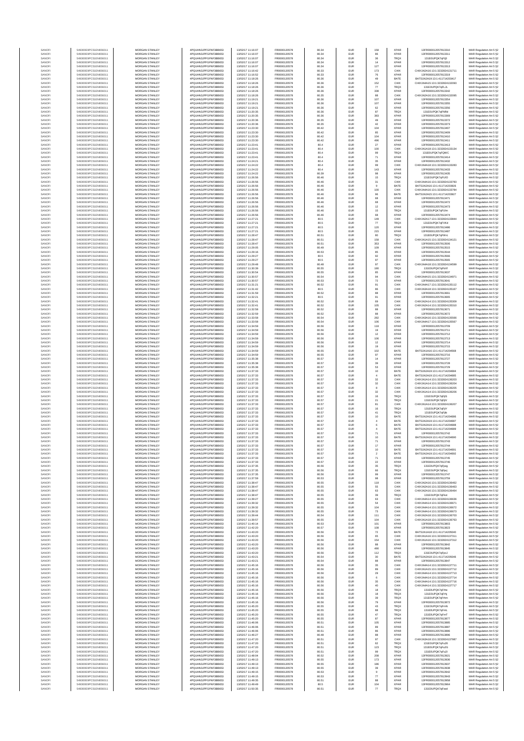| SANOFI | 549300E9PC51EN656011 | MORGAN STANLEY | 4PQUHN3JPFGFNF3BB653 | 13/02/17 11:16:07 | FR0000120578 | 80.34 | EUR | 158 | XPAR | 13FR0000120578I13310 | MAR Regulation Art 5 §2 |
|---|---|---|---|---|---|---|---|---|---|---|---|
| SANOFI | 549300E9PC51EN656011 | MORGAN STANLEY | 4PQUHN3JPFGFNF3BB653 | 13/02/17 11:16:07 | FR0000120578 | 80.34 | EUR | 86 | XPAR | 13FR0000120578I13311 | MAR Regulation Art 5 §2 |
| SANOFI | 549300E9PC51EN656011 | MORGAN STANLEY | 4PQUHN3JPFGFNF3BB653 | 13/02/17 11:16:07 | FR0000120578 | 80.34 | EUR | 36 | TRQX | 131E0UPQK7qFlj3 | MAR Regulation Art 5 §2 |
| SANOFI | 549300E9PC51EN656011 | MORGAN STANLEY | 4PQUHN3JPFGFNF3BB653 | 13/02/17 11:16:07 | FR0000120578 | 80.34 | EUR | 14 | XPAR | 13FR0000120578I13312 | MAR Regulation Art 5 §2 |
| SANOFI | 549300E9PC51EN656011 | MORGAN STANLEY | 4PQUHN3JPFGFNF3BB653 | 13/02/17 11:16:07 | FR0000120578 | 80.34 | EUR | 127 | XPAR | 13FR0000120578I13313 | MAR Regulation Art 5 §2 |
| SANOFI | 549300E9PC51EN656011 | MORGAN STANLEY | 4PQUHN3JPFGFNF3BB653 | 13/02/17 11:16:42 | FR0000120578 | 80.33 | EUR | 173 | CHIX | CHIX1N2A16:13:1:3232824131711 | MAR Regulation Art 5 §2 |
| SANOFI | 549300E9PC51EN656011 | MORGAN STANLEY | 4PQUHN3JPFGFNF3BB653 | 13/02/17 11:16:52 | FR0000120578 | 80.33 | EUR | 76 | XPAR | 13FR0000120578I13319 | MAR Regulation Art 5 §2 |
| SANOFI | 549300E9PC51EN656011 | MORGAN STANLEY | 4PQUHN3JPFGFNF3BB653 | 13/02/17 11:18:26 | FR0000120578 | 80.36 | EUR | 49 | BATE | BATS1N2A19:13:1:411714203417 | MAR Regulation Art 5 §2 |
| SANOFI | 549300E9PC51EN656011 | MORGAN STANLEY | 4PQUHN3JPFGFNF3BB653 | 13/02/17 11:18:26 | FR0000120578 | 80.36 | EUR | 152 | CHIX | CHIX1N4A15:13:1:3232824132093 | MAR Regulation Art 5 §2 |
| SANOFI | 549300E9PC51EN656011 | MORGAN STANLEY | 4PQUHN3JPFGFNF3BB653 | 13/02/17 11:18:26 | FR0000120578 | 80.36 | EUR | 77 | TRQX | 131E0UPQK7qFLJL | MAR Regulation Art 5 §2 |
| SANOFI | 549300E9PC51EN656011 | MORGAN STANLEY | 4PQUHN3JPFGFNF3BB653 | 13/02/17 11:18:26 | FR0000120578 | 80.36 | EUR | 338 | XPAR | 13FR0000120578I13342 | MAR Regulation Art 5 §2 |
| SANOFI | 549300E9PC51EN656011 | MORGAN STANLEY | 4PQUHN3JPFGFNF3BB653 | 13/02/17 11:18:26 | FR0000120578 | 80.35 | EUR | 88 | CHIX | CHIX1N2A16:13:1:3232824132095 | MAR Regulation Art 5 §2 |
| SANOFI | 549300E9PC51EN656011 | MORGAN STANLEY | 4PQUHN3JPFGFNF3BB653 | 13/02/17 11:19:21 | FR0000120578 | 80.36 | EUR | 107 | XPAR | 13FR0000120578I13354 | MAR Regulation Art 5 §2 |
| SANOFI | 549300E9PC51EN656011 | MORGAN STANLEY | 4PQUHN3JPFGFNF3BB653 | 13/02/17 11:19:21 | FR0000120578 | 80.36 | EUR | 107 | XPAR | 13FR0000120578I13355 | MAR Regulation Art 5 §2 |
| SANOFI | 549300E9PC51EN656011 | MORGAN STANLEY | 4PQUHN3JPFGFNF3BB653 | 13/02/17 11:19:21 | FR0000120578 | 80.36 | EUR | 62 | XPAR | 13FR0000120578I13356 | MAR Regulation Art 5 §2 |
| SANOFI | 549300E9PC51EN656011 | MORGAN STANLEY | 4PQUHN3JPFGFNF3BB653 | 13/02/17 11:20:35 | FR0000120578 | 80.36 | EUR | 87 | TRQX | 131E0UPQK7qFNRd | MAR Regulation Art 5 §2 |
| SANOFI | 549300E9PC51EN656011 | MORGAN STANLEY | 4PQUHN3JPFGFNF3BB653 | 13/02/17 11:20:35 | FR0000120578 | 80.36 | EUR | 383 | XPAR | 13FR0000120578I13369 | MAR Regulation Art 5 §2 |
| SANOFI | 549300E9PC51EN656011 | MORGAN STANLEY | 4PQUHN3JPFGFNF3BB653 | 13/02/17 11:20:36 | FR0000120578 | 80.35 | EUR | 49 | XPAR | 13FR0000120578I13372 | MAR Regulation Art 5 §2 |
| SANOFI | 549300E9PC51EN656011 | MORGAN STANLEY | 4PQUHN3JPFGFNF3BB653 | 13/02/17 11:20:36 | FR0000120578 | 80.35 | EUR | 42 | XPAR | 13FR0000120578I13373 | MAR Regulation Art 5 §2 |
| SANOFI | 549300E9PC51EN656011 | MORGAN STANLEY | 4PQUHN3JPFGFNF3BB653 | 13/02/17 11:23:30 | FR0000120578 | 80.42 | EUR | 104 | XPAR | 13FR0000120578I13407 | MAR Regulation Art 5 §2 |
| SANOFI | 549300E9PC51EN656011 | MORGAN STANLEY | 4PQUHN3JPFGFNF3BB653 | 13/02/17 11:23:30 | FR0000120578 | 80.42 | EUR | 85 | XPAR | 13FR0000120578I13409 | MAR Regulation Art 5 §2 |
| SANOFI | 549300E9PC51EN656011 | MORGAN STANLEY | 4PQUHN3JPFGFNF3BB653 | 13/02/17 11:23:30 | FR0000120578 | 80.42 | EUR | 104 | XPAR | 13FR0000120578I13410 | MAR Regulation Art 5 §2 |
| SANOFI | 549300E9PC51EN656011 | MORGAN STANLEY | 4PQUHN3JPFGFNF3BB653 | 13/02/17 11:23:30 | FR0000120578 | 80.42 | EUR | 496 | XPAR | 13FR0000120578I13411 | MAR Regulation Art 5 §2 |
| SANOFI | 549300E9PC51EN656011 | MORGAN STANLEY | 4PQUHN3JPFGFNF3BB653 | 13/02/17 11:23:41 | FR0000120578 | 80.4 | EUR | 27 | XPAR | 13FR0000120578I13413 | MAR Regulation Art 5 §2 |
| SANOFI | 549300E9PC51EN656011 | MORGAN STANLEY | 4PQUHN3JPFGFNF3BB653 | 13/02/17 11:23:41 | FR0000120578 | 80.4 | EUR | 100 | CHIX | CHIX1N1A18:13:1:3232824133134 | MAR Regulation Art 5 §2 |
| SANOFI | 549300E9PC51EN656011 | MORGAN STANLEY | 4PQUHN3JPFGFNF3BB653 | 13/02/17 11:23:41 | FR0000120578 | 80.4 | EUR | 99 | TRQX | 131E0UPQK7qFQWC | MAR Regulation Art 5 §2 |
| SANOFI | 549300E9PC51EN656011 | MORGAN STANLEY | 4PQUHN3JPFGFNF3BB653 | 13/02/17 11:23:41 | FR0000120578 | 80.4 | EUR | 71 | XPAR | 13FR0000120578I13414 | MAR Regulation Art 5 §2 |
| SANOFI | 549300E9PC51EN656011 | MORGAN STANLEY | 4PQUHN3JPFGFNF3BB653 | 13/02/17 11:24:21 | FR0000120578 | 80.4 | EUR | 35 | XPAR | 13FR0000120578I13432 | MAR Regulation Art 5 §2 |
| SANOFI | 549300E9PC51EN656011 | MORGAN STANLEY | 4PQUHN3JPFGFNF3BB653 | 13/02/17 11:24:22 | FR0000120578 | 80.4 | EUR | 99 | CHIX | CHIX1N4A18:13:1:3232824133283 | MAR Regulation Art 5 §2 |
| SANOFI | 549300E9PC51EN656011 | MORGAN STANLEY | 4PQUHN3JPFGFNF3BB653 | 13/02/17 11:24:22 | FR0000120578 | 80.4 | EUR | 143 | XPAR | 13FR0000120578I13433 | MAR Regulation Art 5 §2 |
| SANOFI | 549300E9PC51EN656011 | MORGAN STANLEY | 4PQUHN3JPFGFNF3BB653 | 13/02/17 11:24:22 | FR0000120578 | 80.39 | EUR | 98 | XPAR | 13FR0000120578I13435 | MAR Regulation Art 5 §2 |
| SANOFI | 549300E9PC51EN656011 | MORGAN STANLEY | 4PQUHN3JPFGFNF3BB653 | 13/02/17 11:26:56 | FR0000120578 | 80.46 | EUR | 15 | TRQX | 131E0UPQK7qFUIO | MAR Regulation Art 5 §2 |
| SANOFI | 549300E9PC51EN656011 | MORGAN STANLEY | 4PQUHN3JPFGFNF3BB653 | 13/02/17 11:26:56 | FR0000120578 | 80.46 | EUR | 31 | CHIX | CHIX1N4A16:13:1:3232824133783 | MAR Regulation Art 5 §2 |
| SANOFI | 549300E9PC51EN656011 | MORGAN STANLEY | 4PQUHN3JPFGFNF3BB653 | 13/02/17 11:26:56 | FR0000120578 | 80.46 | EUR | 9 | BATE | BATS1N2A19:13:1:411714203826 | MAR Regulation Art 5 §2 |
| SANOFI | 549300E9PC51EN656011 | MORGAN STANLEY | 4PQUHN3JPFGFNF3BB653 | 13/02/17 11:26:56 | FR0000120578 | 80.46 | EUR | 100 | CHIX | CHIX1N4A16:13:1:3232824133784 | MAR Regulation Art 5 §2 |
| SANOFI | 549300E9PC51EN656011 | MORGAN STANLEY | 4PQUHN3JPFGFNF3BB653 | 13/02/17 11:26:56 | FR0000120578 | 80.46 | EUR | 96 | BATE | BATS1N2A15:13:1:411714203827 | MAR Regulation Art 5 §2 |
| SANOFI | 549300E9PC51EN656011 | MORGAN STANLEY | 4PQUHN3JPFGFNF3BB653 | 13/02/17 11:26:56 | FR0000120578 | 80.46 | EUR | 68 | XPAR | 13FR0000120578I13471 | MAR Regulation Art 5 §2 |
| SANOFI | 549300E9PC51EN656011 | MORGAN STANLEY | 4PQUHN3JPFGFNF3BB653 | 13/02/17 11:26:56 | FR0000120578 | 80.46 | EUR | 68 | XPAR | 13FR0000120578I13472 | MAR Regulation Art 5 §2 |
| SANOFI | 549300E9PC51EN656011 | MORGAN STANLEY | 4PQUHN3JPFGFNF3BB653 | 13/02/17 11:26:56 | FR0000120578 | 80.46 | EUR | 12 | XPAR | 13FR0000120578I13473 | MAR Regulation Art 5 §2 |
| SANOFI | 549300E9PC51EN656011 | MORGAN STANLEY | 4PQUHN3JPFGFNF3BB653 | 13/02/17 11:26:56 | FR0000120578 | 80.46 | EUR | 15 | TRQX | 131E0UPQK7qFUIm | MAR Regulation Art 5 §2 |
| SANOFI | 549300E9PC51EN656011 | MORGAN STANLEY | 4PQUHN3JPFGFNF3BB653 | 13/02/17 11:26:56 | FR0000120578 | 80.46 | EUR | 68 | XPAR | 13FR0000120578I13474 | MAR Regulation Art 5 §2 |
| SANOFI | 549300E9PC51EN656011 | MORGAN STANLEY | 4PQUHN3JPFGFNF3BB653 | 13/02/17 11:27:21 | FR0000120578 | 80.5 | EUR | 149 | CHIX | CHIX1N2A17:13:1:3232824133844 | MAR Regulation Art 5 §2 |
| SANOFI | 549300E9PC51EN656011 | MORGAN STANLEY | 4PQUHN3JPFGFNF3BB653 | 13/02/17 11:27:21 | FR0000120578 | 80.5 | EUR | 77 | TRQX | 131E0UPQK7qFVKd | MAR Regulation Art 5 §2 |
| SANOFI | 549300E9PC51EN656011 | MORGAN STANLEY | 4PQUHN3JPFGFNF3BB653 | 13/02/17 11:27:21 | FR0000120578 | 80.5 | EUR | 120 | XPAR | 13FR0000120578I13486 | MAR Regulation Art 5 §2 |
| SANOFI | 549300E9PC51EN656011 | MORGAN STANLEY | 4PQUHN3JPFGFNF3BB653 | 13/02/17 11:27:21 | FR0000120578 | 80.5 | EUR | 215 | XPAR | 13FR0000120578I13487 | MAR Regulation Art 5 §2 |
| SANOFI | 549300E9PC51EN656011 | MORGAN STANLEY | 4PQUHN3JPFGFNF3BB653 | 13/02/17 11:28:47 | FR0000120578 | 80.51 | EUR | 80 | TRQX | 131E0UPQK7qFWrc | MAR Regulation Art 5 §2 |
| SANOFI | 549300E9PC51EN656011 | MORGAN STANLEY | 4PQUHN3JPFGFNF3BB653 | 13/02/17 11:28:47 | FR0000120578 | 80.51 | EUR | 158 | CHIX | CHIX1N1A15:13:1:3232824134121 | MAR Regulation Art 5 §2 |
| SANOFI | 549300E9PC51EN656011 | MORGAN STANLEY | 4PQUHN3JPFGFNF3BB653 | 13/02/17 11:28:47 | FR0000120578 | 80.51 | EUR | 353 | XPAR | 13FR0000120578I13506 | MAR Regulation Art 5 §2 |
| SANOFI | 549300E9PC51EN656011 | MORGAN STANLEY | 4PQUHN3JPFGFNF3BB653 | 13/02/17 11:29:06 | FR0000120578 | 80.49 | EUR | 109 | XPAR | 13FR0000120578I13515 | MAR Regulation Art 5 §2 |
| SANOFI | 549300E9PC51EN656011 | MORGAN STANLEY | 4PQUHN3JPFGFNF3BB653 | 13/02/17 11:29:16 | FR0000120578 | 80.53 | EUR | 85 | XPAR | 13FR0000120578I13544 | MAR Regulation Art 5 §2 |
| SANOFI | 549300E9PC51EN656011 | MORGAN STANLEY | 4PQUHN3JPFGFNF3BB653 | 13/02/17 11:29:27 | FR0000120578 | 80.5 | EUR | 92 | XPAR | 13FR0000120578I13556 | MAR Regulation Art 5 §2 |
| SANOFI | 549300E9PC51EN656011 | MORGAN STANLEY | 4PQUHN3JPFGFNF3BB653 | 13/02/17 11:29:27 | FR0000120578 | 80.5 | EUR | 97 | XPAR | 13FR0000120578I13565 | MAR Regulation Art 5 §2 |
| SANOFI | 549300E9PC51EN656011 | MORGAN STANLEY | 4PQUHN3JPFGFNF3BB653 | 13/02/17 11:29:48 | FR0000120578 | 80.48 | EUR | 97 | CHIX | CHIX1N4A18:13:1:3232824134599 | MAR Regulation Art 5 §2 |
| SANOFI | 549300E9PC51EN656011 | MORGAN STANLEY | 4PQUHN3JPFGFNF3BB653 | 13/02/17 11:30:39 | FR0000120578 | 80.55 | EUR | 180 | TRQX | 131E0UPQK7qFbXf | MAR Regulation Art 5 §2 |
| SANOFI | 549300E9PC51EN656011 | MORGAN STANLEY | 4PQUHN3JPFGFNF3BB653 | 13/02/17 11:30:54 | FR0000120578 | 80.55 | EUR | 85 | XPAR | 13FR0000120578I13637 | MAR Regulation Art 5 §2 |
| SANOFI | 549300E9PC51EN656011 | MORGAN STANLEY | 4PQUHN3JPFGFNF3BB653 | 13/02/17 11:30:57 | FR0000120578 | 80.54 | EUR | 94 | CHIX | CHIX1N4A15:13:1:3232824134971 | MAR Regulation Art 5 §2 |
| SANOFI | 549300E9PC51EN656011 | MORGAN STANLEY | 4PQUHN3JPFGFNF3BB653 | 13/02/17 11:30:57 | FR0000120578 | 80.53 | EUR | 72 | XPAR | 13FR0000120578I13641 | MAR Regulation Art 5 §2 |
| SANOFI | 549300E9PC51EN656011 | MORGAN STANLEY | 4PQUHN3JPFGFNF3BB653 | 13/02/17 11:31:21 | FR0000120578 | 80.52 | EUR | 91 | CHIX | CHIX1N4A17:13:1:3232824135112 | MAR Regulation Art 5 §2 |
| SANOFI | 549300E9PC51EN656011 | MORGAN STANLEY | 4PQUHN3JPFGFNF3BB653 | 13/02/17 11:31:42 | FR0000120578 | 80.5 | EUR | 86 | CHIX | CHIX1N3A18:13:1:3232824135167 | MAR Regulation Art 5 §2 |
| SANOFI | 549300E9PC51EN656011 | MORGAN STANLEY | 4PQUHN3JPFGFNF3BB653 | 13/02/17 11:31:59 | FR0000120578 | 80.52 | EUR | 88 | XPAR | 13FR0000120578I13661 | MAR Regulation Art 5 §2 |
| SANOFI | 549300E9PC51EN656011 | MORGAN STANLEY | 4PQUHN3JPFGFNF3BB653 | 13/02/17 11:32:21 | FR0000120578 | 80.5 | EUR | 91 | XPAR | 13FR0000120578I13665 | MAR Regulation Art 5 §2 |
| SANOFI | 549300E9PC51EN656011 | MORGAN STANLEY | 4PQUHN3JPFGFNF3BB653 | 13/02/17 11:32:41 | FR0000120578 | 80.52 | EUR | 69 | CHIX | CHIX1N2A14:13:1:3232824135309 | MAR Regulation Art 5 §2 |
| SANOFI | 549300E9PC51EN656011 | MORGAN STANLEY | 4PQUHN3JPFGFNF3BB653 | 13/02/17 11:32:41 | FR0000120578 | 80.52 | EUR | 105 | CHIX | CHIX1N2A14:13:1:3232824135310 | MAR Regulation Art 5 §2 |
| SANOFI | 549300E9PC51EN656011 | MORGAN STANLEY | 4PQUHN3JPFGFNF3BB653 | 13/02/17 11:32:58 | FR0000120578 | 80.52 | EUR | 88 | XPAR | 13FR0000120578I13671 | MAR Regulation Art 5 §2 |
| SANOFI | 549300E9PC51EN656011 | MORGAN STANLEY | 4PQUHN3JPFGFNF3BB653 | 13/02/17 11:32:59 | FR0000120578 | 80.52 | EUR | 88 | XPAR | 13FR0000120578I13672 | MAR Regulation Art 5 §2 |
| SANOFI | 549300E9PC51EN656011 | MORGAN STANLEY | 4PQUHN3JPFGFNF3BB653 | 13/02/17 11:33:58 | FR0000120578 | 80.54 | EUR | 282 | CHIX | CHIX1N2A16:13:1:3232824135566 | MAR Regulation Art 5 §2 |
| SANOFI | 549300E9PC51EN656011 | MORGAN STANLEY | 4PQUHN3JPFGFNF3BB653 | 13/02/17 11:33:58 | FR0000120578 | 80.54 | EUR | 106 | CHIX | CHIX1N4A17:13:1:3232824135567 | MAR Regulation Art 5 §2 |
| SANOFI | 549300E9PC51EN656011 | MORGAN STANLEY | 4PQUHN3JPFGFNF3BB653 | 13/02/17 11:34:59 | FR0000120578 | 80.56 | EUR | 118 | XPAR | 13FR0000120578I13709 | MAR Regulation Art 5 §2 |
| SANOFI | 549300E9PC51EN656011 | MORGAN STANLEY | 4PQUHN3JPFGFNF3BB653 | 13/02/17 11:34:59 | FR0000120578 | 80.56 | EUR | 19 | XPAR | 13FR0000120578I13711 | MAR Regulation Art 5 §2 |
| SANOFI | 549300E9PC51EN656011 | MORGAN STANLEY | 4PQUHN3JPFGFNF3BB653 | 13/02/17 11:34:59 | FR0000120578 | 80.56 | EUR | 12 | XPAR | 13FR0000120578I13712 | MAR Regulation Art 5 §2 |
| SANOFI | 549300E9PC51EN656011 | MORGAN STANLEY | 4PQUHN3JPFGFNF3BB653 | 13/02/17 11:34:59 | FR0000120578 | 80.56 | EUR | 106 | XPAR | 13FR0000120578I13713 | MAR Regulation Art 5 §2 |
| SANOFI | 549300E9PC51EN656011 | MORGAN STANLEY | 4PQUHN3JPFGFNF3BB653 | 13/02/17 11:34:59 | FR0000120578 | 80.56 | EUR | 12 | XPAR | 13FR0000120578I13714 | MAR Regulation Art 5 §2 |
| SANOFI | 549300E9PC51EN656011 | MORGAN STANLEY | 4PQUHN3JPFGFNF3BB653 | 13/02/17 11:34:59 | FR0000120578 | 80.56 | EUR | 19 | XPAR | 13FR0000120578I13715 | MAR Regulation Art 5 §2 |
| SANOFI | 549300E9PC51EN656011 | MORGAN STANLEY | 4PQUHN3JPFGFNF3BB653 | 13/02/17 11:34:59 | FR0000120578 | 80.55 | EUR | 102 | BATE | BATS1N1A18:13:1:411714204568 | MAR Regulation Art 5 §2 |
| SANOFI | 549300E9PC51EN656011 | MORGAN STANLEY | 4PQUHN3JPFGFNF3BB653 | 13/02/17 11:34:59 | FR0000120578 | 80.55 | EUR | 97 | XPAR | 13FR0000120578I13716 | MAR Regulation Art 5 §2 |
| SANOFI | 549300E9PC51EN656011 | MORGAN STANLEY | 4PQUHN3JPFGFNF3BB653 | 13/02/17 11:35:38 | FR0000120578 | 80.57 | EUR | 14 | XPAR | 13FR0000120578I13727 | MAR Regulation Art 5 §2 |
| SANOFI | 549300E9PC51EN656011 | MORGAN STANLEY | 4PQUHN3JPFGFNF3BB653 | 13/02/17 11:35:38 | FR0000120578 | 80.57 | EUR | 39 | XPAR | 13FR0000120578I13728 | MAR Regulation Art 5 §2 |
| SANOFI | 549300E9PC51EN656011 | MORGAN STANLEY | 4PQUHN3JPFGFNF3BB653 | 13/02/17 11:35:38 | FR0000120578 | 80.57 | EUR | 53 | XPAR | 13FR0000120578I13729 | MAR Regulation Art 5 §2 |
| SANOFI | 549300E9PC51EN656011 | MORGAN STANLEY | 4PQUHN3JPFGFNF3BB653 | 13/02/17 11:37:33 | FR0000120578 | 80.57 | EUR | 10 | BATE | BATS1N2A19:13:1:411714204684 | MAR Regulation Art 5 §2 |
| SANOFI | 549300E9PC51EN656011 | MORGAN STANLEY | 4PQUHN3JPFGFNF3BB653 | 13/02/17 11:37:33 | FR0000120578 | 80.57 | EUR | 4 | BATE | BATS1N2A19:13:1:411714204685 | MAR Regulation Art 5 §2 |
| SANOFI | 549300E9PC51EN656011 | MORGAN STANLEY | 4PQUHN3JPFGFNF3BB653 | 13/02/17 11:37:33 | FR0000120578 | 80.57 | EUR | 32 | CHIX | CHIX1N1A14:13:1:3232824136203 | MAR Regulation Art 5 §2 |
| SANOFI | 549300E9PC51EN656011 | MORGAN STANLEY | 4PQUHN3JPFGFNF3BB653 | 13/02/17 11:37:33 | FR0000120578 | 80.57 | EUR | 32 | CHIX | CHIX1N1A14:13:1:3232824136204 | MAR Regulation Art 5 §2 |
| SANOFI | 549300E9PC51EN656011 | MORGAN STANLEY | 4PQUHN3JPFGFNF3BB653 | 13/02/17 11:37:33 | FR0000120578 | 80.57 | EUR | 8 | CHIX | CHIX1N1A14:13:1:3232824136205 | MAR Regulation Art 5 §2 |
| SANOFI | 549300E9PC51EN656011 | MORGAN STANLEY | 4PQUHN3JPFGFNF3BB653 | 13/02/17 11:37:33 | FR0000120578 | 80.57 | EUR | 32 | CHIX | CHIX1N1A14:13:1:3232824136206 | MAR Regulation Art 5 §2 |
| SANOFI | 549300E9PC51EN656011 | MORGAN STANLEY | 4PQUHN3JPFGFNF3BB653 | 13/02/17 11:37:33 | FR0000120578 | 80.57 | EUR | 16 | TRQX | 131E0UPQK7qFjjS | MAR Regulation Art 5 §2 |
| SANOFI | 549300E9PC51EN656011 | MORGAN STANLEY | 4PQUHN3JPFGFNF3BB653 | 13/02/17 11:37:33 | FR0000120578 | 80.57 | EUR | 21 | TRQX | 131E0UPQK7qFjjV | MAR Regulation Art 5 §2 |
| SANOFI | 549300E9PC51EN656011 | MORGAN STANLEY | 4PQUHN3JPFGFNF3BB653 | 13/02/17 11:37:33 | FR0000120578 | 80.57 | EUR | 81 | CHIX | CHIX1N1A14:13:1:3232824136207 | MAR Regulation Art 5 §2 |
| SANOFI | 549300E9PC51EN656011 | MORGAN STANLEY | 4PQUHN3JPFGFNF3BB653 | 13/02/17 11:37:33 | FR0000120578 | 80.57 | EUR | 16 | TRQX | 131E0UPQK7qFjjY | MAR Regulation Art 5 §2 |
| SANOFI | 549300E9PC51EN656011 | MORGAN STANLEY | 4PQUHN3JPFGFNF3BB653 | 13/02/17 11:37:33 | FR0000120578 | 80.57 | EUR | 41 | TRQX | 131E0UPQK7qFjjb | MAR Regulation Art 5 §2 |
| SANOFI | 549300E9PC51EN656011 | MORGAN STANLEY | 4PQUHN3JPFGFNF3BB653 | 13/02/17 11:37:33 | FR0000120578 | 80.57 | EUR | 10 | BATE | BATS1N2A19:13:1:411714204686 | MAR Regulation Art 5 §2 |
| SANOFI | 549300E9PC51EN656011 | MORGAN STANLEY | 4PQUHN3JPFGFNF3BB653 | 13/02/17 11:37:33 | FR0000120578 | 80.57 | EUR | 4 | BATE | BATS1N2A19:13:1:411714204687 | MAR Regulation Art 5 §2 |
| SANOFI | 549300E9PC51EN656011 | MORGAN STANLEY | 4PQUHN3JPFGFNF3BB653 | 13/02/17 11:37:33 | FR0000120578 | 80.57 | EUR | 6 | BATE | BATS1N2A19:13:1:411714204688 | MAR Regulation Art 5 §2 |
| SANOFI | 549300E9PC51EN656011 | MORGAN STANLEY | 4PQUHN3JPFGFNF3BB653 | 13/02/17 11:37:33 | FR0000120578 | 80.57 | EUR | 4 | BATE | BATS1N2A19:13:1:411714204689 | MAR Regulation Art 5 §2 |
| SANOFI | 549300E9PC51EN656011 | MORGAN STANLEY | 4PQUHN3JPFGFNF3BB653 | 13/02/17 11:37:33 | FR0000120578 | 80.57 | EUR | 71 | XPAR | 13FR0000120578I13742 | MAR Regulation Art 5 §2 |
| SANOFI | 549300E9PC51EN656011 | MORGAN STANLEY | 4PQUHN3JPFGFNF3BB653 | 13/02/17 11:37:33 | FR0000120578 | 80.57 | EUR | 10 | BATE | BATS1N2A19:13:1:411714204690 | MAR Regulation Art 5 §2 |
| SANOFI | 549300E9PC51EN656011 | MORGAN STANLEY | 4PQUHN3JPFGFNF3BB653 | 13/02/17 11:37:33 | FR0000120578 | 80.57 | EUR | 71 | XPAR | 13FR0000120578I13743 | MAR Regulation Art 5 §2 |
| SANOFI | 549300E9PC51EN656011 | MORGAN STANLEY | 4PQUHN3JPFGFNF3BB653 | 13/02/17 11:37:33 | FR0000120578 | 80.57 | EUR | 17 | XPAR | 13FR0000120578I13744 | MAR Regulation Art 5 §2 |
| SANOFI | 549300E9PC51EN656011 | MORGAN STANLEY | 4PQUHN3JPFGFNF3BB653 | 13/02/17 11:37:33 | FR0000120578 | 80.57 | EUR | 10 | BATE | BATS1N2A19:13:1:411714204691 | MAR Regulation Art 5 §2 |
| SANOFI | 549300E9PC51EN656011 | MORGAN STANLEY | 4PQUHN3JPFGFNF3BB653 | 13/02/17 11:37:33 | FR0000120578 | 80.57 | EUR | 2 | BATE | BATS1N2A19:13:1:411714204692 | MAR Regulation Art 5 §2 |
| SANOFI | 549300E9PC51EN656011 | MORGAN STANLEY | 4PQUHN3JPFGFNF3BB653 | 13/02/17 11:37:33 | FR0000120578 | 80.57 | EUR | 71 | XPAR | 13FR0000120578I13745 | MAR Regulation Art 5 §2 |
| SANOFI | 549300E9PC51EN656011 | MORGAN STANLEY | 4PQUHN3JPFGFNF3BB653 | 13/02/17 11:37:33 | FR0000120578 | 80.57 | EUR | 22 | XPAR | 13FR0000120578I13746 | MAR Regulation Art 5 §2 |
| SANOFI | 549300E9PC51EN656011 | MORGAN STANLEY | 4PQUHN3JPFGFNF3BB653 | 13/02/17 11:37:35 | FR0000120578 | 80.56 | EUR | 35 | TRQX | 131E0UPQK7qFjwg | MAR Regulation Art 5 §2 |
| SANOFI | 549300E9PC51EN656011 | MORGAN STANLEY | 4PQUHN3JPFGFNF3BB653 | 13/02/17 11:37:35 | FR0000120578 | 80.56 | EUR | 66 | TRQX | 131E0UPQK7qFjwj | MAR Regulation Art 5 §2 |
| SANOFI | 549300E9PC51EN656011 | MORGAN STANLEY | 4PQUHN3JPFGFNF3BB653 | 13/02/17 11:37:35 | FR0000120578 | 80.56 | EUR | 99 | XPAR | 13FR0000120578I13747 | MAR Regulation Art 5 §2 |
| SANOFI | 549300E9PC51EN656011 | MORGAN STANLEY | 4PQUHN3JPFGFNF3BB653 | 13/02/17 11:37:59 | FR0000120578 | 80.53 | EUR | 98 | XPAR | 13FR0000120578I13759 | MAR Regulation Art 5 §2 |
| SANOFI | 549300E9PC51EN656011 | MORGAN STANLEY | 4PQUHN3JPFGFNF3BB653 | 13/02/17 11:38:47 | FR0000120578 | 80.55 | EUR | 118 | CHIX | CHIX1N2A16:13:1:3232824136462 | MAR Regulation Art 5 §2 |
| SANOFI | 549300E9PC51EN656011 | MORGAN STANLEY | 4PQUHN3JPFGFNF3BB653 | 13/02/17 11:38:47 | FR0000120578 | 80.55 | EUR | 55 | CHIX | CHIX1N2A16:13:1:3232824136463 | MAR Regulation Art 5 §2 |
| SANOFI | 549300E9PC51EN656011 | MORGAN STANLEY | 4PQUHN3JPFGFNF3BB653 | 13/02/17 11:38:47 | FR0000120578 | 80.55 | EUR | 63 | CHIX | CHIX1N2A16:13:1:3232824136464 | MAR Regulation Art 5 §2 |
| SANOFI | 549300E9PC51EN656011 | MORGAN STANLEY | 4PQUHN3JPFGFNF3BB653 | 13/02/17 11:38:47 | FR0000120578 | 80.55 | EUR | 39 | TRQX | 131E0UPQK7qFkst | MAR Regulation Art 5 §2 |
| SANOFI | 549300E9PC51EN656011 | MORGAN STANLEY | 4PQUHN3JPFGFNF3BB653 | 13/02/17 11:39:27 | FR0000120578 | 80.55 | EUR | 63 | CHIX | CHIX1N4A14:13:1:3232824136636 | MAR Regulation Art 5 §2 |
| SANOFI | 549300E9PC51EN656011 | MORGAN STANLEY | 4PQUHN3JPFGFNF3BB653 | 13/02/17 11:39:32 | FR0000120578 | 80.55 | EUR | 54 | CHIX | CHIX1N4A14:13:1:3232824136671 | MAR Regulation Art 5 §2 |
| SANOFI | 549300E9PC51EN656011 | MORGAN STANLEY | 4PQUHN3JPFGFNF3BB653 | 13/02/17 11:39:32 | FR0000120578 | 80.55 | EUR | 104 | CHIX | CHIX1N4A14:13:1:3232824136672 | MAR Regulation Art 5 §2 |
| SANOFI | 549300E9PC51EN656011 | MORGAN STANLEY | 4PQUHN3JPFGFNF3BB653 | 13/02/17 11:39:32 | FR0000120578 | 80.55 | EUR | 73 | CHIX | CHIX1N4A14:13:1:3232824136673 | MAR Regulation Art 5 §2 |
| SANOFI | 549300E9PC51EN656011 | MORGAN STANLEY | 4PQUHN3JPFGFNF3BB653 | 13/02/17 11:39:44 | FR0000120578 | 80.54 | EUR | 111 | CHIX | CHIX1N2A18:13:1:3232824136703 | MAR Regulation Art 5 §2 |
| SANOFI | 549300E9PC51EN656011 | MORGAN STANLEY | 4PQUHN3JPFGFNF3BB653 | 13/02/17 11:39:57 | FR0000120578 | 80.55 | EUR | 104 | CHIX | CHIX1N1A18:13:1:3232824136763 | MAR Regulation Art 5 §2 |
| SANOFI | 549300E9PC51EN656011 | MORGAN STANLEY | 4PQUHN3JPFGFNF3BB653 | 13/02/17 11:40:16 | FR0000120578 | 80.53 | EUR | 101 | XPAR | 13FR0000120578I13803 | MAR Regulation Art 5 §2 |
| SANOFI | 549300E9PC51EN656011 | MORGAN STANLEY | 4PQUHN3JPFGFNF3BB653 | 13/02/17 11:42:20 | FR0000120578 | 80.57 | EUR | 108 | XPAR | 13FR0000120578I13823 | MAR Regulation Art 5 §2 |
| SANOFI | 549300E9PC51EN656011 | MORGAN STANLEY | 4PQUHN3JPFGFNF3BB653 | 13/02/17 11:43:20 | FR0000120578 | 80.56 | EUR | 72 | BATE | BATS1N1A18:13:1:411714205040 | MAR Regulation Art 5 §2 |
| SANOFI | 549300E9PC51EN656011 | MORGAN STANLEY | 4PQUHN3JPFGFNF3BB653 | 13/02/17 11:43:20 | FR0000120578 | 80.56 | EUR | 65 | CHIX | CHIX1N1A16:13:1:3232824137311 | MAR Regulation Art 5 §2 |
| SANOFI | 549300E9PC51EN656011 | MORGAN STANLEY | 4PQUHN3JPFGFNF3BB653 | 13/02/17 11:43:20 | FR0000120578 | 80.56 | EUR | 154 | CHIX | CHIX1N1A16:13:1:3232824137312 | MAR Regulation Art 5 §2 |
| SANOFI | 549300E9PC51EN656011 | MORGAN STANLEY | 4PQUHN3JPFGFNF3BB653 | 13/02/17 11:43:20 | FR0000120578 | 80.56 | EUR | 88 | XPAR | 13FR0000120578I13842 | MAR Regulation Art 5 §2 |
| SANOFI | 549300E9PC51EN656011 | MORGAN STANLEY | 4PQUHN3JPFGFNF3BB653 | 13/02/17 11:43:20 | FR0000120578 | 80.56 | EUR | 490 | XPAR | 13FR0000120578I13845 | MAR Regulation Art 5 §2 |
| SANOFI | 549300E9PC51EN656011 | MORGAN STANLEY | 4PQUHN3JPFGFNF3BB653 | 13/02/17 11:43:20 | FR0000120578 | 80.56 | EUR | 112 | TRQX | 131E0UPQK7qFpcJ | MAR Regulation Art 5 §2 |
| SANOFI | 549300E9PC51EN656011 | MORGAN STANLEY | 4PQUHN3JPFGFNF3BB653 | 13/02/17 11:43:21 | FR0000120578 | 80.54 | EUR | 30 | BATE | BATS1N2A18:13:1:411714205046 | MAR Regulation Art 5 §2 |
| SANOFI | 549300E9PC51EN656011 | MORGAN STANLEY | 4PQUHN3JPFGFNF3BB653 | 13/02/17 11:43:21 | FR0000120578 | 80.54 | EUR | 88 | XPAR | 13FR0000120578I13847 | MAR Regulation Art 5 §2 |
| SANOFI | 549300E9PC51EN656011 | MORGAN STANLEY | 4PQUHN3JPFGFNF3BB653 | 13/02/17 11:45:16 | FR0000120578 | 80.56 | EUR | 35 | CHIX | CHIX1N4A14:13:1:3232824137711 | MAR Regulation Art 5 §2 |
| SANOFI | 549300E9PC51EN656011 | MORGAN STANLEY | 4PQUHN3JPFGFNF3BB653 | 13/02/17 11:45:16 | FR0000120578 | 80.56 | EUR | 89 | CHIX | CHIX1N4A15:13:1:3232824137712 | MAR Regulation Art 5 §2 |
| SANOFI | 549300E9PC51EN656011 | MORGAN STANLEY | 4PQUHN3JPFGFNF3BB653 | 13/02/17 11:45:16 | FR0000120578 | 80.56 | EUR | 29 | CHIX | CHIX1N4A14:13:1:3232824137713 | MAR Regulation Art 5 §2 |
| SANOFI | 549300E9PC51EN656011 | MORGAN STANLEY | 4PQUHN3JPFGFNF3BB653 | 13/02/17 11:45:16 | FR0000120578 | 80.56 | EUR | 6 | CHIX | CHIX1N4A14:13:1:3232824137714 | MAR Regulation Art 5 §2 |
| SANOFI | 549300E9PC51EN656011 | MORGAN STANLEY | 4PQUHN3JPFGFNF3BB653 | 13/02/17 11:45:16 | FR0000120578 | 80.56 | EUR | 35 | CHIX | CHIX1N4A14:13:1:3232824137716 | MAR Regulation Art 5 §2 |
| SANOFI | 549300E9PC51EN656011 | MORGAN STANLEY | 4PQUHN3JPFGFNF3BB653 | 13/02/17 11:45:16 | FR0000120578 | 80.56 | EUR | 40 | CHIX | CHIX1N4A14:13:1:3232824137717 | MAR Regulation Art 5 §2 |
| SANOFI | 549300E9PC51EN656011 | MORGAN STANLEY | 4PQUHN3JPFGFNF3BB653 | 13/02/17 11:45:16 | FR0000120578 | 80.56 | EUR | 18 | TRQX | 131E0UPQK7qFrhe | MAR Regulation Art 5 §2 |
| SANOFI | 549300E9PC51EN656011 | MORGAN STANLEY | 4PQUHN3JPFGFNF3BB653 | 13/02/17 11:45:16 | FR0000120578 | 80.56 | EUR | 18 | TRQX | 131E0UPQK7qFrhj | MAR Regulation Art 5 §2 |
| SANOFI | 549300E9PC51EN656011 | MORGAN STANLEY | 4PQUHN3JPFGFNF3BB653 | 13/02/17 11:45:16 | FR0000120578 | 80.56 | EUR | 39 | TRQX | 131E0UPQK7qFrhm | MAR Regulation Art 5 §2 |
| SANOFI | 549300E9PC51EN656011 | MORGAN STANLEY | 4PQUHN3JPFGFNF3BB653 | 13/02/17 11:45:16 | FR0000120578 | 80.56 | EUR | 79 | XPAR | 13FR0000120578I13872 | MAR Regulation Art 5 §2 |
| SANOFI | 549300E9PC51EN656011 | MORGAN STANLEY | 4PQUHN3JPFGFNF3BB653 | 13/02/17 11:45:20 | FR0000120578 | 80.55 | EUR | 43 | TRQX | 131E0UPQK7qFrmN | MAR Regulation Art 5 §2 |
| SANOFI | 549300E9PC51EN656011 | MORGAN STANLEY | 4PQUHN3JPFGFNF3BB653 | 13/02/17 11:45:20 | FR0000120578 | 80.55 | EUR | 88 | TRQX | 131E0UPQK7qFrmL | MAR Regulation Art 5 §2 |
| SANOFI | 549300E9PC51EN656011 | MORGAN STANLEY | 4PQUHN3JPFGFNF3BB653 | 13/02/17 11:45:20 | FR0000120578 | 80.55 | EUR | 47 | TRQX | 131E0UPQK7qFrmT | MAR Regulation Art 5 §2 |
| SANOFI | 549300E9PC51EN656011 | MORGAN STANLEY | 4PQUHN3JPFGFNF3BB653 | 13/02/17 11:45:20 | FR0000120578 | 80.55 | EUR | 87 | XPAR | 13FR0000120578I13877 | MAR Regulation Art 5 §2 |
| SANOFI | 549300E9PC51EN656011 | MORGAN STANLEY | 4PQUHN3JPFGFNF3BB653 | 13/02/17 11:46:06 | FR0000120578 | 80.55 | EUR | 105 | XPAR | 13FR0000120578I13885 | MAR Regulation Art 5 §2 |
| SANOFI | 549300E9PC51EN656011 | MORGAN STANLEY | 4PQUHN3JPFGFNF3BB653 | 13/02/17 11:46:06 | FR0000120578 | 80.51 | EUR | 89 | XPAR | 13FR0000120578I13887 | MAR Regulation Art 5 §2 |
| SANOFI | 549300E9PC51EN656011 | MORGAN STANLEY | 4PQUHN3JPFGFNF3BB653 | 13/02/17 11:46:06 | FR0000120578 | 80.51 | EUR | 86 | XPAR | 13FR0000120578I13886 | MAR Regulation Art 5 §2 |
| SANOFI | 549300E9PC51EN656011 | MORGAN STANLEY | 4PQUHN3JPFGFNF3BB653 | 13/02/17 11:46:27 | FR0000120578 | 80.48 | EUR | 88 | XPAR | 13FR0000120578I13896 | MAR Regulation Art 5 §2 |
| SANOFI | 549300E9PC51EN656011 | MORGAN STANLEY | 4PQUHN3JPFGFNF3BB653 | 13/02/17 11:47:20 | FR0000120578 | 80.51 | EUR | 97 | CHIX | CHIX1N1A18:13:1:3232824137987 | MAR Regulation Art 5 §2 |
| SANOFI | 549300E9PC51EN656011 | MORGAN STANLEY | 4PQUHN3JPFGFNF3BB653 | 13/02/17 11:47:20 | FR0000120578 | 80.51 | EUR | 62 | TRQX | 131E0UPQK7qFu26 | MAR Regulation Art 5 §2 |
| SANOFI | 549300E9PC51EN656011 | MORGAN STANLEY | 4PQUHN3JPFGFNF3BB653 | 13/02/17 11:47:20 | FR0000120578 | 80.51 | EUR | 123 | TRQX | 131E0UPQK7qFu2G | MAR Regulation Art 5 §2 |
| SANOFI | 549300E9PC51EN656011 | MORGAN STANLEY | 4PQUHN3JPFGFNF3BB653 | 13/02/17 11:47:20 | FR0000120578 | 80.51 | EUR | 99 | TRQX | 131E0UPQK7qFu2I | MAR Regulation Art 5 §2 |
| SANOFI | 549300E9PC51EN656011 | MORGAN STANLEY | 4PQUHN3JPFGFNF3BB653 | 13/02/17 11:48:04 | FR0000120578 | 80.52 | EUR | 208 | XPAR | 13FR0000120578I13921 | MAR Regulation Art 5 §2 |
| SANOFI | 549300E9PC51EN656011 | MORGAN STANLEY | 4PQUHN3JPFGFNF3BB653 | 13/02/17 11:49:13 | FR0000120578 | 80.55 | EUR | 173 | XPAR | 13FR0000120578I13936 | MAR Regulation Art 5 §2 |
| SANOFI | 549300E9PC51EN656011 | MORGAN STANLEY | 4PQUHN3JPFGFNF3BB653 | 13/02/17 11:49:13 | FR0000120578 | 80.55 | EUR | 186 | XPAR | 13FR0000120578I13937 | MAR Regulation Art 5 §2 |
| SANOFI | 549300E9PC51EN656011 | MORGAN STANLEY | 4PQUHN3JPFGFNF3BB653 | 13/02/17 11:49:13 | FR0000120578 | 80.55 | EUR | 39 | XPAR | 13FR0000120578I13938 | MAR Regulation Art 5 §2 |
| SANOFI | 549300E9PC51EN656011 | MORGAN STANLEY | 4PQUHN3JPFGFNF3BB653 | 13/02/17 11:49:15 | FR0000120578 | 80.53 | EUR | 9 | XPAR | 13FR0000120578I13942 | MAR Regulation Art 5 §2 |
| SANOFI | 549300E9PC51EN656011 | MORGAN STANLEY | 4PQUHN3JPFGFNF3BB653 | 13/02/17 11:49:15 | FR0000120578 | 80.53 | EUR | 77 | XPAR | 13FR0000120578I13943 | MAR Regulation Art 5 §2 |
| SANOFI | 549300E9PC51EN656011 | MORGAN STANLEY | 4PQUHN3JPFGFNF3BB653 | 13/02/17 11:49:35 | FR0000120578 | 80.51 | EUR | 88 | XPAR | 13FR0000120578I13958 | MAR Regulation Art 5 §2 |
| SANOFI | 549300E9PC51EN656011 | MORGAN STANLEY | 4PQUHN3JPFGFNF3BB653 | 13/02/17 11:49:49 | FR0000120578 | 80.5 | EUR | 104 | XPAR | 13FR0000120578I13964 | MAR Regulation Art 5 §2 |
| SANOFI | 549300E9PC51EN656011 | MORGAN STANLEY | 4PQUHN3JPFGFNF3BB653 | 13/02/17 11:50:35 | FR0000120578 | 80.51 | EUR | 77 | TRQX | 131E0UPQK7qFxsd | MAR Regulation Art 5 §2 |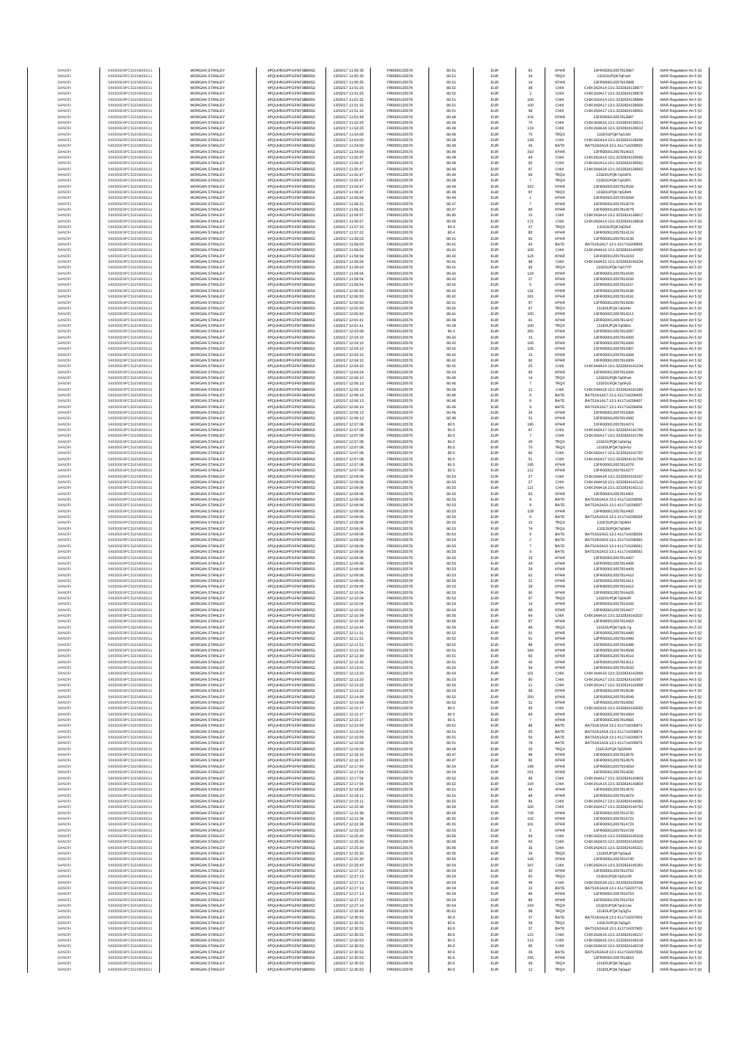| SANOFI | 549300E9PC51EN656011 | MORGAN STANLEY | 4PQUHN3JPFGFNF3BB653 | 13/07/2017 11:50:35 | FR0000120578 | 80.51 | EUR | 81 | XPAR | 13FR000012057813967 | MAR Regulation Art 5 §2 |
|---|---|---|---|---|---|---|---|---|---|---|---|
| SANOFI | 549300E9PC51EN656011 | MORGAN STANLEY | 4PQUHN3JPFGFNF3BB653 | 13/07/2017 11:50:35 | FR0000120578 | 80.51 | EUR | 24 | TRQX | 131E0UPQK7qFezh | MAR Regulation Art 5 §2 |
| SANOFI | 549300E9PC51EN656011 | MORGAN STANLEY | 4PQUHN3JPFGFNF3BB653 | 13/07/2017 11:50:35 | FR0000120578 | 80.51 | EUR | 14 | XPAR | 13FR000012057813968 | MAR Regulation Art 5 §2 |
| SANOFI | 549300E9PC51EN656011 | MORGAN STANLEY | 4PQUHN3JPFGFNF3BB653 | 13/07/2017 11:51:25 | FR0000120578 | 80.52 | EUR | 98 | CHIX | CHIX1N2A14:13:3232824138877 | MAR Regulation Art 5 §2 |
| SANOFI | 549300E9PC51EN656011 | MORGAN STANLEY | 4PQUHN3JPFGFNF3BB653 | 13/07/2017 11:51:25 | FR0000120578 | 80.52 | EUR | 2 | CHIX | CHIX1N3A17:13:3232824138878 | MAR Regulation Art 5 §2 |
| SANOFI | 549300E9PC51EN656011 | MORGAN STANLEY | 4PQUHN3JPFGFNF3BB653 | 13/07/2017 11:51:32 | FR0000120578 | 80.51 | EUR | 100 | CHIX | CHIX1N2A14:13:3232824138899 | MAR Regulation Art 5 §2 |
| SANOFI | 549300E9PC51EN656011 | MORGAN STANLEY | 4PQUHN3JPFGFNF3BB653 | 13/07/2017 11:51:32 | FR0000120578 | 80.51 | EUR | 100 | CHIX | CHIX1N3A17:13:3232824138900 | MAR Regulation Art 5 §2 |
| SANOFI | 549300E9PC51EN656011 | MORGAN STANLEY | 4PQUHN3JPFGFNF3BB653 | 13/07/2017 11:51:32 | FR0000120578 | 80.51 | EUR | 98 | CHIX | CHIX1N3A17:13:3232824138901 | MAR Regulation Art 5 §2 |
| SANOFI | 549300E9PC51EN656011 | MORGAN STANLEY | 4PQUHN3JPFGFNF3BB653 | 13/07/2017 11:51:49 | FR0000120578 | 80.48 | EUR | 104 | XPAR | 13FR000012057813987 | MAR Regulation Art 5 §2 |
| SANOFI | 549300E9PC51EN656011 | MORGAN STANLEY | 4PQUHN3JPFGFNF3BB653 | 13/07/2017 11:52:25 | FR0000120578 | 80.49 | EUR | 74 | CHIX | CHIX1N3A16:13:3232824139011 | MAR Regulation Art 5 §2 |
| SANOFI | 549300E9PC51EN656011 | MORGAN STANLEY | 4PQUHN3JPFGFNF3BB653 | 13/07/2017 11:52:25 | FR0000120578 | 80.49 | EUR | 119 | CHIX | CHIX1N3A16:13:3232824139012 | MAR Regulation Art 5 §2 |
| SANOFI | 549300E9PC51EN656011 | MORGAN STANLEY | 4PQUHN3JPFGFNF3BB653 | 13/07/2017 11:54:00 | FR0000120578 | 80.49 | EUR | 70 | TRQX | 131E0UPQK7qG1Kt | MAR Regulation Art 5 §2 |
| SANOFI | 549300E9PC51EN656011 | MORGAN STANLEY | 4PQUHN3JPFGFNF3BB653 | 13/07/2017 11:54:00 | FR0000120578 | 80.49 | EUR | 139 | CHIX | CHIX1N2A14:13:3232824139296 | MAR Regulation Art 5 §2 |
| SANOFI | 549300E9PC51EN656011 | MORGAN STANLEY | 4PQUHN3JPFGFNF3BB653 | 13/07/2017 11:54:00 | FR0000120578 | 80.49 | EUR | 45 | BATE | BATS1N2A19:13:411714205600 | MAR Regulation Art 5 §2 |
| SANOFI | 549300E9PC51EN656011 | MORGAN STANLEY | 4PQUHN3JPFGFNF3BB653 | 13/07/2017 11:54:00 | FR0000120578 | 80.49 | EUR | 310 | XPAR | 13FR000012057814015 | MAR Regulation Art 5 §2 |
| SANOFI | 549300E9PC51EN656011 | MORGAN STANLEY | 4PQUHN3JPFGFNF3BB653 | 13/07/2017 11:55:47 | FR0000120578 | 80.49 | EUR | 84 | CHIX | CHIX1N1A14:13:3232824139560 | MAR Regulation Art 5 §2 |
| SANOFI | 549300E9PC51EN656011 | MORGAN STANLEY | 4PQUHN3JPFGFNF3BB653 | 13/07/2017 11:55:47 | FR0000120578 | 80.49 | EUR | 60 | CHIX | CHIX1N1A14:13:3232824139561 | MAR Regulation Art 5 §2 |
| SANOFI | 549300E9PC51EN656011 | MORGAN STANLEY | 4PQUHN3JPFGFNF3BB653 | 13/07/2017 11:55:47 | FR0000120578 | 80.49 | EUR | 97 | CHIX | CHIX1N4A18:13:3232824139562 | MAR Regulation Art 5 §2 |
| SANOFI | 549300E9PC51EN656011 | MORGAN STANLEY | 4PQUHN3JPFGFNF3BB653 | 13/07/2017 11:55:47 | FR0000120578 | 80.49 | EUR | 66 | TRQX | 131E0UPQK7qG2FA | MAR Regulation Art 5 §2 |
| SANOFI | 549300E9PC51EN656011 | MORGAN STANLEY | 4PQUHN3JPFGFNF3BB653 | 13/07/2017 11:55:47 | FR0000120578 | 80.49 | EUR | 7 | TRQX | 131E0UPQK7qG2FC | MAR Regulation Art 5 §2 |
| SANOFI | 549300E9PC51EN656011 | MORGAN STANLEY | 4PQUHN3JPFGFNF3BB653 | 13/07/2017 11:55:47 | FR0000120578 | 80.49 | EUR | 322 | XPAR | 13FR000012057814032 | MAR Regulation Art 5 §2 |
| SANOFI | 549300E9PC51EN656011 | MORGAN STANLEY | 4PQUHN3JPFGFNF3BB653 | 13/07/2017 11:55:47 | FR0000120578 | 80.48 | EUR | 97 | TRQX | 131E0UPQK7qG2HK | MAR Regulation Art 5 §2 |
| SANOFI | 549300E9PC51EN656011 | MORGAN STANLEY | 4PQUHN3JPFGFNF3BB653 | 13/07/2017 11:56:08 | FR0000120578 | 80.44 | EUR | 1 | XPAR | 13FR000012057814058 | MAR Regulation Art 5 §2 |
| SANOFI | 549300E9PC51EN656011 | MORGAN STANLEY | 4PQUHN3JPFGFNF3BB653 | 13/07/2017 11:56:31 | FR0000120578 | 80.47 | EUR | 7 | XPAR | 13FR000012057814078 | MAR Regulation Art 5 §2 |
| SANOFI | 549300E9PC51EN656011 | MORGAN STANLEY | 4PQUHN3JPFGFNF3BB653 | 13/07/2017 11:56:31 | FR0000120578 | 80.47 | EUR | 89 | XPAR | 13FR000012057814079 | MAR Regulation Art 5 §2 |
| SANOFI | 549300E9PC51EN656011 | MORGAN STANLEY | 4PQUHN3JPFGFNF3BB653 | 13/07/2017 11:56:57 | FR0000120578 | 80.45 | EUR | 10 | CHIX | CHIX1N3A14:13:3232824139817 | MAR Regulation Art 5 §2 |
| SANOFI | 549300E9PC51EN656011 | MORGAN STANLEY | 4PQUHN3JPFGFNF3BB653 | 13/07/2017 11:56:57 | FR0000120578 | 80.45 | EUR | 172 | CHIX | CHIX1N3A14:13:3232824139818 | MAR Regulation Art 5 §2 |
| SANOFI | 549300E9PC51EN656011 | MORGAN STANLEY | 4PQUHN3JPFGFNF3BB653 | 13/07/2017 11:57:15 | FR0000120578 | 80.4 | EUR | 47 | TRQX | 131E0UPQK7qG5nf | MAR Regulation Art 5 §2 |
| SANOFI | 549300E9PC51EN656011 | MORGAN STANLEY | 4PQUHN3JPFGFNF3BB653 | 13/07/2017 11:57:22 | FR0000120578 | 80.4 | EUR | 85 | XPAR | 13FR000012057814124 | MAR Regulation Art 5 §2 |
| SANOFI | 549300E9PC51EN656011 | MORGAN STANLEY | 4PQUHN3JPFGFNF3BB653 | 13/07/2017 11:58:03 | FR0000120578 | 80.41 | EUR | 92 | XPAR | 13FR000012057814136 | MAR Regulation Art 5 §2 |
| SANOFI | 549300E9PC51EN656011 | MORGAN STANLEY | 4PQUHN3JPFGFNF3BB653 | 13/07/2017 11:58:03 | FR0000120578 | 80.41 | EUR | 44 | BATE | BATS1N2A17:13:411714205859 | MAR Regulation Art 5 §2 |
| SANOFI | 549300E9PC51EN656011 | MORGAN STANLEY | 4PQUHN3JPFGFNF3BB653 | 13/07/2017 11:58:03 | FR0000120578 | 80.41 | EUR | 100 | CHIX | CHIX1N4A16:13:3232824140060 | MAR Regulation Art 5 §2 |
| SANOFI | 549300E9PC51EN656011 | MORGAN STANLEY | 4PQUHN3JPFGFNF3BB653 | 13/07/2017 11:58:54 | FR0000120578 | 80.42 | EUR | 124 | XPAR | 13FR000012057814153 | MAR Regulation Art 5 §2 |
| SANOFI | 549300E9PC51EN656011 | MORGAN STANLEY | 4PQUHN3JPFGFNF3BB653 | 13/07/2017 11:58:54 | FR0000120578 | 80.41 | EUR | 98 | CHIX | CHIX1N4A15:13:3232824140234 | MAR Regulation Art 5 §2 |
| SANOFI | 549300E9PC51EN656011 | MORGAN STANLEY | 4PQUHN3JPFGFNF3BB653 | 13/07/2017 11:58:54 | FR0000120578 | 80.41 | EUR | 93 | TRQX | 131E0UPQK7qG7YP | MAR Regulation Art 5 §2 |
| SANOFI | 549300E9PC51EN656011 | MORGAN STANLEY | 4PQUHN3JPFGFNF3BB653 | 13/07/2017 11:58:54 | FR0000120578 | 80.42 | EUR | 124 | XPAR | 13FR000012057814155 | MAR Regulation Art 5 §2 |
| SANOFI | 549300E9PC51EN656011 | MORGAN STANLEY | 4PQUHN3JPFGFNF3BB653 | 13/07/2017 11:58:54 | FR0000120578 | 80.42 | EUR | 27 | XPAR | 13FR000012057814156 | MAR Regulation Art 5 §2 |
| SANOFI | 549300E9PC51EN656011 | MORGAN STANLEY | 4PQUHN3JPFGFNF3BB653 | 13/07/2017 11:58:54 | FR0000120578 | 80.42 | EUR | 5 | XPAR | 13FR000012057814157 | MAR Regulation Art 5 §2 |
| SANOFI | 549300E9PC51EN656011 | MORGAN STANLEY | 4PQUHN3JPFGFNF3BB653 | 13/07/2017 12:00:50 | FR0000120578 | 80.42 | EUR | 132 | XPAR | 13FR000012057814189 | MAR Regulation Art 5 §2 |
| SANOFI | 549300E9PC51EN656011 | MORGAN STANLEY | 4PQUHN3JPFGFNF3BB653 | 13/07/2017 12:00:50 | FR0000120578 | 80.42 | EUR | 261 | XPAR | 13FR000012057814191 | MAR Regulation Art 5 §2 |
| SANOFI | 549300E9PC51EN656011 | MORGAN STANLEY | 4PQUHN3JPFGFNF3BB653 | 13/07/2017 12:00:50 | FR0000120578 | 80.41 | EUR | 97 | XPAR | 13FR000012057814200 | MAR Regulation Art 5 §2 |
| SANOFI | 549300E9PC51EN656011 | MORGAN STANLEY | 4PQUHN3JPFGFNF3BB653 | 13/07/2017 12:00:50 | FR0000120578 | 80.42 | EUR | 97 | TRQX | 131E0UPQK7qGA4v | MAR Regulation Art 5 §2 |
| SANOFI | 549300E9PC51EN656011 | MORGAN STANLEY | 4PQUHN3JPFGFNF3BB653 | 13/07/2017 12:00:50 | FR0000120578 | 80.41 | EUR | 100 | XPAR | 13FR000012057814211 | MAR Regulation Art 5 §2 |
| SANOFI | 549300E9PC51EN656011 | MORGAN STANLEY | 4PQUHN3JPFGFNF3BB653 | 13/07/2017 12:01:41 | FR0000120578 | 80.39 | EUR | 91 | XPAR | 13FR000012057814247 | MAR Regulation Art 5 §2 |
| SANOFI | 549300E9PC51EN656011 | MORGAN STANLEY | 4PQUHN3JPFGFNF3BB653 | 13/07/2017 12:01:41 | FR0000120578 | 80.38 | EUR | 100 | TRQX | 131E0UPQK7qGB2v | MAR Regulation Art 5 §2 |
| SANOFI | 549300E9PC51EN656011 | MORGAN STANLEY | 4PQUHN3JPFGFNF3BB653 | 13/07/2017 12:03:08 | FR0000120578 | 80.4 | EUR | 355 | XPAR | 13FR000012057814287 | MAR Regulation Art 5 §2 |
| SANOFI | 549300E9PC51EN656011 | MORGAN STANLEY | 4PQUHN3JPFGFNF3BB653 | 13/07/2017 12:04:10 | FR0000120578 | 80.42 | EUR | 15 | XPAR | 13FR000012057814305 | MAR Regulation Art 5 §2 |
| SANOFI | 549300E9PC51EN656011 | MORGAN STANLEY | 4PQUHN3JPFGFNF3BB653 | 13/07/2017 12:04:10 | FR0000120578 | 80.42 | EUR | 105 | XPAR | 13FR000012057814306 | MAR Regulation Art 5 §2 |
| SANOFI | 549300E9PC51EN656011 | MORGAN STANLEY | 4PQUHN3JPFGFNF3BB653 | 13/07/2017 12:04:10 | FR0000120578 | 80.42 | EUR | 105 | XPAR | 13FR000012057814307 | MAR Regulation Art 5 §2 |
| SANOFI | 549300E9PC51EN656011 | MORGAN STANLEY | 4PQUHN3JPFGFNF3BB653 | 13/07/2017 12:04:10 | FR0000120578 | 80.42 | EUR | 15 | XPAR | 13FR000012057814308 | MAR Regulation Art 5 §2 |
| SANOFI | 549300E9PC51EN656011 | MORGAN STANLEY | 4PQUHN3JPFGFNF3BB653 | 13/07/2017 12:04:10 | FR0000120578 | 80.42 | EUR | 90 | XPAR | 13FR000012057814309 | MAR Regulation Art 5 §2 |
| SANOFI | 549300E9PC51EN656011 | MORGAN STANLEY | 4PQUHN3JPFGFNF3BB653 | 13/07/2017 12:04:10 | FR0000120578 | 80.42 | EUR | 25 | CHIX | CHIX1N4A14:13:3232824141234 | MAR Regulation Art 5 §2 |
| SANOFI | 549300E9PC51EN656011 | MORGAN STANLEY | 4PQUHN3JPFGFNF3BB653 | 13/07/2017 12:04:24 | FR0000120578 | 80.43 | EUR | 90 | XPAR | 13FR000012057814326 | MAR Regulation Art 5 §2 |
| SANOFI | 549300E9PC51EN656011 | MORGAN STANLEY | 4PQUHN3JPFGFNF3BB653 | 13/07/2017 12:06:12 | FR0000120578 | 80.46 | EUR | 14 | TRQX | 131E0UPQK7qGFeA | MAR Regulation Art 5 §2 |
| SANOFI | 549300E9PC51EN656011 | MORGAN STANLEY | 4PQUHN3JPFGFNF3BB653 | 13/07/2017 12:06:13 | FR0000120578 | 80.46 | EUR | 7 | TRQX | 131E0UPQK7qGFyG | MAR Regulation Art 5 §2 |
| SANOFI | 549300E9PC51EN656011 | MORGAN STANLEY | 4PQUHN3JPFGFNF3BB653 | 13/07/2017 12:06:13 | FR0000120578 | 80.46 | EUR | 11 | CHIX | CHIX1N4A18:13:3232824141583 | MAR Regulation Art 5 §2 |
| SANOFI | 549300E9PC51EN656011 | MORGAN STANLEY | 4PQUHN3JPFGFNF3BB653 | 13/07/2017 12:06:13 | FR0000120578 | 80.46 | EUR | 9 | BATE | BATS1N1A17:13:411714206406 | MAR Regulation Art 5 §2 |
| SANOFI | 549300E9PC51EN656011 | MORGAN STANLEY | 4PQUHN3JPFGFNF3BB653 | 13/07/2017 12:06:13 | FR0000120578 | 80.46 | EUR | 9 | BATE | BATS1N1A17:13:411714206407 | MAR Regulation Art 5 §2 |
| SANOFI | 549300E9PC51EN656011 | MORGAN STANLEY | 4PQUHN3JPFGFNF3BB653 | 13/07/2017 12:06:13 | FR0000120578 | 80.46 | EUR | 9 | BATE | BATS1N1A17:13:411714206408 | MAR Regulation Art 5 §2 |
| SANOFI | 549300E9PC51EN656011 | MORGAN STANLEY | 4PQUHN3JPFGFNF3BB653 | 13/07/2017 12:06:13 | FR0000120578 | 80.46 | EUR | 34 | XPAR | 13FR000012057814359 | MAR Regulation Art 5 §2 |
| SANOFI | 549300E9PC51EN656011 | MORGAN STANLEY | 4PQUHN3JPFGFNF3BB653 | 13/07/2017 12:06:13 | FR0000120578 | 80.46 | EUR | 31 | XPAR | 13FR000012057814360 | MAR Regulation Art 5 §2 |
| SANOFI | 549300E9PC51EN656011 | MORGAN STANLEY | 4PQUHN3JPFGFNF3BB653 | 13/07/2017 12:07:08 | FR0000120578 | 80.5 | EUR | 195 | XPAR | 13FR000012057814374 | MAR Regulation Art 5 §2 |
| SANOFI | 549300E9PC51EN656011 | MORGAN STANLEY | 4PQUHN3JPFGFNF3BB653 | 13/07/2017 12:07:08 | FR0000120578 | 80.5 | EUR | 87 | CHIX | CHIX1N2A17:13:3232824141765 | MAR Regulation Art 5 §2 |
| SANOFI | 549300E9PC51EN656011 | MORGAN STANLEY | 4PQUHN3JPFGFNF3BB653 | 13/07/2017 12:07:08 | FR0000120578 | 80.5 | EUR | 7 | CHIX | CHIX1N2A17:13:3232824141766 | MAR Regulation Art 5 §2 |
| SANOFI | 549300E9PC51EN656011 | MORGAN STANLEY | 4PQUHN3JPFGFNF3BB653 | 13/07/2017 12:07:08 | FR0000120578 | 80.5 | EUR | 45 | TRQX | 131E0UPQK7qGH1q | MAR Regulation Art 5 §2 |
| SANOFI | 549300E9PC51EN656011 | MORGAN STANLEY | 4PQUHN3JPFGFNF3BB653 | 13/07/2017 12:07:08 | FR0000120578 | 80.5 | EUR | 70 | TRQX | 131E0UPQK7qGH1v | MAR Regulation Art 5 §2 |
| SANOFI | 549300E9PC51EN656011 | MORGAN STANLEY | 4PQUHN3JPFGFNF3BB653 | 13/07/2017 12:07:08 | FR0000120578 | 80.5 | EUR | 80 | CHIX | CHIX1N2A17:13:3232824141767 | MAR Regulation Art 5 §2 |
| SANOFI | 549300E9PC51EN656011 | MORGAN STANLEY | 4PQUHN3JPFGFNF3BB653 | 13/07/2017 12:07:08 | FR0000120578 | 80.5 | EUR | 51 | CHIX | CHIX1N2A17:13:3232824141769 | MAR Regulation Art 5 §2 |
| SANOFI | 549300E9PC51EN656011 | MORGAN STANLEY | 4PQUHN3JPFGFNF3BB653 | 13/07/2017 12:07:08 | FR0000120578 | 80.5 | EUR | 195 | XPAR | 13FR000012057814376 | MAR Regulation Art 5 §2 |
| SANOFI | 549300E9PC51EN656011 | MORGAN STANLEY | 4PQUHN3JPFGFNF3BB653 | 13/07/2017 12:07:08 | FR0000120578 | 80.5 | EUR | 112 | XPAR | 13FR000012057814377 | MAR Regulation Art 5 §2 |
| SANOFI | 549300E9PC51EN656011 | MORGAN STANLEY | 4PQUHN3JPFGFNF3BB653 | 13/07/2017 12:09:06 | FR0000120578 | 80.53 | EUR | 27 | CHIX | CHIX1N4A18:13:3232824142107 | MAR Regulation Art 5 §2 |
| SANOFI | 549300E9PC51EN656011 | MORGAN STANLEY | 4PQUHN3JPFGFNF3BB653 | 13/07/2017 12:09:06 | FR0000120578 | 80.53 | EUR | 27 | CHIX | CHIX1N4A18:13:3232824142110 | MAR Regulation Art 5 §2 |
| SANOFI | 549300E9PC51EN656011 | MORGAN STANLEY | 4PQUHN3JPFGFNF3BB653 | 13/07/2017 12:09:06 | FR0000120578 | 80.53 | EUR | 121 | CHIX | CHIX1N4A18:13:3232824142111 | MAR Regulation Art 5 §2 |
| SANOFI | 549300E9PC51EN656011 | MORGAN STANLEY | 4PQUHN3JPFGFNF3BB653 | 13/07/2017 12:09:06 | FR0000120578 | 80.53 | EUR | 62 | XPAR | 13FR000012057814401 | MAR Regulation Art 5 §2 |
| SANOFI | 549300E9PC51EN656011 | MORGAN STANLEY | 4PQUHN3JPFGFNF3BB653 | 13/07/2017 12:09:06 | FR0000120578 | 80.53 | EUR | 9 | BATE | BATS1N2A15:13:411714206556 | MAR Regulation Art 5 §2 |
| SANOFI | 549300E9PC51EN656011 | MORGAN STANLEY | 4PQUHN3JPFGFNF3BB653 | 13/07/2017 12:09:06 | FR0000120578 | 80.53 | EUR | 9 | BATE | BATS1N2A15:13:411714206557 | MAR Regulation Art 5 §2 |
| SANOFI | 549300E9PC51EN656011 | MORGAN STANLEY | 4PQUHN3JPFGFNF3BB653 | 13/07/2017 12:09:06 | FR0000120578 | 80.53 | EUR | 129 | XPAR | 13FR000012057814405 | MAR Regulation Art 5 §2 |
| SANOFI | 549300E9PC51EN656011 | MORGAN STANLEY | 4PQUHN3JPFGFNF3BB653 | 13/07/2017 12:09:06 | FR0000120578 | 80.53 | EUR | 9 | BATE | BATS1N2A15:13:411714206558 | MAR Regulation Art 5 §2 |
| SANOFI | 549300E9PC51EN656011 | MORGAN STANLEY | 4PQUHN3JPFGFNF3BB653 | 13/07/2017 12:09:06 | FR0000120578 | 80.53 | EUR | 15 | TRQX | 131E0UPQK7qGIkH | MAR Regulation Art 5 §2 |
| SANOFI | 549300E9PC51EN656011 | MORGAN STANLEY | 4PQUHN3JPFGFNF3BB653 | 13/07/2017 12:09:06 | FR0000120578 | 80.53 | EUR | 74 | TRQX | 131E0UPQK7qGIkK | MAR Regulation Art 5 §2 |
| SANOFI | 549300E9PC51EN656011 | MORGAN STANLEY | 4PQUHN3JPFGFNF3BB653 | 13/07/2017 12:09:06 | FR0000120578 | 80.53 | EUR | 9 | BATE | BATS1N2A15:13:411714206559 | MAR Regulation Art 5 §2 |
| SANOFI | 549300E9PC51EN656011 | MORGAN STANLEY | 4PQUHN3JPFGFNF3BB653 | 13/07/2017 12:09:06 | FR0000120578 | 80.53 | EUR | 2 | BATE | BATS1N2A15:13:411714206560 | MAR Regulation Art 5 §2 |
| SANOFI | 549300E9PC51EN656011 | MORGAN STANLEY | 4PQUHN3JPFGFNF3BB653 | 13/07/2017 12:09:06 | FR0000120578 | 80.53 | EUR | 7 | BATE | BATS1N2A15:13:411714206561 | MAR Regulation Art 5 §2 |
| SANOFI | 549300E9PC51EN656011 | MORGAN STANLEY | 4PQUHN3JPFGFNF3BB653 | 13/07/2017 12:09:06 | FR0000120578 | 80.53 | EUR | 9 | BATE | BATS1N2A15:13:411714206562 | MAR Regulation Art 5 §2 |
| SANOFI | 549300E9PC51EN656011 | MORGAN STANLEY | 4PQUHN3JPFGFNF3BB653 | 13/07/2017 12:09:06 | FR0000120578 | 80.53 | EUR | 33 | XPAR | 13FR000012057814407 | MAR Regulation Art 5 §2 |
| SANOFI | 549300E9PC51EN656011 | MORGAN STANLEY | 4PQUHN3JPFGFNF3BB653 | 13/07/2017 12:09:06 | FR0000120578 | 80.53 | EUR | 29 | XPAR | 13FR000012057814408 | MAR Regulation Art 5 §2 |
| SANOFI | 549300E9PC51EN656011 | MORGAN STANLEY | 4PQUHN3JPFGFNF3BB653 | 13/07/2017 12:09:06 | FR0000120578 | 80.53 | EUR | 29 | XPAR | 13FR000012057814409 | MAR Regulation Art 5 §2 |
| SANOFI | 549300E9PC51EN656011 | MORGAN STANLEY | 4PQUHN3JPFGFNF3BB653 | 13/07/2017 12:09:06 | FR0000120578 | 80.53 | EUR | 62 | XPAR | 13FR000012057814410 | MAR Regulation Art 5 §2 |
| SANOFI | 549300E9PC51EN656011 | MORGAN STANLEY | 4PQUHN3JPFGFNF3BB653 | 13/07/2017 12:09:06 | FR0000120578 | 80.53 | EUR | 22 | XPAR | 13FR000012057814411 | MAR Regulation Art 5 §2 |
| SANOFI | 549300E9PC51EN656011 | MORGAN STANLEY | 4PQUHN3JPFGFNF3BB653 | 13/07/2017 12:09:06 | FR0000120578 | 80.53 | EUR | 28 | XPAR | 13FR000012057814412 | MAR Regulation Art 5 §2 |
| SANOFI | 549300E9PC51EN656011 | MORGAN STANLEY | 4PQUHN3JPFGFNF3BB653 | 13/07/2017 12:10:04 | FR0000120578 | 80.53 | EUR | 90 | XPAR | 13FR000012057814425 | MAR Regulation Art 5 §2 |
| SANOFI | 549300E9PC51EN656011 | MORGAN STANLEY | 4PQUHN3JPFGFNF3BB653 | 13/07/2017 12:10:04 | FR0000120578 | 80.53 | EUR | 97 | TRQX | 131E0UPQK7qGK8F | MAR Regulation Art 5 §2 |
| SANOFI | 549300E9PC51EN656011 | MORGAN STANLEY | 4PQUHN3JPFGFNF3BB653 | 13/07/2017 12:10:04 | FR0000120578 | 80.53 | EUR | 14 | XPAR | 13FR000012057814426 | MAR Regulation Art 5 §2 |
| SANOFI | 549300E9PC51EN656011 | MORGAN STANLEY | 4PQUHN3JPFGFNF3BB653 | 13/07/2017 12:10:04 | FR0000120578 | 80.53 | EUR | 88 | XPAR | 13FR000012057814427 | MAR Regulation Art 5 §2 |
| SANOFI | 549300E9PC51EN656011 | MORGAN STANLEY | 4PQUHN3JPFGFNF3BB653 | 13/07/2017 12:10:39 | FR0000120578 | 80.56 | EUR | 84 | CHIX | CHIX1N4A16:13:3232824142537 | MAR Regulation Art 5 §2 |
| SANOFI | 549300E9PC51EN656011 | MORGAN STANLEY | 4PQUHN3JPFGFNF3BB653 | 13/07/2017 12:10:39 | FR0000120578 | 80.56 | EUR | 97 | XPAR | 13FR000012057814453 | MAR Regulation Art 5 §2 |
| SANOFI | 549300E9PC51EN656011 | MORGAN STANLEY | 4PQUHN3JPFGFNF3BB653 | 13/07/2017 12:10:44 | FR0000120578 | 80.54 | EUR | 89 | TRQX | 131E0UPQK7qGLYg | MAR Regulation Art 5 §2 |
| SANOFI | 549300E9PC51EN656011 | MORGAN STANLEY | 4PQUHN3JPFGFNF3BB653 | 13/07/2017 12:11:51 | FR0000120578 | 80.52 | EUR | 91 | XPAR | 13FR000012057814495 | MAR Regulation Art 5 §2 |
| SANOFI | 549300E9PC51EN656011 | MORGAN STANLEY | 4PQUHN3JPFGFNF3BB653 | 13/07/2017 12:11:51 | FR0000120578 | 80.52 | EUR | 91 | XPAR | 13FR000012057814496 | MAR Regulation Art 5 §2 |
| SANOFI | 549300E9PC51EN656011 | MORGAN STANLEY | 4PQUHN3JPFGFNF3BB653 | 13/07/2017 12:11:51 | FR0000120578 | 80.52 | EUR | 88 | XPAR | 13FR000012057814498 | MAR Regulation Art 5 §2 |
| SANOFI | 549300E9PC51EN656011 | MORGAN STANLEY | 4PQUHN3JPFGFNF3BB653 | 13/07/2017 12:12:30 | FR0000120578 | 80.51 | EUR | 184 | XPAR | 13FR000012057814508 | MAR Regulation Art 5 §2 |
| SANOFI | 549300E9PC51EN656011 | MORGAN STANLEY | 4PQUHN3JPFGFNF3BB653 | 13/07/2017 12:12:30 | FR0000120578 | 80.51 | EUR | 60 | XPAR | 13FR000012057814510 | MAR Regulation Art 5 §2 |
| SANOFI | 549300E9PC51EN656011 | MORGAN STANLEY | 4PQUHN3JPFGFNF3BB653 | 13/07/2017 12:12:30 | FR0000120578 | 80.51 | EUR | 40 | XPAR | 13FR000012057814511 | MAR Regulation Art 5 §2 |
| SANOFI | 549300E9PC51EN656011 | MORGAN STANLEY | 4PQUHN3JPFGFNF3BB653 | 13/07/2017 12:13:01 | FR0000120578 | 80.53 | EUR | 94 | XPAR | 13FR000012057814533 | MAR Regulation Art 5 §2 |
| SANOFI | 549300E9PC51EN656011 | MORGAN STANLEY | 4PQUHN3JPFGFNF3BB653 | 13/07/2017 12:13:20 | FR0000120578 | 80.54 | EUR | 101 | CHIX | CHIX1N4A15:13:3232824142956 | MAR Regulation Art 5 §2 |
| SANOFI | 549300E9PC51EN656011 | MORGAN STANLEY | 4PQUHN3JPFGFNF3BB653 | 13/07/2017 12:13:20 | FR0000120578 | 80.53 | EUR | 80 | CHIX | CHIX1N1A17:13:3232824142957 | MAR Regulation Art 5 §2 |
| SANOFI | 549300E9PC51EN656011 | MORGAN STANLEY | 4PQUHN3JPFGFNF3BB653 | 13/07/2017 12:13:20 | FR0000120578 | 80.53 | EUR | 21 | CHIX | CHIX1N1A17:13:3232824142958 | MAR Regulation Art 5 §2 |
| SANOFI | 549300E9PC51EN656011 | MORGAN STANLEY | 4PQUHN3JPFGFNF3BB653 | 13/07/2017 12:13:20 | FR0000120578 | 80.53 | EUR | 96 | XPAR | 13FR000012057814539 | MAR Regulation Art 5 §2 |
| SANOFI | 549300E9PC51EN656011 | MORGAN STANLEY | 4PQUHN3JPFGFNF3BB653 | 13/07/2017 12:14:39 | FR0000120578 | 80.52 | EUR | 250 | XPAR | 13FR000012057814549 | MAR Regulation Art 5 §2 |
| SANOFI | 549300E9PC51EN656011 | MORGAN STANLEY | 4PQUHN3JPFGFNF3BB653 | 13/07/2017 12:14:39 | FR0000120578 | 80.52 | EUR | 31 | XPAR | 13FR000012057814550 | MAR Regulation Art 5 §2 |
| SANOFI | 549300E9PC51EN656011 | MORGAN STANLEY | 4PQUHN3JPFGFNF3BB653 | 13/07/2017 12:15:17 | FR0000120578 | 80.5 | EUR | 90 | CHIX | CHIX1N2A16:13:3232824143262 | MAR Regulation Art 5 §2 |
| SANOFI | 549300E9PC51EN656011 | MORGAN STANLEY | 4PQUHN3JPFGFNF3BB653 | 13/07/2017 12:15:17 | FR0000120578 | 80.5 | EUR | 84 | XPAR | 13FR000012057814564 | MAR Regulation Art 5 §2 |
| SANOFI | 549300E9PC51EN656011 | MORGAN STANLEY | 4PQUHN3JPFGFNF3BB653 | 13/07/2017 12:15:17 | FR0000120578 | 80.5 | EUR | 7 | XPAR | 13FR000012057814565 | MAR Regulation Art 5 §2 |
| SANOFI | 549300E9PC51EN656011 | MORGAN STANLEY | 4PQUHN3JPFGFNF3BB653 | 13/07/2017 12:15:59 | FR0000120578 | 80.51 | EUR | 88 | BATE | BATS1N1A18:13:411714206873 | MAR Regulation Art 5 §2 |
| SANOFI | 549300E9PC51EN656011 | MORGAN STANLEY | 4PQUHN3JPFGFNF3BB653 | 13/07/2017 12:15:59 | FR0000120578 | 80.51 | EUR | 55 | BATE | BATS1N1A18:13:411714206874 | MAR Regulation Art 5 §2 |
| SANOFI | 549300E9PC51EN656011 | MORGAN STANLEY | 4PQUHN3JPFGFNF3BB653 | 13/07/2017 12:15:59 | FR0000120578 | 80.51 | EUR | 55 | BATE | BATS1N1A18:13:411714206875 | MAR Regulation Art 5 §2 |
| SANOFI | 549300E9PC51EN656011 | MORGAN STANLEY | 4PQUHN3JPFGFNF3BB653 | 13/07/2017 12:15:59 | FR0000120578 | 80.51 | EUR | 78 | BATE | BATS1N1A18:13:411714206876 | MAR Regulation Art 5 §2 |
| SANOFI | 549300E9PC51EN656011 | MORGAN STANLEY | 4PQUHN3JPFGFNF3BB653 | 13/07/2017 12:16:00 | FR0000120578 | 80.49 | EUR | 20 | TRQX | 131E0UPQK7qGRHD | MAR Regulation Art 5 §2 |
| SANOFI | 549300E9PC51EN656011 | MORGAN STANLEY | 4PQUHN3JPFGFNF3BB653 | 13/07/2017 12:16:10 | FR0000120578 | 80.47 | EUR | 88 | XPAR | 13FR000012057814576 | MAR Regulation Art 5 §2 |
| SANOFI | 549300E9PC51EN656011 | MORGAN STANLEY | 4PQUHN3JPFGFNF3BB653 | 13/07/2017 12:16:10 | FR0000120578 | 80.47 | EUR | 90 | XPAR | 13FR000012057814575 | MAR Regulation Art 5 §2 |
| SANOFI | 549300E9PC51EN656011 | MORGAN STANLEY | 4PQUHN3JPFGFNF3BB653 | 13/07/2017 12:17:54 | FR0000120578 | 80.54 | EUR | 199 | XPAR | 13FR000012057814634 | MAR Regulation Art 5 §2 |
| SANOFI | 549300E9PC51EN656011 | MORGAN STANLEY | 4PQUHN3JPFGFNF3BB653 | 13/07/2017 12:17:54 | FR0000120578 | 80.54 | EUR | 201 | XPAR | 13FR000012057814635 | MAR Regulation Art 5 §2 |
| SANOFI | 549300E9PC51EN656011 | MORGAN STANLEY | 4PQUHN3JPFGFNF3BB653 | 13/07/2017 12:17:54 | FR0000120578 | 80.52 | EUR | 89 | CHIX | CHIX1N4A17:13:3232824143803 | MAR Regulation Art 5 §2 |
| SANOFI | 549300E9PC51EN656011 | MORGAN STANLEY | 4PQUHN3JPFGFNF3BB653 | 13/07/2017 12:17:54 | FR0000120578 | 80.52 | EUR | 104 | CHIX | CHIX1N1A15:13:3232824143804 | MAR Regulation Art 5 §2 |
| SANOFI | 549300E9PC51EN656011 | MORGAN STANLEY | 4PQUHN3JPFGFNF3BB653 | 13/07/2017 12:18:40 | FR0000120578 | 80.51 | EUR | 94 | XPAR | 13FR000012057814670 | MAR Regulation Art 5 §2 |
| SANOFI | 549300E9PC51EN656011 | MORGAN STANLEY | 4PQUHN3JPFGFNF3BB653 | 13/07/2017 12:19:11 | FR0000120578 | 80.52 | EUR | 88 | XPAR | 13FR000012057814678 | MAR Regulation Art 5 §2 |
| SANOFI | 549300E9PC51EN656011 | MORGAN STANLEY | 4PQUHN3JPFGFNF3BB653 | 13/07/2017 12:19:11 | FR0000120578 | 80.52 | EUR | 85 | CHIX | CHIX1N4A17:13:3232824144081 | MAR Regulation Art 5 §2 |
| SANOFI | 549300E9PC51EN656011 | MORGAN STANLEY | 4PQUHN3JPFGFNF3BB653 | 13/07/2017 12:22:38 | FR0000120578 | 80.56 | EUR | 326 | CHIX | CHIX1N1A17:13:3232824144752 | MAR Regulation Art 5 §2 |
| SANOFI | 549300E9PC51EN656011 | MORGAN STANLEY | 4PQUHN3JPFGFNF3BB653 | 13/07/2017 12:22:38 | FR0000120578 | 80.56 | EUR | 728 | XPAR | 13FR000012057814720 | MAR Regulation Art 5 §2 |
| SANOFI | 549300E9PC51EN656011 | MORGAN STANLEY | 4PQUHN3JPFGFNF3BB653 | 13/07/2017 12:22:38 | FR0000120578 | 80.55 | EUR | 102 | XPAR | 13FR000012057814722 | MAR Regulation Art 5 §2 |
| SANOFI | 549300E9PC51EN656011 | MORGAN STANLEY | 4PQUHN3JPFGFNF3BB653 | 13/07/2017 12:22:38 | FR0000120578 | 80.55 | EUR | 101 | XPAR | 13FR000012057814723 | MAR Regulation Art 5 §2 |
| SANOFI | 549300E9PC51EN656011 | MORGAN STANLEY | 4PQUHN3JPFGFNF3BB653 | 13/07/2017 12:23:25 | FR0000120578 | 80.53 | EUR | 5 | XPAR | 13FR000012057814729 | MAR Regulation Art 5 §2 |
| SANOFI | 549300E9PC51EN656011 | MORGAN STANLEY | 4PQUHN3JPFGFNF3BB653 | 13/07/2017 12:25:20 | FR0000120578 | 80.56 | EUR | 64 | CHIX | CHIX1N2A15:13:3232824145318 | MAR Regulation Art 5 §2 |
| SANOFI | 549300E9PC51EN656011 | MORGAN STANLEY | 4PQUHN3JPFGFNF3BB653 | 13/07/2017 12:25:20 | FR0000120578 | 80.56 | EUR | 64 | CHIX | CHIX1N2A15:13:3232824145320 | MAR Regulation Art 5 §2 |
| SANOFI | 549300E9PC51EN656011 | MORGAN STANLEY | 4PQUHN3JPFGFNF3BB653 | 13/07/2017 12:25:20 | FR0000120578 | 80.56 | EUR | 36 | CHIX | CHIX1N2A15:13:3232824145321 | MAR Regulation Art 5 §2 |
| SANOFI | 549300E9PC51EN656011 | MORGAN STANLEY | 4PQUHN3JPFGFNF3BB653 | 13/07/2017 12:25:20 | FR0000120578 | 80.56 | EUR | 34 | TRQX | 131E0UPQK7qGauV | MAR Regulation Art 5 §2 |
| SANOFI | 549300E9PC51EN656011 | MORGAN STANLEY | 4PQUHN3JPFGFNF3BB653 | 13/07/2017 12:25:20 | FR0000120578 | 80.56 | EUR | 145 | XPAR | 13FR000012057814740 | MAR Regulation Art 5 §2 |
| SANOFI | 549300E9PC51EN656011 | MORGAN STANLEY | 4PQUHN3JPFGFNF3BB653 | 13/07/2017 12:25:43 | FR0000120578 | 80.54 | EUR | 347 | CHIX | CHIX1N2A14:13:3232824145361 | MAR Regulation Art 5 §2 |
| SANOFI | 549300E9PC51EN656011 | MORGAN STANLEY | 4PQUHN3JPFGFNF3BB653 | 13/07/2017 12:27:13 | FR0000120578 | 80.54 | EUR | 30 | XPAR | 13FR000012057814752 | MAR Regulation Art 5 §2 |
| SANOFI | 549300E9PC51EN656011 | MORGAN STANLEY | 4PQUHN3JPFGFNF3BB653 | 13/07/2017 12:27:13 | FR0000120578 | 80.54 | EUR | 60 | TRQX | 131E0UPQK7qGcUR | MAR Regulation Art 5 §2 |
| SANOFI | 549300E9PC51EN656011 | MORGAN STANLEY | 4PQUHN3JPFGFNF3BB653 | 13/07/2017 12:27:13 | FR0000120578 | 80.54 | EUR | 48 | CHIX | CHIX1N2A18:13:3232824145598 | MAR Regulation Art 5 §2 |
| SANOFI | 549300E9PC51EN656011 | MORGAN STANLEY | 4PQUHN3JPFGFNF3BB653 | 13/07/2017 12:27:13 | FR0000120578 | 80.54 | EUR | 10 | BATE | BATS1N1A19:13:411714207715 | MAR Regulation Art 5 §2 |
| SANOFI | 549300E9PC51EN656011 | MORGAN STANLEY | 4PQUHN3JPFGFNF3BB653 | 13/07/2017 12:27:13 | FR0000120578 | 80.54 | EUR | 86 | XPAR | 13FR000012057814753 | MAR Regulation Art 5 §2 |
| SANOFI | 549300E9PC51EN656011 | MORGAN STANLEY | 4PQUHN3JPFGFNF3BB653 | 13/07/2017 12:27:13 | FR0000120578 | 80.54 | EUR | 88 | XPAR | 13FR000012057814754 | MAR Regulation Art 5 §2 |
| SANOFI | 549300E9PC51EN656011 | MORGAN STANLEY | 4PQUHN3JPFGFNF3BB653 | 13/07/2017 12:27:13 | FR0000120578 | 80.54 | EUR | 243 | TRQX | 131E0UPQK7qGcUw | MAR Regulation Art 5 §2 |
| SANOFI | 549300E9PC51EN656011 | MORGAN STANLEY | 4PQUHN3JPFGFNF3BB653 | 13/07/2017 12:30:49 | FR0000120578 | 80.61 | EUR | 98 | TRQX | 131E0UPQK7qGgTu | MAR Regulation Art 5 §2 |
| SANOFI | 549300E9PC51EN656011 | MORGAN STANLEY | 4PQUHN3JPFGFNF3BB653 | 13/07/2017 12:30:53 | FR0000120578 | 80.6 | EUR | 37 | BATE | BATS1N2A18:13:411714207904 | MAR Regulation Art 5 §2 |
| SANOFI | 549300E9PC51EN656011 | MORGAN STANLEY | 4PQUHN3JPFGFNF3BB653 | 13/07/2017 12:30:53 | FR0000120578 | 80.6 | EUR | 59 | TRQX | 131E0UPQK7qGgZr | MAR Regulation Art 5 §2 |
| SANOFI | 549300E9PC51EN656011 | MORGAN STANLEY | 4PQUHN3JPFGFNF3BB653 | 13/07/2017 12:30:53 | FR0000120578 | 80.6 | EUR | 37 | BATE | BATS1N2A18:13:411714207905 | MAR Regulation Art 5 §2 |
| SANOFI | 549300E9PC51EN656011 | MORGAN STANLEY | 4PQUHN3JPFGFNF3BB653 | 13/07/2017 12:30:53 | FR0000120578 | 80.6 | EUR | 115 | CHIX | CHIX1N3A15:13:3232824146217 | MAR Regulation Art 5 §2 |
| SANOFI | 549300E9PC51EN656011 | MORGAN STANLEY | 4PQUHN3JPFGFNF3BB653 | 13/07/2017 12:30:53 | FR0000120578 | 80.6 | EUR | 115 | CHIX | CHIX1N3A15:13:3232824146218 | MAR Regulation Art 5 §2 |
| SANOFI | 549300E9PC51EN656011 | MORGAN STANLEY | 4PQUHN3JPFGFNF3BB653 | 13/07/2017 12:30:53 | FR0000120578 | 80.6 | EUR | 85 | CHIX | CHIX1N3A15:13:3232824146219 | MAR Regulation Art 5 §2 |
| SANOFI | 549300E9PC51EN656011 | MORGAN STANLEY | 4PQUHN3JPFGFNF3BB653 | 13/07/2017 12:30:53 | FR0000120578 | 80.6 | EUR | 29 | BATE | BATS1N2A18:13:411714207906 | MAR Regulation Art 5 §2 |
| SANOFI | 549300E9PC51EN656011 | MORGAN STANLEY | 4PQUHN3JPFGFNF3BB653 | 13/07/2017 12:30:53 | FR0000120578 | 80.6 | EUR | 256 | XPAR | 13FR000012057814810 | MAR Regulation Art 5 §2 |
| SANOFI | 549300E9PC51EN656011 | MORGAN STANLEY | 4PQUHN3JPFGFNF3BB653 | 13/07/2017 12:30:53 | FR0000120578 | 80.6 | EUR | 59 | TRQX | 131E0UPQK7qGgZz | MAR Regulation Art 5 §2 |
| SANOFI | 549300E9PC51EN656011 | MORGAN STANLEY | 4PQUHN3JPFGFNF3BB653 | 13/07/2017 12:30:53 | FR0000120578 | 80.6 | EUR | 12 | TRQX | 131E0UPQK7qGga2 | MAR Regulation Art 5 §2 |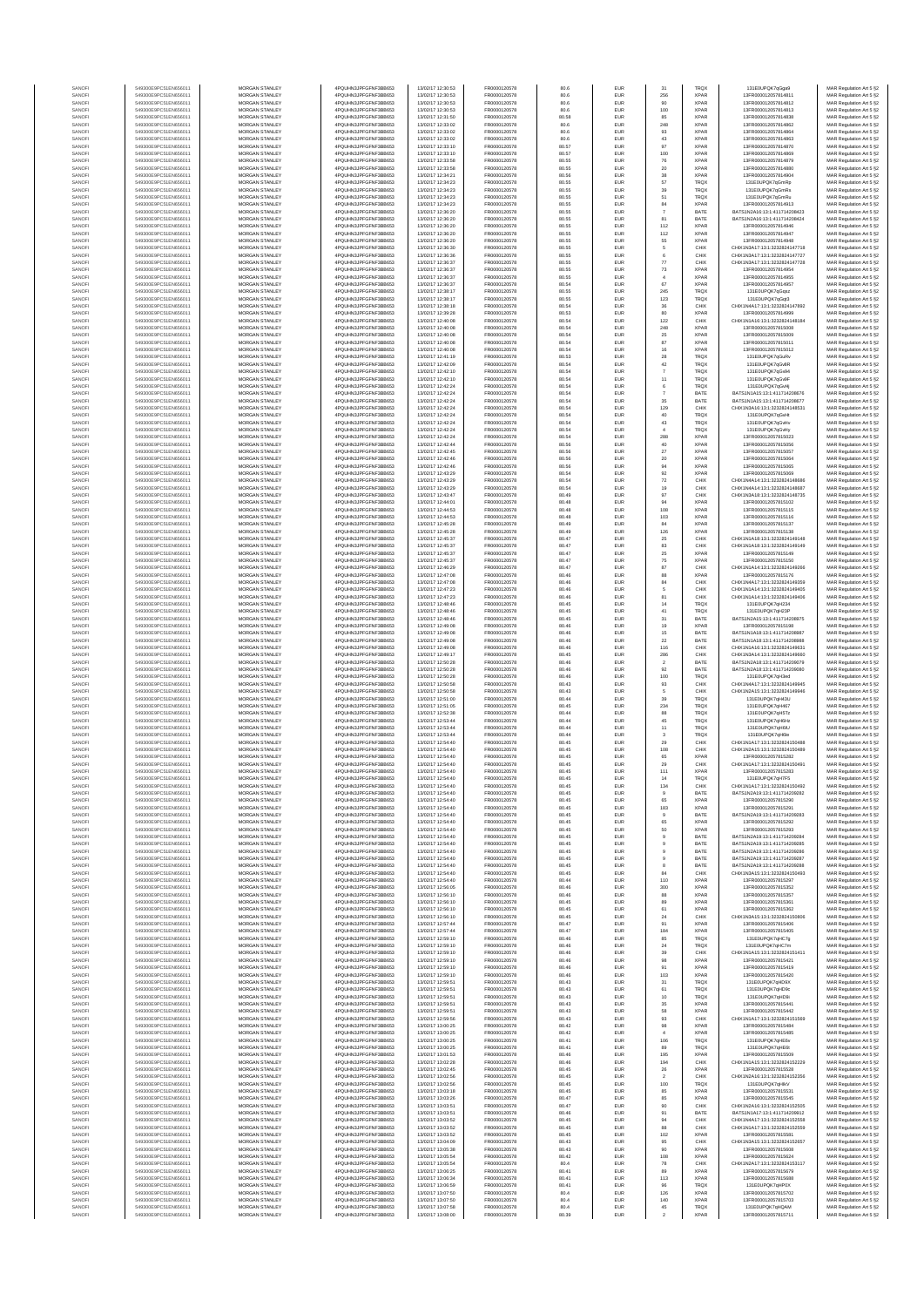| SANOFI | 549300E9PC51EN656011 | MORGAN STANLEY | 4PQUHN3JPFGFNF3BB653 | 13/03/2017 12:30:53 | FR0000120578 | 80.6 | EUR | 31 | TRQX | 131E0UPQK7qGga9 | MAR Regulation Art 5 §2 |
|---|---|---|---|---|---|---|---|---|---|---|---|
| SANOFI | 549300E9PC51EN656011 | MORGAN STANLEY | 4PQUHN3JPFGFNF3BB653 | 13/03/2017 12:30:53 | FR0000120578 | 80.6 | EUR | 256 | XPAR | 13FR000012057814811 | MAR Regulation Art 5 §2 |
| SANOFI | 549300E9PC51EN656011 | MORGAN STANLEY | 4PQUHN3JPFGFNF3BB653 | 13/03/2017 12:30:53 | FR0000120578 | 80.6 | EUR | 90 | XPAR | 13FR000012057814812 | MAR Regulation Art 5 §2 |
| SANOFI | 549300E9PC51EN656011 | MORGAN STANLEY | 4PQUHN3JPFGFNF3BB653 | 13/03/2017 12:30:53 | FR0000120578 | 80.6 | EUR | 100 | XPAR | 13FR000012057814813 | MAR Regulation Art 5 §2 |
| SANOFI | 549300E9PC51EN656011 | MORGAN STANLEY | 4PQUHN3JPFGFNF3BB653 | 13/03/2017 12:31:50 | FR0000120578 | 80.58 | EUR | 85 | XPAR | 13FR000012057814838 | MAR Regulation Art 5 §2 |
| SANOFI | 549300E9PC51EN656011 | MORGAN STANLEY | 4PQUHN3JPFGFNF3BB653 | 13/03/2017 12:33:02 | FR0000120578 | 80.6 | EUR | 248 | XPAR | 13FR000012057814862 | MAR Regulation Art 5 §2 |
| SANOFI | 549300E9PC51EN656011 | MORGAN STANLEY | 4PQUHN3JPFGFNF3BB653 | 13/03/2017 12:33:02 | FR0000120578 | 80.6 | EUR | 93 | XPAR | 13FR000012057814864 | MAR Regulation Art 5 §2 |
| SANOFI | 549300E9PC51EN656011 | MORGAN STANLEY | 4PQUHN3JPFGFNF3BB653 | 13/03/2017 12:33:02 | FR0000120578 | 80.6 | EUR | 43 | XPAR | 13FR000012057814863 | MAR Regulation Art 5 §2 |
| SANOFI | 549300E9PC51EN656011 | MORGAN STANLEY | 4PQUHN3JPFGFNF3BB653 | 13/03/2017 12:33:10 | FR0000120578 | 80.57 | EUR | 97 | XPAR | 13FR000012057814870 | MAR Regulation Art 5 §2 |
| SANOFI | 549300E9PC51EN656011 | MORGAN STANLEY | 4PQUHN3JPFGFNF3BB653 | 13/03/2017 12:33:10 | FR0000120578 | 80.57 | EUR | 100 | XPAR | 13FR000012057814869 | MAR Regulation Art 5 §2 |
| SANOFI | 549300E9PC51EN656011 | MORGAN STANLEY | 4PQUHN3JPFGFNF3BB653 | 13/03/2017 12:33:58 | FR0000120578 | 80.55 | EUR | 76 | XPAR | 13FR000012057814879 | MAR Regulation Art 5 §2 |
| SANOFI | 549300E9PC51EN656011 | MORGAN STANLEY | 4PQUHN3JPFGFNF3BB653 | 13/03/2017 12:33:58 | FR0000120578 | 80.55 | EUR | 20 | XPAR | 13FR000012057814880 | MAR Regulation Art 5 §2 |
| SANOFI | 549300E9PC51EN656011 | MORGAN STANLEY | 4PQUHN3JPFGFNF3BB653 | 13/03/2017 12:34:21 | FR0000120578 | 80.56 | EUR | 38 | XPAR | 13FR000012057814904 | MAR Regulation Art 5 §2 |
| SANOFI | 549300E9PC51EN656011 | MORGAN STANLEY | 4PQUHN3JPFGFNF3BB653 | 13/03/2017 12:34:23 | FR0000120578 | 80.55 | EUR | 57 | TRQX | 131E0UPQK7qGmRp | MAR Regulation Art 5 §2 |
| SANOFI | 549300E9PC51EN656011 | MORGAN STANLEY | 4PQUHN3JPFGFNF3BB653 | 13/03/2017 12:34:23 | FR0000120578 | 80.55 | EUR | 39 | TRQX | 131E0UPQK7qGmRs | MAR Regulation Art 5 §2 |
| SANOFI | 549300E9PC51EN656011 | MORGAN STANLEY | 4PQUHN3JPFGFNF3BB653 | 13/03/2017 12:34:23 | FR0000120578 | 80.55 | EUR | 51 | TRQX | 131E0UPQK7qGmRu | MAR Regulation Art 5 §2 |
| SANOFI | 549300E9PC51EN656011 | MORGAN STANLEY | 4PQUHN3JPFGFNF3BB653 | 13/03/2017 12:34:23 | FR0000120578 | 80.55 | EUR | 84 | XPAR | 13FR000012057814913 | MAR Regulation Art 5 §2 |
| SANOFI | 549300E9PC51EN656011 | MORGAN STANLEY | 4PQUHN3JPFGFNF3BB653 | 13/03/2017 12:36:20 | FR0000120578 | 80.55 | EUR | 7 | BATE | BATS1N2A16:13:1:411714208423 | MAR Regulation Art 5 §2 |
| SANOFI | 549300E9PC51EN656011 | MORGAN STANLEY | 4PQUHN3JPFGFNF3BB653 | 13/03/2017 12:36:20 | FR0000120578 | 80.55 | EUR | 81 | BATE | BATS1N2A16:13:1:411714208424 | MAR Regulation Art 5 §2 |
| SANOFI | 549300E9PC51EN656011 | MORGAN STANLEY | 4PQUHN3JPFGFNF3BB653 | 13/03/2017 12:36:20 | FR0000120578 | 80.55 | EUR | 112 | XPAR | 13FR000012057814946 | MAR Regulation Art 5 §2 |
| SANOFI | 549300E9PC51EN656011 | MORGAN STANLEY | 4PQUHN3JPFGFNF3BB653 | 13/03/2017 12:36:20 | FR0000120578 | 80.55 | EUR | 112 | XPAR | 13FR000012057814947 | MAR Regulation Art 5 §2 |
| SANOFI | 549300E9PC51EN656011 | MORGAN STANLEY | 4PQUHN3JPFGFNF3BB653 | 13/03/2017 12:36:20 | FR0000120578 | 80.55 | EUR | 55 | XPAR | 13FR000012057814948 | MAR Regulation Art 5 §2 |
| SANOFI | 549300E9PC51EN656011 | MORGAN STANLEY | 4PQUHN3JPFGFNF3BB653 | 13/03/2017 12:36:30 | FR0000120578 | 80.55 | EUR | 5 | CHIX | CHIX1N3A17:13:1:323282414?718 | MAR Regulation Art 5 §2 |
| SANOFI | 549300E9PC51EN656011 | MORGAN STANLEY | 4PQUHN3JPFGFNF3BB653 | 13/03/2017 12:36:36 | FR0000120578 | 80.55 | EUR | 6 | CHIX | CHIX1N3A17:13:1:323282414?727 | MAR Regulation Art 5 §2 |
| SANOFI | 549300E9PC51EN656011 | MORGAN STANLEY | 4PQUHN3JPFGFNF3BB653 | 13/03/2017 12:36:37 | FR0000120578 | 80.55 | EUR | 77 | CHIX | CHIX1N3A17:13:1:323282414?728 | MAR Regulation Art 5 §2 |
| SANOFI | 549300E9PC51EN656011 | MORGAN STANLEY | 4PQUHN3JPFGFNF3BB653 | 13/03/2017 12:36:37 | FR0000120578 | 80.55 | EUR | 73 | XPAR | 13FR000012057814954 | MAR Regulation Art 5 §2 |
| SANOFI | 549300E9PC51EN656011 | MORGAN STANLEY | 4PQUHN3JPFGFNF3BB653 | 13/03/2017 12:36:37 | FR0000120578 | 80.55 | EUR | 4 | XPAR | 13FR000012057814955 | MAR Regulation Art 5 §2 |
| SANOFI | 549300E9PC51EN656011 | MORGAN STANLEY | 4PQUHN3JPFGFNF3BB653 | 13/03/2017 12:36:37 | FR0000120578 | 80.54 | EUR | 67 | XPAR | 13FR000012057814957 | MAR Regulation Art 5 §2 |
| SANOFI | 549300E9PC51EN656011 | MORGAN STANLEY | 4PQUHN3JPFGFNF3BB653 | 13/03/2017 12:38:17 | FR0000120578 | 80.55 | EUR | 245 | TRQX | 131E0UPQK7qGqoz | MAR Regulation Art 5 §2 |
| SANOFI | 549300E9PC51EN656011 | MORGAN STANLEY | 4PQUHN3JPFGFNF3BB653 | 13/03/2017 12:38:17 | FR0000120578 | 80.55 | EUR | 123 | TRQX | 131E0UPQK7qGqt3 | MAR Regulation Art 5 §2 |
| SANOFI | 549300E9PC51EN656011 | MORGAN STANLEY | 4PQUHN3JPFGFNF3BB653 | 13/03/2017 12:38:18 | FR0000120578 | 80.54 | EUR | 36 | CHIX | CHIX1N4A17:13:1:323282414?892 | MAR Regulation Art 5 §2 |
| SANOFI | 549300E9PC51EN656011 | MORGAN STANLEY | 4PQUHN3JPFGFNF3BB653 | 13/03/2017 12:39:26 | FR0000120578 | 80.53 | EUR | 80 | XPAR | 13FR000012057814999 | MAR Regulation Art 5 §2 |
| SANOFI | 549300E9PC51EN656011 | MORGAN STANLEY | 4PQUHN3JPFGFNF3BB653 | 13/03/2017 12:40:08 | FR0000120578 | 80.54 | EUR | 122 | CHIX | CHIX1N1A16:13:1:323282414B184 | MAR Regulation Art 5 §2 |
| SANOFI | 549300E9PC51EN656011 | MORGAN STANLEY | 4PQUHN3JPFGFNF3BB653 | 13/03/2017 12:40:08 | FR0000120578 | 80.54 | EUR | 248 | XPAR | 13FR000012057815008 | MAR Regulation Art 5 §2 |
| SANOFI | 549300E9PC51EN656011 | MORGAN STANLEY | 4PQUHN3JPFGFNF3BB653 | 13/03/2017 12:40:08 | FR0000120578 | 80.54 | EUR | 25 | XPAR | 13FR000012057815009 | MAR Regulation Art 5 §2 |
| SANOFI | 549300E9PC51EN656011 | MORGAN STANLEY | 4PQUHN3JPFGFNF3BB653 | 13/03/2017 12:40:08 | FR0000120578 | 80.54 | EUR | 67 | XPAR | 13FR000012057815011 | MAR Regulation Art 5 §2 |
| SANOFI | 549300E9PC51EN656011 | MORGAN STANLEY | 4PQUHN3JPFGFNF3BB653 | 13/03/2017 12:40:08 | FR0000120578 | 80.54 | EUR | 16 | XPAR | 13FR000012057815012 | MAR Regulation Art 5 §2 |
| SANOFI | 549300E9PC51EN656011 | MORGAN STANLEY | 4PQUHN3JPFGFNF3BB653 | 13/03/2017 12:41:19 | FR0000120578 | 80.53 | EUR | 28 | TRQX | 131E0UPQK7qGuRv | MAR Regulation Art 5 §2 |
| SANOFI | 549300E9PC51EN656011 | MORGAN STANLEY | 4PQUHN3JPFGFNF3BB653 | 13/03/2017 12:42:09 | FR0000120578 | 80.54 | EUR | 42 | TRQX | 131E0UPQK7qGvER | MAR Regulation Art 5 §2 |
| SANOFI | 549300E9PC51EN656011 | MORGAN STANLEY | 4PQUHN3JPFGFNF3BB653 | 13/03/2017 12:42:10 | FR0000120578 | 80.54 | EUR | 7 | TRQX | 131E0UPQK7qGvI4 | MAR Regulation Art 5 §2 |
| SANOFI | 549300E9PC51EN656011 | MORGAN STANLEY | 4PQUHN3JPFGFNF3BB653 | 13/03/2017 12:42:10 | FR0000120578 | 80.54 | EUR | 11 | TRQX | 131E0UPQK7qGvlF | MAR Regulation Art 5 §2 |
| SANOFI | 549300E9PC51EN656011 | MORGAN STANLEY | 4PQUHN3JPFGFNF3BB653 | 13/03/2017 12:42:24 | FR0000120578 | 80.54 | EUR | 6 | TRQX | 131E0UPQK7qGvHj | MAR Regulation Art 5 §2 |
| SANOFI | 549300E9PC51EN656011 | MORGAN STANLEY | 4PQUHN3JPFGFNF3BB653 | 13/03/2017 12:42:24 | FR0000120578 | 80.54 | EUR | 7 | BATE | BATS1N1A15:13:1:411714208676 | MAR Regulation Art 5 §2 |
| SANOFI | 549300E9PC51EN656011 | MORGAN STANLEY | 4PQUHN3JPFGFNF3BB653 | 13/03/2017 12:42:24 | FR0000120578 | 80.54 | EUR | 35 | BATE | BATS1N1A15:13:1:411714208677 | MAR Regulation Art 5 §2 |
| SANOFI | 549300E9PC51EN656011 | MORGAN STANLEY | 4PQUHN3JPFGFNF3BB653 | 13/03/2017 12:42:24 | FR0000120578 | 80.54 | EUR | 129 | CHIX | CHIX1N1A16:13:1:323282414B531 | MAR Regulation Art 5 §2 |
| SANOFI | 549300E9PC51EN656011 | MORGAN STANLEY | 4PQUHN3JPFGFNF3BB653 | 13/03/2017 12:42:24 | FR0000120578 | 80.54 | EUR | 40 | TRQX | 131E0UPQK7qGvHt | MAR Regulation Art 5 §2 |
| SANOFI | 549300E9PC51EN656011 | MORGAN STANLEY | 4PQUHN3JPFGFNF3BB653 | 13/03/2017 12:42:24 | FR0000120578 | 80.54 | EUR | 43 | TRQX | 131E0UPQK7qGvHv | MAR Regulation Art 5 §2 |
| SANOFI | 549300E9PC51EN656011 | MORGAN STANLEY | 4PQUHN3JPFGFNF3BB653 | 13/03/2017 12:42:24 | FR0000120578 | 80.54 | EUR | 4 | TRQX | 131E0UPQK7qGvHy | MAR Regulation Art 5 §2 |
| SANOFI | 549300E9PC51EN656011 | MORGAN STANLEY | 4PQUHN3JPFGFNF3BB653 | 13/03/2017 12:42:24 | FR0000120578 | 80.54 | EUR | 288 | XPAR | 13FR000012057815023 | MAR Regulation Art 5 §2 |
| SANOFI | 549300E9PC51EN656011 | MORGAN STANLEY | 4PQUHN3JPFGFNF3BB653 | 13/03/2017 12:42:44 | FR0000120578 | 80.56 | EUR | 40 | XPAR | 13FR000012057815056 | MAR Regulation Art 5 §2 |
| SANOFI | 549300E9PC51EN656011 | MORGAN STANLEY | 4PQUHN3JPFGFNF3BB653 | 13/03/2017 12:42:45 | FR0000120578 | 80.56 | EUR | 27 | XPAR | 13FR000012057815057 | MAR Regulation Art 5 §2 |
| SANOFI | 549300E9PC51EN656011 | MORGAN STANLEY | 4PQUHN3JPFGFNF3BB653 | 13/03/2017 12:42:46 | FR0000120578 | 80.56 | EUR | 20 | XPAR | 13FR000012057815064 | MAR Regulation Art 5 §2 |
| SANOFI | 549300E9PC51EN656011 | MORGAN STANLEY | 4PQUHN3JPFGFNF3BB653 | 13/03/2017 12:42:46 | FR0000120578 | 80.56 | EUR | 94 | XPAR | 13FR000012057815065 | MAR Regulation Art 5 §2 |
| SANOFI | 549300E9PC51EN656011 | MORGAN STANLEY | 4PQUHN3JPFGFNF3BB653 | 13/03/2017 12:43:29 | FR0000120578 | 80.54 | EUR | 92 | XPAR | 13FR000012057815069 | MAR Regulation Art 5 §2 |
| SANOFI | 549300E9PC51EN656011 | MORGAN STANLEY | 4PQUHN3JPFGFNF3BB653 | 13/03/2017 12:43:29 | FR0000120578 | 80.54 | EUR | 72 | CHIX | CHIX1N4A14:13:1:323282414B686 | MAR Regulation Art 5 §2 |
| SANOFI | 549300E9PC51EN656011 | MORGAN STANLEY | 4PQUHN3JPFGFNF3BB653 | 13/03/2017 12:43:29 | FR0000120578 | 80.54 | EUR | 19 | CHIX | CHIX1N4A14:13:1:323282414B687 | MAR Regulation Art 5 §2 |
| SANOFI | 549300E9PC51EN656011 | MORGAN STANLEY | 4PQUHN3JPFGFNF3BB653 | 13/03/2017 12:43:47 | FR0000120578 | 80.49 | EUR | 97 | CHIX | CHIX1N1A18:13:1:323282414B735 | MAR Regulation Art 5 §2 |
| SANOFI | 549300E9PC51EN656011 | MORGAN STANLEY | 4PQUHN3JPFGFNF3BB653 | 13/03/2017 12:44:01 | FR0000120578 | 80.48 | EUR | 94 | XPAR | 13FR000012057815102 | MAR Regulation Art 5 §2 |
| SANOFI | 549300E9PC51EN656011 | MORGAN STANLEY | 4PQUHN3JPFGFNF3BB653 | 13/03/2017 12:44:53 | FR0000120578 | 80.48 | EUR | 108 | XPAR | 13FR000012057815115 | MAR Regulation Art 5 §2 |
| SANOFI | 549300E9PC51EN656011 | MORGAN STANLEY | 4PQUHN3JPFGFNF3BB653 | 13/03/2017 12:44:53 | FR0000120578 | 80.48 | EUR | 103 | XPAR | 13FR000012057815116 | MAR Regulation Art 5 §2 |
| SANOFI | 549300E9PC51EN656011 | MORGAN STANLEY | 4PQUHN3JPFGFNF3BB653 | 13/03/2017 12:45:28 | FR0000120578 | 80.49 | EUR | 84 | XPAR | 13FR000012057815137 | MAR Regulation Art 5 §2 |
| SANOFI | 549300E9PC51EN656011 | MORGAN STANLEY | 4PQUHN3JPFGFNF3BB653 | 13/03/2017 12:45:28 | FR0000120578 | 80.49 | EUR | 126 | XPAR | 13FR000012057815138 | MAR Regulation Art 5 §2 |
| SANOFI | 549300E9PC51EN656011 | MORGAN STANLEY | 4PQUHN3JPFGFNF3BB653 | 13/03/2017 12:45:37 | FR0000120578 | 80.47 | EUR | 25 | CHIX | CHIX1N1A18:13:1:323282414914B | MAR Regulation Art 5 §2 |
| SANOFI | 549300E9PC51EN656011 | MORGAN STANLEY | 4PQUHN3JPFGFNF3BB653 | 13/03/2017 12:45:37 | FR0000120578 | 80.47 | EUR | 83 | CHIX | CHIX1N1A18:13:1:323282414914B | MAR Regulation Art 5 §2 |
| SANOFI | 549300E9PC51EN656011 | MORGAN STANLEY | 4PQUHN3JPFGFNF3BB653 | 13/03/2017 12:45:37 | FR0000120578 | 80.47 | EUR | 25 | XPAR | 13FR000012057815149 | MAR Regulation Art 5 §2 |
| SANOFI | 549300E9PC51EN656011 | MORGAN STANLEY | 4PQUHN3JPFGFNF3BB653 | 13/03/2017 12:45:37 | FR0000120578 | 80.47 | EUR | 75 | XPAR | 13FR000012057815150 | MAR Regulation Art 5 §2 |
| SANOFI | 549300E9PC51EN656011 | MORGAN STANLEY | 4PQUHN3JPFGFNF3BB653 | 13/03/2017 12:46:29 | FR0000120578 | 80.47 | EUR | 87 | CHIX | CHIX1N1A14:13:1:323282414926 6 | MAR Regulation Art 5 §2 |
| SANOFI | 549300E9PC51EN656011 | MORGAN STANLEY | 4PQUHN3JPFGFNF3BB653 | 13/03/2017 12:47:08 | FR0000120578 | 80.46 | EUR | 88 | XPAR | 13FR000012057815176 | MAR Regulation Art 5 §2 |
| SANOFI | 549300E9PC51EN656011 | MORGAN STANLEY | 4PQUHN3JPFGFNF3BB653 | 13/03/2017 12:47:08 | FR0000120578 | 80.46 | EUR | 84 | CHIX | CHIX1N4A17:13:1:323282414935 9 | MAR Regulation Art 5 §2 |
| SANOFI | 549300E9PC51EN656011 | MORGAN STANLEY | 4PQUHN3JPFGFNF3BB653 | 13/03/2017 12:47:23 | FR0000120578 | 80.46 | EUR | 5 | CHIX | CHIX1N1A14:13:1:323282414940 5 | MAR Regulation Art 5 §2 |
| SANOFI | 549300E9PC51EN656011 | MORGAN STANLEY | 4PQUHN3JPFGFNF3BB653 | 13/03/2017 12:47:23 | FR0000120578 | 80.46 | EUR | 81 | CHIX | CHIX1N1A14:13:1:323282414940 6 | MAR Regulation Art 5 §2 |
| SANOFI | 549300E9PC51EN656011 | MORGAN STANLEY | 4PQUHN3JPFGFNF3BB653 | 13/03/2017 12:48:46 | FR0000120578 | 80.45 | EUR | 14 | TRQX | 131E0UPQK7qH234 | MAR Regulation Art 5 §2 |
| SANOFI | 549300E9PC51EN656011 | MORGAN STANLEY | 4PQUHN3JPFGFNF3BB653 | 13/03/2017 12:48:46 | FR0000120578 | 80.45 | EUR | 41 | TRQX | 131E0UPQK7qH23P | MAR Regulation Art 5 §2 |
| SANOFI | 549300E9PC51EN656011 | MORGAN STANLEY | 4PQUHN3JPFGFNF3BB653 | 13/03/2017 12:48:46 | FR0000120578 | 80.45 | EUR | 31 | BATE | BATS1N2A15:13:1:411714208975 | MAR Regulation Art 5 §2 |
| SANOFI | 549300E9PC51EN656011 | MORGAN STANLEY | 4PQUHN3JPFGFNF3BB653 | 13/03/2017 12:49:08 | FR0000120578 | 80.46 | EUR | 19 | XPAR | 13FR000012057815198 | MAR Regulation Art 5 §2 |
| SANOFI | 549300E9PC51EN656011 | MORGAN STANLEY | 4PQUHN3JPFGFNF3BB653 | 13/03/2017 12:49:08 | FR0000120578 | 80.46 | EUR | 15 | BATE | BATS1N1A18:13:1:411714208987 | MAR Regulation Art 5 §2 |
| SANOFI | 549300E9PC51EN656011 | MORGAN STANLEY | 4PQUHN3JPFGFNF3BB653 | 13/03/2017 12:49:08 | FR0000120578 | 80.46 | EUR | 22 | BATE | BATS1N1A18:13:1:411714208988 | MAR Regulation Art 5 §2 |
| SANOFI | 549300E9PC51EN656011 | MORGAN STANLEY | 4PQUHN3JPFGFNF3BB653 | 13/03/2017 12:49:08 | FR0000120578 | 80.46 | EUR | 116 | CHIX | CHIX1N1A16:13:1:323282414963 1 | MAR Regulation Art 5 §2 |
| SANOFI | 549300E9PC51EN656011 | MORGAN STANLEY | 4PQUHN3JPFGFNF3BB653 | 13/03/2017 12:49:17 | FR0000120578 | 80.45 | EUR | 286 | CHIX | CHIX1N3A14:13:1:323282414966 0 | MAR Regulation Art 5 §2 |
| SANOFI | 549300E9PC51EN656011 | MORGAN STANLEY | 4PQUHN3JPFGFNF3BB653 | 13/03/2017 12:50:28 | FR0000120578 | 80.46 | EUR | 2 | BATE | BATS1N2A18:13:1:411714209079 | MAR Regulation Art 5 §2 |
| SANOFI | 549300E9PC51EN656011 | MORGAN STANLEY | 4PQUHN3JPFGFNF3BB653 | 13/03/2017 12:50:28 | FR0000120578 | 80.46 | EUR | 92 | BATE | BATS1N2A18:13:1:411714209080 | MAR Regulation Art 5 §2 |
| SANOFI | 549300E9PC51EN656011 | MORGAN STANLEY | 4PQUHN3JPFGFNF3BB653 | 13/03/2017 12:50:28 | FR0000120578 | 80.46 | EUR | 100 | TRQX | 131E0UPQK7qH3ed | MAR Regulation Art 5 §2 |
| SANOFI | 549300E9PC51EN656011 | MORGAN STANLEY | 4PQUHN3JPFGFNF3BB653 | 13/03/2017 12:50:58 | FR0000120578 | 80.43 | EUR | 93 | CHIX | CHIX1N4A17:13:1:323282414994 5 | MAR Regulation Art 5 §2 |
| SANOFI | 549300E9PC51EN656011 | MORGAN STANLEY | 4PQUHN3JPFGFNF3BB653 | 13/03/2017 12:50:58 | FR0000120578 | 80.43 | EUR | 5 | CHIX | CHIX1N2A15:13:1:323282414994 6 | MAR Regulation Art 5 §2 |
| SANOFI | 549300E9PC51EN656011 | MORGAN STANLEY | 4PQUHN3JPFGFNF3BB653 | 13/03/2017 12:51:00 | FR0000120578 | 80.44 | EUR | 39 | TRQX | 131E0UPQK7qH43U | MAR Regulation Art 5 §2 |
| SANOFI | 549300E9PC51EN656011 | MORGAN STANLEY | 4PQUHN3JPFGFNF3BB653 | 13/03/2017 12:51:06 | FR0000120578 | 80.45 | EUR | 234 | TRQX | 131E0UPQK7qH4E7 | MAR Regulation Art 5 §2 |
| SANOFI | 549300E9PC51EN656011 | MORGAN STANLEY | 4PQUHN3JPFGFNF3BB653 | 13/03/2017 12:52:38 | FR0000120578 | 80.44 | EUR | 88 | TRQX | 131E0UPQK7qH5Tz | MAR Regulation Art 5 §2 |
| SANOFI | 549300E9PC51EN656011 | MORGAN STANLEY | 4PQUHN3JPFGFNF3BB653 | 13/03/2017 12:53:44 | FR0000120578 | 80.44 | EUR | 45 | TRQX | 131E0UPQK7qH6Hz | MAR Regulation Art 5 §2 |
| SANOFI | 549300E9PC51EN656011 | MORGAN STANLEY | 4PQUHN3JPFGFNF3BB653 | 13/03/2017 12:53:44 | FR0000120578 | 80.44 | EUR | 11 | TRQX | 131E0UPQK7qH6IU | MAR Regulation Art 5 §2 |
| SANOFI | 549300E9PC51EN656011 | MORGAN STANLEY | 4PQUHN3JPFGFNF3BB653 | 13/03/2017 12:53:44 | FR0000120578 | 80.44 | EUR | 3 | TRQX | 131E0UPQK7qH6le | MAR Regulation Art 5 §2 |
| SANOFI | 549300E9PC51EN656011 | MORGAN STANLEY | 4PQUHN3JPFGFNF3BB653 | 13/03/2017 12:54:40 | FR0000120578 | 80.45 | EUR | 29 | CHIX | CHIX1N1A17:13:1:323282415048 8 | MAR Regulation Art 5 §2 |
| SANOFI | 549300E9PC51EN656011 | MORGAN STANLEY | 4PQUHN3JPFGFNF3BB653 | 13/03/2017 12:54:40 | FR0000120578 | 80.45 | EUR | 108 | CHIX | CHIX1N2A15:13:1:323282415048 9 | MAR Regulation Art 5 §2 |
| SANOFI | 549300E9PC51EN656011 | MORGAN STANLEY | 4PQUHN3JPFGFNF3BB653 | 13/03/2017 12:54:40 | FR0000120578 | 80.45 | EUR | 65 | XPAR | 13FR000012057815282 | MAR Regulation Art 5 §2 |
| SANOFI | 549300E9PC51EN656011 | MORGAN STANLEY | 4PQUHN3JPFGFNF3BB653 | 13/03/2017 12:54:40 | FR0000120578 | 80.45 | EUR | 29 | CHIX | CHIX1N1A17:13:1:323282415049 1 | MAR Regulation Art 5 §2 |
| SANOFI | 549300E9PC51EN656011 | MORGAN STANLEY | 4PQUHN3JPFGFNF3BB653 | 13/03/2017 12:54:40 | FR0000120578 | 80.45 | EUR | 111 | XPAR | 13FR000012057815283 | MAR Regulation Art 5 §2 |
| SANOFI | 549300E9PC51EN656011 | MORGAN STANLEY | 4PQUHN3JPFGFNF3BB653 | 13/03/2017 12:54:40 | FR0000120578 | 80.45 | EUR | 14 | TRQX | 131E0UPQK7qH7FS | MAR Regulation Art 5 §2 |
| SANOFI | 549300E9PC51EN656011 | MORGAN STANLEY | 4PQUHN3JPFGFNF3BB653 | 13/03/2017 12:54:40 | FR0000120578 | 80.45 | EUR | 134 | CHIX | CHIX1N1A17:13:1:323282415049 2 | MAR Regulation Art 5 §2 |
| SANOFI | 549300E9PC51EN656011 | MORGAN STANLEY | 4PQUHN3JPFGFNF3BB653 | 13/03/2017 12:54:40 | FR0000120578 | 80.45 | EUR | 9 | BATE | BATS1N2A19:13:1:411714209282 | MAR Regulation Art 5 §2 |
| SANOFI | 549300E9PC51EN656011 | MORGAN STANLEY | 4PQUHN3JPFGFNF3BB653 | 13/03/2017 12:54:40 | FR0000120578 | 80.45 | EUR | 65 | XPAR | 13FR000012057815290 | MAR Regulation Art 5 §2 |
| SANOFI | 549300E9PC51EN656011 | MORGAN STANLEY | 4PQUHN3JPFGFNF3BB653 | 13/03/2017 12:54:40 | FR0000120578 | 80.45 | EUR | 183 | XPAR | 13FR000012057815291 | MAR Regulation Art 5 §2 |
| SANOFI | 549300E9PC51EN656011 | MORGAN STANLEY | 4PQUHN3JPFGFNF3BB653 | 13/03/2017 12:54:40 | FR0000120578 | 80.45 | EUR | 9 | BATE | BATS1N2A19:13:1:411714209283 | MAR Regulation Art 5 §2 |
| SANOFI | 549300E9PC51EN656011 | MORGAN STANLEY | 4PQUHN3JPFGFNF3BB653 | 13/03/2017 12:54:40 | FR0000120578 | 80.45 | EUR | 65 | XPAR | 13FR000012057815292 | MAR Regulation Art 5 §2 |
| SANOFI | 549300E9PC51EN656011 | MORGAN STANLEY | 4PQUHN3JPFGFNF3BB653 | 13/03/2017 12:54:40 | FR0000120578 | 80.45 | EUR | 50 | XPAR | 13FR000012057815293 | MAR Regulation Art 5 §2 |
| SANOFI | 549300E9PC51EN656011 | MORGAN STANLEY | 4PQUHN3JPFGFNF3BB653 | 13/03/2017 12:54:40 | FR0000120578 | 80.45 | EUR | 9 | BATE | BATS1N2A19:13:1:411714209284 | MAR Regulation Art 5 §2 |
| SANOFI | 549300E9PC51EN656011 | MORGAN STANLEY | 4PQUHN3JPFGFNF3BB653 | 13/03/2017 12:54:40 | FR0000120578 | 80.45 | EUR | 9 | BATE | BATS1N2A19:13:1:411714209285 | MAR Regulation Art 5 §2 |
| SANOFI | 549300E9PC51EN656011 | MORGAN STANLEY | 4PQUHN3JPFGFNF3BB653 | 13/03/2017 12:54:40 | FR0000120578 | 80.45 | EUR | 9 | BATE | BATS1N2A19:13:1:411714209286 | MAR Regulation Art 5 §2 |
| SANOFI | 549300E9PC51EN656011 | MORGAN STANLEY | 4PQUHN3JPFGFNF3BB653 | 13/03/2017 12:54:40 | FR0000120578 | 80.45 | EUR | 9 | BATE | BATS1N2A19:13:1:411714209287 | MAR Regulation Art 5 §2 |
| SANOFI | 549300E9PC51EN656011 | MORGAN STANLEY | 4PQUHN3JPFGFNF3BB653 | 13/03/2017 12:54:40 | FR0000120578 | 80.45 | EUR | 8 | BATE | BATS1N2A19:13:1:411714209288 | MAR Regulation Art 5 §2 |
| SANOFI | 549300E9PC51EN656011 | MORGAN STANLEY | 4PQUHN3JPFGFNF3BB653 | 13/03/2017 12:54:40 | FR0000120578 | 80.45 | EUR | 84 | CHIX | CHIX1N3A15:13:1:323282415049 3 | MAR Regulation Art 5 §2 |
| SANOFI | 549300E9PC51EN656011 | MORGAN STANLEY | 4PQUHN3JPFGFNF3BB653 | 13/03/2017 12:54:40 | FR0000120578 | 80.44 | EUR | 110 | XPAR | 13FR000012057815297 | MAR Regulation Art 5 §2 |
| SANOFI | 549300E9PC51EN656011 | MORGAN STANLEY | 4PQUHN3JPFGFNF3BB653 | 13/03/2017 12:56:05 | FR0000120578 | 80.46 | EUR | 300 | XPAR | 13FR000012057815353 | MAR Regulation Art 5 §2 |
| SANOFI | 549300E9PC51EN656011 | MORGAN STANLEY | 4PQUHN3JPFGFNF3BB653 | 13/03/2017 12:56:10 | FR0000120578 | 80.46 | EUR | 88 | XPAR | 13FR000012057815357 | MAR Regulation Art 5 §2 |
| SANOFI | 549300E9PC51EN656011 | MORGAN STANLEY | 4PQUHN3JPFGFNF3BB653 | 13/03/2017 12:56:10 | FR0000120578 | 80.45 | EUR | 89 | XPAR | 13FR000012057815361 | MAR Regulation Art 5 §2 |
| SANOFI | 549300E9PC51EN656011 | MORGAN STANLEY | 4PQUHN3JPFGFNF3BB653 | 13/03/2017 12:56:10 | FR0000120578 | 80.45 | EUR | 61 | XPAR | 13FR000012057815362 | MAR Regulation Art 5 §2 |
| SANOFI | 549300E9PC51EN656011 | MORGAN STANLEY | 4PQUHN3JPFGFNF3BB653 | 13/03/2017 12:56:10 | FR0000120578 | 80.45 | EUR | 24 | CHIX | CHIX1N3A15:13:1:323282415080 8 | MAR Regulation Art 5 §2 |
| SANOFI | 549300E9PC51EN656011 | MORGAN STANLEY | 4PQUHN3JPFGFNF3BB653 | 13/03/2017 12:57:44 | FR0000120578 | 80.47 | EUR | 91 | XPAR | 13FR000012057815400 | MAR Regulation Art 5 §2 |
| SANOFI | 549300E9PC51EN656011 | MORGAN STANLEY | 4PQUHN3JPFGFNF3BB653 | 13/03/2017 12:57:44 | FR0000120578 | 80.47 | EUR | 184 | XPAR | 13FR000012057815405 | MAR Regulation Art 5 §2 |
| SANOFI | 549300E9PC51EN656011 | MORGAN STANLEY | 4PQUHN3JPFGFNF3BB653 | 13/03/2017 12:59:10 | FR0000120578 | 80.46 | EUR | 95 | TRQX | 131E0UPQK7qHC7g | MAR Regulation Art 5 §2 |
| SANOFI | 549300E9PC51EN656011 | MORGAN STANLEY | 4PQUHN3JPFGFNF3BB653 | 13/03/2017 12:59:10 | FR0000120578 | 80.46 | EUR | 24 | TRQX | 131E0UPQK7qHC7m | MAR Regulation Art 5 §2 |
| SANOFI | 549300E9PC51EN656011 | MORGAN STANLEY | 4PQUHN3JPFGFNF3BB653 | 13/03/2017 12:59:10 | FR0000120578 | 80.46 | EUR | 39 | CHIX | CHIX1N1A15:13:1:323282415141 1 | MAR Regulation Art 5 §2 |
| SANOFI | 549300E9PC51EN656011 | MORGAN STANLEY | 4PQUHN3JPFGFNF3BB653 | 13/03/2017 12:59:10 | FR0000120578 | 80.46 | EUR | 98 | XPAR | 13FR000012057815421 | MAR Regulation Art 5 §2 |
| SANOFI | 549300E9PC51EN656011 | MORGAN STANLEY | 4PQUHN3JPFGFNF3BB653 | 13/03/2017 12:59:10 | FR0000120578 | 80.46 | EUR | 91 | XPAR | 13FR000012057815419 | MAR Regulation Art 5 §2 |
| SANOFI | 549300E9PC51EN656011 | MORGAN STANLEY | 4PQUHN3JPFGFNF3BB653 | 13/03/2017 12:59:10 | FR0000120578 | 80.46 | EUR | 103 | XPAR | 13FR000012057815420 | MAR Regulation Art 5 §2 |
| SANOFI | 549300E9PC51EN656011 | MORGAN STANLEY | 4PQUHN3JPFGFNF3BB653 | 13/03/2017 12:59:51 | FR0000120578 | 80.43 | EUR | 31 | TRQX | 131E0UPQK7qHD9X | MAR Regulation Art 5 §2 |
| SANOFI | 549300E9PC51EN656011 | MORGAN STANLEY | 4PQUHN3JPFGFNF3BB653 | 13/03/2017 12:59:51 | FR0000120578 | 80.43 | EUR | 61 | TRQX | 131E0UPQK7qHD9c | MAR Regulation Art 5 §2 |
| SANOFI | 549300E9PC51EN656011 | MORGAN STANLEY | 4PQUHN3JPFGFNF3BB653 | 13/03/2017 12:59:51 | FR0000120578 | 80.43 | EUR | 10 | TRQX | 131E0UPQK7qHD9i | MAR Regulation Art 5 §2 |
| SANOFI | 549300E9PC51EN656011 | MORGAN STANLEY | 4PQUHN3JPFGFNF3BB653 | 13/03/2017 12:59:51 | FR0000120578 | 80.43 | EUR | 35 | XPAR | 13FR000012057815441 | MAR Regulation Art 5 §2 |
| SANOFI | 549300E9PC51EN656011 | MORGAN STANLEY | 4PQUHN3JPFGFNF3BB653 | 13/03/2017 12:59:51 | FR0000120578 | 80.43 | EUR | 58 | XPAR | 13FR000012057815442 | MAR Regulation Art 5 §2 |
| SANOFI | 549300E9PC51EN656011 | MORGAN STANLEY | 4PQUHN3JPFGFNF3BB653 | 13/03/2017 12:59:56 | FR0000120578 | 80.43 | EUR | 93 | CHIX | CHIX1N1A17:13:1:323282415156 9 | MAR Regulation Art 5 §2 |
| SANOFI | 549300E9PC51EN656011 | MORGAN STANLEY | 4PQUHN3JPFGFNF3BB653 | 13/03/2017 13:00:25 | FR0000120578 | 80.42 | EUR | 98 | XPAR | 13FR000012057815484 | MAR Regulation Art 5 §2 |
| SANOFI | 549300E9PC51EN656011 | MORGAN STANLEY | 4PQUHN3JPFGFNF3BB653 | 13/03/2017 13:00:25 | FR0000120578 | 80.42 | EUR | 4 | XPAR | 13FR000012057815485 | MAR Regulation Art 5 §2 |
| SANOFI | 549300E9PC51EN656011 | MORGAN STANLEY | 4PQUHN3JPFGFNF3BB653 | 13/03/2017 13:00:25 | FR0000120578 | 80.41 | EUR | 106 | TRQX | 131E0UPQK7qHE6x | MAR Regulation Art 5 §2 |
| SANOFI | 549300E9PC51EN656011 | MORGAN STANLEY | 4PQUHN3JPFGFNF3BB653 | 13/03/2017 13:00:25 | FR0000120578 | 80.41 | EUR | 89 | TRQX | 131E0UPQK7qHE6I | MAR Regulation Art 5 §2 |
| SANOFI | 549300E9PC51EN656011 | MORGAN STANLEY | 4PQUHN3JPFGFNF3BB653 | 13/03/2017 13:01:53 | FR0000120578 | 80.46 | EUR | 195 | XPAR | 13FR000012057815509 | MAR Regulation Art 5 §2 |
| SANOFI | 549300E9PC51EN656011 | MORGAN STANLEY | 4PQUHN3JPFGFNF3BB653 | 13/03/2017 13:02:28 | FR0000120578 | 80.46 | EUR | 194 | CHIX | CHIX1N1A15:13:1:323282415222 9 | MAR Regulation Art 5 §2 |
| SANOFI | 549300E9PC51EN656011 | MORGAN STANLEY | 4PQUHN3JPFGFNF3BB653 | 13/03/2017 13:02:45 | FR0000120578 | 80.45 | EUR | 26 | XPAR | 13FR000012057815528 | MAR Regulation Art 5 §2 |
| SANOFI | 549300E9PC51EN656011 | MORGAN STANLEY | 4PQUHN3JPFGFNF3BB653 | 13/03/2017 13:02:56 | FR0000120578 | 80.45 | EUR | 2 | CHIX | CHIX1N1A16:13:1:323282415235 6 | MAR Regulation Art 5 §2 |
| SANOFI | 549300E9PC51EN656011 | MORGAN STANLEY | 4PQUHN3JPFGFNF3BB653 | 13/03/2017 13:02:56 | FR0000120578 | 80.45 | EUR | 100 | TRQX | 131E0UPQK7qHiKV | MAR Regulation Art 5 §2 |
| SANOFI | 549300E9PC51EN656011 | MORGAN STANLEY | 4PQUHN3JPFGFNF3BB653 | 13/03/2017 13:03:18 | FR0000120578 | 80.45 | EUR | 85 | XPAR | 13FR000012057815531 | MAR Regulation Art 5 §2 |
| SANOFI | 549300E9PC51EN656011 | MORGAN STANLEY | 4PQUHN3JPFGFNF3BB653 | 13/03/2017 13:03:26 | FR0000120578 | 80.47 | EUR | 85 | XPAR | 13FR000012057815545 | MAR Regulation Art 5 §2 |
| SANOFI | 549300E9PC51EN656011 | MORGAN STANLEY | 4PQUHN3JPFGFNF3BB653 | 13/03/2017 13:03:51 | FR0000120578 | 80.47 | EUR | 90 | CHIX | CHIX1N2A16:13:1:323282415250 5 | MAR Regulation Art 5 §2 |
| SANOFI | 549300E9PC51EN656011 | MORGAN STANLEY | 4PQUHN3JPFGFNF3BB653 | 13/03/2017 13:03:51 | FR0000120578 | 80.46 | EUR | 91 | BATE | BATS1N1A17:13:1:411714209612 | MAR Regulation Art 5 §2 |
| SANOFI | 549300E9PC51EN656011 | MORGAN STANLEY | 4PQUHN3JPFGFNF3BB653 | 13/03/2017 13:03:52 | FR0000120578 | 80.45 | EUR | 94 | CHIX | CHIX1N4A17:13:1:323282415255 8 | MAR Regulation Art 5 §2 |
| SANOFI | 549300E9PC51EN656011 | MORGAN STANLEY | 4PQUHN3JPFGFNF3BB653 | 13/03/2017 13:03:52 | FR0000120578 | 80.45 | EUR | 88 | CHIX | CHIX1N1A17:13:1:323282415255 9 | MAR Regulation Art 5 §2 |
| SANOFI | 549300E9PC51EN656011 | MORGAN STANLEY | 4PQUHN3JPFGFNF3BB653 | 13/03/2017 13:03:52 | FR0000120578 | 80.45 | EUR | 102 | XPAR | 13FR000012057815591 | MAR Regulation Art 5 §2 |
| SANOFI | 549300E9PC51EN656011 | MORGAN STANLEY | 4PQUHN3JPFGFNF3BB653 | 13/03/2017 13:04:09 | FR0000120578 | 80.43 | EUR | 95 | CHIX | CHIX1N3A15:13:1:323282415265 7 | MAR Regulation Art 5 §2 |
| SANOFI | 549300E9PC51EN656011 | MORGAN STANLEY | 4PQUHN3JPFGFNF3BB653 | 13/03/2017 13:05:38 | FR0000120578 | 80.43 | EUR | 90 | XPAR | 13FR000012057815608 | MAR Regulation Art 5 §2 |
| SANOFI | 549300E9PC51EN656011 | MORGAN STANLEY | 4PQUHN3JPFGFNF3BB653 | 13/03/2017 13:05:54 | FR0000120578 | 80.42 | EUR | 108 | XPAR | 13FR000012057815624 | MAR Regulation Art 5 §2 |
| SANOFI | 549300E9PC51EN656011 | MORGAN STANLEY | 4PQUHN3JPFGFNF3BB653 | 13/03/2017 13:05:54 | FR0000120578 | 80.4 | EUR | 78 | CHIX | CHIX1N2A17:13:1:323282415311 7 | MAR Regulation Art 5 §2 |
| SANOFI | 549300E9PC51EN656011 | MORGAN STANLEY | 4PQUHN3JPFGFNF3BB653 | 13/03/2017 13:06:26 | FR0000120578 | 80.41 | EUR | 89 | XPAR | 13FR000012057815679 | MAR Regulation Art 5 §2 |
| SANOFI | 549300E9PC51EN656011 | MORGAN STANLEY | 4PQUHN3JPFGFNF3BB653 | 13/03/2017 13:06:34 | FR0000120578 | 80.41 | EUR | 113 | XPAR | 13FR000012057815688 | MAR Regulation Art 5 §2 |
| SANOFI | 549300E9PC51EN656011 | MORGAN STANLEY | 4PQUHN3JPFGFNF3BB653 | 13/03/2017 13:06:59 | FR0000120578 | 80.41 | EUR | 96 | TRQX | 131E0UPQK7qHPOX | MAR Regulation Art 5 §2 |
| SANOFI | 549300E9PC51EN656011 | MORGAN STANLEY | 4PQUHN3JPFGFNF3BB653 | 13/03/2017 13:07:50 | FR0000120578 | 80.4 | EUR | 126 | XPAR | 13FR000012057815702 | MAR Regulation Art 5 §2 |
| SANOFI | 549300E9PC51EN656011 | MORGAN STANLEY | 4PQUHN3JPFGFNF3BB653 | 13/03/2017 13:07:50 | FR0000120578 | 80.4 | EUR | 140 | XPAR | 13FR000012057815703 | MAR Regulation Art 5 §2 |
| SANOFI | 549300E9PC51EN656011 | MORGAN STANLEY | 4PQUHN3JPFGFNF3BB653 | 13/03/2017 13:07:58 | FR0000120578 | 80.4 | EUR | 45 | TRQX | 131E0UPQK7qHQAM | MAR Regulation Art 5 §2 |
| SANOFI | 549300E9PC51EN656011 | MORGAN STANLEY | 4PQUHN3JPFGFNF3BB653 | 13/03/2017 13:08:00 | FR0000120578 | 80.39 | EUR | 2 | XPAR | 13FR000012057815711 | MAR Regulation Art 5 §2 |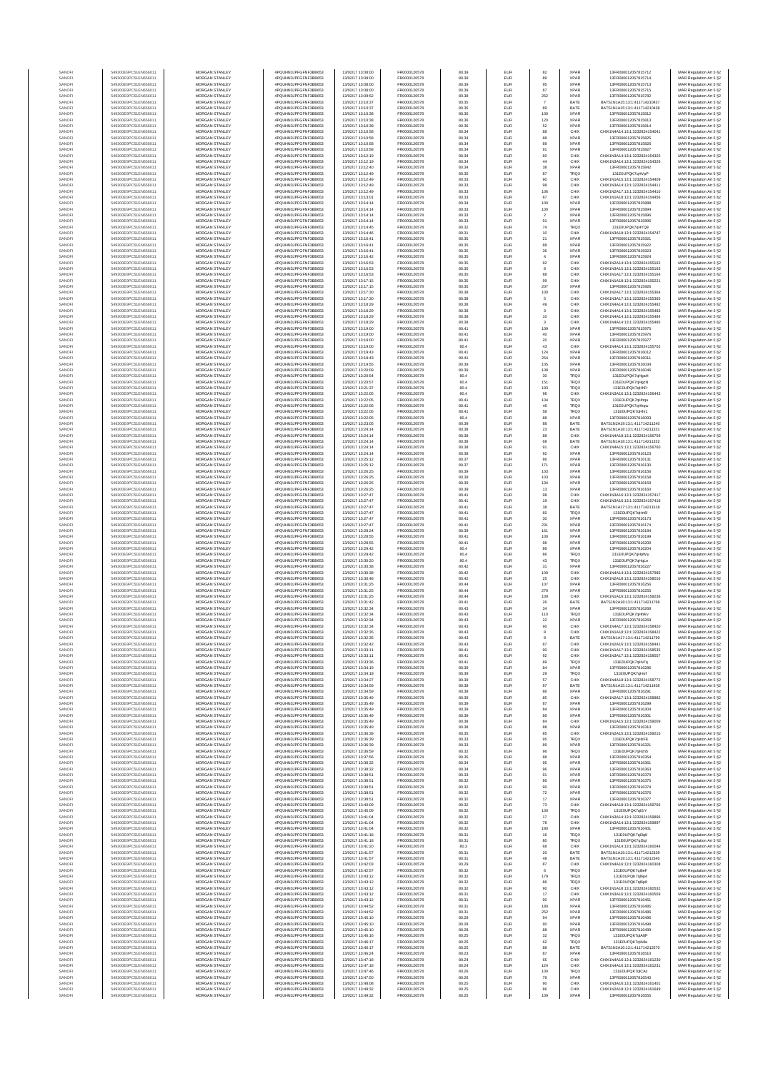| SANOFI | 549300E9PC51EN656011 | MORGAN STANLEY | 4PQUHN3JPFGFNF3BB653 | 13/03/17 13:08:00 | FR0000120578 | 80.39 | EUR | 82 | XPAR | 13FR000012057815712 | MAR Regulation Art 5 §2 |
|---|---|---|---|---|---|---|---|---|---|---|---|
| SANOFI | 549300E9PC51EN656011 | MORGAN STANLEY | 4PQUHN3JPFGFNF3BB653 | 13/03/17 13:08:00 | FR0000120578 | 80.39 | EUR | 89 | XPAR | 13FR000012057815714 | MAR Regulation Art 5 §2 |
| SANOFI | 549300E9PC51EN656011 | MORGAN STANLEY | 4PQUHN3JPFGFNF3BB653 | 13/03/17 13:08:00 | FR0000120578 | 80.39 | EUR | 85 | XPAR | 13FR000012057815713 | MAR Regulation Art 5 §2 |
| SANOFI | 549300E9PC51EN656011 | MORGAN STANLEY | 4PQUHN3JPFGFNF3BB653 | 13/03/17 13:08:00 | FR0000120578 | 80.39 | EUR | 87 | XPAR | 13FR000012057815715 | MAR Regulation Art 5 §2 |
| SANOFI | 549300E9PC51EN656011 | MORGAN STANLEY | 4PQUHN3JPFGFNF3BB653 | 13/03/17 13:09:52 | FR0000120578 | 80.38 | EUR | 262 | XPAR | 13FR000012057815782 | MAR Regulation Art 5 §2 |
| SANOFI | 549300E9PC51EN656011 | MORGAN STANLEY | 4PQUHN3JPFGFNF3BB653 | 13/03/17 13:10:37 | FR0000120578 | 80.35 | EUR | 7 | BATE | BATS1N1A15:13:1:411714210437 | MAR Regulation Art 5 §2 |
| SANOFI | 549300E9PC51EN656011 | MORGAN STANLEY | 4PQUHN3JPFGFNF3BB653 | 13/03/17 13:10:37 | FR0000120578 | 80.35 | EUR | 89 | BATE | BATS1N1A15:13:1:411714210438 | MAR Regulation Art 5 §2 |
| SANOFI | 549300E9PC51EN656011 | MORGAN STANLEY | 4PQUHN3JPFGFNF3BB653 | 13/03/17 13:10:38 | FR0000120578 | 80.36 | EUR | 100 | XPAR | 13FR000012057815812 | MAR Regulation Art 5 §2 |
| SANOFI | 549300E9PC51EN656011 | MORGAN STANLEY | 4PQUHN3JPFGFNF3BB653 | 13/03/17 13:10:38 | FR0000120578 | 80.36 | EUR | 120 | XPAR | 13FR000012057815813 | MAR Regulation Art 5 §2 |
| SANOFI | 549300E9PC51EN656011 | MORGAN STANLEY | 4PQUHN3JPFGFNF3BB653 | 13/03/17 13:10:38 | FR0000120578 | 80.36 | EUR | 52 | XPAR | 13FR000012057815814 | MAR Regulation Art 5 §2 |
| SANOFI | 549300E9PC51EN656011 | MORGAN STANLEY | 4PQUHN3JPFGFNF3BB653 | 13/03/17 13:10:58 | FR0000120578 | 80.34 | EUR | 88 | CHIX | CHIX1N4A14:13:1:3232824154041 | MAR Regulation Art 5 §2 |
| SANOFI | 549300E9PC51EN656011 | MORGAN STANLEY | 4PQUHN3JPFGFNF3BB653 | 13/03/17 13:10:58 | FR0000120578 | 80.34 | EUR | 88 | XPAR | 13FR000012057815825 | MAR Regulation Art 5 §2 |
| SANOFI | 549300E9PC51EN656011 | MORGAN STANLEY | 4PQUHN3JPFGFNF3BB653 | 13/03/17 13:10:58 | FR0000120578 | 80.34 | EUR | 89 | XPAR | 13FR000012057815826 | MAR Regulation Art 5 §2 |
| SANOFI | 549300E9PC51EN656011 | MORGAN STANLEY | 4PQUHN3JPFGFNF3BB653 | 13/03/17 13:10:58 | FR0000120578 | 80.34 | EUR | 91 | XPAR | 13FR000012057815827 | MAR Regulation Art 5 §2 |
| SANOFI | 549300E9PC51EN656011 | MORGAN STANLEY | 4PQUHN3JPFGFNF3BB653 | 13/03/17 13:12:19 | FR0000120578 | 80.34 | EUR | 60 | CHIX | CHIX1N3A14:13:1:3232824154325 | MAR Regulation Art 5 §2 |
| SANOFI | 549300E9PC51EN656011 | MORGAN STANLEY | 4PQUHN3JPFGFNF3BB653 | 13/03/17 13:12:19 | FR0000120578 | 80.34 | EUR | 44 | CHIX | CHIX1N3A14:13:1:3232824154326 | MAR Regulation Art 5 §2 |
| SANOFI | 549300E9PC51EN656011 | MORGAN STANLEY | 4PQUHN3JPFGFNF3BB653 | 13/03/17 13:12:49 | FR0000120578 | 80.34 | EUR | 38 | XPAR | 13FR000012057815842 | MAR Regulation Art 5 §2 |
| SANOFI | 549300E9PC51EN656011 | MORGAN STANLEY | 4PQUHN3JPFGFNF3BB653 | 13/03/17 13:12:49 | FR0000120578 | 80.35 | EUR | 87 | TRQX | 131E0UPQK7qHVpP | MAR Regulation Art 5 §2 |
| SANOFI | 549300E9PC51EN656011 | MORGAN STANLEY | 4PQUHN3JPFGFNF3BB653 | 13/03/17 13:12:49 | FR0000120578 | 80.33 | EUR | 90 | CHIX | CHIX1N1A13:13:1:3232824154409 | MAR Regulation Art 5 §2 |
| SANOFI | 549300E9PC51EN656011 | MORGAN STANLEY | 4PQUHN3JPFGFNF3BB653 | 13/03/17 13:12:49 | FR0000120578 | 80.33 | EUR | 98 | CHIX | CHIX1N1A14:13:1:3232824154411 | MAR Regulation Art 5 §2 |
| SANOFI | 549300E9PC51EN656011 | MORGAN STANLEY | 4PQUHN3JPFGFNF3BB653 | 13/03/17 13:12:49 | FR0000120578 | 80.33 | EUR | 106 | CHIX | CHIX1N2A17:13:1:3232824154410 | MAR Regulation Art 5 §2 |
| SANOFI | 549300E9PC51EN656011 | MORGAN STANLEY | 4PQUHN3JPFGFNF3BB653 | 13/03/17 13:13:01 | FR0000120578 | 80.33 | EUR | 87 | CHIX | CHIX1N1A18:13:1:3232824154456 | MAR Regulation Art 5 §2 |
| SANOFI | 549300E9PC51EN656011 | MORGAN STANLEY | 4PQUHN3JPFGFNF3BB653 | 13/03/17 13:14:14 | FR0000120578 | 80.34 | EUR | 100 | XPAR | 13FR000012057815888 | MAR Regulation Art 5 §2 |
| SANOFI | 549300E9PC51EN656011 | MORGAN STANLEY | 4PQUHN3JPFGFNF3BB653 | 13/03/17 13:14:14 | FR0000120578 | 80.34 | EUR | 100 | XPAR | 13FR000012057815894 | MAR Regulation Art 5 §2 |
| SANOFI | 549300E9PC51EN656011 | MORGAN STANLEY | 4PQUHN3JPFGFNF3BB653 | 13/03/17 13:14:14 | FR0000120578 | 80.33 | EUR | 2 | XPAR | 13FR000012057815896 | MAR Regulation Art 5 §2 |
| SANOFI | 549300E9PC51EN656011 | MORGAN STANLEY | 4PQUHN3JPFGFNF3BB653 | 13/03/17 13:14:14 | FR0000120578 | 80.33 | EUR | 91 | XPAR | 13FR000012057815895 | MAR Regulation Art 5 §2 |
| SANOFI | 549300E9PC51EN656011 | MORGAN STANLEY | 4PQUHN3JPFGFNF3BB653 | 13/03/17 13:14:45 | FR0000120578 | 80.32 | EUR | 74 | TRQX | 131E0UPQK7qHYQ9 | MAR Regulation Art 5 §2 |
| SANOFI | 549300E9PC51EN656011 | MORGAN STANLEY | 4PQUHN3JPFGFNF3BB653 | 13/03/17 13:14:46 | FR0000120578 | 80.31 | EUR | 10 | CHIX | CHIX1N3A18:13:1:3232824154747 | MAR Regulation Art 5 §2 |
| SANOFI | 549300E9PC51EN656011 | MORGAN STANLEY | 4PQUHN3JPFGFNF3BB653 | 13/03/17 13:16:41 | FR0000120578 | 80.35 | EUR | 21 | XPAR | 13FR000012057815921 | MAR Regulation Art 5 §2 |
| SANOFI | 549300E9PC51EN656011 | MORGAN STANLEY | 4PQUHN3JPFGFNF3BB653 | 13/03/17 13:16:41 | FR0000120578 | 80.35 | EUR | 88 | XPAR | 13FR000012057815922 | MAR Regulation Art 5 §2 |
| SANOFI | 549300E9PC51EN656011 | MORGAN STANLEY | 4PQUHN3JPFGFNF3BB653 | 13/03/17 13:16:41 | FR0000120578 | 80.35 | EUR | 36 | XPAR | 13FR000012057815923 | MAR Regulation Art 5 §2 |
| SANOFI | 549300E9PC51EN656011 | MORGAN STANLEY | 4PQUHN3JPFGFNF3BB653 | 13/03/17 13:16:42 | FR0000120578 | 80.35 | EUR | 4 | XPAR | 13FR000012057815924 | MAR Regulation Art 5 §2 |
| SANOFI | 549300E9PC51EN656011 | MORGAN STANLEY | 4PQUHN3JPFGFNF3BB653 | 13/03/17 13:16:53 | FR0000120578 | 80.35 | EUR | 92 | CHIX | CHIX1N2A14:13:1:3232824155162 | MAR Regulation Art 5 §2 |
| SANOFI | 549300E9PC51EN656011 | MORGAN STANLEY | 4PQUHN3JPFGFNF3BB653 | 13/03/17 13:16:53 | FR0000120578 | 80.35 | EUR | 8 | CHIX | CHIX1N3A15:13:1:3232824155163 | MAR Regulation Art 5 §2 |
| SANOFI | 549300E9PC51EN656011 | MORGAN STANLEY | 4PQUHN3JPFGFNF3BB653 | 13/03/17 13:16:53 | FR0000120578 | 80.35 | EUR | 88 | CHIX | CHIX1N1A17:13:1:3232824155164 | MAR Regulation Art 5 §2 |
| SANOFI | 549300E9PC51EN656011 | MORGAN STANLEY | 4PQUHN3JPFGFNF3BB653 | 13/03/17 13:17:15 | FR0000120578 | 80.35 | EUR | 99 | CHIX | CHIX1N1A18:13:1:3232824155221 | MAR Regulation Art 5 §2 |
| SANOFI | 549300E9PC51EN656011 | MORGAN STANLEY | 4PQUHN3JPFGFNF3BB653 | 13/03/17 13:17:15 | FR0000120578 | 80.35 | EUR | 207 | XPAR | 13FR000012057815926 | MAR Regulation Art 5 §2 |
| SANOFI | 549300E9PC51EN656011 | MORGAN STANLEY | 4PQUHN3JPFGFNF3BB653 | 13/03/17 13:17:30 | FR0000120578 | 80.38 | EUR | 100 | CHIX | CHIX1N2A17:13:1:3232824155364 | MAR Regulation Art 5 §2 |
| SANOFI | 549300E9PC51EN656011 | MORGAN STANLEY | 4PQUHN3JPFGFNF3BB653 | 13/03/17 13:17:30 | FR0000120578 | 80.38 | EUR | 5 | CHIX | CHIX1N2A17:13:1:3232824155365 | MAR Regulation Art 5 §2 |
| SANOFI | 549300E9PC51EN656011 | MORGAN STANLEY | 4PQUHN3JPFGFNF3BB653 | 13/03/17 13:18:29 | FR0000120578 | 80.38 | EUR | 49 | CHIX | CHIX1N4A14:13:1:3232824155482 | MAR Regulation Art 5 §2 |
| SANOFI | 549300E9PC51EN656011 | MORGAN STANLEY | 4PQUHN3JPFGFNF3BB653 | 13/03/17 13:18:29 | FR0000120578 | 80.38 | EUR | 3 | CHIX | CHIX1N4A14:13:1:3232824155483 | MAR Regulation Art 5 §2 |
| SANOFI | 549300E9PC51EN656011 | MORGAN STANLEY | 4PQUHN3JPFGFNF3BB653 | 13/03/17 13:18:29 | FR0000120578 | 80.38 | EUR | 10 | CHIX | CHIX1N4A14:13:1:3232824155484 | MAR Regulation Art 5 §2 |
| SANOFI | 549300E9PC51EN656011 | MORGAN STANLEY | 4PQUHN3JPFGFNF3BB653 | 13/03/17 13:18:29 | FR0000120578 | 80.38 | EUR | 3 | CHIX | CHIX1N4A14:13:1:3232824155485 | MAR Regulation Art 5 §2 |
| SANOFI | 549300E9PC51EN656011 | MORGAN STANLEY | 4PQUHN3JPFGFNF3BB653 | 13/03/17 13:19:00 | FR0000120578 | 80.41 | EUR | 109 | XPAR | 13FR000012057815975 | MAR Regulation Art 5 §2 |
| SANOFI | 549300E9PC51EN656011 | MORGAN STANLEY | 4PQUHN3JPFGFNF3BB653 | 13/03/17 13:19:00 | FR0000120578 | 80.41 | EUR | 40 | XPAR | 13FR000012057815976 | MAR Regulation Art 5 §2 |
| SANOFI | 549300E9PC51EN656011 | MORGAN STANLEY | 4PQUHN3JPFGFNF3BB653 | 13/03/17 13:19:00 | FR0000120578 | 80.41 | EUR | 20 | XPAR | 13FR000012057815977 | MAR Regulation Art 5 §2 |
| SANOFI | 549300E9PC51EN656011 | MORGAN STANLEY | 4PQUHN3JPFGFNF3BB653 | 13/03/17 13:19:00 | FR0000120578 | 80.4 | EUR | 43 | CHIX | CHIX1N4A14:13:1:3232824155702 | MAR Regulation Art 5 §2 |
| SANOFI | 549300E9PC51EN656011 | MORGAN STANLEY | 4PQUHN3JPFGFNF3BB653 | 13/03/17 13:19:43 | FR0000120578 | 80.41 | EUR | 124 | XPAR | 13FR000012057816012 | MAR Regulation Art 5 §2 |
| SANOFI | 549300E9PC51EN656011 | MORGAN STANLEY | 4PQUHN3JPFGFNF3BB653 | 13/03/17 13:19:43 | FR0000120578 | 80.41 | EUR | 254 | XPAR | 13FR000012057816011 | MAR Regulation Art 5 §2 |
| SANOFI | 549300E9PC51EN656011 | MORGAN STANLEY | 4PQUHN3JPFGFNF3BB653 | 13/03/17 13:19:55 | FR0000120578 | 80.39 | EUR | 105 | XPAR | 13FR000012057816034 | MAR Regulation Art 5 §2 |
| SANOFI | 549300E9PC51EN656011 | MORGAN STANLEY | 4PQUHN3JPFGFNF3BB653 | 13/03/17 13:20:09 | FR0000120578 | 80.39 | EUR | 108 | XPAR | 13FR000012057816046 | MAR Regulation Art 5 §2 |
| SANOFI | 549300E9PC51EN656011 | MORGAN STANLEY | 4PQUHN3JPFGFNF3BB653 | 13/03/17 13:20:54 | FR0000120578 | 80.4 | EUR | 30 | TRQX | 131E0UPQK7qIgaH | MAR Regulation Art 5 §2 |
| SANOFI | 549300E9PC51EN656011 | MORGAN STANLEY | 4PQUHN3JPFGFNF3BB653 | 13/03/17 13:20:57 | FR0000120578 | 80.4 | EUR | 151 | TRQX | 131E0UPQK7qIgcN | MAR Regulation Art 5 §2 |
| SANOFI | 549300E9PC51EN656011 | MORGAN STANLEY | 4PQUHN3JPFGFNF3BB653 | 13/03/17 13:21:37 | FR0000120578 | 80.4 | EUR | 193 | TRQX | 131E0UPQK7qIHFr | MAR Regulation Art 5 §2 |
| SANOFI | 549300E9PC51EN656011 | MORGAN STANLEY | 4PQUHN3JPFGFNF3BB653 | 13/03/17 13:22:05 | FR0000120578 | 80.4 | EUR | 98 | CHIX | CHIX1N2A16:13:1:3232824156443 | MAR Regulation Art 5 §2 |
| SANOFI | 549300E9PC51EN656011 | MORGAN STANLEY | 4PQUHN3JPFGFNF3BB653 | 13/03/17 13:22:05 | FR0000120578 | 80.41 | EUR | 104 | TRQX | 131E0UPQK7qIhqu | MAR Regulation Art 5 §2 |
| SANOFI | 549300E9PC51EN656011 | MORGAN STANLEY | 4PQUHN3JPFGFNF3BB653 | 13/03/17 13:22:05 | FR0000120578 | 80.41 | EUR | 46 | TRQX | 131E0UPQK7qIhqw | MAR Regulation Art 5 §2 |
| SANOFI | 549300E9PC51EN656011 | MORGAN STANLEY | 4PQUHN3JPFGFNF3BB653 | 13/03/17 13:22:05 | FR0000120578 | 80.41 | EUR | 58 | TRQX | 131E0UPQK7qIhr1 | MAR Regulation Art 5 §2 |
| SANOFI | 549300E9PC51EN656011 | MORGAN STANLEY | 4PQUHN3JPFGFNF3BB653 | 13/03/17 13:22:05 | FR0000120578 | 80.4 | EUR | 88 | XPAR | 13FR000012057816093 | MAR Regulation Art 5 §2 |
| SANOFI | 549300E9PC51EN656011 | MORGAN STANLEY | 4PQUHN3JPFGFNF3BB653 | 13/03/17 13:23:06 | FR0000120578 | 80.39 | EUR | 88 | BATE | BATS1N2A19:13:1:411714211240 | MAR Regulation Art 5 §2 |
| SANOFI | 549300E9PC51EN656011 | MORGAN STANLEY | 4PQUHN3JPFGFNF3BB653 | 13/03/17 13:24:14 | FR0000120578 | 80.38 | EUR | 23 | BATE | BATS1N1A18:13:1:411714211331 | MAR Regulation Art 5 §2 |
| SANOFI | 549300E9PC51EN656011 | MORGAN STANLEY | 4PQUHN3JPFGFNF3BB653 | 13/03/17 13:24:14 | FR0000120578 | 80.38 | EUR | 88 | CHIX | CHIX1N4A18:13:1:3232824156759 | MAR Regulation Art 5 §2 |
| SANOFI | 549300E9PC51EN656011 | MORGAN STANLEY | 4PQUHN3JPFGFNF3BB653 | 13/03/17 13:24:14 | FR0000120578 | 80.38 | EUR | 68 | BATE | BATS1N1A18:13:1:411714211332 | MAR Regulation Art 5 §2 |
| SANOFI | 549300E9PC51EN656011 | MORGAN STANLEY | 4PQUHN3JPFGFNF3BB653 | 13/03/17 13:24:14 | FR0000120578 | 80.38 | EUR | 91 | CHIX | CHIX1N4A15:13:1:3232824156760 | MAR Regulation Art 5 §2 |
| SANOFI | 549300E9PC51EN656011 | MORGAN STANLEY | 4PQUHN3JPFGFNF3BB653 | 13/03/17 13:24:14 | FR0000120578 | 80.38 | EUR | 92 | XPAR | 13FR000012057816123 | MAR Regulation Art 5 §2 |
| SANOFI | 549300E9PC51EN656011 | MORGAN STANLEY | 4PQUHN3JPFGFNF3BB653 | 13/03/17 13:25:12 | FR0000120578 | 80.37 | EUR | 86 | XPAR | 13FR000012057816131 | MAR Regulation Art 5 §2 |
| SANOFI | 549300E9PC51EN656011 | MORGAN STANLEY | 4PQUHN3JPFGFNF3BB653 | 13/03/17 13:25:12 | FR0000120578 | 80.37 | EUR | 171 | XPAR | 13FR000012057816130 | MAR Regulation Art 5 §2 |
| SANOFI | 549300E9PC51EN656011 | MORGAN STANLEY | 4PQUHN3JPFGFNF3BB653 | 13/03/17 13:26:25 | FR0000120578 | 80.39 | EUR | 103 | XPAR | 13FR000012057816156 | MAR Regulation Art 5 §2 |
| SANOFI | 549300E9PC51EN656011 | MORGAN STANLEY | 4PQUHN3JPFGFNF3BB653 | 13/03/17 13:26:25 | FR0000120578 | 80.39 | EUR | 103 | XPAR | 13FR000012057816158 | MAR Regulation Art 5 §2 |
| SANOFI | 549300E9PC51EN656011 | MORGAN STANLEY | 4PQUHN3JPFGFNF3BB653 | 13/03/17 13:26:25 | FR0000120578 | 80.39 | EUR | 134 | XPAR | 13FR000012057816159 | MAR Regulation Art 5 §2 |
| SANOFI | 549300E9PC51EN656011 | MORGAN STANLEY | 4PQUHN3JPFGFNF3BB653 | 13/03/17 13:26:25 | FR0000120578 | 80.39 | EUR | 13 | XPAR | 13FR000012057816160 | MAR Regulation Art 5 §2 |
| SANOFI | 549300E9PC51EN656011 | MORGAN STANLEY | 4PQUHN3JPFGFNF3BB653 | 13/03/17 13:27:47 | FR0000120578 | 80.41 | EUR | 98 | CHIX | CHIX1N3A16:13:1:3232824157417 | MAR Regulation Art 5 §2 |
| SANOFI | 549300E9PC51EN656011 | MORGAN STANLEY | 4PQUHN3JPFGFNF3BB653 | 13/03/17 13:27:47 | FR0000120578 | 80.41 | EUR | 19 | CHIX | CHIX1N3A16:13:1:3232824157418 | MAR Regulation Art 5 §2 |
| SANOFI | 549300E9PC51EN656011 | MORGAN STANLEY | 4PQUHN3JPFGFNF3BB653 | 13/03/17 13:27:47 | FR0000120578 | 80.41 | EUR | 38 | BATE | BATS1N1A17:13:1:411714211518 | MAR Regulation Art 5 §2 |
| SANOFI | 549300E9PC51EN656011 | MORGAN STANLEY | 4PQUHN3JPFGFNF3BB653 | 13/03/17 13:27:47 | FR0000120578 | 80.41 | EUR | 60 | TRQX | 131E0UPQK7qIH6f | MAR Regulation Art 5 §2 |
| SANOFI | 549300E9PC51EN656011 | MORGAN STANLEY | 4PQUHN3JPFGFNF3BB653 | 13/03/17 13:27:47 | FR0000120578 | 80.41 | EUR | 30 | XPAR | 13FR000012057816173 | MAR Regulation Art 5 §2 |
| SANOFI | 549300E9PC51EN656011 | MORGAN STANLEY | 4PQUHN3JPFGFNF3BB653 | 13/03/17 13:27:47 | FR0000120578 | 80.41 | EUR | 231 | XPAR | 13FR000012057816174 | MAR Regulation Art 5 §2 |
| SANOFI | 549300E9PC51EN656011 | MORGAN STANLEY | 4PQUHN3JPFGFNF3BB653 | 13/03/17 13:28:24 | FR0000120578 | 80.39 | EUR | 161 | XPAR | 13FR000012057816184 | MAR Regulation Art 5 §2 |
| SANOFI | 549300E9PC51EN656011 | MORGAN STANLEY | 4PQUHN3JPFGFNF3BB653 | 13/03/17 13:28:55 | FR0000120578 | 80.41 | EUR | 100 | XPAR | 13FR000012057816199 | MAR Regulation Art 5 §2 |
| SANOFI | 549300E9PC51EN656011 | MORGAN STANLEY | 4PQUHN3JPFGFNF3BB653 | 13/03/17 13:28:55 | FR0000120578 | 80.41 | EUR | 96 | XPAR | 13FR000012057816200 | MAR Regulation Art 5 §2 |
| SANOFI | 549300E9PC51EN656011 | MORGAN STANLEY | 4PQUHN3JPFGFNF3BB653 | 13/03/17 13:29:42 | FR0000120578 | 80.4 | EUR | 86 | XPAR | 13FR000012057816204 | MAR Regulation Art 5 §2 |
| SANOFI | 549300E9PC51EN656011 | MORGAN STANLEY | 4PQUHN3JPFGFNF3BB653 | 13/03/17 13:29:42 | FR0000120578 | 80.4 | EUR | 86 | TRQX | 131E0UPQK7qHpWy | MAR Regulation Art 5 §2 |
| SANOFI | 549300E9PC51EN656011 | MORGAN STANLEY | 4PQUHN3JPFGFNF3BB653 | 13/03/17 13:30:20 | FR0000120578 | 80.4 | EUR | 43 | TRQX | 131E0UPQK7qHqLe | MAR Regulation Art 5 §2 |
| SANOFI | 549300E9PC51EN656011 | MORGAN STANLEY | 4PQUHN3JPFGFNF3BB653 | 13/03/17 13:30:38 | FR0000120578 | 80.42 | EUR | 31 | XPAR | 13FR000012057816227 | MAR Regulation Art 5 §2 |
| SANOFI | 549300E9PC51EN656011 | MORGAN STANLEY | 4PQUHN3JPFGFNF3BB653 | 13/03/17 13:30:38 | FR0000120578 | 80.42 | EUR | 100 | CHIX | CHIX1N4A14:13:1:3232824157985 | MAR Regulation Art 5 §2 |
| SANOFI | 549300E9PC51EN656011 | MORGAN STANLEY | 4PQUHN3JPFGFNF3BB653 | 13/03/17 13:30:48 | FR0000120578 | 80.42 | EUR | 25 | CHIX | CHIX1N2A18:13:1:3232824158016 | MAR Regulation Art 5 §2 |
| SANOFI | 549300E9PC51EN656011 | MORGAN STANLEY | 4PQUHN3JPFGFNF3BB653 | 13/03/17 13:31:25 | FR0000120578 | 80.44 | EUR | 107 | XPAR | 13FR000012057816256 | MAR Regulation Art 5 §2 |
| SANOFI | 549300E9PC51EN656011 | MORGAN STANLEY | 4PQUHN3JPFGFNF3BB653 | 13/03/17 13:31:25 | FR0000120578 | 80.44 | EUR | 279 | XPAR | 13FR000012057816255 | MAR Regulation Art 5 §2 |
| SANOFI | 549300E9PC51EN656011 | MORGAN STANLEY | 4PQUHN3JPFGFNF3BB653 | 13/03/17 13:31:25 | FR0000120578 | 80.44 | EUR | 109 | CHIX | CHIX1N1A16:13:1:3232824158236 | MAR Regulation Art 5 §2 |
| SANOFI | 549300E9PC51EN656011 | MORGAN STANLEY | 4PQUHN3JPFGFNF3BB653 | 13/03/17 13:31:42 | FR0000120578 | 80.41 | EUR | 26 | BATE | BATS1N2A18:13:1:411714211768 | MAR Regulation Art 5 §2 |
| SANOFI | 549300E9PC51EN656011 | MORGAN STANLEY | 4PQUHN3JPFGFNF3BB653 | 13/03/17 13:32:34 | FR0000120578 | 80.43 | EUR | 34 | XPAR | 13FR000012057816268 | MAR Regulation Art 5 §2 |
| SANOFI | 549300E9PC51EN656011 | MORGAN STANLEY | 4PQUHN3JPFGFNF3BB653 | 13/03/17 13:32:34 | FR0000120578 | 80.43 | EUR | 110 | TRQX | 131E0UPQK7qHtWv | MAR Regulation Art 5 §2 |
| SANOFI | 549300E9PC51EN656011 | MORGAN STANLEY | 4PQUHN3JPFGFNF3BB653 | 13/03/17 13:32:34 | FR0000120578 | 80.43 | EUR | 22 | XPAR | 13FR000012057816269 | MAR Regulation Art 5 §2 |
| SANOFI | 549300E9PC51EN656011 | MORGAN STANLEY | 4PQUHN3JPFGFNF3BB653 | 13/03/17 13:32:34 | FR0000120578 | 80.43 | EUR | 90 | CHIX | CHIX1N4A17:13:1:3232824158420 | MAR Regulation Art 5 §2 |
| SANOFI | 549300E9PC51EN656011 | MORGAN STANLEY | 4PQUHN3JPFGFNF3BB653 | 13/03/17 13:32:35 | FR0000120578 | 80.43 | EUR | 8 | CHIX | CHIX1N1A18:13:1:3232824158422 | MAR Regulation Art 5 §2 |
| SANOFI | 549300E9PC51EN656011 | MORGAN STANLEY | 4PQUHN3JPFGFNF3BB653 | 13/03/17 13:32:35 | FR0000120578 | 80.43 | EUR | 8 | BATE | BATS1N1A17:13:1:411714211799 | MAR Regulation Art 5 §2 |
| SANOFI | 549300E9PC51EN656011 | MORGAN STANLEY | 4PQUHN3JPFGFNF3BB653 | 13/03/17 13:32:42 | FR0000120578 | 80.43 | EUR | 87 | CHIX | CHIX1N2A16:13:1:3232824158441 | MAR Regulation Art 5 §2 |
| SANOFI | 549300E9PC51EN656011 | MORGAN STANLEY | 4PQUHN3JPFGFNF3BB653 | 13/03/17 13:33:11 | FR0000120578 | 80.41 | EUR | 90 | CHIX | CHIX1N1A17:13:1:3232824158535 | MAR Regulation Art 5 §2 |
| SANOFI | 549300E9PC51EN656011 | MORGAN STANLEY | 4PQUHN3JPFGFNF3BB653 | 13/03/17 13:33:11 | FR0000120578 | 80.41 | EUR | 92 | CHIX | CHIX1N3A17:13:1:3232824158557 | MAR Regulation Art 5 §2 |
| SANOFI | 549300E9PC51EN656011 | MORGAN STANLEY | 4PQUHN3JPFGFNF3BB653 | 13/03/17 13:33:36 | FR0000120578 | 80.41 | EUR | 89 | TRQX | 131E0UPQK7qHvTq | MAR Regulation Art 5 §2 |
| SANOFI | 549300E9PC51EN656011 | MORGAN STANLEY | 4PQUHN3JPFGFNF3BB653 | 13/03/17 13:34:19 | FR0000120578 | 80.39 | EUR | 84 | XPAR | 13FR000012057816286 | MAR Regulation Art 5 §2 |
| SANOFI | 549300E9PC51EN656011 | MORGAN STANLEY | 4PQUHN3JPFGFNF3BB653 | 13/03/17 13:34:19 | FR0000120578 | 80.39 | EUR | 29 | TRQX | 131E0UPQK7qHwf | MAR Regulation Art 5 §2 |
| SANOFI | 549300E9PC51EN656011 | MORGAN STANLEY | 4PQUHN3JPFGFNF3BB653 | 13/03/17 13:34:27 | FR0000120578 | 80.39 | EUR | 57 | CHIX | CHIX1N4A18:13:1:3232824158772 | MAR Regulation Art 5 §2 |
| SANOFI | 549300E9PC51EN656011 | MORGAN STANLEY | 4PQUHN3JPFGFNF3BB653 | 13/03/17 13:34:59 | FR0000120578 | 80.38 | EUR | 97 | BATE | BATS1N1A15:13:1:411714211938 | MAR Regulation Art 5 §2 |
| SANOFI | 549300E9PC51EN656011 | MORGAN STANLEY | 4PQUHN3JPFGFNF3BB653 | 13/03/17 13:34:59 | FR0000120578 | 80.38 | EUR | 86 | XPAR | 13FR000012057816291 | MAR Regulation Art 5 §2 |
| SANOFI | 549300E9PC51EN656011 | MORGAN STANLEY | 4PQUHN3JPFGFNF3BB653 | 13/03/17 13:35:49 | FR0000120578 | 80.39 | EUR | 85 | CHIX | CHIX1N2A17:13:1:3232824158982 | MAR Regulation Art 5 §2 |
| SANOFI | 549300E9PC51EN656011 | MORGAN STANLEY | 4PQUHN3JPFGFNF3BB653 | 13/03/17 13:35:49 | FR0000120578 | 80.39 | EUR | 87 | XPAR | 13FR000012057816299 | MAR Regulation Art 5 §2 |
| SANOFI | 549300E9PC51EN656011 | MORGAN STANLEY | 4PQUHN3JPFGFNF3BB653 | 13/03/17 13:35:49 | FR0000120578 | 80.39 | EUR | 84 | XPAR | 13FR000012057816304 | MAR Regulation Art 5 §2 |
| SANOFI | 549300E9PC51EN656011 | MORGAN STANLEY | 4PQUHN3JPFGFNF3BB653 | 13/03/17 13:35:49 | FR0000120578 | 80.39 | EUR | 86 | XPAR | 13FR000012057816301 | MAR Regulation Art 5 §2 |
| SANOFI | 549300E9PC51EN656011 | MORGAN STANLEY | 4PQUHN3JPFGFNF3BB653 | 13/03/17 13:35:49 | FR0000120578 | 80.38 | EUR | 84 | CHIX | CHIX1N1A15:13:1:3232824159009 | MAR Regulation Art 5 §2 |
| SANOFI | 549300E9PC51EN656011 | MORGAN STANLEY | 4PQUHN3JPFGFNF3BB653 | 13/03/17 13:35:49 | FR0000120578 | 80.38 | EUR | 88 | XPAR | 13FR000012057816310 | MAR Regulation Art 5 §2 |
| SANOFI | 549300E9PC51EN656011 | MORGAN STANLEY | 4PQUHN3JPFGFNF3BB653 | 13/03/17 13:36:39 | FR0000120578 | 80.35 | EUR | 85 | CHIX | CHIX1N2A15:13:1:3232824159215 | MAR Regulation Art 5 §2 |
| SANOFI | 549300E9PC51EN656011 | MORGAN STANLEY | 4PQUHN3JPFGFNF3BB653 | 13/03/17 13:36:39 | FR0000120578 | 80.33 | EUR | 95 | TRQX | 131E0UPQK7qHzFE | MAR Regulation Art 5 §2 |
| SANOFI | 549300E9PC51EN656011 | MORGAN STANLEY | 4PQUHN3JPFGFNF3BB653 | 13/03/17 13:36:39 | FR0000120578 | 80.33 | EUR | 89 | XPAR | 13FR000012057816321 | MAR Regulation Art 5 §2 |
| SANOFI | 549300E9PC51EN656011 | MORGAN STANLEY | 4PQUHN3JPFGFNF3BB653 | 13/03/17 13:36:59 | FR0000120578 | 80.32 | EUR | 90 | TRQX | 131E0UPQK7qHzn5 | MAR Regulation Art 5 §2 |
| SANOFI | 549300E9PC51EN656011 | MORGAN STANLEY | 4PQUHN3JPFGFNF3BB653 | 13/03/17 13:37:56 | FR0000120578 | 80.35 | EUR | 88 | XPAR | 13FR000012057816354 | MAR Regulation Art 5 §2 |
| SANOFI | 549300E9PC51EN656011 | MORGAN STANLEY | 4PQUHN3JPFGFNF3BB653 | 13/03/17 13:38:32 | FR0000120578 | 80.34 | EUR | 95 | XPAR | 13FR000012057816361 | MAR Regulation Art 5 §2 |
| SANOFI | 549300E9PC51EN656011 | MORGAN STANLEY | 4PQUHN3JPFGFNF3BB653 | 13/03/17 13:38:32 | FR0000120578 | 80.34 | EUR | 96 | XPAR | 13FR000012057816363 | MAR Regulation Art 5 §2 |
| SANOFI | 549300E9PC51EN656011 | MORGAN STANLEY | 4PQUHN3JPFGFNF3BB653 | 13/03/17 13:38:51 | FR0000120578 | 80.33 | EUR | 91 | XPAR | 13FR000012057816370 | MAR Regulation Art 5 §2 |
| SANOFI | 549300E9PC51EN656011 | MORGAN STANLEY | 4PQUHN3JPFGFNF3BB653 | 13/03/17 13:38:51 | FR0000120578 | 80.32 | EUR | 86 | XPAR | 13FR000012057816375 | MAR Regulation Art 5 §2 |
| SANOFI | 549300E9PC51EN656011 | MORGAN STANLEY | 4PQUHN3JPFGFNF3BB653 | 13/03/17 13:38:51 | FR0000120578 | 80.32 | EUR | 90 | XPAR | 13FR000012057816374 | MAR Regulation Art 5 §2 |
| SANOFI | 549300E9PC51EN656011 | MORGAN STANLEY | 4PQUHN3JPFGFNF3BB653 | 13/03/17 13:38:51 | FR0000120578 | 80.32 | EUR | 72 | XPAR | 13FR000012057816376 | MAR Regulation Art 5 §2 |
| SANOFI | 549300E9PC51EN656011 | MORGAN STANLEY | 4PQUHN3JPFGFNF3BB653 | 13/03/17 13:38:51 | FR0000120578 | 80.32 | EUR | 17 | XPAR | 13FR000012057816377 | MAR Regulation Art 5 §2 |
| SANOFI | 549300E9PC51EN656011 | MORGAN STANLEY | 4PQUHN3JPFGFNF3BB653 | 13/03/17 13:40:09 | FR0000120578 | 80.32 | EUR | 73 | CHIX | CHIX1N4A18:13:1:3232824159766 | MAR Regulation Art 5 §2 |
| SANOFI | 549300E9PC51EN656011 | MORGAN STANLEY | 4PQUHN3JPFGFNF3BB653 | 13/03/17 13:40:09 | FR0000120578 | 80.32 | EUR | 100 | TRQX | 131E0UPQK7qI2rY | MAR Regulation Art 5 §2 |
| SANOFI | 549300E9PC51EN656011 | MORGAN STANLEY | 4PQUHN3JPFGFNF3BB653 | 13/03/17 13:41:04 | FR0000120578 | 80.32 | EUR | 17 | CHIX | CHIX1N3A14:13:1:3232824159896 | MAR Regulation Art 5 §2 |
| SANOFI | 549300E9PC51EN656011 | MORGAN STANLEY | 4PQUHN3JPFGFNF3BB653 | 13/03/17 13:41:04 | FR0000120578 | 80.32 | EUR | 78 | CHIX | CHIX1N3A14:13:1:3232824159897 | MAR Regulation Art 5 §2 |
| SANOFI | 549300E9PC51EN656011 | MORGAN STANLEY | 4PQUHN3JPFGFNF3BB653 | 13/03/17 13:41:04 | FR0000120578 | 80.32 | EUR | 180 | XPAR | 13FR000012057816401 | MAR Regulation Art 5 §2 |
| SANOFI | 549300E9PC51EN656011 | MORGAN STANLEY | 4PQUHN3JPFGFNF3BB653 | 13/03/17 13:41:18 | FR0000120578 | 80.31 | EUR | 16 | TRQX | 131E0UPQK7qI3q9 | MAR Regulation Art 5 §2 |
| SANOFI | 549300E9PC51EN656011 | MORGAN STANLEY | 4PQUHN3JPFGFNF3BB653 | 13/03/17 13:41:18 | FR0000120578 | 80.31 | EUR | 80 | TRQX | 131E0UPQK7qI3qI | MAR Regulation Art 5 §2 |
| SANOFI | 549300E9PC51EN656011 | MORGAN STANLEY | 4PQUHN3JPFGFNF3BB653 | 13/03/17 13:41:20 | FR0000120578 | 80.3 | EUR | 68 | CHIX | CHIX1N2A14:13:1:3232824160044 | MAR Regulation Art 5 §2 |
| SANOFI | 549300E9PC51EN656011 | MORGAN STANLEY | 4PQUHN3JPFGFNF3BB653 | 13/03/17 13:41:57 | FR0000120578 | 80.31 | EUR | 20 | BATE | BATS1N1A19:13:1:411714212339 | MAR Regulation Art 5 §2 |
| SANOFI | 549300E9PC51EN656011 | MORGAN STANLEY | 4PQUHN3JPFGFNF3BB653 | 13/03/17 13:41:57 | FR0000120578 | 80.31 | EUR | 48 | BATE | BATS1N1A19:13:1:411714212340 | MAR Regulation Art 5 §2 |
| SANOFI | 549300E9PC51EN656011 | MORGAN STANLEY | 4PQUHN3JPFGFNF3BB653 | 13/03/17 13:42:03 | FR0000120578 | 80.29 | EUR | 87 | CHIX | CHIX1N4A16:13:1:3232824160308 | MAR Regulation Art 5 §2 |
| SANOFI | 549300E9PC51EN656011 | MORGAN STANLEY | 4PQUHN3JPFGFNF3BB653 | 13/03/17 13:42:57 | FR0000120578 | 80.32 | EUR | 6 | TRQX | 131E0UPQK7qI6eF | MAR Regulation Art 5 §2 |
| SANOFI | 549300E9PC51EN656011 | MORGAN STANLEY | 4PQUHN3JPFGFNF3BB653 | 13/03/17 13:43:12 | FR0000120578 | 80.32 | EUR | 179 | TRQX | 131E0UPQK7qI6pH | MAR Regulation Art 5 §2 |
| SANOFI | 549300E9PC51EN656011 | MORGAN STANLEY | 4PQUHN3JPFGFNF3BB653 | 13/03/17 13:43:12 | FR0000120578 | 80.32 | EUR | 86 | TRQX | 131E0UPQK7qI6pS | MAR Regulation Art 5 §2 |
| SANOFI | 549300E9PC51EN656011 | MORGAN STANLEY | 4PQUHN3JPFGFNF3BB653 | 13/03/17 13:43:12 | FR0000120578 | 80.32 | EUR | 90 | CHIX | CHIX1N1A18:13:1:3232824160532 | MAR Regulation Art 5 §2 |
| SANOFI | 549300E9PC51EN656011 | MORGAN STANLEY | 4PQUHN3JPFGFNF3BB653 | 13/03/17 13:43:12 | FR0000120578 | 80.31 | EUR | 17 | CHIX | CHIX1N2A16:13:1:3232824160559 | MAR Regulation Art 5 §2 |
| SANOFI | 549300E9PC51EN656011 | MORGAN STANLEY | 4PQUHN3JPFGFNF3BB653 | 13/03/17 13:43:12 | FR0000120578 | 80.31 | EUR | 90 | XPAR | 13FR000012057816451 | MAR Regulation Art 5 §2 |
| SANOFI | 549300E9PC51EN656011 | MORGAN STANLEY | 4PQUHN3JPFGFNF3BB653 | 13/03/17 13:44:52 | FR0000120578 | 80.31 | EUR | 180 | XPAR | 13FR000012057816485 | MAR Regulation Art 5 §2 |
| SANOFI | 549300E9PC51EN656011 | MORGAN STANLEY | 4PQUHN3JPFGFNF3BB653 | 13/03/17 13:44:52 | FR0000120578 | 80.31 | EUR | 252 | XPAR | 13FR000012057816486 | MAR Regulation Art 5 §2 |
| SANOFI | 549300E9PC51EN656011 | MORGAN STANLEY | 4PQUHN3JPFGFNF3BB653 | 13/03/17 13:45:10 | FR0000120578 | 80.29 | EUR | 94 | XPAR | 13FR000012057816496 | MAR Regulation Art 5 §2 |
| SANOFI | 549300E9PC51EN656011 | MORGAN STANLEY | 4PQUHN3JPFGFNF3BB653 | 13/03/17 13:45:10 | FR0000120578 | 80.28 | EUR | 90 | XPAR | 13FR000012057816498 | MAR Regulation Art 5 §2 |
| SANOFI | 549300E9PC51EN656011 | MORGAN STANLEY | 4PQUHN3JPFGFNF3BB653 | 13/03/17 13:45:10 | FR0000120578 | 80.28 | EUR | 88 | XPAR | 13FR000012057816499 | MAR Regulation Art 5 §2 |
| SANOFI | 549300E9PC51EN656011 | MORGAN STANLEY | 4PQUHN3JPFGFNF3BB653 | 13/03/17 13:46:16 | FR0000120578 | 80.25 | EUR | 32 | TRQX | 131E0UPQK7qA6P | MAR Regulation Art 5 §2 |
| SANOFI | 549300E9PC51EN656011 | MORGAN STANLEY | 4PQUHN3JPFGFNF3BB653 | 13/03/17 13:46:17 | FR0000120578 | 80.25 | EUR | 62 | TRQX | 131E0UPQK7qA8a | MAR Regulation Art 5 §2 |
| SANOFI | 549300E9PC51EN656011 | MORGAN STANLEY | 4PQUHN3JPFGFNF3BB653 | 13/03/17 13:46:17 | FR0000120578 | 80.25 | EUR | 88 | BATE | BATS1N2A16:13:1:411714212570 | MAR Regulation Art 5 §2 |
| SANOFI | 549300E9PC51EN656011 | MORGAN STANLEY | 4PQUHN3JPFGFNF3BB653 | 13/03/17 13:46:24 | FR0000120578 | 80.23 | EUR | 87 | XPAR | 13FR000012057816510 | MAR Regulation Art 5 §2 |
| SANOFI | 549300E9PC51EN656011 | MORGAN STANLEY | 4PQUHN3JPFGFNF3BB653 | 13/03/17 13:47:18 | FR0000120578 | 80.24 | EUR | 95 | CHIX | CHIX1N4A16:13:1:3232824161230 | MAR Regulation Art 5 §2 |
| SANOFI | 549300E9PC51EN656011 | MORGAN STANLEY | 4PQUHN3JPFGFNF3BB653 | 13/03/17 13:47:18 | FR0000120578 | 80.24 | EUR | 124 | CHIX | CHIX1N4A16:13:1:3232824161231 | MAR Regulation Art 5 §2 |
| SANOFI | 549300E9PC51EN656011 | MORGAN STANLEY | 4PQUHN3JPFGFNF3BB653 | 13/03/17 13:47:48 | FR0000120578 | 80.26 | EUR | 100 | TRQX | 131E0UPQK7qICAz | MAR Regulation Art 5 §2 |
| SANOFI | 549300E9PC51EN656011 | MORGAN STANLEY | 4PQUHN3JPFGFNF3BB653 | 13/03/17 13:47:50 | FR0000120578 | 80.26 | EUR | 79 | XPAR | 13FR000012057816540 | MAR Regulation Art 5 §2 |
| SANOFI | 549300E9PC51EN656011 | MORGAN STANLEY | 4PQUHN3JPFGFNF3BB653 | 13/03/17 13:48:08 | FR0000120578 | 80.25 | EUR | 90 | CHIX | CHIX1N3A16:13:1:3232824161401 | MAR Regulation Art 5 §2 |
| SANOFI | 549300E9PC51EN656011 | MORGAN STANLEY | 4PQUHN3JPFGFNF3BB653 | 13/03/17 13:49:32 | FR0000120578 | 80.25 | EUR | 86 | CHIX | CHIX1N2A18:13:1:3232824161649 | MAR Regulation Art 5 §2 |
| SANOFI | 549300E9PC51EN656011 | MORGAN STANLEY | 4PQUHN3JPFGFNF3BB653 | 13/03/17 13:49:32 | FR0000120578 | 80.25 | EUR | 109 | XPAR | 13FR000012057816555 | MAR Regulation Art 5 §2 |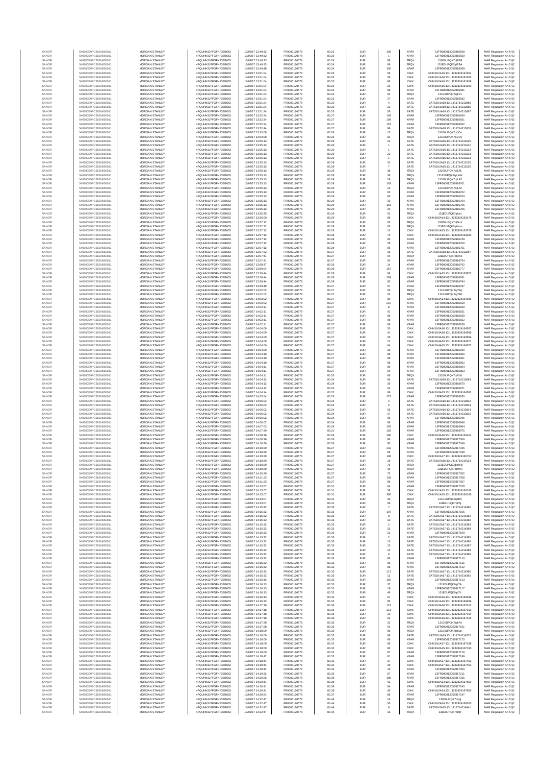| | | | | | | | | | | | |
|---|---|---|---|---|---|---|---|---|---|---|---|
| SANOFI | 549300E9PC51EN656011 | MORGAN STANLEY | 4PQUHN3JPFGFNF3BB653 | 13/07/2017 13:49:32 | FR0000120578 | 80.25 | EUR | 109 | XPAR | 13FR000012057816558 | MAR Regulation Art 5 §2 |
| SANOFI | 549300E9PC51EN656011 | MORGAN STANLEY | 4PQUHN3JPFGFNF3BB653 | 13/07/2017 13:49:32 | FR0000120578 | 80.25 | EUR | 1 | XPAR | 13FR000012057816559 | MAR Regulation Art 5 §2 |
| SANOFI | 549300E9PC51EN656011 | MORGAN STANLEY | 4PQUHN3JPFGFNF3BB653 | 13/07/2017 13:49:33 | FR0000120578 | 80.24 | EUR | 88 | TRQX | 131E0UPQK7qIEB8 | MAR Regulation Art 5 §2 |
| SANOFI | 549300E9PC51EN656011 | MORGAN STANLEY | 4PQUHN3JPFGFNF3BB653 | 13/07/2017 13:49:33 | FR0000120578 | 80.24 | EUR | 88 | TRQX | 131E0UPQK7qIEBA | MAR Regulation Art 5 §2 |
| SANOFI | 549300E9PC51EN656011 | MORGAN STANLEY | 4PQUHN3JPFGFNF3BB653 | 13/07/2017 13:49:48 | FR0000120578 | 80.24 | EUR | 100 | XPAR | 13FR000012057816569 | MAR Regulation Art 5 §2 |
| SANOFI | 549300E9PC51EN656011 | MORGAN STANLEY | 4PQUHN3JPFGFNF3BB653 | 13/07/2017 13:51:04 | FR0000120578 | 80.23 | EUR | 59 | CHIX | CHIX1N1A16:13:1323282416195 4 | MAR Regulation Art 5 §2 |
| SANOFI | 549300E9PC51EN656011 | MORGAN STANLEY | 4PQUHN3JPFGFNF3BB653 | 13/07/2017 13:51:04 | FR0000120578 | 80.23 | EUR | 36 | CHIX | CHIX1N1A16:13:1323282416195 5 | MAR Regulation Art 5 §2 |
| SANOFI | 549300E9PC51EN656011 | MORGAN STANLEY | 4PQUHN3JPFGFNF3BB653 | 13/07/2017 13:51:04 | FR0000120578 | 80.23 | EUR | 66 | CHIX | CHIX1N2A16:13:1323282416195 9 | MAR Regulation Art 5 §2 |
| SANOFI | 549300E9PC51EN656011 | MORGAN STANLEY | 4PQUHN3JPFGFNF3BB653 | 13/07/2017 13:51:04 | FR0000120578 | 80.23 | EUR | 25 | CHIX | CHIX1N2A16:13:1323282416196 0 | MAR Regulation Art 5 §2 |
| SANOFI | 549300E9PC51EN656011 | MORGAN STANLEY | 4PQUHN3JPFGFNF3BB653 | 13/07/2017 13:51:04 | FR0000120578 | 80.23 | EUR | 68 | XPAR | 13FR000012057816581 | MAR Regulation Art 5 §2 |
| SANOFI | 549300E9PC51EN656011 | MORGAN STANLEY | 4PQUHN3JPFGFNF3BB653 | 13/07/2017 13:51:04 | FR0000120578 | 80.23 | EUR | 94 | TRQX | 131E0UPQK7qIFz1 | MAR Regulation Art 5 §2 |
| SANOFI | 549300E9PC51EN656011 | MORGAN STANLEY | 4PQUHN3JPFGFNF3BB653 | 13/07/2017 13:51:06 | FR0000120578 | 80.23 | EUR | 27 | XPAR | 13FR000012057816582 | MAR Regulation Art 5 §2 |
| SANOFI | 549300E9PC51EN656011 | MORGAN STANLEY | 4PQUHN3JPFGFNF3BB653 | 13/07/2017 13:51:24 | FR0000120578 | 80.23 | EUR | 4 | BATE | BATS1N1A19:13:1411714212885 | MAR Regulation Art 5 §2 |
| SANOFI | 549300E9PC51EN656011 | MORGAN STANLEY | 4PQUHN3JPFGFNF3BB653 | 13/07/2017 13:51:24 | FR0000120578 | 80.23 | EUR | 22 | BATE | BATS1N1A19:13:1411714212886 | MAR Regulation Art 5 §2 |
| SANOFI | 549300E9PC51EN656011 | MORGAN STANLEY | 4PQUHN3JPFGFNF3BB653 | 13/07/2017 13:51:24 | FR0000120578 | 80.23 | EUR | 59 | BATE | BATS1N1A19:13:1411714212887 | MAR Regulation Art 5 §2 |
| SANOFI | 549300E9PC51EN656011 | MORGAN STANLEY | 4PQUHN3JPFGFNF3BB653 | 13/07/2017 13:52:24 | FR0000120578 | 80.27 | EUR | 109 | XPAR | 13FR000012057816649 | MAR Regulation Art 5 §2 |
| SANOFI | 549300E9PC51EN656011 | MORGAN STANLEY | 4PQUHN3JPFGFNF3BB653 | 13/07/2017 13:52:24 | FR0000120578 | 80.27 | EUR | 109 | XPAR | 13FR000012057816651 | MAR Regulation Art 5 §2 |
| SANOFI | 549300E9PC51EN656011 | MORGAN STANLEY | 4PQUHN3JPFGFNF3BB653 | 13/07/2017 13:52:24 | FR0000120578 | 80.27 | EUR | 151 | XPAR | 13FR000012057816652 | MAR Regulation Art 5 §2 |
| SANOFI | 549300E9PC51EN656011 | MORGAN STANLEY | 4PQUHN3JPFGFNF3BB653 | 13/07/2017 13:52:44 | FR0000120578 | 80.27 | EUR | 96 | BATE | BATS1N2A18:13:1411714213003 | MAR Regulation Art 5 §2 |
| SANOFI | 549300E9PC51EN656011 | MORGAN STANLEY | 4PQUHN3JPFGFNF3BB653 | 13/07/2017 13:53:08 | FR0000120578 | 80.26 | EUR | 15 | TRQX | 131E0UPQK7qIJOn | MAR Regulation Art 5 §2 |
| SANOFI | 549300E9PC51EN656011 | MORGAN STANLEY | 4PQUHN3JPFGFNF3BB653 | 13/07/2017 13:53:08 | FR0000120578 | 80.26 | EUR | 81 | TRQX | 131E0UPQK7qIJOy | MAR Regulation Art 5 §2 |
| SANOFI | 549300E9PC51EN656011 | MORGAN STANLEY | 4PQUHN3JPFGFNF3BB653 | 13/07/2017 13:55:13 | FR0000120578 | 80.29 | EUR | 22 | BATE | BATS1N2A15:13:1411714213120 | MAR Regulation Art 5 §2 |
| SANOFI | 549300E9PC51EN656011 | MORGAN STANLEY | 4PQUHN3JPFGFNF3BB653 | 13/07/2017 13:55:13 | FR0000120578 | 80.29 | EUR | 1 | BATE | BATS1N2A15:13:1411714213121 | MAR Regulation Art 5 §2 |
| SANOFI | 549300E9PC51EN656011 | MORGAN STANLEY | 4PQUHN3JPFGFNF3BB653 | 13/07/2017 13:55:13 | FR0000120578 | 80.29 | EUR | 1 | BATE | BATS1N2A15:13:1411714213122 | MAR Regulation Art 5 §2 |
| SANOFI | 549300E9PC51EN656011 | MORGAN STANLEY | 4PQUHN3JPFGFNF3BB653 | 13/07/2017 13:55:13 | FR0000120578 | 80.29 | EUR | 22 | BATE | BATS1N2A15:13:1411714213123 | MAR Regulation Art 5 §2 |
| SANOFI | 549300E9PC51EN656011 | MORGAN STANLEY | 4PQUHN3JPFGFNF3BB653 | 13/07/2017 13:55:13 | FR0000120578 | 80.29 | EUR | 1 | BATE | BATS1N2A15:13:1411714213124 | MAR Regulation Art 5 §2 |
| SANOFI | 549300E9PC51EN656011 | MORGAN STANLEY | 4PQUHN3JPFGFNF3BB653 | 13/07/2017 13:55:13 | FR0000120578 | 80.29 | EUR | 23 | BATE | BATS1N2A15:13:1411714213125 | MAR Regulation Art 5 §2 |
| SANOFI | 549300E9PC51EN656011 | MORGAN STANLEY | 4PQUHN3JPFGFNF3BB653 | 13/07/2017 13:55:13 | FR0000120578 | 80.29 | EUR | 7 | BATE | BATS1N2A15:13:1411714213126 | MAR Regulation Art 5 §2 |
| SANOFI | 549300E9PC51EN656011 | MORGAN STANLEY | 4PQUHN3JPFGFNF3BB653 | 13/07/2017 13:55:13 | FR0000120578 | 80.29 | EUR | 38 | TRQX | 131E0UPQK7qILAL | MAR Regulation Art 5 §2 |
| SANOFI | 549300E9PC51EN656011 | MORGAN STANLEY | 4PQUHN3JPFGFNF3BB653 | 13/07/2017 13:55:13 | FR0000120578 | 80.29 | EUR | 38 | TRQX | 131E0UPQK7qILAW | MAR Regulation Art 5 §2 |
| SANOFI | 549300E9PC51EN656011 | MORGAN STANLEY | 4PQUHN3JPFGFNF3BB653 | 13/07/2017 13:55:13 | FR0000120578 | 80.29 | EUR | 29 | TRQX | 131E0UPQK7qILAZ | MAR Regulation Art 5 §2 |
| SANOFI | 549300E9PC51EN656011 | MORGAN STANLEY | 4PQUHN3JPFGFNF3BB653 | 13/07/2017 13:55:13 | FR0000120578 | 80.29 | EUR | 163 | XPAR | 13FR000012057816701 | MAR Regulation Art 5 §2 |
| SANOFI | 549300E9PC51EN656011 | MORGAN STANLEY | 4PQUHN3JPFGFNF3BB653 | 13/07/2017 13:55:13 | FR0000120578 | 80.29 | EUR | 14 | TRQX | 131E0UPQK7qILAc | MAR Regulation Art 5 §2 |
| SANOFI | 549300E9PC51EN656011 | MORGAN STANLEY | 4PQUHN3JPFGFNF3BB653 | 13/07/2017 13:55:13 | FR0000120578 | 80.29 | EUR | 83 | XPAR | 13FR000012057816702 | MAR Regulation Art 5 §2 |
| SANOFI | 549300E9PC51EN656011 | MORGAN STANLEY | 4PQUHN3JPFGFNF3BB653 | 13/07/2017 13:55:13 | FR0000120578 | 80.29 | EUR | 80 | XPAR | 13FR000012057816703 | MAR Regulation Art 5 §2 |
| SANOFI | 549300E9PC51EN656011 | MORGAN STANLEY | 4PQUHN3JPFGFNF3BB653 | 13/07/2017 13:55:13 | FR0000120578 | 80.29 | EUR | 10 | XPAR | 13FR000012057816704 | MAR Regulation Art 5 §2 |
| SANOFI | 549300E9PC51EN656011 | MORGAN STANLEY | 4PQUHN3JPFGFNF3BB653 | 13/07/2017 13:55:13 | FR0000120578 | 80.29 | EUR | 163 | XPAR | 13FR000012057816705 | MAR Regulation Art 5 §2 |
| SANOFI | 549300E9PC51EN656011 | MORGAN STANLEY | 4PQUHN3JPFGFNF3BB653 | 13/07/2017 13:55:13 | FR0000120578 | 80.29 | EUR | 25 | XPAR | 13FR000012057816706 | MAR Regulation Art 5 §2 |
| SANOFI | 549300E9PC51EN656011 | MORGAN STANLEY | 4PQUHN3JPFGFNF3BB653 | 13/07/2017 13:55:35 | FR0000120578 | 80.28 | EUR | 91 | TRQX | 131E0UPQK7qILei | MAR Regulation Art 5 §2 |
| SANOFI | 549300E9PC51EN656011 | MORGAN STANLEY | 4PQUHN3JPFGFNF3BB653 | 13/07/2017 13:56:00 | FR0000120578 | 80.29 | EUR | 88 | CHIX | CHIX1N2A14:13:1323282416317 8 | MAR Regulation Art 5 §2 |
| SANOFI | 549300E9PC51EN656011 | MORGAN STANLEY | 4PQUHN3JPFGFNF3BB653 | 13/07/2017 13:57:12 | FR0000120578 | 80.28 | EUR | 93 | TRQX | 131E0UPQK7qINmt | MAR Regulation Art 5 §2 |
| SANOFI | 549300E9PC51EN656011 | MORGAN STANLEY | 4PQUHN3JPFGFNF3BB653 | 13/07/2017 13:57:12 | FR0000120578 | 80.28 | EUR | 85 | TRQX | 131E0UPQK7qINmx | MAR Regulation Art 5 §2 |
| SANOFI | 549300E9PC51EN656011 | MORGAN STANLEY | 4PQUHN3JPFGFNF3BB653 | 13/07/2017 13:57:12 | FR0000120578 | 80.28 | EUR | 12 | CHIX | CHIX1N1A15:13:1323282416337 9 | MAR Regulation Art 5 §2 |
| SANOFI | 549300E9PC51EN656011 | MORGAN STANLEY | 4PQUHN3JPFGFNF3BB653 | 13/07/2017 13:57:12 | FR0000120578 | 80.28 | EUR | 75 | CHIX | CHIX1N1A15:13:1323282416338 0 | MAR Regulation Art 5 §2 |
| SANOFI | 549300E9PC51EN656011 | MORGAN STANLEY | 4PQUHN3JPFGFNF3BB653 | 13/07/2017 13:57:12 | FR0000120578 | 80.28 | EUR | 60 | XPAR | 13FR000012057816749 | MAR Regulation Art 5 §2 |
| SANOFI | 549300E9PC51EN656011 | MORGAN STANLEY | 4PQUHN3JPFGFNF3BB653 | 13/07/2017 13:57:12 | FR0000120578 | 80.28 | EUR | 28 | XPAR | 13FR000012057816750 | MAR Regulation Art 5 §2 |
| SANOFI | 549300E9PC51EN656011 | MORGAN STANLEY | 4PQUHN3JPFGFNF3BB653 | 13/07/2017 13:57:12 | FR0000120578 | 80.28 | EUR | 95 | XPAR | 13FR000012057816751 | MAR Regulation Art 5 §2 |
| SANOFI | 549300E9PC51EN656011 | MORGAN STANLEY | 4PQUHN3JPFGFNF3BB653 | 13/07/2017 13:57:22 | FR0000120578 | 80.27 | EUR | 16 | BATE | BATS1N1A19:13:1411714213287 | MAR Regulation Art 5 §2 |
| SANOFI | 549300E9PC51EN656011 | MORGAN STANLEY | 4PQUHN3JPFGFNF3BB653 | 13/07/2017 13:57:41 | FR0000120578 | 80.27 | EUR | 94 | TRQX | 131E0UPQK7qIOXe | MAR Regulation Art 5 §2 |
| SANOFI | 549300E9PC51EN656011 | MORGAN STANLEY | 4PQUHN3JPFGFNF3BB653 | 13/07/2017 13:57:41 | FR0000120578 | 80.27 | EUR | 92 | XPAR | 13FR000012057816754 | MAR Regulation Art 5 §2 |
| SANOFI | 549300E9PC51EN656011 | MORGAN STANLEY | 4PQUHN3JPFGFNF3BB653 | 13/07/2017 13:58:37 | FR0000120578 | 80.26 | EUR | 14 | XPAR | 13FR000012057816762 | MAR Regulation Art 5 §2 |
| SANOFI | 549300E9PC51EN656011 | MORGAN STANLEY | 4PQUHN3JPFGFNF3BB653 | 13/07/2017 13:59:04 | FR0000120578 | 80.28 | EUR | 157 | XPAR | 13FR000012057816777 | MAR Regulation Art 5 §2 |
| SANOFI | 549300E9PC51EN656011 | MORGAN STANLEY | 4PQUHN3JPFGFNF3BB653 | 13/07/2017 13:59:44 | FR0000120578 | 80.28 | EUR | 96 | CHIX | CHIX1N1A15:13:1323282416387 3 | MAR Regulation Art 5 §2 |
| SANOFI | 549300E9PC51EN656011 | MORGAN STANLEY | 4PQUHN3JPFGFNF3BB653 | 13/07/2017 13:59:44 | FR0000120578 | 80.28 | EUR | 209 | XPAR | 13FR000012057816781 | MAR Regulation Art 5 §2 |
| SANOFI | 549300E9PC51EN656011 | MORGAN STANLEY | 4PQUHN3JPFGFNF3BB653 | 13/07/2017 13:59:44 | FR0000120578 | 80.28 | EUR | 93 | XPAR | 13FR000012057816784 | MAR Regulation Art 5 §2 |
| SANOFI | 549300E9PC51EN656011 | MORGAN STANLEY | 4PQUHN3JPFGFNF3BB653 | 13/07/2017 13:59:49 | FR0000120578 | 80.27 | EUR | 97 | XPAR | 13FR000012057816787 | MAR Regulation Art 5 §2 |
| SANOFI | 549300E9PC51EN656011 | MORGAN STANLEY | 4PQUHN3JPFGFNF3BB653 | 13/07/2017 14:02:02 | FR0000120578 | 80.27 | EUR | 56 | TRQX | 131E0UPQK7qIT8q | MAR Regulation Art 5 §2 |
| SANOFI | 549300E9PC51EN656011 | MORGAN STANLEY | 4PQUHN3JPFGFNF3BB653 | 13/07/2017 14:02:02 | FR0000120578 | 80.27 | EUR | 32 | TRQX | 131E0UPQK7qIT98 | MAR Regulation Art 5 §2 |
| SANOFI | 549300E9PC51EN656011 | MORGAN STANLEY | 4PQUHN3JPFGFNF3BB653 | 13/07/2017 14:02:02 | FR0000120578 | 80.27 | EUR | 89 | CHIX | CHIX1N1A14:13:1323282416418 5 | MAR Regulation Art 5 §2 |
| SANOFI | 549300E9PC51EN656011 | MORGAN STANLEY | 4PQUHN3JPFGFNF3BB653 | 13/07/2017 14:02:02 | FR0000120578 | 80.27 | EUR | 210 | XPAR | 13FR000012057816819 | MAR Regulation Art 5 §2 |
| SANOFI | 549300E9PC51EN656011 | MORGAN STANLEY | 4PQUHN3JPFGFNF3BB653 | 13/07/2017 14:02:11 | FR0000120578 | 80.27 | EUR | 8 | XPAR | 13FR000012057816820 | MAR Regulation Art 5 §2 |
| SANOFI | 549300E9PC51EN656011 | MORGAN STANLEY | 4PQUHN3JPFGFNF3BB653 | 13/07/2017 14:02:11 | FR0000120578 | 80.27 | EUR | 41 | XPAR | 13FR000012057816821 | MAR Regulation Art 5 §2 |
| SANOFI | 549300E9PC51EN656011 | MORGAN STANLEY | 4PQUHN3JPFGFNF3BB653 | 13/07/2017 14:02:11 | FR0000120578 | 80.27 | EUR | 86 | XPAR | 13FR000012057816828 | MAR Regulation Art 5 §2 |
| SANOFI | 549300E9PC51EN656011 | MORGAN STANLEY | 4PQUHN3JPFGFNF3BB653 | 13/07/2017 14:02:11 | FR0000120578 | 80.27 | EUR | 98 | XPAR | 13FR000012057816822 | MAR Regulation Art 5 §2 |
| SANOFI | 549300E9PC51EN656011 | MORGAN STANLEY | 4PQUHN3JPFGFNF3BB653 | 13/07/2017 14:02:11 | FR0000120578 | 80.27 | EUR | 88 | XPAR | 13FR000012057816829 | MAR Regulation Art 5 §2 |
| SANOFI | 549300E9PC51EN656011 | MORGAN STANLEY | 4PQUHN3JPFGFNF3BB653 | 13/07/2017 14:04:08 | FR0000120578 | 80.27 | EUR | 20 | CHIX | CHIX1N3A16:13:1323282416456 7 | MAR Regulation Art 5 §2 |
| SANOFI | 549300E9PC51EN656011 | MORGAN STANLEY | 4PQUHN3JPFGFNF3BB653 | 13/07/2017 14:04:09 | FR0000120578 | 80.27 | EUR | 41 | CHIX | CHIX1N3A16:13:1323282416456 8 | MAR Regulation Art 5 §2 |
| SANOFI | 549300E9PC51EN656011 | MORGAN STANLEY | 4PQUHN3JPFGFNF3BB653 | 13/07/2017 14:04:09 | FR0000120578 | 80.27 | EUR | 29 | CHIX | CHIX1N3A16:13:1323282416456 9 | MAR Regulation Art 5 §2 |
| SANOFI | 549300E9PC51EN656011 | MORGAN STANLEY | 4PQUHN3JPFGFNF3BB653 | 13/07/2017 14:04:09 | FR0000120578 | 80.27 | EUR | 21 | CHIX | CHIX1N4A15:13:1323282416457 1 | MAR Regulation Art 5 §2 |
| SANOFI | 549300E9PC51EN656011 | MORGAN STANLEY | 4PQUHN3JPFGFNF3BB653 | 13/07/2017 14:04:09 | FR0000120578 | 80.27 | EUR | 64 | CHIX | CHIX1N4A15:13:1323282416457 2 | MAR Regulation Art 5 §2 |
| SANOFI | 549300E9PC51EN656011 | MORGAN STANLEY | 4PQUHN3JPFGFNF3BB653 | 13/07/2017 14:04:09 | FR0000120578 | 80.27 | EUR | 35 | XPAR | 13FR000012057816849 | MAR Regulation Art 5 §2 |
| SANOFI | 549300E9PC51EN656011 | MORGAN STANLEY | 4PQUHN3JPFGFNF3BB653 | 13/07/2017 14:04:10 | FR0000120578 | 80.27 | EUR | 88 | XPAR | 13FR000012057816850 | MAR Regulation Art 5 §2 |
| SANOFI | 549300E9PC51EN656011 | MORGAN STANLEY | 4PQUHN3JPFGFNF3BB653 | 13/07/2017 14:04:10 | FR0000120578 | 80.27 | EUR | 88 | XPAR | 13FR000012057816851 | MAR Regulation Art 5 §2 |
| SANOFI | 549300E9PC51EN656011 | MORGAN STANLEY | 4PQUHN3JPFGFNF3BB653 | 13/07/2017 14:04:10 | FR0000120578 | 80.27 | EUR | 88 | XPAR | 13FR000012057816852 | MAR Regulation Art 5 §2 |
| SANOFI | 549300E9PC51EN656011 | MORGAN STANLEY | 4PQUHN3JPFGFNF3BB653 | 13/07/2017 14:04:11 | FR0000120578 | 80.27 | EUR | 85 | XPAR | 13FR000012057816854 | MAR Regulation Art 5 §2 |
| SANOFI | 549300E9PC51EN656011 | MORGAN STANLEY | 4PQUHN3JPFGFNF3BB653 | 13/07/2017 14:04:11 | FR0000120578 | 80.27 | EUR | 69 | XPAR | 13FR000012057816853 | MAR Regulation Art 5 §2 |
| SANOFI | 549300E9PC51EN656011 | MORGAN STANLEY | 4PQUHN3JPFGFNF3BB653 | 13/07/2017 14:04:11 | FR0000120578 | 80.25 | EUR | 66 | TRQX | 131E0UPQK7qIVXd | MAR Regulation Art 5 §2 |
| SANOFI | 549300E9PC51EN656011 | MORGAN STANLEY | 4PQUHN3JPFGFNF3BB653 | 13/07/2017 14:04:12 | FR0000120578 | 80.24 | EUR | 86 | BATE | BATS1N1A19:13:1411714213683 | MAR Regulation Art 5 §2 |
| SANOFI | 549300E9PC51EN656011 | MORGAN STANLEY | 4PQUHN3JPFGFNF3BB653 | 13/07/2017 14:04:12 | FR0000120578 | 80.24 | EUR | 35 | XPAR | 13FR000012057816870 | MAR Regulation Art 5 §2 |
| SANOFI | 549300E9PC51EN656011 | MORGAN STANLEY | 4PQUHN3JPFGFNF3BB653 | 13/07/2017 14:04:12 | FR0000120578 | 80.24 | EUR | 84 | XPAR | 13FR000012057816871 | MAR Regulation Art 5 §2 |
| SANOFI | 549300E9PC51EN656011 | MORGAN STANLEY | 4PQUHN3JPFGFNF3BB653 | 13/07/2017 14:04:14 | FR0000120578 | 80.22 | EUR | 88 | CHIX | CHIX1N2A15:13:1323282416458 2 | MAR Regulation Art 5 §2 |
| SANOFI | 549300E9PC51EN656011 | MORGAN STANLEY | 4PQUHN3JPFGFNF3BB653 | 13/07/2017 14:05:54 | FR0000120578 | 80.25 | EUR | 272 | XPAR | 13FR000012057816930 | MAR Regulation Art 5 §2 |
| SANOFI | 549300E9PC51EN656011 | MORGAN STANLEY | 4PQUHN3JPFGFNF3BB653 | 13/07/2017 14:06:02 | FR0000120578 | 80.24 | EUR | 4 | BATE | BATS1N2A16:13:1411714213812 | MAR Regulation Art 5 §2 |
| SANOFI | 549300E9PC51EN656011 | MORGAN STANLEY | 4PQUHN3JPFGFNF3BB653 | 13/07/2017 14:06:02 | FR0000120578 | 80.24 | EUR | 5 | BATE | BATS1N2A16:13:1411714213813 | MAR Regulation Art 5 §2 |
| SANOFI | 549300E9PC51EN656011 | MORGAN STANLEY | 4PQUHN3JPFGFNF3BB653 | 13/07/2017 14:06:02 | FR0000120578 | 80.24 | EUR | 56 | BATE | BATS1N2A16:13:1411714213814 | MAR Regulation Art 5 §2 |
| SANOFI | 549300E9PC51EN656011 | MORGAN STANLEY | 4PQUHN3JPFGFNF3BB653 | 13/07/2017 14:06:02 | FR0000120578 | 80.24 | EUR | 37 | BATE | BATS1N2A16:13:1411714213815 | MAR Regulation Art 5 §2 |
| SANOFI | 549300E9PC51EN656011 | MORGAN STANLEY | 4PQUHN3JPFGFNF3BB653 | 13/07/2017 14:06:02 | FR0000120578 | 80.24 | EUR | 96 | XPAR | 13FR000012057816945 | MAR Regulation Art 5 §2 |
| SANOFI | 549300E9PC51EN656011 | MORGAN STANLEY | 4PQUHN3JPFGFNF3BB653 | 13/07/2017 14:06:02 | FR0000120578 | 80.24 | EUR | 98 | XPAR | 13FR000012057816946 | MAR Regulation Art 5 §2 |
| SANOFI | 549300E9PC51EN656011 | MORGAN STANLEY | 4PQUHN3JPFGFNF3BB653 | 13/07/2017 14:07:00 | FR0000120578 | 80.24 | EUR | 105 | XPAR | 13FR000012057816964 | MAR Regulation Art 5 §2 |
| SANOFI | 549300E9PC51EN656011 | MORGAN STANLEY | 4PQUHN3JPFGFNF3BB653 | 13/07/2017 14:07:29 | FR0000120578 | 80.21 | EUR | 102 | XPAR | 13FR000012057816975 | MAR Regulation Art 5 §2 |
| SANOFI | 549300E9PC51EN656011 | MORGAN STANLEY | 4PQUHN3JPFGFNF3BB653 | 13/07/2017 14:08:36 | FR0000120578 | 80.26 | EUR | 296 | CHIX | CHIX1N3A16:13:1323282416546 1 | MAR Regulation Art 5 §2 |
| SANOFI | 549300E9PC51EN656011 | MORGAN STANLEY | 4PQUHN3JPFGFNF3BB653 | 13/07/2017 14:08:36 | FR0000120578 | 80.26 | EUR | 86 | XPAR | 13FR000012057817006 | MAR Regulation Art 5 §2 |
| SANOFI | 549300E9PC51EN656011 | MORGAN STANLEY | 4PQUHN3JPFGFNF3BB653 | 13/07/2017 14:10:29 | FR0000120578 | 80.26 | EUR | 90 | XPAR | 13FR000012057817049 | MAR Regulation Art 5 §2 |
| SANOFI | 549300E9PC51EN656011 | MORGAN STANLEY | 4PQUHN3JPFGFNF3BB653 | 13/07/2017 14:10:29 | FR0000120578 | 80.27 | EUR | 242 | XPAR | 13FR000012057817046 | MAR Regulation Art 5 §2 |
| SANOFI | 549300E9PC51EN656011 | MORGAN STANLEY | 4PQUHN3JPFGFNF3BB653 | 13/07/2017 14:10:29 | FR0000120578 | 80.27 | EUR | 86 | XPAR | 13FR000012057817048 | MAR Regulation Art 5 §2 |
| SANOFI | 549300E9PC51EN656011 | MORGAN STANLEY | 4PQUHN3JPFGFNF3BB653 | 13/07/2017 14:10:29 | FR0000120578 | 80.27 | EUR | 108 | CHIX | CHIX1N2A17:13:1323282416575 3 | MAR Regulation Art 5 §2 |
| SANOFI | 549300E9PC51EN656011 | MORGAN STANLEY | 4PQUHN3JPFGFNF3BB653 | 13/07/2017 14:10:29 | FR0000120578 | 80.27 | EUR | 18 | BATE | BATS1N2A16:13:1411714214124 | MAR Regulation Art 5 §2 |
| SANOFI | 549300E9PC51EN656011 | MORGAN STANLEY | 4PQUHN3JPFGFNF3BB653 | 13/07/2017 14:10:29 | FR0000120578 | 80.27 | EUR | 75 | TRQX | 131E0UPQK7qIcWq | MAR Regulation Art 5 §2 |
| SANOFI | 549300E9PC51EN656011 | MORGAN STANLEY | 4PQUHN3JPFGFNF3BB653 | 13/07/2017 14:10:29 | FR0000120578 | 80.27 | EUR | 19 | TRQX | 131E0UPQK7qIcWv | MAR Regulation Art 5 §2 |
| SANOFI | 549300E9PC51EN656011 | MORGAN STANLEY | 4PQUHN3JPFGFNF3BB653 | 13/07/2017 14:10:29 | FR0000120578 | 80.27 | EUR | 73 | XPAR | 13FR000012057817052 | MAR Regulation Art 5 §2 |
| SANOFI | 549300E9PC51EN656011 | MORGAN STANLEY | 4PQUHN3JPFGFNF3BB653 | 13/07/2017 14:11:23 | FR0000120578 | 80.27 | EUR | 134 | XPAR | 13FR000012057817056 | MAR Regulation Art 5 §2 |
| SANOFI | 549300E9PC51EN656011 | MORGAN STANLEY | 4PQUHN3JPFGFNF3BB653 | 13/07/2017 14:11:23 | FR0000120578 | 80.27 | EUR | 88 | XPAR | 13FR000012057817057 | MAR Regulation Art 5 §2 |
| SANOFI | 549300E9PC51EN656011 | MORGAN STANLEY | 4PQUHN3JPFGFNF3BB653 | 13/07/2017 14:13:07 | FR0000120578 | 80.31 | EUR | 84 | XPAR | 13FR000012057817078 | MAR Regulation Art 5 §2 |
| SANOFI | 549300E9PC51EN656011 | MORGAN STANLEY | 4PQUHN3JPFGFNF3BB653 | 13/07/2017 14:13:07 | FR0000120578 | 80.31 | EUR | 58 | CHIX | CHIX1N1A15:13:1323282416618 5 | MAR Regulation Art 5 §2 |
| SANOFI | 549300E9PC51EN656011 | MORGAN STANLEY | 4PQUHN3JPFGFNF3BB653 | 13/07/2017 14:13:07 | FR0000120578 | 80.31 | EUR | 386 | CHIX | CHIX1N1A15:13:1323282416618 6 | MAR Regulation Art 5 §2 |
| SANOFI | 549300E9PC51EN656011 | MORGAN STANLEY | 4PQUHN3JPFGFNF3BB653 | 13/07/2017 14:13:07 | FR0000120578 | 80.31 | EUR | 30 | TRQX | 131E0UPQK7qIfDt | MAR Regulation Art 5 §2 |
| SANOFI | 549300E9PC51EN656011 | MORGAN STANLEY | 4PQUHN3JPFGFNF3BB653 | 13/07/2017 14:13:07 | FR0000120578 | 80.31 | EUR | 59 | TRQX | 131E0UPQK7qIfDj | MAR Regulation Art 5 §2 |
| SANOFI | 549300E9PC51EN656011 | MORGAN STANLEY | 4PQUHN3JPFGFNF3BB653 | 13/07/2017 14:15:32 | FR0000120578 | 80.33 | EUR | 7 | BATE | BATS1N2A17:13:1411714214380 | MAR Regulation Art 5 §2 |
| SANOFI | 549300E9PC51EN656011 | MORGAN STANLEY | 4PQUHN3JPFGFNF3BB653 | 13/07/2017 14:15:32 | FR0000120578 | 80.33 | EUR | 107 | XPAR | 13FR000012057817105 | MAR Regulation Art 5 §2 |
| SANOFI | 549300E9PC51EN656011 | MORGAN STANLEY | 4PQUHN3JPFGFNF3BB653 | 13/07/2017 14:15:32 | FR0000120578 | 80.33 | EUR | 8 | BATE | BATS1N2A17:13:1411714214381 | MAR Regulation Art 5 §2 |
| SANOFI | 549300E9PC51EN656011 | MORGAN STANLEY | 4PQUHN3JPFGFNF3BB653 | 13/07/2017 14:15:32 | FR0000120578 | 80.33 | EUR | 13 | BATE | BATS1N2A17:13:1411714214382 | MAR Regulation Art 5 §2 |
| SANOFI | 549300E9PC51EN656011 | MORGAN STANLEY | 4PQUHN3JPFGFNF3BB653 | 13/07/2017 14:15:32 | FR0000120578 | 80.33 | EUR | 2 | BATE | BATS1N2A17:13:1411714214383 | MAR Regulation Art 5 §2 |
| SANOFI | 549300E9PC51EN656011 | MORGAN STANLEY | 4PQUHN3JPFGFNF3BB653 | 13/07/2017 14:15:32 | FR0000120578 | 80.33 | EUR | 15 | BATE | BATS1N2A17:13:1411714214384 | MAR Regulation Art 5 §2 |
| SANOFI | 549300E9PC51EN656011 | MORGAN STANLEY | 4PQUHN3JPFGFNF3BB653 | 13/07/2017 14:15:32 | FR0000120578 | 80.33 | EUR | 21 | XPAR | 13FR000012057817109 | MAR Regulation Art 5 §2 |
| SANOFI | 549300E9PC51EN656011 | MORGAN STANLEY | 4PQUHN3JPFGFNF3BB653 | 13/07/2017 14:15:32 | FR0000120578 | 80.33 | EUR | 2 | BATE | BATS1N2A17:13:1411714214385 | MAR Regulation Art 5 §2 |
| SANOFI | 549300E9PC51EN656011 | MORGAN STANLEY | 4PQUHN3JPFGFNF3BB653 | 13/07/2017 14:15:32 | FR0000120578 | 80.33 | EUR | 13 | BATE | BATS1N2A17:13:1411714214386 | MAR Regulation Art 5 §2 |
| SANOFI | 549300E9PC51EN656011 | MORGAN STANLEY | 4PQUHN3JPFGFNF3BB653 | 13/07/2017 14:15:32 | FR0000120578 | 80.33 | EUR | 15 | BATE | BATS1N2A17:13:1411714214387 | MAR Regulation Art 5 §2 |
| SANOFI | 549300E9PC51EN656011 | MORGAN STANLEY | 4PQUHN3JPFGFNF3BB653 | 13/07/2017 14:15:32 | FR0000120578 | 80.33 | EUR | 15 | BATE | BATS1N2A17:13:1411714214388 | MAR Regulation Art 5 §2 |
| SANOFI | 549300E9PC51EN656011 | MORGAN STANLEY | 4PQUHN3JPFGFNF3BB653 | 13/07/2017 14:15:32 | FR0000120578 | 80.33 | EUR | 9 | BATE | BATS1N2A17:13:1411714214389 | MAR Regulation Art 5 §2 |
| SANOFI | 549300E9PC51EN656011 | MORGAN STANLEY | 4PQUHN3JPFGFNF3BB653 | 13/07/2017 14:15:32 | FR0000120578 | 80.33 | EUR | 86 | XPAR | 13FR000012057817110 | MAR Regulation Art 5 §2 |
| SANOFI | 549300E9PC51EN656011 | MORGAN STANLEY | 4PQUHN3JPFGFNF3BB653 | 13/07/2017 14:15:32 | FR0000120578 | 80.33 | EUR | 86 | XPAR | 13FR000012057817111 | MAR Regulation Art 5 §2 |
| SANOFI | 549300E9PC51EN656011 | MORGAN STANLEY | 4PQUHN3JPFGFNF3BB653 | 13/07/2017 14:15:32 | FR0000120578 | 80.33 | EUR | 86 | XPAR | 13FR000012057817112 | MAR Regulation Art 5 §2 |
| SANOFI | 549300E9PC51EN656011 | MORGAN STANLEY | 4PQUHN3JPFGFNF3BB653 | 13/07/2017 14:15:32 | FR0000120578 | 80.33 | EUR | 113 | BATE | BATS1N1A17:13:1411714214390 | MAR Regulation Art 5 §2 |
| SANOFI | 549300E9PC51EN656011 | MORGAN STANLEY | 4PQUHN3JPFGFNF3BB653 | 13/07/2017 14:15:32 | FR0000120578 | 80.33 | EUR | 12 | BATE | BATS1N1A17:13:1411714214391 | MAR Regulation Art 5 §2 |
| SANOFI | 549300E9PC51EN656011 | MORGAN STANLEY | 4PQUHN3JPFGFNF3BB653 | 13/07/2017 14:15:42 | FR0000120578 | 80.32 | EUR | 160 | XPAR | 13FR000012057817113 | MAR Regulation Art 5 §2 |
| SANOFI | 549300E9PC51EN656011 | MORGAN STANLEY | 4PQUHN3JPFGFNF3BB653 | 13/07/2017 14:16:13 | FR0000120578 | 80.32 | EUR | 37 | TRQX | 131E0UPQK7qIi7A | MAR Regulation Art 5 §2 |
| SANOFI | 549300E9PC51EN656011 | MORGAN STANLEY | 4PQUHN3JPFGFNF3BB653 | 13/07/2017 14:16:13 | FR0000120578 | 80.32 | EUR | 19 | XPAR | 13FR000012057817117 | MAR Regulation Art 5 §2 |
| SANOFI | 549300E9PC51EN656011 | MORGAN STANLEY | 4PQUHN3JPFGFNF3BB653 | 13/07/2017 14:16:13 | FR0000120578 | 80.32 | EUR | 49 | TRQX | 131E0UPQK7qIi7Y | MAR Regulation Art 5 §2 |
| SANOFI | 549300E9PC51EN656011 | MORGAN STANLEY | 4PQUHN3JPFGFNF3BB653 | 13/07/2017 14:16:13 | FR0000120578 | 80.32 | EUR | 87 | CHIX | CHIX1N4A16:13:1323282416609 8 | MAR Regulation Art 5 §2 |
| SANOFI | 549300E9PC51EN656011 | MORGAN STANLEY | 4PQUHN3JPFGFNF3BB653 | 13/07/2017 14:16:13 | FR0000120578 | 80.32 | EUR | 85 | CHIX | CHIX1N4A16:13:1323282416609 9 | MAR Regulation Art 5 §2 |
| SANOFI | 549300E9PC51EN656011 | MORGAN STANLEY | 4PQUHN3JPFGFNF3BB653 | 13/07/2017 14:17:18 | FR0000120578 | 80.36 | EUR | 121 | CHIX | CHIX1N3A16:13:1323282416701 2 | MAR Regulation Art 5 §2 |
| SANOFI | 549300E9PC51EN656011 | MORGAN STANLEY | 4PQUHN3JPFGFNF3BB653 | 13/07/2017 14:17:18 | FR0000120578 | 80.36 | EUR | 111 | CHIX | CHIX1N3A16:13:1323282416701 3 | MAR Regulation Art 5 §2 |
| SANOFI | 549300E9PC51EN656011 | MORGAN STANLEY | 4PQUHN3JPFGFNF3BB653 | 13/07/2017 14:17:18 | FR0000120578 | 80.36 | EUR | 10 | CHIX | CHIX1N3A16:13:1323282416701 4 | MAR Regulation Art 5 §2 |
| SANOFI | 549300E9PC51EN656011 | MORGAN STANLEY | 4PQUHN3JPFGFNF3BB653 | 13/07/2017 14:17:18 | FR0000120578 | 80.36 | EUR | 63 | CHIX | CHIX1N3A16:13:1323282416701 5 | MAR Regulation Art 5 §2 |
| SANOFI | 549300E9PC51EN656011 | MORGAN STANLEY | 4PQUHN3JPFGFNF3BB653 | 13/07/2017 14:17:28 | FR0000120578 | 80.35 | EUR | 31 | TRQX | 131E0UPQK7qIkFn | MAR Regulation Art 5 §2 |
| SANOFI | 549300E9PC51EN656011 | MORGAN STANLEY | 4PQUHN3JPFGFNF3BB653 | 13/07/2017 14:17:28 | FR0000120578 | 80.35 | EUR | 54 | XPAR | 13FR000012057817151 | MAR Regulation Art 5 §2 |
| SANOFI | 549300E9PC51EN656011 | MORGAN STANLEY | 4PQUHN3JPFGFNF3BB653 | 13/07/2017 14:18:09 | FR0000120578 | 80.33 | EUR | 85 | TRQX | 131E0UPQK7qIkuo | MAR Regulation Art 5 §2 |
| SANOFI | 549300E9PC51EN656011 | MORGAN STANLEY | 4PQUHN3JPFGFNF3BB653 | 13/07/2017 14:18:09 | FR0000120578 | 80.33 | EUR | 88 | BATE | BATS1N1A19:13:1411714214572 | MAR Regulation Art 5 §2 |
| SANOFI | 549300E9PC51EN656011 | MORGAN STANLEY | 4PQUHN3JPFGFNF3BB653 | 13/07/2017 14:18:09 | FR0000120578 | 80.33 | EUR | 86 | XPAR | 13FR000012057817175 | MAR Regulation Art 5 §2 |
| SANOFI | 549300E9PC51EN656011 | MORGAN STANLEY | 4PQUHN3JPFGFNF3BB653 | 13/07/2017 14:18:09 | FR0000120578 | 80.32 | EUR | 86 | CHIX | CHIX1N1A17:13:1323282416718 9 | MAR Regulation Art 5 §2 |
| SANOFI | 549300E9PC51EN656011 | MORGAN STANLEY | 4PQUHN3JPFGFNF3BB653 | 13/07/2017 14:18:09 | FR0000120578 | 80.32 | EUR | 90 | CHIX | CHIX1N2A15:13:1323282416719 0 | MAR Regulation Art 5 §2 |
| SANOFI | 549300E9PC51EN656011 | MORGAN STANLEY | 4PQUHN3JPFGFNF3BB653 | 13/07/2017 14:18:09 | FR0000120578 | 80.32 | EUR | 87 | XPAR | 13FR000012057817178 | MAR Regulation Art 5 §2 |
| SANOFI | 549300E9PC51EN656011 | MORGAN STANLEY | 4PQUHN3JPFGFNF3BB653 | 13/07/2017 14:18:42 | FR0000120578 | 80.32 | EUR | 61 | XPAR | 13FR000012057817199 | MAR Regulation Art 5 §2 |
| SANOFI | 549300E9PC51EN656011 | MORGAN STANLEY | 4PQUHN3JPFGFNF3BB653 | 13/07/2017 14:18:44 | FR0000120578 | 80.32 | EUR | 37 | CHIX | CHIX1N1A17:13:1323282416746 2 | MAR Regulation Art 5 §2 |
| SANOFI | 549300E9PC51EN656011 | MORGAN STANLEY | 4PQUHN3JPFGFNF3BB653 | 13/07/2017 14:18:44 | FR0000120578 | 80.32 | EUR | 39 | CHIX | CHIX1N1A17:13:1323282416746 3 | MAR Regulation Art 5 §2 |
| SANOFI | 549300E9PC51EN656011 | MORGAN STANLEY | 4PQUHN3JPFGFNF3BB653 | 13/07/2017 14:18:44 | FR0000120578 | 80.32 | EUR | 19 | XPAR | 13FR000012057817200 | MAR Regulation Art 5 §2 |
| SANOFI | 549300E9PC51EN656011 | MORGAN STANLEY | 4PQUHN3JPFGFNF3BB653 | 13/07/2017 14:19:32 | FR0000120578 | 80.35 | EUR | 87 | XPAR | 13FR000012057817211 | MAR Regulation Art 5 §2 |
| SANOFI | 549300E9PC51EN656011 | MORGAN STANLEY | 4PQUHN3JPFGFNF3BB653 | 13/07/2017 14:20:26 | FR0000120578 | 80.38 | EUR | 185 | XPAR | 13FR000012057817225 | MAR Regulation Art 5 §2 |
| SANOFI | 549300E9PC51EN656011 | MORGAN STANLEY | 4PQUHN3JPFGFNF3BB653 | 13/07/2017 14:20:41 | FR0000120578 | 80.38 | EUR | 42 | CHIX | CHIX1N2A14:13:1323282416785 9 | MAR Regulation Art 5 §2 |
| SANOFI | 549300E9PC51EN656011 | MORGAN STANLEY | 4PQUHN3JPFGFNF3BB653 | 13/07/2017 14:20:41 | FR0000120578 | 80.38 | EUR | 84 | XPAR | 13FR000012057817240 | MAR Regulation Art 5 §2 |
| SANOFI | 549300E9PC51EN656011 | MORGAN STANLEY | 4PQUHN3JPFGFNF3BB653 | 13/07/2017 14:20:41 | FR0000120578 | 80.38 | EUR | 45 | CHIX | CHIX1N2A14:13:1323282416786 0 | MAR Regulation Art 5 §2 |
| SANOFI | 549300E9PC51EN656011 | MORGAN STANLEY | 4PQUHN3JPFGFNF3BB653 | 13/07/2017 14:20:54 | FR0000120578 | 80.37 | EUR | 86 | XPAR | 13FR000012057817247 | MAR Regulation Art 5 §2 |
| SANOFI | 549300E9PC51EN656011 | MORGAN STANLEY | 4PQUHN3JPFGFNF3BB653 | 13/07/2017 14:22:47 | FR0000120578 | 80.44 | EUR | 16 | TRQX | 131E0UPQK7qIqtj | MAR Regulation Art 5 §2 |
| SANOFI | 549300E9PC51EN656011 | MORGAN STANLEY | 4PQUHN3JPFGFNF3BB653 | 13/07/2017 14:22:47 | FR0000120578 | 80.44 | EUR | 30 | CHIX | CHIX1N2A14:13:1323282416830 0 | MAR Regulation Art 5 §2 |
| SANOFI | 549300E9PC51EN656011 | MORGAN STANLEY | 4PQUHN3JPFGFNF3BB653 | 13/07/2017 14:22:47 | FR0000120578 | 80.44 | EUR | 9 | BATE | BATS1N2A15:13:1411714214941 | MAR Regulation Art 5 §2 |
| SANOFI | 549300E9PC51EN656011 | MORGAN STANLEY | 4PQUHN3JPFGFNF3BB653 | 13/07/2017 14:22:47 | FR0000120578 | 80.44 | EUR | 16 | TRQX | 131E0UPQK7qIqtr | MAR Regulation Art 5 §2 |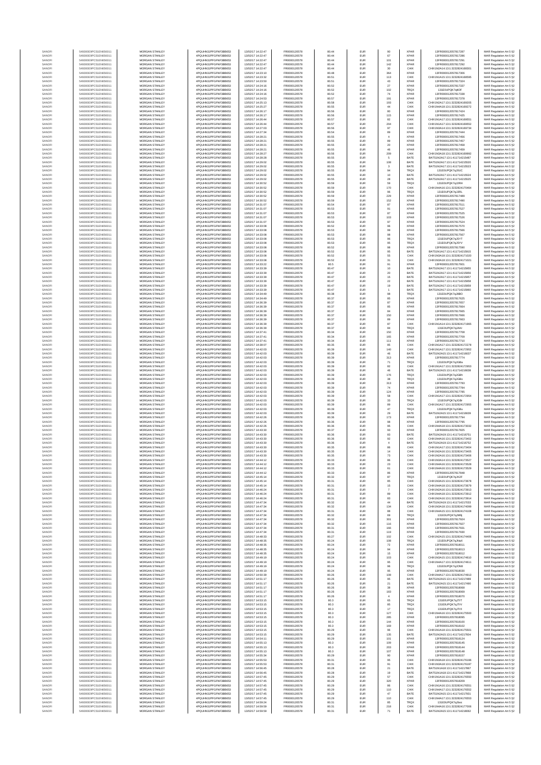| | | | | | | | | | | | |
|---|---|---|---|---|---|---|---|---|---|---|---|
| SANOFI | 549300E9PC51EN656011 | MORGAN STANLEY | 4PQUHN3JPFGFNF3BB653 | 13/07/2017 14:22:47 | FR0000120578 | 80.44 | EUR | 90 | XPAR | 13FR000012057817287 | MAR Regulation Art 5 §2 |
| SANOFI | 549300E9PC51EN656011 | MORGAN STANLEY | 4PQUHN3JPFGFNF3BB653 | 13/07/2017 14:22:47 | FR0000120578 | 80.44 | EUR | 67 | XPAR | 13FR000012057817286 | MAR Regulation Art 5 §2 |
| SANOFI | 549300E9PC51EN656011 | MORGAN STANLEY | 4PQUHN3JPFGFNF3BB653 | 13/07/2017 14:22:47 | FR0000120578 | 80.44 | EUR | 101 | XPAR | 13FR000012057817291 | MAR Regulation Art 5 §2 |
| SANOFI | 549300E9PC51EN656011 | MORGAN STANLEY | 4PQUHN3JPFGFNF3BB653 | 13/07/2017 14:22:47 | FR0000120578 | 80.44 | EUR | 142 | XPAR | 13FR000012057817292 | MAR Regulation Art 5 §2 |
| SANOFI | 549300E9PC51EN656011 | MORGAN STANLEY | 4PQUHN3JPFGFNF3BB653 | 13/07/2017 14:22:47 | FR0000120578 | 80.44 | EUR | 30 | CHIX | CHIX1N2A14:13:1:3232824166301 | MAR Regulation Art 5 §2 |
| SANOFI | 549300E9PC51EN656011 | MORGAN STANLEY | 4PQUHN3JPFGFNF3BB653 | 13/07/2017 14:23:10 | FR0000120578 | 80.48 | EUR | 364 | XPAR | 13FR000012057817306 | MAR Regulation Art 5 §2 |
| SANOFI | 549300E9PC51EN656011 | MORGAN STANLEY | 4PQUHN3JPFGFNF3BB653 | 13/07/2017 14:23:32 | FR0000120578 | 80.51 | EUR | 113 | CHIX | CHIX1N1A15:13:1:3232824168595 | MAR Regulation Art 5 §2 |
| SANOFI | 549300E9PC51EN656011 | MORGAN STANLEY | 4PQUHN3JPFGFNF3BB653 | 13/07/2017 14:23:50 | FR0000120578 | 80.51 | EUR | 43 | XPAR | 13FR000012057817324 | MAR Regulation Art 5 §2 |
| SANOFI | 549300E9PC51EN656011 | MORGAN STANLEY | 4PQUHN3JPFGFNF3BB653 | 13/07/2017 14:23:50 | FR0000120578 | 80.51 | EUR | 27 | XPAR | 13FR000012057817337 | MAR Regulation Art 5 §2 |
| SANOFI | 549300E9PC51EN656011 | MORGAN STANLEY | 4PQUHN3JPFGFNF3BB653 | 13/07/2017 14:24:16 | FR0000120578 | 80.52 | EUR | 102 | TRQX | 131E0UPQK7qdOF | MAR Regulation Art 5 §2 |
| SANOFI | 549300E9PC51EN656011 | MORGAN STANLEY | 4PQUHN3JPFGFNF3BB653 | 13/07/2017 14:24:16 | FR0000120578 | 80.52 | EUR | 74 | XPAR | 13FR000012057817338 | MAR Regulation Art 5 §2 |
| SANOFI | 549300E9PC51EN656011 | MORGAN STANLEY | 4PQUHN3JPFGFNF3BB653 | 13/07/2017 14:24:53 | FR0000120578 | 80.57 | EUR | 191 | XPAR | 13FR000012057817378 | MAR Regulation Art 5 §2 |
| SANOFI | 549300E9PC51EN656011 | MORGAN STANLEY | 4PQUHN3JPFGFNF3BB653 | 13/07/2017 14:25:13 | FR0000120578 | 80.58 | EUR | 193 | CHIX | CHIX1N2A13:13:1:3232824169205 | MAR Regulation Art 5 §2 |
| SANOFI | 549300E9PC51EN656011 | MORGAN STANLEY | 4PQUHN3JPFGFNF3BB653 | 13/07/2017 14:25:27 | FR0000120578 | 80.55 | EUR | 44 | CHIX | CHIX1N4A18:13:1:3232824169272 | MAR Regulation Art 5 §2 |
| SANOFI | 549300E9PC51EN656011 | MORGAN STANLEY | 4PQUHN3JPFGFNF3BB653 | 13/07/2017 14:26:17 | FR0000120578 | 80.56 | EUR | 80 | XPAR | 13FR000012057817424 | MAR Regulation Art 5 §2 |
| SANOFI | 549300E9PC51EN656011 | MORGAN STANLEY | 4PQUHN3JPFGFNF3BB653 | 13/07/2017 14:26:17 | FR0000120578 | 80.56 | EUR | 115 | XPAR | 13FR000012057817425 | MAR Regulation Art 5 §2 |
| SANOFI | 549300E9PC51EN656011 | MORGAN STANLEY | 4PQUHN3JPFGFNF3BB653 | 13/07/2017 14:26:44 | FR0000120578 | 80.57 | EUR | 82 | CHIX | CHIX1N1A17:13:1:3232824169551 | MAR Regulation Art 5 §2 |
| SANOFI | 549300E9PC51EN656011 | MORGAN STANLEY | 4PQUHN3JPFGFNF3BB653 | 13/07/2017 14:26:44 | FR0000120578 | 80.57 | EUR | 204 | CHIX | CHIX1N1A17:13:1:3232824169552 | MAR Regulation Art 5 §2 |
| SANOFI | 549300E9PC51EN656011 | MORGAN STANLEY | 4PQUHN3JPFGFNF3BB653 | 13/07/2017 14:27:03 | FR0000120578 | 80.56 | EUR | 97 | CHIX | CHIX1N4A18:13:1:3232824169734 | MAR Regulation Art 5 §2 |
| SANOFI | 549300E9PC51EN656011 | MORGAN STANLEY | 4PQUHN3JPFGFNF3BB653 | 13/07/2017 14:27:34 | FR0000120578 | 80.54 | EUR | 89 | XPAR | 13FR000012057817444 | MAR Regulation Art 5 §2 |
| SANOFI | 549300E9PC51EN656011 | MORGAN STANLEY | 4PQUHN3JPFGFNF3BB653 | 13/07/2017 14:28:21 | FR0000120578 | 80.55 | EUR | 4 | XPAR | 13FR000012057817456 | MAR Regulation Art 5 §2 |
| SANOFI | 549300E9PC51EN656011 | MORGAN STANLEY | 4PQUHN3JPFGFNF3BB653 | 13/07/2017 14:28:21 | FR0000120578 | 80.55 | EUR | 89 | XPAR | 13FR000012057817457 | MAR Regulation Art 5 §2 |
| SANOFI | 549300E9PC51EN656011 | MORGAN STANLEY | 4PQUHN3JPFGFNF3BB653 | 13/07/2017 14:28:21 | FR0000120578 | 80.55 | EUR | 20 | XPAR | 13FR000012057817458 | MAR Regulation Art 5 §2 |
| SANOFI | 549300E9PC51EN656011 | MORGAN STANLEY | 4PQUHN3JPFGFNF3BB653 | 13/07/2017 14:28:21 | FR0000120578 | 80.55 | EUR | 46 | XPAR | 13FR000012057817459 | MAR Regulation Art 5 §2 |
| SANOFI | 549300E9PC51EN656011 | MORGAN STANLEY | 4PQUHN3JPFGFNF3BB653 | 13/07/2017 14:28:27 | FR0000120578 | 80.56 | EUR | 209 | CHIX | CHIX1N3A18:13:1:3232824169992 | MAR Regulation Art 5 §2 |
| SANOFI | 549300E9PC51EN656011 | MORGAN STANLEY | 4PQUHN3JPFGFNF3BB653 | 13/07/2017 14:28:28 | FR0000120578 | 80.55 | EUR | 5 | BATE | BATS1N2A17:13:1:411714215487 | MAR Regulation Art 5 §2 |
| SANOFI | 549300E9PC51EN656011 | MORGAN STANLEY | 4PQUHN3JPFGFNF3BB653 | 13/07/2017 14:29:02 | FR0000120578 | 80.55 | EUR | 108 | BATE | BATS1N2A17:13:1:411714215520 | MAR Regulation Art 5 §2 |
| SANOFI | 549300E9PC51EN656011 | MORGAN STANLEY | 4PQUHN3JPFGFNF3BB653 | 13/07/2017 14:29:02 | FR0000120578 | 80.55 | EUR | 3 | BATE | BATS1N2A17:13:1:411714215523 | MAR Regulation Art 5 §2 |
| SANOFI | 549300E9PC51EN656011 | MORGAN STANLEY | 4PQUHN3JPFGFNF3BB653 | 13/07/2017 14:29:02 | FR0000120578 | 80.55 | EUR | 94 | TRQX | 131E0UPQK7qJ0UC | MAR Regulation Art 5 §2 |
| SANOFI | 549300E9PC51EN656011 | MORGAN STANLEY | 4PQUHN3JPFGFNF3BB653 | 13/07/2017 14:29:02 | FR0000120578 | 80.55 | EUR | 10 | BATE | BATS1N2A17:13:1:411714215524 | MAR Regulation Art 5 §2 |
| SANOFI | 549300E9PC51EN656011 | MORGAN STANLEY | 4PQUHN3JPFGFNF3BB653 | 13/07/2017 14:29:02 | FR0000120578 | 80.55 | EUR | 28 | BATE | BATS1N2A17:13:1:411714215525 | MAR Regulation Art 5 §2 |
| SANOFI | 549300E9PC51EN656011 | MORGAN STANLEY | 4PQUHN3JPFGFNF3BB653 | 13/07/2017 14:30:52 | FR0000120578 | 80.59 | EUR | 59 | TRQX | 131E0UPQK7qJ2RH | MAR Regulation Art 5 §2 |
| SANOFI | 549300E9PC51EN656011 | MORGAN STANLEY | 4PQUHN3JPFGFNF3BB653 | 13/07/2017 14:30:52 | FR0000120578 | 80.59 | EUR | 170 | CHIX | CHIX1N4A16:13:1:3232824170464 | MAR Regulation Art 5 §2 |
| SANOFI | 549300E9PC51EN656011 | MORGAN STANLEY | 4PQUHN3JPFGFNF3BB653 | 13/07/2017 14:30:52 | FR0000120578 | 80.59 | EUR | 96 | TRQX | 131E0UPQK7qJ2RL | MAR Regulation Art 5 §2 |
| SANOFI | 549300E9PC51EN656011 | MORGAN STANLEY | 4PQUHN3JPFGFNF3BB653 | 13/07/2017 14:30:52 | FR0000120578 | 80.59 | EUR | 229 | XPAR | 13FR000012057817489 | MAR Regulation Art 5 §2 |
| SANOFI | 549300E9PC51EN656011 | MORGAN STANLEY | 4PQUHN3JPFGFNF3BB653 | 13/07/2017 14:30:52 | FR0000120578 | 80.59 | EUR | 152 | XPAR | 13FR000012057817490 | MAR Regulation Art 5 §2 |
| SANOFI | 549300E9PC51EN656011 | MORGAN STANLEY | 4PQUHN3JPFGFNF3BB653 | 13/07/2017 14:31:07 | FR0000120578 | 80.54 | EUR | 87 | XPAR | 13FR000012057817511 | MAR Regulation Art 5 §2 |
| SANOFI | 549300E9PC51EN656011 | MORGAN STANLEY | 4PQUHN3JPFGFNF3BB653 | 13/07/2017 14:31:07 | FR0000120578 | 80.53 | EUR | 91 | XPAR | 13FR000012057817527 | MAR Regulation Art 5 §2 |
| SANOFI | 549300E9PC51EN656011 | MORGAN STANLEY | 4PQUHN3JPFGFNF3BB653 | 13/07/2017 14:31:07 | FR0000120578 | 80.53 | EUR | 87 | XPAR | 13FR000012057817525 | MAR Regulation Art 5 §2 |
| SANOFI | 549300E9PC51EN656011 | MORGAN STANLEY | 4PQUHN3JPFGFNF3BB653 | 13/07/2017 14:31:07 | FR0000120578 | 80.53 | EUR | 103 | XPAR | 13FR000012057817526 | MAR Regulation Art 5 §2 |
| SANOFI | 549300E9PC51EN656011 | MORGAN STANLEY | 4PQUHN3JPFGFNF3BB653 | 13/07/2017 14:31:07 | FR0000120578 | 80.53 | EUR | 97 | XPAR | 13FR000012057817524 | MAR Regulation Art 5 §2 |
| SANOFI | 549300E9PC51EN656011 | MORGAN STANLEY | 4PQUHN3JPFGFNF3BB653 | 13/07/2017 14:33:08 | FR0000120578 | 80.52 | EUR | 96 | XPAR | 13FR000012057817570 | MAR Regulation Art 5 §2 |
| SANOFI | 549300E9PC51EN656011 | MORGAN STANLEY | 4PQUHN3JPFGFNF3BB653 | 13/07/2017 14:33:08 | FR0000120578 | 80.53 | EUR | 99 | XPAR | 13FR000012057817566 | MAR Regulation Art 5 §2 |
| SANOFI | 549300E9PC51EN656011 | MORGAN STANLEY | 4PQUHN3JPFGFNF3BB653 | 13/07/2017 14:33:08 | FR0000120578 | 80.53 | EUR | 98 | XPAR | 13FR000012057817567 | MAR Regulation Art 5 §2 |
| SANOFI | 549300E9PC51EN656011 | MORGAN STANLEY | 4PQUHN3JPFGFNF3BB653 | 13/07/2017 14:33:08 | FR0000120578 | 80.53 | EUR | 96 | TRQX | 131E0UPQK7qJ5YT | MAR Regulation Art 5 §2 |
| SANOFI | 549300E9PC51EN656011 | MORGAN STANLEY | 4PQUHN3JPFGFNF3BB653 | 13/07/2017 14:33:08 | FR0000120578 | 80.53 | EUR | 95 | TRQX | 131E0UPQK7qJ5YV | MAR Regulation Art 5 §2 |
| SANOFI | 549300E9PC51EN656011 | MORGAN STANLEY | 4PQUHN3JPFGFNF3BB653 | 13/07/2017 14:33:08 | FR0000120578 | 80.52 | EUR | 99 | XPAR | 13FR000012057817590 | MAR Regulation Art 5 §2 |
| SANOFI | 549300E9PC51EN656011 | MORGAN STANLEY | 4PQUHN3JPFGFNF3BB653 | 13/07/2017 14:33:08 | FR0000120578 | 80.52 | EUR | 95 | BATE | BATS1N1A17:13:1:411714215915 | MAR Regulation Art 5 §2 |
| SANOFI | 549300E9PC51EN656011 | MORGAN STANLEY | 4PQUHN3JPFGFNF3BB653 | 13/07/2017 14:33:08 | FR0000120578 | 80.52 | EUR | 55 | CHIX | CHIX1N2A18:13:1:3232824171020 | MAR Regulation Art 5 §2 |
| SANOFI | 549300E9PC51EN656011 | MORGAN STANLEY | 4PQUHN3JPFGFNF3BB653 | 13/07/2017 14:33:08 | FR0000120578 | 80.52 | EUR | 31 | CHIX | CHIX1N3A18:13:1:3232824171021 | MAR Regulation Art 5 §2 |
| SANOFI | 549300E9PC51EN656011 | MORGAN STANLEY | 4PQUHN3JPFGFNF3BB653 | 13/07/2017 14:33:22 | FR0000120578 | 80.5 | EUR | 91 | XPAR | 13FR000012057817601 | MAR Regulation Art 5 §2 |
| SANOFI | 549300E9PC51EN656011 | MORGAN STANLEY | 4PQUHN3JPFGFNF3BB653 | 13/07/2017 14:33:39 | FR0000120578 | 80.47 | EUR | 10 | BATE | BATS1N2A17:13:1:411714215955 | MAR Regulation Art 5 §2 |
| SANOFI | 549300E9PC51EN656011 | MORGAN STANLEY | 4PQUHN3JPFGFNF3BB653 | 13/07/2017 14:33:39 | FR0000120578 | 80.47 | EUR | 20 | BATE | BATS1N2A17:13:1:411714215956 | MAR Regulation Art 5 §2 |
| SANOFI | 549300E9PC51EN656011 | MORGAN STANLEY | 4PQUHN3JPFGFNF3BB653 | 13/07/2017 14:33:39 | FR0000120578 | 80.47 | EUR | 15 | BATE | BATS1N2A17:13:1:411714215957 | MAR Regulation Art 5 §2 |
| SANOFI | 549300E9PC51EN656011 | MORGAN STANLEY | 4PQUHN3JPFGFNF3BB653 | 13/07/2017 14:33:39 | FR0000120578 | 80.47 | EUR | 22 | BATE | BATS1N2A17:13:1:411714215958 | MAR Regulation Art 5 §2 |
| SANOFI | 549300E9PC51EN656011 | MORGAN STANLEY | 4PQUHN3JPFGFNF3BB653 | 13/07/2017 14:33:39 | FR0000120578 | 80.47 | EUR | 19 | BATE | BATS1N2A17:13:1:411714215959 | MAR Regulation Art 5 §2 |
| SANOFI | 549300E9PC51EN656011 | MORGAN STANLEY | 4PQUHN3JPFGFNF3BB653 | 13/07/2017 14:33:39 | FR0000120578 | 80.47 | EUR | 1 | BATE | BATS1N2A17:13:1:411714215960 | MAR Regulation Art 5 §2 |
| SANOFI | 549300E9PC51EN656011 | MORGAN STANLEY | 4PQUHN3JPFGFNF3BB653 | 13/07/2017 14:34:49 | FR0000120578 | 80.38 | EUR | 98 | TRQX | 131E0UPQK7qJ8BO | MAR Regulation Art 5 §2 |
| SANOFI | 549300E9PC51EN656011 | MORGAN STANLEY | 4PQUHN3JPFGFNF3BB653 | 13/07/2017 14:36:39 | FR0000120578 | 80.37 | EUR | 85 | XPAR | 13FR000012057817625 | MAR Regulation Art 5 §2 |
| SANOFI | 549300E9PC51EN656011 | MORGAN STANLEY | 4PQUHN3JPFGFNF3BB653 | 13/07/2017 14:36:39 | FR0000120578 | 80.37 | EUR | 87 | XPAR | 13FR000012057817657 | MAR Regulation Art 5 §2 |
| SANOFI | 549300E9PC51EN656011 | MORGAN STANLEY | 4PQUHN3JPFGFNF3BB653 | 13/07/2017 14:36:39 | FR0000120578 | 80.37 | EUR | 85 | XPAR | 13FR000012057817664 | MAR Regulation Art 5 §2 |
| SANOFI | 549300E9PC51EN656011 | MORGAN STANLEY | 4PQUHN3JPFGFNF3BB653 | 13/07/2017 14:36:39 | FR0000120578 | 80.37 | EUR | 84 | XPAR | 13FR000012057817665 | MAR Regulation Art 5 §2 |
| SANOFI | 549300E9PC51EN656011 | MORGAN STANLEY | 4PQUHN3JPFGFNF3BB653 | 13/07/2017 14:36:39 | FR0000120578 | 80.37 | EUR | 150 | XPAR | 13FR000012057817666 | MAR Regulation Art 5 §2 |
| SANOFI | 549300E9PC51EN656011 | MORGAN STANLEY | 4PQUHN3JPFGFNF3BB653 | 13/07/2017 14:36:39 | FR0000120578 | 80.37 | EUR | 89 | XPAR | 13FR000012057817663 | MAR Regulation Art 5 §2 |
| SANOFI | 549300E9PC51EN656011 | MORGAN STANLEY | 4PQUHN3JPFGFNF3BB653 | 13/07/2017 14:36:39 | FR0000120578 | 80.37 | EUR | 87 | CHIX | CHIX1N1A14:13:1:3232824171665 | MAR Regulation Art 5 §2 |
| SANOFI | 549300E9PC51EN656011 | MORGAN STANLEY | 4PQUHN3JPFGFNF3BB653 | 13/07/2017 14:36:39 | FR0000120578 | 80.37 | EUR | 84 | TRQX | 131E0UPQK7qJAAV | MAR Regulation Art 5 §2 |
| SANOFI | 549300E9PC51EN656011 | MORGAN STANLEY | 4PQUHN3JPFGFNF3BB653 | 13/07/2017 14:37:41 | FR0000120578 | 80.34 | EUR | 150 | XPAR | 13FR000012057817708 | MAR Regulation Art 5 §2 |
| SANOFI | 549300E9PC51EN656011 | MORGAN STANLEY | 4PQUHN3JPFGFNF3BB653 | 13/07/2017 14:37:41 | FR0000120578 | 80.34 | EUR | 165 | XPAR | 13FR000012057817709 | MAR Regulation Art 5 §2 |
| SANOFI | 549300E9PC51EN656011 | MORGAN STANLEY | 4PQUHN3JPFGFNF3BB653 | 13/07/2017 14:37:41 | FR0000120578 | 80.34 | EUR | 111 | XPAR | 13FR000012057817710 | MAR Regulation Art 5 §2 |
| SANOFI | 549300E9PC51EN656011 | MORGAN STANLEY | 4PQUHN3JPFGFNF3BB653 | 13/07/2017 14:38:07 | FR0000120578 | 80.35 | EUR | 85 | CHIX | CHIX1N1A17:13:1:3232824172278 | MAR Regulation Art 5 §2 |
| SANOFI | 549300E9PC51EN656011 | MORGAN STANLEY | 4PQUHN3JPFGFNF3BB653 | 13/07/2017 14:42:03 | FR0000120578 | 80.39 | EUR | 140 | CHIX | CHIX1N1A17:13:1:3232824172952 | MAR Regulation Art 5 §2 |
| SANOFI | 549300E9PC51EN656011 | MORGAN STANLEY | 4PQUHN3JPFGFNF3BB653 | 13/07/2017 14:42:03 | FR0000120578 | 80.39 | EUR | 46 | BATE | BATS1N2A15:13:1:411714216637 | MAR Regulation Art 5 §2 |
| SANOFI | 549300E9PC51EN656011 | MORGAN STANLEY | 4PQUHN3JPFGFNF3BB653 | 13/07/2017 14:42:03 | FR0000120578 | 80.39 | EUR | 313 | XPAR | 13FR000012057817774 | MAR Regulation Art 5 §2 |
| SANOFI | 549300E9PC51EN656011 | MORGAN STANLEY | 4PQUHN3JPFGFNF3BB653 | 13/07/2017 14:42:03 | FR0000120578 | 80.39 | EUR | 71 | TRQX | 131E0UPQK7qJGBa | MAR Regulation Art 5 §2 |
| SANOFI | 549300E9PC51EN656011 | MORGAN STANLEY | 4PQUHN3JPFGFNF3BB653 | 13/07/2017 14:42:03 | FR0000120578 | 80.39 | EUR | 82 | CHIX | CHIX1N1A17:13:1:3232824172953 | MAR Regulation Art 5 §2 |
| SANOFI | 549300E9PC51EN656011 | MORGAN STANLEY | 4PQUHN3JPFGFNF3BB653 | 13/07/2017 14:42:03 | FR0000120578 | 80.39 | EUR | 46 | BATE | BATS1N2A15:13:1:411714216638 | MAR Regulation Art 5 §2 |
| SANOFI | 549300E9PC51EN656011 | MORGAN STANLEY | 4PQUHN3JPFGFNF3BB653 | 13/07/2017 14:42:03 | FR0000120578 | 80.39 | EUR | 176 | TRQX | 131E0UPQK7qJGBh | MAR Regulation Art 5 §2 |
| SANOFI | 549300E9PC51EN656011 | MORGAN STANLEY | 4PQUHN3JPFGFNF3BB653 | 13/07/2017 14:42:03 | FR0000120578 | 80.39 | EUR | 38 | TRQX | 131E0UPQK7qJGBo | MAR Regulation Art 5 §2 |
| SANOFI | 549300E9PC51EN656011 | MORGAN STANLEY | 4PQUHN3JPFGFNF3BB653 | 13/07/2017 14:42:03 | FR0000120578 | 80.39 | EUR | 313 | XPAR | 13FR000012057817783 | MAR Regulation Art 5 §2 |
| SANOFI | 549300E9PC51EN656011 | MORGAN STANLEY | 4PQUHN3JPFGFNF3BB653 | 13/07/2017 14:42:03 | FR0000120578 | 80.39 | EUR | 74 | XPAR | 13FR000012057817784 | MAR Regulation Art 5 §2 |
| SANOFI | 549300E9PC51EN656011 | MORGAN STANLEY | 4PQUHN3JPFGFNF3BB653 | 13/07/2017 14:42:03 | FR0000120578 | 80.39 | EUR | 124 | XPAR | 13FR000012057817785 | MAR Regulation Art 5 §2 |
| SANOFI | 549300E9PC51EN656011 | MORGAN STANLEY | 4PQUHN3JPFGFNF3BB653 | 13/07/2017 14:42:03 | FR0000120578 | 80.39 | EUR | 58 | CHIX | CHIX1N1A17:13:1:3232824172954 | MAR Regulation Art 5 §2 |
| SANOFI | 549300E9PC51EN656011 | MORGAN STANLEY | 4PQUHN3JPFGFNF3BB653 | 13/07/2017 14:42:03 | FR0000120578 | 80.39 | EUR | 33 | TRQX | 131E0UPQK7qJGBr | MAR Regulation Art 5 §2 |
| SANOFI | 549300E9PC51EN656011 | MORGAN STANLEY | 4PQUHN3JPFGFNF3BB653 | 13/07/2017 14:42:03 | FR0000120578 | 80.39 | EUR | 89 | CHIX | CHIX1N1A17:13:1:3232824172955 | MAR Regulation Art 5 §2 |
| SANOFI | 549300E9PC51EN656011 | MORGAN STANLEY | 4PQUHN3JPFGFNF3BB653 | 13/07/2017 14:42:03 | FR0000120578 | 80.39 | EUR | 47 | TRQX | 131E0UPQK7qJGBu | MAR Regulation Art 5 §2 |
| SANOFI | 549300E9PC51EN656011 | MORGAN STANLEY | 4PQUHN3JPFGFNF3BB653 | 13/07/2017 14:42:03 | FR0000120578 | 80.39 | EUR | 29 | BATE | BATS1N2A15:13:1:411714216639 | MAR Regulation Art 5 §2 |
| SANOFI | 549300E9PC51EN656011 | MORGAN STANLEY | 4PQUHN3JPFGFNF3BB653 | 13/07/2017 14:42:26 | FR0000120578 | 80.36 | EUR | 173 | XPAR | 13FR000012057817794 | MAR Regulation Art 5 §2 |
| SANOFI | 549300E9PC51EN656011 | MORGAN STANLEY | 4PQUHN3JPFGFNF3BB653 | 13/07/2017 14:42:26 | FR0000120578 | 80.36 | EUR | 98 | XPAR | 13FR000012057817795 | MAR Regulation Art 5 §2 |
| SANOFI | 549300E9PC51EN656011 | MORGAN STANLEY | 4PQUHN3JPFGFNF3BB653 | 13/07/2017 14:42:26 | FR0000120578 | 80.36 | EUR | 95 | CHIX | CHIX1N4A18:13:1:3232824173032 | MAR Regulation Art 5 §2 |
| SANOFI | 549300E9PC51EN656011 | MORGAN STANLEY | 4PQUHN3JPFGFNF3BB653 | 13/07/2017 14:43:30 | FR0000120578 | 80.37 | EUR | 93 | XPAR | 13FR000012057817825 | MAR Regulation Art 5 §2 |
| SANOFI | 549300E9PC51EN656011 | MORGAN STANLEY | 4PQUHN3JPFGFNF3BB653 | 13/07/2017 14:43:30 | FR0000120578 | 80.36 | EUR | 83 | BATE | BATS1N2A19:13:1:411714216751 | MAR Regulation Art 5 §2 |
| SANOFI | 549300E9PC51EN656011 | MORGAN STANLEY | 4PQUHN3JPFGFNF3BB653 | 13/07/2017 14:43:30 | FR0000120578 | 80.36 | EUR | 92 | CHIX | CHIX1N4A16:13:1:3232824173402 | MAR Regulation Art 5 §2 |
| SANOFI | 549300E9PC51EN656011 | MORGAN STANLEY | 4PQUHN3JPFGFNF3BB653 | 13/07/2017 14:43:30 | FR0000120578 | 80.36 | EUR | 4 | BATE | BATS1N2A19:13:1:411714216752 | MAR Regulation Art 5 §2 |
| SANOFI | 549300E9PC51EN656011 | MORGAN STANLEY | 4PQUHN3JPFGFNF3BB653 | 13/07/2017 14:43:30 | FR0000120578 | 80.35 | EUR | 86 | CHIX | CHIX1N1A17:13:1:3232824173404 | MAR Regulation Art 5 §2 |
| SANOFI | 549300E9PC51EN656011 | MORGAN STANLEY | 4PQUHN3JPFGFNF3BB653 | 13/07/2017 14:43:30 | FR0000120578 | 80.35 | EUR | 14 | CHIX | CHIX1N2A16:13:1:3232824173405 | MAR Regulation Art 5 §2 |
| SANOFI | 549300E9PC51EN656011 | MORGAN STANLEY | 4PQUHN3JPFGFNF3BB653 | 13/07/2017 14:43:30 | FR0000120578 | 80.35 | EUR | 73 | CHIX | CHIX1N2A16:13:1:3232824173406 | MAR Regulation Art 5 §2 |
| SANOFI | 549300E9PC51EN656011 | MORGAN STANLEY | 4PQUHN3JPFGFNF3BB653 | 13/07/2017 14:44:12 | FR0000120578 | 80.33 | EUR | 86 | CHIX | CHIX1N1A13:13:1:3232824173527 | MAR Regulation Art 5 §2 |
| SANOFI | 549300E9PC51EN656011 | MORGAN STANLEY | 4PQUHN3JPFGFNF3BB653 | 13/07/2017 14:44:12 | FR0000120578 | 80.33 | EUR | 23 | CHIX | CHIX1N4A18:13:1:3232824173528 | MAR Regulation Art 5 §2 |
| SANOFI | 549300E9PC51EN656011 | MORGAN STANLEY | 4PQUHN3JPFGFNF3BB653 | 13/07/2017 14:44:12 | FR0000120578 | 80.33 | EUR | 61 | CHIX | CHIX1N4A16:13:1:3232824173529 | MAR Regulation Art 5 §2 |
| SANOFI | 549300E9PC51EN656011 | MORGAN STANLEY | 4PQUHN3JPFGFNF3BB653 | 13/07/2017 14:44:12 | FR0000120578 | 80.33 | EUR | 86 | XPAR | 13FR000012057817848 | MAR Regulation Art 5 §2 |
| SANOFI | 549300E9PC51EN656011 | MORGAN STANLEY | 4PQUHN3JPFGFNF3BB653 | 13/07/2017 14:45:14 | FR0000120578 | 80.32 | EUR | 87 | TRQX | 131E0UPQK7qJKZF | MAR Regulation Art 5 §2 |
| SANOFI | 549300E9PC51EN656011 | MORGAN STANLEY | 4PQUHN3JPFGFNF3BB653 | 13/07/2017 14:45:14 | FR0000120578 | 80.31 | EUR | 85 | CHIX | CHIX1N3A15:13:1:3232824173678 | MAR Regulation Art 5 §2 |
| SANOFI | 549300E9PC51EN656011 | MORGAN STANLEY | 4PQUHN3JPFGFNF3BB653 | 13/07/2017 14:45:14 | FR0000120578 | 80.31 | EUR | 15 | CHIX | CHIX1N4A18:13:1:3232824173679 | MAR Regulation Art 5 §2 |
| SANOFI | 549300E9PC51EN656011 | MORGAN STANLEY | 4PQUHN3JPFGFNF3BB653 | 13/07/2017 14:46:24 | FR0000120578 | 80.31 | EUR | 7 | CHIX | CHIX1N2A16:13:1:3232824173913 | MAR Regulation Art 5 §2 |
| SANOFI | 549300E9PC51EN656011 | MORGAN STANLEY | 4PQUHN3JPFGFNF3BB653 | 13/07/2017 14:46:24 | FR0000120578 | 80.31 | EUR | 89 | CHIX | CHIX1N4A18:13:1:3232824173912 | MAR Regulation Art 5 §2 |
| SANOFI | 549300E9PC51EN656011 | MORGAN STANLEY | 4PQUHN3JPFGFNF3BB653 | 13/07/2017 14:46:24 | FR0000120578 | 80.31 | EUR | 83 | CHIX | CHIX1N2A16:13:1:3232824173914 | MAR Regulation Art 5 §2 |
| SANOFI | 549300E9PC51EN656011 | MORGAN STANLEY | 4PQUHN3JPFGFNF3BB653 | 13/07/2017 14:47:34 | FR0000120578 | 80.32 | EUR | 44 | BATE | BATS1N2A19:13:1:411714217033 | MAR Regulation Art 5 §2 |
| SANOFI | 549300E9PC51EN656011 | MORGAN STANLEY | 4PQUHN3JPFGFNF3BB653 | 13/07/2017 14:47:34 | FR0000120578 | 80.32 | EUR | 134 | CHIX | CHIX1N1A18:13:1:3232824174099 | MAR Regulation Art 5 §2 |
| SANOFI | 549300E9PC51EN656011 | MORGAN STANLEY | 4PQUHN3JPFGFNF3BB653 | 13/07/2017 14:47:34 | FR0000120578 | 80.31 | EUR | 88 | CHIX | CHIX1N4A15:13:1:3232824174108 | MAR Regulation Art 5 §2 |
| SANOFI | 549300E9PC51EN656011 | MORGAN STANLEY | 4PQUHN3JPFGFNF3BB653 | 13/07/2017 14:47:34 | FR0000120578 | 80.32 | EUR | 69 | TRQX | 131E0UPQK7qJMfj | MAR Regulation Art 5 §2 |
| SANOFI | 549300E9PC51EN656011 | MORGAN STANLEY | 4PQUHN3JPFGFNF3BB653 | 13/07/2017 14:47:34 | FR0000120578 | 80.32 | EUR | 301 | XPAR | 13FR000012057817924 | MAR Regulation Art 5 §2 |
| SANOFI | 549300E9PC51EN656011 | MORGAN STANLEY | 4PQUHN3JPFGFNF3BB653 | 13/07/2017 14:47:34 | FR0000120578 | 80.32 | EUR | 116 | XPAR | 13FR000012057817927 | MAR Regulation Art 5 §2 |
| SANOFI | 549300E9PC51EN656011 | MORGAN STANLEY | 4PQUHN3JPFGFNF3BB653 | 13/07/2017 14:47:34 | FR0000120578 | 80.31 | EUR | 166 | XPAR | 13FR000012057817931 | MAR Regulation Art 5 §2 |
| SANOFI | 549300E9PC51EN656011 | MORGAN STANLEY | 4PQUHN3JPFGFNF3BB653 | 13/07/2017 14:47:34 | FR0000120578 | 80.31 | EUR | 119 | XPAR | 13FR000012057817930 | MAR Regulation Art 5 §2 |
| SANOFI | 549300E9PC51EN656011 | MORGAN STANLEY | 4PQUHN3JPFGFNF3BB653 | 13/07/2017 14:48:32 | FR0000120578 | 80.27 | EUR | 102 | CHIX | CHIX1N2A15:13:1:3232824174409 | MAR Regulation Art 5 §2 |
| SANOFI | 549300E9PC51EN656011 | MORGAN STANLEY | 4PQUHN3JPFGFNF3BB653 | 13/07/2017 14:48:35 | FR0000120578 | 80.24 | EUR | 108 | TRQX | 131E0UPQK7qJNaX | MAR Regulation Art 5 §2 |
| SANOFI | 549300E9PC51EN656011 | MORGAN STANLEY | 4PQUHN3JPFGFNF3BB653 | 13/07/2017 14:48:35 | FR0000120578 | 80.24 | EUR | 72 | XPAR | 13FR000012057818011 | MAR Regulation Art 5 §2 |
| SANOFI | 549300E9PC51EN656011 | MORGAN STANLEY | 4PQUHN3JPFGFNF3BB653 | 13/07/2017 14:48:35 | FR0000120578 | 80.24 | EUR | 94 | XPAR | 13FR000012057818013 | MAR Regulation Art 5 §2 |
| SANOFI | 549300E9PC51EN656011 | MORGAN STANLEY | 4PQUHN3JPFGFNF3BB653 | 13/07/2017 14:48:35 | FR0000120578 | 80.24 | EUR | 15 | XPAR | 13FR000012057818012 | MAR Regulation Art 5 §2 |
| SANOFI | 549300E9PC51EN656011 | MORGAN STANLEY | 4PQUHN3JPFGFNF3BB653 | 13/07/2017 14:49:19 | FR0000120578 | 80.24 | EUR | 103 | CHIX | CHIX1N3A16:13:1:3232824174610 | MAR Regulation Art 5 §2 |
| SANOFI | 549300E9PC51EN656011 | MORGAN STANLEY | 4PQUHN3JPFGFNF3BB653 | 13/07/2017 14:49:19 | FR0000120578 | 80.24 | EUR | 95 | CHIX | CHIX1N4A17:13:1:3232824174611 | MAR Regulation Art 5 §2 |
| SANOFI | 549300E9PC51EN656011 | MORGAN STANLEY | 4PQUHN3JPFGFNF3BB653 | 13/07/2017 14:49:19 | FR0000120578 | 80.24 | EUR | 96 | TRQX | 131E0UPQK7qJON8 | MAR Regulation Art 5 §2 |
| SANOFI | 549300E9PC51EN656011 | MORGAN STANLEY | 4PQUHN3JPFGFNF3BB653 | 13/07/2017 14:49:19 | FR0000120578 | 80.24 | EUR | 95 | XPAR | 13FR000012057818030 | MAR Regulation Art 5 §2 |
| SANOFI | 549300E9PC51EN656011 | MORGAN STANLEY | 4PQUHN3JPFGFNF3BB653 | 13/07/2017 14:50:39 | FR0000120578 | 80.26 | EUR | 108 | CHIX | CHIX1N4A17:13:1:3232824174913 | MAR Regulation Art 5 §2 |
| SANOFI | 549300E9PC51EN656011 | MORGAN STANLEY | 4PQUHN3JPFGFNF3BB653 | 13/07/2017 14:51:17 | FR0000120578 | 80.26 | EUR | 95 | BATE | BATS1N2A15:13:1:411714217489 | MAR Regulation Art 5 §2 |
| SANOFI | 549300E9PC51EN656011 | MORGAN STANLEY | 4PQUHN3JPFGFNF3BB653 | 13/07/2017 14:51:17 | FR0000120578 | 80.26 | EUR | 21 | BATE | BATS1N2A15:13:1:411714217490 | MAR Regulation Art 5 §2 |
| SANOFI | 549300E9PC51EN656011 | MORGAN STANLEY | 4PQUHN3JPFGFNF3BB653 | 13/07/2017 14:51:17 | FR0000120578 | 80.26 | EUR | 38 | XPAR | 13FR000012057818068 | MAR Regulation Art 5 §2 |
| SANOFI | 549300E9PC51EN656011 | MORGAN STANLEY | 4PQUHN3JPFGFNF3BB653 | 13/07/2017 14:51:17 | FR0000120578 | 80.26 | EUR | 183 | XPAR | 13FR000012057818069 | MAR Regulation Art 5 §2 |
| SANOFI | 549300E9PC51EN656011 | MORGAN STANLEY | 4PQUHN3JPFGFNF3BB653 | 13/07/2017 14:51:17 | FR0000120578 | 80.26 | EUR | 4 | XPAR | 13FR000012057818070 | MAR Regulation Art 5 §2 |
| SANOFI | 549300E9PC51EN656011 | MORGAN STANLEY | 4PQUHN3JPFGFNF3BB653 | 13/07/2017 14:53:15 | FR0000120578 | 80.3 | EUR | 65 | TRQX | 131E0UPQK7qJTrT | MAR Regulation Art 5 §2 |
| SANOFI | 549300E9PC51EN656011 | MORGAN STANLEY | 4PQUHN3JPFGFNF3BB653 | 13/07/2017 14:53:15 | FR0000120578 | 80.3 | EUR | 85 | TRQX | 131E0UPQK7qJTrV | MAR Regulation Art 5 §2 |
| SANOFI | 549300E9PC51EN656011 | MORGAN STANLEY | 4PQUHN3JPFGFNF3BB653 | 13/07/2017 14:53:15 | FR0000120578 | 80.3 | EUR | 17 | TRQX | 131E0UPQK7qJTrX | MAR Regulation Art 5 §2 |
| SANOFI | 549300E9PC51EN656011 | MORGAN STANLEY | 4PQUHN3JPFGFNF3BB653 | 13/07/2017 14:53:15 | FR0000120578 | 80.3 | EUR | 127 | CHIX | CHIX1N4A16:13:1:3232824175500 | MAR Regulation Art 5 §2 |
| SANOFI | 549300E9PC51EN656011 | MORGAN STANLEY | 4PQUHN3JPFGFNF3BB653 | 13/07/2017 14:53:15 | FR0000120578 | 80.3 | EUR | 285 | XPAR | 13FR000012057818095 | MAR Regulation Art 5 §2 |
| SANOFI | 549300E9PC51EN656011 | MORGAN STANLEY | 4PQUHN3JPFGFNF3BB653 | 13/07/2017 14:53:15 | FR0000120578 | 80.3 | EUR | 144 | XPAR | 13FR000012057818100 | MAR Regulation Art 5 §2 |
| SANOFI | 549300E9PC51EN656011 | MORGAN STANLEY | 4PQUHN3JPFGFNF3BB653 | 13/07/2017 14:53:15 | FR0000120578 | 80.3 | EUR | 169 | XPAR | 13FR000012057818102 | MAR Regulation Art 5 §2 |
| SANOFI | 549300E9PC51EN656011 | MORGAN STANLEY | 4PQUHN3JPFGFNF3BB653 | 13/07/2017 14:53:15 | FR0000120578 | 80.29 | EUR | 96 | CHIX | CHIX1N1A18:13:1:3232824175501 | MAR Regulation Art 5 §2 |
| SANOFI | 549300E9PC51EN656011 | MORGAN STANLEY | 4PQUHN3JPFGFNF3BB653 | 13/07/2017 14:53:15 | FR0000120578 | 80.29 | EUR | 135 | BATE | BATS1N2A15:13:1:411714217604 | MAR Regulation Art 5 §2 |
| SANOFI | 549300E9PC51EN656011 | MORGAN STANLEY | 4PQUHN3JPFGFNF3BB653 | 13/07/2017 14:54:11 | FR0000120578 | 80.29 | EUR | 101 | XPAR | 13FR000012057818124 | MAR Regulation Art 5 §2 |
| SANOFI | 549300E9PC51EN656011 | MORGAN STANLEY | 4PQUHN3JPFGFNF3BB653 | 13/07/2017 14:55:13 | FR0000120578 | 80.3 | EUR | 109 | XPAR | 13FR000012057818145 | MAR Regulation Art 5 §2 |
| SANOFI | 549300E9PC51EN656011 | MORGAN STANLEY | 4PQUHN3JPFGFNF3BB653 | 13/07/2017 14:55:13 | FR0000120578 | 80.3 | EUR | 203 | XPAR | 13FR000012057818144 | MAR Regulation Art 5 §2 |
| SANOFI | 549300E9PC51EN656011 | MORGAN STANLEY | 4PQUHN3JPFGFNF3BB653 | 13/07/2017 14:55:13 | FR0000120578 | 80.3 | EUR | 107 | XPAR | 13FR000012057818148 | MAR Regulation Art 5 §2 |
| SANOFI | 549300E9PC51EN656011 | MORGAN STANLEY | 4PQUHN3JPFGFNF3BB653 | 13/07/2017 14:55:34 | FR0000120578 | 80.29 | EUR | 90 | XPAR | 13FR000012057818157 | MAR Regulation Art 5 §2 |
| SANOFI | 549300E9PC51EN656011 | MORGAN STANLEY | 4PQUHN3JPFGFNF3BB653 | 13/07/2017 14:55:53 | FR0000120578 | 80.31 | EUR | 95 | CHIX | CHIX1N3A18:13:1:3232824176196 | MAR Regulation Art 5 §2 |
| SANOFI | 549300E9PC51EN656011 | MORGAN STANLEY | 4PQUHN3JPFGFNF3BB653 | 13/07/2017 14:55:53 | FR0000120578 | 80.31 | EUR | 91 | CHIX | CHIX1N3A18:13:1:3232824176197 | MAR Regulation Art 5 §2 |
| SANOFI | 549300E9PC51EN656011 | MORGAN STANLEY | 4PQUHN3JPFGFNF3BB653 | 13/07/2017 14:56:45 | FR0000120578 | 80.28 | EUR | 21 | BATE | BATS1N1A18:13:1:411714217867 | MAR Regulation Art 5 §2 |
| SANOFI | 549300E9PC51EN656011 | MORGAN STANLEY | 4PQUHN3JPFGFNF3BB653 | 13/07/2017 14:56:45 | FR0000120578 | 80.28 | EUR | 19 | BATE | BATS1N1A18:13:1:411714217868 | MAR Regulation Art 5 §2 |
| SANOFI | 549300E9PC51EN656011 | MORGAN STANLEY | 4PQUHN3JPFGFNF3BB653 | 13/07/2017 14:57:45 | FR0000120578 | 80.29 | EUR | 57 | CHIX | CHIX1N1A16:13:1:3232824176550 | MAR Regulation Art 5 §2 |
| SANOFI | 549300E9PC51EN656011 | MORGAN STANLEY | 4PQUHN3JPFGFNF3BB653 | 13/07/2017 14:57:45 | FR0000120578 | 80.29 | EUR | 320 | XPAR | 13FR000012057818209 | MAR Regulation Art 5 §2 |
| SANOFI | 549300E9PC51EN656011 | MORGAN STANLEY | 4PQUHN3JPFGFNF3BB653 | 13/07/2017 14:57:45 | FR0000120578 | 80.29 | EUR | 86 | CHIX | CHIX1N1A16:13:1:3232824176551 | MAR Regulation Art 5 §2 |
| SANOFI | 549300E9PC51EN656011 | MORGAN STANLEY | 4PQUHN3JPFGFNF3BB653 | 13/07/2017 14:57:45 | FR0000120578 | 80.29 | EUR | 110 | CHIX | CHIX1N4A17:13:1:3232824176552 | MAR Regulation Art 5 §2 |
| SANOFI | 549300E9PC51EN656011 | MORGAN STANLEY | 4PQUHN3JPFGFNF3BB653 | 13/07/2017 14:57:45 | FR0000120578 | 80.29 | EUR | 47 | BATE | BATS1N2A15:13:1:411714217931 | MAR Regulation Art 5 §2 |
| SANOFI | 549300E9PC51EN656011 | MORGAN STANLEY | 4PQUHN3JPFGFNF3BB653 | 13/07/2017 14:57:45 | FR0000120578 | 80.29 | EUR | 110 | CHIX | CHIX1N4A17:13:1:3232824176553 | MAR Regulation Art 5 §2 |
| SANOFI | 549300E9PC51EN656011 | MORGAN STANLEY | 4PQUHN3JPFGFNF3BB653 | 13/07/2017 14:59:24 | FR0000120578 | 80.31 | EUR | 85 | TRQX | 131E0UPQK7qJbsc | MAR Regulation Art 5 §2 |
| SANOFI | 549300E9PC51EN656011 | MORGAN STANLEY | 4PQUHN3JPFGFNF3BB653 | 13/07/2017 14:59:59 | FR0000120578 | 80.31 | EUR | 218 | CHIX | CHIX1N1A16:13:1:3232824177006 | MAR Regulation Art 5 §2 |
| SANOFI | 549300E9PC51EN656011 | MORGAN STANLEY | 4PQUHN3JPFGFNF3BB653 | 13/07/2017 14:59:59 | FR0000120578 | 80.31 | EUR | 71 | BATE | BATS1N2A15:13:1:411714218062 | MAR Regulation Art 5 §2 |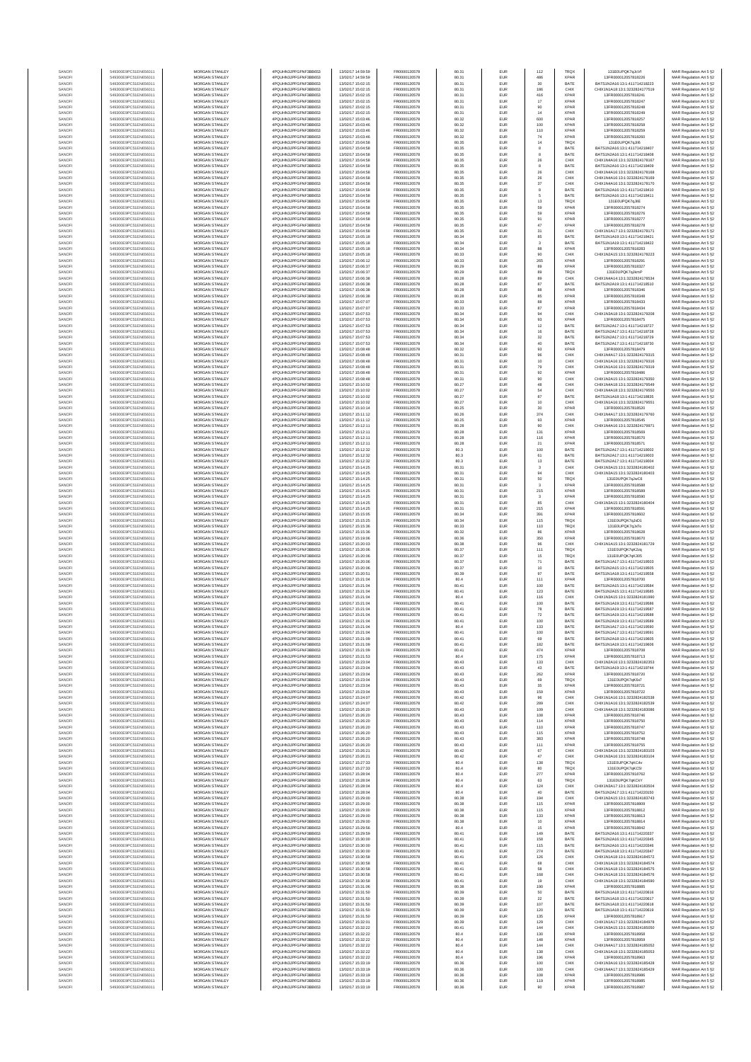| SANOFI | 549300E9PC51EN656011 | MORGAN STANLEY | 4PQUHN3JPFGFNF3BB653 | 13/02/17 14:59:59 | FR0000120578 | 80.31 | EUR | 112 | TRQX | 131E0UPQK7qJcVf | MAR Regulation Art 5 §2 |
|---|---|---|---|---|---|---|---|---|---|---|---|
| SANOFI | 549300E9PC51EN656011 | MORGAN STANLEY | 4PQUHN3JPFGFNF3BB653 | 13/02/17 14:59:59 | FR0000120578 | 80.31 | EUR | 486 | XPAR | 13FR000012057818226 | MAR Regulation Art 5 §2 |
| SANOFI | 549300E9PC51EN656011 | MORGAN STANLEY | 4PQUHN3JPFGFNF3BB653 | 13/02/17 15:02:15 | FR0000120578 | 80.31 | EUR | 30 | BATE | BATS1N2A16:13:1:411714218223 | MAR Regulation Art 5 §2 |
| SANOFI | 549300E9PC51EN656011 | MORGAN STANLEY | 4PQUHN3JPFGFNF3BB653 | 13/02/17 15:02:15 | FR0000120578 | 80.31 | EUR | 186 | CHIX | CHIX1N1A18:13:1:3232824177519 | MAR Regulation Art 5 §2 |
| SANOFI | 549300E9PC51EN656011 | MORGAN STANLEY | 4PQUHN3JPFGFNF3BB653 | 13/02/17 15:02:15 | FR0000120578 | 80.31 | EUR | 416 | XPAR | 13FR000012057818241 | MAR Regulation Art 5 §2 |
| SANOFI | 549300E9PC51EN656011 | MORGAN STANLEY | 4PQUHN3JPFGFNF3BB653 | 13/02/17 15:02:15 | FR0000120578 | 80.31 | EUR | 17 | XPAR | 13FR000012057818247 | MAR Regulation Art 5 §2 |
| SANOFI | 549300E9PC51EN656011 | MORGAN STANLEY | 4PQUHN3JPFGFNF3BB653 | 13/02/17 15:02:15 | FR0000120578 | 80.31 | EUR | 90 | XPAR | 13FR000012057818248 | MAR Regulation Art 5 §2 |
| SANOFI | 549300E9PC51EN656011 | MORGAN STANLEY | 4PQUHN3JPFGFNF3BB653 | 13/02/17 15:02:15 | FR0000120578 | 80.31 | EUR | 14 | XPAR | 13FR000012057818249 | MAR Regulation Art 5 §2 |
| SANOFI | 549300E9PC51EN656011 | MORGAN STANLEY | 4PQUHN3JPFGFNF3BB653 | 13/02/17 15:03:46 | FR0000120578 | 80.32 | EUR | 600 | XPAR | 13FR000012057818257 | MAR Regulation Art 5 §2 |
| SANOFI | 549300E9PC51EN656011 | MORGAN STANLEY | 4PQUHN3JPFGFNF3BB653 | 13/02/17 15:03:46 | FR0000120578 | 80.32 | EUR | 100 | XPAR | 13FR000012057818258 | MAR Regulation Art 5 §2 |
| SANOFI | 549300E9PC51EN656011 | MORGAN STANLEY | 4PQUHN3JPFGFNF3BB653 | 13/02/17 15:03:46 | FR0000120578 | 80.32 | EUR | 110 | XPAR | 13FR000012057818259 | MAR Regulation Art 5 §2 |
| SANOFI | 549300E9PC51EN656011 | MORGAN STANLEY | 4PQUHN3JPFGFNF3BB653 | 13/02/17 15:03:46 | FR0000120578 | 80.32 | EUR | 74 | XPAR | 13FR000012057818260 | MAR Regulation Art 5 §2 |
| SANOFI | 549300E9PC51EN656011 | MORGAN STANLEY | 4PQUHN3JPFGFNF3BB653 | 13/02/17 15:04:58 | FR0000120578 | 80.35 | EUR | 14 | TRQX | 131E0UPQK7qJliK | MAR Regulation Art 5 §2 |
| SANOFI | 549300E9PC51EN656011 | MORGAN STANLEY | 4PQUHN3JPFGFNF3BB653 | 13/02/17 15:04:58 | FR0000120578 | 80.35 | EUR | 8 | BATE | BATS1N2A16:13:1:411714218407 | MAR Regulation Art 5 §2 |
| SANOFI | 549300E9PC51EN656011 | MORGAN STANLEY | 4PQUHN3JPFGFNF3BB653 | 13/02/17 15:04:58 | FR0000120578 | 80.35 | EUR | 8 | BATE | BATS1N2A16:13:1:411714218408 | MAR Regulation Art 5 §2 |
| SANOFI | 549300E9PC51EN656011 | MORGAN STANLEY | 4PQUHN3JPFGFNF3BB653 | 13/02/17 15:04:58 | FR0000120578 | 80.35 | EUR | 26 | CHIX | CHIX1N4A16:13:1:3232824178167 | MAR Regulation Art 5 §2 |
| SANOFI | 549300E9PC51EN656011 | MORGAN STANLEY | 4PQUHN3JPFGFNF3BB653 | 13/02/17 15:04:58 | FR0000120578 | 80.35 | EUR | 8 | BATE | BATS1N2A16:13:1:411714218409 | MAR Regulation Art 5 §2 |
| SANOFI | 549300E9PC51EN656011 | MORGAN STANLEY | 4PQUHN3JPFGFNF3BB653 | 13/02/17 15:04:58 | FR0000120578 | 80.35 | EUR | 26 | CHIX | CHIX1N4A16:13:1:3232824178168 | MAR Regulation Art 5 §2 |
| SANOFI | 549300E9PC51EN656011 | MORGAN STANLEY | 4PQUHN3JPFGFNF3BB653 | 13/02/17 15:04:58 | FR0000120578 | 80.35 | EUR | 26 | CHIX | CHIX1N4A16:13:1:3232824178169 | MAR Regulation Art 5 §2 |
| SANOFI | 549300E9PC51EN656011 | MORGAN STANLEY | 4PQUHN3JPFGFNF3BB653 | 13/02/17 15:04:58 | FR0000120578 | 80.35 | EUR | 37 | CHIX | CHIX1N4A16:13:1:3232824178170 | MAR Regulation Art 5 §2 |
| SANOFI | 549300E9PC51EN656011 | MORGAN STANLEY | 4PQUHN3JPFGFNF3BB653 | 13/02/17 15:04:58 | FR0000120578 | 80.35 | EUR | 8 | BATE | BATS1N2A16:13:1:411714218410 | MAR Regulation Art 5 §2 |
| SANOFI | 549300E9PC51EN656011 | MORGAN STANLEY | 4PQUHN3JPFGFNF3BB653 | 13/02/17 15:04:58 | FR0000120578 | 80.35 | EUR | 5 | BATE | BATS1N2A16:13:1:411714218411 | MAR Regulation Art 5 §2 |
| SANOFI | 549300E9PC51EN656011 | MORGAN STANLEY | 4PQUHN3JPFGFNF3BB653 | 13/02/17 15:04:58 | FR0000120578 | 80.35 | EUR | 13 | TRQX | 131E0UPQK7qJliE | MAR Regulation Art 5 §2 |
| SANOFI | 549300E9PC51EN656011 | MORGAN STANLEY | 4PQUHN3JPFGFNF3BB653 | 13/02/17 15:04:58 | FR0000120578 | 80.35 | EUR | 59 | XPAR | 13FR000012057818274 | MAR Regulation Art 5 §2 |
| SANOFI | 549300E9PC51EN656011 | MORGAN STANLEY | 4PQUHN3JPFGFNF3BB653 | 13/02/17 15:04:58 | FR0000120578 | 80.35 | EUR | 59 | XPAR | 13FR000012057818276 | MAR Regulation Art 5 §2 |
| SANOFI | 549300E9PC51EN656011 | MORGAN STANLEY | 4PQUHN3JPFGFNF3BB653 | 13/02/17 15:04:58 | FR0000120578 | 80.35 | EUR | 91 | XPAR | 13FR000012057818277 | MAR Regulation Art 5 §2 |
| SANOFI | 549300E9PC51EN656011 | MORGAN STANLEY | 4PQUHN3JPFGFNF3BB653 | 13/02/17 15:04:58 | FR0000120578 | 80.35 | EUR | 47 | XPAR | 13FR000012057818278 | MAR Regulation Art 5 §2 |
| SANOFI | 549300E9PC51EN656011 | MORGAN STANLEY | 4PQUHN3JPFGFNF3BB653 | 13/02/17 15:04:58 | FR0000120578 | 80.35 | EUR | 31 | CHIX | CHIX1N1A17:13:1:3232824178171 | MAR Regulation Art 5 §2 |
| SANOFI | 549300E9PC51EN656011 | MORGAN STANLEY | 4PQUHN3JPFGFNF3BB653 | 13/02/17 15:05:18 | FR0000120578 | 80.34 | EUR | 85 | BATE | BATS1N1A19:13:1:411714218421 | MAR Regulation Art 5 §2 |
| SANOFI | 549300E9PC51EN656011 | MORGAN STANLEY | 4PQUHN3JPFGFNF3BB653 | 13/02/17 15:05:18 | FR0000120578 | 80.34 | EUR | 3 | BATE | BATS1N1A19:13:1:411714218422 | MAR Regulation Art 5 §2 |
| SANOFI | 549300E9PC51EN656011 | MORGAN STANLEY | 4PQUHN3JPFGFNF3BB653 | 13/02/17 15:05:18 | FR0000120578 | 80.34 | EUR | 88 | XPAR | 13FR000012057818283 | MAR Regulation Art 5 §2 |
| SANOFI | 549300E9PC51EN656011 | MORGAN STANLEY | 4PQUHN3JPFGFNF3BB653 | 13/02/17 15:05:18 | FR0000120578 | 80.33 | EUR | 90 | CHIX | CHIX1N2A15:13:1:3232824178223 | MAR Regulation Art 5 §2 |
| SANOFI | 549300E9PC51EN656011 | MORGAN STANLEY | 4PQUHN3JPFGFNF3BB653 | 13/02/17 15:06:12 | FR0000120578 | 80.33 | EUR | 265 | XPAR | 13FR000012057818291 | MAR Regulation Art 5 §2 |
| SANOFI | 549300E9PC51EN656011 | MORGAN STANLEY | 4PQUHN3JPFGFNF3BB653 | 13/02/17 15:06:37 | FR0000120578 | 80.29 | EUR | 89 | XPAR | 13FR000012057818327 | MAR Regulation Art 5 §2 |
| SANOFI | 549300E9PC51EN656011 | MORGAN STANLEY | 4PQUHN3JPFGFNF3BB653 | 13/02/17 15:06:37 | FR0000120578 | 80.29 | EUR | 89 | TRQX | 131E0UPQK7qJkmP | MAR Regulation Art 5 §2 |
| SANOFI | 549300E9PC51EN656011 | MORGAN STANLEY | 4PQUHN3JPFGFNF3BB653 | 13/02/17 15:06:38 | FR0000120578 | 80.28 | EUR | 89 | CHIX | CHIX1N4A14:13:1:3232824178534 | MAR Regulation Art 5 §2 |
| SANOFI | 549300E9PC51EN656011 | MORGAN STANLEY | 4PQUHN3JPFGFNF3BB653 | 13/02/17 15:06:38 | FR0000120578 | 80.28 | EUR | 87 | BATE | BATS1N1A19:13:1:411714218510 | MAR Regulation Art 5 §2 |
| SANOFI | 549300E9PC51EN656011 | MORGAN STANLEY | 4PQUHN3JPFGFNF3BB653 | 13/02/17 15:06:38 | FR0000120578 | 80.28 | EUR | 88 | XPAR | 13FR000012057818346 | MAR Regulation Art 5 §2 |
| SANOFI | 549300E9PC51EN656011 | MORGAN STANLEY | 4PQUHN3JPFGFNF3BB653 | 13/02/17 15:06:38 | FR0000120578 | 80.28 | EUR | 85 | XPAR | 13FR000012057818348 | MAR Regulation Art 5 §2 |
| SANOFI | 549300E9PC51EN656011 | MORGAN STANLEY | 4PQUHN3JPFGFNF3BB653 | 13/02/17 15:07:07 | FR0000120578 | 80.33 | EUR | 88 | XPAR | 13FR000012057818433 | MAR Regulation Art 5 §2 |
| SANOFI | 549300E9PC51EN656011 | MORGAN STANLEY | 4PQUHN3JPFGFNF3BB653 | 13/02/17 15:07:07 | FR0000120578 | 80.33 | EUR | 87 | XPAR | 13FR000012057818434 | MAR Regulation Art 5 §2 |
| SANOFI | 549300E9PC51EN656011 | MORGAN STANLEY | 4PQUHN3JPFGFNF3BB653 | 13/02/17 15:07:53 | FR0000120578 | 80.34 | EUR | 94 | CHIX | CHIX1N2A18:13:1:3232824179208 | MAR Regulation Art 5 §2 |
| SANOFI | 549300E9PC51EN656011 | MORGAN STANLEY | 4PQUHN3JPFGFNF3BB653 | 13/02/17 15:07:53 | FR0000120578 | 80.34 | EUR | 93 | XPAR | 13FR000012057818475 | MAR Regulation Art 5 §2 |
| SANOFI | 549300E9PC51EN656011 | MORGAN STANLEY | 4PQUHN3JPFGFNF3BB653 | 13/02/17 15:07:53 | FR0000120578 | 80.34 | EUR | 12 | BATE | BATS1N2A17:13:1:411714218727 | MAR Regulation Art 5 §2 |
| SANOFI | 549300E9PC51EN656011 | MORGAN STANLEY | 4PQUHN3JPFGFNF3BB653 | 13/02/17 15:07:53 | FR0000120578 | 80.34 | EUR | 16 | BATE | BATS1N2A17:13:1:411714218728 | MAR Regulation Art 5 §2 |
| SANOFI | 549300E9PC51EN656011 | MORGAN STANLEY | 4PQUHN3JPFGFNF3BB653 | 13/02/17 15:07:53 | FR0000120578 | 80.34 | EUR | 32 | BATE | BATS1N2A17:13:1:411714218729 | MAR Regulation Art 5 §2 |
| SANOFI | 549300E9PC51EN656011 | MORGAN STANLEY | 4PQUHN3JPFGFNF3BB653 | 13/02/17 15:07:53 | FR0000120578 | 80.34 | EUR | 40 | BATE | BATS1N2A17:13:1:411714218730 | MAR Regulation Art 5 §2 |
| SANOFI | 549300E9PC51EN656011 | MORGAN STANLEY | 4PQUHN3JPFGFNF3BB653 | 13/02/17 15:08:48 | FR0000120578 | 80.32 | EUR | 93 | XPAR | 13FR000012057818479 | MAR Regulation Art 5 §2 |
| SANOFI | 549300E9PC51EN656011 | MORGAN STANLEY | 4PQUHN3JPFGFNF3BB653 | 13/02/17 15:08:48 | FR0000120578 | 80.31 | EUR | 96 | CHIX | CHIX1N4A17:13:1:3232824179315 | MAR Regulation Art 5 §2 |
| SANOFI | 549300E9PC51EN656011 | MORGAN STANLEY | 4PQUHN3JPFGFNF3BB653 | 13/02/17 15:08:48 | FR0000120578 | 80.31 | EUR | 10 | CHIX | CHIX1N1A16:13:1:3232824179316 | MAR Regulation Art 5 §2 |
| SANOFI | 549300E9PC51EN656011 | MORGAN STANLEY | 4PQUHN3JPFGFNF3BB653 | 13/02/17 15:08:48 | FR0000120578 | 80.31 | EUR | 79 | CHIX | CHIX1N1A16:13:1:3232824179319 | MAR Regulation Art 5 §2 |
| SANOFI | 549300E9PC51EN656011 | MORGAN STANLEY | 4PQUHN3JPFGFNF3BB653 | 13/02/17 15:08:48 | FR0000120578 | 80.31 | EUR | 92 | XPAR | 13FR000012057818486 | MAR Regulation Art 5 §2 |
| SANOFI | 549300E9PC51EN656011 | MORGAN STANLEY | 4PQUHN3JPFGFNF3BB653 | 13/02/17 15:08:48 | FR0000120578 | 80.31 | EUR | 90 | CHIX | CHIX1N2A15:13:1:3232824179350 | MAR Regulation Art 5 §2 |
| SANOFI | 549300E9PC51EN656011 | MORGAN STANLEY | 4PQUHN3JPFGFNF3BB653 | 13/02/17 15:10:02 | FR0000120578 | 80.27 | EUR | 48 | CHIX | CHIX1N4A18:13:1:3232824179549 | MAR Regulation Art 5 §2 |
| SANOFI | 549300E9PC51EN656011 | MORGAN STANLEY | 4PQUHN3JPFGFNF3BB653 | 13/02/17 15:10:02 | FR0000120578 | 80.27 | EUR | 54 | CHIX | CHIX1N4A18:13:1:3232824179550 | MAR Regulation Art 5 §2 |
| SANOFI | 549300E9PC51EN656011 | MORGAN STANLEY | 4PQUHN3JPFGFNF3BB653 | 13/02/17 15:10:02 | FR0000120578 | 80.27 | EUR | 87 | BATE | BATS1N1A18:13:1:411714218835 | MAR Regulation Art 5 §2 |
| SANOFI | 549300E9PC51EN656011 | MORGAN STANLEY | 4PQUHN3JPFGFNF3BB653 | 13/02/17 15:10:02 | FR0000120578 | 80.27 | EUR | 10 | CHIX | CHIX1N1A16:13:1:3232824179551 | MAR Regulation Art 5 §2 |
| SANOFI | 549300E9PC51EN656011 | MORGAN STANLEY | 4PQUHN3JPFGFNF3BB653 | 13/02/17 15:10:14 | FR0000120578 | 80.25 | EUR | 30 | XPAR | 13FR000012057818520 | MAR Regulation Art 5 §2 |
| SANOFI | 549300E9PC51EN656011 | MORGAN STANLEY | 4PQUHN3JPFGFNF3BB653 | 13/02/17 15:11:12 | FR0000120578 | 80.26 | EUR | 374 | CHIX | CHIX1N4A17:13:1:3232824179760 | MAR Regulation Art 5 §2 |
| SANOFI | 549300E9PC51EN656011 | MORGAN STANLEY | 4PQUHN3JPFGFNF3BB653 | 13/02/17 15:11:12 | FR0000120578 | 80.25 | EUR | 93 | XPAR | 13FR000012057818545 | MAR Regulation Art 5 §2 |
| SANOFI | 549300E9PC51EN656011 | MORGAN STANLEY | 4PQUHN3JPFGFNF3BB653 | 13/02/17 15:12:11 | FR0000120578 | 80.28 | EUR | 90 | CHIX | CHIX1N4A16:13:1:3232824179971 | MAR Regulation Art 5 §2 |
| SANOFI | 549300E9PC51EN656011 | MORGAN STANLEY | 4PQUHN3JPFGFNF3BB653 | 13/02/17 15:12:11 | FR0000120578 | 80.28 | EUR | 131 | XPAR | 13FR000012057818569 | MAR Regulation Art 5 §2 |
| SANOFI | 549300E9PC51EN656011 | MORGAN STANLEY | 4PQUHN3JPFGFNF3BB653 | 13/02/17 15:12:11 | FR0000120578 | 80.28 | EUR | 116 | XPAR | 13FR000012057818570 | MAR Regulation Art 5 §2 |
| SANOFI | 549300E9PC51EN656011 | MORGAN STANLEY | 4PQUHN3JPFGFNF3BB653 | 13/02/17 15:12:11 | FR0000120578 | 80.28 | EUR | 21 | XPAR | 13FR000012057818571 | MAR Regulation Art 5 §2 |
| SANOFI | 549300E9PC51EN656011 | MORGAN STANLEY | 4PQUHN3JPFGFNF3BB653 | 13/02/17 15:12:32 | FR0000120578 | 80.3 | EUR | 100 | BATE | BATS1N2A17:13:1:411714219002 | MAR Regulation Art 5 §2 |
| SANOFI | 549300E9PC51EN656011 | MORGAN STANLEY | 4PQUHN3JPFGFNF3BB653 | 13/02/17 15:12:32 | FR0000120578 | 80.3 | EUR | 61 | BATE | BATS1N2A17:13:1:411714219003 | MAR Regulation Art 5 §2 |
| SANOFI | 549300E9PC51EN656011 | MORGAN STANLEY | 4PQUHN3JPFGFNF3BB653 | 13/02/17 15:12:32 | FR0000120578 | 80.3 | EUR | 13 | BATE | BATS1N2A17:13:1:411714219004 | MAR Regulation Art 5 §2 |
| SANOFI | 549300E9PC51EN656011 | MORGAN STANLEY | 4PQUHN3JPFGFNF3BB653 | 13/02/17 15:14:25 | FR0000120578 | 80.31 | EUR | 3 | CHIX | CHIX1N3A15:13:1:3232824180402 | MAR Regulation Art 5 §2 |
| SANOFI | 549300E9PC51EN656011 | MORGAN STANLEY | 4PQUHN3JPFGFNF3BB653 | 13/02/17 15:14:25 | FR0000120578 | 80.31 | EUR | 94 | CHIX | CHIX1N3A15:13:1:3232824180403 | MAR Regulation Art 5 §2 |
| SANOFI | 549300E9PC51EN656011 | MORGAN STANLEY | 4PQUHN3JPFGFNF3BB653 | 13/02/17 15:14:25 | FR0000120578 | 80.31 | EUR | 50 | TRQX | 131E0UPQK7qJwC6 | MAR Regulation Art 5 §2 |
| SANOFI | 549300E9PC51EN656011 | MORGAN STANLEY | 4PQUHN3JPFGFNF3BB653 | 13/02/17 15:14:25 | FR0000120578 | 80.31 | EUR | 3 | XPAR | 13FR000012057818588 | MAR Regulation Art 5 §2 |
| SANOFI | 549300E9PC51EN656011 | MORGAN STANLEY | 4PQUHN3JPFGFNF3BB653 | 13/02/17 15:14:25 | FR0000120578 | 80.31 | EUR | 215 | XPAR | 13FR000012057818589 | MAR Regulation Art 5 §2 |
| SANOFI | 549300E9PC51EN656011 | MORGAN STANLEY | 4PQUHN3JPFGFNF3BB653 | 13/02/17 15:14:25 | FR0000120578 | 80.31 | EUR | 3 | XPAR | 13FR000012057818590 | MAR Regulation Art 5 §2 |
| SANOFI | 549300E9PC51EN656011 | MORGAN STANLEY | 4PQUHN3JPFGFNF3BB653 | 13/02/17 15:14:25 | FR0000120578 | 80.31 | EUR | 85 | CHIX | CHIX1N3A15:13:1:3232824180404 | MAR Regulation Art 5 §2 |
| SANOFI | 549300E9PC51EN656011 | MORGAN STANLEY | 4PQUHN3JPFGFNF3BB653 | 13/02/17 15:14:25 | FR0000120578 | 80.31 | EUR | 215 | XPAR | 13FR000012057818591 | MAR Regulation Art 5 §2 |
| SANOFI | 549300E9PC51EN656011 | MORGAN STANLEY | 4PQUHN3JPFGFNF3BB653 | 13/02/17 15:15:05 | FR0000120578 | 80.34 | EUR | 391 | XPAR | 13FR000012057818602 | MAR Regulation Art 5 §2 |
| SANOFI | 549300E9PC51EN656011 | MORGAN STANLEY | 4PQUHN3JPFGFNF3BB653 | 13/02/17 15:15:25 | FR0000120578 | 80.34 | EUR | 115 | TRQX | 131E0UPQK7qJxD1 | MAR Regulation Art 5 §2 |
| SANOFI | 549300E9PC51EN656011 | MORGAN STANLEY | 4PQUHN3JPFGFNF3BB653 | 13/02/17 15:15:36 | FR0000120578 | 80.33 | EUR | 110 | TRQX | 131E0UPQK7qJxTo | MAR Regulation Art 5 §2 |
| SANOFI | 549300E9PC51EN656011 | MORGAN STANLEY | 4PQUHN3JPFGFNF3BB653 | 13/02/17 15:15:36 | FR0000120578 | 80.32 | EUR | 86 | XPAR | 13FR000012057818628 | MAR Regulation Art 5 §2 |
| SANOFI | 549300E9PC51EN656011 | MORGAN STANLEY | 4PQUHN3JPFGFNF3BB653 | 13/02/17 15:19:06 | FR0000120578 | 80.36 | EUR | 350 | XPAR | 13FR000012057818670 | MAR Regulation Art 5 §2 |
| SANOFI | 549300E9PC51EN656011 | MORGAN STANLEY | 4PQUHN3JPFGFNF3BB653 | 13/02/17 15:20:03 | FR0000120578 | 80.38 | EUR | 96 | CHIX | CHIX1N1A15:13:1:3232824181729 | MAR Regulation Art 5 §2 |
| SANOFI | 549300E9PC51EN656011 | MORGAN STANLEY | 4PQUHN3JPFGFNF3BB653 | 13/02/17 15:20:06 | FR0000120578 | 80.37 | EUR | 111 | TRQX | 131E0UPQK7qKZzq | MAR Regulation Art 5 §2 |
| SANOFI | 549300E9PC51EN656011 | MORGAN STANLEY | 4PQUHN3JPFGFNF3BB653 | 13/02/17 15:20:06 | FR0000120578 | 80.37 | EUR | 15 | TRQX | 131E0UPQK7qK305 | MAR Regulation Art 5 §2 |
| SANOFI | 549300E9PC51EN656011 | MORGAN STANLEY | 4PQUHN3JPFGFNF3BB653 | 13/02/17 15:20:06 | FR0000120578 | 80.37 | EUR | 71 | BATE | BATS1N1A17:13:1:411714219603 | MAR Regulation Art 5 §2 |
| SANOFI | 549300E9PC51EN656011 | MORGAN STANLEY | 4PQUHN3JPFGFNF3BB653 | 13/02/17 15:20:06 | FR0000120578 | 80.37 | EUR | 10 | BATE | BATS1N2A15:13:1:411714219605 | MAR Regulation Art 5 §2 |
| SANOFI | 549300E9PC51EN656011 | MORGAN STANLEY | 4PQUHN3JPFGFNF3BB653 | 13/02/17 15:20:51 | FR0000120578 | 80.39 | EUR | 97 | BATE | BATS1N1A18:13:1:411714219658 | MAR Regulation Art 5 §2 |
| SANOFI | 549300E9PC51EN656011 | MORGAN STANLEY | 4PQUHN3JPFGFNF3BB653 | 13/02/17 15:21:04 | FR0000120578 | 80.4 | EUR | 111 | XPAR | 13FR000012057818700 | MAR Regulation Art 5 §2 |
| SANOFI | 549300E9PC51EN656011 | MORGAN STANLEY | 4PQUHN3JPFGFNF3BB653 | 13/02/17 15:21:04 | FR0000120578 | 80.41 | EUR | 100 | BATE | BATS1N2A15:13:1:411714219584 | MAR Regulation Art 5 §2 |
| SANOFI | 549300E9PC51EN656011 | MORGAN STANLEY | 4PQUHN3JPFGFNF3BB653 | 13/02/17 15:21:04 | FR0000120578 | 80.41 | EUR | 123 | BATE | BATS1N2A15:13:1:411714219585 | MAR Regulation Art 5 §2 |
| SANOFI | 549300E9PC51EN656011 | MORGAN STANLEY | 4PQUHN3JPFGFNF3BB653 | 13/02/17 15:21:04 | FR0000120578 | 80.4 | EUR | 116 | CHIX | CHIX1N3A15:13:1:3232824181990 | MAR Regulation Art 5 §2 |
| SANOFI | 549300E9PC51EN656011 | MORGAN STANLEY | 4PQUHN3JPFGFNF3BB653 | 13/02/17 15:21:04 | FR0000120578 | 80.41 | EUR | 100 | BATE | BATS1N1A19:13:1:411714219586 | MAR Regulation Art 5 §2 |
| SANOFI | 549300E9PC51EN656011 | MORGAN STANLEY | 4PQUHN3JPFGFNF3BB653 | 13/02/17 15:21:04 | FR0000120578 | 80.41 | EUR | 78 | BATE | BATS1N1A19:13:1:411714219587 | MAR Regulation Art 5 §2 |
| SANOFI | 549300E9PC51EN656011 | MORGAN STANLEY | 4PQUHN3JPFGFNF3BB653 | 13/02/17 15:21:04 | FR0000120578 | 80.41 | EUR | 72 | BATE | BATS1N1A19:13:1:411714219588 | MAR Regulation Art 5 §2 |
| SANOFI | 549300E9PC51EN656011 | MORGAN STANLEY | 4PQUHN3JPFGFNF3BB653 | 13/02/17 15:21:04 | FR0000120578 | 80.41 | EUR | 100 | BATE | BATS1N1A19:13:1:411714219589 | MAR Regulation Art 5 §2 |
| SANOFI | 549300E9PC51EN656011 | MORGAN STANLEY | 4PQUHN3JPFGFNF3BB653 | 13/02/17 15:21:04 | FR0000120578 | 80.4 | EUR | 133 | BATE | BATS1N1A17:13:1:411714219590 | MAR Regulation Art 5 §2 |
| SANOFI | 549300E9PC51EN656011 | MORGAN STANLEY | 4PQUHN3JPFGFNF3BB653 | 13/02/17 15:21:04 | FR0000120578 | 80.41 | EUR | 100 | BATE | BATS1N1A17:13:1:411714219591 | MAR Regulation Art 5 §2 |
| SANOFI | 549300E9PC51EN656011 | MORGAN STANLEY | 4PQUHN3JPFGFNF3BB653 | 13/02/17 15:21:09 | FR0000120578 | 80.41 | EUR | 69 | BATE | BATS1N2A18:13:1:411714219605 | MAR Regulation Art 5 §2 |
| SANOFI | 549300E9PC51EN656011 | MORGAN STANLEY | 4PQUHN3JPFGFNF3BB653 | 13/02/17 15:21:09 | FR0000120578 | 80.41 | EUR | 182 | BATE | BATS1N1A19:13:1:411714219606 | MAR Regulation Art 5 §2 |
| SANOFI | 549300E9PC51EN656011 | MORGAN STANLEY | 4PQUHN3JPFGFNF3BB653 | 13/02/17 15:21:09 | FR0000120578 | 80.41 | EUR | 474 | XPAR | 13FR000012057818708 | MAR Regulation Art 5 §2 |
| SANOFI | 549300E9PC51EN656011 | MORGAN STANLEY | 4PQUHN3JPFGFNF3BB653 | 13/02/17 15:21:53 | FR0000120578 | 80.4 | EUR | 175 | XPAR | 13FR000012057818713 | MAR Regulation Art 5 §2 |
| SANOFI | 549300E9PC51EN656011 | MORGAN STANLEY | 4PQUHN3JPFGFNF3BB653 | 13/02/17 15:23:04 | FR0000120578 | 80.43 | EUR | 133 | CHIX | CHIX1N2A16:13:1:3232824182353 | MAR Regulation Art 5 §2 |
| SANOFI | 549300E9PC51EN656011 | MORGAN STANLEY | 4PQUHN3JPFGFNF3BB653 | 13/02/17 15:23:04 | FR0000120578 | 80.43 | EUR | 43 | BATE | BATS1N1A19:13:1:411714219744 | MAR Regulation Art 5 §2 |
| SANOFI | 549300E9PC51EN656011 | MORGAN STANLEY | 4PQUHN3JPFGFNF3BB653 | 13/02/17 15:23:04 | FR0000120578 | 80.43 | EUR | 262 | XPAR | 13FR000012057818720 | MAR Regulation Art 5 §2 |
| SANOFI | 549300E9PC51EN656011 | MORGAN STANLEY | 4PQUHN3JPFGFNF3BB653 | 13/02/17 15:23:04 | FR0000120578 | 80.43 | EUR | 69 | TRQX | 131E0UPQK7qK6sT | MAR Regulation Art 5 §2 |
| SANOFI | 549300E9PC51EN656011 | MORGAN STANLEY | 4PQUHN3JPFGFNF3BB653 | 13/02/17 15:23:04 | FR0000120578 | 80.43 | EUR | 35 | XPAR | 13FR000012057818721 | MAR Regulation Art 5 §2 |
| SANOFI | 549300E9PC51EN656011 | MORGAN STANLEY | 4PQUHN3JPFGFNF3BB653 | 13/02/17 15:23:04 | FR0000120578 | 80.43 | EUR | 159 | XPAR | 13FR000012057818722 | MAR Regulation Art 5 §2 |
| SANOFI | 549300E9PC51EN656011 | MORGAN STANLEY | 4PQUHN3JPFGFNF3BB653 | 13/02/17 15:24:07 | FR0000120578 | 80.42 | EUR | 96 | CHIX | CHIX1N1A16:13:1:3232824182538 | MAR Regulation Art 5 §2 |
| SANOFI | 549300E9PC51EN656011 | MORGAN STANLEY | 4PQUHN3JPFGFNF3BB653 | 13/02/17 15:24:07 | FR0000120578 | 80.42 | EUR | 289 | CHIX | CHIX1N4A16:13:1:3232824182539 | MAR Regulation Art 5 §2 |
| SANOFI | 549300E9PC51EN656011 | MORGAN STANLEY | 4PQUHN3JPFGFNF3BB653 | 13/02/17 15:26:20 | FR0000120578 | 80.43 | EUR | 109 | CHIX | CHIX1N4A18:13:1:3232824183086 | MAR Regulation Art 5 §2 |
| SANOFI | 549300E9PC51EN656011 | MORGAN STANLEY | 4PQUHN3JPFGFNF3BB653 | 13/02/17 15:26:20 | FR0000120578 | 80.43 | EUR | 108 | XPAR | 13FR000012057818746 | MAR Regulation Art 5 §2 |
| SANOFI | 549300E9PC51EN656011 | MORGAN STANLEY | 4PQUHN3JPFGFNF3BB653 | 13/02/17 15:26:20 | FR0000120578 | 80.43 | EUR | 114 | XPAR | 13FR000012057818750 | MAR Regulation Art 5 §2 |
| SANOFI | 549300E9PC51EN656011 | MORGAN STANLEY | 4PQUHN3JPFGFNF3BB653 | 13/02/17 15:26:20 | FR0000120578 | 80.43 | EUR | 110 | XPAR | 13FR000012057818747 | MAR Regulation Art 5 §2 |
| SANOFI | 549300E9PC51EN656011 | MORGAN STANLEY | 4PQUHN3JPFGFNF3BB653 | 13/02/17 15:26:20 | FR0000120578 | 80.43 | EUR | 115 | XPAR | 13FR000012057818752 | MAR Regulation Art 5 §2 |
| SANOFI | 549300E9PC51EN656011 | MORGAN STANLEY | 4PQUHN3JPFGFNF3BB653 | 13/02/17 15:26:20 | FR0000120578 | 80.43 | EUR | 383 | XPAR | 13FR000012057818748 | MAR Regulation Art 5 §2 |
| SANOFI | 549300E9PC51EN656011 | MORGAN STANLEY | 4PQUHN3JPFGFNF3BB653 | 13/02/17 15:26:20 | FR0000120578 | 80.43 | EUR | 111 | XPAR | 13FR000012057818755 | MAR Regulation Art 5 §2 |
| SANOFI | 549300E9PC51EN656011 | MORGAN STANLEY | 4PQUHN3JPFGFNF3BB653 | 13/02/17 15:26:21 | FR0000120578 | 80.42 | EUR | 67 | CHIX | CHIX1N2A15:13:1:3232824183103 | MAR Regulation Art 5 §2 |
| SANOFI | 549300E9PC51EN656011 | MORGAN STANLEY | 4PQUHN3JPFGFNF3BB653 | 13/02/17 15:26:21 | FR0000120578 | 80.42 | EUR | 47 | CHIX | CHIX1N2A15:13:1:3232824183104 | MAR Regulation Art 5 §2 |
| SANOFI | 549300E9PC51EN656011 | MORGAN STANLEY | 4PQUHN3JPFGFNF3BB653 | 13/02/17 15:27:33 | FR0000120578 | 80.4 | EUR | 138 | TRQX | 131E0UPQK7qKC4v | MAR Regulation Art 5 §2 |
| SANOFI | 549300E9PC51EN656011 | MORGAN STANLEY | 4PQUHN3JPFGFNF3BB653 | 13/02/17 15:27:33 | FR0000120578 | 80.4 | EUR | 80 | TRQX | 131E0UPQK7qKC5I | MAR Regulation Art 5 §2 |
| SANOFI | 549300E9PC51EN656011 | MORGAN STANLEY | 4PQUHN3JPFGFNF3BB653 | 13/02/17 15:28:04 | FR0000120578 | 80.4 | EUR | 277 | XPAR | 13FR000012057818762 | MAR Regulation Art 5 §2 |
| SANOFI | 549300E9PC51EN656011 | MORGAN STANLEY | 4PQUHN3JPFGFNF3BB653 | 13/02/17 15:28:04 | FR0000120578 | 80.4 | EUR | 63 | TRQX | 131E0UPQK7qKCkY | MAR Regulation Art 5 §2 |
| SANOFI | 549300E9PC51EN656011 | MORGAN STANLEY | 4PQUHN3JPFGFNF3BB653 | 13/02/17 15:28:04 | FR0000120578 | 80.4 | EUR | 124 | CHIX | CHIX1N3A17:13:1:3232824183504 | MAR Regulation Art 5 §2 |
| SANOFI | 549300E9PC51EN656011 | MORGAN STANLEY | 4PQUHN3JPFGFNF3BB653 | 13/02/17 15:28:04 | FR0000120578 | 80.4 | EUR | 40 | BATE | BATS1N2A17:13:1:411714220150 | MAR Regulation Art 5 §2 |
| SANOFI | 549300E9PC51EN656011 | MORGAN STANLEY | 4PQUHN3JPFGFNF3BB653 | 13/02/17 15:29:00 | FR0000120578 | 80.38 | EUR | 194 | CHIX | CHIX1N2A15:13:1:3232824183743 | MAR Regulation Art 5 §2 |
| SANOFI | 549300E9PC51EN656011 | MORGAN STANLEY | 4PQUHN3JPFGFNF3BB653 | 13/02/17 15:29:00 | FR0000120578 | 80.38 | EUR | 115 | XPAR | 13FR000012057818809 | MAR Regulation Art 5 §2 |
| SANOFI | 549300E9PC51EN656011 | MORGAN STANLEY | 4PQUHN3JPFGFNF3BB653 | 13/02/17 15:29:00 | FR0000120578 | 80.38 | EUR | 115 | XPAR | 13FR000012057818812 | MAR Regulation Art 5 §2 |
| SANOFI | 549300E9PC51EN656011 | MORGAN STANLEY | 4PQUHN3JPFGFNF3BB653 | 13/02/17 15:29:00 | FR0000120578 | 80.38 | EUR | 133 | XPAR | 13FR000012057818813 | MAR Regulation Art 5 §2 |
| SANOFI | 549300E9PC51EN656011 | MORGAN STANLEY | 4PQUHN3JPFGFNF3BB653 | 13/02/17 15:29:00 | FR0000120578 | 80.38 | EUR | 10 | XPAR | 13FR000012057818814 | MAR Regulation Art 5 §2 |
| SANOFI | 549300E9PC51EN656011 | MORGAN STANLEY | 4PQUHN3JPFGFNF3BB653 | 13/02/17 15:29:56 | FR0000120578 | 80.4 | EUR | 15 | XPAR | 13FR000012057818842 | MAR Regulation Art 5 §2 |
| SANOFI | 549300E9PC51EN656011 | MORGAN STANLEY | 4PQUHN3JPFGFNF3BB653 | 13/02/17 15:29:56 | FR0000120578 | 80.41 | EUR | 149 | BATE | BATS1N2A16:13:1:411714220337 | MAR Regulation Art 5 §2 |
| SANOFI | 549300E9PC51EN656011 | MORGAN STANLEY | 4PQUHN3JPFGFNF3BB653 | 13/02/17 15:30:00 | FR0000120578 | 80.41 | EUR | 158 | BATE | BATS1N1A15:13:1:411714220345 | MAR Regulation Art 5 §2 |
| SANOFI | 549300E9PC51EN656011 | MORGAN STANLEY | 4PQUHN3JPFGFNF3BB653 | 13/02/17 15:30:00 | FR0000120578 | 80.41 | EUR | 115 | BATE | BATS1N2A18:13:1:411714220346 | MAR Regulation Art 5 §2 |
| SANOFI | 549300E9PC51EN656011 | MORGAN STANLEY | 4PQUHN3JPFGFNF3BB653 | 13/02/17 15:30:00 | FR0000120578 | 80.41 | EUR | 274 | BATE | BATS1N1A18:13:1:411714220347 | MAR Regulation Art 5 §2 |
| SANOFI | 549300E9PC51EN656011 | MORGAN STANLEY | 4PQUHN3JPFGFNF3BB653 | 13/02/17 15:30:58 | FR0000120578 | 80.41 | EUR | 126 | CHIX | CHIX1N1A18:13:1:3232824184572 | MAR Regulation Art 5 §2 |
| SANOFI | 549300E9PC51EN656011 | MORGAN STANLEY | 4PQUHN3JPFGFNF3BB653 | 13/02/17 15:30:58 | FR0000120578 | 80.41 | EUR | 68 | CHIX | CHIX1N1A16:13:1:3232824184574 | MAR Regulation Art 5 §2 |
| SANOFI | 549300E9PC51EN656011 | MORGAN STANLEY | 4PQUHN3JPFGFNF3BB653 | 13/02/17 15:30:58 | FR0000120578 | 80.41 | EUR | 58 | CHIX | CHIX1N1A16:13:1:3232824184575 | MAR Regulation Art 5 §2 |
| SANOFI | 549300E9PC51EN656011 | MORGAN STANLEY | 4PQUHN3JPFGFNF3BB653 | 13/02/17 15:30:58 | FR0000120578 | 80.41 | EUR | 168 | CHIX | CHIX1N1A15:13:1:3232824184576 | MAR Regulation Art 5 §2 |
| SANOFI | 549300E9PC51EN656011 | MORGAN STANLEY | 4PQUHN3JPFGFNF3BB653 | 13/02/17 15:30:58 | FR0000120578 | 80.41 | EUR | 19 | CHIX | CHIX1N4A16:13:1:3232824184590 | MAR Regulation Art 5 §2 |
| SANOFI | 549300E9PC51EN656011 | MORGAN STANLEY | 4PQUHN3JPFGFNF3BB653 | 13/02/17 15:31:06 | FR0000120578 | 80.38 | EUR | 190 | XPAR | 13FR000012057818885 | MAR Regulation Art 5 §2 |
| SANOFI | 549300E9PC51EN656011 | MORGAN STANLEY | 4PQUHN3JPFGFNF3BB653 | 13/02/17 15:31:50 | FR0000120578 | 80.39 | EUR | 50 | BATE | BATS1N1A18:13:1:411714220616 | MAR Regulation Art 5 §2 |
| SANOFI | 549300E9PC51EN656011 | MORGAN STANLEY | 4PQUHN3JPFGFNF3BB653 | 13/02/17 15:31:50 | FR0000120578 | 80.39 | EUR | 22 | BATE | BATS1N2A17:13:1:411714220617 | MAR Regulation Art 5 §2 |
| SANOFI | 549300E9PC51EN656011 | MORGAN STANLEY | 4PQUHN3JPFGFNF3BB653 | 13/02/17 15:31:50 | FR0000120578 | 80.39 | EUR | 107 | BATE | BATS1N1A18:13:1:411714220618 | MAR Regulation Art 5 §2 |
| SANOFI | 549300E9PC51EN656011 | MORGAN STANLEY | 4PQUHN3JPFGFNF3BB653 | 13/02/17 15:31:50 | FR0000120578 | 80.39 | EUR | 120 | BATE | BATS1N1A18:13:1:411714220619 | MAR Regulation Art 5 §2 |
| SANOFI | 549300E9PC51EN656011 | MORGAN STANLEY | 4PQUHN3JPFGFNF3BB653 | 13/02/17 15:31:50 | FR0000120578 | 80.39 | EUR | 135 | XPAR | 13FR000012057818917 | MAR Regulation Art 5 §2 |
| SANOFI | 549300E9PC51EN656011 | MORGAN STANLEY | 4PQUHN3JPFGFNF3BB653 | 13/02/17 15:32:01 | FR0000120578 | 80.39 | EUR | 129 | CHIX | CHIX1N1A17:13:1:3232824184978 | MAR Regulation Art 5 §2 |
| SANOFI | 549300E9PC51EN656011 | MORGAN STANLEY | 4PQUHN3JPFGFNF3BB653 | 13/02/17 15:32:01 | FR0000120578 | 80.41 | EUR | 144 | CHIX | CHIX1N3A15:13:1:3232824185050 | MAR Regulation Art 5 §2 |
| SANOFI | 549300E9PC51EN656011 | MORGAN STANLEY | 4PQUHN3JPFGFNF3BB653 | 13/02/17 15:32:22 | FR0000120578 | 80.4 | EUR | 130 | XPAR | 13FR000012057818958 | MAR Regulation Art 5 §2 |
| SANOFI | 549300E9PC51EN656011 | MORGAN STANLEY | 4PQUHN3JPFGFNF3BB653 | 13/02/17 15:32:22 | FR0000120578 | 80.4 | EUR | 148 | XPAR | 13FR000012057818959 | MAR Regulation Art 5 §2 |
| SANOFI | 549300E9PC51EN656011 | MORGAN STANLEY | 4PQUHN3JPFGFNF3BB653 | 13/02/17 15:32:22 | FR0000120578 | 80.4 | EUR | 144 | CHIX | CHIX1N4A17:13:1:3232824185052 | MAR Regulation Art 5 §2 |
| SANOFI | 549300E9PC51EN656011 | MORGAN STANLEY | 4PQUHN3JPFGFNF3BB653 | 13/02/17 15:32:22 | FR0000120578 | 80.4 | EUR | 138 | CHIX | CHIX1N1A17:13:1:3232824185053 | MAR Regulation Art 5 §2 |
| SANOFI | 549300E9PC51EN656011 | MORGAN STANLEY | 4PQUHN3JPFGFNF3BB653 | 13/02/17 15:32:22 | FR0000120578 | 80.4 | EUR | 196 | XPAR | 13FR000012057818963 | MAR Regulation Art 5 §2 |
| SANOFI | 549300E9PC51EN656011 | MORGAN STANLEY | 4PQUHN3JPFGFNF3BB653 | 13/02/17 15:33:19 | FR0000120578 | 80.36 | EUR | 100 | CHIX | CHIX1N3A16:13:1:3232824185428 | MAR Regulation Art 5 §2 |
| SANOFI | 549300E9PC51EN656011 | MORGAN STANLEY | 4PQUHN3JPFGFNF3BB653 | 13/02/17 15:33:19 | FR0000120578 | 80.36 | EUR | 100 | CHIX | CHIX1N4A17:13:1:3232824185429 | MAR Regulation Art 5 §2 |
| SANOFI | 549300E9PC51EN656011 | MORGAN STANLEY | 4PQUHN3JPFGFNF3BB653 | 13/02/17 15:33:19 | FR0000120578 | 80.36 | EUR | 108 | XPAR | 13FR000012057818986 | MAR Regulation Art 5 §2 |
| SANOFI | 549300E9PC51EN656011 | MORGAN STANLEY | 4PQUHN3JPFGFNF3BB653 | 13/02/17 15:33:19 | FR0000120578 | 80.36 | EUR | 119 | XPAR | 13FR000012057818985 | MAR Regulation Art 5 §2 |
| SANOFI | 549300E9PC51EN656011 | MORGAN STANLEY | 4PQUHN3JPFGFNF3BB653 | 13/02/17 15:33:19 | FR0000120578 | 80.36 | EUR | 90 | XPAR | 13FR000012057818987 | MAR Regulation Art 5 §2 |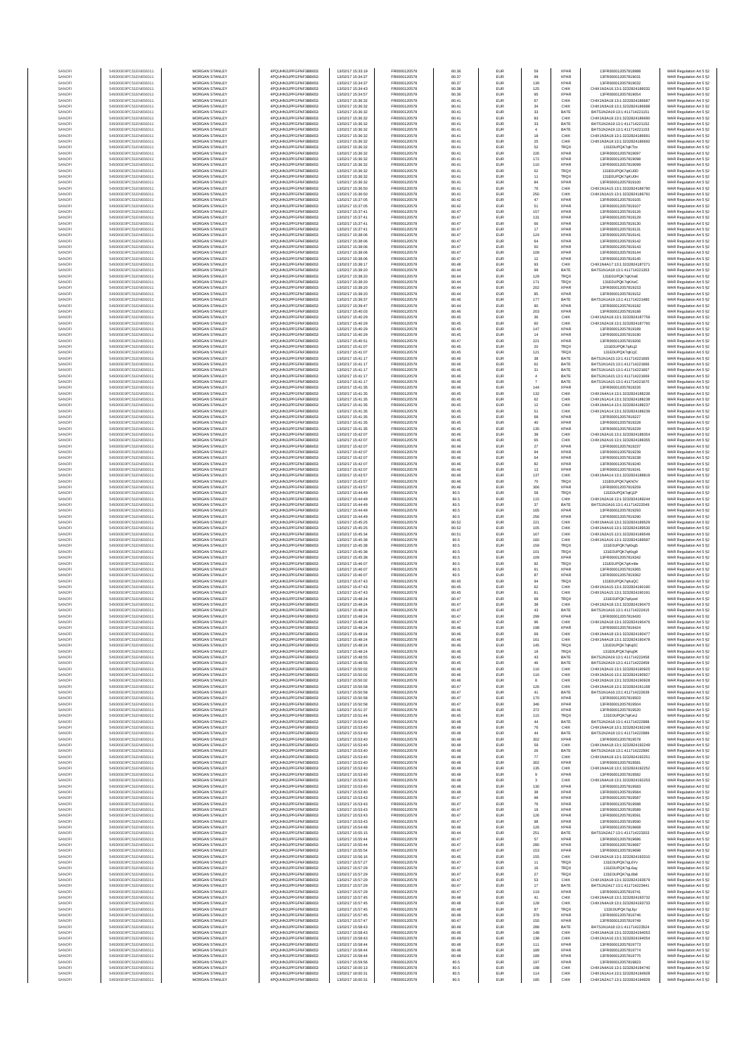| | | | | | | | | | | | |
|---|---|---|---|---|---|---|---|---|---|---|---|
| SANOFI | 549300E9PC51EN656011 | MORGAN STANLEY | 4PQUHN3JPFGFNF3BB653 | 13/03/2017 15:33:19 | FR0000120578 | 80.36 | EUR | 59 | XPAR | 13FR000012057819988 | MAR Regulation Art 5 §2 |
| SANOFI | 549300E9PC51EN656011 | MORGAN STANLEY | 4PQUHN3JPFGFNF3BB653 | 13/03/2017 15:34:37 | FR0000120578 | 80.37 | EUR | 98 | XPAR | 13FR000012057819031 | MAR Regulation Art 5 §2 |
| SANOFI | 549300E9PC51EN656011 | MORGAN STANLEY | 4PQUHN3JPFGFNF3BB653 | 13/03/2017 15:34:37 | FR0000120578 | 80.37 | EUR | 139 | XPAR | 13FR000012057819032 | MAR Regulation Art 5 §2 |
| SANOFI | 549300E9PC51EN656011 | MORGAN STANLEY | 4PQUHN3JPFGFNF3BB653 | 13/03/2017 15:34:43 | FR0000120578 | 80.38 | EUR | 125 | CHIX | CHIX1N2A16:13:1:3232824186032 | MAR Regulation Art 5 §2 |
| SANOFI | 549300E9PC51EN656011 | MORGAN STANLEY | 4PQUHN3JPFGFNF3BB653 | 13/03/2017 15:34:57 | FR0000120578 | 80.36 | EUR | 95 | XPAR | 13FR000012057819054 | MAR Regulation Art 5 §2 |
| SANOFI | 549300E9PC51EN656011 | MORGAN STANLEY | 4PQUHN3JPFGFNF3BB653 | 13/03/2017 15:36:32 | FR0000120578 | 80.41 | EUR | 67 | CHIX | CHIX1N3A18:13:1:3232824186687 | MAR Regulation Art 5 §2 |
| SANOFI | 549300E9PC51EN656011 | MORGAN STANLEY | 4PQUHN3JPFGFNF3BB653 | 13/03/2017 15:36:32 | FR0000120578 | 80.41 | EUR | 34 | CHIX | CHIX1N3A18:13:1:3232824186688 | MAR Regulation Art 5 §2 |
| SANOFI | 549300E9PC51EN656011 | MORGAN STANLEY | 4PQUHN3JPFGFNF3BB653 | 13/03/2017 15:36:32 | FR0000120578 | 80.41 | EUR | 33 | BATE | BATS1N2A19:13:1:411714221151 | MAR Regulation Art 5 §2 |
| SANOFI | 549300E9PC51EN656011 | MORGAN STANLEY | 4PQUHN3JPFGFNF3BB653 | 13/03/2017 15:36:32 | FR0000120578 | 80.41 | EUR | 83 | CHIX | CHIX1N3A18:13:1:3232824186690 | MAR Regulation Art 5 §2 |
| SANOFI | 549300E9PC51EN656011 | MORGAN STANLEY | 4PQUHN3JPFGFNF3BB653 | 13/03/2017 15:36:32 | FR0000120578 | 80.41 | EUR | 33 | BATE | BATS1N2A19:13:1:411714221152 | MAR Regulation Art 5 §2 |
| SANOFI | 549300E9PC51EN656011 | MORGAN STANLEY | 4PQUHN3JPFGFNF3BB653 | 13/03/2017 15:36:32 | FR0000120578 | 80.41 | EUR | 4 | BATE | BATS1N2A19:13:1:411714221153 | MAR Regulation Art 5 §2 |
| SANOFI | 549300E9PC51EN656011 | MORGAN STANLEY | 4PQUHN3JPFGFNF3BB653 | 13/03/2017 15:36:32 | FR0000120578 | 80.41 | EUR | 18 | CHIX | CHIX1N3A18:13:1:3232824186691 | MAR Regulation Art 5 §2 |
| SANOFI | 549300E9PC51EN656011 | MORGAN STANLEY | 4PQUHN3JPFGFNF3BB653 | 13/03/2017 15:36:32 | FR0000120578 | 80.41 | EUR | 25 | CHIX | CHIX1N3A18:13:1:3232824186692 | MAR Regulation Art 5 §2 |
| SANOFI | 549300E9PC51EN656011 | MORGAN STANLEY | 4PQUHN3JPFGFNF3BB653 | 13/03/2017 15:36:32 | FR0000120578 | 80.41 | EUR | 52 | TRQX | 131E0UPQK7qK7zx | MAR Regulation Art 5 §2 |
| SANOFI | 549300E9PC51EN656011 | MORGAN STANLEY | 4PQUHN3JPFGFNF3BB653 | 13/03/2017 15:36:32 | FR0000120578 | 80.41 | EUR | 226 | XPAR | 13FR000012057819097 | MAR Regulation Art 5 §2 |
| SANOFI | 549300E9PC51EN656011 | MORGAN STANLEY | 4PQUHN3JPFGFNF3BB653 | 13/03/2017 15:36:32 | FR0000120578 | 80.41 | EUR | 172 | XPAR | 13FR000012057819098 | MAR Regulation Art 5 §2 |
| SANOFI | 549300E9PC51EN656011 | MORGAN STANLEY | 4PQUHN3JPFGFNF3BB653 | 13/03/2017 15:36:32 | FR0000120578 | 80.41 | EUR | 110 | XPAR | 13FR000012057819099 | MAR Regulation Art 5 §2 |
| SANOFI | 549300E9PC51EN656011 | MORGAN STANLEY | 4PQUHN3JPFGFNF3BB653 | 13/03/2017 15:36:32 | FR0000120578 | 80.41 | EUR | 52 | TRQX | 131E0UPQK7qKu9D | MAR Regulation Art 5 §2 |
| SANOFI | 549300E9PC51EN656011 | MORGAN STANLEY | 4PQUHN3JPFGFNF3BB653 | 13/03/2017 15:36:32 | FR0000120578 | 80.41 | EUR | 11 | TRQX | 131E0UPQK7qKu9H | MAR Regulation Art 5 §2 |
| SANOFI | 549300E9PC51EN656011 | MORGAN STANLEY | 4PQUHN3JPFGFNF3BB653 | 13/03/2017 15:36:32 | FR0000120578 | 80.41 | EUR | 84 | XPAR | 13FR000012057819100 | MAR Regulation Art 5 §2 |
| SANOFI | 549300E9PC51EN656011 | MORGAN STANLEY | 4PQUHN3JPFGFNF3BB653 | 13/03/2017 15:36:50 | FR0000120578 | 80.41 | EUR | 76 | CHIX | CHIX1N1A15:13:1:3232824186790 | MAR Regulation Art 5 §2 |
| SANOFI | 549300E9PC51EN656011 | MORGAN STANLEY | 4PQUHN3JPFGFNF3BB653 | 13/03/2017 15:36:50 | FR0000120578 | 80.41 | EUR | 250 | CHIX | CHIX1N1A15:13:1:3232824186791 | MAR Regulation Art 5 §2 |
| SANOFI | 549300E9PC51EN656011 | MORGAN STANLEY | 4PQUHN3JPFGFNF3BB653 | 13/03/2017 15:37:05 | FR0000120578 | 80.42 | EUR | 47 | XPAR | 13FR000012057819105 | MAR Regulation Art 5 §2 |
| SANOFI | 549300E9PC51EN656011 | MORGAN STANLEY | 4PQUHN3JPFGFNF3BB653 | 13/03/2017 15:37:05 | FR0000120578 | 80.42 | EUR | 51 | XPAR | 13FR000012057819107 | MAR Regulation Art 5 §2 |
| SANOFI | 549300E9PC51EN656011 | MORGAN STANLEY | 4PQUHN3JPFGFNF3BB653 | 13/03/2017 15:37:41 | FR0000120578 | 80.47 | EUR | 157 | XPAR | 13FR000012057819126 | MAR Regulation Art 5 §2 |
| SANOFI | 549300E9PC51EN656011 | MORGAN STANLEY | 4PQUHN3JPFGFNF3BB653 | 13/03/2017 15:37:41 | FR0000120578 | 80.47 | EUR | 131 | XPAR | 13FR000012057819129 | MAR Regulation Art 5 §2 |
| SANOFI | 549300E9PC51EN656011 | MORGAN STANLEY | 4PQUHN3JPFGFNF3BB653 | 13/03/2017 15:37:41 | FR0000120578 | 80.47 | EUR | 66 | XPAR | 13FR000012057819130 | MAR Regulation Art 5 §2 |
| SANOFI | 549300E9PC51EN656011 | MORGAN STANLEY | 4PQUHN3JPFGFNF3BB653 | 13/03/2017 15:37:41 | FR0000120578 | 80.47 | EUR | 17 | XPAR | 13FR000012057819131 | MAR Regulation Art 5 §2 |
| SANOFI | 549300E9PC51EN656011 | MORGAN STANLEY | 4PQUHN3JPFGFNF3BB653 | 13/03/2017 15:38:06 | FR0000120578 | 80.47 | EUR | 124 | XPAR | 13FR000012057819141 | MAR Regulation Art 5 §2 |
| SANOFI | 549300E9PC51EN656011 | MORGAN STANLEY | 4PQUHN3JPFGFNF3BB653 | 13/03/2017 15:38:06 | FR0000120578 | 80.47 | EUR | 64 | XPAR | 13FR000012057819142 | MAR Regulation Art 5 §2 |
| SANOFI | 549300E9PC51EN656011 | MORGAN STANLEY | 4PQUHN3JPFGFNF3BB653 | 13/03/2017 15:38:06 | FR0000120578 | 80.47 | EUR | 50 | XPAR | 13FR000012057819143 | MAR Regulation Art 5 §2 |
| SANOFI | 549300E9PC51EN656011 | MORGAN STANLEY | 4PQUHN3JPFGFNF3BB653 | 13/03/2017 15:38:06 | FR0000120578 | 80.47 | EUR | 109 | XPAR | 13FR000012057819144 | MAR Regulation Art 5 §2 |
| SANOFI | 549300E9PC51EN656011 | MORGAN STANLEY | 4PQUHN3JPFGFNF3BB653 | 13/03/2017 15:38:06 | FR0000120578 | 80.47 | EUR | 12 | XPAR | 13FR000012057819145 | MAR Regulation Art 5 §2 |
| SANOFI | 549300E9PC51EN656011 | MORGAN STANLEY | 4PQUHN3JPFGFNF3BB653 | 13/03/2017 15:38:17 | FR0000120578 | 80.48 | EUR | 93 | CHIX | CHIX1N4A17:13:1:3232824187271 | MAR Regulation Art 5 §2 |
| SANOFI | 549300E9PC51EN656011 | MORGAN STANLEY | 4PQUHN3JPFGFNF3BB653 | 13/03/2017 15:38:20 | FR0000120578 | 80.44 | EUR | 99 | BATE | BATS1N1A18:13:1:411714221353 | MAR Regulation Art 5 §2 |
| SANOFI | 549300E9PC51EN656011 | MORGAN STANLEY | 4PQUHN3JPFGFNF3BB653 | 13/03/2017 15:38:20 | FR0000120578 | 80.44 | EUR | 129 | TRQX | 131E0UPQK7qKXwE | MAR Regulation Art 5 §2 |
| SANOFI | 549300E9PC51EN656011 | MORGAN STANLEY | 4PQUHN3JPFGFNF3BB653 | 13/03/2017 15:38:20 | FR0000120578 | 80.44 | EUR | 171 | TRQX | 131E0UPQK7qKXwC | MAR Regulation Art 5 §2 |
| SANOFI | 549300E9PC51EN656011 | MORGAN STANLEY | 4PQUHN3JPFGFNF3BB653 | 13/03/2017 15:38:20 | FR0000120578 | 80.44 | EUR | 202 | XPAR | 13FR000012057819153 | MAR Regulation Art 5 §2 |
| SANOFI | 549300E9PC51EN656011 | MORGAN STANLEY | 4PQUHN3JPFGFNF3BB653 | 13/03/2017 15:38:20 | FR0000120578 | 80.44 | EUR | 85 | XPAR | 13FR000012057819152 | MAR Regulation Art 5 §2 |
| SANOFI | 549300E9PC51EN656011 | MORGAN STANLEY | 4PQUHN3JPFGFNF3BB653 | 13/03/2017 15:39:37 | FR0000120578 | 80.46 | EUR | 177 | BATE | BATS1N1A19:13:1:411714221480 | MAR Regulation Art 5 §2 |
| SANOFI | 549300E9PC51EN656011 | MORGAN STANLEY | 4PQUHN3JPFGFNF3BB653 | 13/03/2017 15:39:47 | FR0000120578 | 80.44 | EUR | 90 | XPAR | 13FR000012057819182 | MAR Regulation Art 5 §2 |
| SANOFI | 549300E9PC51EN656011 | MORGAN STANLEY | 4PQUHN3JPFGFNF3BB653 | 13/03/2017 15:40:03 | FR0000120578 | 80.46 | EUR | 203 | XPAR | 13FR000012057819188 | MAR Regulation Art 5 §2 |
| SANOFI | 549300E9PC51EN656011 | MORGAN STANLEY | 4PQUHN3JPFGFNF3BB653 | 13/03/2017 15:40:29 | FR0000120578 | 80.45 | EUR | 36 | CHIX | CHIX1N2A18:13:1:3232824187759 | MAR Regulation Art 5 §2 |
| SANOFI | 549300E9PC51EN656011 | MORGAN STANLEY | 4PQUHN3JPFGFNF3BB653 | 13/03/2017 15:40:29 | FR0000120578 | 80.45 | EUR | 60 | CHIX | CHIX1N2A18:13:1:3232824187760 | MAR Regulation Art 5 §2 |
| SANOFI | 549300E9PC51EN656011 | MORGAN STANLEY | 4PQUHN3JPFGFNF3BB653 | 13/03/2017 15:40:29 | FR0000120578 | 80.45 | EUR | 147 | XPAR | 13FR000012057819189 | MAR Regulation Art 5 §2 |
| SANOFI | 549300E9PC51EN656011 | MORGAN STANLEY | 4PQUHN3JPFGFNF3BB653 | 13/03/2017 15:40:29 | FR0000120578 | 80.45 | EUR | 14 | XPAR | 13FR000012057819190 | MAR Regulation Art 5 §2 |
| SANOFI | 549300E9PC51EN656011 | MORGAN STANLEY | 4PQUHN3JPFGFNF3BB653 | 13/03/2017 15:40:51 | FR0000120578 | 80.47 | EUR | 221 | XPAR | 13FR000012057819206 | MAR Regulation Art 5 §2 |
| SANOFI | 549300E9PC51EN656011 | MORGAN STANLEY | 4PQUHN3JPFGFNF3BB653 | 13/03/2017 15:41:07 | FR0000120578 | 80.45 | EUR | 20 | TRQX | 131E0UPQK7qKcj2 | MAR Regulation Art 5 §2 |
| SANOFI | 549300E9PC51EN656011 | MORGAN STANLEY | 4PQUHN3JPFGFNF3BB653 | 13/03/2017 15:41:07 | FR0000120578 | 80.45 | EUR | 121 | TRQX | 131E0UPQK7qKcjC | MAR Regulation Art 5 §2 |
| SANOFI | 549300E9PC51EN656011 | MORGAN STANLEY | 4PQUHN3JPFGFNF3BB653 | 13/03/2017 15:41:17 | FR0000120578 | 80.46 | EUR | 38 | BATE | BATS1N1A15:13:1:411714221665 | MAR Regulation Art 5 §2 |
| SANOFI | 549300E9PC51EN656011 | MORGAN STANLEY | 4PQUHN3JPFGFNF3BB653 | 13/03/2017 15:41:17 | FR0000120578 | 80.46 | EUR | 62 | BATE | BATS1N1A15:13:1:411714221666 | MAR Regulation Art 5 §2 |
| SANOFI | 549300E9PC51EN656011 | MORGAN STANLEY | 4PQUHN3JPFGFNF3BB653 | 13/03/2017 15:41:17 | FR0000120578 | 80.46 | EUR | 31 | BATE | BATS1N1A15:13:1:411714221667 | MAR Regulation Art 5 §2 |
| SANOFI | 549300E9PC51EN656011 | MORGAN STANLEY | 4PQUHN3JPFGFNF3BB653 | 13/03/2017 15:41:17 | FR0000120578 | 80.46 | EUR | 4 | BATE | BATS1N1A15:13:1:411714221669 | MAR Regulation Art 5 §2 |
| SANOFI | 549300E9PC51EN656011 | MORGAN STANLEY | 4PQUHN3JPFGFNF3BB653 | 13/03/2017 15:41:17 | FR0000120578 | 80.46 | EUR | 7 | BATE | BATS1N1A15:13:1:411714221670 | MAR Regulation Art 5 §2 |
| SANOFI | 549300E9PC51EN656011 | MORGAN STANLEY | 4PQUHN3JPFGFNF3BB653 | 13/03/2017 15:41:35 | FR0000120578 | 80.46 | EUR | 144 | XPAR | 13FR000012057819226 | MAR Regulation Art 5 §2 |
| SANOFI | 549300E9PC51EN656011 | MORGAN STANLEY | 4PQUHN3JPFGFNF3BB653 | 13/03/2017 15:41:35 | FR0000120578 | 80.45 | EUR | 132 | CHIX | CHIX1N4A14:13:1:3232824188236 | MAR Regulation Art 5 §2 |
| SANOFI | 549300E9PC51EN656011 | MORGAN STANLEY | 4PQUHN3JPFGFNF3BB653 | 13/03/2017 15:41:35 | FR0000120578 | 80.45 | EUR | 62 | CHIX | CHIX1N1A14:13:1:3232824188238 | MAR Regulation Art 5 §2 |
| SANOFI | 549300E9PC51EN656011 | MORGAN STANLEY | 4PQUHN3JPFGFNF3BB653 | 13/03/2017 15:41:35 | FR0000120578 | 80.45 | EUR | 12 | CHIX | CHIX1N4A14:13:1:3232824188237 | MAR Regulation Art 5 §2 |
| SANOFI | 549300E9PC51EN656011 | MORGAN STANLEY | 4PQUHN3JPFGFNF3BB653 | 13/03/2017 15:41:35 | FR0000120578 | 80.45 | EUR | 51 | CHIX | CHIX1N1A14:13:1:3232824188239 | MAR Regulation Art 5 §2 |
| SANOFI | 549300E9PC51EN656011 | MORGAN STANLEY | 4PQUHN3JPFGFNF3BB653 | 13/03/2017 15:41:35 | FR0000120578 | 80.45 | EUR | 68 | XPAR | 13FR000012057819227 | MAR Regulation Art 5 §2 |
| SANOFI | 549300E9PC51EN656011 | MORGAN STANLEY | 4PQUHN3JPFGFNF3BB653 | 13/03/2017 15:41:35 | FR0000120578 | 80.45 | EUR | 40 | XPAR | 13FR000012057819228 | MAR Regulation Art 5 §2 |
| SANOFI | 549300E9PC51EN656011 | MORGAN STANLEY | 4PQUHN3JPFGFNF3BB653 | 13/03/2017 15:41:35 | FR0000120578 | 80.45 | EUR | 135 | XPAR | 13FR000012057819229 | MAR Regulation Art 5 §2 |
| SANOFI | 549300E9PC51EN656011 | MORGAN STANLEY | 4PQUHN3JPFGFNF3BB653 | 13/03/2017 15:42:07 | FR0000120578 | 80.46 | EUR | 38 | CHIX | CHIX1N2A16:13:1:3232824188354 | MAR Regulation Art 5 §2 |
| SANOFI | 549300E9PC51EN656011 | MORGAN STANLEY | 4PQUHN3JPFGFNF3BB653 | 13/03/2017 15:42:07 | FR0000120578 | 80.46 | EUR | 65 | CHIX | CHIX1N2A16:13:1:3232824188355 | MAR Regulation Art 5 §2 |
| SANOFI | 549300E9PC51EN656011 | MORGAN STANLEY | 4PQUHN3JPFGFNF3BB653 | 13/03/2017 15:42:07 | FR0000120578 | 80.46 | EUR | 27 | XPAR | 13FR000012057819237 | MAR Regulation Art 5 §2 |
| SANOFI | 549300E9PC51EN656011 | MORGAN STANLEY | 4PQUHN3JPFGFNF3BB653 | 13/03/2017 15:42:07 | FR0000120578 | 80.46 | EUR | 94 | XPAR | 13FR000012057819239 | MAR Regulation Art 5 §2 |
| SANOFI | 549300E9PC51EN656011 | MORGAN STANLEY | 4PQUHN3JPFGFNF3BB653 | 13/03/2017 15:42:07 | FR0000120578 | 80.46 | EUR | 64 | XPAR | 13FR000012057819238 | MAR Regulation Art 5 §2 |
| SANOFI | 549300E9PC51EN656011 | MORGAN STANLEY | 4PQUHN3JPFGFNF3BB653 | 13/03/2017 15:42:07 | FR0000120578 | 80.46 | EUR | 82 | XPAR | 13FR000012057819240 | MAR Regulation Art 5 §2 |
| SANOFI | 549300E9PC51EN656011 | MORGAN STANLEY | 4PQUHN3JPFGFNF3BB653 | 13/03/2017 15:42:07 | FR0000120578 | 80.46 | EUR | 13 | XPAR | 13FR000012057819241 | MAR Regulation Art 5 §2 |
| SANOFI | 549300E9PC51EN656011 | MORGAN STANLEY | 4PQUHN3JPFGFNF3BB653 | 13/03/2017 15:43:57 | FR0000120578 | 80.46 | EUR | 137 | CHIX | CHIX1N4A14:13:1:3232824188819 | MAR Regulation Art 5 §2 |
| SANOFI | 549300E9PC51EN656011 | MORGAN STANLEY | 4PQUHN3JPFGFNF3BB653 | 13/03/2017 15:43:57 | FR0000120578 | 80.46 | EUR | 70 | TRQX | 131E0UPQK7qKhOV | MAR Regulation Art 5 §2 |
| SANOFI | 549300E9PC51EN656011 | MORGAN STANLEY | 4PQUHN3JPFGFNF3BB653 | 13/03/2017 15:43:57 | FR0000120578 | 80.46 | EUR | 306 | XPAR | 13FR000012057819299 | MAR Regulation Art 5 §2 |
| SANOFI | 549300E9PC51EN656011 | MORGAN STANLEY | 4PQUHN3JPFGFNF3BB653 | 13/03/2017 15:44:49 | FR0000120578 | 80.5 | EUR | 58 | TRQX | 131E0UPQK7qKjjP | MAR Regulation Art 5 §2 |
| SANOFI | 549300E9PC51EN656011 | MORGAN STANLEY | 4PQUHN3JPFGFNF3BB653 | 13/03/2017 15:44:49 | FR0000120578 | 80.5 | EUR | 115 | CHIX | CHIX1N2A18:13:1:3232824189244 | MAR Regulation Art 5 §2 |
| SANOFI | 549300E9PC51EN656011 | MORGAN STANLEY | 4PQUHN3JPFGFNF3BB653 | 13/03/2017 15:44:49 | FR0000120578 | 80.5 | EUR | 37 | BATE | BATS1N2A16:13:1:411714222049 | MAR Regulation Art 5 §2 |
| SANOFI | 549300E9PC51EN656011 | MORGAN STANLEY | 4PQUHN3JPFGFNF3BB653 | 13/03/2017 15:44:49 | FR0000120578 | 80.5 | EUR | 165 | XPAR | 13FR000012057819293 | MAR Regulation Art 5 §2 |
| SANOFI | 549300E9PC51EN656011 | MORGAN STANLEY | 4PQUHN3JPFGFNF3BB653 | 13/03/2017 15:44:49 | FR0000120578 | 80.5 | EUR | 256 | XPAR | 13FR000012057819290 | MAR Regulation Art 5 §2 |
| SANOFI | 549300E9PC51EN656011 | MORGAN STANLEY | 4PQUHN3JPFGFNF3BB653 | 13/03/2017 15:45:25 | FR0000120578 | 80.52 | EUR | 221 | CHIX | CHIX1N4A16:13:1:3232824189529 | MAR Regulation Art 5 §2 |
| SANOFI | 549300E9PC51EN656011 | MORGAN STANLEY | 4PQUHN3JPFGFNF3BB653 | 13/03/2017 15:45:25 | FR0000120578 | 80.52 | EUR | 105 | CHIX | CHIX1N4A16:13:1:3232824189530 | MAR Regulation Art 5 §2 |
| SANOFI | 549300E9PC51EN656011 | MORGAN STANLEY | 4PQUHN3JPFGFNF3BB653 | 13/03/2017 15:45:34 | FR0000120578 | 80.51 | EUR | 167 | CHIX | CHIX1N2A15:13:1:3232824189549 | MAR Regulation Art 5 §2 |
| SANOFI | 549300E9PC51EN656011 | MORGAN STANLEY | 4PQUHN3JPFGFNF3BB653 | 13/03/2017 15:45:38 | FR0000120578 | 80.5 | EUR | 160 | CHIX | CHIX1N1A16:13:1:3232824189597 | MAR Regulation Art 5 §2 |
| SANOFI | 549300E9PC51EN656011 | MORGAN STANLEY | 4PQUHN3JPFGFNF3BB653 | 13/03/2017 15:45:38 | FR0000120578 | 80.5 | EUR | 159 | TRQX | 131E0UPQK7qKkg5 | MAR Regulation Art 5 §2 |
| SANOFI | 549300E9PC51EN656011 | MORGAN STANLEY | 4PQUHN3JPFGFNF3BB653 | 13/03/2017 15:45:38 | FR0000120578 | 80.5 | EUR | 101 | TRQX | 131E0UPQK7qKkg9 | MAR Regulation Art 5 §2 |
| SANOFI | 549300E9PC51EN656011 | MORGAN STANLEY | 4PQUHN3JPFGFNF3BB653 | 13/03/2017 15:45:38 | FR0000120578 | 80.5 | EUR | 109 | XPAR | 13FR000012057819342 | MAR Regulation Art 5 §2 |
| SANOFI | 549300E9PC51EN656011 | MORGAN STANLEY | 4PQUHN3JPFGFNF3BB653 | 13/03/2017 15:46:07 | FR0000120578 | 80.5 | EUR | 92 | TRQX | 131E0UPQK7qKm8e | MAR Regulation Art 5 §2 |
| SANOFI | 549300E9PC51EN656011 | MORGAN STANLEY | 4PQUHN3JPFGFNF3BB653 | 13/03/2017 15:46:07 | FR0000120578 | 80.5 | EUR | 91 | XPAR | 13FR000012057819365 | MAR Regulation Art 5 §2 |
| SANOFI | 549300E9PC51EN656011 | MORGAN STANLEY | 4PQUHN3JPFGFNF3BB653 | 13/03/2017 15:46:07 | FR0000120578 | 80.5 | EUR | 87 | XPAR | 13FR000012057819362 | MAR Regulation Art 5 §2 |
| SANOFI | 549300E9PC51EN656011 | MORGAN STANLEY | 4PQUHN3JPFGFNF3BB653 | 13/03/2017 15:47:43 | FR0000120578 | 80.45 | EUR | 94 | TRQX | 131E0UPQK7qKoQC | MAR Regulation Art 5 §2 |
| SANOFI | 549300E9PC51EN656011 | MORGAN STANLEY | 4PQUHN3JPFGFNF3BB653 | 13/03/2017 15:47:43 | FR0000120578 | 80.45 | EUR | 62 | CHIX | CHIX1N1A15:13:1:3232824190190 | MAR Regulation Art 5 §2 |
| SANOFI | 549300E9PC51EN656011 | MORGAN STANLEY | 4PQUHN3JPFGFNF3BB653 | 13/03/2017 15:47:43 | FR0000120578 | 80.45 | EUR | 81 | CHIX | CHIX1N1A15:13:1:3232824190191 | MAR Regulation Art 5 §2 |
| SANOFI | 549300E9PC51EN656011 | MORGAN STANLEY | 4PQUHN3JPFGFNF3BB653 | 13/03/2017 15:48:24 | FR0000120578 | 80.47 | EUR | 69 | TRQX | 131E0UPQK7qKpsd | MAR Regulation Art 5 §2 |
| SANOFI | 549300E9PC51EN656011 | MORGAN STANLEY | 4PQUHN3JPFGFNF3BB653 | 13/03/2017 15:48:24 | FR0000120578 | 80.47 | EUR | 36 | CHIX | CHIX1N2A18:13:1:3232824190475 | MAR Regulation Art 5 §2 |
| SANOFI | 549300E9PC51EN656011 | MORGAN STANLEY | 4PQUHN3JPFGFNF3BB653 | 13/03/2017 15:48:24 | FR0000120578 | 80.47 | EUR | 43 | BATE | BATS1N1A16:13:1:411714222415 | MAR Regulation Art 5 §2 |
| SANOFI | 549300E9PC51EN656011 | MORGAN STANLEY | 4PQUHN3JPFGFNF3BB653 | 13/03/2017 15:48:24 | FR0000120578 | 80.47 | EUR | 299 | XPAR | 13FR000012057819420 | MAR Regulation Art 5 §2 |
| SANOFI | 549300E9PC51EN656011 | MORGAN STANLEY | 4PQUHN3JPFGFNF3BB653 | 13/03/2017 15:48:24 | FR0000120578 | 80.47 | EUR | 96 | CHIX | CHIX1N2A18:13:1:3232824190476 | MAR Regulation Art 5 §2 |
| SANOFI | 549300E9PC51EN656011 | MORGAN STANLEY | 4PQUHN3JPFGFNF3BB653 | 13/03/2017 15:48:24 | FR0000120578 | 80.47 | EUR | 198 | XPAR | 13FR000012057819424 | MAR Regulation Art 5 §2 |
| SANOFI | 549300E9PC51EN656011 | MORGAN STANLEY | 4PQUHN3JPFGFNF3BB653 | 13/03/2017 15:48:24 | FR0000120578 | 80.46 | EUR | 69 | CHIX | CHIX1N4A18:13:1:3232824190477 | MAR Regulation Art 5 §2 |
| SANOFI | 549300E9PC51EN656011 | MORGAN STANLEY | 4PQUHN3JPFGFNF3BB653 | 13/03/2017 15:48:24 | FR0000120578 | 80.46 | EUR | 161 | CHIX | CHIX1N4A18:13:1:3232824190478 | MAR Regulation Art 5 §2 |
| SANOFI | 549300E9PC51EN656011 | MORGAN STANLEY | 4PQUHN3JPFGFNF3BB653 | 13/03/2017 15:48:24 | FR0000120578 | 80.46 | EUR | 145 | TRQX | 131E0UPQK7qKq0C | MAR Regulation Art 5 §2 |
| SANOFI | 549300E9PC51EN656011 | MORGAN STANLEY | 4PQUHN3JPFGFNF3BB653 | 13/03/2017 15:48:24 | FR0000120578 | 80.46 | EUR | 19 | TRQX | 131E0UPQK7qKq0K | MAR Regulation Art 5 §2 |
| SANOFI | 549300E9PC51EN656011 | MORGAN STANLEY | 4PQUHN3JPFGFNF3BB653 | 13/03/2017 15:48:55 | FR0000120578 | 80.45 | EUR | 43 | BATE | BATS1N2A19:13:1:411714222458 | MAR Regulation Art 5 §2 |
| SANOFI | 549300E9PC51EN656011 | MORGAN STANLEY | 4PQUHN3JPFGFNF3BB653 | 13/03/2017 15:48:55 | FR0000120578 | 80.45 | EUR | 46 | BATE | BATS1N2A19:13:1:411714222459 | MAR Regulation Art 5 §2 |
| SANOFI | 549300E9PC51EN656011 | MORGAN STANLEY | 4PQUHN3JPFGFNF3BB653 | 13/03/2017 15:50:02 | FR0000120578 | 80.46 | EUR | 116 | CHIX | CHIX1N3A16:13:1:3232824190925 | MAR Regulation Art 5 §2 |
| SANOFI | 549300E9PC51EN656011 | MORGAN STANLEY | 4PQUHN3JPFGFNF3BB653 | 13/03/2017 15:50:02 | FR0000120578 | 80.46 | EUR | 116 | CHIX | CHIX1N3A16:13:1:3232824190927 | MAR Regulation Art 5 §2 |
| SANOFI | 549300E9PC51EN656011 | MORGAN STANLEY | 4PQUHN3JPFGFNF3BB653 | 13/03/2017 15:50:02 | FR0000120578 | 80.46 | EUR | 8 | CHIX | CHIX1N3A16:13:1:3232824190928 | MAR Regulation Art 5 §2 |
| SANOFI | 549300E9PC51EN656011 | MORGAN STANLEY | 4PQUHN3JPFGFNF3BB653 | 13/03/2017 15:50:58 | FR0000120578 | 80.47 | EUR | 126 | CHIX | CHIX1N4A18:13:1:3232824191168 | MAR Regulation Art 5 §2 |
| SANOFI | 549300E9PC51EN656011 | MORGAN STANLEY | 4PQUHN3JPFGFNF3BB653 | 13/03/2017 15:50:58 | FR0000120578 | 80.47 | EUR | 41 | BATE | BATS1N1A16:13:1:411714222639 | MAR Regulation Art 5 §2 |
| SANOFI | 549300E9PC51EN656011 | MORGAN STANLEY | 4PQUHN3JPFGFNF3BB653 | 13/03/2017 15:50:58 | FR0000120578 | 80.47 | EUR | 170 | XPAR | 13FR000012057819503 | MAR Regulation Art 5 §2 |
| SANOFI | 549300E9PC51EN656011 | MORGAN STANLEY | 4PQUHN3JPFGFNF3BB653 | 13/03/2017 15:50:58 | FR0000120578 | 80.47 | EUR | 346 | XPAR | 13FR000012057819504 | MAR Regulation Art 5 §2 |
| SANOFI | 549300E9PC51EN656011 | MORGAN STANLEY | 4PQUHN3JPFGFNF3BB653 | 13/03/2017 15:51:37 | FR0000120578 | 80.46 | EUR | 372 | XPAR | 13FR000012057819520 | MAR Regulation Art 5 §2 |
| SANOFI | 549300E9PC51EN656011 | MORGAN STANLEY | 4PQUHN3JPFGFNF3BB653 | 13/03/2017 15:51:44 | FR0000120578 | 80.45 | EUR | 115 | TRQX | 131E0UPQK7qKvrJ | MAR Regulation Art 5 §2 |
| SANOFI | 549300E9PC51EN656011 | MORGAN STANLEY | 4PQUHN3JPFGFNF3BB653 | 13/03/2017 15:53:40 | FR0000120578 | 80.48 | EUR | 44 | BATE | BATS1N2A18:13:1:411714222988 | MAR Regulation Art 5 §2 |
| SANOFI | 549300E9PC51EN656011 | MORGAN STANLEY | 4PQUHN3JPFGFNF3BB653 | 13/03/2017 15:53:40 | FR0000120578 | 80.48 | EUR | 76 | CHIX | CHIX1N4A18:13:1:3232824192248 | MAR Regulation Art 5 §2 |
| SANOFI | 549300E9PC51EN656011 | MORGAN STANLEY | 4PQUHN3JPFGFNF3BB653 | 13/03/2017 15:53:40 | FR0000120578 | 80.48 | EUR | 44 | BATE | BATS1N2A18:13:1:411714222989 | MAR Regulation Art 5 §2 |
| SANOFI | 549300E9PC51EN656011 | MORGAN STANLEY | 4PQUHN3JPFGFNF3BB653 | 13/03/2017 15:53:40 | FR0000120578 | 80.48 | EUR | 302 | XPAR | 13FR000012057819578 | MAR Regulation Art 5 §2 |
| SANOFI | 549300E9PC51EN656011 | MORGAN STANLEY | 4PQUHN3JPFGFNF3BB653 | 13/03/2017 15:53:40 | FR0000120578 | 80.48 | EUR | 59 | CHIX | CHIX1N4A18:13:1:3232824192249 | MAR Regulation Art 5 §2 |
| SANOFI | 549300E9PC51EN656011 | MORGAN STANLEY | 4PQUHN3JPFGFNF3BB653 | 13/03/2017 15:53:40 | FR0000120578 | 80.48 | EUR | 26 | BATE | BATS1N2A18:13:1:411714222990 | MAR Regulation Art 5 §2 |
| SANOFI | 549300E9PC51EN656011 | MORGAN STANLEY | 4PQUHN3JPFGFNF3BB653 | 13/03/2017 15:53:40 | FR0000120578 | 80.48 | EUR | 77 | CHIX | CHIX1N4A18:13:1:3232824192251 | MAR Regulation Art 5 §2 |
| SANOFI | 549300E9PC51EN656011 | MORGAN STANLEY | 4PQUHN3JPFGFNF3BB653 | 13/03/2017 15:53:40 | FR0000120578 | 80.48 | EUR | 302 | XPAR | 13FR000012057819581 | MAR Regulation Art 5 §2 |
| SANOFI | 549300E9PC51EN656011 | MORGAN STANLEY | 4PQUHN3JPFGFNF3BB653 | 13/03/2017 15:53:40 | FR0000120578 | 80.48 | EUR | 135 | CHIX | CHIX1N4A18:13:1:3232824192252 | MAR Regulation Art 5 §2 |
| SANOFI | 549300E9PC51EN656011 | MORGAN STANLEY | 4PQUHN3JPFGFNF3BB653 | 13/03/2017 15:53:40 | FR0000120578 | 80.48 | EUR | 9 | XPAR | 13FR000012057819582 | MAR Regulation Art 5 §2 |
| SANOFI | 549300E9PC51EN656011 | MORGAN STANLEY | 4PQUHN3JPFGFNF3BB653 | 13/03/2017 15:53:40 | FR0000120578 | 80.48 | EUR | 3 | CHIX | CHIX1N4A18:13:1:3232824192253 | MAR Regulation Art 5 §2 |
| SANOFI | 549300E9PC51EN656011 | MORGAN STANLEY | 4PQUHN3JPFGFNF3BB653 | 13/03/2017 15:53:40 | FR0000120578 | 80.48 | EUR | 130 | XPAR | 13FR000012057819583 | MAR Regulation Art 5 §2 |
| SANOFI | 549300E9PC51EN656011 | MORGAN STANLEY | 4PQUHN3JPFGFNF3BB653 | 13/03/2017 15:53:40 | FR0000120578 | 80.48 | EUR | 38 | XPAR | 13FR000012057819584 | MAR Regulation Art 5 §2 |
| SANOFI | 549300E9PC51EN656011 | MORGAN STANLEY | 4PQUHN3JPFGFNF3BB653 | 13/03/2017 15:53:43 | FR0000120578 | 80.47 | EUR | 98 | XPAR | 13FR000012057819587 | MAR Regulation Art 5 §2 |
| SANOFI | 549300E9PC51EN656011 | MORGAN STANLEY | 4PQUHN3JPFGFNF3BB653 | 13/03/2017 15:53:43 | FR0000120578 | 80.47 | EUR | 76 | XPAR | 13FR000012057819588 | MAR Regulation Art 5 §2 |
| SANOFI | 549300E9PC51EN656011 | MORGAN STANLEY | 4PQUHN3JPFGFNF3BB653 | 13/03/2017 15:53:43 | FR0000120578 | 80.47 | EUR | 19 | XPAR | 13FR000012057819589 | MAR Regulation Art 5 §2 |
| SANOFI | 549300E9PC51EN656011 | MORGAN STANLEY | 4PQUHN3JPFGFNF3BB653 | 13/03/2017 15:53:43 | FR0000120578 | 80.47 | EUR | 126 | XPAR | 13FR000012057819591 | MAR Regulation Art 5 §2 |
| SANOFI | 549300E9PC51EN656011 | MORGAN STANLEY | 4PQUHN3JPFGFNF3BB653 | 13/03/2017 15:53:43 | FR0000120578 | 80.47 | EUR | 98 | XPAR | 13FR000012057819590 | MAR Regulation Art 5 §2 |
| SANOFI | 549300E9PC51EN656011 | MORGAN STANLEY | 4PQUHN3JPFGFNF3BB653 | 13/03/2017 15:54:48 | FR0000120578 | 80.46 | EUR | 126 | XPAR | 13FR000012057819668 | MAR Regulation Art 5 §2 |
| SANOFI | 549300E9PC51EN656011 | MORGAN STANLEY | 4PQUHN3JPFGFNF3BB653 | 13/03/2017 15:55:15 | FR0000120578 | 80.44 | EUR | 251 | BATE | BATS1N2A17:13:1:411714223203 | MAR Regulation Art 5 §2 |
| SANOFI | 549300E9PC51EN656011 | MORGAN STANLEY | 4PQUHN3JPFGFNF3BB653 | 13/03/2017 15:55:44 | FR0000120578 | 80.47 | EUR | 57 | XPAR | 13FR000012057819686 | MAR Regulation Art 5 §2 |
| SANOFI | 549300E9PC51EN656011 | MORGAN STANLEY | 4PQUHN3JPFGFNF3BB653 | 13/03/2017 15:55:44 | FR0000120578 | 80.47 | EUR | 280 | XPAR | 13FR000012057819687 | MAR Regulation Art 5 §2 |
| SANOFI | 549300E9PC51EN656011 | MORGAN STANLEY | 4PQUHN3JPFGFNF3BB653 | 13/03/2017 15:55:54 | FR0000120578 | 80.47 | EUR | 153 | XPAR | 13FR000012057819698 | MAR Regulation Art 5 §2 |
| SANOFI | 549300E9PC51EN656011 | MORGAN STANLEY | 4PQUHN3JPFGFNF3BB653 | 13/03/2017 15:56:16 | FR0000120578 | 80.45 | EUR | 155 | CHIX | CHIX1N2A18:13:1:3232824193310 | MAR Regulation Art 5 §2 |
| SANOFI | 549300E9PC51EN656011 | MORGAN STANLEY | 4PQUHN3JPFGFNF3BB653 | 13/03/2017 15:57:27 | FR0000120578 | 80.47 | EUR | 11 | TRQX | 131E0UPQK7qL6Yv | MAR Regulation Art 5 §2 |
| SANOFI | 549300E9PC51EN656011 | MORGAN STANLEY | 4PQUHN3JPFGFNF3BB653 | 13/03/2017 15:57:29 | FR0000120578 | 80.47 | EUR | 16 | TRQX | 131E0UPQK7qL6ay | MAR Regulation Art 5 §2 |
| SANOFI | 549300E9PC51EN656011 | MORGAN STANLEY | 4PQUHN3JPFGFNF3BB653 | 13/03/2017 15:57:29 | FR0000120578 | 80.47 | EUR | 27 | TRQX | 131E0UPQK7qL6bB | MAR Regulation Art 5 §2 |
| SANOFI | 549300E9PC51EN656011 | MORGAN STANLEY | 4PQUHN3JPFGFNF3BB653 | 13/03/2017 15:57:29 | FR0000120578 | 80.47 | EUR | 53 | CHIX | CHIX1N3A18:13:1:3232824193679 | MAR Regulation Art 5 §2 |
| SANOFI | 549300E9PC51EN656011 | MORGAN STANLEY | 4PQUHN3JPFGFNF3BB653 | 13/03/2017 15:57:29 | FR0000120578 | 80.47 | EUR | 17 | BATE | BATS1N2A17:13:1:411714223441 | MAR Regulation Art 5 §2 |
| SANOFI | 549300E9PC51EN656011 | MORGAN STANLEY | 4PQUHN3JPFGFNF3BB653 | 13/03/2017 15:57:29 | FR0000120578 | 80.47 | EUR | 119 | XPAR | 13FR000012057819741 | MAR Regulation Art 5 §2 |
| SANOFI | 549300E9PC51EN656011 | MORGAN STANLEY | 4PQUHN3JPFGFNF3BB653 | 13/03/2017 15:57:45 | FR0000120578 | 80.48 | EUR | 41 | CHIX | CHIX1N4A18:13:1:3232824193732 | MAR Regulation Art 5 §2 |
| SANOFI | 549300E9PC51EN656011 | MORGAN STANLEY | 4PQUHN3JPFGFNF3BB653 | 13/03/2017 15:57:45 | FR0000120578 | 80.48 | EUR | 128 | CHIX | CHIX1N4A18:13:1:3232824193733 | MAR Regulation Art 5 §2 |
| SANOFI | 549300E9PC51EN656011 | MORGAN STANLEY | 4PQUHN3JPFGFNF3BB653 | 13/03/2017 15:57:45 | FR0000120578 | 80.48 | EUR | 87 | TRQX | 131E0UPQK7qL6yi | MAR Regulation Art 5 §2 |
| SANOFI | 549300E9PC51EN656011 | MORGAN STANLEY | 4PQUHN3JPFGFNF3BB653 | 13/03/2017 15:57:45 | FR0000120578 | 80.48 | EUR | 378 | XPAR | 13FR000012057819746 | MAR Regulation Art 5 §2 |
| SANOFI | 549300E9PC51EN656011 | MORGAN STANLEY | 4PQUHN3JPFGFNF3BB653 | 13/03/2017 15:57:47 | FR0000120578 | 80.47 | EUR | 150 | XPAR | 13FR000012057819749 | MAR Regulation Art 5 §2 |
| SANOFI | 549300E9PC51EN656011 | MORGAN STANLEY | 4PQUHN3JPFGFNF3BB653 | 13/03/2017 15:58:43 | FR0000120578 | 80.49 | EUR | 288 | BATE | BATS1N1A18:13:1:411714223524 | MAR Regulation Art 5 §2 |
| SANOFI | 549300E9PC51EN656011 | MORGAN STANLEY | 4PQUHN3JPFGFNF3BB653 | 13/03/2017 15:58:43 | FR0000120578 | 80.49 | EUR | 148 | CHIX | CHIX1N1A16:13:1:3232824194053 | MAR Regulation Art 5 §2 |
| SANOFI | 549300E9PC51EN656011 | MORGAN STANLEY | 4PQUHN3JPFGFNF3BB653 | 13/03/2017 15:58:43 | FR0000120578 | 80.49 | EUR | 138 | CHIX | CHIX1N1A16:13:1:3232824194054 | MAR Regulation Art 5 §2 |
| SANOFI | 549300E9PC51EN656011 | MORGAN STANLEY | 4PQUHN3JPFGFNF3BB653 | 13/03/2017 15:58:44 | FR0000120578 | 80.48 | EUR | 111 | XPAR | 13FR000012057819773 | MAR Regulation Art 5 §2 |
| SANOFI | 549300E9PC51EN656011 | MORGAN STANLEY | 4PQUHN3JPFGFNF3BB653 | 13/03/2017 15:58:44 | FR0000120578 | 80.48 | EUR | 189 | XPAR | 13FR000012057819774 | MAR Regulation Art 5 §2 |
| SANOFI | 549300E9PC51EN656011 | MORGAN STANLEY | 4PQUHN3JPFGFNF3BB653 | 13/03/2017 15:58:44 | FR0000120578 | 80.48 | EUR | 189 | XPAR | 13FR000012057819775 | MAR Regulation Art 5 §2 |
| SANOFI | 549300E9PC51EN656011 | MORGAN STANLEY | 4PQUHN3JPFGFNF3BB653 | 13/03/2017 15:59:56 | FR0000120578 | 80.5 | EUR | 197 | XPAR | 13FR000012057819823 | MAR Regulation Art 5 §2 |
| SANOFI | 549300E9PC51EN656011 | MORGAN STANLEY | 4PQUHN3JPFGFNF3BB653 | 13/03/2017 16:00:13 | FR0000120578 | 80.5 | EUR | 198 | CHIX | CHIX1N2A18:13:1:3232824194740 | MAR Regulation Art 5 §2 |
| SANOFI | 549300E9PC51EN656011 | MORGAN STANLEY | 4PQUHN3JPFGFNF3BB653 | 13/03/2017 16:00:31 | FR0000120578 | 80.5 | EUR | 114 | CHIX | CHIX1N1A14:13:1:3232824194828 | MAR Regulation Art 5 §2 |
| SANOFI | 549300E9PC51EN656011 | MORGAN STANLEY | 4PQUHN3JPFGFNF3BB653 | 13/03/2017 16:00:31 | FR0000120578 | 80.5 | EUR | 185 | CHIX | CHIX1N2A17:13:1:3232824194829 | MAR Regulation Art 5 §2 |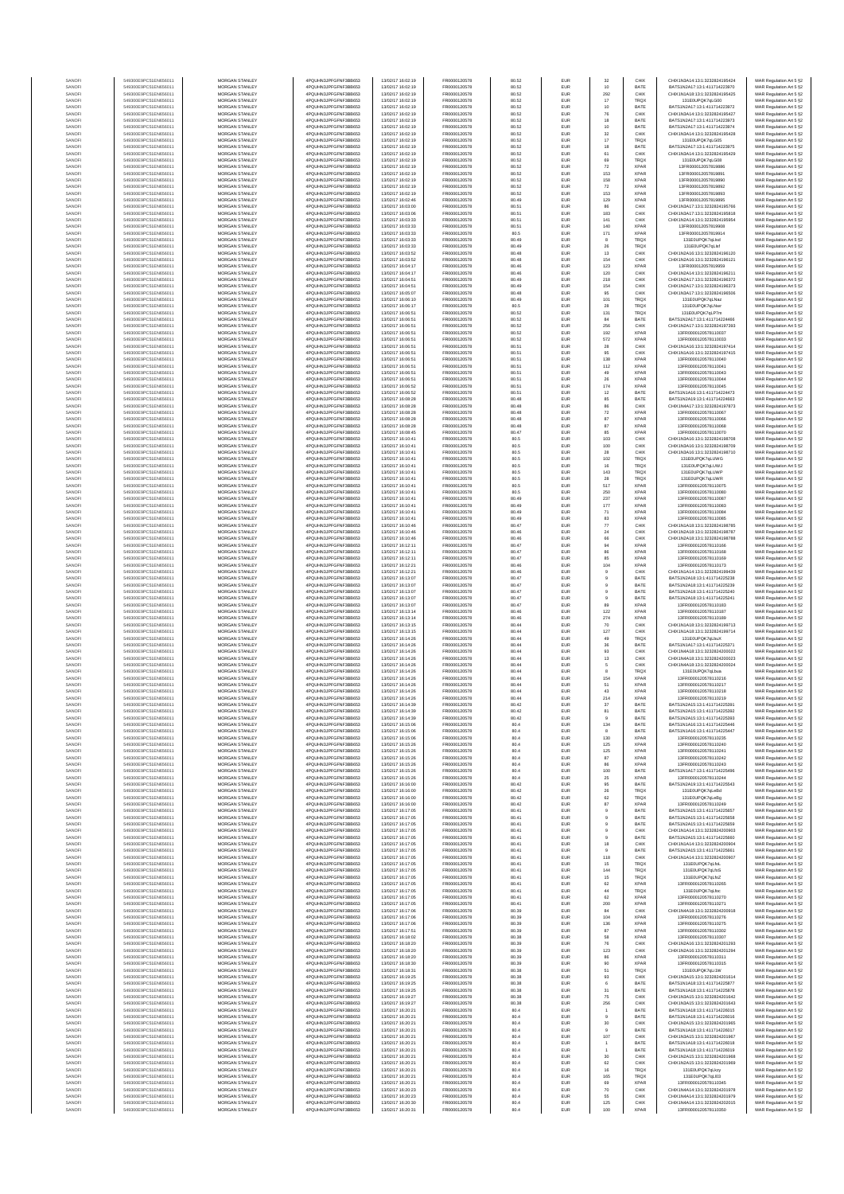| | | | | | | | | | | | |
|---|---|---|---|---|---|---|---|---|---|---|---|
| SANOFI | 549300E9PC51EN656011 | MORGAN STANLEY | 4PQUHN3JPFGFNF3BB653 | 13/02/17 16:02:19 | FR0000120578 | 80.52 | EUR | 32 | CHIX | CHIX1N3A14:13:1:3232824195424 | MAR Regulation Art 5 §2 |
| SANOFI | 549300E9PC51EN656011 | MORGAN STANLEY | 4PQUHN3JPFGFNF3BB653 | 13/02/17 16:02:19 | FR0000120578 | 80.52 | EUR | 10 | BATE | BATS1N2A17:13:1:411714223970 | MAR Regulation Art 5 §2 |
| SANOFI | 549300E9PC51EN656011 | MORGAN STANLEY | 4PQUHN3JPFGFNF3BB653 | 13/02/17 16:02:19 | FR0000120578 | 80.52 | EUR | 292 | CHIX | CHIX1N1A18:13:1:3232824195425 | MAR Regulation Art 5 §2 |
| SANOFI | 549300E9PC51EN656011 | MORGAN STANLEY | 4PQUHN3JPFGFNF3BB653 | 13/02/17 16:02:19 | FR0000120578 | 80.52 | EUR | 17 | TRQX | 131E0UPQK7qLG00 | MAR Regulation Art 5 §2 |
| SANOFI | 549300E9PC51EN656011 | MORGAN STANLEY | 4PQUHN3JPFGFNF3BB653 | 13/02/17 16:02:19 | FR0000120578 | 80.52 | EUR | 10 | BATE | BATS1N2A17:13:1:411714223972 | MAR Regulation Art 5 §2 |
| SANOFI | 549300E9PC51EN656011 | MORGAN STANLEY | 4PQUHN3JPFGFNF3BB653 | 13/02/17 16:02:19 | FR0000120578 | 80.52 | EUR | 76 | CHIX | CHIX1N3A14:13:1:3232824195427 | MAR Regulation Art 5 §2 |
| SANOFI | 549300E9PC51EN656011 | MORGAN STANLEY | 4PQUHN3JPFGFNF3BB653 | 13/02/17 16:02:19 | FR0000120578 | 80.52 | EUR | 18 | BATE | BATS1N2A17:13:1:411714223973 | MAR Regulation Art 5 §2 |
| SANOFI | 549300E9PC51EN656011 | MORGAN STANLEY | 4PQUHN3JPFGFNF3BB653 | 13/02/17 16:02:19 | FR0000120578 | 80.52 | EUR | 10 | BATE | BATS1N2A17:13:1:411714223974 | MAR Regulation Art 5 §2 |
| SANOFI | 549300E9PC51EN656011 | MORGAN STANLEY | 4PQUHN3JPFGFNF3BB653 | 13/02/17 16:02:19 | FR0000120578 | 80.52 | EUR | 32 | CHIX | CHIX1N3A14:13:1:3232824195428 | MAR Regulation Art 5 §2 |
| SANOFI | 549300E9PC51EN656011 | MORGAN STANLEY | 4PQUHN3JPFGFNF3BB653 | 13/02/17 16:02:19 | FR0000120578 | 80.52 | EUR | 17 | TRQX | 131E0UPQK7qLG05 | MAR Regulation Art 5 §2 |
| SANOFI | 549300E9PC51EN656011 | MORGAN STANLEY | 4PQUHN3JPFGFNF3BB653 | 13/02/17 16:02:19 | FR0000120578 | 80.52 | EUR | 18 | BATE | BATS1N2A17:13:1:411714223975 | MAR Regulation Art 5 §2 |
| SANOFI | 549300E9PC51EN656011 | MORGAN STANLEY | 4PQUHN3JPFGFNF3BB653 | 13/02/17 16:02:19 | FR0000120578 | 80.52 | EUR | 61 | CHIX | CHIX1N3A14:13:1:3232824195429 | MAR Regulation Art 5 §2 |
| SANOFI | 549300E9PC51EN656011 | MORGAN STANLEY | 4PQUHN3JPFGFNF3BB653 | 13/02/17 16:02:19 | FR0000120578 | 80.52 | EUR | 69 | TRQX | 131E0UPQK7qLG08 | MAR Regulation Art 5 §2 |
| SANOFI | 549300E9PC51EN656011 | MORGAN STANLEY | 4PQUHN3JPFGFNF3BB653 | 13/02/17 16:02:19 | FR0000120578 | 80.52 | EUR | 72 | XPAR | 13FR0000120578198886 | MAR Regulation Art 5 §2 |
| SANOFI | 549300E9PC51EN656011 | MORGAN STANLEY | 4PQUHN3JPFGFNF3BB653 | 13/02/17 16:02:19 | FR0000120578 | 80.52 | EUR | 153 | XPAR | 13FR0000120578198891 | MAR Regulation Art 5 §2 |
| SANOFI | 549300E9PC51EN656011 | MORGAN STANLEY | 4PQUHN3JPFGFNF3BB653 | 13/02/17 16:02:19 | FR0000120578 | 80.52 | EUR | 158 | XPAR | 13FR0000120578198890 | MAR Regulation Art 5 §2 |
| SANOFI | 549300E9PC51EN656011 | MORGAN STANLEY | 4PQUHN3JPFGFNF3BB653 | 13/02/17 16:02:19 | FR0000120578 | 80.52 | EUR | 72 | XPAR | 13FR0000120578198892 | MAR Regulation Art 5 §2 |
| SANOFI | 549300E9PC51EN656011 | MORGAN STANLEY | 4PQUHN3JPFGFNF3BB653 | 13/02/17 16:02:19 | FR0000120578 | 80.52 | EUR | 153 | XPAR | 13FR0000120578198893 | MAR Regulation Art 5 §2 |
| SANOFI | 549300E9PC51EN656011 | MORGAN STANLEY | 4PQUHN3JPFGFNF3BB653 | 13/02/17 16:02:46 | FR0000120578 | 80.49 | EUR | 129 | XPAR | 13FR0000120578198895 | MAR Regulation Art 5 §2 |
| SANOFI | 549300E9PC51EN656011 | MORGAN STANLEY | 4PQUHN3JPFGFNF3BB653 | 13/02/17 16:03:00 | FR0000120578 | 80.51 | EUR | 86 | CHIX | CHIX1N3A17:13:1:3232824195766 | MAR Regulation Art 5 §2 |
| SANOFI | 549300E9PC51EN656011 | MORGAN STANLEY | 4PQUHN3JPFGFNF3BB653 | 13/02/17 16:03:06 | FR0000120578 | 80.51 | EUR | 183 | CHIX | CHIX1N3A17:13:1:3232824195818 | MAR Regulation Art 5 §2 |
| SANOFI | 549300E9PC51EN656011 | MORGAN STANLEY | 4PQUHN3JPFGFNF3BB653 | 13/02/17 16:03:33 | FR0000120578 | 80.51 | EUR | 141 | CHIX | CHIX1N2A14:13:1:3232824195954 | MAR Regulation Art 5 §2 |
| SANOFI | 549300E9PC51EN656011 | MORGAN STANLEY | 4PQUHN3JPFGFNF3BB653 | 13/02/17 16:03:33 | FR0000120578 | 80.51 | EUR | 140 | XPAR | 13FR0000120578199908 | MAR Regulation Art 5 §2 |
| SANOFI | 549300E9PC51EN656011 | MORGAN STANLEY | 4PQUHN3JPFGFNF3BB653 | 13/02/17 16:03:33 | FR0000120578 | 80.5 | EUR | 171 | XPAR | 13FR0000120578199914 | MAR Regulation Art 5 §2 |
| SANOFI | 549300E9PC51EN656011 | MORGAN STANLEY | 4PQUHN3JPFGFNF3BB653 | 13/02/17 16:03:33 | FR0000120578 | 80.49 | EUR | 8 | TRQX | 131E0UPQK7qLbsf | MAR Regulation Art 5 §2 |
| SANOFI | 549300E9PC51EN656011 | MORGAN STANLEY | 4PQUHN3JPFGFNF3BB653 | 13/02/17 16:03:33 | FR0000120578 | 80.49 | EUR | 26 | TRQX | 131E0UPQK7qLbf | MAR Regulation Art 5 §2 |
| SANOFI | 549300E9PC51EN656011 | MORGAN STANLEY | 4PQUHN3JPFGFNF3BB653 | 13/02/17 16:03:52 | FR0000120578 | 80.48 | EUR | 13 | CHIX | CHIX1N2A10:13:1:3232824196120 | MAR Regulation Art 5 §2 |
| SANOFI | 549300E9PC51EN656011 | MORGAN STANLEY | 4PQUHN3JPFGFNF3BB653 | 13/02/17 16:03:52 | FR0000120578 | 80.48 | EUR | 154 | CHIX | CHIX1N2A16:13:1:3232824196121 | MAR Regulation Art 5 §2 |
| SANOFI | 549300E9PC51EN656011 | MORGAN STANLEY | 4PQUHN3JPFGFNF3BB653 | 13/02/17 16:04:17 | FR0000120578 | 80.46 | EUR | 123 | XPAR | 13FR0000120578199959 | MAR Regulation Art 5 §2 |
| SANOFI | 549300E9PC51EN656011 | MORGAN STANLEY | 4PQUHN3JPFGFNF3BB653 | 13/02/17 16:04:17 | FR0000120578 | 80.46 | EUR | 120 | CHIX | CHIX1N2A14:13:1:3232824196211 | MAR Regulation Art 5 §2 |
| SANOFI | 549300E9PC51EN656011 | MORGAN STANLEY | 4PQUHN3JPFGFNF3BB653 | 13/02/17 16:04:51 | FR0000120578 | 80.49 | EUR | 218 | CHIX | CHIX1N2A17:13:1:3232824196372 | MAR Regulation Art 5 §2 |
| SANOFI | 549300E9PC51EN656011 | MORGAN STANLEY | 4PQUHN3JPFGFNF3BB653 | 13/02/17 16:04:51 | FR0000120578 | 80.49 | EUR | 154 | CHIX | CHIX1N2A17:13:1:3232824196373 | MAR Regulation Art 5 §2 |
| SANOFI | 549300E9PC51EN656011 | MORGAN STANLEY | 4PQUHN3JPFGFNF3BB653 | 13/02/17 16:05:07 | FR0000120578 | 80.48 | EUR | 95 | CHIX | CHIX1N3A17:13:1:3232824196506 | MAR Regulation Art 5 §2 |
| SANOFI | 549300E9PC51EN656011 | MORGAN STANLEY | 4PQUHN3JPFGFNF3BB653 | 13/02/17 16:06:10 | FR0000120578 | 80.49 | EUR | 101 | TRQX | 131E0UPQK7qLNaz | MAR Regulation Art 5 §2 |
| SANOFI | 549300E9PC51EN656011 | MORGAN STANLEY | 4PQUHN3JPFGFNF3BB653 | 13/02/17 16:06:17 | FR0000120578 | 80.5 | EUR | 28 | TRQX | 131E0UPQK7qLNer | MAR Regulation Art 5 §2 |
| SANOFI | 549300E9PC51EN656011 | MORGAN STANLEY | 4PQUHN3JPFGFNF3BB653 | 13/02/17 16:06:51 | FR0000120578 | 80.52 | EUR | 131 | TRQX | 131E0UPQK7qLP7m | MAR Regulation Art 5 §2 |
| SANOFI | 549300E9PC51EN656011 | MORGAN STANLEY | 4PQUHN3JPFGFNF3BB653 | 13/02/17 16:06:51 | FR0000120578 | 80.52 | EUR | 84 | BATE | BATS1N2A17:13:1:411714224466 | MAR Regulation Art 5 §2 |
| SANOFI | 549300E9PC51EN656011 | MORGAN STANLEY | 4PQUHN3JPFGFNF3BB653 | 13/02/17 16:06:51 | FR0000120578 | 80.52 | EUR | 256 | CHIX | CHIX1N2A17:13:1:3232824197393 | MAR Regulation Art 5 §2 |
| SANOFI | 549300E9PC51EN656011 | MORGAN STANLEY | 4PQUHN3JPFGFNF3BB653 | 13/02/17 16:06:51 | FR0000120578 | 80.52 | EUR | 192 | XPAR | 13FR0000120578110037 | MAR Regulation Art 5 §2 |
| SANOFI | 549300E9PC51EN656011 | MORGAN STANLEY | 4PQUHN3JPFGFNF3BB653 | 13/02/17 16:06:51 | FR0000120578 | 80.52 | EUR | 572 | XPAR | 13FR0000120578110033 | MAR Regulation Art 5 §2 |
| SANOFI | 549300E9PC51EN656011 | MORGAN STANLEY | 4PQUHN3JPFGFNF3BB653 | 13/02/17 16:06:51 | FR0000120578 | 80.51 | EUR | 28 | CHIX | CHIX1N1A16:13:1:3232824197414 | MAR Regulation Art 5 §2 |
| SANOFI | 549300E9PC51EN656011 | MORGAN STANLEY | 4PQUHN3JPFGFNF3BB653 | 13/02/17 16:06:51 | FR0000120578 | 80.51 | EUR | 95 | CHIX | CHIX1N1A16:13:1:3232824197415 | MAR Regulation Art 5 §2 |
| SANOFI | 549300E9PC51EN656011 | MORGAN STANLEY | 4PQUHN3JPFGFNF3BB653 | 13/02/17 16:06:51 | FR0000120578 | 80.51 | EUR | 138 | XPAR | 13FR0000120578110040 | MAR Regulation Art 5 §2 |
| SANOFI | 549300E9PC51EN656011 | MORGAN STANLEY | 4PQUHN3JPFGFNF3BB653 | 13/02/17 16:06:51 | FR0000120578 | 80.51 | EUR | 112 | XPAR | 13FR0000120578110041 | MAR Regulation Art 5 §2 |
| SANOFI | 549300E9PC51EN656011 | MORGAN STANLEY | 4PQUHN3JPFGFNF3BB653 | 13/02/17 16:06:51 | FR0000120578 | 80.51 | EUR | 49 | XPAR | 13FR0000120578110043 | MAR Regulation Art 5 §2 |
| SANOFI | 549300E9PC51EN656011 | MORGAN STANLEY | 4PQUHN3JPFGFNF3BB653 | 13/02/17 16:06:51 | FR0000120578 | 80.51 | EUR | 26 | XPAR | 13FR0000120578110044 | MAR Regulation Art 5 §2 |
| SANOFI | 549300E9PC51EN656011 | MORGAN STANLEY | 4PQUHN3JPFGFNF3BB653 | 13/02/17 16:06:52 | FR0000120578 | 80.51 | EUR | 174 | XPAR | 13FR0000120578110045 | MAR Regulation Art 5 §2 |
| SANOFI | 549300E9PC51EN656011 | MORGAN STANLEY | 4PQUHN3JPFGFNF3BB653 | 13/02/17 16:06:52 | FR0000120578 | 80.51 | EUR | 12 | BATE | BATS1N1A16:13:1:411714224473 | MAR Regulation Art 5 §2 |
| SANOFI | 549300E9PC51EN656011 | MORGAN STANLEY | 4PQUHN3JPFGFNF3BB653 | 13/02/17 16:08:28 | FR0000120578 | 80.48 | EUR | 95 | BATE | BATS1N2A19:13:1:411714224602 | MAR Regulation Art 5 §2 |
| SANOFI | 549300E9PC51EN656011 | MORGAN STANLEY | 4PQUHN3JPFGFNF3BB653 | 13/02/17 16:08:28 | FR0000120578 | 80.48 | EUR | 86 | CHIX | CHIX1N4A17:13:1:3232824197873 | MAR Regulation Art 5 §2 |
| SANOFI | 549300E9PC51EN656011 | MORGAN STANLEY | 4PQUHN3JPFGFNF3BB653 | 13/02/17 16:08:28 | FR0000120578 | 80.48 | EUR | 72 | XPAR | 13FR0000120578110067 | MAR Regulation Art 5 §2 |
| SANOFI | 549300E9PC51EN656011 | MORGAN STANLEY | 4PQUHN3JPFGFNF3BB653 | 13/02/17 16:08:28 | FR0000120578 | 80.48 | EUR | 87 | XPAR | 13FR0000120578110066 | MAR Regulation Art 5 §2 |
| SANOFI | 549300E9PC51EN656011 | MORGAN STANLEY | 4PQUHN3JPFGFNF3BB653 | 13/02/17 16:08:28 | FR0000120578 | 80.48 | EUR | 87 | XPAR | 13FR0000120578110068 | MAR Regulation Art 5 §2 |
| SANOFI | 549300E9PC51EN656011 | MORGAN STANLEY | 4PQUHN3JPFGFNF3BB653 | 13/02/17 16:08:45 | FR0000120578 | 80.47 | EUR | 85 | XPAR | 13FR0000120578110070 | MAR Regulation Art 5 §2 |
| SANOFI | 549300E9PC51EN656011 | MORGAN STANLEY | 4PQUHN3JPFGFNF3BB653 | 13/02/17 16:10:41 | FR0000120578 | 80.5 | EUR | 103 | CHIX | CHIX1N2A16:13:1:3232824198708 | MAR Regulation Art 5 §2 |
| SANOFI | 549300E9PC51EN656011 | MORGAN STANLEY | 4PQUHN3JPFGFNF3BB653 | 13/02/17 16:10:41 | FR0000120578 | 80.5 | EUR | 100 | CHIX | CHIX1N2A16:13:1:3232824198709 | MAR Regulation Art 5 §2 |
| SANOFI | 549300E9PC51EN656011 | MORGAN STANLEY | 4PQUHN3JPFGFNF3BB653 | 13/02/17 16:10:41 | FR0000120578 | 80.5 | EUR | 28 | CHIX | CHIX1N3A16:13:1:3232824198710 | MAR Regulation Art 5 §2 |
| SANOFI | 549300E9PC51EN656011 | MORGAN STANLEY | 4PQUHN3JPFGFNF3BB653 | 13/02/17 16:10:41 | FR0000120578 | 80.5 | EUR | 102 | TRQX | 131E0UPQK7qLUWG | MAR Regulation Art 5 §2 |
| SANOFI | 549300E9PC51EN656011 | MORGAN STANLEY | 4PQUHN3JPFGFNF3BB653 | 13/02/17 16:10:41 | FR0000120578 | 80.5 | EUR | 16 | TRQX | 131E0UPQK7qLUWJ | MAR Regulation Art 5 §2 |
| SANOFI | 549300E9PC51EN656011 | MORGAN STANLEY | 4PQUHN3JPFGFNF3BB653 | 13/02/17 16:10:41 | FR0000120578 | 80.5 | EUR | 143 | TRQX | 131E0UPQK7qLUWP | MAR Regulation Art 5 §2 |
| SANOFI | 549300E9PC51EN656011 | MORGAN STANLEY | 4PQUHN3JPFGFNF3BB653 | 13/02/17 16:10:41 | FR0000120578 | 80.5 | EUR | 28 | TRQX | 131E0UPQK7qLUWR | MAR Regulation Art 5 §2 |
| SANOFI | 549300E9PC51EN656011 | MORGAN STANLEY | 4PQUHN3JPFGFNF3BB653 | 13/02/17 16:10:41 | FR0000120578 | 80.5 | EUR | 517 | XPAR | 13FR0000120578110075 | MAR Regulation Art 5 §2 |
| SANOFI | 549300E9PC51EN656011 | MORGAN STANLEY | 4PQUHN3JPFGFNF3BB653 | 13/02/17 16:10:41 | FR0000120578 | 80.5 | EUR | 250 | XPAR | 13FR0000120578110080 | MAR Regulation Art 5 §2 |
| SANOFI | 549300E9PC51EN656011 | MORGAN STANLEY | 4PQUHN3JPFGFNF3BB653 | 13/02/17 16:10:41 | FR0000120578 | 80.49 | EUR | 237 | XPAR | 13FR0000120578110087 | MAR Regulation Art 5 §2 |
| SANOFI | 549300E9PC51EN656011 | MORGAN STANLEY | 4PQUHN3JPFGFNF3BB653 | 13/02/17 16:10:41 | FR0000120578 | 80.49 | EUR | 177 | XPAR | 13FR0000120578110083 | MAR Regulation Art 5 §2 |
| SANOFI | 549300E9PC51EN656011 | MORGAN STANLEY | 4PQUHN3JPFGFNF3BB653 | 13/02/17 16:10:41 | FR0000120578 | 80.49 | EUR | 71 | XPAR | 13FR0000120578110084 | MAR Regulation Art 5 §2 |
| SANOFI | 549300E9PC51EN656011 | MORGAN STANLEY | 4PQUHN3JPFGFNF3BB653 | 13/02/17 16:10:41 | FR0000120578 | 80.49 | EUR | 83 | XPAR | 13FR0000120578110085 | MAR Regulation Art 5 §2 |
| SANOFI | 549300E9PC51EN656011 | MORGAN STANLEY | 4PQUHN3JPFGFNF3BB653 | 13/02/17 16:10:46 | FR0000120578 | 80.47 | EUR | 77 | CHIX | CHIX1N1A18:13:1:3232824198785 | MAR Regulation Art 5 §2 |
| SANOFI | 549300E9PC51EN656011 | MORGAN STANLEY | 4PQUHN3JPFGFNF3BB653 | 13/02/17 16:10:46 | FR0000120578 | 80.46 | EUR | 24 | CHIX | CHIX1N2A18:13:1:3232824198787 | MAR Regulation Art 5 §2 |
| SANOFI | 549300E9PC51EN656011 | MORGAN STANLEY | 4PQUHN3JPFGFNF3BB653 | 13/02/17 16:10:46 | FR0000120578 | 80.46 | EUR | 66 | CHIX | CHIX1N2A18:13:1:3232824198788 | MAR Regulation Art 5 §2 |
| SANOFI | 549300E9PC51EN656011 | MORGAN STANLEY | 4PQUHN3JPFGFNF3BB653 | 13/02/17 16:12:11 | FR0000120578 | 80.47 | EUR | 94 | XPAR | 13FR0000120578110166 | MAR Regulation Art 5 §2 |
| SANOFI | 549300E9PC51EN656011 | MORGAN STANLEY | 4PQUHN3JPFGFNF3BB653 | 13/02/17 16:12:11 | FR0000120578 | 80.47 | EUR | 86 | XPAR | 13FR0000120578110168 | MAR Regulation Art 5 §2 |
| SANOFI | 549300E9PC51EN656011 | MORGAN STANLEY | 4PQUHN3JPFGFNF3BB653 | 13/02/17 16:12:11 | FR0000120578 | 80.47 | EUR | 85 | XPAR | 13FR0000120578110169 | MAR Regulation Art 5 §2 |
| SANOFI | 549300E9PC51EN656011 | MORGAN STANLEY | 4PQUHN3JPFGFNF3BB653 | 13/02/17 16:12:21 | FR0000120578 | 80.46 | EUR | 104 | XPAR | 13FR0000120578110173 | MAR Regulation Art 5 §2 |
| SANOFI | 549300E9PC51EN656011 | MORGAN STANLEY | 4PQUHN3JPFGFNF3BB653 | 13/02/17 16:12:21 | FR0000120578 | 80.46 | EUR | 9 | CHIX | CHIX1N1A14:13:1:3232824199439 | MAR Regulation Art 5 §2 |
| SANOFI | 549300E9PC51EN656011 | MORGAN STANLEY | 4PQUHN3JPFGFNF3BB653 | 13/02/17 16:13:07 | FR0000120578 | 80.47 | EUR | 9 | BATE | BATS1N2A18:13:1:411714225238 | MAR Regulation Art 5 §2 |
| SANOFI | 549300E9PC51EN656011 | MORGAN STANLEY | 4PQUHN3JPFGFNF3BB653 | 13/02/17 16:13:07 | FR0000120578 | 80.47 | EUR | 9 | BATE | BATS1N2A18:13:1:411714225239 | MAR Regulation Art 5 §2 |
| SANOFI | 549300E9PC51EN656011 | MORGAN STANLEY | 4PQUHN3JPFGFNF3BB653 | 13/02/17 16:13:07 | FR0000120578 | 80.47 | EUR | 9 | BATE | BATS1N2A18:13:1:411714225240 | MAR Regulation Art 5 §2 |
| SANOFI | 549300E9PC51EN656011 | MORGAN STANLEY | 4PQUHN3JPFGFNF3BB653 | 13/02/17 16:13:07 | FR0000120578 | 80.47 | EUR | 9 | BATE | BATS1N2A18:13:1:411714225241 | MAR Regulation Art 5 §2 |
| SANOFI | 549300E9PC51EN656011 | MORGAN STANLEY | 4PQUHN3JPFGFNF3BB653 | 13/02/17 16:13:07 | FR0000120578 | 80.47 | EUR | 89 | XPAR | 13FR0000120578110183 | MAR Regulation Art 5 §2 |
| SANOFI | 549300E9PC51EN656011 | MORGAN STANLEY | 4PQUHN3JPFGFNF3BB653 | 13/02/17 16:13:14 | FR0000120578 | 80.46 | EUR | 122 | XPAR | 13FR0000120578110187 | MAR Regulation Art 5 §2 |
| SANOFI | 549300E9PC51EN656011 | MORGAN STANLEY | 4PQUHN3JPFGFNF3BB653 | 13/02/17 16:13:14 | FR0000120578 | 80.46 | EUR | 274 | XPAR | 13FR0000120578110189 | MAR Regulation Art 5 §2 |
| SANOFI | 549300E9PC51EN656011 | MORGAN STANLEY | 4PQUHN3JPFGFNF3BB653 | 13/02/17 16:13:15 | FR0000120578 | 80.44 | EUR | 70 | CHIX | CHIX1N1A18:13:1:3232824199713 | MAR Regulation Art 5 §2 |
| SANOFI | 549300E9PC51EN656011 | MORGAN STANLEY | 4PQUHN3JPFGFNF3BB653 | 13/02/17 16:13:15 | FR0000120578 | 80.44 | EUR | 127 | CHIX | CHIX1N1A18:13:1:3232824199714 | MAR Regulation Art 5 §2 |
| SANOFI | 549300E9PC51EN656011 | MORGAN STANLEY | 4PQUHN3JPFGFNF3BB653 | 13/02/17 16:14:26 | FR0000120578 | 80.44 | EUR | 49 | TRQX | 131E0UPQK7qLbuX | MAR Regulation Art 5 §2 |
| SANOFI | 549300E9PC51EN656011 | MORGAN STANLEY | 4PQUHN3JPFGFNF3BB653 | 13/02/17 16:14:26 | FR0000120578 | 80.44 | EUR | 36 | BATE | BATS1N1A17:13:1:411714225371 | MAR Regulation Art 5 §2 |
| SANOFI | 549300E9PC51EN656011 | MORGAN STANLEY | 4PQUHN3JPFGFNF3BB653 | 13/02/17 16:14:26 | FR0000120578 | 80.44 | EUR | 93 | CHIX | CHIX1N4A18:13:1:3232824200022 | MAR Regulation Art 5 §2 |
| SANOFI | 549300E9PC51EN656011 | MORGAN STANLEY | 4PQUHN3JPFGFNF3BB653 | 13/02/17 16:14:26 | FR0000120578 | 80.44 | EUR | 13 | CHIX | CHIX1N2A18:13:1:3232824200023 | MAR Regulation Art 5 §2 |
| SANOFI | 549300E9PC51EN656011 | MORGAN STANLEY | 4PQUHN3JPFGFNF3BB653 | 13/02/17 16:14:26 | FR0000120578 | 80.44 | EUR | 5 | CHIX | CHIX1N4A18:13:1:3232824200024 | MAR Regulation Art 5 §2 |
| SANOFI | 549300E9PC51EN656011 | MORGAN STANLEY | 4PQUHN3JPFGFNF3BB653 | 13/02/17 16:14:26 | FR0000120578 | 80.44 | EUR | 8 | TRQX | 131E0UPQK7qLbua | MAR Regulation Art 5 §2 |
| SANOFI | 549300E9PC51EN656011 | MORGAN STANLEY | 4PQUHN3JPFGFNF3BB653 | 13/02/17 16:14:26 | FR0000120578 | 80.44 | EUR | 154 | XPAR | 13FR0000120578110216 | MAR Regulation Art 5 §2 |
| SANOFI | 549300E9PC51EN656011 | MORGAN STANLEY | 4PQUHN3JPFGFNF3BB653 | 13/02/17 16:14:26 | FR0000120578 | 80.44 | EUR | 51 | XPAR | 13FR0000120578110217 | MAR Regulation Art 5 §2 |
| SANOFI | 549300E9PC51EN656011 | MORGAN STANLEY | 4PQUHN3JPFGFNF3BB653 | 13/02/17 16:14:26 | FR0000120578 | 80.44 | EUR | 43 | XPAR | 13FR0000120578110218 | MAR Regulation Art 5 §2 |
| SANOFI | 549300E9PC51EN656011 | MORGAN STANLEY | 4PQUHN3JPFGFNF3BB653 | 13/02/17 16:14:26 | FR0000120578 | 80.44 | EUR | 214 | XPAR | 13FR0000120578110219 | MAR Regulation Art 5 §2 |
| SANOFI | 549300E9PC51EN656011 | MORGAN STANLEY | 4PQUHN3JPFGFNF3BB653 | 13/02/17 16:14:39 | FR0000120578 | 80.42 | EUR | 37 | BATE | BATS1N2A15:13:1:411714225291 | MAR Regulation Art 5 §2 |
| SANOFI | 549300E9PC51EN656011 | MORGAN STANLEY | 4PQUHN3JPFGFNF3BB653 | 13/02/17 16:14:39 | FR0000120578 | 80.42 | EUR | 81 | BATE | BATS1N2A15:13:1:411714225292 | MAR Regulation Art 5 §2 |
| SANOFI | 549300E9PC51EN656011 | MORGAN STANLEY | 4PQUHN3JPFGFNF3BB653 | 13/02/17 16:14:39 | FR0000120578 | 80.42 | EUR | 9 | BATE | BATS1N2A15:13:1:411714225293 | MAR Regulation Art 5 §2 |
| SANOFI | 549300E9PC51EN656011 | MORGAN STANLEY | 4PQUHN3JPFGFNF3BB653 | 13/02/17 16:15:06 | FR0000120578 | 80.4 | EUR | 134 | BATE | BATS1N1A16:13:1:411714225446 | MAR Regulation Art 5 §2 |
| SANOFI | 549300E9PC51EN656011 | MORGAN STANLEY | 4PQUHN3JPFGFNF3BB653 | 13/02/17 16:15:06 | FR0000120578 | 80.4 | EUR | 8 | BATE | BATS1N1A16:13:1:411714225447 | MAR Regulation Art 5 §2 |
| SANOFI | 549300E9PC51EN656011 | MORGAN STANLEY | 4PQUHN3JPFGFNF3BB653 | 13/02/17 16:15:06 | FR0000120578 | 80.4 | EUR | 130 | XPAR | 13FR0000120578110235 | MAR Regulation Art 5 §2 |
| SANOFI | 549300E9PC51EN656011 | MORGAN STANLEY | 4PQUHN3JPFGFNF3BB653 | 13/02/17 16:15:26 | FR0000120578 | 80.4 | EUR | 125 | XPAR | 13FR0000120578110240 | MAR Regulation Art 5 §2 |
| SANOFI | 549300E9PC51EN656011 | MORGAN STANLEY | 4PQUHN3JPFGFNF3BB653 | 13/02/17 16:15:26 | FR0000120578 | 80.4 | EUR | 125 | XPAR | 13FR0000120578110241 | MAR Regulation Art 5 §2 |
| SANOFI | 549300E9PC51EN656011 | MORGAN STANLEY | 4PQUHN3JPFGFNF3BB653 | 13/02/17 16:15:26 | FR0000120578 | 80.4 | EUR | 87 | XPAR | 13FR0000120578110242 | MAR Regulation Art 5 §2 |
| SANOFI | 549300E9PC51EN656011 | MORGAN STANLEY | 4PQUHN3JPFGFNF3BB653 | 13/02/17 16:15:26 | FR0000120578 | 80.4 | EUR | 86 | XPAR | 13FR0000120578110243 | MAR Regulation Art 5 §2 |
| SANOFI | 549300E9PC51EN656011 | MORGAN STANLEY | 4PQUHN3JPFGFNF3BB653 | 13/02/17 16:15:26 | FR0000120578 | 80.4 | EUR | 100 | BATE | BATS1N1A17:13:1:411714225496 | MAR Regulation Art 5 §2 |
| SANOFI | 549300E9PC51EN656011 | MORGAN STANLEY | 4PQUHN3JPFGFNF3BB653 | 13/02/17 16:15:26 | FR0000120578 | 80.4 | EUR | 25 | XPAR | 13FR0000120578110244 | MAR Regulation Art 5 §2 |
| SANOFI | 549300E9PC51EN656011 | MORGAN STANLEY | 4PQUHN3JPFGFNF3BB653 | 13/02/17 16:16:00 | FR0000120578 | 80.42 | EUR | 95 | BATE | BATS1N2A19:13:1:411714225543 | MAR Regulation Art 5 §2 |
| SANOFI | 549300E9PC51EN656011 | MORGAN STANLEY | 4PQUHN3JPFGFNF3BB653 | 13/02/17 16:16:00 | FR0000120578 | 80.42 | EUR | 26 | TRQX | 131E0UPQK7qLeBd | MAR Regulation Art 5 §2 |
| SANOFI | 549300E9PC51EN656011 | MORGAN STANLEY | 4PQUHN3JPFGFNF3BB653 | 13/02/17 16:16:00 | FR0000120578 | 80.42 | EUR | 62 | TRQX | 131E0UPQK7qLeBg | MAR Regulation Art 5 §2 |
| SANOFI | 549300E9PC51EN656011 | MORGAN STANLEY | 4PQUHN3JPFGFNF3BB653 | 13/02/17 16:16:00 | FR0000120578 | 80.42 | EUR | 87 | XPAR | 13FR0000120578110249 | MAR Regulation Art 5 §2 |
| SANOFI | 549300E9PC51EN656011 | MORGAN STANLEY | 4PQUHN3JPFGFNF3BB653 | 13/02/17 16:17:05 | FR0000120578 | 80.41 | EUR | 9 | BATE | BATS1N2A15:13:1:411714225657 | MAR Regulation Art 5 §2 |
| SANOFI | 549300E9PC51EN656011 | MORGAN STANLEY | 4PQUHN3JPFGFNF3BB653 | 13/02/17 16:17:05 | FR0000120578 | 80.41 | EUR | 9 | BATE | BATS1N2A15:13:1:411714225658 | MAR Regulation Art 5 §2 |
| SANOFI | 549300E9PC51EN656011 | MORGAN STANLEY | 4PQUHN3JPFGFNF3BB653 | 13/02/17 16:17:05 | FR0000120578 | 80.41 | EUR | 9 | BATE | BATS1N2A15:13:1:411714225659 | MAR Regulation Art 5 §2 |
| SANOFI | 549300E9PC51EN656011 | MORGAN STANLEY | 4PQUHN3JPFGFNF3BB653 | 13/02/17 16:17:05 | FR0000120578 | 80.41 | EUR | 9 | CHIX | CHIX1N1A14:13:1:3232824200903 | MAR Regulation Art 5 §2 |
| SANOFI | 549300E9PC51EN656011 | MORGAN STANLEY | 4PQUHN3JPFGFNF3BB653 | 13/02/17 16:17:05 | FR0000120578 | 80.41 | EUR | 9 | BATE | BATS1N2A15:13:1:411714225660 | MAR Regulation Art 5 §2 |
| SANOFI | 549300E9PC51EN656011 | MORGAN STANLEY | 4PQUHN3JPFGFNF3BB653 | 13/02/17 16:17:05 | FR0000120578 | 80.41 | EUR | 18 | CHIX | CHIX1N1A14:13:1:3232824200904 | MAR Regulation Art 5 §2 |
| SANOFI | 549300E9PC51EN656011 | MORGAN STANLEY | 4PQUHN3JPFGFNF3BB653 | 13/02/17 16:17:05 | FR0000120578 | 80.41 | EUR | 9 | BATE | BATS1N2A15:13:1:411714225661 | MAR Regulation Art 5 §2 |
| SANOFI | 549300E9PC51EN656011 | MORGAN STANLEY | 4PQUHN3JPFGFNF3BB653 | 13/02/17 16:17:05 | FR0000120578 | 80.41 | EUR | 118 | CHIX | CHIX1N1A14:13:1:3232824200907 | MAR Regulation Art 5 §2 |
| SANOFI | 549300E9PC51EN656011 | MORGAN STANLEY | 4PQUHN3JPFGFNF3BB653 | 13/02/17 16:17:05 | FR0000120578 | 80.41 | EUR | 15 | TRQX | 131E0UPQK7qLfeL | MAR Regulation Art 5 §2 |
| SANOFI | 549300E9PC51EN656011 | MORGAN STANLEY | 4PQUHN3JPFGFNF3BB653 | 13/02/17 16:17:05 | FR0000120578 | 80.41 | EUR | 144 | TRQX | 131E0UPQK7qLfeS | MAR Regulation Art 5 §2 |
| SANOFI | 549300E9PC51EN656011 | MORGAN STANLEY | 4PQUHN3JPFGFNF3BB653 | 13/02/17 16:17:05 | FR0000120578 | 80.41 | EUR | 15 | TRQX | 131E0UPQK7qLfeZ | MAR Regulation Art 5 §2 |
| SANOFI | 549300E9PC51EN656011 | MORGAN STANLEY | 4PQUHN3JPFGFNF3BB653 | 13/02/17 16:17:05 | FR0000120578 | 80.41 | EUR | 62 | XPAR | 13FR0000120578110265 | MAR Regulation Art 5 §2 |
| SANOFI | 549300E9PC51EN656011 | MORGAN STANLEY | 4PQUHN3JPFGFNF3BB653 | 13/02/17 16:17:05 | FR0000120578 | 80.41 | EUR | 44 | TRQX | 131E0UPQK7qLfec | MAR Regulation Art 5 §2 |
| SANOFI | 549300E9PC51EN656011 | MORGAN STANLEY | 4PQUHN3JPFGFNF3BB653 | 13/02/17 16:17:05 | FR0000120578 | 80.41 | EUR | 62 | XPAR | 13FR0000120578110270 | MAR Regulation Art 5 §2 |
| SANOFI | 549300E9PC51EN656011 | MORGAN STANLEY | 4PQUHN3JPFGFNF3BB653 | 13/02/17 16:17:06 | FR0000120578 | 80.41 | EUR | 200 | XPAR | 13FR0000120578110271 | MAR Regulation Art 5 §2 |
| SANOFI | 549300E9PC51EN656011 | MORGAN STANLEY | 4PQUHN3JPFGFNF3BB653 | 13/02/17 16:17:06 | FR0000120578 | 80.39 | EUR | 84 | CHIX | CHIX1N4A18:13:1:3232824200918 | MAR Regulation Art 5 §2 |
| SANOFI | 549300E9PC51EN656011 | MORGAN STANLEY | 4PQUHN3JPFGFNF3BB653 | 13/02/17 16:17:06 | FR0000120578 | 80.39 | EUR | 104 | XPAR | 13FR0000120578110276 | MAR Regulation Art 5 §2 |
| SANOFI | 549300E9PC51EN656011 | MORGAN STANLEY | 4PQUHN3JPFGFNF3BB653 | 13/02/17 16:17:06 | FR0000120578 | 80.39 | EUR | 136 | XPAR | 13FR0000120578110275 | MAR Regulation Art 5 §2 |
| SANOFI | 549300E9PC51EN656011 | MORGAN STANLEY | 4PQUHN3JPFGFNF3BB653 | 13/02/17 16:17:51 | FR0000120578 | 80.39 | EUR | 87 | XPAR | 13FR0000120578110302 | MAR Regulation Art 5 §2 |
| SANOFI | 549300E9PC51EN656011 | MORGAN STANLEY | 4PQUHN3JPFGFNF3BB653 | 13/02/17 16:18:02 | FR0000120578 | 80.38 | EUR | 58 | XPAR | 13FR0000120578110307 | MAR Regulation Art 5 §2 |
| SANOFI | 549300E9PC51EN656011 | MORGAN STANLEY | 4PQUHN3JPFGFNF3BB653 | 13/02/17 16:18:20 | FR0000120578 | 80.39 | EUR | 76 | CHIX | CHIX1N2A16:13:1:3232824201293 | MAR Regulation Art 5 §2 |
| SANOFI | 549300E9PC51EN656011 | MORGAN STANLEY | 4PQUHN3JPFGFNF3BB653 | 13/02/17 16:18:20 | FR0000120578 | 80.39 | EUR | 123 | CHIX | CHIX1N2A16:13:1:3232824201294 | MAR Regulation Art 5 §2 |
| SANOFI | 549300E9PC51EN656011 | MORGAN STANLEY | 4PQUHN3JPFGFNF3BB653 | 13/02/17 16:18:20 | FR0000120578 | 80.39 | EUR | 86 | XPAR | 13FR0000120578110311 | MAR Regulation Art 5 §2 |
| SANOFI | 549300E9PC51EN656011 | MORGAN STANLEY | 4PQUHN3JPFGFNF3BB653 | 13/02/17 16:18:30 | FR0000120578 | 80.39 | EUR | 90 | XPAR | 13FR0000120578110315 | MAR Regulation Art 5 §2 |
| SANOFI | 549300E9PC51EN656011 | MORGAN STANLEY | 4PQUHN3JPFGFNF3BB653 | 13/02/17 16:18:31 | FR0000120578 | 80.38 | EUR | 51 | TRQX | 131E0UPQK7qLi1W | MAR Regulation Art 5 §2 |
| SANOFI | 549300E9PC51EN656011 | MORGAN STANLEY | 4PQUHN3JPFGFNF3BB653 | 13/02/17 16:19:25 | FR0000120578 | 80.38 | EUR | 93 | CHIX | CHIX1N2A15:13:1:3232824201614 | MAR Regulation Art 5 §2 |
| SANOFI | 549300E9PC51EN656011 | MORGAN STANLEY | 4PQUHN3JPFGFNF3BB653 | 13/02/17 16:19:25 | FR0000120578 | 80.38 | EUR | 6 | BATE | BATS1N1A18:13:1:411714225877 | MAR Regulation Art 5 §2 |
| SANOFI | 549300E9PC51EN656011 | MORGAN STANLEY | 4PQUHN3JPFGFNF3BB653 | 13/02/17 16:19:25 | FR0000120578 | 80.38 | EUR | 31 | BATE | BATS1N1A18:13:1:411714225878 | MAR Regulation Art 5 §2 |
| SANOFI | 549300E9PC51EN656011 | MORGAN STANLEY | 4PQUHN3JPFGFNF3BB653 | 13/02/17 16:19:27 | FR0000120578 | 80.38 | EUR | 75 | CHIX | CHIX1N2A15:13:1:3232824201642 | MAR Regulation Art 5 §2 |
| SANOFI | 549300E9PC51EN656011 | MORGAN STANLEY | 4PQUHN3JPFGFNF3BB653 | 13/02/17 16:19:27 | FR0000120578 | 80.38 | EUR | 256 | CHIX | CHIX1N2A15:13:1:3232824201643 | MAR Regulation Art 5 §2 |
| SANOFI | 549300E9PC51EN656011 | MORGAN STANLEY | 4PQUHN3JPFGFNF3BB653 | 13/02/17 16:20:21 | FR0000120578 | 80.4 | EUR | 1 | BATE | BATS1N1A18:13:1:411714226015 | MAR Regulation Art 5 §2 |
| SANOFI | 549300E9PC51EN656011 | MORGAN STANLEY | 4PQUHN3JPFGFNF3BB653 | 13/02/17 16:20:21 | FR0000120578 | 80.4 | EUR | 9 | BATE | BATS1N1A18:13:1:411714226016 | MAR Regulation Art 5 §2 |
| SANOFI | 549300E9PC51EN656011 | MORGAN STANLEY | 4PQUHN3JPFGFNF3BB653 | 13/02/17 16:20:21 | FR0000120578 | 80.4 | EUR | 30 | CHIX | CHIX1N2A15:13:1:3232824201965 | MAR Regulation Art 5 §2 |
| SANOFI | 549300E9PC51EN656011 | MORGAN STANLEY | 4PQUHN3JPFGFNF3BB653 | 13/02/17 16:20:21 | FR0000120578 | 80.4 | EUR | 9 | BATE | BATS1N1A18:13:1:411714226017 | MAR Regulation Art 5 §2 |
| SANOFI | 549300E9PC51EN656011 | MORGAN STANLEY | 4PQUHN3JPFGFNF3BB653 | 13/02/17 16:20:21 | FR0000120578 | 80.4 | EUR | 107 | CHIX | CHIX1N2A15:13:1:3232824201967 | MAR Regulation Art 5 §2 |
| SANOFI | 549300E9PC51EN656011 | MORGAN STANLEY | 4PQUHN3JPFGFNF3BB653 | 13/02/17 16:20:21 | FR0000120578 | 80.4 | EUR | 1 | BATE | BATS1N1A18:13:1:411714226018 | MAR Regulation Art 5 §2 |
| SANOFI | 549300E9PC51EN656011 | MORGAN STANLEY | 4PQUHN3JPFGFNF3BB653 | 13/02/17 16:20:21 | FR0000120578 | 80.4 | EUR | 1 | BATE | BATS1N1A18:13:1:411714226019 | MAR Regulation Art 5 §2 |
| SANOFI | 549300E9PC51EN656011 | MORGAN STANLEY | 4PQUHN3JPFGFNF3BB653 | 13/02/17 16:20:21 | FR0000120578 | 80.4 | EUR | 30 | CHIX | CHIX1N2A15:13:1:3232824201968 | MAR Regulation Art 5 §2 |
| SANOFI | 549300E9PC51EN656011 | MORGAN STANLEY | 4PQUHN3JPFGFNF3BB653 | 13/02/17 16:20:21 | FR0000120578 | 80.4 | EUR | 62 | CHIX | CHIX1N2A15:13:1:3232824201969 | MAR Regulation Art 5 §2 |
| SANOFI | 549300E9PC51EN656011 | MORGAN STANLEY | 4PQUHN3JPFGFNF3BB653 | 13/02/17 16:20:21 | FR0000120578 | 80.4 | EUR | 16 | TRQX | 131E0UPQK7qLlcy | MAR Regulation Art 5 §2 |
| SANOFI | 549300E9PC51EN656011 | MORGAN STANLEY | 4PQUHN3JPFGFNF3BB653 | 13/02/17 16:20:21 | FR0000120578 | 80.4 | EUR | 165 | TRQX | 131E0UPQK7qLl03 | MAR Regulation Art 5 §2 |
| SANOFI | 549300E9PC51EN656011 | MORGAN STANLEY | 4PQUHN3JPFGFNF3BB653 | 13/02/17 16:20:21 | FR0000120578 | 80.4 | EUR | 69 | XPAR | 13FR0000120578110345 | MAR Regulation Art 5 §2 |
| SANOFI | 549300E9PC51EN656011 | MORGAN STANLEY | 4PQUHN3JPFGFNF3BB653 | 13/02/17 16:20:23 | FR0000120578 | 80.4 | EUR | 70 | CHIX | CHIX1N4A14:13:1:3232824201978 | MAR Regulation Art 5 §2 |
| SANOFI | 549300E9PC51EN656011 | MORGAN STANLEY | 4PQUHN3JPFGFNF3BB653 | 13/02/17 16:20:23 | FR0000120578 | 80.4 | EUR | 55 | CHIX | CHIX1N4A14:13:1:3232824201979 | MAR Regulation Art 5 §2 |
| SANOFI | 549300E9PC51EN656011 | MORGAN STANLEY | 4PQUHN3JPFGFNF3BB653 | 13/02/17 16:20:30 | FR0000120578 | 80.4 | EUR | 125 | CHIX | CHIX1N4A14:13:1:3232824202015 | MAR Regulation Art 5 §2 |
| SANOFI | 549300E9PC51EN656011 | MORGAN STANLEY | 4PQUHN3JPFGFNF3BB653 | 13/02/17 16:20:31 | FR0000120578 | 80.4 | EUR | 100 | XPAR | 13FR0000120578110350 | MAR Regulation Art 5 §2 |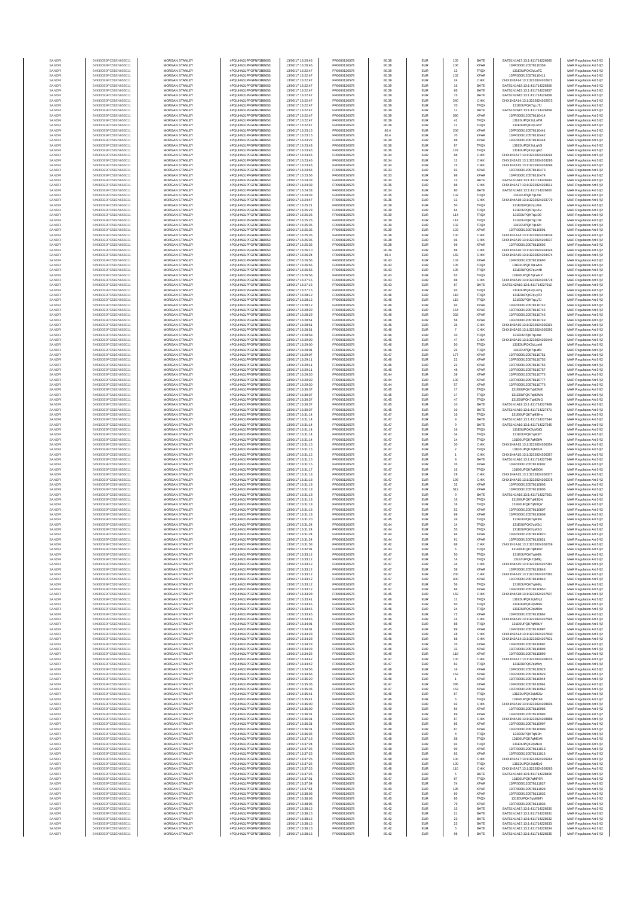| | | | | | | | | | | | |
|---|---|---|---|---|---|---|---|---|---|---|---|
| SANOFI | 549300E9PC51EN656011 | MORGAN STANLEY | 4PQUHN3JPFGFNF3BB653 | 13/06/2017 16:20:46 | FR0000120578 | 80.38 | EUR | 105 | BATE | BATS1N1A17:13:1:411714226060 | MAR Regulation Art 5 §2 |
| SANOFI | 549300E9PC51EN656011 | MORGAN STANLEY | 4PQUHN3JPFGFNF3BB653 | 13/06/2017 16:20:46 | FR0000120578 | 80.38 | EUR | 106 | XPAR | 13FR000012057811038 | MAR Regulation Art 5 §2 |
| SANOFI | 549300E9PC51EN656011 | MORGAN STANLEY | 4PQUHN3JPFGFNF3BB653 | 13/06/2017 16:22:47 | FR0000120578 | 80.39 | EUR | 12 | TRQX | 131E0UPQK7qLoTC | MAR Regulation Art 5 §2 |
| SANOFI | 549300E9PC51EN656011 | MORGAN STANLEY | 4PQUHN3JPFGFNF3BB653 | 13/06/2017 16:22:47 | FR0000120578 | 80.39 | EUR | 102 | XPAR | 13FR000012057810411 | MAR Regulation Art 5 §2 |
| SANOFI | 549300E9PC51EN656011 | MORGAN STANLEY | 4PQUHN3JPFGFNF3BB653 | 13/06/2017 16:22:47 | FR0000120578 | 80.39 | EUR | 24 | CHIX | CHIX1N3A14:13:1:3232824202972 | MAR Regulation Art 5 §2 |
| SANOFI | 549300E9PC51EN656011 | MORGAN STANLEY | 4PQUHN3JPFGFNF3BB653 | 13/06/2017 16:22:47 | FR0000120578 | 80.39 | EUR | 16 | BATE | BATS1N1A15:13:1:411714226356 | MAR Regulation Art 5 §2 |
| SANOFI | 549300E9PC51EN656011 | MORGAN STANLEY | 4PQUHN3JPFGFNF3BB653 | 13/06/2017 16:22:47 | FR0000120578 | 80.39 | EUR | 86 | BATE | BATS1N1A15:13:1:411714226357 | MAR Regulation Art 5 §2 |
| SANOFI | 549300E9PC51EN656011 | MORGAN STANLEY | 4PQUHN3JPFGFNF3BB653 | 13/06/2017 16:22:47 | FR0000120578 | 80.39 | EUR | 75 | BATE | BATS1N2A15:13:1:411714226358 | MAR Regulation Art 5 §2 |
| SANOFI | 549300E9PC51EN656011 | MORGAN STANLEY | 4PQUHN3JPFGFNF3BB653 | 13/06/2017 16:22:47 | FR0000120578 | 80.39 | EUR | 240 | CHIX | CHIX1N3A14:13:1:3232824202973 | MAR Regulation Art 5 §2 |
| SANOFI | 549300E9PC51EN656011 | MORGAN STANLEY | 4PQUHN3JPFGFNF3BB653 | 13/06/2017 16:22:47 | FR0000120578 | 80.39 | EUR | 70 | TRQX | 131E0UPQK7qLoTJ | MAR Regulation Art 5 §2 |
| SANOFI | 549300E9PC51EN656011 | MORGAN STANLEY | 4PQUHN3JPFGFNF3BB653 | 13/06/2017 16:22:47 | FR0000120578 | 80.39 | EUR | 11 | BATE | BATS1N2A15:13:1:411714226359 | MAR Regulation Art 5 §2 |
| SANOFI | 549300E9PC51EN656011 | MORGAN STANLEY | 4PQUHN3JPFGFNF3BB653 | 13/06/2017 16:22:47 | FR0000120578 | 80.39 | EUR | 590 | XPAR | 13FR000012057810414 | MAR Regulation Art 5 §2 |
| SANOFI | 549300E9PC51EN656011 | MORGAN STANLEY | 4PQUHN3JPFGFNF3BB653 | 13/06/2017 16:22:47 | FR0000120578 | 80.39 | EUR | 42 | TRQX | 131E0UPQK7qLoTM | MAR Regulation Art 5 §2 |
| SANOFI | 549300E9PC51EN656011 | MORGAN STANLEY | 4PQUHN3JPFGFNF3BB653 | 13/06/2017 16:22:47 | FR0000120578 | 80.39 | EUR | 11 | TRQX | 131E0UPQK7qLoTP | MAR Regulation Art 5 §2 |
| SANOFI | 549300E9PC51EN656011 | MORGAN STANLEY | 4PQUHN3JPFGFNF3BB653 | 13/06/2017 16:23:15 | FR0000120578 | 80.4 | EUR | 206 | XPAR | 13FR000012057810441 | MAR Regulation Art 5 §2 |
| SANOFI | 549300E9PC51EN656011 | MORGAN STANLEY | 4PQUHN3JPFGFNF3BB653 | 13/06/2017 16:23:15 | FR0000120578 | 80.4 | EUR | 70 | XPAR | 13FR000012057810442 | MAR Regulation Art 5 §2 |
| SANOFI | 549300E9PC51EN656011 | MORGAN STANLEY | 4PQUHN3JPFGFNF3BB653 | 13/06/2017 16:23:22 | FR0000120578 | 80.39 | EUR | 88 | XPAR | 13FR000012057810444 | MAR Regulation Art 5 §2 |
| SANOFI | 549300E9PC51EN656011 | MORGAN STANLEY | 4PQUHN3JPFGFNF3BB653 | 13/06/2017 16:23:43 | FR0000120578 | 80.36 | EUR | 87 | TRQX | 131E0UPQK7qLqhS | MAR Regulation Art 5 §2 |
| SANOFI | 549300E9PC51EN656011 | MORGAN STANLEY | 4PQUHN3JPFGFNF3BB653 | 13/06/2017 16:23:45 | FR0000120578 | 80.36 | EUR | 197 | TRQX | 131E0UPQK7qLqRZ | MAR Regulation Art 5 §2 |
| SANOFI | 549300E9PC51EN656011 | MORGAN STANLEY | 4PQUHN3JPFGFNF3BB653 | 13/06/2017 16:23:46 | FR0000120578 | 80.34 | EUR | 88 | CHIX | CHIX1N1A17:13:1:3232824203294 | MAR Regulation Art 5 §2 |
| SANOFI | 549300E9PC51EN656011 | MORGAN STANLEY | 4PQUHN3JPFGFNF3BB653 | 13/06/2017 16:23:46 | FR0000120578 | 80.34 | EUR | 12 | CHIX | CHIX1N2A15:13:1:3232824203295 | MAR Regulation Art 5 §2 |
| SANOFI | 549300E9PC51EN656011 | MORGAN STANLEY | 4PQUHN3JPFGFNF3BB653 | 13/06/2017 16:23:46 | FR0000120578 | 80.34 | EUR | 75 | CHIX | CHIX1N2A15:13:1:3232824203296 | MAR Regulation Art 5 §2 |
| SANOFI | 549300E9PC51EN656011 | MORGAN STANLEY | 4PQUHN3JPFGFNF3BB653 | 13/06/2017 16:23:56 | FR0000120578 | 80.33 | EUR | 92 | XPAR | 13FR000012057810473 | MAR Regulation Art 5 §2 |
| SANOFI | 549300E9PC51EN656011 | MORGAN STANLEY | 4PQUHN3JPFGFNF3BB653 | 13/06/2017 16:23:56 | FR0000120578 | 80.33 | EUR | 98 | XPAR | 13FR000012057810474 | MAR Regulation Art 5 §2 |
| SANOFI | 549300E9PC51EN656011 | MORGAN STANLEY | 4PQUHN3JPFGFNF3BB653 | 13/06/2017 16:24:33 | FR0000120578 | 80.34 | EUR | 13 | BATE | BATS1N1A18:13:1:411714226593 | MAR Regulation Art 5 §2 |
| SANOFI | 549300E9PC51EN656011 | MORGAN STANLEY | 4PQUHN3JPFGFNF3BB653 | 13/06/2017 16:24:33 | FR0000120578 | 80.35 | EUR | 88 | CHIX | CHIX1N1A17:13:1:3232824203611 | MAR Regulation Art 5 §2 |
| SANOFI | 549300E9PC51EN656011 | MORGAN STANLEY | 4PQUHN3JPFGFNF3BB653 | 13/06/2017 16:24:33 | FR0000120578 | 80.35 | EUR | 80 | BATE | BATS1N1A18:13:1:411714226600 | MAR Regulation Art 5 §2 |
| SANOFI | 549300E9PC51EN656011 | MORGAN STANLEY | 4PQUHN3JPFGFNF3BB653 | 13/06/2017 16:24:33 | FR0000120578 | 80.35 | EUR | 102 | TRQX | 131E0UPQK7qLrse | MAR Regulation Art 5 §2 |
| SANOFI | 549300E9PC51EN656011 | MORGAN STANLEY | 4PQUHN3JPFGFNF3BB653 | 13/06/2017 16:24:47 | FR0000120578 | 80.36 | EUR | 12 | CHIX | CHIX1N4A18:13:1:3232824203779 | MAR Regulation Art 5 §2 |
| SANOFI | 549300E9PC51EN656011 | MORGAN STANLEY | 4PQUHN3JPFGFNF3BB653 | 13/06/2017 16:25:21 | FR0000120578 | 80.39 | EUR | 50 | TRQX | 131E0UPQK7qLt8rn | MAR Regulation Art 5 §2 |
| SANOFI | 549300E9PC51EN656011 | MORGAN STANLEY | 4PQUHN3JPFGFNF3BB653 | 13/06/2017 16:25:23 | FR0000120578 | 80.39 | EUR | 64 | TRQX | 131E0UPQK7qLtAV | MAR Regulation Art 5 §2 |
| SANOFI | 549300E9PC51EN656011 | MORGAN STANLEY | 4PQUHN3JPFGFNF3BB653 | 13/06/2017 16:25:26 | FR0000120578 | 80.39 | EUR | 114 | TRQX | 131E0UPQK7qLtD9 | MAR Regulation Art 5 §2 |
| SANOFI | 549300E9PC51EN656011 | MORGAN STANLEY | 4PQUHN3JPFGFNF3BB653 | 13/06/2017 16:25:26 | FR0000120578 | 80.39 | EUR | 114 | TRQX | 131E0UPQK7qLtDF | MAR Regulation Art 5 §2 |
| SANOFI | 549300E9PC51EN656011 | MORGAN STANLEY | 4PQUHN3JPFGFNF3BB653 | 13/06/2017 16:25:35 | FR0000120578 | 80.39 | EUR | 102 | TRQX | 131E0UPQK7qLtZo | MAR Regulation Art 5 §2 |
| SANOFI | 549300E9PC51EN656011 | MORGAN STANLEY | 4PQUHN3JPFGFNF3BB653 | 13/06/2017 16:25:35 | FR0000120578 | 80.39 | EUR | 103 | XPAR | 13FR000012057810591 | MAR Regulation Art 5 §2 |
| SANOFI | 549300E9PC51EN656011 | MORGAN STANLEY | 4PQUHN3JPFGFNF3BB653 | 13/06/2017 16:25:35 | FR0000120578 | 80.38 | EUR | 100 | CHIX | CHIX1N1A14:13:1:3232824204036 | MAR Regulation Art 5 §2 |
| SANOFI | 549300E9PC51EN656011 | MORGAN STANLEY | 4PQUHN3JPFGFNF3BB653 | 13/06/2017 16:25:35 | FR0000120578 | 80.38 | EUR | 96 | CHIX | CHIX1N2A15:13:1:3232824204037 | MAR Regulation Art 5 §2 |
| SANOFI | 549300E9PC51EN656011 | MORGAN STANLEY | 4PQUHN3JPFGFNF3BB653 | 13/06/2017 16:25:35 | FR0000120578 | 80.38 | EUR | 99 | XPAR | 13FR000012057810602 | MAR Regulation Art 5 §2 |
| SANOFI | 549300E9PC51EN656011 | MORGAN STANLEY | 4PQUHN3JPFGFNF3BB653 | 13/06/2017 16:26:10 | FR0000120578 | 80.39 | EUR | 88 | CHIX | CHIX1N2A16:13:1:3232824204326 | MAR Regulation Art 5 §2 |
| SANOFI | 549300E9PC51EN656011 | MORGAN STANLEY | 4PQUHN3JPFGFNF3BB653 | 13/06/2017 16:26:24 | FR0000120578 | 80.4 | EUR | 169 | CHIX | CHIX1N2A15:13:1:3232824204474 | MAR Regulation Art 5 §2 |
| SANOFI | 549300E9PC51EN656011 | MORGAN STANLEY | 4PQUHN3JPFGFNF3BB653 | 13/06/2017 16:26:56 | FR0000120578 | 80.43 | EUR | 102 | XPAR | 13FR000012057810695 | MAR Regulation Art 5 §2 |
| SANOFI | 549300E9PC51EN656011 | MORGAN STANLEY | 4PQUHN3JPFGFNF3BB653 | 13/06/2017 16:26:56 | FR0000120578 | 80.43 | EUR | 105 | TRQX | 131E0UPQK7qLwHS | MAR Regulation Art 5 §2 |
| SANOFI | 549300E9PC51EN656011 | MORGAN STANLEY | 4PQUHN3JPFGFNF3BB653 | 13/06/2017 16:26:56 | FR0000120578 | 80.43 | EUR | 105 | TRQX | 131E0UPQK7qLwHI | MAR Regulation Art 5 §2 |
| SANOFI | 549300E9PC51EN656011 | MORGAN STANLEY | 4PQUHN3JPFGFNF3BB653 | 13/06/2017 16:26:56 | FR0000120578 | 80.43 | EUR | 63 | TRQX | 131E0UPQK7qLwHP | MAR Regulation Art 5 §2 |
| SANOFI | 549300E9PC51EN656011 | MORGAN STANLEY | 4PQUHN3JPFGFNF3BB653 | 13/06/2017 16:27:15 | FR0000120578 | 80.43 | EUR | 88 | CHIX | CHIX1N2A15:13:1:3232824204778 | MAR Regulation Art 5 §2 |
| SANOFI | 549300E9PC51EN656011 | MORGAN STANLEY | 4PQUHN3JPFGFNF3BB653 | 13/06/2017 16:27:15 | FR0000120578 | 80.43 | EUR | 87 | BATE | BATS1N2A19:13:1:411714227012 | MAR Regulation Art 5 §2 |
| SANOFI | 549300E9PC51EN656011 | MORGAN STANLEY | 4PQUHN3JPFGFNF3BB653 | 13/06/2017 16:27:15 | FR0000120578 | 80.42 | EUR | 93 | TRQX | 131E0UPQK7qLwmj | MAR Regulation Art 5 §2 |
| SANOFI | 549300E9PC51EN656011 | MORGAN STANLEY | 4PQUHN3JPFGFNF3BB653 | 13/06/2017 16:28:12 | FR0000120578 | 80.46 | EUR | 118 | TRQX | 131E0UPQK7qLyTD | MAR Regulation Art 5 §2 |
| SANOFI | 549300E9PC51EN656011 | MORGAN STANLEY | 4PQUHN3JPFGFNF3BB653 | 13/06/2017 16:28:12 | FR0000120578 | 80.46 | EUR | 118 | TRQX | 131E0UPQK7qLyTJ | MAR Regulation Art 5 §2 |
| SANOFI | 549300E9PC51EN656011 | MORGAN STANLEY | 4PQUHN3JPFGFNF3BB653 | 13/06/2017 16:28:12 | FR0000120578 | 80.46 | EUR | 93 | XPAR | 13FR000012057810742 | MAR Regulation Art 5 §2 |
| SANOFI | 549300E9PC51EN656011 | MORGAN STANLEY | 4PQUHN3JPFGFNF3BB653 | 13/06/2017 16:28:29 | FR0000120578 | 80.46 | EUR | 154 | XPAR | 13FR000012057810745 | MAR Regulation Art 5 §2 |
| SANOFI | 549300E9PC51EN656011 | MORGAN STANLEY | 4PQUHN3JPFGFNF3BB653 | 13/06/2017 16:28:29 | FR0000120578 | 80.46 | EUR | 232 | XPAR | 13FR000012057810746 | MAR Regulation Art 5 §2 |
| SANOFI | 549300E9PC51EN656011 | MORGAN STANLEY | 4PQUHN3JPFGFNF3BB653 | 13/06/2017 16:28:51 | FR0000120578 | 80.46 | EUR | 58 | XPAR | 13FR000012057810749 | MAR Regulation Art 5 §2 |
| SANOFI | 549300E9PC51EN656011 | MORGAN STANLEY | 4PQUHN3JPFGFNF3BB653 | 13/06/2017 16:28:51 | FR0000120578 | 80.46 | EUR | 35 | CHIX | CHIX1N3A15:13:1:3232824205391 | MAR Regulation Art 5 §2 |
| SANOFI | 549300E9PC51EN656011 | MORGAN STANLEY | 4PQUHN3JPFGFNF3BB653 | 13/06/2017 16:28:51 | FR0000120578 | 80.46 | EUR | 7 | CHIX | CHIX1N3A15:13:1:3232824205392 | MAR Regulation Art 5 §2 |
| SANOFI | 549300E9PC51EN656011 | MORGAN STANLEY | 4PQUHN3JPFGFNF3BB653 | 13/06/2017 16:28:58 | FR0000120578 | 80.46 | EUR | 10 | TRQX | 131E0UPQK7qLzac | MAR Regulation Art 5 §2 |
| SANOFI | 549300E9PC51EN656011 | MORGAN STANLEY | 4PQUHN3JPFGFNF3BB653 | 13/06/2017 16:29:00 | FR0000120578 | 80.46 | EUR | 47 | CHIX | CHIX1N3A15:13:1:3232824205449 | MAR Regulation Art 5 §2 |
| SANOFI | 549300E9PC51EN656011 | MORGAN STANLEY | 4PQUHN3JPFGFNF3BB653 | 13/06/2017 16:29:00 | FR0000120578 | 80.46 | EUR | 50 | TRQX | 131E0UPQK7qLzeM | MAR Regulation Art 5 §2 |
| SANOFI | 549300E9PC51EN656011 | MORGAN STANLEY | 4PQUHN3JPFGFNF3BB653 | 13/06/2017 16:29:01 | FR0000120578 | 80.46 | EUR | 25 | TRQX | 131E0UPQK7qLzfB | MAR Regulation Art 5 §2 |
| SANOFI | 549300E9PC51EN656011 | MORGAN STANLEY | 4PQUHN3JPFGFNF3BB653 | 13/06/2017 16:29:07 | FR0000120578 | 80.47 | EUR | 177 | XPAR | 13FR000012057810751 | MAR Regulation Art 5 §2 |
| SANOFI | 549300E9PC51EN656011 | MORGAN STANLEY | 4PQUHN3JPFGFNF3BB653 | 13/06/2017 16:29:11 | FR0000120578 | 80.46 | EUR | 22 | XPAR | 13FR000012057810755 | MAR Regulation Art 5 §2 |
| SANOFI | 549300E9PC51EN656011 | MORGAN STANLEY | 4PQUHN3JPFGFNF3BB653 | 13/06/2017 16:29:11 | FR0000120578 | 80.46 | EUR | 22 | XPAR | 13FR000012057810756 | MAR Regulation Art 5 §2 |
| SANOFI | 549300E9PC51EN656011 | MORGAN STANLEY | 4PQUHN3JPFGFNF3BB653 | 13/06/2017 16:29:11 | FR0000120578 | 80.46 | EUR | 48 | XPAR | 13FR000012057810757 | MAR Regulation Art 5 §2 |
| SANOFI | 549300E9PC51EN656011 | MORGAN STANLEY | 4PQUHN3JPFGFNF3BB653 | 13/06/2017 16:29:30 | FR0000120578 | 80.44 | EUR | 39 | XPAR | 13FR000012057810776 | MAR Regulation Art 5 §2 |
| SANOFI | 549300E9PC51EN656011 | MORGAN STANLEY | 4PQUHN3JPFGFNF3BB653 | 13/06/2017 16:29:30 | FR0000120578 | 80.44 | EUR | 100 | XPAR | 13FR000012057810777 | MAR Regulation Art 5 §2 |
| SANOFI | 549300E9PC51EN656011 | MORGAN STANLEY | 4PQUHN3JPFGFNF3BB653 | 13/06/2017 16:29:30 | FR0000120578 | 80.44 | EUR | 57 | XPAR | 13FR000012057810778 | MAR Regulation Art 5 §2 |
| SANOFI | 549300E9PC51EN656011 | MORGAN STANLEY | 4PQUHN3JPFGFNF3BB653 | 13/06/2017 16:30:37 | FR0000120578 | 80.45 | EUR | 17 | TRQX | 131E0UPQK7qM2WE | MAR Regulation Art 5 §2 |
| SANOFI | 549300E9PC51EN656011 | MORGAN STANLEY | 4PQUHN3JPFGFNF3BB653 | 13/06/2017 16:30:37 | FR0000120578 | 80.45 | EUR | 17 | TRQX | 131E0UPQK7qM2WN | MAR Regulation Art 5 §2 |
| SANOFI | 549300E9PC51EN656011 | MORGAN STANLEY | 4PQUHN3JPFGFNF3BB653 | 13/06/2017 16:30:37 | FR0000120578 | 80.45 | EUR | 47 | TRQX | 131E0UPQK7qM2WQ | MAR Regulation Art 5 §2 |
| SANOFI | 549300E9PC51EN656011 | MORGAN STANLEY | 4PQUHN3JPFGFNF3BB653 | 13/06/2017 16:30:37 | FR0000120578 | 80.45 | EUR | 10 | BATE | BATS1N1A19:13:1:411714227468 | MAR Regulation Art 5 §2 |
| SANOFI | 549300E9PC51EN656011 | MORGAN STANLEY | 4PQUHN3JPFGFNF3BB653 | 13/06/2017 16:30:37 | FR0000120578 | 80.45 | EUR | 10 | BATE | BATS1N1A19:13:1:411714227471 | MAR Regulation Art 5 §2 |
| SANOFI | 549300E9PC51EN656011 | MORGAN STANLEY | 4PQUHN3JPFGFNF3BB653 | 13/06/2017 16:31:14 | FR0000120578 | 80.47 | EUR | 16 | TRQX | 131E0UPQK7qM3Hw | MAR Regulation Art 5 §2 |
| SANOFI | 549300E9PC51EN656011 | MORGAN STANLEY | 4PQUHN3JPFGFNF3BB653 | 13/06/2017 16:31:14 | FR0000120578 | 80.47 | EUR | 9 | BATE | BATS1N1A10:13:1:411714227544 | MAR Regulation Art 5 §2 |
| SANOFI | 549300E9PC51EN656011 | MORGAN STANLEY | 4PQUHN3JPFGFNF3BB653 | 13/06/2017 16:31:14 | FR0000120578 | 80.47 | EUR | 9 | BATE | BATS1N1A10:13:1:411714227545 | MAR Regulation Art 5 §2 |
| SANOFI | 549300E9PC51EN656011 | MORGAN STANLEY | 4PQUHN3JPFGFNF3BB653 | 13/06/2017 16:31:14 | FR0000120578 | 80.47 | EUR | 16 | TRQX | 131E0UPQK7qM3IQ | MAR Regulation Art 5 §2 |
| SANOFI | 549300E9PC51EN656011 | MORGAN STANLEY | 4PQUHN3JPFGFNF3BB653 | 13/06/2017 16:31:14 | FR0000120578 | 80.47 | EUR | 34 | TRQX | 131E0UPQK7qM3IT | MAR Regulation Art 5 §2 |
| SANOFI | 549300E9PC51EN656011 | MORGAN STANLEY | 4PQUHN3JPFGFNF3BB653 | 13/06/2017 16:31:14 | FR0000120578 | 80.47 | EUR | 14 | TRQX | 131E0UPQK7qM3IW | MAR Regulation Art 5 §2 |
| SANOFI | 549300E9PC51EN656011 | MORGAN STANLEY | 4PQUHN3JPFGFNF3BB653 | 13/06/2017 16:31:15 | FR0000120578 | 80.47 | EUR | 30 | CHIX | CHIX1N4A15:13:1:3232824206354 | MAR Regulation Art 5 §2 |
| SANOFI | 549300E9PC51EN656011 | MORGAN STANLEY | 4PQUHN3JPFGFNF3BB653 | 13/06/2017 16:31:15 | FR0000120578 | 80.47 | EUR | 2 | TRQX | 131E0UPQK7qM3LK | MAR Regulation Art 5 §2 |
| SANOFI | 549300E9PC51EN656011 | MORGAN STANLEY | 4PQUHN3JPFGFNF3BB653 | 13/06/2017 16:31:15 | FR0000120578 | 80.47 | EUR | 1 | CHIX | CHIX1N4A15:13:1:3232824206357 | MAR Regulation Art 5 §2 |
| SANOFI | 549300E9PC51EN656011 | MORGAN STANLEY | 4PQUHN3JPFGFNF3BB653 | 13/06/2017 16:31:15 | FR0000120578 | 80.47 | EUR | 9 | BATE | BATS1N1A10:13:1:411714227548 | MAR Regulation Art 5 §2 |
| SANOFI | 549300E9PC51EN656011 | MORGAN STANLEY | 4PQUHN3JPFGFNF3BB653 | 13/06/2017 16:31:15 | FR0000120578 | 80.47 | EUR | 35 | XPAR | 13FR000012057810802 | MAR Regulation Art 5 §2 |
| SANOFI | 549300E9PC51EN656011 | MORGAN STANLEY | 4PQUHN3JPFGFNF3BB653 | 13/06/2017 16:31:17 | FR0000120578 | 80.47 | EUR | 16 | TRQX | 131E0UPQK7qM3O4 | MAR Regulation Art 5 §2 |
| SANOFI | 549300E9PC51EN656011 | MORGAN STANLEY | 4PQUHN3JPFGFNF3BB653 | 13/06/2017 16:31:18 | FR0000120578 | 80.47 | EUR | 29 | CHIX | CHIX1N4A15:13:1:3232824206377 | MAR Regulation Art 5 §2 |
| SANOFI | 549300E9PC51EN656011 | MORGAN STANLEY | 4PQUHN3JPFGFNF3BB653 | 13/06/2017 16:31:18 | FR0000120578 | 80.47 | EUR | 199 | CHIX | CHIX1N4A15:13:1:3232824206378 | MAR Regulation Art 5 §2 |
| SANOFI | 549300E9PC51EN656011 | MORGAN STANLEY | 4PQUHN3JPFGFNF3BB653 | 13/06/2017 16:31:18 | FR0000120578 | 80.47 | EUR | 32 | XPAR | 13FR000012057810803 | MAR Regulation Art 5 §2 |
| SANOFI | 549300E9PC51EN656011 | MORGAN STANLEY | 4PQUHN3JPFGFNF3BB653 | 13/06/2017 16:31:18 | FR0000120578 | 80.47 | EUR | 512 | XPAR | 13FR000012057810806 | MAR Regulation Art 5 §2 |
| SANOFI | 549300E9PC51EN656011 | MORGAN STANLEY | 4PQUHN3JPFGFNF3BB653 | 13/06/2017 16:31:18 | FR0000120578 | 80.47 | EUR | 9 | BATE | BATS1N1A10:13:1:411714227561 | MAR Regulation Art 5 §2 |
| SANOFI | 549300E9PC51EN656011 | MORGAN STANLEY | 4PQUHN3JPFGFNF3BB653 | 13/06/2017 16:31:18 | FR0000120578 | 80.47 | EUR | 16 | TRQX | 131E0UPQK7qM3QN | MAR Regulation Art 5 §2 |
| SANOFI | 549300E9PC51EN656011 | MORGAN STANLEY | 4PQUHN3JPFGFNF3BB653 | 13/06/2017 16:31:18 | FR0000120578 | 80.47 | EUR | 16 | TRQX | 131E0UPQK7qM3QY | MAR Regulation Art 5 §2 |
| SANOFI | 549300E9PC51EN656011 | MORGAN STANLEY | 4PQUHN3JPFGFNF3BB653 | 13/06/2017 16:31:18 | FR0000120578 | 80.47 | EUR | 52 | XPAR | 13FR000012057810807 | MAR Regulation Art 5 §2 |
| SANOFI | 549300E9PC51EN656011 | MORGAN STANLEY | 4PQUHN3JPFGFNF3BB653 | 13/06/2017 16:31:18 | FR0000120578 | 80.47 | EUR | 99 | XPAR | 13FR000012057810809 | MAR Regulation Art 5 §2 |
| SANOFI | 549300E9PC51EN656011 | MORGAN STANLEY | 4PQUHN3JPFGFNF3BB653 | 13/06/2017 16:31:20 | FR0000120578 | 80.45 | EUR | 26 | TRQX | 131E0UPQK7qM3Rr | MAR Regulation Art 5 §2 |
| SANOFI | 549300E9PC51EN656011 | MORGAN STANLEY | 4PQUHN3JPFGFNF3BB653 | 13/06/2017 16:31:24 | FR0000120578 | 80.44 | EUR | 14 | TRQX | 131E0UPQK7qM3r1 | MAR Regulation Art 5 §2 |
| SANOFI | 549300E9PC51EN656011 | MORGAN STANLEY | 4PQUHN3JPFGFNF3BB653 | 13/06/2017 16:31:24 | FR0000120578 | 80.44 | EUR | 55 | TRQX | 131E0UPQK7qM3r3 | MAR Regulation Art 5 §2 |
| SANOFI | 549300E9PC51EN656011 | MORGAN STANLEY | 4PQUHN3JPFGFNF3BB653 | 13/06/2017 16:31:24 | FR0000120578 | 80.44 | EUR | 94 | XPAR | 13FR000012057810820 | MAR Regulation Art 5 §2 |
| SANOFI | 549300E9PC51EN656011 | MORGAN STANLEY | 4PQUHN3JPFGFNF3BB653 | 13/06/2017 16:31:24 | FR0000120578 | 80.44 | EUR | 91 | XPAR | 13FR000012057810821 | MAR Regulation Art 5 §2 |
| SANOFI | 549300E9PC51EN656011 | MORGAN STANLEY | 4PQUHN3JPFGFNF3BB653 | 13/06/2017 16:31:53 | FR0000120578 | 80.42 | EUR | 88 | CHIX | CHIX1N4A16:13:1:3232824206709 | MAR Regulation Art 5 §2 |
| SANOFI | 549300E9PC51EN656011 | MORGAN STANLEY | 4PQUHN3JPFGFNF3BB653 | 13/06/2017 16:32:01 | FR0000120578 | 80.43 | EUR | 6 | TRQX | 131E0UPQK7qM4mT | MAR Regulation Art 5 §2 |
| SANOFI | 549300E9PC51EN656011 | MORGAN STANLEY | 4PQUHN3JPFGFNF3BB653 | 13/06/2017 16:33:12 | FR0000120578 | 80.47 | EUR | 50 | TRQX | 131E0UPQK7qM6lh | MAR Regulation Art 5 §2 |
| SANOFI | 549300E9PC51EN656011 | MORGAN STANLEY | 4PQUHN3JPFGFNF3BB653 | 13/06/2017 16:33:12 | FR0000120578 | 80.47 | EUR | 14 | TRQX | 131E0UPQK7qM6lj | MAR Regulation Art 5 §2 |
| SANOFI | 549300E9PC51EN656011 | MORGAN STANLEY | 4PQUHN3JPFGFNF3BB653 | 13/06/2017 16:33:12 | FR0000120578 | 80.47 | EUR | 34 | CHIX | CHIX1N4A15:13:1:3232824207381 | MAR Regulation Art 5 §2 |
| SANOFI | 549300E9PC51EN656011 | MORGAN STANLEY | 4PQUHN3JPFGFNF3BB653 | 13/06/2017 16:33:12 | FR0000120578 | 80.47 | EUR | 58 | XPAR | 13FR000012057810848 | MAR Regulation Art 5 §2 |
| SANOFI | 549300E9PC51EN656011 | MORGAN STANLEY | 4PQUHN3JPFGFNF3BB653 | 13/06/2017 16:33:12 | FR0000120578 | 80.47 | EUR | 200 | CHIX | CHIX1N4A15:13:1:3232824207382 | MAR Regulation Art 5 §2 |
| SANOFI | 549300E9PC51EN656011 | MORGAN STANLEY | 4PQUHN3JPFGFNF3BB653 | 13/06/2017 16:33:12 | FR0000120578 | 80.47 | EUR | 400 | XPAR | 13FR000012057810849 | MAR Regulation Art 5 §2 |
| SANOFI | 549300E9PC51EN656011 | MORGAN STANLEY | 4PQUHN3JPFGFNF3BB653 | 13/06/2017 16:33:12 | FR0000120578 | 80.47 | EUR | 56 | TRQX | 131E0UPQK7qM6lq | MAR Regulation Art 5 §2 |
| SANOFI | 549300E9PC51EN656011 | MORGAN STANLEY | 4PQUHN3JPFGFNF3BB653 | 13/06/2017 16:33:12 | FR0000120578 | 80.47 | EUR | 66 | XPAR | 13FR000012057810850 | MAR Regulation Art 5 §2 |
| SANOFI | 549300E9PC51EN656011 | MORGAN STANLEY | 4PQUHN3JPFGFNF3BB653 | 13/06/2017 16:33:28 | FR0000120578 | 80.45 | EUR | 159 | CHIX | CHIX1N4A18:13:1:3232824207507 | MAR Regulation Art 5 §2 |
| SANOFI | 549300E9PC51EN656011 | MORGAN STANLEY | 4PQUHN3JPFGFNF3BB653 | 13/06/2017 16:33:41 | FR0000120578 | 80.46 | EUR | 12 | TRQX | 131E0UPQK7qM7q2 | MAR Regulation Art 5 §2 |
| SANOFI | 549300E9PC51EN656011 | MORGAN STANLEY | 4PQUHN3JPFGFNF3BB653 | 13/06/2017 16:33:45 | FR0000120578 | 80.46 | EUR | 50 | TRQX | 131E0UPQK7qM80x | MAR Regulation Art 5 §2 |
| SANOFI | 549300E9PC51EN656011 | MORGAN STANLEY | 4PQUHN3JPFGFNF3BB653 | 13/06/2017 16:33:45 | FR0000120578 | 80.46 | EUR | 24 | TRQX | 131E0UPQK7qM80z | MAR Regulation Art 5 §2 |
| SANOFI | 549300E9PC51EN656011 | MORGAN STANLEY | 4PQUHN3JPFGFNF3BB653 | 13/06/2017 16:33:45 | FR0000120578 | 80.46 | EUR | 73 | XPAR | 13FR000012057810862 | MAR Regulation Art 5 §2 |
| SANOFI | 549300E9PC51EN656011 | MORGAN STANLEY | 4PQUHN3JPFGFNF3BB653 | 13/06/2017 16:33:45 | FR0000120578 | 80.46 | EUR | 14 | CHIX | CHIX1N4A15:13:1:3232824207595 | MAR Regulation Art 5 §2 |
| SANOFI | 549300E9PC51EN656011 | MORGAN STANLEY | 4PQUHN3JPFGFNF3BB653 | 13/06/2017 16:34:01 | FR0000120578 | 80.46 | EUR | 88 | TRQX | 131E0UPQK7qM8UY | MAR Regulation Art 5 §2 |
| SANOFI | 549300E9PC51EN656011 | MORGAN STANLEY | 4PQUHN3JPFGFNF3BB653 | 13/06/2017 16:34:01 | FR0000120578 | 80.45 | EUR | 89 | XPAR | 13FR000012057810887 | MAR Regulation Art 5 §2 |
| SANOFI | 549300E9PC51EN656011 | MORGAN STANLEY | 4PQUHN3JPFGFNF3BB653 | 13/06/2017 16:34:23 | FR0000120578 | 80.46 | EUR | 26 | CHIX | CHIX1N2A14:13:1:3232824207830 | MAR Regulation Art 5 §2 |
| SANOFI | 549300E9PC51EN656011 | MORGAN STANLEY | 4PQUHN3JPFGFNF3BB653 | 13/06/2017 16:34:23 | FR0000120578 | 80.46 | EUR | 68 | CHIX | CHIX1N2A14:13:1:3232824207831 | MAR Regulation Art 5 §2 |
| SANOFI | 549300E9PC51EN656011 | MORGAN STANLEY | 4PQUHN3JPFGFNF3BB653 | 13/06/2017 16:34:23 | FR0000120578 | 80.46 | EUR | 35 | XPAR | 13FR000012057810897 | MAR Regulation Art 5 §2 |
| SANOFI | 549300E9PC51EN656011 | MORGAN STANLEY | 4PQUHN3JPFGFNF3BB653 | 13/06/2017 16:34:23 | FR0000120578 | 80.46 | EUR | 32 | XPAR | 13FR000012057810898 | MAR Regulation Art 5 §2 |
| SANOFI | 549300E9PC51EN656011 | MORGAN STANLEY | 4PQUHN3JPFGFNF3BB653 | 13/06/2017 16:34:25 | FR0000120578 | 80.46 | EUR | 119 | XPAR | 13FR000012057810899 | MAR Regulation Art 5 §2 |
| SANOFI | 549300E9PC51EN656011 | MORGAN STANLEY | 4PQUHN3JPFGFNF3BB653 | 13/06/2017 16:34:42 | FR0000120578 | 80.47 | EUR | 100 | CHIX | CHIX1N2A17:13:1:3232824208015 | MAR Regulation Art 5 §2 |
| SANOFI | 549300E9PC51EN656011 | MORGAN STANLEY | 4PQUHN3JPFGFNF3BB653 | 13/06/2017 16:34:42 | FR0000120578 | 80.47 | EUR | 81 | TRQX | 131E0UPQK7qM9vy | MAR Regulation Art 5 §2 |
| SANOFI | 549300E9PC51EN656011 | MORGAN STANLEY | 4PQUHN3JPFGFNF3BB653 | 13/06/2017 16:34:56 | FR0000120578 | 80.48 | EUR | 16 | XPAR | 13FR000012057810928 | MAR Regulation Art 5 §2 |
| SANOFI | 549300E9PC51EN656011 | MORGAN STANLEY | 4PQUHN3JPFGFNF3BB653 | 13/06/2017 16:34:56 | FR0000120578 | 80.48 | EUR | 162 | XPAR | 13FR000012057810929 | MAR Regulation Art 5 §2 |
| SANOFI | 549300E9PC51EN656011 | MORGAN STANLEY | 4PQUHN3JPFGFNF3BB653 | 13/06/2017 16:35:20 | FR0000120578 | 80.46 | EUR | 1 | XPAR | 13FR000012057810944 | MAR Regulation Art 5 §2 |
| SANOFI | 549300E9PC51EN656011 | MORGAN STANLEY | 4PQUHN3JPFGFNF3BB653 | 13/06/2017 16:35:36 | FR0000120578 | 80.47 | EUR | 286 | XPAR | 13FR000012057810961 | MAR Regulation Art 5 §2 |
| SANOFI | 549300E9PC51EN656011 | MORGAN STANLEY | 4PQUHN3JPFGFNF3BB653 | 13/06/2017 16:35:36 | FR0000120578 | 80.47 | EUR | 153 | XPAR | 13FR000012057810962 | MAR Regulation Art 5 §2 |
| SANOFI | 549300E9PC51EN656011 | MORGAN STANLEY | 4PQUHN3JPFGFNF3BB653 | 13/06/2017 16:35:41 | FR0000120578 | 80.46 | EUR | 87 | TRQX | 131E0UPQK7qMC5v | MAR Regulation Art 5 §2 |
| SANOFI | 549300E9PC51EN656011 | MORGAN STANLEY | 4PQUHN3JPFGFNF3BB653 | 13/06/2017 16:35:41 | FR0000120578 | 80.46 | EUR | 6 | TRQX | 131E0UPQK7qMC68 | MAR Regulation Art 5 §2 |
| SANOFI | 549300E9PC51EN656011 | MORGAN STANLEY | 4PQUHN3JPFGFNF3BB653 | 13/06/2017 16:36:00 | FR0000120578 | 80.49 | EUR | 92 | CHIX | CHIX1N2A16:13:1:3232824208606 | MAR Regulation Art 5 §2 |
| SANOFI | 549300E9PC51EN656011 | MORGAN STANLEY | 4PQUHN3JPFGFNF3BB653 | 13/06/2017 16:36:00 | FR0000120578 | 80.49 | EUR | 84 | XPAR | 13FR000012057810986 | MAR Regulation Art 5 §2 |
| SANOFI | 549300E9PC51EN656011 | MORGAN STANLEY | 4PQUHN3JPFGFNF3BB653 | 13/06/2017 16:36:31 | FR0000120578 | 80.48 | EUR | 89 | XPAR | 13FR000012057810993 | MAR Regulation Art 5 §2 |
| SANOFI | 549300E9PC51EN656011 | MORGAN STANLEY | 4PQUHN3JPFGFNF3BB653 | 13/06/2017 16:36:31 | FR0000120578 | 80.48 | EUR | 87 | CHIX | CHIX1N4A16:13:1:3232824208888 | MAR Regulation Art 5 §2 |
| SANOFI | 549300E9PC51EN656011 | MORGAN STANLEY | 4PQUHN3JPFGFNF3BB653 | 13/06/2017 16:36:31 | FR0000120578 | 80.48 | EUR | 86 | XPAR | 13FR000012057810997 | MAR Regulation Art 5 §2 |
| SANOFI | 549300E9PC51EN656011 | MORGAN STANLEY | 4PQUHN3JPFGFNF3BB653 | 13/06/2017 16:36:31 | FR0000120578 | 80.48 | EUR | 87 | XPAR | 13FR000012057810999 | MAR Regulation Art 5 §2 |
| SANOFI | 549300E9PC51EN656011 | MORGAN STANLEY | 4PQUHN3JPFGFNF3BB653 | 13/06/2017 16:36:35 | FR0000120578 | 80.48 | EUR | 4 | TRQX | 131E0UPQK7qMDrr | MAR Regulation Art 5 §2 |
| SANOFI | 549300E9PC51EN656011 | MORGAN STANLEY | 4PQUHN3JPFGFNF3BB653 | 13/06/2017 16:37:18 | FR0000120578 | 80.48 | EUR | 58 | TRQX | 131E0UPQK7qMEnM | MAR Regulation Art 5 §2 |
| SANOFI | 549300E9PC51EN656011 | MORGAN STANLEY | 4PQUHN3JPFGFNF3BB653 | 13/06/2017 16:37:24 | FR0000120578 | 80.48 | EUR | 92 | TRQX | 131E0UPQK7qMEx3 | MAR Regulation Art 5 §2 |
| SANOFI | 549300E9PC51EN656011 | MORGAN STANLEY | 4PQUHN3JPFGFNF3BB653 | 13/06/2017 16:37:25 | FR0000120578 | 80.48 | EUR | 90 | XPAR | 13FR000012057811013 | MAR Regulation Art 5 §2 |
| SANOFI | 549300E9PC51EN656011 | MORGAN STANLEY | 4PQUHN3JPFGFNF3BB653 | 13/06/2017 16:37:25 | FR0000120578 | 80.48 | EUR | 83 | XPAR | 13FR000012057811016 | MAR Regulation Art 5 §2 |
| SANOFI | 549300E9PC51EN656011 | MORGAN STANLEY | 4PQUHN3JPFGFNF3BB653 | 13/06/2017 16:37:25 | FR0000120578 | 80.48 | EUR | 100 | CHIX | CHIX1N1A17:13:1:3232824209264 | MAR Regulation Art 5 §2 |
| SANOFI | 549300E9PC51EN656011 | MORGAN STANLEY | 4PQUHN3JPFGFNF3BB653 | 13/06/2017 16:37:25 | FR0000120578 | 80.48 | EUR | 100 | TRQX | 131E0UPQK7qMEyS | MAR Regulation Art 5 §2 |
| SANOFI | 549300E9PC51EN656011 | MORGAN STANLEY | 4PQUHN3JPFGFNF3BB653 | 13/06/2017 16:37:25 | FR0000120578 | 80.48 | EUR | 110 | CHIX | CHIX1N2A17:13:1:3232824209265 | MAR Regulation Art 5 §2 |
| SANOFI | 549300E9PC51EN656011 | MORGAN STANLEY | 4PQUHN3JPFGFNF3BB653 | 13/06/2017 16:37:25 | FR0000120578 | 80.48 | EUR | 5 | BATE | BATS1N1A18:13:1:411714228406 | MAR Regulation Art 5 §2 |
| SANOFI | 549300E9PC51EN656011 | MORGAN STANLEY | 4PQUHN3JPFGFNF3BB653 | 13/06/2017 16:37:31 | FR0000120578 | 80.47 | EUR | 87 | TRQX | 131E0UPQK7qMF6R | MAR Regulation Art 5 §2 |
| SANOFI | 549300E9PC51EN656011 | MORGAN STANLEY | 4PQUHN3JPFGFNF3BB653 | 13/06/2017 16:37:54 | FR0000120578 | 80.49 | EUR | 74 | XPAR | 13FR000012057811027 | MAR Regulation Art 5 §2 |
| SANOFI | 549300E9PC51EN656011 | MORGAN STANLEY | 4PQUHN3JPFGFNF3BB653 | 13/06/2017 16:37:54 | FR0000120578 | 80.49 | EUR | 195 | XPAR | 13FR000012057811028 | MAR Regulation Art 5 §2 |
| SANOFI | 549300E9PC51EN656011 | MORGAN STANLEY | 4PQUHN3JPFGFNF3BB653 | 13/06/2017 16:38:03 | FR0000120578 | 80.47 | EUR | 90 | XPAR | 13FR000012057811032 | MAR Regulation Art 5 §2 |
| SANOFI | 549300E9PC51EN656011 | MORGAN STANLEY | 4PQUHN3JPFGFNF3BB653 | 13/06/2017 16:38:06 | FR0000120578 | 80.45 | EUR | 85 | TRQX | 131E0UPQK7qMGMY | MAR Regulation Art 5 §2 |
| SANOFI | 549300E9PC51EN656011 | MORGAN STANLEY | 4PQUHN3JPFGFNF3BB653 | 13/06/2017 16:38:06 | FR0000120578 | 80.45 | EUR | 79 | XPAR | 13FR000012057811036 | MAR Regulation Art 5 §2 |
| SANOFI | 549300E9PC51EN656011 | MORGAN STANLEY | 4PQUHN3JPFGFNF3BB653 | 13/06/2017 16:38:15 | FR0000120578 | 80.42 | EUR | 15 | BATE | BATS1N1A17:13:1:411714228530 | MAR Regulation Art 5 §2 |
| SANOFI | 549300E9PC51EN656011 | MORGAN STANLEY | 4PQUHN3JPFGFNF3BB653 | 13/06/2017 16:38:15 | FR0000120578 | 80.42 | EUR | 21 | BATE | BATS1N1A17:13:1:411714228531 | MAR Regulation Art 5 §2 |
| SANOFI | 549300E9PC51EN656011 | MORGAN STANLEY | 4PQUHN3JPFGFNF3BB653 | 13/06/2017 16:38:15 | FR0000120578 | 80.42 | EUR | 23 | BATE | BATS1N1A17:13:1:411714228532 | MAR Regulation Art 5 §2 |
| SANOFI | 549300E9PC51EN656011 | MORGAN STANLEY | 4PQUHN3JPFGFNF3BB653 | 13/06/2017 16:38:15 | FR0000120578 | 80.42 | EUR | 23 | BATE | BATS1N1A17:13:1:411714228533 | MAR Regulation Art 5 §2 |
| SANOFI | 549300E9PC51EN656011 | MORGAN STANLEY | 4PQUHN3JPFGFNF3BB653 | 13/06/2017 16:38:15 | FR0000120578 | 80.42 | EUR | 5 | BATE | BATS1N1A17:13:1:411714228534 | MAR Regulation Art 5 §2 |
| SANOFI | 549300E9PC51EN656011 | MORGAN STANLEY | 4PQUHN3JPFGFNF3BB653 | 13/06/2017 16:38:15 | FR0000120578 | 80.42 | EUR | 98 | BATE | BATS1N1A17:13:1:411714228535 | MAR Regulation Art 5 §2 |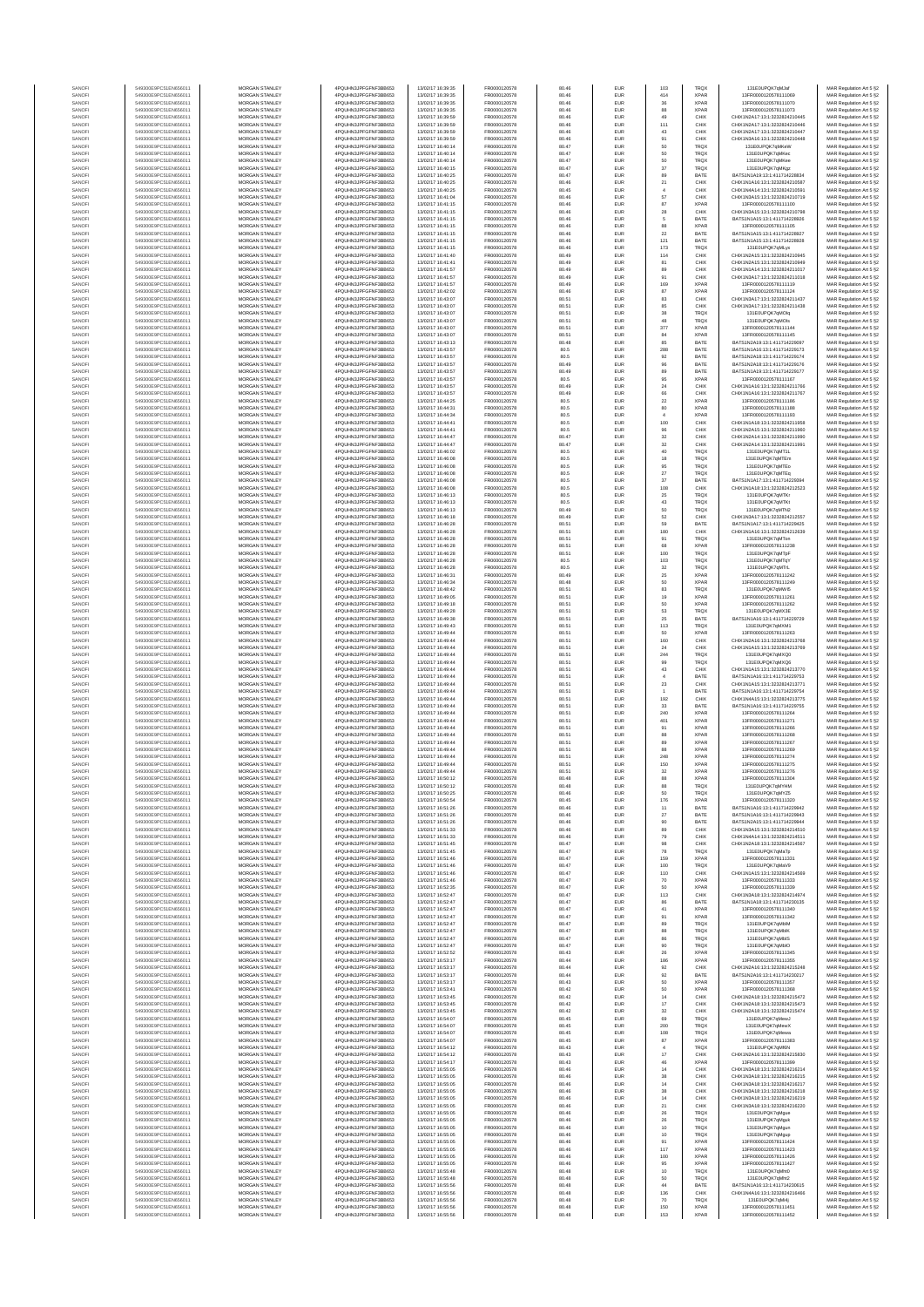| | | | | | | | | | | | |
|---|---|---|---|---|---|---|---|---|---|---|---|
| SANOFI | 549300E9PC51EN656011 | MORGAN STANLEY | 4PQUHN3JPFGFNF3BB653 | 13/01/2017 16:39:35 | FR0000120578 | 80.46 | EUR | 103 | TRQX | 131E0UPQK7qMJaf | MAR Regulation Art 5 §2 |
| SANOFI | 549300E9PC51EN656011 | MORGAN STANLEY | 4PQUHN3JPFGFNF3BB653 | 13/01/2017 16:39:35 | FR0000120578 | 80.46 | EUR | 414 | XPAR | 13FR000012057811069 | MAR Regulation Art 5 §2 |
| SANOFI | 549300E9PC51EN656011 | MORGAN STANLEY | 4PQUHN3JPFGFNF3BB653 | 13/01/2017 16:39:35 | FR0000120578 | 80.46 | EUR | 36 | XPAR | 13FR000012057811070 | MAR Regulation Art 5 §2 |
| SANOFI | 549300E9PC51EN656011 | MORGAN STANLEY | 4PQUHN3JPFGFNF3BB653 | 13/01/2017 16:39:35 | FR0000120578 | 80.46 | EUR | 88 | XPAR | 13FR000012057811073 | MAR Regulation Art 5 §2 |
| SANOFI | 549300E9PC51EN656011 | MORGAN STANLEY | 4PQUHN3JPFGFNF3BB653 | 13/01/2017 16:39:59 | FR0000120578 | 80.46 | EUR | 49 | CHIX | CHIX1N2A17:13:1323282410445 | MAR Regulation Art 5 §2 |
| SANOFI | 549300E9PC51EN656011 | MORGAN STANLEY | 4PQUHN3JPFGFNF3BB653 | 13/01/2017 16:39:59 | FR0000120578 | 80.46 | EUR | 111 | CHIX | CHIX1N2A17:13:1323282410446 | MAR Regulation Art 5 §2 |
| SANOFI | 549300E9PC51EN656011 | MORGAN STANLEY | 4PQUHN3JPFGFNF3BB653 | 13/01/2017 16:39:59 | FR0000120578 | 80.46 | EUR | 43 | CHIX | CHIX1N2A17:13:1323282410447 | MAR Regulation Art 5 §2 |
| SANOFI | 549300E9PC51EN656011 | MORGAN STANLEY | 4PQUHN3JPFGFNF3BB653 | 13/01/2017 16:39:59 | FR0000120578 | 80.46 | EUR | 91 | CHIX | CHIX1N3A16:13:1323282410448 | MAR Regulation Art 5 §2 |
| SANOFI | 549300E9PC51EN656011 | MORGAN STANLEY | 4PQUHN3JPFGFNF3BB653 | 13/01/2017 16:40:14 | FR0000120578 | 80.47 | EUR | 50 | TRQX | 131E0UPQK7qMkeW | MAR Regulation Art 5 §2 |
| SANOFI | 549300E9PC51EN656011 | MORGAN STANLEY | 4PQUHN3JPFGFNF3BB653 | 13/01/2017 16:40:14 | FR0000120578 | 80.47 | EUR | 50 | TRQX | 131E0UPQK7qMkec | MAR Regulation Art 5 §2 |
| SANOFI | 549300E9PC51EN656011 | MORGAN STANLEY | 4PQUHN3JPFGFNF3BB653 | 13/01/2017 16:40:14 | FR0000120578 | 80.47 | EUR | 50 | TRQX | 131E0UPQK7qMKee | MAR Regulation Art 5 §2 |
| SANOFI | 549300E9PC51EN656011 | MORGAN STANLEY | 4PQUHN3JPFGFNF3BB653 | 13/01/2017 16:40:15 | FR0000120578 | 80.47 | EUR | 37 | TRQX | 131E0UPQK7qMKgz | MAR Regulation Art 5 §2 |
| SANOFI | 549300E9PC51EN656011 | MORGAN STANLEY | 4PQUHN3JPFGFNF3BB653 | 13/01/2017 16:40:25 | FR0000120578 | 80.47 | EUR | 89 | BATE | BATS1N1A19:13:411714228834 | MAR Regulation Art 5 §2 |
| SANOFI | 549300E9PC51EN656011 | MORGAN STANLEY | 4PQUHN3JPFGFNF3BB653 | 13/01/2017 16:40:25 | FR0000120578 | 80.46 | EUR | 21 | CHIX | CHIX1N1A16:13:1323282410587 | MAR Regulation Art 5 §2 |
| SANOFI | 549300E9PC51EN656011 | MORGAN STANLEY | 4PQUHN3JPFGFNF3BB653 | 13/01/2017 16:40:25 | FR0000120578 | 80.45 | EUR | 4 | CHIX | CHIX1N4A14:13:1323282410591 | MAR Regulation Art 5 §2 |
| SANOFI | 549300E9PC51EN656011 | MORGAN STANLEY | 4PQUHN3JPFGFNF3BB653 | 13/01/2017 16:41:04 | FR0000120578 | 80.46 | EUR | 57 | CHIX | CHIX1N3A15:13:1323282410719 | MAR Regulation Art 5 §2 |
| SANOFI | 549300E9PC51EN656011 | MORGAN STANLEY | 4PQUHN3JPFGFNF3BB653 | 13/01/2017 16:41:15 | FR0000120578 | 80.46 | EUR | 87 | XPAR | 13FR000012057811100 | MAR Regulation Art 5 §2 |
| SANOFI | 549300E9PC51EN656011 | MORGAN STANLEY | 4PQUHN3JPFGFNF3BB653 | 13/01/2017 16:41:15 | FR0000120578 | 80.46 | EUR | 28 | CHIX | CHIX1N3A15:13:1323282410798 | MAR Regulation Art 5 §2 |
| SANOFI | 549300E9PC51EN656011 | MORGAN STANLEY | 4PQUHN3JPFGFNF3BB653 | 13/01/2017 16:41:15 | FR0000120578 | 80.46 | EUR | 5 | BATE | BATS1N1A15:13:411714228828 | MAR Regulation Art 5 §2 |
| SANOFI | 549300E9PC51EN656011 | MORGAN STANLEY | 4PQUHN3JPFGFNF3BB653 | 13/01/2017 16:41:15 | FR0000120578 | 80.46 | EUR | 88 | XPAR | 13FR000012057811105 | MAR Regulation Art 5 §2 |
| SANOFI | 549300E9PC51EN656011 | MORGAN STANLEY | 4PQUHN3JPFGFNF3BB653 | 13/01/2017 16:41:15 | FR0000120578 | 80.46 | EUR | 22 | BATE | BATS1N1A15:13:411714228827 | MAR Regulation Art 5 §2 |
| SANOFI | 549300E9PC51EN656011 | MORGAN STANLEY | 4PQUHN3JPFGFNF3BB653 | 13/01/2017 16:41:15 | FR0000120578 | 80.46 | EUR | 121 | BATE | BATS1N1A15:13:411714228828 | MAR Regulation Art 5 §2 |
| SANOFI | 549300E9PC51EN656011 | MORGAN STANLEY | 4PQUHN3JPFGFNF3BB653 | 13/01/2017 16:41:15 | FR0000120578 | 80.46 | EUR | 173 | TRQX | 131E0UPQK7qMLyx | MAR Regulation Art 5 §2 |
| SANOFI | 549300E9PC51EN656011 | MORGAN STANLEY | 4PQUHN3JPFGFNF3BB653 | 13/01/2017 16:41:40 | FR0000120578 | 80.49 | EUR | 114 | CHIX | CHIX1N2A15:13:1323282410945 | MAR Regulation Art 5 §2 |
| SANOFI | 549300E9PC51EN656011 | MORGAN STANLEY | 4PQUHN3JPFGFNF3BB653 | 13/01/2017 16:41:41 | FR0000120578 | 80.49 | EUR | 81 | CHIX | CHIX1N2A15:13:1323282410949 | MAR Regulation Art 5 §2 |
| SANOFI | 549300E9PC51EN656011 | MORGAN STANLEY | 4PQUHN3JPFGFNF3BB653 | 13/01/2017 16:41:57 | FR0000120578 | 80.49 | EUR | 89 | CHIX | CHIX1N1A14:13:1323282411017 | MAR Regulation Art 5 §2 |
| SANOFI | 549300E9PC51EN656011 | MORGAN STANLEY | 4PQUHN3JPFGFNF3BB653 | 13/01/2017 16:41:57 | FR0000120578 | 80.49 | EUR | 91 | CHIX | CHIX1N2A17:13:1323282411018 | MAR Regulation Art 5 §2 |
| SANOFI | 549300E9PC51EN656011 | MORGAN STANLEY | 4PQUHN3JPFGFNF3BB653 | 13/01/2017 16:41:57 | FR0000120578 | 80.49 | EUR | 169 | XPAR | 13FR000012057811119 | MAR Regulation Art 5 §2 |
| SANOFI | 549300E9PC51EN656011 | MORGAN STANLEY | 4PQUHN3JPFGFNF3BB653 | 13/01/2017 16:42:02 | FR0000120578 | 80.46 | EUR | 87 | XPAR | 13FR000012057811124 | MAR Regulation Art 5 §2 |
| SANOFI | 549300E9PC51EN656011 | MORGAN STANLEY | 4PQUHN3JPFGFNF3BB653 | 13/01/2017 16:43:07 | FR0000120578 | 80.51 | EUR | 83 | CHIX | CHIX1N2A17:13:1323282411437 | MAR Regulation Art 5 §2 |
| SANOFI | 549300E9PC51EN656011 | MORGAN STANLEY | 4PQUHN3JPFGFNF3BB653 | 13/01/2017 16:43:07 | FR0000120578 | 80.51 | EUR | 85 | CHIX | CHIX1N1A17:13:1323282411438 | MAR Regulation Art 5 §2 |
| SANOFI | 549300E9PC51EN656011 | MORGAN STANLEY | 4PQUHN3JPFGFNF3BB653 | 13/01/2017 16:43:07 | FR0000120578 | 80.51 | EUR | 38 | TRQX | 131E0UPQK7qMOlq | MAR Regulation Art 5 §2 |
| SANOFI | 549300E9PC51EN656011 | MORGAN STANLEY | 4PQUHN3JPFGFNF3BB653 | 13/01/2017 16:43:07 | FR0000120578 | 80.51 | EUR | 48 | TRQX | 131E0UPQK7qMOls | MAR Regulation Art 5 §2 |
| SANOFI | 549300E9PC51EN656011 | MORGAN STANLEY | 4PQUHN3JPFGFNF3BB653 | 13/01/2017 16:43:07 | FR0000120578 | 80.51 | EUR | 377 | XPAR | 13FR000012057811144 | MAR Regulation Art 5 §2 |
| SANOFI | 549300E9PC51EN656011 | MORGAN STANLEY | 4PQUHN3JPFGFNF3BB653 | 13/01/2017 16:43:07 | FR0000120578 | 80.51 | EUR | 84 | XPAR | 13FR000012057811145 | MAR Regulation Art 5 §2 |
| SANOFI | 549300E9PC51EN656011 | MORGAN STANLEY | 4PQUHN3JPFGFNF3BB653 | 13/01/2017 16:43:13 | FR0000120578 | 80.48 | EUR | 85 | BATE | BATS1N2A19:13:411714229097 | MAR Regulation Art 5 §2 |
| SANOFI | 549300E9PC51EN656011 | MORGAN STANLEY | 4PQUHN3JPFGFNF3BB653 | 13/01/2017 16:43:57 | FR0000120578 | 80.5 | EUR | 288 | BATE | BATS1N1A16:13:411714229173 | MAR Regulation Art 5 §2 |
| SANOFI | 549300E9PC51EN656011 | MORGAN STANLEY | 4PQUHN3JPFGFNF3BB653 | 13/01/2017 16:43:57 | FR0000120578 | 80.5 | EUR | 92 | BATE | BATS1N2A18:13:411714229174 | MAR Regulation Art 5 §2 |
| SANOFI | 549300E9PC51EN656011 | MORGAN STANLEY | 4PQUHN3JPFGFNF3BB653 | 13/01/2017 16:43:57 | FR0000120578 | 80.49 | EUR | 96 | BATE | BATS1N2A18:13:411714229176 | MAR Regulation Art 5 §2 |
| SANOFI | 549300E9PC51EN656011 | MORGAN STANLEY | 4PQUHN3JPFGFNF3BB653 | 13/01/2017 16:43:57 | FR0000120578 | 80.49 | EUR | 89 | BATE | BATS1N1A19:13:411714229177 | MAR Regulation Art 5 §2 |
| SANOFI | 549300E9PC51EN656011 | MORGAN STANLEY | 4PQUHN3JPFGFNF3BB653 | 13/01/2017 16:43:57 | FR0000120578 | 80.5 | EUR | 95 | XPAR | 13FR000012057811167 | MAR Regulation Art 5 §2 |
| SANOFI | 549300E9PC51EN656011 | MORGAN STANLEY | 4PQUHN3JPFGFNF3BB653 | 13/01/2017 16:43:57 | FR0000120578 | 80.49 | EUR | 24 | CHIX | CHIX1N1A16:13:1323282411766 | MAR Regulation Art 5 §2 |
| SANOFI | 549300E9PC51EN656011 | MORGAN STANLEY | 4PQUHN3JPFGFNF3BB653 | 13/01/2017 16:43:57 | FR0000120578 | 80.49 | EUR | 66 | CHIX | CHIX1N1A16:13:1323282411767 | MAR Regulation Art 5 §2 |
| SANOFI | 549300E9PC51EN656011 | MORGAN STANLEY | 4PQUHN3JPFGFNF3BB653 | 13/01/2017 16:44:25 | FR0000120578 | 80.5 | EUR | 22 | XPAR | 13FR000012057811186 | MAR Regulation Art 5 §2 |
| SANOFI | 549300E9PC51EN656011 | MORGAN STANLEY | 4PQUHN3JPFGFNF3BB653 | 13/01/2017 16:44:31 | FR0000120578 | 80.5 | EUR | 80 | XPAR | 13FR000012057811188 | MAR Regulation Art 5 §2 |
| SANOFI | 549300E9PC51EN656011 | MORGAN STANLEY | 4PQUHN3JPFGFNF3BB653 | 13/01/2017 16:44:34 | FR0000120578 | 80.5 | EUR | 4 | XPAR | 13FR000012057811193 | MAR Regulation Art 5 §2 |
| SANOFI | 549300E9PC51EN656011 | MORGAN STANLEY | 4PQUHN3JPFGFNF3BB653 | 13/01/2017 16:44:41 | FR0000120578 | 80.5 | EUR | 100 | CHIX | CHIX1N1A18:13:1323282411958 | MAR Regulation Art 5 §2 |
| SANOFI | 549300E9PC51EN656011 | MORGAN STANLEY | 4PQUHN3JPFGFNF3BB653 | 13/01/2017 16:44:41 | FR0000120578 | 80.5 | EUR | 96 | CHIX | CHIX1N2A15:13:1323282411960 | MAR Regulation Art 5 §2 |
| SANOFI | 549300E9PC51EN656011 | MORGAN STANLEY | 4PQUHN3JPFGFNF3BB653 | 13/01/2017 16:44:47 | FR0000120578 | 80.47 | EUR | 32 | CHIX | CHIX1N2A14:13:1323282411990 | MAR Regulation Art 5 §2 |
| SANOFI | 549300E9PC51EN656011 | MORGAN STANLEY | 4PQUHN3JPFGFNF3BB653 | 13/01/2017 16:44:47 | FR0000120578 | 80.47 | EUR | 32 | CHIX | CHIX1N3A14:13:1323282411991 | MAR Regulation Art 5 §2 |
| SANOFI | 549300E9PC51EN656011 | MORGAN STANLEY | 4PQUHN3JPFGFNF3BB653 | 13/01/2017 16:46:02 | FR0000120578 | 80.5 | EUR | 40 | TRQX | 131E0UPQK7qMT1L | MAR Regulation Art 5 §2 |
| SANOFI | 549300E9PC51EN656011 | MORGAN STANLEY | 4PQUHN3JPFGFNF3BB653 | 13/01/2017 16:46:08 | FR0000120578 | 80.5 | EUR | 18 | TRQX | 131E0UPQK7qMTEm | MAR Regulation Art 5 §2 |
| SANOFI | 549300E9PC51EN656011 | MORGAN STANLEY | 4PQUHN3JPFGFNF3BB653 | 13/01/2017 16:46:08 | FR0000120578 | 80.5 | EUR | 95 | TRQX | 131E0UPQK7qMTEo | MAR Regulation Art 5 §2 |
| SANOFI | 549300E9PC51EN656011 | MORGAN STANLEY | 4PQUHN3JPFGFNF3BB653 | 13/01/2017 16:46:08 | FR0000120578 | 80.5 | EUR | 27 | TRQX | 131E0UPQK7qMTEq | MAR Regulation Art 5 §2 |
| SANOFI | 549300E9PC51EN656011 | MORGAN STANLEY | 4PQUHN3JPFGFNF3BB653 | 13/01/2017 16:46:08 | FR0000120578 | 80.5 | EUR | 37 | BATE | BATS1N1A17:13:411714229394 | MAR Regulation Art 5 §2 |
| SANOFI | 549300E9PC51EN656011 | MORGAN STANLEY | 4PQUHN3JPFGFNF3BB653 | 13/01/2017 16:46:08 | FR0000120578 | 80.5 | EUR | 108 | CHIX | CHIX1N1A18:13:1323282412523 | MAR Regulation Art 5 §2 |
| SANOFI | 549300E9PC51EN656011 | MORGAN STANLEY | 4PQUHN3JPFGFNF3BB653 | 13/01/2017 16:46:13 | FR0000120578 | 80.5 | EUR | 25 | TRQX | 131E0UPQK7qMTKr | MAR Regulation Art 5 §2 |
| SANOFI | 549300E9PC51EN656011 | MORGAN STANLEY | 4PQUHN3JPFGFNF3BB653 | 13/01/2017 16:46:13 | FR0000120578 | 80.5 | EUR | 43 | TRQX | 131E0UPQK7qMTKt | MAR Regulation Art 5 §2 |
| SANOFI | 549300E9PC51EN656011 | MORGAN STANLEY | 4PQUHN3JPFGFNF3BB653 | 13/01/2017 16:46:13 | FR0000120578 | 80.49 | EUR | 50 | TRQX | 131E0UPQK7qMTN2 | MAR Regulation Art 5 §2 |
| SANOFI | 549300E9PC51EN656011 | MORGAN STANLEY | 4PQUHN3JPFGFNF3BB653 | 13/01/2017 16:46:18 | FR0000120578 | 80.49 | EUR | 52 | CHIX | CHIX1N2A17:13:1323282412557 | MAR Regulation Art 5 §2 |
| SANOFI | 549300E9PC51EN656011 | MORGAN STANLEY | 4PQUHN3JPFGFNF3BB653 | 13/01/2017 16:46:28 | FR0000120578 | 80.51 | EUR | 59 | BATE | BATS1N1A17:13:411714229425 | MAR Regulation Art 5 §2 |
| SANOFI | 549300E9PC51EN656011 | MORGAN STANLEY | 4PQUHN3JPFGFNF3BB653 | 13/01/2017 16:46:28 | FR0000120578 | 80.51 | EUR | 180 | CHIX | CHIX1N1A16:13:1323282412639 | MAR Regulation Art 5 §2 |
| SANOFI | 549300E9PC51EN656011 | MORGAN STANLEY | 4PQUHN3JPFGFNF3BB653 | 13/01/2017 16:46:28 | FR0000120578 | 80.51 | EUR | 91 | TRQX | 131E0UPQK7qMTon | MAR Regulation Art 5 §2 |
| SANOFI | 549300E9PC51EN656011 | MORGAN STANLEY | 4PQUHN3JPFGFNF3BB653 | 13/01/2017 16:46:28 | FR0000120578 | 80.51 | EUR | 68 | XPAR | 13FR000012057811238 | MAR Regulation Art 5 §2 |
| SANOFI | 549300E9PC51EN656011 | MORGAN STANLEY | 4PQUHN3JPFGFNF3BB653 | 13/01/2017 16:46:28 | FR0000120578 | 80.51 | EUR | 100 | TRQX | 131E0UPQK7qMTpF | MAR Regulation Art 5 §2 |
| SANOFI | 549300E9PC51EN656011 | MORGAN STANLEY | 4PQUHN3JPFGFNF3BB653 | 13/01/2017 16:46:28 | FR0000120578 | 80.5 | EUR | 103 | TRQX | 131E0UPQK7qMTqY | MAR Regulation Art 5 §2 |
| SANOFI | 549300E9PC51EN656011 | MORGAN STANLEY | 4PQUHN3JPFGFNF3BB653 | 13/01/2017 16:46:28 | FR0000120578 | 80.5 | EUR | 32 | TRQX | 131E0UPQK7qMTrL | MAR Regulation Art 5 §2 |
| SANOFI | 549300E9PC51EN656011 | MORGAN STANLEY | 4PQUHN3JPFGFNF3BB653 | 13/01/2017 16:46:31 | FR0000120578 | 80.49 | EUR | 25 | XPAR | 13FR000012057811242 | MAR Regulation Art 5 §2 |
| SANOFI | 549300E9PC51EN656011 | MORGAN STANLEY | 4PQUHN3JPFGFNF3BB653 | 13/01/2017 16:46:34 | FR0000120578 | 80.49 | EUR | 50 | XPAR | 13FR000012057811249 | MAR Regulation Art 5 §2 |
| SANOFI | 549300E9PC51EN656011 | MORGAN STANLEY | 4PQUHN3JPFGFNF3BB653 | 13/01/2017 16:48:42 | FR0000120578 | 80.51 | EUR | 83 | TRQX | 131E0UPQK7qMWr6 | MAR Regulation Art 5 §2 |
| SANOFI | 549300E9PC51EN656011 | MORGAN STANLEY | 4PQUHN3JPFGFNF3BB653 | 13/01/2017 16:49:05 | FR0000120578 | 80.51 | EUR | 19 | XPAR | 13FR000012057811261 | MAR Regulation Art 5 §2 |
| SANOFI | 549300E9PC51EN656011 | MORGAN STANLEY | 4PQUHN3JPFGFNF3BB653 | 13/01/2017 16:49:18 | FR0000120578 | 80.51 | EUR | 50 | XPAR | 13FR000012057811262 | MAR Regulation Art 5 §2 |
| SANOFI | 549300E9PC51EN656011 | MORGAN STANLEY | 4PQUHN3JPFGFNF3BB653 | 13/01/2017 16:49:28 | FR0000120578 | 80.51 | EUR | 53 | TRQX | 131E0UPQK7qMX3E | MAR Regulation Art 5 §2 |
| SANOFI | 549300E9PC51EN656011 | MORGAN STANLEY | 4PQUHN3JPFGFNF3BB653 | 13/01/2017 16:49:38 | FR0000120578 | 80.51 | EUR | 25 | BATE | BATS1N1A16:13:411714229729 | MAR Regulation Art 5 §2 |
| SANOFI | 549300E9PC51EN656011 | MORGAN STANLEY | 4PQUHN3JPFGFNF3BB653 | 13/01/2017 16:49:43 | FR0000120578 | 80.51 | EUR | 113 | TRQX | 131E0UPQK7qMXM1 | MAR Regulation Art 5 §2 |
| SANOFI | 549300E9PC51EN656011 | MORGAN STANLEY | 4PQUHN3JPFGFNF3BB653 | 13/01/2017 16:49:44 | FR0000120578 | 80.51 | EUR | 50 | XPAR | 13FR000012057811263 | MAR Regulation Art 5 §2 |
| SANOFI | 549300E9PC51EN656011 | MORGAN STANLEY | 4PQUHN3JPFGFNF3BB653 | 13/01/2017 16:49:44 | FR0000120578 | 80.51 | EUR | 160 | CHIX | CHIX1N2A16:13:1323282413768 | MAR Regulation Art 5 §2 |
| SANOFI | 549300E9PC51EN656011 | MORGAN STANLEY | 4PQUHN3JPFGFNF3BB653 | 13/01/2017 16:49:44 | FR0000120578 | 80.51 | EUR | 24 | CHIX | CHIX1N1A15:13:1323282413769 | MAR Regulation Art 5 §2 |
| SANOFI | 549300E9PC51EN656011 | MORGAN STANLEY | 4PQUHN3JPFGFNF3BB653 | 13/01/2017 16:49:44 | FR0000120578 | 80.51 | EUR | 244 | TRQX | 131E0UPQK7qMXQ0 | MAR Regulation Art 5 §2 |
| SANOFI | 549300E9PC51EN656011 | MORGAN STANLEY | 4PQUHN3JPFGFNF3BB653 | 13/01/2017 16:49:44 | FR0000120578 | 80.51 | EUR | 99 | TRQX | 131E0UPQK7qMXQ6 | MAR Regulation Art 5 §2 |
| SANOFI | 549300E9PC51EN656011 | MORGAN STANLEY | 4PQUHN3JPFGFNF3BB653 | 13/01/2017 16:49:44 | FR0000120578 | 80.51 | EUR | 43 | CHIX | CHIX1N1A15:13:1323282413770 | MAR Regulation Art 5 §2 |
| SANOFI | 549300E9PC51EN656011 | MORGAN STANLEY | 4PQUHN3JPFGFNF3BB653 | 13/01/2017 16:49:44 | FR0000120578 | 80.51 | EUR | 4 | BATE | BATS1N1A16:13:411714229753 | MAR Regulation Art 5 §2 |
| SANOFI | 549300E9PC51EN656011 | MORGAN STANLEY | 4PQUHN3JPFGFNF3BB653 | 13/01/2017 16:49:44 | FR0000120578 | 80.51 | EUR | 23 | CHIX | CHIX1N1A15:13:1323282413771 | MAR Regulation Art 5 §2 |
| SANOFI | 549300E9PC51EN656011 | MORGAN STANLEY | 4PQUHN3JPFGFNF3BB653 | 13/01/2017 16:49:44 | FR0000120578 | 80.51 | EUR | 1 | BATE | BATS1N1A16:13:411714229754 | MAR Regulation Art 5 §2 |
| SANOFI | 549300E9PC51EN656011 | MORGAN STANLEY | 4PQUHN3JPFGFNF3BB653 | 13/01/2017 16:49:44 | FR0000120578 | 80.51 | EUR | 192 | CHIX | CHIX1N4A15:13:1323282413775 | MAR Regulation Art 5 §2 |
| SANOFI | 549300E9PC51EN656011 | MORGAN STANLEY | 4PQUHN3JPFGFNF3BB653 | 13/01/2017 16:49:44 | FR0000120578 | 80.51 | EUR | 33 | BATE | BATS1N1A16:13:411714229755 | MAR Regulation Art 5 §2 |
| SANOFI | 549300E9PC51EN656011 | MORGAN STANLEY | 4PQUHN3JPFGFNF3BB653 | 13/01/2017 16:49:44 | FR0000120578 | 80.51 | EUR | 240 | XPAR | 13FR000012057811264 | MAR Regulation Art 5 §2 |
| SANOFI | 549300E9PC51EN656011 | MORGAN STANLEY | 4PQUHN3JPFGFNF3BB653 | 13/01/2017 16:49:44 | FR0000120578 | 80.51 | EUR | 401 | XPAR | 13FR000012057811271 | MAR Regulation Art 5 §2 |
| SANOFI | 549300E9PC51EN656011 | MORGAN STANLEY | 4PQUHN3JPFGFNF3BB653 | 13/01/2017 16:49:44 | FR0000120578 | 80.51 | EUR | 91 | XPAR | 13FR000012057811266 | MAR Regulation Art 5 §2 |
| SANOFI | 549300E9PC51EN656011 | MORGAN STANLEY | 4PQUHN3JPFGFNF3BB653 | 13/01/2017 16:49:44 | FR0000120578 | 80.51 | EUR | 88 | XPAR | 13FR000012057811268 | MAR Regulation Art 5 §2 |
| SANOFI | 549300E9PC51EN656011 | MORGAN STANLEY | 4PQUHN3JPFGFNF3BB653 | 13/01/2017 16:49:44 | FR0000120578 | 80.51 | EUR | 89 | XPAR | 13FR000012057811267 | MAR Regulation Art 5 §2 |
| SANOFI | 549300E9PC51EN656011 | MORGAN STANLEY | 4PQUHN3JPFGFNF3BB653 | 13/01/2017 16:49:44 | FR0000120578 | 80.51 | EUR | 88 | XPAR | 13FR000012057811269 | MAR Regulation Art 5 §2 |
| SANOFI | 549300E9PC51EN656011 | MORGAN STANLEY | 4PQUHN3JPFGFNF3BB653 | 13/01/2017 16:49:44 | FR0000120578 | 80.51 | EUR | 248 | XPAR | 13FR000012057811274 | MAR Regulation Art 5 §2 |
| SANOFI | 549300E9PC51EN656011 | MORGAN STANLEY | 4PQUHN3JPFGFNF3BB653 | 13/01/2017 16:49:44 | FR0000120578 | 80.51 | EUR | 150 | XPAR | 13FR000012057811275 | MAR Regulation Art 5 §2 |
| SANOFI | 549300E9PC51EN656011 | MORGAN STANLEY | 4PQUHN3JPFGFNF3BB653 | 13/01/2017 16:49:44 | FR0000120578 | 80.51 | EUR | 32 | XPAR | 13FR000012057811276 | MAR Regulation Art 5 §2 |
| SANOFI | 549300E9PC51EN656011 | MORGAN STANLEY | 4PQUHN3JPFGFNF3BB653 | 13/01/2017 16:50:12 | FR0000120578 | 80.48 | EUR | 88 | XPAR | 13FR000012057811304 | MAR Regulation Art 5 §2 |
| SANOFI | 549300E9PC51EN656011 | MORGAN STANLEY | 4PQUHN3JPFGFNF3BB653 | 13/01/2017 16:50:12 | FR0000120578 | 80.48 | EUR | 88 | TRQX | 131E0UPQK7qMYHM | MAR Regulation Art 5 §2 |
| SANOFI | 549300E9PC51EN656011 | MORGAN STANLEY | 4PQUHN3JPFGFNF3BB653 | 13/01/2017 16:50:25 | FR0000120578 | 80.46 | EUR | 50 | TRQX | 131E0UPQK7qMYZ5 | MAR Regulation Art 5 §2 |
| SANOFI | 549300E9PC51EN656011 | MORGAN STANLEY | 4PQUHN3JPFGFNF3BB653 | 13/01/2017 16:50:54 | FR0000120578 | 80.45 | EUR | 176 | XPAR | 13FR000012057811320 | MAR Regulation Art 5 §2 |
| SANOFI | 549300E9PC51EN656011 | MORGAN STANLEY | 4PQUHN3JPFGFNF3BB653 | 13/01/2017 16:51:26 | FR0000120578 | 80.46 | EUR | 11 | BATE | BATS1N2A15:13:411714229942 | MAR Regulation Art 5 §2 |
| SANOFI | 549300E9PC51EN656011 | MORGAN STANLEY | 4PQUHN3JPFGFNF3BB653 | 13/01/2017 16:51:26 | FR0000120578 | 80.46 | EUR | 27 | BATE | BATS1N1A16:13:411714229943 | MAR Regulation Art 5 §2 |
| SANOFI | 549300E9PC51EN656011 | MORGAN STANLEY | 4PQUHN3JPFGFNF3BB653 | 13/01/2017 16:51:26 | FR0000120578 | 80.46 | EUR | 90 | BATE | BATS1N2A15:13:411714229944 | MAR Regulation Art 5 §2 |
| SANOFI | 549300E9PC51EN656011 | MORGAN STANLEY | 4PQUHN3JPFGFNF3BB653 | 13/01/2017 16:51:33 | FR0000120578 | 80.46 | EUR | 89 | CHIX | CHIX1N2A15:13:1323282414510 | MAR Regulation Art 5 §2 |
| SANOFI | 549300E9PC51EN656011 | MORGAN STANLEY | 4PQUHN3JPFGFNF3BB653 | 13/01/2017 16:51:33 | FR0000120578 | 80.46 | EUR | 79 | CHIX | CHIX1N4A14:13:1323282414511 | MAR Regulation Art 5 §2 |
| SANOFI | 549300E9PC51EN656011 | MORGAN STANLEY | 4PQUHN3JPFGFNF3BB653 | 13/01/2017 16:51:45 | FR0000120578 | 80.47 | EUR | 98 | CHIX | CHIX1N2A18:13:1323282414567 | MAR Regulation Art 5 §2 |
| SANOFI | 549300E9PC51EN656011 | MORGAN STANLEY | 4PQUHN3JPFGFNF3BB653 | 13/01/2017 16:51:46 | FR0000120578 | 80.47 | EUR | 78 | TRQX | 131E0UPQK7qMaTp | MAR Regulation Art 5 §2 |
| SANOFI | 549300E9PC51EN656011 | MORGAN STANLEY | 4PQUHN3JPFGFNF3BB653 | 13/01/2017 16:51:46 | FR0000120578 | 80.47 | EUR | 159 | XPAR | 13FR000012057811331 | MAR Regulation Art 5 §2 |
| SANOFI | 549300E9PC51EN656011 | MORGAN STANLEY | 4PQUHN3JPFGFNF3BB653 | 13/01/2017 16:51:46 | FR0000120578 | 80.47 | EUR | 100 | TRQX | 131E0UPQK7qMaV9 | MAR Regulation Art 5 §2 |
| SANOFI | 549300E9PC51EN656011 | MORGAN STANLEY | 4PQUHN3JPFGFNF3BB653 | 13/01/2017 16:51:46 | FR0000120578 | 80.47 | EUR | 110 | CHIX | CHIX1N1A15:13:1323282414569 | MAR Regulation Art 5 §2 |
| SANOFI | 549300E9PC51EN656011 | MORGAN STANLEY | 4PQUHN3JPFGFNF3BB653 | 13/01/2017 16:51:46 | FR0000120578 | 80.47 | EUR | 70 | XPAR | 13FR000012057811333 | MAR Regulation Art 5 §2 |
| SANOFI | 549300E9PC51EN656011 | MORGAN STANLEY | 4PQUHN3JPFGFNF3BB653 | 13/01/2017 16:52:26 | FR0000120578 | 80.47 | EUR | 50 | XPAR | 13FR000012057811339 | MAR Regulation Art 5 §2 |
| SANOFI | 549300E9PC51EN656011 | MORGAN STANLEY | 4PQUHN3JPFGFNF3BB653 | 13/01/2017 16:52:47 | FR0000120578 | 80.47 | EUR | 113 | CHIX | CHIX1N3A18:13:1323282414974 | MAR Regulation Art 5 §2 |
| SANOFI | 549300E9PC51EN656011 | MORGAN STANLEY | 4PQUHN3JPFGFNF3BB653 | 13/01/2017 16:52:47 | FR0000120578 | 80.47 | EUR | 86 | BATE | BATS1N1A18:13:411714230135 | MAR Regulation Art 5 §2 |
| SANOFI | 549300E9PC51EN656011 | MORGAN STANLEY | 4PQUHN3JPFGFNF3BB653 | 13/01/2017 16:52:47 | FR0000120578 | 80.47 | EUR | 41 | XPAR | 13FR000012057811340 | MAR Regulation Art 5 §2 |
| SANOFI | 549300E9PC51EN656011 | MORGAN STANLEY | 4PQUHN3JPFGFNF3BB653 | 13/01/2017 16:52:47 | FR0000120578 | 80.47 | EUR | 91 | XPAR | 13FR000012057811342 | MAR Regulation Art 5 §2 |
| SANOFI | 549300E9PC51EN656011 | MORGAN STANLEY | 4PQUHN3JPFGFNF3BB653 | 13/01/2017 16:52:47 | FR0000120578 | 80.47 | EUR | 89 | TRQX | 131E0UPQK7qMbfM | MAR Regulation Art 5 §2 |
| SANOFI | 549300E9PC51EN656011 | MORGAN STANLEY | 4PQUHN3JPFGFNF3BB653 | 13/01/2017 16:52:47 | FR0000120578 | 80.47 | EUR | 88 | TRQX | 131E0UPQK7qMbfK | MAR Regulation Art 5 §2 |
| SANOFI | 549300E9PC51EN656011 | MORGAN STANLEY | 4PQUHN3JPFGFNF3BB653 | 13/01/2017 16:52:47 | FR0000120578 | 80.47 | EUR | 86 | TRQX | 131E0UPQK7qMbfS | MAR Regulation Art 5 §2 |
| SANOFI | 549300E9PC51EN656011 | MORGAN STANLEY | 4PQUHN3JPFGFNF3BB653 | 13/01/2017 16:52:47 | FR0000120578 | 80.47 | EUR | 90 | TRQX | 131E0UPQK7qMbfO | MAR Regulation Art 5 §2 |
| SANOFI | 549300E9PC51EN656011 | MORGAN STANLEY | 4PQUHN3JPFGFNF3BB653 | 13/01/2017 16:52:52 | FR0000120578 | 80.43 | EUR | 26 | XPAR | 13FR000012057811345 | MAR Regulation Art 5 §2 |
| SANOFI | 549300E9PC51EN656011 | MORGAN STANLEY | 4PQUHN3JPFGFNF3BB653 | 13/01/2017 16:53:17 | FR0000120578 | 80.44 | EUR | 106 | XPAR | 13FR000012057811355 | MAR Regulation Art 5 §2 |
| SANOFI | 549300E9PC51EN656011 | MORGAN STANLEY | 4PQUHN3JPFGFNF3BB653 | 13/01/2017 16:53:17 | FR0000120578 | 80.44 | EUR | 92 | CHIX | CHIX1N2A16:13:1323282415248 | MAR Regulation Art 5 §2 |
| SANOFI | 549300E9PC51EN656011 | MORGAN STANLEY | 4PQUHN3JPFGFNF3BB653 | 13/01/2017 16:53:17 | FR0000120578 | 80.44 | EUR | 92 | BATE | BATS1N2A16:13:411714230217 | MAR Regulation Art 5 §2 |
| SANOFI | 549300E9PC51EN656011 | MORGAN STANLEY | 4PQUHN3JPFGFNF3BB653 | 13/01/2017 16:53:17 | FR0000120578 | 80.43 | EUR | 50 | XPAR | 13FR000012057811357 | MAR Regulation Art 5 §2 |
| SANOFI | 549300E9PC51EN656011 | MORGAN STANLEY | 4PQUHN3JPFGFNF3BB653 | 13/01/2017 16:53:41 | FR0000120578 | 80.42 | EUR | 50 | XPAR | 13FR000012057811368 | MAR Regulation Art 5 §2 |
| SANOFI | 549300E9PC51EN656011 | MORGAN STANLEY | 4PQUHN3JPFGFNF3BB653 | 13/01/2017 16:53:45 | FR0000120578 | 80.42 | EUR | 14 | CHIX | CHIX1N2A18:13:1323282415472 | MAR Regulation Art 5 §2 |
| SANOFI | 549300E9PC51EN656011 | MORGAN STANLEY | 4PQUHN3JPFGFNF3BB653 | 13/01/2017 16:53:45 | FR0000120578 | 80.42 | EUR | 17 | CHIX | CHIX1N2A16:13:1323282415473 | MAR Regulation Art 5 §2 |
| SANOFI | 549300E9PC51EN656011 | MORGAN STANLEY | 4PQUHN3JPFGFNF3BB653 | 13/01/2017 16:53:45 | FR0000120578 | 80.42 | EUR | 32 | CHIX | CHIX1N2A18:13:1323282415474 | MAR Regulation Art 5 §2 |
| SANOFI | 549300E9PC51EN656011 | MORGAN STANLEY | 4PQUHN3JPFGFNF3BB653 | 13/01/2017 16:54:07 | FR0000120578 | 80.45 | EUR | 69 | TRQX | 131E0UPQK7qMewJ | MAR Regulation Art 5 §2 |
| SANOFI | 549300E9PC51EN656011 | MORGAN STANLEY | 4PQUHN3JPFGFNF3BB653 | 13/01/2017 16:54:07 | FR0000120578 | 80.45 | EUR | 200 | TRQX | 131E0UPQK7qMewX | MAR Regulation Art 5 §2 |
| SANOFI | 549300E9PC51EN656011 | MORGAN STANLEY | 4PQUHN3JPFGFNF3BB653 | 13/01/2017 16:54:07 | FR0000120578 | 80.45 | EUR | 108 | TRQX | 131E0UPQK7qMewa | MAR Regulation Art 5 §2 |
| SANOFI | 549300E9PC51EN656011 | MORGAN STANLEY | 4PQUHN3JPFGFNF3BB653 | 13/01/2017 16:54:07 | FR0000120578 | 80.45 | EUR | 87 | XPAR | 13FR000012057811383 | MAR Regulation Art 5 §2 |
| SANOFI | 549300E9PC51EN656011 | MORGAN STANLEY | 4PQUHN3JPFGFNF3BB653 | 13/01/2017 16:54:12 | FR0000120578 | 80.43 | EUR | 4 | TRQX | 131E0UPQK7qMf6N | MAR Regulation Art 5 §2 |
| SANOFI | 549300E9PC51EN656011 | MORGAN STANLEY | 4PQUHN3JPFGFNF3BB653 | 13/01/2017 16:54:12 | FR0000120578 | 80.43 | EUR | 17 | CHIX | CHIX1N1A16:13:1323282415830 | MAR Regulation Art 5 §2 |
| SANOFI | 549300E9PC51EN656011 | MORGAN STANLEY | 4PQUHN3JPFGFNF3BB653 | 13/01/2017 16:54:17 | FR0000120578 | 80.43 | EUR | 46 | XPAR | 13FR000012057811399 | MAR Regulation Art 5 §2 |
| SANOFI | 549300E9PC51EN656011 | MORGAN STANLEY | 4PQUHN3JPFGFNF3BB653 | 13/01/2017 16:55:05 | FR0000120578 | 80.46 | EUR | 14 | CHIX | CHIX1N1A18:13:1323282416214 | MAR Regulation Art 5 §2 |
| SANOFI | 549300E9PC51EN656011 | MORGAN STANLEY | 4PQUHN3JPFGFNF3BB653 | 13/01/2017 16:55:05 | FR0000120578 | 80.46 | EUR | 38 | CHIX | CHIX1N1A18:13:1323282416215 | MAR Regulation Art 5 §2 |
| SANOFI | 549300E9PC51EN656011 | MORGAN STANLEY | 4PQUHN3JPFGFNF3BB653 | 13/01/2017 16:55:05 | FR0000120578 | 80.46 | EUR | 14 | CHIX | CHIX1N3A18:13:1323282416217 | MAR Regulation Art 5 §2 |
| SANOFI | 549300E9PC51EN656011 | MORGAN STANLEY | 4PQUHN3JPFGFNF3BB653 | 13/01/2017 16:55:05 | FR0000120578 | 80.46 | EUR | 38 | CHIX | CHIX1N1A18:13:1323282416218 | MAR Regulation Art 5 §2 |
| SANOFI | 549300E9PC51EN656011 | MORGAN STANLEY | 4PQUHN3JPFGFNF3BB653 | 13/01/2017 16:55:05 | FR0000120578 | 80.46 | EUR | 14 | CHIX | CHIX1N1A18:13:1323282416219 | MAR Regulation Art 5 §2 |
| SANOFI | 549300E9PC51EN656011 | MORGAN STANLEY | 4PQUHN3JPFGFNF3BB653 | 13/01/2017 16:55:05 | FR0000120578 | 80.46 | EUR | 21 | CHIX | CHIX1N3A18:13:1323282416220 | MAR Regulation Art 5 §2 |
| SANOFI | 549300E9PC51EN656011 | MORGAN STANLEY | 4PQUHN3JPFGFNF3BB653 | 13/01/2017 16:55:05 | FR0000120578 | 80.46 | EUR | 26 | TRQX | 131E0UPQK7qMgue | MAR Regulation Art 5 §2 |
| SANOFI | 549300E9PC51EN656011 | MORGAN STANLEY | 4PQUHN3JPFGFNF3BB653 | 13/01/2017 16:55:05 | FR0000120578 | 80.46 | EUR | 26 | TRQX | 131E0UPQK7qMguk | MAR Regulation Art 5 §2 |
| SANOFI | 549300E9PC51EN656011 | MORGAN STANLEY | 4PQUHN3JPFGFNF3BB653 | 13/01/2017 16:55:05 | FR0000120578 | 80.46 | EUR | 10 | TRQX | 131E0UPQK7qMgun | MAR Regulation Art 5 §2 |
| SANOFI | 549300E9PC51EN656011 | MORGAN STANLEY | 4PQUHN3JPFGFNF3BB653 | 13/01/2017 16:55:05 | FR0000120578 | 80.46 | EUR | 10 | TRQX | 131E0UPQK7qMgup | MAR Regulation Art 5 §2 |
| SANOFI | 549300E9PC51EN656011 | MORGAN STANLEY | 4PQUHN3JPFGFNF3BB653 | 13/01/2017 16:55:05 | FR0000120578 | 80.46 | EUR | 91 | XPAR | 13FR000012057811424 | MAR Regulation Art 5 §2 |
| SANOFI | 549300E9PC51EN656011 | MORGAN STANLEY | 4PQUHN3JPFGFNF3BB653 | 13/01/2017 16:55:05 | FR0000120578 | 80.46 | EUR | 117 | XPAR | 13FR000012057811423 | MAR Regulation Art 5 §2 |
| SANOFI | 549300E9PC51EN656011 | MORGAN STANLEY | 4PQUHN3JPFGFNF3BB653 | 13/01/2017 16:55:05 | FR0000120578 | 80.46 | EUR | 100 | XPAR | 13FR000012057811426 | MAR Regulation Art 5 §2 |
| SANOFI | 549300E9PC51EN656011 | MORGAN STANLEY | 4PQUHN3JPFGFNF3BB653 | 13/01/2017 16:55:05 | FR0000120578 | 80.46 | EUR | 95 | XPAR | 13FR000012057811427 | MAR Regulation Art 5 §2 |
| SANOFI | 549300E9PC51EN656011 | MORGAN STANLEY | 4PQUHN3JPFGFNF3BB653 | 13/01/2017 16:55:48 | FR0000120578 | 80.48 | EUR | 10 | TRQX | 131E0UPQK7qMhr0 | MAR Regulation Art 5 §2 |
| SANOFI | 549300E9PC51EN656011 | MORGAN STANLEY | 4PQUHN3JPFGFNF3BB653 | 13/01/2017 16:55:48 | FR0000120578 | 80.48 | EUR | 50 | TRQX | 131E0UPQK7qMhr2 | MAR Regulation Art 5 §2 |
| SANOFI | 549300E9PC51EN656011 | MORGAN STANLEY | 4PQUHN3JPFGFNF3BB653 | 13/01/2017 16:55:56 | FR0000120578 | 80.48 | EUR | 44 | BATE | BATS1N1A16:13:411714230615 | MAR Regulation Art 5 §2 |
| SANOFI | 549300E9PC51EN656011 | MORGAN STANLEY | 4PQUHN3JPFGFNF3BB653 | 13/01/2017 16:55:56 | FR0000120578 | 80.48 | EUR | 136 | CHIX | CHIX1N4A16:13:1323282416468 | MAR Regulation Art 5 §2 |
| SANOFI | 549300E9PC51EN656011 | MORGAN STANLEY | 4PQUHN3JPFGFNF3BB653 | 13/01/2017 16:55:56 | FR0000120578 | 80.48 | EUR | 70 | TRQX | 131E0UPQK7qMi4j | MAR Regulation Art 5 §2 |
| SANOFI | 549300E9PC51EN656011 | MORGAN STANLEY | 4PQUHN3JPFGFNF3BB653 | 13/01/2017 16:55:56 | FR0000120578 | 80.48 | EUR | 150 | XPAR | 13FR000012057811451 | MAR Regulation Art 5 §2 |
| SANOFI | 549300E9PC51EN656011 | MORGAN STANLEY | 4PQUHN3JPFGFNF3BB653 | 13/01/2017 16:55:56 | FR0000120578 | 80.48 | EUR | 153 | XPAR | 13FR000012057811452 | MAR Regulation Art 5 §2 |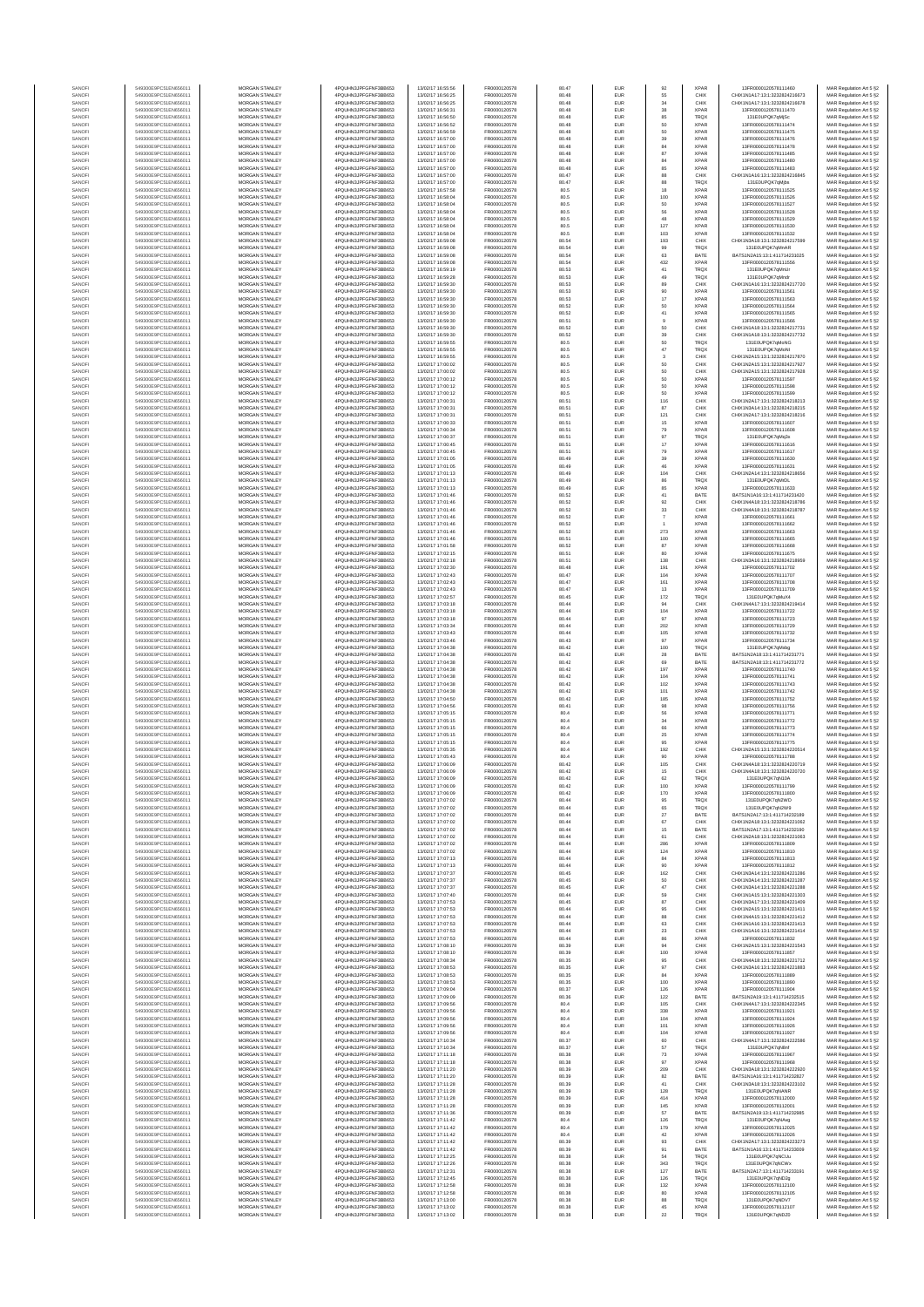| SANOFI | 549300E9PC51EN656011 | MORGAN STANLEY | 4PQUHN3JPFGFNF3BB653 | 13/03/2017 16:55:56 | FR0000120578 | 80.47 | EUR | 92 | XPAR | 13FR000012057811460 | MAR Regulation Art 5 §2 |
|---|---|---|---|---|---|---|---|---|---|---|---|
| SANOFI | 549300E9PC51EN656011 | MORGAN STANLEY | 4PQUHN3JPFGFNF3BB653 | 13/03/2017 16:56:25 | FR0000120578 | 80.48 | EUR | 55 | CHIX | CHIX1N1A17:13:1:3232824216673 | MAR Regulation Art 5 §2 |
| SANOFI | 549300E9PC51EN656011 | MORGAN STANLEY | 4PQUHN3JPFGFNF3BB653 | 13/03/2017 16:56:25 | FR0000120578 | 80.48 | EUR | 34 | CHIX | CHIX1N1A17:13:1:3232824216678 | MAR Regulation Art 5 §2 |
| SANOFI | 549300E9PC51EN656011 | MORGAN STANLEY | 4PQUHN3JPFGFNF3BB653 | 13/03/2017 16:56:31 | FR0000120578 | 80.48 | EUR | 38 | XPAR | 13FR000012057811470 | MAR Regulation Art 5 §2 |
| SANOFI | 549300E9PC51EN656011 | MORGAN STANLEY | 4PQUHN3JPFGFNF3BB653 | 13/03/2017 16:56:50 | FR0000120578 | 80.48 | EUR | 85 | TRQX | 131E0UPQK7qMjSc | MAR Regulation Art 5 §2 |
| SANOFI | 549300E9PC51EN656011 | MORGAN STANLEY | 4PQUHN3JPFGFNF3BB653 | 13/03/2017 16:56:52 | FR0000120578 | 80.48 | EUR | 50 | XPAR | 13FR000012057811474 | MAR Regulation Art 5 §2 |
| SANOFI | 549300E9PC51EN656011 | MORGAN STANLEY | 4PQUHN3JPFGFNF3BB653 | 13/03/2017 16:56:59 | FR0000120578 | 80.48 | EUR | 50 | XPAR | 13FR000012057811475 | MAR Regulation Art 5 §2 |
| SANOFI | 549300E9PC51EN656011 | MORGAN STANLEY | 4PQUHN3JPFGFNF3BB653 | 13/03/2017 16:57:00 | FR0000120578 | 80.48 | EUR | 39 | XPAR | 13FR000012057811476 | MAR Regulation Art 5 §2 |
| SANOFI | 549300E9PC51EN656011 | MORGAN STANLEY | 4PQUHN3JPFGFNF3BB653 | 13/03/2017 16:57:00 | FR0000120578 | 80.48 | EUR | 84 | XPAR | 13FR000012057811478 | MAR Regulation Art 5 §2 |
| SANOFI | 549300E9PC51EN656011 | MORGAN STANLEY | 4PQUHN3JPFGFNF3BB653 | 13/03/2017 16:57:00 | FR0000120578 | 80.48 | EUR | 87 | XPAR | 13FR000012057811485 | MAR Regulation Art 5 §2 |
| SANOFI | 549300E9PC51EN656011 | MORGAN STANLEY | 4PQUHN3JPFGFNF3BB653 | 13/03/2017 16:57:00 | FR0000120578 | 80.48 | EUR | 84 | XPAR | 13FR000012057811480 | MAR Regulation Art 5 §2 |
| SANOFI | 549300E9PC51EN656011 | MORGAN STANLEY | 4PQUHN3JPFGFNF3BB653 | 13/03/2017 16:57:00 | FR0000120578 | 80.48 | EUR | 85 | XPAR | 13FR000012057811483 | MAR Regulation Art 5 §2 |
| SANOFI | 549300E9PC51EN656011 | MORGAN STANLEY | 4PQUHN3JPFGFNF3BB653 | 13/03/2017 16:57:00 | FR0000120578 | 80.47 | EUR | 88 | CHIX | CHIX1N1A16:13:1:3232824216845 | MAR Regulation Art 5 §2 |
| SANOFI | 549300E9PC51EN656011 | MORGAN STANLEY | 4PQUHN3JPFGFNF3BB653 | 13/03/2017 16:57:00 | FR0000120578 | 80.47 | EUR | 88 | TRQX | 131E0UPQK7qMjbs | MAR Regulation Art 5 §2 |
| SANOFI | 549300E9PC51EN656011 | MORGAN STANLEY | 4PQUHN3JPFGFNF3BB653 | 13/03/2017 16:57:58 | FR0000120578 | 80.5 | EUR | 18 | XPAR | 13FR000012057811525 | MAR Regulation Art 5 §2 |
| SANOFI | 549300E9PC51EN656011 | MORGAN STANLEY | 4PQUHN3JPFGFNF3BB653 | 13/03/2017 16:58:04 | FR0000120578 | 80.5 | EUR | 100 | XPAR | 13FR000012057811526 | MAR Regulation Art 5 §2 |
| SANOFI | 549300E9PC51EN656011 | MORGAN STANLEY | 4PQUHN3JPFGFNF3BB653 | 13/03/2017 16:58:04 | FR0000120578 | 80.5 | EUR | 50 | XPAR | 13FR000012057811527 | MAR Regulation Art 5 §2 |
| SANOFI | 549300E9PC51EN656011 | MORGAN STANLEY | 4PQUHN3JPFGFNF3BB653 | 13/03/2017 16:58:04 | FR0000120578 | 80.5 | EUR | 56 | XPAR | 13FR000012057811528 | MAR Regulation Art 5 §2 |
| SANOFI | 549300E9PC51EN656011 | MORGAN STANLEY | 4PQUHN3JPFGFNF3BB653 | 13/03/2017 16:58:04 | FR0000120578 | 80.5 | EUR | 48 | XPAR | 13FR000012057811529 | MAR Regulation Art 5 §2 |
| SANOFI | 549300E9PC51EN656011 | MORGAN STANLEY | 4PQUHN3JPFGFNF3BB653 | 13/03/2017 16:58:04 | FR0000120578 | 80.5 | EUR | 127 | XPAR | 13FR000012057811530 | MAR Regulation Art 5 §2 |
| SANOFI | 549300E9PC51EN656011 | MORGAN STANLEY | 4PQUHN3JPFGFNF3BB653 | 13/03/2017 16:58:04 | FR0000120578 | 80.5 | EUR | 103 | XPAR | 13FR000012057811532 | MAR Regulation Art 5 §2 |
| SANOFI | 549300E9PC51EN656011 | MORGAN STANLEY | 4PQUHN3JPFGFNF3BB653 | 13/03/2017 16:59:08 | FR0000120578 | 80.54 | EUR | 193 | CHIX | CHIX1N2A18:13:1:3232824217599 | MAR Regulation Art 5 §2 |
| SANOFI | 549300E9PC51EN656011 | MORGAN STANLEY | 4PQUHN3JPFGFNF3BB653 | 13/03/2017 16:59:08 | FR0000120578 | 80.54 | EUR | 99 | TRQX | 131E0UPQK7qMnAR | MAR Regulation Art 5 §2 |
| SANOFI | 549300E9PC51EN656011 | MORGAN STANLEY | 4PQUHN3JPFGFNF3BB653 | 13/03/2017 16:59:08 | FR0000120578 | 80.54 | EUR | 63 | BATE | BATS1N2A15:13:1:411714231025 | MAR Regulation Art 5 §2 |
| SANOFI | 549300E9PC51EN656011 | MORGAN STANLEY | 4PQUHN3JPFGFNF3BB653 | 13/03/2017 16:59:08 | FR0000120578 | 80.54 | EUR | 432 | XPAR | 13FR000012057811556 | MAR Regulation Art 5 §2 |
| SANOFI | 549300E9PC51EN656011 | MORGAN STANLEY | 4PQUHN3JPFGFNF3BB653 | 13/03/2017 16:59:19 | FR0000120578 | 80.53 | EUR | 41 | TRQX | 131E0UPQK7qMnUr | MAR Regulation Art 5 §2 |
| SANOFI | 549300E9PC51EN656011 | MORGAN STANLEY | 4PQUHN3JPFGFNF3BB653 | 13/03/2017 16:59:28 | FR0000120578 | 80.53 | EUR | 49 | TRQX | 131E0UPQK7qMnsfr | MAR Regulation Art 5 §2 |
| SANOFI | 549300E9PC51EN656011 | MORGAN STANLEY | 4PQUHN3JPFGFNF3BB653 | 13/03/2017 16:59:30 | FR0000120578 | 80.53 | EUR | 89 | CHIX | CHIX1N1A16:13:1:3232824217720 | MAR Regulation Art 5 §2 |
| SANOFI | 549300E9PC51EN656011 | MORGAN STANLEY | 4PQUHN3JPFGFNF3BB653 | 13/03/2017 16:59:30 | FR0000120578 | 80.53 | EUR | 90 | XPAR | 13FR000012057811561 | MAR Regulation Art 5 §2 |
| SANOFI | 549300E9PC51EN656011 | MORGAN STANLEY | 4PQUHN3JPFGFNF3BB653 | 13/03/2017 16:59:30 | FR0000120578 | 80.53 | EUR | 17 | XPAR | 13FR000012057811563 | MAR Regulation Art 5 §2 |
| SANOFI | 549300E9PC51EN656011 | MORGAN STANLEY | 4PQUHN3JPFGFNF3BB653 | 13/03/2017 16:59:30 | FR0000120578 | 80.52 | EUR | 50 | XPAR | 13FR000012057811564 | MAR Regulation Art 5 §2 |
| SANOFI | 549300E9PC51EN656011 | MORGAN STANLEY | 4PQUHN3JPFGFNF3BB653 | 13/03/2017 16:59:30 | FR0000120578 | 80.52 | EUR | 41 | XPAR | 13FR000012057811565 | MAR Regulation Art 5 §2 |
| SANOFI | 549300E9PC51EN656011 | MORGAN STANLEY | 4PQUHN3JPFGFNF3BB653 | 13/03/2017 16:59:30 | FR0000120578 | 80.51 | EUR | 9 | XPAR | 13FR000012057811566 | MAR Regulation Art 5 §2 |
| SANOFI | 549300E9PC51EN656011 | MORGAN STANLEY | 4PQUHN3JPFGFNF3BB653 | 13/03/2017 16:59:30 | FR0000120578 | 80.52 | EUR | 50 | CHIX | CHIX1N1A18:13:1:3232824217731 | MAR Regulation Art 5 §2 |
| SANOFI | 549300E9PC51EN656011 | MORGAN STANLEY | 4PQUHN3JPFGFNF3BB653 | 13/03/2017 16:59:30 | FR0000120578 | 80.52 | EUR | 39 | CHIX | CHIX1N1A18:13:1:3232824217732 | MAR Regulation Art 5 §2 |
| SANOFI | 549300E9PC51EN656011 | MORGAN STANLEY | 4PQUHN3JPFGFNF3BB653 | 13/03/2017 16:59:55 | FR0000120578 | 80.5 | EUR | 50 | TRQX | 131E0UPQK7qMoNG | MAR Regulation Art 5 §2 |
| SANOFI | 549300E9PC51EN656011 | MORGAN STANLEY | 4PQUHN3JPFGFNF3BB653 | 13/03/2017 16:59:55 | FR0000120578 | 80.5 | EUR | 47 | TRQX | 131E0UPQK7qMoNI | MAR Regulation Art 5 §2 |
| SANOFI | 549300E9PC51EN656011 | MORGAN STANLEY | 4PQUHN3JPFGFNF3BB653 | 13/03/2017 16:59:55 | FR0000120578 | 80.5 | EUR | 3 | CHIX | CHIX1N2A15:13:1:3232824217870 | MAR Regulation Art 5 §2 |
| SANOFI | 549300E9PC51EN656011 | MORGAN STANLEY | 4PQUHN3JPFGFNF3BB653 | 13/03/2017 17:00:02 | FR0000120578 | 80.5 | EUR | 50 | CHIX | CHIX1N2A15:13:1:3232824217927 | MAR Regulation Art 5 §2 |
| SANOFI | 549300E9PC51EN656011 | MORGAN STANLEY | 4PQUHN3JPFGFNF3BB653 | 13/03/2017 17:00:02 | FR0000120578 | 80.5 | EUR | 50 | CHIX | CHIX1N2A15:13:1:3232824217928 | MAR Regulation Art 5 §2 |
| SANOFI | 549300E9PC51EN656011 | MORGAN STANLEY | 4PQUHN3JPFGFNF3BB653 | 13/03/2017 17:00:12 | FR0000120578 | 80.5 | EUR | 50 | XPAR | 13FR000012057811597 | MAR Regulation Art 5 §2 |
| SANOFI | 549300E9PC51EN656011 | MORGAN STANLEY | 4PQUHN3JPFGFNF3BB653 | 13/03/2017 17:00:12 | FR0000120578 | 80.5 | EUR | 50 | XPAR | 13FR000012057811598 | MAR Regulation Art 5 §2 |
| SANOFI | 549300E9PC51EN656011 | MORGAN STANLEY | 4PQUHN3JPFGFNF3BB653 | 13/03/2017 17:00:12 | FR0000120578 | 80.5 | EUR | 50 | XPAR | 13FR000012057811599 | MAR Regulation Art 5 §2 |
| SANOFI | 549300E9PC51EN656011 | MORGAN STANLEY | 4PQUHN3JPFGFNF3BB653 | 13/03/2017 17:00:31 | FR0000120578 | 80.51 | EUR | 116 | CHIX | CHIX1N1A17:13:1:3232824218213 | MAR Regulation Art 5 §2 |
| SANOFI | 549300E9PC51EN656011 | MORGAN STANLEY | 4PQUHN3JPFGFNF3BB653 | 13/03/2017 17:00:31 | FR0000120578 | 80.51 | EUR | 87 | CHIX | CHIX1N2A14:13:1:3232824218215 | MAR Regulation Art 5 §2 |
| SANOFI | 549300E9PC51EN656011 | MORGAN STANLEY | 4PQUHN3JPFGFNF3BB653 | 13/03/2017 17:00:31 | FR0000120578 | 80.51 | EUR | 121 | CHIX | CHIX1N2A17:13:1:3232824218216 | MAR Regulation Art 5 §2 |
| SANOFI | 549300E9PC51EN656011 | MORGAN STANLEY | 4PQUHN3JPFGFNF3BB653 | 13/03/2017 17:00:33 | FR0000120578 | 80.51 | EUR | 15 | XPAR | 13FR000012057811607 | MAR Regulation Art 5 §2 |
| SANOFI | 549300E9PC51EN656011 | MORGAN STANLEY | 4PQUHN3JPFGFNF3BB653 | 13/03/2017 17:00:34 | FR0000120578 | 80.51 | EUR | 79 | XPAR | 13FR000012057811608 | MAR Regulation Art 5 §2 |
| SANOFI | 549300E9PC51EN656011 | MORGAN STANLEY | 4PQUHN3JPFGFNF3BB653 | 13/03/2017 17:00:37 | FR0000120578 | 80.51 | EUR | 97 | TRQX | 131E0UPQK7qMq3x | MAR Regulation Art 5 §2 |
| SANOFI | 549300E9PC51EN656011 | MORGAN STANLEY | 4PQUHN3JPFGFNF3BB653 | 13/03/2017 17:00:45 | FR0000120578 | 80.51 | EUR | 17 | XPAR | 13FR000012057811616 | MAR Regulation Art 5 §2 |
| SANOFI | 549300E9PC51EN656011 | MORGAN STANLEY | 4PQUHN3JPFGFNF3BB653 | 13/03/2017 17:00:45 | FR0000120578 | 80.51 | EUR | 79 | XPAR | 13FR000012057811617 | MAR Regulation Art 5 §2 |
| SANOFI | 549300E9PC51EN656011 | MORGAN STANLEY | 4PQUHN3JPFGFNF3BB653 | 13/03/2017 17:01:05 | FR0000120578 | 80.49 | EUR | 39 | XPAR | 13FR000012057811630 | MAR Regulation Art 5 §2 |
| SANOFI | 549300E9PC51EN656011 | MORGAN STANLEY | 4PQUHN3JPFGFNF3BB653 | 13/03/2017 17:01:05 | FR0000120578 | 80.49 | EUR | 46 | XPAR | 13FR000012057811631 | MAR Regulation Art 5 §2 |
| SANOFI | 549300E9PC51EN656011 | MORGAN STANLEY | 4PQUHN3JPFGFNF3BB653 | 13/03/2017 17:01:13 | FR0000120578 | 80.49 | EUR | 104 | CHIX | CHIX1N2A14:13:1:3232824218656 | MAR Regulation Art 5 §2 |
| SANOFI | 549300E9PC51EN656011 | MORGAN STANLEY | 4PQUHN3JPFGFNF3BB653 | 13/03/2017 17:01:13 | FR0000120578 | 80.49 | EUR | 86 | TRQX | 131E0UPQK7qMtDL | MAR Regulation Art 5 §2 |
| SANOFI | 549300E9PC51EN656011 | MORGAN STANLEY | 4PQUHN3JPFGFNF3BB653 | 13/03/2017 17:01:13 | FR0000120578 | 80.49 | EUR | 85 | XPAR | 13FR000012057811633 | MAR Regulation Art 5 §2 |
| SANOFI | 549300E9PC51EN656011 | MORGAN STANLEY | 4PQUHN3JPFGFNF3BB653 | 13/03/2017 17:01:46 | FR0000120578 | 80.52 | EUR | 41 | BATE | BATS1N1A16:13:1:411714231420 | MAR Regulation Art 5 §2 |
| SANOFI | 549300E9PC51EN656011 | MORGAN STANLEY | 4PQUHN3JPFGFNF3BB653 | 13/03/2017 17:01:46 | FR0000120578 | 80.52 | EUR | 92 | CHIX | CHIX1N4A18:13:1:3232824218786 | MAR Regulation Art 5 §2 |
| SANOFI | 549300E9PC51EN656011 | MORGAN STANLEY | 4PQUHN3JPFGFNF3BB653 | 13/03/2017 17:01:46 | FR0000120578 | 80.52 | EUR | 33 | CHIX | CHIX1N4A18:13:1:3232824218787 | MAR Regulation Art 5 §2 |
| SANOFI | 549300E9PC51EN656011 | MORGAN STANLEY | 4PQUHN3JPFGFNF3BB653 | 13/03/2017 17:01:46 | FR0000120578 | 80.52 | EUR | 7 | XPAR | 13FR000012057811661 | MAR Regulation Art 5 §2 |
| SANOFI | 549300E9PC51EN656011 | MORGAN STANLEY | 4PQUHN3JPFGFNF3BB653 | 13/03/2017 17:01:46 | FR0000120578 | 80.52 | EUR | 1 | XPAR | 13FR000012057811662 | MAR Regulation Art 5 §2 |
| SANOFI | 549300E9PC51EN656011 | MORGAN STANLEY | 4PQUHN3JPFGFNF3BB653 | 13/03/2017 17:01:46 | FR0000120578 | 80.52 | EUR | 273 | XPAR | 13FR000012057811663 | MAR Regulation Art 5 §2 |
| SANOFI | 549300E9PC51EN656011 | MORGAN STANLEY | 4PQUHN3JPFGFNF3BB653 | 13/03/2017 17:01:46 | FR0000120578 | 80.51 | EUR | 100 | XPAR | 13FR000012057811665 | MAR Regulation Art 5 §2 |
| SANOFI | 549300E9PC51EN656011 | MORGAN STANLEY | 4PQUHN3JPFGFNF3BB653 | 13/03/2017 17:01:58 | FR0000120578 | 80.52 | EUR | 87 | XPAR | 13FR000012057811668 | MAR Regulation Art 5 §2 |
| SANOFI | 549300E9PC51EN656011 | MORGAN STANLEY | 4PQUHN3JPFGFNF3BB653 | 13/03/2017 17:02:15 | FR0000120578 | 80.51 | EUR | 80 | XPAR | 13FR000012057811675 | MAR Regulation Art 5 §2 |
| SANOFI | 549300E9PC51EN656011 | MORGAN STANLEY | 4PQUHN3JPFGFNF3BB653 | 13/03/2017 17:02:18 | FR0000120578 | 80.51 | EUR | 138 | CHIX | CHIX1N2A16:13:1:3232824218959 | MAR Regulation Art 5 §2 |
| SANOFI | 549300E9PC51EN656011 | MORGAN STANLEY | 4PQUHN3JPFGFNF3BB653 | 13/03/2017 17:02:30 | FR0000120578 | 80.48 | EUR | 191 | XPAR | 13FR000012057811702 | MAR Regulation Art 5 §2 |
| SANOFI | 549300E9PC51EN656011 | MORGAN STANLEY | 4PQUHN3JPFGFNF3BB653 | 13/03/2017 17:02:43 | FR0000120578 | 80.47 | EUR | 104 | XPAR | 13FR000012057811707 | MAR Regulation Art 5 §2 |
| SANOFI | 549300E9PC51EN656011 | MORGAN STANLEY | 4PQUHN3JPFGFNF3BB653 | 13/03/2017 17:02:43 | FR0000120578 | 80.47 | EUR | 101 | XPAR | 13FR000012057811708 | MAR Regulation Art 5 §2 |
| SANOFI | 549300E9PC51EN656011 | MORGAN STANLEY | 4PQUHN3JPFGFNF3BB653 | 13/03/2017 17:02:43 | FR0000120578 | 80.47 | EUR | 13 | XPAR | 13FR000012057811709 | MAR Regulation Art 5 §2 |
| SANOFI | 549300E9PC51EN656011 | MORGAN STANLEY | 4PQUHN3JPFGFNF3BB653 | 13/03/2017 17:02:57 | FR0000120578 | 80.45 | EUR | 172 | TRQX | 131E0UPQK7qMuX4 | MAR Regulation Art 5 §2 |
| SANOFI | 549300E9PC51EN656011 | MORGAN STANLEY | 4PQUHN3JPFGFNF3BB653 | 13/03/2017 17:03:18 | FR0000120578 | 80.44 | EUR | 94 | CHIX | CHIX1N4A17:13:1:3232824219414 | MAR Regulation Art 5 §2 |
| SANOFI | 549300E9PC51EN656011 | MORGAN STANLEY | 4PQUHN3JPFGFNF3BB653 | 13/03/2017 17:03:18 | FR0000120578 | 80.44 | EUR | 104 | XPAR | 13FR000012057811722 | MAR Regulation Art 5 §2 |
| SANOFI | 549300E9PC51EN656011 | MORGAN STANLEY | 4PQUHN3JPFGFNF3BB653 | 13/03/2017 17:03:18 | FR0000120578 | 80.44 | EUR | 97 | XPAR | 13FR000012057811723 | MAR Regulation Art 5 §2 |
| SANOFI | 549300E9PC51EN656011 | MORGAN STANLEY | 4PQUHN3JPFGFNF3BB653 | 13/03/2017 17:03:34 | FR0000120578 | 80.44 | EUR | 202 | XPAR | 13FR000012057811729 | MAR Regulation Art 5 §2 |
| SANOFI | 549300E9PC51EN656011 | MORGAN STANLEY | 4PQUHN3JPFGFNF3BB653 | 13/03/2017 17:03:43 | FR0000120578 | 80.44 | EUR | 105 | XPAR | 13FR000012057811732 | MAR Regulation Art 5 §2 |
| SANOFI | 549300E9PC51EN656011 | MORGAN STANLEY | 4PQUHN3JPFGFNF3BB653 | 13/03/2017 17:03:46 | FR0000120578 | 80.43 | EUR | 97 | XPAR | 13FR000012057811734 | MAR Regulation Art 5 §2 |
| SANOFI | 549300E9PC51EN656011 | MORGAN STANLEY | 4PQUHN3JPFGFNF3BB653 | 13/03/2017 17:04:38 | FR0000120578 | 80.42 | EUR | 100 | TRQX | 131E0UPQK7qMwbg | MAR Regulation Art 5 §2 |
| SANOFI | 549300E9PC51EN656011 | MORGAN STANLEY | 4PQUHN3JPFGFNF3BB653 | 13/03/2017 17:04:38 | FR0000120578 | 80.42 | EUR | 28 | BATE | BATS1N2A18:13:1:411714231771 | MAR Regulation Art 5 §2 |
| SANOFI | 549300E9PC51EN656011 | MORGAN STANLEY | 4PQUHN3JPFGFNF3BB653 | 13/03/2017 17:04:38 | FR0000120578 | 80.42 | EUR | 69 | BATE | BATS1N2A18:13:1:411714231772 | MAR Regulation Art 5 §2 |
| SANOFI | 549300E9PC51EN656011 | MORGAN STANLEY | 4PQUHN3JPFGFNF3BB653 | 13/03/2017 17:04:38 | FR0000120578 | 80.42 | EUR | 197 | XPAR | 13FR000012057811740 | MAR Regulation Art 5 §2 |
| SANOFI | 549300E9PC51EN656011 | MORGAN STANLEY | 4PQUHN3JPFGFNF3BB653 | 13/03/2017 17:04:38 | FR0000120578 | 80.42 | EUR | 104 | XPAR | 13FR000012057811741 | MAR Regulation Art 5 §2 |
| SANOFI | 549300E9PC51EN656011 | MORGAN STANLEY | 4PQUHN3JPFGFNF3BB653 | 13/03/2017 17:04:38 | FR0000120578 | 80.42 | EUR | 102 | XPAR | 13FR000012057811743 | MAR Regulation Art 5 §2 |
| SANOFI | 549300E9PC51EN656011 | MORGAN STANLEY | 4PQUHN3JPFGFNF3BB653 | 13/03/2017 17:04:38 | FR0000120578 | 80.42 | EUR | 101 | XPAR | 13FR000012057811742 | MAR Regulation Art 5 §2 |
| SANOFI | 549300E9PC51EN656011 | MORGAN STANLEY | 4PQUHN3JPFGFNF3BB653 | 13/03/2017 17:04:50 | FR0000120578 | 80.42 | EUR | 185 | XPAR | 13FR000012057811752 | MAR Regulation Art 5 §2 |
| SANOFI | 549300E9PC51EN656011 | MORGAN STANLEY | 4PQUHN3JPFGFNF3BB653 | 13/03/2017 17:04:56 | FR0000120578 | 80.41 | EUR | 98 | XPAR | 13FR000012057811756 | MAR Regulation Art 5 §2 |
| SANOFI | 549300E9PC51EN656011 | MORGAN STANLEY | 4PQUHN3JPFGFNF3BB653 | 13/03/2017 17:05:15 | FR0000120578 | 80.4 | EUR | 56 | XPAR | 13FR000012057811771 | MAR Regulation Art 5 §2 |
| SANOFI | 549300E9PC51EN656011 | MORGAN STANLEY | 4PQUHN3JPFGFNF3BB653 | 13/03/2017 17:05:15 | FR0000120578 | 80.4 | EUR | 34 | XPAR | 13FR000012057811772 | MAR Regulation Art 5 §2 |
| SANOFI | 549300E9PC51EN656011 | MORGAN STANLEY | 4PQUHN3JPFGFNF3BB653 | 13/03/2017 17:05:15 | FR0000120578 | 80.4 | EUR | 66 | XPAR | 13FR000012057811773 | MAR Regulation Art 5 §2 |
| SANOFI | 549300E9PC51EN656011 | MORGAN STANLEY | 4PQUHN3JPFGFNF3BB653 | 13/03/2017 17:05:15 | FR0000120578 | 80.4 | EUR | 25 | XPAR | 13FR000012057811774 | MAR Regulation Art 5 §2 |
| SANOFI | 549300E9PC51EN656011 | MORGAN STANLEY | 4PQUHN3JPFGFNF3BB653 | 13/03/2017 17:05:15 | FR0000120578 | 80.4 | EUR | 95 | XPAR | 13FR000012057811775 | MAR Regulation Art 5 §2 |
| SANOFI | 549300E9PC51EN656011 | MORGAN STANLEY | 4PQUHN3JPFGFNF3BB653 | 13/03/2017 17:05:35 | FR0000120578 | 80.4 | EUR | 192 | CHIX | CHIX1N2A15:13:1:3232824220514 | MAR Regulation Art 5 §2 |
| SANOFI | 549300E9PC51EN656011 | MORGAN STANLEY | 4PQUHN3JPFGFNF3BB653 | 13/03/2017 17:05:43 | FR0000120578 | 80.4 | EUR | 90 | XPAR | 13FR000012057811788 | MAR Regulation Art 5 §2 |
| SANOFI | 549300E9PC51EN656011 | MORGAN STANLEY | 4PQUHN3JPFGFNF3BB653 | 13/03/2017 17:06:09 | FR0000120578 | 80.42 | EUR | 105 | CHIX | CHIX1N4A18:13:1:3232824220719 | MAR Regulation Art 5 §2 |
| SANOFI | 549300E9PC51EN656011 | MORGAN STANLEY | 4PQUHN3JPFGFNF3BB653 | 13/03/2017 17:06:09 | FR0000120578 | 80.42 | EUR | 15 | CHIX | CHIX1N4A18:13:1:3232824220720 | MAR Regulation Art 5 §2 |
| SANOFI | 549300E9PC51EN656011 | MORGAN STANLEY | 4PQUHN3JPFGFNF3BB653 | 13/03/2017 17:06:09 | FR0000120578 | 80.42 | EUR | 82 | TRQX | 131E0UPQK7qN10A | MAR Regulation Art 5 §2 |
| SANOFI | 549300E9PC51EN656011 | MORGAN STANLEY | 4PQUHN3JPFGFNF3BB653 | 13/03/2017 17:06:09 | FR0000120578 | 80.42 | EUR | 100 | XPAR | 13FR000012057811799 | MAR Regulation Art 5 §2 |
| SANOFI | 549300E9PC51EN656011 | MORGAN STANLEY | 4PQUHN3JPFGFNF3BB653 | 13/03/2017 17:06:09 | FR0000120578 | 80.42 | EUR | 170 | XPAR | 13FR000012057811800 | MAR Regulation Art 5 §2 |
| SANOFI | 549300E9PC51EN656011 | MORGAN STANLEY | 4PQUHN3JPFGFNF3BB653 | 13/03/2017 17:07:02 | FR0000120578 | 80.44 | EUR | 95 | TRQX | 131E0UPQK7qN2WD | MAR Regulation Art 5 §2 |
| SANOFI | 549300E9PC51EN656011 | MORGAN STANLEY | 4PQUHN3JPFGFNF3BB653 | 13/03/2017 17:07:02 | FR0000120578 | 80.44 | EUR | 65 | TRQX | 131E0UPQK7qN2W9 | MAR Regulation Art 5 §2 |
| SANOFI | 549300E9PC51EN656011 | MORGAN STANLEY | 4PQUHN3JPFGFNF3BB653 | 13/03/2017 17:07:02 | FR0000120578 | 80.44 | EUR | 27 | BATE | BATS1N2A17:13:1:411714232189 | MAR Regulation Art 5 §2 |
| SANOFI | 549300E9PC51EN656011 | MORGAN STANLEY | 4PQUHN3JPFGFNF3BB653 | 13/03/2017 17:07:02 | FR0000120578 | 80.44 | EUR | 67 | CHIX | CHIX1N2A18:13:1:3232824221062 | MAR Regulation Art 5 §2 |
| SANOFI | 549300E9PC51EN656011 | MORGAN STANLEY | 4PQUHN3JPFGFNF3BB653 | 13/03/2017 17:07:02 | FR0000120578 | 80.44 | EUR | 15 | BATE | BATS1N2A17:13:1:411714232190 | MAR Regulation Art 5 §2 |
| SANOFI | 549300E9PC51EN656011 | MORGAN STANLEY | 4PQUHN3JPFGFNF3BB653 | 13/03/2017 17:07:02 | FR0000120578 | 80.44 | EUR | 61 | CHIX | CHIX1N2A18:13:1:3232824221063 | MAR Regulation Art 5 §2 |
| SANOFI | 549300E9PC51EN656011 | MORGAN STANLEY | 4PQUHN3JPFGFNF3BB653 | 13/03/2017 17:07:02 | FR0000120578 | 80.44 | EUR | 286 | XPAR | 13FR000012057811809 | MAR Regulation Art 5 §2 |
| SANOFI | 549300E9PC51EN656011 | MORGAN STANLEY | 4PQUHN3JPFGFNF3BB653 | 13/03/2017 17:07:02 | FR0000120578 | 80.44 | EUR | 124 | XPAR | 13FR000012057811810 | MAR Regulation Art 5 §2 |
| SANOFI | 549300E9PC51EN656011 | MORGAN STANLEY | 4PQUHN3JPFGFNF3BB653 | 13/03/2017 17:07:13 | FR0000120578 | 80.44 | EUR | 84 | XPAR | 13FR000012057811813 | MAR Regulation Art 5 §2 |
| SANOFI | 549300E9PC51EN656011 | MORGAN STANLEY | 4PQUHN3JPFGFNF3BB653 | 13/03/2017 17:07:13 | FR0000120578 | 80.44 | EUR | 90 | XPAR | 13FR000012057811812 | MAR Regulation Art 5 §2 |
| SANOFI | 549300E9PC51EN656011 | MORGAN STANLEY | 4PQUHN3JPFGFNF3BB653 | 13/03/2017 17:07:37 | FR0000120578 | 80.45 | EUR | 162 | CHIX | CHIX1N3A14:13:1:3232824221286 | MAR Regulation Art 5 §2 |
| SANOFI | 549300E9PC51EN656011 | MORGAN STANLEY | 4PQUHN3JPFGFNF3BB653 | 13/03/2017 17:07:37 | FR0000120578 | 80.45 | EUR | 50 | CHIX | CHIX1N3A14:13:1:3232824221287 | MAR Regulation Art 5 §2 |
| SANOFI | 549300E9PC51EN656011 | MORGAN STANLEY | 4PQUHN3JPFGFNF3BB653 | 13/03/2017 17:07:37 | FR0000120578 | 80.45 | EUR | 47 | CHIX | CHIX1N3A14:13:1:3232824221288 | MAR Regulation Art 5 §2 |
| SANOFI | 549300E9PC51EN656011 | MORGAN STANLEY | 4PQUHN3JPFGFNF3BB653 | 13/03/2017 17:07:40 | FR0000120578 | 80.44 | EUR | 59 | CHIX | CHIX1N1A15:13:1:3232824221303 | MAR Regulation Art 5 §2 |
| SANOFI | 549300E9PC51EN656011 | MORGAN STANLEY | 4PQUHN3JPFGFNF3BB653 | 13/03/2017 17:07:53 | FR0000120578 | 80.45 | EUR | 87 | CHIX | CHIX1N2A17:13:1:3232824221409 | MAR Regulation Art 5 §2 |
| SANOFI | 549300E9PC51EN656011 | MORGAN STANLEY | 4PQUHN3JPFGFNF3BB653 | 13/03/2017 17:07:53 | FR0000120578 | 80.44 | EUR | 95 | CHIX | CHIX1N2A15:13:1:3232824221411 | MAR Regulation Art 5 §2 |
| SANOFI | 549300E9PC51EN656011 | MORGAN STANLEY | 4PQUHN3JPFGFNF3BB653 | 13/03/2017 17:07:53 | FR0000120578 | 80.44 | EUR | 88 | CHIX | CHIX1N4A15:13:1:3232824221412 | MAR Regulation Art 5 §2 |
| SANOFI | 549300E9PC51EN656011 | MORGAN STANLEY | 4PQUHN3JPFGFNF3BB653 | 13/03/2017 17:07:53 | FR0000120578 | 80.44 | EUR | 63 | CHIX | CHIX1N1A16:13:1:3232824221413 | MAR Regulation Art 5 §2 |
| SANOFI | 549300E9PC51EN656011 | MORGAN STANLEY | 4PQUHN3JPFGFNF3BB653 | 13/03/2017 17:07:53 | FR0000120578 | 80.44 | EUR | 23 | CHIX | CHIX1N1A16:13:1:3232824221414 | MAR Regulation Art 5 §2 |
| SANOFI | 549300E9PC51EN656011 | MORGAN STANLEY | 4PQUHN3JPFGFNF3BB653 | 13/03/2017 17:07:53 | FR0000120578 | 80.44 | EUR | 86 | XPAR | 13FR000012057811832 | MAR Regulation Art 5 §2 |
| SANOFI | 549300E9PC51EN656011 | MORGAN STANLEY | 4PQUHN3JPFGFNF3BB653 | 13/03/2017 17:08:10 | FR0000120578 | 80.39 | EUR | 94 | CHIX | CHIX1N2A15:13:1:3232824221543 | MAR Regulation Art 5 §2 |
| SANOFI | 549300E9PC51EN656011 | MORGAN STANLEY | 4PQUHN3JPFGFNF3BB653 | 13/03/2017 17:08:10 | FR0000120578 | 80.39 | EUR | 100 | XPAR | 13FR000012057811857 | MAR Regulation Art 5 §2 |
| SANOFI | 549300E9PC51EN656011 | MORGAN STANLEY | 4PQUHN3JPFGFNF3BB653 | 13/03/2017 17:08:34 | FR0000120578 | 80.35 | EUR | 95 | CHIX | CHIX1N4A18:13:1:3232824221712 | MAR Regulation Art 5 §2 |
| SANOFI | 549300E9PC51EN656011 | MORGAN STANLEY | 4PQUHN3JPFGFNF3BB653 | 13/03/2017 17:08:53 | FR0000120578 | 80.35 | EUR | 97 | CHIX | CHIX1N3A16:13:1:3232824221883 | MAR Regulation Art 5 §2 |
| SANOFI | 549300E9PC51EN656011 | MORGAN STANLEY | 4PQUHN3JPFGFNF3BB653 | 13/03/2017 17:08:53 | FR0000120578 | 80.35 | EUR | 84 | XPAR | 13FR000012057811889 | MAR Regulation Art 5 §2 |
| SANOFI | 549300E9PC51EN656011 | MORGAN STANLEY | 4PQUHN3JPFGFNF3BB653 | 13/03/2017 17:08:53 | FR0000120578 | 80.35 | EUR | 100 | XPAR | 13FR000012057811890 | MAR Regulation Art 5 §2 |
| SANOFI | 549300E9PC51EN656011 | MORGAN STANLEY | 4PQUHN3JPFGFNF3BB653 | 13/03/2017 17:09:04 | FR0000120578 | 80.37 | EUR | 126 | XPAR | 13FR000012057811904 | MAR Regulation Art 5 §2 |
| SANOFI | 549300E9PC51EN656011 | MORGAN STANLEY | 4PQUHN3JPFGFNF3BB653 | 13/03/2017 17:09:09 | FR0000120578 | 80.36 | EUR | 122 | BATE | BATS1N2A19:13:1:411714232515 | MAR Regulation Art 5 §2 |
| SANOFI | 549300E9PC51EN656011 | MORGAN STANLEY | 4PQUHN3JPFGFNF3BB653 | 13/03/2017 17:09:56 | FR0000120578 | 80.4 | EUR | 105 | CHIX | CHIX1N4A17:13:1:3232824222345 | MAR Regulation Art 5 §2 |
| SANOFI | 549300E9PC51EN656011 | MORGAN STANLEY | 4PQUHN3JPFGFNF3BB653 | 13/03/2017 17:09:56 | FR0000120578 | 80.4 | EUR | 338 | XPAR | 13FR000012057811921 | MAR Regulation Art 5 §2 |
| SANOFI | 549300E9PC51EN656011 | MORGAN STANLEY | 4PQUHN3JPFGFNF3BB653 | 13/03/2017 17:09:56 | FR0000120578 | 80.4 | EUR | 104 | XPAR | 13FR000012057811924 | MAR Regulation Art 5 §2 |
| SANOFI | 549300E9PC51EN656011 | MORGAN STANLEY | 4PQUHN3JPFGFNF3BB653 | 13/03/2017 17:09:56 | FR0000120578 | 80.4 | EUR | 101 | XPAR | 13FR000012057811926 | MAR Regulation Art 5 §2 |
| SANOFI | 549300E9PC51EN656011 | MORGAN STANLEY | 4PQUHN3JPFGFNF3BB653 | 13/03/2017 17:09:56 | FR0000120578 | 80.4 | EUR | 104 | XPAR | 13FR000012057811927 | MAR Regulation Art 5 §2 |
| SANOFI | 549300E9PC51EN656011 | MORGAN STANLEY | 4PQUHN3JPFGFNF3BB653 | 13/03/2017 17:10:34 | FR0000120578 | 80.37 | EUR | 60 | CHIX | CHIX1N4A17:13:1:3232824222586 | MAR Regulation Art 5 §2 |
| SANOFI | 549300E9PC51EN656011 | MORGAN STANLEY | 4PQUHN3JPFGFNF3BB653 | 13/03/2017 17:10:34 | FR0000120578 | 80.37 | EUR | 57 | TRQX | 131E0UPQK7qN8mf | MAR Regulation Art 5 §2 |
| SANOFI | 549300E9PC51EN656011 | MORGAN STANLEY | 4PQUHN3JPFGFNF3BB653 | 13/03/2017 17:11:18 | FR0000120578 | 80.38 | EUR | 73 | XPAR | 13FR000012057811967 | MAR Regulation Art 5 §2 |
| SANOFI | 549300E9PC51EN656011 | MORGAN STANLEY | 4PQUHN3JPFGFNF3BB653 | 13/03/2017 17:11:18 | FR0000120578 | 80.38 | EUR | 97 | XPAR | 13FR000012057811968 | MAR Regulation Art 5 §2 |
| SANOFI | 549300E9PC51EN656011 | MORGAN STANLEY | 4PQUHN3JPFGFNF3BB653 | 13/03/2017 17:11:20 | FR0000120578 | 80.39 | EUR | 209 | CHIX | CHIX1N2A16:13:1:3232824222920 | MAR Regulation Art 5 §2 |
| SANOFI | 549300E9PC51EN656011 | MORGAN STANLEY | 4PQUHN3JPFGFNF3BB653 | 13/03/2017 17:11:20 | FR0000120578 | 80.39 | EUR | 82 | BATE | BATS1N1A16:13:1:411714232827 | MAR Regulation Art 5 §2 |
| SANOFI | 549300E9PC51EN656011 | MORGAN STANLEY | 4PQUHN3JPFGFNF3BB653 | 13/03/2017 17:11:28 | FR0000120578 | 80.39 | EUR | 41 | CHIX | CHIX1N2A18:13:1:3232824223102 | MAR Regulation Art 5 §2 |
| SANOFI | 549300E9PC51EN656011 | MORGAN STANLEY | 4PQUHN3JPFGFNF3BB653 | 13/03/2017 17:11:28 | FR0000120578 | 80.39 | EUR | 128 | TRQX | 131E0UPQK7qNANR | MAR Regulation Art 5 §2 |
| SANOFI | 549300E9PC51EN656011 | MORGAN STANLEY | 4PQUHN3JPFGFNF3BB653 | 13/03/2017 17:11:28 | FR0000120578 | 80.39 | EUR | 414 | XPAR | 13FR000012057812000 | MAR Regulation Art 5 §2 |
| SANOFI | 549300E9PC51EN656011 | MORGAN STANLEY | 4PQUHN3JPFGFNF3BB653 | 13/03/2017 17:11:28 | FR0000120578 | 80.39 | EUR | 145 | XPAR | 13FR000012057812001 | MAR Regulation Art 5 §2 |
| SANOFI | 549300E9PC51EN656011 | MORGAN STANLEY | 4PQUHN3JPFGFNF3BB653 | 13/03/2017 17:11:36 | FR0000120578 | 80.39 | EUR | 57 | BATE | BATS1N2A19:13:1:411714232885 | MAR Regulation Art 5 §2 |
| SANOFI | 549300E9PC51EN656011 | MORGAN STANLEY | 4PQUHN3JPFGFNF3BB653 | 13/03/2017 17:11:42 | FR0000120578 | 80.4 | EUR | 126 | TRQX | 131E0UPQK7qNAeg | MAR Regulation Art 5 §2 |
| SANOFI | 549300E9PC51EN656011 | MORGAN STANLEY | 4PQUHN3JPFGFNF3BB653 | 13/03/2017 17:11:42 | FR0000120578 | 80.4 | EUR | 179 | XPAR | 13FR000012057812025 | MAR Regulation Art 5 §2 |
| SANOFI | 549300E9PC51EN656011 | MORGAN STANLEY | 4PQUHN3JPFGFNF3BB653 | 13/03/2017 17:11:42 | FR0000120578 | 80.4 | EUR | 42 | XPAR | 13FR000012057812026 | MAR Regulation Art 5 §2 |
| SANOFI | 549300E9PC51EN656011 | MORGAN STANLEY | 4PQUHN3JPFGFNF3BB653 | 13/03/2017 17:11:42 | FR0000120578 | 80.39 | EUR | 93 | CHIX | CHIX1N2A17:13:1:3232824223273 | MAR Regulation Art 5 §2 |
| SANOFI | 549300E9PC51EN656011 | MORGAN STANLEY | 4PQUHN3JPFGFNF3BB653 | 13/03/2017 17:11:42 | FR0000120578 | 80.39 | EUR | 91 | BATE | BATS1N1A16:13:1:411714233009 | MAR Regulation Art 5 §2 |
| SANOFI | 549300E9PC51EN656011 | MORGAN STANLEY | 4PQUHN3JPFGFNF3BB653 | 13/03/2017 17:12:25 | FR0000120578 | 80.38 | EUR | 54 | TRQX | 131E0UPQK7qNCUu | MAR Regulation Art 5 §2 |
| SANOFI | 549300E9PC51EN656011 | MORGAN STANLEY | 4PQUHN3JPFGFNF3BB653 | 13/03/2017 17:12:26 | FR0000120578 | 80.38 | EUR | 343 | TRQX | 131E0UPQK7qNCWx | MAR Regulation Art 5 §2 |
| SANOFI | 549300E9PC51EN656011 | MORGAN STANLEY | 4PQUHN3JPFGFNF3BB653 | 13/03/2017 17:12:31 | FR0000120578 | 80.38 | EUR | 127 | BATE | BATS1N2A17:13:1:411714233191 | MAR Regulation Art 5 §2 |
| SANOFI | 549300E9PC51EN656011 | MORGAN STANLEY | 4PQUHN3JPFGFNF3BB653 | 13/03/2017 17:12:45 | FR0000120578 | 80.38 | EUR | 126 | TRQX | 131E0UPQK7qND2g | MAR Regulation Art 5 §2 |
| SANOFI | 549300E9PC51EN656011 | MORGAN STANLEY | 4PQUHN3JPFGFNF3BB653 | 13/03/2017 17:12:58 | FR0000120578 | 80.38 | EUR | 132 | XPAR | 13FR000012057812100 | MAR Regulation Art 5 §2 |
| SANOFI | 549300E9PC51EN656011 | MORGAN STANLEY | 4PQUHN3JPFGFNF3BB653 | 13/03/2017 17:12:58 | FR0000120578 | 80.38 | EUR | 80 | XPAR | 13FR000012057812105 | MAR Regulation Art 5 §2 |
| SANOFI | 549300E9PC51EN656011 | MORGAN STANLEY | 4PQUHN3JPFGFNF3BB653 | 13/03/2017 17:12:58 | FR0000120578 | 80.38 | EUR | 88 | TRQX | 131E0UPQK7qNDV7 | MAR Regulation Art 5 §2 |
| SANOFI | 549300E9PC51EN656011 | MORGAN STANLEY | 4PQUHN3JPFGFNF3BB653 | 13/03/2017 17:13:02 | FR0000120578 | 80.38 | EUR | 45 | XPAR | 13FR000012057812107 | MAR Regulation Art 5 §2 |
| SANOFI | 549300E9PC51EN656011 | MORGAN STANLEY | 4PQUHN3JPFGFNF3BB653 | 13/03/2017 17:13:02 | FR0000120578 | 80.38 | EUR | 22 | TRQX | 131E0UPQK7qNDZ0 | MAR Regulation Art 5 §2 |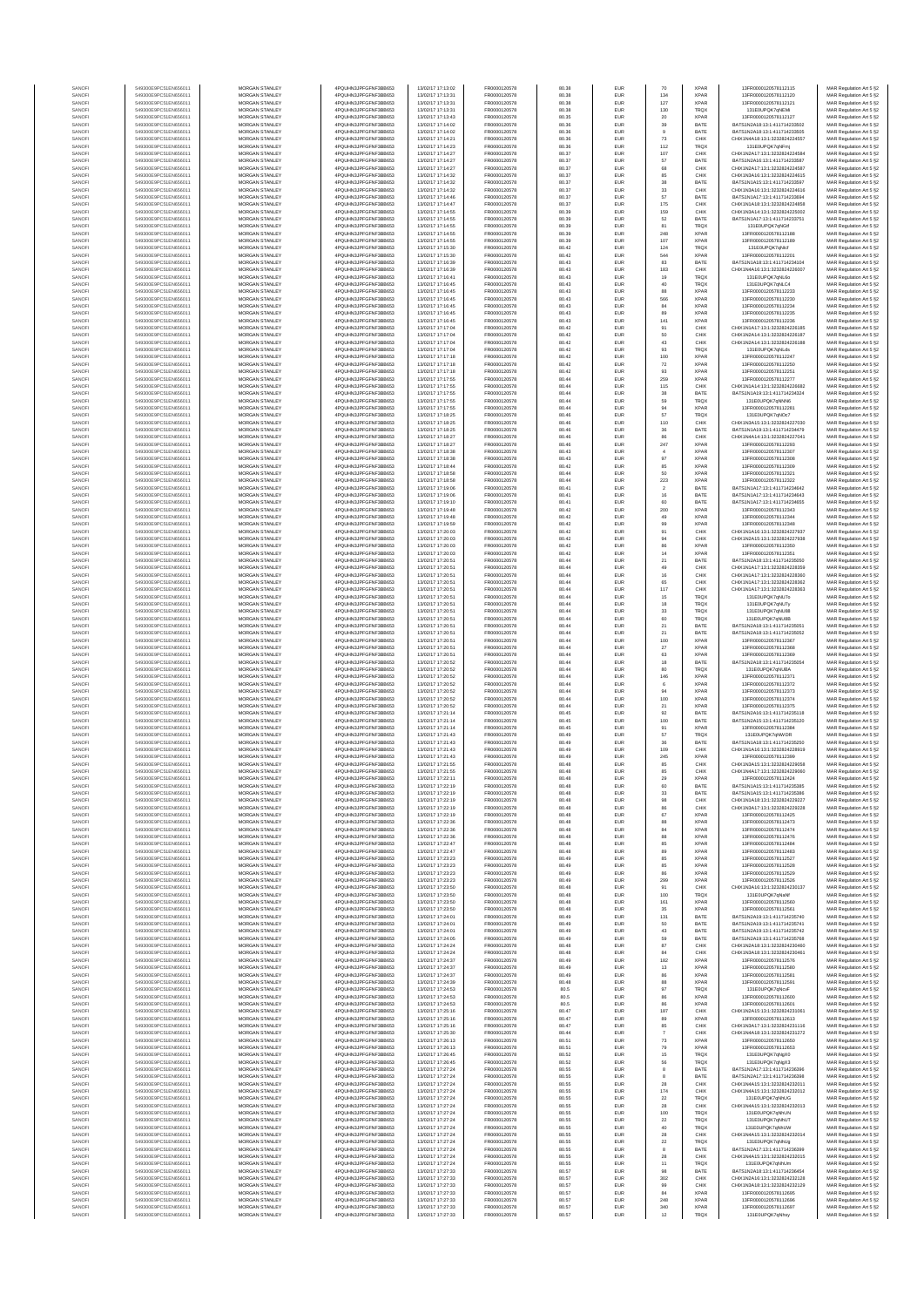| SANOFI | 549300E9PC51EN656011 | MORGAN STANLEY | 4PQUHN3JPFGFNF3BB653 | 13/02/17 17:13:02 | FR0000120578 | 80.38 | EUR | 70 | XPAR | 13FR000012057812115 | MAR Regulation Art 5 §2 |
|---|---|---|---|---|---|---|---|---|---|---|---|
| SANOFI | 549300E9PC51EN656011 | MORGAN STANLEY | 4PQUHN3JPFGFNF3BB653 | 13/02/17 17:13:31 | FR0000120578 | 80.38 | EUR | 134 | XPAR | 13FR000012057812120 | MAR Regulation Art 5 §2 |
| SANOFI | 549300E9PC51EN656011 | MORGAN STANLEY | 4PQUHN3JPFGFNF3BB653 | 13/02/17 17:13:31 | FR0000120578 | 80.38 | EUR | 127 | XPAR | 13FR000012057812121 | MAR Regulation Art 5 §2 |
| SANOFI | 549300E9PC51EN656011 | MORGAN STANLEY | 4PQUHN3JPFGFNF3BB653 | 13/02/17 17:13:31 | FR0000120578 | 80.38 | EUR | 130 | TRQX | 131E0UPQK7qNEMi | MAR Regulation Art 5 §2 |
| SANOFI | 549300E9PC51EN656011 | MORGAN STANLEY | 4PQUHN3JPFGFNF3BB653 | 13/02/17 17:13:43 | FR0000120578 | 80.35 | EUR | 20 | XPAR | 13FR000012057812127 | MAR Regulation Art 5 §2 |
| SANOFI | 549300E9PC51EN656011 | MORGAN STANLEY | 4PQUHN3JPFGFNF3BB653 | 13/02/17 17:14:02 | FR0000120578 | 80.36 | EUR | 39 | BATE | BATS1N2A18:13:411714233502 | MAR Regulation Art 5 §2 |
| SANOFI | 549300E9PC51EN656011 | MORGAN STANLEY | 4PQUHN3JPFGFNF3BB653 | 13/02/17 17:14:02 | FR0000120578 | 80.36 | EUR | 9 | BATE | BATS1N2A18:13:411714233505 | MAR Regulation Art 5 §2 |
| SANOFI | 549300E9PC51EN656011 | MORGAN STANLEY | 4PQUHN3JPFGFNF3BB653 | 13/02/17 17:14:21 | FR0000120578 | 80.36 | EUR | 73 | CHIX | CHIX1N4A18:13:3232824224557 | MAR Regulation Art 5 §2 |
| SANOFI | 549300E9PC51EN656011 | MORGAN STANLEY | 4PQUHN3JPFGFNF3BB653 | 13/02/17 17:14:23 | FR0000120578 | 80.36 | EUR | 112 | TRQX | 131E0UPQK7qNFmj | MAR Regulation Art 5 §2 |
| SANOFI | 549300E9PC51EN656011 | MORGAN STANLEY | 4PQUHN3JPFGFNF3BB653 | 13/02/17 17:14:27 | FR0000120578 | 80.37 | EUR | 107 | CHIX | CHIX1N2A17:13:3232824224584 | MAR Regulation Art 5 §2 |
| SANOFI | 549300E9PC51EN656011 | MORGAN STANLEY | 4PQUHN3JPFGFNF3BB653 | 13/02/17 17:14:27 | FR0000120578 | 80.37 | EUR | 57 | BATE | BATS1N2A16:13:411714233587 | MAR Regulation Art 5 §2 |
| SANOFI | 549300E9PC51EN656011 | MORGAN STANLEY | 4PQUHN3JPFGFNF3BB653 | 13/02/17 17:14:27 | FR0000120578 | 80.37 | EUR | 68 | CHIX | CHIX1N2A17:13:3232824224587 | MAR Regulation Art 5 §2 |
| SANOFI | 549300E9PC51EN656011 | MORGAN STANLEY | 4PQUHN3JPFGFNF3BB653 | 13/02/17 17:14:32 | FR0000120578 | 80.37 | EUR | 85 | CHIX | CHIX1N3A16:13:3232824224615 | MAR Regulation Art 5 §2 |
| SANOFI | 549300E9PC51EN656011 | MORGAN STANLEY | 4PQUHN3JPFGFNF3BB653 | 13/02/17 17:14:32 | FR0000120578 | 80.37 | EUR | 38 | BATE | BATS1N1A15:13:411714233597 | MAR Regulation Art 5 §2 |
| SANOFI | 549300E9PC51EN656011 | MORGAN STANLEY | 4PQUHN3JPFGFNF3BB653 | 13/02/17 17:14:32 | FR0000120578 | 80.37 | EUR | 33 | CHIX | CHIX1N3A16:13:3232824224616 | MAR Regulation Art 5 §2 |
| SANOFI | 549300E9PC51EN656011 | MORGAN STANLEY | 4PQUHN3JPFGFNF3BB653 | 13/02/17 17:14:46 | FR0000120578 | 80.37 | EUR | 57 | BATE | BATS1N1A17:13:411714233694 | MAR Regulation Art 5 §2 |
| SANOFI | 549300E9PC51EN656011 | MORGAN STANLEY | 4PQUHN3JPFGFNF3BB653 | 13/02/17 17:14:47 | FR0000120578 | 80.37 | EUR | 175 | CHIX | CHIX1N1A18:13:3232824224858 | MAR Regulation Art 5 §2 |
| SANOFI | 549300E9PC51EN656011 | MORGAN STANLEY | 4PQUHN3JPFGFNF3BB653 | 13/02/17 17:14:55 | FR0000120578 | 80.39 | EUR | 159 | CHIX | CHIX1N3A14:13:3232824225002 | MAR Regulation Art 5 §2 |
| SANOFI | 549300E9PC51EN656011 | MORGAN STANLEY | 4PQUHN3JPFGFNF3BB653 | 13/02/17 17:14:55 | FR0000120578 | 80.39 | EUR | 52 | BATE | BATS1N1A17:13:411714233751 | MAR Regulation Art 5 §2 |
| SANOFI | 549300E9PC51EN656011 | MORGAN STANLEY | 4PQUHN3JPFGFNF3BB653 | 13/02/17 17:14:55 | FR0000120578 | 80.39 | EUR | 81 | TRQX | 131E0UPQK7qNGif | MAR Regulation Art 5 §2 |
| SANOFI | 549300E9PC51EN656011 | MORGAN STANLEY | 4PQUHN3JPFGFNF3BB653 | 13/02/17 17:14:55 | FR0000120578 | 80.39 | EUR | 248 | XPAR | 13FR000012057812188 | MAR Regulation Art 5 §2 |
| SANOFI | 549300E9PC51EN656011 | MORGAN STANLEY | 4PQUHN3JPFGFNF3BB653 | 13/02/17 17:14:55 | FR0000120578 | 80.39 | EUR | 107 | XPAR | 13FR000012057812189 | MAR Regulation Art 5 §2 |
| SANOFI | 549300E9PC51EN656011 | MORGAN STANLEY | 4PQUHN3JPFGFNF3BB653 | 13/02/17 17:15:30 | FR0000120578 | 80.42 | EUR | 124 | TRQX | 131E0UPQK7qNIcf | MAR Regulation Art 5 §2 |
| SANOFI | 549300E9PC51EN656011 | MORGAN STANLEY | 4PQUHN3JPFGFNF3BB653 | 13/02/17 17:15:30 | FR0000120578 | 80.42 | EUR | 544 | XPAR | 13FR000012057812201 | MAR Regulation Art 5 §2 |
| SANOFI | 549300E9PC51EN656011 | MORGAN STANLEY | 4PQUHN3JPFGFNF3BB653 | 13/02/17 17:16:39 | FR0000120578 | 80.43 | EUR | 83 | BATE | BATS1N1A18:13:411714234104 | MAR Regulation Art 5 §2 |
| SANOFI | 549300E9PC51EN656011 | MORGAN STANLEY | 4PQUHN3JPFGFNF3BB653 | 13/02/17 17:16:39 | FR0000120578 | 80.43 | EUR | 183 | CHIX | CHIX1N4A16:13:3232824226007 | MAR Regulation Art 5 §2 |
| SANOFI | 549300E9PC51EN656011 | MORGAN STANLEY | 4PQUHN3JPFGFNF3BB653 | 13/02/17 17:16:41 | FR0000120578 | 80.43 | EUR | 19 | TRQX | 131E0UPQK7qNLGs | MAR Regulation Art 5 §2 |
| SANOFI | 549300E9PC51EN656011 | MORGAN STANLEY | 4PQUHN3JPFGFNF3BB653 | 13/02/17 17:16:45 | FR0000120578 | 80.43 | EUR | 40 | TRQX | 131E0UPQK7qNLC4 | MAR Regulation Art 5 §2 |
| SANOFI | 549300E9PC51EN656011 | MORGAN STANLEY | 4PQUHN3JPFGFNF3BB653 | 13/02/17 17:16:45 | FR0000120578 | 80.43 | EUR | 88 | XPAR | 13FR000012057812233 | MAR Regulation Art 5 §2 |
| SANOFI | 549300E9PC51EN656011 | MORGAN STANLEY | 4PQUHN3JPFGFNF3BB653 | 13/02/17 17:16:45 | FR0000120578 | 80.43 | EUR | 566 | XPAR | 13FR000012057812230 | MAR Regulation Art 5 §2 |
| SANOFI | 549300E9PC51EN656011 | MORGAN STANLEY | 4PQUHN3JPFGFNF3BB653 | 13/02/17 17:16:45 | FR0000120578 | 80.43 | EUR | 84 | XPAR | 13FR000012057812234 | MAR Regulation Art 5 §2 |
| SANOFI | 549300E9PC51EN656011 | MORGAN STANLEY | 4PQUHN3JPFGFNF3BB653 | 13/02/17 17:16:45 | FR0000120578 | 80.43 | EUR | 89 | XPAR | 13FR000012057812235 | MAR Regulation Art 5 §2 |
| SANOFI | 549300E9PC51EN656011 | MORGAN STANLEY | 4PQUHN3JPFGFNF3BB653 | 13/02/17 17:16:45 | FR0000120578 | 80.43 | EUR | 141 | XPAR | 13FR000012057812236 | MAR Regulation Art 5 §2 |
| SANOFI | 549300E9PC51EN656011 | MORGAN STANLEY | 4PQUHN3JPFGFNF3BB653 | 13/02/17 17:17:04 | FR0000120578 | 80.42 | EUR | 91 | CHIX | CHIX1N1A17:13:3232824226185 | MAR Regulation Art 5 §2 |
| SANOFI | 549300E9PC51EN656011 | MORGAN STANLEY | 4PQUHN3JPFGFNF3BB653 | 13/02/17 17:17:04 | FR0000120578 | 80.42 | EUR | 50 | CHIX | CHIX1N2A14:13:3232824226187 | MAR Regulation Art 5 §2 |
| SANOFI | 549300E9PC51EN656011 | MORGAN STANLEY | 4PQUHN3JPFGFNF3BB653 | 13/02/17 17:17:04 | FR0000120578 | 80.42 | EUR | 43 | CHIX | CHIX1N2A14:13:3232824226188 | MAR Regulation Art 5 §2 |
| SANOFI | 549300E9PC51EN656011 | MORGAN STANLEY | 4PQUHN3JPFGFNF3BB653 | 13/02/17 17:17:04 | FR0000120578 | 80.42 | EUR | 93 | TRQX | 131E0UPQK7qNLdo | MAR Regulation Art 5 §2 |
| SANOFI | 549300E9PC51EN656011 | MORGAN STANLEY | 4PQUHN3JPFGFNF3BB653 | 13/02/17 17:17:18 | FR0000120578 | 80.42 | EUR | 100 | XPAR | 13FR000012057812247 | MAR Regulation Art 5 §2 |
| SANOFI | 549300E9PC51EN656011 | MORGAN STANLEY | 4PQUHN3JPFGFNF3BB653 | 13/02/17 17:17:18 | FR0000120578 | 80.42 | EUR | 72 | XPAR | 13FR000012057812250 | MAR Regulation Art 5 §2 |
| SANOFI | 549300E9PC51EN656011 | MORGAN STANLEY | 4PQUHN3JPFGFNF3BB653 | 13/02/17 17:17:18 | FR0000120578 | 80.42 | EUR | 93 | XPAR | 13FR000012057812251 | MAR Regulation Art 5 §2 |
| SANOFI | 549300E9PC51EN656011 | MORGAN STANLEY | 4PQUHN3JPFGFNF3BB653 | 13/02/17 17:17:55 | FR0000120578 | 80.44 | EUR | 259 | XPAR | 13FR000012057812277 | MAR Regulation Art 5 §2 |
| SANOFI | 549300E9PC51EN656011 | MORGAN STANLEY | 4PQUHN3JPFGFNF3BB653 | 13/02/17 17:17:55 | FR0000120578 | 80.44 | EUR | 115 | CHIX | CHIX1N1A14:13:3232824226682 | MAR Regulation Art 5 §2 |
| SANOFI | 549300E9PC51EN656011 | MORGAN STANLEY | 4PQUHN3JPFGFNF3BB653 | 13/02/17 17:17:55 | FR0000120578 | 80.44 | EUR | 38 | BATE | BATS1N1A19:13:411714234324 | MAR Regulation Art 5 §2 |
| SANOFI | 549300E9PC51EN656011 | MORGAN STANLEY | 4PQUHN3JPFGFNF3BB653 | 13/02/17 17:17:55 | FR0000120578 | 80.44 | EUR | 59 | TRQX | 131E0UPQK7qNNNG | MAR Regulation Art 5 §2 |
| SANOFI | 549300E9PC51EN656011 | MORGAN STANLEY | 4PQUHN3JPFGFNF3BB653 | 13/02/17 17:17:55 | FR0000120578 | 80.44 | EUR | 94 | XPAR | 13FR000012057812281 | MAR Regulation Art 5 §2 |
| SANOFI | 549300E9PC51EN656011 | MORGAN STANLEY | 4PQUHN3JPFGFNF3BB653 | 13/02/17 17:18:25 | FR0000120578 | 80.46 | EUR | 57 | TRQX | 131E0UPQK7qNOx7 | MAR Regulation Art 5 §2 |
| SANOFI | 549300E9PC51EN656011 | MORGAN STANLEY | 4PQUHN3JPFGFNF3BB653 | 13/02/17 17:18:25 | FR0000120578 | 80.46 | EUR | 110 | CHIX | CHIX1N3A15:13:3232824227030 | MAR Regulation Art 5 §2 |
| SANOFI | 549300E9PC51EN656011 | MORGAN STANLEY | 4PQUHN3JPFGFNF3BB653 | 13/02/17 17:18:25 | FR0000120578 | 80.46 | EUR | 36 | BATE | BATS1N1A19:13:411714234479 | MAR Regulation Art 5 §2 |
| SANOFI | 549300E9PC51EN656011 | MORGAN STANLEY | 4PQUHN3JPFGFNF3BB653 | 13/02/17 17:18:27 | FR0000120578 | 80.46 | EUR | 86 | CHIX | CHIX1N4A14:13:3232824227041 | MAR Regulation Art 5 §2 |
| SANOFI | 549300E9PC51EN656011 | MORGAN STANLEY | 4PQUHN3JPFGFNF3BB653 | 13/02/17 17:18:27 | FR0000120578 | 80.46 | EUR | 247 | XPAR | 13FR000012057812293 | MAR Regulation Art 5 §2 |
| SANOFI | 549300E9PC51EN656011 | MORGAN STANLEY | 4PQUHN3JPFGFNF3BB653 | 13/02/17 17:18:38 | FR0000120578 | 80.43 | EUR | 4 | XPAR | 13FR000012057812307 | MAR Regulation Art 5 §2 |
| SANOFI | 549300E9PC51EN656011 | MORGAN STANLEY | 4PQUHN3JPFGFNF3BB653 | 13/02/17 17:18:38 | FR0000120578 | 80.43 | EUR | 97 | XPAR | 13FR000012057812308 | MAR Regulation Art 5 §2 |
| SANOFI | 549300E9PC51EN656011 | MORGAN STANLEY | 4PQUHN3JPFGFNF3BB653 | 13/02/17 17:18:44 | FR0000120578 | 80.42 | EUR | 85 | XPAR | 13FR000012057812309 | MAR Regulation Art 5 §2 |
| SANOFI | 549300E9PC51EN656011 | MORGAN STANLEY | 4PQUHN3JPFGFNF3BB653 | 13/02/17 17:18:58 | FR0000120578 | 80.44 | EUR | 50 | XPAR | 13FR000012057812321 | MAR Regulation Art 5 §2 |
| SANOFI | 549300E9PC51EN656011 | MORGAN STANLEY | 4PQUHN3JPFGFNF3BB653 | 13/02/17 17:18:58 | FR0000120578 | 80.44 | EUR | 223 | XPAR | 13FR000012057812322 | MAR Regulation Art 5 §2 |
| SANOFI | 549300E9PC51EN656011 | MORGAN STANLEY | 4PQUHN3JPFGFNF3BB653 | 13/02/17 17:19:06 | FR0000120578 | 80.41 | EUR | 2 | BATE | BATS1N1A17:13:411714234642 | MAR Regulation Art 5 §2 |
| SANOFI | 549300E9PC51EN656011 | MORGAN STANLEY | 4PQUHN3JPFGFNF3BB653 | 13/02/17 17:19:06 | FR0000120578 | 80.41 | EUR | 16 | BATE | BATS1N1A17:13:411714234643 | MAR Regulation Art 5 §2 |
| SANOFI | 549300E9PC51EN656011 | MORGAN STANLEY | 4PQUHN3JPFGFNF3BB653 | 13/02/17 17:19:10 | FR0000120578 | 80.41 | EUR | 60 | BATE | BATS1N1A17:13:411714234655 | MAR Regulation Art 5 §2 |
| SANOFI | 549300E9PC51EN656011 | MORGAN STANLEY | 4PQUHN3JPFGFNF3BB653 | 13/02/17 17:19:48 | FR0000120578 | 80.42 | EUR | 200 | XPAR | 13FR000012057812343 | MAR Regulation Art 5 §2 |
| SANOFI | 549300E9PC51EN656011 | MORGAN STANLEY | 4PQUHN3JPFGFNF3BB653 | 13/02/17 17:19:48 | FR0000120578 | 80.42 | EUR | 49 | XPAR | 13FR000012057812344 | MAR Regulation Art 5 §2 |
| SANOFI | 549300E9PC51EN656011 | MORGAN STANLEY | 4PQUHN3JPFGFNF3BB653 | 13/02/17 17:19:59 | FR0000120578 | 80.42 | EUR | 99 | XPAR | 13FR000012057812348 | MAR Regulation Art 5 §2 |
| SANOFI | 549300E9PC51EN656011 | MORGAN STANLEY | 4PQUHN3JPFGFNF3BB653 | 13/02/17 17:20:03 | FR0000120578 | 80.42 | EUR | 91 | CHIX | CHIX1N1A16:13:3232824227937 | MAR Regulation Art 5 §2 |
| SANOFI | 549300E9PC51EN656011 | MORGAN STANLEY | 4PQUHN3JPFGFNF3BB653 | 13/02/17 17:20:03 | FR0000120578 | 80.42 | EUR | 94 | CHIX | CHIX1N2A15:13:3232824227938 | MAR Regulation Art 5 §2 |
| SANOFI | 549300E9PC51EN656011 | MORGAN STANLEY | 4PQUHN3JPFGFNF3BB653 | 13/02/17 17:20:03 | FR0000120578 | 80.42 | EUR | 86 | XPAR | 13FR000012057812350 | MAR Regulation Art 5 §2 |
| SANOFI | 549300E9PC51EN656011 | MORGAN STANLEY | 4PQUHN3JPFGFNF3BB653 | 13/02/17 17:20:03 | FR0000120578 | 80.42 | EUR | 14 | XPAR | 13FR000012057812351 | MAR Regulation Art 5 §2 |
| SANOFI | 549300E9PC51EN656011 | MORGAN STANLEY | 4PQUHN3JPFGFNF3BB653 | 13/02/17 17:20:51 | FR0000120578 | 80.44 | EUR | 21 | BATE | BATS1N2A18:13:411714235050 | MAR Regulation Art 5 §2 |
| SANOFI | 549300E9PC51EN656011 | MORGAN STANLEY | 4PQUHN3JPFGFNF3BB653 | 13/02/17 17:20:51 | FR0000120578 | 80.44 | EUR | 49 | CHIX | CHIX1N1A17:13:3232824228359 | MAR Regulation Art 5 §2 |
| SANOFI | 549300E9PC51EN656011 | MORGAN STANLEY | 4PQUHN3JPFGFNF3BB653 | 13/02/17 17:20:51 | FR0000120578 | 80.44 | EUR | 16 | CHIX | CHIX1N1A17:13:3232824228360 | MAR Regulation Art 5 §2 |
| SANOFI | 549300E9PC51EN656011 | MORGAN STANLEY | 4PQUHN3JPFGFNF3BB653 | 13/02/17 17:20:51 | FR0000120578 | 80.44 | EUR | 65 | CHIX | CHIX1N1A17:13:3232824228362 | MAR Regulation Art 5 §2 |
| SANOFI | 549300E9PC51EN656011 | MORGAN STANLEY | 4PQUHN3JPFGFNF3BB653 | 13/02/17 17:20:51 | FR0000120578 | 80.44 | EUR | 117 | CHIX | CHIX1N1A17:13:3232824228363 | MAR Regulation Art 5 §2 |
| SANOFI | 549300E9PC51EN656011 | MORGAN STANLEY | 4PQUHN3JPFGFNF3BB653 | 13/02/17 17:20:51 | FR0000120578 | 80.44 | EUR | 15 | TRQX | 131E0UPQK7qNU7o | MAR Regulation Art 5 §2 |
| SANOFI | 549300E9PC51EN656011 | MORGAN STANLEY | 4PQUHN3JPFGFNF3BB653 | 13/02/17 17:20:51 | FR0000120578 | 80.44 | EUR | 18 | TRQX | 131E0UPQK7qNU7y | MAR Regulation Art 5 §2 |
| SANOFI | 549300E9PC51EN656011 | MORGAN STANLEY | 4PQUHN3JPFGFNF3BB653 | 13/02/17 17:20:51 | FR0000120578 | 80.44 | EUR | 33 | TRQX | 131E0UPQK7qNU88 | MAR Regulation Art 5 §2 |
| SANOFI | 549300E9PC51EN656011 | MORGAN STANLEY | 4PQUHN3JPFGFNF3BB653 | 13/02/17 17:20:51 | FR0000120578 | 80.44 | EUR | 60 | TRQX | 131E0UPQK7qNU8B | MAR Regulation Art 5 §2 |
| SANOFI | 549300E9PC51EN656011 | MORGAN STANLEY | 4PQUHN3JPFGFNF3BB653 | 13/02/17 17:20:51 | FR0000120578 | 80.44 | EUR | 21 | BATE | BATS1N2A18:13:411714235051 | MAR Regulation Art 5 §2 |
| SANOFI | 549300E9PC51EN656011 | MORGAN STANLEY | 4PQUHN3JPFGFNF3BB653 | 13/02/17 17:20:51 | FR0000120578 | 80.44 | EUR | 21 | BATE | BATS1N2A18:13:411714235052 | MAR Regulation Art 5 §2 |
| SANOFI | 549300E9PC51EN656011 | MORGAN STANLEY | 4PQUHN3JPFGFNF3BB653 | 13/02/17 17:20:51 | FR0000120578 | 80.44 | EUR | 100 | XPAR | 13FR000012057812367 | MAR Regulation Art 5 §2 |
| SANOFI | 549300E9PC51EN656011 | MORGAN STANLEY | 4PQUHN3JPFGFNF3BB653 | 13/02/17 17:20:51 | FR0000120578 | 80.44 | EUR | 27 | XPAR | 13FR000012057812368 | MAR Regulation Art 5 §2 |
| SANOFI | 549300E9PC51EN656011 | MORGAN STANLEY | 4PQUHN3JPFGFNF3BB653 | 13/02/17 17:20:51 | FR0000120578 | 80.44 | EUR | 63 | XPAR | 13FR000012057812369 | MAR Regulation Art 5 §2 |
| SANOFI | 549300E9PC51EN656011 | MORGAN STANLEY | 4PQUHN3JPFGFNF3BB653 | 13/02/17 17:20:52 | FR0000120578 | 80.44 | EUR | 18 | BATE | BATS1N2A18:13:411714235054 | MAR Regulation Art 5 §2 |
| SANOFI | 549300E9PC51EN656011 | MORGAN STANLEY | 4PQUHN3JPFGFNF3BB653 | 13/02/17 17:20:52 | FR0000120578 | 80.44 | EUR | 80 | TRQX | 131E0UPQK7qNUBA | MAR Regulation Art 5 §2 |
| SANOFI | 549300E9PC51EN656011 | MORGAN STANLEY | 4PQUHN3JPFGFNF3BB653 | 13/02/17 17:20:52 | FR0000120578 | 80.44 | EUR | 146 | XPAR | 13FR000012057812371 | MAR Regulation Art 5 §2 |
| SANOFI | 549300E9PC51EN656011 | MORGAN STANLEY | 4PQUHN3JPFGFNF3BB653 | 13/02/17 17:20:52 | FR0000120578 | 80.44 | EUR | 6 | XPAR | 13FR000012057812372 | MAR Regulation Art 5 §2 |
| SANOFI | 549300E9PC51EN656011 | MORGAN STANLEY | 4PQUHN3JPFGFNF3BB653 | 13/02/17 17:20:52 | FR0000120578 | 80.44 | EUR | 94 | XPAR | 13FR000012057812373 | MAR Regulation Art 5 §2 |
| SANOFI | 549300E9PC51EN656011 | MORGAN STANLEY | 4PQUHN3JPFGFNF3BB653 | 13/02/17 17:20:52 | FR0000120578 | 80.44 | EUR | 100 | XPAR | 13FR000012057812374 | MAR Regulation Art 5 §2 |
| SANOFI | 549300E9PC51EN656011 | MORGAN STANLEY | 4PQUHN3JPFGFNF3BB653 | 13/02/17 17:20:52 | FR0000120578 | 80.44 | EUR | 21 | XPAR | 13FR000012057812375 | MAR Regulation Art 5 §2 |
| SANOFI | 549300E9PC51EN656011 | MORGAN STANLEY | 4PQUHN3JPFGFNF3BB653 | 13/02/17 17:21:14 | FR0000120578 | 80.45 | EUR | 92 | BATE | BATS1N2A16:13:411714235118 | MAR Regulation Art 5 §2 |
| SANOFI | 549300E9PC51EN656011 | MORGAN STANLEY | 4PQUHN3JPFGFNF3BB653 | 13/02/17 17:21:14 | FR0000120578 | 80.45 | EUR | 100 | BATE | BATS1N2A15:13:411714235120 | MAR Regulation Art 5 §2 |
| SANOFI | 549300E9PC51EN656011 | MORGAN STANLEY | 4PQUHN3JPFGFNF3BB653 | 13/02/17 17:21:14 | FR0000120578 | 80.45 | EUR | 91 | XPAR | 13FR000012057812384 | MAR Regulation Art 5 §2 |
| SANOFI | 549300E9PC51EN656011 | MORGAN STANLEY | 4PQUHN3JPFGFNF3BB653 | 13/02/17 17:21:43 | FR0000120578 | 80.49 | EUR | 57 | TRQX | 131E0UPQK7qNWDR | MAR Regulation Art 5 §2 |
| SANOFI | 549300E9PC51EN656011 | MORGAN STANLEY | 4PQUHN3JPFGFNF3BB653 | 13/02/17 17:21:43 | FR0000120578 | 80.49 | EUR | 36 | BATE | BATS1N1A18:13:411714235250 | MAR Regulation Art 5 §2 |
| SANOFI | 549300E9PC51EN656011 | MORGAN STANLEY | 4PQUHN3JPFGFNF3BB653 | 13/02/17 17:21:43 | FR0000120578 | 80.49 | EUR | 109 | CHIX | CHIX1N1A16:13:3232824228919 | MAR Regulation Art 5 §2 |
| SANOFI | 549300E9PC51EN656011 | MORGAN STANLEY | 4PQUHN3JPFGFNF3BB653 | 13/02/17 17:21:43 | FR0000120578 | 80.49 | EUR | 245 | XPAR | 13FR000012057812399 | MAR Regulation Art 5 §2 |
| SANOFI | 549300E9PC51EN656011 | MORGAN STANLEY | 4PQUHN3JPFGFNF3BB653 | 13/02/17 17:21:55 | FR0000120578 | 80.48 | EUR | 95 | CHIX | CHIX1N3A15:13:3232824229058 | MAR Regulation Art 5 §2 |
| SANOFI | 549300E9PC51EN656011 | MORGAN STANLEY | 4PQUHN3JPFGFNF3BB653 | 13/02/17 17:21:55 | FR0000120578 | 80.48 | EUR | 95 | CHIX | CHIX1N4A17:13:3232824229060 | MAR Regulation Art 5 §2 |
| SANOFI | 549300E9PC51EN656011 | MORGAN STANLEY | 4PQUHN3JPFGFNF3BB653 | 13/02/17 17:22:11 | FR0000120578 | 80.48 | EUR | 29 | XPAR | 13FR000012057812424 | MAR Regulation Art 5 §2 |
| SANOFI | 549300E9PC51EN656011 | MORGAN STANLEY | 4PQUHN3JPFGFNF3BB653 | 13/02/17 17:22:19 | FR0000120578 | 80.48 | EUR | 60 | BATE | BATS1N1A15:13:411714235365 | MAR Regulation Art 5 §2 |
| SANOFI | 549300E9PC51EN656011 | MORGAN STANLEY | 4PQUHN3JPFGFNF3BB653 | 13/02/17 17:22:19 | FR0000120578 | 80.48 | EUR | 33 | BATE | BATS1N1A15:13:411714235366 | MAR Regulation Art 5 §2 |
| SANOFI | 549300E9PC51EN656011 | MORGAN STANLEY | 4PQUHN3JPFGFNF3BB653 | 13/02/17 17:22:19 | FR0000120578 | 80.48 | EUR | 98 | CHIX | CHIX1N1A18:13:3232824229227 | MAR Regulation Art 5 §2 |
| SANOFI | 549300E9PC51EN656011 | MORGAN STANLEY | 4PQUHN3JPFGFNF3BB653 | 13/02/17 17:22:19 | FR0000120578 | 80.48 | EUR | 86 | CHIX | CHIX1N1A17:13:3232824229228 | MAR Regulation Art 5 §2 |
| SANOFI | 549300E9PC51EN656011 | MORGAN STANLEY | 4PQUHN3JPFGFNF3BB653 | 13/02/17 17:22:19 | FR0000120578 | 80.48 | EUR | 67 | XPAR | 13FR000012057812425 | MAR Regulation Art 5 §2 |
| SANOFI | 549300E9PC51EN656011 | MORGAN STANLEY | 4PQUHN3JPFGFNF3BB653 | 13/02/17 17:22:36 | FR0000120578 | 80.48 | EUR | 88 | XPAR | 13FR000012057812473 | MAR Regulation Art 5 §2 |
| SANOFI | 549300E9PC51EN656011 | MORGAN STANLEY | 4PQUHN3JPFGFNF3BB653 | 13/02/17 17:22:36 | FR0000120578 | 80.48 | EUR | 84 | XPAR | 13FR000012057812474 | MAR Regulation Art 5 §2 |
| SANOFI | 549300E9PC51EN656011 | MORGAN STANLEY | 4PQUHN3JPFGFNF3BB653 | 13/02/17 17:22:36 | FR0000120578 | 80.48 | EUR | 88 | XPAR | 13FR000012057812476 | MAR Regulation Art 5 §2 |
| SANOFI | 549300E9PC51EN656011 | MORGAN STANLEY | 4PQUHN3JPFGFNF3BB653 | 13/02/17 17:22:47 | FR0000120578 | 80.48 | EUR | 85 | XPAR | 13FR000012057812484 | MAR Regulation Art 5 §2 |
| SANOFI | 549300E9PC51EN656011 | MORGAN STANLEY | 4PQUHN3JPFGFNF3BB653 | 13/02/17 17:22:47 | FR0000120578 | 80.48 | EUR | 89 | XPAR | 13FR000012057812483 | MAR Regulation Art 5 §2 |
| SANOFI | 549300E9PC51EN656011 | MORGAN STANLEY | 4PQUHN3JPFGFNF3BB653 | 13/02/17 17:23:23 | FR0000120578 | 80.49 | EUR | 85 | XPAR | 13FR000012057812527 | MAR Regulation Art 5 §2 |
| SANOFI | 549300E9PC51EN656011 | MORGAN STANLEY | 4PQUHN3JPFGFNF3BB653 | 13/02/17 17:23:23 | FR0000120578 | 80.49 | EUR | 85 | XPAR | 13FR000012057812528 | MAR Regulation Art 5 §2 |
| SANOFI | 549300E9PC51EN656011 | MORGAN STANLEY | 4PQUHN3JPFGFNF3BB653 | 13/02/17 17:23:23 | FR0000120578 | 80.49 | EUR | 86 | XPAR | 13FR000012057812529 | MAR Regulation Art 5 §2 |
| SANOFI | 549300E9PC51EN656011 | MORGAN STANLEY | 4PQUHN3JPFGFNF3BB653 | 13/02/17 17:23:23 | FR0000120578 | 80.49 | EUR | 299 | XPAR | 13FR000012057812526 | MAR Regulation Art 5 §2 |
| SANOFI | 549300E9PC51EN656011 | MORGAN STANLEY | 4PQUHN3JPFGFNF3BB653 | 13/02/17 17:23:50 | FR0000120578 | 80.48 | EUR | 91 | CHIX | CHIX1N3A16:13:3232824230137 | MAR Regulation Art 5 §2 |
| SANOFI | 549300E9PC51EN656011 | MORGAN STANLEY | 4PQUHN3JPFGFNF3BB653 | 13/02/17 17:23:50 | FR0000120578 | 80.48 | EUR | 100 | TRQX | 131E0UPQK7qNaNf | MAR Regulation Art 5 §2 |
| SANOFI | 549300E9PC51EN656011 | MORGAN STANLEY | 4PQUHN3JPFGFNF3BB653 | 13/02/17 17:23:50 | FR0000120578 | 80.48 | EUR | 161 | XPAR | 13FR000012057812560 | MAR Regulation Art 5 §2 |
| SANOFI | 549300E9PC51EN656011 | MORGAN STANLEY | 4PQUHN3JPFGFNF3BB653 | 13/02/17 17:23:50 | FR0000120578 | 80.48 | EUR | 35 | XPAR | 13FR000012057812561 | MAR Regulation Art 5 §2 |
| SANOFI | 549300E9PC51EN656011 | MORGAN STANLEY | 4PQUHN3JPFGFNF3BB653 | 13/02/17 17:24:01 | FR0000120578 | 80.49 | EUR | 131 | BATE | BATS1N2A19:13:411714235740 | MAR Regulation Art 5 §2 |
| SANOFI | 549300E9PC51EN656011 | MORGAN STANLEY | 4PQUHN3JPFGFNF3BB653 | 13/02/17 17:24:01 | FR0000120578 | 80.49 | EUR | 50 | BATE | BATS1N2A19:13:411714235741 | MAR Regulation Art 5 §2 |
| SANOFI | 549300E9PC51EN656011 | MORGAN STANLEY | 4PQUHN3JPFGFNF3BB653 | 13/02/17 17:24:01 | FR0000120578 | 80.49 | EUR | 43 | BATE | BATS1N2A19:13:411714235742 | MAR Regulation Art 5 §2 |
| SANOFI | 549300E9PC51EN656011 | MORGAN STANLEY | 4PQUHN3JPFGFNF3BB653 | 13/02/17 17:24:06 | FR0000120578 | 80.49 | EUR | 59 | BATE | BATS1N2A19:13:411714235768 | MAR Regulation Art 5 §2 |
| SANOFI | 549300E9PC51EN656011 | MORGAN STANLEY | 4PQUHN3JPFGFNF3BB653 | 13/02/17 17:24:24 | FR0000120578 | 80.48 | EUR | 87 | CHIX | CHIX1N2A18:13:3232824230460 | MAR Regulation Art 5 §2 |
| SANOFI | 549300E9PC51EN656011 | MORGAN STANLEY | 4PQUHN3JPFGFNF3BB653 | 13/02/17 17:24:24 | FR0000120578 | 80.48 | EUR | 84 | CHIX | CHIX1N3A18:13:3232824230461 | MAR Regulation Art 5 §2 |
| SANOFI | 549300E9PC51EN656011 | MORGAN STANLEY | 4PQUHN3JPFGFNF3BB653 | 13/02/17 17:24:37 | FR0000120578 | 80.49 | EUR | 182 | XPAR | 13FR000012057812576 | MAR Regulation Art 5 §2 |
| SANOFI | 549300E9PC51EN656011 | MORGAN STANLEY | 4PQUHN3JPFGFNF3BB653 | 13/02/17 17:24:37 | FR0000120578 | 80.49 | EUR | 13 | XPAR | 13FR000012057812580 | MAR Regulation Art 5 §2 |
| SANOFI | 549300E9PC51EN656011 | MORGAN STANLEY | 4PQUHN3JPFGFNF3BB653 | 13/02/17 17:24:37 | FR0000120578 | 80.49 | EUR | 86 | XPAR | 13FR000012057812581 | MAR Regulation Art 5 §2 |
| SANOFI | 549300E9PC51EN656011 | MORGAN STANLEY | 4PQUHN3JPFGFNF3BB653 | 13/02/17 17:24:39 | FR0000120578 | 80.48 | EUR | 88 | XPAR | 13FR000012057812591 | MAR Regulation Art 5 §2 |
| SANOFI | 549300E9PC51EN656011 | MORGAN STANLEY | 4PQUHN3JPFGFNF3BB653 | 13/02/17 17:24:53 | FR0000120578 | 80.5 | EUR | 97 | TRQX | 131E0UPQK7qNcvF | MAR Regulation Art 5 §2 |
| SANOFI | 549300E9PC51EN656011 | MORGAN STANLEY | 4PQUHN3JPFGFNF3BB653 | 13/02/17 17:24:53 | FR0000120578 | 80.5 | EUR | 86 | XPAR | 13FR000012057812600 | MAR Regulation Art 5 §2 |
| SANOFI | 549300E9PC51EN656011 | MORGAN STANLEY | 4PQUHN3JPFGFNF3BB653 | 13/02/17 17:24:53 | FR0000120578 | 80.5 | EUR | 86 | XPAR | 13FR000012057812601 | MAR Regulation Art 5 §2 |
| SANOFI | 549300E9PC51EN656011 | MORGAN STANLEY | 4PQUHN3JPFGFNF3BB653 | 13/02/17 17:25:16 | FR0000120578 | 80.47 | EUR | 197 | CHIX | CHIX1N2A15:13:3232824231061 | MAR Regulation Art 5 §2 |
| SANOFI | 549300E9PC51EN656011 | MORGAN STANLEY | 4PQUHN3JPFGFNF3BB653 | 13/02/17 17:25:16 | FR0000120578 | 80.47 | EUR | 89 | XPAR | 13FR000012057812613 | MAR Regulation Art 5 §2 |
| SANOFI | 549300E9PC51EN656011 | MORGAN STANLEY | 4PQUHN3JPFGFNF3BB653 | 13/02/17 17:25:16 | FR0000120578 | 80.47 | EUR | 85 | CHIX | CHIX1N1A17:13:3232824231116 | MAR Regulation Art 5 §2 |
| SANOFI | 549300E9PC51EN656011 | MORGAN STANLEY | 4PQUHN3JPFGFNF3BB653 | 13/02/17 17:25:30 | FR0000120578 | 80.44 | EUR | 7 | CHIX | CHIX1N4A18:13:3232824231272 | MAR Regulation Art 5 §2 |
| SANOFI | 549300E9PC51EN656011 | MORGAN STANLEY | 4PQUHN3JPFGFNF3BB653 | 13/02/17 17:26:13 | FR0000120578 | 80.51 | EUR | 73 | XPAR | 13FR000012057812650 | MAR Regulation Art 5 §2 |
| SANOFI | 549300E9PC51EN656011 | MORGAN STANLEY | 4PQUHN3JPFGFNF3BB653 | 13/02/17 17:26:13 | FR0000120578 | 80.51 | EUR | 79 | XPAR | 13FR000012057812653 | MAR Regulation Art 5 §2 |
| SANOFI | 549300E9PC51EN656011 | MORGAN STANLEY | 4PQUHN3JPFGFNF3BB653 | 13/02/17 17:26:45 | FR0000120578 | 80.52 | EUR | 15 | TRQX | 131E0UPQK7qNgX0 | MAR Regulation Art 5 §2 |
| SANOFI | 549300E9PC51EN656011 | MORGAN STANLEY | 4PQUHN3JPFGFNF3BB653 | 13/02/17 17:26:45 | FR0000120578 | 80.52 | EUR | 56 | TRQX | 131E0UPQK7qNgX3 | MAR Regulation Art 5 §2 |
| SANOFI | 549300E9PC51EN656011 | MORGAN STANLEY | 4PQUHN3JPFGFNF3BB653 | 13/02/17 17:27:24 | FR0000120578 | 80.55 | EUR | 8 | BATE | BATS1N2A17:13:411714236396 | MAR Regulation Art 5 §2 |
| SANOFI | 549300E9PC51EN656011 | MORGAN STANLEY | 4PQUHN3JPFGFNF3BB653 | 13/02/17 17:27:24 | FR0000120578 | 80.55 | EUR | 8 | BATE | BATS1N2A17:13:411714236398 | MAR Regulation Art 5 §2 |
| SANOFI | 549300E9PC51EN656011 | MORGAN STANLEY | 4PQUHN3JPFGFNF3BB653 | 13/02/17 17:27:24 | FR0000120578 | 80.55 | EUR | 28 | CHIX | CHIX1N4A15:13:3232824232011 | MAR Regulation Art 5 §2 |
| SANOFI | 549300E9PC51EN656011 | MORGAN STANLEY | 4PQUHN3JPFGFNF3BB653 | 13/02/17 17:27:24 | FR0000120578 | 80.55 | EUR | 174 | CHIX | CHIX1N4A15:13:3232824232012 | MAR Regulation Art 5 §2 |
| SANOFI | 549300E9PC51EN656011 | MORGAN STANLEY | 4PQUHN3JPFGFNF3BB653 | 13/02/17 17:27:24 | FR0000120578 | 80.55 | EUR | 12 | TRQX | 131E0UPQK7qNhUG | MAR Regulation Art 5 §2 |
| SANOFI | 549300E9PC51EN656011 | MORGAN STANLEY | 4PQUHN3JPFGFNF3BB653 | 13/02/17 17:27:24 | FR0000120578 | 80.55 | EUR | 26 | CHIX | CHIX1N4A15:13:3232824232013 | MAR Regulation Art 5 §2 |
| SANOFI | 549300E9PC51EN656011 | MORGAN STANLEY | 4PQUHN3JPFGFNF3BB653 | 13/02/17 17:27:24 | FR0000120578 | 80.55 | EUR | 100 | TRQX | 131E0UPQK7qNhUN | MAR Regulation Art 5 §2 |
| SANOFI | 549300E9PC51EN656011 | MORGAN STANLEY | 4PQUHN3JPFGFNF3BB653 | 13/02/17 17:27:24 | FR0000120578 | 80.55 | EUR | 22 | TRQX | 131E0UPQK7qNhUT | MAR Regulation Art 5 §2 |
| SANOFI | 549300E9PC51EN656011 | MORGAN STANLEY | 4PQUHN3JPFGFNF3BB653 | 13/02/17 17:27:24 | FR0000120578 | 80.55 | EUR | 40 | TRQX | 131E0UPQK7qNhUW | MAR Regulation Art 5 §2 |
| SANOFI | 549300E9PC51EN656011 | MORGAN STANLEY | 4PQUHN3JPFGFNF3BB653 | 13/02/17 17:27:24 | FR0000120578 | 80.55 | EUR | 38 | CHIX | CHIX1N4A15:13:3232824232014 | MAR Regulation Art 5 §2 |
| SANOFI | 549300E9PC51EN656011 | MORGAN STANLEY | 4PQUHN3JPFGFNF3BB653 | 13/02/17 17:27:24 | FR0000120578 | 80.55 | EUR | 22 | TRQX | 131E0UPQK7qNhUg | MAR Regulation Art 5 §2 |
| SANOFI | 549300E9PC51EN656011 | MORGAN STANLEY | 4PQUHN3JPFGFNF3BB653 | 13/02/17 17:27:24 | FR0000120578 | 80.55 | EUR | 8 | BATE | BATS1N2A17:13:411714236399 | MAR Regulation Art 5 §2 |
| SANOFI | 549300E9PC51EN656011 | MORGAN STANLEY | 4PQUHN3JPFGFNF3BB653 | 13/02/17 17:27:24 | FR0000120578 | 80.55 | EUR | 28 | CHIX | CHIX1N4A15:13:3232824232015 | MAR Regulation Art 5 §2 |
| SANOFI | 549300E9PC51EN656011 | MORGAN STANLEY | 4PQUHN3JPFGFNF3BB653 | 13/02/17 17:27:24 | FR0000120578 | 80.55 | EUR | 11 | TRQX | 131E0UPQK7qNhUm | MAR Regulation Art 5 §2 |
| SANOFI | 549300E9PC51EN656011 | MORGAN STANLEY | 4PQUHN3JPFGFNF3BB653 | 13/02/17 17:27:33 | FR0000120578 | 80.57 | EUR | 98 | BATE | BATS1N1A19:13:411714236454 | MAR Regulation Art 5 §2 |
| SANOFI | 549300E9PC51EN656011 | MORGAN STANLEY | 4PQUHN3JPFGFNF3BB653 | 13/02/17 17:27:33 | FR0000120578 | 80.57 | EUR | 302 | CHIX | CHIX1N2A16:13:3232824232128 | MAR Regulation Art 5 §2 |
| SANOFI | 549300E9PC51EN656011 | MORGAN STANLEY | 4PQUHN3JPFGFNF3BB653 | 13/02/17 17:27:33 | FR0000120578 | 80.57 | EUR | 99 | CHIX | CHIX1N3A18:13:3232824232129 | MAR Regulation Art 5 §2 |
| SANOFI | 549300E9PC51EN656011 | MORGAN STANLEY | 4PQUHN3JPFGFNF3BB653 | 13/02/17 17:27:33 | FR0000120578 | 80.57 | EUR | 84 | XPAR | 13FR000012057812695 | MAR Regulation Art 5 §2 |
| SANOFI | 549300E9PC51EN656011 | MORGAN STANLEY | 4PQUHN3JPFGFNF3BB653 | 13/02/17 17:27:33 | FR0000120578 | 80.57 | EUR | 248 | XPAR | 13FR000012057812696 | MAR Regulation Art 5 §2 |
| SANOFI | 549300E9PC51EN656011 | MORGAN STANLEY | 4PQUHN3JPFGFNF3BB653 | 13/02/17 17:27:33 | FR0000120578 | 80.57 | EUR | 340 | XPAR | 13FR000012057812697 | MAR Regulation Art 5 §2 |
| SANOFI | 549300E9PC51EN656011 | MORGAN STANLEY | 4PQUHN3JPFGFNF3BB653 | 13/02/17 17:27:33 | FR0000120578 | 80.57 | EUR | 12 | TRQX | 131E0UPQK7qNhsy | MAR Regulation Art 5 §2 |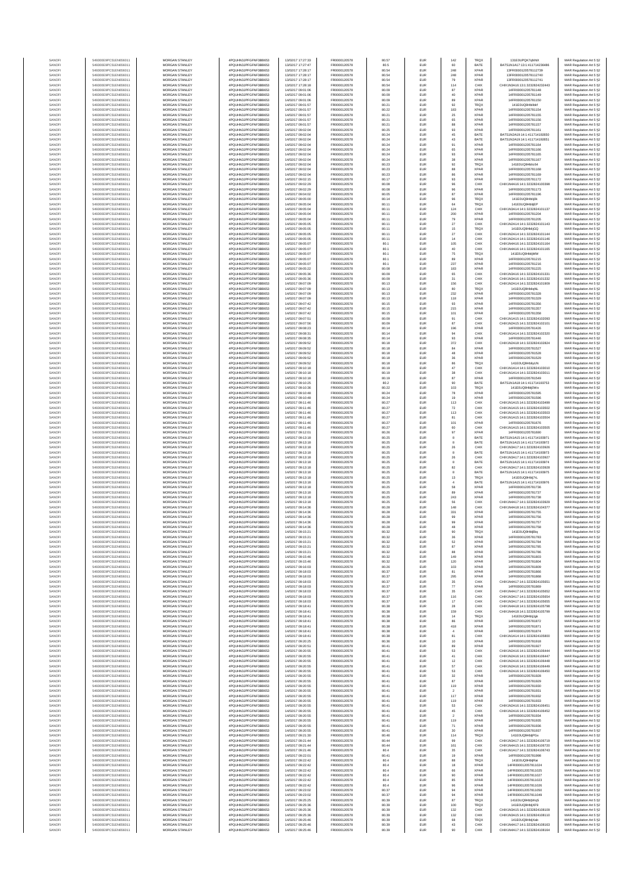| | | | | | | | | | | | |
|---|---|---|---|---|---|---|---|---|---|---|---|
| SANOFI | 549300E9PC51EN656011 | MORGAN STANLEY | 4PQUHN3JPFGFNF3BB653 | 13/02/2017 17:27:33 | FR0000120578 | 80.57 | EUR | 142 | TRQX | 131E0UPQK7qNhX | MAR Regulation Art 5 §2 |
| SANOFI | 549300E9PC51EN656011 | MORGAN STANLEY | 4PQUHN3JPFGFNF3BB653 | 13/02/2017 17:27:47 | FR0000120578 | 80.5 | EUR | 60 | BATE | BATS1N1A17:13:1:411714236486 | MAR Regulation Art 5 §2 |
| SANOFI | 549300E9PC51EN656011 | MORGAN STANLEY | 4PQUHN3JPFGFNF3BB653 | 13/02/2017 17:28:17 | FR0000120578 | 80.54 | EUR | 248 | XPAR | 13FR0000120578112739 | MAR Regulation Art 5 §2 |
| SANOFI | 549300E9PC51EN656011 | MORGAN STANLEY | 4PQUHN3JPFGFNF3BB653 | 13/02/2017 17:28:17 | FR0000120578 | 80.54 | EUR | 248 | XPAR | 13FR0000120578112740 | MAR Regulation Art 5 §2 |
| SANOFI | 549300E9PC51EN656011 | MORGAN STANLEY | 4PQUHN3JPFGFNF3BB653 | 13/02/2017 17:28:17 | FR0000120578 | 80.54 | EUR | 79 | XPAR | 13FR0000120578112741 | MAR Regulation Art 5 §2 |
| SANOFI | 549300E9PC51EN656011 | MORGAN STANLEY | 4PQUHN3JPFGFNF3BB653 | 13/02/2017 17:28:18 | FR0000120578 | 80.54 | EUR | 114 | CHIX | CHIX1N3A16:13:3232824232443 | MAR Regulation Art 5 §2 |
| SANOFI | 549300E9PC51EN656011 | MORGAN STANLEY | 4PQUHN3JPFGFNF3BB653 | 14/02/2017 09:01:06 | FR0000120578 | 80.09 | EUR | 87 | XPAR | 14FR0000120578781148 | MAR Regulation Art 5 §2 |
| SANOFI | 549300E9PC51EN656011 | MORGAN STANLEY | 4PQUHN3JPFGFNF3BB653 | 14/02/2017 09:01:06 | FR0000120578 | 80.09 | EUR | 40 | XPAR | 14FR0000120578781149 | MAR Regulation Art 5 §2 |
| SANOFI | 549300E9PC51EN656011 | MORGAN STANLEY | 4PQUHN3JPFGFNF3BB653 | 14/02/2017 09:01:06 | FR0000120578 | 80.09 | EUR | 89 | XPAR | 14FR0000120578781150 | MAR Regulation Art 5 §2 |
| SANOFI | 549300E9PC51EN656011 | MORGAN STANLEY | 4PQUHN3JPFGFNF3BB653 | 14/02/2017 09:01:57 | FR0000120578 | 80.21 | EUR | 92 | TRQX | 141E0UQ9HbIbbf | MAR Regulation Art 5 §2 |
| SANOFI | 549300E9PC51EN656011 | MORGAN STANLEY | 4PQUHN3JPFGFNF3BB653 | 14/02/2017 09:01:57 | FR0000120578 | 80.22 | EUR | 183 | XPAR | 14FR0000120578781154 | MAR Regulation Art 5 §2 |
| SANOFI | 549300E9PC51EN656011 | MORGAN STANLEY | 4PQUHN3JPFGFNF3BB653 | 14/02/2017 09:01:57 | FR0000120578 | 80.21 | EUR | 25 | XPAR | 14FR0000120578781155 | MAR Regulation Art 5 §2 |
| SANOFI | 549300E9PC51EN656011 | MORGAN STANLEY | 4PQUHN3JPFGFNF3BB653 | 14/02/2017 09:01:57 | FR0000120578 | 80.21 | EUR | 65 | XPAR | 14FR0000120578781156 | MAR Regulation Art 5 §2 |
| SANOFI | 549300E9PC51EN656011 | MORGAN STANLEY | 4PQUHN3JPFGFNF3BB653 | 14/02/2017 09:01:57 | FR0000120578 | 80.21 | EUR | 88 | XPAR | 14FR0000120578781157 | MAR Regulation Art 5 §2 |
| SANOFI | 549300E9PC51EN656011 | MORGAN STANLEY | 4PQUHN3JPFGFNF3BB653 | 14/02/2017 09:02:04 | FR0000120578 | 80.25 | EUR | 93 | XPAR | 14FR0000120578781161 | MAR Regulation Art 5 §2 |
| SANOFI | 549300E9PC51EN656011 | MORGAN STANLEY | 4PQUHN3JPFGFNF3BB653 | 14/02/2017 09:02:04 | FR0000120578 | 80.24 | EUR | 45 | BATE | BATS1N2A19:14:1:411714192650 | MAR Regulation Art 5 §2 |
| SANOFI | 549300E9PC51EN656011 | MORGAN STANLEY | 4PQUHN3JPFGFNF3BB653 | 14/02/2017 09:02:04 | FR0000120578 | 80.24 | EUR | 43 | BATE | BATS1N2A19:14:1:411714192651 | MAR Regulation Art 5 §2 |
| SANOFI | 549300E9PC51EN656011 | MORGAN STANLEY | 4PQUHN3JPFGFNF3BB653 | 14/02/2017 09:02:04 | FR0000120578 | 80.24 | EUR | 91 | XPAR | 14FR0000120578781164 | MAR Regulation Art 5 §2 |
| SANOFI | 549300E9PC51EN656011 | MORGAN STANLEY | 4PQUHN3JPFGFNF3BB653 | 14/02/2017 09:02:04 | FR0000120578 | 80.24 | EUR | 65 | XPAR | 14FR0000120578781166 | MAR Regulation Art 5 §2 |
| SANOFI | 549300E9PC51EN656011 | MORGAN STANLEY | 4PQUHN3JPFGFNF3BB653 | 14/02/2017 09:02:04 | FR0000120578 | 80.24 | EUR | 93 | XPAR | 14FR0000120578781165 | MAR Regulation Art 5 §2 |
| SANOFI | 549300E9PC51EN656011 | MORGAN STANLEY | 4PQUHN3JPFGFNF3BB653 | 14/02/2017 09:02:04 | FR0000120578 | 80.24 | EUR | 38 | XPAR | 14FR0000120578781167 | MAR Regulation Art 5 §2 |
| SANOFI | 549300E9PC51EN656011 | MORGAN STANLEY | 4PQUHN3JPFGFNF3BB653 | 14/02/2017 09:02:04 | FR0000120578 | 80.23 | EUR | 92 | TRQX | 141E0UQ9HbIbc6l | MAR Regulation Art 5 §2 |
| SANOFI | 549300E9PC51EN656011 | MORGAN STANLEY | 4PQUHN3JPFGFNF3BB653 | 14/02/2017 09:02:04 | FR0000120578 | 80.23 | EUR | 88 | XPAR | 14FR0000120578781168 | MAR Regulation Art 5 §2 |
| SANOFI | 549300E9PC51EN656011 | MORGAN STANLEY | 4PQUHN3JPFGFNF3BB653 | 14/02/2017 09:02:04 | FR0000120578 | 80.23 | EUR | 86 | XPAR | 14FR0000120578781169 | MAR Regulation Art 5 §2 |
| SANOFI | 549300E9PC51EN656011 | MORGAN STANLEY | 4PQUHN3JPFGFNF3BB653 | 14/02/2017 09:02:15 | FR0000120578 | 80.17 | EUR | 93 | XPAR | 14FR0000120578781172 | MAR Regulation Art 5 §2 |
| SANOFI | 549300E9PC51EN656011 | MORGAN STANLEY | 4PQUHN3JPFGFNF3BB653 | 14/02/2017 09:02:29 | FR0000120578 | 80.08 | EUR | 96 | CHIX | CHIX1N4A16:14:1:3232824100398 | MAR Regulation Art 5 §2 |
| SANOFI | 549300E9PC51EN656011 | MORGAN STANLEY | 4PQUHN3JPFGFNF3BB653 | 14/02/2017 09:02:29 | FR0000120578 | 80.08 | EUR | 96 | XPAR | 14FR0000120578781173 | MAR Regulation Art 5 §2 |
| SANOFI | 549300E9PC51EN656011 | MORGAN STANLEY | 4PQUHN3JPFGFNF3BB653 | 14/02/2017 09:04:02 | FR0000120578 | 80.05 | EUR | 87 | XPAR | 14FR0000120578781196 | MAR Regulation Art 5 §2 |
| SANOFI | 549300E9PC51EN656011 | MORGAN STANLEY | 4PQUHN3JPFGFNF3BB653 | 14/02/2017 09:05:04 | FR0000120578 | 80.14 | EUR | 96 | TRQX | 141E0UQ9HbIdjtk | MAR Regulation Art 5 §2 |
| SANOFI | 549300E9PC51EN656011 | MORGAN STANLEY | 4PQUHN3JPFGFNF3BB653 | 14/02/2017 09:05:04 | FR0000120578 | 80.11 | EUR | 64 | TRQX | 141E0UQ9HbIdjEP | MAR Regulation Art 5 §2 |
| SANOFI | 549300E9PC51EN656011 | MORGAN STANLEY | 4PQUHN3JPFGFNF3BB653 | 14/02/2017 09:05:04 | FR0000120578 | 80.11 | EUR | 124 | CHIX | CHIX1N3A14:14:1:3232824101137 | MAR Regulation Art 5 §2 |
| SANOFI | 549300E9PC51EN656011 | MORGAN STANLEY | 4PQUHN3JPFGFNF3BB653 | 14/02/2017 09:05:04 | FR0000120578 | 80.11 | EUR | 200 | XPAR | 14FR0000120578781204 | MAR Regulation Art 5 §2 |
| SANOFI | 549300E9PC51EN656011 | MORGAN STANLEY | 4PQUHN3JPFGFNF3BB653 | 14/02/2017 09:05:04 | FR0000120578 | 80.11 | EUR | 79 | XPAR | 14FR0000120578781205 | MAR Regulation Art 5 §2 |
| SANOFI | 549300E9PC51EN656011 | MORGAN STANLEY | 4PQUHN3JPFGFNF3BB653 | 14/02/2017 09:05:05 | FR0000120578 | 80.11 | EUR | 27 | CHIX | CHIX1N2A14:14:1:3232824101143 | MAR Regulation Art 5 §2 |
| SANOFI | 549300E9PC51EN656011 | MORGAN STANLEY | 4PQUHN3JPFGFNF3BB653 | 14/02/2017 09:05:05 | FR0000120578 | 80.11 | EUR | 15 | TRQX | 141E0UQ9HbIdjGQ | MAR Regulation Art 5 §2 |
| SANOFI | 549300E9PC51EN656011 | MORGAN STANLEY | 4PQUHN3JPFGFNF3BB653 | 14/02/2017 09:05:05 | FR0000120578 | 80.11 | EUR | 27 | CHIX | CHIX1N2A14:14:1:3232824101144 | MAR Regulation Art 5 §2 |
| SANOFI | 549300E9PC51EN656011 | MORGAN STANLEY | 4PQUHN3JPFGFNF3BB653 | 14/02/2017 09:05:05 | FR0000120578 | 80.11 | EUR | 14 | CHIX | CHIX1N2A14:14:1:3232824101146 | MAR Regulation Art 5 §2 |
| SANOFI | 549300E9PC51EN656011 | MORGAN STANLEY | 4PQUHN3JPFGFNF3BB653 | 14/02/2017 09:05:07 | FR0000120578 | 80.1 | EUR | 105 | CHIX | CHIX1N4A16:14:1:3232824101164 | MAR Regulation Art 5 §2 |
| SANOFI | 549300E9PC51EN656011 | MORGAN STANLEY | 4PQUHN3JPFGFNF3BB653 | 14/02/2017 09:05:07 | FR0000120578 | 80.1 | EUR | 40 | CHIX | CHIX1N4A16:14:1:3232824101165 | MAR Regulation Art 5 §2 |
| SANOFI | 549300E9PC51EN656011 | MORGAN STANLEY | 4PQUHN3JPFGFNF3BB653 | 14/02/2017 09:05:07 | FR0000120578 | 80.1 | EUR | 75 | TRQX | 141E0UQ9HbIdjMW | MAR Regulation Art 5 §2 |
| SANOFI | 549300E9PC51EN656011 | MORGAN STANLEY | 4PQUHN3JPFGFNF3BB653 | 14/02/2017 09:05:07 | FR0000120578 | 80.1 | EUR | 89 | XPAR | 14FR0000120578781215 | MAR Regulation Art 5 §2 |
| SANOFI | 549300E9PC51EN656011 | MORGAN STANLEY | 4PQUHN3JPFGFNF3BB653 | 14/02/2017 09:05:07 | FR0000120578 | 80.1 | EUR | 237 | XPAR | 14FR0000120578781216 | MAR Regulation Art 5 §2 |
| SANOFI | 549300E9PC51EN656011 | MORGAN STANLEY | 4PQUHN3JPFGFNF3BB653 | 14/02/2017 09:05:22 | FR0000120578 | 80.08 | EUR | 183 | XPAR | 14FR0000120578781225 | MAR Regulation Art 5 §2 |
| SANOFI | 549300E9PC51EN656011 | MORGAN STANLEY | 4PQUHN3JPFGFNF3BB653 | 14/02/2017 09:05:36 | FR0000120578 | 80.09 | EUR | 65 | CHIX | CHIX1N2A16:14:1:3232824101331 | MAR Regulation Art 5 §2 |
| SANOFI | 549300E9PC51EN656011 | MORGAN STANLEY | 4PQUHN3JPFGFNF3BB653 | 14/02/2017 09:05:36 | FR0000120578 | 80.09 | EUR | 31 | CHIX | CHIX1N2A16:14:1:3232824101332 | MAR Regulation Art 5 §2 |
| SANOFI | 549300E9PC51EN656011 | MORGAN STANLEY | 4PQUHN3JPFGFNF3BB653 | 14/02/2017 09:07:09 | FR0000120578 | 80.13 | EUR | 156 | CHIX | CHIX1N2A14:14:1:3232824101909 | MAR Regulation Art 5 §2 |
| SANOFI | 549300E9PC51EN656011 | MORGAN STANLEY | 4PQUHN3JPFGFNF3BB653 | 14/02/2017 09:07:09 | FR0000120578 | 80.13 | EUR | 80 | TRQX | 141E0UQ9HbIdqNL | MAR Regulation Art 5 §2 |
| SANOFI | 549300E9PC51EN656011 | MORGAN STANLEY | 4PQUHN3JPFGFNF3BB653 | 14/02/2017 09:07:09 | FR0000120578 | 80.13 | EUR | 232 | XPAR | 14FR0000120578781328 | MAR Regulation Art 5 §2 |
| SANOFI | 549300E9PC51EN656011 | MORGAN STANLEY | 4PQUHN3JPFGFNF3BB653 | 14/02/2017 09:07:09 | FR0000120578 | 80.13 | EUR | 118 | XPAR | 14FR0000120578781329 | MAR Regulation Art 5 §2 |
| SANOFI | 549300E9PC51EN656011 | MORGAN STANLEY | 4PQUHN3JPFGFNF3BB653 | 14/02/2017 09:07:42 | FR0000120578 | 80.15 | EUR | 93 | XPAR | 14FR0000120578781356 | MAR Regulation Art 5 §2 |
| SANOFI | 549300E9PC51EN656011 | MORGAN STANLEY | 4PQUHN3JPFGFNF3BB653 | 14/02/2017 09:07:42 | FR0000120578 | 80.15 | EUR | 215 | XPAR | 14FR0000120578781357 | MAR Regulation Art 5 §2 |
| SANOFI | 549300E9PC51EN656011 | MORGAN STANLEY | 4PQUHN3JPFGFNF3BB653 | 14/02/2017 09:07:42 | FR0000120578 | 80.15 | EUR | 101 | XPAR | 14FR0000120578781358 | MAR Regulation Art 5 §2 |
| SANOFI | 549300E9PC51EN656011 | MORGAN STANLEY | 4PQUHN3JPFGFNF3BB653 | 14/02/2017 09:07:51 | FR0000120578 | 80.09 | EUR | 91 | CHIX | CHIX1N1A15:14:1:3232824102093 | MAR Regulation Art 5 §2 |
| SANOFI | 549300E9PC51EN656011 | MORGAN STANLEY | 4PQUHN3JPFGFNF3BB653 | 14/02/2017 09:07:56 | FR0000120578 | 80.09 | EUR | 87 | CHIX | CHIX1N2A14:14:1:3232824102101 | MAR Regulation Art 5 §2 |
| SANOFI | 549300E9PC51EN656011 | MORGAN STANLEY | 4PQUHN3JPFGFNF3BB653 | 14/02/2017 09:08:23 | FR0000120578 | 80.14 | EUR | 196 | XPAR | 14FR0000120578781426 | MAR Regulation Art 5 §2 |
| SANOFI | 549300E9PC51EN656011 | MORGAN STANLEY | 4PQUHN3JPFGFNF3BB653 | 14/02/2017 09:08:31 | FR0000120578 | 80.14 | EUR | 94 | CHIX | CHIX1N1A14:14:1:3232824102320 | MAR Regulation Art 5 §2 |
| SANOFI | 549300E9PC51EN656011 | MORGAN STANLEY | 4PQUHN3JPFGFNF3BB653 | 14/02/2017 09:08:35 | FR0000120578 | 80.14 | EUR | 93 | XPAR | 14FR0000120578781446 | MAR Regulation Art 5 §2 |
| SANOFI | 549300E9PC51EN656011 | MORGAN STANLEY | 4PQUHN3JPFGFNF3BB653 | 14/02/2017 09:09:52 | FR0000120578 | 80.18 | EUR | 372 | CHIX | CHIX1N2A18:14:1:3232824102824 | MAR Regulation Art 5 §2 |
| SANOFI | 549300E9PC51EN656011 | MORGAN STANLEY | 4PQUHN3JPFGFNF3BB653 | 14/02/2017 09:09:52 | FR0000120578 | 80.18 | EUR | 84 | XPAR | 14FR0000120578781527 | MAR Regulation Art 5 §2 |
| SANOFI | 549300E9PC51EN656011 | MORGAN STANLEY | 4PQUHN3JPFGFNF3BB653 | 14/02/2017 09:09:52 | FR0000120578 | 80.18 | EUR | 48 | XPAR | 14FR0000120578781528 | MAR Regulation Art 5 §2 |
| SANOFI | 549300E9PC51EN656011 | MORGAN STANLEY | 4PQUHN3JPFGFNF3BB653 | 14/02/2017 09:09:52 | FR0000120578 | 80.18 | EUR | 36 | XPAR | 14FR0000120578781529 | MAR Regulation Art 5 §2 |
| SANOFI | 549300E9PC51EN656011 | MORGAN STANLEY | 4PQUHN3JPFGFNF3BB653 | 14/02/2017 09:09:52 | FR0000120578 | 80.18 | EUR | 86 | TRQX | 141E0UQ9HbIdyUN | MAR Regulation Art 5 §2 |
| SANOFI | 549300E9PC51EN656011 | MORGAN STANLEY | 4PQUHN3JPFGFNF3BB653 | 14/02/2017 09:10:18 | FR0000120578 | 80.19 | EUR | 47 | CHIX | CHIX1N1A14:14:1:3232824103010 | MAR Regulation Art 5 §2 |
| SANOFI | 549300E9PC51EN656011 | MORGAN STANLEY | 4PQUHN3JPFGFNF3BB653 | 14/02/2017 09:10:18 | FR0000120578 | 80.19 | EUR | 38 | CHIX | CHIX1N1A14:14:1:3232824103011 | MAR Regulation Art 5 §2 |
| SANOFI | 549300E9PC51EN656011 | MORGAN STANLEY | 4PQUHN3JPFGFNF3BB653 | 14/02/2017 09:10:18 | FR0000120578 | 80.19 | EUR | 87 | XPAR | 14FR0000120578781549 | MAR Regulation Art 5 §2 |
| SANOFI | 549300E9PC51EN656011 | MORGAN STANLEY | 4PQUHN3JPFGFNF3BB653 | 14/02/2017 09:10:25 | FR0000120578 | 80.2 | EUR | 90 | BATE | BATS1N1A18:14:1:411714193753 | MAR Regulation Art 5 §2 |
| SANOFI | 549300E9PC51EN656011 | MORGAN STANLEY | 4PQUHN3JPFGFNF3BB653 | 14/02/2017 09:10:36 | FR0000120578 | 80.22 | EUR | 103 | TRQX | 141E0UQ9HbIe0Wo | MAR Regulation Art 5 §2 |
| SANOFI | 549300E9PC51EN656011 | MORGAN STANLEY | 4PQUHN3JPFGFNF3BB653 | 14/02/2017 09:10:48 | FR0000120578 | 80.24 | EUR | 78 | XPAR | 14FR0000120578781595 | MAR Regulation Art 5 §2 |
| SANOFI | 549300E9PC51EN656011 | MORGAN STANLEY | 4PQUHN3JPFGFNF3BB653 | 14/02/2017 09:10:48 | FR0000120578 | 80.24 | EUR | 19 | XPAR | 14FR0000120578781596 | MAR Regulation Art 5 §2 |
| SANOFI | 549300E9PC51EN656011 | MORGAN STANLEY | 4PQUHN3JPFGFNF3BB653 | 14/02/2017 09:11:46 | FR0000120578 | 80.27 | EUR | 113 | CHIX | CHIX1N1A15:14:1:3232824103499 | MAR Regulation Art 5 §2 |
| SANOFI | 549300E9PC51EN656011 | MORGAN STANLEY | 4PQUHN3JPFGFNF3BB653 | 14/02/2017 09:11:46 | FR0000120578 | 80.27 | EUR | 72 | CHIX | CHIX1N1A15:14:1:3232824103502 | MAR Regulation Art 5 §2 |
| SANOFI | 549300E9PC51EN656011 | MORGAN STANLEY | 4PQUHN3JPFGFNF3BB653 | 14/02/2017 09:11:46 | FR0000120578 | 80.27 | EUR | 113 | CHIX | CHIX1N1A15:14:1:3232824103503 | MAR Regulation Art 5 §2 |
| SANOFI | 549300E9PC51EN656011 | MORGAN STANLEY | 4PQUHN3JPFGFNF3BB653 | 14/02/2017 09:11:46 | FR0000120578 | 80.27 | EUR | 81 | CHIX | CHIX1N1A15:14:1:3232824103504 | MAR Regulation Art 5 §2 |
| SANOFI | 549300E9PC51EN656011 | MORGAN STANLEY | 4PQUHN3JPFGFNF3BB653 | 14/02/2017 09:11:46 | FR0000120578 | 80.27 | EUR | 101 | XPAR | 14FR0000120578781676 | MAR Regulation Art 5 §2 |
| SANOFI | 549300E9PC51EN656011 | MORGAN STANLEY | 4PQUHN3JPFGFNF3BB653 | 14/02/2017 09:11:46 | FR0000120578 | 80.27 | EUR | 60 | CHIX | CHIX1N1A15:14:1:3232824103505 | MAR Regulation Art 5 §2 |
| SANOFI | 549300E9PC51EN656011 | MORGAN STANLEY | 4PQUHN3JPFGFNF3BB653 | 14/02/2017 09:12:01 | FR0000120578 | 80.26 | EUR | 97 | XPAR | 14FR0000120578781690 | MAR Regulation Art 5 §2 |
| SANOFI | 549300E9PC51EN656011 | MORGAN STANLEY | 4PQUHN3JPFGFNF3BB653 | 14/02/2017 09:13:18 | FR0000120578 | 80.25 | EUR | 8 | BATE | BATS1N1A15:14:1:411714193971 | MAR Regulation Art 5 §2 |
| SANOFI | 549300E9PC51EN656011 | MORGAN STANLEY | 4PQUHN3JPFGFNF3BB653 | 14/02/2017 09:13:18 | FR0000120578 | 80.25 | EUR | 8 | BATE | BATS1N1A15:14:1:411714193972 | MAR Regulation Art 5 §2 |
| SANOFI | 549300E9PC51EN656011 | MORGAN STANLEY | 4PQUHN3JPFGFNF3BB653 | 14/02/2017 09:13:18 | FR0000120578 | 80.25 | EUR | 26 | CHIX | CHIX1N2A17:14:1:3232824103926 | MAR Regulation Art 5 §2 |
| SANOFI | 549300E9PC51EN656011 | MORGAN STANLEY | 4PQUHN3JPFGFNF3BB653 | 14/02/2017 09:13:18 | FR0000120578 | 80.25 | EUR | 8 | BATE | BATS1N1A15:14:1:411714193973 | MAR Regulation Art 5 §2 |
| SANOFI | 549300E9PC51EN656011 | MORGAN STANLEY | 4PQUHN3JPFGFNF3BB653 | 14/02/2017 09:13:18 | FR0000120578 | 80.25 | EUR | 26 | CHIX | CHIX1N2A17:14:1:3232824103927 | MAR Regulation Art 5 §2 |
| SANOFI | 549300E9PC51EN656011 | MORGAN STANLEY | 4PQUHN3JPFGFNF3BB653 | 14/02/2017 09:13:18 | FR0000120578 | 80.25 | EUR | 8 | BATE | BATS1N1A15:14:1:411714193974 | MAR Regulation Art 5 §2 |
| SANOFI | 549300E9PC51EN656011 | MORGAN STANLEY | 4PQUHN3JPFGFNF3BB653 | 14/02/2017 09:13:18 | FR0000120578 | 80.25 | EUR | 82 | CHIX | CHIX1N2A17:14:1:3232824103928 | MAR Regulation Art 5 §2 |
| SANOFI | 549300E9PC51EN656011 | MORGAN STANLEY | 4PQUHN3JPFGFNF3BB653 | 14/02/2017 09:13:18 | FR0000120578 | 80.25 | EUR | 8 | BATE | BATS1N1A15:14:1:411714193975 | MAR Regulation Art 5 §2 |
| SANOFI | 549300E9PC51EN656011 | MORGAN STANLEY | 4PQUHN3JPFGFNF3BB653 | 14/02/2017 09:13:18 | FR0000120578 | 80.25 | EUR | 13 | TRQX | 141E0UQ9HbIe7rL | MAR Regulation Art 5 §2 |
| SANOFI | 549300E9PC51EN656011 | MORGAN STANLEY | 4PQUHN3JPFGFNF3BB653 | 14/02/2017 09:13:18 | FR0000120578 | 80.25 | EUR | 4 | BATE | BATS1N1A15:14:1:411714193976 | MAR Regulation Art 5 §2 |
| SANOFI | 549300E9PC51EN656011 | MORGAN STANLEY | 4PQUHN3JPFGFNF3BB653 | 14/02/2017 09:13:18 | FR0000120578 | 80.25 | EUR | 58 | XPAR | 14FR0000120578781736 | MAR Regulation Art 5 §2 |
| SANOFI | 549300E9PC51EN656011 | MORGAN STANLEY | 4PQUHN3JPFGFNF3BB653 | 14/02/2017 09:13:18 | FR0000120578 | 80.25 | EUR | 89 | XPAR | 14FR0000120578781737 | MAR Regulation Art 5 §2 |
| SANOFI | 549300E9PC51EN656011 | MORGAN STANLEY | 4PQUHN3JPFGFNF3BB653 | 14/02/2017 09:13:18 | FR0000120578 | 80.25 | EUR | 243 | XPAR | 14FR0000120578781738 | MAR Regulation Art 5 §2 |
| SANOFI | 549300E9PC51EN656011 | MORGAN STANLEY | 4PQUHN3JPFGFNF3BB653 | 14/02/2017 09:13:18 | FR0000120578 | 80.25 | EUR | 56 | CHIX | CHIX1N4A17:14:1:3232824103929 | MAR Regulation Art 5 §2 |
| SANOFI | 549300E9PC51EN656011 | MORGAN STANLEY | 4PQUHN3JPFGFNF3BB653 | 14/02/2017 09:14:36 | FR0000120578 | 80.28 | EUR | 148 | CHIX | CHIX1N4A18:14:1:3232824104377 | MAR Regulation Art 5 §2 |
| SANOFI | 549300E9PC51EN656011 | MORGAN STANLEY | 4PQUHN3JPFGFNF3BB653 | 14/02/2017 09:14:36 | FR0000120578 | 80.28 | EUR | 331 | XPAR | 14FR0000120578781755 | MAR Regulation Art 5 §2 |
| SANOFI | 549300E9PC51EN656011 | MORGAN STANLEY | 4PQUHN3JPFGFNF3BB653 | 14/02/2017 09:14:36 | FR0000120578 | 80.28 | EUR | 99 | XPAR | 14FR0000120578781756 | MAR Regulation Art 5 §2 |
| SANOFI | 549300E9PC51EN656011 | MORGAN STANLEY | 4PQUHN3JPFGFNF3BB653 | 14/02/2017 09:14:36 | FR0000120578 | 80.28 | EUR | 99 | XPAR | 14FR0000120578781757 | MAR Regulation Art 5 §2 |
| SANOFI | 549300E9PC51EN656011 | MORGAN STANLEY | 4PQUHN3JPFGFNF3BB653 | 14/02/2017 09:14:36 | FR0000120578 | 80.28 | EUR | 48 | XPAR | 14FR0000120578781758 | MAR Regulation Art 5 §2 |
| SANOFI | 549300E9PC51EN656011 | MORGAN STANLEY | 4PQUHN3JPFGFNF3BB653 | 14/02/2017 09:15:21 | FR0000120578 | 80.32 | EUR | 90 | TRQX | 141E0UQ9HbIEBhj | MAR Regulation Art 5 §2 |
| SANOFI | 549300E9PC51EN656011 | MORGAN STANLEY | 4PQUHN3JPFGFNF3BB653 | 14/02/2017 09:15:21 | FR0000120578 | 80.32 | EUR | 36 | XPAR | 14FR0000120578781783 | MAR Regulation Art 5 §2 |
| SANOFI | 549300E9PC51EN656011 | MORGAN STANLEY | 4PQUHN3JPFGFNF3BB653 | 14/02/2017 09:15:21 | FR0000120578 | 80.32 | EUR | 52 | XPAR | 14FR0000120578781784 | MAR Regulation Art 5 §2 |
| SANOFI | 549300E9PC51EN656011 | MORGAN STANLEY | 4PQUHN3JPFGFNF3BB653 | 14/02/2017 09:15:21 | FR0000120578 | 80.32 | EUR | 97 | XPAR | 14FR0000120578781785 | MAR Regulation Art 5 §2 |
| SANOFI | 549300E9PC51EN656011 | MORGAN STANLEY | 4PQUHN3JPFGFNF3BB653 | 14/02/2017 09:15:21 | FR0000120578 | 80.32 | EUR | 88 | XPAR | 14FR0000120578781786 | MAR Regulation Art 5 §2 |
| SANOFI | 549300E9PC51EN656011 | MORGAN STANLEY | 4PQUHN3JPFGFNF3BB653 | 14/02/2017 09:15:46 | FR0000120578 | 80.32 | EUR | 149 | XPAR | 14FR0000120578781803 | MAR Regulation Art 5 §2 |
| SANOFI | 549300E9PC51EN656011 | MORGAN STANLEY | 4PQUHN3JPFGFNF3BB653 | 14/02/2017 09:15:46 | FR0000120578 | 80.32 | EUR | 120 | XPAR | 14FR0000120578781804 | MAR Regulation Art 5 §2 |
| SANOFI | 549300E9PC51EN656011 | MORGAN STANLEY | 4PQUHN3JPFGFNF3BB653 | 14/02/2017 09:16:03 | FR0000120578 | 80.36 | EUR | 103 | XPAR | 14FR0000120578781809 | MAR Regulation Art 5 §2 |
| SANOFI | 549300E9PC51EN656011 | MORGAN STANLEY | 4PQUHN3JPFGFNF3BB653 | 14/02/2017 09:18:03 | FR0000120578 | 80.37 | EUR | 81 | XPAR | 14FR0000120578781866 | MAR Regulation Art 5 §2 |
| SANOFI | 549300E9PC51EN656011 | MORGAN STANLEY | 4PQUHN3JPFGFNF3BB653 | 14/02/2017 09:18:03 | FR0000120578 | 80.37 | EUR | 295 | XPAR | 14FR0000120578781868 | MAR Regulation Art 5 §2 |
| SANOFI | 549300E9PC51EN656011 | MORGAN STANLEY | 4PQUHN3JPFGFNF3BB653 | 14/02/2017 09:18:03 | FR0000120578 | 80.37 | EUR | 35 | CHIX | CHIX1N4A17:14:1:3232824105651 | MAR Regulation Art 5 §2 |
| SANOFI | 549300E9PC51EN656011 | MORGAN STANLEY | 4PQUHN3JPFGFNF3BB653 | 14/02/2017 09:18:03 | FR0000120578 | 80.37 | EUR | 77 | XPAR | 14FR0000120578781869 | MAR Regulation Art 5 §2 |
| SANOFI | 549300E9PC51EN656011 | MORGAN STANLEY | 4PQUHN3JPFGFNF3BB653 | 14/02/2017 09:18:03 | FR0000120578 | 80.37 | EUR | 35 | CHIX | CHIX1N4A17:14:1:3232824105652 | MAR Regulation Art 5 §2 |
| SANOFI | 549300E9PC51EN656011 | MORGAN STANLEY | 4PQUHN3JPFGFNF3BB653 | 14/02/2017 09:18:03 | FR0000120578 | 80.37 | EUR | 116 | CHIX | CHIX1N3A17:14:1:3232824105654 | MAR Regulation Art 5 §2 |
| SANOFI | 549300E9PC51EN656011 | MORGAN STANLEY | 4PQUHN3JPFGFNF3BB653 | 14/02/2017 09:18:03 | FR0000120578 | 80.37 | EUR | 17 | CHIX | CHIX1N3A17:14:1:3232824105655 | MAR Regulation Art 5 §2 |
| SANOFI | 549300E9PC51EN656011 | MORGAN STANLEY | 4PQUHN3JPFGFNF3BB653 | 14/02/2017 09:18:41 | FR0000120578 | 80.38 | EUR | 28 | CHIX | CHIX1N3A18:14:1:3232824105798 | MAR Regulation Art 5 §2 |
| SANOFI | 549300E9PC51EN656011 | MORGAN STANLEY | 4PQUHN3JPFGFNF3BB653 | 14/02/2017 09:18:41 | FR0000120578 | 80.38 | EUR | 159 | CHIX | CHIX1N4A18:14:1:3232824105799 | MAR Regulation Art 5 §2 |
| SANOFI | 549300E9PC51EN656011 | MORGAN STANLEY | 4PQUHN3JPFGFNF3BB653 | 14/02/2017 09:18:41 | FR0000120578 | 80.38 | EUR | 14 | TRQX | 141E0UQ9HbIJgk | MAR Regulation Art 5 §2 |
| SANOFI | 549300E9PC51EN656011 | MORGAN STANLEY | 4PQUHN3JPFGFNF3BB653 | 14/02/2017 09:18:41 | FR0000120578 | 80.38 | EUR | 86 | XPAR | 14FR0000120578781872 | MAR Regulation Art 5 §2 |
| SANOFI | 549300E9PC51EN656011 | MORGAN STANLEY | 4PQUHN3JPFGFNF3BB653 | 14/02/2017 09:18:41 | FR0000120578 | 80.38 | EUR | 418 | XPAR | 14FR0000120578781871 | MAR Regulation Art 5 §2 |
| SANOFI | 549300E9PC51EN656011 | MORGAN STANLEY | 4PQUHN3JPFGFNF3BB653 | 14/02/2017 09:18:41 | FR0000120578 | 80.38 | EUR | 4 | XPAR | 14FR0000120578781874 | MAR Regulation Art 5 §2 |
| SANOFI | 549300E9PC51EN656011 | MORGAN STANLEY | 4PQUHN3JPFGFNF3BB653 | 14/02/2017 09:18:41 | FR0000120578 | 80.38 | EUR | 81 | CHIX | CHIX1N1A14:14:1:3232824105800 | MAR Regulation Art 5 §2 |
| SANOFI | 549300E9PC51EN656011 | MORGAN STANLEY | 4PQUHN3JPFGFNF3BB653 | 14/02/2017 09:20:25 | FR0000120578 | 80.36 | EUR | 10 | XPAR | 14FR0000120578781918 | MAR Regulation Art 5 §2 |
| SANOFI | 549300E9PC51EN656011 | MORGAN STANLEY | 4PQUHN3JPFGFNF3BB653 | 14/02/2017 09:20:51 | FR0000120578 | 80.41 | EUR | 89 | XPAR | 14FR0000120578781927 | MAR Regulation Art 5 §2 |
| SANOFI | 549300E9PC51EN656011 | MORGAN STANLEY | 4PQUHN3JPFGFNF3BB653 | 14/02/2017 09:20:55 | FR0000120578 | 80.41 | EUR | 53 | CHIX | CHIX1N2A16:14:1:3232824106444 | MAR Regulation Art 5 §2 |
| SANOFI | 549300E9PC51EN656011 | MORGAN STANLEY | 4PQUHN3JPFGFNF3BB653 | 14/02/2017 09:20:55 | FR0000120578 | 80.41 | EUR | 41 | CHIX | CHIX1N2A16:14:1:3232824106447 | MAR Regulation Art 5 §2 |
| SANOFI | 549300E9PC51EN656011 | MORGAN STANLEY | 4PQUHN3JPFGFNF3BB653 | 14/02/2017 09:20:55 | FR0000120578 | 80.41 | EUR | 12 | CHIX | CHIX1N2A16:14:1:3232824106448 | MAR Regulation Art 5 §2 |
| SANOFI | 549300E9PC51EN656011 | MORGAN STANLEY | 4PQUHN3JPFGFNF3BB653 | 14/02/2017 09:20:55 | FR0000120578 | 80.41 | EUR | 57 | CHIX | CHIX1N2A16:14:1:3232824106449 | MAR Regulation Art 5 §2 |
| SANOFI | 549300E9PC51EN656011 | MORGAN STANLEY | 4PQUHN3JPFGFNF3BB653 | 14/02/2017 09:20:55 | FR0000120578 | 80.41 | EUR | 53 | CHIX | CHIX1N2A16:14:1:3232824106450 | MAR Regulation Art 5 §2 |
| SANOFI | 549300E9PC51EN656011 | MORGAN STANLEY | 4PQUHN3JPFGFNF3BB653 | 14/02/2017 09:20:55 | FR0000120578 | 80.41 | EUR | 32 | XPAR | 14FR0000120578781928 | MAR Regulation Art 5 §2 |
| SANOFI | 549300E9PC51EN656011 | MORGAN STANLEY | 4PQUHN3JPFGFNF3BB653 | 14/02/2017 09:20:55 | FR0000120578 | 80.41 | EUR | 87 | XPAR | 14FR0000120578781929 | MAR Regulation Art 5 §2 |
| SANOFI | 549300E9PC51EN656011 | MORGAN STANLEY | 4PQUHN3JPFGFNF3BB653 | 14/02/2017 09:20:55 | FR0000120578 | 80.41 | EUR | 119 | XPAR | 14FR0000120578781930 | MAR Regulation Art 5 §2 |
| SANOFI | 549300E9PC51EN656011 | MORGAN STANLEY | 4PQUHN3JPFGFNF3BB653 | 14/02/2017 09:20:55 | FR0000120578 | 80.41 | EUR | 2 | XPAR | 14FR0000120578781931 | MAR Regulation Art 5 §2 |
| SANOFI | 549300E9PC51EN656011 | MORGAN STANLEY | 4PQUHN3JPFGFNF3BB653 | 14/02/2017 09:20:55 | FR0000120578 | 80.41 | EUR | 117 | XPAR | 14FR0000120578781932 | MAR Regulation Art 5 §2 |
| SANOFI | 549300E9PC51EN656011 | MORGAN STANLEY | 4PQUHN3JPFGFNF3BB653 | 14/02/2017 09:20:55 | FR0000120578 | 80.41 | EUR | 119 | XPAR | 14FR0000120578781933 | MAR Regulation Art 5 §2 |
| SANOFI | 549300E9PC51EN656011 | MORGAN STANLEY | 4PQUHN3JPFGFNF3BB653 | 14/02/2017 09:20:55 | FR0000120578 | 80.41 | EUR | 53 | CHIX | CHIX1N2A16:14:1:3232824106451 | MAR Regulation Art 5 §2 |
| SANOFI | 549300E9PC51EN656011 | MORGAN STANLEY | 4PQUHN3JPFGFNF3BB653 | 14/02/2017 09:20:55 | FR0000120578 | 80.41 | EUR | 45 | CHIX | CHIX1N2A16:14:1:3232824106452 | MAR Regulation Art 5 §2 |
| SANOFI | 549300E9PC51EN656011 | MORGAN STANLEY | 4PQUHN3JPFGFNF3BB653 | 14/02/2017 09:20:55 | FR0000120578 | 80.41 | EUR | 2 | XPAR | 14FR0000120578781934 | MAR Regulation Art 5 §2 |
| SANOFI | 549300E9PC51EN656011 | MORGAN STANLEY | 4PQUHN3JPFGFNF3BB653 | 14/02/2017 09:20:55 | FR0000120578 | 80.41 | EUR | 119 | XPAR | 14FR0000120578781935 | MAR Regulation Art 5 §2 |
| SANOFI | 549300E9PC51EN656011 | MORGAN STANLEY | 4PQUHN3JPFGFNF3BB653 | 14/02/2017 09:20:55 | FR0000120578 | 80.41 | EUR | 71 | XPAR | 14FR0000120578781936 | MAR Regulation Art 5 §2 |
| SANOFI | 549300E9PC51EN656011 | MORGAN STANLEY | 4PQUHN3JPFGFNF3BB653 | 14/02/2017 09:20:55 | FR0000120578 | 80.41 | EUR | 30 | XPAR | 14FR0000120578781937 | MAR Regulation Art 5 §2 |
| SANOFI | 549300E9PC51EN656011 | MORGAN STANLEY | 4PQUHN3JPFGFNF3BB653 | 14/02/2017 09:21:30 | FR0000120578 | 80.46 | EUR | 114 | TRQX | 141E0UQ9HbIgPGx | MAR Regulation Art 5 §2 |
| SANOFI | 549300E9PC51EN656011 | MORGAN STANLEY | 4PQUHN3JPFGFNF3BB653 | 14/02/2017 09:21:44 | FR0000120578 | 80.44 | EUR | 99 | CHIX | CHIX1N2A17:14:1:3232824106719 | MAR Regulation Art 5 §2 |
| SANOFI | 549300E9PC51EN656011 | MORGAN STANLEY | 4PQUHN3JPFGFNF3BB653 | 14/02/2017 09:21:44 | FR0000120578 | 80.44 | EUR | 161 | CHIX | CHIX1N4A15:14:1:3232824106720 | MAR Regulation Art 5 §2 |
| SANOFI | 549300E9PC51EN656011 | MORGAN STANLEY | 4PQUHN3JPFGFNF3BB653 | 14/02/2017 09:21:46 | FR0000120578 | 80.4 | EUR | 35 | CHIX | CHIX1N1A17:14:1:3232824106743 | MAR Regulation Art 5 §2 |
| SANOFI | 549300E9PC51EN656011 | MORGAN STANLEY | 4PQUHN3JPFGFNF3BB653 | 14/02/2017 09:22:01 | FR0000120578 | 80.41 | EUR | 19 | XPAR | 14FR0000120578781998 | MAR Regulation Art 5 §2 |
| SANOFI | 549300E9PC51EN656011 | MORGAN STANLEY | 4PQUHN3JPFGFNF3BB653 | 14/02/2017 09:22:42 | FR0000120578 | 80.4 | EUR | 88 | TRQX | 141E0UQ9HbIRal | MAR Regulation Art 5 §2 |
| SANOFI | 549300E9PC51EN656011 | MORGAN STANLEY | 4PQUHN3JPFGFNF3BB653 | 14/02/2017 09:22:42 | FR0000120578 | 80.4 | EUR | 18 | XPAR | 14FR000012057811024 | MAR Regulation Art 5 §2 |
| SANOFI | 549300E9PC51EN656011 | MORGAN STANLEY | 4PQUHN3JPFGFNF3BB653 | 14/02/2017 09:22:42 | FR0000120578 | 80.4 | EUR | 66 | XPAR | 14FR000012057811025 | MAR Regulation Art 5 §2 |
| SANOFI | 549300E9PC51EN656011 | MORGAN STANLEY | 4PQUHN3JPFGFNF3BB653 | 14/02/2017 09:22:42 | FR0000120578 | 80.4 | EUR | 90 | XPAR | 14FR000012057811027 | MAR Regulation Art 5 §2 |
| SANOFI | 549300E9PC51EN656011 | MORGAN STANLEY | 4PQUHN3JPFGFNF3BB653 | 14/02/2017 09:22:42 | FR0000120578 | 80.4 | EUR | 85 | XPAR | 14FR000012057811023 | MAR Regulation Art 5 §2 |
| SANOFI | 549300E9PC51EN656011 | MORGAN STANLEY | 4PQUHN3JPFGFNF3BB653 | 14/02/2017 09:22:42 | FR0000120578 | 80.4 | EUR | 96 | XPAR | 14FR000012057811026 | MAR Regulation Art 5 §2 |
| SANOFI | 549300E9PC51EN656011 | MORGAN STANLEY | 4PQUHN3JPFGFNF3BB653 | 14/02/2017 09:23:02 | FR0000120578 | 80.37 | EUR | 94 | XPAR | 14FR000012057811050 | MAR Regulation Art 5 §2 |
| SANOFI | 549300E9PC51EN656011 | MORGAN STANLEY | 4PQUHN3JPFGFNF3BB653 | 14/02/2017 09:23:02 | FR0000120578 | 80.37 | EUR | 94 | XPAR | 14FR000012057811049 | MAR Regulation Art 5 §2 |
| SANOFI | 549300E9PC51EN656011 | MORGAN STANLEY | 4PQUHN3JPFGFNF3BB653 | 14/02/2017 09:25:25 | FR0000120578 | 80.39 | EUR | 87 | TRQX | 141E0UQ9HbIWroS | MAR Regulation Art 5 §2 |
| SANOFI | 549300E9PC51EN656011 | MORGAN STANLEY | 4PQUHN3JPFGFNF3BB653 | 14/02/2017 09:25:36 | FR0000120578 | 80.39 | EUR | 100 | TRQX | 141E0UQ9HbIbXF9 | MAR Regulation Art 5 §2 |
| SANOFI | 549300E9PC51EN656011 | MORGAN STANLEY | 4PQUHN3JPFGFNF3BB653 | 14/02/2017 09:25:36 | FR0000120578 | 80.39 | EUR | 132 | CHIX | CHIX1N3A15:14:1:3232824108109 | MAR Regulation Art 5 §2 |
| SANOFI | 549300E9PC51EN656011 | MORGAN STANLEY | 4PQUHN3JPFGFNF3BB653 | 14/02/2017 09:25:36 | FR0000120578 | 80.39 | EUR | 132 | CHIX | CHIX1N3A15:14:1:3232824108110 | MAR Regulation Art 5 §2 |
| SANOFI | 549300E9PC51EN656011 | MORGAN STANLEY | 4PQUHN3JPFGFNF3BB653 | 14/02/2017 09:25:46 | FR0000120578 | 80.39 | EUR | 68 | TRQX | 141E0UQ9HbIjXab | MAR Regulation Art 5 §2 |
| SANOFI | 549300E9PC51EN656011 | MORGAN STANLEY | 4PQUHN3JPFGFNF3BB653 | 14/02/2017 09:25:46 | FR0000120578 | 80.39 | EUR | 43 | CHIX | CHIX1N4A17:14:1:3232824108163 | MAR Regulation Art 5 §2 |
| SANOFI | 549300E9PC51EN656011 | MORGAN STANLEY | 4PQUHN3JPFGFNF3BB653 | 14/02/2017 09:25:46 | FR0000120578 | 80.39 | EUR | 90 | CHIX | CHIX1N4A17:14:1:3232824108164 | MAR Regulation Art 5 §2 |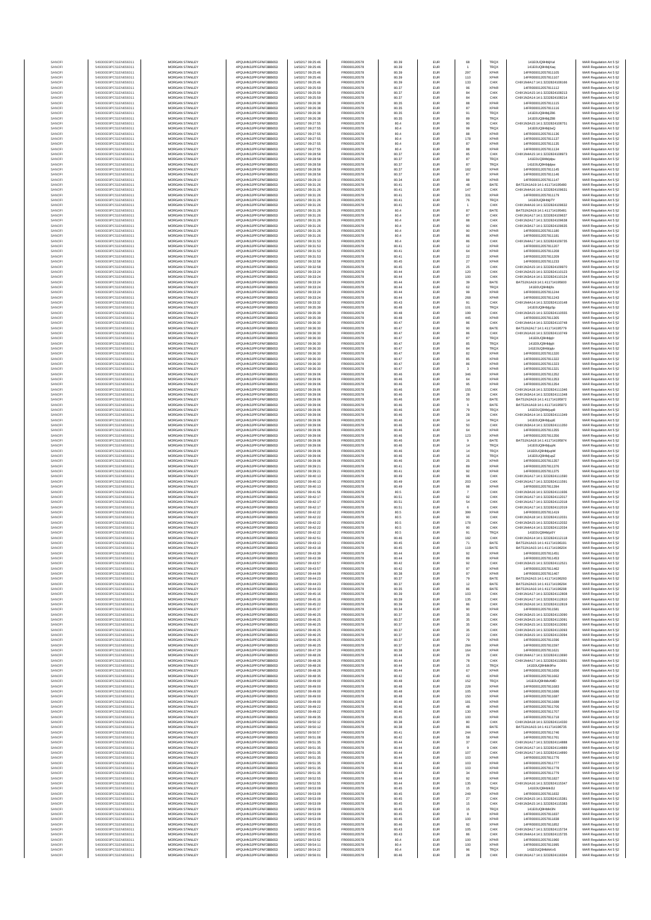| SANOFI | 549300E9PC51EN656011 | MORGAN STANLEY | 4PQUHN3JPFGFNF3BB653 | 14/02/2017 09:25:46 | FR0000120578 | 80.39 | EUR | 68 | TRQX | 141E0UQ9HhljXal | MAR Regulation Art 5 §2 |
|---|---|---|---|---|---|---|---|---|---|---|---|
| SANOFI | 549300E9PC51EN656011 | MORGAN STANLEY | 4PQUHN3JPFGFNF3BB653 | 14/02/2017 09:25:46 | FR0000120578 | 80.39 | EUR | 1 | TRQX | 141E0UQ9HhljXaq | MAR Regulation Art 5 §2 |
| SANOFI | 549300E9PC51EN656011 | MORGAN STANLEY | 4PQUHN3JPFGFNF3BB653 | 14/02/2017 09:25:46 | FR0000120578 | 80.39 | EUR | 297 | XPAR | 14FR000012057811105 | MAR Regulation Art 5 §2 |
| SANOFI | 549300E9PC51EN656011 | MORGAN STANLEY | 4PQUHN3JPFGFNF3BB653 | 14/02/2017 09:25:46 | FR0000120578 | 80.39 | EUR | 110 | XPAR | 14FR000012057811107 | MAR Regulation Art 5 §2 |
| SANOFI | 549300E9PC51EN656011 | MORGAN STANLEY | 4PQUHN3JPFGFNF3BB653 | 14/02/2017 09:25:46 | FR0000120578 | 80.39 | EUR | 133 | CHIX | CHIX1N4A17:14:1:3232824108166 | MAR Regulation Art 5 §2 |
| SANOFI | 549300E9PC51EN656011 | MORGAN STANLEY | 4PQUHN3JPFGFNF3BB653 | 14/02/2017 09:25:59 | FR0000120578 | 80.37 | EUR | 96 | XPAR | 14FR000012057811112 | MAR Regulation Art 5 §2 |
| SANOFI | 549300E9PC51EN656011 | MORGAN STANLEY | 4PQUHN3JPFGFNF3BB653 | 14/02/2017 09:25:59 | FR0000120578 | 80.37 | EUR | 84 | CHIX | CHIX1N1A15:14:1:3232824108213 | MAR Regulation Art 5 §2 |
| SANOFI | 549300E9PC51EN656011 | MORGAN STANLEY | 4PQUHN3JPFGFNF3BB653 | 14/02/2017 09:25:59 | FR0000120578 | 80.37 | EUR | 84 | CHIX | CHIX1N2A14:14:1:3232824108214 | MAR Regulation Art 5 §2 |
| SANOFI | 549300E9PC51EN656011 | MORGAN STANLEY | 4PQUHN3JPFGFNF3BB653 | 14/02/2017 09:26:38 | FR0000120578 | 80.35 | EUR | 88 | XPAR | 14FR000012057811115 | MAR Regulation Art 5 §2 |
| SANOFI | 549300E9PC51EN656011 | MORGAN STANLEY | 4PQUHN3JPFGFNF3BB653 | 14/02/2017 09:26:38 | FR0000120578 | 80.35 | EUR | 87 | XPAR | 14FR000012057811116 | MAR Regulation Art 5 §2 |
| SANOFI | 549300E9PC51EN656011 | MORGAN STANLEY | 4PQUHN3JPFGFNF3BB653 | 14/02/2017 09:26:38 | FR0000120578 | 80.35 | EUR | 91 | TRQX | 141E0UQ9HhljZl6 | MAR Regulation Art 5 §2 |
| SANOFI | 549300E9PC51EN656011 | MORGAN STANLEY | 4PQUHN3JPFGFNF3BB653 | 14/02/2017 09:26:38 | FR0000120578 | 80.35 | EUR | 89 | TRQX | 141E0UQ9HhljZl8 | MAR Regulation Art 5 §2 |
| SANOFI | 549300E9PC51EN656011 | MORGAN STANLEY | 4PQUHN3JPFGFNF3BB653 | 14/02/2017 09:27:55 | FR0000120578 | 80.4 | EUR | 90 | CHIX | CHIX1N2A15:14:1:3232824108751 | MAR Regulation Art 5 §2 |
| SANOFI | 549300E9PC51EN656011 | MORGAN STANLEY | 4PQUHN3JPFGFNF3BB653 | 14/02/2017 09:27:55 | FR0000120578 | 80.4 | EUR | 99 | TRQX | 141E0UQ9HhljbsQ | MAR Regulation Art 5 §2 |
| SANOFI | 549300E9PC51EN656011 | MORGAN STANLEY | 4PQUHN3JPFGFNF3BB653 | 14/02/2017 09:27:55 | FR0000120578 | 80.4 | EUR | 88 | XPAR | 14FR000012057811136 | MAR Regulation Art 5 §2 |
| SANOFI | 549300E9PC51EN656011 | MORGAN STANLEY | 4PQUHN3JPFGFNF3BB653 | 14/02/2017 09:27:55 | FR0000120578 | 80.4 | EUR | 178 | XPAR | 14FR000012057811137 | MAR Regulation Art 5 §2 |
| SANOFI | 549300E9PC51EN656011 | MORGAN STANLEY | 4PQUHN3JPFGFNF3BB653 | 14/02/2017 09:27:55 | FR0000120578 | 80.4 | EUR | 87 | XPAR | 14FR000012057811135 | MAR Regulation Art 5 §2 |
| SANOFI | 549300E9PC51EN656011 | MORGAN STANLEY | 4PQUHN3JPFGFNF3BB653 | 14/02/2017 09:27:55 | FR0000120578 | 80.4 | EUR | 88 | XPAR | 14FR000012057811134 | MAR Regulation Art 5 §2 |
| SANOFI | 549300E9PC51EN656011 | MORGAN STANLEY | 4PQUHN3JPFGFNF3BB653 | 14/02/2017 09:28:58 | FR0000120578 | 80.37 | EUR | 85 | CHIX | CHIX1N4A15:14:1:3232824108973 | MAR Regulation Art 5 §2 |
| SANOFI | 549300E9PC51EN656011 | MORGAN STANLEY | 4PQUHN3JPFGFNF3BB653 | 14/02/2017 09:28:58 | FR0000120578 | 80.37 | EUR | 87 | TRQX | 141E0UQ9Hhljdpu | MAR Regulation Art 5 §2 |
| SANOFI | 549300E9PC51EN656011 | MORGAN STANLEY | 4PQUHN3JPFGFNF3BB653 | 14/02/2017 09:28:58 | FR0000120578 | 80.37 | EUR | 87 | TRQX | 141E0UQ9Hhljdpw | MAR Regulation Art 5 §2 |
| SANOFI | 549300E9PC51EN656011 | MORGAN STANLEY | 4PQUHN3JPFGFNF3BB653 | 14/02/2017 09:28:58 | FR0000120578 | 80.37 | EUR | 182 | XPAR | 14FR000012057811145 | MAR Regulation Art 5 §2 |
| SANOFI | 549300E9PC51EN656011 | MORGAN STANLEY | 4PQUHN3JPFGFNF3BB653 | 14/02/2017 09:28:58 | FR0000120578 | 80.37 | EUR | 87 | XPAR | 14FR000012057811146 | MAR Regulation Art 5 §2 |
| SANOFI | 549300E9PC51EN656011 | MORGAN STANLEY | 4PQUHN3JPFGFNF3BB653 | 14/02/2017 09:29:10 | FR0000120578 | 80.34 | EUR | 88 | XPAR | 14FR000012057811147 | MAR Regulation Art 5 §2 |
| SANOFI | 549300E9PC51EN656011 | MORGAN STANLEY | 4PQUHN3JPFGFNF3BB653 | 14/02/2017 09:31:26 | FR0000120578 | 80.41 | EUR | 48 | BATE | BATS1N1A19:14:1:411714195480 | MAR Regulation Art 5 §2 |
| SANOFI | 549300E9PC51EN656011 | MORGAN STANLEY | 4PQUHN3JPFGFNF3BB653 | 14/02/2017 09:31:26 | FR0000120578 | 80.41 | EUR | 147 | CHIX | CHIX1N4A16:14:1:3232824109631 | MAR Regulation Art 5 §2 |
| SANOFI | 549300E9PC51EN656011 | MORGAN STANLEY | 4PQUHN3JPFGFNF3BB653 | 14/02/2017 09:31:26 | FR0000120578 | 80.41 | EUR | 331 | XPAR | 14FR000012057811179 | MAR Regulation Art 5 §2 |
| SANOFI | 549300E9PC51EN656011 | MORGAN STANLEY | 4PQUHN3JPFGFNF3BB653 | 14/02/2017 09:31:26 | FR0000120578 | 80.41 | EUR | 76 | TRQX | 141E0UQ9HhljiTY | MAR Regulation Art 5 §2 |
| SANOFI | 549300E9PC51EN656011 | MORGAN STANLEY | 4PQUHN3JPFGFNF3BB653 | 14/02/2017 09:31:26 | FR0000120578 | 80.41 | EUR | 1 | CHIX | CHIX1N4A16:14:1:3232824109632 | MAR Regulation Art 5 §2 |
| SANOFI | 549300E9PC51EN656011 | MORGAN STANLEY | 4PQUHN3JPFGFNF3BB653 | 14/02/2017 09:31:26 | FR0000120578 | 80.4 | EUR | 87 | BATE | BATS1N2A19:14:1:411714195481 | MAR Regulation Art 5 §2 |
| SANOFI | 549300E9PC51EN656011 | MORGAN STANLEY | 4PQUHN3JPFGFNF3BB653 | 14/02/2017 09:31:26 | FR0000120578 | 80.4 | EUR | 87 | CHIX | CHIX1N2A17:14:1:3232824109637 | MAR Regulation Art 5 §2 |
| SANOFI | 549300E9PC51EN656011 | MORGAN STANLEY | 4PQUHN3JPFGFNF3BB653 | 14/02/2017 09:31:26 | FR0000120578 | 80.4 | EUR | 88 | CHIX | CHIX1N2A17:14:1:3232824109638 | MAR Regulation Art 5 §2 |
| SANOFI | 549300E9PC51EN656011 | MORGAN STANLEY | 4PQUHN3JPFGFNF3BB653 | 14/02/2017 09:31:26 | FR0000120578 | 80.4 | EUR | 90 | CHIX | CHIX1N3A17:14:1:3232824109635 | MAR Regulation Art 5 §2 |
| SANOFI | 549300E9PC51EN656011 | MORGAN STANLEY | 4PQUHN3JPFGFNF3BB653 | 14/02/2017 09:31:26 | FR0000120578 | 80.4 | EUR | 90 | XPAR | 14FR000012057811180 | MAR Regulation Art 5 §2 |
| SANOFI | 549300E9PC51EN656011 | MORGAN STANLEY | 4PQUHN3JPFGFNF3BB653 | 14/02/2017 09:31:26 | FR0000120578 | 80.4 | EUR | 86 | XPAR | 14FR000012057811181 | MAR Regulation Art 5 §2 |
| SANOFI | 549300E9PC51EN656011 | MORGAN STANLEY | 4PQUHN3JPFGFNF3BB653 | 14/02/2017 09:31:53 | FR0000120578 | 80.4 | EUR | 86 | CHIX | CHIX1N4A17:14:1:3232824109735 | MAR Regulation Art 5 §2 |
| SANOFI | 549300E9PC51EN656011 | MORGAN STANLEY | 4PQUHN3JPFGFNF3BB653 | 14/02/2017 09:31:53 | FR0000120578 | 80.41 | EUR | 12 | XPAR | 14FR000012057811207 | MAR Regulation Art 5 §2 |
| SANOFI | 549300E9PC51EN656011 | MORGAN STANLEY | 4PQUHN3JPFGFNF3BB653 | 14/02/2017 09:31:53 | FR0000120578 | 80.41 | EUR | 64 | XPAR | 14FR000012057811208 | MAR Regulation Art 5 §2 |
| SANOFI | 549300E9PC51EN656011 | MORGAN STANLEY | 4PQUHN3JPFGFNF3BB653 | 14/02/2017 09:31:53 | FR0000120578 | 80.41 | EUR | 22 | XPAR | 14FR000012057811209 | MAR Regulation Art 5 §2 |
| SANOFI | 549300E9PC51EN656011 | MORGAN STANLEY | 4PQUHN3JPFGFNF3BB653 | 14/02/2017 09:32:58 | FR0000120578 | 80.45 | EUR | 27 | XPAR | 14FR000012057811233 | MAR Regulation Art 5 §2 |
| SANOFI | 549300E9PC51EN656011 | MORGAN STANLEY | 4PQUHN3JPFGFNF3BB653 | 14/02/2017 09:32:58 | FR0000120578 | 80.45 | EUR | 25 | CHIX | CHIX1N2A15:14:1:3232824109970 | MAR Regulation Art 5 §2 |
| SANOFI | 549300E9PC51EN656011 | MORGAN STANLEY | 4PQUHN3JPFGFNF3BB653 | 14/02/2017 09:33:24 | FR0000120578 | 80.44 | EUR | 120 | CHIX | CHIX1N2A15:14:1:3232824110123 | MAR Regulation Art 5 §2 |
| SANOFI | 549300E9PC51EN656011 | MORGAN STANLEY | 4PQUHN3JPFGFNF3BB653 | 14/02/2017 09:33:24 | FR0000120578 | 80.44 | EUR | 100 | CHIX | CHIX1N3A14:14:1:3232824110124 | MAR Regulation Art 5 §2 |
| SANOFI | 549300E9PC51EN656011 | MORGAN STANLEY | 4PQUHN3JPFGFNF3BB653 | 14/02/2017 09:33:24 | FR0000120578 | 80.44 | EUR | 38 | BATE | BATS1N1A19:14:1:411714195600 | MAR Regulation Art 5 §2 |
| SANOFI | 549300E9PC51EN656011 | MORGAN STANLEY | 4PQUHN3JPFGFNF3BB653 | 14/02/2017 09:33:24 | FR0000120578 | 80.44 | EUR | 62 | TRQX | 141E0UQ9Hhljllx | MAR Regulation Art 5 §2 |
| SANOFI | 549300E9PC51EN656011 | MORGAN STANLEY | 4PQUHN3JPFGFNF3BB653 | 14/02/2017 09:33:24 | FR0000120578 | 80.44 | EUR | 99 | XPAR | 14FR000012057811244 | MAR Regulation Art 5 §2 |
| SANOFI | 549300E9PC51EN656011 | MORGAN STANLEY | 4PQUHN3JPFGFNF3BB653 | 14/02/2017 09:33:24 | FR0000120578 | 80.44 | EUR | 268 | XPAR | 14FR000012057811243 | MAR Regulation Art 5 §2 |
| SANOFI | 549300E9PC51EN656011 | MORGAN STANLEY | 4PQUHN3JPFGFNF3BB653 | 14/02/2017 09:33:32 | FR0000120578 | 80.43 | EUR | 91 | CHIX | CHIX1N4A14:14:1:3232824110148 | MAR Regulation Art 5 §2 |
| SANOFI | 549300E9PC51EN656011 | MORGAN STANLEY | 4PQUHN3JPFGFNF3BB653 | 14/02/2017 09:35:39 | FR0000120578 | 80.48 | EUR | 101 | TRQX | 141E0UQ9HhljpSp | MAR Regulation Art 5 §2 |
| SANOFI | 549300E9PC51EN656011 | MORGAN STANLEY | 4PQUHN3JPFGFNF3BB653 | 14/02/2017 09:35:39 | FR0000120578 | 80.48 | EUR | 199 | CHIX | CHIX1N2A15:14:1:3232824110555 | MAR Regulation Art 5 §2 |
| SANOFI | 549300E9PC51EN656011 | MORGAN STANLEY | 4PQUHN3JPFGFNF3BB653 | 14/02/2017 09:35:39 | FR0000120578 | 80.48 | EUR | 445 | XPAR | 14FR000012057811305 | MAR Regulation Art 5 §2 |
| SANOFI | 549300E9PC51EN656011 | MORGAN STANLEY | 4PQUHN3JPFGFNF3BB653 | 14/02/2017 09:36:30 | FR0000120578 | 80.47 | EUR | 86 | CHIX | CHIX1N4A14:14:1:3232824110748 | MAR Regulation Art 5 §2 |
| SANOFI | 549300E9PC51EN656011 | MORGAN STANLEY | 4PQUHN3JPFGFNF3BB653 | 14/02/2017 09:36:30 | FR0000120578 | 80.47 | EUR | 90 | BATE | BATS1N2A17:14:1:411714195779 | MAR Regulation Art 5 §2 |
| SANOFI | 549300E9PC51EN656011 | MORGAN STANLEY | 4PQUHN3JPFGFNF3BB653 | 14/02/2017 09:36:30 | FR0000120578 | 80.47 | EUR | 86 | CHIX | CHIX1N1A16:14:1:3232824110749 | MAR Regulation Art 5 §2 |
| SANOFI | 549300E9PC51EN656011 | MORGAN STANLEY | 4PQUHN3JPFGFNF3BB653 | 14/02/2017 09:36:30 | FR0000120578 | 80.47 | EUR | 87 | TRQX | 141E0UQ9Hhljqlr | MAR Regulation Art 5 §2 |
| SANOFI | 549300E9PC51EN656011 | MORGAN STANLEY | 4PQUHN3JPFGFNF3BB653 | 14/02/2017 09:36:30 | FR0000120578 | 80.47 | EUR | 85 | TRQX | 141E0UQ9Hhljqlt | MAR Regulation Art 5 §2 |
| SANOFI | 549300E9PC51EN656011 | MORGAN STANLEY | 4PQUHN3JPFGFNF3BB653 | 14/02/2017 09:36:30 | FR0000120578 | 80.47 | EUR | 84 | TRQX | 141E0UQ9Hhljqlv | MAR Regulation Art 5 §2 |
| SANOFI | 549300E9PC51EN656011 | MORGAN STANLEY | 4PQUHN3JPFGFNF3BB653 | 14/02/2017 09:36:30 | FR0000120578 | 80.47 | EUR | 82 | XPAR | 14FR000012057811320 | MAR Regulation Art 5 §2 |
| SANOFI | 549300E9PC51EN656011 | MORGAN STANLEY | 4PQUHN3JPFGFNF3BB653 | 14/02/2017 09:36:30 | FR0000120578 | 80.47 | EUR | 85 | XPAR | 14FR000012057811322 | MAR Regulation Art 5 §2 |
| SANOFI | 549300E9PC51EN656011 | MORGAN STANLEY | 4PQUHN3JPFGFNF3BB653 | 14/02/2017 09:36:30 | FR0000120578 | 80.47 | EUR | 86 | XPAR | 14FR000012057811323 | MAR Regulation Art 5 §2 |
| SANOFI | 549300E9PC51EN656011 | MORGAN STANLEY | 4PQUHN3JPFGFNF3BB653 | 14/02/2017 09:36:30 | FR0000120578 | 80.47 | EUR | 3 | XPAR | 14FR000012057811321 | MAR Regulation Art 5 §2 |
| SANOFI | 549300E9PC51EN656011 | MORGAN STANLEY | 4PQUHN3JPFGFNF3BB653 | 14/02/2017 09:39:06 | FR0000120578 | 80.46 | EUR | 346 | XPAR | 14FR000012057811352 | MAR Regulation Art 5 §2 |
| SANOFI | 549300E9PC51EN656011 | MORGAN STANLEY | 4PQUHN3JPFGFNF3BB653 | 14/02/2017 09:39:06 | FR0000120578 | 80.46 | EUR | 64 | XPAR | 14FR000012057811353 | MAR Regulation Art 5 §2 |
| SANOFI | 549300E9PC51EN656011 | MORGAN STANLEY | 4PQUHN3JPFGFNF3BB653 | 14/02/2017 09:39:06 | FR0000120578 | 80.46 | EUR | 95 | XPAR | 14FR000012057811354 | MAR Regulation Art 5 §2 |
| SANOFI | 549300E9PC51EN656011 | MORGAN STANLEY | 4PQUHN3JPFGFNF3BB653 | 14/02/2017 09:39:06 | FR0000120578 | 80.46 | EUR | 155 | CHIX | CHIX1N1A18:14:1:3232824111346 | MAR Regulation Art 5 §2 |
| SANOFI | 549300E9PC51EN656011 | MORGAN STANLEY | 4PQUHN3JPFGFNF3BB653 | 14/02/2017 09:39:06 | FR0000120578 | 80.46 | EUR | 28 | CHIX | CHIX1N2A14:14:1:3232824111348 | MAR Regulation Art 5 §2 |
| SANOFI | 549300E9PC51EN656011 | MORGAN STANLEY | 4PQUHN3JPFGFNF3BB653 | 14/02/2017 09:39:06 | FR0000120578 | 80.46 | EUR | 50 | BATE | BATS1N2A19:14:1:411714195972 | MAR Regulation Art 5 §2 |
| SANOFI | 549300E9PC51EN656011 | MORGAN STANLEY | 4PQUHN3JPFGFNF3BB653 | 14/02/2017 09:39:06 | FR0000120578 | 80.46 | EUR | 9 | BATE | BATS1N1A18:14:1:411714195973 | MAR Regulation Art 5 §2 |
| SANOFI | 549300E9PC51EN656011 | MORGAN STANLEY | 4PQUHN3JPFGFNF3BB653 | 14/02/2017 09:39:06 | FR0000120578 | 80.46 | EUR | 79 | TRQX | 141E0UQ9HhljupB | MAR Regulation Art 5 §2 |
| SANOFI | 549300E9PC51EN656011 | MORGAN STANLEY | 4PQUHN3JPFGFNF3BB653 | 14/02/2017 09:39:06 | FR0000120578 | 80.46 | EUR | 28 | CHIX | CHIX1N2A14:14:1:3232824111349 | MAR Regulation Art 5 §2 |
| SANOFI | 549300E9PC51EN656011 | MORGAN STANLEY | 4PQUHN3JPFGFNF3BB653 | 14/02/2017 09:39:06 | FR0000120578 | 80.46 | EUR | 14 | TRQX | 141E0UQ9HhljupE | MAR Regulation Art 5 §2 |
| SANOFI | 549300E9PC51EN656011 | MORGAN STANLEY | 4PQUHN3JPFGFNF3BB653 | 14/02/2017 09:39:06 | FR0000120578 | 80.46 | EUR | 50 | CHIX | CHIX1N2A14:14:1:3232824111350 | MAR Regulation Art 5 §2 |
| SANOFI | 549300E9PC51EN656011 | MORGAN STANLEY | 4PQUHN3JPFGFNF3BB653 | 14/02/2017 09:39:06 | FR0000120578 | 80.46 | EUR | 64 | XPAR | 14FR000012057811355 | MAR Regulation Art 5 §2 |
| SANOFI | 549300E9PC51EN656011 | MORGAN STANLEY | 4PQUHN3JPFGFNF3BB653 | 14/02/2017 09:39:06 | FR0000120578 | 80.46 | EUR | 123 | XPAR | 14FR000012057811356 | MAR Regulation Art 5 §2 |
| SANOFI | 549300E9PC51EN656011 | MORGAN STANLEY | 4PQUHN3JPFGFNF3BB653 | 14/02/2017 09:39:06 | FR0000120578 | 80.46 | EUR | 9 | BATE | BATS1N1A18:14:1:411714195974 | MAR Regulation Art 5 §2 |
| SANOFI | 549300E9PC51EN656011 | MORGAN STANLEY | 4PQUHN3JPFGFNF3BB653 | 14/02/2017 09:39:06 | FR0000120578 | 80.46 | EUR | 14 | TRQX | 141E0UQ9HhljupN | MAR Regulation Art 5 §2 |
| SANOFI | 549300E9PC51EN656011 | MORGAN STANLEY | 4PQUHN3JPFGFNF3BB653 | 14/02/2017 09:39:06 | FR0000120578 | 80.46 | EUR | 14 | TRQX | 141E0UQ9HhljupW | MAR Regulation Art 5 §2 |
| SANOFI | 549300E9PC51EN656011 | MORGAN STANLEY | 4PQUHN3JPFGFNF3BB653 | 14/02/2017 09:39:06 | FR0000120578 | 80.46 | EUR | 16 | TRQX | 141E0UQ9HhljupZ | MAR Regulation Art 5 §2 |
| SANOFI | 549300E9PC51EN656011 | MORGAN STANLEY | 4PQUHN3JPFGFNF3BB653 | 14/02/2017 09:39:06 | FR0000120578 | 80.46 | EUR | 25 | XPAR | 14FR000012057811357 | MAR Regulation Art 5 §2 |
| SANOFI | 549300E9PC51EN656011 | MORGAN STANLEY | 4PQUHN3JPFGFNF3BB653 | 14/02/2017 09:39:21 | FR0000120578 | 80.41 | EUR | 89 | XPAR | 14FR000012057811376 | MAR Regulation Art 5 §2 |
| SANOFI | 549300E9PC51EN656011 | MORGAN STANLEY | 4PQUHN3JPFGFNF3BB653 | 14/02/2017 09:39:21 | FR0000120578 | 80.41 | EUR | 92 | XPAR | 14FR000012057811375 | MAR Regulation Art 5 §2 |
| SANOFI | 549300E9PC51EN656011 | MORGAN STANLEY | 4PQUHN3JPFGFNF3BB653 | 14/02/2017 09:40:13 | FR0000120578 | 80.49 | EUR | 96 | CHIX | CHIX1N1A17:14:1:3232824111590 | MAR Regulation Art 5 §2 |
| SANOFI | 549300E9PC51EN656011 | MORGAN STANLEY | 4PQUHN3JPFGFNF3BB653 | 14/02/2017 09:40:13 | FR0000120578 | 80.49 | EUR | 203 | CHIX | CHIX1N1A17:14:1:3232824111591 | MAR Regulation Art 5 §2 |
| SANOFI | 549300E9PC51EN656011 | MORGAN STANLEY | 4PQUHN3JPFGFNF3BB653 | 14/02/2017 09:40:13 | FR0000120578 | 80.49 | EUR | 98 | XPAR | 14FR000012057811394 | MAR Regulation Art 5 §2 |
| SANOFI | 549300E9PC51EN656011 | MORGAN STANLEY | 4PQUHN3JPFGFNF3BB653 | 14/02/2017 09:41:56 | FR0000120578 | 80.5 | EUR | 7 | CHIX | CHIX1N3A16:14:1:3232824111936 | MAR Regulation Art 5 §2 |
| SANOFI | 549300E9PC51EN656011 | MORGAN STANLEY | 4PQUHN3JPFGFNF3BB653 | 14/02/2017 09:42:17 | FR0000120578 | 80.51 | EUR | 92 | CHIX | CHIX1N1A17:14:1:3232824112017 | MAR Regulation Art 5 §2 |
| SANOFI | 549300E9PC51EN656011 | MORGAN STANLEY | 4PQUHN3JPFGFNF3BB653 | 14/02/2017 09:42:17 | FR0000120578 | 80.51 | EUR | 54 | CHIX | CHIX1N1A17:14:1:3232824112018 | MAR Regulation Art 5 §2 |
| SANOFI | 549300E9PC51EN656011 | MORGAN STANLEY | 4PQUHN3JPFGFNF3BB653 | 14/02/2017 09:42:17 | FR0000120578 | 80.51 | EUR | 6 | CHIX | CHIX1N1A17:14:1:3232824112019 | MAR Regulation Art 5 §2 |
| SANOFI | 549300E9PC51EN656011 | MORGAN STANLEY | 4PQUHN3JPFGFNF3BB653 | 14/02/2017 09:42:22 | FR0000120578 | 80.5 | EUR | 399 | XPAR | 14FR000012057811419 | MAR Regulation Art 5 §2 |
| SANOFI | 549300E9PC51EN656011 | MORGAN STANLEY | 4PQUHN3JPFGFNF3BB653 | 14/02/2017 09:42:22 | FR0000120578 | 80.5 | EUR | 90 | CHIX | CHIX1N2A16:14:1:3232824112031 | MAR Regulation Art 5 §2 |
| SANOFI | 549300E9PC51EN656011 | MORGAN STANLEY | 4PQUHN3JPFGFNF3BB653 | 14/02/2017 09:42:22 | FR0000120578 | 80.5 | EUR | 178 | CHIX | CHIX1N2A15:14:1:3232824112032 | MAR Regulation Art 5 §2 |
| SANOFI | 549300E9PC51EN656011 | MORGAN STANLEY | 4PQUHN3JPFGFNF3BB653 | 14/02/2017 09:42:22 | FR0000120578 | 80.5 | EUR | 90 | CHIX | CHIX1N4A14:14:1:3232824112034 | MAR Regulation Art 5 §2 |
| SANOFI | 549300E9PC51EN656011 | MORGAN STANLEY | 4PQUHN3JPFGFNF3BB653 | 14/02/2017 09:42:22 | FR0000120578 | 80.5 | EUR | 91 | TRQX | 141E0UQ9Hhljz6Y | MAR Regulation Art 5 §2 |
| SANOFI | 549300E9PC51EN656011 | MORGAN STANLEY | 4PQUHN3JPFGFNF3BB653 | 14/02/2017 09:42:51 | FR0000120578 | 80.46 | EUR | 182 | CHIX | CHIX1N2A14:14:1:3232824112118 | MAR Regulation Art 5 §2 |
| SANOFI | 549300E9PC51EN656011 | MORGAN STANLEY | 4PQUHN3JPFGFNF3BB653 | 14/02/2017 09:43:13 | FR0000120578 | 80.45 | EUR | 71 | BATE | BATS1N1A15:14:1:411714196191 | MAR Regulation Art 5 §2 |
| SANOFI | 549300E9PC51EN656011 | MORGAN STANLEY | 4PQUHN3JPFGFNF3BB653 | 14/02/2017 09:43:18 | FR0000120578 | 80.45 | EUR | 119 | BATE | BATS1N1A15:14:1:411714196204 | MAR Regulation Art 5 §2 |
| SANOFI | 549300E9PC51EN656011 | MORGAN STANLEY | 4PQUHN3JPFGFNF3BB653 | 14/02/2017 09:43:39 | FR0000120578 | 80.44 | EUR | 92 | XPAR | 14FR000012057811451 | MAR Regulation Art 5 §2 |
| SANOFI | 549300E9PC51EN656011 | MORGAN STANLEY | 4PQUHN3JPFGFNF3BB653 | 14/02/2017 09:43:39 | FR0000120578 | 80.44 | EUR | 89 | XPAR | 14FR000012057811453 | MAR Regulation Art 5 §2 |
| SANOFI | 549300E9PC51EN656011 | MORGAN STANLEY | 4PQUHN3JPFGFNF3BB653 | 14/02/2017 09:43:57 | FR0000120578 | 80.42 | EUR | 92 | CHIX | CHIX1N3A15:14:1:3232824112521 | MAR Regulation Art 5 §2 |
| SANOFI | 549300E9PC51EN656011 | MORGAN STANLEY | 4PQUHN3JPFGFNF3BB653 | 14/02/2017 09:43:57 | FR0000120578 | 80.42 | EUR | 97 | XPAR | 14FR000012057811462 | MAR Regulation Art 5 §2 |
| SANOFI | 549300E9PC51EN656011 | MORGAN STANLEY | 4PQUHN3JPFGFNF3BB653 | 14/02/2017 09:44:09 | FR0000120578 | 80.38 | EUR | 97 | XPAR | 14FR000012057811467 | MAR Regulation Art 5 §2 |
| SANOFI | 549300E9PC51EN656011 | MORGAN STANLEY | 4PQUHN3JPFGFNF3BB653 | 14/02/2017 09:44:23 | FR0000120578 | 80.37 | EUR | 79 | BATE | BATS1N2A15:14:1:411714196293 | MAR Regulation Art 5 §2 |
| SANOFI | 549300E9PC51EN656011 | MORGAN STANLEY | 4PQUHN3JPFGFNF3BB653 | 14/02/2017 09:44:23 | FR0000120578 | 80.37 | EUR | 12 | BATE | BATS1N2A15:14:1:411714196294 | MAR Regulation Art 5 §2 |
| SANOFI | 549300E9PC51EN656011 | MORGAN STANLEY | 4PQUHN3JPFGFNF3BB653 | 14/02/2017 09:44:33 | FR0000120578 | 80.35 | EUR | 86 | BATE | BATS1N1A16:14:1:411714196298 | MAR Regulation Art 5 §2 |
| SANOFI | 549300E9PC51EN656011 | MORGAN STANLEY | 4PQUHN3JPFGFNF3BB653 | 14/02/2017 09:45:16 | FR0000120578 | 80.39 | EUR | 103 | CHIX | CHIX1N1A17:14:1:3232824112808 | MAR Regulation Art 5 §2 |
| SANOFI | 549300E9PC51EN656011 | MORGAN STANLEY | 4PQUHN3JPFGFNF3BB653 | 14/02/2017 09:45:16 | FR0000120578 | 80.39 | EUR | 135 | CHIX | CHIX1N1A17:14:1:3232824112810 | MAR Regulation Art 5 §2 |
| SANOFI | 549300E9PC51EN656011 | MORGAN STANLEY | 4PQUHN3JPFGFNF3BB653 | 14/02/2017 09:45:22 | FR0000120578 | 80.39 | EUR | 86 | CHIX | CHIX1N2A16:14:1:3232824112819 | MAR Regulation Art 5 §2 |
| SANOFI | 549300E9PC51EN656011 | MORGAN STANLEY | 4PQUHN3JPFGFNF3BB653 | 14/02/2017 09:45:37 | FR0000120578 | 80.34 | EUR | 90 | XPAR | 14FR000012057811581 | MAR Regulation Art 5 §2 |
| SANOFI | 549300E9PC51EN656011 | MORGAN STANLEY | 4PQUHN3JPFGFNF3BB653 | 14/02/2017 09:46:25 | FR0000120578 | 80.37 | EUR | 35 | CHIX | CHIX1N3A15:14:1:3232824113090 | MAR Regulation Art 5 §2 |
| SANOFI | 549300E9PC51EN656011 | MORGAN STANLEY | 4PQUHN3JPFGFNF3BB653 | 14/02/2017 09:46:25 | FR0000120578 | 80.37 | EUR | 35 | CHIX | CHIX1N3A15:14:1:3232824113091 | MAR Regulation Art 5 §2 |
| SANOFI | 549300E9PC51EN656011 | MORGAN STANLEY | 4PQUHN3JPFGFNF3BB653 | 14/02/2017 09:46:25 | FR0000120578 | 80.37 | EUR | 35 | CHIX | CHIX1N3A15:14:1:3232824113092 | MAR Regulation Art 5 §2 |
| SANOFI | 549300E9PC51EN656011 | MORGAN STANLEY | 4PQUHN3JPFGFNF3BB653 | 14/02/2017 09:46:25 | FR0000120578 | 80.37 | EUR | 35 | CHIX | CHIX1N3A15:14:1:3232824113093 | MAR Regulation Art 5 §2 |
| SANOFI | 549300E9PC51EN656011 | MORGAN STANLEY | 4PQUHN3JPFGFNF3BB653 | 14/02/2017 09:46:25 | FR0000120578 | 80.37 | EUR | 22 | CHIX | CHIX1N3A15:14:1:3232824113094 | MAR Regulation Art 5 §2 |
| SANOFI | 549300E9PC51EN656011 | MORGAN STANLEY | 4PQUHN3JPFGFNF3BB653 | 14/02/2017 09:46:25 | FR0000120578 | 80.37 | EUR | 79 | XPAR | 14FR000012057811596 | MAR Regulation Art 5 §2 |
| SANOFI | 549300E9PC51EN656011 | MORGAN STANLEY | 4PQUHN3JPFGFNF3BB653 | 14/02/2017 09:46:25 | FR0000120578 | 80.37 | EUR | 284 | XPAR | 14FR000012057811597 | MAR Regulation Art 5 §2 |
| SANOFI | 549300E9PC51EN656011 | MORGAN STANLEY | 4PQUHN3JPFGFNF3BB653 | 14/02/2017 09:47:28 | FR0000120578 | 80.38 | EUR | 164 | XPAR | 14FR000012057811621 | MAR Regulation Art 5 §2 |
| SANOFI | 549300E9PC51EN656011 | MORGAN STANLEY | 4PQUHN3JPFGFNF3BB653 | 14/02/2017 09:48:26 | FR0000120578 | 80.44 | EUR | 29 | CHIX | CHIX1N4A17:14:1:3232824113690 | MAR Regulation Art 5 §2 |
| SANOFI | 549300E9PC51EN656011 | MORGAN STANLEY | 4PQUHN3JPFGFNF3BB653 | 14/02/2017 09:48:26 | FR0000120578 | 80.44 | EUR | 78 | CHIX | CHIX1N4A17:14:1:3232824113691 | MAR Regulation Art 5 §2 |
| SANOFI | 549300E9PC51EN656011 | MORGAN STANLEY | 4PQUHN3JPFGFNF3BB653 | 14/02/2017 09:48:26 | FR0000120578 | 80.44 | EUR | 15 | TRQX | 141E0UQ9HhlkRFe | MAR Regulation Art 5 §2 |
| SANOFI | 549300E9PC51EN656011 | MORGAN STANLEY | 4PQUHN3JPFGFNF3BB653 | 14/02/2017 09:48:26 | FR0000120578 | 80.44 | EUR | 67 | XPAR | 14FR000012057811656 | MAR Regulation Art 5 §2 |
| SANOFI | 549300E9PC51EN656011 | MORGAN STANLEY | 4PQUHN3JPFGFNF3BB653 | 14/02/2017 09:48:35 | FR0000120578 | 80.42 | EUR | 43 | XPAR | 14FR000012057811662 | MAR Regulation Art 5 §2 |
| SANOFI | 549300E9PC51EN656011 | MORGAN STANLEY | 4PQUHN3JPFGFNF3BB653 | 14/02/2017 09:49:00 | FR0000120578 | 80.48 | EUR | 152 | TRQX | 141E0UQ9HhlkAMD | MAR Regulation Art 5 §2 |
| SANOFI | 549300E9PC51EN656011 | MORGAN STANLEY | 4PQUHN3JPFGFNF3BB653 | 14/02/2017 09:49:00 | FR0000120578 | 80.48 | EUR | 228 | XPAR | 14FR000012057811683 | MAR Regulation Art 5 §2 |
| SANOFI | 549300E9PC51EN656011 | MORGAN STANLEY | 4PQUHN3JPFGFNF3BB653 | 14/02/2017 09:49:00 | FR0000120578 | 80.48 | EUR | 105 | XPAR | 14FR000012057811686 | MAR Regulation Art 5 §2 |
| SANOFI | 549300E9PC51EN656011 | MORGAN STANLEY | 4PQUHN3JPFGFNF3BB653 | 14/02/2017 09:49:00 | FR0000120578 | 80.48 | EUR | 150 | XPAR | 14FR000012057811687 | MAR Regulation Art 5 §2 |
| SANOFI | 549300E9PC51EN656011 | MORGAN STANLEY | 4PQUHN3JPFGFNF3BB653 | 14/02/2017 09:49:00 | FR0000120578 | 80.48 | EUR | 181 | XPAR | 14FR000012057811688 | MAR Regulation Art 5 §2 |
| SANOFI | 549300E9PC51EN656011 | MORGAN STANLEY | 4PQUHN3JPFGFNF3BB653 | 14/02/2017 09:49:22 | FR0000120578 | 80.46 | EUR | 48 | XPAR | 14FR000012057811706 | MAR Regulation Art 5 §2 |
| SANOFI | 549300E9PC51EN656011 | MORGAN STANLEY | 4PQUHN3JPFGFNF3BB653 | 14/02/2017 09:49:22 | FR0000120578 | 80.46 | EUR | 130 | XPAR | 14FR000012057811707 | MAR Regulation Art 5 §2 |
| SANOFI | 549300E9PC51EN656011 | MORGAN STANLEY | 4PQUHN3JPFGFNF3BB653 | 14/02/2017 09:49:35 | FR0000120578 | 80.45 | EUR | 100 | XPAR | 14FR000012057811718 | MAR Regulation Art 5 §2 |
| SANOFI | 549300E9PC51EN656011 | MORGAN STANLEY | 4PQUHN3JPFGFNF3BB653 | 14/02/2017 09:50:12 | FR0000120578 | 80.38 | EUR | 80 | CHIX | CHIX1N3A18:14:1:3232824114330 | MAR Regulation Art 5 §2 |
| SANOFI | 549300E9PC51EN656011 | MORGAN STANLEY | 4PQUHN3JPFGFNF3BB653 | 14/02/2017 09:50:12 | FR0000120578 | 80.38 | EUR | 86 | BATE | BATS1N1A15:14:1:411714196735 | MAR Regulation Art 5 §2 |
| SANOFI | 549300E9PC51EN656011 | MORGAN STANLEY | 4PQUHN3JPFGFNF3BB653 | 14/02/2017 09:50:57 | FR0000120578 | 80.41 | EUR | 244 | XPAR | 14FR000012057811746 | MAR Regulation Art 5 §2 |
| SANOFI | 549300E9PC51EN656011 | MORGAN STANLEY | 4PQUHN3JPFGFNF3BB653 | 14/02/2017 09:51:08 | FR0000120578 | 80.42 | EUR | 58 | XPAR | 14FR000012057811761 | MAR Regulation Art 5 §2 |
| SANOFI | 549300E9PC51EN656011 | MORGAN STANLEY | 4PQUHN3JPFGFNF3BB653 | 14/02/2017 09:51:35 | FR0000120578 | 80.44 | EUR | 37 | CHIX | CHIX1N1A17:14:1:3232824114888 | MAR Regulation Art 5 §2 |
| SANOFI | 549300E9PC51EN656011 | MORGAN STANLEY | 4PQUHN3JPFGFNF3BB653 | 14/02/2017 09:51:35 | FR0000120578 | 80.44 | EUR | 9 | CHIX | CHIX1N1A17:14:1:3232824114889 | MAR Regulation Art 5 §2 |
| SANOFI | 549300E9PC51EN656011 | MORGAN STANLEY | 4PQUHN3JPFGFNF3BB653 | 14/02/2017 09:51:35 | FR0000120578 | 80.44 | EUR | 107 | CHIX | CHIX1N1A17:14:1:3232824114890 | MAR Regulation Art 5 §2 |
| SANOFI | 549300E9PC51EN656011 | MORGAN STANLEY | 4PQUHN3JPFGFNF3BB653 | 14/02/2017 09:51:35 | FR0000120578 | 80.44 | EUR | 103 | XPAR | 14FR000012057811776 | MAR Regulation Art 5 §2 |
| SANOFI | 549300E9PC51EN656011 | MORGAN STANLEY | 4PQUHN3JPFGFNF3BB653 | 14/02/2017 09:51:35 | FR0000120578 | 80.44 | EUR | 103 | XPAR | 14FR000012057811777 | MAR Regulation Art 5 §2 |
| SANOFI | 549300E9PC51EN656011 | MORGAN STANLEY | 4PQUHN3JPFGFNF3BB653 | 14/02/2017 09:51:35 | FR0000120578 | 80.44 | EUR | 103 | XPAR | 14FR000012057811778 | MAR Regulation Art 5 §2 |
| SANOFI | 549300E9PC51EN656011 | MORGAN STANLEY | 4PQUHN3JPFGFNF3BB653 | 14/02/2017 09:51:35 | FR0000120578 | 80.44 | EUR | 34 | XPAR | 14FR000012057811779 | MAR Regulation Art 5 §2 |
| SANOFI | 549300E9PC51EN656011 | MORGAN STANLEY | 4PQUHN3JPFGFNF3BB653 | 14/02/2017 09:52:55 | FR0000120578 | 80.44 | EUR | 92 | XPAR | 14FR000012057811827 | MAR Regulation Art 5 §2 |
| SANOFI | 549300E9PC51EN656011 | MORGAN STANLEY | 4PQUHN3JPFGFNF3BB653 | 14/02/2017 09:52:55 | FR0000120578 | 80.44 | EUR | 135 | CHIX | CHIX1N1A16:14:1:3232824115347 | MAR Regulation Art 5 §2 |
| SANOFI | 549300E9PC51EN656011 | MORGAN STANLEY | 4PQUHN3JPFGFNF3BB653 | 14/02/2017 09:53:09 | FR0000120578 | 80.45 | EUR | 15 | TRQX | 141E0UQ9HhlkI5J | MAR Regulation Art 5 §2 |
| SANOFI | 549300E9PC51EN656011 | MORGAN STANLEY | 4PQUHN3JPFGFNF3BB653 | 14/02/2017 09:53:09 | FR0000120578 | 80.45 | EUR | 249 | XPAR | 14FR000012057811832 | MAR Regulation Art 5 §2 |
| SANOFI | 549300E9PC51EN656011 | MORGAN STANLEY | 4PQUHN3JPFGFNF3BB653 | 14/02/2017 09:53:09 | FR0000120578 | 80.45 | EUR | 27 | CHIX | CHIX1N3A15:14:1:3232824115381 | MAR Regulation Art 5 §2 |
| SANOFI | 549300E9PC51EN656011 | MORGAN STANLEY | 4PQUHN3JPFGFNF3BB653 | 14/02/2017 09:53:09 | FR0000120578 | 80.45 | EUR | 15 | CHIX | CHIX1N3A15:14:1:3232824115383 | MAR Regulation Art 5 §2 |
| SANOFI | 549300E9PC51EN656011 | MORGAN STANLEY | 4PQUHN3JPFGFNF3BB653 | 14/02/2017 09:53:09 | FR0000120578 | 80.45 | EUR | 15 | TRQX | 141E0UQ9HhlkI5N | MAR Regulation Art 5 §2 |
| SANOFI | 549300E9PC51EN656011 | MORGAN STANLEY | 4PQUHN3JPFGFNF3BB653 | 14/02/2017 09:53:09 | FR0000120578 | 80.45 | EUR | 8 | XPAR | 14FR000012057811837 | MAR Regulation Art 5 §2 |
| SANOFI | 549300E9PC51EN656011 | MORGAN STANLEY | 4PQUHN3JPFGFNF3BB653 | 14/02/2017 09:53:09 | FR0000120578 | 80.45 | EUR | 100 | XPAR | 14FR000012057811838 | MAR Regulation Art 5 §2 |
| SANOFI | 549300E9PC51EN656011 | MORGAN STANLEY | 4PQUHN3JPFGFNF3BB653 | 14/02/2017 09:53:25 | FR0000120578 | 80.46 | EUR | 92 | XPAR | 14FR000012057811852 | MAR Regulation Art 5 §2 |
| SANOFI | 549300E9PC51EN656011 | MORGAN STANLEY | 4PQUHN3JPFGFNF3BB653 | 14/02/2017 09:53:45 | FR0000120578 | 80.43 | EUR | 105 | CHIX | CHIX1N3A17:14:1:3232824115734 | MAR Regulation Art 5 §2 |
| SANOFI | 549300E9PC51EN656011 | MORGAN STANLEY | 4PQUHN3JPFGFNF3BB653 | 14/02/2017 09:53:45 | FR0000120578 | 80.43 | EUR | 86 | CHIX | CHIX1N4A14:14:1:3232824115735 | MAR Regulation Art 5 §2 |
| SANOFI | 549300E9PC51EN656011 | MORGAN STANLEY | 4PQUHN3JPFGFNF3BB653 | 14/02/2017 09:53:52 | FR0000120578 | 80.4 | EUR | 100 | XPAR | 14FR000012057811960 | MAR Regulation Art 5 §2 |
| SANOFI | 549300E9PC51EN656011 | MORGAN STANLEY | 4PQUHN3JPFGFNF3BB653 | 14/02/2017 09:54:11 | FR0000120578 | 80.4 | EUR | 100 | XPAR | 14FR000012057811995 | MAR Regulation Art 5 §2 |
| SANOFI | 549300E9PC51EN656011 | MORGAN STANLEY | 4PQUHN3JPFGFNF3BB653 | 14/02/2017 09:54:22 | FR0000120578 | 80.4 | EUR | 96 | TRQX | 141E0UQ9HhlkKm5 | MAR Regulation Art 5 §2 |
| SANOFI | 549300E9PC51EN656011 | MORGAN STANLEY | 4PQUHN3JPFGFNF3BB653 | 14/02/2017 09:56:01 | FR0000120578 | 80.46 | EUR | 28 | CHIX | CHIX1N1A17:14:1:3232824116304 | MAR Regulation Art 5 §2 |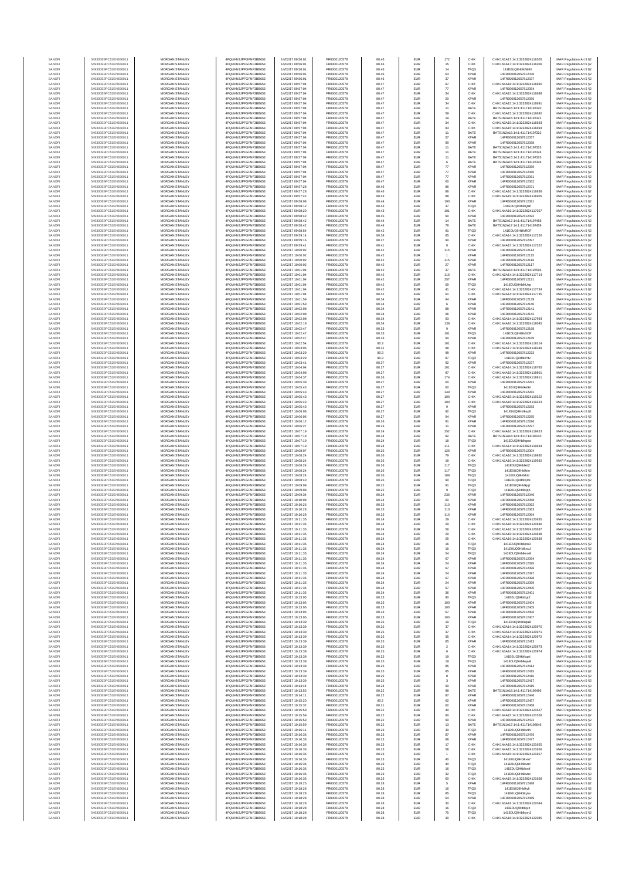| | | | | | | | | | | | |
|---|---|---|---|---|---|---|---|---|---|---|---|
| SANOFI | 549300E9PC51EN656011 | MORGAN STANLEY | 4PQUHN3JPFGFNF3BB653 | 14/02/17 09:56:01 | FR0000120578 | 80.46 | EUR | 172 | CHIX | CHIX1N1A17:14:1:3232824116305 | MAR Regulation Art 5 §2 |
| SANOFI | 549300E9PC51EN656011 | MORGAN STANLEY | 4PQUHN3JPFGFNF3BB653 | 14/02/17 09:56:01 | FR0000120578 | 80.46 | EUR | 15 | CHIX | CHIX1N1A17:14:1:3232824116306 | MAR Regulation Art 5 §2 |
| SANOFI | 549300E9PC51EN656011 | MORGAN STANLEY | 4PQUHN3JPFGFNF3BB653 | 14/02/17 09:56:01 | FR0000120578 | 80.46 | EUR | 14 | TRQX | 141E0UQ9thbNHN | MAR Regulation Art 5 §2 |
| SANOFI | 549300E9PC51EN656011 | MORGAN STANLEY | 4PQUHN3JPFGFNF3BB653 | 14/02/17 09:56:01 | FR0000120578 | 80.46 | EUR | 63 | XPAR | 14FR000012057812036 | MAR Regulation Art 5 §2 |
| SANOFI | 549300E9PC51EN656011 | MORGAN STANLEY | 4PQUHN3JPFGFNF3BB653 | 14/02/17 09:56:01 | FR0000120578 | 80.46 | EUR | 37 | XPAR | 14FR000012057812037 | MAR Regulation Art 5 §2 |
| SANOFI | 549300E9PC51EN656011 | MORGAN STANLEY | 4PQUHN3JPFGFNF3BB653 | 14/02/17 09:57:04 | FR0000120578 | 80.47 | EUR | 97 | CHIX | CHIX1N4A18:14:1:3232824116690 | MAR Regulation Art 5 §2 |
| SANOFI | 549300E9PC51EN656011 | MORGAN STANLEY | 4PQUHN3JPFGFNF3BB653 | 14/02/17 09:57:04 | FR0000120578 | 80.47 | EUR | 77 | XPAR | 14FR000012057812054 | MAR Regulation Art 5 §2 |
| SANOFI | 549300E9PC51EN656011 | MORGAN STANLEY | 4PQUHN3JPFGFNF3BB653 | 14/02/17 09:57:04 | FR0000120578 | 80.47 | EUR | 34 | CHIX | CHIX1N3A15:14:1:3232824116688 | MAR Regulation Art 5 §2 |
| SANOFI | 549300E9PC51EN656011 | MORGAN STANLEY | 4PQUHN3JPFGFNF3BB653 | 14/02/17 09:57:04 | FR0000120578 | 80.47 | EUR | 20 | XPAR | 14FR000012057812050 | MAR Regulation Art 5 §2 |
| SANOFI | 549300E9PC51EN656011 | MORGAN STANLEY | 4PQUHN3JPFGFNF3BB653 | 14/02/17 09:57:04 | FR0000120578 | 80.47 | EUR | 34 | CHIX | CHIX1N3A15:14:1:3232824116691 | MAR Regulation Art 5 §2 |
| SANOFI | 549300E9PC51EN656011 | MORGAN STANLEY | 4PQUHN3JPFGFNF3BB653 | 14/02/17 09:57:04 | FR0000120578 | 80.47 | EUR | 11 | BATE | BATS1N2A15:14:1:411714197320 | MAR Regulation Art 5 §2 |
| SANOFI | 549300E9PC51EN656011 | MORGAN STANLEY | 4PQUHN3JPFGFNF3BB653 | 14/02/17 09:57:04 | FR0000120578 | 80.47 | EUR | 59 | CHIX | CHIX1N2A15:14:1:3232824116692 | MAR Regulation Art 5 §2 |
| SANOFI | 549300E9PC51EN656011 | MORGAN STANLEY | 4PQUHN3JPFGFNF3BB653 | 14/02/17 09:57:04 | FR0000120578 | 80.47 | EUR | 19 | BATE | BATS1N2A15:14:1:411714197321 | MAR Regulation Art 5 §2 |
| SANOFI | 549300E9PC51EN656011 | MORGAN STANLEY | 4PQUHN3JPFGFNF3BB653 | 14/02/17 09:57:04 | FR0000120578 | 80.47 | EUR | 34 | CHIX | CHIX1N2A15:14:1:3232824116693 | MAR Regulation Art 5 §2 |
| SANOFI | 549300E9PC51EN656011 | MORGAN STANLEY | 4PQUHN3JPFGFNF3BB653 | 14/02/17 09:57:04 | FR0000120578 | 80.47 | EUR | 83 | CHIX | CHIX1N3A15:14:1:3232824116694 | MAR Regulation Art 5 §2 |
| SANOFI | 549300E9PC51EN656011 | MORGAN STANLEY | 4PQUHN3JPFGFNF3BB653 | 14/02/17 09:57:04 | FR0000120578 | 80.47 | EUR | 11 | BATE | BATS1N2A15:14:1:411714197322 | MAR Regulation Art 5 §2 |
| SANOFI | 549300E9PC51EN656011 | MORGAN STANLEY | 4PQUHN3JPFGFNF3BB653 | 14/02/17 09:57:04 | FR0000120578 | 80.47 | EUR | 57 | XPAR | 14FR000012057812057 | MAR Regulation Art 5 §2 |
| SANOFI | 549300E9PC51EN656011 | MORGAN STANLEY | 4PQUHN3JPFGFNF3BB653 | 14/02/17 09:57:04 | FR0000120578 | 80.47 | EUR | 99 | XPAR | 14FR000012057812058 | MAR Regulation Art 5 §2 |
| SANOFI | 549300E9PC51EN656011 | MORGAN STANLEY | 4PQUHN3JPFGFNF3BB653 | 14/02/17 09:57:04 | FR0000120578 | 80.47 | EUR | 11 | BATE | BATS1N2A15:14:1:411714197323 | MAR Regulation Art 5 §2 |
| SANOFI | 549300E9PC51EN656011 | MORGAN STANLEY | 4PQUHN3JPFGFNF3BB653 | 14/02/17 09:57:04 | FR0000120578 | 80.47 | EUR | 11 | BATE | BATS1N2A15:14:1:411714197324 | MAR Regulation Art 5 §2 |
| SANOFI | 549300E9PC51EN656011 | MORGAN STANLEY | 4PQUHN3JPFGFNF3BB653 | 14/02/17 09:57:04 | FR0000120578 | 80.47 | EUR | 11 | BATE | BATS1N2A15:14:1:411714197325 | MAR Regulation Art 5 §2 |
| SANOFI | 549300E9PC51EN656011 | MORGAN STANLEY | 4PQUHN3JPFGFNF3BB653 | 14/02/17 09:57:04 | FR0000120578 | 80.47 | EUR | 6 | BATE | BATS1N2A15:14:1:411714197326 | MAR Regulation Art 5 §2 |
| SANOFI | 549300E9PC51EN656011 | MORGAN STANLEY | 4PQUHN3JPFGFNF3BB653 | 14/02/17 09:57:04 | FR0000120578 | 80.47 | EUR | 77 | XPAR | 14FR000012057812059 | MAR Regulation Art 5 §2 |
| SANOFI | 549300E9PC51EN656011 | MORGAN STANLEY | 4PQUHN3JPFGFNF3BB653 | 14/02/17 09:57:04 | FR0000120578 | 80.47 | EUR | 77 | XPAR | 14FR000012057812060 | MAR Regulation Art 5 §2 |
| SANOFI | 549300E9PC51EN656011 | MORGAN STANLEY | 4PQUHN3JPFGFNF3BB653 | 14/02/17 09:57:04 | FR0000120578 | 80.47 | EUR | 77 | XPAR | 14FR000012057812061 | MAR Regulation Art 5 §2 |
| SANOFI | 549300E9PC51EN656011 | MORGAN STANLEY | 4PQUHN3JPFGFNF3BB653 | 14/02/17 09:57:04 | FR0000120578 | 80.47 | EUR | 60 | XPAR | 14FR000012057812062 | MAR Regulation Art 5 §2 |
| SANOFI | 549300E9PC51EN656011 | MORGAN STANLEY | 4PQUHN3JPFGFNF3BB653 | 14/02/17 09:57:28 | FR0000120578 | 80.46 | EUR | 86 | XPAR | 14FR000012057812071 | MAR Regulation Art 5 §2 |
| SANOFI | 549300E9PC51EN656011 | MORGAN STANLEY | 4PQUHN3JPFGFNF3BB653 | 14/02/17 09:57:28 | FR0000120578 | 80.46 | EUR | 88 | CHIX | CHIX1N1A16:14:1:3232824116838 | MAR Regulation Art 5 §2 |
| SANOFI | 549300E9PC51EN656011 | MORGAN STANLEY | 4PQUHN3JPFGFNF3BB653 | 14/02/17 09:57:42 | FR0000120578 | 80.43 | EUR | 88 | CHIX | CHIX1N1A16:14:1:3232824116905 | MAR Regulation Art 5 §2 |
| SANOFI | 549300E9PC51EN656011 | MORGAN STANLEY | 4PQUHN3JPFGFNF3BB653 | 14/02/17 09:58:08 | FR0000120578 | 80.44 | EUR | 190 | XPAR | 14FR000012057812081 | MAR Regulation Art 5 §2 |
| SANOFI | 549300E9PC51EN656011 | MORGAN STANLEY | 4PQUHN3JPFGFNF3BB653 | 14/02/17 09:58:12 | FR0000120578 | 80.43 | EUR | 37 | TRQX | 141E0UQ9thbhQaP | MAR Regulation Art 5 §2 |
| SANOFI | 549300E9PC51EN656011 | MORGAN STANLEY | 4PQUHN3JPFGFNF3BB653 | 14/02/17 09:58:20 | FR0000120578 | 80.43 | EUR | 101 | CHIX | CHIX1N4A16:14:1:3232824117057 | MAR Regulation Art 5 §2 |
| SANOFI | 549300E9PC51EN656011 | MORGAN STANLEY | 4PQUHN3JPFGFNF3BB653 | 14/02/17 09:58:42 | FR0000120578 | 80.45 | EUR | 90 | XPAR | 14FR000012057812092 | MAR Regulation Art 5 §2 |
| SANOFI | 549300E9PC51EN656011 | MORGAN STANLEY | 4PQUHN3JPFGFNF3BB653 | 14/02/17 09:58:42 | FR0000120578 | 80.44 | EUR | 14 | BATE | BATS1N2A17:14:1:411714197458 | MAR Regulation Art 5 §2 |
| SANOFI | 549300E9PC51EN656011 | MORGAN STANLEY | 4PQUHN3JPFGFNF3BB653 | 14/02/17 09:58:42 | FR0000120578 | 80.44 | EUR | 78 | BATE | BATS1N2A17:14:1:411714197459 | MAR Regulation Art 5 §2 |
| SANOFI | 549300E9PC51EN656011 | MORGAN STANLEY | 4PQUHN3JPFGFNF3BB653 | 14/02/17 09:58:54 | FR0000120578 | 80.42 | EUR | 91 | TRQX | 141E0UQ9thbhROf | MAR Regulation Art 5 §2 |
| SANOFI | 549300E9PC51EN656011 | MORGAN STANLEY | 4PQUHN3JPFGFNF3BB653 | 14/02/17 09:59:14 | FR0000120578 | 80.38 | EUR | 85 | CHIX | CHIX1N2A14:14:1:3232824117226 | MAR Regulation Art 5 §2 |
| SANOFI | 549300E9PC51EN656011 | MORGAN STANLEY | 4PQUHN3JPFGFNF3BB653 | 14/02/17 09:59:16 | FR0000120578 | 80.37 | EUR | 90 | XPAR | 14FR000012057812097 | MAR Regulation Art 5 §2 |
| SANOFI | 549300E9PC51EN656011 | MORGAN STANLEY | 4PQUHN3JPFGFNF3BB653 | 14/02/17 09:59:41 | FR0000120578 | 80.41 | EUR | 8 | CHIX | CHIX1N4A15:14:1:3232824117322 | MAR Regulation Art 5 §2 |
| SANOFI | 549300E9PC51EN656011 | MORGAN STANLEY | 4PQUHN3JPFGFNF3BB653 | 14/02/17 10:00:02 | FR0000120578 | 80.42 | EUR | 115 | XPAR | 14FR000012057812114 | MAR Regulation Art 5 §2 |
| SANOFI | 549300E9PC51EN656011 | MORGAN STANLEY | 4PQUHN3JPFGFNF3BB653 | 14/02/17 10:00:02 | FR0000120578 | 80.42 | EUR | 1 | XPAR | 14FR000012057812115 | MAR Regulation Art 5 §2 |
| SANOFI | 549300E9PC51EN656011 | MORGAN STANLEY | 4PQUHN3JPFGFNF3BB653 | 14/02/17 10:00:02 | FR0000120578 | 80.42 | EUR | 115 | XPAR | 14FR000012057812116 | MAR Regulation Art 5 §2 |
| SANOFI | 549300E9PC51EN656011 | MORGAN STANLEY | 4PQUHN3JPFGFNF3BB653 | 14/02/17 10:00:02 | FR0000120578 | 80.42 | EUR | 27 | XPAR | 14FR000012057812117 | MAR Regulation Art 5 §2 |
| SANOFI | 549300E9PC51EN656011 | MORGAN STANLEY | 4PQUHN3JPFGFNF3BB653 | 14/02/17 10:01:04 | FR0000120578 | 80.42 | EUR | 37 | BATE | BATS1N2A16:14:1:411714197595 | MAR Regulation Art 5 §2 |
| SANOFI | 549300E9PC51EN656011 | MORGAN STANLEY | 4PQUHN3JPFGFNF3BB653 | 14/02/17 10:01:04 | FR0000120578 | 80.42 | EUR | 116 | CHIX | CHIX1N2A14:14:1:3232824117714 | MAR Regulation Art 5 §2 |
| SANOFI | 549300E9PC51EN656011 | MORGAN STANLEY | 4PQUHN3JPFGFNF3BB653 | 14/02/17 10:01:04 | FR0000120578 | 80.42 | EUR | 257 | XPAR | 14FR000012057812121 | MAR Regulation Art 5 §2 |
| SANOFI | 549300E9PC51EN656011 | MORGAN STANLEY | 4PQUHN3JPFGFNF3BB653 | 14/02/17 10:01:04 | FR0000120578 | 80.42 | EUR | 59 | TRQX | 141E0UQ9thbhUep | MAR Regulation Art 5 §2 |
| SANOFI | 549300E9PC51EN656011 | MORGAN STANLEY | 4PQUHN3JPFGFNF3BB653 | 14/02/17 10:01:04 | FR0000120578 | 80.42 | EUR | 41 | CHIX | CHIX1N2A14:14:1:3232824117734 | MAR Regulation Art 5 §2 |
| SANOFI | 549300E9PC51EN656011 | MORGAN STANLEY | 4PQUHN3JPFGFNF3BB653 | 14/02/17 10:01:04 | FR0000120578 | 80.42 | EUR | 61 | CHIX | CHIX1N2A14:14:1:3232824117735 | MAR Regulation Art 5 §2 |
| SANOFI | 549300E9PC51EN656011 | MORGAN STANLEY | 4PQUHN3JPFGFNF3BB653 | 14/02/17 10:01:59 | FR0000120578 | 80.34 | EUR | 94 | XPAR | 14FR000012057812139 | MAR Regulation Art 5 §2 |
| SANOFI | 549300E9PC51EN656011 | MORGAN STANLEY | 4PQUHN3JPFGFNF3BB653 | 14/02/17 10:01:59 | FR0000120578 | 80.34 | EUR | 6 | XPAR | 14FR000012057812140 | MAR Regulation Art 5 §2 |
| SANOFI | 549300E9PC51EN656011 | MORGAN STANLEY | 4PQUHN3JPFGFNF3BB653 | 14/02/17 10:02:08 | FR0000120578 | 80.34 | EUR | 88 | XPAR | 14FR000012057812141 | MAR Regulation Art 5 §2 |
| SANOFI | 549300E9PC51EN656011 | MORGAN STANLEY | 4PQUHN3JPFGFNF3BB653 | 14/02/17 10:02:08 | FR0000120578 | 80.34 | EUR | 96 | XPAR | 14FR000012057812142 | MAR Regulation Art 5 §2 |
| SANOFI | 549300E9PC51EN656011 | MORGAN STANLEY | 4PQUHN3JPFGFNF3BB653 | 14/02/17 10:02:08 | FR0000120578 | 80.34 | EUR | 93 | CHIX | CHIX1N3A14:14:1:3232824117993 | MAR Regulation Art 5 §2 |
| SANOFI | 549300E9PC51EN656011 | MORGAN STANLEY | 4PQUHN3JPFGFNF3BB653 | 14/02/17 10:02:19 | FR0000120578 | 80.34 | EUR | 139 | CHIX | CHIX1N4A16:14:1:3232824118045 | MAR Regulation Art 5 §2 |
| SANOFI | 549300E9PC51EN656011 | MORGAN STANLEY | 4PQUHN3JPFGFNF3BB653 | 14/02/17 10:02:47 | FR0000120578 | 80.33 | EUR | 9 | XPAR | 14FR000012057812168 | MAR Regulation Art 5 §2 |
| SANOFI | 549300E9PC51EN656011 | MORGAN STANLEY | 4PQUHN3JPFGFNF3BB653 | 14/02/17 10:02:47 | FR0000120578 | 80.33 | EUR | 101 | TRQX | 141E0UQ9thbhXCP | MAR Regulation Art 5 §2 |
| SANOFI | 549300E9PC51EN656011 | MORGAN STANLEY | 4PQUHN3JPFGFNF3BB653 | 14/02/17 10:02:47 | FR0000120578 | 80.33 | EUR | 90 | XPAR | 14FR000012057812169 | MAR Regulation Art 5 §2 |
| SANOFI | 549300E9PC51EN656011 | MORGAN STANLEY | 4PQUHN3JPFGFNF3BB653 | 14/02/17 10:02:54 | FR0000120578 | 80.3 | EUR | 101 | CHIX | CHIX1N1A14:14:1:3232824118214 | MAR Regulation Art 5 §2 |
| SANOFI | 549300E9PC51EN656011 | MORGAN STANLEY | 4PQUHN3JPFGFNF3BB653 | 14/02/17 10:03:05 | FR0000120578 | 80.31 | EUR | 98 | CHIX | CHIX1N2A17:14:1:3232824118249 | MAR Regulation Art 5 §2 |
| SANOFI | 549300E9PC51EN656011 | MORGAN STANLEY | 4PQUHN3JPFGFNF3BB653 | 14/02/17 10:03:29 | FR0000120578 | 80.3 | EUR | 98 | XPAR | 14FR000012057812223 | MAR Regulation Art 5 §2 |
| SANOFI | 549300E9PC51EN656011 | MORGAN STANLEY | 4PQUHN3JPFGFNF3BB653 | 14/02/17 10:03:29 | FR0000120578 | 80.3 | EUR | 87 | TRQX | 141E0UQ9thbhYtv | MAR Regulation Art 5 §2 |
| SANOFI | 549300E9PC51EN656011 | MORGAN STANLEY | 4PQUHN3JPFGFNF3BB653 | 14/02/17 10:03:41 | FR0000120578 | 80.27 | EUR | 92 | XPAR | 14FR000012057812237 | MAR Regulation Art 5 §2 |
| SANOFI | 549300E9PC51EN656011 | MORGAN STANLEY | 4PQUHN3JPFGFNF3BB653 | 14/02/17 10:04:08 | FR0000120578 | 80.27 | EUR | 101 | CHIX | CHIX1N2A14:14:1:3232824118765 | MAR Regulation Art 5 §2 |
| SANOFI | 549300E9PC51EN656011 | MORGAN STANLEY | 4PQUHN3JPFGFNF3BB653 | 14/02/17 10:04:08 | FR0000120578 | 80.27 | EUR | 87 | CHIX | CHIX1N4A15:14:1:3232824118801 | MAR Regulation Art 5 §2 |
| SANOFI | 549300E9PC51EN656011 | MORGAN STANLEY | 4PQUHN3JPFGFNF3BB653 | 14/02/17 10:04:37 | FR0000120578 | 80.26 | EUR | 174 | CHIX | CHIX1N2A14:14:1:3232824118911 | MAR Regulation Art 5 §2 |
| SANOFI | 549300E9PC51EN656011 | MORGAN STANLEY | 4PQUHN3JPFGFNF3BB653 | 14/02/17 10:05:39 | FR0000120578 | 80.27 | EUR | 60 | XPAR | 14FR000012057812281 | MAR Regulation Art 5 §2 |
| SANOFI | 549300E9PC51EN656011 | MORGAN STANLEY | 4PQUHN3JPFGFNF3BB653 | 14/02/17 10:05:43 | FR0000120578 | 80.27 | EUR | 60 | TRQX | 141E0UQ9thbhbeW | MAR Regulation Art 5 §2 |
| SANOFI | 549300E9PC51EN656011 | MORGAN STANLEY | 4PQUHN3JPFGFNF3BB653 | 14/02/17 10:05:43 | FR0000120578 | 80.27 | EUR | 149 | XPAR | 14FR000012057812282 | MAR Regulation Art 5 §2 |
| SANOFI | 549300E9PC51EN656011 | MORGAN STANLEY | 4PQUHN3JPFGFNF3BB653 | 14/02/17 10:05:43 | FR0000120578 | 80.27 | EUR | 100 | CHIX | CHIX1N3A15:14:1:3232824119222 | MAR Regulation Art 5 §2 |
| SANOFI | 549300E9PC51EN656011 | MORGAN STANLEY | 4PQUHN3JPFGFNF3BB653 | 14/02/17 10:05:43 | FR0000120578 | 80.27 | EUR | 100 | CHIX | CHIX1N4A16:14:1:3232824119223 | MAR Regulation Art 5 §2 |
| SANOFI | 549300E9PC51EN656011 | MORGAN STANLEY | 4PQUHN3JPFGFNF3BB653 | 14/02/17 10:05:43 | FR0000120578 | 80.27 | EUR | 9 | XPAR | 14FR000012057812283 | MAR Regulation Art 5 §2 |
| SANOFI | 549300E9PC51EN656011 | MORGAN STANLEY | 4PQUHN3JPFGFNF3BB653 | 14/02/17 10:06:06 | FR0000120578 | 80.27 | EUR | 92 | TRQX | 141E0UQ9thbhbepB | MAR Regulation Art 5 §2 |
| SANOFI | 549300E9PC51EN656011 | MORGAN STANLEY | 4PQUHN3JPFGFNF3BB653 | 14/02/17 10:06:06 | FR0000120578 | 80.27 | EUR | 94 | XPAR | 14FR000012057812285 | MAR Regulation Art 5 §2 |
| SANOFI | 549300E9PC51EN656011 | MORGAN STANLEY | 4PQUHN3JPFGFNF3BB653 | 14/02/17 10:06:12 | FR0000120578 | 80.26 | EUR | 91 | XPAR | 14FR000012057812286 | MAR Regulation Art 5 §2 |
| SANOFI | 549300E9PC51EN656011 | MORGAN STANLEY | 4PQUHN3JPFGFNF3BB653 | 14/02/17 10:06:27 | FR0000120578 | 80.23 | EUR | 11 | XPAR | 14FR000012057812297 | MAR Regulation Art 5 §2 |
| SANOFI | 549300E9PC51EN656011 | MORGAN STANLEY | 4PQUHN3JPFGFNF3BB653 | 14/02/17 10:07:19 | FR0000120578 | 80.24 | EUR | 252 | CHIX | CHIX1N4A16:14:1:3232824119623 | MAR Regulation Art 5 §2 |
| SANOFI | 549300E9PC51EN656011 | MORGAN STANLEY | 4PQUHN3JPFGFNF3BB653 | 14/02/17 10:07:19 | FR0000120578 | 80.24 | EUR | 82 | BATE | BATS1N1A16:14:1:411714198110 | MAR Regulation Art 5 §2 |
| SANOFI | 549300E9PC51EN656011 | MORGAN STANLEY | 4PQUHN3JPFGFNF3BB653 | 14/02/17 10:07:19 | FR0000120578 | 80.24 | EUR | 18 | TRQX | 141E0UQ9thbhbgow | MAR Regulation Art 5 §2 |
| SANOFI | 549300E9PC51EN656011 | MORGAN STANLEY | 4PQUHN3JPFGFNF3BB653 | 14/02/17 10:07:19 | FR0000120578 | 80.24 | EUR | 111 | CHIX | CHIX1N1A14:14:1:3232824119634 | MAR Regulation Art 5 §2 |
| SANOFI | 549300E9PC51EN656011 | MORGAN STANLEY | 4PQUHN3JPFGFNF3BB653 | 14/02/17 10:08:07 | FR0000120578 | 80.25 | EUR | 126 | XPAR | 14FR000012057812304 | MAR Regulation Art 5 §2 |
| SANOFI | 549300E9PC51EN656011 | MORGAN STANLEY | 4PQUHN3JPFGFNF3BB653 | 14/02/17 10:08:24 | FR0000120578 | 80.26 | EUR | 79 | CHIX | CHIX1N1A16:14:1:3232824119930 | MAR Regulation Art 5 §2 |
| SANOFI | 549300E9PC51EN656011 | MORGAN STANLEY | 4PQUHN3JPFGFNF3BB653 | 14/02/17 10:08:24 | FR0000120578 | 80.26 | EUR | 18 | CHIX | CHIX1N1A16:14:1:3232824119932 | MAR Regulation Art 5 §2 |
| SANOFI | 549300E9PC51EN656011 | MORGAN STANLEY | 4PQUHN3JPFGFNF3BB653 | 14/02/17 10:08:24 | FR0000120578 | 80.26 | EUR | 117 | TRQX | 141E0UQ9thbhbtZ | MAR Regulation Art 5 §2 |
| SANOFI | 549300E9PC51EN656011 | MORGAN STANLEY | 4PQUHN3JPFGFNF3BB653 | 14/02/17 10:08:24 | FR0000120578 | 80.26 | EUR | 117 | TRQX | 141E0UQ9thbhbte | MAR Regulation Art 5 §2 |
| SANOFI | 549300E9PC51EN656011 | MORGAN STANLEY | 4PQUHN3JPFGFNF3BB653 | 14/02/17 10:08:24 | FR0000120578 | 80.26 | EUR | 109 | TRQX | 141E0UQ9thbhbtm | MAR Regulation Art 5 §2 |
| SANOFI | 549300E9PC51EN656011 | MORGAN STANLEY | 4PQUHN3JPFGFNF3BB653 | 14/02/17 10:08:40 | FR0000120578 | 80.25 | EUR | 90 | TRQX | 141E0UQ9thbhjQe | MAR Regulation Art 5 §2 |
| SANOFI | 549300E9PC51EN656011 | MORGAN STANLEY | 4PQUHN3JPFGFNF3BB653 | 14/02/17 10:09:08 | FR0000120578 | 80.22 | EUR | 91 | TRQX | 141E0UQ9thbhjqJ | MAR Regulation Art 5 §2 |
| SANOFI | 549300E9PC51EN656011 | MORGAN STANLEY | 4PQUHN3JPFGFNF3BB653 | 14/02/17 10:09:08 | FR0000120578 | 80.22 | EUR | 9 | TRQX | 141E0UQ9thbhjqK | MAR Regulation Art 5 §2 |
| SANOFI | 549300E9PC51EN656011 | MORGAN STANLEY | 4PQUHN3JPFGFNF3BB653 | 14/02/17 10:09:34 | FR0000120578 | 80.24 | EUR | 236 | XPAR | 14FR000012057812346 | MAR Regulation Art 5 §2 |
| SANOFI | 549300E9PC51EN656011 | MORGAN STANLEY | 4PQUHN3JPFGFNF3BB653 | 14/02/17 10:10:08 | FR0000120578 | 80.24 | EUR | 60 | XPAR | 14FR000012057812358 | MAR Regulation Art 5 §2 |
| SANOFI | 549300E9PC51EN656011 | MORGAN STANLEY | 4PQUHN3JPFGFNF3BB653 | 14/02/17 10:10:26 | FR0000120578 | 80.23 | EUR | 110 | XPAR | 14FR000012057812362 | MAR Regulation Art 5 §2 |
| SANOFI | 549300E9PC51EN656011 | MORGAN STANLEY | 4PQUHN3JPFGFNF3BB653 | 14/02/17 10:10:28 | FR0000120578 | 80.23 | EUR | 110 | XPAR | 14FR000012057812363 | MAR Regulation Art 5 §2 |
| SANOFI | 549300E9PC51EN656011 | MORGAN STANLEY | 4PQUHN3JPFGFNF3BB653 | 14/02/17 10:10:28 | FR0000120578 | 80.23 | EUR | 110 | XPAR | 14FR000012057812364 | MAR Regulation Art 5 §2 |
| SANOFI | 549300E9PC51EN656011 | MORGAN STANLEY | 4PQUHN3JPFGFNF3BB653 | 14/02/17 10:11:35 | FR0000120578 | 80.24 | EUR | 29 | CHIX | CHIX1N1A16:14:1:3232824120635 | MAR Regulation Art 5 §2 |
| SANOFI | 549300E9PC51EN656011 | MORGAN STANLEY | 4PQUHN3JPFGFNF3BB653 | 14/02/17 10:11:35 | FR0000120578 | 80.24 | EUR | 29 | CHIX | CHIX1N1A16:14:1:3232824120636 | MAR Regulation Art 5 §2 |
| SANOFI | 549300E9PC51EN656011 | MORGAN STANLEY | 4PQUHN3JPFGFNF3BB653 | 14/02/17 10:11:35 | FR0000120578 | 80.24 | EUR | 56 | CHIX | CHIX1N1A16:14:1:3232824120637 | MAR Regulation Art 5 §2 |
| SANOFI | 549300E9PC51EN656011 | MORGAN STANLEY | 4PQUHN3JPFGFNF3BB653 | 14/02/17 10:11:35 | FR0000120578 | 80.24 | EUR | 29 | CHIX | CHIX1N1A16:14:1:3232824120638 | MAR Regulation Art 5 §2 |
| SANOFI | 549300E9PC51EN656011 | MORGAN STANLEY | 4PQUHN3JPFGFNF3BB653 | 14/02/17 10:11:35 | FR0000120578 | 80.24 | EUR | 25 | CHIX | CHIX1N1A16:14:1:3232824120639 | MAR Regulation Art 5 §2 |
| SANOFI | 549300E9PC51EN656011 | MORGAN STANLEY | 4PQUHN3JPFGFNF3BB653 | 14/02/17 10:11:35 | FR0000120578 | 80.24 | EUR | 16 | TRQX | 141E0UQ9thbhmoD | MAR Regulation Art 5 §2 |
| SANOFI | 549300E9PC51EN656011 | MORGAN STANLEY | 4PQUHN3JPFGFNF3BB653 | 14/02/17 10:11:35 | FR0000120578 | 80.24 | EUR | 16 | TRQX | 141E0UQ9thbhmoJ | MAR Regulation Art 5 §2 |
| SANOFI | 549300E9PC51EN656011 | MORGAN STANLEY | 4PQUHN3JPFGFNF3BB653 | 14/02/17 10:11:35 | FR0000120578 | 80.24 | EUR | 54 | TRQX | 141E0UQ9thbhmoM | MAR Regulation Art 5 §2 |
| SANOFI | 549300E9PC51EN656011 | MORGAN STANLEY | 4PQUHN3JPFGFNF3BB653 | 14/02/17 10:11:35 | FR0000120578 | 80.24 | EUR | 67 | XPAR | 14FR000012057812394 | MAR Regulation Art 5 §2 |
| SANOFI | 549300E9PC51EN656011 | MORGAN STANLEY | 4PQUHN3JPFGFNF3BB653 | 14/02/17 10:11:35 | FR0000120578 | 80.24 | EUR | 24 | XPAR | 14FR000012057812395 | MAR Regulation Art 5 §2 |
| SANOFI | 549300E9PC51EN656011 | MORGAN STANLEY | 4PQUHN3JPFGFNF3BB653 | 14/02/17 10:11:35 | FR0000120578 | 80.24 | EUR | 67 | XPAR | 14FR000012057812396 | MAR Regulation Art 5 §2 |
| SANOFI | 549300E9PC51EN656011 | MORGAN STANLEY | 4PQUHN3JPFGFNF3BB653 | 14/02/17 10:11:35 | FR0000120578 | 80.24 | EUR | 24 | XPAR | 14FR000012057812397 | MAR Regulation Art 5 §2 |
| SANOFI | 549300E9PC51EN656011 | MORGAN STANLEY | 4PQUHN3JPFGFNF3BB653 | 14/02/17 10:11:35 | FR0000120578 | 80.24 | EUR | 67 | XPAR | 14FR000012057812398 | MAR Regulation Art 5 §2 |
| SANOFI | 549300E9PC51EN656011 | MORGAN STANLEY | 4PQUHN3JPFGFNF3BB653 | 14/02/17 10:11:35 | FR0000120578 | 80.24 | EUR | 24 | XPAR | 14FR000012057812399 | MAR Regulation Art 5 §2 |
| SANOFI | 549300E9PC51EN656011 | MORGAN STANLEY | 4PQUHN3JPFGFNF3BB653 | 14/02/17 10:11:35 | FR0000120578 | 80.24 | EUR | 67 | XPAR | 14FR000012057812400 | MAR Regulation Art 5 §2 |
| SANOFI | 549300E9PC51EN656011 | MORGAN STANLEY | 4PQUHN3JPFGFNF3BB653 | 14/02/17 10:11:35 | FR0000120578 | 80.24 | EUR | 36 | XPAR | 14FR000012057812401 | MAR Regulation Art 5 §2 |
| SANOFI | 549300E9PC51EN656011 | MORGAN STANLEY | 4PQUHN3JPFGFNF3BB653 | 14/02/17 10:13:05 | FR0000120578 | 80.23 | EUR | 90 | TRQX | 141E0UQ9thbhpj2 | MAR Regulation Art 5 §2 |
| SANOFI | 549300E9PC51EN656011 | MORGAN STANLEY | 4PQUHN3JPFGFNF3BB653 | 14/02/17 10:13:05 | FR0000120578 | 80.23 | EUR | 100 | XPAR | 14FR000012057812404 | MAR Regulation Art 5 §2 |
| SANOFI | 549300E9PC51EN656011 | MORGAN STANLEY | 4PQUHN3JPFGFNF3BB653 | 14/02/17 10:13:05 | FR0000120578 | 80.23 | EUR | 100 | XPAR | 14FR000012057812405 | MAR Regulation Art 5 §2 |
| SANOFI | 549300E9PC51EN656011 | MORGAN STANLEY | 4PQUHN3JPFGFNF3BB653 | 14/02/17 10:13:05 | FR0000120578 | 80.23 | EUR | 67 | XPAR | 14FR000012057812406 | MAR Regulation Art 5 §2 |
| SANOFI | 549300E9PC51EN656011 | MORGAN STANLEY | 4PQUHN3JPFGFNF3BB653 | 14/02/17 10:13:05 | FR0000120578 | 80.23 | EUR | 100 | XPAR | 14FR000012057812407 | MAR Regulation Art 5 §2 |
| SANOFI | 549300E9PC51EN656011 | MORGAN STANLEY | 4PQUHN3JPFGFNF3BB653 | 14/02/17 10:13:39 | FR0000120578 | 80.25 | EUR | 19 | TRQX | 141E0UQ9thbhqaB | MAR Regulation Art 5 §2 |
| SANOFI | 549300E9PC51EN656011 | MORGAN STANLEY | 4PQUHN3JPFGFNF3BB653 | 14/02/17 10:13:39 | FR0000120578 | 80.25 | EUR | 37 | CHIX | CHIX1N1A14:14:1:3232824120970 | MAR Regulation Art 5 §2 |
| SANOFI | 549300E9PC51EN656011 | MORGAN STANLEY | 4PQUHN3JPFGFNF3BB653 | 14/02/17 10:13:39 | FR0000120578 | 80.25 | EUR | 37 | CHIX | CHIX1N1A14:14:1:3232824120971 | MAR Regulation Art 5 §2 |
| SANOFI | 549300E9PC51EN656011 | MORGAN STANLEY | 4PQUHN3JPFGFNF3BB653 | 14/02/17 10:13:39 | FR0000120578 | 80.25 | EUR | 35 | CHIX | CHIX1N1A14:14:1:3232824120972 | MAR Regulation Art 5 §2 |
| SANOFI | 549300E9PC51EN656011 | MORGAN STANLEY | 4PQUHN3JPFGFNF3BB653 | 14/02/17 10:13:39 | FR0000120578 | 80.25 | EUR | 85 | XPAR | 14FR000012057812413 | MAR Regulation Art 5 §2 |
| SANOFI | 549300E9PC51EN656011 | MORGAN STANLEY | 4PQUHN3JPFGFNF3BB653 | 14/02/17 10:13:39 | FR0000120578 | 80.25 | EUR | 2 | CHIX | CHIX1N1A14:14:1:3232824120973 | MAR Regulation Art 5 §2 |
| SANOFI | 549300E9PC51EN656011 | MORGAN STANLEY | 4PQUHN3JPFGFNF3BB653 | 14/02/17 10:13:39 | FR0000120578 | 80.25 | EUR | 6 | CHIX | CHIX1N1A14:14:1:3232824120974 | MAR Regulation Art 5 §2 |
| SANOFI | 549300E9PC51EN656011 | MORGAN STANLEY | 4PQUHN3JPFGFNF3BB653 | 14/02/17 10:13:39 | FR0000120578 | 80.25 | EUR | 19 | TRQX | 141E0UQ9thbhqal | MAR Regulation Art 5 §2 |
| SANOFI | 549300E9PC51EN656011 | MORGAN STANLEY | 4PQUHN3JPFGFNF3BB653 | 14/02/17 10:13:39 | FR0000120578 | 80.25 | EUR | 19 | TRQX | 141E0UQ9thbhqaM | MAR Regulation Art 5 §2 |
| SANOFI | 549300E9PC51EN656011 | MORGAN STANLEY | 4PQUHN3JPFGFNF3BB653 | 14/02/17 10:13:39 | FR0000120578 | 80.25 | EUR | 85 | XPAR | 14FR000012057812414 | MAR Regulation Art 5 §2 |
| SANOFI | 549300E9PC51EN656011 | MORGAN STANLEY | 4PQUHN3JPFGFNF3BB653 | 14/02/17 10:13:39 | FR0000120578 | 80.25 | EUR | 85 | XPAR | 14FR000012057812415 | MAR Regulation Art 5 §2 |
| SANOFI | 549300E9PC51EN656011 | MORGAN STANLEY | 4PQUHN3JPFGFNF3BB653 | 14/02/17 10:13:39 | FR0000120578 | 80.25 | EUR | 8 | XPAR | 14FR000012057812416 | MAR Regulation Art 5 §2 |
| SANOFI | 549300E9PC51EN656011 | MORGAN STANLEY | 4PQUHN3JPFGFNF3BB653 | 14/02/17 10:13:39 | FR0000120578 | 80.25 | EUR | 3 | XPAR | 14FR000012057812417 | MAR Regulation Art 5 §2 |
| SANOFI | 549300E9PC51EN656011 | MORGAN STANLEY | 4PQUHN3JPFGFNF3BB653 | 14/02/17 10:13:44 | FR0000120578 | 80.24 | EUR | 90 | XPAR | 14FR000012057812419 | MAR Regulation Art 5 §2 |
| SANOFI | 549300E9PC51EN656011 | MORGAN STANLEY | 4PQUHN3JPFGFNF3BB653 | 14/02/17 10:13:55 | FR0000120578 | 80.22 | EUR | 98 | BATE | BATS1N1A18:14:1:411714198696 | MAR Regulation Art 5 §2 |
| SANOFI | 549300E9PC51EN656011 | MORGAN STANLEY | 4PQUHN3JPFGFNF3BB653 | 14/02/17 10:14:11 | FR0000120578 | 80.22 | EUR | 87 | XPAR | 14FR000012057812446 | MAR Regulation Art 5 §2 |
| SANOFI | 549300E9PC51EN656011 | MORGAN STANLEY | 4PQUHN3JPFGFNF3BB653 | 14/02/17 10:15:20 | FR0000120578 | 80.2 | EUR | 62 | XPAR | 14FR000012057812457 | MAR Regulation Art 5 §2 |
| SANOFI | 549300E9PC51EN656011 | MORGAN STANLEY | 4PQUHN3JPFGFNF3BB653 | 14/02/17 10:15:32 | FR0000120578 | 80.21 | EUR | 62 | XPAR | 14FR000012057812468 | MAR Regulation Art 5 §2 |
| SANOFI | 549300E9PC51EN656011 | MORGAN STANLEY | 4PQUHN3JPFGFNF3BB653 | 14/02/17 10:15:59 | FR0000120578 | 80.22 | EUR | 40 | CHIX | CHIX1N3A18:14:1:3232824121527 | MAR Regulation Art 5 §2 |
| SANOFI | 549300E9PC51EN656011 | MORGAN STANLEY | 4PQUHN3JPFGFNF3BB653 | 14/02/17 10:15:59 | FR0000120578 | 80.22 | EUR | 90 | CHIX | CHIX1N4A15:14:1:3232824121528 | MAR Regulation Art 5 §2 |
| SANOFI | 549300E9PC51EN656011 | MORGAN STANLEY | 4PQUHN3JPFGFNF3BB653 | 14/02/17 10:15:59 | FR0000120578 | 80.22 | EUR | 90 | XPAR | 14FR000012057812472 | MAR Regulation Art 5 §2 |
| SANOFI | 549300E9PC51EN656011 | MORGAN STANLEY | 4PQUHN3JPFGFNF3BB653 | 14/02/17 10:15:59 | FR0000120578 | 80.22 | EUR | 13 | BATE | BATS1N1A17:14:1:411714198848 | MAR Regulation Art 5 §2 |
| SANOFI | 549300E9PC51EN656011 | MORGAN STANLEY | 4PQUHN3JPFGFNF3BB653 | 14/02/17 10:16:11 | FR0000120578 | 80.23 | EUR | 30 | TRQX | 141E0UQ9thbhxRh | MAR Regulation Art 5 §2 |
| SANOFI | 549300E9PC51EN656011 | MORGAN STANLEY | 4PQUHN3JPFGFNF3BB653 | 14/02/17 10:16:36 | FR0000120578 | 80.23 | EUR | 87 | XPAR | 14FR000012057812476 | MAR Regulation Art 5 §2 |
| SANOFI | 549300E9PC51EN656011 | MORGAN STANLEY | 4PQUHN3JPFGFNF3BB653 | 14/02/17 10:16:36 | FR0000120578 | 80.23 | EUR | 88 | XPAR | 14FR000012057812477 | MAR Regulation Art 5 §2 |
| SANOFI | 549300E9PC51EN656011 | MORGAN STANLEY | 4PQUHN3JPFGFNF3BB653 | 14/02/17 10:16:36 | FR0000120578 | 80.23 | EUR | 17 | CHIX | CHIX1N4A15:14:1:3232824121655 | MAR Regulation Art 5 §2 |
| SANOFI | 549300E9PC51EN656011 | MORGAN STANLEY | 4PQUHN3JPFGFNF3BB653 | 14/02/17 10:16:36 | FR0000120578 | 80.23 | EUR | 58 | CHIX | CHIX1N4A15:14:1:3232824121656 | MAR Regulation Art 5 §2 |
| SANOFI | 549300E9PC51EN656011 | MORGAN STANLEY | 4PQUHN3JPFGFNF3BB653 | 14/02/17 10:16:36 | FR0000120578 | 80.23 | EUR | 1 | CHIX | CHIX1N4A15:14:1:3232824121657 | MAR Regulation Art 5 §2 |
| SANOFI | 549300E9PC51EN656011 | MORGAN STANLEY | 4PQUHN3JPFGFNF3BB653 | 14/02/17 10:16:36 | FR0000120578 | 80.23 | EUR | 40 | TRQX | 141E0UQ9thbhxoY | MAR Regulation Art 5 §2 |
| SANOFI | 549300E9PC51EN656011 | MORGAN STANLEY | 4PQUHN3JPFGFNF3BB653 | 14/02/17 10:16:36 | FR0000120578 | 80.23 | EUR | 40 | TRQX | 141E0UQ9thbhxoc | MAR Regulation Art 5 §2 |
| SANOFI | 549300E9PC51EN656011 | MORGAN STANLEY | 4PQUHN3JPFGFNF3BB653 | 14/02/17 10:16:36 | FR0000120578 | 80.23 | EUR | 16 | TRQX | 141E0UQ9thbhxof | MAR Regulation Art 5 §2 |
| SANOFI | 549300E9PC51EN656011 | MORGAN STANLEY | 4PQUHN3JPFGFNF3BB653 | 14/02/17 10:16:36 | FR0000120578 | 80.23 | EUR | 32 | TRQX | 141E0UQ9thbhxok | MAR Regulation Art 5 §2 |
| SANOFI | 549300E9PC51EN656011 | MORGAN STANLEY | 4PQUHN3JPFGFNF3BB653 | 14/02/17 10:16:36 | FR0000120578 | 80.23 | EUR | 60 | CHIX | CHIX1N4A15:14:1:3232824121658 | MAR Regulation Art 5 §2 |
| SANOFI | 549300E9PC51EN656011 | MORGAN STANLEY | 4PQUHN3JPFGFNF3BB653 | 14/02/17 10:18:25 | FR0000120578 | 80.28 | EUR | 5 | XPAR | 14FR000012057812488 | MAR Regulation Art 5 §2 |
| SANOFI | 549300E9PC51EN656011 | MORGAN STANLEY | 4PQUHN3JPFGFNF3BB653 | 14/02/17 10:18:28 | FR0000120578 | 80.28 | EUR | 16 | TRQX | 141E0UQ9thbhyir | MAR Regulation Art 5 §2 |
| SANOFI | 549300E9PC51EN656011 | MORGAN STANLEY | 4PQUHN3JPFGFNF3BB653 | 14/02/17 10:18:28 | FR0000120578 | 80.28 | EUR | 85 | TRQX | 141E0UQ9thbhyiw | MAR Regulation Art 5 §2 |
| SANOFI | 549300E9PC51EN656011 | MORGAN STANLEY | 4PQUHN3JPFGFNF3BB653 | 14/02/17 10:18:28 | FR0000120578 | 80.28 | EUR | 64 | XPAR | 14FR000012057812489 | MAR Regulation Art 5 §2 |
| SANOFI | 549300E9PC51EN656011 | MORGAN STANLEY | 4PQUHN3JPFGFNF3BB653 | 14/02/17 10:18:28 | FR0000120578 | 80.28 | EUR | 30 | CHIX | CHIX1N3A18:14:1:3232824122084 | MAR Regulation Art 5 §2 |
| SANOFI | 549300E9PC51EN656011 | MORGAN STANLEY | 4PQUHN3JPFGFNF3BB653 | 14/02/17 10:18:28 | FR0000120578 | 80.28 | EUR | 16 | TRQX | 141E0UQ9thbhylz | MAR Regulation Art 5 §2 |
| SANOFI | 549300E9PC51EN656011 | MORGAN STANLEY | 4PQUHN3JPFGFNF3BB653 | 14/02/17 10:18:28 | FR0000120578 | 80.28 | EUR | 75 | TRQX | 141E0UQ9thbhym2 | MAR Regulation Art 5 §2 |
| SANOFI | 549300E9PC51EN656011 | MORGAN STANLEY | 4PQUHN3JPFGFNF3BB653 | 14/02/17 10:18:28 | FR0000120578 | 80.28 | EUR | 30 | CHIX | CHIX1N3A18:14:1:3232824122085 | MAR Regulation Art 5 §2 |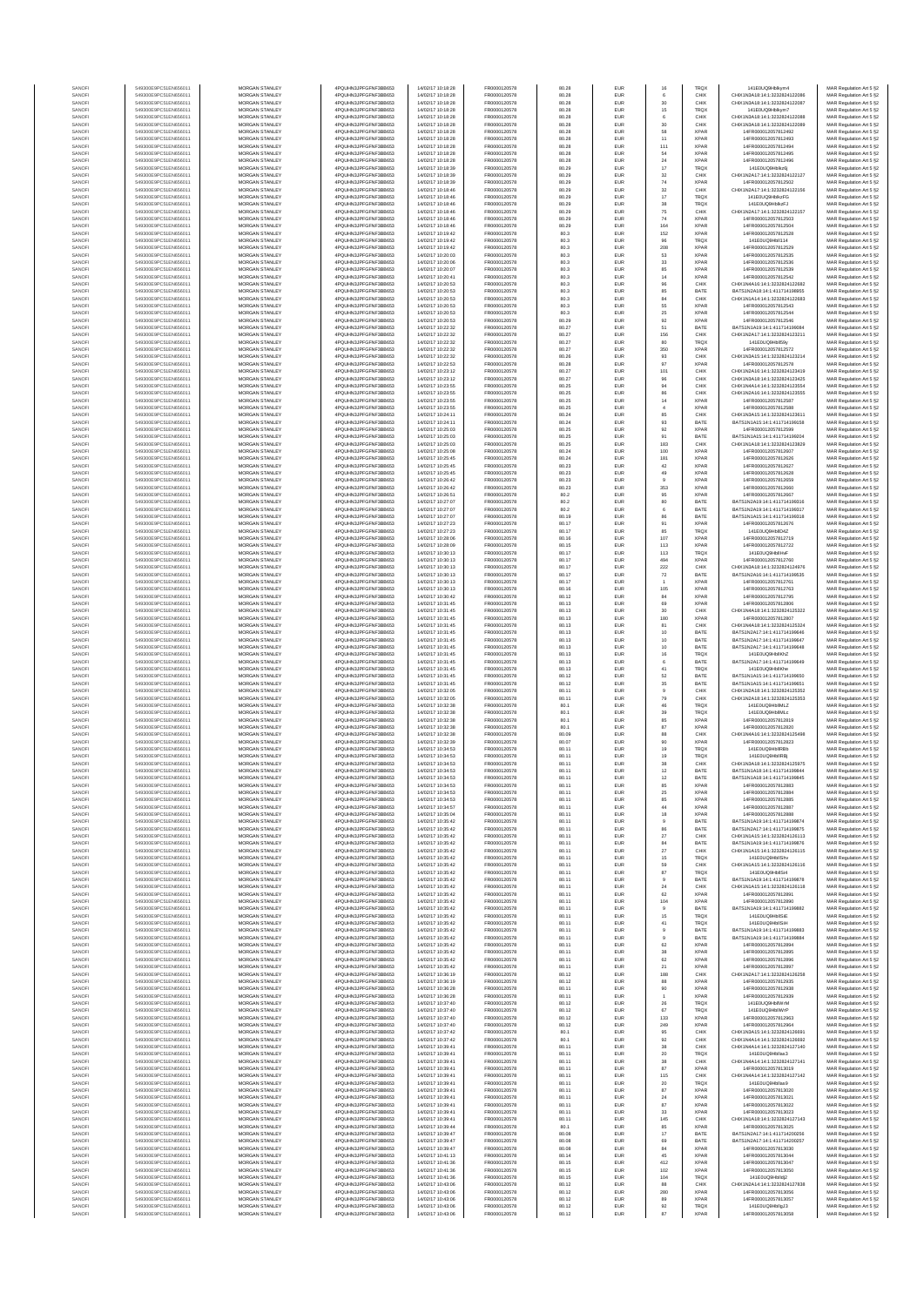| SANOFI | 549300E9PC51EN656011 | MORGAN STANLEY | 4PQUHN3JPFGFNF3BB653 | 14/07/2017 10:18:28 | FR0000120578 | 80.28 | EUR | 16 | TRQX | 141E0UQ8h8dkym4 | MAR Regulation Art 5 §2 |
|---|---|---|---|---|---|---|---|---|---|---|---|
| SANOFI | 549300E9PC51EN656011 | MORGAN STANLEY | 4PQUHN3JPFGFNF3BB653 | 14/07/2017 10:18:28 | FR0000120578 | 80.28 | EUR | 6 | CHIX | CHIX1N3A18:14:1:3232824122086 | MAR Regulation Art 5 §2 |
| SANOFI | 549300E9PC51EN656011 | MORGAN STANLEY | 4PQUHN3JPFGFNF3BB653 | 14/07/2017 10:18:28 | FR0000120578 | 80.28 | EUR | 30 | CHIX | CHIX1N3A18:14:1:3232824122087 | MAR Regulation Art 5 §2 |
| SANOFI | 549300E9PC51EN656011 | MORGAN STANLEY | 4PQUHN3JPFGFNF3BB653 | 14/07/2017 10:18:28 | FR0000120578 | 80.28 | EUR | 15 | TRQX | 141E0UQ8h8dkym7 | MAR Regulation Art 5 §2 |
| SANOFI | 549300E9PC51EN656011 | MORGAN STANLEY | 4PQUHN3JPFGFNF3BB653 | 14/07/2017 10:18:28 | FR0000120578 | 80.28 | EUR | 6 | CHIX | CHIX1N3A18:14:1:3232824122088 | MAR Regulation Art 5 §2 |
| SANOFI | 549300E9PC51EN656011 | MORGAN STANLEY | 4PQUHN3JPFGFNF3BB653 | 14/07/2017 10:18:28 | FR0000120578 | 80.28 | EUR | 30 | CHIX | CHIX1N3A18:14:1:3232824122089 | MAR Regulation Art 5 §2 |
| SANOFI | 549300E9PC51EN656011 | MORGAN STANLEY | 4PQUHN3JPFGFNF3BB653 | 14/07/2017 10:18:28 | FR0000120578 | 80.28 | EUR | 58 | XPAR | 14FR000012057812492 | MAR Regulation Art 5 §2 |
| SANOFI | 549300E9PC51EN656011 | MORGAN STANLEY | 4PQUHN3JPFGFNF3BB653 | 14/07/2017 10:18:28 | FR0000120578 | 80.28 | EUR | 11 | XPAR | 14FR000012057812493 | MAR Regulation Art 5 §2 |
| SANOFI | 549300E9PC51EN656011 | MORGAN STANLEY | 4PQUHN3JPFGFNF3BB653 | 14/07/2017 10:18:28 | FR0000120578 | 80.28 | EUR | 111 | XPAR | 14FR000012057812494 | MAR Regulation Art 5 §2 |
| SANOFI | 549300E9PC51EN656011 | MORGAN STANLEY | 4PQUHN3JPFGFNF3BB653 | 14/07/2017 10:18:28 | FR0000120578 | 80.28 | EUR | 54 | XPAR | 14FR000012057812495 | MAR Regulation Art 5 §2 |
| SANOFI | 549300E9PC51EN656011 | MORGAN STANLEY | 4PQUHN3JPFGFNF3BB653 | 14/07/2017 10:18:28 | FR0000120578 | 80.28 | EUR | 24 | XPAR | 14FR000012057812496 | MAR Regulation Art 5 §2 |
| SANOFI | 549300E9PC51EN656011 | MORGAN STANLEY | 4PQUHN3JPFGFNF3BB653 | 14/07/2017 10:18:39 | FR0000120578 | 80.29 | EUR | 17 | TRQX | 141E0UQ8h8dkzfj | MAR Regulation Art 5 §2 |
| SANOFI | 549300E9PC51EN656011 | MORGAN STANLEY | 4PQUHN3JPFGFNF3BB653 | 14/07/2017 10:18:39 | FR0000120578 | 80.29 | EUR | 32 | CHIX | CHIX1N2A17:14:1:3232824122127 | MAR Regulation Art 5 §2 |
| SANOFI | 549300E9PC51EN656011 | MORGAN STANLEY | 4PQUHN3JPFGFNF3BB653 | 14/07/2017 10:18:39 | FR0000120578 | 80.29 | EUR | 74 | XPAR | 14FR000012057812502 | MAR Regulation Art 5 §2 |
| SANOFI | 549300E9PC51EN656011 | MORGAN STANLEY | 4PQUHN3JPFGFNF3BB653 | 14/07/2017 10:18:46 | FR0000120578 | 80.29 | EUR | 32 | CHIX | CHIX1N2A17:14:1:3232824122156 | MAR Regulation Art 5 §2 |
| SANOFI | 549300E9PC51EN656011 | MORGAN STANLEY | 4PQUHN3JPFGFNF3BB653 | 14/07/2017 10:18:46 | FR0000120578 | 80.29 | EUR | 17 | TRQX | 141E0UQ8h8dkzFG | MAR Regulation Art 5 §2 |
| SANOFI | 549300E9PC51EN656011 | MORGAN STANLEY | 4PQUHN3JPFGFNF3BB653 | 14/07/2017 10:18:46 | FR0000120578 | 80.29 | EUR | 38 | TRQX | 141E0UQ8h8dkzFJ | MAR Regulation Art 5 §2 |
| SANOFI | 549300E9PC51EN656011 | MORGAN STANLEY | 4PQUHN3JPFGFNF3BB653 | 14/07/2017 10:18:46 | FR0000120578 | 80.29 | EUR | 75 | CHIX | CHIX1N2A17:14:1:3232824122157 | MAR Regulation Art 5 §2 |
| SANOFI | 549300E9PC51EN656011 | MORGAN STANLEY | 4PQUHN3JPFGFNF3BB653 | 14/07/2017 10:18:46 | FR0000120578 | 80.29 | EUR | 74 | XPAR | 14FR000012057812503 | MAR Regulation Art 5 §2 |
| SANOFI | 549300E9PC51EN656011 | MORGAN STANLEY | 4PQUHN3JPFGFNF3BB653 | 14/07/2017 10:18:46 | FR0000120578 | 80.29 | EUR | 164 | XPAR | 14FR000012057812504 | MAR Regulation Art 5 §2 |
| SANOFI | 549300E9PC51EN656011 | MORGAN STANLEY | 4PQUHN3JPFGFNF3BB653 | 14/07/2017 10:19:42 | FR0000120578 | 80.3 | EUR | 152 | XPAR | 14FR000012057812528 | MAR Regulation Art 5 §2 |
| SANOFI | 549300E9PC51EN656011 | MORGAN STANLEY | 4PQUHN3JPFGFNF3BB653 | 14/07/2017 10:19:42 | FR0000120578 | 80.3 | EUR | 96 | TRQX | 141E0UQ8h8l114 | MAR Regulation Art 5 §2 |
| SANOFI | 549300E9PC51EN656011 | MORGAN STANLEY | 4PQUHN3JPFGFNF3BB653 | 14/07/2017 10:19:42 | FR0000120578 | 80.3 | EUR | 208 | XPAR | 14FR000012057812529 | MAR Regulation Art 5 §2 |
| SANOFI | 549300E9PC51EN656011 | MORGAN STANLEY | 4PQUHN3JPFGFNF3BB653 | 14/07/2017 10:20:03 | FR0000120578 | 80.3 | EUR | 53 | XPAR | 14FR000012057812535 | MAR Regulation Art 5 §2 |
| SANOFI | 549300E9PC51EN656011 | MORGAN STANLEY | 4PQUHN3JPFGFNF3BB653 | 14/07/2017 10:20:06 | FR0000120578 | 80.3 | EUR | 33 | XPAR | 14FR000012057812536 | MAR Regulation Art 5 §2 |
| SANOFI | 549300E9PC51EN656011 | MORGAN STANLEY | 4PQUHN3JPFGFNF3BB653 | 14/07/2017 10:20:07 | FR0000120578 | 80.3 | EUR | 85 | XPAR | 14FR000012057812539 | MAR Regulation Art 5 §2 |
| SANOFI | 549300E9PC51EN656011 | MORGAN STANLEY | 4PQUHN3JPFGFNF3BB653 | 14/07/2017 10:20:41 | FR0000120578 | 80.3 | EUR | 14 | XPAR | 14FR000012057812542 | MAR Regulation Art 5 §2 |
| SANOFI | 549300E9PC51EN656011 | MORGAN STANLEY | 4PQUHN3JPFGFNF3BB653 | 14/07/2017 10:20:53 | FR0000120578 | 80.3 | EUR | 96 | CHIX | CHIX1N4A16:14:1:3232824122682 | MAR Regulation Art 5 §2 |
| SANOFI | 549300E9PC51EN656011 | MORGAN STANLEY | 4PQUHN3JPFGFNF3BB653 | 14/07/2017 10:20:53 | FR0000120578 | 80.3 | EUR | 85 | BATE | BATS1N2A18:14:1:411714166655 | MAR Regulation Art 5 §2 |
| SANOFI | 549300E9PC51EN656011 | MORGAN STANLEY | 4PQUHN3JPFGFNF3BB653 | 14/07/2017 10:20:53 | FR0000120578 | 80.3 | EUR | 84 | CHIX | CHIX1N1A14:14:1:3232824122683 | MAR Regulation Art 5 §2 |
| SANOFI | 549300E9PC51EN656011 | MORGAN STANLEY | 4PQUHN3JPFGFNF3BB653 | 14/07/2017 10:20:53 | FR0000120578 | 80.3 | EUR | 55 | XPAR | 14FR000012057812543 | MAR Regulation Art 5 §2 |
| SANOFI | 549300E9PC51EN656011 | MORGAN STANLEY | 4PQUHN3JPFGFNF3BB653 | 14/07/2017 10:20:53 | FR0000120578 | 80.3 | EUR | 25 | XPAR | 14FR000012057812544 | MAR Regulation Art 5 §2 |
| SANOFI | 549300E9PC51EN656011 | MORGAN STANLEY | 4PQUHN3JPFGFNF3BB653 | 14/07/2017 10:20:53 | FR0000120578 | 80.29 | EUR | 92 | XPAR | 14FR000012057812546 | MAR Regulation Art 5 §2 |
| SANOFI | 549300E9PC51EN656011 | MORGAN STANLEY | 4PQUHN3JPFGFNF3BB653 | 14/07/2017 10:22:32 | FR0000120578 | 80.27 | EUR | 51 | BATE | BATS1N1A19:14:1:411714166684 | MAR Regulation Art 5 §2 |
| SANOFI | 549300E9PC51EN656011 | MORGAN STANLEY | 4PQUHN3JPFGFNF3BB653 | 14/07/2017 10:22:32 | FR0000120578 | 80.27 | EUR | 156 | CHIX | CHIX1N2A17:14:1:3232824123211 | MAR Regulation Art 5 §2 |
| SANOFI | 549300E9PC51EN656011 | MORGAN STANLEY | 4PQUHN3JPFGFNF3BB653 | 14/07/2017 10:22:32 | FR0000120578 | 80.27 | EUR | 80 | TRQX | 141E0UQ8h8l59y | MAR Regulation Art 5 §2 |
| SANOFI | 549300E9PC51EN656011 | MORGAN STANLEY | 4PQUHN3JPFGFNF3BB653 | 14/07/2017 10:22:32 | FR0000120578 | 80.27 | EUR | 350 | XPAR | 14FR000012057812572 | MAR Regulation Art 5 §2 |
| SANOFI | 549300E9PC51EN656011 | MORGAN STANLEY | 4PQUHN3JPFGFNF3BB653 | 14/07/2017 10:22:32 | FR0000120578 | 80.26 | EUR | 93 | CHIX | CHIX1N3A15:14:1:3232824123214 | MAR Regulation Art 5 §2 |
| SANOFI | 549300E9PC51EN656011 | MORGAN STANLEY | 4PQUHN3JPFGFNF3BB653 | 14/07/2017 10:22:53 | FR0000120578 | 80.28 | EUR | 97 | XPAR | 14FR000012057812578 | MAR Regulation Art 5 §2 |
| SANOFI | 549300E9PC51EN656011 | MORGAN STANLEY | 4PQUHN3JPFGFNF3BB653 | 14/07/2017 10:23:12 | FR0000120578 | 80.27 | EUR | 101 | CHIX | CHIX1N2A16:14:1:3232824123419 | MAR Regulation Art 5 §2 |
| SANOFI | 549300E9PC51EN656011 | MORGAN STANLEY | 4PQUHN3JPFGFNF3BB653 | 14/07/2017 10:23:12 | FR0000120578 | 80.27 | EUR | 96 | CHIX | CHIX1N3A18:14:1:3232824123425 | MAR Regulation Art 5 §2 |
| SANOFI | 549300E9PC51EN656011 | MORGAN STANLEY | 4PQUHN3JPFGFNF3BB653 | 14/07/2017 10:23:55 | FR0000120578 | 80.25 | EUR | 94 | CHIX | CHIX1N4A14:14:1:3232824123554 | MAR Regulation Art 5 §2 |
| SANOFI | 549300E9PC51EN656011 | MORGAN STANLEY | 4PQUHN3JPFGFNF3BB653 | 14/07/2017 10:23:55 | FR0000120578 | 80.25 | EUR | 86 | CHIX | CHIX1N2A16:14:1:3232824123555 | MAR Regulation Art 5 §2 |
| SANOFI | 549300E9PC51EN656011 | MORGAN STANLEY | 4PQUHN3JPFGFNF3BB653 | 14/07/2017 10:23:55 | FR0000120578 | 80.25 | EUR | 14 | XPAR | 14FR000012057812587 | MAR Regulation Art 5 §2 |
| SANOFI | 549300E9PC51EN656011 | MORGAN STANLEY | 4PQUHN3JPFGFNF3BB653 | 14/07/2017 10:23:55 | FR0000120578 | 80.25 | EUR | 4 | XPAR | 14FR000012057812588 | MAR Regulation Art 5 §2 |
| SANOFI | 549300E9PC51EN656011 | MORGAN STANLEY | 4PQUHN3JPFGFNF3BB653 | 14/07/2017 10:24:11 | FR0000120578 | 80.24 | EUR | 85 | CHIX | CHIX1N2A15:14:1:3232824123611 | MAR Regulation Art 5 §2 |
| SANOFI | 549300E9PC51EN656011 | MORGAN STANLEY | 4PQUHN3JPFGFNF3BB653 | 14/07/2017 10:24:11 | FR0000120578 | 80.24 | EUR | 93 | BATE | BATS1N1A15:14:1:411714166158 | MAR Regulation Art 5 §2 |
| SANOFI | 549300E9PC51EN656011 | MORGAN STANLEY | 4PQUHN3JPFGFNF3BB653 | 14/07/2017 10:25:03 | FR0000120578 | 80.25 | EUR | 92 | XPAR | 14FR000012057812599 | MAR Regulation Art 5 §2 |
| SANOFI | 549300E9PC51EN656011 | MORGAN STANLEY | 4PQUHN3JPFGFNF3BB653 | 14/07/2017 10:25:03 | FR0000120578 | 80.25 | EUR | 91 | BATE | BATS1N1A15:14:1:411714166204 | MAR Regulation Art 5 §2 |
| SANOFI | 549300E9PC51EN656011 | MORGAN STANLEY | 4PQUHN3JPFGFNF3BB653 | 14/07/2017 10:25:03 | FR0000120578 | 80.25 | EUR | 183 | CHIX | CHIX1N1A18:14:1:3232824123829 | MAR Regulation Art 5 §2 |
| SANOFI | 549300E9PC51EN656011 | MORGAN STANLEY | 4PQUHN3JPFGFNF3BB653 | 14/07/2017 10:25:08 | FR0000120578 | 80.24 | EUR | 100 | XPAR | 14FR000012057812607 | MAR Regulation Art 5 §2 |
| SANOFI | 549300E9PC51EN656011 | MORGAN STANLEY | 4PQUHN3JPFGFNF3BB653 | 14/07/2017 10:25:45 | FR0000120578 | 80.24 | EUR | 181 | XPAR | 14FR000012057812626 | MAR Regulation Art 5 §2 |
| SANOFI | 549300E9PC51EN656011 | MORGAN STANLEY | 4PQUHN3JPFGFNF3BB653 | 14/07/2017 10:25:45 | FR0000120578 | 80.23 | EUR | 42 | XPAR | 14FR000012057812627 | MAR Regulation Art 5 §2 |
| SANOFI | 549300E9PC51EN656011 | MORGAN STANLEY | 4PQUHN3JPFGFNF3BB653 | 14/07/2017 10:25:45 | FR0000120578 | 80.23 | EUR | 49 | XPAR | 14FR000012057812628 | MAR Regulation Art 5 §2 |
| SANOFI | 549300E9PC51EN656011 | MORGAN STANLEY | 4PQUHN3JPFGFNF3BB653 | 14/07/2017 10:26:42 | FR0000120578 | 80.23 | EUR | 9 | XPAR | 14FR000012057812659 | MAR Regulation Art 5 §2 |
| SANOFI | 549300E9PC51EN656011 | MORGAN STANLEY | 4PQUHN3JPFGFNF3BB653 | 14/07/2017 10:26:42 | FR0000120578 | 80.23 | EUR | 353 | XPAR | 14FR000012057812660 | MAR Regulation Art 5 §2 |
| SANOFI | 549300E9PC51EN656011 | MORGAN STANLEY | 4PQUHN3JPFGFNF3BB653 | 14/07/2017 10:26:51 | FR0000120578 | 80.2 | EUR | 96 | XPAR | 14FR000012057812667 | MAR Regulation Art 5 §2 |
| SANOFI | 549300E9PC51EN656011 | MORGAN STANLEY | 4PQUHN3JPFGFNF3BB653 | 14/07/2017 10:27:07 | FR0000120578 | 80.2 | EUR | 80 | BATE | BATS1N2A19:14:1:411714166016 | MAR Regulation Art 5 §2 |
| SANOFI | 549300E9PC51EN656011 | MORGAN STANLEY | 4PQUHN3JPFGFNF3BB653 | 14/07/2017 10:27:07 | FR0000120578 | 80.2 | EUR | 6 | BATE | BATS1N2A19:14:1:411714166017 | MAR Regulation Art 5 §2 |
| SANOFI | 549300E9PC51EN656011 | MORGAN STANLEY | 4PQUHN3JPFGFNF3BB653 | 14/07/2017 10:27:07 | FR0000120578 | 80.19 | EUR | 86 | BATE | BATS1N1A15:14:1:411714166018 | MAR Regulation Art 5 §2 |
| SANOFI | 549300E9PC51EN656011 | MORGAN STANLEY | 4PQUHN3JPFGFNF3BB653 | 14/07/2017 10:27:23 | FR0000120578 | 80.17 | EUR | 91 | XPAR | 14FR000012057812676 | MAR Regulation Art 5 §2 |
| SANOFI | 549300E9PC51EN656011 | MORGAN STANLEY | 4PQUHN3JPFGFNF3BB653 | 14/07/2017 10:27:23 | FR0000120578 | 80.17 | EUR | 85 | TRQX | 141E0UQ8h8d04Z | MAR Regulation Art 5 §2 |
| SANOFI | 549300E9PC51EN656011 | MORGAN STANLEY | 4PQUHN3JPFGFNF3BB653 | 14/07/2017 10:28:06 | FR0000120578 | 80.16 | EUR | 107 | XPAR | 14FR000012057812719 | MAR Regulation Art 5 §2 |
| SANOFI | 549300E9PC51EN656011 | MORGAN STANLEY | 4PQUHN3JPFGFNF3BB653 | 14/07/2017 10:28:09 | FR0000120578 | 80.15 | EUR | 113 | XPAR | 14FR000012057812722 | MAR Regulation Art 5 §2 |
| SANOFI | 549300E9PC51EN656011 | MORGAN STANLEY | 4PQUHN3JPFGFNF3BB653 | 14/07/2017 10:30:13 | FR0000120578 | 80.17 | EUR | 113 | TRQX | 141E0UQ8h8lHxF | MAR Regulation Art 5 §2 |
| SANOFI | 549300E9PC51EN656011 | MORGAN STANLEY | 4PQUHN3JPFGFNF3BB653 | 14/07/2017 10:30:13 | FR0000120578 | 80.17 | EUR | 494 | XPAR | 14FR000012057812760 | MAR Regulation Art 5 §2 |
| SANOFI | 549300E9PC51EN656011 | MORGAN STANLEY | 4PQUHN3JPFGFNF3BB653 | 14/07/2017 10:30:13 | FR0000120578 | 80.17 | EUR | 222 | CHIX | CHIX1N1A18:14:1:3232824124976 | MAR Regulation Art 5 §2 |
| SANOFI | 549300E9PC51EN656011 | MORGAN STANLEY | 4PQUHN3JPFGFNF3BB653 | 14/07/2017 10:30:13 | FR0000120578 | 80.17 | EUR | 72 | BATE | BATS1N2A16:14:1:411714166535 | MAR Regulation Art 5 §2 |
| SANOFI | 549300E9PC51EN656011 | MORGAN STANLEY | 4PQUHN3JPFGFNF3BB653 | 14/07/2017 10:30:13 | FR0000120578 | 80.17 | EUR | 1 | XPAR | 14FR000012057812761 | MAR Regulation Art 5 §2 |
| SANOFI | 549300E9PC51EN656011 | MORGAN STANLEY | 4PQUHN3JPFGFNF3BB653 | 14/07/2017 10:30:13 | FR0000120578 | 80.16 | EUR | 105 | XPAR | 14FR000012057812763 | MAR Regulation Art 5 §2 |
| SANOFI | 549300E9PC51EN656011 | MORGAN STANLEY | 4PQUHN3JPFGFNF3BB653 | 14/07/2017 10:30:42 | FR0000120578 | 80.12 | EUR | 84 | XPAR | 14FR000012057812795 | MAR Regulation Art 5 §2 |
| SANOFI | 549300E9PC51EN656011 | MORGAN STANLEY | 4PQUHN3JPFGFNF3BB653 | 14/07/2017 10:31:45 | FR0000120578 | 80.13 | EUR | 69 | XPAR | 14FR000012057812806 | MAR Regulation Art 5 §2 |
| SANOFI | 549300E9PC51EN656011 | MORGAN STANLEY | 4PQUHN3JPFGFNF3BB653 | 14/07/2017 10:31:45 | FR0000120578 | 80.13 | EUR | 30 | CHIX | CHIX1N4A18:14:1:3232824125322 | MAR Regulation Art 5 §2 |
| SANOFI | 549300E9PC51EN656011 | MORGAN STANLEY | 4PQUHN3JPFGFNF3BB653 | 14/07/2017 10:31:45 | FR0000120578 | 80.13 | EUR | 180 | XPAR | 14FR000012057812807 | MAR Regulation Art 5 §2 |
| SANOFI | 549300E9PC51EN656011 | MORGAN STANLEY | 4PQUHN3JPFGFNF3BB653 | 14/07/2017 10:31:45 | FR0000120578 | 80.13 | EUR | 81 | CHIX | CHIX1N4A18:14:1:3232824125324 | MAR Regulation Art 5 §2 |
| SANOFI | 549300E9PC51EN656011 | MORGAN STANLEY | 4PQUHN3JPFGFNF3BB653 | 14/07/2017 10:31:45 | FR0000120578 | 80.13 | EUR | 10 | BATE | BATS1N2A17:14:1:411714166646 | MAR Regulation Art 5 §2 |
| SANOFI | 549300E9PC51EN656011 | MORGAN STANLEY | 4PQUHN3JPFGFNF3BB653 | 14/07/2017 10:31:45 | FR0000120578 | 80.13 | EUR | 10 | BATE | BATS1N2A17:14:1:411714166647 | MAR Regulation Art 5 §2 |
| SANOFI | 549300E9PC51EN656011 | MORGAN STANLEY | 4PQUHN3JPFGFNF3BB653 | 14/07/2017 10:31:45 | FR0000120578 | 80.13 | EUR | 10 | BATE | BATS1N2A17:14:1:411714166648 | MAR Regulation Art 5 §2 |
| SANOFI | 549300E9PC51EN656011 | MORGAN STANLEY | 4PQUHN3JPFGFNF3BB653 | 14/07/2017 10:31:45 | FR0000120578 | 80.13 | EUR | 16 | TRQX | 141E0UQ8h8lKtZ | MAR Regulation Art 5 §2 |
| SANOFI | 549300E9PC51EN656011 | MORGAN STANLEY | 4PQUHN3JPFGFNF3BB653 | 14/07/2017 10:31:45 | FR0000120578 | 80.13 | EUR | 6 | BATE | BATS1N2A17:14:1:411714166649 | MAR Regulation Art 5 §2 |
| SANOFI | 549300E9PC51EN656011 | MORGAN STANLEY | 4PQUHN3JPFGFNF3BB653 | 14/07/2017 10:31:45 | FR0000120578 | 80.13 | EUR | 41 | TRQX | 141E0UQ8h8lKhe | MAR Regulation Art 5 §2 |
| SANOFI | 549300E9PC51EN656011 | MORGAN STANLEY | 4PQUHN3JPFGFNF3BB653 | 14/07/2017 10:31:45 | FR0000120578 | 80.12 | EUR | 52 | BATE | BATS1N1A15:14:1:411714166650 | MAR Regulation Art 5 §2 |
| SANOFI | 549300E9PC51EN656011 | MORGAN STANLEY | 4PQUHN3JPFGFNF3BB653 | 14/07/2017 10:31:45 | FR0000120578 | 80.12 | EUR | 35 | BATE | BATS1N1A15:14:1:411714166651 | MAR Regulation Art 5 §2 |
| SANOFI | 549300E9PC51EN656011 | MORGAN STANLEY | 4PQUHN3JPFGFNF3BB653 | 14/07/2017 10:32:06 | FR0000120578 | 80.11 | EUR | 9 | CHIX | CHIX1N2A18:14:1:3232824125352 | MAR Regulation Art 5 §2 |
| SANOFI | 549300E9PC51EN656011 | MORGAN STANLEY | 4PQUHN3JPFGFNF3BB653 | 14/07/2017 10:32:06 | FR0000120578 | 80.11 | EUR | 79 | CHIX | CHIX1N2A18:14:1:3232824125353 | MAR Regulation Art 5 §2 |
| SANOFI | 549300E9PC51EN656011 | MORGAN STANLEY | 4PQUHN3JPFGFNF3BB653 | 14/07/2017 10:32:38 | FR0000120578 | 80.1 | EUR | 46 | TRQX | 141E0UQ8h8lMLZ | MAR Regulation Art 5 §2 |
| SANOFI | 549300E9PC51EN656011 | MORGAN STANLEY | 4PQUHN3JPFGFNF3BB653 | 14/07/2017 10:32:38 | FR0000120578 | 80.1 | EUR | 39 | TRQX | 141E0UQ8h8lMLc | MAR Regulation Art 5 §2 |
| SANOFI | 549300E9PC51EN656011 | MORGAN STANLEY | 4PQUHN3JPFGFNF3BB653 | 14/07/2017 10:32:38 | FR0000120578 | 80.1 | EUR | 85 | XPAR | 14FR000012057812819 | MAR Regulation Art 5 §2 |
| SANOFI | 549300E9PC51EN656011 | MORGAN STANLEY | 4PQUHN3JPFGFNF3BB653 | 14/07/2017 10:32:38 | FR0000120578 | 80.1 | EUR | 87 | XPAR | 14FR000012057812820 | MAR Regulation Art 5 §2 |
| SANOFI | 549300E9PC51EN656011 | MORGAN STANLEY | 4PQUHN3JPFGFNF3BB653 | 14/07/2017 10:32:38 | FR0000120578 | 80.09 | EUR | 88 | CHIX | CHIX1N4A16:14:1:3232824125498 | MAR Regulation Art 5 §2 |
| SANOFI | 549300E9PC51EN656011 | MORGAN STANLEY | 4PQUHN3JPFGFNF3BB653 | 14/07/2017 10:32:38 | FR0000120578 | 80.07 | EUR | 90 | XPAR | 14FR000012057812823 | MAR Regulation Art 5 §2 |
| SANOFI | 549300E9PC51EN656011 | MORGAN STANLEY | 4PQUHN3JPFGFNF3BB653 | 14/07/2017 10:34:53 | FR0000120578 | 80.11 | EUR | 19 | TRQX | 141E0UQ8h8lRBb | MAR Regulation Art 5 §2 |
| SANOFI | 549300E9PC51EN656011 | MORGAN STANLEY | 4PQUHN3JPFGFNF3BB653 | 14/07/2017 10:34:53 | FR0000120578 | 80.11 | EUR | 19 | TRQX | 141E0UQ8h8lRBj | MAR Regulation Art 5 §2 |
| SANOFI | 549300E9PC51EN656011 | MORGAN STANLEY | 4PQUHN3JPFGFNF3BB653 | 14/07/2017 10:34:53 | FR0000120578 | 80.11 | EUR | 38 | CHIX | CHIX1N3A18:14:1:3232824125975 | MAR Regulation Art 5 §2 |
| SANOFI | 549300E9PC51EN656011 | MORGAN STANLEY | 4PQUHN3JPFGFNF3BB653 | 14/07/2017 10:34:53 | FR0000120578 | 80.11 | EUR | 12 | BATE | BATS1N1A18:14:1:411714166844 | MAR Regulation Art 5 §2 |
| SANOFI | 549300E9PC51EN656011 | MORGAN STANLEY | 4PQUHN3JPFGFNF3BB653 | 14/07/2017 10:34:53 | FR0000120578 | 80.11 | EUR | 12 | BATE | BATS1N1A18:14:1:411714166845 | MAR Regulation Art 5 §2 |
| SANOFI | 549300E9PC51EN656011 | MORGAN STANLEY | 4PQUHN3JPFGFNF3BB653 | 14/07/2017 10:34:53 | FR0000120578 | 80.11 | EUR | 85 | XPAR | 14FR000012057812883 | MAR Regulation Art 5 §2 |
| SANOFI | 549300E9PC51EN656011 | MORGAN STANLEY | 4PQUHN3JPFGFNF3BB653 | 14/07/2017 10:34:53 | FR0000120578 | 80.11 | EUR | 25 | XPAR | 14FR000012057812884 | MAR Regulation Art 5 §2 |
| SANOFI | 549300E9PC51EN656011 | MORGAN STANLEY | 4PQUHN3JPFGFNF3BB653 | 14/07/2017 10:34:53 | FR0000120578 | 80.11 | EUR | 85 | XPAR | 14FR000012057812885 | MAR Regulation Art 5 §2 |
| SANOFI | 549300E9PC51EN656011 | MORGAN STANLEY | 4PQUHN3JPFGFNF3BB653 | 14/07/2017 10:34:57 | FR0000120578 | 80.11 | EUR | 44 | XPAR | 14FR000012057812887 | MAR Regulation Art 5 §2 |
| SANOFI | 549300E9PC51EN656011 | MORGAN STANLEY | 4PQUHN3JPFGFNF3BB653 | 14/07/2017 10:35:04 | FR0000120578 | 80.11 | EUR | 18 | XPAR | 14FR000012057812888 | MAR Regulation Art 5 §2 |
| SANOFI | 549300E9PC51EN656011 | MORGAN STANLEY | 4PQUHN3JPFGFNF3BB653 | 14/07/2017 10:35:42 | FR0000120578 | 80.11 | EUR | 9 | BATE | BATS1N1A19:14:1:411714166874 | MAR Regulation Art 5 §2 |
| SANOFI | 549300E9PC51EN656011 | MORGAN STANLEY | 4PQUHN3JPFGFNF3BB653 | 14/07/2017 10:35:42 | FR0000120578 | 80.11 | EUR | 86 | BATE | BATS1N2A17:14:1:411714166875 | MAR Regulation Art 5 §2 |
| SANOFI | 549300E9PC51EN656011 | MORGAN STANLEY | 4PQUHN3JPFGFNF3BB653 | 14/07/2017 10:35:42 | FR0000120578 | 80.11 | EUR | 27 | CHIX | CHIX1N1A15:14:1:3232824126113 | MAR Regulation Art 5 §2 |
| SANOFI | 549300E9PC51EN656011 | MORGAN STANLEY | 4PQUHN3JPFGFNF3BB653 | 14/07/2017 10:35:42 | FR0000120578 | 80.11 | EUR | 84 | BATE | BATS1N1A19:14:1:411714166876 | MAR Regulation Art 5 §2 |
| SANOFI | 549300E9PC51EN656011 | MORGAN STANLEY | 4PQUHN3JPFGFNF3BB653 | 14/07/2017 10:35:42 | FR0000120578 | 80.11 | EUR | 27 | CHIX | CHIX1N1A15:14:1:3232824126115 | MAR Regulation Art 5 §2 |
| SANOFI | 549300E9PC51EN656011 | MORGAN STANLEY | 4PQUHN3JPFGFNF3BB653 | 14/07/2017 10:35:42 | FR0000120578 | 80.11 | EUR | 15 | TRQX | 141E0UQ8h8lShv | MAR Regulation Art 5 §2 |
| SANOFI | 549300E9PC51EN656011 | MORGAN STANLEY | 4PQUHN3JPFGFNF3BB653 | 14/07/2017 10:35:42 | FR0000120578 | 80.11 | EUR | 59 | CHIX | CHIX1N1A15:14:1:3232824126116 | MAR Regulation Art 5 §2 |
| SANOFI | 549300E9PC51EN656011 | MORGAN STANLEY | 4PQUHN3JPFGFNF3BB653 | 14/07/2017 10:35:42 | FR0000120578 | 80.11 | EUR | 87 | TRQX | 141E0UQ8h8lShl | MAR Regulation Art 5 §2 |
| SANOFI | 549300E9PC51EN656011 | MORGAN STANLEY | 4PQUHN3JPFGFNF3BB653 | 14/07/2017 10:35:42 | FR0000120578 | 80.11 | EUR | 9 | BATE | BATS1N1A19:14:1:411714166878 | MAR Regulation Art 5 §2 |
| SANOFI | 549300E9PC51EN656011 | MORGAN STANLEY | 4PQUHN3JPFGFNF3BB653 | 14/07/2017 10:35:42 | FR0000120578 | 80.11 | EUR | 24 | CHIX | CHIX1N1A15:14:1:3232824126118 | MAR Regulation Art 5 §2 |
| SANOFI | 549300E9PC51EN656011 | MORGAN STANLEY | 4PQUHN3JPFGFNF3BB653 | 14/07/2017 10:35:42 | FR0000120578 | 80.11 | EUR | 62 | XPAR | 14FR000012057812891 | MAR Regulation Art 5 §2 |
| SANOFI | 549300E9PC51EN656011 | MORGAN STANLEY | 4PQUHN3JPFGFNF3BB653 | 14/07/2017 10:35:42 | FR0000120578 | 80.11 | EUR | 104 | XPAR | 14FR000012057812890 | MAR Regulation Art 5 §2 |
| SANOFI | 549300E9PC51EN656011 | MORGAN STANLEY | 4PQUHN3JPFGFNF3BB653 | 14/07/2017 10:35:42 | FR0000120578 | 80.11 | EUR | 9 | BATE | BATS1N1A19:14:1:411714166882 | MAR Regulation Art 5 §2 |
| SANOFI | 549300E9PC51EN656011 | MORGAN STANLEY | 4PQUHN3JPFGFNF3BB653 | 14/07/2017 10:35:42 | FR0000120578 | 80.11 | EUR | 15 | TRQX | 141E0UQ8h8lSiE | MAR Regulation Art 5 §2 |
| SANOFI | 549300E9PC51EN656011 | MORGAN STANLEY | 4PQUHN3JPFGFNF3BB653 | 14/07/2017 10:35:42 | FR0000120578 | 80.11 | EUR | 41 | TRQX | 141E0UQ8h8lSiH | MAR Regulation Art 5 §2 |
| SANOFI | 549300E9PC51EN656011 | MORGAN STANLEY | 4PQUHN3JPFGFNF3BB653 | 14/07/2017 10:35:42 | FR0000120578 | 80.11 | EUR | 9 | BATE | BATS1N1A19:14:1:411714166883 | MAR Regulation Art 5 §2 |
| SANOFI | 549300E9PC51EN656011 | MORGAN STANLEY | 4PQUHN3JPFGFNF3BB653 | 14/07/2017 10:35:42 | FR0000120578 | 80.11 | EUR | 9 | BATE | BATS1N1A19:14:1:411714166884 | MAR Regulation Art 5 §2 |
| SANOFI | 549300E9PC51EN656011 | MORGAN STANLEY | 4PQUHN3JPFGFNF3BB653 | 14/07/2017 10:35:42 | FR0000120578 | 80.11 | EUR | 62 | XPAR | 14FR000012057812894 | MAR Regulation Art 5 §2 |
| SANOFI | 549300E9PC51EN656011 | MORGAN STANLEY | 4PQUHN3JPFGFNF3BB653 | 14/07/2017 10:35:42 | FR0000120578 | 80.11 | EUR | 38 | XPAR | 14FR000012057812895 | MAR Regulation Art 5 §2 |
| SANOFI | 549300E9PC51EN656011 | MORGAN STANLEY | 4PQUHN3JPFGFNF3BB653 | 14/07/2017 10:35:42 | FR0000120578 | 80.11 | EUR | 62 | XPAR | 14FR000012057812896 | MAR Regulation Art 5 §2 |
| SANOFI | 549300E9PC51EN656011 | MORGAN STANLEY | 4PQUHN3JPFGFNF3BB653 | 14/07/2017 10:35:42 | FR0000120578 | 80.11 | EUR | 21 | XPAR | 14FR000012057812897 | MAR Regulation Art 5 §2 |
| SANOFI | 549300E9PC51EN656011 | MORGAN STANLEY | 4PQUHN3JPFGFNF3BB653 | 14/07/2017 10:36:19 | FR0000120578 | 80.12 | EUR | 188 | CHIX | CHIX1N2A17:14:1:3232824126258 | MAR Regulation Art 5 §2 |
| SANOFI | 549300E9PC51EN656011 | MORGAN STANLEY | 4PQUHN3JPFGFNF3BB653 | 14/07/2017 10:36:19 | FR0000120578 | 80.12 | EUR | 88 | XPAR | 14FR000012057812935 | MAR Regulation Art 5 §2 |
| SANOFI | 549300E9PC51EN656011 | MORGAN STANLEY | 4PQUHN3JPFGFNF3BB653 | 14/07/2017 10:36:28 | FR0000120578 | 80.12 | EUR | 90 | XPAR | 14FR000012057812938 | MAR Regulation Art 5 §2 |
| SANOFI | 549300E9PC51EN656011 | MORGAN STANLEY | 4PQUHN3JPFGFNF3BB653 | 14/07/2017 10:36:28 | FR0000120578 | 80.11 | EUR | 1 | XPAR | 14FR000012057812939 | MAR Regulation Art 5 §2 |
| SANOFI | 549300E9PC51EN656011 | MORGAN STANLEY | 4PQUHN3JPFGFNF3BB653 | 14/07/2017 10:37:40 | FR0000120578 | 80.12 | EUR | 26 | TRQX | 141E0UQ8h8lWrM | MAR Regulation Art 5 §2 |
| SANOFI | 549300E9PC51EN656011 | MORGAN STANLEY | 4PQUHN3JPFGFNF3BB653 | 14/07/2017 10:37:40 | FR0000120578 | 80.12 | EUR | 67 | TRQX | 141E0UQ8h8lWrP | MAR Regulation Art 5 §2 |
| SANOFI | 549300E9PC51EN656011 | MORGAN STANLEY | 4PQUHN3JPFGFNF3BB653 | 14/07/2017 10:37:40 | FR0000120578 | 80.12 | EUR | 133 | XPAR | 14FR000012057812963 | MAR Regulation Art 5 §2 |
| SANOFI | 549300E9PC51EN656011 | MORGAN STANLEY | 4PQUHN3JPFGFNF3BB653 | 14/07/2017 10:37:40 | FR0000120578 | 80.12 | EUR | 249 | XPAR | 14FR000012057812964 | MAR Regulation Art 5 §2 |
| SANOFI | 549300E9PC51EN656011 | MORGAN STANLEY | 4PQUHN3JPFGFNF3BB653 | 14/07/2017 10:37:42 | FR0000120578 | 80.1 | EUR | 95 | CHIX | CHIX1N2A15:14:1:3232824126691 | MAR Regulation Art 5 §2 |
| SANOFI | 549300E9PC51EN656011 | MORGAN STANLEY | 4PQUHN3JPFGFNF3BB653 | 14/07/2017 10:37:42 | FR0000120578 | 80.1 | EUR | 92 | CHIX | CHIX1N4A14:14:1:3232824126692 | MAR Regulation Art 5 §2 |
| SANOFI | 549300E9PC51EN656011 | MORGAN STANLEY | 4PQUHN3JPFGFNF3BB653 | 14/07/2017 10:39:41 | FR0000120578 | 80.11 | EUR | 38 | CHIX | CHIX1N4A14:14:1:3232824127140 | MAR Regulation Art 5 §2 |
| SANOFI | 549300E9PC51EN656011 | MORGAN STANLEY | 4PQUHN3JPFGFNF3BB653 | 14/07/2017 10:39:41 | FR0000120578 | 80.11 | EUR | 20 | TRQX | 141E0UQ8h8lae3 | MAR Regulation Art 5 §2 |
| SANOFI | 549300E9PC51EN656011 | MORGAN STANLEY | 4PQUHN3JPFGFNF3BB653 | 14/07/2017 10:39:41 | FR0000120578 | 80.11 | EUR | 38 | CHIX | CHIX1N4A14:14:1:3232824127141 | MAR Regulation Art 5 §2 |
| SANOFI | 549300E9PC51EN656011 | MORGAN STANLEY | 4PQUHN3JPFGFNF3BB653 | 14/07/2017 10:39:41 | FR0000120578 | 80.11 | EUR | 87 | XPAR | 14FR000012057813019 | MAR Regulation Art 5 §2 |
| SANOFI | 549300E9PC51EN656011 | MORGAN STANLEY | 4PQUHN3JPFGFNF3BB653 | 14/07/2017 10:39:41 | FR0000120578 | 80.11 | EUR | 115 | CHIX | CHIX1N4A14:14:1:3232824127142 | MAR Regulation Art 5 §2 |
| SANOFI | 549300E9PC51EN656011 | MORGAN STANLEY | 4PQUHN3JPFGFNF3BB653 | 14/07/2017 10:39:41 | FR0000120578 | 80.11 | EUR | 20 | TRQX | 141E0UQ8h8lae9 | MAR Regulation Art 5 §2 |
| SANOFI | 549300E9PC51EN656011 | MORGAN STANLEY | 4PQUHN3JPFGFNF3BB653 | 14/07/2017 10:39:41 | FR0000120578 | 80.11 | EUR | 87 | XPAR | 14FR000012057813020 | MAR Regulation Art 5 §2 |
| SANOFI | 549300E9PC51EN656011 | MORGAN STANLEY | 4PQUHN3JPFGFNF3BB653 | 14/07/2017 10:39:41 | FR0000120578 | 80.11 | EUR | 24 | XPAR | 14FR000012057813021 | MAR Regulation Art 5 §2 |
| SANOFI | 549300E9PC51EN656011 | MORGAN STANLEY | 4PQUHN3JPFGFNF3BB653 | 14/07/2017 10:39:41 | FR0000120578 | 80.11 | EUR | 87 | XPAR | 14FR000012057813022 | MAR Regulation Art 5 §2 |
| SANOFI | 549300E9PC51EN656011 | MORGAN STANLEY | 4PQUHN3JPFGFNF3BB653 | 14/07/2017 10:39:41 | FR0000120578 | 80.11 | EUR | 33 | XPAR | 14FR000012057813023 | MAR Regulation Art 5 §2 |
| SANOFI | 549300E9PC51EN656011 | MORGAN STANLEY | 4PQUHN3JPFGFNF3BB653 | 14/07/2017 10:39:41 | FR0000120578 | 80.11 | EUR | 145 | CHIX | CHIX1N1A18:14:1:3232824127143 | MAR Regulation Art 5 §2 |
| SANOFI | 549300E9PC51EN656011 | MORGAN STANLEY | 4PQUHN3JPFGFNF3BB653 | 14/07/2017 10:39:44 | FR0000120578 | 80.1 | EUR | 85 | XPAR | 14FR000012057813025 | MAR Regulation Art 5 §2 |
| SANOFI | 549300E9PC51EN656011 | MORGAN STANLEY | 4PQUHN3JPFGFNF3BB653 | 14/07/2017 10:39:47 | FR0000120578 | 80.08 | EUR | 17 | BATE | BATS1N2A17:14:1:411714200256 | MAR Regulation Art 5 §2 |
| SANOFI | 549300E9PC51EN656011 | MORGAN STANLEY | 4PQUHN3JPFGFNF3BB653 | 14/07/2017 10:39:47 | FR0000120578 | 80.08 | EUR | 69 | BATE | BATS1N2A17:14:1:411714200257 | MAR Regulation Art 5 §2 |
| SANOFI | 549300E9PC51EN656011 | MORGAN STANLEY | 4PQUHN3JPFGFNF3BB653 | 14/07/2017 10:39:47 | FR0000120578 | 80.08 | EUR | 84 | XPAR | 14FR000012057813030 | MAR Regulation Art 5 §2 |
| SANOFI | 549300E9PC51EN656011 | MORGAN STANLEY | 4PQUHN3JPFGFNF3BB653 | 14/07/2017 10:41:13 | FR0000120578 | 80.14 | EUR | 45 | XPAR | 14FR000012057813044 | MAR Regulation Art 5 §2 |
| SANOFI | 549300E9PC51EN656011 | MORGAN STANLEY | 4PQUHN3JPFGFNF3BB653 | 14/07/2017 10:41:36 | FR0000120578 | 80.15 | EUR | 412 | XPAR | 14FR000012057813047 | MAR Regulation Art 5 §2 |
| SANOFI | 549300E9PC51EN656011 | MORGAN STANLEY | 4PQUHN3JPFGFNF3BB653 | 14/07/2017 10:41:36 | FR0000120578 | 80.15 | EUR | 102 | XPAR | 14FR000012057813050 | MAR Regulation Art 5 §2 |
| SANOFI | 549300E9PC51EN656011 | MORGAN STANLEY | 4PQUHN3JPFGFNF3BB653 | 14/07/2017 10:41:36 | FR0000120578 | 80.15 | EUR | 104 | TRQX | 141E0UQ8h8ldjz | MAR Regulation Art 5 §2 |
| SANOFI | 549300E9PC51EN656011 | MORGAN STANLEY | 4PQUHN3JPFGFNF3BB653 | 14/07/2017 10:43:06 | FR0000120578 | 80.12 | EUR | 88 | CHIX | CHIX1N2A14:14:1:3232824127838 | MAR Regulation Art 5 §2 |
| SANOFI | 549300E9PC51EN656011 | MORGAN STANLEY | 4PQUHN3JPFGFNF3BB653 | 14/07/2017 10:43:06 | FR0000120578 | 80.12 | EUR | 280 | XPAR | 14FR000012057813056 | MAR Regulation Art 5 §2 |
| SANOFI | 549300E9PC51EN656011 | MORGAN STANLEY | 4PQUHN3JPFGFNF3BB653 | 14/07/2017 10:43:06 | FR0000120578 | 80.12 | EUR | 89 | XPAR | 14FR000012057813057 | MAR Regulation Art 5 §2 |
| SANOFI | 549300E9PC51EN656011 | MORGAN STANLEY | 4PQUHN3JPFGFNF3BB653 | 14/07/2017 10:43:06 | FR0000120578 | 80.12 | EUR | 92 | TRQX | 141E0UQ8h8lgJ3 | MAR Regulation Art 5 §2 |
| SANOFI | 549300E9PC51EN656011 | MORGAN STANLEY | 4PQUHN3JPFGFNF3BB653 | 14/07/2017 10:43:06 | FR0000120578 | 80.12 | EUR | 87 | XPAR | 14FR000012057813058 | MAR Regulation Art 5 §2 |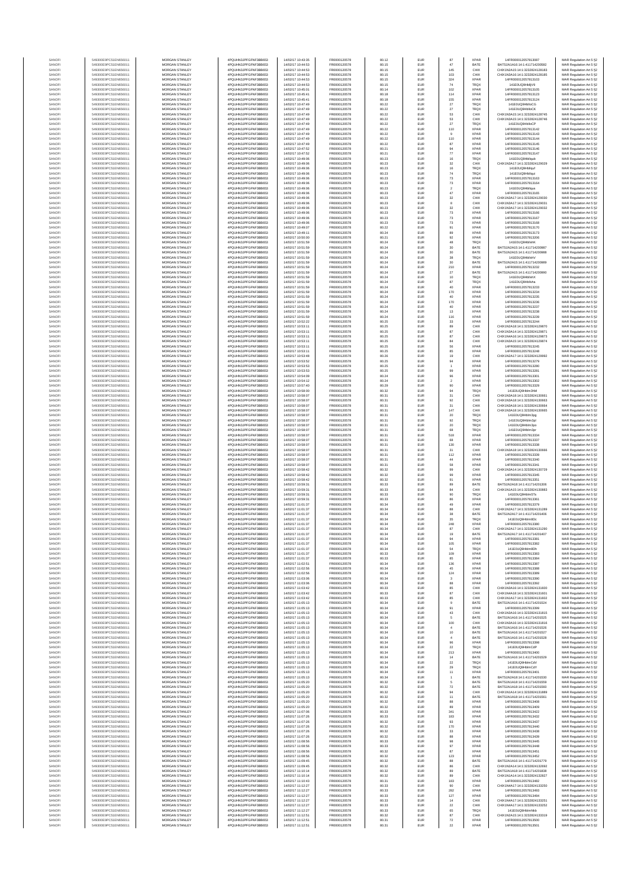| SANOFI | 549300E9PC51EN656011 | MORGAN STANLEY | 4PQUHN3JPFGFNF3BB653 | 14/02/17 10:43:35 | FR0000120578 | 80.12 | EUR | 87 | XPAR | 14FR000012057813087 | MAR Regulation Art 5 §2 |
|---|---|---|---|---|---|---|---|---|---|---|---|
| SANOFI | 549300E9PC51EN656011 | MORGAN STANLEY | 4PQUHN3JPFGFNF3BB653 | 14/02/17 10:44:53 | FR0000120578 | 80.15 | EUR | 47 | BATE | BATS1N1A16:14:1:411714200582 | MAR Regulation Art 5 §2 |
| SANOFI | 549300E9PC51EN656011 | MORGAN STANLEY | 4PQUHN3JPFGFNF3BB653 | 14/02/17 10:44:53 | FR0000120578 | 80.15 | EUR | 145 | CHIX | CHIX1N3A16:14:1:3232824128183 | MAR Regulation Art 5 §2 |
| SANOFI | 549300E9PC51EN656011 | MORGAN STANLEY | 4PQUHN3JPFGFNF3BB653 | 14/02/17 10:44:53 | FR0000120578 | 80.15 | EUR | 103 | CHIX | CHIX1N3A16:14:1:3232824128185 | MAR Regulation Art 5 §2 |
| SANOFI | 549300E9PC51EN656011 | MORGAN STANLEY | 4PQUHN3JPFGFNF3BB653 | 14/02/17 10:44:53 | FR0000120578 | 80.15 | EUR | 324 | XPAR | 14FR000012057813103 | MAR Regulation Art 5 §2 |
| SANOFI | 549300E9PC51EN656011 | MORGAN STANLEY | 4PQUHN3JPFGFNF3BB653 | 14/02/17 10:44:53 | FR0000120578 | 80.15 | EUR | 74 | TRQX | 141E0UQ6HbBjV9 | MAR Regulation Art 5 §2 |
| SANOFI | 549300E9PC51EN656011 | MORGAN STANLEY | 4PQUHN3JPFGFNF3BB653 | 14/02/17 10:45:01 | FR0000120578 | 80.14 | EUR | 102 | XPAR | 14FR000012057813105 | MAR Regulation Art 5 §2 |
| SANOFI | 549300E9PC51EN656011 | MORGAN STANLEY | 4PQUHN3JPFGFNF3BB653 | 14/02/17 10:45:41 | FR0000120578 | 80.18 | EUR | 114 | XPAR | 14FR000012057813123 | MAR Regulation Art 5 §2 |
| SANOFI | 549300E9PC51EN656011 | MORGAN STANLEY | 4PQUHN3JPFGFNF3BB653 | 14/02/17 10:45:41 | FR0000120578 | 80.18 | EUR | 155 | XPAR | 14FR000012057813124 | MAR Regulation Art 5 §2 |
| SANOFI | 549300E9PC51EN656011 | MORGAN STANLEY | 4PQUHN3JPFGFNF3BB653 | 14/02/17 10:47:49 | FR0000120578 | 80.22 | EUR | 27 | TRQX | 141E0UQ6HbIboCG | MAR Regulation Art 5 §2 |
| SANOFI | 549300E9PC51EN656011 | MORGAN STANLEY | 4PQUHN3JPFGFNF3BB653 | 14/02/17 10:47:49 | FR0000120578 | 80.22 | EUR | 27 | TRQX | 141E0UQ6HbIboCK | MAR Regulation Art 5 §2 |
| SANOFI | 549300E9PC51EN656011 | MORGAN STANLEY | 4PQUHN3JPFGFNF3BB653 | 14/02/17 10:47:49 | FR0000120578 | 80.22 | EUR | 53 | CHIX | CHIX1N2A15:14:1:3232824128745 | MAR Regulation Art 5 §2 |
| SANOFI | 549300E9PC51EN656011 | MORGAN STANLEY | 4PQUHN3JPFGFNF3BB653 | 14/02/17 10:47:49 | FR0000120578 | 80.22 | EUR | 53 | CHIX | CHIX1N1A15:14:1:3232824128746 | MAR Regulation Art 5 §2 |
| SANOFI | 549300E9PC51EN656011 | MORGAN STANLEY | 4PQUHN3JPFGFNF3BB653 | 14/02/17 10:47:49 | FR0000120578 | 80.22 | EUR | 27 | TRQX | 141E0UQ6HbIboCP | MAR Regulation Art 5 §2 |
| SANOFI | 549300E9PC51EN656011 | MORGAN STANLEY | 4PQUHN3JPFGFNF3BB653 | 14/02/17 10:47:49 | FR0000120578 | 80.22 | EUR | 110 | XPAR | 14FR000012057813142 | MAR Regulation Art 5 §2 |
| SANOFI | 549300E9PC51EN656011 | MORGAN STANLEY | 4PQUHN3JPFGFNF3BB653 | 14/02/17 10:47:49 | FR0000120578 | 80.22 | EUR | 9 | XPAR | 14FR000012057813143 | MAR Regulation Art 5 §2 |
| SANOFI | 549300E9PC51EN656011 | MORGAN STANLEY | 4PQUHN3JPFGFNF3BB653 | 14/02/17 10:47:49 | FR0000120578 | 80.22 | EUR | 110 | XPAR | 14FR000012057813144 | MAR Regulation Art 5 §2 |
| SANOFI | 549300E9PC51EN656011 | MORGAN STANLEY | 4PQUHN3JPFGFNF3BB653 | 14/02/17 10:47:49 | FR0000120578 | 80.22 | EUR | 87 | XPAR | 14FR000012057813145 | MAR Regulation Art 5 §2 |
| SANOFI | 549300E9PC51EN656011 | MORGAN STANLEY | 4PQUHN3JPFGFNF3BB653 | 14/02/17 10:47:52 | FR0000120578 | 80.21 | EUR | 94 | XPAR | 14FR000012057813146 | MAR Regulation Art 5 §2 |
| SANOFI | 549300E9PC51EN656011 | MORGAN STANLEY | 4PQUHN3JPFGFNF3BB653 | 14/02/17 10:47:52 | FR0000120578 | 80.21 | EUR | 77 | XPAR | 14FR000012057813147 | MAR Regulation Art 5 §2 |
| SANOFI | 549300E9PC51EN656011 | MORGAN STANLEY | 4PQUHN3JPFGFNF3BB653 | 14/02/17 10:49:06 | FR0000120578 | 80.23 | EUR | 16 | TRQX | 141E0UQ6HbIiqub | MAR Regulation Art 5 §2 |
| SANOFI | 549300E9PC51EN656011 | MORGAN STANLEY | 4PQUHN3JPFGFNF3BB653 | 14/02/17 10:49:06 | FR0000120578 | 80.23 | EUR | 32 | CHIX | CHIX1N2A17:14:1:3232824129029 | MAR Regulation Art 5 §2 |
| SANOFI | 549300E9PC51EN656011 | MORGAN STANLEY | 4PQUHN3JPFGFNF3BB653 | 14/02/17 10:49:06 | FR0000120578 | 80.23 | EUR | 16 | TRQX | 141E0UQ6HbIiquf | MAR Regulation Art 5 §2 |
| SANOFI | 549300E9PC51EN656011 | MORGAN STANLEY | 4PQUHN3JPFGFNF3BB653 | 14/02/17 10:49:06 | FR0000120578 | 80.23 | EUR | 74 | TRQX | 141E0UQ6HbIiqui | MAR Regulation Art 5 §2 |
| SANOFI | 549300E9PC51EN656011 | MORGAN STANLEY | 4PQUHN3JPFGFNF3BB653 | 14/02/17 10:49:06 | FR0000120578 | 80.23 | EUR | 73 | XPAR | 14FR000012057813163 | MAR Regulation Art 5 §2 |
| SANOFI | 549300E9PC51EN656011 | MORGAN STANLEY | 4PQUHN3JPFGFNF3BB653 | 14/02/17 10:49:06 | FR0000120578 | 80.23 | EUR | 73 | XPAR | 14FR000012057813164 | MAR Regulation Art 5 §2 |
| SANOFI | 549300E9PC51EN656011 | MORGAN STANLEY | 4PQUHN3JPFGFNF3BB653 | 14/02/17 10:49:06 | FR0000120578 | 80.23 | EUR | 2 | TRQX | 141E0UQ6HbIiqux | MAR Regulation Art 5 §2 |
| SANOFI | 549300E9PC51EN656011 | MORGAN STANLEY | 4PQUHN3JPFGFNF3BB653 | 14/02/17 10:49:06 | FR0000120578 | 80.23 | EUR | 47 | XPAR | 14FR000012057813165 | MAR Regulation Art 5 §2 |
| SANOFI | 549300E9PC51EN656011 | MORGAN STANLEY | 4PQUHN3JPFGFNF3BB653 | 14/02/17 10:49:06 | FR0000120578 | 80.23 | EUR | 32 | CHIX | CHIX1N2A17:14:1:3232824129030 | MAR Regulation Art 5 §2 |
| SANOFI | 549300E9PC51EN656011 | MORGAN STANLEY | 4PQUHN3JPFGFNF3BB653 | 14/02/17 10:49:06 | FR0000120578 | 80.23 | EUR | 8 | CHIX | CHIX1N3A17:14:1:3232824129031 | MAR Regulation Art 5 §2 |
| SANOFI | 549300E9PC51EN656011 | MORGAN STANLEY | 4PQUHN3JPFGFNF3BB653 | 14/02/17 10:49:06 | FR0000120578 | 80.23 | EUR | 32 | CHIX | CHIX1N3A17:14:1:3232824129032 | MAR Regulation Art 5 §2 |
| SANOFI | 549300E9PC51EN656011 | MORGAN STANLEY | 4PQUHN3JPFGFNF3BB653 | 14/02/17 10:49:06 | FR0000120578 | 80.23 | EUR | 73 | XPAR | 14FR000012057813166 | MAR Regulation Art 5 §2 |
| SANOFI | 549300E9PC51EN656011 | MORGAN STANLEY | 4PQUHN3JPFGFNF3BB653 | 14/02/17 10:49:06 | FR0000120578 | 80.23 | EUR | 73 | XPAR | 14FR000012057813167 | MAR Regulation Art 5 §2 |
| SANOFI | 549300E9PC51EN656011 | MORGAN STANLEY | 4PQUHN3JPFGFNF3BB653 | 14/02/17 10:49:06 | FR0000120578 | 80.23 | EUR | 73 | XPAR | 14FR000012057813168 | MAR Regulation Art 5 §2 |
| SANOFI | 549300E9PC51EN656011 | MORGAN STANLEY | 4PQUHN3JPFGFNF3BB653 | 14/02/17 10:49:07 | FR0000120578 | 80.22 | EUR | 91 | XPAR | 14FR000012057813170 | MAR Regulation Art 5 §2 |
| SANOFI | 549300E9PC51EN656011 | MORGAN STANLEY | 4PQUHN3JPFGFNF3BB653 | 14/02/17 10:49:11 | FR0000120578 | 80.24 | EUR | 89 | XPAR | 14FR000012057813173 | MAR Regulation Art 5 §2 |
| SANOFI | 549300E9PC51EN656011 | MORGAN STANLEY | 4PQUHN3JPFGFNF3BB653 | 14/02/17 10:50:06 | FR0000120578 | 80.21 | EUR | 92 | XPAR | 14FR000012057813206 | MAR Regulation Art 5 §2 |
| SANOFI | 549300E9PC51EN656011 | MORGAN STANLEY | 4PQUHN3JPFGFNF3BB653 | 14/02/17 10:51:59 | FR0000120578 | 80.24 | EUR | 48 | TRQX | 141E0UQ6HbIlvhK | MAR Regulation Art 5 §2 |
| SANOFI | 549300E9PC51EN656011 | MORGAN STANLEY | 4PQUHN3JPFGFNF3BB653 | 14/02/17 10:51:59 | FR0000120578 | 80.24 | EUR | 30 | BATE | BATS1N2A15:14:1:411714200987 | MAR Regulation Art 5 §2 |
| SANOFI | 549300E9PC51EN656011 | MORGAN STANLEY | 4PQUHN3JPFGFNF3BB653 | 14/02/17 10:51:59 | FR0000120578 | 80.24 | EUR | 30 | BATE | BATS1N2A15:14:1:411714200988 | MAR Regulation Art 5 §2 |
| SANOFI | 549300E9PC51EN656011 | MORGAN STANLEY | 4PQUHN3JPFGFNF3BB653 | 14/02/17 10:51:59 | FR0000120578 | 80.24 | EUR | 38 | TRQX | 141E0UQ6HbIlvhV | MAR Regulation Art 5 §2 |
| SANOFI | 549300E9PC51EN656011 | MORGAN STANLEY | 4PQUHN3JPFGFNF3BB653 | 14/02/17 10:51:59 | FR0000120578 | 80.24 | EUR | 30 | BATE | BATS1N2A15:14:1:411714200989 | MAR Regulation Art 5 §2 |
| SANOFI | 549300E9PC51EN656011 | MORGAN STANLEY | 4PQUHN3JPFGFNF3BB653 | 14/02/17 10:51:59 | FR0000120578 | 80.24 | EUR | 210 | XPAR | 14FR000012057813232 | MAR Regulation Art 5 §2 |
| SANOFI | 549300E9PC51EN656011 | MORGAN STANLEY | 4PQUHN3JPFGFNF3BB653 | 14/02/17 10:51:59 | FR0000120578 | 80.24 | EUR | 27 | BATE | BATS1N2A15:14:1:411714200990 | MAR Regulation Art 5 §2 |
| SANOFI | 549300E9PC51EN656011 | MORGAN STANLEY | 4PQUHN3JPFGFNF3BB653 | 14/02/17 10:51:59 | FR0000120578 | 80.24 | EUR | 10 | TRQX | 141E0UQ6HbIlvhX | MAR Regulation Art 5 §2 |
| SANOFI | 549300E9PC51EN656011 | MORGAN STANLEY | 4PQUHN3JPFGFNF3BB653 | 14/02/17 10:51:59 | FR0000120578 | 80.24 | EUR | 87 | TRQX | 141E0UQ6HbIlvha | MAR Regulation Art 5 §2 |
| SANOFI | 549300E9PC51EN656011 | MORGAN STANLEY | 4PQUHN3JPFGFNF3BB653 | 14/02/17 10:51:59 | FR0000120578 | 80.24 | EUR | 40 | XPAR | 14FR000012057813233 | MAR Regulation Art 5 §2 |
| SANOFI | 549300E9PC51EN656011 | MORGAN STANLEY | 4PQUHN3JPFGFNF3BB653 | 14/02/17 10:51:59 | FR0000120578 | 80.24 | EUR | 170 | XPAR | 14FR000012057813234 | MAR Regulation Art 5 §2 |
| SANOFI | 549300E9PC51EN656011 | MORGAN STANLEY | 4PQUHN3JPFGFNF3BB653 | 14/02/17 10:51:59 | FR0000120578 | 80.24 | EUR | 40 | XPAR | 14FR000012057813235 | MAR Regulation Art 5 §2 |
| SANOFI | 549300E9PC51EN656011 | MORGAN STANLEY | 4PQUHN3JPFGFNF3BB653 | 14/02/17 10:51:59 | FR0000120578 | 80.24 | EUR | 170 | XPAR | 14FR000012057813236 | MAR Regulation Art 5 §2 |
| SANOFI | 549300E9PC51EN656011 | MORGAN STANLEY | 4PQUHN3JPFGFNF3BB653 | 14/02/17 10:51:59 | FR0000120578 | 80.24 | EUR | 40 | XPAR | 14FR000012057813237 | MAR Regulation Art 5 §2 |
| SANOFI | 549300E9PC51EN656011 | MORGAN STANLEY | 4PQUHN3JPFGFNF3BB653 | 14/02/17 10:51:59 | FR0000120578 | 80.24 | EUR | 13 | XPAR | 14FR000012057813238 | MAR Regulation Art 5 §2 |
| SANOFI | 549300E9PC51EN656011 | MORGAN STANLEY | 4PQUHN3JPFGFNF3BB653 | 14/02/17 10:51:59 | FR0000120578 | 80.24 | EUR | 116 | XPAR | 14FR000012057813239 | MAR Regulation Art 5 §2 |
| SANOFI | 549300E9PC51EN656011 | MORGAN STANLEY | 4PQUHN3JPFGFNF3BB653 | 14/02/17 10:52:22 | FR0000120578 | 80.25 | EUR | 33 | XPAR | 14FR000012057813244 | MAR Regulation Art 5 §2 |
| SANOFI | 549300E9PC51EN656011 | MORGAN STANLEY | 4PQUHN3JPFGFNF3BB653 | 14/02/17 10:53:11 | FR0000120578 | 80.25 | EUR | 89 | CHIX | CHIX1N2A18:14:1:3232824129870 | MAR Regulation Art 5 §2 |
| SANOFI | 549300E9PC51EN656011 | MORGAN STANLEY | 4PQUHN3JPFGFNF3BB653 | 14/02/17 10:53:11 | FR0000120578 | 80.25 | EUR | 87 | CHIX | CHIX1N2A14:14:1:3232824129871 | MAR Regulation Art 5 §2 |
| SANOFI | 549300E9PC51EN656011 | MORGAN STANLEY | 4PQUHN3JPFGFNF3BB653 | 14/02/17 10:53:11 | FR0000120578 | 80.25 | EUR | 87 | CHIX | CHIX1N4A16:14:1:3232824129873 | MAR Regulation Art 5 §2 |
| SANOFI | 549300E9PC51EN656011 | MORGAN STANLEY | 4PQUHN3JPFGFNF3BB653 | 14/02/17 10:53:11 | FR0000120578 | 80.25 | EUR | 84 | CHIX | CHIX1N3A15:14:1:3232824129874 | MAR Regulation Art 5 §2 |
| SANOFI | 549300E9PC51EN656011 | MORGAN STANLEY | 4PQUHN3JPFGFNF3BB653 | 14/02/17 10:53:11 | FR0000120578 | 80.25 | EUR | 56 | XPAR | 14FR000012057813245 | MAR Regulation Art 5 §2 |
| SANOFI | 549300E9PC51EN656011 | MORGAN STANLEY | 4PQUHN3JPFGFNF3BB653 | 14/02/17 10:53:11 | FR0000120578 | 80.25 | EUR | 85 | XPAR | 14FR000012057813248 | MAR Regulation Art 5 §2 |
| SANOFI | 549300E9PC51EN656011 | MORGAN STANLEY | 4PQUHN3JPFGFNF3BB653 | 14/02/17 10:53:48 | FR0000120578 | 80.26 | EUR | 19 | CHIX | CHIX1N2A17:14:1:3232824129992 | MAR Regulation Art 5 §2 |
| SANOFI | 549300E9PC51EN656011 | MORGAN STANLEY | 4PQUHN3JPFGFNF3BB653 | 14/02/17 10:53:52 | FR0000120578 | 80.25 | EUR | 94 | XPAR | 14FR000012057813279 | MAR Regulation Art 5 §2 |
| SANOFI | 549300E9PC51EN656011 | MORGAN STANLEY | 4PQUHN3JPFGFNF3BB653 | 14/02/17 10:53:53 | FR0000120578 | 80.25 | EUR | 1 | XPAR | 14FR000012057813280 | MAR Regulation Art 5 §2 |
| SANOFI | 549300E9PC51EN656011 | MORGAN STANLEY | 4PQUHN3JPFGFNF3BB653 | 14/02/17 10:53:53 | FR0000120578 | 80.25 | EUR | 99 | XPAR | 14FR000012057813281 | MAR Regulation Art 5 §2 |
| SANOFI | 549300E9PC51EN656011 | MORGAN STANLEY | 4PQUHN3JPFGFNF3BB653 | 14/02/17 10:54:09 | FR0000120578 | 80.24 | EUR | 96 | XPAR | 14FR000012057813301 | MAR Regulation Art 5 §2 |
| SANOFI | 549300E9PC51EN656011 | MORGAN STANLEY | 4PQUHN3JPFGFNF3BB653 | 14/02/17 10:54:12 | FR0000120578 | 80.24 | EUR | 2 | XPAR | 14FR000012057813302 | MAR Regulation Art 5 §2 |
| SANOFI | 549300E9PC51EN656011 | MORGAN STANLEY | 4PQUHN3JPFGFNF3BB653 | 14/02/17 10:57:40 | FR0000120578 | 80.29 | EUR | 90 | XPAR | 14FR000012057813329 | MAR Regulation Art 5 §2 |
| SANOFI | 549300E9PC51EN656011 | MORGAN STANLEY | 4PQUHN3JPFGFNF3BB653 | 14/02/17 10:58:00 | FR0000120578 | 80.32 | EUR | 94 | TRQX | 141E0UQ6HbIm3hM | MAR Regulation Art 5 §2 |
| SANOFI | 549300E9PC51EN656011 | MORGAN STANLEY | 4PQUHN3JPFGFNF3BB653 | 14/02/17 10:58:07 | FR0000120578 | 80.31 | EUR | 31 | CHIX | CHIX1N2A18:14:1:3232824130661 | MAR Regulation Art 5 §2 |
| SANOFI | 549300E9PC51EN656011 | MORGAN STANLEY | 4PQUHN3JPFGFNF3BB653 | 14/02/17 10:58:07 | FR0000120578 | 80.31 | EUR | 92 | CHIX | CHIX1N3A18:14:1:3232824130663 | MAR Regulation Art 5 §2 |
| SANOFI | 549300E9PC51EN656011 | MORGAN STANLEY | 4PQUHN3JPFGFNF3BB653 | 14/02/17 10:58:07 | FR0000120578 | 80.31 | EUR | 31 | CHIX | CHIX1N3A18:14:1:3232824130664 | MAR Regulation Art 5 §2 |
| SANOFI | 549300E9PC51EN656011 | MORGAN STANLEY | 4PQUHN3JPFGFNF3BB653 | 14/02/17 10:58:07 | FR0000120578 | 80.31 | EUR | 147 | CHIX | CHIX1N3A18:14:1:3232824130665 | MAR Regulation Art 5 §2 |
| SANOFI | 549300E9PC51EN656011 | MORGAN STANLEY | 4PQUHN3JPFGFNF3BB653 | 14/02/17 10:58:07 | FR0000120578 | 80.31 | EUR | 20 | TRQX | 141E0UQ6HbIm3pg | MAR Regulation Art 5 §2 |
| SANOFI | 549300E9PC51EN656011 | MORGAN STANLEY | 4PQUHN3JPFGFNF3BB653 | 14/02/17 10:58:07 | FR0000120578 | 80.31 | EUR | 92 | TRQX | 141E0UQ6HbIm3pl | MAR Regulation Art 5 §2 |
| SANOFI | 549300E9PC51EN656011 | MORGAN STANLEY | 4PQUHN3JPFGFNF3BB653 | 14/02/17 10:58:07 | FR0000120578 | 80.31 | EUR | 20 | TRQX | 141E0UQ6HbIm3po | MAR Regulation Art 5 §2 |
| SANOFI | 549300E9PC51EN656011 | MORGAN STANLEY | 4PQUHN3JPFGFNF3BB653 | 14/02/17 10:58:07 | FR0000120578 | 80.31 | EUR | 68 | TRQX | 141E0UQ6HbIm3pr | MAR Regulation Art 5 §2 |
| SANOFI | 549300E9PC51EN656011 | MORGAN STANLEY | 4PQUHN3JPFGFNF3BB653 | 14/02/17 10:58:07 | FR0000120578 | 80.31 | EUR | 518 | XPAR | 14FR000012057813334 | MAR Regulation Art 5 §2 |
| SANOFI | 549300E9PC51EN656011 | MORGAN STANLEY | 4PQUHN3JPFGFNF3BB653 | 14/02/17 10:58:07 | FR0000120578 | 80.31 | EUR | 68 | XPAR | 14FR000012057813337 | MAR Regulation Art 5 §2 |
| SANOFI | 549300E9PC51EN656011 | MORGAN STANLEY | 4PQUHN3JPFGFNF3BB653 | 14/02/17 10:58:07 | FR0000120578 | 80.31 | EUR | 130 | XPAR | 14FR000012057813338 | MAR Regulation Art 5 §2 |
| SANOFI | 549300E9PC51EN656011 | MORGAN STANLEY | 4PQUHN3JPFGFNF3BB653 | 14/02/17 10:58:07 | FR0000120578 | 80.31 | EUR | 31 | CHIX | CHIX1N3A18:14:1:3232824130666 | MAR Regulation Art 5 §2 |
| SANOFI | 549300E9PC51EN656011 | MORGAN STANLEY | 4PQUHN3JPFGFNF3BB653 | 14/02/17 10:58:07 | FR0000120578 | 80.31 | EUR | 112 | XPAR | 14FR000012057813339 | MAR Regulation Art 5 §2 |
| SANOFI | 549300E9PC51EN656011 | MORGAN STANLEY | 4PQUHN3JPFGFNF3BB653 | 14/02/17 10:58:07 | FR0000120578 | 80.31 | EUR | 44 | XPAR | 14FR000012057813340 | MAR Regulation Art 5 §2 |
| SANOFI | 549300E9PC51EN656011 | MORGAN STANLEY | 4PQUHN3JPFGFNF3BB653 | 14/02/17 10:58:07 | FR0000120578 | 80.31 | EUR | 58 | XPAR | 14FR000012057813341 | MAR Regulation Art 5 §2 |
| SANOFI | 549300E9PC51EN656011 | MORGAN STANLEY | 4PQUHN3JPFGFNF3BB653 | 14/02/17 10:58:42 | FR0000120578 | 80.32 | EUR | 99 | CHIX | CHIX1N2A14:14:1:3232824130729 | MAR Regulation Art 5 §2 |
| SANOFI | 549300E9PC51EN656011 | MORGAN STANLEY | 4PQUHN3JPFGFNF3BB653 | 14/02/17 10:58:42 | FR0000120578 | 80.32 | EUR | 99 | XPAR | 14FR000012057813345 | MAR Regulation Art 5 §2 |
| SANOFI | 549300E9PC51EN656011 | MORGAN STANLEY | 4PQUHN3JPFGFNF3BB653 | 14/02/17 10:58:42 | FR0000120578 | 80.32 | EUR | 91 | XPAR | 14FR000012057813351 | MAR Regulation Art 5 §2 |
| SANOFI | 549300E9PC51EN656011 | MORGAN STANLEY | 4PQUHN3JPFGFNF3BB653 | 14/02/17 10:59:31 | FR0000120578 | 80.33 | EUR | 89 | BATE | BATS1N2A18:14:1:411714201306 | MAR Regulation Art 5 §2 |
| SANOFI | 549300E9PC51EN656011 | MORGAN STANLEY | 4PQUHN3JPFGFNF3BB653 | 14/02/17 10:59:31 | FR0000120578 | 80.33 | EUR | 84 | CHIX | CHIX1N1A15:14:1:3232824130883 | MAR Regulation Art 5 §2 |
| SANOFI | 549300E9PC51EN656011 | MORGAN STANLEY | 4PQUHN3JPFGFNF3BB653 | 14/02/17 10:59:31 | FR0000120578 | 80.33 | EUR | 90 | TRQX | 141E0UQ6HbIm5Ts | MAR Regulation Art 5 §2 |
| SANOFI | 549300E9PC51EN656011 | MORGAN STANLEY | 4PQUHN3JPFGFNF3BB653 | 14/02/17 10:59:31 | FR0000120578 | 80.33 | EUR | 86 | XPAR | 14FR000012057813361 | MAR Regulation Art 5 §2 |
| SANOFI | 549300E9PC51EN656011 | MORGAN STANLEY | 4PQUHN3JPFGFNF3BB653 | 14/02/17 11:01:37 | FR0000120578 | 80.34 | EUR | 49 | XPAR | 14FR000012057813379 | MAR Regulation Art 5 §2 |
| SANOFI | 549300E9PC51EN656011 | MORGAN STANLEY | 4PQUHN3JPFGFNF3BB653 | 14/02/17 11:01:37 | FR0000120578 | 80.34 | EUR | 88 | CHIX | CHIX1N2A17:14:1:3232824131289 | MAR Regulation Art 5 §2 |
| SANOFI | 549300E9PC51EN656011 | MORGAN STANLEY | 4PQUHN3JPFGFNF3BB653 | 14/02/17 11:01:37 | FR0000120578 | 80.34 | EUR | 38 | BATE | BATS1N2A17:14:1:411714201406 | MAR Regulation Art 5 §2 |
| SANOFI | 549300E9PC51EN656011 | MORGAN STANLEY | 4PQUHN3JPFGFNF3BB653 | 14/02/17 11:01:37 | FR0000120578 | 80.34 | EUR | 35 | TRQX | 141E0UQ6HbImBDc | MAR Regulation Art 5 §2 |
| SANOFI | 549300E9PC51EN656011 | MORGAN STANLEY | 4PQUHN3JPFGFNF3BB653 | 14/02/17 11:01:37 | FR0000120578 | 80.34 | EUR | 248 | XPAR | 14FR000012057813380 | MAR Regulation Art 5 §2 |
| SANOFI | 549300E9PC51EN656011 | MORGAN STANLEY | 4PQUHN3JPFGFNF3BB653 | 14/02/17 11:01:37 | FR0000120578 | 80.34 | EUR | 87 | CHIX | CHIX1N2A17:14:1:3232824131290 | MAR Regulation Art 5 §2 |
| SANOFI | 549300E9PC51EN656011 | MORGAN STANLEY | 4PQUHN3JPFGFNF3BB653 | 14/02/17 11:01:37 | FR0000120578 | 80.34 | EUR | 19 | BATE | BATS1N2A17:14:1:411714201407 | MAR Regulation Art 5 §2 |
| SANOFI | 549300E9PC51EN656011 | MORGAN STANLEY | 4PQUHN3JPFGFNF3BB653 | 14/02/17 11:01:37 | FR0000120578 | 80.34 | EUR | 94 | XPAR | 14FR000012057813381 | MAR Regulation Art 5 §2 |
| SANOFI | 549300E9PC51EN656011 | MORGAN STANLEY | 4PQUHN3JPFGFNF3BB653 | 14/02/17 11:01:37 | FR0000120578 | 80.34 | EUR | 105 | XPAR | 14FR000012057813382 | MAR Regulation Art 5 §2 |
| SANOFI | 549300E9PC51EN656011 | MORGAN STANLEY | 4PQUHN3JPFGFNF3BB653 | 14/02/17 11:01:37 | FR0000120578 | 80.34 | EUR | 54 | TRQX | 141E0UQ6HbImBDh | MAR Regulation Art 5 §2 |
| SANOFI | 549300E9PC51EN656011 | MORGAN STANLEY | 4PQUHN3JPFGFNF3BB653 | 14/02/17 11:01:37 | FR0000120578 | 80.33 | EUR | 109 | XPAR | 14FR000012057813383 | MAR Regulation Art 5 §2 |
| SANOFI | 549300E9PC51EN656011 | MORGAN STANLEY | 4PQUHN3JPFGFNF3BB653 | 14/02/17 11:01:37 | FR0000120578 | 80.33 | EUR | 85 | XPAR | 14FR000012057813384 | MAR Regulation Art 5 §2 |
| SANOFI | 549300E9PC51EN656011 | MORGAN STANLEY | 4PQUHN3JPFGFNF3BB653 | 14/02/17 11:02:51 | FR0000120578 | 80.34 | EUR | 136 | XPAR | 14FR000012057813387 | MAR Regulation Art 5 §2 |
| SANOFI | 549300E9PC51EN656011 | MORGAN STANLEY | 4PQUHN3JPFGFNF3BB653 | 14/02/17 11:02:56 | FR0000120578 | 80.34 | EUR | 45 | XPAR | 14FR000012057813388 | MAR Regulation Art 5 §2 |
| SANOFI | 549300E9PC51EN656011 | MORGAN STANLEY | 4PQUHN3JPFGFNF3BB653 | 14/02/17 11:02:56 | FR0000120578 | 80.34 | EUR | 124 | XPAR | 14FR000012057813389 | MAR Regulation Art 5 §2 |
| SANOFI | 549300E9PC51EN656011 | MORGAN STANLEY | 4PQUHN3JPFGFNF3BB653 | 14/02/17 11:03:06 | FR0000120578 | 80.34 | EUR | 3 | XPAR | 14FR000012057813390 | MAR Regulation Art 5 §2 |
| SANOFI | 549300E9PC51EN656011 | MORGAN STANLEY | 4PQUHN3JPFGFNF3BB653 | 14/02/17 11:03:06 | FR0000120578 | 80.34 | EUR | 88 | XPAR | 14FR000012057813392 | MAR Regulation Art 5 §2 |
| SANOFI | 549300E9PC51EN656011 | MORGAN STANLEY | 4PQUHN3JPFGFNF3BB653 | 14/02/17 11:03:42 | FR0000120578 | 80.33 | EUR | 95 | CHIX | CHIX1N3A16:14:1:3232824131600 | MAR Regulation Art 5 §2 |
| SANOFI | 549300E9PC51EN656011 | MORGAN STANLEY | 4PQUHN3JPFGFNF3BB653 | 14/02/17 11:03:42 | FR0000120578 | 80.33 | EUR | 87 | CHIX | CHIX1N4A18:14:1:3232824131601 | MAR Regulation Art 5 §2 |
| SANOFI | 549300E9PC51EN656011 | MORGAN STANLEY | 4PQUHN3JPFGFNF3BB653 | 14/02/17 11:03:42 | FR0000120578 | 80.33 | EUR | 85 | CHIX | CHIX1N1A17:14:1:3232824131602 | MAR Regulation Art 5 §2 |
| SANOFI | 549300E9PC51EN656011 | MORGAN STANLEY | 4PQUHN3JPFGFNF3BB653 | 14/02/17 11:05:13 | FR0000120578 | 80.34 | EUR | 9 | BATE | BATS1N1A16:14:1:411714201524 | MAR Regulation Art 5 §2 |
| SANOFI | 549300E9PC51EN656011 | MORGAN STANLEY | 4PQUHN3JPFGFNF3BB653 | 14/02/17 11:05:13 | FR0000120578 | 80.34 | EUR | 91 | XPAR | 14FR000012057813399 | MAR Regulation Art 5 §2 |
| SANOFI | 549300E9PC51EN656011 | MORGAN STANLEY | 4PQUHN3JPFGFNF3BB653 | 14/02/17 11:05:13 | FR0000120578 | 80.34 | EUR | 43 | CHIX | CHIX1N3A16:14:1:3232824131815 | MAR Regulation Art 5 §2 |
| SANOFI | 549300E9PC51EN656011 | MORGAN STANLEY | 4PQUHN3JPFGFNF3BB653 | 14/02/17 11:05:13 | FR0000120578 | 80.34 | EUR | 5 | BATE | BATS1N1A16:14:1:411714201525 | MAR Regulation Art 5 §2 |
| SANOFI | 549300E9PC51EN656011 | MORGAN STANLEY | 4PQUHN3JPFGFNF3BB653 | 14/02/17 11:05:13 | FR0000120578 | 80.34 | EUR | 100 | CHIX | CHIX1N3A16:14:1:3232824131816 | MAR Regulation Art 5 §2 |
| SANOFI | 549300E9PC51EN656011 | MORGAN STANLEY | 4PQUHN3JPFGFNF3BB653 | 14/02/17 11:05:13 | FR0000120578 | 80.34 | EUR | 4 | BATE | BATS1N1A16:14:1:411714201526 | MAR Regulation Art 5 §2 |
| SANOFI | 549300E9PC51EN656011 | MORGAN STANLEY | 4PQUHN3JPFGFNF3BB653 | 14/02/17 11:05:13 | FR0000120578 | 80.34 | EUR | 10 | BATE | BATS1N1A16:14:1:411714201527 | MAR Regulation Art 5 §2 |
| SANOFI | 549300E9PC51EN656011 | MORGAN STANLEY | 4PQUHN3JPFGFNF3BB653 | 14/02/17 11:05:13 | FR0000120578 | 80.34 | EUR | 4 | BATE | BATS1N1A16:14:1:411714201528 | MAR Regulation Art 5 §2 |
| SANOFI | 549300E9PC51EN656011 | MORGAN STANLEY | 4PQUHN3JPFGFNF3BB653 | 14/02/17 11:05:13 | FR0000120578 | 80.34 | EUR | 96 | XPAR | 14FR000012057813398 | MAR Regulation Art 5 §2 |
| SANOFI | 549300E9PC51EN656011 | MORGAN STANLEY | 4PQUHN3JPFGFNF3BB653 | 14/02/17 11:05:13 | FR0000120578 | 80.34 | EUR | 22 | TRQX | 141E0UQ6HbImCdP | MAR Regulation Art 5 §2 |
| SANOFI | 549300E9PC51EN656011 | MORGAN STANLEY | 4PQUHN3JPFGFNF3BB653 | 14/02/17 11:05:13 | FR0000120578 | 80.34 | EUR | 213 | XPAR | 14FR000012057813400 | MAR Regulation Art 5 §2 |
| SANOFI | 549300E9PC51EN656011 | MORGAN STANLEY | 4PQUHN3JPFGFNF3BB653 | 14/02/17 11:05:13 | FR0000120578 | 80.34 | EUR | 14 | BATE | BATS1N1A16:14:1:411714201529 | MAR Regulation Art 5 §2 |
| SANOFI | 549300E9PC51EN656011 | MORGAN STANLEY | 4PQUHN3JPFGFNF3BB653 | 14/02/17 11:05:13 | FR0000120578 | 80.34 | EUR | 22 | TRQX | 141E0UQ6HbImCdV | MAR Regulation Art 5 §2 |
| SANOFI | 549300E9PC51EN656011 | MORGAN STANLEY | 4PQUHN3JPFGFNF3BB653 | 14/02/17 11:05:13 | FR0000120578 | 80.34 | EUR | 29 | TRQX | 141E0UQ6HbImCdY | MAR Regulation Art 5 §2 |
| SANOFI | 549300E9PC51EN656011 | MORGAN STANLEY | 4PQUHN3JPFGFNF3BB653 | 14/02/17 11:05:13 | FR0000120578 | 80.34 | EUR | 11 | XPAR | 14FR000012057813401 | MAR Regulation Art 5 §2 |
| SANOFI | 549300E9PC51EN656011 | MORGAN STANLEY | 4PQUHN3JPFGFNF3BB653 | 14/02/17 11:05:13 | FR0000120578 | 80.34 | EUR | 1 | BATE | BATS1N1A16:14:1:411714201530 | MAR Regulation Art 5 §2 |
| SANOFI | 549300E9PC51EN656011 | MORGAN STANLEY | 4PQUHN3JPFGFNF3BB653 | 14/02/17 11:05:20 | FR0000120578 | 80.32 | EUR | 5 | BATE | BATS1N1A18:14:1:411714201559 | MAR Regulation Art 5 §2 |
| SANOFI | 549300E9PC51EN656011 | MORGAN STANLEY | 4PQUHN3JPFGFNF3BB653 | 14/02/17 11:05:20 | FR0000120578 | 80.32 | EUR | 72 | BATE | BATS1N1A18:14:1:411714201560 | MAR Regulation Art 5 §2 |
| SANOFI | 549300E9PC51EN656011 | MORGAN STANLEY | 4PQUHN3JPFGFNF3BB653 | 14/02/17 11:05:20 | FR0000120578 | 80.32 | EUR | 94 | CHIX | CHIX1N1A14:14:1:3232824131889 | MAR Regulation Art 5 §2 |
| SANOFI | 549300E9PC51EN656011 | MORGAN STANLEY | 4PQUHN3JPFGFNF3BB653 | 14/02/17 11:05:20 | FR0000120578 | 80.32 | EUR | 11 | BATE | BATS1N1A18:14:1:411714201561 | MAR Regulation Art 5 §2 |
| SANOFI | 549300E9PC51EN656011 | MORGAN STANLEY | 4PQUHN3JPFGFNF3BB653 | 14/02/17 11:05:20 | FR0000120578 | 80.32 | EUR | 88 | XPAR | 14FR000012057813408 | MAR Regulation Art 5 §2 |
| SANOFI | 549300E9PC51EN656011 | MORGAN STANLEY | 4PQUHN3JPFGFNF3BB653 | 14/02/17 11:05:20 | FR0000120578 | 80.32 | EUR | 89 | XPAR | 14FR000012057813409 | MAR Regulation Art 5 §2 |
| SANOFI | 549300E9PC51EN656011 | MORGAN STANLEY | 4PQUHN3JPFGFNF3BB653 | 14/02/17 11:07:06 | FR0000120578 | 80.32 | EUR | 341 | XPAR | 14FR000012057813422 | MAR Regulation Art 5 §2 |
| SANOFI | 549300E9PC51EN656011 | MORGAN STANLEY | 4PQUHN3JPFGFNF3BB653 | 14/02/17 11:07:26 | FR0000120578 | 80.33 | EUR | 183 | XPAR | 14FR000012057813432 | MAR Regulation Art 5 §2 |
| SANOFI | 549300E9PC51EN656011 | MORGAN STANLEY | 4PQUHN3JPFGFNF3BB653 | 14/02/17 11:07:26 | FR0000120578 | 80.32 | EUR | 93 | XPAR | 14FR000012057813437 | MAR Regulation Art 5 §2 |
| SANOFI | 549300E9PC51EN656011 | MORGAN STANLEY | 4PQUHN3JPFGFNF3BB653 | 14/02/17 11:07:26 | FR0000120578 | 80.32 | EUR | 170 | XPAR | 14FR000012057813440 | MAR Regulation Art 5 §2 |
| SANOFI | 549300E9PC51EN656011 | MORGAN STANLEY | 4PQUHN3JPFGFNF3BB653 | 14/02/17 11:07:26 | FR0000120578 | 80.32 | EUR | 33 | XPAR | 14FR000012057813438 | MAR Regulation Art 5 §2 |
| SANOFI | 549300E9PC51EN656011 | MORGAN STANLEY | 4PQUHN3JPFGFNF3BB653 | 14/02/17 11:07:26 | FR0000120578 | 80.32 | EUR | 88 | XPAR | 14FR000012057813439 | MAR Regulation Art 5 §2 |
| SANOFI | 549300E9PC51EN656011 | MORGAN STANLEY | 4PQUHN3JPFGFNF3BB653 | 14/02/17 11:08:56 | FR0000120578 | 80.33 | EUR | 98 | XPAR | 14FR000012057813445 | MAR Regulation Art 5 §2 |
| SANOFI | 549300E9PC51EN656011 | MORGAN STANLEY | 4PQUHN3JPFGFNF3BB653 | 14/02/17 11:08:56 | FR0000120578 | 80.33 | EUR | 97 | XPAR | 14FR000012057813448 | MAR Regulation Art 5 §2 |
| SANOFI | 549300E9PC51EN656011 | MORGAN STANLEY | 4PQUHN3JPFGFNF3BB653 | 14/02/17 11:08:56 | FR0000120578 | 80.33 | EUR | 97 | XPAR | 14FR000012057813451 | MAR Regulation Art 5 §2 |
| SANOFI | 549300E9PC51EN656011 | MORGAN STANLEY | 4PQUHN3JPFGFNF3BB653 | 14/02/17 11:08:56 | FR0000120578 | 80.33 | EUR | 123 | XPAR | 14FR000012057813452 | MAR Regulation Art 5 §2 |
| SANOFI | 549300E9PC51EN656011 | MORGAN STANLEY | 4PQUHN3JPFGFNF3BB653 | 14/02/17 11:09:45 | FR0000120578 | 80.32 | EUR | 88 | BATE | BATS1N2A16:14:1:411714201779 | MAR Regulation Art 5 §2 |
| SANOFI | 549300E9PC51EN656011 | MORGAN STANLEY | 4PQUHN3JPFGFNF3BB653 | 14/02/17 11:09:45 | FR0000120578 | 80.32 | EUR | 86 | CHIX | CHIX1N2A14:14:1:3232824132692 | MAR Regulation Art 5 §2 |
| SANOFI | 549300E9PC51EN656011 | MORGAN STANLEY | 4PQUHN3JPFGFNF3BB653 | 14/02/17 11:10:14 | FR0000120578 | 80.32 | EUR | 89 | BATE | BATS1N2A18:14:1:411714201838 | MAR Regulation Art 5 §2 |
| SANOFI | 549300E9PC51EN656011 | MORGAN STANLEY | 4PQUHN3JPFGFNF3BB653 | 14/02/17 11:10:14 | FR0000120578 | 80.32 | EUR | 89 | CHIX | CHIX1N1A14:14:1:3232824132827 | MAR Regulation Art 5 §2 |
| SANOFI | 549300E9PC51EN656011 | MORGAN STANLEY | 4PQUHN3JPFGFNF3BB653 | 14/02/17 11:10:43 | FR0000120578 | 80.31 | EUR | 183 | XPAR | 14FR000012057813482 | MAR Regulation Art 5 §2 |
| SANOFI | 549300E9PC51EN656011 | MORGAN STANLEY | 4PQUHN3JPFGFNF3BB653 | 14/02/17 11:12:27 | FR0000120578 | 80.33 | EUR | 90 | CHIX | CHIX1N4A17:14:1:3232824133250 | MAR Regulation Art 5 §2 |
| SANOFI | 549300E9PC51EN656011 | MORGAN STANLEY | 4PQUHN3JPFGFNF3BB653 | 14/02/17 11:12:27 | FR0000120578 | 80.33 | EUR | 282 | XPAR | 14FR000012057813493 | MAR Regulation Art 5 §2 |
| SANOFI | 549300E9PC51EN656011 | MORGAN STANLEY | 4PQUHN3JPFGFNF3BB653 | 14/02/17 11:12:27 | FR0000120578 | 80.33 | EUR | 127 | XPAR | 14FR000012057813494 | MAR Regulation Art 5 §2 |
| SANOFI | 549300E9PC51EN656011 | MORGAN STANLEY | 4PQUHN3JPFGFNF3BB653 | 14/02/17 11:12:27 | FR0000120578 | 80.33 | EUR | 14 | CHIX | CHIX1N4A17:14:1:3232824133251 | MAR Regulation Art 5 §2 |
| SANOFI | 549300E9PC51EN656011 | MORGAN STANLEY | 4PQUHN3JPFGFNF3BB653 | 14/02/17 11:12:27 | FR0000120578 | 80.33 | EUR | 22 | CHIX | CHIX1N4A17:14:1:3232824133252 | MAR Regulation Art 5 §2 |
| SANOFI | 549300E9PC51EN656011 | MORGAN STANLEY | 4PQUHN3JPFGFNF3BB653 | 14/02/17 11:12:27 | FR0000120578 | 80.33 | EUR | 65 | TRQX | 141E0UQ6HbImNkb | MAR Regulation Art 5 §2 |
| SANOFI | 549300E9PC51EN656011 | MORGAN STANLEY | 4PQUHN3JPFGFNF3BB653 | 14/02/17 11:12:51 | FR0000120578 | 80.32 | EUR | 96 | CHIX | CHIX1N2A15:14:1:3232824133319 | MAR Regulation Art 5 §2 |
| SANOFI | 549300E9PC51EN656011 | MORGAN STANLEY | 4PQUHN3JPFGFNF3BB653 | 14/02/17 11:12:51 | FR0000120578 | 80.31 | EUR | 72 | XPAR | 14FR000012057813500 | MAR Regulation Art 5 §2 |
| SANOFI | 549300E9PC51EN656011 | MORGAN STANLEY | 4PQUHN3JPFGFNF3BB653 | 14/02/17 11:12:51 | FR0000120578 | 80.31 | EUR | 22 | XPAR | 14FR000012057813501 | MAR Regulation Art 5 §2 |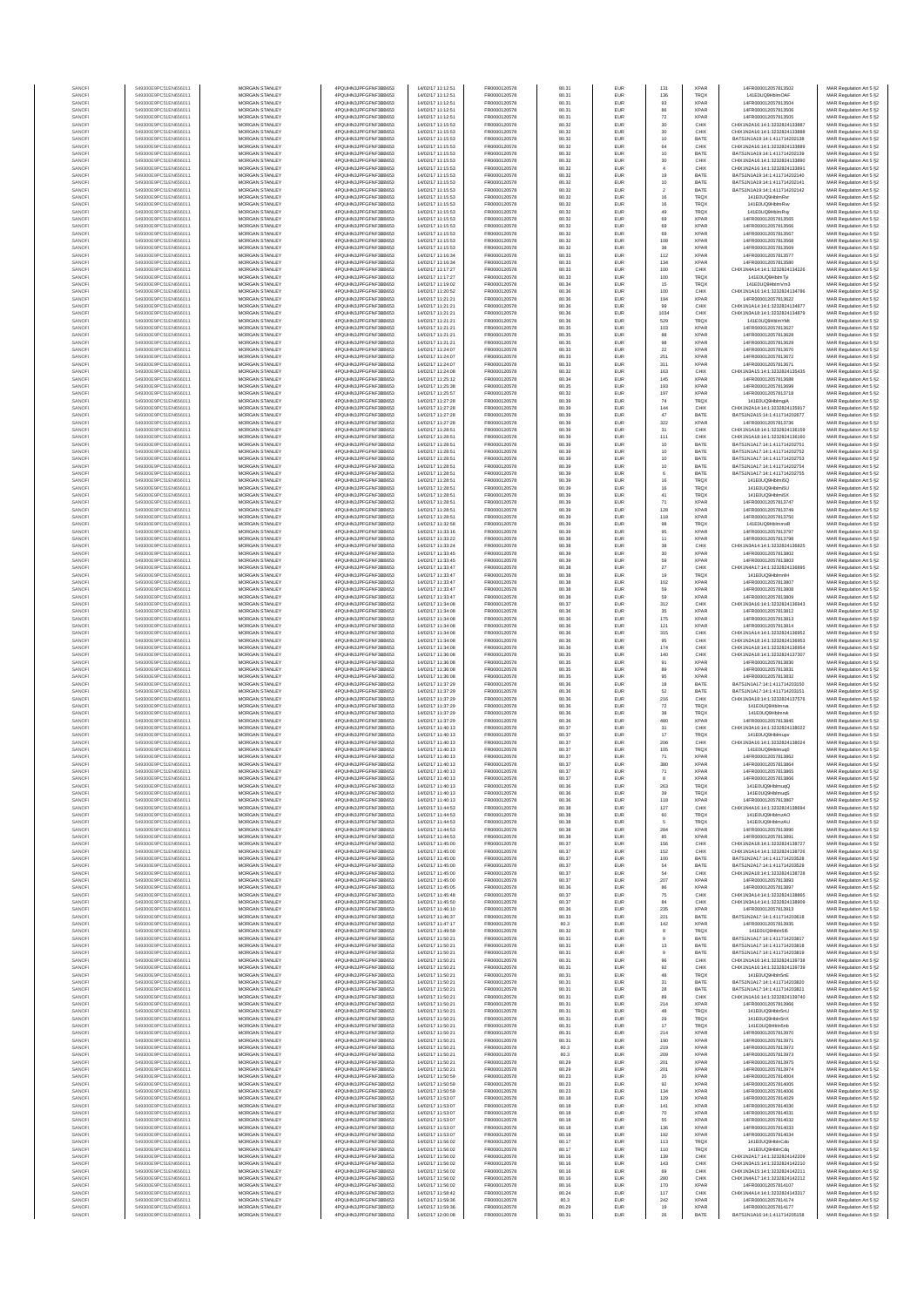| | | | | | | | | | | | |
|---|---|---|---|---|---|---|---|---|---|---|---|
| SANOFI | 549300E9PC51EN656011 | MORGAN STANLEY | 4PQUHN3JPFGFNF3BB653 | 14/02/17 13:12:51 | FR0000120578 | 80.31 | EUR | 131 | XPAR | 14FR00001205781392 | MAR Regulation Art 5 §2 |
| SANOFI | 549300E9PC51EN656011 | MORGAN STANLEY | 4PQUHN3JPFGFNF3BB653 | 14/02/17 13:12:51 | FR0000120578 | 80.31 | EUR | 136 | TRQX | 141E0UQ9lHblmDAF | MAR Regulation Art 5 §2 |
| SANOFI | 549300E9PC51EN656011 | MORGAN STANLEY | 4PQUHN3JPFGFNF3BB653 | 14/02/17 13:12:51 | FR0000120578 | 80.31 | EUR | 93 | XPAR | 14FR00001205781393 | MAR Regulation Art 5 §2 |
| SANOFI | 549300E9PC51EN656011 | MORGAN STANLEY | 4PQUHN3JPFGFNF3BB653 | 14/02/17 13:12:51 | FR0000120578 | 80.31 | EUR | 86 | XPAR | 14FR00001205781393 | MAR Regulation Art 5 §2 |
| SANOFI | 549300E9PC51EN656011 | MORGAN STANLEY | 4PQUHN3JPFGFNF3BB653 | 14/02/17 13:12:51 | FR0000120578 | 80.31 | EUR | 72 | XPAR | 14FR00001205781393 | MAR Regulation Art 5 §2 |
| SANOFI | 549300E9PC51EN656011 | MORGAN STANLEY | 4PQUHN3JPFGFNF3BB653 | 14/02/17 13:15:53 | FR0000120578 | 80.32 | EUR | 30 | CHIX | CHIX1N2A16:14:1:3232824133887 | MAR Regulation Art 5 §2 |
| SANOFI | 549300E9PC51EN656011 | MORGAN STANLEY | 4PQUHN3JPFGFNF3BB653 | 14/02/17 13:15:53 | FR0000120578 | 80.32 | EUR | 30 | CHIX | CHIX1N2A16:14:1:3232824133888 | MAR Regulation Art 5 §2 |
| SANOFI | 549300E9PC51EN656011 | MORGAN STANLEY | 4PQUHN3JPFGFNF3BB653 | 14/02/17 13:15:53 | FR0000120578 | 80.32 | EUR | 10 | BATE | BATS1N1A19:14:1:411714202138 | MAR Regulation Art 5 §2 |
| SANOFI | 549300E9PC51EN656011 | MORGAN STANLEY | 4PQUHN3JPFGFNF3BB653 | 14/02/17 13:15:53 | FR0000120578 | 80.32 | EUR | 64 | CHIX | CHIX1N2A16:14:1:3232824133889 | MAR Regulation Art 5 §2 |
| SANOFI | 549300E9PC51EN656011 | MORGAN STANLEY | 4PQUHN3JPFGFNF3BB653 | 14/02/17 13:15:53 | FR0000120578 | 80.32 | EUR | 10 | BATE | BATS1N1A19:14:1:411714202139 | MAR Regulation Art 5 §2 |
| SANOFI | 549300E9PC51EN656011 | MORGAN STANLEY | 4PQUHN3JPFGFNF3BB653 | 14/02/17 13:15:53 | FR0000120578 | 80.32 | EUR | 30 | CHIX | CHIX1N2A16:14:1:3232824133890 | MAR Regulation Art 5 §2 |
| SANOFI | 549300E9PC51EN656011 | MORGAN STANLEY | 4PQUHN3JPFGFNF3BB653 | 14/02/17 13:15:53 | FR0000120578 | 80.32 | EUR | 4 | CHIX | CHIX1N2A16:14:1:3232824133891 | MAR Regulation Art 5 §2 |
| SANOFI | 549300E9PC51EN656011 | MORGAN STANLEY | 4PQUHN3JPFGFNF3BB653 | 14/02/17 13:15:53 | FR0000120578 | 80.32 | EUR | 19 | BATE | BATS1N1A19:14:1:411714202140 | MAR Regulation Art 5 §2 |
| SANOFI | 549300E9PC51EN656011 | MORGAN STANLEY | 4PQUHN3JPFGFNF3BB653 | 14/02/17 13:15:53 | FR0000120578 | 80.32 | EUR | 10 | BATE | BATS1N1A19:14:1:411714202141 | MAR Regulation Art 5 §2 |
| SANOFI | 549300E9PC51EN656011 | MORGAN STANLEY | 4PQUHN3JPFGFNF3BB653 | 14/02/17 13:15:53 | FR0000120578 | 80.32 | EUR | 2 | BATE | BATS1N1A19:14:1:411714202142 | MAR Regulation Art 5 §2 |
| SANOFI | 549300E9PC51EN656011 | MORGAN STANLEY | 4PQUHN3JPFGFNF3BB653 | 14/02/17 13:15:53 | FR0000120578 | 80.32 | EUR | 16 | TRQX | 141E0UQ9lHblmRvr | MAR Regulation Art 5 §2 |
| SANOFI | 549300E9PC51EN656011 | MORGAN STANLEY | 4PQUHN3JPFGFNF3BB653 | 14/02/17 13:15:53 | FR0000120578 | 80.32 | EUR | 16 | TRQX | 141E0UQ9lHblmRvv | MAR Regulation Art 5 §2 |
| SANOFI | 549300E9PC51EN656011 | MORGAN STANLEY | 4PQUHN3JPFGFNF3BB653 | 14/02/17 13:15:53 | FR0000120578 | 80.32 | EUR | 49 | TRQX | 141E0UQ9lHblmRvy | MAR Regulation Art 5 §2 |
| SANOFI | 549300E9PC51EN656011 | MORGAN STANLEY | 4PQUHN3JPFGFNF3BB653 | 14/02/17 13:15:53 | FR0000120578 | 80.32 | EUR | 69 | XPAR | 14FR00001205781356 | MAR Regulation Art 5 §2 |
| SANOFI | 549300E9PC51EN656011 | MORGAN STANLEY | 4PQUHN3JPFGFNF3BB653 | 14/02/17 13:15:53 | FR0000120578 | 80.32 | EUR | 69 | XPAR | 14FR00001205781356 | MAR Regulation Art 5 §2 |
| SANOFI | 549300E9PC51EN656011 | MORGAN STANLEY | 4PQUHN3JPFGFNF3BB653 | 14/02/17 13:15:53 | FR0000120578 | 80.32 | EUR | 69 | XPAR | 14FR00001205781356 | MAR Regulation Art 5 §2 |
| SANOFI | 549300E9PC51EN656011 | MORGAN STANLEY | 4PQUHN3JPFGFNF3BB653 | 14/02/17 13:15:53 | FR0000120578 | 80.32 | EUR | 108 | XPAR | 14FR00001205781356 | MAR Regulation Art 5 §2 |
| SANOFI | 549300E9PC51EN656011 | MORGAN STANLEY | 4PQUHN3JPFGFNF3BB653 | 14/02/17 13:15:53 | FR0000120578 | 80.32 | EUR | 38 | XPAR | 14FR00001205781356 | MAR Regulation Art 5 §2 |
| SANOFI | 549300E9PC51EN656011 | MORGAN STANLEY | 4PQUHN3JPFGFNF3BB653 | 14/02/17 13:16:34 | FR0000120578 | 80.33 | EUR | 112 | XPAR | 14FR00001205781357 | MAR Regulation Art 5 §2 |
| SANOFI | 549300E9PC51EN656011 | MORGAN STANLEY | 4PQUHN3JPFGFNF3BB653 | 14/02/17 13:16:34 | FR0000120578 | 80.33 | EUR | 134 | XPAR | 14FR00001205781358 | MAR Regulation Art 5 §2 |
| SANOFI | 549300E9PC51EN656011 | MORGAN STANLEY | 4PQUHN3JPFGFNF3BB653 | 14/02/17 13:17:27 | FR0000120578 | 80.33 | EUR | 100 | CHIX | CHIX1N4A14:14:1:3232824134226 | MAR Regulation Art 5 §2 |
| SANOFI | 549300E9PC51EN656011 | MORGAN STANLEY | 4PQUHN3JPFGFNF3BB653 | 14/02/17 13:17:27 | FR0000120578 | 80.33 | EUR | 100 | TRQX | 141E0UQ9lHblmTp | MAR Regulation Art 5 §2 |
| SANOFI | 549300E9PC51EN656011 | MORGAN STANLEY | 4PQUHN3JPFGFNF3BB653 | 14/02/17 13:19:02 | FR0000120578 | 80.34 | EUR | 15 | TRQX | 141E0UQ9lHblmVm3 | MAR Regulation Art 5 §2 |
| SANOFI | 549300E9PC51EN656011 | MORGAN STANLEY | 4PQUHN3JPFGFNF3BB653 | 14/02/17 13:20:52 | FR0000120578 | 80.36 | EUR | 100 | CHIX | CHIX1N1A16:14:1:3232824134786 | MAR Regulation Art 5 §2 |
| SANOFI | 549300E9PC51EN656011 | MORGAN STANLEY | 4PQUHN3JPFGFNF3BB653 | 14/02/17 13:21:21 | FR0000120578 | 80.36 | EUR | 194 | XPAR | 14FR00001205781362 | MAR Regulation Art 5 §2 |
| SANOFI | 549300E9PC51EN656011 | MORGAN STANLEY | 4PQUHN3JPFGFNF3BB653 | 14/02/17 13:21:21 | FR0000120578 | 80.36 | EUR | 99 | CHIX | CHIX1N1A14:14:1:3232824134877 | MAR Regulation Art 5 §2 |
| SANOFI | 549300E9PC51EN656011 | MORGAN STANLEY | 4PQUHN3JPFGFNF3BB653 | 14/02/17 13:21:21 | FR0000120578 | 80.36 | EUR | 1034 | CHIX | CHIX1N1A18:14:1:3232824134879 | MAR Regulation Art 5 §2 |
| SANOFI | 549300E9PC51EN656011 | MORGAN STANLEY | 4PQUHN3JPFGFNF3BB653 | 14/02/17 13:21:21 | FR0000120578 | 80.36 | EUR | 529 | TRQX | 141E0UQ9lHblmYMt | MAR Regulation Art 5 §2 |
| SANOFI | 549300E9PC51EN656011 | MORGAN STANLEY | 4PQUHN3JPFGFNF3BB653 | 14/02/17 13:21:21 | FR0000120578 | 80.35 | EUR | 103 | XPAR | 14FR00001205781362 | MAR Regulation Art 5 §2 |
| SANOFI | 549300E9PC51EN656011 | MORGAN STANLEY | 4PQUHN3JPFGFNF3BB653 | 14/02/17 13:21:21 | FR0000120578 | 80.35 | EUR | 88 | XPAR | 14FR00001205781362 | MAR Regulation Art 5 §2 |
| SANOFI | 549300E9PC51EN656011 | MORGAN STANLEY | 4PQUHN3JPFGFNF3BB653 | 14/02/17 13:21:21 | FR0000120578 | 80.35 | EUR | 98 | XPAR | 14FR00001205781362 | MAR Regulation Art 5 §2 |
| SANOFI | 549300E9PC51EN656011 | MORGAN STANLEY | 4PQUHN3JPFGFNF3BB653 | 14/02/17 13:24:07 | FR0000120578 | 80.33 | EUR | 22 | XPAR | 14FR00001205781367 | MAR Regulation Art 5 §2 |
| SANOFI | 549300E9PC51EN656011 | MORGAN STANLEY | 4PQUHN3JPFGFNF3BB653 | 14/02/17 13:24:07 | FR0000120578 | 80.33 | EUR | 251 | XPAR | 14FR00001205781367 | MAR Regulation Art 5 §2 |
| SANOFI | 549300E9PC51EN656011 | MORGAN STANLEY | 4PQUHN3JPFGFNF3BB653 | 14/02/17 13:24:07 | FR0000120578 | 80.33 | EUR | 311 | XPAR | 14FR00001205781367 | MAR Regulation Art 5 §2 |
| SANOFI | 549300E9PC51EN656011 | MORGAN STANLEY | 4PQUHN3JPFGFNF3BB653 | 14/02/17 13:24:08 | FR0000120578 | 80.32 | EUR | 163 | CHIX | CHIX1N3A15:14:1:3232824135435 | MAR Regulation Art 5 §2 |
| SANOFI | 549300E9PC51EN656011 | MORGAN STANLEY | 4PQUHN3JPFGFNF3BB653 | 14/02/17 13:25:12 | FR0000120578 | 80.34 | EUR | 145 | XPAR | 14FR00001205781368 | MAR Regulation Art 5 §2 |
| SANOFI | 549300E9PC51EN656011 | MORGAN STANLEY | 4PQUHN3JPFGFNF3BB653 | 14/02/17 13:25:38 | FR0000120578 | 80.35 | EUR | 193 | XPAR | 14FR00001205781369 | MAR Regulation Art 5 §2 |
| SANOFI | 549300E9PC51EN656011 | MORGAN STANLEY | 4PQUHN3JPFGFNF3BB653 | 14/02/17 13:25:57 | FR0000120578 | 80.32 | EUR | 197 | XPAR | 14FR00001205781371 | MAR Regulation Art 5 §2 |
| SANOFI | 549300E9PC51EN656011 | MORGAN STANLEY | 4PQUHN3JPFGFNF3BB653 | 14/02/17 13:27:28 | FR0000120578 | 80.39 | EUR | 74 | TRQX | 141E0UQ9lHblmgiA | MAR Regulation Art 5 §2 |
| SANOFI | 549300E9PC51EN656011 | MORGAN STANLEY | 4PQUHN3JPFGFNF3BB653 | 14/02/17 13:27:28 | FR0000120578 | 80.39 | EUR | 144 | CHIX | CHIX1N2A14:14:1:3232824135917 | MAR Regulation Art 5 §2 |
| SANOFI | 549300E9PC51EN656011 | MORGAN STANLEY | 4PQUHN3JPFGFNF3BB653 | 14/02/17 13:27:28 | FR0000120578 | 80.39 | EUR | 47 | BATE | BATS1N2A15:14:1:411714202677 | MAR Regulation Art 5 §2 |
| SANOFI | 549300E9PC51EN656011 | MORGAN STANLEY | 4PQUHN3JPFGFNF3BB653 | 14/02/17 13:27:28 | FR0000120578 | 80.39 | EUR | 322 | XPAR | 14FR00001205781373 | MAR Regulation Art 5 §2 |
| SANOFI | 549300E9PC51EN656011 | MORGAN STANLEY | 4PQUHN3JPFGFNF3BB653 | 14/02/17 13:28:51 | FR0000120578 | 80.39 | EUR | 31 | CHIX | CHIX1N1A18:14:1:3232824136159 | MAR Regulation Art 5 §2 |
| SANOFI | 549300E9PC51EN656011 | MORGAN STANLEY | 4PQUHN3JPFGFNF3BB653 | 14/02/17 13:28:51 | FR0000120578 | 80.39 | EUR | 111 | CHIX | CHIX1N1A18:14:1:3232824136160 | MAR Regulation Art 5 §2 |
| SANOFI | 549300E9PC51EN656011 | MORGAN STANLEY | 4PQUHN3JPFGFNF3BB653 | 14/02/17 13:28:51 | FR0000120578 | 80.39 | EUR | 10 | BATE | BATS1N1A17:14:1:411714202751 | MAR Regulation Art 5 §2 |
| SANOFI | 549300E9PC51EN656011 | MORGAN STANLEY | 4PQUHN3JPFGFNF3BB653 | 14/02/17 13:28:51 | FR0000120578 | 80.39 | EUR | 10 | BATE | BATS1N1A17:14:1:411714202752 | MAR Regulation Art 5 §2 |
| SANOFI | 549300E9PC51EN656011 | MORGAN STANLEY | 4PQUHN3JPFGFNF3BB653 | 14/02/17 13:28:51 | FR0000120578 | 80.39 | EUR | 10 | BATE | BATS1N1A17:14:1:411714202753 | MAR Regulation Art 5 §2 |
| SANOFI | 549300E9PC51EN656011 | MORGAN STANLEY | 4PQUHN3JPFGFNF3BB653 | 14/02/17 13:28:51 | FR0000120578 | 80.39 | EUR | 10 | BATE | BATS1N1A17:14:1:411714202754 | MAR Regulation Art 5 §2 |
| SANOFI | 549300E9PC51EN656011 | MORGAN STANLEY | 4PQUHN3JPFGFNF3BB653 | 14/02/17 13:28:51 | FR0000120578 | 80.39 | EUR | 6 | BATE | BATS1N1A17:14:1:411714202755 | MAR Regulation Art 5 §2 |
| SANOFI | 549300E9PC51EN656011 | MORGAN STANLEY | 4PQUHN3JPFGFNF3BB653 | 14/02/17 13:28:51 | FR0000120578 | 80.39 | EUR | 16 | TRQX | 141E0UQ9lHblmlSQ | MAR Regulation Art 5 §2 |
| SANOFI | 549300E9PC51EN656011 | MORGAN STANLEY | 4PQUHN3JPFGFNF3BB653 | 14/02/17 13:28:51 | FR0000120578 | 80.39 | EUR | 16 | TRQX | 141E0UQ9lHblmlSU | MAR Regulation Art 5 §2 |
| SANOFI | 549300E9PC51EN656011 | MORGAN STANLEY | 4PQUHN3JPFGFNF3BB653 | 14/02/17 13:28:51 | FR0000120578 | 80.39 | EUR | 41 | TRQX | 141E0UQ9lHblmlSX | MAR Regulation Art 5 §2 |
| SANOFI | 549300E9PC51EN656011 | MORGAN STANLEY | 4PQUHN3JPFGFNF3BB653 | 14/02/17 13:28:51 | FR0000120578 | 80.39 | EUR | 71 | XPAR | 14FR00001205781374 | MAR Regulation Art 5 §2 |
| SANOFI | 549300E9PC51EN656011 | MORGAN STANLEY | 4PQUHN3JPFGFNF3BB653 | 14/02/17 13:28:51 | FR0000120578 | 80.39 | EUR | 128 | XPAR | 14FR00001205781374 | MAR Regulation Art 5 §2 |
| SANOFI | 549300E9PC51EN656011 | MORGAN STANLEY | 4PQUHN3JPFGFNF3BB653 | 14/02/17 13:28:51 | FR0000120578 | 80.39 | EUR | 118 | XPAR | 14FR00001205781375 | MAR Regulation Art 5 §2 |
| SANOFI | 549300E9PC51EN656011 | MORGAN STANLEY | 4PQUHN3JPFGFNF3BB653 | 14/02/17 13:32:58 | FR0000120578 | 80.39 | EUR | 98 | TRQX | 141E0UQ9lHblmmnR | MAR Regulation Art 5 §2 |
| SANOFI | 549300E9PC51EN656011 | MORGAN STANLEY | 4PQUHN3JPFGFNF3BB653 | 14/02/17 13:33:16 | FR0000120578 | 80.39 | EUR | 95 | XPAR | 14FR00001205781379 | MAR Regulation Art 5 §2 |
| SANOFI | 549300E9PC51EN656011 | MORGAN STANLEY | 4PQUHN3JPFGFNF3BB653 | 14/02/17 13:33:22 | FR0000120578 | 80.38 | EUR | 11 | XPAR | 14FR00001205781379 | MAR Regulation Art 5 §2 |
| SANOFI | 549300E9PC51EN656011 | MORGAN STANLEY | 4PQUHN3JPFGFNF3BB653 | 14/02/17 13:33:24 | FR0000120578 | 80.38 | EUR | 38 | CHIX | CHIX1N3A14:14:1:3232824136825 | MAR Regulation Art 5 §2 |
| SANOFI | 549300E9PC51EN656011 | MORGAN STANLEY | 4PQUHN3JPFGFNF3BB653 | 14/02/17 13:33:45 | FR0000120578 | 80.39 | EUR | 30 | XPAR | 14FR00001205781380 | MAR Regulation Art 5 §2 |
| SANOFI | 549300E9PC51EN656011 | MORGAN STANLEY | 4PQUHN3JPFGFNF3BB653 | 14/02/17 13:33:45 | FR0000120578 | 80.39 | EUR | 59 | XPAR | 14FR00001205781380 | MAR Regulation Art 5 §2 |
| SANOFI | 549300E9PC51EN656011 | MORGAN STANLEY | 4PQUHN3JPFGFNF3BB653 | 14/02/17 13:33:47 | FR0000120578 | 80.38 | EUR | 27 | CHIX | CHIX1N4A17:14:1:3232824136895 | MAR Regulation Art 5 §2 |
| SANOFI | 549300E9PC51EN656011 | MORGAN STANLEY | 4PQUHN3JPFGFNF3BB653 | 14/02/17 13:33:47 | FR0000120578 | 80.38 | EUR | 19 | TRQX | 141E0UQ9lHblmnfH | MAR Regulation Art 5 §2 |
| SANOFI | 549300E9PC51EN656011 | MORGAN STANLEY | 4PQUHN3JPFGFNF3BB653 | 14/02/17 13:33:47 | FR0000120578 | 80.38 | EUR | 102 | XPAR | 14FR00001205781380 | MAR Regulation Art 5 §2 |
| SANOFI | 549300E9PC51EN656011 | MORGAN STANLEY | 4PQUHN3JPFGFNF3BB653 | 14/02/17 13:33:47 | FR0000120578 | 80.38 | EUR | 59 | XPAR | 14FR00001205781380 | MAR Regulation Art 5 §2 |
| SANOFI | 549300E9PC51EN656011 | MORGAN STANLEY | 4PQUHN3JPFGFNF3BB653 | 14/02/17 13:33:47 | FR0000120578 | 80.38 | EUR | 59 | XPAR | 14FR00001205781380 | MAR Regulation Art 5 §2 |
| SANOFI | 549300E9PC51EN656011 | MORGAN STANLEY | 4PQUHN3JPFGFNF3BB653 | 14/02/17 13:34:08 | FR0000120578 | 80.37 | EUR | 312 | CHIX | CHIX1N3A16:14:1:3232824136943 | MAR Regulation Art 5 §2 |
| SANOFI | 549300E9PC51EN656011 | MORGAN STANLEY | 4PQUHN3JPFGFNF3BB653 | 14/02/17 13:34:08 | FR0000120578 | 80.36 | EUR | 35 | XPAR | 14FR00001205781381 | MAR Regulation Art 5 §2 |
| SANOFI | 549300E9PC51EN656011 | MORGAN STANLEY | 4PQUHN3JPFGFNF3BB653 | 14/02/17 13:34:08 | FR0000120578 | 80.36 | EUR | 175 | XPAR | 14FR00001205781381 | MAR Regulation Art 5 §2 |
| SANOFI | 549300E9PC51EN656011 | MORGAN STANLEY | 4PQUHN3JPFGFNF3BB653 | 14/02/17 13:34:08 | FR0000120578 | 80.36 | EUR | 121 | XPAR | 14FR00001205781381 | MAR Regulation Art 5 §2 |
| SANOFI | 549300E9PC51EN656011 | MORGAN STANLEY | 4PQUHN3JPFGFNF3BB653 | 14/02/17 13:34:08 | FR0000120578 | 80.36 | EUR | 315 | CHIX | CHIX1N1A14:14:1:3232824136952 | MAR Regulation Art 5 §2 |
| SANOFI | 549300E9PC51EN656011 | MORGAN STANLEY | 4PQUHN3JPFGFNF3BB653 | 14/02/17 13:34:08 | FR0000120578 | 80.36 | EUR | 95 | CHIX | CHIX1N2A18:14:1:3232824136953 | MAR Regulation Art 5 §2 |
| SANOFI | 549300E9PC51EN656011 | MORGAN STANLEY | 4PQUHN3JPFGFNF3BB653 | 14/02/17 13:34:08 | FR0000120578 | 80.36 | EUR | 174 | CHIX | CHIX1N1A18:14:1:3232824136954 | MAR Regulation Art 5 §2 |
| SANOFI | 549300E9PC51EN656011 | MORGAN STANLEY | 4PQUHN3JPFGFNF3BB653 | 14/02/17 13:36:08 | FR0000120578 | 80.35 | EUR | 140 | CHIX | CHIX1N1A18:14:1:3232824137307 | MAR Regulation Art 5 §2 |
| SANOFI | 549300E9PC51EN656011 | MORGAN STANLEY | 4PQUHN3JPFGFNF3BB653 | 14/02/17 13:36:08 | FR0000120578 | 80.35 | EUR | 91 | XPAR | 14FR00001205781383 | MAR Regulation Art 5 §2 |
| SANOFI | 549300E9PC51EN656011 | MORGAN STANLEY | 4PQUHN3JPFGFNF3BB653 | 14/02/17 13:36:08 | FR0000120578 | 80.35 | EUR | 89 | XPAR | 14FR00001205781383 | MAR Regulation Art 5 §2 |
| SANOFI | 549300E9PC51EN656011 | MORGAN STANLEY | 4PQUHN3JPFGFNF3BB653 | 14/02/17 13:36:08 | FR0000120578 | 80.35 | EUR | 95 | XPAR | 14FR00001205781383 | MAR Regulation Art 5 §2 |
| SANOFI | 549300E9PC51EN656011 | MORGAN STANLEY | 4PQUHN3JPFGFNF3BB653 | 14/02/17 13:37:29 | FR0000120578 | 80.36 | EUR | 18 | BATE | BATS1N1A17:14:1:411714203150 | MAR Regulation Art 5 §2 |
| SANOFI | 549300E9PC51EN656011 | MORGAN STANLEY | 4PQUHN3JPFGFNF3BB653 | 14/02/17 13:37:29 | FR0000120578 | 80.36 | EUR | 52 | BATE | BATS1N1A17:14:1:411714203151 | MAR Regulation Art 5 §2 |
| SANOFI | 549300E9PC51EN656011 | MORGAN STANLEY | 4PQUHN3JPFGFNF3BB653 | 14/02/17 13:37:29 | FR0000120578 | 80.36 | EUR | 216 | CHIX | CHIX1N3A18:14:1:3232824137576 | MAR Regulation Art 5 §2 |
| SANOFI | 549300E9PC51EN656011 | MORGAN STANLEY | 4PQUHN3JPFGFNF3BB653 | 14/02/17 13:37:29 | FR0000120578 | 80.36 | EUR | 72 | TRQX | 141E0UQ9lHblmrvs | MAR Regulation Art 5 §2 |
| SANOFI | 549300E9PC51EN656011 | MORGAN STANLEY | 4PQUHN3JPFGFNF3BB653 | 14/02/17 13:37:29 | FR0000120578 | 80.36 | EUR | 38 | TRQX | 141E0UQ9lHblmrvA | MAR Regulation Art 5 §2 |
| SANOFI | 549300E9PC51EN656011 | MORGAN STANLEY | 4PQUHN3JPFGFNF3BB653 | 14/02/17 13:37:29 | FR0000120578 | 80.36 | EUR | 480 | XPAR | 14FR00001205781384 | MAR Regulation Art 5 §2 |
| SANOFI | 549300E9PC51EN656011 | MORGAN STANLEY | 4PQUHN3JPFGFNF3BB653 | 14/02/17 13:40:13 | FR0000120578 | 80.37 | EUR | 31 | CHIX | CHIX1N2A16:14:1:3232824138022 | MAR Regulation Art 5 §2 |
| SANOFI | 549300E9PC51EN656011 | MORGAN STANLEY | 4PQUHN3JPFGFNF3BB653 | 14/02/17 13:40:13 | FR0000120578 | 80.37 | EUR | 17 | TRQX | 141E0UQ9lHblmupv | MAR Regulation Art 5 §2 |
| SANOFI | 549300E9PC51EN656011 | MORGAN STANLEY | 4PQUHN3JPFGFNF3BB653 | 14/02/17 13:40:13 | FR0000120578 | 80.37 | EUR | 206 | CHIX | CHIX1N2A16:14:1:3232824138024 | MAR Regulation Art 5 §2 |
| SANOFI | 549300E9PC51EN656011 | MORGAN STANLEY | 4PQUHN3JPFGFNF3BB653 | 14/02/17 13:40:13 | FR0000120578 | 80.37 | EUR | 105 | TRQX | 141E0UQ9lHblmuq0 | MAR Regulation Art 5 §2 |
| SANOFI | 549300E9PC51EN656011 | MORGAN STANLEY | 4PQUHN3JPFGFNF3BB653 | 14/02/17 13:40:13 | FR0000120578 | 80.37 | EUR | 71 | XPAR | 14FR00001205781386 | MAR Regulation Art 5 §2 |
| SANOFI | 549300E9PC51EN656011 | MORGAN STANLEY | 4PQUHN3JPFGFNF3BB653 | 14/02/17 13:40:13 | FR0000120578 | 80.37 | EUR | 380 | XPAR | 14FR00001205781386 | MAR Regulation Art 5 §2 |
| SANOFI | 549300E9PC51EN656011 | MORGAN STANLEY | 4PQUHN3JPFGFNF3BB653 | 14/02/17 13:40:13 | FR0000120578 | 80.37 | EUR | 71 | XPAR | 14FR00001205781386 | MAR Regulation Art 5 §2 |
| SANOFI | 549300E9PC51EN656011 | MORGAN STANLEY | 4PQUHN3JPFGFNF3BB653 | 14/02/17 13:40:13 | FR0000120578 | 80.37 | EUR | 8 | XPAR | 14FR00001205781386 | MAR Regulation Art 5 §2 |
| SANOFI | 549300E9PC51EN656011 | MORGAN STANLEY | 4PQUHN3JPFGFNF3BB653 | 14/02/17 13:40:13 | FR0000120578 | 80.36 | EUR | 263 | TRQX | 141E0UQ9lHblmuqQ | MAR Regulation Art 5 §2 |
| SANOFI | 549300E9PC51EN656011 | MORGAN STANLEY | 4PQUHN3JPFGFNF3BB653 | 14/02/17 13:40:13 | FR0000120578 | 80.36 | EUR | 39 | TRQX | 141E0UQ9lHblmuqS | MAR Regulation Art 5 §2 |
| SANOFI | 549300E9PC51EN656011 | MORGAN STANLEY | 4PQUHN3JPFGFNF3BB653 | 14/02/17 13:40:13 | FR0000120578 | 80.36 | EUR | 118 | XPAR | 14FR00001205781386 | MAR Regulation Art 5 §2 |
| SANOFI | 549300E9PC51EN656011 | MORGAN STANLEY | 4PQUHN3JPFGFNF3BB653 | 14/02/17 13:44:53 | FR0000120578 | 80.38 | EUR | 127 | CHIX | CHIX1N4A16:14:1:3232824138694 | MAR Regulation Art 5 §2 |
| SANOFI | 549300E9PC51EN656011 | MORGAN STANLEY | 4PQUHN3JPFGFNF3BB653 | 14/02/17 13:44:53 | FR0000120578 | 80.38 | EUR | 60 | TRQX | 141E0UQ9lHblmzAO | MAR Regulation Art 5 §2 |
| SANOFI | 549300E9PC51EN656011 | MORGAN STANLEY | 4PQUHN3JPFGFNF3BB653 | 14/02/17 13:44:53 | FR0000120578 | 80.38 | EUR | 5 | TRQX | 141E0UQ9lHblmzAU | MAR Regulation Art 5 §2 |
| SANOFI | 549300E9PC51EN656011 | MORGAN STANLEY | 4PQUHN3JPFGFNF3BB653 | 14/02/17 13:44:53 | FR0000120578 | 80.38 | EUR | 284 | XPAR | 14FR00001205781389 | MAR Regulation Art 5 §2 |
| SANOFI | 549300E9PC51EN656011 | MORGAN STANLEY | 4PQUHN3JPFGFNF3BB653 | 14/02/17 13:44:53 | FR0000120578 | 80.38 | EUR | 85 | XPAR | 14FR00001205781389 | MAR Regulation Art 5 §2 |
| SANOFI | 549300E9PC51EN656011 | MORGAN STANLEY | 4PQUHN3JPFGFNF3BB653 | 14/02/17 13:45:00 | FR0000120578 | 80.37 | EUR | 156 | CHIX | CHIX1N2A18:14:1:3232824138727 | MAR Regulation Art 5 §2 |
| SANOFI | 549300E9PC51EN656011 | MORGAN STANLEY | 4PQUHN3JPFGFNF3BB653 | 14/02/17 13:45:00 | FR0000120578 | 80.37 | EUR | 152 | CHIX | CHIX1N1A14:14:1:3232824138726 | MAR Regulation Art 5 §2 |
| SANOFI | 549300E9PC51EN656011 | MORGAN STANLEY | 4PQUHN3JPFGFNF3BB653 | 14/02/17 13:45:00 | FR0000120578 | 80.37 | EUR | 100 | BATE | BATS1N2A17:14:1:411714203528 | MAR Regulation Art 5 §2 |
| SANOFI | 549300E9PC51EN656011 | MORGAN STANLEY | 4PQUHN3JPFGFNF3BB653 | 14/02/17 13:45:00 | FR0000120578 | 80.37 | EUR | 54 | BATE | BATS1N2A17:14:1:411714203529 | MAR Regulation Art 5 §2 |
| SANOFI | 549300E9PC51EN656011 | MORGAN STANLEY | 4PQUHN3JPFGFNF3BB653 | 14/02/17 13:45:00 | FR0000120578 | 80.37 | EUR | 54 | CHIX | CHIX1N2A18:14:1:3232824138728 | MAR Regulation Art 5 §2 |
| SANOFI | 549300E9PC51EN656011 | MORGAN STANLEY | 4PQUHN3JPFGFNF3BB653 | 14/02/17 13:45:00 | FR0000120578 | 80.37 | EUR | 207 | XPAR | 14FR00001205781389 | MAR Regulation Art 5 §2 |
| SANOFI | 549300E9PC51EN656011 | MORGAN STANLEY | 4PQUHN3JPFGFNF3BB653 | 14/02/17 13:45:05 | FR0000120578 | 80.36 | EUR | 86 | XPAR | 14FR00001205781389 | MAR Regulation Art 5 §2 |
| SANOFI | 549300E9PC51EN656011 | MORGAN STANLEY | 4PQUHN3JPFGFNF3BB653 | 14/02/17 13:45:48 | FR0000120578 | 80.37 | EUR | 75 | CHIX | CHIX1N3A14:14:1:3232824138865 | MAR Regulation Art 5 §2 |
| SANOFI | 549300E9PC51EN656011 | MORGAN STANLEY | 4PQUHN3JPFGFNF3BB653 | 14/02/17 13:45:50 | FR0000120578 | 80.37 | EUR | 84 | CHIX | CHIX1N1A15:14:1:3232824138909 | MAR Regulation Art 5 §2 |
| SANOFI | 549300E9PC51EN656011 | MORGAN STANLEY | 4PQUHN3JPFGFNF3BB653 | 14/02/17 13:46:10 | FR0000120578 | 80.36 | EUR | 235 | XPAR | 14FR00001205781391 | MAR Regulation Art 5 §2 |
| SANOFI | 549300E9PC51EN656011 | MORGAN STANLEY | 4PQUHN3JPFGFNF3BB653 | 14/02/17 13:46:37 | FR0000120578 | 80.33 | EUR | 221 | BATE | BATS1N2A17:14:1:411714203618 | MAR Regulation Art 5 §2 |
| SANOFI | 549300E9PC51EN656011 | MORGAN STANLEY | 4PQUHN3JPFGFNF3BB653 | 14/02/17 13:47:17 | FR0000120578 | 80.3 | EUR | 142 | XPAR | 14FR00001205781393 | MAR Regulation Art 5 §2 |
| SANOFI | 549300E9PC51EN656011 | MORGAN STANLEY | 4PQUHN3JPFGFNF3BB653 | 14/02/17 13:49:59 | FR0000120578 | 80.32 | EUR | 8 | TRQX | 141E0UQ9lHblnSl5 | MAR Regulation Art 5 §2 |
| SANOFI | 549300E9PC51EN656011 | MORGAN STANLEY | 4PQUHN3JPFGFNF3BB653 | 14/02/17 13:50:21 | FR0000120578 | 80.31 | EUR | 9 | BATE | BATS1N1A17:14:1:411714203817 | MAR Regulation Art 5 §2 |
| SANOFI | 549300E9PC51EN656011 | MORGAN STANLEY | 4PQUHN3JPFGFNF3BB653 | 14/02/17 13:50:21 | FR0000120578 | 80.31 | EUR | 13 | BATE | BATS1N1A17:14:1:411714203818 | MAR Regulation Art 5 §2 |
| SANOFI | 549300E9PC51EN656011 | MORGAN STANLEY | 4PQUHN3JPFGFNF3BB653 | 14/02/17 13:50:21 | FR0000120578 | 80.31 | EUR | 9 | BATE | BATS1N1A17:14:1:411714203819 | MAR Regulation Art 5 §2 |
| SANOFI | 549300E9PC51EN656011 | MORGAN STANLEY | 4PQUHN3JPFGFNF3BB653 | 14/02/17 13:50:21 | FR0000120578 | 80.31 | EUR | 96 | CHIX | CHIX1N1A16:14:1:3232824139738 | MAR Regulation Art 5 §2 |
| SANOFI | 549300E9PC51EN656011 | MORGAN STANLEY | 4PQUHN3JPFGFNF3BB653 | 14/02/17 13:50:21 | FR0000120578 | 80.31 | EUR | 92 | CHIX | CHIX1N1A16:14:1:3232824139739 | MAR Regulation Art 5 §2 |
| SANOFI | 549300E9PC51EN656011 | MORGAN STANLEY | 4PQUHN3JPFGFNF3BB653 | 14/02/17 13:50:21 | FR0000120578 | 80.31 | EUR | 48 | TRQX | 141E0UQ9lHblnSnE | MAR Regulation Art 5 §2 |
| SANOFI | 549300E9PC51EN656011 | MORGAN STANLEY | 4PQUHN3JPFGFNF3BB653 | 14/02/17 13:50:21 | FR0000120578 | 80.31 | EUR | 31 | BATE | BATS1N1A17:14:1:411714203820 | MAR Regulation Art 5 §2 |
| SANOFI | 549300E9PC51EN656011 | MORGAN STANLEY | 4PQUHN3JPFGFNF3BB653 | 14/02/17 13:50:21 | FR0000120578 | 80.31 | EUR | 28 | BATE | BATS1N1A17:14:1:411714203821 | MAR Regulation Art 5 §2 |
| SANOFI | 549300E9PC51EN656011 | MORGAN STANLEY | 4PQUHN3JPFGFNF3BB653 | 14/02/17 13:50:21 | FR0000120578 | 80.31 | EUR | 89 | CHIX | CHIX1N1A16:14:1:3232824139740 | MAR Regulation Art 5 §2 |
| SANOFI | 549300E9PC51EN656011 | MORGAN STANLEY | 4PQUHN3JPFGFNF3BB653 | 14/02/17 13:50:21 | FR0000120578 | 80.31 | EUR | 214 | XPAR | 14FR00001205781396 | MAR Regulation Art 5 §2 |
| SANOFI | 549300E9PC51EN656011 | MORGAN STANLEY | 4PQUHN3JPFGFNF3BB653 | 14/02/17 13:50:21 | FR0000120578 | 80.31 | EUR | 48 | TRQX | 141E0UQ9lHblnSnJ | MAR Regulation Art 5 §2 |
| SANOFI | 549300E9PC51EN656011 | MORGAN STANLEY | 4PQUHN3JPFGFNF3BB653 | 14/02/17 13:50:21 | FR0000120578 | 80.31 | EUR | 29 | TRQX | 141E0UQ9lHblnSnX | MAR Regulation Art 5 §2 |
| SANOFI | 549300E9PC51EN656011 | MORGAN STANLEY | 4PQUHN3JPFGFNF3BB653 | 14/02/17 13:50:21 | FR0000120578 | 80.31 | EUR | 17 | TRQX | 141E0UQ9lHblnSnb | MAR Regulation Art 5 §2 |
| SANOFI | 549300E9PC51EN656011 | MORGAN STANLEY | 4PQUHN3JPFGFNF3BB653 | 14/02/17 13:50:21 | FR0000120578 | 80.31 | EUR | 214 | XPAR | 14FR00001205781397 | MAR Regulation Art 5 §2 |
| SANOFI | 549300E9PC51EN656011 | MORGAN STANLEY | 4PQUHN3JPFGFNF3BB653 | 14/02/17 13:50:21 | FR0000120578 | 80.31 | EUR | 190 | XPAR | 14FR00001205781397 | MAR Regulation Art 5 §2 |
| SANOFI | 549300E9PC51EN656011 | MORGAN STANLEY | 4PQUHN3JPFGFNF3BB653 | 14/02/17 13:50:21 | FR0000120578 | 80.3 | EUR | 219 | XPAR | 14FR00001205781397 | MAR Regulation Art 5 §2 |
| SANOFI | 549300E9PC51EN656011 | MORGAN STANLEY | 4PQUHN3JPFGFNF3BB653 | 14/02/17 13:50:21 | FR0000120578 | 80.3 | EUR | 209 | XPAR | 14FR00001205781397 | MAR Regulation Art 5 §2 |
| SANOFI | 549300E9PC51EN656011 | MORGAN STANLEY | 4PQUHN3JPFGFNF3BB653 | 14/02/17 13:50:21 | FR0000120578 | 80.29 | EUR | 201 | XPAR | 14FR00001205781397 | MAR Regulation Art 5 §2 |
| SANOFI | 549300E9PC51EN656011 | MORGAN STANLEY | 4PQUHN3JPFGFNF3BB653 | 14/02/17 13:50:21 | FR0000120578 | 80.29 | EUR | 201 | XPAR | 14FR00001205781397 | MAR Regulation Art 5 §2 |
| SANOFI | 549300E9PC51EN656011 | MORGAN STANLEY | 4PQUHN3JPFGFNF3BB653 | 14/02/17 13:50:59 | FR0000120578 | 80.23 | EUR | 20 | XPAR | 14FR00001205781400 | MAR Regulation Art 5 §2 |
| SANOFI | 549300E9PC51EN656011 | MORGAN STANLEY | 4PQUHN3JPFGFNF3BB653 | 14/02/17 13:50:59 | FR0000120578 | 80.23 | EUR | 92 | XPAR | 14FR00001205781400 | MAR Regulation Art 5 §2 |
| SANOFI | 549300E9PC51EN656011 | MORGAN STANLEY | 4PQUHN3JPFGFNF3BB653 | 14/02/17 13:50:59 | FR0000120578 | 80.23 | EUR | 134 | XPAR | 14FR00001205781400 | MAR Regulation Art 5 §2 |
| SANOFI | 549300E9PC51EN656011 | MORGAN STANLEY | 4PQUHN3JPFGFNF3BB653 | 14/02/17 13:50:59 | FR0000120578 | 80.23 | EUR | 129 | XPAR | 14FR00001205781402 | MAR Regulation Art 5 §2 |
| SANOFI | 549300E9PC51EN656011 | MORGAN STANLEY | 4PQUHN3JPFGFNF3BB653 | 14/02/17 13:53:07 | FR0000120578 | 80.18 | EUR | 141 | XPAR | 14FR00001205781403 | MAR Regulation Art 5 §2 |
| SANOFI | 549300E9PC51EN656011 | MORGAN STANLEY | 4PQUHN3JPFGFNF3BB653 | 14/02/17 13:53:07 | FR0000120578 | 80.18 | EUR | 70 | XPAR | 14FR00001205781403 | MAR Regulation Art 5 §2 |
| SANOFI | 549300E9PC51EN656011 | MORGAN STANLEY | 4PQUHN3JPFGFNF3BB653 | 14/02/17 13:53:07 | FR0000120578 | 80.18 | EUR | 55 | XPAR | 14FR00001205781403 | MAR Regulation Art 5 §2 |
| SANOFI | 549300E9PC51EN656011 | MORGAN STANLEY | 4PQUHN3JPFGFNF3BB653 | 14/02/17 13:53:07 | FR0000120578 | 80.18 | EUR | 136 | XPAR | 14FR00001205781403 | MAR Regulation Art 5 §2 |
| SANOFI | 549300E9PC51EN656011 | MORGAN STANLEY | 4PQUHN3JPFGFNF3BB653 | 14/02/17 13:53:07 | FR0000120578 | 80.18 | EUR | 192 | XPAR | 14FR00001205781403 | MAR Regulation Art 5 §2 |
| SANOFI | 549300E9PC51EN656011 | MORGAN STANLEY | 4PQUHN3JPFGFNF3BB653 | 14/02/17 13:56:02 | FR0000120578 | 80.17 | EUR | 113 | TRQX | 141E0UQ9lHblnCdo | MAR Regulation Art 5 §2 |
| SANOFI | 549300E9PC51EN656011 | MORGAN STANLEY | 4PQUHN3JPFGFNF3BB653 | 14/02/17 13:56:02 | FR0000120578 | 80.17 | EUR | 110 | TRQX | 141E0UQ9lHblnCdq | MAR Regulation Art 5 §2 |
| SANOFI | 549300E9PC51EN656011 | MORGAN STANLEY | 4PQUHN3JPFGFNF3BB653 | 14/02/17 13:56:02 | FR0000120578 | 80.16 | EUR | 139 | CHIX | CHIX1N2A17:14:1:3232824142209 | MAR Regulation Art 5 §2 |
| SANOFI | 549300E9PC51EN656011 | MORGAN STANLEY | 4PQUHN3JPFGFNF3BB653 | 14/02/17 13:56:02 | FR0000120578 | 80.16 | EUR | 143 | CHIX | CHIX1N3A16:14:1:3232824142210 | MAR Regulation Art 5 §2 |
| SANOFI | 549300E9PC51EN656011 | MORGAN STANLEY | 4PQUHN3JPFGFNF3BB653 | 14/02/17 13:56:02 | FR0000120578 | 80.16 | EUR | 69 | CHIX | CHIX1N3A15:14:1:3232824142211 | MAR Regulation Art 5 §2 |
| SANOFI | 549300E9PC51EN656011 | MORGAN STANLEY | 4PQUHN3JPFGFNF3BB653 | 14/02/17 13:56:02 | FR0000120578 | 80.16 | EUR | 280 | CHIX | CHIX1N4A17:14:1:3232824142212 | MAR Regulation Art 5 §2 |
| SANOFI | 549300E9PC51EN656011 | MORGAN STANLEY | 4PQUHN3JPFGFNF3BB653 | 14/02/17 13:56:02 | FR0000120578 | 80.16 | EUR | 170 | XPAR | 14FR00001205781410 | MAR Regulation Art 5 §2 |
| SANOFI | 549300E9PC51EN656011 | MORGAN STANLEY | 4PQUHN3JPFGFNF3BB653 | 14/02/17 13:58:42 | FR0000120578 | 80.24 | EUR | 117 | CHIX | CHIX1N4A14:14:1:3232824143317 | MAR Regulation Art 5 §2 |
| SANOFI | 549300E9PC51EN656011 | MORGAN STANLEY | 4PQUHN3JPFGFNF3BB653 | 14/02/17 13:59:36 | FR0000120578 | 80.3 | EUR | 242 | XPAR | 14FR00001205781417 | MAR Regulation Art 5 §2 |
| SANOFI | 549300E9PC51EN656011 | MORGAN STANLEY | 4PQUHN3JPFGFNF3BB653 | 14/02/17 13:59:36 | FR0000120578 | 80.29 | EUR | 19 | XPAR | 14FR00001205781417 | MAR Regulation Art 5 §2 |
| SANOFI | 549300E9PC51EN656011 | MORGAN STANLEY | 4PQUHN3JPFGFNF3BB653 | 14/02/17 14:00:08 | FR0000120578 | 80.31 | EUR | 26 | BATE | BATS1N1A16:14:1:411714205158 | MAR Regulation Art 5 §2 |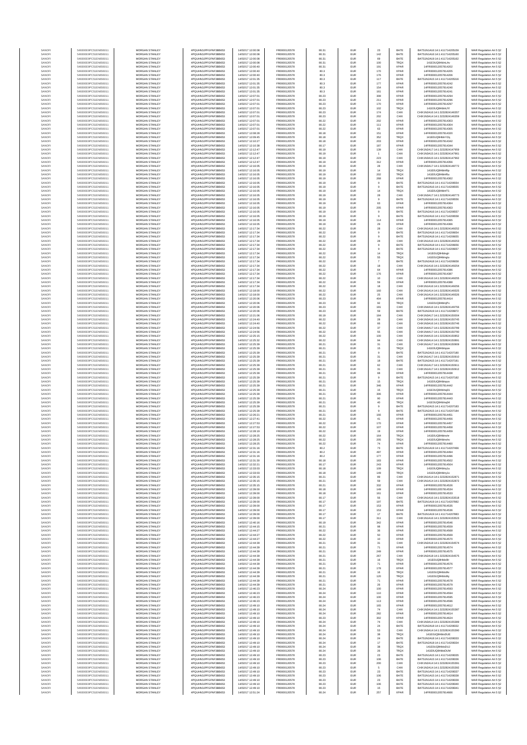| | | | | | | | | | | | |
|---|---|---|---|---|---|---|---|---|---|---|---|
| SANOFI | 549300E9PC51EN656011 | MORGAN STANLEY | 4PQUHN3JPFGFNF3BB653 | 14/02/17 12:00:08 | FR0000120578 | 80.31 | EUR | 23 | BATE | BATS1N1A16:14:1:411714205159 | MAR Regulation Art 5 §2 |
| SANOFI | 549300E9PC51EN656011 | MORGAN STANLEY | 4PQUHN3JPFGFNF3BB653 | 14/02/17 12:00:08 | FR0000120578 | 80.31 | EUR | 142 | BATE | BATS1N1A16:14:1:411714205160 | MAR Regulation Art 5 §2 |
| SANOFI | 549300E9PC51EN656011 | MORGAN STANLEY | 4PQUHN3JPFGFNF3BB653 | 14/02/17 12:00:08 | FR0000120578 | 80.31 | EUR | 69 | BATE | BATS1N2A19:14:1:411714205162 | MAR Regulation Art 5 §2 |
| SANOFI | 549300E9PC51EN656011 | MORGAN STANLEY | 4PQUHN3JPFGFNF3BB653 | 14/02/17 12:00:08 | FR0000120578 | 80.31 | EUR | 100 | TRQX | 141E0UQ9Hbhl Av | MAR Regulation Art 5 §2 |
| SANOFI | 549300E9PC51EN656011 | MORGAN STANLEY | 4PQUHN3JPFGFNF3BB653 | 14/02/17 12:00:40 | FR0000120578 | 80.31 | EUR | 191 | XPAR | 14FR0000120578l4202 | MAR Regulation Art 5 §2 |
| SANOFI | 549300E9PC51EN656011 | MORGAN STANLEY | 4PQUHN3JPFGFNF3BB653 | 14/02/17 12:00:40 | FR0000120578 | 80.3 | EUR | 170 | XPAR | 14FR0000120578l4205 | MAR Regulation Art 5 §2 |
| SANOFI | 549300E9PC51EN656011 | MORGAN STANLEY | 4PQUHN3JPFGFNF3BB653 | 14/02/17 12:00:40 | FR0000120578 | 80.3 | EUR | 176 | XPAR | 14FR0000120578l4206 | MAR Regulation Art 5 §2 |
| SANOFI | 549300E9PC51EN656011 | MORGAN STANLEY | 4PQUHN3JPFGFNF3BB653 | 14/02/17 12:01:35 | FR0000120578 | 80.3 | EUR | 117 | BATE | BATS1N2A15:14:1:411714205316 | MAR Regulation Art 5 §2 |
| SANOFI | 549300E9PC51EN656011 | MORGAN STANLEY | 4PQUHN3JPFGFNF3BB653 | 14/02/17 12:01:35 | FR0000120578 | 80.3 | EUR | 177 | XPAR | 14FR0000120578l4242 | MAR Regulation Art 5 §2 |
| SANOFI | 549300E9PC51EN656011 | MORGAN STANLEY | 4PQUHN3JPFGFNF3BB653 | 14/02/17 12:01:35 | FR0000120578 | 80.3 | EUR | 154 | XPAR | 14FR0000120578l4240 | MAR Regulation Art 5 §2 |
| SANOFI | 549300E9PC51EN656011 | MORGAN STANLEY | 4PQUHN3JPFGFNF3BB653 | 14/02/17 12:01:35 | FR0000120578 | 80.3 | EUR | 161 | XPAR | 14FR0000120578l4241 | MAR Regulation Art 5 §2 |
| SANOFI | 549300E9PC51EN656011 | MORGAN STANLEY | 4PQUHN3JPFGFNF3BB653 | 14/02/17 12:07:01 | FR0000120578 | 80.23 | EUR | 308 | XPAR | 14FR0000120578l4294 | MAR Regulation Art 5 §2 |
| SANOFI | 549300E9PC51EN656011 | MORGAN STANLEY | 4PQUHN3JPFGFNF3BB653 | 14/02/17 12:07:01 | FR0000120578 | 80.23 | EUR | 211 | XPAR | 14FR0000120578l4296 | MAR Regulation Art 5 §2 |
| SANOFI | 549300E9PC51EN656011 | MORGAN STANLEY | 4PQUHN3JPFGFNF3BB653 | 14/02/17 12:07:01 | FR0000120578 | 80.23 | EUR | 170 | XPAR | 14FR0000120578l4297 | MAR Regulation Art 5 §2 |
| SANOFI | 549300E9PC51EN656011 | MORGAN STANLEY | 4PQUHN3JPFGFNF3BB653 | 14/02/17 12:07:01 | FR0000120578 | 80.23 | EUR | 102 | TRQX | 141E0UQ9HbhbUYl | MAR Regulation Art 5 §2 |
| SANOFI | 549300E9PC51EN656011 | MORGAN STANLEY | 4PQUHN3JPFGFNF3BB653 | 14/02/17 12:07:01 | FR0000120578 | 80.23 | EUR | 174 | CHIX | CHIX1N2A16:14:1:3232824146357 | MAR Regulation Art 5 §2 |
| SANOFI | 549300E9PC51EN656011 | MORGAN STANLEY | 4PQUHN3JPFGFNF3BB653 | 14/02/17 12:07:01 | FR0000120578 | 80.23 | EUR | 202 | CHIX | CHIX1N3A14:14:1:3232824146359 | MAR Regulation Art 5 §2 |
| SANOFI | 549300E9PC51EN656011 | MORGAN STANLEY | 4PQUHN3JPFGFNF3BB653 | 14/02/17 12:07:01 | FR0000120578 | 80.22 | EUR | 202 | XPAR | 14FR0000120578l4303 | MAR Regulation Art 5 §2 |
| SANOFI | 549300E9PC51EN656011 | MORGAN STANLEY | 4PQUHN3JPFGFNF3BB653 | 14/02/17 12:07:01 | FR0000120578 | 80.22 | EUR | 111 | XPAR | 14FR0000120578l4304 | MAR Regulation Art 5 §2 |
| SANOFI | 549300E9PC51EN656011 | MORGAN STANLEY | 4PQUHN3JPFGFNF3BB653 | 14/02/17 12:07:01 | FR0000120578 | 80.22 | EUR | 63 | XPAR | 14FR0000120578l4305 | MAR Regulation Art 5 §2 |
| SANOFI | 549300E9PC51EN656011 | MORGAN STANLEY | 4PQUHN3JPFGFNF3BB653 | 14/02/17 12:08:28 | FR0000120578 | 80.18 | EUR | 151 | XPAR | 14FR0000120578l4320 | MAR Regulation Art 5 §2 |
| SANOFI | 549300E9PC51EN656011 | MORGAN STANLEY | 4PQUHN3JPFGFNF3BB653 | 14/02/17 12:09:45 | FR0000120578 | 80.18 | EUR | 352 | TRQX | 141E0UQ9HbhYZq | MAR Regulation Art 5 §2 |
| SANOFI | 549300E9PC51EN656011 | MORGAN STANLEY | 4PQUHN3JPFGFNF3BB653 | 14/02/17 12:10:27 | FR0000120578 | 80.18 | EUR | 203 | XPAR | 14FR0000120578l4342 | MAR Regulation Art 5 §2 |
| SANOFI | 549300E9PC51EN656011 | MORGAN STANLEY | 4PQUHN3JPFGFNF3BB653 | 14/02/17 12:10:38 | FR0000120578 | 80.17 | EUR | 187 | XPAR | 14FR0000120578l4344 | MAR Regulation Art 5 §2 |
| SANOFI | 549300E9PC51EN656011 | MORGAN STANLEY | 4PQUHN3JPFGFNF3BB653 | 14/02/17 12:12:47 | FR0000120578 | 80.19 | EUR | 139 | CHIX | CHIX1N2A17:14:1:3232824147959 | MAR Regulation Art 5 §2 |
| SANOFI | 549300E9PC51EN656011 | MORGAN STANLEY | 4PQUHN3JPFGFNF3BB653 | 14/02/17 12:12:47 | FR0000120578 | 80.19 | EUR | 1 | CHIX | CHIX1N3A15:14:1:3232824147961 | MAR Regulation Art 5 §2 |
| SANOFI | 549300E9PC51EN656011 | MORGAN STANLEY | 4PQUHN3JPFGFNF3BB653 | 14/02/17 12:12:47 | FR0000120578 | 80.19 | EUR | 223 | CHIX | CHIX1N3A15:14:1:3232824147962 | MAR Regulation Art 5 §2 |
| SANOFI | 549300E9PC51EN656011 | MORGAN STANLEY | 4PQUHN3JPFGFNF3BB653 | 14/02/17 12:12:47 | FR0000120578 | 80.19 | EUR | 312 | XPAR | 14FR0000120578l4356 | MAR Regulation Art 5 §2 |
| SANOFI | 549300E9PC51EN656011 | MORGAN STANLEY | 4PQUHN3JPFGFNF3BB653 | 14/02/17 12:16:05 | FR0000120578 | 80.19 | EUR | 38 | CHIX | CHIX1N1A17:14:1:3232824148772 | MAR Regulation Art 5 §2 |
| SANOFI | 549300E9PC51EN656011 | MORGAN STANLEY | 4PQUHN3JPFGFNF3BB653 | 14/02/17 12:16:05 | FR0000120578 | 80.19 | EUR | 14 | TRQX | 141E0UQ9Hbhhf6p | MAR Regulation Art 5 §2 |
| SANOFI | 549300E9PC51EN656011 | MORGAN STANLEY | 4PQUHN3JPFGFNF3BB653 | 14/02/17 12:16:05 | FR0000120578 | 80.19 | EUR | 202 | TRQX | 141E0UQ9Hbhhf6u | MAR Regulation Art 5 §2 |
| SANOFI | 549300E9PC51EN656011 | MORGAN STANLEY | 4PQUHN3JPFGFNF3BB653 | 14/02/17 12:16:05 | FR0000120578 | 80.19 | EUR | 268 | XPAR | 14FR0000120578l4362 | MAR Regulation Art 5 §2 |
| SANOFI | 549300E9PC51EN656011 | MORGAN STANLEY | 4PQUHN3JPFGFNF3BB653 | 14/02/17 12:16:05 | FR0000120578 | 80.19 | EUR | 9 | BATE | BATS1N2A16:14:1:411714206554 | MAR Regulation Art 5 §2 |
| SANOFI | 549300E9PC51EN656011 | MORGAN STANLEY | 4PQUHN3JPFGFNF3BB653 | 14/02/17 12:16:05 | FR0000120578 | 80.19 | EUR | 9 | BATE | BATS1N2A16:14:1:411714206555 | MAR Regulation Art 5 §2 |
| SANOFI | 549300E9PC51EN656011 | MORGAN STANLEY | 4PQUHN3JPFGFNF3BB653 | 14/02/17 12:16:05 | FR0000120578 | 80.19 | EUR | 14 | TRQX | 141E0UQ9Hbhhf71 | MAR Regulation Art 5 §2 |
| SANOFI | 549300E9PC51EN656011 | MORGAN STANLEY | 4PQUHN3JPFGFNF3BB653 | 14/02/17 12:16:05 | FR0000120578 | 80.19 | EUR | 28 | CHIX | CHIX1N2A17:14:1:3232824148773 | MAR Regulation Art 5 §2 |
| SANOFI | 549300E9PC51EN656011 | MORGAN STANLEY | 4PQUHN3JPFGFNF3BB653 | 14/02/17 12:16:05 | FR0000120578 | 80.19 | EUR | 9 | BATE | BATS1N2A16:14:1:411714206556 | MAR Regulation Art 5 §2 |
| SANOFI | 549300E9PC51EN656011 | MORGAN STANLEY | 4PQUHN3JPFGFNF3BB653 | 14/02/17 12:16:05 | FR0000120578 | 80.19 | EUR | 63 | XPAR | 14FR0000120578l4364 | MAR Regulation Art 5 §2 |
| SANOFI | 549300E9PC51EN656011 | MORGAN STANLEY | 4PQUHN3JPFGFNF3BB653 | 14/02/17 12:16:05 | FR0000120578 | 80.19 | EUR | 205 | XPAR | 14FR0000120578l4363 | MAR Regulation Art 5 §2 |
| SANOFI | 549300E9PC51EN656011 | MORGAN STANLEY | 4PQUHN3JPFGFNF3BB653 | 14/02/17 12:16:05 | FR0000120578 | 80.19 | EUR | 9 | BATE | BATS1N2A16:14:1:411714206557 | MAR Regulation Art 5 §2 |
| SANOFI | 549300E9PC51EN656011 | MORGAN STANLEY | 4PQUHN3JPFGFNF3BB653 | 14/02/17 12:16:05 | FR0000120578 | 80.19 | EUR | 9 | BATE | BATS1N2A16:14:1:411714206558 | MAR Regulation Art 5 §2 |
| SANOFI | 549300E9PC51EN656011 | MORGAN STANLEY | 4PQUHN3JPFGFNF3BB653 | 14/02/17 12:16:05 | FR0000120578 | 80.19 | EUR | 114 | XPAR | 14FR0000120578l4365 | MAR Regulation Art 5 §2 |
| SANOFI | 549300E9PC51EN656011 | MORGAN STANLEY | 4PQUHN3JPFGFNF3BB653 | 14/02/17 12:16:05 | FR0000120578 | 80.19 | EUR | 29 | XPAR | 14FR0000120578l4366 | MAR Regulation Art 5 §2 |
| SANOFI | 549300E9PC51EN656011 | MORGAN STANLEY | 4PQUHN3JPFGFNF3BB653 | 14/02/17 12:17:34 | FR0000120578 | 80.22 | EUR | 28 | CHIX | CHIX1N2A16:14:1:3232824149252 | MAR Regulation Art 5 §2 |
| SANOFI | 549300E9PC51EN656011 | MORGAN STANLEY | 4PQUHN3JPFGFNF3BB653 | 14/02/17 12:17:34 | FR0000120578 | 80.22 | EUR | 9 | BATE | BATS1N2A18:14:1:411714206654 | MAR Regulation Art 5 §2 |
| SANOFI | 549300E9PC51EN656011 | MORGAN STANLEY | 4PQUHN3JPFGFNF3BB653 | 14/02/17 12:17:34 | FR0000120578 | 80.22 | EUR | 9 | BATE | BATS1N2A18:14:1:411714206655 | MAR Regulation Art 5 §2 |
| SANOFI | 549300E9PC51EN656011 | MORGAN STANLEY | 4PQUHN3JPFGFNF3BB653 | 14/02/17 12:17:34 | FR0000120578 | 80.22 | EUR | 28 | CHIX | CHIX1N1A16:14:1:3232824149253 | MAR Regulation Art 5 §2 |
| SANOFI | 549300E9PC51EN656011 | MORGAN STANLEY | 4PQUHN3JPFGFNF3BB653 | 14/02/17 12:17:34 | FR0000120578 | 80.22 | EUR | 9 | BATE | BATS1N2A18:14:1:411714206656 | MAR Regulation Art 5 §2 |
| SANOFI | 549300E9PC51EN656011 | MORGAN STANLEY | 4PQUHN3JPFGFNF3BB653 | 14/02/17 12:17:34 | FR0000120578 | 80.22 | EUR | 9 | BATE | BATS1N2A18:14:1:411714206657 | MAR Regulation Art 5 §2 |
| SANOFI | 549300E9PC51EN656011 | MORGAN STANLEY | 4PQUHN3JPFGFNF3BB653 | 14/02/17 12:17:34 | FR0000120578 | 80.22 | EUR | 14 | TRQX | 141E0UQ9Hbhngh | MAR Regulation Art 5 §2 |
| SANOFI | 549300E9PC51EN656011 | MORGAN STANLEY | 4PQUHN3JPFGFNF3BB653 | 14/02/17 12:17:34 | FR0000120578 | 80.22 | EUR | 55 | TRQX | 141E0UQ9Hbhngtu | MAR Regulation Art 5 §2 |
| SANOFI | 549300E9PC51EN656011 | MORGAN STANLEY | 4PQUHN3JPFGFNF3BB653 | 14/02/17 12:17:34 | FR0000120578 | 80.22 | EUR | 7 | BATE | BATS1N2A18:14:1:411714206658 | MAR Regulation Art 5 §2 |
| SANOFI | 549300E9PC51EN656011 | MORGAN STANLEY | 4PQUHN3JPFGFNF3BB653 | 14/02/17 12:17:34 | FR0000120578 | 80.22 | EUR | 18 | CHIX | CHIX1N1A16:14:1:3232824149254 | MAR Regulation Art 5 §2 |
| SANOFI | 549300E9PC51EN656011 | MORGAN STANLEY | 4PQUHN3JPFGFNF3BB653 | 14/02/17 12:17:34 | FR0000120578 | 80.22 | EUR | 64 | XPAR | 14FR0000120578l4386 | MAR Regulation Art 5 §2 |
| SANOFI | 549300E9PC51EN656011 | MORGAN STANLEY | 4PQUHN3JPFGFNF3BB653 | 14/02/17 12:17:34 | FR0000120578 | 80.22 | EUR | 176 | XPAR | 14FR0000120578l4387 | MAR Regulation Art 5 §2 |
| SANOFI | 549300E9PC51EN656011 | MORGAN STANLEY | 4PQUHN3JPFGFNF3BB653 | 14/02/17 12:17:34 | FR0000120578 | 80.22 | EUR | 10 | CHIX | CHIX1N1A16:14:1:3232824149255 | MAR Regulation Art 5 §2 |
| SANOFI | 549300E9PC51EN656011 | MORGAN STANLEY | 4PQUHN3JPFGFNF3BB653 | 14/02/17 12:17:34 | FR0000120578 | 80.22 | EUR | 59 | XPAR | 14FR0000120578l4388 | MAR Regulation Art 5 §2 |
| SANOFI | 549300E9PC51EN656011 | MORGAN STANLEY | 4PQUHN3JPFGFNF3BB653 | 14/02/17 12:17:34 | FR0000120578 | 80.22 | EUR | 18 | CHIX | CHIX1N1A16:14:1:3232824149256 | MAR Regulation Art 5 §2 |
| SANOFI | 549300E9PC51EN656011 | MORGAN STANLEY | 4PQUHN3JPFGFNF3BB653 | 14/02/17 12:18:00 | FR0000120578 | 80.22 | EUR | 160 | CHIX | CHIX1N1A14:14:1:3232824149325 | MAR Regulation Art 5 §2 |
| SANOFI | 549300E9PC51EN656011 | MORGAN STANLEY | 4PQUHN3JPFGFNF3BB653 | 14/02/17 12:18:00 | FR0000120578 | 80.22 | EUR | 25 | CHIX | CHIX1N1A14:14:1:3232824149326 | MAR Regulation Art 5 §2 |
| SANOFI | 549300E9PC51EN656011 | MORGAN STANLEY | 4PQUHN3JPFGFNF3BB653 | 14/02/17 12:20:06 | FR0000120578 | 80.23 | EUR | 404 | XPAR | 14FR0000120578l4414 | MAR Regulation Art 5 §2 |
| SANOFI | 549300E9PC51EN656011 | MORGAN STANLEY | 4PQUHN3JPFGFNF3BB653 | 14/02/17 12:20:06 | FR0000120578 | 80.23 | EUR | 92 | TRQX | 141E0UQ9HbhrjPc | MAR Regulation Art 5 §2 |
| SANOFI | 549300E9PC51EN656011 | MORGAN STANLEY | 4PQUHN3JPFGFNF3BB653 | 14/02/17 12:20:06 | FR0000120578 | 80.23 | EUR | 181 | CHIX | CHIX1N4A16:14:1:3232824149756 | MAR Regulation Art 5 §2 |
| SANOFI | 549300E9PC51EN656011 | MORGAN STANLEY | 4PQUHN3JPFGFNF3BB653 | 14/02/17 12:20:06 | FR0000120578 | 80.23 | EUR | 59 | BATE | BATS1N2A19:14:1:411714206872 | MAR Regulation Art 5 §2 |
| SANOFI | 549300E9PC51EN656011 | MORGAN STANLEY | 4PQUHN3JPFGFNF3BB653 | 14/02/17 12:21:06 | FR0000120578 | 80.19 | EUR | 184 | CHIX | CHIX1N3A17:14:1:3232824150004 | MAR Regulation Art 5 §2 |
| SANOFI | 549300E9PC51EN656011 | MORGAN STANLEY | 4PQUHN3JPFGFNF3BB653 | 14/02/17 12:24:40 | FR0000120578 | 80.22 | EUR | 28 | CHIX | CHIX1N1A16:14:1:3232824150745 | MAR Regulation Art 5 §2 |
| SANOFI | 549300E9PC51EN656011 | MORGAN STANLEY | 4PQUHN3JPFGFNF3BB653 | 14/02/17 12:24:40 | FR0000120578 | 80.22 | EUR | 66 | CHIX | CHIX1N1A16:14:1:3232824150746 | MAR Regulation Art 5 §2 |
| SANOFI | 549300E9PC51EN656011 | MORGAN STANLEY | 4PQUHN3JPFGFNF3BB653 | 14/02/17 12:24:56 | FR0000120578 | 80.22 | EUR | 37 | CHIX | CHIX1N4A17:14:1:3232824150788 | MAR Regulation Art 5 §2 |
| SANOFI | 549300E9PC51EN656011 | MORGAN STANLEY | 4PQUHN3JPFGFNF3BB653 | 14/02/17 12:24:56 | FR0000120578 | 80.22 | EUR | 55 | CHIX | CHIX1N4A17:14:1:3232824150790 | MAR Regulation Art 5 §2 |
| SANOFI | 549300E9PC51EN656011 | MORGAN STANLEY | 4PQUHN3JPFGFNF3BB653 | 14/02/17 12:25:15 | FR0000120578 | 80.22 | EUR | 100 | CHIX | CHIX1N4A15:14:1:3232824150852 | MAR Regulation Art 5 §2 |
| SANOFI | 549300E9PC51EN656011 | MORGAN STANLEY | 4PQUHN3JPFGFNF3BB653 | 14/02/17 12:25:32 | FR0000120578 | 80.22 | EUR | 94 | CHIX | CHIX1N3A14:14:1:3232824150891 | MAR Regulation Art 5 §2 |
| SANOFI | 549300E9PC51EN656011 | MORGAN STANLEY | 4PQUHN3JPFGFNF3BB653 | 14/02/17 12:25:39 | FR0000120578 | 80.21 | EUR | 31 | CHIX | CHIX1N1A17:14:1:3232824150909 | MAR Regulation Art 5 §2 |
| SANOFI | 549300E9PC51EN656011 | MORGAN STANLEY | 4PQUHN3JPFGFNF3BB653 | 14/02/17 12:25:39 | FR0000120578 | 80.21 | EUR | 15 | TRQX | 141E0UQ9Hbhpze | MAR Regulation Art 5 §2 |
| SANOFI | 549300E9PC51EN656011 | MORGAN STANLEY | 4PQUHN3JPFGFNF3BB653 | 14/02/17 12:25:39 | FR0000120578 | 80.21 | EUR | 9 | BATE | BATS1N2A15:14:1:411714207180 | MAR Regulation Art 5 §2 |
| SANOFI | 549300E9PC51EN656011 | MORGAN STANLEY | 4PQUHN3JPFGFNF3BB653 | 14/02/17 12:25:39 | FR0000120578 | 80.21 | EUR | 31 | CHIX | CHIX1N1A17:14:1:3232824150910 | MAR Regulation Art 5 §2 |
| SANOFI | 549300E9PC51EN656011 | MORGAN STANLEY | 4PQUHN3JPFGFNF3BB653 | 14/02/17 12:25:39 | FR0000120578 | 80.21 | EUR | 18 | BATE | BATS1N2A15:14:1:411714207181 | MAR Regulation Art 5 §2 |
| SANOFI | 549300E9PC51EN656011 | MORGAN STANLEY | 4PQUHN3JPFGFNF3BB653 | 14/02/17 12:25:39 | FR0000120578 | 80.21 | EUR | 62 | CHIX | CHIX1N1A17:14:1:3232824150911 | MAR Regulation Art 5 §2 |
| SANOFI | 549300E9PC51EN656011 | MORGAN STANLEY | 4PQUHN3JPFGFNF3BB653 | 14/02/17 12:25:39 | FR0000120578 | 80.21 | EUR | 31 | CHIX | CHIX1N1A17:14:1:3232824150912 | MAR Regulation Art 5 §2 |
| SANOFI | 549300E9PC51EN656011 | MORGAN STANLEY | 4PQUHN3JPFGFNF3BB653 | 14/02/17 12:25:39 | FR0000120578 | 80.21 | EUR | 68 | XPAR | 14FR0000120578l4438 | MAR Regulation Art 5 §2 |
| SANOFI | 549300E9PC51EN656011 | MORGAN STANLEY | 4PQUHN3JPFGFNF3BB653 | 14/02/17 12:25:39 | FR0000120578 | 80.21 | EUR | 9 | BATE | BATS1N2A15:14:1:411714207182 | MAR Regulation Art 5 §2 |
| SANOFI | 549300E9PC51EN656011 | MORGAN STANLEY | 4PQUHN3JPFGFNF3BB653 | 14/02/17 12:25:39 | FR0000120578 | 80.21 | EUR | 15 | TRQX | 141E0UQ9Hbhpzv | MAR Regulation Art 5 §2 |
| SANOFI | 549300E9PC51EN656011 | MORGAN STANLEY | 4PQUHN3JPFGFNF3BB653 | 14/02/17 12:25:39 | FR0000120578 | 80.21 | EUR | 346 | XPAR | 14FR0000120578l4442 | MAR Regulation Art 5 §2 |
| SANOFI | 549300E9PC51EN656011 | MORGAN STANLEY | 4PQUHN3JPFGFNF3BB653 | 14/02/17 12:25:39 | FR0000120578 | 80.21 | EUR | 15 | TRQX | 141E0UQ9Hbhpq01 | MAR Regulation Art 5 §2 |
| SANOFI | 549300E9PC51EN656011 | MORGAN STANLEY | 4PQUHN3JPFGFNF3BB653 | 14/02/17 12:25:39 | FR0000120578 | 80.21 | EUR | 306 | XPAR | 14FR0000120578l4444 | MAR Regulation Art 5 §2 |
| SANOFI | 549300E9PC51EN656011 | MORGAN STANLEY | 4PQUHN3JPFGFNF3BB653 | 14/02/17 12:25:39 | FR0000120578 | 80.21 | EUR | 90 | XPAR | 14FR0000120578l4443 | MAR Regulation Art 5 §2 |
| SANOFI | 549300E9PC51EN656011 | MORGAN STANLEY | 4PQUHN3JPFGFNF3BB653 | 14/02/17 12:25:39 | FR0000120578 | 80.21 | EUR | 40 | TRQX | 141E0UQ9Hbhpq04 | MAR Regulation Art 5 §2 |
| SANOFI | 549300E9PC51EN656011 | MORGAN STANLEY | 4PQUHN3JPFGFNF3BB653 | 14/02/17 12:25:39 | FR0000120578 | 80.21 | EUR | 9 | BATE | BATS1N2A15:14:1:411714207183 | MAR Regulation Art 5 §2 |
| SANOFI | 549300E9PC51EN656011 | MORGAN STANLEY | 4PQUHN3JPFGFNF3BB653 | 14/02/17 12:25:39 | FR0000120578 | 80.21 | EUR | 9 | BATE | BATS1N2A15:14:1:411714207184 | MAR Regulation Art 5 §2 |
| SANOFI | 549300E9PC51EN656011 | MORGAN STANLEY | 4PQUHN3JPFGFNF3BB653 | 14/02/17 12:26:21 | FR0000120578 | 80.21 | EUR | 166 | XPAR | 14FR0000120578l4451 | MAR Regulation Art 5 §2 |
| SANOFI | 549300E9PC51EN656011 | MORGAN STANLEY | 4PQUHN3JPFGFNF3BB653 | 14/02/17 12:27:41 | FR0000120578 | 80.22 | EUR | 41 | XPAR | 14FR0000120578l4456 | MAR Regulation Art 5 §2 |
| SANOFI | 549300E9PC51EN656011 | MORGAN STANLEY | 4PQUHN3JPFGFNF3BB653 | 14/02/17 12:27:53 | FR0000120578 | 80.22 | EUR | 170 | XPAR | 14FR0000120578l4457 | MAR Regulation Art 5 §2 |
| SANOFI | 549300E9PC51EN656011 | MORGAN STANLEY | 4PQUHN3JPFGFNF3BB653 | 14/02/17 12:27:53 | FR0000120578 | 80.22 | EUR | 107 | XPAR | 14FR0000120578l4458 | MAR Regulation Art 5 §2 |
| SANOFI | 549300E9PC51EN656011 | MORGAN STANLEY | 4PQUHN3JPFGFNF3BB653 | 14/02/17 12:28:18 | FR0000120578 | 80.22 | EUR | 19 | XPAR | 14FR0000120578l4459 | MAR Regulation Art 5 §2 |
| SANOFI | 549300E9PC51EN656011 | MORGAN STANLEY | 4PQUHN3JPFGFNF3BB653 | 14/02/17 12:28:25 | FR0000120578 | 80.22 | EUR | 164 | TRQX | 141E0UQ9Hbhshr | MAR Regulation Art 5 §2 |
| SANOFI | 549300E9PC51EN656011 | MORGAN STANLEY | 4PQUHN3JPFGFNF3BB653 | 14/02/17 12:28:25 | FR0000120578 | 80.22 | EUR | 205 | TRQX | 141E0UQ9Hbhshv | MAR Regulation Art 5 §2 |
| SANOFI | 549300E9PC51EN656011 | MORGAN STANLEY | 4PQUHN3JPFGFNF3BB653 | 14/02/17 12:28:25 | FR0000120578 | 80.22 | EUR | 74 | XPAR | 14FR0000120578l4460 | MAR Regulation Art 5 §2 |
| SANOFI | 549300E9PC51EN656011 | MORGAN STANLEY | 4PQUHN3JPFGFNF3BB653 | 14/02/17 12:31:16 | FR0000120578 | 80.2 | EUR | 73 | BATE | BATS1N1A19:14:1:411714207466 | MAR Regulation Art 5 §2 |
| SANOFI | 549300E9PC51EN656011 | MORGAN STANLEY | 4PQUHN3JPFGFNF3BB653 | 14/02/17 12:31:16 | FR0000120578 | 80.2 | EUR | 497 | XPAR | 14FR0000120578l4494 | MAR Regulation Art 5 §2 |
| SANOFI | 549300E9PC51EN656011 | MORGAN STANLEY | 4PQUHN3JPFGFNF3BB653 | 14/02/17 12:31:16 | FR0000120578 | 80.2 | EUR | 177 | XPAR | 14FR0000120578l4496 | MAR Regulation Art 5 §2 |
| SANOFI | 549300E9PC51EN656011 | MORGAN STANLEY | 4PQUHN3JPFGFNF3BB653 | 14/02/17 12:31:30 | FR0000120578 | 80.18 | EUR | 183 | XPAR | 14FR0000120578l4502 | MAR Regulation Art 5 §2 |
| SANOFI | 549300E9PC51EN656011 | MORGAN STANLEY | 4PQUHN3JPFGFNF3BB653 | 14/02/17 12:32:21 | FR0000120578 | 80.17 | EUR | 243 | XPAR | 14FR0000120578l4504 | MAR Regulation Art 5 §2 |
| SANOFI | 549300E9PC51EN656011 | MORGAN STANLEY | 4PQUHN3JPFGFNF3BB653 | 14/02/17 12:33:03 | FR0000120578 | 80.18 | EUR | 109 | TRQX | 141E0UQ9Hbhty1u | MAR Regulation Art 5 §2 |
| SANOFI | 549300E9PC51EN656011 | MORGAN STANLEY | 4PQUHN3JPFGFNF3BB653 | 14/02/17 12:33:03 | FR0000120578 | 80.18 | EUR | 149 | TRQX | 141E0UQ9Hbhty1x | MAR Regulation Art 5 §2 |
| SANOFI | 549300E9PC51EN656011 | MORGAN STANLEY | 4PQUHN3JPFGFNF3BB653 | 14/02/17 12:35:15 | FR0000120578 | 80.21 | EUR | 89 | CHIX | CHIX1N1A14:14:1:3232824152871 | MAR Regulation Art 5 §2 |
| SANOFI | 549300E9PC51EN656011 | MORGAN STANLEY | 4PQUHN3JPFGFNF3BB653 | 14/02/17 12:35:15 | FR0000120578 | 80.21 | EUR | 59 | CHIX | CHIX1N1A14:14:1:3232824152872 | MAR Regulation Art 5 §2 |
| SANOFI | 549300E9PC51EN656011 | MORGAN STANLEY | 4PQUHN3JPFGFNF3BB653 | 14/02/17 12:35:15 | FR0000120578 | 80.21 | EUR | 332 | XPAR | 14FR0000120578l4526 | MAR Regulation Art 5 §2 |
| SANOFI | 549300E9PC51EN656011 | MORGAN STANLEY | 4PQUHN3JPFGFNF3BB653 | 14/02/17 12:39:00 | FR0000120578 | 80.18 | EUR | 149 | XPAR | 14FR0000120578l4534 | MAR Regulation Art 5 §2 |
| SANOFI | 549300E9PC51EN656011 | MORGAN STANLEY | 4PQUHN3JPFGFNF3BB653 | 14/02/17 12:39:00 | FR0000120578 | 80.18 | EUR | 161 | XPAR | 14FR0000120578l4533 | MAR Regulation Art 5 §2 |
| SANOFI | 549300E9PC51EN656011 | MORGAN STANLEY | 4PQUHN3JPFGFNF3BB653 | 14/02/17 12:39:00 | FR0000120578 | 80.17 | EUR | 56 | CHIX | CHIX1N1A14:14:1:3232824153518 | MAR Regulation Art 5 §2 |
| SANOFI | 549300E9PC51EN656011 | MORGAN STANLEY | 4PQUHN3JPFGFNF3BB653 | 14/02/17 12:39:00 | FR0000120578 | 80.17 | EUR | 197 | BATE | BATS1N1A19:14:1:411714207882 | MAR Regulation Art 5 §2 |
| SANOFI | 549300E9PC51EN656011 | MORGAN STANLEY | 4PQUHN3JPFGFNF3BB653 | 14/02/17 12:39:00 | FR0000120578 | 80.17 | EUR | 153 | XPAR | 14FR0000120578l4535 | MAR Regulation Art 5 §2 |
| SANOFI | 549300E9PC51EN656011 | MORGAN STANLEY | 4PQUHN3JPFGFNF3BB653 | 14/02/17 12:39:00 | FR0000120578 | 80.17 | EUR | 153 | XPAR | 14FR0000120578l4536 | MAR Regulation Art 5 §2 |
| SANOFI | 549300E9PC51EN656011 | MORGAN STANLEY | 4PQUHN3JPFGFNF3BB653 | 14/02/17 12:39:00 | FR0000120578 | 80.17 | EUR | 17 | BATE | BATS1N1A19:14:1:411714207883 | MAR Regulation Art 5 §2 |
| SANOFI | 549300E9PC51EN656011 | MORGAN STANLEY | 4PQUHN3JPFGFNF3BB653 | 14/02/17 12:39:00 | FR0000120578 | 80.17 | EUR | 311 | CHIX | CHIX1N1A16:14:1:3232824153523 | MAR Regulation Art 5 §2 |
| SANOFI | 549300E9PC51EN656011 | MORGAN STANLEY | 4PQUHN3JPFGFNF3BB653 | 14/02/17 12:40:16 | FR0000120578 | 80.19 | EUR | 342 | XPAR | 14FR0000120578l4546 | MAR Regulation Art 5 §2 |
| SANOFI | 549300E9PC51EN656011 | MORGAN STANLEY | 4PQUHN3JPFGFNF3BB653 | 14/02/17 12:44:15 | FR0000120578 | 80.21 | EUR | 98 | XPAR | 14FR0000120578l4559 | MAR Regulation Art 5 §2 |
| SANOFI | 549300E9PC51EN656011 | MORGAN STANLEY | 4PQUHN3JPFGFNF3BB653 | 14/02/17 12:44:27 | FR0000120578 | 80.22 | EUR | 36 | XPAR | 14FR0000120578l4568 | MAR Regulation Art 5 §2 |
| SANOFI | 549300E9PC51EN656011 | MORGAN STANLEY | 4PQUHN3JPFGFNF3BB653 | 14/02/17 12:44:27 | FR0000120578 | 80.22 | EUR | 50 | XPAR | 14FR0000120578l4569 | MAR Regulation Art 5 §2 |
| SANOFI | 549300E9PC51EN656011 | MORGAN STANLEY | 4PQUHN3JPFGFNF3BB653 | 14/02/17 12:44:27 | FR0000120578 | 80.22 | EUR | 10 | XPAR | 14FR0000120578l4570 | MAR Regulation Art 5 §2 |
| SANOFI | 549300E9PC51EN656011 | MORGAN STANLEY | 4PQUHN3JPFGFNF3BB653 | 14/02/17 12:44:39 | FR0000120578 | 80.21 | EUR | 31 | CHIX | CHIX1N2A18:14:1:3232824154574 | MAR Regulation Art 5 §2 |
| SANOFI | 549300E9PC51EN656011 | MORGAN STANLEY | 4PQUHN3JPFGFNF3BB653 | 14/02/17 12:44:39 | FR0000120578 | 80.21 | EUR | 71 | XPAR | 14FR0000120578l4574 | MAR Regulation Art 5 §2 |
| SANOFI | 549300E9PC51EN656011 | MORGAN STANLEY | 4PQUHN3JPFGFNF3BB653 | 14/02/17 12:44:39 | FR0000120578 | 80.21 | EUR | 249 | XPAR | 14FR0000120578l4575 | MAR Regulation Art 5 §2 |
| SANOFI | 549300E9PC51EN656011 | MORGAN STANLEY | 4PQUHN3JPFGFNF3BB653 | 14/02/17 12:44:39 | FR0000120578 | 80.21 | EUR | 267 | CHIX | CHIX1N2A18:14:1:3232824154575 | MAR Regulation Art 5 §2 |
| SANOFI | 549300E9PC51EN656011 | MORGAN STANLEY | 4PQUHN3JPFGFNF3BB653 | 14/02/17 12:44:39 | FR0000120578 | 80.21 | EUR | 16 | TRQX | 141E0UQ9Hbho9r | MAR Regulation Art 5 §2 |
| SANOFI | 549300E9PC51EN656011 | MORGAN STANLEY | 4PQUHN3JPFGFNF3BB653 | 14/02/17 12:44:39 | FR0000120578 | 80.21 | EUR | 71 | XPAR | 14FR0000120578l4576 | MAR Regulation Art 5 §2 |
| SANOFI | 549300E9PC51EN656011 | MORGAN STANLEY | 4PQUHN3JPFGFNF3BB653 | 14/02/17 12:44:39 | FR0000120578 | 80.21 | EUR | 178 | XPAR | 14FR0000120578l4577 | MAR Regulation Art 5 §2 |
| SANOFI | 549300E9PC51EN656011 | MORGAN STANLEY | 4PQUHN3JPFGFNF3BB653 | 14/02/17 12:44:39 | FR0000120578 | 80.21 | EUR | 16 | TRQX | 141E0UQ9Hbho9v | MAR Regulation Art 5 §2 |
| SANOFI | 549300E9PC51EN656011 | MORGAN STANLEY | 4PQUHN3JPFGFNF3BB653 | 14/02/17 12:44:39 | FR0000120578 | 80.21 | EUR | 120 | TRQX | 141E0UQ9Hbho9y | MAR Regulation Art 5 §2 |
| SANOFI | 549300E9PC51EN656011 | MORGAN STANLEY | 4PQUHN3JPFGFNF3BB653 | 14/02/17 12:44:39 | FR0000120578 | 80.21 | EUR | 71 | XPAR | 14FR0000120578l4578 | MAR Regulation Art 5 §2 |
| SANOFI | 549300E9PC51EN656011 | MORGAN STANLEY | 4PQUHN3JPFGFNF3BB653 | 14/02/17 12:44:39 | FR0000120578 | 80.21 | EUR | 26 | XPAR | 14FR0000120578l4579 | MAR Regulation Art 5 §2 |
| SANOFI | 549300E9PC51EN656011 | MORGAN STANLEY | 4PQUHN3JPFGFNF3BB653 | 14/02/17 12:46:23 | FR0000120578 | 80.24 | EUR | 100 | XPAR | 14FR0000120578l4593 | MAR Regulation Art 5 §2 |
| SANOFI | 549300E9PC51EN656011 | MORGAN STANLEY | 4PQUHN3JPFGFNF3BB653 | 14/02/17 12:46:23 | FR0000120578 | 80.24 | EUR | 110 | XPAR | 14FR0000120578l4594 | MAR Regulation Art 5 §2 |
| SANOFI | 549300E9PC51EN656011 | MORGAN STANLEY | 4PQUHN3JPFGFNF3BB653 | 14/02/17 12:46:23 | FR0000120578 | 80.24 | EUR | 100 | XPAR | 14FR0000120578l4595 | MAR Regulation Art 5 §2 |
| SANOFI | 549300E9PC51EN656011 | MORGAN STANLEY | 4PQUHN3JPFGFNF3BB653 | 14/02/17 12:46:23 | FR0000120578 | 80.24 | EUR | 113 | XPAR | 14FR0000120578l4596 | MAR Regulation Art 5 §2 |
| SANOFI | 549300E9PC51EN656011 | MORGAN STANLEY | 4PQUHN3JPFGFNF3BB653 | 14/02/17 12:49:10 | FR0000120578 | 80.24 | EUR | 165 | XPAR | 14FR0000120578l4612 | MAR Regulation Art 5 §2 |
| SANOFI | 549300E9PC51EN656011 | MORGAN STANLEY | 4PQUHN3JPFGFNF3BB653 | 14/02/17 12:49:10 | FR0000120578 | 80.24 | EUR | 74 | CHIX | CHIX1N2A14:14:1:3232824155387 | MAR Regulation Art 5 §2 |
| SANOFI | 549300E9PC51EN656011 | MORGAN STANLEY | 4PQUHN3JPFGFNF3BB653 | 14/02/17 12:49:10 | FR0000120578 | 80.24 | EUR | 282 | XPAR | 14FR0000120578l4614 | MAR Regulation Art 5 §2 |
| SANOFI | 549300E9PC51EN656011 | MORGAN STANLEY | 4PQUHN3JPFGFNF3BB653 | 14/02/17 12:49:10 | FR0000120578 | 80.23 | EUR | 302 | XPAR | 14FR0000120578l4624 | MAR Regulation Art 5 §2 |
| SANOFI | 549300E9PC51EN656011 | MORGAN STANLEY | 4PQUHN3JPFGFNF3BB653 | 14/02/17 12:49:10 | FR0000120578 | 80.24 | EUR | 74 | CHIX | CHIX1N3A14:14:1:3232824155388 | MAR Regulation Art 5 §2 |
| SANOFI | 549300E9PC51EN656011 | MORGAN STANLEY | 4PQUHN3JPFGFNF3BB653 | 14/02/17 12:49:10 | FR0000120578 | 80.24 | EUR | 24 | BATE | BATS1N2A19:14:1:411714208332 | MAR Regulation Art 5 §2 |
| SANOFI | 549300E9PC51EN656011 | MORGAN STANLEY | 4PQUHN3JPFGFNF3BB653 | 14/02/17 12:49:10 | FR0000120578 | 80.24 | EUR | 53 | CHIX | CHIX1N3A14:14:1:3232824155390 | MAR Regulation Art 5 §2 |
| SANOFI | 549300E9PC51EN656011 | MORGAN STANLEY | 4PQUHN3JPFGFNF3BB653 | 14/02/17 12:49:10 | FR0000120578 | 80.24 | EUR | 38 | TRQX | 141E0UQ9HbhbDUE | MAR Regulation Art 5 §2 |
| SANOFI | 549300E9PC51EN656011 | MORGAN STANLEY | 4PQUHN3JPFGFNF3BB653 | 14/02/17 12:49:10 | FR0000120578 | 80.24 | EUR | 24 | BATE | BATS1N2A18:14:1:411714208333 | MAR Regulation Art 5 §2 |
| SANOFI | 549300E9PC51EN656011 | MORGAN STANLEY | 4PQUHN3JPFGFNF3BB653 | 14/02/17 12:49:10 | FR0000120578 | 80.24 | EUR | 17 | BATE | BATS1N2A18:14:1:411714208334 | MAR Regulation Art 5 §2 |
| SANOFI | 549300E9PC51EN656011 | MORGAN STANLEY | 4PQUHN3JPFGFNF3BB653 | 14/02/17 12:49:10 | FR0000120578 | 80.24 | EUR | 38 | TRQX | 141E0UQ9HbhbDUJ | MAR Regulation Art 5 §2 |
| SANOFI | 549300E9PC51EN656011 | MORGAN STANLEY | 4PQUHN3JPFGFNF3BB653 | 14/02/17 12:49:10 | FR0000120578 | 80.24 | EUR | 26 | TRQX | 141E0UQ9HbhbDUM | MAR Regulation Art 5 §2 |
| SANOFI | 549300E9PC51EN656011 | MORGAN STANLEY | 4PQUHN3JPFGFNF3BB653 | 14/02/17 12:49:10 | FR0000120578 | 80.23 | EUR | 23 | BATE | BATS1N2A15:14:1:411714208335 | MAR Regulation Art 5 §2 |
| SANOFI | 549300E9PC51EN656011 | MORGAN STANLEY | 4PQUHN3JPFGFNF3BB653 | 14/02/17 12:49:10 | FR0000120578 | 80.23 | EUR | 106 | BATE | BATS1N2A15:14:1:411714208336 | MAR Regulation Art 5 §2 |
| SANOFI | 549300E9PC51EN656011 | MORGAN STANLEY | 4PQUHN3JPFGFNF3BB653 | 14/02/17 12:49:10 | FR0000120578 | 80.23 | EUR | 200 | CHIX | CHIX1N2A14:14:1:3232824155391 | MAR Regulation Art 5 §2 |
| SANOFI | 549300E9PC51EN656011 | MORGAN STANLEY | 4PQUHN3JPFGFNF3BB653 | 14/02/17 12:49:10 | FR0000120578 | 80.23 | EUR | 5 | CHIX | CHIX1N2A14:14:1:3232824155392 | MAR Regulation Art 5 §2 |
| SANOFI | 549300E9PC51EN656011 | MORGAN STANLEY | 4PQUHN3JPFGFNF3BB653 | 14/02/17 12:49:10 | FR0000120578 | 80.23 | EUR | 23 | BATE | BATS1N2A15:14:1:411714208337 | MAR Regulation Art 5 §2 |
| SANOFI | 549300E9PC51EN656011 | MORGAN STANLEY | 4PQUHN3JPFGFNF3BB653 | 14/02/17 12:49:10 | FR0000120578 | 80.23 | EUR | 106 | BATE | BATS1N2A15:14:1:411714208338 | MAR Regulation Art 5 §2 |
| SANOFI | 549300E9PC51EN656011 | MORGAN STANLEY | 4PQUHN3JPFGFNF3BB653 | 14/02/17 12:49:10 | FR0000120578 | 80.23 | EUR | 23 | BATE | BATS1N2A15:14:1:411714208339 | MAR Regulation Art 5 §2 |
| SANOFI | 549300E9PC51EN656011 | MORGAN STANLEY | 4PQUHN3JPFGFNF3BB653 | 14/02/17 12:49:10 | FR0000120578 | 80.23 | EUR | 106 | BATE | BATS1N2A15:14:1:411714208340 | MAR Regulation Art 5 §2 |
| SANOFI | 549300E9PC51EN656011 | MORGAN STANLEY | 4PQUHN3JPFGFNF3BB653 | 14/02/17 12:49:10 | FR0000120578 | 80.23 | EUR | 15 | BATE | BATS1N2A15:14:1:411714208341 | MAR Regulation Art 5 §2 |
| SANOFI | 549300E9PC51EN656011 | MORGAN STANLEY | 4PQUHN3JPFGFNF3BB653 | 14/02/17 12:51:24 | FR0000120578 | 80.24 | EUR | 257 | XPAR | 14FR0000120578l4656 | MAR Regulation Art 5 §2 |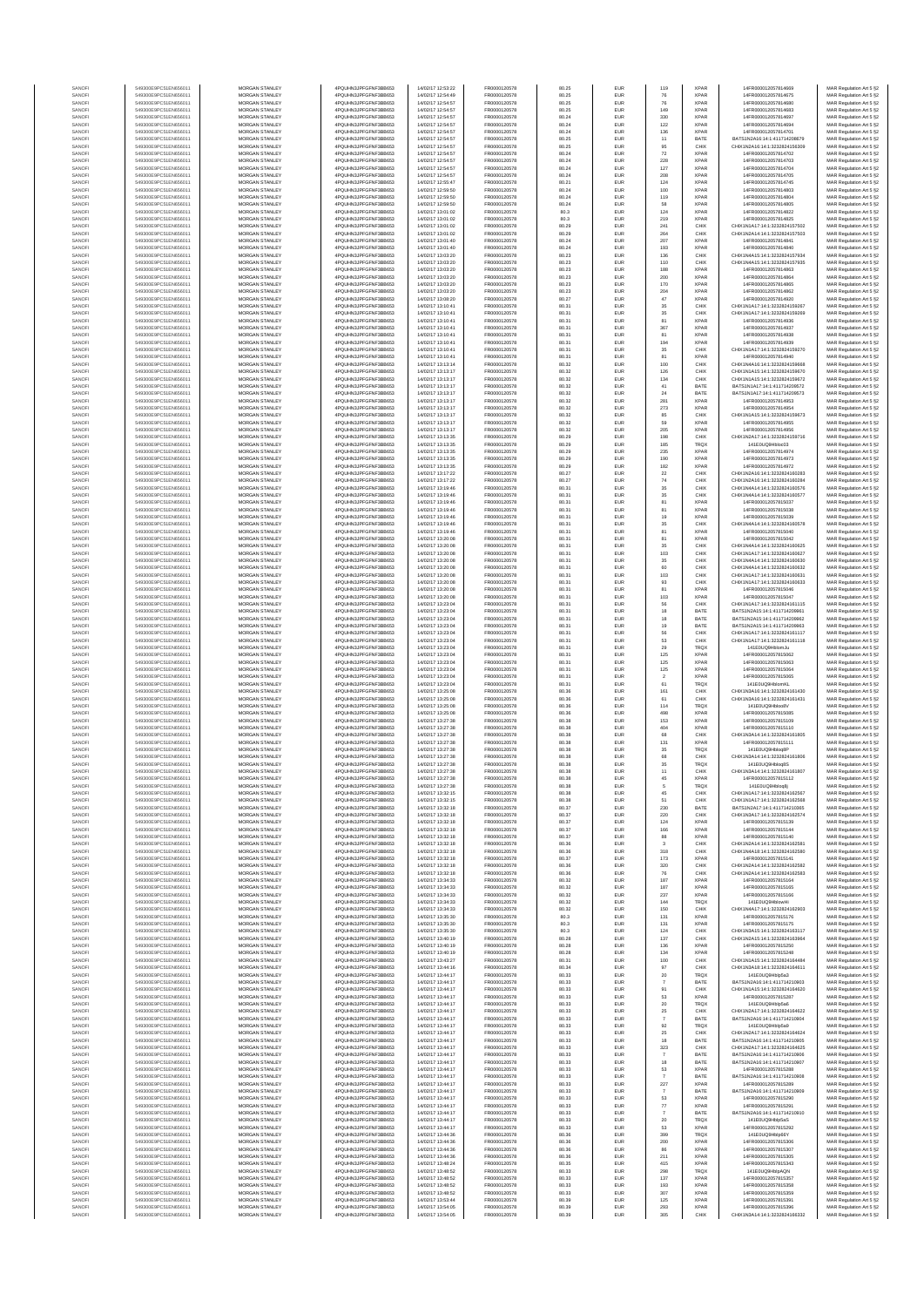| | | | | | | | | | | | |
|---|---|---|---|---|---|---|---|---|---|---|---|
| SANOFI | 549300E9PC51EN656011 | MORGAN STANLEY | 4PQUHN3JPFGFNF3BB653 | 14/02/17 12:53:22 | FR0000120578 | 80.25 | EUR | 119 | XPAR | 14FR000012057814669 | MAR Regulation Art 5 §2 |
| SANOFI | 549300E9PC51EN656011 | MORGAN STANLEY | 4PQUHN3JPFGFNF3BB653 | 14/02/17 12:54:49 | FR0000120578 | 80.25 | EUR | 76 | XPAR | 14FR000012057814675 | MAR Regulation Art 5 §2 |
| SANOFI | 549300E9PC51EN656011 | MORGAN STANLEY | 4PQUHN3JPFGFNF3BB653 | 14/02/17 12:54:57 | FR0000120578 | 80.25 | EUR | 76 | XPAR | 14FR000012057814680 | MAR Regulation Art 5 §2 |
| SANOFI | 549300E9PC51EN656011 | MORGAN STANLEY | 4PQUHN3JPFGFNF3BB653 | 14/02/17 12:54:57 | FR0000120578 | 80.25 | EUR | 149 | XPAR | 14FR000012057814683 | MAR Regulation Art 5 §2 |
| SANOFI | 549300E9PC51EN656011 | MORGAN STANLEY | 4PQUHN3JPFGFNF3BB653 | 14/02/17 12:54:57 | FR0000120578 | 80.24 | EUR | 330 | XPAR | 14FR000012057814697 | MAR Regulation Art 5 §2 |
| SANOFI | 549300E9PC51EN656011 | MORGAN STANLEY | 4PQUHN3JPFGFNF3BB653 | 14/02/17 12:54:57 | FR0000120578 | 80.24 | EUR | 122 | XPAR | 14FR000012057814694 | MAR Regulation Art 5 §2 |
| SANOFI | 549300E9PC51EN656011 | MORGAN STANLEY | 4PQUHN3JPFGFNF3BB653 | 14/02/17 12:54:57 | FR0000120578 | 80.24 | EUR | 136 | XPAR | 14FR000012057814701 | MAR Regulation Art 5 §2 |
| SANOFI | 549300E9PC51EN656011 | MORGAN STANLEY | 4PQUHN3JPFGFNF3BB653 | 14/02/17 12:54:57 | FR0000120578 | 80.25 | EUR | 11 | BATE | BATS1N2A16:14:1:411714208679 | MAR Regulation Art 5 §2 |
| SANOFI | 549300E9PC51EN656011 | MORGAN STANLEY | 4PQUHN3JPFGFNF3BB653 | 14/02/17 12:54:57 | FR0000120578 | 80.25 | EUR | 95 | CHIX | CHIX1N2A16:14:1:3232824156309 | MAR Regulation Art 5 §2 |
| SANOFI | 549300E9PC51EN656011 | MORGAN STANLEY | 4PQUHN3JPFGFNF3BB653 | 14/02/17 12:54:57 | FR0000120578 | 80.24 | EUR | 72 | XPAR | 14FR000012057814702 | MAR Regulation Art 5 §2 |
| SANOFI | 549300E9PC51EN656011 | MORGAN STANLEY | 4PQUHN3JPFGFNF3BB653 | 14/02/17 12:54:57 | FR0000120578 | 80.24 | EUR | 228 | XPAR | 14FR000012057814703 | MAR Regulation Art 5 §2 |
| SANOFI | 549300E9PC51EN656011 | MORGAN STANLEY | 4PQUHN3JPFGFNF3BB653 | 14/02/17 12:54:57 | FR0000120578 | 80.24 | EUR | 127 | XPAR | 14FR000012057814704 | MAR Regulation Art 5 §2 |
| SANOFI | 549300E9PC51EN656011 | MORGAN STANLEY | 4PQUHN3JPFGFNF3BB653 | 14/02/17 12:54:57 | FR0000120578 | 80.24 | EUR | 208 | XPAR | 14FR000012057814705 | MAR Regulation Art 5 §2 |
| SANOFI | 549300E9PC51EN656011 | MORGAN STANLEY | 4PQUHN3JPFGFNF3BB653 | 14/02/17 12:55:47 | FR0000120578 | 80.21 | EUR | 124 | XPAR | 14FR000012057814745 | MAR Regulation Art 5 §2 |
| SANOFI | 549300E9PC51EN656011 | MORGAN STANLEY | 4PQUHN3JPFGFNF3BB653 | 14/02/17 12:59:50 | FR0000120578 | 80.24 | EUR | 100 | XPAR | 14FR000012057814803 | MAR Regulation Art 5 §2 |
| SANOFI | 549300E9PC51EN656011 | MORGAN STANLEY | 4PQUHN3JPFGFNF3BB653 | 14/02/17 12:59:50 | FR0000120578 | 80.24 | EUR | 119 | XPAR | 14FR000012057814804 | MAR Regulation Art 5 §2 |
| SANOFI | 549300E9PC51EN656011 | MORGAN STANLEY | 4PQUHN3JPFGFNF3BB653 | 14/02/17 12:59:50 | FR0000120578 | 80.24 | EUR | 58 | XPAR | 14FR000012057814805 | MAR Regulation Art 5 §2 |
| SANOFI | 549300E9PC51EN656011 | MORGAN STANLEY | 4PQUHN3JPFGFNF3BB653 | 14/02/17 13:01:02 | FR0000120578 | 80.3 | EUR | 124 | XPAR | 14FR000012057814822 | MAR Regulation Art 5 §2 |
| SANOFI | 549300E9PC51EN656011 | MORGAN STANLEY | 4PQUHN3JPFGFNF3BB653 | 14/02/17 13:01:02 | FR0000120578 | 80.3 | EUR | 219 | XPAR | 14FR000012057814825 | MAR Regulation Art 5 §2 |
| SANOFI | 549300E9PC51EN656011 | MORGAN STANLEY | 4PQUHN3JPFGFNF3BB653 | 14/02/17 13:01:02 | FR0000120578 | 80.29 | EUR | 241 | CHIX | CHIX1N1A17:14:1:3232824157502 | MAR Regulation Art 5 §2 |
| SANOFI | 549300E9PC51EN656011 | MORGAN STANLEY | 4PQUHN3JPFGFNF3BB653 | 14/02/17 13:01:02 | FR0000120578 | 80.29 | EUR | 264 | CHIX | CHIX1N2A14:14:1:3232824157503 | MAR Regulation Art 5 §2 |
| SANOFI | 549300E9PC51EN656011 | MORGAN STANLEY | 4PQUHN3JPFGFNF3BB653 | 14/02/17 13:01:40 | FR0000120578 | 80.24 | EUR | 207 | XPAR | 14FR000012057814841 | MAR Regulation Art 5 §2 |
| SANOFI | 549300E9PC51EN656011 | MORGAN STANLEY | 4PQUHN3JPFGFNF3BB653 | 14/02/17 13:01:40 | FR0000120578 | 80.24 | EUR | 193 | XPAR | 14FR000012057814840 | MAR Regulation Art 5 §2 |
| SANOFI | 549300E9PC51EN656011 | MORGAN STANLEY | 4PQUHN3JPFGFNF3BB653 | 14/02/17 13:03:20 | FR0000120578 | 80.23 | EUR | 136 | CHIX | CHIX1N4A15:14:1:3232824157934 | MAR Regulation Art 5 §2 |
| SANOFI | 549300E9PC51EN656011 | MORGAN STANLEY | 4PQUHN3JPFGFNF3BB653 | 14/02/17 13:03:20 | FR0000120578 | 80.23 | EUR | 110 | CHIX | CHIX1N4A15:14:1:3232824157935 | MAR Regulation Art 5 §2 |
| SANOFI | 549300E9PC51EN656011 | MORGAN STANLEY | 4PQUHN3JPFGFNF3BB653 | 14/02/17 13:03:20 | FR0000120578 | 80.23 | EUR | 188 | XPAR | 14FR000012057814863 | MAR Regulation Art 5 §2 |
| SANOFI | 549300E9PC51EN656011 | MORGAN STANLEY | 4PQUHN3JPFGFNF3BB653 | 14/02/17 13:03:20 | FR0000120578 | 80.23 | EUR | 200 | XPAR | 14FR000012057814864 | MAR Regulation Art 5 §2 |
| SANOFI | 549300E9PC51EN656011 | MORGAN STANLEY | 4PQUHN3JPFGFNF3BB653 | 14/02/17 13:03:20 | FR0000120578 | 80.23 | EUR | 170 | XPAR | 14FR000012057814865 | MAR Regulation Art 5 §2 |
| SANOFI | 549300E9PC51EN656011 | MORGAN STANLEY | 4PQUHN3JPFGFNF3BB653 | 14/02/17 13:03:20 | FR0000120578 | 80.23 | EUR | 204 | XPAR | 14FR000012057814862 | MAR Regulation Art 5 §2 |
| SANOFI | 549300E9PC51EN656011 | MORGAN STANLEY | 4PQUHN3JPFGFNF3BB653 | 14/02/17 13:08:20 | FR0000120578 | 80.27 | EUR | 47 | XPAR | 14FR000012057814920 | MAR Regulation Art 5 §2 |
| SANOFI | 549300E9PC51EN656011 | MORGAN STANLEY | 4PQUHN3JPFGFNF3BB653 | 14/02/17 13:10:41 | FR0000120578 | 80.31 | EUR | 35 | CHIX | CHIX1N1A17:14:1:3232824159267 | MAR Regulation Art 5 §2 |
| SANOFI | 549300E9PC51EN656011 | MORGAN STANLEY | 4PQUHN3JPFGFNF3BB653 | 14/02/17 13:10:41 | FR0000120578 | 80.31 | EUR | 35 | CHIX | CHIX1N1A17:14:1:3232824159269 | MAR Regulation Art 5 §2 |
| SANOFI | 549300E9PC51EN656011 | MORGAN STANLEY | 4PQUHN3JPFGFNF3BB653 | 14/02/17 13:10:41 | FR0000120578 | 80.31 | EUR | 81 | XPAR | 14FR000012057814936 | MAR Regulation Art 5 §2 |
| SANOFI | 549300E9PC51EN656011 | MORGAN STANLEY | 4PQUHN3JPFGFNF3BB653 | 14/02/17 13:10:41 | FR0000120578 | 80.31 | EUR | 367 | XPAR | 14FR000012057814937 | MAR Regulation Art 5 §2 |
| SANOFI | 549300E9PC51EN656011 | MORGAN STANLEY | 4PQUHN3JPFGFNF3BB653 | 14/02/17 13:10:41 | FR0000120578 | 80.31 | EUR | 81 | XPAR | 14FR000012057814938 | MAR Regulation Art 5 §2 |
| SANOFI | 549300E9PC51EN656011 | MORGAN STANLEY | 4PQUHN3JPFGFNF3BB653 | 14/02/17 13:10:41 | FR0000120578 | 80.31 | EUR | 194 | XPAR | 14FR000012057814939 | MAR Regulation Art 5 §2 |
| SANOFI | 549300E9PC51EN656011 | MORGAN STANLEY | 4PQUHN3JPFGFNF3BB653 | 14/02/17 13:10:41 | FR0000120578 | 80.31 | EUR | 35 | CHIX | CHIX1N1A17:14:1:3232824159270 | MAR Regulation Art 5 §2 |
| SANOFI | 549300E9PC51EN656011 | MORGAN STANLEY | 4PQUHN3JPFGFNF3BB653 | 14/02/17 13:10:41 | FR0000120578 | 80.31 | EUR | 81 | XPAR | 14FR000012057814940 | MAR Regulation Art 5 §2 |
| SANOFI | 549300E9PC51EN656011 | MORGAN STANLEY | 4PQUHN3JPFGFNF3BB653 | 14/02/17 13:13:14 | FR0000120578 | 80.32 | EUR | 100 | CHIX | CHIX1N4A16:14:1:3232824159668 | MAR Regulation Art 5 §2 |
| SANOFI | 549300E9PC51EN656011 | MORGAN STANLEY | 4PQUHN3JPFGFNF3BB653 | 14/02/17 13:13:17 | FR0000120578 | 80.32 | EUR | 126 | CHIX | CHIX1N1A15:14:1:3232824159670 | MAR Regulation Art 5 §2 |
| SANOFI | 549300E9PC51EN656011 | MORGAN STANLEY | 4PQUHN3JPFGFNF3BB653 | 14/02/17 13:13:17 | FR0000120578 | 80.32 | EUR | 134 | CHIX | CHIX1N1A15:14:1:3232824159672 | MAR Regulation Art 5 §2 |
| SANOFI | 549300E9PC51EN656011 | MORGAN STANLEY | 4PQUHN3JPFGFNF3BB653 | 14/02/17 13:13:17 | FR0000120578 | 80.32 | EUR | 41 | BATE | BATS1N1A17:14:1:411714208572 | MAR Regulation Art 5 §2 |
| SANOFI | 549300E9PC51EN656011 | MORGAN STANLEY | 4PQUHN3JPFGFNF3BB653 | 14/02/17 13:13:17 | FR0000120578 | 80.32 | EUR | 24 | BATE | BATS1N1A17:14:1:411714208573 | MAR Regulation Art 5 §2 |
| SANOFI | 549300E9PC51EN656011 | MORGAN STANLEY | 4PQUHN3JPFGFNF3BB653 | 14/02/17 13:13:17 | FR0000120578 | 80.32 | EUR | 281 | XPAR | 14FR000012057814953 | MAR Regulation Art 5 §2 |
| SANOFI | 549300E9PC51EN656011 | MORGAN STANLEY | 4PQUHN3JPFGFNF3BB653 | 14/02/17 13:13:17 | FR0000120578 | 80.32 | EUR | 273 | XPAR | 14FR000012057814954 | MAR Regulation Art 5 §2 |
| SANOFI | 549300E9PC51EN656011 | MORGAN STANLEY | 4PQUHN3JPFGFNF3BB653 | 14/02/17 13:13:17 | FR0000120578 | 80.32 | EUR | 85 | CHIX | CHIX1N1A15:14:1:3232824159673 | MAR Regulation Art 5 §2 |
| SANOFI | 549300E9PC51EN656011 | MORGAN STANLEY | 4PQUHN3JPFGFNF3BB653 | 14/02/17 13:13:17 | FR0000120578 | 80.32 | EUR | 59 | XPAR | 14FR000012057814955 | MAR Regulation Art 5 §2 |
| SANOFI | 549300E9PC51EN656011 | MORGAN STANLEY | 4PQUHN3JPFGFNF3BB653 | 14/02/17 13:13:17 | FR0000120578 | 80.32 | EUR | 205 | XPAR | 14FR000012057814956 | MAR Regulation Art 5 §2 |
| SANOFI | 549300E9PC51EN656011 | MORGAN STANLEY | 4PQUHN3JPFGFNF3BB653 | 14/02/17 13:13:35 | FR0000120578 | 80.29 | EUR | 198 | CHIX | CHIX1N2A17:14:1:3232824159716 | MAR Regulation Art 5 §2 |
| SANOFI | 549300E9PC51EN656011 | MORGAN STANLEY | 4PQUHN3JPFGFNF3BB653 | 14/02/17 13:13:35 | FR0000120578 | 80.29 | EUR | 185 | TRQX | 141E0UQ9Hhbce03 | MAR Regulation Art 5 §2 |
| SANOFI | 549300E9PC51EN656011 | MORGAN STANLEY | 4PQUHN3JPFGFNF3BB653 | 14/02/17 13:13:35 | FR0000120578 | 80.29 | EUR | 235 | XPAR | 14FR000012057814974 | MAR Regulation Art 5 §2 |
| SANOFI | 549300E9PC51EN656011 | MORGAN STANLEY | 4PQUHN3JPFGFNF3BB653 | 14/02/17 13:13:35 | FR0000120578 | 80.29 | EUR | 190 | XPAR | 14FR000012057814973 | MAR Regulation Art 5 §2 |
| SANOFI | 549300E9PC51EN656011 | MORGAN STANLEY | 4PQUHN3JPFGFNF3BB653 | 14/02/17 13:13:35 | FR0000120578 | 80.29 | EUR | 182 | XPAR | 14FR000012057814972 | MAR Regulation Art 5 §2 |
| SANOFI | 549300E9PC51EN656011 | MORGAN STANLEY | 4PQUHN3JPFGFNF3BB653 | 14/02/17 13:17:22 | FR0000120578 | 80.27 | EUR | 22 | CHIX | CHIX1N2A16:14:1:3232824160283 | MAR Regulation Art 5 §2 |
| SANOFI | 549300E9PC51EN656011 | MORGAN STANLEY | 4PQUHN3JPFGFNF3BB653 | 14/02/17 13:17:22 | FR0000120578 | 80.27 | EUR | 74 | CHIX | CHIX1N2A16:14:1:3232824160284 | MAR Regulation Art 5 §2 |
| SANOFI | 549300E9PC51EN656011 | MORGAN STANLEY | 4PQUHN3JPFGFNF3BB653 | 14/02/17 13:19:46 | FR0000120578 | 80.31 | EUR | 35 | CHIX | CHIX1N4A14:14:1:3232824160576 | MAR Regulation Art 5 §2 |
| SANOFI | 549300E9PC51EN656011 | MORGAN STANLEY | 4PQUHN3JPFGFNF3BB653 | 14/02/17 13:19:46 | FR0000120578 | 80.31 | EUR | 35 | CHIX | CHIX1N4A14:14:1:3232824160577 | MAR Regulation Art 5 §2 |
| SANOFI | 549300E9PC51EN656011 | MORGAN STANLEY | 4PQUHN3JPFGFNF3BB653 | 14/02/17 13:19:46 | FR0000120578 | 80.31 | EUR | 81 | XPAR | 14FR000012057815037 | MAR Regulation Art 5 §2 |
| SANOFI | 549300E9PC51EN656011 | MORGAN STANLEY | 4PQUHN3JPFGFNF3BB653 | 14/02/17 13:19:46 | FR0000120578 | 80.31 | EUR | 81 | XPAR | 14FR000012057815038 | MAR Regulation Art 5 §2 |
| SANOFI | 549300E9PC51EN656011 | MORGAN STANLEY | 4PQUHN3JPFGFNF3BB653 | 14/02/17 13:19:46 | FR0000120578 | 80.31 | EUR | 19 | XPAR | 14FR000012057815039 | MAR Regulation Art 5 §2 |
| SANOFI | 549300E9PC51EN656011 | MORGAN STANLEY | 4PQUHN3JPFGFNF3BB653 | 14/02/17 13:19:46 | FR0000120578 | 80.31 | EUR | 35 | CHIX | CHIX1N4A14:14:1:3232824160578 | MAR Regulation Art 5 §2 |
| SANOFI | 549300E9PC51EN656011 | MORGAN STANLEY | 4PQUHN3JPFGFNF3BB653 | 14/02/17 13:19:46 | FR0000120578 | 80.31 | EUR | 81 | XPAR | 14FR000012057815040 | MAR Regulation Art 5 §2 |
| SANOFI | 549300E9PC51EN656011 | MORGAN STANLEY | 4PQUHN3JPFGFNF3BB653 | 14/02/17 13:20:08 | FR0000120578 | 80.31 | EUR | 81 | XPAR | 14FR000012057815042 | MAR Regulation Art 5 §2 |
| SANOFI | 549300E9PC51EN656011 | MORGAN STANLEY | 4PQUHN3JPFGFNF3BB653 | 14/02/17 13:20:08 | FR0000120578 | 80.31 | EUR | 35 | CHIX | CHIX1N4A14:14:1:3232824160625 | MAR Regulation Art 5 §2 |
| SANOFI | 549300E9PC51EN656011 | MORGAN STANLEY | 4PQUHN3JPFGFNF3BB653 | 14/02/17 13:20:08 | FR0000120578 | 80.31 | EUR | 103 | CHIX | CHIX1N1A17:14:1:3232824160627 | MAR Regulation Art 5 §2 |
| SANOFI | 549300E9PC51EN656011 | MORGAN STANLEY | 4PQUHN3JPFGFNF3BB653 | 14/02/17 13:20:08 | FR0000120578 | 80.31 | EUR | 35 | CHIX | CHIX1N4A14:14:1:3232824160630 | MAR Regulation Art 5 §2 |
| SANOFI | 549300E9PC51EN656011 | MORGAN STANLEY | 4PQUHN3JPFGFNF3BB653 | 14/02/17 13:20:08 | FR0000120578 | 80.31 | EUR | 60 | CHIX | CHIX1N4A14:14:1:3232824160632 | MAR Regulation Art 5 §2 |
| SANOFI | 549300E9PC51EN656011 | MORGAN STANLEY | 4PQUHN3JPFGFNF3BB653 | 14/02/17 13:20:08 | FR0000120578 | 80.31 | EUR | 103 | CHIX | CHIX1N1A17:14:1:3232824160631 | MAR Regulation Art 5 §2 |
| SANOFI | 549300E9PC51EN656011 | MORGAN STANLEY | 4PQUHN3JPFGFNF3BB653 | 14/02/17 13:20:08 | FR0000120578 | 80.31 | EUR | 93 | CHIX | CHIX1N1A17:14:1:3232824160633 | MAR Regulation Art 5 §2 |
| SANOFI | 549300E9PC51EN656011 | MORGAN STANLEY | 4PQUHN3JPFGFNF3BB653 | 14/02/17 13:20:08 | FR0000120578 | 80.31 | EUR | 81 | XPAR | 14FR000012057815046 | MAR Regulation Art 5 §2 |
| SANOFI | 549300E9PC51EN656011 | MORGAN STANLEY | 4PQUHN3JPFGFNF3BB653 | 14/02/17 13:20:08 | FR0000120578 | 80.31 | EUR | 103 | XPAR | 14FR000012057815047 | MAR Regulation Art 5 §2 |
| SANOFI | 549300E9PC51EN656011 | MORGAN STANLEY | 4PQUHN3JPFGFNF3BB653 | 14/02/17 13:23:04 | FR0000120578 | 80.31 | EUR | 56 | CHIX | CHIX1N1A17:14:1:3232824161115 | MAR Regulation Art 5 §2 |
| SANOFI | 549300E9PC51EN656011 | MORGAN STANLEY | 4PQUHN3JPFGFNF3BB653 | 14/02/17 13:23:04 | FR0000120578 | 80.31 | EUR | 18 | BATE | BATS1N2A15:14:1:411714209661 | MAR Regulation Art 5 §2 |
| SANOFI | 549300E9PC51EN656011 | MORGAN STANLEY | 4PQUHN3JPFGFNF3BB653 | 14/02/17 13:23:04 | FR0000120578 | 80.31 | EUR | 18 | BATE | BATS1N2A15:14:1:411714209662 | MAR Regulation Art 5 §2 |
| SANOFI | 549300E9PC51EN656011 | MORGAN STANLEY | 4PQUHN3JPFGFNF3BB653 | 14/02/17 13:23:04 | FR0000120578 | 80.31 | EUR | 19 | BATE | BATS1N2A15:14:1:411714209663 | MAR Regulation Art 5 §2 |
| SANOFI | 549300E9PC51EN656011 | MORGAN STANLEY | 4PQUHN3JPFGFNF3BB653 | 14/02/17 13:23:04 | FR0000120578 | 80.31 | EUR | 56 | CHIX | CHIX1N1A17:14:1:3232824161117 | MAR Regulation Art 5 §2 |
| SANOFI | 549300E9PC51EN656011 | MORGAN STANLEY | 4PQUHN3JPFGFNF3BB653 | 14/02/17 13:23:04 | FR0000120578 | 80.31 | EUR | 53 | CHIX | CHIX1N1A17:14:1:3232824161118 | MAR Regulation Art 5 §2 |
| SANOFI | 549300E9PC51EN656011 | MORGAN STANLEY | 4PQUHN3JPFGFNF3BB653 | 14/02/17 13:23:04 | FR0000120578 | 80.31 | EUR | 29 | TRQX | 141E0UQ9HhbmJu | MAR Regulation Art 5 §2 |
| SANOFI | 549300E9PC51EN656011 | MORGAN STANLEY | 4PQUHN3JPFGFNF3BB653 | 14/02/17 13:23:04 | FR0000120578 | 80.31 | EUR | 125 | XPAR | 14FR000012057815062 | MAR Regulation Art 5 §2 |
| SANOFI | 549300E9PC51EN656011 | MORGAN STANLEY | 4PQUHN3JPFGFNF3BB653 | 14/02/17 13:23:04 | FR0000120578 | 80.31 | EUR | 125 | XPAR | 14FR000012057815063 | MAR Regulation Art 5 §2 |
| SANOFI | 549300E9PC51EN656011 | MORGAN STANLEY | 4PQUHN3JPFGFNF3BB653 | 14/02/17 13:23:04 | FR0000120578 | 80.31 | EUR | 125 | XPAR | 14FR000012057815064 | MAR Regulation Art 5 §2 |
| SANOFI | 549300E9PC51EN656011 | MORGAN STANLEY | 4PQUHN3JPFGFNF3BB653 | 14/02/17 13:23:04 | FR0000120578 | 80.31 | EUR | 2 | XPAR | 14FR000012057815065 | MAR Regulation Art 5 §2 |
| SANOFI | 549300E9PC51EN656011 | MORGAN STANLEY | 4PQUHN3JPFGFNF3BB653 | 14/02/17 13:23:04 | FR0000120578 | 80.31 | EUR | 61 | TRQX | 141E0UQ9HhbmKt | MAR Regulation Art 5 §2 |
| SANOFI | 549300E9PC51EN656011 | MORGAN STANLEY | 4PQUHN3JPFGFNF3BB653 | 14/02/17 13:25:08 | FR0000120578 | 80.36 | EUR | 161 | CHIX | CHIX1N3A16:14:1:3232824161430 | MAR Regulation Art 5 §2 |
| SANOFI | 549300E9PC51EN656011 | MORGAN STANLEY | 4PQUHN3JPFGFNF3BB653 | 14/02/17 13:25:08 | FR0000120578 | 80.36 | EUR | 61 | CHIX | CHIX1N3A16:14:1:3232824161431 | MAR Regulation Art 5 §2 |
| SANOFI | 549300E9PC51EN656011 | MORGAN STANLEY | 4PQUHN3JPFGFNF3BB653 | 14/02/17 13:25:08 | FR0000120578 | 80.36 | EUR | 114 | TRQX | 141E0UQ9Hhbo8V | MAR Regulation Art 5 §2 |
| SANOFI | 549300E9PC51EN656011 | MORGAN STANLEY | 4PQUHN3JPFGFNF3BB653 | 14/02/17 13:25:08 | FR0000120578 | 80.36 | EUR | 498 | XPAR | 14FR000012057815085 | MAR Regulation Art 5 §2 |
| SANOFI | 549300E9PC51EN656011 | MORGAN STANLEY | 4PQUHN3JPFGFNF3BB653 | 14/02/17 13:27:38 | FR0000120578 | 80.38 | EUR | 153 | XPAR | 14FR000012057815109 | MAR Regulation Art 5 §2 |
| SANOFI | 549300E9PC51EN656011 | MORGAN STANLEY | 4PQUHN3JPFGFNF3BB653 | 14/02/17 13:27:38 | FR0000120578 | 80.38 | EUR | 404 | XPAR | 14FR000012057815110 | MAR Regulation Art 5 §2 |
| SANOFI | 549300E9PC51EN656011 | MORGAN STANLEY | 4PQUHN3JPFGFNF3BB653 | 14/02/17 13:27:38 | FR0000120578 | 80.38 | EUR | 68 | CHIX | CHIX1N3A14:14:1:3232824161805 | MAR Regulation Art 5 §2 |
| SANOFI | 549300E9PC51EN656011 | MORGAN STANLEY | 4PQUHN3JPFGFNF3BB653 | 14/02/17 13:27:38 | FR0000120578 | 80.38 | EUR | 131 | XPAR | 14FR000012057815111 | MAR Regulation Art 5 §2 |
| SANOFI | 549300E9PC51EN656011 | MORGAN STANLEY | 4PQUHN3JPFGFNF3BB653 | 14/02/17 13:27:38 | FR0000120578 | 80.38 | EUR | 35 | TRQX | 141E0UQ9Hhbqj8P | MAR Regulation Art 5 §2 |
| SANOFI | 549300E9PC51EN656011 | MORGAN STANLEY | 4PQUHN3JPFGFNF3BB653 | 14/02/17 13:27:38 | FR0000120578 | 80.38 | EUR | 68 | CHIX | CHIX1N3A14:14:1:3232824161806 | MAR Regulation Art 5 §2 |
| SANOFI | 549300E9PC51EN656011 | MORGAN STANLEY | 4PQUHN3JPFGFNF3BB653 | 14/02/17 13:27:38 | FR0000120578 | 80.38 | EUR | 35 | TRQX | 141E0UQ9Hhbqj85 | MAR Regulation Art 5 §2 |
| SANOFI | 549300E9PC51EN656011 | MORGAN STANLEY | 4PQUHN3JPFGFNF3BB653 | 14/02/17 13:27:38 | FR0000120578 | 80.38 | EUR | 11 | CHIX | CHIX1N3A14:14:1:3232824161807 | MAR Regulation Art 5 §2 |
| SANOFI | 549300E9PC51EN656011 | MORGAN STANLEY | 4PQUHN3JPFGFNF3BB653 | 14/02/17 13:27:38 | FR0000120578 | 80.38 | EUR | 45 | XPAR | 14FR000012057815112 | MAR Regulation Art 5 §2 |
| SANOFI | 549300E9PC51EN656011 | MORGAN STANLEY | 4PQUHN3JPFGFNF3BB653 | 14/02/17 13:27:38 | FR0000120578 | 80.38 | EUR | 5 | TRQX | 141E0UQ9Hhbqj8j | MAR Regulation Art 5 §2 |
| SANOFI | 549300E9PC51EN656011 | MORGAN STANLEY | 4PQUHN3JPFGFNF3BB653 | 14/02/17 13:32:15 | FR0000120578 | 80.38 | EUR | 45 | CHIX | CHIX1N1A17:14:1:3232824162567 | MAR Regulation Art 5 §2 |
| SANOFI | 549300E9PC51EN656011 | MORGAN STANLEY | 4PQUHN3JPFGFNF3BB653 | 14/02/17 13:32:15 | FR0000120578 | 80.38 | EUR | 51 | CHIX | CHIX1N1A17:14:1:3232824162568 | MAR Regulation Art 5 §2 |
| SANOFI | 549300E9PC51EN656011 | MORGAN STANLEY | 4PQUHN3JPFGFNF3BB653 | 14/02/17 13:32:18 | FR0000120578 | 80.37 | EUR | 230 | BATE | BATS1N2A17:14:1:411714210865 | MAR Regulation Art 5 §2 |
| SANOFI | 549300E9PC51EN656011 | MORGAN STANLEY | 4PQUHN3JPFGFNF3BB653 | 14/02/17 13:32:18 | FR0000120578 | 80.37 | EUR | 220 | CHIX | CHIX1N2A17:14:1:3232824162574 | MAR Regulation Art 5 §2 |
| SANOFI | 549300E9PC51EN656011 | MORGAN STANLEY | 4PQUHN3JPFGFNF3BB653 | 14/02/17 13:32:18 | FR0000120578 | 80.37 | EUR | 124 | XPAR | 14FR000012057815139 | MAR Regulation Art 5 §2 |
| SANOFI | 549300E9PC51EN656011 | MORGAN STANLEY | 4PQUHN3JPFGFNF3BB653 | 14/02/17 13:32:18 | FR0000120578 | 80.37 | EUR | 166 | XPAR | 14FR000012057815144 | MAR Regulation Art 5 §2 |
| SANOFI | 549300E9PC51EN656011 | MORGAN STANLEY | 4PQUHN3JPFGFNF3BB653 | 14/02/17 13:32:18 | FR0000120578 | 80.37 | EUR | 88 | XPAR | 14FR000012057815140 | MAR Regulation Art 5 §2 |
| SANOFI | 549300E9PC51EN656011 | MORGAN STANLEY | 4PQUHN3JPFGFNF3BB653 | 14/02/17 13:32:18 | FR0000120578 | 80.36 | EUR | 3 | CHIX | CHIX1N2A14:14:1:3232824162581 | MAR Regulation Art 5 §2 |
| SANOFI | 549300E9PC51EN656011 | MORGAN STANLEY | 4PQUHN3JPFGFNF3BB653 | 14/02/17 13:32:18 | FR0000120578 | 80.36 | EUR | 318 | CHIX | CHIX1N4A18:14:1:3232824162580 | MAR Regulation Art 5 §2 |
| SANOFI | 549300E9PC51EN656011 | MORGAN STANLEY | 4PQUHN3JPFGFNF3BB653 | 14/02/17 13:32:18 | FR0000120578 | 80.37 | EUR | 173 | XPAR | 14FR000012057815141 | MAR Regulation Art 5 §2 |
| SANOFI | 549300E9PC51EN656011 | MORGAN STANLEY | 4PQUHN3JPFGFNF3BB653 | 14/02/17 13:32:18 | FR0000120578 | 80.36 | EUR | 320 | CHIX | CHIX1N2A14:14:1:3232824162582 | MAR Regulation Art 5 §2 |
| SANOFI | 549300E9PC51EN656011 | MORGAN STANLEY | 4PQUHN3JPFGFNF3BB653 | 14/02/17 13:32:18 | FR0000120578 | 80.36 | EUR | 76 | CHIX | CHIX1N2A14:14:1:3232824162583 | MAR Regulation Art 5 §2 |
| SANOFI | 549300E9PC51EN656011 | MORGAN STANLEY | 4PQUHN3JPFGFNF3BB653 | 14/02/17 13:34:33 | FR0000120578 | 80.32 | EUR | 187 | XPAR | 14FR000012057815164 | MAR Regulation Art 5 §2 |
| SANOFI | 549300E9PC51EN656011 | MORGAN STANLEY | 4PQUHN3JPFGFNF3BB653 | 14/02/17 13:34:33 | FR0000120578 | 80.32 | EUR | 187 | XPAR | 14FR000012057815165 | MAR Regulation Art 5 §2 |
| SANOFI | 549300E9PC51EN656011 | MORGAN STANLEY | 4PQUHN3JPFGFNF3BB653 | 14/02/17 13:34:33 | FR0000120578 | 80.32 | EUR | 237 | XPAR | 14FR000012057815166 | MAR Regulation Art 5 §2 |
| SANOFI | 549300E9PC51EN656011 | MORGAN STANLEY | 4PQUHN3JPFGFNF3BB653 | 14/02/17 13:34:33 | FR0000120578 | 80.32 | EUR | 144 | TRQX | 141E0UQ9HhbvwHr | MAR Regulation Art 5 §2 |
| SANOFI | 549300E9PC51EN656011 | MORGAN STANLEY | 4PQUHN3JPFGFNF3BB653 | 14/02/17 13:34:33 | FR0000120578 | 80.32 | EUR | 150 | CHIX | CHIX1N4A17:14:1:3232824162903 | MAR Regulation Art 5 §2 |
| SANOFI | 549300E9PC51EN656011 | MORGAN STANLEY | 4PQUHN3JPFGFNF3BB653 | 14/02/17 13:35:30 | FR0000120578 | 80.3 | EUR | 131 | XPAR | 14FR000012057815176 | MAR Regulation Art 5 §2 |
| SANOFI | 549300E9PC51EN656011 | MORGAN STANLEY | 4PQUHN3JPFGFNF3BB653 | 14/02/17 13:35:30 | FR0000120578 | 80.3 | EUR | 131 | XPAR | 14FR000012057815175 | MAR Regulation Art 5 §2 |
| SANOFI | 549300E9PC51EN656011 | MORGAN STANLEY | 4PQUHN3JPFGFNF3BB653 | 14/02/17 13:35:30 | FR0000120578 | 80.3 | EUR | 124 | CHIX | CHIX1N1A15:14:1:3232824163117 | MAR Regulation Art 5 §2 |
| SANOFI | 549300E9PC51EN656011 | MORGAN STANLEY | 4PQUHN3JPFGFNF3BB653 | 14/02/17 13:40:19 | FR0000120578 | 80.28 | EUR | 137 | CHIX | CHIX1N2A15:14:1:3232824163964 | MAR Regulation Art 5 §2 |
| SANOFI | 549300E9PC51EN656011 | MORGAN STANLEY | 4PQUHN3JPFGFNF3BB653 | 14/02/17 13:40:19 | FR0000120578 | 80.28 | EUR | 136 | XPAR | 14FR000012057815250 | MAR Regulation Art 5 §2 |
| SANOFI | 549300E9PC51EN656011 | MORGAN STANLEY | 4PQUHN3JPFGFNF3BB653 | 14/02/17 13:40:19 | FR0000120578 | 80.28 | EUR | 134 | XPAR | 14FR000012057815249 | MAR Regulation Art 5 §2 |
| SANOFI | 549300E9PC51EN656011 | MORGAN STANLEY | 4PQUHN3JPFGFNF3BB653 | 14/02/17 13:43:27 | FR0000120578 | 80.31 | EUR | 100 | CHIX | CHIX1N1A15:14:1:3232824164484 | MAR Regulation Art 5 §2 |
| SANOFI | 549300E9PC51EN656011 | MORGAN STANLEY | 4PQUHN3JPFGFNF3BB653 | 14/02/17 13:44:16 | FR0000120578 | 80.34 | EUR | 97 | CHIX | CHIX1N1A18:14:1:3232824164611 | MAR Regulation Art 5 §2 |
| SANOFI | 549300E9PC51EN656011 | MORGAN STANLEY | 4PQUHN3JPFGFNF3BB653 | 14/02/17 13:44:17 | FR0000120578 | 80.33 | EUR | 20 | TRQX | 141E0UQ9Hhbp5a3 | MAR Regulation Art 5 §2 |
| SANOFI | 549300E9PC51EN656011 | MORGAN STANLEY | 4PQUHN3JPFGFNF3BB653 | 14/02/17 13:44:17 | FR0000120578 | 80.33 | EUR | 7 | BATE | BATS1N2A16:14:1:411714210903 | MAR Regulation Art 5 §2 |
| SANOFI | 549300E9PC51EN656011 | MORGAN STANLEY | 4PQUHN3JPFGFNF3BB653 | 14/02/17 13:44:17 | FR0000120578 | 80.33 | EUR | 91 | CHIX | CHIX1N1A15:14:1:3232824164620 | MAR Regulation Art 5 §2 |
| SANOFI | 549300E9PC51EN656011 | MORGAN STANLEY | 4PQUHN3JPFGFNF3BB653 | 14/02/17 13:44:17 | FR0000120578 | 80.33 | EUR | 53 | XPAR | 14FR000012057815287 | MAR Regulation Art 5 §2 |
| SANOFI | 549300E9PC51EN656011 | MORGAN STANLEY | 4PQUHN3JPFGFNF3BB653 | 14/02/17 13:44:17 | FR0000120578 | 80.33 | EUR | 20 | TRQX | 141E0UQ9Hhbp5a6 | MAR Regulation Art 5 §2 |
| SANOFI | 549300E9PC51EN656011 | MORGAN STANLEY | 4PQUHN3JPFGFNF3BB653 | 14/02/17 13:44:17 | FR0000120578 | 80.33 | EUR | 25 | CHIX | CHIX1N2A17:14:1:3232824164622 | MAR Regulation Art 5 §2 |
| SANOFI | 549300E9PC51EN656011 | MORGAN STANLEY | 4PQUHN3JPFGFNF3BB653 | 14/02/17 13:44:17 | FR0000120578 | 80.33 | EUR | 7 | BATE | BATS1N2A16:14:1:411714210904 | MAR Regulation Art 5 §2 |
| SANOFI | 549300E9PC51EN656011 | MORGAN STANLEY | 4PQUHN3JPFGFNF3BB653 | 14/02/17 13:44:17 | FR0000120578 | 80.33 | EUR | 92 | TRQX | 141E0UQ9Hhbp5a9 | MAR Regulation Art 5 §2 |
| SANOFI | 549300E9PC51EN656011 | MORGAN STANLEY | 4PQUHN3JPFGFNF3BB653 | 14/02/17 13:44:17 | FR0000120578 | 80.33 | EUR | 25 | CHIX | CHIX1N2A17:14:1:3232824164624 | MAR Regulation Art 5 §2 |
| SANOFI | 549300E9PC51EN656011 | MORGAN STANLEY | 4PQUHN3JPFGFNF3BB653 | 14/02/17 13:44:17 | FR0000120578 | 80.33 | EUR | 18 | BATE | BATS1N2A16:14:1:411714210905 | MAR Regulation Art 5 §2 |
| SANOFI | 549300E9PC51EN656011 | MORGAN STANLEY | 4PQUHN3JPFGFNF3BB653 | 14/02/17 13:44:17 | FR0000120578 | 80.33 | EUR | 323 | CHIX | CHIX1N2A17:14:1:3232824164625 | MAR Regulation Art 5 §2 |
| SANOFI | 549300E9PC51EN656011 | MORGAN STANLEY | 4PQUHN3JPFGFNF3BB653 | 14/02/17 13:44:17 | FR0000120578 | 80.33 | EUR | 7 | BATE | BATS1N2A16:14:1:411714210906 | MAR Regulation Art 5 §2 |
| SANOFI | 549300E9PC51EN656011 | MORGAN STANLEY | 4PQUHN3JPFGFNF3BB653 | 14/02/17 13:44:17 | FR0000120578 | 80.33 | EUR | 18 | BATE | BATS1N2A16:14:1:411714210907 | MAR Regulation Art 5 §2 |
| SANOFI | 549300E9PC51EN656011 | MORGAN STANLEY | 4PQUHN3JPFGFNF3BB653 | 14/02/17 13:44:17 | FR0000120578 | 80.33 | EUR | 53 | XPAR | 14FR000012057815288 | MAR Regulation Art 5 §2 |
| SANOFI | 549300E9PC51EN656011 | MORGAN STANLEY | 4PQUHN3JPFGFNF3BB653 | 14/02/17 13:44:17 | FR0000120578 | 80.33 | EUR | 7 | BATE | BATS1N2A16:14:1:411714210908 | MAR Regulation Art 5 §2 |
| SANOFI | 549300E9PC51EN656011 | MORGAN STANLEY | 4PQUHN3JPFGFNF3BB653 | 14/02/17 13:44:17 | FR0000120578 | 80.33 | EUR | 227 | XPAR | 14FR000012057815289 | MAR Regulation Art 5 §2 |
| SANOFI | 549300E9PC51EN656011 | MORGAN STANLEY | 4PQUHN3JPFGFNF3BB653 | 14/02/17 13:44:17 | FR0000120578 | 80.33 | EUR | 7 | BATE | BATS1N2A16:14:1:411714210909 | MAR Regulation Art 5 §2 |
| SANOFI | 549300E9PC51EN656011 | MORGAN STANLEY | 4PQUHN3JPFGFNF3BB653 | 14/02/17 13:44:17 | FR0000120578 | 80.33 | EUR | 53 | XPAR | 14FR000012057815290 | MAR Regulation Art 5 §2 |
| SANOFI | 549300E9PC51EN656011 | MORGAN STANLEY | 4PQUHN3JPFGFNF3BB653 | 14/02/17 13:44:17 | FR0000120578 | 80.33 | EUR | 77 | XPAR | 14FR000012057815291 | MAR Regulation Art 5 §2 |
| SANOFI | 549300E9PC51EN656011 | MORGAN STANLEY | 4PQUHN3JPFGFNF3BB653 | 14/02/17 13:44:17 | FR0000120578 | 80.33 | EUR | 7 | BATE | BATS1N2A16:14:1:411714210910 | MAR Regulation Art 5 §2 |
| SANOFI | 549300E9PC51EN656011 | MORGAN STANLEY | 4PQUHN3JPFGFNF3BB653 | 14/02/17 13:44:17 | FR0000120578 | 80.33 | EUR | 20 | TRQX | 141E0UQ9Hhbp5a5 | MAR Regulation Art 5 §2 |
| SANOFI | 549300E9PC51EN656011 | MORGAN STANLEY | 4PQUHN3JPFGFNF3BB653 | 14/02/17 13:44:17 | FR0000120578 | 80.33 | EUR | 53 | XPAR | 14FR000012057815292 | MAR Regulation Art 5 §2 |
| SANOFI | 549300E9PC51EN656011 | MORGAN STANLEY | 4PQUHN3JPFGFNF3BB653 | 14/02/17 13:44:36 | FR0000120578 | 80.36 | EUR | 399 | TRQX | 141E0UQ9Hbp66Y | MAR Regulation Art 5 §2 |
| SANOFI | 549300E9PC51EN656011 | MORGAN STANLEY | 4PQUHN3JPFGFNF3BB653 | 14/02/17 13:44:36 | FR0000120578 | 80.36 | EUR | 200 | XPAR | 14FR000012057815306 | MAR Regulation Art 5 §2 |
| SANOFI | 549300E9PC51EN656011 | MORGAN STANLEY | 4PQUHN3JPFGFNF3BB653 | 14/02/17 13:44:36 | FR0000120578 | 80.36 | EUR | 86 | XPAR | 14FR000012057815307 | MAR Regulation Art 5 §2 |
| SANOFI | 549300E9PC51EN656011 | MORGAN STANLEY | 4PQUHN3JPFGFNF3BB653 | 14/02/17 13:44:36 | FR0000120578 | 80.36 | EUR | 211 | XPAR | 14FR000012057815305 | MAR Regulation Art 5 §2 |
| SANOFI | 549300E9PC51EN656011 | MORGAN STANLEY | 4PQUHN3JPFGFNF3BB653 | 14/02/17 13:48:24 | FR0000120578 | 80.35 | EUR | 415 | XPAR | 14FR000012057815343 | MAR Regulation Art 5 §2 |
| SANOFI | 549300E9PC51EN656011 | MORGAN STANLEY | 4PQUHN3JPFGFNF3BB653 | 14/02/17 13:48:52 | FR0000120578 | 80.33 | EUR | 298 | TRQX | 141E0UQ9HbbpAQN | MAR Regulation Art 5 §2 |
| SANOFI | 549300E9PC51EN656011 | MORGAN STANLEY | 4PQUHN3JPFGFNF3BB653 | 14/02/17 13:48:52 | FR0000120578 | 80.33 | EUR | 137 | XPAR | 14FR000012057815357 | MAR Regulation Art 5 §2 |
| SANOFI | 549300E9PC51EN656011 | MORGAN STANLEY | 4PQUHN3JPFGFNF3BB653 | 14/02/17 13:48:52 | FR0000120578 | 80.33 | EUR | 193 | XPAR | 14FR000012057815358 | MAR Regulation Art 5 §2 |
| SANOFI | 549300E9PC51EN656011 | MORGAN STANLEY | 4PQUHN3JPFGFNF3BB653 | 14/02/17 13:48:52 | FR0000120578 | 80.33 | EUR | 307 | XPAR | 14FR000012057815359 | MAR Regulation Art 5 §2 |
| SANOFI | 549300E9PC51EN656011 | MORGAN STANLEY | 4PQUHN3JPFGFNF3BB653 | 14/02/17 13:53:44 | FR0000120578 | 80.39 | EUR | 125 | XPAR | 14FR000012057815391 | MAR Regulation Art 5 §2 |
| SANOFI | 549300E9PC51EN656011 | MORGAN STANLEY | 4PQUHN3JPFGFNF3BB653 | 14/02/17 13:54:05 | FR0000120578 | 80.39 | EUR | 283 | XPAR | 14FR000012057815396 | MAR Regulation Art 5 §2 |
| SANOFI | 549300E9PC51EN656011 | MORGAN STANLEY | 4PQUHN3JPFGFNF3BB653 | 14/02/17 13:54:05 | FR0000120578 | 80.39 | EUR | 305 | CHIX | CHIX1N3A14:14:1:3232824166332 | MAR Regulation Art 5 §2 |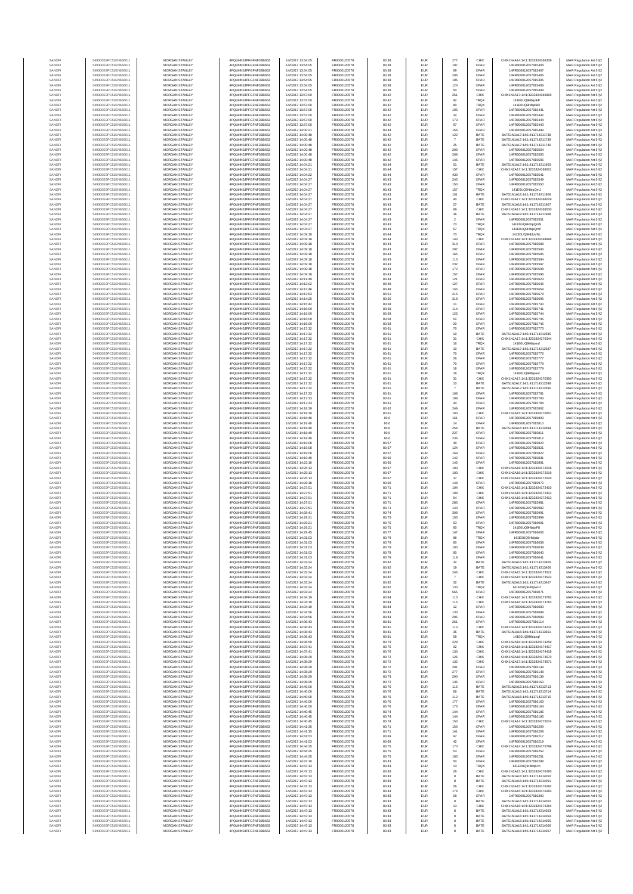| SANOFI | 549300E9PC51EN656011 | MORGAN STANLEY | 4PQUHN3JPFGFNF3BB653 | 14/02/17 13:54:05 | FR0000120578 | 80.38 | EUR | 277 | CHIX | CHIX1N4A14:14:1:3232824166339 | MAR Regulation Art 5 §2 |
|---|---|---|---|---|---|---|---|---|---|---|---|
| SANOFI | 549300E9PC51EN656011 | MORGAN STANLEY | 4PQUHN3JPFGFNF3BB653 | 14/02/17 13:54:05 | FR0000120578 | 80.38 | EUR | 107 | XPAR | 14FR000012057815404 | MAR Regulation Art 5 §2 |
| SANOFI | 549300E9PC51EN656011 | MORGAN STANLEY | 4PQUHN3JPFGFNF3BB653 | 14/02/17 13:54:05 | FR0000120578 | 80.38 | EUR | 99 | XPAR | 14FR000012057815407 | MAR Regulation Art 5 §2 |
| SANOFI | 549300E9PC51EN656011 | MORGAN STANLEY | 4PQUHN3JPFGFNF3BB653 | 14/02/17 13:54:05 | FR0000120578 | 80.38 | EUR | 206 | XPAR | 14FR000012057815406 | MAR Regulation Art 5 §2 |
| SANOFI | 549300E9PC51EN656011 | MORGAN STANLEY | 4PQUHN3JPFGFNF3BB653 | 14/02/17 13:54:05 | FR0000120578 | 80.38 | EUR | 195 | XPAR | 14FR000012057815405 | MAR Regulation Art 5 §2 |
| SANOFI | 549300E9PC51EN656011 | MORGAN STANLEY | 4PQUHN3JPFGFNF3BB653 | 14/02/17 13:54:05 | FR0000120578 | 80.38 | EUR | 126 | XPAR | 14FR000012057815408 | MAR Regulation Art 5 §2 |
| SANOFI | 549300E9PC51EN656011 | MORGAN STANLEY | 4PQUHN3JPFGFNF3BB653 | 14/02/17 13:54:05 | FR0000120578 | 80.38 | EUR | 50 | XPAR | 14FR000012057815409 | MAR Regulation Art 5 §2 |
| SANOFI | 549300E9PC51EN656011 | MORGAN STANLEY | 4PQUHN3JPFGFNF3BB653 | 14/02/17 13:57:00 | FR0000120578 | 80.42 | EUR | 251 | CHIX | CHIX1N1A17:14:1:3232824166809 | MAR Regulation Art 5 §2 |
| SANOFI | 549300E9PC51EN656011 | MORGAN STANLEY | 4PQUHN3JPFGFNF3BB653 | 14/02/17 13:57:00 | FR0000120578 | 80.42 | EUR | 92 | TRQX | 1418OUQ9HbIpkP | MAR Regulation Art 5 §2 |
| SANOFI | 549300E9PC51EN656011 | MORGAN STANLEY | 4PQUHN3JPFGFNF3BB653 | 14/02/17 13:57:00 | FR0000120578 | 80.42 | EUR | 80 | TRQX | 1418OUQ9HbIpkR | MAR Regulation Art 5 §2 |
| SANOFI | 549300E9PC51EN656011 | MORGAN STANLEY | 4PQUHN3JPFGFNF3BB653 | 14/02/17 13:57:00 | FR0000120578 | 80.42 | EUR | 105 | XPAR | 14FR000012057815441 | MAR Regulation Art 5 §2 |
| SANOFI | 549300E9PC51EN656011 | MORGAN STANLEY | 4PQUHN3JPFGFNF3BB653 | 14/02/17 13:57:00 | FR0000120578 | 80.42 | EUR | 32 | XPAR | 14FR000012057815442 | MAR Regulation Art 5 §2 |
| SANOFI | 549300E9PC51EN656011 | MORGAN STANLEY | 4PQUHN3JPFGFNF3BB653 | 14/02/17 13:57:00 | FR0000120578 | 80.42 | EUR | 173 | XPAR | 14FR000012057815444 | MAR Regulation Art 5 §2 |
| SANOFI | 549300E9PC51EN656011 | MORGAN STANLEY | 4PQUHN3JPFGFNF3BB653 | 14/02/17 13:57:00 | FR0000120578 | 80.42 | EUR | 97 | XPAR | 14FR000012057815443 | MAR Regulation Art 5 §2 |
| SANOFI | 549300E9PC51EN656011 | MORGAN STANLEY | 4PQUHN3JPFGFNF3BB653 | 14/02/17 14:00:21 | FR0000120578 | 80.44 | EUR | 156 | XPAR | 14FR000012057815499 | MAR Regulation Art 5 §2 |
| SANOFI | 549300E9PC51EN656011 | MORGAN STANLEY | 4PQUHN3JPFGFNF3BB653 | 14/02/17 14:00:48 | FR0000120578 | 80.42 | EUR | 122 | BATE | BATS1N1A17:14:1:411714213738 | MAR Regulation Art 5 §2 |
| SANOFI | 549300E9PC51EN656011 | MORGAN STANLEY | 4PQUHN3JPFGFNF3BB653 | 14/02/17 14:00:48 | FR0000120578 | 80.42 | EUR | 7 | BATE | BATS1N1A17:14:1:411714213739 | MAR Regulation Art 5 §2 |
| SANOFI | 549300E9PC51EN656011 | MORGAN STANLEY | 4PQUHN3JPFGFNF3BB653 | 14/02/17 14:00:48 | FR0000120578 | 80.42 | EUR | 25 | BATE | BATS1N1A17:14:1:411714213740 | MAR Regulation Art 5 §2 |
| SANOFI | 549300E9PC51EN656011 | MORGAN STANLEY | 4PQUHN3JPFGFNF3BB653 | 14/02/17 14:00:48 | FR0000120578 | 80.42 | EUR | 209 | XPAR | 14FR000012057815504 | MAR Regulation Art 5 §2 |
| SANOFI | 549300E9PC51EN656011 | MORGAN STANLEY | 4PQUHN3JPFGFNF3BB653 | 14/02/17 14:00:48 | FR0000120578 | 80.42 | EUR | 268 | XPAR | 14FR000012057815505 | MAR Regulation Art 5 §2 |
| SANOFI | 549300E9PC51EN656011 | MORGAN STANLEY | 4PQUHN3JPFGFNF3BB653 | 14/02/17 14:00:48 | FR0000120578 | 80.42 | EUR | 145 | XPAR | 14FR000012057815506 | MAR Regulation Art 5 §2 |
| SANOFI | 549300E9PC51EN656011 | MORGAN STANLEY | 4PQUHN3JPFGFNF3BB653 | 14/02/17 14:04:21 | FR0000120578 | 80.44 | EUR | 51 | BATE | BATS1N1A17:14:1:411714213903 | MAR Regulation Art 5 §2 |
| SANOFI | 549300E9PC51EN656011 | MORGAN STANLEY | 4PQUHN3JPFGFNF3BB653 | 14/02/17 14:04:21 | FR0000120578 | 80.44 | EUR | 157 | CHIX | CHIX1N2A17:14:1:3232824168001 | MAR Regulation Art 5 §2 |
| SANOFI | 549300E9PC51EN656011 | MORGAN STANLEY | 4PQUHN3JPFGFNF3BB653 | 14/02/17 14:04:22 | FR0000120578 | 80.44 | EUR | 430 | XPAR | 14FR000012057815541 | MAR Regulation Art 5 §2 |
| SANOFI | 549300E9PC51EN656011 | MORGAN STANLEY | 4PQUHN3JPFGFNF3BB653 | 14/02/17 14:04:27 | FR0000120578 | 80.43 | EUR | 245 | XPAR | 14FR000012057815549 | MAR Regulation Art 5 §2 |
| SANOFI | 549300E9PC51EN656011 | MORGAN STANLEY | 4PQUHN3JPFGFNF3BB653 | 14/02/17 14:04:27 | FR0000120578 | 80.43 | EUR | 150 | XPAR | 14FR000012057815550 | MAR Regulation Art 5 §2 |
| SANOFI | 549300E9PC51EN656011 | MORGAN STANLEY | 4PQUHN3JPFGFNF3BB653 | 14/02/17 14:04:27 | FR0000120578 | 80.43 | EUR | 157 | TRQX | 1418OUQ9HbIpQmJ | MAR Regulation Art 5 §2 |
| SANOFI | 549300E9PC51EN656011 | MORGAN STANLEY | 4PQUHN3JPFGFNF3BB653 | 14/02/17 14:04:27 | FR0000120578 | 80.43 | EUR | 151 | BATE | BATS1N1A18:14:1:411714213906 | MAR Regulation Art 5 §2 |
| SANOFI | 549300E9PC51EN656011 | MORGAN STANLEY | 4PQUHN3JPFGFNF3BB653 | 14/02/17 14:04:27 | FR0000120578 | 80.43 | EUR | 40 | CHIX | CHIX1N2A17:14:1:3232824168029 | MAR Regulation Art 5 §2 |
| SANOFI | 549300E9PC51EN656011 | MORGAN STANLEY | 4PQUHN3JPFGFNF3BB653 | 14/02/17 14:04:27 | FR0000120578 | 80.43 | EUR | 27 | BATE | BATS1N1A18:14:1:411714213907 | MAR Regulation Art 5 §2 |
| SANOFI | 549300E9PC51EN656011 | MORGAN STANLEY | 4PQUHN3JPFGFNF3BB653 | 14/02/17 14:04:27 | FR0000120578 | 80.43 | EUR | 69 | CHIX | CHIX1N2A17:14:1:3232824168030 | MAR Regulation Art 5 §2 |
| SANOFI | 549300E9PC51EN656011 | MORGAN STANLEY | 4PQUHN3JPFGFNF3BB653 | 14/02/17 14:04:27 | FR0000120578 | 80.43 | EUR | 36 | BATE | BATS1N1A19:14:1:411714213908 | MAR Regulation Art 5 §2 |
| SANOFI | 549300E9PC51EN656011 | MORGAN STANLEY | 4PQUHN3JPFGFNF3BB653 | 14/02/17 14:04:27 | FR0000120578 | 80.43 | EUR | 2 | XPAR | 14FR000012057815551 | MAR Regulation Art 5 §2 |
| SANOFI | 549300E9PC51EN656011 | MORGAN STANLEY | 4PQUHN3JPFGFNF3BB653 | 14/02/17 14:04:27 | FR0000120578 | 80.43 | EUR | 73 | TRQX | 1418OUQ9HbIpQmN | MAR Regulation Art 5 §2 |
| SANOFI | 549300E9PC51EN656011 | MORGAN STANLEY | 4PQUHN3JPFGFNF3BB653 | 14/02/17 14:04:27 | FR0000120578 | 80.43 | EUR | 57 | TRQX | 1418OUQ9HbIpQmP | MAR Regulation Art 5 §2 |
| SANOFI | 549300E9PC51EN656011 | MORGAN STANLEY | 4PQUHN3JPFGFNF3BB653 | 14/02/17 14:09:18 | FR0000120578 | 80.44 | EUR | 73 | TRQX | 1418OUQ9HbIpVNc | MAR Regulation Art 5 §2 |
| SANOFI | 549300E9PC51EN656011 | MORGAN STANLEY | 4PQUHN3JPFGFNF3BB653 | 14/02/17 14:09:18 | FR0000120578 | 80.44 | EUR | 143 | CHIX | CHIX1N1A18:14:1:3232824168896 | MAR Regulation Art 5 §2 |
| SANOFI | 549300E9PC51EN656011 | MORGAN STANLEY | 4PQUHN3JPFGFNF3BB653 | 14/02/17 14:09:18 | FR0000120578 | 80.44 | EUR | 319 | XPAR | 14FR000012057815588 | MAR Regulation Art 5 §2 |
| SANOFI | 549300E9PC51EN656011 | MORGAN STANLEY | 4PQUHN3JPFGFNF3BB653 | 14/02/17 14:09:18 | FR0000120578 | 80.43 | EUR | 207 | XPAR | 14FR000012057815593 | MAR Regulation Art 5 §2 |
| SANOFI | 549300E9PC51EN656011 | MORGAN STANLEY | 4PQUHN3JPFGFNF3BB653 | 14/02/17 14:09:18 | FR0000120578 | 80.43 | EUR | 165 | XPAR | 14FR000012057815595 | MAR Regulation Art 5 §2 |
| SANOFI | 549300E9PC51EN656011 | MORGAN STANLEY | 4PQUHN3JPFGFNF3BB653 | 14/02/17 14:09:18 | FR0000120578 | 80.43 | EUR | 115 | XPAR | 14FR000012057815594 | MAR Regulation Art 5 §2 |
| SANOFI | 549300E9PC51EN656011 | MORGAN STANLEY | 4PQUHN3JPFGFNF3BB653 | 14/02/17 14:09:18 | FR0000120578 | 80.43 | EUR | 232 | XPAR | 14FR000012057815597 | MAR Regulation Art 5 §2 |
| SANOFI | 549300E9PC51EN656011 | MORGAN STANLEY | 4PQUHN3JPFGFNF3BB653 | 14/02/17 14:09:18 | FR0000120578 | 80.43 | EUR | 172 | XPAR | 14FR000012057815598 | MAR Regulation Art 5 §2 |
| SANOFI | 549300E9PC51EN656011 | MORGAN STANLEY | 4PQUHN3JPFGFNF3BB653 | 14/02/17 14:09:18 | FR0000120578 | 80.43 | EUR | 157 | XPAR | 14FR000012057815596 | MAR Regulation Art 5 §2 |
| SANOFI | 549300E9PC51EN656011 | MORGAN STANLEY | 4PQUHN3JPFGFNF3BB653 | 14/02/17 14:11:49 | FR0000120578 | 80.44 | EUR | 121 | XPAR | 14FR000012057815623 | MAR Regulation Art 5 §2 |
| SANOFI | 549300E9PC51EN656011 | MORGAN STANLEY | 4PQUHN3JPFGFNF3BB653 | 14/02/17 14:13:02 | FR0000120578 | 80.48 | EUR | 127 | XPAR | 14FR000012057815646 | MAR Regulation Art 5 §2 |
| SANOFI | 549300E9PC51EN656011 | MORGAN STANLEY | 4PQUHN3JPFGFNF3BB653 | 14/02/17 14:13:46 | FR0000120578 | 80.48 | EUR | 155 | XPAR | 14FR000012057815659 | MAR Regulation Art 5 §2 |
| SANOFI | 549300E9PC51EN656011 | MORGAN STANLEY | 4PQUHN3JPFGFNF3BB653 | 14/02/17 14:13:53 | FR0000120578 | 80.51 | EUR | 216 | XPAR | 14FR000012057815678 | MAR Regulation Art 5 §2 |
| SANOFI | 549300E9PC51EN656011 | MORGAN STANLEY | 4PQUHN3JPFGFNF3BB653 | 14/02/17 14:14:25 | FR0000120578 | 80.55 | EUR | 318 | XPAR | 14FR000012057815695 | MAR Regulation Art 5 §2 |
| SANOFI | 549300E9PC51EN656011 | MORGAN STANLEY | 4PQUHN3JPFGFNF3BB653 | 14/02/17 14:15:42 | FR0000120578 | 80.58 | EUR | 11 | XPAR | 14FR000012057815740 | MAR Regulation Art 5 §2 |
| SANOFI | 549300E9PC51EN656011 | MORGAN STANLEY | 4PQUHN3JPFGFNF3BB653 | 14/02/17 14:16:09 | FR0000120578 | 80.58 | EUR | 114 | XPAR | 14FR000012057815741 | MAR Regulation Art 5 §2 |
| SANOFI | 549300E9PC51EN656011 | MORGAN STANLEY | 4PQUHN3JPFGFNF3BB653 | 14/02/17 14:16:09 | FR0000120578 | 80.58 | EUR | 125 | XPAR | 14FR000012057815744 | MAR Regulation Art 5 §2 |
| SANOFI | 549300E9PC51EN656011 | MORGAN STANLEY | 4PQUHN3JPFGFNF3BB653 | 14/02/17 14:16:09 | FR0000120578 | 80.58 | EUR | 51 | XPAR | 14FR000012057815745 | MAR Regulation Art 5 §2 |
| SANOFI | 549300E9PC51EN656011 | MORGAN STANLEY | 4PQUHN3JPFGFNF3BB653 | 14/02/17 14:16:09 | FR0000120578 | 80.58 | EUR | 20 | XPAR | 14FR000012057815746 | MAR Regulation Art 5 §2 |
| SANOFI | 549300E9PC51EN656011 | MORGAN STANLEY | 4PQUHN3JPFGFNF3BB653 | 14/02/17 14:17:32 | FR0000120578 | 80.61 | EUR | 70 | XPAR | 14FR000012057815773 | MAR Regulation Art 5 §2 |
| SANOFI | 549300E9PC51EN656011 | MORGAN STANLEY | 4PQUHN3JPFGFNF3BB653 | 14/02/17 14:17:32 | FR0000120578 | 80.61 | EUR | 10 | BATE | BATS1N2A17:14:1:411714212585 | MAR Regulation Art 5 §2 |
| SANOFI | 549300E9PC51EN656011 | MORGAN STANLEY | 4PQUHN3JPFGFNF3BB653 | 14/02/17 14:17:32 | FR0000120578 | 80.61 | EUR | 31 | CHIX | CHIX1N1A17:14:1:3232824170344 | MAR Regulation Art 5 §2 |
| SANOFI | 549300E9PC51EN656011 | MORGAN STANLEY | 4PQUHN3JPFGFNF3BB653 | 14/02/17 14:17:32 | FR0000120578 | 80.61 | EUR | 16 | TRQX | 1418OUQ9HbIpeuf | MAR Regulation Art 5 §2 |
| SANOFI | 549300E9PC51EN656011 | MORGAN STANLEY | 4PQUHN3JPFGFNF3BB653 | 14/02/17 14:17:32 | FR0000120578 | 80.61 | EUR | 10 | BATE | BATS1N2A17:14:1:411714212587 | MAR Regulation Art 5 §2 |
| SANOFI | 549300E9PC51EN656011 | MORGAN STANLEY | 4PQUHN3JPFGFNF3BB653 | 14/02/17 14:17:32 | FR0000120578 | 80.61 | EUR | 70 | XPAR | 14FR000012057815776 | MAR Regulation Art 5 §2 |
| SANOFI | 549300E9PC51EN656011 | MORGAN STANLEY | 4PQUHN3JPFGFNF3BB653 | 14/02/17 14:17:32 | FR0000120578 | 80.61 | EUR | 26 | XPAR | 14FR000012057815777 | MAR Regulation Art 5 §2 |
| SANOFI | 549300E9PC51EN656011 | MORGAN STANLEY | 4PQUHN3JPFGFNF3BB653 | 14/02/17 14:17:32 | FR0000120578 | 80.61 | EUR | 70 | XPAR | 14FR000012057815778 | MAR Regulation Art 5 §2 |
| SANOFI | 549300E9PC51EN656011 | MORGAN STANLEY | 4PQUHN3JPFGFNF3BB653 | 14/02/17 14:17:32 | FR0000120578 | 80.61 | EUR | 18 | XPAR | 14FR000012057815779 | MAR Regulation Art 5 §2 |
| SANOFI | 549300E9PC51EN656011 | MORGAN STANLEY | 4PQUHN3JPFGFNF3BB653 | 14/02/17 14:17:32 | FR0000120578 | 80.61 | EUR | 16 | TRQX | 1418OUQ9HbIpeur | MAR Regulation Art 5 §2 |
| SANOFI | 549300E9PC51EN656011 | MORGAN STANLEY | 4PQUHN3JPFGFNF3BB653 | 14/02/17 14:17:32 | FR0000120578 | 80.61 | EUR | 31 | CHIX | CHIX1N1A17:14:1:3232824170350 | MAR Regulation Art 5 §2 |
| SANOFI | 549300E9PC51EN656011 | MORGAN STANLEY | 4PQUHN3JPFGFNF3BB653 | 14/02/17 14:17:32 | FR0000120578 | 80.61 | EUR | 10 | BATE | BATS1N2A17:14:1:411714212588 | MAR Regulation Art 5 §2 |
| SANOFI | 549300E9PC51EN656011 | MORGAN STANLEY | 4PQUHN3JPFGFNF3BB653 | 14/02/17 14:17:32 | FR0000120578 | 80.61 | EUR | 7 | BATE | BATS1N2A17:14:1:411714212590 | MAR Regulation Art 5 §2 |
| SANOFI | 549300E9PC51EN656011 | MORGAN STANLEY | 4PQUHN3JPFGFNF3BB653 | 14/02/17 14:17:33 | FR0000120578 | 80.61 | EUR | 109 | XPAR | 14FR000012057815781 | MAR Regulation Art 5 §2 |
| SANOFI | 549300E9PC51EN656011 | MORGAN STANLEY | 4PQUHN3JPFGFNF3BB653 | 14/02/17 14:17:33 | FR0000120578 | 80.61 | EUR | 109 | XPAR | 14FR000012057815783 | MAR Regulation Art 5 §2 |
| SANOFI | 549300E9PC51EN656011 | MORGAN STANLEY | 4PQUHN3JPFGFNF3BB653 | 14/02/17 14:17:33 | FR0000120578 | 80.61 | EUR | 44 | XPAR | 14FR000012057815784 | MAR Regulation Art 5 §2 |
| SANOFI | 549300E9PC51EN656011 | MORGAN STANLEY | 4PQUHN3JPFGFNF3BB653 | 14/02/17 14:18:39 | FR0000120578 | 80.62 | EUR | 249 | XPAR | 14FR000012057815802 | MAR Regulation Art 5 §2 |
| SANOFI | 549300E9PC51EN656011 | MORGAN STANLEY | 4PQUHN3JPFGFNF3BB653 | 14/02/17 14:18:39 | FR0000120578 | 80.61 | EUR | 100 | CHIX | CHIX1N2A15:14:1:3232824170657 | MAR Regulation Art 5 §2 |
| SANOFI | 549300E9PC51EN656011 | MORGAN STANLEY | 4PQUHN3JPFGFNF3BB653 | 14/02/17 14:18:40 | FR0000120578 | 80.6 | EUR | 161 | XPAR | 14FR000012057815809 | MAR Regulation Art 5 §2 |
| SANOFI | 549300E9PC51EN656011 | MORGAN STANLEY | 4PQUHN3JPFGFNF3BB653 | 14/02/17 14:18:40 | FR0000120578 | 80.6 | EUR | 14 | XPAR | 14FR000012057815810 | MAR Regulation Art 5 §2 |
| SANOFI | 549300E9PC51EN656011 | MORGAN STANLEY | 4PQUHN3JPFGFNF3BB653 | 14/02/17 14:18:40 | FR0000120578 | 80.6 | EUR | 254 | BATE | BATS1N2A16:14:1:411714212694 | MAR Regulation Art 5 §2 |
| SANOFI | 549300E9PC51EN656011 | MORGAN STANLEY | 4PQUHN3JPFGFNF3BB653 | 14/02/17 14:18:40 | FR0000120578 | 80.6 | EUR | 227 | XPAR | 14FR000012057815811 | MAR Regulation Art 5 §2 |
| SANOFI | 549300E9PC51EN656011 | MORGAN STANLEY | 4PQUHN3JPFGFNF3BB653 | 14/02/17 14:18:40 | FR0000120578 | 80.6 | EUR | 236 | XPAR | 14FR000012057815812 | MAR Regulation Art 5 §2 |
| SANOFI | 549300E9PC51EN656011 | MORGAN STANLEY | 4PQUHN3JPFGFNF3BB653 | 14/02/17 14:19:06 | FR0000120578 | 80.57 | EUR | 49 | XPAR | 14FR000012057815820 | MAR Regulation Art 5 §2 |
| SANOFI | 549300E9PC51EN656011 | MORGAN STANLEY | 4PQUHN3JPFGFNF3BB653 | 14/02/17 14:19:06 | FR0000120578 | 80.57 | EUR | 124 | XPAR | 14FR000012057815821 | MAR Regulation Art 5 §2 |
| SANOFI | 549300E9PC51EN656011 | MORGAN STANLEY | 4PQUHN3JPFGFNF3BB653 | 14/02/17 14:19:08 | FR0000120578 | 80.57 | EUR | 169 | XPAR | 14FR000012057815822 | MAR Regulation Art 5 §2 |
| SANOFI | 549300E9PC51EN656011 | MORGAN STANLEY | 4PQUHN3JPFGFNF3BB653 | 14/02/17 14:19:40 | FR0000120578 | 80.56 | EUR | 142 | XPAR | 14FR000012057815831 | MAR Regulation Art 5 §2 |
| SANOFI | 549300E9PC51EN656011 | MORGAN STANLEY | 4PQUHN3JPFGFNF3BB653 | 14/02/17 14:23:10 | FR0000120578 | 80.65 | EUR | 145 | XPAR | 14FR000012057815891 | MAR Regulation Art 5 §2 |
| SANOFI | 549300E9PC51EN656011 | MORGAN STANLEY | 4PQUHN3JPFGFNF3BB653 | 14/02/17 14:25:13 | FR0000120578 | 80.67 | EUR | 103 | CHIX | CHIX1N3A18:14:1:3232824172018 | MAR Regulation Art 5 §2 |
| SANOFI | 549300E9PC51EN656011 | MORGAN STANLEY | 4PQUHN3JPFGFNF3BB653 | 14/02/17 14:25:13 | FR0000120578 | 80.67 | EUR | 103 | CHIX | CHIX1N3A18:14:1:3232824172019 | MAR Regulation Art 5 §2 |
| SANOFI | 549300E9PC51EN656011 | MORGAN STANLEY | 4PQUHN3JPFGFNF3BB653 | 14/02/17 14:25:13 | FR0000120578 | 80.67 | EUR | 37 | CHIX | CHIX1N3A18:14:1:3232824172020 | MAR Regulation Art 5 §2 |
| SANOFI | 549300E9PC51EN656011 | MORGAN STANLEY | 4PQUHN3JPFGFNF3BB653 | 14/02/17 14:26:18 | FR0000120578 | 80.69 | EUR | 148 | XPAR | 14FR000012057815972 | MAR Regulation Art 5 §2 |
| SANOFI | 549300E9PC51EN656011 | MORGAN STANLEY | 4PQUHN3JPFGFNF3BB653 | 14/02/17 14:27:51 | FR0000120578 | 80.71 | EUR | 104 | CHIX | CHIX1N1A15:14:1:3232824172410 | MAR Regulation Art 5 §2 |
| SANOFI | 549300E9PC51EN656011 | MORGAN STANLEY | 4PQUHN3JPFGFNF3BB653 | 14/02/17 14:27:51 | FR0000120578 | 80.71 | EUR | 104 | CHIX | CHIX1N2A16:14:1:3232824172412 | MAR Regulation Art 5 §2 |
| SANOFI | 549300E9PC51EN656011 | MORGAN STANLEY | 4PQUHN3JPFGFNF3BB653 | 14/02/17 14:27:51 | FR0000120578 | 80.71 | EUR | 54 | CHIX | CHIX1N1A15:14:1:3232824172413 | MAR Regulation Art 5 §2 |
| SANOFI | 549300E9PC51EN656011 | MORGAN STANLEY | 4PQUHN3JPFGFNF3BB653 | 14/02/17 14:27:51 | FR0000120578 | 80.71 | EUR | 285 | XPAR | 14FR000012057815981 | MAR Regulation Art 5 §2 |
| SANOFI | 549300E9PC51EN656011 | MORGAN STANLEY | 4PQUHN3JPFGFNF3BB653 | 14/02/17 14:27:51 | FR0000120578 | 80.71 | EUR | 140 | XPAR | 14FR000012057815982 | MAR Regulation Art 5 §2 |
| SANOFI | 549300E9PC51EN656011 | MORGAN STANLEY | 4PQUHN3JPFGFNF3BB653 | 14/02/17 14:28:41 | FR0000120578 | 80.74 | EUR | 308 | XPAR | 14FR000012057815991 | MAR Regulation Art 5 §2 |
| SANOFI | 549300E9PC51EN656011 | MORGAN STANLEY | 4PQUHN3JPFGFNF3BB653 | 14/02/17 14:29:21 | FR0000120578 | 80.75 | EUR | 155 | XPAR | 14FR000012057815999 | MAR Regulation Art 5 §2 |
| SANOFI | 549300E9PC51EN656011 | MORGAN STANLEY | 4PQUHN3JPFGFNF3BB653 | 14/02/17 14:29:21 | FR0000120578 | 80.75 | EUR | 53 | XPAR | 14FR000012057816001 | MAR Regulation Art 5 §2 |
| SANOFI | 549300E9PC51EN656011 | MORGAN STANLEY | 4PQUHN3JPFGFNF3BB653 | 14/02/17 14:29:21 | FR0000120578 | 80.75 | EUR | 90 | TRQX | 1418OUQ9HbIpfFll | MAR Regulation Art 5 §2 |
| SANOFI | 549300E9PC51EN656011 | MORGAN STANLEY | 4PQUHN3JPFGFNF3BB653 | 14/02/17 14:29:45 | FR0000120578 | 80.77 | EUR | 147 | XPAR | 14FR000012057816006 | MAR Regulation Art 5 §2 |
| SANOFI | 549300E9PC51EN656011 | MORGAN STANLEY | 4PQUHN3JPFGFNF3BB653 | 14/02/17 14:31:03 | FR0000120578 | 80.79 | EUR | 86 | TRQX | 1418OUQ9HbIpbz | MAR Regulation Art 5 §2 |
| SANOFI | 549300E9PC51EN656011 | MORGAN STANLEY | 4PQUHN3JPFGFNF3BB653 | 14/02/17 14:31:03 | FR0000120578 | 80.79 | EUR | 80 | XPAR | 14FR000012057816038 | MAR Regulation Art 5 §2 |
| SANOFI | 549300E9PC51EN656011 | MORGAN STANLEY | 4PQUHN3JPFGFNF3BB653 | 14/02/17 14:31:03 | FR0000120578 | 80.79 | EUR | 100 | XPAR | 14FR000012057816039 | MAR Regulation Art 5 §2 |
| SANOFI | 549300E9PC51EN656011 | MORGAN STANLEY | 4PQUHN3JPFGFNF3BB653 | 14/02/17 14:31:03 | FR0000120578 | 80.79 | EUR | 80 | XPAR | 14FR000012057816040 | MAR Regulation Art 5 §2 |
| SANOFI | 549300E9PC51EN656011 | MORGAN STANLEY | 4PQUHN3JPFGFNF3BB653 | 14/02/17 14:31:03 | FR0000120578 | 80.79 | EUR | 119 | XPAR | 14FR000012057816041 | MAR Regulation Art 5 §2 |
| SANOFI | 549300E9PC51EN656011 | MORGAN STANLEY | 4PQUHN3JPFGFNF3BB653 | 14/02/17 14:33:24 | FR0000120578 | 80.82 | EUR | 32 | BATE | BATS1N2A16:14:1:411714213405 | MAR Regulation Art 5 §2 |
| SANOFI | 549300E9PC51EN656011 | MORGAN STANLEY | 4PQUHN3JPFGFNF3BB653 | 14/02/17 14:33:24 | FR0000120578 | 80.82 | EUR | 19 | BATE | BATS1N2A16:14:1:411714213406 | MAR Regulation Art 5 §2 |
| SANOFI | 549300E9PC51EN656011 | MORGAN STANLEY | 4PQUHN3JPFGFNF3BB653 | 14/02/17 14:33:24 | FR0000120578 | 80.82 | EUR | 246 | CHIX | CHIX1N3A15:14:1:3232824173522 | MAR Regulation Art 5 §2 |
| SANOFI | 549300E9PC51EN656011 | MORGAN STANLEY | 4PQUHN3JPFGFNF3BB653 | 14/02/17 14:33:24 | FR0000120578 | 80.82 | EUR | 7 | CHIX | CHIX1N3A15:14:1:3232824173523 | MAR Regulation Art 5 §2 |
| SANOFI | 549300E9PC51EN656011 | MORGAN STANLEY | 4PQUHN3JPFGFNF3BB653 | 14/02/17 14:33:24 | FR0000120578 | 80.82 | EUR | 32 | BATE | BATS1N2A16:14:1:411714213407 | MAR Regulation Art 5 §2 |
| SANOFI | 549300E9PC51EN656011 | MORGAN STANLEY | 4PQUHN3JPFGFNF3BB653 | 14/02/17 14:33:24 | FR0000120578 | 80.82 | EUR | 130 | TRQX | 1418OUQ9HbIpwHf | MAR Regulation Art 5 §2 |
| SANOFI | 549300E9PC51EN656011 | MORGAN STANLEY | 4PQUHN3JPFGFNF3BB653 | 14/02/17 14:33:24 | FR0000120578 | 80.82 | EUR | 565 | XPAR | 14FR000012057816071 | MAR Regulation Art 5 §2 |
| SANOFI | 549300E9PC51EN656011 | MORGAN STANLEY | 4PQUHN3JPFGFNF3BB653 | 14/02/17 14:34:19 | FR0000120578 | 80.84 | EUR | 115 | CHIX | CHIX1N4A16:14:1:3232824173782 | MAR Regulation Art 5 §2 |
| SANOFI | 549300E9PC51EN656011 | MORGAN STANLEY | 4PQUHN3JPFGFNF3BB653 | 14/02/17 14:34:19 | FR0000120578 | 80.84 | EUR | 115 | CHIX | CHIX1N4A16:14:1:3232824173783 | MAR Regulation Art 5 §2 |
| SANOFI | 549300E9PC51EN656011 | MORGAN STANLEY | 4PQUHN3JPFGFNF3BB653 | 14/02/17 14:34:19 | FR0000120578 | 80.84 | EUR | 12 | XPAR | 14FR000012057816083 | MAR Regulation Art 5 §2 |
| SANOFI | 549300E9PC51EN656011 | MORGAN STANLEY | 4PQUHN3JPFGFNF3BB653 | 14/02/17 14:34:56 | FR0000120578 | 80.83 | EUR | 130 | XPAR | 14FR000012057816098 | MAR Regulation Art 5 §2 |
| SANOFI | 549300E9PC51EN656011 | MORGAN STANLEY | 4PQUHN3JPFGFNF3BB653 | 14/02/17 14:34:56 | FR0000120578 | 80.83 | EUR | 295 | XPAR | 14FR000012057816099 | MAR Regulation Art 5 §2 |
| SANOFI | 549300E9PC51EN656011 | MORGAN STANLEY | 4PQUHN3JPFGFNF3BB653 | 14/02/17 14:36:43 | FR0000120578 | 80.81 | EUR | 251 | XPAR | 14FR000012057816114 | MAR Regulation Art 5 §2 |
| SANOFI | 549300E9PC51EN656011 | MORGAN STANLEY | 4PQUHN3JPFGFNF3BB653 | 14/02/17 14:36:43 | FR0000120578 | 80.81 | EUR | 113 | CHIX | CHIX1N3A14:14:1:3232824174231 | MAR Regulation Art 5 §2 |
| SANOFI | 549300E9PC51EN656011 | MORGAN STANLEY | 4PQUHN3JPFGFNF3BB653 | 14/02/17 14:36:43 | FR0000120578 | 80.81 | EUR | 36 | BATE | BATS1N1A15:14:1:411714213551 | MAR Regulation Art 5 §2 |
| SANOFI | 549300E9PC51EN656011 | MORGAN STANLEY | 4PQUHN3JPFGFNF3BB653 | 14/02/17 14:36:43 | FR0000120578 | 80.81 | EUR | 58 | TRQX | 1418OUQ9HbIpzqf | MAR Regulation Art 5 §2 |
| SANOFI | 549300E9PC51EN656011 | MORGAN STANLEY | 4PQUHN3JPFGFNF3BB653 | 14/02/17 14:36:59 | FR0000120578 | 80.79 | EUR | 228 | CHIX | CHIX1N2A16:14:1:3232824174259 | MAR Regulation Art 5 §2 |
| SANOFI | 549300E9PC51EN656011 | MORGAN STANLEY | 4PQUHN3JPFGFNF3BB653 | 14/02/17 14:37:41 | FR0000120578 | 80.76 | EUR | 92 | CHIX | CHIX1N2A18:14:1:3232824174417 | MAR Regulation Art 5 §2 |
| SANOFI | 549300E9PC51EN656011 | MORGAN STANLEY | 4PQUHN3JPFGFNF3BB653 | 14/02/17 14:37:41 | FR0000120578 | 80.76 | EUR | 130 | CHIX | CHIX1N1A18:14:1:3232824174418 | MAR Regulation Art 5 §2 |
| SANOFI | 549300E9PC51EN656011 | MORGAN STANLEY | 4PQUHN3JPFGFNF3BB653 | 14/02/17 14:38:29 | FR0000120578 | 80.72 | EUR | 125 | CHIX | CHIX1N3A16:14:1:3232824174570 | MAR Regulation Art 5 §2 |
| SANOFI | 549300E9PC51EN656011 | MORGAN STANLEY | 4PQUHN3JPFGFNF3BB653 | 14/02/17 14:38:29 | FR0000120578 | 80.72 | EUR | 132 | CHIX | CHIX1N2A17:14:1:3232824174571 | MAR Regulation Art 5 §2 |
| SANOFI | 549300E9PC51EN656011 | MORGAN STANLEY | 4PQUHN3JPFGFNF3BB653 | 14/02/17 14:38:29 | FR0000120578 | 80.72 | EUR | 201 | XPAR | 14FR000012057816149 | MAR Regulation Art 5 §2 |
| SANOFI | 549300E9PC51EN656011 | MORGAN STANLEY | 4PQUHN3JPFGFNF3BB653 | 14/02/17 14:38:29 | FR0000120578 | 80.72 | EUR | 277 | XPAR | 14FR000012057816148 | MAR Regulation Art 5 §2 |
| SANOFI | 549300E9PC51EN656011 | MORGAN STANLEY | 4PQUHN3JPFGFNF3BB653 | 14/02/17 14:38:29 | FR0000120578 | 80.73 | EUR | 290 | XPAR | 14FR000012057816139 | MAR Regulation Art 5 §2 |
| SANOFI | 549300E9PC51EN656011 | MORGAN STANLEY | 4PQUHN3JPFGFNF3BB653 | 14/02/17 14:38:29 | FR0000120578 | 80.72 | EUR | 135 | XPAR | 14FR000012057816150 | MAR Regulation Art 5 §2 |
| SANOFI | 549300E9PC51EN656011 | MORGAN STANLEY | 4PQUHN3JPFGFNF3BB653 | 14/02/17 14:40:00 | FR0000120578 | 80.76 | EUR | 116 | BATE | BATS1N2A16:14:1:411714213713 | MAR Regulation Art 5 §2 |
| SANOFI | 549300E9PC51EN656011 | MORGAN STANLEY | 4PQUHN3JPFGFNF3BB653 | 14/02/17 14:40:00 | FR0000120578 | 80.76 | EUR | 66 | BATE | BATS1N2A16:14:1:411714213714 | MAR Regulation Art 5 §2 |
| SANOFI | 549300E9PC51EN656011 | MORGAN STANLEY | 4PQUHN3JPFGFNF3BB653 | 14/02/17 14:40:00 | FR0000120578 | 80.76 | EUR | 112 | BATE | BATS1N2A16:14:1:411714213715 | MAR Regulation Art 5 §2 |
| SANOFI | 549300E9PC51EN656011 | MORGAN STANLEY | 4PQUHN3JPFGFNF3BB653 | 14/02/17 14:40:00 | FR0000120578 | 80.76 | EUR | 177 | XPAR | 14FR000012057816163 | MAR Regulation Art 5 §2 |
| SANOFI | 549300E9PC51EN656011 | MORGAN STANLEY | 4PQUHN3JPFGFNF3BB653 | 14/02/17 14:40:00 | FR0000120578 | 80.76 | EUR | 173 | XPAR | 14FR000012057816164 | MAR Regulation Art 5 §2 |
| SANOFI | 549300E9PC51EN656011 | MORGAN STANLEY | 4PQUHN3JPFGFNF3BB653 | 14/02/17 14:40:45 | FR0000120578 | 80.74 | EUR | 144 | XPAR | 14FR000012057816185 | MAR Regulation Art 5 §2 |
| SANOFI | 549300E9PC51EN656011 | MORGAN STANLEY | 4PQUHN3JPFGFNF3BB653 | 14/02/17 14:40:45 | FR0000120578 | 80.74 | EUR | 144 | XPAR | 14FR000012057816186 | MAR Regulation Art 5 §2 |
| SANOFI | 549300E9PC51EN656011 | MORGAN STANLEY | 4PQUHN3JPFGFNF3BB653 | 14/02/17 14:40:45 | FR0000120578 | 80.74 | EUR | 150 | CHIX | CHIX1N2A14:14:1:3232824175074 | MAR Regulation Art 5 §2 |
| SANOFI | 549300E9PC51EN656011 | MORGAN STANLEY | 4PQUHN3JPFGFNF3BB653 | 14/02/17 14:41:35 | FR0000120578 | 80.71 | EUR | 156 | XPAR | 14FR000012057816209 | MAR Regulation Art 5 §2 |
| SANOFI | 549300E9PC51EN656011 | MORGAN STANLEY | 4PQUHN3JPFGFNF3BB653 | 14/02/17 14:41:35 | FR0000120578 | 80.71 | EUR | 141 | XPAR | 14FR000012057816208 | MAR Regulation Art 5 §2 |
| SANOFI | 549300E9PC51EN656011 | MORGAN STANLEY | 4PQUHN3JPFGFNF3BB653 | 14/02/17 14:41:53 | FR0000120578 | 80.69 | EUR | 97 | XPAR | 14FR000012057816217 | MAR Regulation Art 5 §2 |
| SANOFI | 549300E9PC51EN656011 | MORGAN STANLEY | 4PQUHN3JPFGFNF3BB653 | 14/02/17 14:41:53 | FR0000120578 | 80.69 | EUR | 42 | XPAR | 14FR000012057816218 | MAR Regulation Art 5 §2 |
| SANOFI | 549300E9PC51EN656011 | MORGAN STANLEY | 4PQUHN3JPFGFNF3BB653 | 14/02/17 14:44:25 | FR0000120578 | 80.75 | EUR | 170 | CHIX | CHIX1N1A14:14:1:3232824175796 | MAR Regulation Art 5 §2 |
| SANOFI | 549300E9PC51EN656011 | MORGAN STANLEY | 4PQUHN3JPFGFNF3BB653 | 14/02/17 14:44:25 | FR0000120578 | 80.75 | EUR | 53 | XPAR | 14FR000012057816252 | MAR Regulation Art 5 §2 |
| SANOFI | 549300E9PC51EN656011 | MORGAN STANLEY | 4PQUHN3JPFGFNF3BB653 | 14/02/17 14:44:25 | FR0000120578 | 80.75 | EUR | 183 | XPAR | 14FR000012057816251 | MAR Regulation Art 5 §2 |
| SANOFI | 549300E9PC51EN656011 | MORGAN STANLEY | 4PQUHN3JPFGFNF3BB653 | 14/02/17 14:47:10 | FR0000120578 | 80.83 | EUR | 50 | XPAR | 14FR000012057816298 | MAR Regulation Art 5 §2 |
| SANOFI | 549300E9PC51EN656011 | MORGAN STANLEY | 4PQUHN3JPFGFNF3BB653 | 14/02/17 14:47:13 | FR0000120578 | 80.83 | EUR | 13 | TRQX | 1418OUQ9HbIqCvn | MAR Regulation Art 5 §2 |
| SANOFI | 549300E9PC51EN656011 | MORGAN STANLEY | 4PQUHN3JPFGFNF3BB653 | 14/02/17 14:47:13 | FR0000120578 | 80.83 | EUR | 26 | CHIX | CHIX1N3A15:14:1:3232824176280 | MAR Regulation Art 5 §2 |
| SANOFI | 549300E9PC51EN656011 | MORGAN STANLEY | 4PQUHN3JPFGFNF3BB653 | 14/02/17 14:47:13 | FR0000120578 | 80.83 | EUR | 8 | BATE | BATS1N1A16:14:1:411714214050 | MAR Regulation Art 5 §2 |
| SANOFI | 549300E9PC51EN656011 | MORGAN STANLEY | 4PQUHN3JPFGFNF3BB653 | 14/02/17 14:47:13 | FR0000120578 | 80.83 | EUR | 8 | BATE | BATS1N1A16:14:1:411714214051 | MAR Regulation Art 5 §2 |
| SANOFI | 549300E9PC51EN656011 | MORGAN STANLEY | 4PQUHN3JPFGFNF3BB653 | 14/02/17 14:47:13 | FR0000120578 | 80.83 | EUR | 26 | CHIX | CHIX1N3A15:14:1:3232824176282 | MAR Regulation Art 5 §2 |
| SANOFI | 549300E9PC51EN656011 | MORGAN STANLEY | 4PQUHN3JPFGFNF3BB653 | 14/02/17 14:47:13 | FR0000120578 | 80.83 | EUR | 174 | CHIX | CHIX1N3A15:14:1:3232824176283 | MAR Regulation Art 5 §2 |
| SANOFI | 549300E9PC51EN656011 | MORGAN STANLEY | 4PQUHN3JPFGFNF3BB653 | 14/02/17 14:47:13 | FR0000120578 | 80.83 | EUR | 58 | XPAR | 14FR000012057816300 | MAR Regulation Art 5 §2 |
| SANOFI | 549300E9PC51EN656011 | MORGAN STANLEY | 4PQUHN3JPFGFNF3BB653 | 14/02/17 14:47:13 | FR0000120578 | 80.83 | EUR | 8 | BATE | BATS1N1A16:14:1:411714214052 | MAR Regulation Art 5 §2 |
| SANOFI | 549300E9PC51EN656011 | MORGAN STANLEY | 4PQUHN3JPFGFNF3BB653 | 14/02/17 14:47:13 | FR0000120578 | 80.83 | EUR | 13 | CHIX | CHIX1N3A15:14:1:3232824176284 | MAR Regulation Art 5 §2 |
| SANOFI | 549300E9PC51EN656011 | MORGAN STANLEY | 4PQUHN3JPFGFNF3BB653 | 14/02/17 14:47:13 | FR0000120578 | 80.83 | EUR | 8 | BATE | BATS1N1A16:14:1:411714214053 | MAR Regulation Art 5 §2 |
| SANOFI | 549300E9PC51EN656011 | MORGAN STANLEY | 4PQUHN3JPFGFNF3BB653 | 14/02/17 14:47:13 | FR0000120578 | 80.83 | EUR | 8 | BATE | BATS1N1A16:14:1:411714214054 | MAR Regulation Art 5 §2 |
| SANOFI | 549300E9PC51EN656011 | MORGAN STANLEY | 4PQUHN3JPFGFNF3BB653 | 14/02/17 14:47:13 | FR0000120578 | 80.83 | EUR | 8 | BATE | BATS1N1A16:14:1:411714214055 | MAR Regulation Art 5 §2 |
| SANOFI | 549300E9PC51EN656011 | MORGAN STANLEY | 4PQUHN3JPFGFNF3BB653 | 14/02/17 14:47:13 | FR0000120578 | 80.83 | EUR | 8 | BATE | BATS1N1A16:14:1:411714214056 | MAR Regulation Art 5 §2 |
| SANOFI | 549300E9PC51EN656011 | MORGAN STANLEY | 4PQUHN3JPFGFNF3BB653 | 14/02/17 14:47:13 | FR0000120578 | 80.83 | EUR | 8 | BATE | BATS1N1A16:14:1:411714214057 | MAR Regulation Art 5 §2 |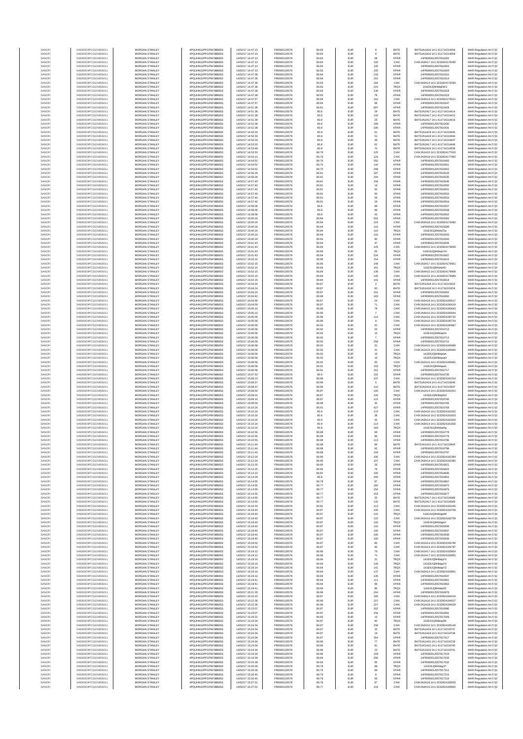| | | | | | | | | | | | |
|---|---|---|---|---|---|---|---|---|---|---|---|
| SANOFI | 549300E9PC51EN656011 | MORGAN STANLEY | 4PQUHN3JPFGFNF3BB653 | 14/02/17 14:47:13 | FR0000120578 | 80.83 | EUR | 8 | BATE | BATS1N1A16:14:1:411714214058 | MAR Regulation Art 5 §2 |
| SANOFI | 549300E9PC51EN656011 | MORGAN STANLEY | 4PQUHN3JPFGFNF3BB653 | 14/02/17 14:47:13 | FR0000120578 | 80.83 | EUR | 6 | BATE | BATS1N1A16:14:1:411714214059 | MAR Regulation Art 5 §2 |
| SANOFI | 549300E9PC51EN656011 | MORGAN STANLEY | 4PQUHN3JPFGFNF3BB653 | 14/02/17 14:47:13 | FR0000120578 | 80.83 | EUR | 58 | XPAR | 14FR000012057816302 | MAR Regulation Art 5 §2 |
| SANOFI | 549300E9PC51EN656011 | MORGAN STANLEY | 4PQUHN3JPFGFNF3BB653 | 14/02/17 14:47:13 | FR0000120578 | 80.83 | EUR | 100 | CHIX | CHIX1N4A17:14:1:323282417628 | MAR Regulation Art 5 §2 |
| SANOFI | 549300E9PC51EN656011 | MORGAN STANLEY | 4PQUHN3JPFGFNF3BB653 | 14/02/17 14:47:13 | FR0000120578 | 80.83 | EUR | 105 | XPAR | 14FR000012057816303 | MAR Regulation Art 5 §2 |
| SANOFI | 549300E9PC51EN656011 | MORGAN STANLEY | 4PQUHN3JPFGFNF3BB653 | 14/02/17 14:47:13 | FR0000120578 | 80.83 | EUR | 105 | XPAR | 14FR000012057816304 | MAR Regulation Art 5 §2 |
| SANOFI | 549300E9PC51EN656011 | MORGAN STANLEY | 4PQUHN3JPFGFNF3BB653 | 14/02/17 14:47:38 | FR0000120578 | 80.84 | EUR | 233 | XPAR | 14FR000012057816310 | MAR Regulation Art 5 §2 |
| SANOFI | 549300E9PC51EN656011 | MORGAN STANLEY | 4PQUHN3JPFGFNF3BB653 | 14/02/17 14:47:38 | FR0000120578 | 80.84 | EUR | 215 | XPAR | 14FR000012057816314 | MAR Regulation Art 5 §2 |
| SANOFI | 549300E9PC51EN656011 | MORGAN STANLEY | 4PQUHN3JPFGFNF3BB653 | 14/02/17 14:47:38 | FR0000120578 | 80.83 | EUR | 184 | CHIX | CHIX1N2A14:14:1:323282417629 | MAR Regulation Art 5 §2 |
| SANOFI | 549300E9PC51EN656011 | MORGAN STANLEY | 4PQUHN3JPFGFNF3BB653 | 14/02/17 14:47:38 | FR0000120578 | 80.83 | EUR | 224 | TRQX | 141E0UQ9Hhbf2W2 | MAR Regulation Art 5 §2 |
| SANOFI | 549300E9PC51EN656011 | MORGAN STANLEY | 4PQUHN3JPFGFNF3BB653 | 14/02/17 14:47:38 | FR0000120578 | 80.83 | EUR | 139 | XPAR | 14FR000012057816318 | MAR Regulation Art 5 §2 |
| SANOFI | 549300E9PC51EN656011 | MORGAN STANLEY | 4PQUHN3JPFGFNF3BB653 | 14/02/17 14:47:38 | FR0000120578 | 80.83 | EUR | 78 | XPAR | 14FR000012057816319 | MAR Regulation Art 5 §2 |
| SANOFI | 549300E9PC51EN656011 | MORGAN STANLEY | 4PQUHN3JPFGFNF3BB653 | 14/02/17 14:47:57 | FR0000120578 | 80.84 | EUR | 110 | CHIX | CHIX1N2A14:14:1:323282417651 | MAR Regulation Art 5 §2 |
| SANOFI | 549300E9PC51EN656011 | MORGAN STANLEY | 4PQUHN3JPFGFNF3BB653 | 14/02/17 14:47:57 | FR0000120578 | 80.84 | EUR | 86 | XPAR | 14FR000012057816347 | MAR Regulation Art 5 §2 |
| SANOFI | 549300E9PC51EN656011 | MORGAN STANLEY | 4PQUHN3JPFGFNF3BB653 | 14/02/17 14:51:38 | FR0000120578 | 80.81 | EUR | 697 | XPAR | 14FR000012057816429 | MAR Regulation Art 5 §2 |
| SANOFI | 549300E9PC51EN656011 | MORGAN STANLEY | 4PQUHN3JPFGFNF3BB653 | 14/02/17 14:51:38 | FR0000120578 | 80.8 | EUR | 29 | BATE | BATS1N2A17:14:1:411714214414 | MAR Regulation Art 5 §2 |
| SANOFI | 549300E9PC51EN656011 | MORGAN STANLEY | 4PQUHN3JPFGFNF3BB653 | 14/02/17 14:51:38 | FR0000120578 | 80.8 | EUR | 132 | BATE | BATS1N2A17:14:1:411714214415 | MAR Regulation Art 5 §2 |
| SANOFI | 549300E9PC51EN656011 | MORGAN STANLEY | 4PQUHN3JPFGFNF3BB653 | 14/02/17 14:51:38 | FR0000120578 | 80.8 | EUR | 29 | BATE | BATS1N2A17:14:1:411714214416 | MAR Regulation Art 5 §2 |
| SANOFI | 549300E9PC51EN656011 | MORGAN STANLEY | 4PQUHN3JPFGFNF3BB653 | 14/02/17 14:51:38 | FR0000120578 | 80.8 | EUR | 189 | XPAR | 14FR000012057816430 | MAR Regulation Art 5 §2 |
| SANOFI | 549300E9PC51EN656011 | MORGAN STANLEY | 4PQUHN3JPFGFNF3BB653 | 14/02/17 14:51:38 | FR0000120578 | 80.8 | EUR | 320 | XPAR | 14FR000012057816431 | MAR Regulation Art 5 §2 |
| SANOFI | 549300E9PC51EN656011 | MORGAN STANLEY | 4PQUHN3JPFGFNF3BB653 | 14/02/17 14:52:03 | FR0000120578 | 80.8 | EUR | 61 | BATE | BATS1N1A19:14:1:411714214445 | MAR Regulation Art 5 §2 |
| SANOFI | 549300E9PC51EN656011 | MORGAN STANLEY | 4PQUHN3JPFGFNF3BB653 | 14/02/17 14:52:03 | FR0000120578 | 80.8 | EUR | 51 | BATE | BATS1N1A19:14:1:411714214446 | MAR Regulation Art 5 §2 |
| SANOFI | 549300E9PC51EN656011 | MORGAN STANLEY | 4PQUHN3JPFGFNF3BB653 | 14/02/17 14:52:03 | FR0000120578 | 80.8 | EUR | 48 | BATE | BATS1N2A17:14:1:411714214447 | MAR Regulation Art 5 §2 |
| SANOFI | 549300E9PC51EN656011 | MORGAN STANLEY | 4PQUHN3JPFGFNF3BB653 | 14/02/17 14:52:03 | FR0000120578 | 80.8 | EUR | 62 | BATE | BATS1N2A17:14:1:411714214448 | MAR Regulation Art 5 §2 |
| SANOFI | 549300E9PC51EN656011 | MORGAN STANLEY | 4PQUHN3JPFGFNF3BB653 | 14/02/17 14:53:48 | FR0000120578 | 80.8 | EUR | 70 | BATE | BATS1N2A16:14:1:411714214538 | MAR Regulation Art 5 §2 |
| SANOFI | 549300E9PC51EN656011 | MORGAN STANLEY | 4PQUHN3JPFGFNF3BB653 | 14/02/17 14:53:53 | FR0000120578 | 80.78 | EUR | 125 | CHIX | CHIX1N1A15:14:1:323282417920 | MAR Regulation Art 5 §2 |
| SANOFI | 549300E9PC51EN656011 | MORGAN STANLEY | 4PQUHN3JPFGFNF3BB653 | 14/02/17 14:54:13 | FR0000120578 | 80.76 | EUR | 124 | CHIX | CHIX1N3A18:14:1:323282417962 | MAR Regulation Art 5 §2 |
| SANOFI | 549300E9PC51EN656011 | MORGAN STANLEY | 4PQUHN3JPFGFNF3BB653 | 14/02/17 14:54:52 | FR0000120578 | 80.76 | EUR | 292 | XPAR | 14FR000012057816493 | MAR Regulation Art 5 §2 |
| SANOFI | 549300E9PC51EN656011 | MORGAN STANLEY | 4PQUHN3JPFGFNF3BB653 | 14/02/17 14:54:52 | FR0000120578 | 80.75 | EUR | 144 | XPAR | 14FR000012057816501 | MAR Regulation Art 5 §2 |
| SANOFI | 549300E9PC51EN656011 | MORGAN STANLEY | 4PQUHN3JPFGFNF3BB653 | 14/02/17 14:54:52 | FR0000120578 | 80.75 | EUR | 208 | XPAR | 14FR000012057816502 | MAR Regulation Art 5 §2 |
| SANOFI | 549300E9PC51EN656011 | MORGAN STANLEY | 4PQUHN3JPFGFNF3BB653 | 14/02/17 14:56:28 | FR0000120578 | 80.81 | EUR | 187 | XPAR | 14FR000012057816533 | MAR Regulation Art 5 §2 |
| SANOFI | 549300E9PC51EN656011 | MORGAN STANLEY | 4PQUHN3JPFGFNF3BB653 | 14/02/17 14:56:28 | FR0000120578 | 80.81 | EUR | 194 | XPAR | 14FR000012057816535 | MAR Regulation Art 5 §2 |
| SANOFI | 549300E9PC51EN656011 | MORGAN STANLEY | 4PQUHN3JPFGFNF3BB653 | 14/02/17 14:57:40 | FR0000120578 | 80.81 | EUR | 106 | XPAR | 14FR000012057816546 | MAR Regulation Art 5 §2 |
| SANOFI | 549300E9PC51EN656011 | MORGAN STANLEY | 4PQUHN3JPFGFNF3BB653 | 14/02/17 14:57:40 | FR0000120578 | 80.81 | EUR | 14 | XPAR | 14FR000012057816550 | MAR Regulation Art 5 §2 |
| SANOFI | 549300E9PC51EN656011 | MORGAN STANLEY | 4PQUHN3JPFGFNF3BB653 | 14/02/17 14:57:40 | FR0000120578 | 80.81 | EUR | 92 | XPAR | 14FR000012057816551 | MAR Regulation Art 5 §2 |
| SANOFI | 549300E9PC51EN656011 | MORGAN STANLEY | 4PQUHN3JPFGFNF3BB653 | 14/02/17 14:57:40 | FR0000120578 | 80.81 | EUR | 50 | XPAR | 14FR000012057816552 | MAR Regulation Art 5 §2 |
| SANOFI | 549300E9PC51EN656011 | MORGAN STANLEY | 4PQUHN3JPFGFNF3BB653 | 14/02/17 14:57:40 | FR0000120578 | 80.81 | EUR | 56 | XPAR | 14FR000012057816553 | MAR Regulation Art 5 §2 |
| SANOFI | 549300E9PC51EN656011 | MORGAN STANLEY | 4PQUHN3JPFGFNF3BB653 | 14/02/17 14:57:40 | FR0000120578 | 80.81 | EUR | 29 | XPAR | 14FR000012057816554 | MAR Regulation Art 5 §2 |
| SANOFI | 549300E9PC51EN656011 | MORGAN STANLEY | 4PQUHN3JPFGFNF3BB653 | 14/02/17 14:58:06 | FR0000120578 | 80.8 | EUR | 88 | XPAR | 14FR000012057816557 | MAR Regulation Art 5 §2 |
| SANOFI | 549300E9PC51EN656011 | MORGAN STANLEY | 4PQUHN3JPFGFNF3BB653 | 14/02/17 14:58:06 | FR0000120578 | 80.8 | EUR | 86 | XPAR | 14FR000012057816558 | MAR Regulation Art 5 §2 |
| SANOFI | 549300E9PC51EN656011 | MORGAN STANLEY | 4PQUHN3JPFGFNF3BB653 | 14/02/17 14:58:58 | FR0000120578 | 80.8 | EUR | 43 | XPAR | 14FR000012057816562 | MAR Regulation Art 5 §2 |
| SANOFI | 549300E9PC51EN656011 | MORGAN STANLEY | 4PQUHN3JPFGFNF3BB653 | 14/02/17 15:00:24 | FR0000120578 | 80.84 | EUR | 501 | XPAR | 14FR000012057816582 | MAR Regulation Art 5 §2 |
| SANOFI | 549300E9PC51EN656011 | MORGAN STANLEY | 4PQUHN3JPFGFNF3BB653 | 14/02/17 15:00:24 | FR0000120578 | 80.84 | EUR | 224 | CHIX | CHIX1N3A18:14:1:323282417938 | MAR Regulation Art 5 §2 |
| SANOFI | 549300E9PC51EN656011 | MORGAN STANLEY | 4PQUHN3JPFGFNF3BB653 | 14/02/17 15:00:24 | FR0000120578 | 80.84 | EUR | 110 | XPAR | 14FR000012057816589 | MAR Regulation Art 5 §2 |
| SANOFI | 549300E9PC51EN656011 | MORGAN STANLEY | 4PQUHN3JPFGFNF3BB653 | 14/02/17 15:00:24 | FR0000120578 | 80.84 | EUR | 115 | TRQX | 141E0UQ9Hhbj72a | MAR Regulation Art 5 §2 |
| SANOFI | 549300E9PC51EN656011 | MORGAN STANLEY | 4PQUHN3JPFGFNF3BB653 | 14/02/17 15:00:24 | FR0000120578 | 80.84 | EUR | 110 | XPAR | 14FR000012057816593 | MAR Regulation Art 5 §2 |
| SANOFI | 549300E9PC51EN656011 | MORGAN STANLEY | 4PQUHN3JPFGFNF3BB653 | 14/02/17 15:00:24 | FR0000120578 | 80.84 | EUR | 80 | XPAR | 14FR000012057816594 | MAR Regulation Art 5 §2 |
| SANOFI | 549300E9PC51EN656011 | MORGAN STANLEY | 4PQUHN3JPFGFNF3BB653 | 14/02/17 15:01:43 | FR0000120578 | 80.84 | EUR | 47 | XPAR | 14FR000012057816606 | MAR Regulation Art 5 §2 |
| SANOFI | 549300E9PC51EN656011 | MORGAN STANLEY | 4PQUHN3JPFGFNF3BB653 | 14/02/17 15:01:43 | FR0000120578 | 80.84 | EUR | 125 | CHIX | CHIX1N4A15:14:1:323282417983 | MAR Regulation Art 5 §2 |
| SANOFI | 549300E9PC51EN656011 | MORGAN STANLEY | 4PQUHN3JPFGFNF3BB653 | 14/02/17 15:01:43 | FR0000120578 | 80.84 | EUR | 65 | TRQX | 141E0UQ9HhbjUYH | MAR Regulation Art 5 §2 |
| SANOFI | 549300E9PC51EN656011 | MORGAN STANLEY | 4PQUHN3JPFGFNF3BB653 | 14/02/17 15:01:43 | FR0000120578 | 80.84 | EUR | 234 | XPAR | 14FR000012057816607 | MAR Regulation Art 5 §2 |
| SANOFI | 549300E9PC51EN656011 | MORGAN STANLEY | 4PQUHN3JPFGFNF3BB653 | 14/02/17 15:02:14 | FR0000120578 | 80.86 | EUR | 154 | XPAR | 14FR000012057816615 | MAR Regulation Art 5 §2 |
| SANOFI | 549300E9PC51EN656011 | MORGAN STANLEY | 4PQUHN3JPFGFNF3BB653 | 14/02/17 15:02:15 | FR0000120578 | 80.85 | EUR | 149 | CHIX | CHIX1N3A17:14:1:323282417995 | MAR Regulation Art 5 §2 |
| SANOFI | 549300E9PC51EN656011 | MORGAN STANLEY | 4PQUHN3JPFGFNF3BB653 | 14/02/17 15:02:15 | FR0000120578 | 80.84 | EUR | 161 | TRQX | 141E0UQ9HhbjVEr | MAR Regulation Art 5 §2 |
| SANOFI | 549300E9PC51EN656011 | MORGAN STANLEY | 4PQUHN3JPFGFNF3BB653 | 14/02/17 15:02:15 | FR0000120578 | 80.84 | EUR | 136 | CHIX | CHIX1N4A15:14:1:323282417996 | MAR Regulation Art 5 §2 |
| SANOFI | 549300E9PC51EN656011 | MORGAN STANLEY | 4PQUHN3JPFGFNF3BB653 | 14/02/17 15:02:15 | FR0000120578 | 80.84 | EUR | 145 | CHIX | CHIX1N1A15:14:1:323282417996 | MAR Regulation Art 5 §2 |
| SANOFI | 549300E9PC51EN656011 | MORGAN STANLEY | 4PQUHN3JPFGFNF3BB653 | 14/02/17 15:02:15 | FR0000120578 | 80.84 | EUR | 141 | XPAR | 14FR000012057816618 | MAR Regulation Art 5 §2 |
| SANOFI | 549300E9PC51EN656011 | MORGAN STANLEY | 4PQUHN3JPFGFNF3BB653 | 14/02/17 15:04:24 | FR0000120578 | 80.87 | EUR | 2 | BATE | BATS1N1A18:14:1:411714215253 | MAR Regulation Art 5 §2 |
| SANOFI | 549300E9PC51EN656011 | MORGAN STANLEY | 4PQUHN3JPFGFNF3BB653 | 14/02/17 15:04:24 | FR0000120578 | 80.87 | EUR | 90 | BATE | BATS1N1A18:14:1:411714215254 | MAR Regulation Art 5 §2 |
| SANOFI | 549300E9PC51EN656011 | MORGAN STANLEY | 4PQUHN3JPFGFNF3BB653 | 14/02/17 15:04:24 | FR0000120578 | 80.87 | EUR | 101 | XPAR | 14FR000012057816652 | MAR Regulation Art 5 §2 |
| SANOFI | 549300E9PC51EN656011 | MORGAN STANLEY | 4PQUHN3JPFGFNF3BB653 | 14/02/17 15:04:42 | FR0000120578 | 80.88 | EUR | 183 | XPAR | 14FR000012057816660 | MAR Regulation Art 5 §2 |
| SANOFI | 549300E9PC51EN656011 | MORGAN STANLEY | 4PQUHN3JPFGFNF3BB653 | 14/02/17 15:04:59 | FR0000120578 | 80.87 | EUR | 24 | CHIX | CHIX1N2A18:14:1:323282418061 | MAR Regulation Art 5 §2 |
| SANOFI | 549300E9PC51EN656011 | MORGAN STANLEY | 4PQUHN3JPFGFNF3BB653 | 14/02/17 15:04:59 | FR0000120578 | 80.87 | EUR | 71 | CHIX | CHIX1N2A18:14:1:323282418061 | MAR Regulation Art 5 §2 |
| SANOFI | 549300E9PC51EN656011 | MORGAN STANLEY | 4PQUHN3JPFGFNF3BB653 | 14/02/17 15:05:14 | FR0000120578 | 80.86 | EUR | 78 | CHIX | CHIX1N4A15:14:1:323282418064 | MAR Regulation Art 5 §2 |
| SANOFI | 549300E9PC51EN656011 | MORGAN STANLEY | 4PQUHN3JPFGFNF3BB653 | 14/02/17 15:05:14 | FR0000120578 | 80.86 | EUR | 7 | CHIX | CHIX1N4A15:14:1:323282418064 | MAR Regulation Art 5 §2 |
| SANOFI | 549300E9PC51EN656011 | MORGAN STANLEY | 4PQUHN3JPFGFNF3BB653 | 14/02/17 15:05:56 | FR0000120578 | 80.86 | EUR | 112 | CHIX | CHIX1N1A16:14:1:323282418073 | MAR Regulation Art 5 §2 |
| SANOFI | 549300E9PC51EN656011 | MORGAN STANLEY | 4PQUHN3JPFGFNF3BB653 | 14/02/17 15:05:56 | FR0000120578 | 80.86 | EUR | 9 | CHIX | CHIX1N1A16:14:1:323282418073 | MAR Regulation Art 5 §2 |
| SANOFI | 549300E9PC51EN656011 | MORGAN STANLEY | 4PQUHN3JPFGFNF3BB653 | 14/02/17 15:06:58 | FR0000120578 | 80.92 | EUR | 31 | CHIX | CHIX1N1A15:14:1:323282418098 | MAR Regulation Art 5 §2 |
| SANOFI | 549300E9PC51EN656011 | MORGAN STANLEY | 4PQUHN3JPFGFNF3BB653 | 14/02/17 15:06:58 | FR0000120578 | 80.92 | EUR | 63 | XPAR | 14FR000012057816712 | MAR Regulation Art 5 §2 |
| SANOFI | 549300E9PC51EN656011 | MORGAN STANLEY | 4PQUHN3JPFGFNF3BB653 | 14/02/17 15:06:58 | FR0000120578 | 80.92 | EUR | 15 | TRQX | 141E0UQ9HhbjaZo | MAR Regulation Art 5 §2 |
| SANOFI | 549300E9PC51EN656011 | MORGAN STANLEY | 4PQUHN3JPFGFNF3BB653 | 14/02/17 15:06:58 | FR0000120578 | 80.92 | EUR | 7 | XPAR | 14FR000012057816713 | MAR Regulation Art 5 §2 |
| SANOFI | 549300E9PC51EN656011 | MORGAN STANLEY | 4PQUHN3JPFGFNF3BB653 | 14/02/17 15:06:58 | FR0000120578 | 80.92 | EUR | 258 | XPAR | 14FR000012057816715 | MAR Regulation Art 5 §2 |
| SANOFI | 549300E9PC51EN656011 | MORGAN STANLEY | 4PQUHN3JPFGFNF3BB653 | 14/02/17 15:06:58 | FR0000120578 | 80.92 | EUR | 31 | CHIX | CHIX1N1A15:14:1:323282418098 | MAR Regulation Art 5 §2 |
| SANOFI | 549300E9PC51EN656011 | MORGAN STANLEY | 4PQUHN3JPFGFNF3BB653 | 14/02/17 15:06:58 | FR0000120578 | 80.92 | EUR | 31 | CHIX | CHIX1N1A15:14:1:323282418099 | MAR Regulation Art 5 §2 |
| SANOFI | 549300E9PC51EN656011 | MORGAN STANLEY | 4PQUHN3JPFGFNF3BB653 | 14/02/17 15:06:58 | FR0000120578 | 80.92 | EUR | 15 | TRQX | 141E0UQ9HhbjaaA | MAR Regulation Art 5 §2 |
| SANOFI | 549300E9PC51EN656011 | MORGAN STANLEY | 4PQUHN3JPFGFNF3BB653 | 14/02/17 15:06:58 | FR0000120578 | 80.92 | EUR | 15 | TRQX | 141E0UQ9HhbjaaD | MAR Regulation Art 5 §2 |
| SANOFI | 549300E9PC51EN656011 | MORGAN STANLEY | 4PQUHN3JPFGFNF3BB653 | 14/02/17 15:06:58 | FR0000120578 | 80.92 | EUR | 83 | CHIX | CHIX1N2A15:14:1:323282418099 | MAR Regulation Art 5 §2 |
| SANOFI | 549300E9PC51EN656011 | MORGAN STANLEY | 4PQUHN3JPFGFNF3BB653 | 14/02/17 15:06:58 | FR0000120578 | 80.91 | EUR | 153 | TRQX | 141E0UQ9Hhbjaan | MAR Regulation Art 5 §2 |
| SANOFI | 549300E9PC51EN656011 | MORGAN STANLEY | 4PQUHN3JPFGFNF3BB653 | 14/02/17 15:06:58 | FR0000120578 | 80.91 | EUR | 161 | XPAR | 14FR000012057816717 | MAR Regulation Art 5 §2 |
| SANOFI | 549300E9PC51EN656011 | MORGAN STANLEY | 4PQUHN3JPFGFNF3BB653 | 14/02/17 15:07:53 | FR0000120578 | 80.9 | EUR | 191 | XPAR | 14FR000012057816735 | MAR Regulation Art 5 §2 |
| SANOFI | 549300E9PC51EN656011 | MORGAN STANLEY | 4PQUHN3JPFGFNF3BB653 | 14/02/17 15:08:13 | FR0000120578 | 80.89 | EUR | 107 | CHIX | CHIX1N1A16:14:1:323282418134 | MAR Regulation Art 5 §2 |
| SANOFI | 549300E9PC51EN656011 | MORGAN STANLEY | 4PQUHN3JPFGFNF3BB653 | 14/02/17 15:08:37 | FR0000120578 | 80.89 | EUR | 5 | BATE | BATS1N2A19:14:1:411714215546 | MAR Regulation Art 5 §2 |
| SANOFI | 549300E9PC51EN656011 | MORGAN STANLEY | 4PQUHN3JPFGFNF3BB653 | 14/02/17 15:08:37 | FR0000120578 | 80.89 | EUR | 110 | BATE | BATS1N2A19:14:1:411714215547 | MAR Regulation Art 5 §2 |
| SANOFI | 549300E9PC51EN656011 | MORGAN STANLEY | 4PQUHN3JPFGFNF3BB653 | 14/02/17 15:08:54 | FR0000120578 | 80.87 | EUR | 100 | CHIX | CHIX1N1A14:14:1:323282418150 | MAR Regulation Art 5 §2 |
| SANOFI | 549300E9PC51EN656011 | MORGAN STANLEY | 4PQUHN3JPFGFNF3BB653 | 14/02/17 15:09:01 | FR0000120578 | 80.87 | EUR | 100 | TRQX | 141E0UQ9HhbjdG0 | MAR Regulation Art 5 §2 |
| SANOFI | 549300E9PC51EN656011 | MORGAN STANLEY | 4PQUHN3JPFGFNF3BB653 | 14/02/17 15:09:14 | FR0000120578 | 80.87 | EUR | 115 | XPAR | 14FR000012057816760 | MAR Regulation Art 5 §2 |
| SANOFI | 549300E9PC51EN656011 | MORGAN STANLEY | 4PQUHN3JPFGFNF3BB653 | 14/02/17 15:09:59 | FR0000120578 | 80.86 | EUR | 40 | XPAR | 14FR000012057816766 | MAR Regulation Art 5 §2 |
| SANOFI | 549300E9PC51EN656011 | MORGAN STANLEY | 4PQUHN3JPFGFNF3BB653 | 14/02/17 15:10:24 | FR0000120578 | 80.91 | EUR | 427 | XPAR | 14FR000012057816769 | MAR Regulation Art 5 §2 |
| SANOFI | 549300E9PC51EN656011 | MORGAN STANLEY | 4PQUHN3JPFGFNF3BB653 | 14/02/17 15:10:24 | FR0000120578 | 80.9 | EUR | 172 | CHIX | CHIX1N2A16:14:1:323282418183 | MAR Regulation Art 5 §2 |
| SANOFI | 549300E9PC51EN656011 | MORGAN STANLEY | 4PQUHN3JPFGFNF3BB653 | 14/02/17 15:10:24 | FR0000120578 | 80.9 | EUR | 38 | CHIX | CHIX1N2A14:14:1:323282418183 | MAR Regulation Art 5 §2 |
| SANOFI | 549300E9PC51EN656011 | MORGAN STANLEY | 4PQUHN3JPFGFNF3BB653 | 14/02/17 15:10:24 | FR0000120578 | 80.9 | EUR | 43 | CHIX | CHIX1N1A14:14:1:323282418183 | MAR Regulation Art 5 §2 |
| SANOFI | 549300E9PC51EN656011 | MORGAN STANLEY | 4PQUHN3JPFGFNF3BB653 | 14/02/17 15:10:24 | FR0000120578 | 80.9 | EUR | 114 | CHIX | CHIX1N3A14:14:1:323282418183 | MAR Regulation Art 5 §2 |
| SANOFI | 549300E9PC51EN656011 | MORGAN STANLEY | 4PQUHN3JPFGFNF3BB653 | 14/02/17 15:10:24 | FR0000120578 | 80.9 | EUR | 184 | TRQX | 141E0UQ9Hhbjehg | MAR Regulation Art 5 §2 |
| SANOFI | 549300E9PC51EN656011 | MORGAN STANLEY | 4PQUHN3JPFGFNF3BB653 | 14/02/17 15:10:55 | FR0000120578 | 80.88 | EUR | 99 | XPAR | 14FR000012057816776 | MAR Regulation Art 5 §2 |
| SANOFI | 549300E9PC51EN656011 | MORGAN STANLEY | 4PQUHN3JPFGFNF3BB653 | 14/02/17 15:10:55 | FR0000120578 | 80.88 | EUR | 86 | XPAR | 14FR000012057816779 | MAR Regulation Art 5 §2 |
| SANOFI | 549300E9PC51EN656011 | MORGAN STANLEY | 4PQUHN3JPFGFNF3BB653 | 14/02/17 15:10:55 | FR0000120578 | 80.88 | EUR | 113 | XPAR | 14FR000012057816780 | MAR Regulation Art 5 §2 |
| SANOFI | 549300E9PC51EN656011 | MORGAN STANLEY | 4PQUHN3JPFGFNF3BB653 | 14/02/17 15:11:44 | FR0000120578 | 80.88 | EUR | 84 | BATE | BATS1N1A15:14:1:411714215845 | MAR Regulation Art 5 §2 |
| SANOFI | 549300E9PC51EN656011 | MORGAN STANLEY | 4PQUHN3JPFGFNF3BB653 | 14/02/17 15:11:44 | FR0000120578 | 80.88 | EUR | 92 | XPAR | 14FR000012057816790 | MAR Regulation Art 5 §2 |
| SANOFI | 549300E9PC51EN656011 | MORGAN STANLEY | 4PQUHN3JPFGFNF3BB653 | 14/02/17 15:11:44 | FR0000120578 | 80.88 | EUR | 104 | XPAR | 14FR000012057816797 | MAR Regulation Art 5 §2 |
| SANOFI | 549300E9PC51EN656011 | MORGAN STANLEY | 4PQUHN3JPFGFNF3BB653 | 14/02/17 15:12:24 | FR0000120578 | 80.85 | EUR | 106 | CHIX | CHIX1N2A14:14:1:323282418238 | MAR Regulation Art 5 §2 |
| SANOFI | 549300E9PC51EN656011 | MORGAN STANLEY | 4PQUHN3JPFGFNF3BB653 | 14/02/17 15:12:24 | FR0000120578 | 80.85 | EUR | 107 | CHIX | CHIX1N4A14:14:1:323282418238 | MAR Regulation Art 5 §2 |
| SANOFI | 549300E9PC51EN656011 | MORGAN STANLEY | 4PQUHN3JPFGFNF3BB653 | 14/02/17 15:12:25 | FR0000120578 | 80.85 | EUR | 28 | XPAR | 14FR000012057816821 | MAR Regulation Art 5 §2 |
| SANOFI | 549300E9PC51EN656011 | MORGAN STANLEY | 4PQUHN3JPFGFNF3BB653 | 14/02/17 15:12:25 | FR0000120578 | 80.85 | EUR | 76 | XPAR | 14FR000012057816822 | MAR Regulation Art 5 §2 |
| SANOFI | 549300E9PC51EN656011 | MORGAN STANLEY | 4PQUHN3JPFGFNF3BB653 | 14/02/17 15:14:10 | FR0000120578 | 80.81 | EUR | 105 | XPAR | 14FR000012057816846 | MAR Regulation Art 5 §2 |
| SANOFI | 549300E9PC51EN656011 | MORGAN STANLEY | 4PQUHN3JPFGFNF3BB653 | 14/02/17 15:14:28 | FR0000120578 | 80.8 | EUR | 209 | XPAR | 14FR000012057816852 | MAR Regulation Art 5 §2 |
| SANOFI | 549300E9PC51EN656011 | MORGAN STANLEY | 4PQUHN3JPFGFNF3BB653 | 14/02/17 15:14:55 | FR0000120578 | 80.78 | EUR | 87 | XPAR | 14FR000012057816867 | MAR Regulation Art 5 §2 |
| SANOFI | 549300E9PC51EN656011 | MORGAN STANLEY | 4PQUHN3JPFGFNF3BB653 | 14/02/17 15:14:55 | FR0000120578 | 80.77 | EUR | 182 | XPAR | 14FR000012057816875 | MAR Regulation Art 5 §2 |
| SANOFI | 549300E9PC51EN656011 | MORGAN STANLEY | 4PQUHN3JPFGFNF3BB653 | 14/02/17 15:14:55 | FR0000120578 | 80.77 | EUR | 154 | XPAR | 14FR000012057816876 | MAR Regulation Art 5 §2 |
| SANOFI | 549300E9PC51EN656011 | MORGAN STANLEY | 4PQUHN3JPFGFNF3BB653 | 14/02/17 15:14:55 | FR0000120578 | 80.77 | EUR | 153 | XPAR | 14FR000012057816877 | MAR Regulation Art 5 §2 |
| SANOFI | 549300E9PC51EN656011 | MORGAN STANLEY | 4PQUHN3JPFGFNF3BB653 | 14/02/17 15:14:55 | FR0000120578 | 80.77 | EUR | 33 | BATE | BATS1N2A17:14:1:411714216088 | MAR Regulation Art 5 §2 |
| SANOFI | 549300E9PC51EN656011 | MORGAN STANLEY | 4PQUHN3JPFGFNF3BB653 | 14/02/17 15:14:55 | FR0000120578 | 80.77 | EUR | 132 | BATE | BATS1N2A17:14:1:411714216089 | MAR Regulation Art 5 §2 |
| SANOFI | 549300E9PC51EN656011 | MORGAN STANLEY | 4PQUHN3JPFGFNF3BB653 | 14/02/17 15:16:33 | FR0000120578 | 80.81 | EUR | 113 | CHIX | CHIX1N1A15:14:1:323282418334 | MAR Regulation Art 5 §2 |
| SANOFI | 549300E9PC51EN656011 | MORGAN STANLEY | 4PQUHN3JPFGFNF3BB653 | 14/02/17 15:18:40 | FR0000120578 | 80.87 | EUR | 100 | CHIX | CHIX1N1A16:14:1:323282418375 | MAR Regulation Art 5 §2 |
| SANOFI | 549300E9PC51EN656011 | MORGAN STANLEY | 4PQUHN3JPFGFNF3BB653 | 14/02/17 15:18:40 | FR0000120578 | 80.87 | EUR | 110 | TRQX | 141E0UQ9HhbqwW | MAR Regulation Art 5 §2 |
| SANOFI | 549300E9PC51EN656011 | MORGAN STANLEY | 4PQUHN3JPFGFNF3BB653 | 14/02/17 15:18:40 | FR0000120578 | 80.87 | EUR | 110 | CHIX | CHIX1N1A16:14:1:323282418375 | MAR Regulation Art 5 §2 |
| SANOFI | 549300E9PC51EN656011 | MORGAN STANLEY | 4PQUHN3JPFGFNF3BB653 | 14/02/17 15:18:40 | FR0000120578 | 80.87 | EUR | 100 | TRQX | 141E0UQ9Hhbqwy | MAR Regulation Art 5 §2 |
| SANOFI | 549300E9PC51EN656011 | MORGAN STANLEY | 4PQUHN3JPFGFNF3BB653 | 14/02/17 15:18:40 | FR0000120578 | 80.87 | EUR | 110 | XPAR | 14FR000012057816936 | MAR Regulation Art 5 §2 |
| SANOFI | 549300E9PC51EN656011 | MORGAN STANLEY | 4PQUHN3JPFGFNF3BB653 | 14/02/17 15:18:40 | FR0000120578 | 80.87 | EUR | 100 | XPAR | 14FR000012057816937 | MAR Regulation Art 5 §2 |
| SANOFI | 549300E9PC51EN656011 | MORGAN STANLEY | 4PQUHN3JPFGFNF3BB653 | 14/02/17 15:18:40 | FR0000120578 | 80.87 | EUR | 100 | XPAR | 14FR000012057816938 | MAR Regulation Art 5 §2 |
| SANOFI | 549300E9PC51EN656011 | MORGAN STANLEY | 4PQUHN3JPFGFNF3BB653 | 14/02/17 15:18:40 | FR0000120578 | 80.87 | EUR | 100 | XPAR | 14FR000012057816939 | MAR Regulation Art 5 §2 |
| SANOFI | 549300E9PC51EN656011 | MORGAN STANLEY | 4PQUHN3JPFGFNF3BB653 | 14/02/17 15:18:52 | FR0000120578 | 80.87 | EUR | 80 | CHIX | CHIX1N1A14:14:1:323282418378 | MAR Regulation Art 5 §2 |
| SANOFI | 549300E9PC51EN656011 | MORGAN STANLEY | 4PQUHN3JPFGFNF3BB653 | 14/02/17 15:18:52 | FR0000120578 | 80.87 | EUR | 80 | CHIX | CHIX1N1A14:14:1:323282418378 | MAR Regulation Art 5 §2 |
| SANOFI | 549300E9PC51EN656011 | MORGAN STANLEY | 4PQUHN3JPFGFNF3BB653 | 14/02/17 15:19:12 | FR0000120578 | 80.86 | EUR | 76 | CHIX | CHIX1N1A17:14:1:323282418385 | MAR Regulation Art 5 §2 |
| SANOFI | 549300E9PC51EN656011 | MORGAN STANLEY | 4PQUHN3JPFGFNF3BB653 | 14/02/17 15:19:12 | FR0000120578 | 80.86 | EUR | 71 | CHIX | CHIX1N1A17:14:1:323282418385 | MAR Regulation Art 5 §2 |
| SANOFI | 549300E9PC51EN656011 | MORGAN STANLEY | 4PQUHN3JPFGFNF3BB653 | 14/02/17 15:19:14 | FR0000120578 | 80.84 | EUR | 21 | TRQX | 141E0UQ9HhbqyY | MAR Regulation Art 5 §2 |
| SANOFI | 549300E9PC51EN656011 | MORGAN STANLEY | 4PQUHN3JPFGFNF3BB653 | 14/02/17 15:19:14 | FR0000120578 | 80.84 | EUR | 126 | TRQX | 141E0UQ9HhbqyYX | MAR Regulation Art 5 §2 |
| SANOFI | 549300E9PC51EN656011 | MORGAN STANLEY | 4PQUHN3JPFGFNF3BB653 | 14/02/17 15:19:14 | FR0000120578 | 80.84 | EUR | 141 | TRQX | 141E0UQ9HhbqyYZ | MAR Regulation Art 5 §2 |
| SANOFI | 549300E9PC51EN656011 | MORGAN STANLEY | 4PQUHN3JPFGFNF3BB653 | 14/02/17 15:19:14 | FR0000120578 | 80.84 | EUR | 137 | CHIX | CHIX1N2A14:14:1:323282418386 | MAR Regulation Art 5 §2 |
| SANOFI | 549300E9PC51EN656011 | MORGAN STANLEY | 4PQUHN3JPFGFNF3BB653 | 14/02/17 15:19:14 | FR0000120578 | 80.84 | EUR | 135 | XPAR | 14FR000012057816947 | MAR Regulation Art 5 §2 |
| SANOFI | 549300E9PC51EN656011 | MORGAN STANLEY | 4PQUHN3JPFGFNF3BB653 | 14/02/17 15:19:41 | FR0000120578 | 80.84 | EUR | 111 | XPAR | 14FR000012057816961 | MAR Regulation Art 5 §2 |
| SANOFI | 549300E9PC51EN656011 | MORGAN STANLEY | 4PQUHN3JPFGFNF3BB653 | 14/02/17 15:19:41 | FR0000120578 | 80.84 | EUR | 88 | XPAR | 14FR000012057816962 | MAR Regulation Art 5 §2 |
| SANOFI | 549300E9PC51EN656011 | MORGAN STANLEY | 4PQUHN3JPFGFNF3BB653 | 14/02/17 15:19:41 | FR0000120578 | 80.84 | EUR | 86 | TRQX | 141E0UQ9Hhbqz0S | MAR Regulation Art 5 §2 |
| SANOFI | 549300E9PC51EN656011 | MORGAN STANLEY | 4PQUHN3JPFGFNF3BB653 | 14/02/17 15:21:35 | FR0000120578 | 80.86 | EUR | 204 | XPAR | 14FR000012057816978 | MAR Regulation Art 5 §2 |
| SANOFI | 549300E9PC51EN656011 | MORGAN STANLEY | 4PQUHN3JPFGFNF3BB653 | 14/02/17 15:22:10 | FR0000120578 | 80.87 | EUR | 160 | CHIX | CHIX1N4A14:14:1:323282418441 | MAR Regulation Art 5 §2 |
| SANOFI | 549300E9PC51EN656011 | MORGAN STANLEY | 4PQUHN3JPFGFNF3BB653 | 14/02/17 15:22:36 | FR0000120578 | 80.86 | EUR | 157 | CHIX | CHIX1N1A16:14:1:323282418452 | MAR Regulation Art 5 §2 |
| SANOFI | 549300E9PC51EN656011 | MORGAN STANLEY | 4PQUHN3JPFGFNF3BB653 | 14/02/17 15:22:36 | FR0000120578 | 80.86 | EUR | 227 | CHIX | CHIX1N1A18:14:1:323282418452 | MAR Regulation Art 5 §2 |
| SANOFI | 549300E9PC51EN656011 | MORGAN STANLEY | 4PQUHN3JPFGFNF3BB653 | 14/02/17 15:23:07 | FR0000120578 | 80.87 | EUR | 162 | XPAR | 14FR000012057816990 | MAR Regulation Art 5 §2 |
| SANOFI | 549300E9PC51EN656011 | MORGAN STANLEY | 4PQUHN3JPFGFNF3BB653 | 14/02/17 15:23:07 | FR0000120578 | 80.87 | EUR | 158 | XPAR | 14FR000012057816991 | MAR Regulation Art 5 §2 |
| SANOFI | 549300E9PC51EN656011 | MORGAN STANLEY | 4PQUHN3JPFGFNF3BB653 | 14/02/17 15:24:22 | FR0000120578 | 80.85 | EUR | 15 | XPAR | 14FR000012057817009 | MAR Regulation Art 5 §2 |
| SANOFI | 549300E9PC51EN656011 | MORGAN STANLEY | 4PQUHN3JPFGFNF3BB653 | 14/02/17 15:24:34 | FR0000120578 | 80.87 | EUR | 82 | TRQX | 141E0UQ9HhbrzjN | MAR Regulation Art 5 §2 |
| SANOFI | 549300E9PC51EN656011 | MORGAN STANLEY | 4PQUHN3JPFGFNF3BB653 | 14/02/17 15:24:34 | FR0000120578 | 80.87 | EUR | 158 | CHIX | CHIX1N2A15:14:1:323282418514 | MAR Regulation Art 5 §2 |
| SANOFI | 549300E9PC51EN656011 | MORGAN STANLEY | 4PQUHN3JPFGFNF3BB653 | 14/02/17 15:24:34 | FR0000120578 | 80.87 | EUR | 33 | BATE | BATS1N1A19:14:1:411714216737 | MAR Regulation Art 5 §2 |
| SANOFI | 549300E9PC51EN656011 | MORGAN STANLEY | 4PQUHN3JPFGFNF3BB653 | 14/02/17 15:24:34 | FR0000120578 | 80.87 | EUR | 19 | BATE | BATS1N1A19:14:1:411714216738 | MAR Regulation Art 5 §2 |
| SANOFI | 549300E9PC51EN656011 | MORGAN STANLEY | 4PQUHN3JPFGFNF3BB653 | 14/02/17 15:24:34 | FR0000120578 | 80.87 | EUR | 354 | XPAR | 14FR000012057817017 | MAR Regulation Art 5 §2 |
| SANOFI | 549300E9PC51EN656011 | MORGAN STANLEY | 4PQUHN3JPFGFNF3BB653 | 14/02/17 15:24:34 | FR0000120578 | 80.86 | EUR | 77 | BATE | BATS1N1A15:14:1:411714216739 | MAR Regulation Art 5 §2 |
| SANOFI | 549300E9PC51EN656011 | MORGAN STANLEY | 4PQUHN3JPFGFNF3BB653 | 14/02/17 15:24:34 | FR0000120578 | 80.86 | EUR | 81 | BATE | BATS1N1A15:14:1:411714216740 | MAR Regulation Art 5 §2 |
| SANOFI | 549300E9PC51EN656011 | MORGAN STANLEY | 4PQUHN3JPFGFNF3BB653 | 14/02/17 15:24:34 | FR0000120578 | 80.86 | EUR | 23 | BATE | BATS1N1A15:14:1:411714216741 | MAR Regulation Art 5 §2 |
| SANOFI | 549300E9PC51EN656011 | MORGAN STANLEY | 4PQUHN3JPFGFNF3BB653 | 14/02/17 15:24:34 | FR0000120578 | 80.86 | EUR | 159 | XPAR | 14FR000012057817023 | MAR Regulation Art 5 §2 |
| SANOFI | 549300E9PC51EN656011 | MORGAN STANLEY | 4PQUHN3JPFGFNF3BB653 | 14/02/17 15:24:39 | FR0000120578 | 80.84 | EUR | 290 | XPAR | 14FR000012057817033 | MAR Regulation Art 5 §2 |
| SANOFI | 549300E9PC51EN656011 | MORGAN STANLEY | 4PQUHN3JPFGFNF3BB653 | 14/02/17 15:24:39 | FR0000120578 | 80.84 | EUR | 95 | XPAR | 14FR000012057817032 | MAR Regulation Art 5 §2 |
| SANOFI | 549300E9PC51EN656011 | MORGAN STANLEY | 4PQUHN3JPFGFNF3BB653 | 14/02/17 15:25:00 | FR0000120578 | 80.78 | EUR | 89 | TRQX | 141E0UQ9Hhbs0T | MAR Regulation Art 5 §2 |
| SANOFI | 549300E9PC51EN656011 | MORGAN STANLEY | 4PQUHN3JPFGFNF3BB653 | 14/02/17 15:26:36 | FR0000120578 | 80.79 | EUR | 99 | XPAR | 14FR000012057817211 | MAR Regulation Art 5 §2 |
| SANOFI | 549300E9PC51EN656011 | MORGAN STANLEY | 4PQUHN3JPFGFNF3BB653 | 14/02/17 15:26:45 | FR0000120578 | 80.79 | EUR | 8 | XPAR | 14FR000012057817215 | MAR Regulation Art 5 §2 |
| SANOFI | 549300E9PC51EN656011 | MORGAN STANLEY | 4PQUHN3JPFGFNF3BB653 | 14/02/17 15:26:45 | FR0000120578 | 80.79 | EUR | 95 | XPAR | 14FR000012057817216 | MAR Regulation Art 5 §2 |
| SANOFI | 549300E9PC51EN656011 | MORGAN STANLEY | 4PQUHN3JPFGFNF3BB653 | 14/02/17 15:27:01 | FR0000120578 | 80.78 | EUR | 87 | CHIX | CHIX1N2A18:14:1:323282418583 | MAR Regulation Art 5 §2 |
| SANOFI | 549300E9PC51EN656011 | MORGAN STANLEY | 4PQUHN3JPFGFNF3BB653 | 14/02/17 15:27:01 | FR0000120578 | 80.77 | EUR | 118 | CHIX | CHIX1N4A15:14:1:323282418584 | MAR Regulation Art 5 §2 |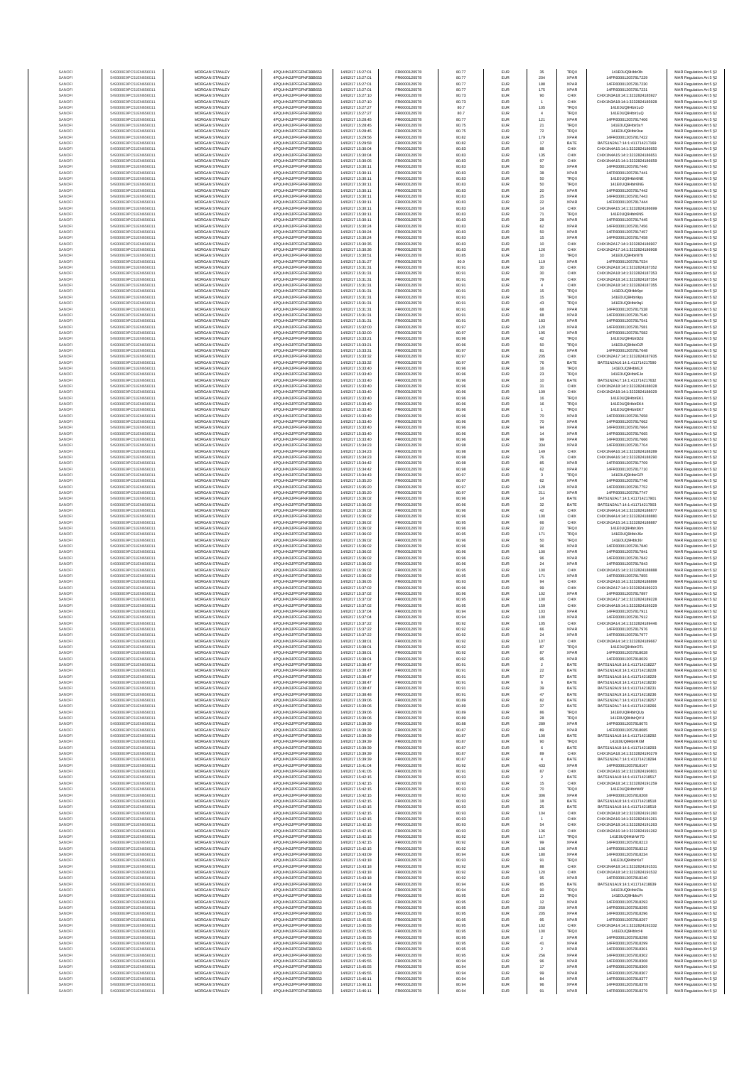| SANOFI | 549300E9PC51EN656011 | MORGAN STANLEY | 4PQUHN3JPFGFNF3BB653 | 14/02/2017 15:27:01 | FR0000120578 | 80.77 | EUR | 35 | TRQX | 141E0UQ9Hh9t0b | MAR Regulation Art 5 §2 |
|---|---|---|---|---|---|---|---|---|---|---|---|
| SANOFI | 549300E9PC51EN656011 | MORGAN STANLEY | 4PQUHN3JPFGFNF3BB653 | 14/02/2017 15:27:01 | FR0000120578 | 80.77 | EUR | 204 | XPAR | 14FR000012057817229 | MAR Regulation Art 5 §2 |
| SANOFI | 549300E9PC51EN656011 | MORGAN STANLEY | 4PQUHN3JPFGFNF3BB653 | 14/02/2017 15:27:01 | FR0000120578 | 80.77 | EUR | 188 | XPAR | 14FR000012057817230 | MAR Regulation Art 5 §2 |
| SANOFI | 549300E9PC51EN656011 | MORGAN STANLEY | 4PQUHN3JPFGFNF3BB653 | 14/02/2017 15:27:01 | FR0000120578 | 80.77 | EUR | 175 | XPAR | 14FR000012057817231 | MAR Regulation Art 5 §2 |
| SANOFI | 549300E9PC51EN656011 | MORGAN STANLEY | 4PQUHN3JPFGFNF3BB653 | 14/02/2017 15:27:10 | FR0000120578 | 80.73 | EUR | 90 | CHIX | CHIX1N2A18:14:1:3232824185927 | MAR Regulation Art 5 §2 |
| SANOFI | 549300E9PC51EN656011 | MORGAN STANLEY | 4PQUHN3JPFGFNF3BB653 | 14/02/2017 15:27:10 | FR0000120578 | 80.73 | EUR | 1 | CHIX | CHIX1N3A18:14:1:3232824185928 | MAR Regulation Art 5 §2 |
| SANOFI | 549300E9PC51EN656011 | MORGAN STANLEY | 4PQUHN3JPFGFNF3BB653 | 14/02/2017 15:27:27 | FR0000120578 | 80.7 | EUR | 105 | TRQX | 141E0UQ9Hh9r1uO | MAR Regulation Art 5 §2 |
| SANOFI | 549300E9PC51EN656011 | MORGAN STANLEY | 4PQUHN3JPFGFNF3BB653 | 14/02/2017 15:27:27 | FR0000120578 | 80.7 | EUR | 4 | TRQX | 141E0UQ9Hh9r1uQ | MAR Regulation Art 5 §2 |
| SANOFI | 549300E9PC51EN656011 | MORGAN STANLEY | 4PQUHN3JPFGFNF3BB653 | 14/02/2017 15:28:45 | FR0000120578 | 80.77 | EUR | 121 | XPAR | 14FR000012057817406 | MAR Regulation Art 5 §2 |
| SANOFI | 549300E9PC51EN656011 | MORGAN STANLEY | 4PQUHN3JPFGFNF3BB653 | 14/02/2017 15:28:45 | FR0000120578 | 80.75 | EUR | 21 | TRQX | 141E0UQ9Hh9r2eY | MAR Regulation Art 5 §2 |
| SANOFI | 549300E9PC51EN656011 | MORGAN STANLEY | 4PQUHN3JPFGFNF3BB653 | 14/02/2017 15:28:45 | FR0000120578 | 80.75 | EUR | 72 | TRQX | 141E0UQ9Hh9r3se | MAR Regulation Art 5 §2 |
| SANOFI | 549300E9PC51EN656011 | MORGAN STANLEY | 4PQUHN3JPFGFNF3BB653 | 14/02/2017 15:29:56 | FR0000120578 | 80.82 | EUR | 179 | XPAR | 14FR000012057817422 | MAR Regulation Art 5 §2 |
| SANOFI | 549300E9PC51EN656011 | MORGAN STANLEY | 4PQUHN3JPFGFNF3BB653 | 14/02/2017 15:29:58 | FR0000120578 | 80.82 | EUR | 17 | BATE | BATS1N2A17:14:1:411714217169 | MAR Regulation Art 5 §2 |
| SANOFI | 549300E9PC51EN656011 | MORGAN STANLEY | 4PQUHN3JPFGFNF3BB653 | 14/02/2017 15:30:04 | FR0000120578 | 80.83 | EUR | 88 | CHIX | CHIX1N4A15:14:1:3232824186050 | MAR Regulation Art 5 §2 |
| SANOFI | 549300E9PC51EN656011 | MORGAN STANLEY | 4PQUHN3JPFGFNF3BB653 | 14/02/2017 15:30:04 | FR0000120578 | 80.83 | EUR | 135 | CHIX | CHIX1N4A15:14:1:3232824186051 | MAR Regulation Art 5 §2 |
| SANOFI | 549300E9PC51EN656011 | MORGAN STANLEY | 4PQUHN3JPFGFNF3BB653 | 14/02/2017 15:30:05 | FR0000120578 | 80.83 | EUR | 97 | CHIX | CHIX1N4A15:14:1:3232824186059 | MAR Regulation Art 5 §2 |
| SANOFI | 549300E9PC51EN656011 | MORGAN STANLEY | 4PQUHN3JPFGFNF3BB653 | 14/02/2017 15:30:11 | FR0000120578 | 80.83 | EUR | 50 | XPAR | 14FR000012057817440 | MAR Regulation Art 5 §2 |
| SANOFI | 549300E9PC51EN656011 | MORGAN STANLEY | 4PQUHN3JPFGFNF3BB653 | 14/02/2017 15:30:11 | FR0000120578 | 80.83 | EUR | 38 | XPAR | 14FR000012057817441 | MAR Regulation Art 5 §2 |
| SANOFI | 549300E9PC51EN656011 | MORGAN STANLEY | 4PQUHN3JPFGFNF3BB653 | 14/02/2017 15:30:11 | FR0000120578 | 80.83 | EUR | 50 | TRQX | 141E0UQ9Hh9r6NE | MAR Regulation Art 5 §2 |
| SANOFI | 549300E9PC51EN656011 | MORGAN STANLEY | 4PQUHN3JPFGFNF3BB653 | 14/02/2017 15:30:11 | FR0000120578 | 80.83 | EUR | 50 | TRQX | 141E0UQ9Hh9r6NG | MAR Regulation Art 5 §2 |
| SANOFI | 549300E9PC51EN656011 | MORGAN STANLEY | 4PQUHN3JPFGFNF3BB653 | 14/02/2017 15:30:11 | FR0000120578 | 80.83 | EUR | 20 | XPAR | 14FR000012057817442 | MAR Regulation Art 5 §2 |
| SANOFI | 549300E9PC51EN656011 | MORGAN STANLEY | 4PQUHN3JPFGFNF3BB653 | 14/02/2017 15:30:11 | FR0000120578 | 80.83 | EUR | 25 | XPAR | 14FR000012057817443 | MAR Regulation Art 5 §2 |
| SANOFI | 549300E9PC51EN656011 | MORGAN STANLEY | 4PQUHN3JPFGFNF3BB653 | 14/02/2017 15:30:11 | FR0000120578 | 80.83 | EUR | 22 | XPAR | 14FR000012057817444 | MAR Regulation Art 5 §2 |
| SANOFI | 549300E9PC51EN656011 | MORGAN STANLEY | 4PQUHN3JPFGFNF3BB653 | 14/02/2017 15:30:11 | FR0000120578 | 80.83 | EUR | 14 | CHIX | CHIX1N4A15:14:1:3232824186099 | MAR Regulation Art 5 §2 |
| SANOFI | 549300E9PC51EN656011 | MORGAN STANLEY | 4PQUHN3JPFGFNF3BB653 | 14/02/2017 15:30:11 | FR0000120578 | 80.83 | EUR | 71 | TRQX | 141E0UQ9Hh9r6NS | MAR Regulation Art 5 §2 |
| SANOFI | 549300E9PC51EN656011 | MORGAN STANLEY | 4PQUHN3JPFGFNF3BB653 | 14/02/2017 15:30:11 | FR0000120578 | 80.83 | EUR | 28 | XPAR | 14FR000012057817445 | MAR Regulation Art 5 §2 |
| SANOFI | 549300E9PC51EN656011 | MORGAN STANLEY | 4PQUHN3JPFGFNF3BB653 | 14/02/2017 15:30:24 | FR0000120578 | 80.83 | EUR | 62 | XPAR | 14FR000012057817456 | MAR Regulation Art 5 §2 |
| SANOFI | 549300E9PC51EN656011 | MORGAN STANLEY | 4PQUHN3JPFGFNF3BB653 | 14/02/2017 15:30:24 | FR0000120578 | 80.83 | EUR | 50 | XPAR | 14FR000012057817457 | MAR Regulation Art 5 §2 |
| SANOFI | 549300E9PC51EN656011 | MORGAN STANLEY | 4PQUHN3JPFGFNF3BB653 | 14/02/2017 15:30:24 | FR0000120578 | 80.83 | EUR | 15 | XPAR | 14FR000012057817458 | MAR Regulation Art 5 §2 |
| SANOFI | 549300E9PC51EN656011 | MORGAN STANLEY | 4PQUHN3JPFGFNF3BB653 | 14/02/2017 15:30:35 | FR0000120578 | 80.83 | EUR | 10 | CHIX | CHIX1N2A17:14:1:3232824186907 | MAR Regulation Art 5 §2 |
| SANOFI | 549300E9PC51EN656011 | MORGAN STANLEY | 4PQUHN3JPFGFNF3BB653 | 14/02/2017 15:30:36 | FR0000120578 | 80.83 | EUR | 126 | CHIX | CHIX1N2A17:14:1:3232824186908 | MAR Regulation Art 5 §2 |
| SANOFI | 549300E9PC51EN656011 | MORGAN STANLEY | 4PQUHN3JPFGFNF3BB653 | 14/02/2017 15:30:51 | FR0000120578 | 80.85 | EUR | 10 | TRQX | 141E0UQ9Hh9r87h | MAR Regulation Art 5 §2 |
| SANOFI | 549300E9PC51EN656011 | MORGAN STANLEY | 4PQUHN3JPFGFNF3BB653 | 14/02/2017 15:31:27 | FR0000120578 | 80.9 | EUR | 119 | XPAR | 14FR000012057817534 | MAR Regulation Art 5 §2 |
| SANOFI | 549300E9PC51EN656011 | MORGAN STANLEY | 4PQUHN3JPFGFNF3BB653 | 14/02/2017 15:31:31 | FR0000120578 | 80.91 | EUR | 30 | CHIX | CHIX1N2A18:14:1:3232824187352 | MAR Regulation Art 5 §2 |
| SANOFI | 549300E9PC51EN656011 | MORGAN STANLEY | 4PQUHN3JPFGFNF3BB653 | 14/02/2017 15:31:31 | FR0000120578 | 80.91 | EUR | 30 | CHIX | CHIX1N2A18:14:1:3232824187353 | MAR Regulation Art 5 §2 |
| SANOFI | 549300E9PC51EN656011 | MORGAN STANLEY | 4PQUHN3JPFGFNF3BB653 | 14/02/2017 15:31:31 | FR0000120578 | 80.91 | EUR | 79 | CHIX | CHIX1N2A18:14:1:3232824187354 | MAR Regulation Art 5 §2 |
| SANOFI | 549300E9PC51EN656011 | MORGAN STANLEY | 4PQUHN3JPFGFNF3BB653 | 14/02/2017 15:31:31 | FR0000120578 | 80.91 | EUR | 4 | CHIX | CHIX1N2A18:14:1:3232824187355 | MAR Regulation Art 5 §2 |
| SANOFI | 549300E9PC51EN656011 | MORGAN STANLEY | 4PQUHN3JPFGFNF3BB653 | 14/02/2017 15:31:31 | FR0000120578 | 80.91 | EUR | 15 | TRQX | 141E0UQ9Hh9r9pt | MAR Regulation Art 5 §2 |
| SANOFI | 549300E9PC51EN656011 | MORGAN STANLEY | 4PQUHN3JPFGFNF3BB653 | 14/02/2017 15:31:31 | FR0000120578 | 80.91 | EUR | 15 | TRQX | 141E0UQ9Hh9r9py | MAR Regulation Art 5 §2 |
| SANOFI | 549300E9PC51EN656011 | MORGAN STANLEY | 4PQUHN3JPFGFNF3BB653 | 14/02/2017 15:31:31 | FR0000120578 | 80.91 | EUR | 43 | TRQX | 141E0UQ9Hh9r9q1 | MAR Regulation Art 5 §2 |
| SANOFI | 549300E9PC51EN656011 | MORGAN STANLEY | 4PQUHN3JPFGFNF3BB653 | 14/02/2017 15:31:31 | FR0000120578 | 80.91 | EUR | 68 | XPAR | 14FR000012057817538 | MAR Regulation Art 5 §2 |
| SANOFI | 549300E9PC51EN656011 | MORGAN STANLEY | 4PQUHN3JPFGFNF3BB653 | 14/02/2017 15:31:31 | FR0000120578 | 80.91 | EUR | 68 | XPAR | 14FR000012057817540 | MAR Regulation Art 5 §2 |
| SANOFI | 549300E9PC51EN656011 | MORGAN STANLEY | 4PQUHN3JPFGFNF3BB653 | 14/02/2017 15:31:31 | FR0000120578 | 80.91 | EUR | 183 | XPAR | 14FR000012057817541 | MAR Regulation Art 5 §2 |
| SANOFI | 549300E9PC51EN656011 | MORGAN STANLEY | 4PQUHN3JPFGFNF3BB653 | 14/02/2017 15:32:00 | FR0000120578 | 80.97 | EUR | 120 | XPAR | 14FR000012057817581 | MAR Regulation Art 5 §2 |
| SANOFI | 549300E9PC51EN656011 | MORGAN STANLEY | 4PQUHN3JPFGFNF3BB653 | 14/02/2017 15:32:00 | FR0000120578 | 80.97 | EUR | 195 | XPAR | 14FR000012057817582 | MAR Regulation Art 5 §2 |
| SANOFI | 549300E9PC51EN656011 | MORGAN STANLEY | 4PQUHN3JPFGFNF3BB653 | 14/02/2017 15:33:21 | FR0000120578 | 80.96 | EUR | 42 | TRQX | 141E0UQ9Hh9rDZd | MAR Regulation Art 5 §2 |
| SANOFI | 549300E9PC51EN656011 | MORGAN STANLEY | 4PQUHN3JPFGFNF3BB653 | 14/02/2017 15:33:21 | FR0000120578 | 80.96 | EUR | 50 | TRQX | 141E0UQ9Hh9rDZf | MAR Regulation Art 5 §2 |
| SANOFI | 549300E9PC51EN656011 | MORGAN STANLEY | 4PQUHN3JPFGFNF3BB653 | 14/02/2017 15:33:31 | FR0000120578 | 80.97 | EUR | 81 | XPAR | 14FR000012057817648 | MAR Regulation Art 5 §2 |
| SANOFI | 549300E9PC51EN656011 | MORGAN STANLEY | 4PQUHN3JPFGFNF3BB653 | 14/02/2017 15:33:32 | FR0000120578 | 80.97 | EUR | 205 | CHIX | CHIX1N2A17:14:1:3232824187935 | MAR Regulation Art 5 §2 |
| SANOFI | 549300E9PC51EN656011 | MORGAN STANLEY | 4PQUHN3JPFGFNF3BB653 | 14/02/2017 15:33:32 | FR0000120578 | 80.97 | EUR | 76 | BATE | BATS1N2A16:14:1:411714217590 | MAR Regulation Art 5 §2 |
| SANOFI | 549300E9PC51EN656011 | MORGAN STANLEY | 4PQUHN3JPFGFNF3BB653 | 14/02/2017 15:33:40 | FR0000120578 | 80.96 | EUR | 16 | TRQX | 141E0UQ9Hh9rEJI | MAR Regulation Art 5 §2 |
| SANOFI | 549300E9PC51EN656011 | MORGAN STANLEY | 4PQUHN3JPFGFNF3BB653 | 14/02/2017 15:33:40 | FR0000120578 | 80.96 | EUR | 23 | TRQX | 141E0UQ9Hh9rEJo | MAR Regulation Art 5 §2 |
| SANOFI | 549300E9PC51EN656011 | MORGAN STANLEY | 4PQUHN3JPFGFNF3BB653 | 14/02/2017 15:33:40 | FR0000120578 | 80.96 | EUR | 10 | BATE | BATS1N2A17:14:1:411714217632 | MAR Regulation Art 5 §2 |
| SANOFI | 549300E9PC51EN656011 | MORGAN STANLEY | 4PQUHN3JPFGFNF3BB653 | 14/02/2017 15:33:40 | FR0000120578 | 80.96 | EUR | 31 | CHIX | CHIX1N2A18:14:1:3232824188028 | MAR Regulation Art 5 §2 |
| SANOFI | 549300E9PC51EN656011 | MORGAN STANLEY | 4PQUHN3JPFGFNF3BB653 | 14/02/2017 15:33:40 | FR0000120578 | 80.96 | EUR | 109 | CHIX | CHIX1N2A18:14:1:3232824188029 | MAR Regulation Art 5 §2 |
| SANOFI | 549300E9PC51EN656011 | MORGAN STANLEY | 4PQUHN3JPFGFNF3BB653 | 14/02/2017 15:33:40 | FR0000120578 | 80.96 | EUR | 16 | TRQX | 141E0UQ9Hh9rEK1 | MAR Regulation Art 5 §2 |
| SANOFI | 549300E9PC51EN656011 | MORGAN STANLEY | 4PQUHN3JPFGFNF3BB653 | 14/02/2017 15:33:40 | FR0000120578 | 80.96 | EUR | 16 | TRQX | 141E0UQ9Hh9rEK4 | MAR Regulation Art 5 §2 |
| SANOFI | 549300E9PC51EN656011 | MORGAN STANLEY | 4PQUHN3JPFGFNF3BB653 | 14/02/2017 15:33:40 | FR0000120578 | 80.96 | EUR | 1 | TRQX | 141E0UQ9Hh9rEK7 | MAR Regulation Art 5 §2 |
| SANOFI | 549300E9PC51EN656011 | MORGAN STANLEY | 4PQUHN3JPFGFNF3BB653 | 14/02/2017 15:33:40 | FR0000120578 | 80.96 | EUR | 70 | XPAR | 14FR000012057817658 | MAR Regulation Art 5 §2 |
| SANOFI | 549300E9PC51EN656011 | MORGAN STANLEY | 4PQUHN3JPFGFNF3BB653 | 14/02/2017 15:33:40 | FR0000120578 | 80.96 | EUR | 70 | XPAR | 14FR000012057817662 | MAR Regulation Art 5 §2 |
| SANOFI | 549300E9PC51EN656011 | MORGAN STANLEY | 4PQUHN3JPFGFNF3BB653 | 14/02/2017 15:33:40 | FR0000120578 | 80.96 | EUR | 94 | XPAR | 14FR000012057817664 | MAR Regulation Art 5 §2 |
| SANOFI | 549300E9PC51EN656011 | MORGAN STANLEY | 4PQUHN3JPFGFNF3BB653 | 14/02/2017 15:33:40 | FR0000120578 | 80.96 | EUR | 14 | XPAR | 14FR000012057817665 | MAR Regulation Art 5 §2 |
| SANOFI | 549300E9PC51EN656011 | MORGAN STANLEY | 4PQUHN3JPFGFNF3BB653 | 14/02/2017 15:33:40 | FR0000120578 | 80.96 | EUR | 99 | XPAR | 14FR000012057817666 | MAR Regulation Art 5 §2 |
| SANOFI | 549300E9PC51EN656011 | MORGAN STANLEY | 4PQUHN3JPFGFNF3BB653 | 14/02/2017 15:34:23 | FR0000120578 | 80.98 | EUR | 334 | XPAR | 14FR000012057817704 | MAR Regulation Art 5 §2 |
| SANOFI | 549300E9PC51EN656011 | MORGAN STANLEY | 4PQUHN3JPFGFNF3BB653 | 14/02/2017 15:34:23 | FR0000120578 | 80.98 | EUR | 149 | CHIX | CHIX1N4A16:14:1:3232824188289 | MAR Regulation Art 5 §2 |
| SANOFI | 549300E9PC51EN656011 | MORGAN STANLEY | 4PQUHN3JPFGFNF3BB653 | 14/02/2017 15:34:23 | FR0000120578 | 80.98 | EUR | 76 | CHIX | CHIX1N4A16:14:1:3232824188290 | MAR Regulation Art 5 §2 |
| SANOFI | 549300E9PC51EN656011 | MORGAN STANLEY | 4PQUHN3JPFGFNF3BB653 | 14/02/2017 15:34:42 | FR0000120578 | 80.98 | EUR | 85 | XPAR | 14FR000012057817709 | MAR Regulation Art 5 §2 |
| SANOFI | 549300E9PC51EN656011 | MORGAN STANLEY | 4PQUHN3JPFGFNF3BB653 | 14/02/2017 15:34:42 | FR0000120578 | 80.98 | EUR | 62 | XPAR | 14FR000012057817710 | MAR Regulation Art 5 §2 |
| SANOFI | 549300E9PC51EN656011 | MORGAN STANLEY | 4PQUHN3JPFGFNF3BB653 | 14/02/2017 15:34:43 | FR0000120578 | 80.97 | EUR | 3 | TRQX | 141E0UQ9Hh9rGPI | MAR Regulation Art 5 §2 |
| SANOFI | 549300E9PC51EN656011 | MORGAN STANLEY | 4PQUHN3JPFGFNF3BB653 | 14/02/2017 15:35:20 | FR0000120578 | 80.97 | EUR | 62 | XPAR | 14FR000012057817746 | MAR Regulation Art 5 §2 |
| SANOFI | 549300E9PC51EN656011 | MORGAN STANLEY | 4PQUHN3JPFGFNF3BB653 | 14/02/2017 15:35:20 | FR0000120578 | 80.97 | EUR | 128 | XPAR | 14FR000012057817752 | MAR Regulation Art 5 §2 |
| SANOFI | 549300E9PC51EN656011 | MORGAN STANLEY | 4PQUHN3JPFGFNF3BB653 | 14/02/2017 15:35:20 | FR0000120578 | 80.97 | EUR | 211 | XPAR | 14FR000012057817747 | MAR Regulation Art 5 §2 |
| SANOFI | 549300E9PC51EN656011 | MORGAN STANLEY | 4PQUHN3JPFGFNF3BB653 | 14/02/2017 15:36:02 | FR0000120578 | 80.96 | EUR | 14 | BATE | BATS1N2A17:14:1:411714217901 | MAR Regulation Art 5 §2 |
| SANOFI | 549300E9PC51EN656011 | MORGAN STANLEY | 4PQUHN3JPFGFNF3BB653 | 14/02/2017 15:36:02 | FR0000120578 | 80.96 | EUR | 32 | BATE | BATS1N2A17:14:1:411714217903 | MAR Regulation Art 5 §2 |
| SANOFI | 549300E9PC51EN656011 | MORGAN STANLEY | 4PQUHN3JPFGFNF3BB653 | 14/02/2017 15:36:02 | FR0000120578 | 80.96 | EUR | 42 | CHIX | CHIX1N4A14:14:1:3232824188877 | MAR Regulation Art 5 §2 |
| SANOFI | 549300E9PC51EN656011 | MORGAN STANLEY | 4PQUHN3JPFGFNF3BB653 | 14/02/2017 15:36:02 | FR0000120578 | 80.96 | EUR | 100 | CHIX | CHIX1N4A14:14:1:3232824188880 | MAR Regulation Art 5 §2 |
| SANOFI | 549300E9PC51EN656011 | MORGAN STANLEY | 4PQUHN3JPFGFNF3BB653 | 14/02/2017 15:36:02 | FR0000120578 | 80.95 | EUR | 66 | CHIX | CHIX1N1A15:14:1:3232824188887 | MAR Regulation Art 5 §2 |
| SANOFI | 549300E9PC51EN656011 | MORGAN STANLEY | 4PQUHN3JPFGFNF3BB653 | 14/02/2017 15:36:02 | FR0000120578 | 80.96 | EUR | 22 | TRQX | 141E0UQ9Hh9rJ6m | MAR Regulation Art 5 §2 |
| SANOFI | 549300E9PC51EN656011 | MORGAN STANLEY | 4PQUHN3JPFGFNF3BB653 | 14/02/2017 15:36:02 | FR0000120578 | 80.95 | EUR | 171 | TRQX | 141E0UQ9Hh9rJ6z | MAR Regulation Art 5 §2 |
| SANOFI | 549300E9PC51EN656011 | MORGAN STANLEY | 4PQUHN3JPFGFNF3BB653 | 14/02/2017 15:36:02 | FR0000120578 | 80.96 | EUR | 50 | TRQX | 141E0UQ9Hh9rJ6r | MAR Regulation Art 5 §2 |
| SANOFI | 549300E9PC51EN656011 | MORGAN STANLEY | 4PQUHN3JPFGFNF3BB653 | 14/02/2017 15:36:02 | FR0000120578 | 80.96 | EUR | 96 | XPAR | 14FR000012057817840 | MAR Regulation Art 5 §2 |
| SANOFI | 549300E9PC51EN656011 | MORGAN STANLEY | 4PQUHN3JPFGFNF3BB653 | 14/02/2017 15:36:02 | FR0000120578 | 80.96 | EUR | 100 | XPAR | 14FR000012057817841 | MAR Regulation Art 5 §2 |
| SANOFI | 549300E9PC51EN656011 | MORGAN STANLEY | 4PQUHN3JPFGFNF3BB653 | 14/02/2017 15:36:02 | FR0000120578 | 80.96 | EUR | 96 | XPAR | 14FR000012057817842 | MAR Regulation Art 5 §2 |
| SANOFI | 549300E9PC51EN656011 | MORGAN STANLEY | 4PQUHN3JPFGFNF3BB653 | 14/02/2017 15:36:02 | FR0000120578 | 80.96 | EUR | 24 | XPAR | 14FR000012057817843 | MAR Regulation Art 5 §2 |
| SANOFI | 549300E9PC51EN656011 | MORGAN STANLEY | 4PQUHN3JPFGFNF3BB653 | 14/02/2017 15:36:02 | FR0000120578 | 80.95 | EUR | 100 | CHIX | CHIX1N1A15:14:1:3232824188888 | MAR Regulation Art 5 §2 |
| SANOFI | 549300E9PC51EN656011 | MORGAN STANLEY | 4PQUHN3JPFGFNF3BB653 | 14/02/2017 15:36:02 | FR0000120578 | 80.95 | EUR | 171 | XPAR | 14FR000012057817855 | MAR Regulation Art 5 §2 |
| SANOFI | 549300E9PC51EN656011 | MORGAN STANLEY | 4PQUHN3JPFGFNF3BB653 | 14/02/2017 15:36:05 | FR0000120578 | 80.93 | EUR | 94 | CHIX | CHIX1N2A16:14:1:3232824188899 | MAR Regulation Art 5 §2 |
| SANOFI | 549300E9PC51EN656011 | MORGAN STANLEY | 4PQUHN3JPFGFNF3BB653 | 14/02/2017 15:37:02 | FR0000120578 | 80.96 | EUR | 99 | CHIX | CHIX1N2A17:14:1:3232824189223 | MAR Regulation Art 5 §2 |
| SANOFI | 549300E9PC51EN656011 | MORGAN STANLEY | 4PQUHN3JPFGFNF3BB653 | 14/02/2017 15:37:02 | FR0000120578 | 80.96 | EUR | 102 | XPAR | 14FR000012057817897 | MAR Regulation Art 5 §2 |
| SANOFI | 549300E9PC51EN656011 | MORGAN STANLEY | 4PQUHN3JPFGFNF3BB653 | 14/02/2017 15:37:02 | FR0000120578 | 80.95 | EUR | 100 | CHIX | CHIX1N2A17:14:1:3232824189228 | MAR Regulation Art 5 §2 |
| SANOFI | 549300E9PC51EN656011 | MORGAN STANLEY | 4PQUHN3JPFGFNF3BB653 | 14/02/2017 15:37:02 | FR0000120578 | 80.95 | EUR | 159 | CHIX | CHIX1N4A16:14:1:3232824189229 | MAR Regulation Art 5 §2 |
| SANOFI | 549300E9PC51EN656011 | MORGAN STANLEY | 4PQUHN3JPFGFNF3BB653 | 14/02/2017 15:37:04 | FR0000120578 | 80.94 | EUR | 103 | XPAR | 14FR000012057817911 | MAR Regulation Art 5 §2 |
| SANOFI | 549300E9PC51EN656011 | MORGAN STANLEY | 4PQUHN3JPFGFNF3BB653 | 14/02/2017 15:37:04 | FR0000120578 | 80.94 | EUR | 100 | XPAR | 14FR000012057817912 | MAR Regulation Art 5 §2 |
| SANOFI | 549300E9PC51EN656011 | MORGAN STANLEY | 4PQUHN3JPFGFNF3BB653 | 14/02/2017 15:37:22 | FR0000120578 | 80.92 | EUR | 105 | CHIX | CHIX1N3A14:14:1:3232824189446 | MAR Regulation Art 5 §2 |
| SANOFI | 549300E9PC51EN656011 | MORGAN STANLEY | 4PQUHN3JPFGFNF3BB653 | 14/02/2017 15:37:22 | FR0000120578 | 80.92 | EUR | 66 | XPAR | 14FR000012057817976 | MAR Regulation Art 5 §2 |
| SANOFI | 549300E9PC51EN656011 | MORGAN STANLEY | 4PQUHN3JPFGFNF3BB653 | 14/02/2017 15:37:22 | FR0000120578 | 80.92 | EUR | 24 | XPAR | 14FR000012057817977 | MAR Regulation Art 5 §2 |
| SANOFI | 549300E9PC51EN656011 | MORGAN STANLEY | 4PQUHN3JPFGFNF3BB653 | 14/02/2017 15:38:01 | FR0000120578 | 80.92 | EUR | 107 | CHIX | CHIX1N3A14:14:1:3232824189667 | MAR Regulation Art 5 §2 |
| SANOFI | 549300E9PC51EN656011 | MORGAN STANLEY | 4PQUHN3JPFGFNF3BB653 | 14/02/2017 15:38:01 | FR0000120578 | 80.92 | EUR | 87 | TRQX | 141E0UQ9Hh9rOTL | MAR Regulation Art 5 §2 |
| SANOFI | 549300E9PC51EN656011 | MORGAN STANLEY | 4PQUHN3JPFGFNF3BB653 | 14/02/2017 15:38:01 | FR0000120578 | 80.92 | EUR | 87 | XPAR | 14FR000012057818028 | MAR Regulation Art 5 §2 |
| SANOFI | 549300E9PC51EN656011 | MORGAN STANLEY | 4PQUHN3JPFGFNF3BB653 | 14/02/2017 15:38:01 | FR0000120578 | 80.92 | EUR | 95 | XPAR | 14FR000012057818029 | MAR Regulation Art 5 §2 |
| SANOFI | 549300E9PC51EN656011 | MORGAN STANLEY | 4PQUHN3JPFGFNF3BB653 | 14/02/2017 15:38:47 | FR0000120578 | 80.91 | EUR | 2 | BATE | BATS1N1A18:14:1:411714218227 | MAR Regulation Art 5 §2 |
| SANOFI | 549300E9PC51EN656011 | MORGAN STANLEY | 4PQUHN3JPFGFNF3BB653 | 14/02/2017 15:38:47 | FR0000120578 | 80.91 | EUR | 22 | BATE | BATS1N1A18:14:1:411714218228 | MAR Regulation Art 5 §2 |
| SANOFI | 549300E9PC51EN656011 | MORGAN STANLEY | 4PQUHN3JPFGFNF3BB653 | 14/02/2017 15:38:47 | FR0000120578 | 80.91 | EUR | 57 | BATE | BATS1N1A18:14:1:411714218229 | MAR Regulation Art 5 §2 |
| SANOFI | 549300E9PC51EN656011 | MORGAN STANLEY | 4PQUHN3JPFGFNF3BB653 | 14/02/2017 15:38:47 | FR0000120578 | 80.91 | EUR | 6 | BATE | BATS1N1A18:14:1:411714218230 | MAR Regulation Art 5 §2 |
| SANOFI | 549300E9PC51EN656011 | MORGAN STANLEY | 4PQUHN3JPFGFNF3BB653 | 14/02/2017 15:38:47 | FR0000120578 | 80.91 | EUR | 39 | BATE | BATS1N2A19:14:1:411714218231 | MAR Regulation Art 5 §2 |
| SANOFI | 549300E9PC51EN656011 | MORGAN STANLEY | 4PQUHN3JPFGFNF3BB653 | 14/02/2017 15:38:48 | FR0000120578 | 80.91 | EUR | 47 | BATE | BATS1N2A19:14:1:411714218236 | MAR Regulation Art 5 §2 |
| SANOFI | 549300E9PC51EN656011 | MORGAN STANLEY | 4PQUHN3JPFGFNF3BB653 | 14/02/2017 15:39:06 | FR0000120578 | 80.89 | EUR | 82 | BATE | BATS1N2A17:14:1:411714218257 | MAR Regulation Art 5 §2 |
| SANOFI | 549300E9PC51EN656011 | MORGAN STANLEY | 4PQUHN3JPFGFNF3BB653 | 14/02/2017 15:39:06 | FR0000120578 | 80.89 | EUR | 37 | BATE | BATS1N2A17:14:1:411714218266 | MAR Regulation Art 5 §2 |
| SANOFI | 549300E9PC51EN656011 | MORGAN STANLEY | 4PQUHN3JPFGFNF3BB653 | 14/02/2017 15:39:06 | FR0000120578 | 80.89 | EUR | 86 | TRQX | 141E0UQ9Hh9rQUp | MAR Regulation Art 5 §2 |
| SANOFI | 549300E9PC51EN656011 | MORGAN STANLEY | 4PQUHN3JPFGFNF3BB653 | 14/02/2017 15:39:06 | FR0000120578 | 80.89 | EUR | 28 | TRQX | 141E0UQ9Hh9rQVU | MAR Regulation Art 5 §2 |
| SANOFI | 549300E9PC51EN656011 | MORGAN STANLEY | 4PQUHN3JPFGFNF3BB653 | 14/02/2017 15:39:39 | FR0000120578 | 80.88 | EUR | 289 | XPAR | 14FR000012057818075 | MAR Regulation Art 5 §2 |
| SANOFI | 549300E9PC51EN656011 | MORGAN STANLEY | 4PQUHN3JPFGFNF3BB653 | 14/02/2017 15:39:39 | FR0000120578 | 80.87 | EUR | 89 | XPAR | 14FR000012057818085 | MAR Regulation Art 5 §2 |
| SANOFI | 549300E9PC51EN656011 | MORGAN STANLEY | 4PQUHN3JPFGFNF3BB653 | 14/02/2017 15:39:39 | FR0000120578 | 80.87 | EUR | 100 | BATE | BATS1N1A18:14:1:411714218292 | MAR Regulation Art 5 §2 |
| SANOFI | 549300E9PC51EN656011 | MORGAN STANLEY | 4PQUHN3JPFGFNF3BB653 | 14/02/2017 15:39:39 | FR0000120578 | 80.87 | EUR | 90 | TRQX | 141E0UQ9Hh9rRXM | MAR Regulation Art 5 §2 |
| SANOFI | 549300E9PC51EN656011 | MORGAN STANLEY | 4PQUHN3JPFGFNF3BB653 | 14/02/2017 15:39:39 | FR0000120578 | 80.87 | EUR | 6 | BATE | BATS1N1A18:14:1:411714218293 | MAR Regulation Art 5 §2 |
| SANOFI | 549300E9PC51EN656011 | MORGAN STANLEY | 4PQUHN3JPFGFNF3BB653 | 14/02/2017 15:39:39 | FR0000120578 | 80.87 | EUR | 89 | CHIX | CHIX1N1A18:14:1:3232824190279 | MAR Regulation Art 5 §2 |
| SANOFI | 549300E9PC51EN656011 | MORGAN STANLEY | 4PQUHN3JPFGFNF3BB653 | 14/02/2017 15:39:39 | FR0000120578 | 80.87 | EUR | 4 | BATE | BATS1N2A17:14:1:411714218294 | MAR Regulation Art 5 §2 |
| SANOFI | 549300E9PC51EN656011 | MORGAN STANLEY | 4PQUHN3JPFGFNF3BB653 | 14/02/2017 15:41:04 | FR0000120578 | 80.92 | EUR | 433 | XPAR | 14FR000012057818167 | MAR Regulation Art 5 §2 |
| SANOFI | 549300E9PC51EN656011 | MORGAN STANLEY | 4PQUHN3JPFGFNF3BB653 | 14/02/2017 15:41:05 | FR0000120578 | 80.91 | EUR | 87 | CHIX | CHIX1N1A16:14:1:3232824190801 | MAR Regulation Art 5 §2 |
| SANOFI | 549300E9PC51EN656011 | MORGAN STANLEY | 4PQUHN3JPFGFNF3BB653 | 14/02/2017 15:42:15 | FR0000120578 | 80.93 | EUR | 2 | BATE | BATS1N1A18:14:1:411714218517 | MAR Regulation Art 5 §2 |
| SANOFI | 549300E9PC51EN656011 | MORGAN STANLEY | 4PQUHN3JPFGFNF3BB653 | 14/02/2017 15:42:15 | FR0000120578 | 80.93 | EUR | 15 | CHIX | CHIX1N3A18:14:1:3232824191259 | MAR Regulation Art 5 §2 |
| SANOFI | 549300E9PC51EN656011 | MORGAN STANLEY | 4PQUHN3JPFGFNF3BB653 | 14/02/2017 15:42:15 | FR0000120578 | 80.93 | EUR | 70 | TRQX | 141E0UQ9Hh9rW6f | MAR Regulation Art 5 §2 |
| SANOFI | 549300E9PC51EN656011 | MORGAN STANLEY | 4PQUHN3JPFGFNF3BB653 | 14/02/2017 15:42:15 | FR0000120578 | 80.93 | EUR | 306 | XPAR | 14FR000012057818208 | MAR Regulation Art 5 §2 |
| SANOFI | 549300E9PC51EN656011 | MORGAN STANLEY | 4PQUHN3JPFGFNF3BB653 | 14/02/2017 15:42:15 | FR0000120578 | 80.93 | EUR | 18 | BATE | BATS1N1A18:14:1:411714218518 | MAR Regulation Art 5 §2 |
| SANOFI | 549300E9PC51EN656011 | MORGAN STANLEY | 4PQUHN3JPFGFNF3BB653 | 14/02/2017 15:42:15 | FR0000120578 | 80.93 | EUR | 25 | BATE | BATS1N1A18:14:1:411714218519 | MAR Regulation Art 5 §2 |
| SANOFI | 549300E9PC51EN656011 | MORGAN STANLEY | 4PQUHN3JPFGFNF3BB653 | 14/02/2017 15:42:15 | FR0000120578 | 80.93 | EUR | 104 | CHIX | CHIX1N2A18:14:1:3232824191260 | MAR Regulation Art 5 §2 |
| SANOFI | 549300E9PC51EN656011 | MORGAN STANLEY | 4PQUHN3JPFGFNF3BB653 | 14/02/2017 15:42:15 | FR0000120578 | 80.93 | EUR | 1 | CHIX | CHIX1N2A16:14:1:3232824191261 | MAR Regulation Art 5 §2 |
| SANOFI | 549300E9PC51EN656011 | MORGAN STANLEY | 4PQUHN3JPFGFNF3BB653 | 14/02/2017 15:42:15 | FR0000120578 | 80.93 | EUR | 54 | CHIX | CHIX1N3A18:14:1:3232824191263 | MAR Regulation Art 5 §2 |
| SANOFI | 549300E9PC51EN656011 | MORGAN STANLEY | 4PQUHN3JPFGFNF3BB653 | 14/02/2017 15:42:15 | FR0000120578 | 80.93 | EUR | 136 | CHIX | CHIX1N2A16:14:1:3232824191262 | MAR Regulation Art 5 §2 |
| SANOFI | 549300E9PC51EN656011 | MORGAN STANLEY | 4PQUHN3JPFGFNF3BB653 | 14/02/2017 15:42:15 | FR0000120578 | 80.92 | EUR | 117 | TRQX | 141E0UQ9Hh9rWTO | MAR Regulation Art 5 §2 |
| SANOFI | 549300E9PC51EN656011 | MORGAN STANLEY | 4PQUHN3JPFGFNF3BB653 | 14/02/2017 15:42:15 | FR0000120578 | 80.92 | EUR | 99 | XPAR | 14FR000012057818213 | MAR Regulation Art 5 §2 |
| SANOFI | 549300E9PC51EN656011 | MORGAN STANLEY | 4PQUHN3JPFGFNF3BB653 | 14/02/2017 15:42:15 | FR0000120578 | 80.92 | EUR | 106 | XPAR | 14FR000012057818212 | MAR Regulation Art 5 §2 |
| SANOFI | 549300E9PC51EN656011 | MORGAN STANLEY | 4PQUHN3JPFGFNF3BB653 | 14/02/2017 15:43:09 | FR0000120578 | 80.92 | EUR | 180 | XPAR | 14FR000012057818234 | MAR Regulation Art 5 §2 |
| SANOFI | 549300E9PC51EN656011 | MORGAN STANLEY | 4PQUHN3JPFGFNF3BB653 | 14/02/2017 15:43:18 | FR0000120578 | 80.93 | EUR | 91 | TRQX | 141E0UQ9Hh9rXoT | MAR Regulation Art 5 §2 |
| SANOFI | 549300E9PC51EN656011 | MORGAN STANLEY | 4PQUHN3JPFGFNF3BB653 | 14/02/2017 15:43:18 | FR0000120578 | 80.92 | EUR | 88 | CHIX | CHIX1N4A18:14:1:3232824191531 | MAR Regulation Art 5 §2 |
| SANOFI | 549300E9PC51EN656011 | MORGAN STANLEY | 4PQUHN3JPFGFNF3BB653 | 14/02/2017 15:43:18 | FR0000120578 | 80.92 | EUR | 120 | CHIX | CHIX1N4A18:14:1:3232824191532 | MAR Regulation Art 5 §2 |
| SANOFI | 549300E9PC51EN656011 | MORGAN STANLEY | 4PQUHN3JPFGFNF3BB653 | 14/02/2017 15:43:18 | FR0000120578 | 80.92 | EUR | 95 | XPAR | 14FR000012057818240 | MAR Regulation Art 5 §2 |
| SANOFI | 549300E9PC51EN656011 | MORGAN STANLEY | 4PQUHN3JPFGFNF3BB653 | 14/02/2017 15:44:04 | FR0000120578 | 80.94 | EUR | 85 | BATE | BATS1N1A19:14:1:411714218639 | MAR Regulation Art 5 §2 |
| SANOFI | 549300E9PC51EN656011 | MORGAN STANLEY | 4PQUHN3JPFGFNF3BB653 | 14/02/2017 15:44:04 | FR0000120578 | 80.94 | EUR | 90 | TRQX | 141E0UQ9Hh9rZ0u | MAR Regulation Art 5 §2 |
| SANOFI | 549300E9PC51EN656011 | MORGAN STANLEY | 4PQUHN3JPFGFNF3BB653 | 14/02/2017 15:45:53 | FR0000120578 | 80.95 | EUR | 23 | TRQX | 141E0UQ9Hh9rcFI | MAR Regulation Art 5 §2 |
| SANOFI | 549300E9PC51EN656011 | MORGAN STANLEY | 4PQUHN3JPFGFNF3BB653 | 14/02/2017 15:45:55 | FR0000120578 | 80.95 | EUR | 12 | XPAR | 14FR000012057818293 | MAR Regulation Art 5 §2 |
| SANOFI | 549300E9PC51EN656011 | MORGAN STANLEY | 4PQUHN3JPFGFNF3BB653 | 14/02/2017 15:45:55 | FR0000120578 | 80.95 | EUR | 259 | XPAR | 14FR000012057818295 | MAR Regulation Art 5 §2 |
| SANOFI | 549300E9PC51EN656011 | MORGAN STANLEY | 4PQUHN3JPFGFNF3BB653 | 14/02/2017 15:45:55 | FR0000120578 | 80.95 | EUR | 205 | XPAR | 14FR000012057818296 | MAR Regulation Art 5 §2 |
| SANOFI | 549300E9PC51EN656011 | MORGAN STANLEY | 4PQUHN3JPFGFNF3BB653 | 14/02/2017 15:45:55 | FR0000120578 | 80.95 | EUR | 85 | XPAR | 14FR000012057818297 | MAR Regulation Art 5 §2 |
| SANOFI | 549300E9PC51EN656011 | MORGAN STANLEY | 4PQUHN3JPFGFNF3BB653 | 14/02/2017 15:45:55 | FR0000120578 | 80.95 | EUR | 102 | CHIX | CHIX1N4A14:14:1:3232824192332 | MAR Regulation Art 5 §2 |
| SANOFI | 549300E9PC51EN656011 | MORGAN STANLEY | 4PQUHN3JPFGFNF3BB653 | 14/02/2017 15:45:55 | FR0000120578 | 80.95 | EUR | 100 | TRQX | 141E0UQ9Hh9rcHi | MAR Regulation Art 5 §2 |
| SANOFI | 549300E9PC51EN656011 | MORGAN STANLEY | 4PQUHN3JPFGFNF3BB653 | 14/02/2017 15:45:55 | FR0000120578 | 80.95 | EUR | 2 | XPAR | 14FR000012057818298 | MAR Regulation Art 5 §2 |
| SANOFI | 549300E9PC51EN656011 | MORGAN STANLEY | 4PQUHN3JPFGFNF3BB653 | 14/02/2017 15:45:55 | FR0000120578 | 80.95 | EUR | 41 | XPAR | 14FR000012057818299 | MAR Regulation Art 5 §2 |
| SANOFI | 549300E9PC51EN656011 | MORGAN STANLEY | 4PQUHN3JPFGFNF3BB653 | 14/02/2017 15:45:55 | FR0000120578 | 80.95 | EUR | 2 | XPAR | 14FR000012057818301 | MAR Regulation Art 5 §2 |
| SANOFI | 549300E9PC51EN656011 | MORGAN STANLEY | 4PQUHN3JPFGFNF3BB653 | 14/02/2017 15:45:55 | FR0000120578 | 80.95 | EUR | 256 | XPAR | 14FR000012057818302 | MAR Regulation Art 5 §2 |
| SANOFI | 549300E9PC51EN656011 | MORGAN STANLEY | 4PQUHN3JPFGFNF3BB653 | 14/02/2017 15:45:55 | FR0000120578 | 80.94 | EUR | 96 | XPAR | 14FR000012057818308 | MAR Regulation Art 5 §2 |
| SANOFI | 549300E9PC51EN656011 | MORGAN STANLEY | 4PQUHN3JPFGFNF3BB653 | 14/02/2017 15:45:55 | FR0000120578 | 80.94 | EUR | 17 | XPAR | 14FR000012057818309 | MAR Regulation Art 5 §2 |
| SANOFI | 549300E9PC51EN656011 | MORGAN STANLEY | 4PQUHN3JPFGFNF3BB653 | 14/02/2017 15:45:55 | FR0000120578 | 80.94 | EUR | 99 | XPAR | 14FR000012057818307 | MAR Regulation Art 5 §2 |
| SANOFI | 549300E9PC51EN656011 | MORGAN STANLEY | 4PQUHN3JPFGFNF3BB653 | 14/02/2017 15:46:11 | FR0000120578 | 80.94 | EUR | 84 | XPAR | 14FR000012057818377 | MAR Regulation Art 5 §2 |
| SANOFI | 549300E9PC51EN656011 | MORGAN STANLEY | 4PQUHN3JPFGFNF3BB653 | 14/02/2017 15:46:11 | FR0000120578 | 80.94 | EUR | 96 | XPAR | 14FR000012057818378 | MAR Regulation Art 5 §2 |
| SANOFI | 549300E9PC51EN656011 | MORGAN STANLEY | 4PQUHN3JPFGFNF3BB653 | 14/02/2017 15:46:11 | FR0000120578 | 80.94 | EUR | 91 | XPAR | 14FR000012057818379 | MAR Regulation Art 5 §2 |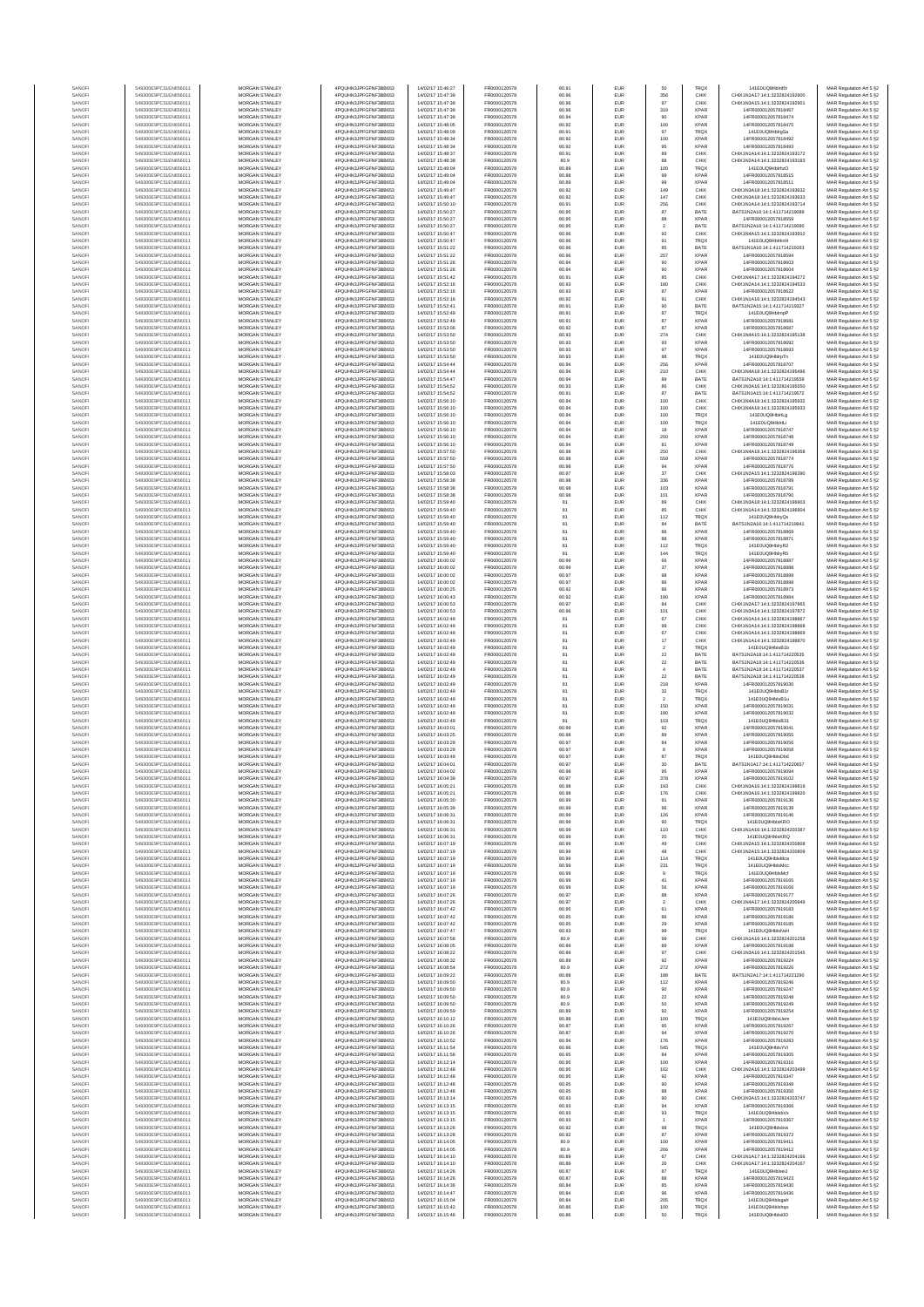| | | | | | | | | | | | |
|---|---|---|---|---|---|---|---|---|---|---|---|
| SANOFI | 549300E9PC51EN656011 | MORGAN STANLEY | 4PQUHN3JPFGFNF3BB653 | 14/02/17 15:46:27 | FR0000120578 | 80.91 | EUR | 50 | TRQX | 141E0UQ8HbbdIV | MAR Regulation Art 5 §2 |
| SANOFI | 549300E9PC51EN656011 | MORGAN STANLEY | 4PQUHN3JPFGFNF3BB653 | 14/02/17 15:47:39 | FR0000120578 | 80.96 | EUR | 356 | CHIX | CHIX1N1A17:14:1:3232824192900 | MAR Regulation Art 5 §2 |
| SANOFI | 549300E9PC51EN656011 | MORGAN STANLEY | 4PQUHN3JPFGFNF3BB653 | 14/02/17 15:47:39 | FR0000120578 | 80.96 | EUR | 97 | CHIX | CHIX1N3A15:14:1:3232824192901 | MAR Regulation Art 5 §2 |
| SANOFI | 549300E9PC51EN656011 | MORGAN STANLEY | 4PQUHN3JPFGFNF3BB653 | 14/02/17 15:47:39 | FR0000120578 | 80.96 | EUR | 319 | XPAR | 14FR000012057818467 | MAR Regulation Art 5 §2 |
| SANOFI | 549300E9PC51EN656011 | MORGAN STANLEY | 4PQUHN3JPFGFNF3BB653 | 14/02/17 15:47:39 | FR0000120578 | 80.94 | EUR | 90 | XPAR | 14FR000012057818474 | MAR Regulation Art 5 §2 |
| SANOFI | 549300E9PC51EN656011 | MORGAN STANLEY | 4PQUHN3JPFGFNF3BB653 | 14/02/17 15:48:05 | FR0000120578 | 80.92 | EUR | 100 | XPAR | 14FR000012057818475 | MAR Regulation Art 5 §2 |
| SANOFI | 549300E9PC51EN656011 | MORGAN STANLEY | 4PQUHN3JPFGFNF3BB653 | 14/02/17 15:48:09 | FR0000120578 | 80.91 | EUR | 97 | TRQX | 141E0UQ8HbhtgSa | MAR Regulation Art 5 §2 |
| SANOFI | 549300E9PC51EN656011 | MORGAN STANLEY | 4PQUHN3JPFGFNF3BB653 | 14/02/17 15:48:34 | FR0000120578 | 80.92 | EUR | 100 | XPAR | 14FR000012057818492 | MAR Regulation Art 5 §2 |
| SANOFI | 549300E9PC51EN656011 | MORGAN STANLEY | 4PQUHN3JPFGFNF3BB653 | 14/02/17 15:48:34 | FR0000120578 | 80.92 | EUR | 95 | XPAR | 14FR000012057818493 | MAR Regulation Art 5 §2 |
| SANOFI | 549300E9PC51EN656011 | MORGAN STANLEY | 4PQUHN3JPFGFNF3BB653 | 14/02/17 15:48:37 | FR0000120578 | 80.91 | EUR | 89 | CHIX | CHIX1N1A14:14:1:3232824193172 | MAR Regulation Art 5 §2 |
| SANOFI | 549300E9PC51EN656011 | MORGAN STANLEY | 4PQUHN3JPFGFNF3BB653 | 14/02/17 15:48:38 | FR0000120578 | 80.9 | EUR | 88 | CHIX | CHIX1N2A14:14:1:3232824193183 | MAR Regulation Art 5 §2 |
| SANOFI | 549300E9PC51EN656011 | MORGAN STANLEY | 4PQUHN3JPFGFNF3BB653 | 14/02/17 15:49:04 | FR0000120578 | 80.89 | EUR | 100 | TRQX | 141E0UQ8HbbhzO | MAR Regulation Art 5 §2 |
| SANOFI | 549300E9PC51EN656011 | MORGAN STANLEY | 4PQUHN3JPFGFNF3BB653 | 14/02/17 15:49:04 | FR0000120578 | 80.88 | EUR | 99 | XPAR | 14FR000012057818515 | MAR Regulation Art 5 §2 |
| SANOFI | 549300E9PC51EN656011 | MORGAN STANLEY | 4PQUHN3JPFGFNF3BB653 | 14/02/17 15:49:04 | FR0000120578 | 80.88 | EUR | 99 | XPAR | 14FR000012057818511 | MAR Regulation Art 5 §2 |
| SANOFI | 549300E9PC51EN656011 | MORGAN STANLEY | 4PQUHN3JPFGFNF3BB653 | 14/02/17 15:49:47 | FR0000120578 | 80.92 | EUR | 149 | CHIX | CHIX1N3A18:14:1:3232824193632 | MAR Regulation Art 5 §2 |
| SANOFI | 549300E9PC51EN656011 | MORGAN STANLEY | 4PQUHN3JPFGFNF3BB653 | 14/02/17 15:49:47 | FR0000120578 | 80.92 | EUR | 147 | CHIX | CHIX1N3A18:14:1:3232824193633 | MAR Regulation Art 5 §2 |
| SANOFI | 549300E9PC51EN656011 | MORGAN STANLEY | 4PQUHN3JPFGFNF3BB653 | 14/02/17 15:50:10 | FR0000120578 | 80.91 | EUR | 256 | CHIX | CHIX1N1A14:14:1:3232824193714 | MAR Regulation Art 5 §2 |
| SANOFI | 549300E9PC51EN656011 | MORGAN STANLEY | 4PQUHN3JPFGFNF3BB653 | 14/02/17 15:50:27 | FR0000120578 | 80.95 | EUR | 87 | BATE | BATS1N2A16:14:1:411714219089 | MAR Regulation Art 5 §2 |
| SANOFI | 549300E9PC51EN656011 | MORGAN STANLEY | 4PQUHN3JPFGFNF3BB653 | 14/02/17 15:50:27 | FR0000120578 | 80.95 | EUR | 88 | XPAR | 14FR000012057818559 | MAR Regulation Art 5 §2 |
| SANOFI | 549300E9PC51EN656011 | MORGAN STANLEY | 4PQUHN3JPFGFNF3BB653 | 14/02/17 15:50:27 | FR0000120578 | 80.95 | EUR | 2 | BATE | BATS1N2A18:14:1:411714219090 | MAR Regulation Art 5 §2 |
| SANOFI | 549300E9PC51EN656011 | MORGAN STANLEY | 4PQUHN3JPFGFNF3BB653 | 14/02/17 15:50:47 | FR0000120578 | 80.96 | EUR | 92 | CHIX | CHIX1N4A15:14:1:3232824193910 | MAR Regulation Art 5 §2 |
| SANOFI | 549300E9PC51EN656011 | MORGAN STANLEY | 4PQUHN3JPFGFNF3BB653 | 14/02/17 15:50:47 | FR0000120578 | 80.96 | EUR | 91 | TRQX | 141E0UQ8HbbkvH | MAR Regulation Art 5 §2 |
| SANOFI | 549300E9PC51EN656011 | MORGAN STANLEY | 4PQUHN3JPFGFNF3BB653 | 14/02/17 15:51:22 | FR0000120578 | 80.96 | EUR | 85 | BATE | BATS1N1A16:14:1:411714219163 | MAR Regulation Art 5 §2 |
| SANOFI | 549300E9PC51EN656011 | MORGAN STANLEY | 4PQUHN3JPFGFNF3BB653 | 14/02/17 15:51:22 | FR0000120578 | 80.96 | EUR | 257 | XPAR | 14FR000012057818594 | MAR Regulation Art 5 §2 |
| SANOFI | 549300E9PC51EN656011 | MORGAN STANLEY | 4PQUHN3JPFGFNF3BB653 | 14/02/17 15:51:26 | FR0000120578 | 80.94 | EUR | 90 | XPAR | 14FR000012057818603 | MAR Regulation Art 5 §2 |
| SANOFI | 549300E9PC51EN656011 | MORGAN STANLEY | 4PQUHN3JPFGFNF3BB653 | 14/02/17 15:51:26 | FR0000120578 | 80.94 | EUR | 90 | XPAR | 14FR000012057818604 | MAR Regulation Art 5 §2 |
| SANOFI | 549300E9PC51EN656011 | MORGAN STANLEY | 4PQUHN3JPFGFNF3BB653 | 14/02/17 15:51:42 | FR0000120578 | 80.91 | EUR | 85 | CHIX | CHIX1N4A17:14:1:3232824194272 | MAR Regulation Art 5 §2 |
| SANOFI | 549300E9PC51EN656011 | MORGAN STANLEY | 4PQUHN3JPFGFNF3BB653 | 14/02/17 15:52:16 | FR0000120578 | 80.93 | EUR | 180 | CHIX | CHIX1N2A14:14:1:3232824194533 | MAR Regulation Art 5 §2 |
| SANOFI | 549300E9PC51EN656011 | MORGAN STANLEY | 4PQUHN3JPFGFNF3BB653 | 14/02/17 15:52:16 | FR0000120578 | 80.93 | EUR | 87 | XPAR | 14FR000012057818622 | MAR Regulation Art 5 §2 |
| SANOFI | 549300E9PC51EN656011 | MORGAN STANLEY | 4PQUHN3JPFGFNF3BB653 | 14/02/17 15:52:16 | FR0000120578 | 80.92 | EUR | 91 | CHIX | CHIX1N1A16:14:1:3232824194543 | MAR Regulation Art 5 §2 |
| SANOFI | 549300E9PC51EN656011 | MORGAN STANLEY | 4PQUHN3JPFGFNF3BB653 | 14/02/17 15:52:41 | FR0000120578 | 80.91 | EUR | 90 | BATE | BATS1N2A15:14:1:411714219327 | MAR Regulation Art 5 §2 |
| SANOFI | 549300E9PC51EN656011 | MORGAN STANLEY | 4PQUHN3JPFGFNF3BB653 | 14/02/17 15:52:49 | FR0000120578 | 80.91 | EUR | 87 | TRQX | 141E0UQ8HbbmpP | MAR Regulation Art 5 §2 |
| SANOFI | 549300E9PC51EN656011 | MORGAN STANLEY | 4PQUHN3JPFGFNF3BB653 | 14/02/17 15:52:49 | FR0000120578 | 80.91 | EUR | 87 | XPAR | 14FR000012057818681 | MAR Regulation Art 5 §2 |
| SANOFI | 549300E9PC51EN656011 | MORGAN STANLEY | 4PQUHN3JPFGFNF3BB653 | 14/02/17 15:53:06 | FR0000120578 | 80.92 | EUR | 87 | XPAR | 14FR000012057818687 | MAR Regulation Art 5 §2 |
| SANOFI | 549300E9PC51EN656011 | MORGAN STANLEY | 4PQUHN3JPFGFNF3BB653 | 14/02/17 15:53:50 | FR0000120578 | 80.93 | EUR | 274 | CHIX | CHIX1N4A15:14:1:3232824195138 | MAR Regulation Art 5 §2 |
| SANOFI | 549300E9PC51EN656011 | MORGAN STANLEY | 4PQUHN3JPFGFNF3BB653 | 14/02/17 15:53:50 | FR0000120578 | 80.93 | EUR | 93 | XPAR | 14FR000012057818692 | MAR Regulation Art 5 §2 |
| SANOFI | 549300E9PC51EN656011 | MORGAN STANLEY | 4PQUHN3JPFGFNF3BB653 | 14/02/17 15:53:50 | FR0000120578 | 80.93 | EUR | 97 | XPAR | 14FR000012057818693 | MAR Regulation Art 5 §2 |
| SANOFI | 549300E9PC51EN656011 | MORGAN STANLEY | 4PQUHN3JPFGFNF3BB653 | 14/02/17 15:53:50 | FR0000120578 | 80.93 | EUR | 88 | TRQX | 141E0UQ8HbbpTn | MAR Regulation Art 5 §2 |
| SANOFI | 549300E9PC51EN656011 | MORGAN STANLEY | 4PQUHN3JPFGFNF3BB653 | 14/02/17 15:54:44 | FR0000120578 | 80.94 | EUR | 256 | XPAR | 14FR000012057818707 | MAR Regulation Art 5 §2 |
| SANOFI | 549300E9PC51EN656011 | MORGAN STANLEY | 4PQUHN3JPFGFNF3BB653 | 14/02/17 15:54:44 | FR0000120578 | 80.94 | EUR | 210 | CHIX | CHIX1N4A18:14:1:3232824195496 | MAR Regulation Art 5 §2 |
| SANOFI | 549300E9PC51EN656011 | MORGAN STANLEY | 4PQUHN3JPFGFNF3BB653 | 14/02/17 15:54:47 | FR0000120578 | 80.94 | EUR | 89 | BATE | BATS1N2A16:14:1:411714219559 | MAR Regulation Art 5 §2 |
| SANOFI | 549300E9PC51EN656011 | MORGAN STANLEY | 4PQUHN3JPFGFNF3BB653 | 14/02/17 15:54:52 | FR0000120578 | 80.93 | EUR | 86 | CHIX | CHIX1N3A16:14:1:3232824195550 | MAR Regulation Art 5 §2 |
| SANOFI | 549300E9PC51EN656011 | MORGAN STANLEY | 4PQUHN3JPFGFNF3BB653 | 14/02/17 15:54:52 | FR0000120578 | 80.91 | EUR | 87 | BATE | BATS1N1A15:14:1:411714219572 | MAR Regulation Art 5 §2 |
| SANOFI | 549300E9PC51EN656011 | MORGAN STANLEY | 4PQUHN3JPFGFNF3BB653 | 14/02/17 15:56:10 | FR0000120578 | 80.94 | EUR | 100 | CHIX | CHIX1N4A18:14:1:3232824195932 | MAR Regulation Art 5 §2 |
| SANOFI | 549300E9PC51EN656011 | MORGAN STANLEY | 4PQUHN3JPFGFNF3BB653 | 14/02/17 15:56:10 | FR0000120578 | 80.94 | EUR | 100 | CHIX | CHIX1N4A18:14:1:3232824195933 | MAR Regulation Art 5 §2 |
| SANOFI | 549300E9PC51EN656011 | MORGAN STANLEY | 4PQUHN3JPFGFNF3BB653 | 14/02/17 15:56:10 | FR0000120578 | 80.94 | EUR | 100 | TRQX | 141E0UQ8HbbtLg | MAR Regulation Art 5 §2 |
| SANOFI | 549300E9PC51EN656011 | MORGAN STANLEY | 4PQUHN3JPFGFNF3BB653 | 14/02/17 15:56:10 | FR0000120578 | 80.94 | EUR | 100 | TRQX | 141E0UQ8HbbtmLi | MAR Regulation Art 5 §2 |
| SANOFI | 549300E9PC51EN656011 | MORGAN STANLEY | 4PQUHN3JPFGFNF3BB653 | 14/02/17 15:56:10 | FR0000120578 | 80.94 | EUR | 18 | XPAR | 14FR000012057818747 | MAR Regulation Art 5 §2 |
| SANOFI | 549300E9PC51EN656011 | MORGAN STANLEY | 4PQUHN3JPFGFNF3BB653 | 14/02/17 15:56:10 | FR0000120578 | 80.94 | EUR | 200 | XPAR | 14FR000012057818748 | MAR Regulation Art 5 §2 |
| SANOFI | 549300E9PC51EN656011 | MORGAN STANLEY | 4PQUHN3JPFGFNF3BB653 | 14/02/17 15:56:10 | FR0000120578 | 80.94 | EUR | 81 | XPAR | 14FR000012057818749 | MAR Regulation Art 5 §2 |
| SANOFI | 549300E9PC51EN656011 | MORGAN STANLEY | 4PQUHN3JPFGFNF3BB653 | 14/02/17 15:57:50 | FR0000120578 | 80.98 | EUR | 250 | CHIX | CHIX1N4A18:14:1:3232824196358 | MAR Regulation Art 5 §2 |
| SANOFI | 549300E9PC51EN656011 | MORGAN STANLEY | 4PQUHN3JPFGFNF3BB653 | 14/02/17 15:57:50 | FR0000120578 | 80.98 | EUR | 559 | XPAR | 14FR000012057818774 | MAR Regulation Art 5 §2 |
| SANOFI | 549300E9PC51EN656011 | MORGAN STANLEY | 4PQUHN3JPFGFNF3BB653 | 14/02/17 15:57:50 | FR0000120578 | 80.98 | EUR | 94 | XPAR | 14FR000012057818776 | MAR Regulation Art 5 §2 |
| SANOFI | 549300E9PC51EN656011 | MORGAN STANLEY | 4PQUHN3JPFGFNF3BB653 | 14/02/17 15:58:03 | FR0000120578 | 80.97 | EUR | 37 | CHIX | CHIX1N2A15:14:1:3232824196390 | MAR Regulation Art 5 §2 |
| SANOFI | 549300E9PC51EN656011 | MORGAN STANLEY | 4PQUHN3JPFGFNF3BB653 | 14/02/17 15:58:38 | FR0000120578 | 80.98 | EUR | 336 | XPAR | 14FR000012057818789 | MAR Regulation Art 5 §2 |
| SANOFI | 549300E9PC51EN656011 | MORGAN STANLEY | 4PQUHN3JPFGFNF3BB653 | 14/02/17 15:58:38 | FR0000120578 | 80.98 | EUR | 103 | XPAR | 14FR000012057818791 | MAR Regulation Art 5 §2 |
| SANOFI | 549300E9PC51EN656011 | MORGAN STANLEY | 4PQUHN3JPFGFNF3BB653 | 14/02/17 15:58:38 | FR0000120578 | 80.98 | EUR | 101 | XPAR | 14FR000012057818790 | MAR Regulation Art 5 §2 |
| SANOFI | 549300E9PC51EN656011 | MORGAN STANLEY | 4PQUHN3JPFGFNF3BB653 | 14/02/17 15:59:40 | FR0000120578 | 81 | EUR | 89 | CHIX | CHIX1N3A18:14:1:3232824196903 | MAR Regulation Art 5 §2 |
| SANOFI | 549300E9PC51EN656011 | MORGAN STANLEY | 4PQUHN3JPFGFNF3BB653 | 14/02/17 15:59:40 | FR0000120578 | 81 | EUR | 95 | CHIX | CHIX1N1A14:14:1:3232824196904 | MAR Regulation Art 5 §2 |
| SANOFI | 549300E9PC51EN656011 | MORGAN STANLEY | 4PQUHN3JPFGFNF3BB653 | 14/02/17 15:59:40 | FR0000120578 | 81 | EUR | 112 | TRQX | 141E0UQ8HbbyQx | MAR Regulation Art 5 §2 |
| SANOFI | 549300E9PC51EN656011 | MORGAN STANLEY | 4PQUHN3JPFGFNF3BB653 | 14/02/17 15:59:40 | FR0000120578 | 81 | EUR | 84 | BATE | BATS1N2A16:14:1:411714219941 | MAR Regulation Art 5 §2 |
| SANOFI | 549300E9PC51EN656011 | MORGAN STANLEY | 4PQUHN3JPFGFNF3BB653 | 14/02/17 15:59:40 | FR0000120578 | 81 | EUR | 86 | XPAR | 14FR000012057818869 | MAR Regulation Art 5 §2 |
| SANOFI | 549300E9PC51EN656011 | MORGAN STANLEY | 4PQUHN3JPFGFNF3BB653 | 14/02/17 15:59:40 | FR0000120578 | 81 | EUR | 88 | XPAR | 14FR000012057818871 | MAR Regulation Art 5 §2 |
| SANOFI | 549300E9PC51EN656011 | MORGAN STANLEY | 4PQUHN3JPFGFNF3BB653 | 14/02/17 15:59:40 | FR0000120578 | 81 | EUR | 112 | TRQX | 141E0UQ8HbbyR2 | MAR Regulation Art 5 §2 |
| SANOFI | 549300E9PC51EN656011 | MORGAN STANLEY | 4PQUHN3JPFGFNF3BB653 | 14/02/17 15:59:40 | FR0000120578 | 81 | EUR | 144 | TRQX | 141E0UQ8HbbyR5 | MAR Regulation Art 5 §2 |
| SANOFI | 549300E9PC51EN656011 | MORGAN STANLEY | 4PQUHN3JPFGFNF3BB653 | 14/02/17 16:00:02 | FR0000120578 | 80.99 | EUR | 66 | XPAR | 14FR000012057818887 | MAR Regulation Art 5 §2 |
| SANOFI | 549300E9PC51EN656011 | MORGAN STANLEY | 4PQUHN3JPFGFNF3BB653 | 14/02/17 16:00:02 | FR0000120578 | 80.99 | EUR | 37 | XPAR | 14FR000012057818888 | MAR Regulation Art 5 §2 |
| SANOFI | 549300E9PC51EN656011 | MORGAN STANLEY | 4PQUHN3JPFGFNF3BB653 | 14/02/17 16:00:02 | FR0000120578 | 80.97 | EUR | 98 | XPAR | 14FR000012057818899 | MAR Regulation Art 5 §2 |
| SANOFI | 549300E9PC51EN656011 | MORGAN STANLEY | 4PQUHN3JPFGFNF3BB653 | 14/02/17 16:00:02 | FR0000120578 | 80.97 | EUR | 86 | XPAR | 14FR000012057818898 | MAR Regulation Art 5 §2 |
| SANOFI | 549300E9PC51EN656011 | MORGAN STANLEY | 4PQUHN3JPFGFNF3BB653 | 14/02/17 16:00:25 | FR0000120578 | 80.92 | EUR | 86 | XPAR | 14FR000012057818973 | MAR Regulation Art 5 §2 |
| SANOFI | 549300E9PC51EN656011 | MORGAN STANLEY | 4PQUHN3JPFGFNF3BB653 | 14/02/17 16:00:43 | FR0000120578 | 80.92 | EUR | 190 | XPAR | 14FR000012057818984 | MAR Regulation Art 5 §2 |
| SANOFI | 549300E9PC51EN656011 | MORGAN STANLEY | 4PQUHN3JPFGFNF3BB653 | 14/02/17 16:00:53 | FR0000120578 | 80.97 | EUR | 84 | CHIX | CHIX1N2A17:14:1:3232824197865 | MAR Regulation Art 5 §2 |
| SANOFI | 549300E9PC51EN656011 | MORGAN STANLEY | 4PQUHN3JPFGFNF3BB653 | 14/02/17 16:00:53 | FR0000120578 | 80.96 | EUR | 101 | CHIX | CHIX1N3A14:14:1:3232824197872 | MAR Regulation Art 5 §2 |
| SANOFI | 549300E9PC51EN656011 | MORGAN STANLEY | 4PQUHN3JPFGFNF3BB653 | 14/02/17 16:02:49 | FR0000120578 | 81 | EUR | 67 | CHIX | CHIX1N1A14:14:1:3232824198867 | MAR Regulation Art 5 §2 |
| SANOFI | 549300E9PC51EN656011 | MORGAN STANLEY | 4PQUHN3JPFGFNF3BB653 | 14/02/17 16:02:49 | FR0000120578 | 81 | EUR | 99 | CHIX | CHIX1N1A14:14:1:3232824198868 | MAR Regulation Art 5 §2 |
| SANOFI | 549300E9PC51EN656011 | MORGAN STANLEY | 4PQUHN3JPFGFNF3BB653 | 14/02/17 16:02:49 | FR0000120578 | 81 | EUR | 67 | CHIX | CHIX1N1A14:14:1:3232824198869 | MAR Regulation Art 5 §2 |
| SANOFI | 549300E9PC51EN656011 | MORGAN STANLEY | 4PQUHN3JPFGFNF3BB653 | 14/02/17 16:02:49 | FR0000120578 | 81 | EUR | 17 | CHIX | CHIX1N1A14:14:1:3232824198870 | MAR Regulation Art 5 §2 |
| SANOFI | 549300E9PC51EN656011 | MORGAN STANLEY | 4PQUHN3JPFGFNF3BB653 | 14/02/17 16:02:49 | FR0000120578 | 81 | EUR | 2 | TRQX | 141E0UQ8HbbkB1b | MAR Regulation Art 5 §2 |
| SANOFI | 549300E9PC51EN656011 | MORGAN STANLEY | 4PQUHN3JPFGFNF3BB653 | 14/02/17 16:02:49 | FR0000120578 | 81 | EUR | 22 | BATE | BATS1N2A18:14:1:411714220535 | MAR Regulation Art 5 §2 |
| SANOFI | 549300E9PC51EN656011 | MORGAN STANLEY | 4PQUHN3JPFGFNF3BB653 | 14/02/17 16:02:49 | FR0000120578 | 81 | EUR | 22 | BATE | BATS1N2A18:14:1:411714220536 | MAR Regulation Art 5 §2 |
| SANOFI | 549300E9PC51EN656011 | MORGAN STANLEY | 4PQUHN3JPFGFNF3BB653 | 14/02/17 16:02:49 | FR0000120578 | 81 | EUR | 4 | BATE | BATS1N2A18:14:1:411714220537 | MAR Regulation Art 5 §2 |
| SANOFI | 549300E9PC51EN656011 | MORGAN STANLEY | 4PQUHN3JPFGFNF3BB653 | 14/02/17 16:02:49 | FR0000120578 | 81 | EUR | 22 | BATE | BATS1N2A18:14:1:411714220538 | MAR Regulation Art 5 §2 |
| SANOFI | 549300E9PC51EN656011 | MORGAN STANLEY | 4PQUHN3JPFGFNF3BB653 | 14/02/17 16:02:49 | FR0000120578 | 81 | EUR | 218 | XPAR | 14FR000012057819030 | MAR Regulation Art 5 §2 |
| SANOFI | 549300E9PC51EN656011 | MORGAN STANLEY | 4PQUHN3JPFGFNF3BB653 | 14/02/17 16:02:49 | FR0000120578 | 81 | EUR | 32 | TRQX | 141E0UQ8HbbkB1r | MAR Regulation Art 5 §2 |
| SANOFI | 549300E9PC51EN656011 | MORGAN STANLEY | 4PQUHN3JPFGFNF3BB653 | 14/02/17 16:02:49 | FR0000120578 | 81 | EUR | 2 | TRQX | 141E0UQ8HbbkB1u | MAR Regulation Art 5 §2 |
| SANOFI | 549300E9PC51EN656011 | MORGAN STANLEY | 4PQUHN3JPFGFNF3BB653 | 14/02/17 16:02:49 | FR0000120578 | 81 | EUR | 150 | XPAR | 14FR000012057819031 | MAR Regulation Art 5 §2 |
| SANOFI | 549300E9PC51EN656011 | MORGAN STANLEY | 4PQUHN3JPFGFNF3BB653 | 14/02/17 16:02:49 | FR0000120578 | 81 | EUR | 190 | XPAR | 14FR000012057819032 | MAR Regulation Art 5 §2 |
| SANOFI | 549300E9PC51EN656011 | MORGAN STANLEY | 4PQUHN3JPFGFNF3BB653 | 14/02/17 16:02:49 | FR0000120578 | 81 | EUR | 103 | TRQX | 141E0UQ8HbbkB31 | MAR Regulation Art 5 §2 |
| SANOFI | 549300E9PC51EN656011 | MORGAN STANLEY | 4PQUHN3JPFGFNF3BB653 | 14/02/17 16:03:01 | FR0000120578 | 80.99 | EUR | 92 | XPAR | 14FR000012057819041 | MAR Regulation Art 5 §2 |
| SANOFI | 549300E9PC51EN656011 | MORGAN STANLEY | 4PQUHN3JPFGFNF3BB653 | 14/02/17 16:03:26 | FR0000120578 | 80.98 | EUR | 89 | XPAR | 14FR000012057819055 | MAR Regulation Art 5 §2 |
| SANOFI | 549300E9PC51EN656011 | MORGAN STANLEY | 4PQUHN3JPFGFNF3BB653 | 14/02/17 16:03:28 | FR0000120578 | 80.97 | EUR | 84 | XPAR | 14FR000012057819056 | MAR Regulation Art 5 §2 |
| SANOFI | 549300E9PC51EN656011 | MORGAN STANLEY | 4PQUHN3JPFGFNF3BB653 | 14/02/17 16:03:29 | FR0000120578 | 80.97 | EUR | 8 | XPAR | 14FR000012057819058 | MAR Regulation Art 5 §2 |
| SANOFI | 549300E9PC51EN656011 | MORGAN STANLEY | 4PQUHN3JPFGFNF3BB653 | 14/02/17 16:03:49 | FR0000120578 | 80.97 | EUR | 87 | TRQX | 141E0UQ8HbbcDb6 | MAR Regulation Art 5 §2 |
| SANOFI | 549300E9PC51EN656011 | MORGAN STANLEY | 4PQUHN3JPFGFNF3BB653 | 14/02/17 16:04:01 | FR0000120578 | 80.97 | EUR | 30 | BATE | BATS1N1A17:14:1:411714220657 | MAR Regulation Art 5 §2 |
| SANOFI | 549300E9PC51EN656011 | MORGAN STANLEY | 4PQUHN3JPFGFNF3BB653 | 14/02/17 16:04:02 | FR0000120578 | 80.98 | EUR | 95 | XPAR | 14FR000012057819094 | MAR Regulation Art 5 §2 |
| SANOFI | 549300E9PC51EN656011 | MORGAN STANLEY | 4PQUHN3JPFGFNF3BB653 | 14/02/17 16:04:39 | FR0000120578 | 80.97 | EUR | 378 | XPAR | 14FR000012057819102 | MAR Regulation Art 5 §2 |
| SANOFI | 549300E9PC51EN656011 | MORGAN STANLEY | 4PQUHN3JPFGFNF3BB653 | 14/02/17 16:05:21 | FR0000120578 | 80.98 | EUR | 193 | CHIX | CHIX1N3A16:14:1:3232824199819 | MAR Regulation Art 5 §2 |
| SANOFI | 549300E9PC51EN656011 | MORGAN STANLEY | 4PQUHN3JPFGFNF3BB653 | 14/02/17 16:05:21 | FR0000120578 | 80.98 | EUR | 176 | CHIX | CHIX1N3A15:14:1:3232824199820 | MAR Regulation Art 5 §2 |
| SANOFI | 549300E9PC51EN656011 | MORGAN STANLEY | 4PQUHN3JPFGFNF3BB653 | 14/02/17 16:05:30 | FR0000120578 | 80.99 | EUR | 91 | XPAR | 14FR000012057819136 | MAR Regulation Art 5 §2 |
| SANOFI | 549300E9PC51EN656011 | MORGAN STANLEY | 4PQUHN3JPFGFNF3BB653 | 14/02/17 16:05:30 | FR0000120578 | 80.99 | EUR | 96 | XPAR | 14FR000012057819139 | MAR Regulation Art 5 §2 |
| SANOFI | 549300E9PC51EN656011 | MORGAN STANLEY | 4PQUHN3JPFGFNF3BB653 | 14/02/17 16:06:31 | FR0000120578 | 80.99 | EUR | 126 | XPAR | 14FR000012057819146 | MAR Regulation Art 5 §2 |
| SANOFI | 549300E9PC51EN656011 | MORGAN STANLEY | 4PQUHN3JPFGFNF3BB653 | 14/02/17 16:06:31 | FR0000120578 | 80.99 | EUR | 90 | TRQX | 141E0UQ8HbbeKRO | MAR Regulation Art 5 §2 |
| SANOFI | 549300E9PC51EN656011 | MORGAN STANLEY | 4PQUHN3JPFGFNF3BB653 | 14/02/17 16:06:31 | FR0000120578 | 80.99 | EUR | 110 | CHIX | CHIX1N3A15:14:1:3232824200387 | MAR Regulation Art 5 §2 |
| SANOFI | 549300E9PC51EN656011 | MORGAN STANLEY | 4PQUHN3JPFGFNF3BB653 | 14/02/17 16:06:31 | FR0000120578 | 80.99 | EUR | 20 | TRQX | 141E0UQ8HbbeKRQ | MAR Regulation Art 5 §2 |
| SANOFI | 549300E9PC51EN656011 | MORGAN STANLEY | 4PQUHN3JPFGFNF3BB653 | 14/02/17 16:07:19 | FR0000120578 | 80.99 | EUR | 49 | CHIX | CHIX1N2A15:14:1:3232824200808 | MAR Regulation Art 5 §2 |
| SANOFI | 549300E9PC51EN656011 | MORGAN STANLEY | 4PQUHN3JPFGFNF3BB653 | 14/02/17 16:07:19 | FR0000120578 | 80.99 | EUR | 48 | CHIX | CHIX1N2A15:14:1:3232824200809 | MAR Regulation Art 5 §2 |
| SANOFI | 549300E9PC51EN656011 | MORGAN STANLEY | 4PQUHN3JPFGFNF3BB653 | 14/02/17 16:07:19 | FR0000120578 | 80.99 | EUR | 114 | TRQX | 141E0UQ8HbbfMcs | MAR Regulation Art 5 §2 |
| SANOFI | 549300E9PC51EN656011 | MORGAN STANLEY | 4PQUHN3JPFGFNF3BB653 | 14/02/17 16:07:19 | FR0000120578 | 80.99 | EUR | 231 | TRQX | 141E0UQ8HbbfMcc | MAR Regulation Art 5 §2 |
| SANOFI | 549300E9PC51EN656011 | MORGAN STANLEY | 4PQUHN3JPFGFNF3BB653 | 14/02/17 16:07:19 | FR0000120578 | 80.99 | EUR | 9 | TRQX | 141E0UQ8HbbfMcf | MAR Regulation Art 5 §2 |
| SANOFI | 549300E9PC51EN656011 | MORGAN STANLEY | 4PQUHN3JPFGFNF3BB653 | 14/02/17 16:07:19 | FR0000120578 | 80.99 | EUR | 41 | XPAR | 14FR000012057819165 | MAR Regulation Art 5 §2 |
| SANOFI | 549300E9PC51EN656011 | MORGAN STANLEY | 4PQUHN3JPFGFNF3BB653 | 14/02/17 16:07:19 | FR0000120578 | 80.99 | EUR | 56 | XPAR | 14FR000012057819166 | MAR Regulation Art 5 §2 |
| SANOFI | 549300E9PC51EN656011 | MORGAN STANLEY | 4PQUHN3JPFGFNF3BB653 | 14/02/17 16:07:26 | FR0000120578 | 80.97 | EUR | 88 | XPAR | 14FR000012057819177 | MAR Regulation Art 5 §2 |
| SANOFI | 549300E9PC51EN656011 | MORGAN STANLEY | 4PQUHN3JPFGFNF3BB653 | 14/02/17 16:07:26 | FR0000120578 | 80.97 | EUR | 2 | CHIX | CHIX1N4A17:14:1:3232824200949 | MAR Regulation Art 5 §2 |
| SANOFI | 549300E9PC51EN656011 | MORGAN STANLEY | 4PQUHN3JPFGFNF3BB653 | 14/02/17 16:07:42 | FR0000120578 | 80.95 | EUR | 61 | XPAR | 14FR000012057819183 | MAR Regulation Art 5 §2 |
| SANOFI | 549300E9PC51EN656011 | MORGAN STANLEY | 4PQUHN3JPFGFNF3BB653 | 14/02/17 16:07:42 | FR0000120578 | 80.95 | EUR | 86 | XPAR | 14FR000012057819186 | MAR Regulation Art 5 §2 |
| SANOFI | 549300E9PC51EN656011 | MORGAN STANLEY | 4PQUHN3JPFGFNF3BB653 | 14/02/17 16:07:42 | FR0000120578 | 80.95 | EUR | 29 | XPAR | 14FR000012057819185 | MAR Regulation Art 5 §2 |
| SANOFI | 549300E9PC51EN656011 | MORGAN STANLEY | 4PQUHN3JPFGFNF3BB653 | 14/02/17 16:07:47 | FR0000120578 | 80.93 | EUR | 99 | TRQX | 141E0UQ8HbbfxAH | MAR Regulation Art 5 §2 |
| SANOFI | 549300E9PC51EN656011 | MORGAN STANLEY | 4PQUHN3JPFGFNF3BB653 | 14/02/17 16:07:58 | FR0000120578 | 80.9 | EUR | 99 | CHIX | CHIX1N1A16:14:1:3232824201258 | MAR Regulation Art 5 §2 |
| SANOFI | 549300E9PC51EN656011 | MORGAN STANLEY | 4PQUHN3JPFGFNF3BB653 | 14/02/17 16:08:05 | FR0000120578 | 80.89 | EUR | 89 | XPAR | 14FR000012057819198 | MAR Regulation Art 5 §2 |
| SANOFI | 549300E9PC51EN656011 | MORGAN STANLEY | 4PQUHN3JPFGFNF3BB653 | 14/02/17 16:08:22 | FR0000120578 | 80.89 | EUR | 97 | CHIX | CHIX1N3A16:14:1:3232824201545 | MAR Regulation Art 5 §2 |
| SANOFI | 549300E9PC51EN656011 | MORGAN STANLEY | 4PQUHN3JPFGFNF3BB653 | 14/02/17 16:08:32 | FR0000120578 | 80.89 | EUR | 92 | XPAR | 14FR000012057819224 | MAR Regulation Art 5 §2 |
| SANOFI | 549300E9PC51EN656011 | MORGAN STANLEY | 4PQUHN3JPFGFNF3BB653 | 14/02/17 16:08:54 | FR0000120578 | 80.9 | EUR | 272 | XPAR | 14FR000012057819226 | MAR Regulation Art 5 §2 |
| SANOFI | 549300E9PC51EN656011 | MORGAN STANLEY | 4PQUHN3JPFGFNF3BB653 | 14/02/17 16:09:22 | FR0000120578 | 80.88 | EUR | 188 | BATE | BATS1N2A17:14:1:411714221290 | MAR Regulation Art 5 §2 |
| SANOFI | 549300E9PC51EN656011 | MORGAN STANLEY | 4PQUHN3JPFGFNF3BB653 | 14/02/17 16:09:50 | FR0000120578 | 80.9 | EUR | 112 | XPAR | 14FR000012057819246 | MAR Regulation Art 5 §2 |
| SANOFI | 549300E9PC51EN656011 | MORGAN STANLEY | 4PQUHN3JPFGFNF3BB653 | 14/02/17 16:09:50 | FR0000120578 | 80.9 | EUR | 90 | XPAR | 14FR000012057819247 | MAR Regulation Art 5 §2 |
| SANOFI | 549300E9PC51EN656011 | MORGAN STANLEY | 4PQUHN3JPFGFNF3BB653 | 14/02/17 16:09:50 | FR0000120578 | 80.9 | EUR | 22 | XPAR | 14FR000012057819248 | MAR Regulation Art 5 §2 |
| SANOFI | 549300E9PC51EN656011 | MORGAN STANLEY | 4PQUHN3JPFGFNF3BB653 | 14/02/17 16:09:50 | FR0000120578 | 80.9 | EUR | 50 | XPAR | 14FR000012057819249 | MAR Regulation Art 5 §2 |
| SANOFI | 549300E9PC51EN656011 | MORGAN STANLEY | 4PQUHN3JPFGFNF3BB653 | 14/02/17 16:09:58 | FR0000120578 | 80.89 | EUR | 92 | XPAR | 14FR000012057819254 | MAR Regulation Art 5 §2 |
| SANOFI | 549300E9PC51EN656011 | MORGAN STANLEY | 4PQUHN3JPFGFNF3BB653 | 14/02/17 16:10:12 | FR0000120578 | 80.88 | EUR | 100 | TRQX | 141E0UQ8HbbnUem | MAR Regulation Art 5 §2 |
| SANOFI | 549300E9PC51EN656011 | MORGAN STANLEY | 4PQUHN3JPFGFNF3BB653 | 14/02/17 16:10:26 | FR0000120578 | 80.87 | EUR | 95 | XPAR | 14FR000012057819267 | MAR Regulation Art 5 §2 |
| SANOFI | 549300E9PC51EN656011 | MORGAN STANLEY | 4PQUHN3JPFGFNF3BB653 | 14/02/17 16:10:26 | FR0000120578 | 80.87 | EUR | 94 | XPAR | 14FR000012057819270 | MAR Regulation Art 5 §2 |
| SANOFI | 549300E9PC51EN656011 | MORGAN STANLEY | 4PQUHN3JPFGFNF3BB653 | 14/02/17 16:10:52 | FR0000120578 | 80.94 | EUR | 176 | XPAR | 14FR000012057819283 | MAR Regulation Art 5 §2 |
| SANOFI | 549300E9PC51EN656011 | MORGAN STANLEY | 4PQUHN3JPFGFNF3BB653 | 14/02/17 16:11:54 | FR0000120578 | 80.96 | EUR | 545 | TRQX | 141E0UQ8HbbrYvi | MAR Regulation Art 5 §2 |
| SANOFI | 549300E9PC51EN656011 | MORGAN STANLEY | 4PQUHN3JPFGFNF3BB653 | 14/02/17 16:11:56 | FR0000120578 | 80.95 | EUR | 84 | XPAR | 14FR000012057819305 | MAR Regulation Art 5 §2 |
| SANOFI | 549300E9PC51EN656011 | MORGAN STANLEY | 4PQUHN3JPFGFNF3BB653 | 14/02/17 16:12:14 | FR0000120578 | 80.95 | EUR | 100 | XPAR | 14FR000012057819310 | MAR Regulation Art 5 §2 |
| SANOFI | 549300E9PC51EN656011 | MORGAN STANLEY | 4PQUHN3JPFGFNF3BB653 | 14/02/17 16:12:48 | FR0000120578 | 80.95 | EUR | 102 | CHIX | CHIX1N2A16:14:1:3232824203499 | MAR Regulation Art 5 §2 |
| SANOFI | 549300E9PC51EN656011 | MORGAN STANLEY | 4PQUHN3JPFGFNF3BB653 | 14/02/17 16:12:48 | FR0000120578 | 80.95 | EUR | 92 | XPAR | 14FR000012057819347 | MAR Regulation Art 5 §2 |
| SANOFI | 549300E9PC51EN656011 | MORGAN STANLEY | 4PQUHN3JPFGFNF3BB653 | 14/02/17 16:12:48 | FR0000120578 | 80.95 | EUR | 90 | XPAR | 14FR000012057819349 | MAR Regulation Art 5 §2 |
| SANOFI | 549300E9PC51EN656011 | MORGAN STANLEY | 4PQUHN3JPFGFNF3BB653 | 14/02/17 16:12:48 | FR0000120578 | 80.95 | EUR | 88 | XPAR | 14FR000012057819350 | MAR Regulation Art 5 §2 |
| SANOFI | 549300E9PC51EN656011 | MORGAN STANLEY | 4PQUHN3JPFGFNF3BB653 | 14/02/17 16:13:14 | FR0000120578 | 80.93 | EUR | 90 | CHIX | CHIX1N3A15:14:1:3232824203747 | MAR Regulation Art 5 §2 |
| SANOFI | 549300E9PC51EN656011 | MORGAN STANLEY | 4PQUHN3JPFGFNF3BB653 | 14/02/17 16:13:15 | FR0000120578 | 80.93 | EUR | 94 | XPAR | 14FR000012057819366 | MAR Regulation Art 5 §2 |
| SANOFI | 549300E9PC51EN656011 | MORGAN STANLEY | 4PQUHN3JPFGFNF3BB653 | 14/02/17 16:13:15 | FR0000120578 | 80.93 | EUR | 93 | TRQX | 141E0UQ8HbbsbVx | MAR Regulation Art 5 §2 |
| SANOFI | 549300E9PC51EN656011 | MORGAN STANLEY | 4PQUHN3JPFGFNF3BB653 | 14/02/17 16:13:15 | FR0000120578 | 80.93 | EUR | 1 | XPAR | 14FR000012057819367 | MAR Regulation Art 5 §2 |
| SANOFI | 549300E9PC51EN656011 | MORGAN STANLEY | 4PQUHN3JPFGFNF3BB653 | 14/02/17 16:13:26 | FR0000120578 | 80.92 | EUR | 98 | TRQX | 141E0UQ8Hbbsbvs | MAR Regulation Art 5 §2 |
| SANOFI | 549300E9PC51EN656011 | MORGAN STANLEY | 4PQUHN3JPFGFNF3BB653 | 14/02/17 16:13:28 | FR0000120578 | 80.92 | EUR | 87 | XPAR | 14FR000012057819372 | MAR Regulation Art 5 §2 |
| SANOFI | 549300E9PC51EN656011 | MORGAN STANLEY | 4PQUHN3JPFGFNF3BB653 | 14/02/17 16:14:05 | FR0000120578 | 80.9 | EUR | 100 | XPAR | 14FR000012057819411 | MAR Regulation Art 5 §2 |
| SANOFI | 549300E9PC51EN656011 | MORGAN STANLEY | 4PQUHN3JPFGFNF3BB653 | 14/02/17 16:14:05 | FR0000120578 | 80.9 | EUR | 266 | XPAR | 14FR000012057819412 | MAR Regulation Art 5 §2 |
| SANOFI | 549300E9PC51EN656011 | MORGAN STANLEY | 4PQUHN3JPFGFNF3BB653 | 14/02/17 16:14:10 | FR0000120578 | 80.89 | EUR | 67 | CHIX | CHIX1N1A17:14:1:3232824204166 | MAR Regulation Art 5 §2 |
| SANOFI | 549300E9PC51EN656011 | MORGAN STANLEY | 4PQUHN3JPFGFNF3BB653 | 14/02/17 16:14:10 | FR0000120578 | 80.89 | EUR | 26 | CHIX | CHIX1N1A17:14:1:3232824204167 | MAR Regulation Art 5 §2 |
| SANOFI | 549300E9PC51EN656011 | MORGAN STANLEY | 4PQUHN3JPFGFNF3BB653 | 14/02/17 16:14:26 | FR0000120578 | 80.87 | EUR | 87 | TRQX | 141E0UQ8HbbuveU | MAR Regulation Art 5 §2 |
| SANOFI | 549300E9PC51EN656011 | MORGAN STANLEY | 4PQUHN3JPFGFNF3BB653 | 14/02/17 16:14:26 | FR0000120578 | 80.87 | EUR | 88 | XPAR | 14FR000012057819423 | MAR Regulation Art 5 §2 |
| SANOFI | 549300E9PC51EN656011 | MORGAN STANLEY | 4PQUHN3JPFGFNF3BB653 | 14/02/17 16:14:36 | FR0000120578 | 80.84 | EUR | 85 | XPAR | 14FR000012057819430 | MAR Regulation Art 5 §2 |
| SANOFI | 549300E9PC51EN656011 | MORGAN STANLEY | 4PQUHN3JPFGFNF3BB653 | 14/02/17 16:14:47 | FR0000120578 | 80.84 | EUR | 96 | XPAR | 14FR000012057819436 | MAR Regulation Art 5 §2 |
| SANOFI | 549300E9PC51EN656011 | MORGAN STANLEY | 4PQUHN3JPFGFNF3BB653 | 14/02/17 16:15:04 | FR0000120578 | 80.84 | EUR | 205 | TRQX | 141E0UQ8Hbbvgah | MAR Regulation Art 5 §2 |
| SANOFI | 549300E9PC51EN656011 | MORGAN STANLEY | 4PQUHN3JPFGFNF3BB653 | 14/02/17 16:15:42 | FR0000120578 | 80.86 | EUR | 100 | TRQX | 141E0UQ8Hbbwhqo | MAR Regulation Art 5 §2 |
| SANOFI | 549300E9PC51EN656011 | MORGAN STANLEY | 4PQUHN3JPFGFNF3BB653 | 14/02/17 16:15:46 | FR0000120578 | 80.86 | EUR | 50 | TRQX | 141E0UQ8HbbxIiO | MAR Regulation Art 5 §2 |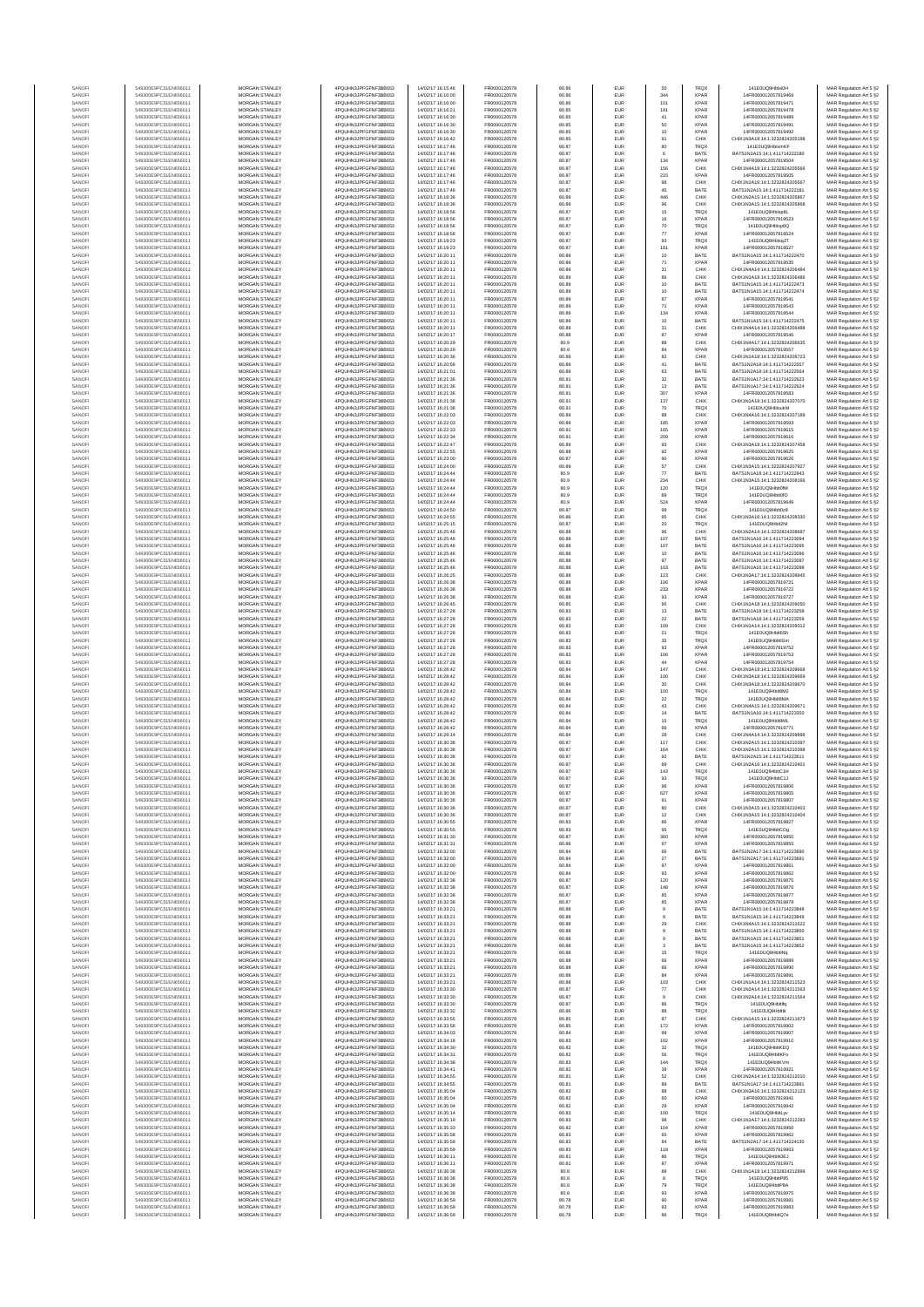| SANOFI | 549300E9PC51EN656011 | MORGAN STANLEY | 4PQUHN3JPFGFNF3BB653 | 14/02/17 16:15:46 | FR0000120578 | 80.86 | EUR | 50 | TRQX | 141E0UQ9HhbkDH | MAR Regulation Art 5 §2 |
|---|---|---|---|---|---|---|---|---|---|---|---|
| SANOFI | 549300E9PC51EN656011 | MORGAN STANLEY | 4PQUHN3JPFGFNF3BB653 | 14/02/17 16:16:00 | FR0000120578 | 80.86 | EUR | 344 | XPAR | 14FR000012057819469 | MAR Regulation Art 5 §2 |
| SANOFI | 549300E9PC51EN656011 | MORGAN STANLEY | 4PQUHN3JPFGFNF3BB653 | 14/02/17 16:16:00 | FR0000120578 | 80.86 | EUR | 101 | XPAR | 14FR000012057819471 | MAR Regulation Art 5 §2 |
| SANOFI | 549300E9PC51EN656011 | MORGAN STANLEY | 4PQUHN3JPFGFNF3BB653 | 14/02/17 16:16:21 | FR0000120578 | 80.85 | EUR | 191 | XPAR | 14FR000012057819478 | MAR Regulation Art 5 §2 |
| SANOFI | 549300E9PC51EN656011 | MORGAN STANLEY | 4PQUHN3JPFGFNF3BB653 | 14/02/17 16:16:30 | FR0000120578 | 80.85 | EUR | 41 | XPAR | 14FR000012057819489 | MAR Regulation Art 5 §2 |
| SANOFI | 549300E9PC51EN656011 | MORGAN STANLEY | 4PQUHN3JPFGFNF3BB653 | 14/02/17 16:16:30 | FR0000120578 | 80.85 | EUR | 50 | XPAR | 14FR000012057819491 | MAR Regulation Art 5 §2 |
| SANOFI | 549300E9PC51EN656011 | MORGAN STANLEY | 4PQUHN3JPFGFNF3BB653 | 14/02/17 16:16:30 | FR0000120578 | 80.85 | EUR | 10 | XPAR | 14FR000012057819492 | MAR Regulation Art 5 §2 |
| SANOFI | 549300E9PC51EN656011 | MORGAN STANLEY | 4PQUHN3JPFGFNF3BB653 | 14/02/17 16:16:42 | FR0000120578 | 80.85 | EUR | 91 | CHIX | CHIX1N1A18:14:1:3232824205198 | MAR Regulation Art 5 §2 |
| SANOFI | 549300E9PC51EN656011 | MORGAN STANLEY | 4PQUHN3JPFGFNF3BB653 | 14/02/17 16:17:46 | FR0000120578 | 80.87 | EUR | 80 | TRQX | 141E0UQ9HhbmnKF | MAR Regulation Art 5 §2 |
| SANOFI | 549300E9PC51EN656011 | MORGAN STANLEY | 4PQUHN3JPFGFNF3BB653 | 14/02/17 16:17:46 | FR0000120578 | 80.87 | EUR | 6 | BATE | BATS1N2A15:14:1:411714222180 | MAR Regulation Art 5 §2 |
| SANOFI | 549300E9PC51EN656011 | MORGAN STANLEY | 4PQUHN3JPFGFNF3BB653 | 14/02/17 16:17:46 | FR0000120578 | 80.87 | EUR | 134 | XPAR | 14FR000012057819504 | MAR Regulation Art 5 §2 |
| SANOFI | 549300E9PC51EN656011 | MORGAN STANLEY | 4PQUHN3JPFGFNF3BB653 | 14/02/17 16:17:46 | FR0000120578 | 80.87 | EUR | 156 | CHIX | CHIX1N4A18:14:1:3232824205566 | MAR Regulation Art 5 §2 |
| SANOFI | 549300E9PC51EN656011 | MORGAN STANLEY | 4PQUHN3JPFGFNF3BB653 | 14/02/17 16:17:46 | FR0000120578 | 80.87 | EUR | 215 | XPAR | 14FR000012057819505 | MAR Regulation Art 5 §2 |
| SANOFI | 549300E9PC51EN656011 | MORGAN STANLEY | 4PQUHN3JPFGFNF3BB653 | 14/02/17 16:17:46 | FR0000120578 | 80.87 | EUR | 98 | CHIX | CHIX1N1A16:14:1:3232824205567 | MAR Regulation Art 5 §2 |
| SANOFI | 549300E9PC51EN656011 | MORGAN STANLEY | 4PQUHN3JPFGFNF3BB653 | 14/02/17 16:17:46 | FR0000120578 | 80.87 | EUR | 45 | BATE | BATS1N2A15:14:1:411714222181 | MAR Regulation Art 5 §2 |
| SANOFI | 549300E9PC51EN656011 | MORGAN STANLEY | 4PQUHN3JPFGFNF3BB653 | 14/02/17 16:18:36 | FR0000120578 | 80.89 | EUR | 446 | CHIX | CHIX1N2A15:14:1:3232824205867 | MAR Regulation Art 5 §2 |
| SANOFI | 549300E9PC51EN656011 | MORGAN STANLEY | 4PQUHN3JPFGFNF3BB653 | 14/02/17 16:18:36 | FR0000120578 | 80.89 | EUR | 96 | CHIX | CHIX1N3A15:14:1:3232824205868 | MAR Regulation Art 5 §2 |
| SANOFI | 549300E9PC51EN656011 | MORGAN STANLEY | 4PQUHN3JPFGFNF3BB653 | 14/02/17 16:18:56 | FR0000120578 | 80.87 | EUR | 15 | TRQX | 141E0UQ9HhbIp8L | MAR Regulation Art 5 §2 |
| SANOFI | 549300E9PC51EN656011 | MORGAN STANLEY | 4PQUHN3JPFGFNF3BB653 | 14/02/17 16:18:56 | FR0000120578 | 80.87 | EUR | 16 | XPAR | 14FR000012057819523 | MAR Regulation Art 5 §2 |
| SANOFI | 549300E9PC51EN656011 | MORGAN STANLEY | 4PQUHN3JPFGFNF3BB653 | 14/02/17 16:18:56 | FR0000120578 | 80.87 | EUR | 70 | TRQX | 141E0UQ9HhbIp8Q | MAR Regulation Art 5 §2 |
| SANOFI | 549300E9PC51EN656011 | MORGAN STANLEY | 4PQUHN3JPFGFNF3BB653 | 14/02/17 16:18:56 | FR0000120578 | 80.87 | EUR | 77 | XPAR | 14FR000012057819524 | MAR Regulation Art 5 §2 |
| SANOFI | 549300E9PC51EN656011 | MORGAN STANLEY | 4PQUHN3JPFGFNF3BB653 | 14/02/17 16:19:23 | FR0000120578 | 80.87 | EUR | 93 | TRQX | 141E0UQ9HhbsqJT | MAR Regulation Art 5 §2 |
| SANOFI | 549300E9PC51EN656011 | MORGAN STANLEY | 4PQUHN3JPFGFNF3BB653 | 14/02/17 16:19:23 | FR0000120578 | 80.87 | EUR | 181 | XPAR | 14FR000012057819527 | MAR Regulation Art 5 §2 |
| SANOFI | 549300E9PC51EN656011 | MORGAN STANLEY | 4PQUHN3JPFGFNF3BB653 | 14/02/17 16:20:11 | FR0000120578 | 80.89 | EUR | 10 | BATE | BATS1N1A15:14:1:411714222470 | MAR Regulation Art 5 §2 |
| SANOFI | 549300E9PC51EN656011 | MORGAN STANLEY | 4PQUHN3JPFGFNF3BB653 | 14/02/17 16:20:11 | FR0000120578 | 80.89 | EUR | 71 | XPAR | 14FR000012057819535 | MAR Regulation Art 5 §2 |
| SANOFI | 549300E9PC51EN656011 | MORGAN STANLEY | 4PQUHN3JPFGFNF3BB653 | 14/02/17 16:20:11 | FR0000120578 | 80.89 | EUR | 31 | CHIX | CHIX1N4A14:14:1:3232824206484 | MAR Regulation Art 5 §2 |
| SANOFI | 549300E9PC51EN656011 | MORGAN STANLEY | 4PQUHN3JPFGFNF3BB653 | 14/02/17 16:20:11 | FR0000120578 | 80.89 | EUR | 86 | CHIX | CHIX1N3A18:14:1:3232824206486 | MAR Regulation Art 5 §2 |
| SANOFI | 549300E9PC51EN656011 | MORGAN STANLEY | 4PQUHN3JPFGFNF3BB653 | 14/02/17 16:20:11 | FR0000120578 | 80.89 | EUR | 10 | BATE | BATS1N1A15:14:1:411714222473 | MAR Regulation Art 5 §2 |
| SANOFI | 549300E9PC51EN656011 | MORGAN STANLEY | 4PQUHN3JPFGFNF3BB653 | 14/02/17 16:20:11 | FR0000120578 | 80.89 | EUR | 10 | BATE | BATS1N1A15:14:1:411714222474 | MAR Regulation Art 5 §2 |
| SANOFI | 549300E9PC51EN656011 | MORGAN STANLEY | 4PQUHN3JPFGFNF3BB653 | 14/02/17 16:20:11 | FR0000120578 | 80.89 | EUR | 87 | XPAR | 14FR000012057819541 | MAR Regulation Art 5 §2 |
| SANOFI | 549300E9PC51EN656011 | MORGAN STANLEY | 4PQUHN3JPFGFNF3BB653 | 14/02/17 16:20:11 | FR0000120578 | 80.89 | EUR | 71 | XPAR | 14FR000012057819543 | MAR Regulation Art 5 §2 |
| SANOFI | 549300E9PC51EN656011 | MORGAN STANLEY | 4PQUHN3JPFGFNF3BB653 | 14/02/17 16:20:11 | FR0000120578 | 80.89 | EUR | 134 | XPAR | 14FR000012057819544 | MAR Regulation Art 5 §2 |
| SANOFI | 549300E9PC51EN656011 | MORGAN STANLEY | 4PQUHN3JPFGFNF3BB653 | 14/02/17 16:20:11 | FR0000120578 | 80.89 | EUR | 10 | BATE | BATS1N1A15:14:1:411714222475 | MAR Regulation Art 5 §2 |
| SANOFI | 549300E9PC51EN656011 | MORGAN STANLEY | 4PQUHN3JPFGFNF3BB653 | 14/02/17 16:20:11 | FR0000120578 | 80.89 | EUR | 31 | CHIX | CHIX1N4A14:14:1:3232824206488 | MAR Regulation Art 5 §2 |
| SANOFI | 549300E9PC51EN656011 | MORGAN STANLEY | 4PQUHN3JPFGFNF3BB653 | 14/02/17 16:20:17 | FR0000120578 | 80.88 | EUR | 87 | XPAR | 14FR000012057819546 | MAR Regulation Art 5 §2 |
| SANOFI | 549300E9PC51EN656011 | MORGAN STANLEY | 4PQUHN3JPFGFNF3BB653 | 14/02/17 16:20:29 | FR0000120578 | 80.9 | EUR | 88 | CHIX | CHIX1N4A17:14:1:3232824206635 | MAR Regulation Art 5 §2 |
| SANOFI | 549300E9PC51EN656011 | MORGAN STANLEY | 4PQUHN3JPFGFNF3BB653 | 14/02/17 16:20:29 | FR0000120578 | 80.9 | EUR | 84 | XPAR | 14FR000012057819557 | MAR Regulation Art 5 §2 |
| SANOFI | 549300E9PC51EN656011 | MORGAN STANLEY | 4PQUHN3JPFGFNF3BB653 | 14/02/17 16:20:36 | FR0000120578 | 80.89 | EUR | 82 | CHIX | CHIX1N1A18:14:1:3232824206723 | MAR Regulation Art 5 §2 |
| SANOFI | 549300E9PC51EN656011 | MORGAN STANLEY | 4PQUHN3JPFGFNF3BB653 | 14/02/17 16:20:56 | FR0000120578 | 80.89 | EUR | 41 | BATE | BATS1N2A18:14:1:411714222557 | MAR Regulation Art 5 §2 |
| SANOFI | 549300E9PC51EN656011 | MORGAN STANLEY | 4PQUHN3JPFGFNF3BB653 | 14/02/17 16:21:01 | FR0000120578 | 80.89 | EUR | 63 | BATE | BATS1N2A18:14:1:411714222564 | MAR Regulation Art 5 §2 |
| SANOFI | 549300E9PC51EN656011 | MORGAN STANLEY | 4PQUHN3JPFGFNF3BB653 | 14/02/17 16:21:36 | FR0000120578 | 80.91 | EUR | 32 | BATE | BATS1N1A17:14:1:411714222623 | MAR Regulation Art 5 §2 |
| SANOFI | 549300E9PC51EN656011 | MORGAN STANLEY | 4PQUHN3JPFGFNF3BB653 | 14/02/17 16:21:36 | FR0000120578 | 80.91 | EUR | 13 | BATE | BATS1N1A17:14:1:411714222624 | MAR Regulation Art 5 §2 |
| SANOFI | 549300E9PC51EN656011 | MORGAN STANLEY | 4PQUHN3JPFGFNF3BB653 | 14/02/17 16:21:36 | FR0000120578 | 80.91 | EUR | 307 | XPAR | 14FR000012057819583 | MAR Regulation Art 5 §2 |
| SANOFI | 549300E9PC51EN656011 | MORGAN STANLEY | 4PQUHN3JPFGFNF3BB653 | 14/02/17 16:21:36 | FR0000120578 | 80.91 | EUR | 137 | CHIX | CHIX1N1A18:14:1:3232824207070 | MAR Regulation Art 5 §2 |
| SANOFI | 549300E9PC51EN656011 | MORGAN STANLEY | 4PQUHN3JPFGFNF3BB653 | 14/02/17 16:21:36 | FR0000120578 | 80.91 | EUR | 70 | TRQX | 141E0UQ9HhbukM | MAR Regulation Art 5 §2 |
| SANOFI | 549300E9PC51EN656011 | MORGAN STANLEY | 4PQUHN3JPFGFNF3BB653 | 14/02/17 16:22:03 | FR0000120578 | 80.89 | EUR | 88 | CHIX | CHIX1N4A15:14:1:3232824207189 | MAR Regulation Art 5 §2 |
| SANOFI | 549300E9PC51EN656011 | MORGAN STANLEY | 4PQUHN3JPFGFNF3BB653 | 14/02/17 16:22:03 | FR0000120578 | 80.89 | EUR | 185 | XPAR | 14FR000012057819593 | MAR Regulation Art 5 §2 |
| SANOFI | 549300E9PC51EN656011 | MORGAN STANLEY | 4PQUHN3JPFGFNF3BB653 | 14/02/17 16:22:33 | FR0000120578 | 80.91 | EUR | 165 | XPAR | 14FR000012057819615 | MAR Regulation Art 5 §2 |
| SANOFI | 549300E9PC51EN656011 | MORGAN STANLEY | 4PQUHN3JPFGFNF3BB653 | 14/02/17 16:22:34 | FR0000120578 | 80.91 | EUR | 209 | XPAR | 14FR000012057819616 | MAR Regulation Art 5 §2 |
| SANOFI | 549300E9PC51EN656011 | MORGAN STANLEY | 4PQUHN3JPFGFNF3BB653 | 14/02/17 16:22:47 | FR0000120578 | 80.88 | EUR | 93 | CHIX | CHIX1N1A18:14:1:3232824207458 | MAR Regulation Art 5 §2 |
| SANOFI | 549300E9PC51EN656011 | MORGAN STANLEY | 4PQUHN3JPFGFNF3BB653 | 14/02/17 16:22:55 | FR0000120578 | 80.88 | EUR | 92 | XPAR | 14FR000012057819625 | MAR Regulation Art 5 §2 |
| SANOFI | 549300E9PC51EN656011 | MORGAN STANLEY | 4PQUHN3JPFGFNF3BB653 | 14/02/17 16:23:00 | FR0000120578 | 80.87 | EUR | 90 | XPAR | 14FR000012057819626 | MAR Regulation Art 5 §2 |
| SANOFI | 549300E9PC51EN656011 | MORGAN STANLEY | 4PQUHN3JPFGFNF3BB653 | 14/02/17 16:24:00 | FR0000120578 | 80.89 | EUR | 57 | CHIX | CHIX1N3A15:14:1:3232824207927 | MAR Regulation Art 5 §2 |
| SANOFI | 549300E9PC51EN656011 | MORGAN STANLEY | 4PQUHN3JPFGFNF3BB653 | 14/02/17 16:24:44 | FR0000120578 | 80.9 | EUR | 77 | BATE | BATS1N1A18:14:1:411714222943 | MAR Regulation Art 5 §2 |
| SANOFI | 549300E9PC51EN656011 | MORGAN STANLEY | 4PQUHN3JPFGFNF3BB653 | 14/02/17 16:24:44 | FR0000120578 | 80.9 | EUR | 234 | CHIX | CHIX1N3A15:14:1:3232824208166 | MAR Regulation Art 5 §2 |
| SANOFI | 549300E9PC51EN656011 | MORGAN STANLEY | 4PQUHN3JPFGFNF3BB653 | 14/02/17 16:24:44 | FR0000120578 | 80.9 | EUR | 120 | TRQX | 141E0UQ9Hhb0fM | MAR Regulation Art 5 §2 |
| SANOFI | 549300E9PC51EN656011 | MORGAN STANLEY | 4PQUHN3JPFGFNF3BB653 | 14/02/17 16:24:44 | FR0000120578 | 80.9 | EUR | 89 | TRQX | 141E0UQ9Hhb0fO | MAR Regulation Art 5 §2 |
| SANOFI | 549300E9PC51EN656011 | MORGAN STANLEY | 4PQUHN3JPFGFNF3BB653 | 14/02/17 16:24:44 | FR0000120578 | 80.9 | EUR | 524 | XPAR | 14FR000012057819649 | MAR Regulation Art 5 §2 |
| SANOFI | 549300E9PC51EN656011 | MORGAN STANLEY | 4PQUHN3JPFGFNF3BB653 | 14/02/17 16:24:50 | FR0000120578 | 80.87 | EUR | 99 | TRQX | 141E0UQ9Hhb0zI | MAR Regulation Art 5 §2 |
| SANOFI | 549300E9PC51EN656011 | MORGAN STANLEY | 4PQUHN3JPFGFNF3BB653 | 14/02/17 16:24:55 | FR0000120578 | 80.86 | EUR | 95 | CHIX | CHIX1N2A16:14:1:3232824208330 | MAR Regulation Art 5 §2 |
| SANOFI | 549300E9PC51EN656011 | MORGAN STANLEY | 4PQUHN3JPFGFNF3BB653 | 14/02/17 16:25:15 | FR0000120578 | 80.87 | EUR | 20 | TRQX | 141E0UQ9Hhb62N | MAR Regulation Art 5 §2 |
| SANOFI | 549300E9PC51EN656011 | MORGAN STANLEY | 4PQUHN3JPFGFNF3BB653 | 14/02/17 16:25:46 | FR0000120578 | 80.86 | EUR | 96 | CHIX | CHIX1N2A14:14:1:3232824208687 | MAR Regulation Art 5 §2 |
| SANOFI | 549300E9PC51EN656011 | MORGAN STANLEY | 4PQUHN3JPFGFNF3BB653 | 14/02/17 16:25:46 | FR0000120578 | 80.88 | EUR | 107 | BATE | BATS1N1A16:14:1:411714223094 | MAR Regulation Art 5 §2 |
| SANOFI | 549300E9PC51EN656011 | MORGAN STANLEY | 4PQUHN3JPFGFNF3BB653 | 14/02/17 16:25:46 | FR0000120578 | 80.88 | EUR | 107 | BATE | BATS1N1A16:14:1:411714223095 | MAR Regulation Art 5 §2 |
| SANOFI | 549300E9PC51EN656011 | MORGAN STANLEY | 4PQUHN3JPFGFNF3BB653 | 14/02/17 16:25:46 | FR0000120578 | 80.88 | EUR | 10 | BATE | BATS1N1A16:14:1:411714223096 | MAR Regulation Art 5 §2 |
| SANOFI | 549300E9PC51EN656011 | MORGAN STANLEY | 4PQUHN3JPFGFNF3BB653 | 14/02/17 16:25:46 | FR0000120578 | 80.88 | EUR | 97 | BATE | BATS1N1A16:14:1:411714223097 | MAR Regulation Art 5 §2 |
| SANOFI | 549300E9PC51EN656011 | MORGAN STANLEY | 4PQUHN3JPFGFNF3BB653 | 14/02/17 16:25:46 | FR0000120578 | 80.88 | EUR | 103 | BATE | BATS1N1A16:14:1:411714223098 | MAR Regulation Art 5 §2 |
| SANOFI | 549300E9PC51EN656011 | MORGAN STANLEY | 4PQUHN3JPFGFNF3BB653 | 14/02/17 16:26:25 | FR0000120578 | 80.88 | EUR | 123 | CHIX | CHIX1N3A17:14:1:3232824208945 | MAR Regulation Art 5 §2 |
| SANOFI | 549300E9PC51EN656011 | MORGAN STANLEY | 4PQUHN3JPFGFNF3BB653 | 14/02/17 16:26:38 | FR0000120578 | 80.88 | EUR | 106 | XPAR | 14FR000012057819721 | MAR Regulation Art 5 §2 |
| SANOFI | 549300E9PC51EN656011 | MORGAN STANLEY | 4PQUHN3JPFGFNF3BB653 | 14/02/17 16:26:38 | FR0000120578 | 80.88 | EUR | 233 | XPAR | 14FR000012057819722 | MAR Regulation Art 5 §2 |
| SANOFI | 549300E9PC51EN656011 | MORGAN STANLEY | 4PQUHN3JPFGFNF3BB653 | 14/02/17 16:26:38 | FR0000120578 | 80.88 | EUR | 93 | XPAR | 14FR000012057819727 | MAR Regulation Art 5 §2 |
| SANOFI | 549300E9PC51EN656011 | MORGAN STANLEY | 4PQUHN3JPFGFNF3BB653 | 14/02/17 16:26:45 | FR0000120578 | 80.85 | EUR | 95 | CHIX | CHIX1N1A18:14:1:3232824209050 | MAR Regulation Art 5 §2 |
| SANOFI | 549300E9PC51EN656011 | MORGAN STANLEY | 4PQUHN3JPFGFNF3BB653 | 14/02/17 16:27:28 | FR0000120578 | 80.83 | EUR | 13 | BATE | BATS1N1A18:14:1:411714223258 | MAR Regulation Art 5 §2 |
| SANOFI | 549300E9PC51EN656011 | MORGAN STANLEY | 4PQUHN3JPFGFNF3BB653 | 14/02/17 16:27:28 | FR0000120578 | 80.83 | EUR | 22 | BATE | BATS1N1A18:14:1:411714223259 | MAR Regulation Art 5 §2 |
| SANOFI | 549300E9PC51EN656011 | MORGAN STANLEY | 4PQUHN3JPFGFNF3BB653 | 14/02/17 16:27:28 | FR0000120578 | 80.83 | EUR | 109 | CHIX | CHIX1N1A14:14:1:3232824209312 | MAR Regulation Art 5 §2 |
| SANOFI | 549300E9PC51EN656011 | MORGAN STANLEY | 4PQUHN3JPFGFNF3BB653 | 14/02/17 16:27:28 | FR0000120578 | 80.83 | EUR | 21 | TRQX | 141E0UQ9Hhb6Sh | MAR Regulation Art 5 §2 |
| SANOFI | 549300E9PC51EN656011 | MORGAN STANLEY | 4PQUHN3JPFGFNF3BB653 | 14/02/17 16:27:28 | FR0000120578 | 80.83 | EUR | 35 | TRQX | 141E0UQ9Hhb6Sm | MAR Regulation Art 5 §2 |
| SANOFI | 549300E9PC51EN656011 | MORGAN STANLEY | 4PQUHN3JPFGFNF3BB653 | 14/02/17 16:27:28 | FR0000120578 | 80.83 | EUR | 93 | XPAR | 14FR000012057819752 | MAR Regulation Art 5 §2 |
| SANOFI | 549300E9PC51EN656011 | MORGAN STANLEY | 4PQUHN3JPFGFNF3BB653 | 14/02/17 16:27:28 | FR0000120578 | 80.83 | EUR | 106 | XPAR | 14FR000012057819753 | MAR Regulation Art 5 §2 |
| SANOFI | 549300E9PC51EN656011 | MORGAN STANLEY | 4PQUHN3JPFGFNF3BB653 | 14/02/17 16:27:28 | FR0000120578 | 80.83 | EUR | 44 | XPAR | 14FR000012057819754 | MAR Regulation Art 5 §2 |
| SANOFI | 549300E9PC51EN656011 | MORGAN STANLEY | 4PQUHN3JPFGFNF3BB653 | 14/02/17 16:28:42 | FR0000120578 | 80.84 | EUR | 147 | CHIX | CHIX1N2A18:14:1:3232824209668 | MAR Regulation Art 5 §2 |
| SANOFI | 549300E9PC51EN656011 | MORGAN STANLEY | 4PQUHN3JPFGFNF3BB653 | 14/02/17 16:28:42 | FR0000120578 | 80.84 | EUR | 100 | CHIX | CHIX1N2A18:14:1:3232824209669 | MAR Regulation Art 5 §2 |
| SANOFI | 549300E9PC51EN656011 | MORGAN STANLEY | 4PQUHN3JPFGFNF3BB653 | 14/02/17 16:28:42 | FR0000120578 | 80.84 | EUR | 30 | CHIX | CHIX1N2A18:14:1:3232824209670 | MAR Regulation Art 5 §2 |
| SANOFI | 549300E9PC51EN656011 | MORGAN STANLEY | 4PQUHN3JPFGFNF3BB653 | 14/02/17 16:28:42 | FR0000120578 | 80.84 | EUR | 100 | TRQX | 141E0UQ9Hhb8MU | MAR Regulation Art 5 §2 |
| SANOFI | 549300E9PC51EN656011 | MORGAN STANLEY | 4PQUHN3JPFGFNF3BB653 | 14/02/17 16:28:42 | FR0000120578 | 80.84 | EUR | 22 | TRQX | 141E0UQ9Hhb8MA | MAR Regulation Art 5 §2 |
| SANOFI | 549300E9PC51EN656011 | MORGAN STANLEY | 4PQUHN3JPFGFNF3BB653 | 14/02/17 16:28:42 | FR0000120578 | 80.84 | EUR | 43 | CHIX | CHIX1N4A15:14:1:3232824209671 | MAR Regulation Art 5 §2 |
| SANOFI | 549300E9PC51EN656011 | MORGAN STANLEY | 4PQUHN3JPFGFNF3BB653 | 14/02/17 16:28:42 | FR0000120578 | 80.84 | EUR | 14 | BATE | BATS1N1A16:14:1:411714223350 | MAR Regulation Art 5 §2 |
| SANOFI | 549300E9PC51EN656011 | MORGAN STANLEY | 4PQUHN3JPFGFNF3BB653 | 14/02/17 16:28:42 | FR0000120578 | 80.84 | EUR | 15 | TRQX | 141E0UQ9Hhb8ML | MAR Regulation Art 5 §2 |
| SANOFI | 549300E9PC51EN656011 | MORGAN STANLEY | 4PQUHN3JPFGFNF3BB653 | 14/02/17 16:28:42 | FR0000120578 | 80.84 | EUR | 66 | XPAR | 14FR000012057819771 | MAR Regulation Art 5 §2 |
| SANOFI | 549300E9PC51EN656011 | MORGAN STANLEY | 4PQUHN3JPFGFNF3BB653 | 14/02/17 16:29:14 | FR0000120578 | 80.84 | EUR | 28 | CHIX | CHIX1N4A14:14:1:3232824209896 | MAR Regulation Art 5 §2 |
| SANOFI | 549300E9PC51EN656011 | MORGAN STANLEY | 4PQUHN3JPFGFNF3BB653 | 14/02/17 16:30:36 | FR0000120578 | 80.87 | EUR | 117 | CHIX | CHIX1N2A15:14:1:3232824210387 | MAR Regulation Art 5 §2 |
| SANOFI | 549300E9PC51EN656011 | MORGAN STANLEY | 4PQUHN3JPFGFNF3BB653 | 14/02/17 16:30:36 | FR0000120578 | 80.87 | EUR | 164 | CHIX | CHIX1N2A15:14:1:3232824210388 | MAR Regulation Art 5 §2 |
| SANOFI | 549300E9PC51EN656011 | MORGAN STANLEY | 4PQUHN3JPFGFNF3BB653 | 14/02/17 16:30:36 | FR0000120578 | 80.87 | EUR | 92 | BATE | BATS1N2A15:14:1:411714223511 | MAR Regulation Art 5 §2 |
| SANOFI | 549300E9PC51EN656011 | MORGAN STANLEY | 4PQUHN3JPFGFNF3BB653 | 14/02/17 16:30:36 | FR0000120578 | 80.87 | EUR | 89 | CHIX | CHIX1N2A16:14:1:3232824210401 | MAR Regulation Art 5 §2 |
| SANOFI | 549300E9PC51EN656011 | MORGAN STANLEY | 4PQUHN3JPFGFNF3BB653 | 14/02/17 16:30:36 | FR0000120578 | 80.87 | EUR | 143 | TRQX | 141E0UQ9HhbC1H | MAR Regulation Art 5 §2 |
| SANOFI | 549300E9PC51EN656011 | MORGAN STANLEY | 4PQUHN3JPFGFNF3BB653 | 14/02/17 16:30:36 | FR0000120578 | 80.87 | EUR | 93 | TRQX | 141E0UQ9HhbC1J | MAR Regulation Art 5 §2 |
| SANOFI | 549300E9PC51EN656011 | MORGAN STANLEY | 4PQUHN3JPFGFNF3BB653 | 14/02/17 16:30:36 | FR0000120578 | 80.87 | EUR | 86 | XPAR | 14FR000012057819806 | MAR Regulation Art 5 §2 |
| SANOFI | 549300E9PC51EN656011 | MORGAN STANLEY | 4PQUHN3JPFGFNF3BB653 | 14/02/17 16:30:36 | FR0000120578 | 80.87 | EUR | 627 | XPAR | 14FR000012057819805 | MAR Regulation Art 5 §2 |
| SANOFI | 549300E9PC51EN656011 | MORGAN STANLEY | 4PQUHN3JPFGFNF3BB653 | 14/02/17 16:30:36 | FR0000120578 | 80.87 | EUR | 91 | XPAR | 14FR000012057819807 | MAR Regulation Art 5 §2 |
| SANOFI | 549300E9PC51EN656011 | MORGAN STANLEY | 4PQUHN3JPFGFNF3BB653 | 14/02/17 16:30:36 | FR0000120578 | 80.87 | EUR | 80 | CHIX | CHIX1N3A15:14:1:3232824210403 | MAR Regulation Art 5 §2 |
| SANOFI | 549300E9PC51EN656011 | MORGAN STANLEY | 4PQUHN3JPFGFNF3BB653 | 14/02/17 16:30:36 | FR0000120578 | 80.87 | EUR | 12 | CHIX | CHIX1N3A15:14:1:3232824210404 | MAR Regulation Art 5 §2 |
| SANOFI | 549300E9PC51EN656011 | MORGAN STANLEY | 4PQUHN3JPFGFNF3BB653 | 14/02/17 16:30:55 | FR0000120578 | 80.83 | EUR | 86 | XPAR | 14FR000012057819827 | MAR Regulation Art 5 §2 |
| SANOFI | 549300E9PC51EN656011 | MORGAN STANLEY | 4PQUHN3JPFGFNF3BB653 | 14/02/17 16:30:55 | FR0000120578 | 80.83 | EUR | 95 | TRQX | 141E0UQ9HhbCOg | MAR Regulation Art 5 §2 |
| SANOFI | 549300E9PC51EN656011 | MORGAN STANLEY | 4PQUHN3JPFGFNF3BB653 | 14/02/17 16:31:30 | FR0000120578 | 80.86 | EUR | 360 | XPAR | 14FR000012057819850 | MAR Regulation Art 5 §2 |
| SANOFI | 549300E9PC51EN656011 | MORGAN STANLEY | 4PQUHN3JPFGFNF3BB653 | 14/02/17 16:31:31 | FR0000120578 | 80.86 | EUR | 97 | XPAR | 14FR000012057819855 | MAR Regulation Art 5 §2 |
| SANOFI | 549300E9PC51EN656011 | MORGAN STANLEY | 4PQUHN3JPFGFNF3BB653 | 14/02/17 16:32:00 | FR0000120578 | 80.84 | EUR | 66 | BATE | BATS1N2A17:14:1:411714223690 | MAR Regulation Art 5 §2 |
| SANOFI | 549300E9PC51EN656011 | MORGAN STANLEY | 4PQUHN3JPFGFNF3BB653 | 14/02/17 16:32:00 | FR0000120578 | 80.84 | EUR | 27 | BATE | BATS1N2A17:14:1:411714223691 | MAR Regulation Art 5 §2 |
| SANOFI | 549300E9PC51EN656011 | MORGAN STANLEY | 4PQUHN3JPFGFNF3BB653 | 14/02/17 16:32:00 | FR0000120578 | 80.84 | EUR | 97 | XPAR | 14FR000012057819861 | MAR Regulation Art 5 §2 |
| SANOFI | 549300E9PC51EN656011 | MORGAN STANLEY | 4PQUHN3JPFGFNF3BB653 | 14/02/17 16:32:00 | FR0000120578 | 80.84 | EUR | 93 | XPAR | 14FR000012057819862 | MAR Regulation Art 5 §2 |
| SANOFI | 549300E9PC51EN656011 | MORGAN STANLEY | 4PQUHN3JPFGFNF3BB653 | 14/02/17 16:32:38 | FR0000120578 | 80.87 | EUR | 120 | XPAR | 14FR000012057819875 | MAR Regulation Art 5 §2 |
| SANOFI | 549300E9PC51EN656011 | MORGAN STANLEY | 4PQUHN3JPFGFNF3BB653 | 14/02/17 16:32:38 | FR0000120578 | 80.87 | EUR | 148 | XPAR | 14FR000012057819876 | MAR Regulation Art 5 §2 |
| SANOFI | 549300E9PC51EN656011 | MORGAN STANLEY | 4PQUHN3JPFGFNF3BB653 | 14/02/17 16:32:38 | FR0000120578 | 80.87 | EUR | 85 | XPAR | 14FR000012057819877 | MAR Regulation Art 5 §2 |
| SANOFI | 549300E9PC51EN656011 | MORGAN STANLEY | 4PQUHN3JPFGFNF3BB653 | 14/02/17 16:32:38 | FR0000120578 | 80.87 | EUR | 85 | XPAR | 14FR000012057819878 | MAR Regulation Art 5 §2 |
| SANOFI | 549300E9PC51EN656011 | MORGAN STANLEY | 4PQUHN3JPFGFNF3BB653 | 14/02/17 16:33:21 | FR0000120578 | 80.88 | EUR | 9 | BATE | BATS1N1A15:14:1:411714223848 | MAR Regulation Art 5 §2 |
| SANOFI | 549300E9PC51EN656011 | MORGAN STANLEY | 4PQUHN3JPFGFNF3BB653 | 14/02/17 16:33:21 | FR0000120578 | 80.88 | EUR | 9 | BATE | BATS1N1A15:14:1:411714223849 | MAR Regulation Art 5 §2 |
| SANOFI | 549300E9PC51EN656011 | MORGAN STANLEY | 4PQUHN3JPFGFNF3BB653 | 14/02/17 16:33:21 | FR0000120578 | 80.88 | EUR | 29 | CHIX | CHIX1N4A15:14:1:3232824211522 | MAR Regulation Art 5 §2 |
| SANOFI | 549300E9PC51EN656011 | MORGAN STANLEY | 4PQUHN3JPFGFNF3BB653 | 14/02/17 16:33:21 | FR0000120578 | 80.88 | EUR | 9 | BATE | BATS1N1A15:14:1:411714223850 | MAR Regulation Art 5 §2 |
| SANOFI | 549300E9PC51EN656011 | MORGAN STANLEY | 4PQUHN3JPFGFNF3BB653 | 14/02/17 16:33:21 | FR0000120578 | 80.88 | EUR | 9 | BATE | BATS1N1A15:14:1:411714223851 | MAR Regulation Art 5 §2 |
| SANOFI | 549300E9PC51EN656011 | MORGAN STANLEY | 4PQUHN3JPFGFNF3BB653 | 14/02/17 16:33:21 | FR0000120578 | 80.88 | EUR | 3 | BATE | BATS1N1A15:14:1:411714223852 | MAR Regulation Art 5 §2 |
| SANOFI | 549300E9PC51EN656011 | MORGAN STANLEY | 4PQUHN3JPFGFNF3BB653 | 14/02/17 16:33:21 | FR0000120578 | 80.88 | EUR | 15 | TRQX | 141E0UQ9HhbINq | MAR Regulation Art 5 §2 |
| SANOFI | 549300E9PC51EN656011 | MORGAN STANLEY | 4PQUHN3JPFGFNF3BB653 | 14/02/17 16:33:21 | FR0000120578 | 80.88 | EUR | 66 | XPAR | 14FR000012057819889 | MAR Regulation Art 5 §2 |
| SANOFI | 549300E9PC51EN656011 | MORGAN STANLEY | 4PQUHN3JPFGFNF3BB653 | 14/02/17 16:33:21 | FR0000120578 | 80.88 | EUR | 66 | XPAR | 14FR000012057819890 | MAR Regulation Art 5 §2 |
| SANOFI | 549300E9PC51EN656011 | MORGAN STANLEY | 4PQUHN3JPFGFNF3BB653 | 14/02/17 16:33:21 | FR0000120578 | 80.88 | EUR | 84 | XPAR | 14FR000012057819891 | MAR Regulation Art 5 §2 |
| SANOFI | 549300E9PC51EN656011 | MORGAN STANLEY | 4PQUHN3JPFGFNF3BB653 | 14/02/17 16:33:21 | FR0000120578 | 80.88 | EUR | 103 | CHIX | CHIX1N1A14:14:1:3232824211523 | MAR Regulation Art 5 §2 |
| SANOFI | 549300E9PC51EN656011 | MORGAN STANLEY | 4PQUHN3JPFGFNF3BB653 | 14/02/17 16:33:30 | FR0000120578 | 80.87 | EUR | 77 | CHIX | CHIX1N2A14:14:1:3232824211563 | MAR Regulation Art 5 §2 |
| SANOFI | 549300E9PC51EN656011 | MORGAN STANLEY | 4PQUHN3JPFGFNF3BB653 | 14/02/17 16:33:30 | FR0000120578 | 80.87 | EUR | 9 | CHIX | CHIX1N2A14:14:1:3232824211564 | MAR Regulation Art 5 §2 |
| SANOFI | 549300E9PC51EN656011 | MORGAN STANLEY | 4PQUHN3JPFGFNF3BB653 | 14/02/17 16:33:30 | FR0000120578 | 80.87 | EUR | 86 | TRQX | 141E0UQ9HhbIIfq | MAR Regulation Art 5 §2 |
| SANOFI | 549300E9PC51EN656011 | MORGAN STANLEY | 4PQUHN3JPFGFNF3BB653 | 14/02/17 16:33:32 | FR0000120578 | 80.86 | EUR | 88 | TRQX | 141E0UQ9HhbIIIi | MAR Regulation Art 5 §2 |
| SANOFI | 549300E9PC51EN656011 | MORGAN STANLEY | 4PQUHN3JPFGFNF3BB653 | 14/02/17 16:33:55 | FR0000120578 | 80.85 | EUR | 87 | CHIX | CHIX1N1A15:14:1:3232824211673 | MAR Regulation Art 5 §2 |
| SANOFI | 549300E9PC51EN656011 | MORGAN STANLEY | 4PQUHN3JPFGFNF3BB653 | 14/02/17 16:33:56 | FR0000120578 | 80.85 | EUR | 172 | XPAR | 14FR000012057819902 | MAR Regulation Art 5 §2 |
| SANOFI | 549300E9PC51EN656011 | MORGAN STANLEY | 4PQUHN3JPFGFNF3BB653 | 14/02/17 16:34:03 | FR0000120578 | 80.84 | EUR | 98 | XPAR | 14FR000012057819907 | MAR Regulation Art 5 §2 |
| SANOFI | 549300E9PC51EN656011 | MORGAN STANLEY | 4PQUHN3JPFGFNF3BB653 | 14/02/17 16:34:18 | FR0000120578 | 80.83 | EUR | 102 | XPAR | 14FR000012057819910 | MAR Regulation Art 5 §2 |
| SANOFI | 549300E9PC51EN656011 | MORGAN STANLEY | 4PQUHN3JPFGFNF3BB653 | 14/02/17 16:34:30 | FR0000120578 | 80.82 | EUR | 32 | TRQX | 141E0UQ9HhbKEQ | MAR Regulation Art 5 §2 |
| SANOFI | 549300E9PC51EN656011 | MORGAN STANLEY | 4PQUHN3JPFGFNF3BB653 | 14/02/17 16:34:31 | FR0000120578 | 80.82 | EUR | 56 | TRQX | 141E0UQ9HhbKFo | MAR Regulation Art 5 §2 |
| SANOFI | 549300E9PC51EN656011 | MORGAN STANLEY | 4PQUHN3JPFGFNF3BB653 | 14/02/17 16:34:38 | FR0000120578 | 80.82 | EUR | 144 | TRQX | 141E0UQ9HhbKVm | MAR Regulation Art 5 §2 |
| SANOFI | 549300E9PC51EN656011 | MORGAN STANLEY | 4PQUHN3JPFGFNF3BB653 | 14/02/17 16:34:41 | FR0000120578 | 80.82 | EUR | 39 | XPAR | 14FR000012057819921 | MAR Regulation Art 5 §2 |
| SANOFI | 549300E9PC51EN656011 | MORGAN STANLEY | 4PQUHN3JPFGFNF3BB653 | 14/02/17 16:34:55 | FR0000120578 | 80.81 | EUR | 52 | CHIX | CHIX1N2A14:14:1:3232824212010 | MAR Regulation Art 5 §2 |
| SANOFI | 549300E9PC51EN656011 | MORGAN STANLEY | 4PQUHN3JPFGFNF3BB653 | 14/02/17 16:34:55 | FR0000120578 | 80.81 | EUR | 89 | BATE | BATS1N1A17:14:1:411714223991 | MAR Regulation Art 5 §2 |
| SANOFI | 549300E9PC51EN656011 | MORGAN STANLEY | 4PQUHN3JPFGFNF3BB653 | 14/02/17 16:35:04 | FR0000120578 | 80.82 | EUR | 88 | CHIX | CHIX1N2A16:14:1:3232824212123 | MAR Regulation Art 5 §2 |
| SANOFI | 549300E9PC51EN656011 | MORGAN STANLEY | 4PQUHN3JPFGFNF3BB653 | 14/02/17 16:35:04 | FR0000120578 | 80.82 | EUR | 60 | XPAR | 14FR000012057819941 | MAR Regulation Art 5 §2 |
| SANOFI | 549300E9PC51EN656011 | MORGAN STANLEY | 4PQUHN3JPFGFNF3BB653 | 14/02/17 16:35:04 | FR0000120578 | 80.82 | EUR | 29 | XPAR | 14FR000012057819942 | MAR Regulation Art 5 §2 |
| SANOFI | 549300E9PC51EN656011 | MORGAN STANLEY | 4PQUHN3JPFGFNF3BB653 | 14/02/17 16:35:14 | FR0000120578 | 80.83 | EUR | 100 | TRQX | 141E0UQ9HhbLyv | MAR Regulation Art 5 §2 |
| SANOFI | 549300E9PC51EN656011 | MORGAN STANLEY | 4PQUHN3JPFGFNF3BB653 | 14/02/17 16:35:19 | FR0000120578 | 80.83 | EUR | 98 | CHIX | CHIX1N1A17:14:1:3232824212283 | MAR Regulation Art 5 §2 |
| SANOFI | 549300E9PC51EN656011 | MORGAN STANLEY | 4PQUHN3JPFGFNF3BB653 | 14/02/17 16:35:33 | FR0000120578 | 80.82 | EUR | 104 | XPAR | 14FR000012057819950 | MAR Regulation Art 5 §2 |
| SANOFI | 549300E9PC51EN656011 | MORGAN STANLEY | 4PQUHN3JPFGFNF3BB653 | 14/02/17 16:35:58 | FR0000120578 | 80.83 | EUR | 65 | XPAR | 14FR000012057819962 | MAR Regulation Art 5 §2 |
| SANOFI | 549300E9PC51EN656011 | MORGAN STANLEY | 4PQUHN3JPFGFNF3BB653 | 14/02/17 16:35:58 | FR0000120578 | 80.83 | EUR | 84 | BATE | BATS1N2A17:14:1:411714224130 | MAR Regulation Art 5 §2 |
| SANOFI | 549300E9PC51EN656011 | MORGAN STANLEY | 4PQUHN3JPFGFNF3BB653 | 14/02/17 16:35:59 | FR0000120578 | 80.83 | EUR | 118 | XPAR | 14FR000012057819963 | MAR Regulation Art 5 §2 |
| SANOFI | 549300E9PC51EN656011 | MORGAN STANLEY | 4PQUHN3JPFGFNF3BB653 | 14/02/17 16:36:11 | FR0000120578 | 80.81 | EUR | 86 | TRQX | 141E0UQ9HhbOEJ | MAR Regulation Art 5 §2 |
| SANOFI | 549300E9PC51EN656011 | MORGAN STANLEY | 4PQUHN3JPFGFNF3BB653 | 14/02/17 16:36:11 | FR0000120578 | 80.81 | EUR | 87 | XPAR | 14FR000012057819971 | MAR Regulation Art 5 §2 |
| SANOFI | 549300E9PC51EN656011 | MORGAN STANLEY | 4PQUHN3JPFGFNF3BB653 | 14/02/17 16:36:38 | FR0000120578 | 80.8 | EUR | 88 | CHIX | CHIX1N1A18:14:1:3232824212898 | MAR Regulation Art 5 §2 |
| SANOFI | 549300E9PC51EN656011 | MORGAN STANLEY | 4PQUHN3JPFGFNF3BB653 | 14/02/17 16:36:38 | FR0000120578 | 80.8 | EUR | 8 | TRQX | 141E0UQ9HhbPBI | MAR Regulation Art 5 §2 |
| SANOFI | 549300E9PC51EN656011 | MORGAN STANLEY | 4PQUHN3JPFGFNF3BB653 | 14/02/17 16:36:38 | FR0000120578 | 80.8 | EUR | 79 | TRQX | 141E0UQ9HhbPBA | MAR Regulation Art 5 §2 |
| SANOFI | 549300E9PC51EN656011 | MORGAN STANLEY | 4PQUHN3JPFGFNF3BB653 | 14/02/17 16:36:38 | FR0000120578 | 80.8 | EUR | 93 | XPAR | 14FR000012057819975 | MAR Regulation Art 5 §2 |
| SANOFI | 549300E9PC51EN656011 | MORGAN STANLEY | 4PQUHN3JPFGFNF3BB653 | 14/02/17 16:36:59 | FR0000120578 | 80.78 | EUR | 90 | XPAR | 14FR000012057819981 | MAR Regulation Art 5 §2 |
| SANOFI | 549300E9PC51EN656011 | MORGAN STANLEY | 4PQUHN3JPFGFNF3BB653 | 14/02/17 16:36:59 | FR0000120578 | 80.78 | EUR | 93 | XPAR | 14FR000012057819983 | MAR Regulation Art 5 §2 |
| SANOFI | 549300E9PC51EN656011 | MORGAN STANLEY | 4PQUHN3JPFGFNF3BB653 | 14/02/17 16:36:59 | FR0000120578 | 80.78 | EUR | 86 | TRQX | 141E0UQ9HhbQ7e | MAR Regulation Art 5 §2 |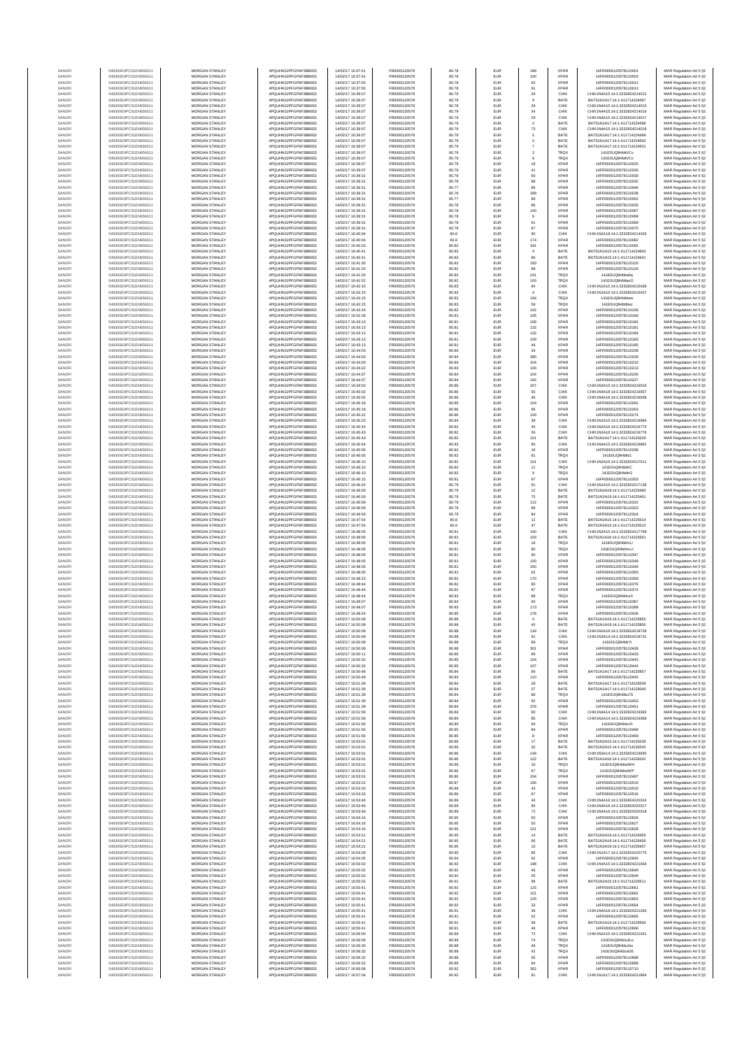| | | | | | | | | | | | |
|---|---|---|---|---|---|---|---|---|---|---|---|
| SANOFI | 549300E9PC51EN656011 | MORGAN STANLEY | 4PQUHN3JPFGFNF3BB653 | 14/02/2017 16:37:41 | FR0000120578 | 80.78 | EUR | 288 | XPAR | 14FR000012057810001 | MAR Regulation Art 5 §2 |
| SANOFI | 549300E9PC51EN656011 | MORGAN STANLEY | 4PQUHN3JPFGFNF3BB653 | 14/02/2017 16:37:41 | FR0000120578 | 80.78 | EUR | 100 | XPAR | 14FR000012057810003 | MAR Regulation Art 5 §2 |
| SANOFI | 549300E9PC51EN656011 | MORGAN STANLEY | 4PQUHN3JPFGFNF3BB653 | 14/02/2017 16:37:55 | FR0000120578 | 80.78 | EUR | 92 | XPAR | 14FR000012057810012 | MAR Regulation Art 5 §2 |
| SANOFI | 549300E9PC51EN656011 | MORGAN STANLEY | 4PQUHN3JPFGFNF3BB653 | 14/02/2017 16:37:55 | FR0000120578 | 80.78 | EUR | 91 | XPAR | 14FR000012057810013 | MAR Regulation Art 5 §2 |
| SANOFI | 549300E9PC51EN656011 | MORGAN STANLEY | 4PQUHN3JPFGFNF3BB653 | 14/02/2017 16:39:07 | FR0000120578 | 80.79 | EUR | 29 | CHIX | CHIX1N4A15:14:1:3232824214012 | MAR Regulation Art 5 §2 |
| SANOFI | 549300E9PC51EN656011 | MORGAN STANLEY | 4PQUHN3JPFGFNF3BB653 | 14/02/2017 16:39:07 | FR0000120578 | 80.79 | EUR | 9 | BATE | BATS1N1A17:14:1:411714224497 | MAR Regulation Art 5 §2 |
| SANOFI | 549300E9PC51EN656011 | MORGAN STANLEY | 4PQUHN3JPFGFNF3BB653 | 14/02/2017 16:39:07 | FR0000120578 | 80.79 | EUR | 29 | CHIX | CHIX1N4A15:14:1:3232824214015 | MAR Regulation Art 5 §2 |
| SANOFI | 549300E9PC51EN656011 | MORGAN STANLEY | 4PQUHN3JPFGFNF3BB653 | 14/02/2017 16:39:07 | FR0000120578 | 80.79 | EUR | 34 | CHIX | CHIX1N4A15:14:1:3232824214016 | MAR Regulation Art 5 §2 |
| SANOFI | 549300E9PC51EN656011 | MORGAN STANLEY | 4PQUHN3JPFGFNF3BB653 | 14/02/2017 16:39:07 | FR0000120578 | 80.79 | EUR | 29 | CHIX | CHIX1N4A15:14:1:3232824214017 | MAR Regulation Art 5 §2 |
| SANOFI | 549300E9PC51EN656011 | MORGAN STANLEY | 4PQUHN3JPFGFNF3BB653 | 14/02/2017 16:39:07 | FR0000120578 | 80.79 | EUR | 2 | BATE | BATS1N1A17:14:1:411714224498 | MAR Regulation Art 5 §2 |
| SANOFI | 549300E9PC51EN656011 | MORGAN STANLEY | 4PQUHN3JPFGFNF3BB653 | 14/02/2017 16:39:07 | FR0000120578 | 80.79 | EUR | 73 | CHIX | CHIX1N4A15:14:1:3232824214018 | MAR Regulation Art 5 §2 |
| SANOFI | 549300E9PC51EN656011 | MORGAN STANLEY | 4PQUHN3JPFGFNF3BB653 | 14/02/2017 16:39:07 | FR0000120578 | 80.79 | EUR | 5 | BATE | BATS1N1A17:14:1:411714224499 | MAR Regulation Art 5 §2 |
| SANOFI | 549300E9PC51EN656011 | MORGAN STANLEY | 4PQUHN3JPFGFNF3BB653 | 14/02/2017 16:39:07 | FR0000120578 | 80.79 | EUR | 2 | BATE | BATS1N1A17:14:1:411714224500 | MAR Regulation Art 5 §2 |
| SANOFI | 549300E9PC51EN656011 | MORGAN STANLEY | 4PQUHN3JPFGFNF3BB653 | 14/02/2017 16:39:07 | FR0000120578 | 80.79 | EUR | 7 | BATE | BATS1N1A17:14:1:411714224501 | MAR Regulation Art 5 §2 |
| SANOFI | 549300E9PC51EN656011 | MORGAN STANLEY | 4PQUHN3JPFGFNF3BB653 | 14/02/2017 16:39:07 | FR0000120578 | 80.79 | EUR | 3 | TRQX | 141E0UQ9lHbtVCv | MAR Regulation Art 5 §2 |
| SANOFI | 549300E9PC51EN656011 | MORGAN STANLEY | 4PQUHN3JPFGFNF3BB653 | 14/02/2017 16:39:07 | FR0000120578 | 80.79 | EUR | 9 | TRQX | 141E0UQ9lHbtVCx | MAR Regulation Art 5 §2 |
| SANOFI | 549300E9PC51EN656011 | MORGAN STANLEY | 4PQUHN3JPFGFNF3BB653 | 14/02/2017 16:39:07 | FR0000120578 | 80.79 | EUR | 16 | XPAR | 14FR000012057810025 | MAR Regulation Art 5 §2 |
| SANOFI | 549300E9PC51EN656011 | MORGAN STANLEY | 4PQUHN3JPFGFNF3BB653 | 14/02/2017 16:39:07 | FR0000120578 | 80.79 | EUR | 41 | XPAR | 14FR000012057810026 | MAR Regulation Art 5 §2 |
| SANOFI | 549300E9PC51EN656011 | MORGAN STANLEY | 4PQUHN3JPFGFNF3BB653 | 14/02/2017 16:39:31 | FR0000120578 | 80.79 | EUR | 60 | XPAR | 14FR000012057810030 | MAR Regulation Art 5 §2 |
| SANOFI | 549300E9PC51EN656011 | MORGAN STANLEY | 4PQUHN3JPFGFNF3BB653 | 14/02/2017 16:39:31 | FR0000120578 | 80.78 | EUR | 88 | XPAR | 14FR000012057810032 | MAR Regulation Art 5 §2 |
| SANOFI | 549300E9PC51EN656011 | MORGAN STANLEY | 4PQUHN3JPFGFNF3BB653 | 14/02/2017 16:39:31 | FR0000120578 | 80.77 | EUR | 86 | XPAR | 14FR000012057810046 | MAR Regulation Art 5 §2 |
| SANOFI | 549300E9PC51EN656011 | MORGAN STANLEY | 4PQUHN3JPFGFNF3BB653 | 14/02/2017 16:39:31 | FR0000120578 | 80.78 | EUR | 289 | XPAR | 14FR000012057810038 | MAR Regulation Art 5 §2 |
| SANOFI | 549300E9PC51EN656011 | MORGAN STANLEY | 4PQUHN3JPFGFNF3BB653 | 14/02/2017 16:39:31 | FR0000120578 | 80.77 | EUR | 89 | XPAR | 14FR000012057810052 | MAR Regulation Art 5 §2 |
| SANOFI | 549300E9PC51EN656011 | MORGAN STANLEY | 4PQUHN3JPFGFNF3BB653 | 14/02/2017 16:39:31 | FR0000120578 | 80.78 | EUR | 86 | XPAR | 14FR000012057810035 | MAR Regulation Art 5 §2 |
| SANOFI | 549300E9PC51EN656011 | MORGAN STANLEY | 4PQUHN3JPFGFNF3BB653 | 14/02/2017 16:39:31 | FR0000120578 | 80.78 | EUR | 100 | XPAR | 14FR000012057810067 | MAR Regulation Art 5 §2 |
| SANOFI | 549300E9PC51EN656011 | MORGAN STANLEY | 4PQUHN3JPFGFNF3BB653 | 14/02/2017 16:39:31 | FR0000120578 | 80.78 | EUR | 9 | XPAR | 14FR000012057810068 | MAR Regulation Art 5 §2 |
| SANOFI | 549300E9PC51EN656011 | MORGAN STANLEY | 4PQUHN3JPFGFNF3BB653 | 14/02/2017 16:39:31 | FR0000120578 | 80.78 | EUR | 91 | XPAR | 14FR000012057810069 | MAR Regulation Art 5 §2 |
| SANOFI | 549300E9PC51EN656011 | MORGAN STANLEY | 4PQUHN3JPFGFNF3BB653 | 14/02/2017 16:39:31 | FR0000120578 | 80.78 | EUR | 87 | XPAR | 14FR000012057810070 | MAR Regulation Art 5 §2 |
| SANOFI | 549300E9PC51EN656011 | MORGAN STANLEY | 4PQUHN3JPFGFNF3BB653 | 14/02/2017 16:40:04 | FR0000120578 | 80.8 | EUR | 90 | CHIX | CHIX1N2A18:14:1:3232824214426 | MAR Regulation Art 5 §2 |
| SANOFI | 549300E9PC51EN656011 | MORGAN STANLEY | 4PQUHN3JPFGFNF3BB653 | 14/02/2017 16:40:04 | FR0000120578 | 80.8 | EUR | 174 | XPAR | 14FR000012057810082 | MAR Regulation Art 5 §2 |
| SANOFI | 549300E9PC51EN656011 | MORGAN STANLEY | 4PQUHN3JPFGFNF3BB653 | 14/02/2017 16:40:33 | FR0000120578 | 80.82 | EUR | 341 | XPAR | 14FR000012057810092 | MAR Regulation Art 5 §2 |
| SANOFI | 549300E9PC51EN656011 | MORGAN STANLEY | 4PQUHN3JPFGFNF3BB653 | 14/02/2017 16:40:41 | FR0000120578 | 80.83 | EUR | 4 | BATE | BATS1N1A15:14:1:411714224640 | MAR Regulation Art 5 §2 |
| SANOFI | 549300E9PC51EN656011 | MORGAN STANLEY | 4PQUHN3JPFGFNF3BB653 | 14/02/2017 16:40:41 | FR0000120578 | 80.83 | EUR | 86 | BATE | BATS1N1A15:14:1:411714224641 | MAR Regulation Art 5 §2 |
| SANOFI | 549300E9PC51EN656011 | MORGAN STANLEY | 4PQUHN3JPFGFNF3BB653 | 14/02/2017 16:41:30 | FR0000120578 | 80.82 | EUR | 293 | XPAR | 14FR000012057810120 | MAR Regulation Art 5 §2 |
| SANOFI | 549300E9PC51EN656011 | MORGAN STANLEY | 4PQUHN3JPFGFNF3BB653 | 14/02/2017 16:41:33 | FR0000120578 | 80.82 | EUR | 88 | XPAR | 14FR000012057810126 | MAR Regulation Art 5 §2 |
| SANOFI | 549300E9PC51EN656011 | MORGAN STANLEY | 4PQUHN3JPFGFNF3BB653 | 14/02/2017 16:41:33 | FR0000120578 | 80.82 | EUR | 241 | TRQX | 141E0UQ9lHbtra6q | MAR Regulation Art 5 §2 |
| SANOFI | 549300E9PC51EN656011 | MORGAN STANLEY | 4PQUHN3JPFGFNF3BB653 | 14/02/2017 16:41:52 | FR0000120578 | 80.83 | EUR | 100 | TRQX | 141E0UQ9lHbtraoO | MAR Regulation Art 5 §2 |
| SANOFI | 549300E9PC51EN656011 | MORGAN STANLEY | 4PQUHN3JPFGFNF3BB653 | 14/02/2017 16:42:15 | FR0000120578 | 80.83 | EUR | 94 | CHIX | CHIX1N1A15:14:1:3232824215436 | MAR Regulation Art 5 §2 |
| SANOFI | 549300E9PC51EN656011 | MORGAN STANLEY | 4PQUHN3JPFGFNF3BB653 | 14/02/2017 16:42:15 | FR0000120578 | 80.83 | EUR | 4 | CHIX | CHIX1N1A15:14:1:3232824215437 | MAR Regulation Art 5 §2 |
| SANOFI | 549300E9PC51EN656011 | MORGAN STANLEY | 4PQUHN3JPFGFNF3BB653 | 14/02/2017 16:42:15 | FR0000120578 | 80.83 | EUR | 194 | TRQX | 141E0UQ9lHbtbew | MAR Regulation Art 5 §2 |
| SANOFI | 549300E9PC51EN656011 | MORGAN STANLEY | 4PQUHN3JPFGFNF3BB653 | 14/02/2017 16:42:15 | FR0000120578 | 80.83 | EUR | 59 | TRQX | 141E0UQ9lHbtbez | MAR Regulation Art 5 §2 |
| SANOFI | 549300E9PC51EN656011 | MORGAN STANLEY | 4PQUHN3JPFGFNF3BB653 | 14/02/2017 16:42:24 | FR0000120578 | 80.82 | EUR | 102 | XPAR | 14FR000012057810159 | MAR Regulation Art 5 §2 |
| SANOFI | 549300E9PC51EN656011 | MORGAN STANLEY | 4PQUHN3JPFGFNF3BB653 | 14/02/2017 16:42:28 | FR0000120578 | 80.81 | EUR | 105 | XPAR | 14FR000012057810166 | MAR Regulation Art 5 §2 |
| SANOFI | 549300E9PC51EN656011 | MORGAN STANLEY | 4PQUHN3JPFGFNF3BB653 | 14/02/2017 16:43:13 | FR0000120578 | 80.81 | EUR | 108 | XPAR | 14FR000012057810182 | MAR Regulation Art 5 §2 |
| SANOFI | 549300E9PC51EN656011 | MORGAN STANLEY | 4PQUHN3JPFGFNF3BB653 | 14/02/2017 16:43:13 | FR0000120578 | 80.81 | EUR | 132 | XPAR | 14FR000012057810181 | MAR Regulation Art 5 §2 |
| SANOFI | 549300E9PC51EN656011 | MORGAN STANLEY | 4PQUHN3JPFGFNF3BB653 | 14/02/2017 16:43:13 | FR0000120578 | 80.81 | EUR | 132 | XPAR | 14FR000012057810184 | MAR Regulation Art 5 §2 |
| SANOFI | 549300E9PC51EN656011 | MORGAN STANLEY | 4PQUHN3JPFGFNF3BB653 | 14/02/2017 16:43:13 | FR0000120578 | 80.81 | EUR | 109 | XPAR | 14FR000012057810183 | MAR Regulation Art 5 §2 |
| SANOFI | 549300E9PC51EN656011 | MORGAN STANLEY | 4PQUHN3JPFGFNF3BB653 | 14/02/2017 16:43:13 | FR0000120578 | 80.81 | EUR | 44 | XPAR | 14FR000012057810185 | MAR Regulation Art 5 §2 |
| SANOFI | 549300E9PC51EN656011 | MORGAN STANLEY | 4PQUHN3JPFGFNF3BB653 | 14/02/2017 16:44:03 | FR0000120578 | 80.84 | EUR | 34 | XPAR | 14FR000012057810208 | MAR Regulation Art 5 §2 |
| SANOFI | 549300E9PC51EN656011 | MORGAN STANLEY | 4PQUHN3JPFGFNF3BB653 | 14/02/2017 16:44:03 | FR0000120578 | 80.84 | EUR | 380 | XPAR | 14FR000012057810209 | MAR Regulation Art 5 §2 |
| SANOFI | 549300E9PC51EN656011 | MORGAN STANLEY | 4PQUHN3JPFGFNF3BB653 | 14/02/2017 16:44:03 | FR0000120578 | 80.84 | EUR | 104 | XPAR | 14FR000012057810210 | MAR Regulation Art 5 §2 |
| SANOFI | 549300E9PC51EN656011 | MORGAN STANLEY | 4PQUHN3JPFGFNF3BB653 | 14/02/2017 16:44:22 | FR0000120578 | 80.83 | EUR | 100 | XPAR | 14FR000012057810213 | MAR Regulation Art 5 §2 |
| SANOFI | 549300E9PC51EN656011 | MORGAN STANLEY | 4PQUHN3JPFGFNF3BB653 | 14/02/2017 16:44:37 | FR0000120578 | 80.84 | EUR | 104 | XPAR | 14FR000012057810226 | MAR Regulation Art 5 §2 |
| SANOFI | 549300E9PC51EN656011 | MORGAN STANLEY | 4PQUHN3JPFGFNF3BB653 | 14/02/2017 16:44:37 | FR0000120578 | 80.84 | EUR | 192 | XPAR | 14FR000012057810227 | MAR Regulation Art 5 §2 |
| SANOFI | 549300E9PC51EN656011 | MORGAN STANLEY | 4PQUHN3JPFGFNF3BB653 | 14/02/2017 16:44:53 | FR0000120578 | 80.86 | EUR | 207 | CHIX | CHIX1N3A15:14:1:3232824216516 | MAR Regulation Art 5 §2 |
| SANOFI | 549300E9PC51EN656011 | MORGAN STANLEY | 4PQUHN3JPFGFNF3BB653 | 14/02/2017 16:45:02 | FR0000120578 | 80.86 | EUR | 55 | CHIX | CHIX1N4A18:14:1:3232824216557 | MAR Regulation Art 5 §2 |
| SANOFI | 549300E9PC51EN656011 | MORGAN STANLEY | 4PQUHN3JPFGFNF3BB653 | 14/02/2017 16:45:02 | FR0000120578 | 80.86 | EUR | 46 | CHIX | CHIX1N4A18:14:1:3232824216558 | MAR Regulation Art 5 §2 |
| SANOFI | 549300E9PC51EN656011 | MORGAN STANLEY | 4PQUHN3JPFGFNF3BB653 | 14/02/2017 16:45:18 | FR0000120578 | 80.86 | EUR | 104 | XPAR | 14FR000012057810262 | MAR Regulation Art 5 §2 |
| SANOFI | 549300E9PC51EN656011 | MORGAN STANLEY | 4PQUHN3JPFGFNF3BB653 | 14/02/2017 16:45:18 | FR0000120578 | 80.86 | EUR | 96 | XPAR | 14FR000012057810263 | MAR Regulation Art 5 §2 |
| SANOFI | 549300E9PC51EN656011 | MORGAN STANLEY | 4PQUHN3JPFGFNF3BB653 | 14/02/2017 16:45:22 | FR0000120578 | 80.86 | EUR | 100 | XPAR | 14FR000012057810274 | MAR Regulation Art 5 §2 |
| SANOFI | 549300E9PC51EN656011 | MORGAN STANLEY | 4PQUHN3JPFGFNF3BB653 | 14/02/2017 16:45:23 | FR0000120578 | 80.84 | EUR | 38 | CHIX | CHIX1N1A15:14:1:3232824216684 | MAR Regulation Art 5 §2 |
| SANOFI | 549300E9PC51EN656011 | MORGAN STANLEY | 4PQUHN3JPFGFNF3BB653 | 14/02/2017 16:45:43 | FR0000120578 | 80.82 | EUR | 40 | CHIX | CHIX1N2A16:14:1:3232824216775 | MAR Regulation Art 5 §2 |
| SANOFI | 549300E9PC51EN656011 | MORGAN STANLEY | 4PQUHN3JPFGFNF3BB653 | 14/02/2017 16:45:43 | FR0000120578 | 80.82 | EUR | 56 | CHIX | CHIX1N2A16:14:1:3232824216776 | MAR Regulation Art 5 §2 |
| SANOFI | 549300E9PC51EN656011 | MORGAN STANLEY | 4PQUHN3JPFGFNF3BB653 | 14/02/2017 16:45:43 | FR0000120578 | 80.82 | EUR | 101 | BATE | BATS1N1A17:14:1:411714225229 | MAR Regulation Art 5 §2 |
| SANOFI | 549300E9PC51EN656011 | MORGAN STANLEY | 4PQUHN3JPFGFNF3BB653 | 14/02/2017 16:45:54 | FR0000120578 | 80.83 | EUR | 90 | CHIX | CHIX1N4A15:14:1:3232824216881 | MAR Regulation Art 5 §2 |
| SANOFI | 549300E9PC51EN656011 | MORGAN STANLEY | 4PQUHN3JPFGFNF3BB653 | 14/02/2017 16:45:56 | FR0000120578 | 80.82 | EUR | 16 | XPAR | 14FR000012057810299 | MAR Regulation Art 5 §2 |
| SANOFI | 549300E9PC51EN656011 | MORGAN STANLEY | 4PQUHN3JPFGFNF3BB653 | 14/02/2017 16:46:05 | FR0000120578 | 80.82 | EUR | 81 | TRQX | 141E0UQ9lHbtitl | MAR Regulation Art 5 §2 |
| SANOFI | 549300E9PC51EN656011 | MORGAN STANLEY | 4PQUHN3JPFGFNF3BB653 | 14/02/2017 16:46:10 | FR0000120578 | 80.82 | EUR | 101 | CHIX | CHIX1N2A16:14:1:3232824217011 | MAR Regulation Art 5 §2 |
| SANOFI | 549300E9PC51EN656011 | MORGAN STANLEY | 4PQUHN3JPFGFNF3BB653 | 14/02/2017 16:46:10 | FR0000120578 | 80.82 | EUR | 11 | TRQX | 141E0UQ9lHbtlrC | MAR Regulation Art 5 §2 |
| SANOFI | 549300E9PC51EN656011 | MORGAN STANLEY | 4PQUHN3JPFGFNF3BB653 | 14/02/2017 16:46:10 | FR0000120578 | 80.82 | EUR | 9 | TRQX | 141E0UQ9lHbtlrG | MAR Regulation Art 5 §2 |
| SANOFI | 549300E9PC51EN656011 | MORGAN STANLEY | 4PQUHN3JPFGFNF3BB653 | 14/02/2017 16:46:15 | FR0000120578 | 80.81 | EUR | 97 | XPAR | 14FR000012057810303 | MAR Regulation Art 5 §2 |
| SANOFI | 549300E9PC51EN656011 | MORGAN STANLEY | 4PQUHN3JPFGFNF3BB653 | 14/02/2017 16:46:24 | FR0000120578 | 80.79 | EUR | 91 | CHIX | CHIX1N1A15:14:1:3232824217138 | MAR Regulation Art 5 §2 |
| SANOFI | 549300E9PC51EN656011 | MORGAN STANLEY | 4PQUHN3JPFGFNF3BB653 | 14/02/2017 16:46:59 | FR0000120578 | 80.79 | EUR | 12 | BATE | BATS1N2A19:14:1:411714225460 | MAR Regulation Art 5 §2 |
| SANOFI | 549300E9PC51EN656011 | MORGAN STANLEY | 4PQUHN3JPFGFNF3BB653 | 14/02/2017 16:46:59 | FR0000120578 | 80.79 | EUR | 75 | BATE | BATS1N2A19:14:1:411714225461 | MAR Regulation Art 5 §2 |
| SANOFI | 549300E9PC51EN656011 | MORGAN STANLEY | 4PQUHN3JPFGFNF3BB653 | 14/02/2017 16:46:59 | FR0000120578 | 80.79 | EUR | 112 | XPAR | 14FR000012057810322 | MAR Regulation Art 5 §2 |
| SANOFI | 549300E9PC51EN656011 | MORGAN STANLEY | 4PQUHN3JPFGFNF3BB653 | 14/02/2017 16:46:59 | FR0000120578 | 80.79 | EUR | 86 | XPAR | 14FR000012057810323 | MAR Regulation Art 5 §2 |
| SANOFI | 549300E9PC51EN656011 | MORGAN STANLEY | 4PQUHN3JPFGFNF3BB653 | 14/02/2017 16:46:59 | FR0000120578 | 80.79 | EUR | 84 | XPAR | 14FR000012057810324 | MAR Regulation Art 5 §2 |
| SANOFI | 549300E9PC51EN656011 | MORGAN STANLEY | 4PQUHN3JPFGFNF3BB653 | 14/02/2017 16:47:54 | FR0000120578 | 80.8 | EUR | 12 | BATE | BATS1N2A15:14:1:411714225514 | MAR Regulation Art 5 §2 |
| SANOFI | 549300E9PC51EN656011 | MORGAN STANLEY | 4PQUHN3JPFGFNF3BB653 | 14/02/2017 16:47:54 | FR0000120578 | 80.8 | EUR | 47 | BATE | BATS1N2A15:14:1:411714225515 | MAR Regulation Art 5 §2 |
| SANOFI | 549300E9PC51EN656011 | MORGAN STANLEY | 4PQUHN3JPFGFNF3BB653 | 14/02/2017 16:48:05 | FR0000120578 | 80.81 | EUR | 100 | CHIX | CHIX1N2A15:14:1:3232824217799 | MAR Regulation Art 5 §2 |
| SANOFI | 549300E9PC51EN656011 | MORGAN STANLEY | 4PQUHN3JPFGFNF3BB653 | 14/02/2017 16:48:05 | FR0000120578 | 80.81 | EUR | 100 | BATE | BATS1N1A16:14:1:411714225561 | MAR Regulation Art 5 §2 |
| SANOFI | 549300E9PC51EN656011 | MORGAN STANLEY | 4PQUHN3JPFGFNF3BB653 | 14/02/2017 16:48:05 | FR0000120578 | 80.81 | EUR | 18 | TRQX | 141E0UQ9lHbtmLl | MAR Regulation Art 5 §2 |
| SANOFI | 549300E9PC51EN656011 | MORGAN STANLEY | 4PQUHN3JPFGFNF3BB653 | 14/02/2017 16:48:05 | FR0000120578 | 80.81 | EUR | 80 | TRQX | 141E0UQ9lHbtmLn | MAR Regulation Art 5 §2 |
| SANOFI | 549300E9PC51EN656011 | MORGAN STANLEY | 4PQUHN3JPFGFNF3BB653 | 14/02/2017 16:48:05 | FR0000120578 | 80.81 | EUR | 90 | XPAR | 14FR000012057810347 | MAR Regulation Art 5 §2 |
| SANOFI | 549300E9PC51EN656011 | MORGAN STANLEY | 4PQUHN3JPFGFNF3BB653 | 14/02/2017 16:48:05 | FR0000120578 | 80.81 | EUR | 100 | XPAR | 14FR000012057810348 | MAR Regulation Art 5 §2 |
| SANOFI | 549300E9PC51EN656011 | MORGAN STANLEY | 4PQUHN3JPFGFNF3BB653 | 14/02/2017 16:48:05 | FR0000120578 | 80.81 | EUR | 200 | XPAR | 14FR000012057810349 | MAR Regulation Art 5 §2 |
| SANOFI | 549300E9PC51EN656011 | MORGAN STANLEY | 4PQUHN3JPFGFNF3BB653 | 14/02/2017 16:48:05 | FR0000120578 | 80.81 | EUR | 62 | XPAR | 14FR000012057810350 | MAR Regulation Art 5 §2 |
| SANOFI | 549300E9PC51EN656011 | MORGAN STANLEY | 4PQUHN3JPFGFNF3BB653 | 14/02/2017 16:48:23 | FR0000120578 | 80.82 | EUR | 170 | XPAR | 14FR000012057810359 | MAR Regulation Art 5 §2 |
| SANOFI | 549300E9PC51EN656011 | MORGAN STANLEY | 4PQUHN3JPFGFNF3BB653 | 14/02/2017 16:48:44 | FR0000120578 | 80.82 | EUR | 90 | XPAR | 14FR000012057810376 | MAR Regulation Art 5 §2 |
| SANOFI | 549300E9PC51EN656011 | MORGAN STANLEY | 4PQUHN3JPFGFNF3BB653 | 14/02/2017 16:48:44 | FR0000120578 | 80.82 | EUR | 87 | XPAR | 14FR000012057810374 | MAR Regulation Art 5 §2 |
| SANOFI | 549300E9PC51EN656011 | MORGAN STANLEY | 4PQUHN3JPFGFNF3BB653 | 14/02/2017 16:48:44 | FR0000120578 | 80.82 | EUR | 88 | TRQX | 141E0UQ9lHbtnz3 | MAR Regulation Art 5 §2 |
| SANOFI | 549300E9PC51EN656011 | MORGAN STANLEY | 4PQUHN3JPFGFNF3BB653 | 14/02/2017 16:49:07 | FR0000120578 | 80.83 | EUR | 93 | XPAR | 14FR000012057810387 | MAR Regulation Art 5 §2 |
| SANOFI | 549300E9PC51EN656011 | MORGAN STANLEY | 4PQUHN3JPFGFNF3BB653 | 14/02/2017 16:49:07 | FR0000120578 | 80.83 | EUR | 173 | XPAR | 14FR000012057810388 | MAR Regulation Art 5 §2 |
| SANOFI | 549300E9PC51EN656011 | MORGAN STANLEY | 4PQUHN3JPFGFNF3BB653 | 14/02/2017 16:49:24 | FR0000120578 | 80.85 | EUR | 178 | XPAR | 14FR000012057810406 | MAR Regulation Art 5 §2 |
| SANOFI | 549300E9PC51EN656011 | MORGAN STANLEY | 4PQUHN3JPFGFNF3BB653 | 14/02/2017 16:50:09 | FR0000120578 | 80.88 | EUR | 4 | BATE | BATS1N1A19:14:1:411714225855 | MAR Regulation Art 5 §2 |
| SANOFI | 549300E9PC51EN656011 | MORGAN STANLEY | 4PQUHN3JPFGFNF3BB653 | 14/02/2017 16:50:09 | FR0000120578 | 80.88 | EUR | 40 | BATE | BATS1N1A19:14:1:411714225856 | MAR Regulation Art 5 §2 |
| SANOFI | 549300E9PC51EN656011 | MORGAN STANLEY | 4PQUHN3JPFGFNF3BB653 | 14/02/2017 16:50:09 | FR0000120578 | 80.88 | EUR | 134 | CHIX | CHIX1N2A16:14:1:3232824218728 | MAR Regulation Art 5 §2 |
| SANOFI | 549300E9PC51EN656011 | MORGAN STANLEY | 4PQUHN3JPFGFNF3BB653 | 14/02/2017 16:50:09 | FR0000120578 | 80.88 | EUR | 91 | CHIX | CHIX1N1A14:14:1:3232824218731 | MAR Regulation Art 5 §2 |
| SANOFI | 549300E9PC51EN656011 | MORGAN STANLEY | 4PQUHN3JPFGFNF3BB653 | 14/02/2017 16:50:09 | FR0000120578 | 80.88 | EUR | 69 | TRQX | 141E0UQ9lHbtr7l | MAR Regulation Art 5 §2 |
| SANOFI | 549300E9PC51EN656011 | MORGAN STANLEY | 4PQUHN3JPFGFNF3BB653 | 14/02/2017 16:50:09 | FR0000120578 | 80.88 | EUR | 301 | XPAR | 14FR000012057810426 | MAR Regulation Art 5 §2 |
| SANOFI | 549300E9PC51EN656011 | MORGAN STANLEY | 4PQUHN3JPFGFNF3BB653 | 14/02/2017 16:50:11 | FR0000120578 | 80.86 | EUR | 89 | XPAR | 14FR000012057810433 | MAR Regulation Art 5 §2 |
| SANOFI | 549300E9PC51EN656011 | MORGAN STANLEY | 4PQUHN3JPFGFNF3BB653 | 14/02/2017 16:50:32 | FR0000120578 | 80.85 | EUR | 104 | XPAR | 14FR000012057810443 | MAR Regulation Art 5 §2 |
| SANOFI | 549300E9PC51EN656011 | MORGAN STANLEY | 4PQUHN3JPFGFNF3BB653 | 14/02/2017 16:50:32 | FR0000120578 | 80.85 | EUR | 107 | XPAR | 14FR000012057810444 | MAR Regulation Art 5 §2 |
| SANOFI | 549300E9PC51EN656011 | MORGAN STANLEY | 4PQUHN3JPFGFNF3BB653 | 14/02/2017 16:50:48 | FR0000120578 | 80.84 | EUR | 84 | BATE | BATS1N1A17:14:1:411714225957 | MAR Regulation Art 5 §2 |
| SANOFI | 549300E9PC51EN656011 | MORGAN STANLEY | 4PQUHN3JPFGFNF3BB653 | 14/02/2017 16:50:48 | FR0000120578 | 80.84 | EUR | 110 | XPAR | 14FR000012057810445 | MAR Regulation Art 5 §2 |
| SANOFI | 549300E9PC51EN656011 | MORGAN STANLEY | 4PQUHN3JPFGFNF3BB653 | 14/02/2017 16:51:39 | FR0000120578 | 80.84 | EUR | 28 | BATE | BATS1N1A17:14:1:411714226039 | MAR Regulation Art 5 §2 |
| SANOFI | 549300E9PC51EN656011 | MORGAN STANLEY | 4PQUHN3JPFGFNF3BB653 | 14/02/2017 16:51:39 | FR0000120578 | 80.84 | EUR | 27 | BATE | BATS1N1A17:14:1:411714226040 | MAR Regulation Art 5 §2 |
| SANOFI | 549300E9PC51EN656011 | MORGAN STANLEY | 4PQUHN3JPFGFNF3BB653 | 14/02/2017 16:51:39 | FR0000120578 | 80.84 | EUR | 86 | TRQX | 141E0UQ9lHbtu7S | MAR Regulation Art 5 §2 |
| SANOFI | 549300E9PC51EN656011 | MORGAN STANLEY | 4PQUHN3JPFGFNF3BB653 | 14/02/2017 16:51:39 | FR0000120578 | 80.84 | EUR | 92 | XPAR | 14FR000012057810452 | MAR Regulation Art 5 §2 |
| SANOFI | 549300E9PC51EN656011 | MORGAN STANLEY | 4PQUHN3JPFGFNF3BB653 | 14/02/2017 16:51:39 | FR0000120578 | 80.84 | EUR | 376 | XPAR | 14FR000012057810451 | MAR Regulation Art 5 §2 |
| SANOFI | 549300E9PC51EN656011 | MORGAN STANLEY | 4PQUHN3JPFGFNF3BB653 | 14/02/2017 16:51:56 | FR0000120578 | 80.84 | EUR | 90 | CHIX | CHIX1N1A14:14:1:3232824219365 | MAR Regulation Art 5 §2 |
| SANOFI | 549300E9PC51EN656011 | MORGAN STANLEY | 4PQUHN3JPFGFNF3BB653 | 14/02/2017 16:51:56 | FR0000120578 | 80.84 | EUR | 85 | CHIX | CHIX1N1A14:14:1:3232824219368 | MAR Regulation Art 5 §2 |
| SANOFI | 549300E9PC51EN656011 | MORGAN STANLEY | 4PQUHN3JPFGFNF3BB653 | 14/02/2017 16:51:56 | FR0000120578 | 80.85 | EUR | 94 | TRQX | 141E0UQ9lHbtuVr | MAR Regulation Art 5 §2 |
| SANOFI | 549300E9PC51EN656011 | MORGAN STANLEY | 4PQUHN3JPFGFNF3BB653 | 14/02/2017 16:51:56 | FR0000120578 | 80.85 | EUR | 84 | XPAR | 14FR000012057810468 | MAR Regulation Art 5 §2 |
| SANOFI | 549300E9PC51EN656011 | MORGAN STANLEY | 4PQUHN3JPFGFNF3BB653 | 14/02/2017 16:51:56 | FR0000120578 | 80.85 | EUR | 8 | XPAR | 14FR000012057810469 | MAR Regulation Art 5 §2 |
| SANOFI | 549300E9PC51EN656011 | MORGAN STANLEY | 4PQUHN3JPFGFNF3BB653 | 14/02/2017 16:53:01 | FR0000120578 | 80.86 | EUR | 17 | BATE | BATS1N2A15:14:1:411714226239 | MAR Regulation Art 5 §2 |
| SANOFI | 549300E9PC51EN656011 | MORGAN STANLEY | 4PQUHN3JPFGFNF3BB653 | 14/02/2017 16:53:01 | FR0000120578 | 80.86 | EUR | 33 | BATE | BATS1N2A15:14:1:411714226240 | MAR Regulation Art 5 §2 |
| SANOFI | 549300E9PC51EN656011 | MORGAN STANLEY | 4PQUHN3JPFGFNF3BB653 | 14/02/2017 16:53:01 | FR0000120578 | 80.86 | EUR | 149 | CHIX | CHIX1N2A14:14:1:3232824219935 | MAR Regulation Art 5 §2 |
| SANOFI | 549300E9PC51EN656011 | MORGAN STANLEY | 4PQUHN3JPFGFNF3BB653 | 14/02/2017 16:53:01 | FR0000120578 | 80.86 | EUR | 122 | BATE | BATS1N1A16:14:1:411714226242 | MAR Regulation Art 5 §2 |
| SANOFI | 549300E9PC51EN656011 | MORGAN STANLEY | 4PQUHN3JPFGFNF3BB653 | 14/02/2017 16:53:01 | FR0000120578 | 80.86 | EUR | 10 | TRQX | 141E0UQ9lHbtwWN | MAR Regulation Art 5 §2 |
| SANOFI | 549300E9PC51EN656011 | MORGAN STANLEY | 4PQUHN3JPFGFNF3BB653 | 14/02/2017 16:53:01 | FR0000120578 | 80.86 | EUR | 67 | TRQX | 141E0UQ9lHbtwWP | MAR Regulation Art 5 §2 |
| SANOFI | 549300E9PC51EN656011 | MORGAN STANLEY | 4PQUHN3JPFGFNF3BB653 | 14/02/2017 16:53:01 | FR0000120578 | 80.86 | EUR | 334 | XPAR | 14FR000012057810487 | MAR Regulation Art 5 §2 |
| SANOFI | 549300E9PC51EN656011 | MORGAN STANLEY | 4PQUHN3JPFGFNF3BB653 | 14/02/2017 16:53:22 | FR0000120578 | 80.87 | EUR | 190 | XPAR | 14FR000012057810510 | MAR Regulation Art 5 §2 |
| SANOFI | 549300E9PC51EN656011 | MORGAN STANLEY | 4PQUHN3JPFGFNF3BB653 | 14/02/2017 16:53:33 | FR0000120578 | 80.86 | EUR | 43 | XPAR | 14FR000012057810515 | MAR Regulation Art 5 §2 |
| SANOFI | 549300E9PC51EN656011 | MORGAN STANLEY | 4PQUHN3JPFGFNF3BB653 | 14/02/2017 16:53:33 | FR0000120578 | 80.86 | EUR | 67 | XPAR | 14FR000012057810516 | MAR Regulation Art 5 §2 |
| SANOFI | 549300E9PC51EN656011 | MORGAN STANLEY | 4PQUHN3JPFGFNF3BB653 | 14/02/2017 16:53:46 | FR0000120578 | 80.89 | EUR | 46 | CHIX | CHIX1N4A16:14:1:3232824220316 | MAR Regulation Art 5 §2 |
| SANOFI | 549300E9PC51EN656011 | MORGAN STANLEY | 4PQUHN3JPFGFNF3BB653 | 14/02/2017 16:53:46 | FR0000120578 | 80.89 | EUR | 85 | CHIX | CHIX1N4A16:14:1:3232824220317 | MAR Regulation Art 5 §2 |
| SANOFI | 549300E9PC51EN656011 | MORGAN STANLEY | 4PQUHN3JPFGFNF3BB653 | 14/02/2017 16:53:46 | FR0000120578 | 80.89 | EUR | 72 | CHIX | CHIX1N4A16:14:1:3232824220318 | MAR Regulation Art 5 §2 |
| SANOFI | 549300E9PC51EN656011 | MORGAN STANLEY | 4PQUHN3JPFGFNF3BB653 | 14/02/2017 16:54:16 | FR0000120578 | 80.95 | EUR | 50 | XPAR | 14FR000012057810626 | MAR Regulation Art 5 §2 |
| SANOFI | 549300E9PC51EN656011 | MORGAN STANLEY | 4PQUHN3JPFGFNF3BB653 | 14/02/2017 16:54:16 | FR0000120578 | 80.95 | EUR | 50 | XPAR | 14FR000012057810627 | MAR Regulation Art 5 §2 |
| SANOFI | 549300E9PC51EN656011 | MORGAN STANLEY | 4PQUHN3JPFGFNF3BB653 | 14/02/2017 16:54:16 | FR0000120578 | 80.95 | EUR | 221 | XPAR | 14FR000012057810628 | MAR Regulation Art 5 §2 |
| SANOFI | 549300E9PC51EN656011 | MORGAN STANLEY | 4PQUHN3JPFGFNF3BB653 | 14/02/2017 16:54:21 | FR0000120578 | 80.95 | EUR | 14 | BATE | BATS1N2A19:14:1:411714226455 | MAR Regulation Art 5 §2 |
| SANOFI | 549300E9PC51EN656011 | MORGAN STANLEY | 4PQUHN3JPFGFNF3BB653 | 14/02/2017 16:54:21 | FR0000120578 | 80.95 | EUR | 66 | BATE | BATS1N2A19:14:1:411714226456 | MAR Regulation Art 5 §2 |
| SANOFI | 549300E9PC51EN656011 | MORGAN STANLEY | 4PQUHN3JPFGFNF3BB653 | 14/02/2017 16:54:21 | FR0000120578 | 80.95 | EUR | 10 | BATE | BATS1N2A19:14:1:411714226457 | MAR Regulation Art 5 §2 |
| SANOFI | 549300E9PC51EN656011 | MORGAN STANLEY | 4PQUHN3JPFGFNF3BB653 | 14/02/2017 16:54:28 | FR0000120578 | 80.95 | EUR | 85 | CHIX | CHIX1N1A17:14:1:3232824220770 | MAR Regulation Art 5 §2 |
| SANOFI | 549300E9PC51EN656011 | MORGAN STANLEY | 4PQUHN3JPFGFNF3BB653 | 14/02/2017 16:54:35 | FR0000120578 | 80.94 | EUR | 92 | XPAR | 14FR000012057810645 | MAR Regulation Art 5 §2 |
| SANOFI | 549300E9PC51EN656011 | MORGAN STANLEY | 4PQUHN3JPFGFNF3BB653 | 14/02/2017 16:55:02 | FR0000120578 | 80.92 | EUR | 198 | CHIX | CHIX1N4A15:14:1:3232824221064 | MAR Regulation Art 5 §2 |
| SANOFI | 549300E9PC51EN656011 | MORGAN STANLEY | 4PQUHN3JPFGFNF3BB653 | 14/02/2017 16:55:02 | FR0000120578 | 80.92 | EUR | 46 | XPAR | 14FR000012057810648 | MAR Regulation Art 5 §2 |
| SANOFI | 549300E9PC51EN656011 | MORGAN STANLEY | 4PQUHN3JPFGFNF3BB653 | 14/02/2017 16:55:02 | FR0000120578 | 80.92 | EUR | 55 | XPAR | 14FR000012057810649 | MAR Regulation Art 5 §2 |
| SANOFI | 549300E9PC51EN656011 | MORGAN STANLEY | 4PQUHN3JPFGFNF3BB653 | 14/02/2017 16:55:02 | FR0000120578 | 80.91 | EUR | 98 | BATE | BATS1N2A15:14:1:411714226511 | MAR Regulation Art 5 §2 |
| SANOFI | 549300E9PC51EN656011 | MORGAN STANLEY | 4PQUHN3JPFGFNF3BB653 | 14/02/2017 16:55:41 | FR0000120578 | 80.92 | EUR | 125 | XPAR | 14FR000012057810661 | MAR Regulation Art 5 §2 |
| SANOFI | 549300E9PC51EN656011 | MORGAN STANLEY | 4PQUHN3JPFGFNF3BB653 | 14/02/2017 16:55:41 | FR0000120578 | 80.92 | EUR | 101 | XPAR | 14FR000012057810662 | MAR Regulation Art 5 §2 |
| SANOFI | 549300E9PC51EN656011 | MORGAN STANLEY | 4PQUHN3JPFGFNF3BB653 | 14/02/2017 16:55:41 | FR0000120578 | 80.92 | EUR | 125 | XPAR | 14FR000012057810663 | MAR Regulation Art 5 §2 |
| SANOFI | 549300E9PC51EN656011 | MORGAN STANLEY | 4PQUHN3JPFGFNF3BB653 | 14/02/2017 16:55:41 | FR0000120578 | 80.92 | EUR | 33 | XPAR | 14FR000012057810664 | MAR Regulation Art 5 §2 |
| SANOFI | 549300E9PC51EN656011 | MORGAN STANLEY | 4PQUHN3JPFGFNF3BB653 | 14/02/2017 16:55:41 | FR0000120578 | 80.91 | EUR | 36 | CHIX | CHIX1N4A15:14:1:3232824221260 | MAR Regulation Art 5 §2 |
| SANOFI | 549300E9PC51EN656011 | MORGAN STANLEY | 4PQUHN3JPFGFNF3BB653 | 14/02/2017 16:55:41 | FR0000120578 | 80.91 | EUR | 52 | XPAR | 14FR000012057810665 | MAR Regulation Art 5 §2 |
| SANOFI | 549300E9PC51EN656011 | MORGAN STANLEY | 4PQUHN3JPFGFNF3BB653 | 14/02/2017 16:55:41 | FR0000120578 | 80.91 | EUR | 58 | BATE | BATS1N1A19:14:1:411714226598 | MAR Regulation Art 5 §2 |
| SANOFI | 549300E9PC51EN656011 | MORGAN STANLEY | 4PQUHN3JPFGFNF3BB653 | 14/02/2017 16:55:41 | FR0000120578 | 80.91 | EUR | 46 | XPAR | 14FR000012057810666 | MAR Regulation Art 5 §2 |
| SANOFI | 549300E9PC51EN656011 | MORGAN STANLEY | 4PQUHN3JPFGFNF3BB653 | 14/02/2017 16:56:00 | FR0000120578 | 80.89 | EUR | 72 | CHIX | CHIX1N2A15:14:1:3232824221431 | MAR Regulation Art 5 §2 |
| SANOFI | 549300E9PC51EN656011 | MORGAN STANLEY | 4PQUHN3JPFGFNF3BB653 | 14/02/2017 16:56:00 | FR0000120578 | 80.89 | EUR | 74 | TRQX | 141E0UQ9lHbtu3Lo | MAR Regulation Art 5 §2 |
| SANOFI | 549300E9PC51EN656011 | MORGAN STANLEY | 4PQUHN3JPFGFNF3BB653 | 14/02/2017 16:56:30 | FR0000120578 | 80.88 | EUR | 49 | TRQX | 141E0UQ9lHbtu3zx | MAR Regulation Art 5 §2 |
| SANOFI | 549300E9PC51EN656011 | MORGAN STANLEY | 4PQUHN3JPFGFNF3BB653 | 14/02/2017 16:56:32 | FR0000120578 | 80.88 | EUR | 42 | TRQX | 141E0UQ9lHbtu626 | MAR Regulation Art 5 §2 |
| SANOFI | 549300E9PC51EN656011 | MORGAN STANLEY | 4PQUHN3JPFGFNF3BB653 | 14/02/2017 16:56:32 | FR0000120578 | 80.88 | EUR | 95 | XPAR | 14FR000012057810688 | MAR Regulation Art 5 §2 |
| SANOFI | 549300E9PC51EN656011 | MORGAN STANLEY | 4PQUHN3JPFGFNF3BB653 | 14/02/2017 16:56:58 | FR0000120578 | 80.88 | EUR | 94 | XPAR | 14FR000012057810689 | MAR Regulation Art 5 §2 |
| SANOFI | 549300E9PC51EN656011 | MORGAN STANLEY | 4PQUHN3JPFGFNF3BB653 | 14/02/2017 16:56:58 | FR0000120578 | 80.92 | EUR | 362 | XPAR | 14FR000012057810710 | MAR Regulation Art 5 §2 |
| SANOFI | 549300E9PC51EN656011 | MORGAN STANLEY | 4PQUHN3JPFGFNF3BB653 | 14/02/2017 16:57:04 | FR0000120578 | 80.92 | EUR | 91 | CHIX | CHIX1N1A17:14:1:3232824221864 | MAR Regulation Art 5 §2 |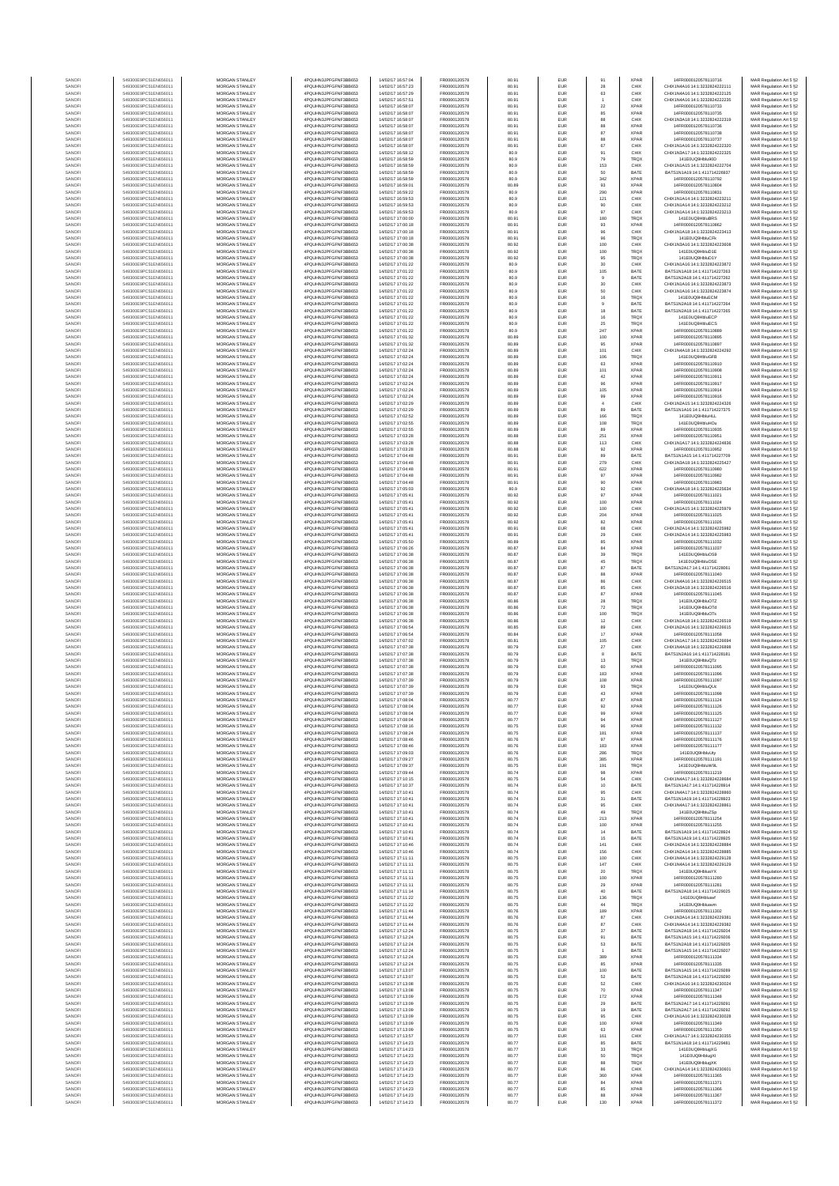| SANOFI | 549300E9PC51EN656011 | MORGAN STANLEY | 4PQUHN3JPFGFNF3BB653 | 14/02/17 16:57:04 | FR0000120578 | 80.91 | EUR | 91 | XPAR | 14FR000012057810716 | MAR Regulation Art 5 §2 |
|---|---|---|---|---|---|---|---|---|---|---|---|
| SANOFI | 549300E9PC51EN656011 | MORGAN STANLEY | 4PQUHN3JPFGFNF3BB653 | 14/02/17 16:57:23 | FR0000120578 | 80.91 | EUR | 28 | CHIX | CHIX1N4A16:14:1:3232824222111 | MAR Regulation Art 5 §2 |
| SANOFI | 549300E9PC51EN656011 | MORGAN STANLEY | 4PQUHN3JPFGFNF3BB653 | 14/02/17 16:57:29 | FR0000120578 | 80.91 | EUR | 63 | CHIX | CHIX1N4A16:14:1:3232824222125 | MAR Regulation Art 5 §2 |
| SANOFI | 549300E9PC51EN656011 | MORGAN STANLEY | 4PQUHN3JPFGFNF3BB653 | 14/02/17 16:57:51 | FR0000120578 | 80.91 | EUR | 1 | CHIX | CHIX1N4A16:14:1:3232824222235 | MAR Regulation Art 5 §2 |
| SANOFI | 549300E9PC51EN656011 | MORGAN STANLEY | 4PQUHN3JPFGFNF3BB653 | 14/02/17 16:58:07 | FR0000120578 | 80.91 | EUR | 22 | XPAR | 14FR000012057810733 | MAR Regulation Art 5 §2 |
| SANOFI | 549300E9PC51EN656011 | MORGAN STANLEY | 4PQUHN3JPFGFNF3BB653 | 14/02/17 16:58:07 | FR0000120578 | 80.91 | EUR | 85 | XPAR | 14FR000012057810735 | MAR Regulation Art 5 §2 |
| SANOFI | 549300E9PC51EN656011 | MORGAN STANLEY | 4PQUHN3JPFGFNF3BB653 | 14/02/17 16:58:07 | FR0000120578 | 80.91 | EUR | 88 | CHIX | CHIX1N3A18:14:1:3232824222319 | MAR Regulation Art 5 §2 |
| SANOFI | 549300E9PC51EN656011 | MORGAN STANLEY | 4PQUHN3JPFGFNF3BB653 | 14/02/17 16:58:07 | FR0000120578 | 80.91 | EUR | 88 | XPAR | 14FR000012057810736 | MAR Regulation Art 5 §2 |
| SANOFI | 549300E9PC51EN656011 | MORGAN STANLEY | 4PQUHN3JPFGFNF3BB653 | 14/02/17 16:58:07 | FR0000120578 | 80.91 | EUR | 87 | XPAR | 14FR000012057810738 | MAR Regulation Art 5 §2 |
| SANOFI | 549300E9PC51EN656011 | MORGAN STANLEY | 4PQUHN3JPFGFNF3BB653 | 14/02/17 16:58:07 | FR0000120578 | 80.91 | EUR | 86 | XPAR | 14FR000012057810737 | MAR Regulation Art 5 §2 |
| SANOFI | 549300E9PC51EN656011 | MORGAN STANLEY | 4PQUHN3JPFGFNF3BB653 | 14/02/17 16:58:07 | FR0000120578 | 80.91 | EUR | 67 | CHIX | CHIX1N1A16:14:1:3232824222320 | MAR Regulation Art 5 §2 |
| SANOFI | 549300E9PC51EN656011 | MORGAN STANLEY | 4PQUHN3JPFGFNF3BB653 | 14/02/17 16:58:12 | FR0000120578 | 80.91 | EUR | 91 | CHIX | CHIX1N2A17:14:1:3232824222325 | MAR Regulation Art 5 §2 |
| SANOFI | 549300E9PC51EN656011 | MORGAN STANLEY | 4PQUHN3JPFGFNF3BB653 | 14/02/17 16:58:59 | FR0000120578 | 80.9 | EUR | 79 | TRQX | 141E0UQ9rlHbu90D | MAR Regulation Art 5 §2 |
| SANOFI | 549300E9PC51EN656011 | MORGAN STANLEY | 4PQUHN3JPFGFNF3BB653 | 14/02/17 16:58:59 | FR0000120578 | 80.9 | EUR | 153 | CHIX | CHIX1N1A15:14:1:3232824222704 | MAR Regulation Art 5 §2 |
| SANOFI | 549300E9PC51EN656011 | MORGAN STANLEY | 4PQUHN3JPFGFNF3BB653 | 14/02/17 16:58:59 | FR0000120578 | 80.9 | EUR | 50 | BATE | BATS1N1A19:14:1:411714226937 | MAR Regulation Art 5 §2 |
| SANOFI | 549300E9PC51EN656011 | MORGAN STANLEY | 4PQUHN3JPFGFNF3BB653 | 14/02/17 16:58:59 | FR0000120578 | 80.9 | EUR | 342 | XPAR | 14FR000012057810792 | MAR Regulation Art 5 §2 |
| SANOFI | 549300E9PC51EN656011 | MORGAN STANLEY | 4PQUHN3JPFGFNF3BB653 | 14/02/17 16:59:01 | FR0000120578 | 80.89 | EUR | 93 | XPAR | 14FR000012057810804 | MAR Regulation Art 5 §2 |
| SANOFI | 549300E9PC51EN656011 | MORGAN STANLEY | 4PQUHN3JPFGFNF3BB653 | 14/02/17 16:59:22 | FR0000120578 | 80.9 | EUR | 290 | XPAR | 14FR000012057810831 | MAR Regulation Art 5 §2 |
| SANOFI | 549300E9PC51EN656011 | MORGAN STANLEY | 4PQUHN3JPFGFNF3BB653 | 14/02/17 16:59:53 | FR0000120578 | 80.9 | EUR | 121 | CHIX | CHIX1N1A14:14:1:3232824223211 | MAR Regulation Art 5 §2 |
| SANOFI | 549300E9PC51EN656011 | MORGAN STANLEY | 4PQUHN3JPFGFNF3BB653 | 14/02/17 16:59:53 | FR0000120578 | 80.9 | EUR | 90 | CHIX | CHIX1N1A14:14:1:3232824223212 | MAR Regulation Art 5 §2 |
| SANOFI | 549300E9PC51EN656011 | MORGAN STANLEY | 4PQUHN3JPFGFNF3BB653 | 14/02/17 16:59:53 | FR0000120578 | 80.9 | EUR | 97 | CHIX | CHIX1N1A14:14:1:3232824223213 | MAR Regulation Art 5 §2 |
| SANOFI | 549300E9PC51EN656011 | MORGAN STANLEY | 4PQUHN3JPFGFNF3BB653 | 14/02/17 17:00:00 | FR0000120578 | 80.91 | EUR | 180 | TRQX | 141E0UQ9rlHbuBRS | MAR Regulation Art 5 §2 |
| SANOFI | 549300E9PC51EN656011 | MORGAN STANLEY | 4PQUHN3JPFGFNF3BB653 | 14/02/17 17:00:18 | FR0000120578 | 80.91 | EUR | 93 | XPAR | 14FR000012057810862 | MAR Regulation Art 5 §2 |
| SANOFI | 549300E9PC51EN656011 | MORGAN STANLEY | 4PQUHN3JPFGFNF3BB653 | 14/02/17 17:00:18 | FR0000120578 | 80.91 | EUR | 96 | CHIX | CHIX1N1A18:14:1:3232824223413 | MAR Regulation Art 5 §2 |
| SANOFI | 549300E9PC51EN656011 | MORGAN STANLEY | 4PQUHN3JPFGFNF3BB653 | 14/02/17 17:00:18 | FR0000120578 | 80.91 | EUR | 96 | TRQX | 141E0UQ9rlHbuCFK | MAR Regulation Art 5 §2 |
| SANOFI | 549300E9PC51EN656011 | MORGAN STANLEY | 4PQUHN3JPFGFNF3BB653 | 14/02/17 17:00:38 | FR0000120578 | 80.92 | EUR | 100 | CHIX | CHIX1N3A16:14:1:3232824223608 | MAR Regulation Art 5 §2 |
| SANOFI | 549300E9PC51EN656011 | MORGAN STANLEY | 4PQUHN3JPFGFNF3BB653 | 14/02/17 17:00:38 | FR0000120578 | 80.92 | EUR | 100 | TRQX | 141E0UQ9rlHbuD1E | MAR Regulation Art 5 §2 |
| SANOFI | 549300E9PC51EN656011 | MORGAN STANLEY | 4PQUHN3JPFGFNF3BB653 | 14/02/17 17:00:38 | FR0000120578 | 80.92 | EUR | 95 | TRQX | 141E0UQ9rlHbuD1Y | MAR Regulation Art 5 §2 |
| SANOFI | 549300E9PC51EN656011 | MORGAN STANLEY | 4PQUHN3JPFGFNF3BB653 | 14/02/17 17:01:22 | FR0000120578 | 80.9 | EUR | 30 | CHIX | CHIX1N1A16:14:1:3232824223872 | MAR Regulation Art 5 §2 |
| SANOFI | 549300E9PC51EN656011 | MORGAN STANLEY | 4PQUHN3JPFGFNF3BB653 | 14/02/17 17:01:22 | FR0000120578 | 80.9 | EUR | 105 | BATE | BATS1N1A18:14:1:411714227263 | MAR Regulation Art 5 §2 |
| SANOFI | 549300E9PC51EN656011 | MORGAN STANLEY | 4PQUHN3JPFGFNF3BB653 | 14/02/17 17:01:22 | FR0000120578 | 80.9 | EUR | 9 | BATE | BATS1N2A18:14:1:411714227262 | MAR Regulation Art 5 §2 |
| SANOFI | 549300E9PC51EN656011 | MORGAN STANLEY | 4PQUHN3JPFGFNF3BB653 | 14/02/17 17:01:22 | FR0000120578 | 80.9 | EUR | 30 | CHIX | CHIX1N1A16:14:1:3232824223873 | MAR Regulation Art 5 §2 |
| SANOFI | 549300E9PC51EN656011 | MORGAN STANLEY | 4PQUHN3JPFGFNF3BB653 | 14/02/17 17:01:22 | FR0000120578 | 80.9 | EUR | 50 | CHIX | CHIX1N1A16:14:1:3232824223874 | MAR Regulation Art 5 §2 |
| SANOFI | 549300E9PC51EN656011 | MORGAN STANLEY | 4PQUHN3JPFGFNF3BB653 | 14/02/17 17:01:22 | FR0000120578 | 80.9 | EUR | 16 | TRQX | 141E0UQ9rlHbuECM | MAR Regulation Art 5 §2 |
| SANOFI | 549300E9PC51EN656011 | MORGAN STANLEY | 4PQUHN3JPFGFNF3BB653 | 14/02/17 17:01:22 | FR0000120578 | 80.9 | EUR | 9 | BATE | BATS1N2A18:14:1:411714227264 | MAR Regulation Art 5 §2 |
| SANOFI | 549300E9PC51EN656011 | MORGAN STANLEY | 4PQUHN3JPFGFNF3BB653 | 14/02/17 17:01:22 | FR0000120578 | 80.9 | EUR | 18 | BATE | BATS1N2A18:14:1:411714227265 | MAR Regulation Art 5 §2 |
| SANOFI | 549300E9PC51EN656011 | MORGAN STANLEY | 4PQUHN3JPFGFNF3BB653 | 14/02/17 17:01:22 | FR0000120578 | 80.9 | EUR | 16 | TRQX | 141E0UQ9rlHbuECP | MAR Regulation Art 5 §2 |
| SANOFI | 549300E9PC51EN656011 | MORGAN STANLEY | 4PQUHN3JPFGFNF3BB653 | 14/02/17 17:01:22 | FR0000120578 | 80.9 | EUR | 25 | TRQX | 141E0UQ9rlHbuECS | MAR Regulation Art 5 §2 |
| SANOFI | 549300E9PC51EN656011 | MORGAN STANLEY | 4PQUHN3JPFGFNF3BB653 | 14/02/17 17:01:22 | FR0000120578 | 80.9 | EUR | 247 | XPAR | 14FR000012057810880 | MAR Regulation Art 5 §2 |
| SANOFI | 549300E9PC51EN656011 | MORGAN STANLEY | 4PQUHN3JPFGFNF3BB653 | 14/02/17 17:01:32 | FR0000120578 | 80.89 | EUR | 100 | XPAR | 14FR000012057810896 | MAR Regulation Art 5 §2 |
| SANOFI | 549300E9PC51EN656011 | MORGAN STANLEY | 4PQUHN3JPFGFNF3BB653 | 14/02/17 17:01:32 | FR0000120578 | 80.89 | EUR | 95 | XPAR | 14FR000012057810897 | MAR Regulation Art 5 §2 |
| SANOFI | 549300E9PC51EN656011 | MORGAN STANLEY | 4PQUHN3JPFGFNF3BB653 | 14/02/17 17:02:24 | FR0000120578 | 80.89 | EUR | 101 | CHIX | CHIX1N4A18:14:1:3232824224292 | MAR Regulation Art 5 §2 |
| SANOFI | 549300E9PC51EN656011 | MORGAN STANLEY | 4PQUHN3JPFGFNF3BB653 | 14/02/17 17:02:24 | FR0000120578 | 80.89 | EUR | 106 | TRQX | 141E0UQ9rlHbuGF8 | MAR Regulation Art 5 §2 |
| SANOFI | 549300E9PC51EN656011 | MORGAN STANLEY | 4PQUHN3JPFGFNF3BB653 | 14/02/17 17:02:24 | FR0000120578 | 80.89 | EUR | 63 | XPAR | 14FR000012057810910 | MAR Regulation Art 5 §2 |
| SANOFI | 549300E9PC51EN656011 | MORGAN STANLEY | 4PQUHN3JPFGFNF3BB653 | 14/02/17 17:02:24 | FR0000120578 | 80.89 | EUR | 101 | XPAR | 14FR000012057810908 | MAR Regulation Art 5 §2 |
| SANOFI | 549300E9PC51EN656011 | MORGAN STANLEY | 4PQUHN3JPFGFNF3BB653 | 14/02/17 17:02:24 | FR0000120578 | 80.89 | EUR | 42 | XPAR | 14FR000012057810911 | MAR Regulation Art 5 §2 |
| SANOFI | 549300E9PC51EN656011 | MORGAN STANLEY | 4PQUHN3JPFGFNF3BB653 | 14/02/17 17:02:24 | FR0000120578 | 80.89 | EUR | 96 | XPAR | 14FR000012057810917 | MAR Regulation Art 5 §2 |
| SANOFI | 549300E9PC51EN656011 | MORGAN STANLEY | 4PQUHN3JPFGFNF3BB653 | 14/02/17 17:02:24 | FR0000120578 | 80.89 | EUR | 105 | XPAR | 14FR000012057810914 | MAR Regulation Art 5 §2 |
| SANOFI | 549300E9PC51EN656011 | MORGAN STANLEY | 4PQUHN3JPFGFNF3BB653 | 14/02/17 17:02:24 | FR0000120578 | 80.89 | EUR | 99 | XPAR | 14FR000012057810916 | MAR Regulation Art 5 §2 |
| SANOFI | 549300E9PC51EN656011 | MORGAN STANLEY | 4PQUHN3JPFGFNF3BB653 | 14/02/17 17:02:29 | FR0000120578 | 80.89 | EUR | 4 | CHIX | CHIX1N2A15:14:1:3232824224326 | MAR Regulation Art 5 §2 |
| SANOFI | 549300E9PC51EN656011 | MORGAN STANLEY | 4PQUHN3JPFGFNF3BB653 | 14/02/17 17:02:29 | FR0000120578 | 80.89 | EUR | 89 | BATE | BATS1N1A16:14:1:411714227375 | MAR Regulation Art 5 §2 |
| SANOFI | 549300E9PC51EN656011 | MORGAN STANLEY | 4PQUHN3JPFGFNF3BB653 | 14/02/17 17:02:52 | FR0000120578 | 80.89 | EUR | 166 | TRQX | 141E0UQ9rlHbuHLL | MAR Regulation Art 5 §2 |
| SANOFI | 549300E9PC51EN656011 | MORGAN STANLEY | 4PQUHN3JPFGFNF3BB653 | 14/02/17 17:02:55 | FR0000120578 | 80.89 | EUR | 108 | TRQX | 141E0UQ9rlHbuHOu | MAR Regulation Art 5 §2 |
| SANOFI | 549300E9PC51EN656011 | MORGAN STANLEY | 4PQUHN3JPFGFNF3BB653 | 14/02/17 17:02:55 | FR0000120578 | 80.89 | EUR | 89 | XPAR | 14FR000012057810935 | MAR Regulation Art 5 §2 |
| SANOFI | 549300E9PC51EN656011 | MORGAN STANLEY | 4PQUHN3JPFGFNF3BB653 | 14/02/17 17:03:28 | FR0000120578 | 80.88 | EUR | 251 | XPAR | 14FR000012057810951 | MAR Regulation Art 5 §2 |
| SANOFI | 549300E9PC51EN656011 | MORGAN STANLEY | 4PQUHN3JPFGFNF3BB653 | 14/02/17 17:03:28 | FR0000120578 | 80.88 | EUR | 113 | CHIX | CHIX1N1A17:14:1:3232824224836 | MAR Regulation Art 5 §2 |
| SANOFI | 549300E9PC51EN656011 | MORGAN STANLEY | 4PQUHN3JPFGFNF3BB653 | 14/02/17 17:03:28 | FR0000120578 | 80.88 | EUR | 92 | XPAR | 14FR000012057810952 | MAR Regulation Art 5 §2 |
| SANOFI | 549300E9PC51EN656011 | MORGAN STANLEY | 4PQUHN3JPFGFNF3BB653 | 14/02/17 17:04:48 | FR0000120578 | 80.91 | EUR | 89 | BATE | BATS1N1A15:14:1:411714227709 | MAR Regulation Art 5 §2 |
| SANOFI | 549300E9PC51EN656011 | MORGAN STANLEY | 4PQUHN3JPFGFNF3BB653 | 14/02/17 17:04:48 | FR0000120578 | 80.91 | EUR | 279 | CHIX | CHIX1N3A18:14:1:3232824225427 | MAR Regulation Art 5 §2 |
| SANOFI | 549300E9PC51EN656011 | MORGAN STANLEY | 4PQUHN3JPFGFNF3BB653 | 14/02/17 17:04:48 | FR0000120578 | 80.91 | EUR | 622 | XPAR | 14FR000012057810980 | MAR Regulation Art 5 §2 |
| SANOFI | 549300E9PC51EN656011 | MORGAN STANLEY | 4PQUHN3JPFGFNF3BB653 | 14/02/17 17:04:48 | FR0000120578 | 80.91 | EUR | 97 | XPAR | 14FR000012057810982 | MAR Regulation Art 5 §2 |
| SANOFI | 549300E9PC51EN656011 | MORGAN STANLEY | 4PQUHN3JPFGFNF3BB653 | 14/02/17 17:04:48 | FR0000120578 | 80.91 | EUR | 90 | XPAR | 14FR000012057810983 | MAR Regulation Art 5 §2 |
| SANOFI | 549300E9PC51EN656011 | MORGAN STANLEY | 4PQUHN3JPFGFNF3BB653 | 14/02/17 17:05:03 | FR0000120578 | 80.9 | EUR | 92 | CHIX | CHIX1N4A18:14:1:3232824225634 | MAR Regulation Art 5 §2 |
| SANOFI | 549300E9PC51EN656011 | MORGAN STANLEY | 4PQUHN3JPFGFNF3BB653 | 14/02/17 17:05:41 | FR0000120578 | 80.92 | EUR | 97 | XPAR | 14FR000012057811021 | MAR Regulation Art 5 §2 |
| SANOFI | 549300E9PC51EN656011 | MORGAN STANLEY | 4PQUHN3JPFGFNF3BB653 | 14/02/17 17:05:41 | FR0000120578 | 80.92 | EUR | 100 | XPAR | 14FR000012057811024 | MAR Regulation Art 5 §2 |
| SANOFI | 549300E9PC51EN656011 | MORGAN STANLEY | 4PQUHN3JPFGFNF3BB653 | 14/02/17 17:05:41 | FR0000120578 | 80.92 | EUR | 100 | CHIX | CHIX1N1A15:14:1:3232824225979 | MAR Regulation Art 5 §2 |
| SANOFI | 549300E9PC51EN656011 | MORGAN STANLEY | 4PQUHN3JPFGFNF3BB653 | 14/02/17 17:05:41 | FR0000120578 | 80.92 | EUR | 204 | XPAR | 14FR000012057811025 | MAR Regulation Art 5 §2 |
| SANOFI | 549300E9PC51EN656011 | MORGAN STANLEY | 4PQUHN3JPFGFNF3BB653 | 14/02/17 17:05:41 | FR0000120578 | 80.92 | EUR | 82 | XPAR | 14FR000012057811026 | MAR Regulation Art 5 §2 |
| SANOFI | 549300E9PC51EN656011 | MORGAN STANLEY | 4PQUHN3JPFGFNF3BB653 | 14/02/17 17:05:41 | FR0000120578 | 80.91 | EUR | 68 | CHIX | CHIX1N2A14:14:1:3232824225982 | MAR Regulation Art 5 §2 |
| SANOFI | 549300E9PC51EN656011 | MORGAN STANLEY | 4PQUHN3JPFGFNF3BB653 | 14/02/17 17:05:41 | FR0000120578 | 80.91 | EUR | 29 | CHIX | CHIX1N2A14:14:1:3232824225983 | MAR Regulation Art 5 §2 |
| SANOFI | 549300E9PC51EN656011 | MORGAN STANLEY | 4PQUHN3JPFGFNF3BB653 | 14/02/17 17:05:50 | FR0000120578 | 80.89 | EUR | 95 | XPAR | 14FR000012057811032 | MAR Regulation Art 5 §2 |
| SANOFI | 549300E9PC51EN656011 | MORGAN STANLEY | 4PQUHN3JPFGFNF3BB653 | 14/02/17 17:06:26 | FR0000120578 | 80.87 | EUR | 84 | XPAR | 14FR000012057811037 | MAR Regulation Art 5 §2 |
| SANOFI | 549300E9PC51EN656011 | MORGAN STANLEY | 4PQUHN3JPFGFNF3BB653 | 14/02/17 17:06:38 | FR0000120578 | 80.87 | EUR | 39 | TRQX | 141E0UQ9rlHbuOS9 | MAR Regulation Art 5 §2 |
| SANOFI | 549300E9PC51EN656011 | MORGAN STANLEY | 4PQUHN3JPFGFNF3BB653 | 14/02/17 17:06:38 | FR0000120578 | 80.87 | EUR | 45 | TRQX | 141E0UQ9rlHbuOSE | MAR Regulation Art 5 §2 |
| SANOFI | 549300E9PC51EN656011 | MORGAN STANLEY | 4PQUHN3JPFGFNF3BB653 | 14/02/17 17:06:38 | FR0000120578 | 80.87 | EUR | 87 | BATE | BATS1N2A17:14:1:411714228061 | MAR Regulation Art 5 §2 |
| SANOFI | 549300E9PC51EN656011 | MORGAN STANLEY | 4PQUHN3JPFGFNF3BB653 | 14/02/17 17:06:38 | FR0000120578 | 80.87 | EUR | 88 | XPAR | 14FR000012057811040 | MAR Regulation Art 5 §2 |
| SANOFI | 549300E9PC51EN656011 | MORGAN STANLEY | 4PQUHN3JPFGFNF3BB653 | 14/02/17 17:06:38 | FR0000120578 | 80.87 | EUR | 86 | CHIX | CHIX1N4A16:14:1:3232824226515 | MAR Regulation Art 5 §2 |
| SANOFI | 549300E9PC51EN656011 | MORGAN STANLEY | 4PQUHN3JPFGFNF3BB653 | 14/02/17 17:06:38 | FR0000120578 | 80.87 | EUR | 85 | CHIX | CHIX1N3A18:14:1:3232824226516 | MAR Regulation Art 5 §2 |
| SANOFI | 549300E9PC51EN656011 | MORGAN STANLEY | 4PQUHN3JPFGFNF3BB653 | 14/02/17 17:06:38 | FR0000120578 | 80.87 | EUR | 87 | XPAR | 14FR000012057811045 | MAR Regulation Art 5 §2 |
| SANOFI | 549300E9PC51EN656011 | MORGAN STANLEY | 4PQUHN3JPFGFNF3BB653 | 14/02/17 17:06:38 | FR0000120578 | 80.86 | EUR | 28 | TRQX | 141E0UQ9rlHbuOTZ | MAR Regulation Art 5 §2 |
| SANOFI | 549300E9PC51EN656011 | MORGAN STANLEY | 4PQUHN3JPFGFNF3BB653 | 14/02/17 17:06:38 | FR0000120578 | 80.86 | EUR | 72 | TRQX | 141E0UQ9rlHbuOTd | MAR Regulation Art 5 §2 |
| SANOFI | 549300E9PC51EN656011 | MORGAN STANLEY | 4PQUHN3JPFGFNF3BB653 | 14/02/17 17:06:38 | FR0000120578 | 80.86 | EUR | 100 | TRQX | 141E0UQ9rlHbuOTs | MAR Regulation Art 5 §2 |
| SANOFI | 549300E9PC51EN656011 | MORGAN STANLEY | 4PQUHN3JPFGFNF3BB653 | 14/02/17 17:06:38 | FR0000120578 | 80.86 | EUR | 12 | CHIX | CHIX1N1A18:14:1:3232824226519 | MAR Regulation Art 5 §2 |
| SANOFI | 549300E9PC51EN656011 | MORGAN STANLEY | 4PQUHN3JPFGFNF3BB653 | 14/02/17 17:06:54 | FR0000120578 | 80.85 | EUR | 89 | CHIX | CHIX1N2A16:14:1:3232824226615 | MAR Regulation Art 5 §2 |
| SANOFI | 549300E9PC51EN656011 | MORGAN STANLEY | 4PQUHN3JPFGFNF3BB653 | 14/02/17 17:06:54 | FR0000120578 | 80.84 | EUR | 17 | XPAR | 14FR000012057811050 | MAR Regulation Art 5 §2 |
| SANOFI | 549300E9PC51EN656011 | MORGAN STANLEY | 4PQUHN3JPFGFNF3BB653 | 14/02/17 17:07:02 | FR0000120578 | 80.81 | EUR | 105 | CHIX | CHIX1N1A17:14:1:3232824226694 | MAR Regulation Art 5 §2 |
| SANOFI | 549300E9PC51EN656011 | MORGAN STANLEY | 4PQUHN3JPFGFNF3BB653 | 14/02/17 17:07:38 | FR0000120578 | 80.79 | EUR | 27 | CHIX | CHIX1N4A18:14:1:3232824226898 | MAR Regulation Art 5 §2 |
| SANOFI | 549300E9PC51EN656011 | MORGAN STANLEY | 4PQUHN3JPFGFNF3BB653 | 14/02/17 17:07:38 | FR0000120578 | 80.79 | EUR | 8 | BATE | BATS1N2A16:14:1:411714228181 | MAR Regulation Art 5 §2 |
| SANOFI | 549300E9PC51EN656011 | MORGAN STANLEY | 4PQUHN3JPFGFNF3BB653 | 14/02/17 17:07:38 | FR0000120578 | 80.79 | EUR | 13 | TRQX | 141E0UQ9rlHbuQTz | MAR Regulation Art 5 §2 |
| SANOFI | 549300E9PC51EN656011 | MORGAN STANLEY | 4PQUHN3JPFGFNF3BB653 | 14/02/17 17:07:38 | FR0000120578 | 80.79 | EUR | 60 | XPAR | 14FR000012057811095 | MAR Regulation Art 5 §2 |
| SANOFI | 549300E9PC51EN656011 | MORGAN STANLEY | 4PQUHN3JPFGFNF3BB653 | 14/02/17 17:07:38 | FR0000120578 | 80.79 | EUR | 183 | XPAR | 14FR000012057811096 | MAR Regulation Art 5 §2 |
| SANOFI | 549300E9PC51EN656011 | MORGAN STANLEY | 4PQUHN3JPFGFNF3BB653 | 14/02/17 17:07:39 | FR0000120578 | 80.79 | EUR | 108 | XPAR | 14FR000012057811097 | MAR Regulation Art 5 §2 |
| SANOFI | 549300E9PC51EN656011 | MORGAN STANLEY | 4PQUHN3JPFGFNF3BB653 | 14/02/17 17:07:39 | FR0000120578 | 80.79 | EUR | 93 | TRQX | 141E0UQ9rlHbuQUc | MAR Regulation Art 5 §2 |
| SANOFI | 549300E9PC51EN656011 | MORGAN STANLEY | 4PQUHN3JPFGFNF3BB653 | 14/02/17 17:07:39 | FR0000120578 | 80.79 | EUR | 43 | XPAR | 14FR000012057811098 | MAR Regulation Art 5 §2 |
| SANOFI | 549300E9PC51EN656011 | MORGAN STANLEY | 4PQUHN3JPFGFNF3BB653 | 14/02/17 17:08:04 | FR0000120578 | 80.77 | EUR | 87 | XPAR | 14FR000012057811124 | MAR Regulation Art 5 §2 |
| SANOFI | 549300E9PC51EN656011 | MORGAN STANLEY | 4PQUHN3JPFGFNF3BB653 | 14/02/17 17:08:04 | FR0000120578 | 80.77 | EUR | 92 | XPAR | 14FR000012057811126 | MAR Regulation Art 5 §2 |
| SANOFI | 549300E9PC51EN656011 | MORGAN STANLEY | 4PQUHN3JPFGFNF3BB653 | 14/02/17 17:08:04 | FR0000120578 | 80.77 | EUR | 99 | XPAR | 14FR000012057811125 | MAR Regulation Art 5 §2 |
| SANOFI | 549300E9PC51EN656011 | MORGAN STANLEY | 4PQUHN3JPFGFNF3BB653 | 14/02/17 17:08:04 | FR0000120578 | 80.77 | EUR | 94 | XPAR | 14FR000012057811127 | MAR Regulation Art 5 §2 |
| SANOFI | 549300E9PC51EN656011 | MORGAN STANLEY | 4PQUHN3JPFGFNF3BB653 | 14/02/17 17:08:16 | FR0000120578 | 80.75 | EUR | 96 | XPAR | 14FR000012057811132 | MAR Regulation Art 5 §2 |
| SANOFI | 549300E9PC51EN656011 | MORGAN STANLEY | 4PQUHN3JPFGFNF3BB653 | 14/02/17 17:08:24 | FR0000120578 | 80.75 | EUR | 181 | XPAR | 14FR000012057811137 | MAR Regulation Art 5 §2 |
| SANOFI | 549300E9PC51EN656011 | MORGAN STANLEY | 4PQUHN3JPFGFNF3BB653 | 14/02/17 17:08:46 | FR0000120578 | 80.76 | EUR | 97 | XPAR | 14FR000012057811176 | MAR Regulation Art 5 §2 |
| SANOFI | 549300E9PC51EN656011 | MORGAN STANLEY | 4PQUHN3JPFGFNF3BB653 | 14/02/17 17:08:46 | FR0000120578 | 80.76 | EUR | 183 | XPAR | 14FR000012057811177 | MAR Regulation Art 5 §2 |
| SANOFI | 549300E9PC51EN656011 | MORGAN STANLEY | 4PQUHN3JPFGFNF3BB653 | 14/02/17 17:09:03 | FR0000120578 | 80.76 | EUR | 288 | TRQX | 141E0UQ9rlHbuUty | MAR Regulation Art 5 §2 |
| SANOFI | 549300E9PC51EN656011 | MORGAN STANLEY | 4PQUHN3JPFGFNF3BB653 | 14/02/17 17:09:27 | FR0000120578 | 80.75 | EUR | 385 | XPAR | 14FR000012057811191 | MAR Regulation Art 5 §2 |
| SANOFI | 549300E9PC51EN656011 | MORGAN STANLEY | 4PQUHN3JPFGFNF3BB653 | 14/02/17 17:09:37 | FR0000120578 | 80.75 | EUR | 191 | TRQX | 141E0UQ9rlHbuW9L | MAR Regulation Art 5 §2 |
| SANOFI | 549300E9PC51EN656011 | MORGAN STANLEY | 4PQUHN3JPFGFNF3BB653 | 14/02/17 17:09:46 | FR0000120578 | 80.74 | EUR | 98 | XPAR | 14FR000012057811219 | MAR Regulation Art 5 §2 |
| SANOFI | 549300E9PC51EN656011 | MORGAN STANLEY | 4PQUHN3JPFGFNF3BB653 | 14/02/17 17:10:15 | FR0000120578 | 80.75 | EUR | 54 | CHIX | CHIX1N4A17:14:1:3232824228684 | MAR Regulation Art 5 §2 |
| SANOFI | 549300E9PC51EN656011 | MORGAN STANLEY | 4PQUHN3JPFGFNF3BB653 | 14/02/17 17:10:37 | FR0000120578 | 80.74 | EUR | 10 | BATE | BATS1N1A17:14:1:411714228914 | MAR Regulation Art 5 §2 |
| SANOFI | 549300E9PC51EN656011 | MORGAN STANLEY | 4PQUHN3JPFGFNF3BB653 | 14/02/17 17:10:41 | FR0000120578 | 80.74 | EUR | 95 | CHIX | CHIX1N4A17:14:1:3232824228860 | MAR Regulation Art 5 §2 |
| SANOFI | 549300E9PC51EN656011 | MORGAN STANLEY | 4PQUHN3JPFGFNF3BB653 | 14/02/17 17:10:41 | FR0000120578 | 80.74 | EUR | 31 | BATE | BATS1N1A19:14:1:411714228923 | MAR Regulation Art 5 §2 |
| SANOFI | 549300E9PC51EN656011 | MORGAN STANLEY | 4PQUHN3JPFGFNF3BB653 | 14/02/17 17:10:41 | FR0000120578 | 80.74 | EUR | 95 | CHIX | CHIX1N4A17:14:1:3232824228861 | MAR Regulation Art 5 §2 |
| SANOFI | 549300E9PC51EN656011 | MORGAN STANLEY | 4PQUHN3JPFGFNF3BB653 | 14/02/17 17:10:41 | FR0000120578 | 80.74 | EUR | 49 | TRQX | 141E0UQ9rlHbuZSp | MAR Regulation Art 5 §2 |
| SANOFI | 549300E9PC51EN656011 | MORGAN STANLEY | 4PQUHN3JPFGFNF3BB653 | 14/02/17 17:10:41 | FR0000120578 | 80.74 | EUR | 213 | XPAR | 14FR000012057811254 | MAR Regulation Art 5 §2 |
| SANOFI | 549300E9PC51EN656011 | MORGAN STANLEY | 4PQUHN3JPFGFNF3BB653 | 14/02/17 17:10:41 | FR0000120578 | 80.74 | EUR | 100 | XPAR | 14FR000012057811255 | MAR Regulation Art 5 §2 |
| SANOFI | 549300E9PC51EN656011 | MORGAN STANLEY | 4PQUHN3JPFGFNF3BB653 | 14/02/17 17:10:41 | FR0000120578 | 80.74 | EUR | 14 | BATE | BATS1N1A19:14:1:411714228924 | MAR Regulation Art 5 §2 |
| SANOFI | 549300E9PC51EN656011 | MORGAN STANLEY | 4PQUHN3JPFGFNF3BB653 | 14/02/17 17:10:41 | FR0000120578 | 80.74 | EUR | 15 | BATE | BATS1N1A19:14:1:411714228925 | MAR Regulation Art 5 §2 |
| SANOFI | 549300E9PC51EN656011 | MORGAN STANLEY | 4PQUHN3JPFGFNF3BB653 | 14/02/17 17:10:41 | FR0000120578 | 80.74 | EUR | 141 | CHIX | CHIX1N2A14:14:1:3232824228884 | MAR Regulation Art 5 §2 |
| SANOFI | 549300E9PC51EN656011 | MORGAN STANLEY | 4PQUHN3JPFGFNF3BB653 | 14/02/17 17:10:46 | FR0000120578 | 80.74 | EUR | 156 | CHIX | CHIX1N2A14:14:1:3232824228885 | MAR Regulation Art 5 §2 |
| SANOFI | 549300E9PC51EN656011 | MORGAN STANLEY | 4PQUHN3JPFGFNF3BB653 | 14/02/17 17:11:11 | FR0000120578 | 80.75 | EUR | 100 | CHIX | CHIX1N4A14:14:1:3232824229128 | MAR Regulation Art 5 §2 |
| SANOFI | 549300E9PC51EN656011 | MORGAN STANLEY | 4PQUHN3JPFGFNF3BB653 | 14/02/17 17:11:11 | FR0000120578 | 80.75 | EUR | 147 | CHIX | CHIX1N4A14:14:1:3232824229129 | MAR Regulation Art 5 §2 |
| SANOFI | 549300E9PC51EN656011 | MORGAN STANLEY | 4PQUHN3JPFGFNF3BB653 | 14/02/17 17:11:11 | FR0000120578 | 80.75 | EUR | 20 | TRQX | 141E0UQ9rlHbuaYX | MAR Regulation Art 5 §2 |
| SANOFI | 549300E9PC51EN656011 | MORGAN STANLEY | 4PQUHN3JPFGFNF3BB653 | 14/02/17 17:11:11 | FR0000120578 | 80.75 | EUR | 100 | XPAR | 14FR000012057811280 | MAR Regulation Art 5 §2 |
| SANOFI | 549300E9PC51EN656011 | MORGAN STANLEY | 4PQUHN3JPFGFNF3BB653 | 14/02/17 17:11:11 | FR0000120578 | 80.75 | EUR | 29 | XPAR | 14FR000012057811281 | MAR Regulation Art 5 §2 |
| SANOFI | 549300E9PC51EN656011 | MORGAN STANLEY | 4PQUHN3JPFGFNF3BB653 | 14/02/17 17:11:14 | FR0000120578 | 80.75 | EUR | 40 | BATE | BATS1N2A18:14:1:411714229025 | MAR Regulation Art 5 §2 |
| SANOFI | 549300E9PC51EN656011 | MORGAN STANLEY | 4PQUHN3JPFGFNF3BB653 | 14/02/17 17:11:22 | FR0000120578 | 80.75 | EUR | 136 | TRQX | 141E0UQ9rlHbuawf | MAR Regulation Art 5 §2 |
| SANOFI | 549300E9PC51EN656011 | MORGAN STANLEY | 4PQUHN3JPFGFNF3BB653 | 14/02/17 17:11:22 | FR0000120578 | 80.75 | EUR | 44 | TRQX | 141E0UQ9rlHbuawm | MAR Regulation Art 5 §2 |
| SANOFI | 549300E9PC51EN656011 | MORGAN STANLEY | 4PQUHN3JPFGFNF3BB653 | 14/02/17 17:11:44 | FR0000120578 | 80.76 | EUR | 189 | XPAR | 14FR000012057811302 | MAR Regulation Art 5 §2 |
| SANOFI | 549300E9PC51EN656011 | MORGAN STANLEY | 4PQUHN3JPFGFNF3BB653 | 14/02/17 17:11:44 | FR0000120578 | 80.76 | EUR | 87 | CHIX | CHIX1N2A14:14:1:3232824229381 | MAR Regulation Art 5 §2 |
| SANOFI | 549300E9PC51EN656011 | MORGAN STANLEY | 4PQUHN3JPFGFNF3BB653 | 14/02/17 17:11:44 | FR0000120578 | 80.76 | EUR | 87 | CHIX | CHIX1N4A14:14:1:3232824229382 | MAR Regulation Art 5 §2 |
| SANOFI | 549300E9PC51EN656011 | MORGAN STANLEY | 4PQUHN3JPFGFNF3BB653 | 14/02/17 17:12:24 | FR0000120578 | 80.75 | EUR | 37 | BATE | BATS1N1A18:14:1:411714229204 | MAR Regulation Art 5 §2 |
| SANOFI | 549300E9PC51EN656011 | MORGAN STANLEY | 4PQUHN3JPFGFNF3BB653 | 14/02/17 17:12:24 | FR0000120578 | 80.75 | EUR | 91 | BATE | BATS1N1A15:14:1:411714229206 | MAR Regulation Art 5 §2 |
| SANOFI | 549300E9PC51EN656011 | MORGAN STANLEY | 4PQUHN3JPFGFNF3BB653 | 14/02/17 17:12:24 | FR0000120578 | 80.75 | EUR | 53 | BATE | BATS1N2A18:14:1:411714229205 | MAR Regulation Art 5 §2 |
| SANOFI | 549300E9PC51EN656011 | MORGAN STANLEY | 4PQUHN3JPFGFNF3BB653 | 14/02/17 17:12:24 | FR0000120578 | 80.75 | EUR | 1 | BATE | BATS1N1A15:14:1:411714229207 | MAR Regulation Art 5 §2 |
| SANOFI | 549300E9PC51EN656011 | MORGAN STANLEY | 4PQUHN3JPFGFNF3BB653 | 14/02/17 17:12:24 | FR0000120578 | 80.75 | EUR | 389 | XPAR | 14FR000012057811324 | MAR Regulation Art 5 §2 |
| SANOFI | 549300E9PC51EN656011 | MORGAN STANLEY | 4PQUHN3JPFGFNF3BB653 | 14/02/17 17:12:24 | FR0000120578 | 80.75 | EUR | 85 | XPAR | 14FR000012057811325 | MAR Regulation Art 5 §2 |
| SANOFI | 549300E9PC51EN656011 | MORGAN STANLEY | 4PQUHN3JPFGFNF3BB653 | 14/02/17 17:13:07 | FR0000120578 | 80.75 | EUR | 100 | BATE | BATS1N1A15:14:1:411714229289 | MAR Regulation Art 5 §2 |
| SANOFI | 549300E9PC51EN656011 | MORGAN STANLEY | 4PQUHN3JPFGFNF3BB653 | 14/02/17 17:13:07 | FR0000120578 | 80.75 | EUR | 52 | BATE | BATS1N1A18:14:1:411714229290 | MAR Regulation Art 5 §2 |
| SANOFI | 549300E9PC51EN656011 | MORGAN STANLEY | 4PQUHN3JPFGFNF3BB653 | 14/02/17 17:13:08 | FR0000120578 | 80.75 | EUR | 52 | CHIX | CHIX1N3A16:14:1:3232824230024 | MAR Regulation Art 5 §2 |
| SANOFI | 549300E9PC51EN656011 | MORGAN STANLEY | 4PQUHN3JPFGFNF3BB653 | 14/02/17 17:13:08 | FR0000120578 | 80.75 | EUR | 70 | XPAR | 14FR000012057811347 | MAR Regulation Art 5 §2 |
| SANOFI | 549300E9PC51EN656011 | MORGAN STANLEY | 4PQUHN3JPFGFNF3BB653 | 14/02/17 17:13:09 | FR0000120578 | 80.75 | EUR | 172 | XPAR | 14FR000012057811348 | MAR Regulation Art 5 §2 |
| SANOFI | 549300E9PC51EN656011 | MORGAN STANLEY | 4PQUHN3JPFGFNF3BB653 | 14/02/17 17:13:09 | FR0000120578 | 80.75 | EUR | 29 | BATE | BATS1N2A17:14:1:411714229291 | MAR Regulation Art 5 §2 |
| SANOFI | 549300E9PC51EN656011 | MORGAN STANLEY | 4PQUHN3JPFGFNF3BB653 | 14/02/17 17:13:09 | FR0000120578 | 80.75 | EUR | 19 | BATE | BATS1N2A17:14:1:411714229292 | MAR Regulation Art 5 §2 |
| SANOFI | 549300E9PC51EN656011 | MORGAN STANLEY | 4PQUHN3JPFGFNF3BB653 | 14/02/17 17:13:09 | FR0000120578 | 80.75 | EUR | 95 | CHIX | CHIX1N1A16:14:1:3232824230028 | MAR Regulation Art 5 §2 |
| SANOFI | 549300E9PC51EN656011 | MORGAN STANLEY | 4PQUHN3JPFGFNF3BB653 | 14/02/17 17:13:09 | FR0000120578 | 80.75 | EUR | 100 | XPAR | 14FR000012057811349 | MAR Regulation Art 5 §2 |
| SANOFI | 549300E9PC51EN656011 | MORGAN STANLEY | 4PQUHN3JPFGFNF3BB653 | 14/02/17 17:13:09 | FR0000120578 | 80.75 | EUR | 63 | XPAR | 14FR000012057811350 | MAR Regulation Art 5 §2 |
| SANOFI | 549300E9PC51EN656011 | MORGAN STANLEY | 4PQUHN3JPFGFNF3BB653 | 14/02/17 17:13:57 | FR0000120578 | 80.77 | EUR | 161 | CHIX | CHIX1N1A17:14:1:3232824230355 | MAR Regulation Art 5 §2 |
| SANOFI | 549300E9PC51EN656011 | MORGAN STANLEY | 4PQUHN3JPFGFNF3BB653 | 14/02/17 17:14:23 | FR0000120578 | 80.77 | EUR | 85 | BATE | BATS1N1A15:14:1:411714229481 | MAR Regulation Art 5 §2 |
| SANOFI | 549300E9PC51EN656011 | MORGAN STANLEY | 4PQUHN3JPFGFNF3BB653 | 14/02/17 17:14:23 | FR0000120578 | 80.77 | EUR | 33 | TRQX | 141E0UQ9rlHbugXG | MAR Regulation Art 5 §2 |
| SANOFI | 549300E9PC51EN656011 | MORGAN STANLEY | 4PQUHN3JPFGFNF3BB653 | 14/02/17 17:14:23 | FR0000120578 | 80.77 | EUR | 50 | TRQX | 141E0UQ9rlHbugXI | MAR Regulation Art 5 §2 |
| SANOFI | 549300E9PC51EN656011 | MORGAN STANLEY | 4PQUHN3JPFGFNF3BB653 | 14/02/17 17:14:23 | FR0000120578 | 80.77 | EUR | 88 | TRQX | 141E0UQ9rlHbugXK | MAR Regulation Art 5 §2 |
| SANOFI | 549300E9PC51EN656011 | MORGAN STANLEY | 4PQUHN3JPFGFNF3BB653 | 14/02/17 17:14:23 | FR0000120578 | 80.77 | EUR | 86 | CHIX | CHIX1N1A14:14:1:3232824230601 | MAR Regulation Art 5 §2 |
| SANOFI | 549300E9PC51EN656011 | MORGAN STANLEY | 4PQUHN3JPFGFNF3BB653 | 14/02/17 17:14:23 | FR0000120578 | 80.77 | EUR | 360 | XPAR | 14FR000012057811365 | MAR Regulation Art 5 §2 |
| SANOFI | 549300E9PC51EN656011 | MORGAN STANLEY | 4PQUHN3JPFGFNF3BB653 | 14/02/17 17:14:23 | FR0000120578 | 80.77 | EUR | 84 | XPAR | 14FR000012057811371 | MAR Regulation Art 5 §2 |
| SANOFI | 549300E9PC51EN656011 | MORGAN STANLEY | 4PQUHN3JPFGFNF3BB653 | 14/02/17 17:14:23 | FR0000120578 | 80.77 | EUR | 85 | XPAR | 14FR000012057811366 | MAR Regulation Art 5 §2 |
| SANOFI | 549300E9PC51EN656011 | MORGAN STANLEY | 4PQUHN3JPFGFNF3BB653 | 14/02/17 17:14:23 | FR0000120578 | 80.77 | EUR | 88 | XPAR | 14FR000012057811367 | MAR Regulation Art 5 §2 |
| SANOFI | 549300E9PC51EN656011 | MORGAN STANLEY | 4PQUHN3JPFGFNF3BB653 | 14/02/17 17:14:23 | FR0000120578 | 80.77 | EUR | 130 | XPAR | 14FR000012057811372 | MAR Regulation Art 5 §2 |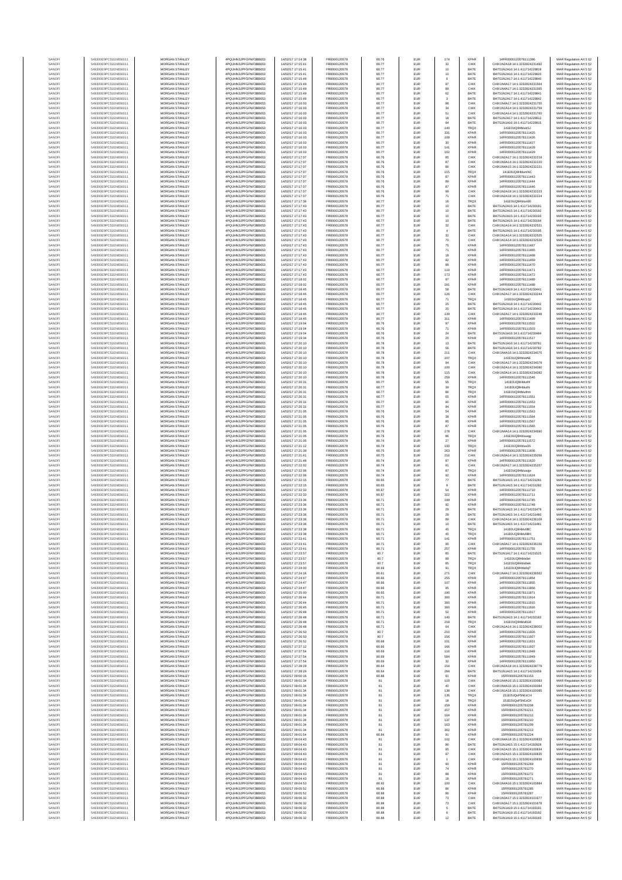| | | | | | | | | | | | |
|---|---|---|---|---|---|---|---|---|---|---|---|
| SANOFI | 549300E9PC51EN656011 | MORGAN STANLEY | 4PQUHN3JPFGFNF3BB653 | 14/02/2017 17:14:38 | FR0000120578 | 80.76 | EUR | 174 | XPAR | 14FR000012057811386 | MAR Regulation Art 5 §2 |
| SANOFI | 549300E9PC51EN656011 | MORGAN STANLEY | 4PQUHN3JPFGFNF3BB653 | 14/02/2017 17:15:41 | FR0000120578 | 80.77 | EUR | 32 | CHIX | CHIX1N2A18:14:1:3232824231492 | MAR Regulation Art 5 §2 |
| SANOFI | 549300E9PC51EN656011 | MORGAN STANLEY | 4PQUHN3JPFGFNF3BB653 | 14/02/2017 17:15:41 | FR0000120578 | 80.77 | EUR | 10 | BATE | BATS1N2A16:14:1:411714229819 | MAR Regulation Art 5 §2 |
| SANOFI | 549300E9PC51EN656011 | MORGAN STANLEY | 4PQUHN3JPFGFNF3BB653 | 14/02/2017 17:15:41 | FR0000120578 | 80.77 | EUR | 10 | BATE | BATS1N2A16:14:1:411714229820 | MAR Regulation Art 5 §2 |
| SANOFI | 549300E9PC51EN656011 | MORGAN STANLEY | 4PQUHN3JPFGFNF3BB653 | 14/02/2017 17:15:49 | FR0000120578 | 80.77 | EUR | 6 | BATE | BATS1N2A17:14:1:411714229840 | MAR Regulation Art 5 §2 |
| SANOFI | 549300E9PC51EN656011 | MORGAN STANLEY | 4PQUHN3JPFGFNF3BB653 | 14/02/2017 17:15:49 | FR0000120578 | 80.77 | EUR | 97 | CHIX | CHIX1N4A17:14:1:3232824231564 | MAR Regulation Art 5 §2 |
| SANOFI | 549300E9PC51EN656011 | MORGAN STANLEY | 4PQUHN3JPFGFNF3BB653 | 14/02/2017 17:15:49 | FR0000120578 | 80.77 | EUR | 89 | CHIX | CHIX1N4A17:14:1:3232824231565 | MAR Regulation Art 5 §2 |
| SANOFI | 549300E9PC51EN656011 | MORGAN STANLEY | 4PQUHN3JPFGFNF3BB653 | 14/02/2017 17:15:49 | FR0000120578 | 80.77 | EUR | 62 | BATE | BATS1N2A17:14:1:411714229841 | MAR Regulation Art 5 §2 |
| SANOFI | 549300E9PC51EN656011 | MORGAN STANLEY | 4PQUHN3JPFGFNF3BB653 | 14/02/2017 17:15:49 | FR0000120578 | 80.77 | EUR | 3 | BATE | BATS1N2A17:14:1:411714229842 | MAR Regulation Art 5 §2 |
| SANOFI | 549300E9PC51EN656011 | MORGAN STANLEY | 4PQUHN3JPFGFNF3BB653 | 14/02/2017 17:16:03 | FR0000120578 | 80.77 | EUR | 88 | CHIX | CHIX1N4A17:14:1:3232824231755 | MAR Regulation Art 5 §2 |
| SANOFI | 549300E9PC51EN656011 | MORGAN STANLEY | 4PQUHN3JPFGFNF3BB653 | 14/02/2017 17:16:03 | FR0000120578 | 80.77 | EUR | 34 | CHIX | CHIX1N1A14:14:1:3232824231759 | MAR Regulation Art 5 §2 |
| SANOFI | 549300E9PC51EN656011 | MORGAN STANLEY | 4PQUHN3JPFGFNF3BB653 | 14/02/2017 17:16:03 | FR0000120578 | 80.77 | EUR | 51 | CHIX | CHIX1N1A14:14:1:3232824231760 | MAR Regulation Art 5 §2 |
| SANOFI | 549300E9PC51EN656011 | MORGAN STANLEY | 4PQUHN3JPFGFNF3BB653 | 14/02/2017 17:16:03 | FR0000120578 | 80.77 | EUR | 18 | BATE | BATS1N2A17:14:1:411714229912 | MAR Regulation Art 5 §2 |
| SANOFI | 549300E9PC51EN656011 | MORGAN STANLEY | 4PQUHN3JPFGFNF3BB653 | 14/02/2017 17:16:03 | FR0000120578 | 80.77 | EUR | 94 | BATE | BATS1N1A16:14:1:411714229915 | MAR Regulation Art 5 §2 |
| SANOFI | 549300E9PC51EN656011 | MORGAN STANLEY | 4PQUHN3JPFGFNF3BB653 | 14/02/2017 17:16:03 | FR0000120578 | 80.77 | EUR | 140 | TRQX | 141E0UQ9Hbl/ukSJ | MAR Regulation Art 5 §2 |
| SANOFI | 549300E9PC51EN656011 | MORGAN STANLEY | 4PQUHN3JPFGFNF3BB653 | 14/02/2017 17:16:03 | FR0000120578 | 80.77 | EUR | 331 | XPAR | 14FR000012057811425 | MAR Regulation Art 5 §2 |
| SANOFI | 549300E9PC51EN656011 | MORGAN STANLEY | 4PQUHN3JPFGFNF3BB653 | 14/02/2017 17:16:03 | FR0000120578 | 80.77 | EUR | 108 | XPAR | 14FR000012057811426 | MAR Regulation Art 5 §2 |
| SANOFI | 549300E9PC51EN656011 | MORGAN STANLEY | 4PQUHN3JPFGFNF3BB653 | 14/02/2017 17:16:03 | FR0000120578 | 80.77 | EUR | 30 | XPAR | 14FR000012057811427 | MAR Regulation Art 5 §2 |
| SANOFI | 549300E9PC51EN656011 | MORGAN STANLEY | 4PQUHN3JPFGFNF3BB653 | 14/02/2017 17:16:03 | FR0000120578 | 80.77 | EUR | 141 | XPAR | 14FR000012057811428 | MAR Regulation Art 5 §2 |
| SANOFI | 549300E9PC51EN656011 | MORGAN STANLEY | 4PQUHN3JPFGFNF3BB653 | 14/02/2017 17:16:03 | FR0000120578 | 80.77 | EUR | 102 | XPAR | 14FR000012057811429 | MAR Regulation Art 5 §2 |
| SANOFI | 549300E9PC51EN656011 | MORGAN STANLEY | 4PQUHN3JPFGFNF3BB653 | 14/02/2017 17:17:07 | FR0000120578 | 80.76 | EUR | 85 | CHIX | CHIX1N2A17:14:1:3232824232219 | MAR Regulation Art 5 §2 |
| SANOFI | 549300E9PC51EN656011 | MORGAN STANLEY | 4PQUHN3JPFGFNF3BB653 | 14/02/2017 17:17:07 | FR0000120578 | 80.76 | EUR | 87 | CHIX | CHIX1N2A18:14:1:3232824232220 | MAR Regulation Art 5 §2 |
| SANOFI | 549300E9PC51EN656011 | MORGAN STANLEY | 4PQUHN3JPFGFNF3BB653 | 14/02/2017 17:17:07 | FR0000120578 | 80.76 | EUR | 86 | CHIX | CHIX1N4A15:14:1:3232824232221 | MAR Regulation Art 5 §2 |
| SANOFI | 549300E9PC51EN656011 | MORGAN STANLEY | 4PQUHN3JPFGFNF3BB653 | 14/02/2017 17:17:07 | FR0000120578 | 80.76 | EUR | 115 | TRQX | 141E0UQ9Hbl/umNC | MAR Regulation Art 5 §2 |
| SANOFI | 549300E9PC51EN656011 | MORGAN STANLEY | 4PQUHN3JPFGFNF3BB653 | 14/02/2017 17:17:07 | FR0000120578 | 80.76 | EUR | 87 | XPAR | 14FR000012057811443 | MAR Regulation Art 5 §2 |
| SANOFI | 549300E9PC51EN656011 | MORGAN STANLEY | 4PQUHN3JPFGFNF3BB653 | 14/02/2017 17:17:07 | FR0000120578 | 80.76 | EUR | 89 | XPAR | 14FR000012057811444 | MAR Regulation Art 5 §2 |
| SANOFI | 549300E9PC51EN656011 | MORGAN STANLEY | 4PQUHN3JPFGFNF3BB653 | 14/02/2017 17:17:07 | FR0000120578 | 80.76 | EUR | 87 | XPAR | 14FR000012057811446 | MAR Regulation Art 5 §2 |
| SANOFI | 549300E9PC51EN656011 | MORGAN STANLEY | 4PQUHN3JPFGFNF3BB653 | 14/02/2017 17:17:07 | FR0000120578 | 80.76 | EUR | 89 | CHIX | CHIX1N2A18:14:1:3232824232223 | MAR Regulation Art 5 §2 |
| SANOFI | 549300E9PC51EN656011 | MORGAN STANLEY | 4PQUHN3JPFGFNF3BB653 | 14/02/2017 17:17:07 | FR0000120578 | 80.76 | EUR | 71 | CHIX | CHIX1N2A18:14:1:3232824232224 | MAR Regulation Art 5 §2 |
| SANOFI | 549300E9PC51EN656011 | MORGAN STANLEY | 4PQUHN3JPFGFNF3BB653 | 14/02/2017 17:17:36 | FR0000120578 | 80.77 | EUR | 16 | TRQX | 141E0UQ9Hbl/un60 | MAR Regulation Art 5 §2 |
| SANOFI | 549300E9PC51EN656011 | MORGAN STANLEY | 4PQUHN3JPFGFNF3BB653 | 14/02/2017 17:17:43 | FR0000120578 | 80.77 | EUR | 10 | BATE | BATS1N2A15:14:1:411714230191 | MAR Regulation Art 5 §2 |
| SANOFI | 549300E9PC51EN656011 | MORGAN STANLEY | 4PQUHN3JPFGFNF3BB653 | 14/02/2017 17:17:43 | FR0000120578 | 80.77 | EUR | 10 | BATE | BATS1N2A15:14:1:411714230192 | MAR Regulation Art 5 §2 |
| SANOFI | 549300E9PC51EN656011 | MORGAN STANLEY | 4PQUHN3JPFGFNF3BB653 | 14/02/2017 17:17:43 | FR0000120578 | 80.77 | EUR | 10 | BATE | BATS1N2A15:14:1:411714230193 | MAR Regulation Art 5 §2 |
| SANOFI | 549300E9PC51EN656011 | MORGAN STANLEY | 4PQUHN3JPFGFNF3BB653 | 14/02/2017 17:17:43 | FR0000120578 | 80.77 | EUR | 10 | BATE | BATS1N2A15:14:1:411714230194 | MAR Regulation Art 5 §2 |
| SANOFI | 549300E9PC51EN656011 | MORGAN STANLEY | 4PQUHN3JPFGFNF3BB653 | 14/02/2017 17:17:43 | FR0000120578 | 80.77 | EUR | 32 | CHIX | CHIX1N1A14:14:1:3232824232521 | MAR Regulation Art 5 §2 |
| SANOFI | 549300E9PC51EN656011 | MORGAN STANLEY | 4PQUHN3JPFGFNF3BB653 | 14/02/2017 17:17:43 | FR0000120578 | 80.77 | EUR | 4 | BATE | BATS1N2A15:14:1:411714230195 | MAR Regulation Art 5 §2 |
| SANOFI | 549300E9PC51EN656011 | MORGAN STANLEY | 4PQUHN3JPFGFNF3BB653 | 14/02/2017 17:17:43 | FR0000120578 | 80.77 | EUR | 32 | CHIX | CHIX1N1A14:14:1:3232824232525 | MAR Regulation Art 5 §2 |
| SANOFI | 549300E9PC51EN656011 | MORGAN STANLEY | 4PQUHN3JPFGFNF3BB653 | 14/02/2017 17:17:43 | FR0000120578 | 80.77 | EUR | 70 | CHIX | CHIX1N1A14:14:1:3232824232526 | MAR Regulation Art 5 §2 |
| SANOFI | 549300E9PC51EN656011 | MORGAN STANLEY | 4PQUHN3JPFGFNF3BB653 | 14/02/2017 17:17:43 | FR0000120578 | 80.77 | EUR | 75 | XPAR | 14FR000012057811467 | MAR Regulation Art 5 §2 |
| SANOFI | 549300E9PC51EN656011 | MORGAN STANLEY | 4PQUHN3JPFGFNF3BB653 | 14/02/2017 17:17:43 | FR0000120578 | 80.77 | EUR | 71 | XPAR | 14FR000012057811465 | MAR Regulation Art 5 §2 |
| SANOFI | 549300E9PC51EN656011 | MORGAN STANLEY | 4PQUHN3JPFGFNF3BB653 | 14/02/2017 17:17:43 | FR0000120578 | 80.77 | EUR | 18 | XPAR | 14FR000012057811468 | MAR Regulation Art 5 §2 |
| SANOFI | 549300E9PC51EN656011 | MORGAN STANLEY | 4PQUHN3JPFGFNF3BB653 | 14/02/2017 17:17:43 | FR0000120578 | 80.77 | EUR | 92 | XPAR | 14FR000012057811469 | MAR Regulation Art 5 §2 |
| SANOFI | 549300E9PC51EN656011 | MORGAN STANLEY | 4PQUHN3JPFGFNF3BB653 | 14/02/2017 17:17:43 | FR0000120578 | 80.77 | EUR | 88 | XPAR | 14FR000012057811470 | MAR Regulation Art 5 §2 |
| SANOFI | 549300E9PC51EN656011 | MORGAN STANLEY | 4PQUHN3JPFGFNF3BB653 | 14/02/2017 17:17:43 | FR0000120578 | 80.77 | EUR | 110 | XPAR | 14FR000012057811471 | MAR Regulation Art 5 §2 |
| SANOFI | 549300E9PC51EN656011 | MORGAN STANLEY | 4PQUHN3JPFGFNF3BB653 | 14/02/2017 17:17:43 | FR0000120578 | 80.77 | EUR | 173 | XPAR | 14FR000012057811472 | MAR Regulation Art 5 §2 |
| SANOFI | 549300E9PC51EN656011 | MORGAN STANLEY | 4PQUHN3JPFGFNF3BB653 | 14/02/2017 17:18:02 | FR0000120578 | 80.77 | EUR | 97 | XPAR | 14FR000012057811489 | MAR Regulation Art 5 §2 |
| SANOFI | 549300E9PC51EN656011 | MORGAN STANLEY | 4PQUHN3JPFGFNF3BB653 | 14/02/2017 17:18:02 | FR0000120578 | 80.77 | EUR | 181 | XPAR | 14FR000012057811488 | MAR Regulation Art 5 §2 |
| SANOFI | 549300E9PC51EN656011 | MORGAN STANLEY | 4PQUHN3JPFGFNF3BB653 | 14/02/2017 17:18:45 | FR0000120578 | 80.77 | EUR | 58 | BATE | BATS1N1A19:14:1:411714230441 | MAR Regulation Art 5 §2 |
| SANOFI | 549300E9PC51EN656011 | MORGAN STANLEY | 4PQUHN3JPFGFNF3BB653 | 14/02/2017 17:18:45 | FR0000120578 | 80.77 | EUR | 126 | CHIX | CHIX1N2A17:14:1:3232824233244 | MAR Regulation Art 5 §2 |
| SANOFI | 549300E9PC51EN656011 | MORGAN STANLEY | 4PQUHN3JPFGFNF3BB653 | 14/02/2017 17:18:45 | FR0000120578 | 80.77 | EUR | 71 | TRQX | 141E0UQ9Hbl/upU | MAR Regulation Art 5 §2 |
| SANOFI | 549300E9PC51EN656011 | MORGAN STANLEY | 4PQUHN3JPFGFNF3BB653 | 14/02/2017 17:18:45 | FR0000120578 | 80.77 | EUR | 25 | BATE | BATS1N2A18:14:1:411714230442 | MAR Regulation Art 5 §2 |
| SANOFI | 549300E9PC51EN656011 | MORGAN STANLEY | 4PQUHN3JPFGFNF3BB653 | 14/02/2017 17:18:45 | FR0000120578 | 80.77 | EUR | 20 | BATE | BATS1N2A18:14:1:411714230443 | MAR Regulation Art 5 §2 |
| SANOFI | 549300E9PC51EN656011 | MORGAN STANLEY | 4PQUHN3JPFGFNF3BB653 | 14/02/2017 17:18:45 | FR0000120578 | 80.77 | EUR | 139 | CHIX | CHIX1N2A17:14:1:3232824233248 | MAR Regulation Art 5 §2 |
| SANOFI | 549300E9PC51EN656011 | MORGAN STANLEY | 4PQUHN3JPFGFNF3BB653 | 14/02/2017 17:18:45 | FR0000120578 | 80.77 | EUR | 311 | XPAR | 14FR000012057811499 | MAR Regulation Art 5 §2 |
| SANOFI | 549300E9PC51EN656011 | MORGAN STANLEY | 4PQUHN3JPFGFNF3BB653 | 14/02/2017 17:19:04 | FR0000120578 | 80.76 | EUR | 97 | XPAR | 14FR000012057811502 | MAR Regulation Art 5 §2 |
| SANOFI | 549300E9PC51EN656011 | MORGAN STANLEY | 4PQUHN3JPFGFNF3BB653 | 14/02/2017 17:19:04 | FR0000120578 | 80.76 | EUR | 71 | XPAR | 14FR000012057811503 | MAR Regulation Art 5 §2 |
| SANOFI | 549300E9PC51EN656011 | MORGAN STANLEY | 4PQUHN3JPFGFNF3BB653 | 14/02/2017 17:19:04 | FR0000120578 | 80.76 | EUR | 24 | BATE | BATS1N1A16:14:1:411714230684 | MAR Regulation Art 5 §2 |
| SANOFI | 549300E9PC51EN656011 | MORGAN STANLEY | 4PQUHN3JPFGFNF3BB653 | 14/02/2017 17:19:34 | FR0000120578 | 80.76 | EUR | 25 | XPAR | 14FR000012057811517 | MAR Regulation Art 5 §2 |
| SANOFI | 549300E9PC51EN656011 | MORGAN STANLEY | 4PQUHN3JPFGFNF3BB653 | 14/02/2017 17:20:10 | FR0000120578 | 80.78 | EUR | 13 | BATE | BATS1N1A16:14:1:411714230781 | MAR Regulation Art 5 §2 |
| SANOFI | 549300E9PC51EN656011 | MORGAN STANLEY | 4PQUHN3JPFGFNF3BB653 | 14/02/2017 17:20:10 | FR0000120578 | 80.78 | EUR | 56 | BATE | BATS1N1A16:14:1:411714230782 | MAR Regulation Art 5 §2 |
| SANOFI | 549300E9PC51EN656011 | MORGAN STANLEY | 4PQUHN3JPFGFNF3BB653 | 14/02/2017 17:20:10 | FR0000120578 | 80.78 | EUR | 211 | CHIX | CHIX1N4A16:14:1:3232824234075 | MAR Regulation Art 5 §2 |
| SANOFI | 549300E9PC51EN656011 | MORGAN STANLEY | 4PQUHN3JPFGFNF3BB653 | 14/02/2017 17:20:10 | FR0000120578 | 80.78 | EUR | 107 | TRQX | 141E0UQ9Hbl/utAE | MAR Regulation Art 5 §2 |
| SANOFI | 549300E9PC51EN656011 | MORGAN STANLEY | 4PQUHN3JPFGFNF3BB653 | 14/02/2017 17:20:10 | FR0000120578 | 80.78 | EUR | 94 | CHIX | CHIX1N2A17:14:1:3232824234079 | MAR Regulation Art 5 §2 |
| SANOFI | 549300E9PC51EN656011 | MORGAN STANLEY | 4PQUHN3JPFGFNF3BB653 | 14/02/2017 17:20:10 | FR0000120578 | 80.78 | EUR | 100 | CHIX | CHIX1N2A14:14:1:3232824234080 | MAR Regulation Art 5 §2 |
| SANOFI | 549300E9PC51EN656011 | MORGAN STANLEY | 4PQUHN3JPFGFNF3BB653 | 14/02/2017 17:20:10 | FR0000120578 | 80.78 | EUR | 115 | CHIX | CHIX1N2A14:14:1:3232824234082 | MAR Regulation Art 5 §2 |
| SANOFI | 549300E9PC51EN656011 | MORGAN STANLEY | 4PQUHN3JPFGFNF3BB653 | 14/02/2017 17:20:10 | FR0000120578 | 80.79 | EUR | 259 | XPAR | 14FR000012057811546 | MAR Regulation Art 5 §2 |
| SANOFI | 549300E9PC51EN656011 | MORGAN STANLEY | 4PQUHN3JPFGFNF3BB653 | 14/02/2017 17:20:31 | FR0000120578 | 80.77 | EUR | 55 | TRQX | 141E0UQ9Hbl/uthf | MAR Regulation Art 5 §2 |
| SANOFI | 549300E9PC51EN656011 | MORGAN STANLEY | 4PQUHN3JPFGFNF3BB653 | 14/02/2017 17:20:31 | FR0000120578 | 80.77 | EUR | 36 | TRQX | 141E0UQ9Hbl/uthi | MAR Regulation Art 5 §2 |
| SANOFI | 549300E9PC51EN656011 | MORGAN STANLEY | 4PQUHN3JPFGFNF3BB653 | 14/02/2017 17:20:31 | FR0000120578 | 80.77 | EUR | 86 | TRQX | 141E0UQ9Hbl/uthm | MAR Regulation Art 5 §2 |
| SANOFI | 549300E9PC51EN656011 | MORGAN STANLEY | 4PQUHN3JPFGFNF3BB653 | 14/02/2017 17:20:31 | FR0000120578 | 80.77 | EUR | 65 | XPAR | 14FR000012057811551 | MAR Regulation Art 5 §2 |
| SANOFI | 549300E9PC51EN656011 | MORGAN STANLEY | 4PQUHN3JPFGFNF3BB653 | 14/02/2017 17:20:31 | FR0000120578 | 80.77 | EUR | 90 | XPAR | 14FR000012057811553 | MAR Regulation Art 5 §2 |
| SANOFI | 549300E9PC51EN656011 | MORGAN STANLEY | 4PQUHN3JPFGFNF3BB653 | 14/02/2017 17:20:31 | FR0000120578 | 80.77 | EUR | 94 | XPAR | 14FR000012057811554 | MAR Regulation Art 5 §2 |
| SANOFI | 549300E9PC51EN656011 | MORGAN STANLEY | 4PQUHN3JPFGFNF3BB653 | 14/02/2017 17:21:05 | FR0000120578 | 80.76 | EUR | 54 | XPAR | 14FR000012057811563 | MAR Regulation Art 5 §2 |
| SANOFI | 549300E9PC51EN656011 | MORGAN STANLEY | 4PQUHN3JPFGFNF3BB653 | 14/02/2017 17:21:05 | FR0000120578 | 80.76 | EUR | 38 | XPAR | 14FR000012057811564 | MAR Regulation Art 5 §2 |
| SANOFI | 549300E9PC51EN656011 | MORGAN STANLEY | 4PQUHN3JPFGFNF3BB653 | 14/02/2017 17:21:05 | FR0000120578 | 80.76 | EUR | 85 | XPAR | 14FR000012057811567 | MAR Regulation Art 5 §2 |
| SANOFI | 549300E9PC51EN656011 | MORGAN STANLEY | 4PQUHN3JPFGFNF3BB653 | 14/02/2017 17:21:05 | FR0000120578 | 80.76 | EUR | 87 | XPAR | 14FR000012057811565 | MAR Regulation Art 5 §2 |
| SANOFI | 549300E9PC51EN656011 | MORGAN STANLEY | 4PQUHN3JPFGFNF3BB653 | 14/02/2017 17:21:05 | FR0000120578 | 80.76 | EUR | 178 | CHIX | CHIX1N4A14:14:1:3232824234690 | MAR Regulation Art 5 §2 |
| SANOFI | 549300E9PC51EN656011 | MORGAN STANLEY | 4PQUHN3JPFGFNF3BB653 | 14/02/2017 17:21:05 | FR0000120578 | 80.76 | EUR | 86 | TRQX | 141E0UQ9Hbl/uugg | MAR Regulation Art 5 §2 |
| SANOFI | 549300E9PC51EN656011 | MORGAN STANLEY | 4PQUHN3JPFGFNF3BB653 | 14/02/2017 17:21:05 | FR0000120578 | 80.74 | EUR | 27 | XPAR | 14FR000012057811572 | MAR Regulation Art 5 §2 |
| SANOFI | 549300E9PC51EN656011 | MORGAN STANLEY | 4PQUHN3JPFGFNF3BB653 | 14/02/2017 17:21:12 | FR0000120578 | 80.74 | EUR | 100 | TRQX | 141E0UQ9Hbl/uw3S | MAR Regulation Art 5 §2 |
| SANOFI | 549300E9PC51EN656011 | MORGAN STANLEY | 4PQUHN3JPFGFNF3BB653 | 14/02/2017 17:21:39 | FR0000120578 | 80.75 | EUR | 263 | XPAR | 14FR000012057811606 | MAR Regulation Art 5 §2 |
| SANOFI | 549300E9PC51EN656011 | MORGAN STANLEY | 4PQUHN3JPFGFNF3BB653 | 14/02/2017 17:21:41 | FR0000120578 | 80.75 | EUR | 216 | CHIX | CHIX1N2A14:14:1:3232824235056 | MAR Regulation Art 5 §2 |
| SANOFI | 549300E9PC51EN656011 | MORGAN STANLEY | 4PQUHN3JPFGFNF3BB653 | 14/02/2017 17:21:48 | FR0000120578 | 80.74 | EUR | 87 | XPAR | 14FR000012057811620 | MAR Regulation Art 5 §2 |
| SANOFI | 549300E9PC51EN656011 | MORGAN STANLEY | 4PQUHN3JPFGFNF3BB653 | 14/02/2017 17:22:02 | FR0000120578 | 80.74 | EUR | 91 | CHIX | CHIX1N2A17:14:1:3232824235257 | MAR Regulation Art 5 §2 |
| SANOFI | 549300E9PC51EN656011 | MORGAN STANLEY | 4PQUHN3JPFGFNF3BB653 | 14/02/2017 17:22:06 | FR0000120578 | 80.74 | EUR | 87 | TRQX | 141E0UQ9Hbl/uwgs | MAR Regulation Art 5 §2 |
| SANOFI | 549300E9PC51EN656011 | MORGAN STANLEY | 4PQUHN3JPFGFNF3BB653 | 14/02/2017 17:22:06 | FR0000120578 | 80.74 | EUR | 92 | XPAR | 14FR000012057811624 | MAR Regulation Art 5 §2 |
| SANOFI | 549300E9PC51EN656011 | MORGAN STANLEY | 4PQUHN3JPFGFNF3BB653 | 14/02/2017 17:22:15 | FR0000120578 | 80.65 | EUR | 77 | BATE | BATS1N1A15:14:1:411714231281 | MAR Regulation Art 5 §2 |
| SANOFI | 549300E9PC51EN656011 | MORGAN STANLEY | 4PQUHN3JPFGFNF3BB653 | 14/02/2017 17:22:15 | FR0000120578 | 80.65 | EUR | 9 | BATE | BATS1N1A15:14:1:411714231282 | MAR Regulation Art 5 §2 |
| SANOFI | 549300E9PC51EN656011 | MORGAN STANLEY | 4PQUHN3JPFGFNF3BB653 | 14/02/2017 17:22:33 | FR0000120578 | 80.67 | EUR | 54 | XPAR | 14FR000012057811710 | MAR Regulation Art 5 §2 |
| SANOFI | 549300E9PC51EN656011 | MORGAN STANLEY | 4PQUHN3JPFGFNF3BB653 | 14/02/2017 17:22:33 | FR0000120578 | 80.67 | EUR | 322 | XPAR | 14FR000012057811711 | MAR Regulation Art 5 §2 |
| SANOFI | 549300E9PC51EN656011 | MORGAN STANLEY | 4PQUHN3JPFGFNF3BB653 | 14/02/2017 17:23:36 | FR0000120578 | 80.71 | EUR | 199 | XPAR | 14FR000012057811745 | MAR Regulation Art 5 §2 |
| SANOFI | 549300E9PC51EN656011 | MORGAN STANLEY | 4PQUHN3JPFGFNF3BB653 | 14/02/2017 17:23:36 | FR0000120578 | 80.71 | EUR | 92 | XPAR | 14FR000012057811748 | MAR Regulation Art 5 §2 |
| SANOFI | 549300E9PC51EN656011 | MORGAN STANLEY | 4PQUHN3JPFGFNF3BB653 | 14/02/2017 17:23:36 | FR0000120578 | 80.71 | EUR | 29 | BATE | BATS1N1A15:14:1:411714231479 | MAR Regulation Art 5 §2 |
| SANOFI | 549300E9PC51EN656011 | MORGAN STANLEY | 4PQUHN3JPFGFNF3BB653 | 14/02/2017 17:23:36 | FR0000120578 | 80.71 | EUR | 29 | BATE | BATS1N1A15:14:1:411714231480 | MAR Regulation Art 5 §2 |
| SANOFI | 549300E9PC51EN656011 | MORGAN STANLEY | 4PQUHN3JPFGFNF3BB653 | 14/02/2017 17:23:36 | FR0000120578 | 80.71 | EUR | 89 | CHIX | CHIX1N2A14:14:1:3232824236109 | MAR Regulation Art 5 §2 |
| SANOFI | 549300E9PC51EN656011 | MORGAN STANLEY | 4PQUHN3JPFGFNF3BB653 | 14/02/2017 17:23:36 | FR0000120578 | 80.71 | EUR | 10 | BATE | BATS1N1A15:14:1:411714231481 | MAR Regulation Art 5 §2 |
| SANOFI | 549300E9PC51EN656011 | MORGAN STANLEY | 4PQUHN3JPFGFNF3BB653 | 14/02/2017 17:23:38 | FR0000120578 | 80.71 | EUR | 45 | TRQX | 141E0UQ9Hbl/v0BC | MAR Regulation Art 5 §2 |
| SANOFI | 549300E9PC51EN656011 | MORGAN STANLEY | 4PQUHN3JPFGFNF3BB653 | 14/02/2017 17:23:38 | FR0000120578 | 80.71 | EUR | 45 | TRQX | 141E0UQ9Hbl/v0BH | MAR Regulation Art 5 §2 |
| SANOFI | 549300E9PC51EN656011 | MORGAN STANLEY | 4PQUHN3JPFGFNF3BB653 | 14/02/2017 17:23:41 | FR0000120578 | 80.71 | EUR | 141 | XPAR | 14FR000012057811751 | MAR Regulation Art 5 §2 |
| SANOFI | 549300E9PC51EN656011 | MORGAN STANLEY | 4PQUHN3JPFGFNF3BB653 | 14/02/2017 17:23:41 | FR0000120578 | 80.71 | EUR | 95 | CHIX | CHIX1N2A17:14:1:3232824236156 | MAR Regulation Art 5 §2 |
| SANOFI | 549300E9PC51EN656011 | MORGAN STANLEY | 4PQUHN3JPFGFNF3BB653 | 14/02/2017 17:23:41 | FR0000120578 | 80.71 | EUR | 257 | XPAR | 14FR000012057811755 | MAR Regulation Art 5 §2 |
| SANOFI | 549300E9PC51EN656011 | MORGAN STANLEY | 4PQUHN3JPFGFNF3BB653 | 14/02/2017 17:23:57 | FR0000120578 | 80.7 | EUR | 85 | BATE | BATS1N1A17:14:1:411714231525 | MAR Regulation Art 5 §2 |
| SANOFI | 549300E9PC51EN656011 | MORGAN STANLEY | 4PQUHN3JPFGFNF3BB653 | 14/02/2017 17:23:57 | FR0000120578 | 80.7 | EUR | 89 | TRQX | 141E0UQ9Hbl/v0el | MAR Regulation Art 5 §2 |
| SANOFI | 549300E9PC51EN656011 | MORGAN STANLEY | 4PQUHN3JPFGFNF3BB653 | 14/02/2017 17:23:57 | FR0000120578 | 80.7 | EUR | 85 | TRQX | 141E0UQ9Hbl/v0eK | MAR Regulation Art 5 §2 |
| SANOFI | 549300E9PC51EN656011 | MORGAN STANLEY | 4PQUHN3JPFGFNF3BB653 | 14/02/2017 17:24:00 | FR0000120578 | 80.69 | EUR | 91 | TRQX | 141E0UQ9Hbl/v0gT | MAR Regulation Art 5 §2 |
| SANOFI | 549300E9PC51EN656011 | MORGAN STANLEY | 4PQUHN3JPFGFNF3BB653 | 14/02/2017 17:24:16 | FR0000120578 | 80.61 | EUR | 271 | CHIX | CHIX1N4A17:14:1:3232824236562 | MAR Regulation Art 5 §2 |
| SANOFI | 549300E9PC51EN656011 | MORGAN STANLEY | 4PQUHN3JPFGFNF3BB653 | 14/02/2017 17:24:47 | FR0000120578 | 80.66 | EUR | 255 | XPAR | 14FR000012057811854 | MAR Regulation Art 5 §2 |
| SANOFI | 549300E9PC51EN656011 | MORGAN STANLEY | 4PQUHN3JPFGFNF3BB653 | 14/02/2017 17:24:47 | FR0000120578 | 80.66 | EUR | 107 | XPAR | 14FR000012057811855 | MAR Regulation Art 5 §2 |
| SANOFI | 549300E9PC51EN656011 | MORGAN STANLEY | 4PQUHN3JPFGFNF3BB653 | 14/02/2017 17:24:47 | FR0000120578 | 80.66 | EUR | 95 | XPAR | 14FR000012057811856 | MAR Regulation Art 5 §2 |
| SANOFI | 549300E9PC51EN656011 | MORGAN STANLEY | 4PQUHN3JPFGFNF3BB653 | 14/02/2017 17:25:00 | FR0000120578 | 80.65 | EUR | 190 | XPAR | 14FR000012057811871 | MAR Regulation Art 5 §2 |
| SANOFI | 549300E9PC51EN656011 | MORGAN STANLEY | 4PQUHN3JPFGFNF3BB653 | 14/02/2017 17:26:44 | FR0000120578 | 80.71 | EUR | 300 | XPAR | 14FR000012057811914 | MAR Regulation Art 5 §2 |
| SANOFI | 549300E9PC51EN656011 | MORGAN STANLEY | 4PQUHN3JPFGFNF3BB653 | 14/02/2017 17:26:44 | FR0000120578 | 80.71 | EUR | 300 | XPAR | 14FR000012057811915 | MAR Regulation Art 5 §2 |
| SANOFI | 549300E9PC51EN656011 | MORGAN STANLEY | 4PQUHN3JPFGFNF3BB653 | 14/02/2017 17:26:45 | FR0000120578 | 80.71 | EUR | 300 | XPAR | 14FR000012057811916 | MAR Regulation Art 5 §2 |
| SANOFI | 549300E9PC51EN656011 | MORGAN STANLEY | 4PQUHN3JPFGFNF3BB653 | 14/02/2017 17:26:48 | FR0000120578 | 80.71 | EUR | 52 | XPAR | 14FR000012057811917 | MAR Regulation Art 5 §2 |
| SANOFI | 549300E9PC51EN656011 | MORGAN STANLEY | 4PQUHN3JPFGFNF3BB653 | 14/02/2017 17:26:48 | FR0000120578 | 80.71 | EUR | 140 | BATE | BATS1N2A15:14:1:411714232182 | MAR Regulation Art 5 §2 |
| SANOFI | 549300E9PC51EN656011 | MORGAN STANLEY | 4PQUHN3JPFGFNF3BB653 | 14/02/2017 17:26:48 | FR0000120578 | 80.71 | EUR | 218 | TRQX | 141E0UQ9Hbl/v6G8 | MAR Regulation Art 5 §2 |
| SANOFI | 549300E9PC51EN656011 | MORGAN STANLEY | 4PQUHN3JPFGFNF3BB653 | 14/02/2017 17:26:48 | FR0000120578 | 80.71 | EUR | 64 | CHIX | CHIX1N1A14:14:1:3232824238002 | MAR Regulation Art 5 §2 |
| SANOFI | 549300E9PC51EN656011 | MORGAN STANLEY | 4PQUHN3JPFGFNF3BB653 | 14/02/2017 17:26:50 | FR0000120578 | 80.7 | EUR | 210 | XPAR | 14FR000012057811926 | MAR Regulation Art 5 §2 |
| SANOFI | 549300E9PC51EN656011 | MORGAN STANLEY | 4PQUHN3JPFGFNF3BB653 | 14/02/2017 17:26:50 | FR0000120578 | 80.7 | EUR | 156 | XPAR | 14FR000012057811927 | MAR Regulation Art 5 §2 |
| SANOFI | 549300E9PC51EN656011 | MORGAN STANLEY | 4PQUHN3JPFGFNF3BB653 | 14/02/2017 17:26:52 | FR0000120578 | 80.68 | EUR | 101 | XPAR | 14FR000012057811931 | MAR Regulation Art 5 §2 |
| SANOFI | 549300E9PC51EN656011 | MORGAN STANLEY | 4PQUHN3JPFGFNF3BB653 | 14/02/2017 17:27:12 | FR0000120578 | 80.66 | EUR | 166 | XPAR | 14FR000012057811937 | MAR Regulation Art 5 §2 |
| SANOFI | 549300E9PC51EN656011 | MORGAN STANLEY | 4PQUHN3JPFGFNF3BB653 | 14/02/2017 17:27:54 | FR0000120578 | 80.69 | EUR | 116 | XPAR | 14FR000012057811948 | MAR Regulation Art 5 §2 |
| SANOFI | 549300E9PC51EN656011 | MORGAN STANLEY | 4PQUHN3JPFGFNF3BB653 | 14/02/2017 17:27:54 | FR0000120578 | 80.69 | EUR | 584 | XPAR | 14FR000012057811949 | MAR Regulation Art 5 §2 |
| SANOFI | 549300E9PC51EN656011 | MORGAN STANLEY | 4PQUHN3JPFGFNF3BB653 | 14/02/2017 17:27:54 | FR0000120578 | 80.69 | EUR | 32 | XPAR | 14FR000012057811950 | MAR Regulation Art 5 §2 |
| SANOFI | 549300E9PC51EN656011 | MORGAN STANLEY | 4PQUHN3JPFGFNF3BB653 | 14/02/2017 17:28:29 | FR0000120578 | 80.64 | EUR | 154 | CHIX | CHIX1N2A18:14:1:3232824238779 | MAR Regulation Art 5 §2 |
| SANOFI | 549300E9PC51EN656011 | MORGAN STANLEY | 4PQUHN3JPFGFNF3BB653 | 14/02/2017 17:28:29 | FR0000120578 | 80.64 | EUR | 284 | BATE | BATS1N1A15:14:1:411714232459 | MAR Regulation Art 5 §2 |
| SANOFI | 549300E9PC51EN656011 | MORGAN STANLEY | 4PQUHN3JPFGFNF3BB653 | 15/02/2017 09:00:16 | FR0000120578 | 80.88 | EUR | 91 | XPAR | 15FR000012057811153 | MAR Regulation Art 5 §2 |
| SANOFI | 549300E9PC51EN656011 | MORGAN STANLEY | 4PQUHN3JPFGFNF3BB653 | 15/02/2017 09:01:34 | FR0000120578 | 81 | EUR | 119 | CHIX | CHIX1N4A16:15:1:3232824100083 | MAR Regulation Art 5 §2 |
| SANOFI | 549300E9PC51EN656011 | MORGAN STANLEY | 4PQUHN3JPFGFNF3BB653 | 15/02/2017 09:01:34 | FR0000120578 | 81 | EUR | 40 | CHIX | CHIX1N4A16:15:1:3232824100084 | MAR Regulation Art 5 §2 |
| SANOFI | 549300E9PC51EN656011 | MORGAN STANLEY | 4PQUHN3JPFGFNF3BB653 | 15/02/2017 09:01:34 | FR0000120578 | 81 | EUR | 138 | CHIX | CHIX1N1A18:15:1:3232824100085 | MAR Regulation Art 5 §2 |
| SANOFI | 549300E9PC51EN656011 | MORGAN STANLEY | 4PQUHN3JPFGFNF3BB653 | 15/02/2017 09:01:34 | FR0000120578 | 81 | EUR | 136 | TRQX | 151E0UQeF5hEzCH | MAR Regulation Art 5 §2 |
| SANOFI | 549300E9PC51EN656011 | MORGAN STANLEY | 4PQUHN3JPFGFNF3BB653 | 15/02/2017 09:01:34 | FR0000120578 | 81 | EUR | 18 | TRQX | 151E0UQeF5hEzCK | MAR Regulation Art 5 §2 |
| SANOFI | 549300E9PC51EN656011 | MORGAN STANLEY | 4PQUHN3JPFGFNF3BB653 | 15/02/2017 09:01:34 | FR0000120578 | 81 | EUR | 159 | XPAR | 15FR000012057811208 | MAR Regulation Art 5 §2 |
| SANOFI | 549300E9PC51EN656011 | MORGAN STANLEY | 4PQUHN3JPFGFNF3BB653 | 15/02/2017 09:01:34 | FR0000120578 | 81 | EUR | 157 | XPAR | 15FR000012057811211 | MAR Regulation Art 5 §2 |
| SANOFI | 549300E9PC51EN656011 | MORGAN STANLEY | 4PQUHN3JPFGFNF3BB653 | 15/02/2017 09:01:34 | FR0000120578 | 81 | EUR | 164 | XPAR | 15FR000012057811212 | MAR Regulation Art 5 §2 |
| SANOFI | 549300E9PC51EN656011 | MORGAN STANLEY | 4PQUHN3JPFGFNF3BB653 | 15/02/2017 09:01:34 | FR0000120578 | 81 | EUR | 137 | XPAR | 15FR000012057811210 | MAR Regulation Art 5 §2 |
| SANOFI | 549300E9PC51EN656011 | MORGAN STANLEY | 4PQUHN3JPFGFNF3BB653 | 15/02/2017 09:01:34 | FR0000120578 | 81 | EUR | 163 | XPAR | 15FR000012057811209 | MAR Regulation Art 5 §2 |
| SANOFI | 549300E9PC51EN656011 | MORGAN STANLEY | 4PQUHN3JPFGFNF3BB653 | 15/02/2017 09:01:34 | FR0000120578 | 81 | EUR | 302 | XPAR | 15FR000012057811213 | MAR Regulation Art 5 §2 |
| SANOFI | 549300E9PC51EN656011 | MORGAN STANLEY | 4PQUHN3JPFGFNF3BB653 | 15/02/2017 09:01:54 | FR0000120578 | 80.84 | EUR | 91 | XPAR | 15FR000012057811224 | MAR Regulation Art 5 §2 |
| SANOFI | 549300E9PC51EN656011 | MORGAN STANLEY | 4PQUHN3JPFGFNF3BB653 | 15/02/2017 09:04:43 | FR0000120578 | 81 | EUR | 102 | CHIX | CHIX1N4A18:15:1:3232824100833 | MAR Regulation Art 5 §2 |
| SANOFI | 549300E9PC51EN656011 | MORGAN STANLEY | 4PQUHN3JPFGFNF3BB653 | 15/02/2017 09:04:43 | FR0000120578 | 81 | EUR | 86 | BATE | BATS1N1A15:15:1:411714160928 | MAR Regulation Art 5 §2 |
| SANOFI | 549300E9PC51EN656011 | MORGAN STANLEY | 4PQUHN3JPFGFNF3BB653 | 15/02/2017 09:04:43 | FR0000120578 | 81 | EUR | 95 | CHIX | CHIX1N1A15:15:1:3232824100834 | MAR Regulation Art 5 §2 |
| SANOFI | 549300E9PC51EN656011 | MORGAN STANLEY | 4PQUHN3JPFGFNF3BB653 | 15/02/2017 09:04:43 | FR0000120578 | 81 | EUR | 97 | CHIX | CHIX1N2A15:15:1:3232824100835 | MAR Regulation Art 5 §2 |
| SANOFI | 549300E9PC51EN656011 | MORGAN STANLEY | 4PQUHN3JPFGFNF3BB653 | 15/02/2017 09:04:43 | FR0000120578 | 81 | EUR | 1 | CHIX | CHIX1N2A15:15:1:3232824100836 | MAR Regulation Art 5 §2 |
| SANOFI | 549300E9PC51EN656011 | MORGAN STANLEY | 4PQUHN3JPFGFNF3BB653 | 15/02/2017 09:04:43 | FR0000120578 | 81 | EUR | 90 | XPAR | 15FR000012057811269 | MAR Regulation Art 5 §2 |
| SANOFI | 549300E9PC51EN656011 | MORGAN STANLEY | 4PQUHN3JPFGFNF3BB653 | 15/02/2017 09:04:43 | FR0000120578 | 81 | EUR | 74 | XPAR | 15FR000012057811270 | MAR Regulation Art 5 §2 |
| SANOFI | 549300E9PC51EN656011 | MORGAN STANLEY | 4PQUHN3JPFGFNF3BB653 | 15/02/2017 09:04:43 | FR0000120578 | 81 | EUR | 88 | XPAR | 15FR000012057811272 | MAR Regulation Art 5 §2 |
| SANOFI | 549300E9PC51EN656011 | MORGAN STANLEY | 4PQUHN3JPFGFNF3BB653 | 15/02/2017 09:04:43 | FR0000120578 | 81 | EUR | 18 | XPAR | 15FR000012057811271 | MAR Regulation Art 5 §2 |
| SANOFI | 549300E9PC51EN656011 | MORGAN STANLEY | 4PQUHN3JPFGFNF3BB653 | 15/02/2017 09:04:53 | FR0000120578 | 80.92 | EUR | 100 | CHIX | CHIX1N4A16:15:1:3232824100884 | MAR Regulation Art 5 §2 |
| SANOFI | 549300E9PC51EN656011 | MORGAN STANLEY | 4PQUHN3JPFGFNF3BB653 | 15/02/2017 09:05:52 | FR0000120578 | 80.88 | EUR | 86 | XPAR | 15FR000012057811285 | MAR Regulation Art 5 §2 |
| SANOFI | 549300E9PC51EN656011 | MORGAN STANLEY | 4PQUHN3JPFGFNF3BB653 | 15/02/2017 09:05:52 | FR0000120578 | 80.88 | EUR | 86 | XPAR | 15FR000012057811287 | MAR Regulation Art 5 §2 |
| SANOFI | 549300E9PC51EN656011 | MORGAN STANLEY | 4PQUHN3JPFGFNF3BB653 | 15/02/2017 09:06:32 | FR0000120578 | 80.88 | EUR | 73 | CHIX | CHIX1N2A17:15:1:3232824101077 | MAR Regulation Art 5 §2 |
| SANOFI | 549300E9PC51EN656011 | MORGAN STANLEY | 4PQUHN3JPFGFNF3BB653 | 15/02/2017 09:06:32 | FR0000120578 | 80.88 | EUR | 73 | CHIX | CHIX1N2A17:15:1:3232824101078 | MAR Regulation Art 5 §2 |
| SANOFI | 549300E9PC51EN656011 | MORGAN STANLEY | 4PQUHN3JPFGFNF3BB653 | 15/02/2017 09:06:32 | FR0000120578 | 80.88 | EUR | 5 | BATE | BATS1N1A19:15:1:411714161091 | MAR Regulation Art 5 §2 |
| SANOFI | 549300E9PC51EN656011 | MORGAN STANLEY | 4PQUHN3JPFGFNF3BB653 | 15/02/2017 09:06:32 | FR0000120578 | 80.88 | EUR | 6 | BATE | BATS1N1A19:15:1:411714161092 | MAR Regulation Art 5 §2 |
| SANOFI | 549300E9PC51EN656011 | MORGAN STANLEY | 4PQUHN3JPFGFNF3BB653 | 15/02/2017 09:06:32 | FR0000120578 | 80.88 | EUR | 12 | BATE | BATS1N1A19:15:1:411714161093 | MAR Regulation Art 5 §2 |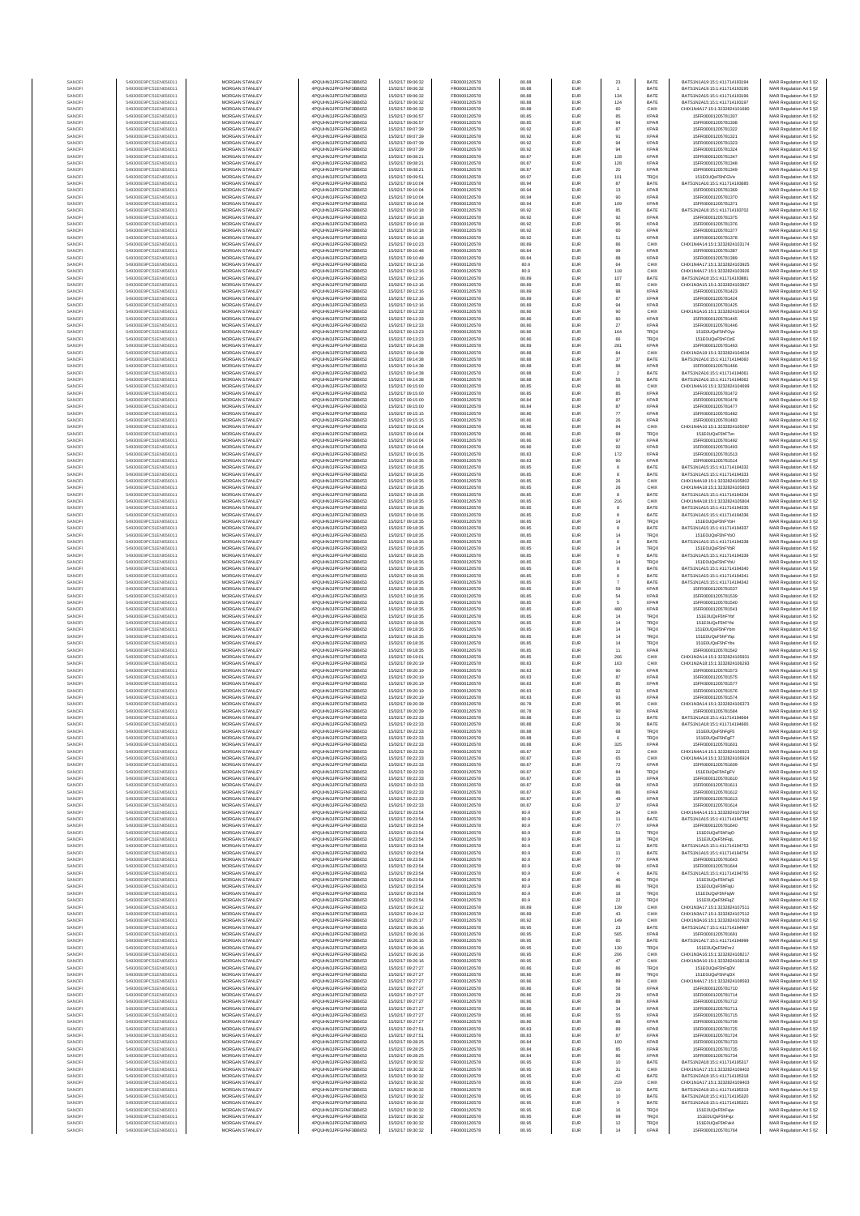| | | | | | | | | | | | |
|---|---|---|---|---|---|---|---|---|---|---|---|
| SANOFI | 549300E9PC51EN656011 | MORGAN STANLEY | 4PQUHN3JPFGFNF3BB653 | 15/02/2017 09:06:32 | FR0000120578 | 80.88 | EUR | 23 | BATE | BATS1N1A19:15:1:411714100194 | MAR Regulation Art 5 §2 |
| SANOFI | 549300E9PC51EN656011 | MORGAN STANLEY | 4PQUHN3JPFGFNF3BB653 | 15/02/2017 09:06:32 | FR0000120578 | 80.88 | EUR | 1 | BATE | BATS1N1A19:15:1:411714100195 | MAR Regulation Art 5 §2 |
| SANOFI | 549300E9PC51EN656011 | MORGAN STANLEY | 4PQUHN3JPFGFNF3BB653 | 15/02/2017 09:06:32 | FR0000120578 | 80.88 | EUR | 134 | BATE | BATS1N2A15:15:1:411714100196 | MAR Regulation Art 5 §2 |
| SANOFI | 549300E9PC51EN656011 | MORGAN STANLEY | 4PQUHN3JPFGFNF3BB653 | 15/02/2017 09:06:32 | FR0000120578 | 80.88 | EUR | 124 | BATE | BATS1N2A15:15:1:411714100197 | MAR Regulation Art 5 §2 |
| SANOFI | 549300E9PC51EN656011 | MORGAN STANLEY | 4PQUHN3JPFGFNF3BB653 | 15/02/2017 09:06:32 | FR0000120578 | 80.88 | EUR | 60 | CHIX | CHIX1N4A17:15:1:3232824101680 | MAR Regulation Art 5 §2 |
| SANOFI | 549300E9PC51EN656011 | MORGAN STANLEY | 4PQUHN3JPFGFNF3BB653 | 15/02/2017 09:06:57 | FR0000120578 | 80.85 | EUR | 85 | XPAR | 15FR000001205781307 | MAR Regulation Art 5 §2 |
| SANOFI | 549300E9PC51EN656011 | MORGAN STANLEY | 4PQUHN3JPFGFNF3BB653 | 15/02/2017 09:06:57 | FR0000120578 | 80.85 | EUR | 94 | XPAR | 15FR000001205781308 | MAR Regulation Art 5 §2 |
| SANOFI | 549300E9PC51EN656011 | MORGAN STANLEY | 4PQUHN3JPFGFNF3BB653 | 15/02/2017 09:07:39 | FR0000120578 | 80.92 | EUR | 87 | XPAR | 15FR000001205781322 | MAR Regulation Art 5 §2 |
| SANOFI | 549300E9PC51EN656011 | MORGAN STANLEY | 4PQUHN3JPFGFNF3BB653 | 15/02/2017 09:07:39 | FR0000120578 | 80.92 | EUR | 91 | XPAR | 15FR000001205781321 | MAR Regulation Art 5 §2 |
| SANOFI | 549300E9PC51EN656011 | MORGAN STANLEY | 4PQUHN3JPFGFNF3BB653 | 15/02/2017 09:07:39 | FR0000120578 | 80.92 | EUR | 94 | XPAR | 15FR000001205781323 | MAR Regulation Art 5 §2 |
| SANOFI | 549300E9PC51EN656011 | MORGAN STANLEY | 4PQUHN3JPFGFNF3BB653 | 15/02/2017 09:07:39 | FR0000120578 | 80.92 | EUR | 94 | XPAR | 15FR000001205781324 | MAR Regulation Art 5 §2 |
| SANOFI | 549300E9PC51EN656011 | MORGAN STANLEY | 4PQUHN3JPFGFNF3BB653 | 15/02/2017 09:08:21 | FR0000120578 | 80.87 | EUR | 128 | XPAR | 15FR000001205781347 | MAR Regulation Art 5 §2 |
| SANOFI | 549300E9PC51EN656011 | MORGAN STANLEY | 4PQUHN3JPFGFNF3BB653 | 15/02/2017 09:08:21 | FR0000120578 | 80.87 | EUR | 128 | XPAR | 15FR000001205781346 | MAR Regulation Art 5 §2 |
| SANOFI | 549300E9PC51EN656011 | MORGAN STANLEY | 4PQUHN3JPFGFNF3BB653 | 15/02/2017 09:08:21 | FR0000120578 | 80.87 | EUR | 20 | XPAR | 15FR000001205781349 | MAR Regulation Art 5 §2 |
| SANOFI | 549300E9PC51EN656011 | MORGAN STANLEY | 4PQUHN3JPFGFNF3BB653 | 15/02/2017 09:09:51 | FR0000120578 | 80.97 | EUR | 101 | TRQX | 151E0UQsF5hFGVe | MAR Regulation Art 5 §2 |
| SANOFI | 549300E9PC51EN656011 | MORGAN STANLEY | 4PQUHN3JPFGFNF3BB653 | 15/02/2017 09:10:04 | FR0000120578 | 80.94 | EUR | 87 | BATE | BATS1N1A15:15:1:411714100685 | MAR Regulation Art 5 §2 |
| SANOFI | 549300E9PC51EN656011 | MORGAN STANLEY | 4PQUHN3JPFGFNF3BB653 | 15/02/2017 09:10:04 | FR0000120578 | 80.94 | EUR | 13 | XPAR | 15FR000001205781369 | MAR Regulation Art 5 §2 |
| SANOFI | 549300E9PC51EN656011 | MORGAN STANLEY | 4PQUHN3JPFGFNF3BB653 | 15/02/2017 09:10:04 | FR0000120578 | 80.94 | EUR | 90 | XPAR | 15FR000001205781370 | MAR Regulation Art 5 §2 |
| SANOFI | 549300E9PC51EN656011 | MORGAN STANLEY | 4PQUHN3JPFGFNF3BB653 | 15/02/2017 09:10:04 | FR0000120578 | 80.94 | EUR | 109 | XPAR | 15FR000001205781371 | MAR Regulation Art 5 §2 |
| SANOFI | 549300E9PC51EN656011 | MORGAN STANLEY | 4PQUHN3JPFGFNF3BB653 | 15/02/2017 09:10:18 | FR0000120578 | 80.92 | EUR | 85 | BATE | BATS1N2A18:15:1:411714100702 | MAR Regulation Art 5 §2 |
| SANOFI | 549300E9PC51EN656011 | MORGAN STANLEY | 4PQUHN3JPFGFNF3BB653 | 15/02/2017 09:10:18 | FR0000120578 | 80.92 | EUR | 92 | XPAR | 15FR000001205781375 | MAR Regulation Art 5 §2 |
| SANOFI | 549300E9PC51EN656011 | MORGAN STANLEY | 4PQUHN3JPFGFNF3BB653 | 15/02/2017 09:10:18 | FR0000120578 | 80.92 | EUR | 95 | XPAR | 15FR000001205781376 | MAR Regulation Art 5 §2 |
| SANOFI | 549300E9PC51EN656011 | MORGAN STANLEY | 4PQUHN3JPFGFNF3BB653 | 15/02/2017 09:10:18 | FR0000120578 | 80.92 | EUR | 60 | XPAR | 15FR000001205781377 | MAR Regulation Art 5 §2 |
| SANOFI | 549300E9PC51EN656011 | MORGAN STANLEY | 4PQUHN3JPFGFNF3BB653 | 15/02/2017 09:10:18 | FR0000120578 | 80.92 | EUR | 51 | XPAR | 15FR000001205781378 | MAR Regulation Art 5 §2 |
| SANOFI | 549300E9PC51EN656011 | MORGAN STANLEY | 4PQUHN3JPFGFNF3BB653 | 15/02/2017 09:10:23 | FR0000120578 | 80.89 | EUR | 86 | CHIX | CHIX1N4A14:15:1:3232824103174 | MAR Regulation Art 5 §2 |
| SANOFI | 549300E9PC51EN656011 | MORGAN STANLEY | 4PQUHN3JPFGFNF3BB653 | 15/02/2017 09:10:48 | FR0000120578 | 80.84 | EUR | 99 | XPAR | 15FR000001205781387 | MAR Regulation Art 5 §2 |
| SANOFI | 549300E9PC51EN656011 | MORGAN STANLEY | 4PQUHN3JPFGFNF3BB653 | 15/02/2017 09:10:48 | FR0000120578 | 80.84 | EUR | 88 | XPAR | 15FR000001205781389 | MAR Regulation Art 5 §2 |
| SANOFI | 549300E9PC51EN656011 | MORGAN STANLEY | 4PQUHN3JPFGFNF3BB653 | 15/02/2017 09:12:16 | FR0000120578 | 80.9 | EUR | 84 | CHIX | CHIX1N4A17:15:1:3232824103925 | MAR Regulation Art 5 §2 |
| SANOFI | 549300E9PC51EN656011 | MORGAN STANLEY | 4PQUHN3JPFGFNF3BB653 | 15/02/2017 09:12:16 | FR0000120578 | 80.9 | EUR | 118 | CHIX | CHIX1N4A17:15:1:3232824103926 | MAR Regulation Art 5 §2 |
| SANOFI | 549300E9PC51EN656011 | MORGAN STANLEY | 4PQUHN3JPFGFNF3BB653 | 15/02/2017 09:12:16 | FR0000120578 | 80.89 | EUR | 107 | BATE | BATS1N2A18:15:1:411714100881 | MAR Regulation Art 5 §2 |
| SANOFI | 549300E9PC51EN656011 | MORGAN STANLEY | 4PQUHN3JPFGFNF3BB653 | 15/02/2017 09:12:16 | FR0000120578 | 80.89 | EUR | 85 | CHIX | CHIX1N3A15:15:1:3232824103927 | MAR Regulation Art 5 §2 |
| SANOFI | 549300E9PC51EN656011 | MORGAN STANLEY | 4PQUHN3JPFGFNF3BB653 | 15/02/2017 09:12:16 | FR0000120578 | 80.89 | EUR | 99 | XPAR | 15FR000001205781423 | MAR Regulation Art 5 §2 |
| SANOFI | 549300E9PC51EN656011 | MORGAN STANLEY | 4PQUHN3JPFGFNF3BB653 | 15/02/2017 09:12:16 | FR0000120578 | 80.89 | EUR | 87 | XPAR | 15FR000001205781424 | MAR Regulation Art 5 §2 |
| SANOFI | 549300E9PC51EN656011 | MORGAN STANLEY | 4PQUHN3JPFGFNF3BB653 | 15/02/2017 09:12:16 | FR0000120578 | 80.89 | EUR | 94 | XPAR | 15FR000001205781425 | MAR Regulation Art 5 §2 |
| SANOFI | 549300E9PC51EN656011 | MORGAN STANLEY | 4PQUHN3JPFGFNF3BB653 | 15/02/2017 09:12:33 | FR0000120578 | 80.86 | EUR | 90 | CHIX | CHIX1N1A16:15:1:3232824104014 | MAR Regulation Art 5 §2 |
| SANOFI | 549300E9PC51EN656011 | MORGAN STANLEY | 4PQUHN3JPFGFNF3BB653 | 15/02/2017 09:12:33 | FR0000120578 | 80.86 | EUR | 80 | XPAR | 15FR000001205781445 | MAR Regulation Art 5 §2 |
| SANOFI | 549300E9PC51EN656011 | MORGAN STANLEY | 4PQUHN3JPFGFNF3BB653 | 15/02/2017 09:12:33 | FR0000120578 | 80.86 | EUR | 27 | XPAR | 15FR000001205781446 | MAR Regulation Art 5 §2 |
| SANOFI | 549300E9PC51EN656011 | MORGAN STANLEY | 4PQUHN3JPFGFNF3BB653 | 15/02/2017 09:13:23 | FR0000120578 | 80.86 | EUR | 164 | TRQX | 151E0UQsF5hFOyz | MAR Regulation Art 5 §2 |
| SANOFI | 549300E9PC51EN656011 | MORGAN STANLEY | 4PQUHN3JPFGFNF3BB653 | 15/02/2017 09:13:23 | FR0000120578 | 80.86 | EUR | 66 | TRQX | 151E0UQsF5hFOzE | MAR Regulation Art 5 §2 |
| SANOFI | 549300E9PC51EN656011 | MORGAN STANLEY | 4PQUHN3JPFGFNF3BB653 | 15/02/2017 09:14:38 | FR0000120578 | 80.89 | EUR | 281 | XPAR | 15FR000001205781463 | MAR Regulation Art 5 §2 |
| SANOFI | 549300E9PC51EN656011 | MORGAN STANLEY | 4PQUHN3JPFGFNF3BB653 | 15/02/2017 09:14:38 | FR0000120578 | 80.88 | EUR | 84 | CHIX | CHIX2N2A18:15:1:3232824104634 | MAR Regulation Art 5 §2 |
| SANOFI | 549300E9PC51EN656011 | MORGAN STANLEY | 4PQUHN3JPFGFNF3BB653 | 15/02/2017 09:14:38 | FR0000120578 | 80.88 | EUR | 37 | BATE | BATS1N2A16:15:1:411714104060 | MAR Regulation Art 5 §2 |
| SANOFI | 549300E9PC51EN656011 | MORGAN STANLEY | 4PQUHN3JPFGFNF3BB653 | 15/02/2017 09:14:38 | FR0000120578 | 80.88 | EUR | 88 | XPAR | 15FR000001205781466 | MAR Regulation Art 5 §2 |
| SANOFI | 549300E9PC51EN656011 | MORGAN STANLEY | 4PQUHN3JPFGFNF3BB653 | 15/02/2017 09:14:38 | FR0000120578 | 80.88 | EUR | 2 | BATE | BATS1N2A16:15:1:411714104061 | MAR Regulation Art 5 §2 |
| SANOFI | 549300E9PC51EN656011 | MORGAN STANLEY | 4PQUHN3JPFGFNF3BB653 | 15/02/2017 09:14:38 | FR0000120578 | 80.88 | EUR | 55 | BATE | BATS1N2A16:15:1:411714104062 | MAR Regulation Art 5 §2 |
| SANOFI | 549300E9PC51EN656011 | MORGAN STANLEY | 4PQUHN3JPFGFNF3BB653 | 15/02/2017 09:15:00 | FR0000120578 | 80.85 | EUR | 86 | CHIX | CHIX1N4A15:15:1:3232824104699 | MAR Regulation Art 5 §2 |
| SANOFI | 549300E9PC51EN656011 | MORGAN STANLEY | 4PQUHN3JPFGFNF3BB653 | 15/02/2017 09:15:00 | FR0000120578 | 80.85 | EUR | 86 | XPAR | 15FR000001205781472 | MAR Regulation Art 5 §2 |
| SANOFI | 549300E9PC51EN656011 | MORGAN STANLEY | 4PQUHN3JPFGFNF3BB653 | 15/02/2017 09:15:00 | FR0000120578 | 80.84 | EUR | 87 | XPAR | 15FR000001205781476 | MAR Regulation Art 5 §2 |
| SANOFI | 549300E9PC51EN656011 | MORGAN STANLEY | 4PQUHN3JPFGFNF3BB653 | 15/02/2017 09:15:00 | FR0000120578 | 80.84 | EUR | 87 | XPAR | 15FR000001205781477 | MAR Regulation Art 5 §2 |
| SANOFI | 549300E9PC51EN656011 | MORGAN STANLEY | 4PQUHN3JPFGFNF3BB653 | 15/02/2017 09:15:15 | FR0000120578 | 80.86 | EUR | 77 | XPAR | 15FR000001205781482 | MAR Regulation Art 5 §2 |
| SANOFI | 549300E9PC51EN656011 | MORGAN STANLEY | 4PQUHN3JPFGFNF3BB653 | 15/02/2017 09:15:15 | FR0000120578 | 80.86 | EUR | 26 | XPAR | 15FR000001205781483 | MAR Regulation Art 5 §2 |
| SANOFI | 549300E9PC51EN656011 | MORGAN STANLEY | 4PQUHN3JPFGFNF3BB653 | 15/02/2017 09:16:04 | FR0000120578 | 80.86 | EUR | 84 | CHIX | CHIX1N4A16:15:1:3232824105097 | MAR Regulation Art 5 §2 |
| SANOFI | 549300E9PC51EN656011 | MORGAN STANLEY | 4PQUHN3JPFGFNF3BB653 | 15/02/2017 09:16:04 | FR0000120578 | 80.86 | EUR | 99 | TRQX | 151E0UQsF5hFTwn | MAR Regulation Art 5 §2 |
| SANOFI | 549300E9PC51EN656011 | MORGAN STANLEY | 4PQUHN3JPFGFNF3BB653 | 15/02/2017 09:16:04 | FR0000120578 | 80.86 | EUR | 97 | XPAR | 15FR000001205781492 | MAR Regulation Art 5 §2 |
| SANOFI | 549300E9PC51EN656011 | MORGAN STANLEY | 4PQUHN3JPFGFNF3BB653 | 15/02/2017 09:16:04 | FR0000120578 | 80.86 | EUR | 92 | XPAR | 15FR000001205781493 | MAR Regulation Art 5 §2 |
| SANOFI | 549300E9PC51EN656011 | MORGAN STANLEY | 4PQUHN3JPFGFNF3BB653 | 15/02/2017 09:16:35 | FR0000120578 | 80.83 | EUR | 172 | XPAR | 15FR000001205781513 | MAR Regulation Art 5 §2 |
| SANOFI | 549300E9PC51EN656011 | MORGAN STANLEY | 4PQUHN3JPFGFNF3BB653 | 15/02/2017 09:16:35 | FR0000120578 | 80.83 | EUR | 90 | XPAR | 15FR000001205781514 | MAR Regulation Art 5 §2 |
| SANOFI | 549300E9PC51EN656011 | MORGAN STANLEY | 4PQUHN3JPFGFNF3BB653 | 15/02/2017 09:18:35 | FR0000120578 | 80.85 | EUR | 8 | BATE | BATS1N1A15:15:1:411714104332 | MAR Regulation Art 5 §2 |
| SANOFI | 549300E9PC51EN656011 | MORGAN STANLEY | 4PQUHN3JPFGFNF3BB653 | 15/02/2017 09:18:35 | FR0000120578 | 80.85 | EUR | 8 | BATE | BATS1N1A15:15:1:411714104333 | MAR Regulation Art 5 §2 |
| SANOFI | 549300E9PC51EN656011 | MORGAN STANLEY | 4PQUHN3JPFGFNF3BB653 | 15/02/2017 09:18:35 | FR0000120578 | 80.85 | EUR | 26 | CHIX | CHIX1N4A18:15:1:3232824105802 | MAR Regulation Art 5 §2 |
| SANOFI | 549300E9PC51EN656011 | MORGAN STANLEY | 4PQUHN3JPFGFNF3BB653 | 15/02/2017 09:18:35 | FR0000120578 | 80.85 | EUR | 26 | CHIX | CHIX1N4A18:15:1:3232824105803 | MAR Regulation Art 5 §2 |
| SANOFI | 549300E9PC51EN656011 | MORGAN STANLEY | 4PQUHN3JPFGFNF3BB653 | 15/02/2017 09:18:35 | FR0000120578 | 80.85 | EUR | 8 | BATE | BATS1N1A15:15:1:411714104334 | MAR Regulation Art 5 §2 |
| SANOFI | 549300E9PC51EN656011 | MORGAN STANLEY | 4PQUHN3JPFGFNF3BB653 | 15/02/2017 09:18:35 | FR0000120578 | 80.85 | EUR | 216 | CHIX | CHIX1N4A18:15:1:3232824105804 | MAR Regulation Art 5 §2 |
| SANOFI | 549300E9PC51EN656011 | MORGAN STANLEY | 4PQUHN3JPFGFNF3BB653 | 15/02/2017 09:18:35 | FR0000120578 | 80.85 | EUR | 8 | BATE | BATS1N1A15:15:1:411714104335 | MAR Regulation Art 5 §2 |
| SANOFI | 549300E9PC51EN656011 | MORGAN STANLEY | 4PQUHN3JPFGFNF3BB653 | 15/02/2017 09:18:35 | FR0000120578 | 80.85 | EUR | 8 | BATE | BATS1N1A15:15:1:411714104336 | MAR Regulation Art 5 §2 |
| SANOFI | 549300E9PC51EN656011 | MORGAN STANLEY | 4PQUHN3JPFGFNF3BB653 | 15/02/2017 09:18:35 | FR0000120578 | 80.85 | EUR | 14 | TRQX | 151E0UQsF5hFYbH | MAR Regulation Art 5 §2 |
| SANOFI | 549300E9PC51EN656011 | MORGAN STANLEY | 4PQUHN3JPFGFNF3BB653 | 15/02/2017 09:18:35 | FR0000120578 | 80.85 | EUR | 8 | BATE | BATS1N1A15:15:1:411714104337 | MAR Regulation Art 5 §2 |
| SANOFI | 549300E9PC51EN656011 | MORGAN STANLEY | 4PQUHN3JPFGFNF3BB653 | 15/02/2017 09:18:35 | FR0000120578 | 80.85 | EUR | 14 | TRQX | 151E0UQsF5hFYbO | MAR Regulation Art 5 §2 |
| SANOFI | 549300E9PC51EN656011 | MORGAN STANLEY | 4PQUHN3JPFGFNF3BB653 | 15/02/2017 09:18:35 | FR0000120578 | 80.85 | EUR | 8 | BATE | BATS1N1A15:15:1:411714104338 | MAR Regulation Art 5 §2 |
| SANOFI | 549300E9PC51EN656011 | MORGAN STANLEY | 4PQUHN3JPFGFNF3BB653 | 15/02/2017 09:18:35 | FR0000120578 | 80.85 | EUR | 14 | TRQX | 151E0UQsF5hFYbR | MAR Regulation Art 5 §2 |
| SANOFI | 549300E9PC51EN656011 | MORGAN STANLEY | 4PQUHN3JPFGFNF3BB653 | 15/02/2017 09:18:35 | FR0000120578 | 80.85 | EUR | 8 | BATE | BATS1N1A15:15:1:411714104339 | MAR Regulation Art 5 §2 |
| SANOFI | 549300E9PC51EN656011 | MORGAN STANLEY | 4PQUHN3JPFGFNF3BB653 | 15/02/2017 09:18:35 | FR0000120578 | 80.85 | EUR | 14 | TRQX | 151E0UQsF5hFYbU | MAR Regulation Art 5 §2 |
| SANOFI | 549300E9PC51EN656011 | MORGAN STANLEY | 4PQUHN3JPFGFNF3BB653 | 15/02/2017 09:18:35 | FR0000120578 | 80.85 | EUR | 8 | BATE | BATS1N1A15:15:1:411714104340 | MAR Regulation Art 5 §2 |
| SANOFI | 549300E9PC51EN656011 | MORGAN STANLEY | 4PQUHN3JPFGFNF3BB653 | 15/02/2017 09:18:35 | FR0000120578 | 80.85 | EUR | 8 | BATE | BATS1N1A15:15:1:411714104341 | MAR Regulation Art 5 §2 |
| SANOFI | 549300E9PC51EN656011 | MORGAN STANLEY | 4PQUHN3JPFGFNF3BB653 | 15/02/2017 09:18:35 | FR0000120578 | 80.85 | EUR | 7 | BATE | BATS1N1A15:15:1:411714104342 | MAR Regulation Art 5 §2 |
| SANOFI | 549300E9PC51EN656011 | MORGAN STANLEY | 4PQUHN3JPFGFNF3BB653 | 15/02/2017 09:18:35 | FR0000120578 | 80.85 | EUR | 59 | XPAR | 15FR000001205781537 | MAR Regulation Art 5 §2 |
| SANOFI | 549300E9PC51EN656011 | MORGAN STANLEY | 4PQUHN3JPFGFNF3BB653 | 15/02/2017 09:18:35 | FR0000120578 | 80.85 | EUR | 54 | XPAR | 15FR000001205781539 | MAR Regulation Art 5 §2 |
| SANOFI | 549300E9PC51EN656011 | MORGAN STANLEY | 4PQUHN3JPFGFNF3BB653 | 15/02/2017 09:18:35 | FR0000120578 | 80.85 | EUR | 5 | XPAR | 15FR000001205781540 | MAR Regulation Art 5 §2 |
| SANOFI | 549300E9PC51EN656011 | MORGAN STANLEY | 4PQUHN3JPFGFNF3BB653 | 15/02/2017 09:18:35 | FR0000120578 | 80.85 | EUR | 480 | XPAR | 15FR000001205781541 | MAR Regulation Art 5 §2 |
| SANOFI | 549300E9PC51EN656011 | MORGAN STANLEY | 4PQUHN3JPFGFNF3BB653 | 15/02/2017 09:18:35 | FR0000120578 | 80.85 | EUR | 14 | TRQX | 151E0UQsF5hFYbf | MAR Regulation Art 5 §2 |
| SANOFI | 549300E9PC51EN656011 | MORGAN STANLEY | 4PQUHN3JPFGFNF3BB653 | 15/02/2017 09:18:35 | FR0000120578 | 80.85 | EUR | 14 | TRQX | 151E0UQsF5hFYbi | MAR Regulation Art 5 §2 |
| SANOFI | 549300E9PC51EN656011 | MORGAN STANLEY | 4PQUHN3JPFGFNF3BB653 | 15/02/2017 09:18:35 | FR0000120578 | 80.85 | EUR | 14 | TRQX | 151E0UQsF5hFYbm | MAR Regulation Art 5 §2 |
| SANOFI | 549300E9PC51EN656011 | MORGAN STANLEY | 4PQUHN3JPFGFNF3BB653 | 15/02/2017 09:18:35 | FR0000120578 | 80.85 | EUR | 14 | TRQX | 151E0UQsF5hFYbp | MAR Regulation Art 5 §2 |
| SANOFI | 549300E9PC51EN656011 | MORGAN STANLEY | 4PQUHN3JPFGFNF3BB653 | 15/02/2017 09:18:35 | FR0000120578 | 80.85 | EUR | 14 | TRQX | 151E0UQsF5hFYbs | MAR Regulation Art 5 §2 |
| SANOFI | 549300E9PC51EN656011 | MORGAN STANLEY | 4PQUHN3JPFGFNF3BB653 | 15/02/2017 09:18:35 | FR0000120578 | 80.85 | EUR | 11 | XPAR | 15FR000001205781542 | MAR Regulation Art 5 §2 |
| SANOFI | 549300E9PC51EN656011 | MORGAN STANLEY | 4PQUHN3JPFGFNF3BB653 | 15/02/2017 09:19:01 | FR0000120578 | 80.85 | EUR | 266 | CHIX | CHIX1N2A14:15:1:3232824105931 | MAR Regulation Art 5 §2 |
| SANOFI | 549300E9PC51EN656011 | MORGAN STANLEY | 4PQUHN3JPFGFNF3BB653 | 15/02/2017 09:20:19 | FR0000120578 | 80.83 | EUR | 163 | CHIX | CHIX1N2A18:15:1:3232824106293 | MAR Regulation Art 5 §2 |
| SANOFI | 549300E9PC51EN656011 | MORGAN STANLEY | 4PQUHN3JPFGFNF3BB653 | 15/02/2017 09:20:19 | FR0000120578 | 80.83 | EUR | 90 | XPAR | 15FR000001205781573 | MAR Regulation Art 5 §2 |
| SANOFI | 549300E9PC51EN656011 | MORGAN STANLEY | 4PQUHN3JPFGFNF3BB653 | 15/02/2017 09:20:19 | FR0000120578 | 80.83 | EUR | 87 | XPAR | 15FR000001205781575 | MAR Regulation Art 5 §2 |
| SANOFI | 549300E9PC51EN656011 | MORGAN STANLEY | 4PQUHN3JPFGFNF3BB653 | 15/02/2017 09:20:19 | FR0000120578 | 80.83 | EUR | 85 | XPAR | 15FR000001205781577 | MAR Regulation Art 5 §2 |
| SANOFI | 549300E9PC51EN656011 | MORGAN STANLEY | 4PQUHN3JPFGFNF3BB653 | 15/02/2017 09:20:19 | FR0000120578 | 80.83 | EUR | 92 | XPAR | 15FR000001205781576 | MAR Regulation Art 5 §2 |
| SANOFI | 549300E9PC51EN656011 | MORGAN STANLEY | 4PQUHN3JPFGFNF3BB653 | 15/02/2017 09:20:19 | FR0000120578 | 80.83 | EUR | 93 | XPAR | 15FR000001205781574 | MAR Regulation Art 5 §2 |
| SANOFI | 549300E9PC51EN656011 | MORGAN STANLEY | 4PQUHN3JPFGFNF3BB653 | 15/02/2017 09:20:39 | FR0000120578 | 80.78 | EUR | 95 | CHIX | CHIX1N2A14:15:1:3232824106373 | MAR Regulation Art 5 §2 |
| SANOFI | 549300E9PC51EN656011 | MORGAN STANLEY | 4PQUHN3JPFGFNF3BB653 | 15/02/2017 09:20:39 | FR0000120578 | 80.78 | EUR | 90 | XPAR | 15FR000001205781584 | MAR Regulation Art 5 §2 |
| SANOFI | 549300E9PC51EN656011 | MORGAN STANLEY | 4PQUHN3JPFGFNF3BB653 | 15/02/2017 09:22:33 | FR0000120578 | 80.88 | EUR | 11 | BATE | BATS1N1A18:15:1:411714104604 | MAR Regulation Art 5 §2 |
| SANOFI | 549300E9PC51EN656011 | MORGAN STANLEY | 4PQUHN3JPFGFNF3BB653 | 15/02/2017 09:22:33 | FR0000120578 | 80.88 | EUR | 36 | BATE | BATS1N1A18:15:1:411714104605 | MAR Regulation Art 5 §2 |
| SANOFI | 549300E9PC51EN656011 | MORGAN STANLEY | 4PQUHN3JPFGFNF3BB653 | 15/02/2017 09:22:33 | FR0000120578 | 80.88 | EUR | 68 | TRQX | 151E0UQsF5hFgF5 | MAR Regulation Art 5 §2 |
| SANOFI | 549300E9PC51EN656011 | MORGAN STANLEY | 4PQUHN3JPFGFNF3BB653 | 15/02/2017 09:22:33 | FR0000120578 | 80.88 | EUR | 6 | TRQX | 151E0UQsF5hFgF7 | MAR Regulation Art 5 §2 |
| SANOFI | 549300E9PC51EN656011 | MORGAN STANLEY | 4PQUHN3JPFGFNF3BB653 | 15/02/2017 09:22:33 | FR0000120578 | 80.88 | EUR | 325 | XPAR | 15FR000001205781601 | MAR Regulation Art 5 §2 |
| SANOFI | 549300E9PC51EN656011 | MORGAN STANLEY | 4PQUHN3JPFGFNF3BB653 | 15/02/2017 09:22:33 | FR0000120578 | 80.87 | EUR | 22 | CHIX | CHIX1N4A14:15:1:3232824106923 | MAR Regulation Art 5 §2 |
| SANOFI | 549300E9PC51EN656011 | MORGAN STANLEY | 4PQUHN3JPFGFNF3BB653 | 15/02/2017 09:22:33 | FR0000120578 | 80.87 | EUR | 65 | CHIX | CHIX1N4A14:15:1:3232824106924 | MAR Regulation Art 5 §2 |
| SANOFI | 549300E9PC51EN656011 | MORGAN STANLEY | 4PQUHN3JPFGFNF3BB653 | 15/02/2017 09:22:33 | FR0000120578 | 80.87 | EUR | 72 | XPAR | 15FR000001205781609 | MAR Regulation Art 5 §2 |
| SANOFI | 549300E9PC51EN656011 | MORGAN STANLEY | 4PQUHN3JPFGFNF3BB653 | 15/02/2017 09:22:33 | FR0000120578 | 80.87 | EUR | 84 | TRQX | 151E0UQsF5hFgFV | MAR Regulation Art 5 §2 |
| SANOFI | 549300E9PC51EN656011 | MORGAN STANLEY | 4PQUHN3JPFGFNF3BB653 | 15/02/2017 09:22:33 | FR0000120578 | 80.87 | EUR | 15 | XPAR | 15FR000001205781610 | MAR Regulation Art 5 §2 |
| SANOFI | 549300E9PC51EN656011 | MORGAN STANLEY | 4PQUHN3JPFGFNF3BB653 | 15/02/2017 09:22:33 | FR0000120578 | 80.87 | EUR | 98 | XPAR | 15FR000001205781611 | MAR Regulation Art 5 §2 |
| SANOFI | 549300E9PC51EN656011 | MORGAN STANLEY | 4PQUHN3JPFGFNF3BB653 | 15/02/2017 09:22:33 | FR0000120578 | 80.87 | EUR | 86 | XPAR | 15FR000001205781612 | MAR Regulation Art 5 §2 |
| SANOFI | 549300E9PC51EN656011 | MORGAN STANLEY | 4PQUHN3JPFGFNF3BB653 | 15/02/2017 09:22:33 | FR0000120578 | 80.87 | EUR | 48 | XPAR | 15FR000001205781613 | MAR Regulation Art 5 §2 |
| SANOFI | 549300E9PC51EN656011 | MORGAN STANLEY | 4PQUHN3JPFGFNF3BB653 | 15/02/2017 09:22:33 | FR0000120578 | 80.87 | EUR | 37 | XPAR | 15FR000001205781614 | MAR Regulation Art 5 §2 |
| SANOFI | 549300E9PC51EN656011 | MORGAN STANLEY | 4PQUHN3JPFGFNF3BB653 | 15/02/2017 09:23:54 | FR0000120578 | 80.9 | EUR | 34 | CHIX | CHIX1N4A14:15:1:3232824107394 | MAR Regulation Art 5 §2 |
| SANOFI | 549300E9PC51EN656011 | MORGAN STANLEY | 4PQUHN3JPFGFNF3BB653 | 15/02/2017 09:23:54 | FR0000120578 | 80.9 | EUR | 11 | BATE | BATS1N1A15:15:1:411714104752 | MAR Regulation Art 5 §2 |
| SANOFI | 549300E9PC51EN656011 | MORGAN STANLEY | 4PQUHN3JPFGFNF3BB653 | 15/02/2017 09:23:54 | FR0000120578 | 80.9 | EUR | 77 | XPAR | 15FR000001205781640 | MAR Regulation Art 5 §2 |
| SANOFI | 549300E9PC51EN656011 | MORGAN STANLEY | 4PQUHN3JPFGFNF3BB653 | 15/02/2017 09:23:54 | FR0000120578 | 80.9 | EUR | 51 | TRQX | 151E0UQsF5hFiqD | MAR Regulation Art 5 §2 |
| SANOFI | 549300E9PC51EN656011 | MORGAN STANLEY | 4PQUHN3JPFGFNF3BB653 | 15/02/2017 09:23:54 | FR0000120578 | 80.9 | EUR | 18 | TRQX | 151E0UQsF5hFiqL | MAR Regulation Art 5 §2 |
| SANOFI | 549300E9PC51EN656011 | MORGAN STANLEY | 4PQUHN3JPFGFNF3BB653 | 15/02/2017 09:23:54 | FR0000120578 | 80.9 | EUR | 11 | BATE | BATS1N1A15:15:1:411714104753 | MAR Regulation Art 5 §2 |
| SANOFI | 549300E9PC51EN656011 | MORGAN STANLEY | 4PQUHN3JPFGFNF3BB653 | 15/02/2017 09:23:54 | FR0000120578 | 80.9 | EUR | 11 | BATE | BATS1N1A15:15:1:411714104754 | MAR Regulation Art 5 §2 |
| SANOFI | 549300E9PC51EN656011 | MORGAN STANLEY | 4PQUHN3JPFGFNF3BB653 | 15/02/2017 09:23:54 | FR0000120578 | 80.9 | EUR | 77 | XPAR | 15FR000001205781643 | MAR Regulation Art 5 §2 |
| SANOFI | 549300E9PC51EN656011 | MORGAN STANLEY | 4PQUHN3JPFGFNF3BB653 | 15/02/2017 09:23:54 | FR0000120578 | 80.9 | EUR | 99 | XPAR | 15FR000001205781644 | MAR Regulation Art 5 §2 |
| SANOFI | 549300E9PC51EN656011 | MORGAN STANLEY | 4PQUHN3JPFGFNF3BB653 | 15/02/2017 09:23:54 | FR0000120578 | 80.9 | EUR | 4 | BATE | BATS1N1A15:15:1:411714104755 | MAR Regulation Art 5 §2 |
| SANOFI | 549300E9PC51EN656011 | MORGAN STANLEY | 4PQUHN3JPFGFNF3BB653 | 15/02/2017 09:23:54 | FR0000120578 | 80.9 | EUR | 46 | TRQX | 151E0UQsF5hFiqS | MAR Regulation Art 5 §2 |
| SANOFI | 549300E9PC51EN656011 | MORGAN STANLEY | 4PQUHN3JPFGFNF3BB653 | 15/02/2017 09:23:54 | FR0000120578 | 80.9 | EUR | 86 | TRQX | 151E0UQsF5hFiqU | MAR Regulation Art 5 §2 |
| SANOFI | 549300E9PC51EN656011 | MORGAN STANLEY | 4PQUHN3JPFGFNF3BB653 | 15/02/2017 09:23:54 | FR0000120578 | 80.9 | EUR | 18 | TRQX | 151E0UQsF5hFiqW | MAR Regulation Art 5 §2 |
| SANOFI | 549300E9PC51EN656011 | MORGAN STANLEY | 4PQUHN3JPFGFNF3BB653 | 15/02/2017 09:23:54 | FR0000120578 | 80.9 | EUR | 22 | TRQX | 151E0UQsF5hFiqZ | MAR Regulation Art 5 §2 |
| SANOFI | 549300E9PC51EN656011 | MORGAN STANLEY | 4PQUHN3JPFGFNF3BB653 | 15/02/2017 09:24:12 | FR0000120578 | 80.89 | EUR | 139 | CHIX | CHIX1N2A17:15:1:3232824107511 | MAR Regulation Art 5 §2 |
| SANOFI | 549300E9PC51EN656011 | MORGAN STANLEY | 4PQUHN3JPFGFNF3BB653 | 15/02/2017 09:24:12 | FR0000120578 | 80.89 | EUR | 43 | CHIX | CHIX1N2A17:15:1:3232824107512 | MAR Regulation Art 5 §2 |
| SANOFI | 549300E9PC51EN656011 | MORGAN STANLEY | 4PQUHN3JPFGFNF3BB653 | 15/02/2017 09:25:17 | FR0000120578 | 80.92 | EUR | 149 | CHIX | CHIX1N3A16:15:1:3232824107928 | MAR Regulation Art 5 §2 |
| SANOFI | 549300E9PC51EN656011 | MORGAN STANLEY | 4PQUHN3JPFGFNF3BB653 | 15/02/2017 09:26:16 | FR0000120578 | 80.95 | EUR | 23 | BATE | BATS1N1A17:15:1:411714104997 | MAR Regulation Art 5 §2 |
| SANOFI | 549300E9PC51EN656011 | MORGAN STANLEY | 4PQUHN3JPFGFNF3BB653 | 15/02/2017 09:26:16 | FR0000120578 | 80.95 | EUR | 565 | XPAR | 15FR000001205781691 | MAR Regulation Art 5 §2 |
| SANOFI | 549300E9PC51EN656011 | MORGAN STANLEY | 4PQUHN3JPFGFNF3BB653 | 15/02/2017 09:26:16 | FR0000120578 | 80.95 | EUR | 60 | BATE | BATS1N1A17:15:1:411714104999 | MAR Regulation Art 5 §2 |
| SANOFI | 549300E9PC51EN656011 | MORGAN STANLEY | 4PQUHN3JPFGFNF3BB653 | 15/02/2017 09:26:16 | FR0000120578 | 80.95 | EUR | 130 | TRQX | 151E0UQsF5hFmrJ | MAR Regulation Art 5 §2 |
| SANOFI | 549300E9PC51EN656011 | MORGAN STANLEY | 4PQUHN3JPFGFNF3BB653 | 15/02/2017 09:26:16 | FR0000120578 | 80.95 | EUR | 206 | CHIX | CHIX1N3A16:15:1:3232824108217 | MAR Regulation Art 5 §2 |
| SANOFI | 549300E9PC51EN656011 | MORGAN STANLEY | 4PQUHN3JPFGFNF3BB653 | 15/02/2017 09:26:16 | FR0000120578 | 80.95 | EUR | 47 | CHIX | CHIX1N3A16:15:1:3232824108218 | MAR Regulation Art 5 §2 |
| SANOFI | 549300E9PC51EN656011 | MORGAN STANLEY | 4PQUHN3JPFGFNF3BB653 | 15/02/2017 09:27:27 | FR0000120578 | 80.86 | EUR | 86 | TRQX | 151E0UQsF5hFqDV | MAR Regulation Art 5 §2 |
| SANOFI | 549300E9PC51EN656011 | MORGAN STANLEY | 4PQUHN3JPFGFNF3BB653 | 15/02/2017 09:27:27 | FR0000120578 | 80.86 | EUR | 89 | TRQX | 151E0UQsF5hFqDX | MAR Regulation Art 5 §2 |
| SANOFI | 549300E9PC51EN656011 | MORGAN STANLEY | 4PQUHN3JPFGFNF3BB653 | 15/02/2017 09:27:27 | FR0000120578 | 80.86 | EUR | 89 | CHIX | CHIX1N4A17:15:1:3232824108593 | MAR Regulation Art 5 §2 |
| SANOFI | 549300E9PC51EN656011 | MORGAN STANLEY | 4PQUHN3JPFGFNF3BB653 | 15/02/2017 09:27:27 | FR0000120578 | 80.86 | EUR | 58 | XPAR | 15FR000001205781710 | MAR Regulation Art 5 §2 |
| SANOFI | 549300E9PC51EN656011 | MORGAN STANLEY | 4PQUHN3JPFGFNF3BB653 | 15/02/2017 09:27:27 | FR0000120578 | 80.86 | EUR | 29 | XPAR | 15FR000001205781714 | MAR Regulation Art 5 §2 |
| SANOFI | 549300E9PC51EN656011 | MORGAN STANLEY | 4PQUHN3JPFGFNF3BB653 | 15/02/2017 09:27:27 | FR0000120578 | 80.86 | EUR | 88 | XPAR | 15FR000001205781712 | MAR Regulation Art 5 §2 |
| SANOFI | 549300E9PC51EN656011 | MORGAN STANLEY | 4PQUHN3JPFGFNF3BB653 | 15/02/2017 09:27:27 | FR0000120578 | 80.86 | EUR | 34 | XPAR | 15FR000001205781711 | MAR Regulation Art 5 §2 |
| SANOFI | 549300E9PC51EN656011 | MORGAN STANLEY | 4PQUHN3JPFGFNF3BB653 | 15/02/2017 09:27:27 | FR0000120578 | 80.86 | EUR | 55 | XPAR | 15FR000001205781715 | MAR Regulation Art 5 §2 |
| SANOFI | 549300E9PC51EN656011 | MORGAN STANLEY | 4PQUHN3JPFGFNF3BB653 | 15/02/2017 09:27:27 | FR0000120578 | 80.86 | EUR | 88 | XPAR | 15FR000001205781709 | MAR Regulation Art 5 §2 |
| SANOFI | 549300E9PC51EN656011 | MORGAN STANLEY | 4PQUHN3JPFGFNF3BB653 | 15/02/2017 09:27:51 | FR0000120578 | 80.83 | EUR | 89 | XPAR | 15FR000001205781725 | MAR Regulation Art 5 §2 |
| SANOFI | 549300E9PC51EN656011 | MORGAN STANLEY | 4PQUHN3JPFGFNF3BB653 | 15/02/2017 09:27:51 | FR0000120578 | 80.83 | EUR | 87 | XPAR | 15FR000001205781724 | MAR Regulation Art 5 §2 |
| SANOFI | 549300E9PC51EN656011 | MORGAN STANLEY | 4PQUHN3JPFGFNF3BB653 | 15/02/2017 09:28:25 | FR0000120578 | 80.84 | EUR | 100 | XPAR | 15FR000001205781733 | MAR Regulation Art 5 §2 |
| SANOFI | 549300E9PC51EN656011 | MORGAN STANLEY | 4PQUHN3JPFGFNF3BB653 | 15/02/2017 09:28:25 | FR0000120578 | 80.84 | EUR | 85 | XPAR | 15FR000001205781735 | MAR Regulation Art 5 §2 |
| SANOFI | 549300E9PC51EN656011 | MORGAN STANLEY | 4PQUHN3JPFGFNF3BB653 | 15/02/2017 09:28:25 | FR0000120578 | 80.84 | EUR | 86 | XPAR | 15FR000001205781734 | MAR Regulation Art 5 §2 |
| SANOFI | 549300E9PC51EN656011 | MORGAN STANLEY | 4PQUHN3JPFGFNF3BB653 | 15/02/2017 09:30:32 | FR0000120578 | 80.95 | EUR | 10 | BATE | BATS1N2A18:15:1:411714105317 | MAR Regulation Art 5 §2 |
| SANOFI | 549300E9PC51EN656011 | MORGAN STANLEY | 4PQUHN3JPFGFNF3BB653 | 15/02/2017 09:30:32 | FR0000120578 | 80.95 | EUR | 31 | CHIX | CHIX1N1A17:15:1:3232824109402 | MAR Regulation Art 5 §2 |
| SANOFI | 549300E9PC51EN656011 | MORGAN STANLEY | 4PQUHN3JPFGFNF3BB653 | 15/02/2017 09:30:32 | FR0000120578 | 80.95 | EUR | 42 | BATE | BATS1N2A18:15:1:411714105318 | MAR Regulation Art 5 §2 |
| SANOFI | 549300E9PC51EN656011 | MORGAN STANLEY | 4PQUHN3JPFGFNF3BB653 | 15/02/2017 09:30:32 | FR0000120578 | 80.95 | EUR | 219 | CHIX | CHIX1N1A17:15:1:3232824109403 | MAR Regulation Art 5 §2 |
| SANOFI | 549300E9PC51EN656011 | MORGAN STANLEY | 4PQUHN3JPFGFNF3BB653 | 15/02/2017 09:30:32 | FR0000120578 | 80.95 | EUR | 10 | BATE | BATS1N2A18:15:1:411714105319 | MAR Regulation Art 5 §2 |
| SANOFI | 549300E9PC51EN656011 | MORGAN STANLEY | 4PQUHN3JPFGFNF3BB653 | 15/02/2017 09:30:32 | FR0000120578 | 80.95 | EUR | 10 | BATE | BATS1N2A18:15:1:411714105320 | MAR Regulation Art 5 §2 |
| SANOFI | 549300E9PC51EN656011 | MORGAN STANLEY | 4PQUHN3JPFGFNF3BB653 | 15/02/2017 09:30:32 | FR0000120578 | 80.95 | EUR | 9 | BATE | BATS1N2A18:15:1:411714105321 | MAR Regulation Art 5 §2 |
| SANOFI | 549300E9PC51EN656011 | MORGAN STANLEY | 4PQUHN3JPFGFNF3BB653 | 15/02/2017 09:30:32 | FR0000120578 | 80.95 | EUR | 16 | TRQX | 151E0UQsF5hFxjw | MAR Regulation Art 5 §2 |
| SANOFI | 549300E9PC51EN656011 | MORGAN STANLEY | 4PQUHN3JPFGFNF3BB653 | 15/02/2017 09:30:32 | FR0000120578 | 80.95 | EUR | 99 | TRQX | 151E0UQsF5hFxjz | MAR Regulation Art 5 §2 |
| SANOFI | 549300E9PC51EN656011 | MORGAN STANLEY | 4PQUHN3JPFGFNF3BB653 | 15/02/2017 09:30:32 | FR0000120578 | 80.95 | EUR | 12 | TRQX | 151E0UQsF5hFxk4 | MAR Regulation Art 5 §2 |
| SANOFI | 549300E9PC51EN656011 | MORGAN STANLEY | 4PQUHN3JPFGFNF3BB653 | 15/02/2017 09:30:32 | FR0000120578 | 80.95 | EUR | 14 | XPAR | 15FR000001205781764 | MAR Regulation Art 5 §2 |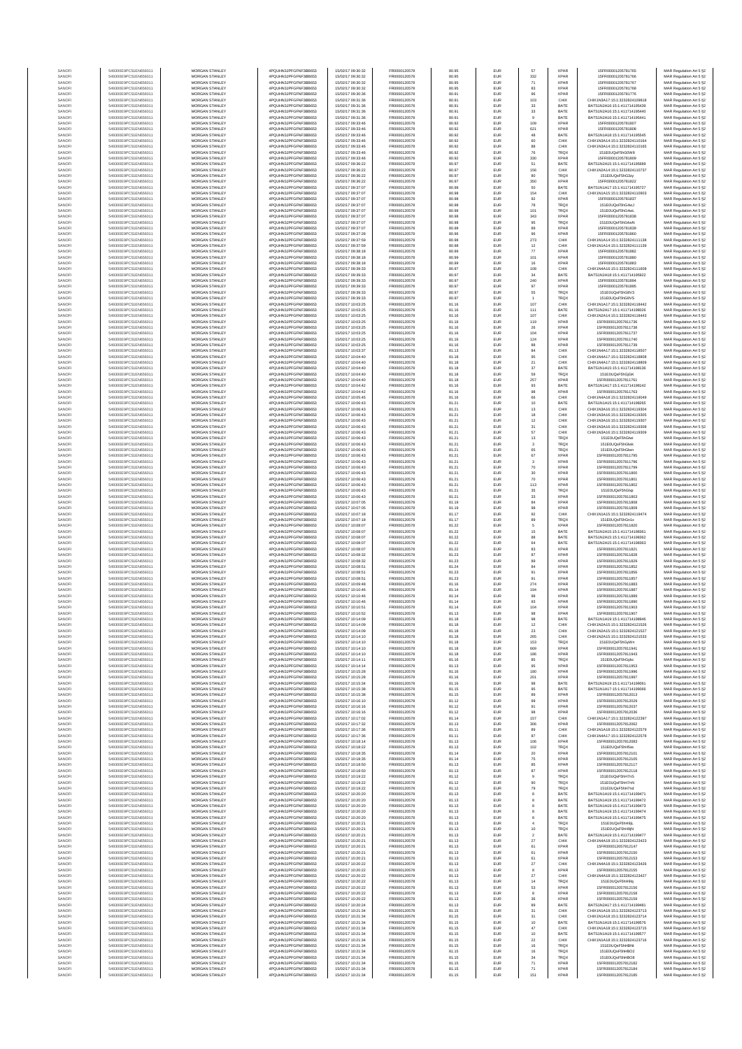| SANOFI | 549300E9PC51EN656011 | MORGAN STANLEY | 4PQUHN3JPFGFNF3BB653 | 15/02/17 09:30:32 | FR0000120578 | 80.95 | EUR | 57 | XPAR | 15FR000012057817 65 | MAR Regulation Art 5 §2 |
|---|---|---|---|---|---|---|---|---|---|---|---|
| SANOFI | 549300E9PC51EN656011 | MORGAN STANLEY | 4PQUHN3JPFGFNF3BB653 | 15/02/17 09:30:32 | FR0000120578 | 80.95 | EUR | 332 | XPAR | 15FR000012057817 66 | MAR Regulation Art 5 §2 |
| SANOFI | 549300E9PC51EN656011 | MORGAN STANLEY | 4PQUHN3JPFGFNF3BB653 | 15/02/17 09:30:32 | FR0000120578 | 80.95 | EUR | 71 | XPAR | 15FR000012057817 67 | MAR Regulation Art 5 §2 |
| SANOFI | 549300E9PC51EN656011 | MORGAN STANLEY | 4PQUHN3JPFGFNF3BB653 | 15/02/17 09:30:32 | FR0000120578 | 80.95 | EUR | 83 | XPAR | 15FR000012057817 68 | MAR Regulation Art 5 §2 |
| SANOFI | 549300E9PC51EN656011 | MORGAN STANLEY | 4PQUHN3JPFGFNF3BB653 | 15/02/17 09:30:36 | FR0000120578 | 80.91 | EUR | 96 | XPAR | 15FR000012057817 76 | MAR Regulation Art 5 §2 |
| SANOFI | 549300E9PC51EN656011 | MORGAN STANLEY | 4PQUHN3JPFGFNF3BB653 | 15/02/17 09:31:36 | FR0000120578 | 80.91 | EUR | 103 | CHIX | CHIX1N3A17:15:1:3232824109818 | MAR Regulation Art 5 §2 |
| SANOFI | 549300E9PC51EN656011 | MORGAN STANLEY | 4PQUHN3JPFGFNF3BB653 | 15/02/17 09:31:36 | FR0000120578 | 80.91 | EUR | 33 | BATE | BATS1N2A16:15:1:411714195439 | MAR Regulation Art 5 §2 |
| SANOFI | 549300E9PC51EN656011 | MORGAN STANLEY | 4PQUHN3JPFGFNF3BB653 | 15/02/17 09:31:36 | FR0000120578 | 80.91 | EUR | 33 | BATE | BATS1N2A16:15:1:411714195440 | MAR Regulation Art 5 §2 |
| SANOFI | 549300E9PC51EN656011 | MORGAN STANLEY | 4PQUHN3JPFGFNF3BB653 | 15/02/17 09:31:36 | FR0000120578 | 80.91 | EUR | 9 | BATE | BATS1N2A16:15:1:411714195441 | MAR Regulation Art 5 §2 |
| SANOFI | 549300E9PC51EN656011 | MORGAN STANLEY | 4PQUHN3JPFGFNF3BB653 | 15/02/17 09:33:46 | FR0000120578 | 80.92 | EUR | 109 | XPAR | 15FR000012057818 07 | MAR Regulation Art 5 §2 |
| SANOFI | 549300E9PC51EN656011 | MORGAN STANLEY | 4PQUHN3JPFGFNF3BB653 | 15/02/17 09:33:46 | FR0000120578 | 80.92 | EUR | 621 | XPAR | 15FR000012057818 08 | MAR Regulation Art 5 §2 |
| SANOFI | 549300E9PC51EN656011 | MORGAN STANLEY | 4PQUHN3JPFGFNF3BB653 | 15/02/17 09:33:46 | FR0000120578 | 80.92 | EUR | 48 | BATE | BATS1N2A18:15:1:411714195545 | MAR Regulation Art 5 §2 |
| SANOFI | 549300E9PC51EN656011 | MORGAN STANLEY | 4PQUHN3JPFGFNF3BB653 | 15/02/17 09:33:46 | FR0000120578 | 80.92 | EUR | 60 | CHIX | CHIX1N2A14:15:1:3232824110164 | MAR Regulation Art 5 §2 |
| SANOFI | 549300E9PC51EN656011 | MORGAN STANLEY | 4PQUHN3JPFGFNF3BB653 | 15/02/17 09:33:46 | FR0000120578 | 80.92 | EUR | 88 | CHIX | CHIX1N2A14:15:1:3232824110165 | MAR Regulation Art 5 §2 |
| SANOFI | 549300E9PC51EN656011 | MORGAN STANLEY | 4PQUHN3JPFGFNF3BB653 | 15/02/17 09:33:46 | FR0000120578 | 80.92 | EUR | 76 | TRQX | 151E0UQsF5hG3W8 | MAR Regulation Art 5 §2 |
| SANOFI | 549300E9PC51EN656011 | MORGAN STANLEY | 4PQUHN3JPFGFNF3BB653 | 15/02/17 09:33:46 | FR0000120578 | 80.92 | EUR | 330 | XPAR | 15FR000012057818 09 | MAR Regulation Art 5 §2 |
| SANOFI | 549300E9PC51EN656011 | MORGAN STANLEY | 4PQUHN3JPFGFNF3BB653 | 15/02/17 09:36:22 | FR0000120578 | 80.97 | EUR | 51 | BATE | BATS1N2A15:15:1:411714195689 | MAR Regulation Art 5 §2 |
| SANOFI | 549300E9PC51EN656011 | MORGAN STANLEY | 4PQUHN3JPFGFNF3BB653 | 15/02/17 09:36:22 | FR0000120578 | 80.97 | EUR | 156 | CHIX | CHIX1N2A14:15:1:3232824110737 | MAR Regulation Art 5 §2 |
| SANOFI | 549300E9PC51EN656011 | MORGAN STANLEY | 4PQUHN3JPFGFNF3BB653 | 15/02/17 09:36:22 | FR0000120578 | 80.97 | EUR | 80 | TRQX | 151E0UQsF5hG3zy | MAR Regulation Art 5 §2 |
| SANOFI | 549300E9PC51EN656011 | MORGAN STANLEY | 4PQUHN3JPFGFNF3BB653 | 15/02/17 09:36:22 | FR0000120578 | 80.97 | EUR | 350 | XPAR | 15FR000012057818 22 | MAR Regulation Art 5 §2 |
| SANOFI | 549300E9PC51EN656011 | MORGAN STANLEY | 4PQUHN3JPFGFNF3BB653 | 15/02/17 09:37:07 | FR0000120578 | 80.98 | EUR | 50 | BATE | BATS1N1A17:15:1:411714195727 | MAR Regulation Art 5 §2 |
| SANOFI | 549300E9PC51EN656011 | MORGAN STANLEY | 4PQUHN3JPFGFNF3BB653 | 15/02/17 09:37:07 | FR0000120578 | 80.98 | EUR | 154 | CHIX | CHIX1N1A15:15:1:3232824110903 | MAR Regulation Art 5 §2 |
| SANOFI | 549300E9PC51EN656011 | MORGAN STANLEY | 4PQUHN3JPFGFNF3BB653 | 15/02/17 09:37:07 | FR0000120578 | 80.98 | EUR | 92 | XPAR | 15FR000012057818 37 | MAR Regulation Art 5 §2 |
| SANOFI | 549300E9PC51EN656011 | MORGAN STANLEY | 4PQUHN3JPFGFNF3BB653 | 15/02/17 09:37:07 | FR0000120578 | 80.98 | EUR | 78 | TRQX | 151E0UQsF5hG4wJ | MAR Regulation Art 5 §2 |
| SANOFI | 549300E9PC51EN656011 | MORGAN STANLEY | 4PQUHN3JPFGFNF3BB653 | 15/02/17 09:37:07 | FR0000120578 | 80.98 | EUR | 101 | TRQX | 151E0UQsF5hG4wL | MAR Regulation Art 5 §2 |
| SANOFI | 549300E9PC51EN656011 | MORGAN STANLEY | 4PQUHN3JPFGFNF3BB653 | 15/02/17 09:37:07 | FR0000120578 | 80.98 | EUR | 343 | XPAR | 15FR000012057818 38 | MAR Regulation Art 5 §2 |
| SANOFI | 549300E9PC51EN656011 | MORGAN STANLEY | 4PQUHN3JPFGFNF3BB653 | 15/02/17 09:37:07 | FR0000120578 | 80.98 | EUR | 95 | TRQX | 151E0UQsF5hG4wN | MAR Regulation Art 5 §2 |
| SANOFI | 549300E9PC51EN656011 | MORGAN STANLEY | 4PQUHN3JPFGFNF3BB653 | 15/02/17 09:37:07 | FR0000120578 | 80.98 | EUR | 89 | XPAR | 15FR000012057818 39 | MAR Regulation Art 5 §2 |
| SANOFI | 549300E9PC51EN656011 | MORGAN STANLEY | 4PQUHN3JPFGFNF3BB653 | 15/02/17 09:37:28 | FR0000120578 | 80.96 | EUR | 96 | XPAR | 15FR000012057818 60 | MAR Regulation Art 5 §2 |
| SANOFI | 549300E9PC51EN656011 | MORGAN STANLEY | 4PQUHN3JPFGFNF3BB653 | 15/02/17 09:37:59 | FR0000120578 | 80.98 | EUR | 273 | CHIX | CHIX1N1A14:15:1:3232824111138 | MAR Regulation Art 5 §2 |
| SANOFI | 549300E9PC51EN656011 | MORGAN STANLEY | 4PQUHN3JPFGFNF3BB653 | 15/02/17 09:37:59 | FR0000120578 | 80.98 | EUR | 12 | CHIX | CHIX1N1A14:15:1:3232824111139 | MAR Regulation Art 5 §2 |
| SANOFI | 549300E9PC51EN656011 | MORGAN STANLEY | 4PQUHN3JPFGFNF3BB653 | 15/02/17 09:38:18 | FR0000120578 | 80.99 | EUR | 77 | XPAR | 15FR000012057818 82 | MAR Regulation Art 5 §2 |
| SANOFI | 549300E9PC51EN656011 | MORGAN STANLEY | 4PQUHN3JPFGFNF3BB653 | 15/02/17 09:38:18 | FR0000120578 | 80.99 | EUR | 101 | XPAR | 15FR000012057818 80 | MAR Regulation Art 5 §2 |
| SANOFI | 549300E9PC51EN656011 | MORGAN STANLEY | 4PQUHN3JPFGFNF3BB653 | 15/02/17 09:38:18 | FR0000120578 | 80.99 | EUR | 16 | XPAR | 15FR000012057818 83 | MAR Regulation Art 5 §2 |
| SANOFI | 549300E9PC51EN656011 | MORGAN STANLEY | 4PQUHN3JPFGFNF3BB653 | 15/02/17 09:39:33 | FR0000120578 | 80.97 | EUR | 108 | CHIX | CHIX1N4A16:15:1:3232824111608 | MAR Regulation Art 5 §2 |
| SANOFI | 549300E9PC51EN656011 | MORGAN STANLEY | 4PQUHN3JPFGFNF3BB653 | 15/02/17 09:39:33 | FR0000120578 | 80.97 | EUR | 34 | BATE | BATS1N2A18:15:1:411714195922 | MAR Regulation Art 5 §2 |
| SANOFI | 549300E9PC51EN656011 | MORGAN STANLEY | 4PQUHN3JPFGFNF3BB653 | 15/02/17 09:39:33 | FR0000120578 | 80.97 | EUR | 240 | XPAR | 15FR000012057818 94 | MAR Regulation Art 5 §2 |
| SANOFI | 549300E9PC51EN656011 | MORGAN STANLEY | 4PQUHN3JPFGFNF3BB653 | 15/02/17 09:39:33 | FR0000120578 | 80.97 | EUR | 97 | XPAR | 15FR000012057818 95 | MAR Regulation Art 5 §2 |
| SANOFI | 549300E9PC51EN656011 | MORGAN STANLEY | 4PQUHN3JPFGFNF3BB653 | 15/02/17 09:39:33 | FR0000120578 | 80.97 | EUR | 55 | TRQX | 151E0UQsF5hG8V3 | MAR Regulation Art 5 §2 |
| SANOFI | 549300E9PC51EN656011 | MORGAN STANLEY | 4PQUHN3JPFGFNF3BB653 | 15/02/17 09:39:33 | FR0000120578 | 80.97 | EUR | 1 | TRQX | 151E0UQsF5hG8V5 | MAR Regulation Art 5 §2 |
| SANOFI | 549300E9PC51EN656011 | MORGAN STANLEY | 4PQUHN3JPFGFNF3BB653 | 15/02/17 10:03:25 | FR0000120578 | 81.16 | EUR | 107 | CHIX | CHIX1N1A17:15:1:3232824118442 | MAR Regulation Art 5 §2 |
| SANOFI | 549300E9PC51EN656011 | MORGAN STANLEY | 4PQUHN3JPFGFNF3BB653 | 15/02/17 10:03:25 | FR0000120578 | 81.16 | EUR | 111 | BATE | BATS1N2A17:15:1:411714198028 | MAR Regulation Art 5 §2 |
| SANOFI | 549300E9PC51EN656011 | MORGAN STANLEY | 4PQUHN3JPFGFNF3BB653 | 15/02/17 10:03:25 | FR0000120578 | 81.16 | EUR | 107 | CHIX | CHIX1N2A14:15:1:3232824118443 | MAR Regulation Art 5 §2 |
| SANOFI | 549300E9PC51EN656011 | MORGAN STANLEY | 4PQUHN3JPFGFNF3BB653 | 15/02/17 10:03:25 | FR0000120578 | 81.16 | EUR | 119 | XPAR | 15FR000012057811 736 | MAR Regulation Art 5 §2 |
| SANOFI | 549300E9PC51EN656011 | MORGAN STANLEY | 4PQUHN3JPFGFNF3BB653 | 15/02/17 10:03:25 | FR0000120578 | 81.16 | EUR | 26 | XPAR | 15FR000012057811 738 | MAR Regulation Art 5 §2 |
| SANOFI | 549300E9PC51EN656011 | MORGAN STANLEY | 4PQUHN3JPFGFNF3BB653 | 15/02/17 10:03:25 | FR0000120578 | 81.16 | EUR | 104 | XPAR | 15FR000012057811 737 | MAR Regulation Art 5 §2 |
| SANOFI | 549300E9PC51EN656011 | MORGAN STANLEY | 4PQUHN3JPFGFNF3BB653 | 15/02/17 10:03:25 | FR0000120578 | 81.16 | EUR | 124 | XPAR | 15FR000012057811 740 | MAR Regulation Art 5 §2 |
| SANOFI | 549300E9PC51EN656011 | MORGAN STANLEY | 4PQUHN3JPFGFNF3BB653 | 15/02/17 10:03:25 | FR0000120578 | 81.16 | EUR | 88 | XPAR | 15FR000012057811 739 | MAR Regulation Art 5 §2 |
| SANOFI | 549300E9PC51EN656011 | MORGAN STANLEY | 4PQUHN3JPFGFNF3BB653 | 15/02/17 10:03:37 | FR0000120578 | 81.13 | EUR | 84 | CHIX | CHIX1N4A17:15:1:3232824118507 | MAR Regulation Art 5 §2 |
| SANOFI | 549300E9PC51EN656011 | MORGAN STANLEY | 4PQUHN3JPFGFNF3BB653 | 15/02/17 10:04:40 | FR0000120578 | 81.18 | EUR | 95 | CHIX | CHIX1N4A17:15:1:3232824118808 | MAR Regulation Art 5 §2 |
| SANOFI | 549300E9PC51EN656011 | MORGAN STANLEY | 4PQUHN3JPFGFNF3BB653 | 15/02/17 10:04:40 | FR0000120578 | 81.18 | EUR | 21 | CHIX | CHIX1N4A17:15:1:3232824118809 | MAR Regulation Art 5 §2 |
| SANOFI | 549300E9PC51EN656011 | MORGAN STANLEY | 4PQUHN3JPFGFNF3BB653 | 15/02/17 10:04:40 | FR0000120578 | 81.18 | EUR | 37 | BATE | BATS1N1A15:15:1:411714198136 | MAR Regulation Art 5 §2 |
| SANOFI | 549300E9PC51EN656011 | MORGAN STANLEY | 4PQUHN3JPFGFNF3BB653 | 15/02/17 10:04:40 | FR0000120578 | 81.18 | EUR | 59 | TRQX | 151E0UQsF5hGjGK | MAR Regulation Art 5 §2 |
| SANOFI | 549300E9PC51EN656011 | MORGAN STANLEY | 4PQUHN3JPFGFNF3BB653 | 15/02/17 10:04:40 | FR0000120578 | 81.18 | EUR | 257 | XPAR | 15FR000012057811 761 | MAR Regulation Art 5 §2 |
| SANOFI | 549300E9PC51EN656011 | MORGAN STANLEY | 4PQUHN3JPFGFNF3BB653 | 15/02/17 10:04:42 | FR0000120578 | 81.16 | EUR | 93 | BATE | BATS1N1A17:15:1:411714198142 | MAR Regulation Art 5 §2 |
| SANOFI | 549300E9PC51EN656011 | MORGAN STANLEY | 4PQUHN3JPFGFNF3BB653 | 15/02/17 10:04:42 | FR0000120578 | 81.16 | EUR | 98 | XPAR | 15FR000012057811 762 | MAR Regulation Art 5 §2 |
| SANOFI | 549300E9PC51EN656011 | MORGAN STANLEY | 4PQUHN3JPFGFNF3BB653 | 15/02/17 10:05:45 | FR0000120578 | 81.16 | EUR | 66 | CHIX | CHIX1N4A18:15:1:3232824119049 | MAR Regulation Art 5 §2 |
| SANOFI | 549300E9PC51EN656011 | MORGAN STANLEY | 4PQUHN3JPFGFNF3BB653 | 15/02/17 10:06:43 | FR0000120578 | 81.21 | EUR | 10 | BATE | BATS1N1A15:15:1:411714198265 | MAR Regulation Art 5 §2 |
| SANOFI | 549300E9PC51EN656011 | MORGAN STANLEY | 4PQUHN3JPFGFNF3BB653 | 15/02/17 10:06:43 | FR0000120578 | 81.21 | EUR | 13 | CHIX | CHIX1N3A16:15:1:3232824119304 | MAR Regulation Art 5 §2 |
| SANOFI | 549300E9PC51EN656011 | MORGAN STANLEY | 4PQUHN3JPFGFNF3BB653 | 15/02/17 10:06:43 | FR0000120578 | 81.21 | EUR | 18 | CHIX | CHIX1N3A16:15:1:3232824119305 | MAR Regulation Art 5 §2 |
| SANOFI | 549300E9PC51EN656011 | MORGAN STANLEY | 4PQUHN3JPFGFNF3BB653 | 15/02/17 10:06:43 | FR0000120578 | 81.21 | EUR | 12 | CHIX | CHIX1N3A16:15:1:3232824119307 | MAR Regulation Art 5 §2 |
| SANOFI | 549300E9PC51EN656011 | MORGAN STANLEY | 4PQUHN3JPFGFNF3BB653 | 15/02/17 10:06:43 | FR0000120578 | 81.21 | EUR | 31 | CHIX | CHIX1N3A16:15:1:3232824119308 | MAR Regulation Art 5 §2 |
| SANOFI | 549300E9PC51EN656011 | MORGAN STANLEY | 4PQUHN3JPFGFNF3BB653 | 15/02/17 10:06:43 | FR0000120578 | 81.21 | EUR | 57 | CHIX | CHIX1N3A16:15:1:3232824119309 | MAR Regulation Art 5 §2 |
| SANOFI | 549300E9PC51EN656011 | MORGAN STANLEY | 4PQUHN3JPFGFNF3BB653 | 15/02/17 10:06:43 | FR0000120578 | 81.21 | EUR | 13 | TRQX | 151E0UQsF5hGlwi | MAR Regulation Art 5 §2 |
| SANOFI | 549300E9PC51EN656011 | MORGAN STANLEY | 4PQUHN3JPFGFNF3BB653 | 15/02/17 10:06:43 | FR0000120578 | 81.21 | EUR | 3 | TRQX | 151E0UQsF5hGlwk | MAR Regulation Art 5 §2 |
| SANOFI | 549300E9PC51EN656011 | MORGAN STANLEY | 4PQUHN3JPFGFNF3BB653 | 15/02/17 10:06:43 | FR0000120578 | 81.21 | EUR | 65 | TRQX | 151E0UQsF5hGlwn | MAR Regulation Art 5 §2 |
| SANOFI | 549300E9PC51EN656011 | MORGAN STANLEY | 4PQUHN3JPFGFNF3BB653 | 15/02/17 10:06:43 | FR0000120578 | 81.21 | EUR | 67 | XPAR | 15FR000012057811 795 | MAR Regulation Art 5 §2 |
| SANOFI | 549300E9PC51EN656011 | MORGAN STANLEY | 4PQUHN3JPFGFNF3BB653 | 15/02/17 10:06:43 | FR0000120578 | 81.21 | EUR | 3 | XPAR | 15FR000012057811 796 | MAR Regulation Art 5 §2 |
| SANOFI | 549300E9PC51EN656011 | MORGAN STANLEY | 4PQUHN3JPFGFNF3BB653 | 15/02/17 10:06:43 | FR0000120578 | 81.21 | EUR | 70 | XPAR | 15FR000012057811 799 | MAR Regulation Art 5 §2 |
| SANOFI | 549300E9PC51EN656011 | MORGAN STANLEY | 4PQUHN3JPFGFNF3BB653 | 15/02/17 10:06:43 | FR0000120578 | 81.21 | EUR | 30 | XPAR | 15FR000012057811 800 | MAR Regulation Art 5 §2 |
| SANOFI | 549300E9PC51EN656011 | MORGAN STANLEY | 4PQUHN3JPFGFNF3BB653 | 15/02/17 10:06:43 | FR0000120578 | 81.21 | EUR | 70 | XPAR | 15FR000012057811 801 | MAR Regulation Art 5 §2 |
| SANOFI | 549300E9PC51EN656011 | MORGAN STANLEY | 4PQUHN3JPFGFNF3BB653 | 15/02/17 10:06:43 | FR0000120578 | 81.21 | EUR | 113 | XPAR | 15FR000012057811 802 | MAR Regulation Art 5 §2 |
| SANOFI | 549300E9PC51EN656011 | MORGAN STANLEY | 4PQUHN3JPFGFNF3BB653 | 15/02/17 10:06:43 | FR0000120578 | 81.21 | EUR | 35 | TRQX | 151E0UQsF5hGlxp | MAR Regulation Art 5 §2 |
| SANOFI | 549300E9PC51EN656011 | MORGAN STANLEY | 4PQUHN3JPFGFNF3BB653 | 15/02/17 10:06:43 | FR0000120578 | 81.21 | EUR | 33 | XPAR | 15FR000012057811 803 | MAR Regulation Art 5 §2 |
| SANOFI | 549300E9PC51EN656011 | MORGAN STANLEY | 4PQUHN3JPFGFNF3BB653 | 15/02/17 10:07:05 | FR0000120578 | 81.19 | EUR | 84 | XPAR | 15FR000012057811 808 | MAR Regulation Art 5 §2 |
| SANOFI | 549300E9PC51EN656011 | MORGAN STANLEY | 4PQUHN3JPFGFNF3BB653 | 15/02/17 10:07:05 | FR0000120578 | 81.19 | EUR | 98 | XPAR | 15FR000012057811 809 | MAR Regulation Art 5 §2 |
| SANOFI | 549300E9PC51EN656011 | MORGAN STANLEY | 4PQUHN3JPFGFNF3BB653 | 15/02/17 10:07:18 | FR0000120578 | 81.17 | EUR | 92 | CHIX | CHIX1N1A15:15:1:3232824119474 | MAR Regulation Art 5 §2 |
| SANOFI | 549300E9PC51EN656011 | MORGAN STANLEY | 4PQUHN3JPFGFNF3BB653 | 15/02/17 10:07:18 | FR0000120578 | 81.17 | EUR | 89 | TRQX | 151E0UQsF5hGn1x | MAR Regulation Art 5 §2 |
| SANOFI | 549300E9PC51EN656011 | MORGAN STANLEY | 4PQUHN3JPFGFNF3BB653 | 15/02/17 10:08:07 | FR0000120578 | 81.22 | EUR | 5 | XPAR | 15FR000012057811 820 | MAR Regulation Art 5 §2 |
| SANOFI | 549300E9PC51EN656011 | MORGAN STANLEY | 4PQUHN3JPFGFNF3BB653 | 15/02/17 10:08:07 | FR0000120578 | 81.22 | EUR | 15 | BATE | BATS1N2A15:15:1:411714198361 | MAR Regulation Art 5 §2 |
| SANOFI | 549300E9PC51EN656011 | MORGAN STANLEY | 4PQUHN3JPFGFNF3BB653 | 15/02/17 10:08:07 | FR0000120578 | 81.22 | EUR | 88 | BATE | BATS1N2A15:15:1:411714198362 | MAR Regulation Art 5 §2 |
| SANOFI | 549300E9PC51EN656011 | MORGAN STANLEY | 4PQUHN3JPFGFNF3BB653 | 15/02/17 10:08:07 | FR0000120578 | 81.22 | EUR | 64 | BATE | BATS1N2A15:15:1:411714198363 | MAR Regulation Art 5 §2 |
| SANOFI | 549300E9PC51EN656011 | MORGAN STANLEY | 4PQUHN3JPFGFNF3BB653 | 15/02/17 10:08:07 | FR0000120578 | 81.22 | EUR | 83 | XPAR | 15FR000012057811 821 | MAR Regulation Art 5 §2 |
| SANOFI | 549300E9PC51EN656011 | MORGAN STANLEY | 4PQUHN3JPFGFNF3BB653 | 15/02/17 10:08:32 | FR0000120578 | 81.23 | EUR | 67 | XPAR | 15FR000012057811 828 | MAR Regulation Art 5 §2 |
| SANOFI | 549300E9PC51EN656011 | MORGAN STANLEY | 4PQUHN3JPFGFNF3BB653 | 15/02/17 10:08:32 | FR0000120578 | 81.23 | EUR | 89 | XPAR | 15FR000012057811 829 | MAR Regulation Art 5 §2 |
| SANOFI | 549300E9PC51EN656011 | MORGAN STANLEY | 4PQUHN3JPFGFNF3BB653 | 15/02/17 10:08:51 | FR0000120578 | 81.24 | EUR | 84 | XPAR | 15FR000012057811 852 | MAR Regulation Art 5 §2 |
| SANOFI | 549300E9PC51EN656011 | MORGAN STANLEY | 4PQUHN3JPFGFNF3BB653 | 15/02/17 10:08:51 | FR0000120578 | 81.23 | EUR | 91 | XPAR | 15FR000012057811 856 | MAR Regulation Art 5 §2 |
| SANOFI | 549300E9PC51EN656011 | MORGAN STANLEY | 4PQUHN3JPFGFNF3BB653 | 15/02/17 10:08:51 | FR0000120578 | 81.23 | EUR | 91 | XPAR | 15FR000012057811 857 | MAR Regulation Art 5 §2 |
| SANOFI | 549300E9PC51EN656011 | MORGAN STANLEY | 4PQUHN3JPFGFNF3BB653 | 15/02/17 10:09:48 | FR0000120578 | 81.16 | EUR | 274 | XPAR | 15FR000012057811 883 | MAR Regulation Art 5 §2 |
| SANOFI | 549300E9PC51EN656011 | MORGAN STANLEY | 4PQUHN3JPFGFNF3BB653 | 15/02/17 10:10:46 | FR0000120578 | 81.14 | EUR | 194 | XPAR | 15FR000012057811 887 | MAR Regulation Art 5 §2 |
| SANOFI | 549300E9PC51EN656011 | MORGAN STANLEY | 4PQUHN3JPFGFNF3BB653 | 15/02/17 10:10:46 | FR0000120578 | 81.14 | EUR | 98 | XPAR | 15FR000012057811 889 | MAR Regulation Art 5 §2 |
| SANOFI | 549300E9PC51EN656011 | MORGAN STANLEY | 4PQUHN3JPFGFNF3BB653 | 15/02/17 10:10:46 | FR0000120578 | 81.14 | EUR | 93 | XPAR | 15FR000012057811 890 | MAR Regulation Art 5 §2 |
| SANOFI | 549300E9PC51EN656011 | MORGAN STANLEY | 4PQUHN3JPFGFNF3BB653 | 15/02/17 10:10:51 | FR0000120578 | 81.14 | EUR | 104 | XPAR | 15FR000012057811 903 | MAR Regulation Art 5 §2 |
| SANOFI | 549300E9PC51EN656011 | MORGAN STANLEY | 4PQUHN3JPFGFNF3BB653 | 15/02/17 10:10:52 | FR0000120578 | 81.13 | EUR | 98 | XPAR | 15FR000012057811 907 | MAR Regulation Art 5 §2 |
| SANOFI | 549300E9PC51EN656011 | MORGAN STANLEY | 4PQUHN3JPFGFNF3BB653 | 15/02/17 10:14:09 | FR0000120578 | 81.18 | EUR | 98 | BATE | BATS1N1A19:15:1:411714198848 | MAR Regulation Art 5 §2 |
| SANOFI | 549300E9PC51EN656011 | MORGAN STANLEY | 4PQUHN3JPFGFNF3BB653 | 15/02/17 10:14:09 | FR0000120578 | 81.18 | EUR | 12 | CHIX | CHIX1N2A15:15:1:3232824121526 | MAR Regulation Art 5 §2 |
| SANOFI | 549300E9PC51EN656011 | MORGAN STANLEY | 4PQUHN3JPFGFNF3BB653 | 15/02/17 10:14:09 | FR0000120578 | 81.18 | EUR | 23 | CHIX | CHIX1N2A15:15:1:3232824121527 | MAR Regulation Art 5 §2 |
| SANOFI | 549300E9PC51EN656011 | MORGAN STANLEY | 4PQUHN3JPFGFNF3BB653 | 15/02/17 10:14:10 | FR0000120578 | 81.18 | EUR | 265 | CHIX | CHIX1N2A15:15:1:3232824121533 | MAR Regulation Art 5 §2 |
| SANOFI | 549300E9PC51EN656011 | MORGAN STANLEY | 4PQUHN3JPFGFNF3BB653 | 15/02/17 10:14:10 | FR0000120578 | 81.18 | EUR | 153 | TRQX | 151E0UQsF5hGyWn | MAR Regulation Art 5 §2 |
| SANOFI | 549300E9PC51EN656011 | MORGAN STANLEY | 4PQUHN3JPFGFNF3BB653 | 15/02/17 10:14:10 | FR0000120578 | 81.18 | EUR | 669 | XPAR | 15FR000012057811 941 | MAR Regulation Art 5 §2 |
| SANOFI | 549300E9PC51EN656011 | MORGAN STANLEY | 4PQUHN3JPFGFNF3BB653 | 15/02/17 10:14:10 | FR0000120578 | 81.18 | EUR | 186 | XPAR | 15FR000012057811 943 | MAR Regulation Art 5 §2 |
| SANOFI | 549300E9PC51EN656011 | MORGAN STANLEY | 4PQUHN3JPFGFNF3BB653 | 15/02/17 10:14:11 | FR0000120578 | 81.16 | EUR | 85 | TRQX | 151E0UQsF5hGybc | MAR Regulation Art 5 §2 |
| SANOFI | 549300E9PC51EN656011 | MORGAN STANLEY | 4PQUHN3JPFGFNF3BB653 | 15/02/17 10:14:14 | FR0000120578 | 81.13 | EUR | 95 | XPAR | 15FR000012057811 953 | MAR Regulation Art 5 §2 |
| SANOFI | 549300E9PC51EN656011 | MORGAN STANLEY | 4PQUHN3JPFGFNF3BB653 | 15/02/17 10:15:28 | FR0000120578 | 81.16 | EUR | 180 | XPAR | 15FR000012057811 996 | MAR Regulation Art 5 §2 |
| SANOFI | 549300E9PC51EN656011 | MORGAN STANLEY | 4PQUHN3JPFGFNF3BB653 | 15/02/17 10:15:28 | FR0000120578 | 81.16 | EUR | 201 | XPAR | 15FR000012057811 997 | MAR Regulation Art 5 §2 |
| SANOFI | 549300E9PC51EN656011 | MORGAN STANLEY | 4PQUHN3JPFGFNF3BB653 | 15/02/17 10:15:34 | FR0000120578 | 81.16 | EUR | 98 | BATE | BATS1N2A19:15:1:411714199061 | MAR Regulation Art 5 §2 |
| SANOFI | 549300E9PC51EN656011 | MORGAN STANLEY | 4PQUHN3JPFGFNF3BB653 | 15/02/17 10:15:38 | FR0000120578 | 81.15 | EUR | 95 | BATE | BATS1N1A17:15:1:411714199066 | MAR Regulation Art 5 §2 |
| SANOFI | 549300E9PC51EN656011 | MORGAN STANLEY | 4PQUHN3JPFGFNF3BB653 | 15/02/17 10:15:38 | FR0000120578 | 81.15 | EUR | 89 | XPAR | 15FR000012057812 013 | MAR Regulation Art 5 §2 |
| SANOFI | 549300E9PC51EN656011 | MORGAN STANLEY | 4PQUHN3JPFGFNF3BB653 | 15/02/17 10:16:10 | FR0000120578 | 81.12 | EUR | 89 | XPAR | 15FR000012057812 029 | MAR Regulation Art 5 §2 |
| SANOFI | 549300E9PC51EN656011 | MORGAN STANLEY | 4PQUHN3JPFGFNF3BB653 | 15/02/17 10:16:16 | FR0000120578 | 81.12 | EUR | 91 | XPAR | 15FR000012057812 037 | MAR Regulation Art 5 §2 |
| SANOFI | 549300E9PC51EN656011 | MORGAN STANLEY | 4PQUHN3JPFGFNF3BB653 | 15/02/17 10:16:16 | FR0000120578 | 81.12 | EUR | 98 | XPAR | 15FR000012057812 036 | MAR Regulation Art 5 §2 |
| SANOFI | 549300E9PC51EN656011 | MORGAN STANLEY | 4PQUHN3JPFGFNF3BB653 | 15/02/17 10:17:02 | FR0000120578 | 81.14 | EUR | 157 | CHIX | CHIX1N1A17:15:1:3232824122297 | MAR Regulation Art 5 §2 |
| SANOFI | 549300E9PC51EN656011 | MORGAN STANLEY | 4PQUHN3JPFGFNF3BB653 | 15/02/17 10:17:32 | FR0000120578 | 81.13 | EUR | 306 | XPAR | 15FR000012057812 062 | MAR Regulation Art 5 §2 |
| SANOFI | 549300E9PC51EN656011 | MORGAN STANLEY | 4PQUHN3JPFGFNF3BB653 | 15/02/17 10:17:36 | FR0000120578 | 81.11 | EUR | 89 | CHIX | CHIX1N1A18:15:1:3232824122579 | MAR Regulation Art 5 §2 |
| SANOFI | 549300E9PC51EN656011 | MORGAN STANLEY | 4PQUHN3JPFGFNF3BB653 | 15/02/17 10:17:36 | FR0000120578 | 81.11 | EUR | 87 | CHIX | CHIX1N4A17:15:1:3232824122578 | MAR Regulation Art 5 §2 |
| SANOFI | 549300E9PC51EN656011 | MORGAN STANLEY | 4PQUHN3JPFGFNF3BB653 | 15/02/17 10:18:14 | FR0000120578 | 81.13 | EUR | 106 | XPAR | 15FR000012057812 083 | MAR Regulation Art 5 §2 |
| SANOFI | 549300E9PC51EN656011 | MORGAN STANLEY | 4PQUHN3JPFGFNF3BB653 | 15/02/17 10:18:22 | FR0000120578 | 81.13 | EUR | 102 | TRQX | 151E0UQsF5hH5ex | MAR Regulation Art 5 §2 |
| SANOFI | 549300E9PC51EN656011 | MORGAN STANLEY | 4PQUHN3JPFGFNF3BB653 | 15/02/17 10:18:35 | FR0000120578 | 81.14 | EUR | 20 | XPAR | 15FR000012057812 101 | MAR Regulation Art 5 §2 |
| SANOFI | 549300E9PC51EN656011 | MORGAN STANLEY | 4PQUHN3JPFGFNF3BB653 | 15/02/17 10:18:35 | FR0000120578 | 81.14 | EUR | 75 | XPAR | 15FR000012057812 105 | MAR Regulation Art 5 §2 |
| SANOFI | 549300E9PC51EN656011 | MORGAN STANLEY | 4PQUHN3JPFGFNF3BB653 | 15/02/17 10:18:50 | FR0000120578 | 81.13 | EUR | 85 | XPAR | 15FR000012057812 117 | MAR Regulation Art 5 §2 |
| SANOFI | 549300E9PC51EN656011 | MORGAN STANLEY | 4PQUHN3JPFGFNF3BB653 | 15/02/17 10:18:50 | FR0000120578 | 81.13 | EUR | 87 | XPAR | 15FR000012057812 118 | MAR Regulation Art 5 §2 |
| SANOFI | 549300E9PC51EN656011 | MORGAN STANLEY | 4PQUHN3JPFGFNF3BB653 | 15/02/17 10:19:22 | FR0000120578 | 81.12 | EUR | 9 | TRQX | 151E0UQsF5hH7n5 | MAR Regulation Art 5 §2 |
| SANOFI | 549300E9PC51EN656011 | MORGAN STANLEY | 4PQUHN3JPFGFNF3BB653 | 15/02/17 10:19:22 | FR0000120578 | 81.12 | EUR | 90 | TRQX | 151E0UQsF5hH7nN | MAR Regulation Art 5 §2 |
| SANOFI | 549300E9PC51EN656011 | MORGAN STANLEY | 4PQUHN3JPFGFNF3BB653 | 15/02/17 10:19:22 | FR0000120578 | 81.12 | EUR | 79 | TRQX | 151E0UQsF5hH7nd | MAR Regulation Art 5 §2 |
| SANOFI | 549300E9PC51EN656011 | MORGAN STANLEY | 4PQUHN3JPFGFNF3BB653 | 15/02/17 10:20:20 | FR0000120578 | 81.13 | EUR | 8 | BATE | BATS1N1A19:15:1:411714199471 | MAR Regulation Art 5 §2 |
| SANOFI | 549300E9PC51EN656011 | MORGAN STANLEY | 4PQUHN3JPFGFNF3BB653 | 15/02/17 10:20:20 | FR0000120578 | 81.13 | EUR | 8 | BATE | BATS1N1A19:15:1:411714199472 | MAR Regulation Art 5 §2 |
| SANOFI | 549300E9PC51EN656011 | MORGAN STANLEY | 4PQUHN3JPFGFNF3BB653 | 15/02/17 10:20:20 | FR0000120578 | 81.13 | EUR | 8 | BATE | BATS1N1A19:15:1:411714199473 | MAR Regulation Art 5 §2 |
| SANOFI | 549300E9PC51EN656011 | MORGAN STANLEY | 4PQUHN3JPFGFNF3BB653 | 15/02/17 10:20:20 | FR0000120578 | 81.13 | EUR | 8 | BATE | BATS1N1A19:15:1:411714199474 | MAR Regulation Art 5 §2 |
| SANOFI | 549300E9PC51EN656011 | MORGAN STANLEY | 4PQUHN3JPFGFNF3BB653 | 15/02/17 10:20:20 | FR0000120578 | 81.13 | EUR | 8 | BATE | BATS1N1A19:15:1:411714199475 | MAR Regulation Art 5 §2 |
| SANOFI | 549300E9PC51EN656011 | MORGAN STANLEY | 4PQUHN3JPFGFNF3BB653 | 15/02/17 10:20:21 | FR0000120578 | 81.13 | EUR | 4 | TRQX | 151E0UQsF5hH9jL | MAR Regulation Art 5 §2 |
| SANOFI | 549300E9PC51EN656011 | MORGAN STANLEY | 4PQUHN3JPFGFNF3BB653 | 15/02/17 10:20:21 | FR0000120578 | 81.13 | EUR | 10 | TRQX | 151E0UQsF5hH9jN | MAR Regulation Art 5 §2 |
| SANOFI | 549300E9PC51EN656011 | MORGAN STANLEY | 4PQUHN3JPFGFNF3BB653 | 15/02/17 10:20:21 | FR0000120578 | 81.13 | EUR | 2 | BATE | BATS1N1A19:15:1:411714199477 | MAR Regulation Art 5 §2 |
| SANOFI | 549300E9PC51EN656011 | MORGAN STANLEY | 4PQUHN3JPFGFNF3BB653 | 15/02/17 10:20:21 | FR0000120578 | 81.13 | EUR | 27 | CHIX | CHIX1N4A18:15:1:3232824123423 | MAR Regulation Art 5 §2 |
| SANOFI | 549300E9PC51EN656011 | MORGAN STANLEY | 4PQUHN3JPFGFNF3BB653 | 15/02/17 10:20:21 | FR0000120578 | 81.13 | EUR | 61 | XPAR | 15FR000012057812 147 | MAR Regulation Art 5 §2 |
| SANOFI | 549300E9PC51EN656011 | MORGAN STANLEY | 4PQUHN3JPFGFNF3BB653 | 15/02/17 10:20:21 | FR0000120578 | 81.13 | EUR | 61 | XPAR | 15FR000012057812 150 | MAR Regulation Art 5 §2 |
| SANOFI | 549300E9PC51EN656011 | MORGAN STANLEY | 4PQUHN3JPFGFNF3BB653 | 15/02/17 10:20:21 | FR0000120578 | 81.13 | EUR | 61 | XPAR | 15FR000012057812 153 | MAR Regulation Art 5 §2 |
| SANOFI | 549300E9PC51EN656011 | MORGAN STANLEY | 4PQUHN3JPFGFNF3BB653 | 15/02/17 10:20:22 | FR0000120578 | 81.13 | EUR | 27 | CHIX | CHIX1N4A18:15:1:3232824123426 | MAR Regulation Art 5 §2 |
| SANOFI | 549300E9PC51EN656011 | MORGAN STANLEY | 4PQUHN3JPFGFNF3BB653 | 15/02/17 10:20:22 | FR0000120578 | 81.13 | EUR | 8 | XPAR | 15FR000012057812 155 | MAR Regulation Art 5 §2 |
| SANOFI | 549300E9PC51EN656011 | MORGAN STANLEY | 4PQUHN3JPFGFNF3BB653 | 15/02/17 10:20:22 | FR0000120578 | 81.13 | EUR | 27 | CHIX | CHIX1N4A18:15:1:3232824123427 | MAR Regulation Art 5 §2 |
| SANOFI | 549300E9PC51EN656011 | MORGAN STANLEY | 4PQUHN3JPFGFNF3BB653 | 15/02/17 10:20:22 | FR0000120578 | 81.13 | EUR | 14 | TRQX | 151E0UQsF5hH9q | MAR Regulation Art 5 §2 |
| SANOFI | 549300E9PC51EN656011 | MORGAN STANLEY | 4PQUHN3JPFGFNF3BB653 | 15/02/17 10:20:22 | FR0000120578 | 81.13 | EUR | 53 | XPAR | 15FR000012057812 156 | MAR Regulation Art 5 §2 |
| SANOFI | 549300E9PC51EN656011 | MORGAN STANLEY | 4PQUHN3JPFGFNF3BB653 | 15/02/17 10:20:22 | FR0000120578 | 81.13 | EUR | 8 | XPAR | 15FR000012057812 158 | MAR Regulation Art 5 §2 |
| SANOFI | 549300E9PC51EN656011 | MORGAN STANLEY | 4PQUHN3JPFGFNF3BB653 | 15/02/17 10:20:22 | FR0000120578 | 81.13 | EUR | 36 | XPAR | 15FR000012057812 159 | MAR Regulation Art 5 §2 |
| SANOFI | 549300E9PC51EN656011 | MORGAN STANLEY | 4PQUHN3JPFGFNF3BB653 | 15/02/17 10:20:24 | FR0000120578 | 81.13 | EUR | 89 | BATE | BATS1N2A17:15:1:411714199481 | MAR Regulation Art 5 §2 |
| SANOFI | 549300E9PC51EN656011 | MORGAN STANLEY | 4PQUHN3JPFGFNF3BB653 | 15/02/17 10:21:34 | FR0000120578 | 81.15 | EUR | 31 | CHIX | CHIX1N1A18:15:1:3232824123713 | MAR Regulation Art 5 §2 |
| SANOFI | 549300E9PC51EN656011 | MORGAN STANLEY | 4PQUHN3JPFGFNF3BB653 | 15/02/17 10:21:34 | FR0000120578 | 81.15 | EUR | 31 | CHIX | CHIX1N1A18:15:1:3232824123714 | MAR Regulation Art 5 §2 |
| SANOFI | 549300E9PC51EN656011 | MORGAN STANLEY | 4PQUHN3JPFGFNF3BB653 | 15/02/17 10:21:34 | FR0000120578 | 81.15 | EUR | 10 | BATE | BATS1N1A19:15:1:411714199576 | MAR Regulation Art 5 §2 |
| SANOFI | 549300E9PC51EN656011 | MORGAN STANLEY | 4PQUHN3JPFGFNF3BB653 | 15/02/17 10:21:34 | FR0000120578 | 81.15 | EUR | 47 | CHIX | CHIX1N1A18:15:1:3232824123715 | MAR Regulation Art 5 §2 |
| SANOFI | 549300E9PC51EN656011 | MORGAN STANLEY | 4PQUHN3JPFGFNF3BB653 | 15/02/17 10:21:34 | FR0000120578 | 81.15 | EUR | 10 | BATE | BATS1N1A19:15:1:411714199577 | MAR Regulation Art 5 §2 |
| SANOFI | 549300E9PC51EN656011 | MORGAN STANLEY | 4PQUHN3JPFGFNF3BB653 | 15/02/17 10:21:34 | FR0000120578 | 81.15 | EUR | 22 | CHIX | CHIX1N1A18:15:1:3232824123716 | MAR Regulation Art 5 §2 |
| SANOFI | 549300E9PC51EN656011 | MORGAN STANLEY | 4PQUHN3JPFGFNF3BB653 | 15/02/17 10:21:34 | FR0000120578 | 81.15 | EUR | 16 | TRQX | 151E0UQsF5hHB0M | MAR Regulation Art 5 §2 |
| SANOFI | 549300E9PC51EN656011 | MORGAN STANLEY | 4PQUHN3JPFGFNF3BB653 | 15/02/17 10:21:34 | FR0000120578 | 81.15 | EUR | 16 | TRQX | 151E0UQsF5hHB0J | MAR Regulation Art 5 §2 |
| SANOFI | 549300E9PC51EN656011 | MORGAN STANLEY | 4PQUHN3JPFGFNF3BB653 | 15/02/17 10:21:34 | FR0000120578 | 81.15 | EUR | 34 | TRQX | 151E0UQsF5hHB08 | MAR Regulation Art 5 §2 |
| SANOFI | 549300E9PC51EN656011 | MORGAN STANLEY | 4PQUHN3JPFGFNF3BB653 | 15/02/17 10:21:34 | FR0000120578 | 81.15 | EUR | 71 | XPAR | 15FR000012057812 182 | MAR Regulation Art 5 §2 |
| SANOFI | 549300E9PC51EN656011 | MORGAN STANLEY | 4PQUHN3JPFGFNF3BB653 | 15/02/17 10:21:34 | FR0000120578 | 81.15 | EUR | 71 | XPAR | 15FR000012057812 184 | MAR Regulation Art 5 §2 |
| SANOFI | 549300E9PC51EN656011 | MORGAN STANLEY | 4PQUHN3JPFGFNF3BB653 | 15/02/17 10:21:34 | FR0000120578 | 81.15 | EUR | 151 | XPAR | 15FR000012057812 185 | MAR Regulation Art 5 §2 |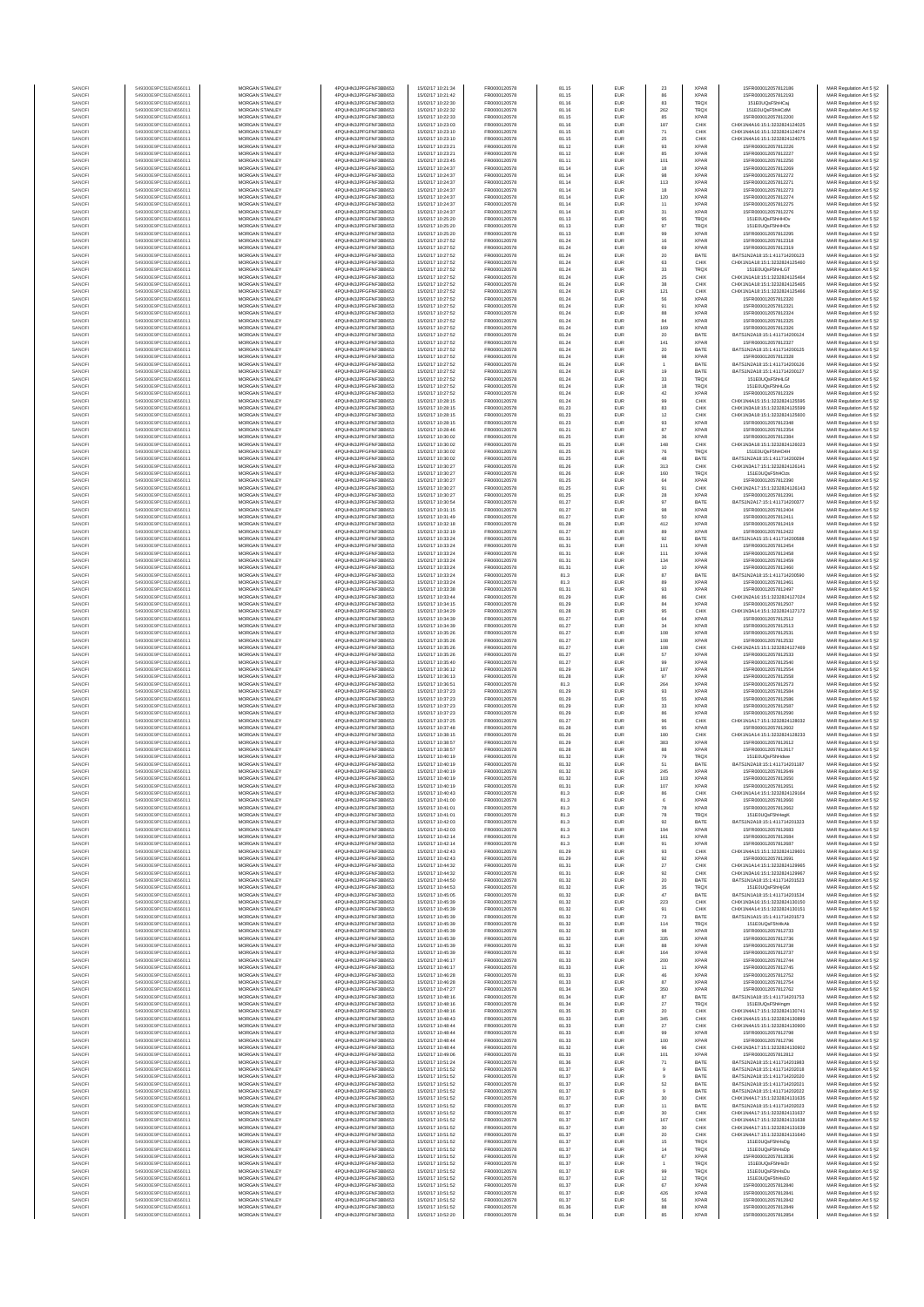| | | | | | | | | | | | |
|---|---|---|---|---|---|---|---|---|---|---|---|
| SANOFI | 549300E9PC51EN656011 | MORGAN STANLEY | 4PQUHN3JPFGFNF3BB653 | 15/02/17 10:21:34 | FR0000120578 | 81.15 | EUR | 23 | XPAR | 15FR000012057812186 | MAR Regulation Art 5 §2 |
| SANOFI | 549300E9PC51EN656011 | MORGAN STANLEY | 4PQUHN3JPFGFNF3BB653 | 15/02/17 10:21:42 | FR0000120578 | 81.15 | EUR | 86 | XPAR | 15FR000012057812193 | MAR Regulation Art 5 §2 |
| SANOFI | 549300E9PC51EN656011 | MORGAN STANLEY | 4PQUHN3JPFGFNF3BB653 | 15/02/17 10:22:30 | FR0000120578 | 81.16 | EUR | 83 | TRQX | 151E0UQsFSHnCaj | MAR Regulation Art 5 §2 |
| SANOFI | 549300E9PC51EN656011 | MORGAN STANLEY | 4PQUHN3JPFGFNF3BB653 | 15/02/17 10:22:32 | FR0000120578 | 81.16 | EUR | 262 | TRQX | 151E0UQsFSHnCdM | MAR Regulation Art 5 §2 |
| SANOFI | 549300E9PC51EN656011 | MORGAN STANLEY | 4PQUHN3JPFGFNF3BB653 | 15/02/17 10:22:33 | FR0000120578 | 81.15 | EUR | 85 | XPAR | 15FR000012057812200 | MAR Regulation Art 5 §2 |
| SANOFI | 549300E9PC51EN656011 | MORGAN STANLEY | 4PQUHN3JPFGFNF3BB653 | 15/02/17 10:23:03 | FR0000120578 | 81.16 | EUR | 187 | CHIX | CHIX1N4A16:15:1:3232824124025 | MAR Regulation Art 5 §2 |
| SANOFI | 549300E9PC51EN656011 | MORGAN STANLEY | 4PQUHN3JPFGFNF3BB653 | 15/02/17 10:23:10 | FR0000120578 | 81.15 | EUR | 71 | CHIX | CHIX1N4A16:15:1:3232824124074 | MAR Regulation Art 5 §2 |
| SANOFI | 549300E9PC51EN656011 | MORGAN STANLEY | 4PQUHN3JPFGFNF3BB653 | 15/02/17 10:23:10 | FR0000120578 | 81.15 | EUR | 25 | CHIX | CHIX1N4A16:15:1:3232824124075 | MAR Regulation Art 5 §2 |
| SANOFI | 549300E9PC51EN656011 | MORGAN STANLEY | 4PQUHN3JPFGFNF3BB653 | 15/02/17 10:23:21 | FR0000120578 | 81.12 | EUR | 93 | XPAR | 15FR000012057812226 | MAR Regulation Art 5 §2 |
| SANOFI | 549300E9PC51EN656011 | MORGAN STANLEY | 4PQUHN3JPFGFNF3BB653 | 15/02/17 10:23:21 | FR0000120578 | 81.12 | EUR | 85 | XPAR | 15FR000012057812227 | MAR Regulation Art 5 §2 |
| SANOFI | 549300E9PC51EN656011 | MORGAN STANLEY | 4PQUHN3JPFGFNF3BB653 | 15/02/17 10:23:45 | FR0000120578 | 81.11 | EUR | 101 | XPAR | 15FR000012057812250 | MAR Regulation Art 5 §2 |
| SANOFI | 549300E9PC51EN656011 | MORGAN STANLEY | 4PQUHN3JPFGFNF3BB653 | 15/02/17 10:24:37 | FR0000120578 | 81.14 | EUR | 18 | XPAR | 15FR000012057812269 | MAR Regulation Art 5 §2 |
| SANOFI | 549300E9PC51EN656011 | MORGAN STANLEY | 4PQUHN3JPFGFNF3BB653 | 15/02/17 10:24:37 | FR0000120578 | 81.14 | EUR | 98 | XPAR | 15FR000012057812272 | MAR Regulation Art 5 §2 |
| SANOFI | 549300E9PC51EN656011 | MORGAN STANLEY | 4PQUHN3JPFGFNF3BB653 | 15/02/17 10:24:37 | FR0000120578 | 81.14 | EUR | 113 | XPAR | 15FR000012057812271 | MAR Regulation Art 5 §2 |
| SANOFI | 549300E9PC51EN656011 | MORGAN STANLEY | 4PQUHN3JPFGFNF3BB653 | 15/02/17 10:24:37 | FR0000120578 | 81.14 | EUR | 18 | XPAR | 15FR000012057812273 | MAR Regulation Art 5 §2 |
| SANOFI | 549300E9PC51EN656011 | MORGAN STANLEY | 4PQUHN3JPFGFNF3BB653 | 15/02/17 10:24:37 | FR0000120578 | 81.14 | EUR | 120 | XPAR | 15FR000012057812274 | MAR Regulation Art 5 §2 |
| SANOFI | 549300E9PC51EN656011 | MORGAN STANLEY | 4PQUHN3JPFGFNF3BB653 | 15/02/17 10:24:37 | FR0000120578 | 81.14 | EUR | 11 | XPAR | 15FR000012057812275 | MAR Regulation Art 5 §2 |
| SANOFI | 549300E9PC51EN656011 | MORGAN STANLEY | 4PQUHN3JPFGFNF3BB653 | 15/02/17 10:24:37 | FR0000120578 | 81.14 | EUR | 31 | XPAR | 15FR000012057812276 | MAR Regulation Art 5 §2 |
| SANOFI | 549300E9PC51EN656011 | MORGAN STANLEY | 4PQUHN3JPFGFNF3BB653 | 15/02/17 10:25:20 | FR0000120578 | 81.13 | EUR | 95 | TRQX | 151E0UQsFSHnHOx | MAR Regulation Art 5 §2 |
| SANOFI | 549300E9PC51EN656011 | MORGAN STANLEY | 4PQUHN3JPFGFNF3BB653 | 15/02/17 10:25:20 | FR0000120578 | 81.13 | EUR | 97 | TRQX | 151E0UQsFSHnHOs | MAR Regulation Art 5 §2 |
| SANOFI | 549300E9PC51EN656011 | MORGAN STANLEY | 4PQUHN3JPFGFNF3BB653 | 15/02/17 10:25:20 | FR0000120578 | 81.13 | EUR | 99 | XPAR | 15FR000012057812295 | MAR Regulation Art 5 §2 |
| SANOFI | 549300E9PC51EN656011 | MORGAN STANLEY | 4PQUHN3JPFGFNF3BB653 | 15/02/17 10:27:52 | FR0000120578 | 81.24 | EUR | 16 | XPAR | 15FR000012057812318 | MAR Regulation Art 5 §2 |
| SANOFI | 549300E9PC51EN656011 | MORGAN STANLEY | 4PQUHN3JPFGFNF3BB653 | 15/02/17 10:27:52 | FR0000120578 | 81.24 | EUR | 69 | XPAR | 15FR000012057812319 | MAR Regulation Art 5 §2 |
| SANOFI | 549300E9PC51EN656011 | MORGAN STANLEY | 4PQUHN3JPFGFNF3BB653 | 15/02/17 10:27:52 | FR0000120578 | 81.24 | EUR | 20 | BATE | BATS1N2A18:15:1:411714200123 | MAR Regulation Art 5 §2 |
| SANOFI | 549300E9PC51EN656011 | MORGAN STANLEY | 4PQUHN3JPFGFNF3BB653 | 15/02/17 10:27:52 | FR0000120578 | 81.24 | EUR | 63 | CHIX | CHIX1N1A18:15:1:3232824125460 | MAR Regulation Art 5 §2 |
| SANOFI | 549300E9PC51EN656011 | MORGAN STANLEY | 4PQUHN3JPFGFNF3BB653 | 15/02/17 10:27:52 | FR0000120578 | 81.24 | EUR | 33 | TRQX | 151E0UQsFSHnLGT | MAR Regulation Art 5 §2 |
| SANOFI | 549300E9PC51EN656011 | MORGAN STANLEY | 4PQUHN3JPFGFNF3BB653 | 15/02/17 10:27:52 | FR0000120578 | 81.24 | EUR | 25 | CHIX | CHIX1N1A18:15:1:3232824125464 | MAR Regulation Art 5 §2 |
| SANOFI | 549300E9PC51EN656011 | MORGAN STANLEY | 4PQUHN3JPFGFNF3BB653 | 15/02/17 10:27:52 | FR0000120578 | 81.24 | EUR | 38 | CHIX | CHIX1N1A18:15:1:3232824125465 | MAR Regulation Art 5 §2 |
| SANOFI | 549300E9PC51EN656011 | MORGAN STANLEY | 4PQUHN3JPFGFNF3BB653 | 15/02/17 10:27:52 | FR0000120578 | 81.24 | EUR | 121 | CHIX | CHIX1N1A18:15:1:3232824125466 | MAR Regulation Art 5 §2 |
| SANOFI | 549300E9PC51EN656011 | MORGAN STANLEY | 4PQUHN3JPFGFNF3BB653 | 15/02/17 10:27:52 | FR0000120578 | 81.24 | EUR | 56 | XPAR | 15FR000012057812320 | MAR Regulation Art 5 §2 |
| SANOFI | 549300E9PC51EN656011 | MORGAN STANLEY | 4PQUHN3JPFGFNF3BB653 | 15/02/17 10:27:52 | FR0000120578 | 81.24 | EUR | 91 | XPAR | 15FR000012057812321 | MAR Regulation Art 5 §2 |
| SANOFI | 549300E9PC51EN656011 | MORGAN STANLEY | 4PQUHN3JPFGFNF3BB653 | 15/02/17 10:27:52 | FR0000120578 | 81.24 | EUR | 88 | XPAR | 15FR000012057812324 | MAR Regulation Art 5 §2 |
| SANOFI | 549300E9PC51EN656011 | MORGAN STANLEY | 4PQUHN3JPFGFNF3BB653 | 15/02/17 10:27:52 | FR0000120578 | 81.24 | EUR | 84 | XPAR | 15FR000012057812325 | MAR Regulation Art 5 §2 |
| SANOFI | 549300E9PC51EN656011 | MORGAN STANLEY | 4PQUHN3JPFGFNF3BB653 | 15/02/17 10:27:52 | FR0000120578 | 81.24 | EUR | 169 | XPAR | 15FR000012057812326 | MAR Regulation Art 5 §2 |
| SANOFI | 549300E9PC51EN656011 | MORGAN STANLEY | 4PQUHN3JPFGFNF3BB653 | 15/02/17 10:27:52 | FR0000120578 | 81.24 | EUR | 20 | BATE | BATS1N2A18:15:1:411714200124 | MAR Regulation Art 5 §2 |
| SANOFI | 549300E9PC51EN656011 | MORGAN STANLEY | 4PQUHN3JPFGFNF3BB653 | 15/02/17 10:27:52 | FR0000120578 | 81.24 | EUR | 141 | XPAR | 15FR000012057812327 | MAR Regulation Art 5 §2 |
| SANOFI | 549300E9PC51EN656011 | MORGAN STANLEY | 4PQUHN3JPFGFNF3BB653 | 15/02/17 10:27:52 | FR0000120578 | 81.24 | EUR | 20 | BATE | BATS1N2A18:15:1:411714200125 | MAR Regulation Art 5 §2 |
| SANOFI | 549300E9PC51EN656011 | MORGAN STANLEY | 4PQUHN3JPFGFNF3BB653 | 15/02/17 10:27:52 | FR0000120578 | 81.24 | EUR | 98 | XPAR | 15FR000012057812328 | MAR Regulation Art 5 §2 |
| SANOFI | 549300E9PC51EN656011 | MORGAN STANLEY | 4PQUHN3JPFGFNF3BB653 | 15/02/17 10:27:52 | FR0000120578 | 81.24 | EUR | 1 | BATE | BATS1N2A18:15:1:411714200126 | MAR Regulation Art 5 §2 |
| SANOFI | 549300E9PC51EN656011 | MORGAN STANLEY | 4PQUHN3JPFGFNF3BB653 | 15/02/17 10:27:52 | FR0000120578 | 81.24 | EUR | 19 | BATE | BATS1N2A18:15:1:411714200127 | MAR Regulation Art 5 §2 |
| SANOFI | 549300E9PC51EN656011 | MORGAN STANLEY | 4PQUHN3JPFGFNF3BB653 | 15/02/17 10:27:52 | FR0000120578 | 81.24 | EUR | 33 | TRQX | 151E0UQsFSHnLGf | MAR Regulation Art 5 §2 |
| SANOFI | 549300E9PC51EN656011 | MORGAN STANLEY | 4PQUHN3JPFGFNF3BB653 | 15/02/17 10:27:52 | FR0000120578 | 81.24 | EUR | 18 | TRQX | 151E0UQsFSHnLGo | MAR Regulation Art 5 §2 |
| SANOFI | 549300E9PC51EN656011 | MORGAN STANLEY | 4PQUHN3JPFGFNF3BB653 | 15/02/17 10:27:52 | FR0000120578 | 81.24 | EUR | 42 | XPAR | 15FR000012057812329 | MAR Regulation Art 5 §2 |
| SANOFI | 549300E9PC51EN656011 | MORGAN STANLEY | 4PQUHN3JPFGFNF3BB653 | 15/02/17 10:28:15 | FR0000120578 | 81.24 | EUR | 99 | CHIX | CHIX1N4A15:15:1:3232824125595 | MAR Regulation Art 5 §2 |
| SANOFI | 549300E9PC51EN656011 | MORGAN STANLEY | 4PQUHN3JPFGFNF3BB653 | 15/02/17 10:28:15 | FR0000120578 | 81.23 | EUR | 83 | CHIX | CHIX1N3A18:15:1:3232824125599 | MAR Regulation Art 5 §2 |
| SANOFI | 549300E9PC51EN656011 | MORGAN STANLEY | 4PQUHN3JPFGFNF3BB653 | 15/02/17 10:28:15 | FR0000120578 | 81.23 | EUR | 12 | CHIX | CHIX1N3A18:15:1:3232824125600 | MAR Regulation Art 5 §2 |
| SANOFI | 549300E9PC51EN656011 | MORGAN STANLEY | 4PQUHN3JPFGFNF3BB653 | 15/02/17 10:28:15 | FR0000120578 | 81.23 | EUR | 93 | XPAR | 15FR000012057812348 | MAR Regulation Art 5 §2 |
| SANOFI | 549300E9PC51EN656011 | MORGAN STANLEY | 4PQUHN3JPFGFNF3BB653 | 15/02/17 10:28:46 | FR0000120578 | 81.21 | EUR | 87 | XPAR | 15FR000012057812354 | MAR Regulation Art 5 §2 |
| SANOFI | 549300E9PC51EN656011 | MORGAN STANLEY | 4PQUHN3JPFGFNF3BB653 | 15/02/17 10:30:02 | FR0000120578 | 81.25 | EUR | 36 | XPAR | 15FR000012057812384 | MAR Regulation Art 5 §2 |
| SANOFI | 549300E9PC51EN656011 | MORGAN STANLEY | 4PQUHN3JPFGFNF3BB653 | 15/02/17 10:30:02 | FR0000120578 | 81.25 | EUR | 148 | CHIX | CHIX1N1A18:15:1:3232824126023 | MAR Regulation Art 5 §2 |
| SANOFI | 549300E9PC51EN656011 | MORGAN STANLEY | 4PQUHN3JPFGFNF3BB653 | 15/02/17 10:30:02 | FR0000120578 | 81.25 | EUR | 76 | TRQX | 151E0UQsFSHnD4H | MAR Regulation Art 5 §2 |
| SANOFI | 549300E9PC51EN656011 | MORGAN STANLEY | 4PQUHN3JPFGFNF3BB653 | 15/02/17 10:30:02 | FR0000120578 | 81.25 | EUR | 48 | BATE | BATS1N2A18:15:1:411714200294 | MAR Regulation Art 5 §2 |
| SANOFI | 549300E9PC51EN656011 | MORGAN STANLEY | 4PQUHN3JPFGFNF3BB653 | 15/02/17 10:30:27 | FR0000120578 | 81.26 | EUR | 313 | CHIX | CHIX1N3A17:15:1:3232824126141 | MAR Regulation Art 5 §2 |
| SANOFI | 549300E9PC51EN656011 | MORGAN STANLEY | 4PQUHN3JPFGFNF3BB653 | 15/02/17 10:30:27 | FR0000120578 | 81.26 | EUR | 160 | TRQX | 151E0UQsFSHnDzn | MAR Regulation Art 5 §2 |
| SANOFI | 549300E9PC51EN656011 | MORGAN STANLEY | 4PQUHN3JPFGFNF3BB653 | 15/02/17 10:30:27 | FR0000120578 | 81.25 | EUR | 64 | XPAR | 15FR000012057812390 | MAR Regulation Art 5 §2 |
| SANOFI | 549300E9PC51EN656011 | MORGAN STANLEY | 4PQUHN3JPFGFNF3BB653 | 15/02/17 10:30:27 | FR0000120578 | 81.25 | EUR | 91 | CHIX | CHIX1N2A17:15:1:3232824126143 | MAR Regulation Art 5 §2 |
| SANOFI | 549300E9PC51EN656011 | MORGAN STANLEY | 4PQUHN3JPFGFNF3BB653 | 15/02/17 10:30:27 | FR0000120578 | 81.25 | EUR | 28 | XPAR | 15FR000012057812391 | MAR Regulation Art 5 §2 |
| SANOFI | 549300E9PC51EN656011 | MORGAN STANLEY | 4PQUHN3JPFGFNF3BB653 | 15/02/17 10:30:54 | FR0000120578 | 81.27 | EUR | 97 | BATE | BATS1N2A17:15:1:411714200377 | MAR Regulation Art 5 §2 |
| SANOFI | 549300E9PC51EN656011 | MORGAN STANLEY | 4PQUHN3JPFGFNF3BB653 | 15/02/17 10:31:15 | FR0000120578 | 81.27 | EUR | 98 | XPAR | 15FR000012057812404 | MAR Regulation Art 5 §2 |
| SANOFI | 549300E9PC51EN656011 | MORGAN STANLEY | 4PQUHN3JPFGFNF3BB653 | 15/02/17 10:31:49 | FR0000120578 | 81.27 | EUR | 50 | XPAR | 15FR000012057812411 | MAR Regulation Art 5 §2 |
| SANOFI | 549300E9PC51EN656011 | MORGAN STANLEY | 4PQUHN3JPFGFNF3BB653 | 15/02/17 10:32:18 | FR0000120578 | 81.28 | EUR | 412 | XPAR | 15FR000012057812419 | MAR Regulation Art 5 §2 |
| SANOFI | 549300E9PC51EN656011 | MORGAN STANLEY | 4PQUHN3JPFGFNF3BB653 | 15/02/17 10:32:19 | FR0000120578 | 81.27 | EUR | 89 | XPAR | 15FR000012057812422 | MAR Regulation Art 5 §2 |
| SANOFI | 549300E9PC51EN656011 | MORGAN STANLEY | 4PQUHN3JPFGFNF3BB653 | 15/02/17 10:33:24 | FR0000120578 | 81.31 | EUR | 92 | BATE | BATS1N1A15:15:1:411714200588 | MAR Regulation Art 5 §2 |
| SANOFI | 549300E9PC51EN656011 | MORGAN STANLEY | 4PQUHN3JPFGFNF3BB653 | 15/02/17 10:33:24 | FR0000120578 | 81.31 | EUR | 111 | XPAR | 15FR000012057812454 | MAR Regulation Art 5 §2 |
| SANOFI | 549300E9PC51EN656011 | MORGAN STANLEY | 4PQUHN3JPFGFNF3BB653 | 15/02/17 10:33:24 | FR0000120578 | 81.31 | EUR | 111 | XPAR | 15FR000012057812458 | MAR Regulation Art 5 §2 |
| SANOFI | 549300E9PC51EN656011 | MORGAN STANLEY | 4PQUHN3JPFGFNF3BB653 | 15/02/17 10:33:24 | FR0000120578 | 81.31 | EUR | 134 | XPAR | 15FR000012057812459 | MAR Regulation Art 5 §2 |
| SANOFI | 549300E9PC51EN656011 | MORGAN STANLEY | 4PQUHN3JPFGFNF3BB653 | 15/02/17 10:33:24 | FR0000120578 | 81.31 | EUR | 10 | XPAR | 15FR000012057812460 | MAR Regulation Art 5 §2 |
| SANOFI | 549300E9PC51EN656011 | MORGAN STANLEY | 4PQUHN3JPFGFNF3BB653 | 15/02/17 10:33:24 | FR0000120578 | 81.3 | EUR | 87 | BATE | BATS1N2A18:15:1:411714200590 | MAR Regulation Art 5 §2 |
| SANOFI | 549300E9PC51EN656011 | MORGAN STANLEY | 4PQUHN3JPFGFNF3BB653 | 15/02/17 10:33:24 | FR0000120578 | 81.3 | EUR | 89 | XPAR | 15FR000012057812461 | MAR Regulation Art 5 §2 |
| SANOFI | 549300E9PC51EN656011 | MORGAN STANLEY | 4PQUHN3JPFGFNF3BB653 | 15/02/17 10:33:38 | FR0000120578 | 81.31 | EUR | 93 | XPAR | 15FR000012057812467 | MAR Regulation Art 5 §2 |
| SANOFI | 549300E9PC51EN656011 | MORGAN STANLEY | 4PQUHN3JPFGFNF3BB653 | 15/02/17 10:33:44 | FR0000120578 | 81.29 | EUR | 86 | CHIX | CHIX1N2A16:15:1:3232824127024 | MAR Regulation Art 5 §2 |
| SANOFI | 549300E9PC51EN656011 | MORGAN STANLEY | 4PQUHN3JPFGFNF3BB653 | 15/02/17 10:34:15 | FR0000120578 | 81.29 | EUR | 84 | XPAR | 15FR000012057812507 | MAR Regulation Art 5 §2 |
| SANOFI | 549300E9PC51EN656011 | MORGAN STANLEY | 4PQUHN3JPFGFNF3BB653 | 15/02/17 10:34:29 | FR0000120578 | 81.28 | EUR | 95 | CHIX | CHIX1N3A14:15:1:3232824127172 | MAR Regulation Art 5 §2 |
| SANOFI | 549300E9PC51EN656011 | MORGAN STANLEY | 4PQUHN3JPFGFNF3BB653 | 15/02/17 10:34:39 | FR0000120578 | 81.27 | EUR | 64 | XPAR | 15FR000012057812512 | MAR Regulation Art 5 §2 |
| SANOFI | 549300E9PC51EN656011 | MORGAN STANLEY | 4PQUHN3JPFGFNF3BB653 | 15/02/17 10:34:39 | FR0000120578 | 81.27 | EUR | 34 | XPAR | 15FR000012057812513 | MAR Regulation Art 5 §2 |
| SANOFI | 549300E9PC51EN656011 | MORGAN STANLEY | 4PQUHN3JPFGFNF3BB653 | 15/02/17 10:35:26 | FR0000120578 | 81.27 | EUR | 108 | XPAR | 15FR000012057812531 | MAR Regulation Art 5 §2 |
| SANOFI | 549300E9PC51EN656011 | MORGAN STANLEY | 4PQUHN3JPFGFNF3BB653 | 15/02/17 10:35:26 | FR0000120578 | 81.27 | EUR | 108 | XPAR | 15FR000012057812532 | MAR Regulation Art 5 §2 |
| SANOFI | 549300E9PC51EN656011 | MORGAN STANLEY | 4PQUHN3JPFGFNF3BB653 | 15/02/17 10:35:26 | FR0000120578 | 81.27 | EUR | 108 | CHIX | CHIX1N2A15:15:1:3232824127469 | MAR Regulation Art 5 §2 |
| SANOFI | 549300E9PC51EN656011 | MORGAN STANLEY | 4PQUHN3JPFGFNF3BB653 | 15/02/17 10:35:26 | FR0000120578 | 81.27 | EUR | 57 | XPAR | 15FR000012057812533 | MAR Regulation Art 5 §2 |
| SANOFI | 549300E9PC51EN656011 | MORGAN STANLEY | 4PQUHN3JPFGFNF3BB653 | 15/02/17 10:35:40 | FR0000120578 | 81.27 | EUR | 99 | XPAR | 15FR000012057812540 | MAR Regulation Art 5 §2 |
| SANOFI | 549300E9PC51EN656011 | MORGAN STANLEY | 4PQUHN3JPFGFNF3BB653 | 15/02/17 10:36:12 | FR0000120578 | 81.29 | EUR | 187 | XPAR | 15FR000012057812554 | MAR Regulation Art 5 §2 |
| SANOFI | 549300E9PC51EN656011 | MORGAN STANLEY | 4PQUHN3JPFGFNF3BB653 | 15/02/17 10:36:13 | FR0000120578 | 81.28 | EUR | 97 | XPAR | 15FR000012057812558 | MAR Regulation Art 5 §2 |
| SANOFI | 549300E9PC51EN656011 | MORGAN STANLEY | 4PQUHN3JPFGFNF3BB653 | 15/02/17 10:36:51 | FR0000120578 | 81.3 | EUR | 264 | XPAR | 15FR000012057812573 | MAR Regulation Art 5 §2 |
| SANOFI | 549300E9PC51EN656011 | MORGAN STANLEY | 4PQUHN3JPFGFNF3BB653 | 15/02/17 10:37:23 | FR0000120578 | 81.29 | EUR | 93 | XPAR | 15FR000012057812584 | MAR Regulation Art 5 §2 |
| SANOFI | 549300E9PC51EN656011 | MORGAN STANLEY | 4PQUHN3JPFGFNF3BB653 | 15/02/17 10:37:23 | FR0000120578 | 81.29 | EUR | 55 | XPAR | 15FR000012057812586 | MAR Regulation Art 5 §2 |
| SANOFI | 549300E9PC51EN656011 | MORGAN STANLEY | 4PQUHN3JPFGFNF3BB653 | 15/02/17 10:37:23 | FR0000120578 | 81.29 | EUR | 33 | XPAR | 15FR000012057812587 | MAR Regulation Art 5 §2 |
| SANOFI | 549300E9PC51EN656011 | MORGAN STANLEY | 4PQUHN3JPFGFNF3BB653 | 15/02/17 10:37:23 | FR0000120578 | 81.29 | EUR | 86 | XPAR | 15FR000012057812590 | MAR Regulation Art 5 §2 |
| SANOFI | 549300E9PC51EN656011 | MORGAN STANLEY | 4PQUHN3JPFGFNF3BB653 | 15/02/17 10:37:25 | FR0000120578 | 81.27 | EUR | 96 | CHIX | CHIX1N1A17:15:1:3232824128032 | MAR Regulation Art 5 §2 |
| SANOFI | 549300E9PC51EN656011 | MORGAN STANLEY | 4PQUHN3JPFGFNF3BB653 | 15/02/17 10:37:48 | FR0000120578 | 81.26 | EUR | 95 | XPAR | 15FR000012057812602 | MAR Regulation Art 5 §2 |
| SANOFI | 549300E9PC51EN656011 | MORGAN STANLEY | 4PQUHN3JPFGFNF3BB653 | 15/02/17 10:38:15 | FR0000120578 | 81.26 | EUR | 100 | CHIX | CHIX1N1A14:15:1:3232824128233 | MAR Regulation Art 5 §2 |
| SANOFI | 549300E9PC51EN656011 | MORGAN STANLEY | 4PQUHN3JPFGFNF3BB653 | 15/02/17 10:38:57 | FR0000120578 | 81.29 | EUR | 383 | XPAR | 15FR000012057812612 | MAR Regulation Art 5 §2 |
| SANOFI | 549300E9PC51EN656011 | MORGAN STANLEY | 4PQUHN3JPFGFNF3BB653 | 15/02/17 10:38:57 | FR0000120578 | 81.28 | EUR | 88 | XPAR | 15FR000012057812617 | MAR Regulation Art 5 §2 |
| SANOFI | 549300E9PC51EN656011 | MORGAN STANLEY | 4PQUHN3JPFGFNF3BB653 | 15/02/17 10:40:19 | FR0000120578 | 81.32 | EUR | 79 | TRQX | 151E0UQsFSHnbee | MAR Regulation Art 5 §2 |
| SANOFI | 549300E9PC51EN656011 | MORGAN STANLEY | 4PQUHN3JPFGFNF3BB653 | 15/02/17 10:40:19 | FR0000120578 | 81.32 | EUR | 51 | BATE | BATS1N2A18:15:1:411714201187 | MAR Regulation Art 5 §2 |
| SANOFI | 549300E9PC51EN656011 | MORGAN STANLEY | 4PQUHN3JPFGFNF3BB653 | 15/02/17 10:40:19 | FR0000120578 | 81.32 | EUR | 245 | XPAR | 15FR000012057812649 | MAR Regulation Art 5 §2 |
| SANOFI | 549300E9PC51EN656011 | MORGAN STANLEY | 4PQUHN3JPFGFNF3BB653 | 15/02/17 10:40:19 | FR0000120578 | 81.32 | EUR | 103 | XPAR | 15FR000012057812650 | MAR Regulation Art 5 §2 |
| SANOFI | 549300E9PC51EN656011 | MORGAN STANLEY | 4PQUHN3JPFGFNF3BB653 | 15/02/17 10:40:19 | FR0000120578 | 81.31 | EUR | 107 | XPAR | 15FR000012057812651 | MAR Regulation Art 5 §2 |
| SANOFI | 549300E9PC51EN656011 | MORGAN STANLEY | 4PQUHN3JPFGFNF3BB653 | 15/02/17 10:40:43 | FR0000120578 | 81.3 | EUR | 86 | CHIX | CHIX1N1A14:15:1:3232824129164 | MAR Regulation Art 5 §2 |
| SANOFI | 549300E9PC51EN656011 | MORGAN STANLEY | 4PQUHN3JPFGFNF3BB653 | 15/02/17 10:41:00 | FR0000120578 | 81.3 | EUR | 6 | XPAR | 15FR000012057812660 | MAR Regulation Art 5 §2 |
| SANOFI | 549300E9PC51EN656011 | MORGAN STANLEY | 4PQUHN3JPFGFNF3BB653 | 15/02/17 10:41:01 | FR0000120578 | 81.3 | EUR | 78 | XPAR | 15FR000012057812662 | MAR Regulation Art 5 §2 |
| SANOFI | 549300E9PC51EN656011 | MORGAN STANLEY | 4PQUHN3JPFGFNF3BB653 | 15/02/17 10:41:01 | FR0000120578 | 81.3 | EUR | 78 | TRQX | 151E0UQsFSHnegK | MAR Regulation Art 5 §2 |
| SANOFI | 549300E9PC51EN656011 | MORGAN STANLEY | 4PQUHN3JPFGFNF3BB653 | 15/02/17 10:42:03 | FR0000120578 | 81.3 | EUR | 92 | BATE | BATS1N2A18:15:1:411714201323 | MAR Regulation Art 5 §2 |
| SANOFI | 549300E9PC51EN656011 | MORGAN STANLEY | 4PQUHN3JPFGFNF3BB653 | 15/02/17 10:42:03 | FR0000120578 | 81.3 | EUR | 194 | XPAR | 15FR000012057812683 | MAR Regulation Art 5 §2 |
| SANOFI | 549300E9PC51EN656011 | MORGAN STANLEY | 4PQUHN3JPFGFNF3BB653 | 15/02/17 10:42:14 | FR0000120578 | 81.3 | EUR | 161 | XPAR | 15FR000012057812684 | MAR Regulation Art 5 §2 |
| SANOFI | 549300E9PC51EN656011 | MORGAN STANLEY | 4PQUHN3JPFGFNF3BB653 | 15/02/17 10:42:14 | FR0000120578 | 81.3 | EUR | 91 | XPAR | 15FR000012057812687 | MAR Regulation Art 5 §2 |
| SANOFI | 549300E9PC51EN656011 | MORGAN STANLEY | 4PQUHN3JPFGFNF3BB653 | 15/02/17 10:42:43 | FR0000120578 | 81.29 | EUR | 93 | CHIX | CHIX1N4A15:15:1:3232824129601 | MAR Regulation Art 5 §2 |
| SANOFI | 549300E9PC51EN656011 | MORGAN STANLEY | 4PQUHN3JPFGFNF3BB653 | 15/02/17 10:42:43 | FR0000120578 | 81.29 | EUR | 92 | XPAR | 15FR000012057812691 | MAR Regulation Art 5 §2 |
| SANOFI | 549300E9PC51EN656011 | MORGAN STANLEY | 4PQUHN3JPFGFNF3BB653 | 15/02/17 10:44:32 | FR0000120578 | 81.31 | EUR | 27 | CHIX | CHIX1N1A14:15:1:3232824129965 | MAR Regulation Art 5 §2 |
| SANOFI | 549300E9PC51EN656011 | MORGAN STANLEY | 4PQUHN3JPFGFNF3BB653 | 15/02/17 10:44:32 | FR0000120578 | 81.31 | EUR | 92 | CHIX | CHIX1N3A16:15:1:3232824129967 | MAR Regulation Art 5 §2 |
| SANOFI | 549300E9PC51EN656011 | MORGAN STANLEY | 4PQUHN3JPFGFNF3BB653 | 15/02/17 10:44:50 | FR0000120578 | 81.32 | EUR | 20 | BATE | BATS1N1A18:15:1:411714201523 | MAR Regulation Art 5 §2 |
| SANOFI | 549300E9PC51EN656011 | MORGAN STANLEY | 4PQUHN3JPFGFNF3BB653 | 15/02/17 10:44:53 | FR0000120578 | 81.32 | EUR | 35 | TRQX | 151E0UQsFSHnjGM | MAR Regulation Art 5 §2 |
| SANOFI | 549300E9PC51EN656011 | MORGAN STANLEY | 4PQUHN3JPFGFNF3BB653 | 15/02/17 10:45:06 | FR0000120578 | 81.32 | EUR | 47 | BATE | BATS1N1A18:15:1:411714201534 | MAR Regulation Art 5 §2 |
| SANOFI | 549300E9PC51EN656011 | MORGAN STANLEY | 4PQUHN3JPFGFNF3BB653 | 15/02/17 10:45:39 | FR0000120578 | 81.32 | EUR | 223 | CHIX | CHIX1N2A16:15:1:3232824130150 | MAR Regulation Art 5 §2 |
| SANOFI | 549300E9PC51EN656011 | MORGAN STANLEY | 4PQUHN3JPFGFNF3BB653 | 15/02/17 10:45:39 | FR0000120578 | 81.32 | EUR | 91 | CHIX | CHIX1N4A14:15:1:3232824130151 | MAR Regulation Art 5 §2 |
| SANOFI | 549300E9PC51EN656011 | MORGAN STANLEY | 4PQUHN3JPFGFNF3BB653 | 15/02/17 10:45:39 | FR0000120578 | 81.32 | EUR | 73 | BATE | BATS1N1A15:15:1:411714201573 | MAR Regulation Art 5 §2 |
| SANOFI | 549300E9PC51EN656011 | MORGAN STANLEY | 4PQUHN3JPFGFNF3BB653 | 15/02/17 10:45:39 | FR0000120578 | 81.32 | EUR | 114 | TRQX | 151E0UQsFSHnkAk | MAR Regulation Art 5 §2 |
| SANOFI | 549300E9PC51EN656011 | MORGAN STANLEY | 4PQUHN3JPFGFNF3BB653 | 15/02/17 10:45:39 | FR0000120578 | 81.32 | EUR | 98 | XPAR | 15FR000012057812733 | MAR Regulation Art 5 §2 |
| SANOFI | 549300E9PC51EN656011 | MORGAN STANLEY | 4PQUHN3JPFGFNF3BB653 | 15/02/17 10:45:39 | FR0000120578 | 81.32 | EUR | 335 | XPAR | 15FR000012057812736 | MAR Regulation Art 5 §2 |
| SANOFI | 549300E9PC51EN656011 | MORGAN STANLEY | 4PQUHN3JPFGFNF3BB653 | 15/02/17 10:45:39 | FR0000120578 | 81.32 | EUR | 88 | XPAR | 15FR000012057812738 | MAR Regulation Art 5 §2 |
| SANOFI | 549300E9PC51EN656011 | MORGAN STANLEY | 4PQUHN3JPFGFNF3BB653 | 15/02/17 10:45:39 | FR0000120578 | 81.32 | EUR | 164 | XPAR | 15FR000012057812737 | MAR Regulation Art 5 §2 |
| SANOFI | 549300E9PC51EN656011 | MORGAN STANLEY | 4PQUHN3JPFGFNF3BB653 | 15/02/17 10:46:17 | FR0000120578 | 81.33 | EUR | 200 | XPAR | 15FR000012057812744 | MAR Regulation Art 5 §2 |
| SANOFI | 549300E9PC51EN656011 | MORGAN STANLEY | 4PQUHN3JPFGFNF3BB653 | 15/02/17 10:46:17 | FR0000120578 | 81.33 | EUR | 11 | XPAR | 15FR000012057812745 | MAR Regulation Art 5 §2 |
| SANOFI | 549300E9PC51EN656011 | MORGAN STANLEY | 4PQUHN3JPFGFNF3BB653 | 15/02/17 10:46:28 | FR0000120578 | 81.33 | EUR | 46 | XPAR | 15FR000012057812752 | MAR Regulation Art 5 §2 |
| SANOFI | 549300E9PC51EN656011 | MORGAN STANLEY | 4PQUHN3JPFGFNF3BB653 | 15/02/17 10:46:28 | FR0000120578 | 81.33 | EUR | 87 | XPAR | 15FR000012057812754 | MAR Regulation Art 5 §2 |
| SANOFI | 549300E9PC51EN656011 | MORGAN STANLEY | 4PQUHN3JPFGFNF3BB653 | 15/02/17 10:47:27 | FR0000120578 | 81.34 | EUR | 350 | XPAR | 15FR000012057812762 | MAR Regulation Art 5 §2 |
| SANOFI | 549300E9PC51EN656011 | MORGAN STANLEY | 4PQUHN3JPFGFNF3BB653 | 15/02/17 10:48:16 | FR0000120578 | 81.34 | EUR | 97 | BATE | BATS1N1A18:15:1:411714201753 | MAR Regulation Art 5 §2 |
| SANOFI | 549300E9PC51EN656011 | MORGAN STANLEY | 4PQUHN3JPFGFNF3BB653 | 15/02/17 10:48:16 | FR0000120578 | 81.34 | EUR | 27 | TRQX | 151E0UQsFSHnmgm | MAR Regulation Art 5 §2 |
| SANOFI | 549300E9PC51EN656011 | MORGAN STANLEY | 4PQUHN3JPFGFNF3BB653 | 15/02/17 10:48:16 | FR0000120578 | 81.35 | EUR | 20 | CHIX | CHIX1N4A17:15:1:3232824130741 | MAR Regulation Art 5 §2 |
| SANOFI | 549300E9PC51EN656011 | MORGAN STANLEY | 4PQUHN3JPFGFNF3BB653 | 15/02/17 10:48:43 | FR0000120578 | 81.33 | EUR | 345 | CHIX | CHIX1N4A15:15:1:3232824130899 | MAR Regulation Art 5 §2 |
| SANOFI | 549300E9PC51EN656011 | MORGAN STANLEY | 4PQUHN3JPFGFNF3BB653 | 15/02/17 10:48:44 | FR0000120578 | 81.33 | EUR | 27 | CHIX | CHIX1N4A15:15:1:3232824130900 | MAR Regulation Art 5 §2 |
| SANOFI | 549300E9PC51EN656011 | MORGAN STANLEY | 4PQUHN3JPFGFNF3BB653 | 15/02/17 10:48:44 | FR0000120578 | 81.33 | EUR | 99 | XPAR | 15FR000012057812788 | MAR Regulation Art 5 §2 |
| SANOFI | 549300E9PC51EN656011 | MORGAN STANLEY | 4PQUHN3JPFGFNF3BB653 | 15/02/17 10:48:44 | FR0000120578 | 81.33 | EUR | 100 | XPAR | 15FR000012057812796 | MAR Regulation Art 5 §2 |
| SANOFI | 549300E9PC51EN656011 | MORGAN STANLEY | 4PQUHN3JPFGFNF3BB653 | 15/02/17 10:48:44 | FR0000120578 | 81.32 | EUR | 96 | CHIX | CHIX1N4A17:15:1:3232824130902 | MAR Regulation Art 5 §2 |
| SANOFI | 549300E9PC51EN656011 | MORGAN STANLEY | 4PQUHN3JPFGFNF3BB653 | 15/02/17 10:49:06 | FR0000120578 | 81.33 | EUR | 101 | XPAR | 15FR000012057812812 | MAR Regulation Art 5 §2 |
| SANOFI | 549300E9PC51EN656011 | MORGAN STANLEY | 4PQUHN3JPFGFNF3BB653 | 15/02/17 10:51:24 | FR0000120578 | 81.36 | EUR | 71 | BATE | BATS1N2A18:15:1:411714201983 | MAR Regulation Art 5 §2 |
| SANOFI | 549300E9PC51EN656011 | MORGAN STANLEY | 4PQUHN3JPFGFNF3BB653 | 15/02/17 10:51:52 | FR0000120578 | 81.37 | EUR | 9 | BATE | BATS1N2A18:15:1:411714202018 | MAR Regulation Art 5 §2 |
| SANOFI | 549300E9PC51EN656011 | MORGAN STANLEY | 4PQUHN3JPFGFNF3BB653 | 15/02/17 10:51:52 | FR0000120578 | 81.37 | EUR | 9 | BATE | BATS1N2A18:15:1:411714202020 | MAR Regulation Art 5 §2 |
| SANOFI | 549300E9PC51EN656011 | MORGAN STANLEY | 4PQUHN3JPFGFNF3BB653 | 15/02/17 10:51:52 | FR0000120578 | 81.37 | EUR | 52 | BATE | BATS1N2A18:15:1:411714202021 | MAR Regulation Art 5 §2 |
| SANOFI | 549300E9PC51EN656011 | MORGAN STANLEY | 4PQUHN3JPFGFNF3BB653 | 15/02/17 10:51:52 | FR0000120578 | 81.37 | EUR | 9 | BATE | BATS1N2A18:15:1:411714202022 | MAR Regulation Art 5 §2 |
| SANOFI | 549300E9PC51EN656011 | MORGAN STANLEY | 4PQUHN3JPFGFNF3BB653 | 15/02/17 10:51:52 | FR0000120578 | 81.37 | EUR | 30 | CHIX | CHIX1N4A17:15:1:3232824131635 | MAR Regulation Art 5 §2 |
| SANOFI | 549300E9PC51EN656011 | MORGAN STANLEY | 4PQUHN3JPFGFNF3BB653 | 15/02/17 10:51:52 | FR0000120578 | 81.37 | EUR | 11 | BATE | BATS1N2A18:15:1:411714202023 | MAR Regulation Art 5 §2 |
| SANOFI | 549300E9PC51EN656011 | MORGAN STANLEY | 4PQUHN3JPFGFNF3BB653 | 15/02/17 10:51:52 | FR0000120578 | 81.37 | EUR | 30 | CHIX | CHIX1N4A17:15:1:3232824131637 | MAR Regulation Art 5 §2 |
| SANOFI | 549300E9PC51EN656011 | MORGAN STANLEY | 4PQUHN3JPFGFNF3BB653 | 15/02/17 10:51:52 | FR0000120578 | 81.37 | EUR | 167 | CHIX | CHIX1N4A17:15:1:3232824131638 | MAR Regulation Art 5 §2 |
| SANOFI | 549300E9PC51EN656011 | MORGAN STANLEY | 4PQUHN3JPFGFNF3BB653 | 15/02/17 10:51:52 | FR0000120578 | 81.37 | EUR | 30 | CHIX | CHIX1N4A17:15:1:3232824131639 | MAR Regulation Art 5 §2 |
| SANOFI | 549300E9PC51EN656011 | MORGAN STANLEY | 4PQUHN3JPFGFNF3BB653 | 15/02/17 10:51:52 | FR0000120578 | 81.37 | EUR | 20 | CHIX | CHIX1N4A17:15:1:3232824131640 | MAR Regulation Art 5 §2 |
| SANOFI | 549300E9PC51EN656011 | MORGAN STANLEY | 4PQUHN3JPFGFNF3BB653 | 15/02/17 10:51:52 | FR0000120578 | 81.37 | EUR | 15 | TRQX | 151E0UQsFSHnsDg | MAR Regulation Art 5 §2 |
| SANOFI | 549300E9PC51EN656011 | MORGAN STANLEY | 4PQUHN3JPFGFNF3BB653 | 15/02/17 10:51:52 | FR0000120578 | 81.37 | EUR | 14 | TRQX | 151E0UQsFSHnsDp | MAR Regulation Art 5 §2 |
| SANOFI | 549300E9PC51EN656011 | MORGAN STANLEY | 4PQUHN3JPFGFNF3BB653 | 15/02/17 10:51:52 | FR0000120578 | 81.37 | EUR | 67 | XPAR | 15FR000012057812836 | MAR Regulation Art 5 §2 |
| SANOFI | 549300E9PC51EN656011 | MORGAN STANLEY | 4PQUHN3JPFGFNF3BB653 | 15/02/17 10:51:52 | FR0000120578 | 81.37 | EUR | 1 | TRQX | 151E0UQsFSHnsDr | MAR Regulation Art 5 §2 |
| SANOFI | 549300E9PC51EN656011 | MORGAN STANLEY | 4PQUHN3JPFGFNF3BB653 | 15/02/17 10:51:52 | FR0000120578 | 81.37 | EUR | 99 | TRQX | 151E0UQsFSHnsDu | MAR Regulation Art 5 §2 |
| SANOFI | 549300E9PC51EN656011 | MORGAN STANLEY | 4PQUHN3JPFGFNF3BB653 | 15/02/17 10:51:52 | FR0000120578 | 81.37 | EUR | 12 | TRQX | 151E0UQsFSHnsED | MAR Regulation Art 5 §2 |
| SANOFI | 549300E9PC51EN656011 | MORGAN STANLEY | 4PQUHN3JPFGFNF3BB653 | 15/02/17 10:51:52 | FR0000120578 | 81.37 | EUR | 67 | XPAR | 15FR000012057812840 | MAR Regulation Art 5 §2 |
| SANOFI | 549300E9PC51EN656011 | MORGAN STANLEY | 4PQUHN3JPFGFNF3BB653 | 15/02/17 10:51:52 | FR0000120578 | 81.37 | EUR | 426 | XPAR | 15FR000012057812841 | MAR Regulation Art 5 §2 |
| SANOFI | 549300E9PC51EN656011 | MORGAN STANLEY | 4PQUHN3JPFGFNF3BB653 | 15/02/17 10:51:52 | FR0000120578 | 81.37 | EUR | 56 | XPAR | 15FR000012057812842 | MAR Regulation Art 5 §2 |
| SANOFI | 549300E9PC51EN656011 | MORGAN STANLEY | 4PQUHN3JPFGFNF3BB653 | 15/02/17 10:51:52 | FR0000120578 | 81.36 | EUR | 88 | XPAR | 15FR000012057812849 | MAR Regulation Art 5 §2 |
| SANOFI | 549300E9PC51EN656011 | MORGAN STANLEY | 4PQUHN3JPFGFNF3BB653 | 15/02/17 10:52:20 | FR0000120578 | 81.34 | EUR | 85 | XPAR | 15FR000012057812854 | MAR Regulation Art 5 §2 |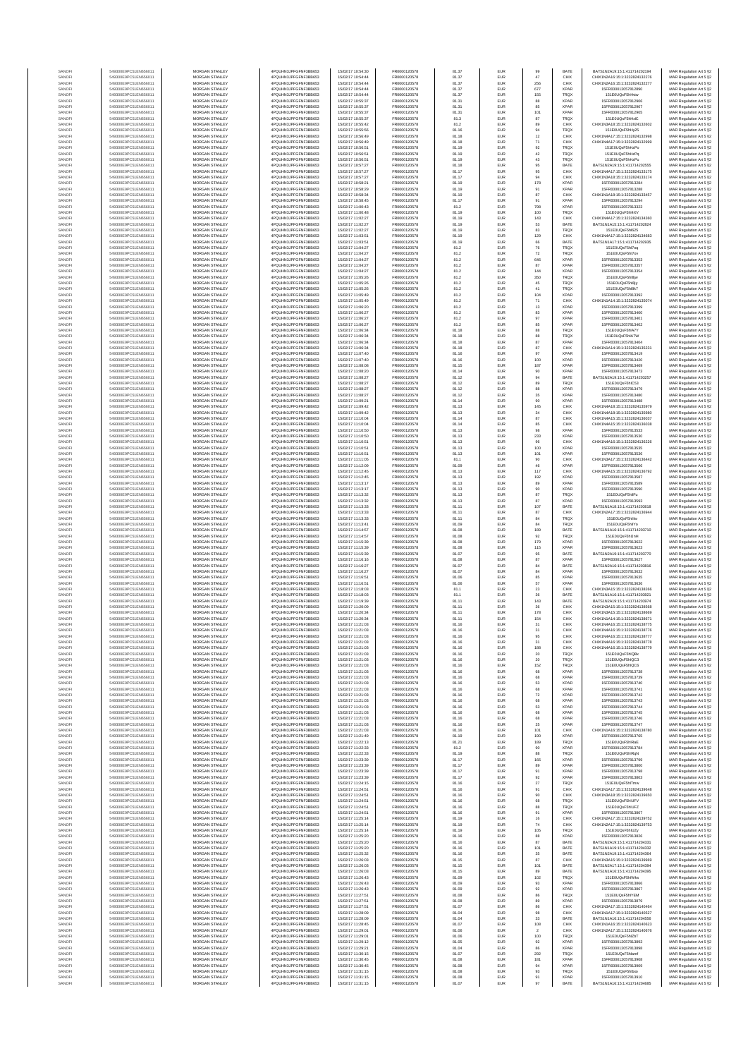| | | | | | | | | | | | |
|---|---|---|---|---|---|---|---|---|---|---|---|
| SANOFI | 549300E9PC51EN656011 | MORGAN STANLEY | 4PQUHN3JPFGFNF3BB653 | 15/02/17 10:54:30 | FR0000120578 | 81.37 | EUR | 99 | BATE | BATS1N2A19:15:1:411714202194 | MAR Regulation Art 5 §2 |
| SANOFI | 549300E9PC51EN656011 | MORGAN STANLEY | 4PQUHN3JPFGFNF3BB653 | 15/02/17 10:54:44 | FR0000120578 | 81.37 | EUR | 47 | CHIX | CHIX1N2A16:15:1:3232824132276 | MAR Regulation Art 5 §2 |
| SANOFI | 549300E9PC51EN656011 | MORGAN STANLEY | 4PQUHN3JPFGFNF3BB653 | 15/02/17 10:54:44 | FR0000120578 | 81.37 | EUR | 256 | CHIX | CHIX1N2A16:15:1:3232824132277 | MAR Regulation Art 5 §2 |
| SANOFI | 549300E9PC51EN656011 | MORGAN STANLEY | 4PQUHN3JPFGFNF3BB653 | 15/02/17 10:54:44 | FR0000120578 | 81.37 | EUR | 677 | XPAR | 15FR000012057812890 | MAR Regulation Art 5 §2 |
| SANOFI | 549300E9PC51EN656011 | MORGAN STANLEY | 4PQUHN3JPFGFNF3BB653 | 15/02/17 10:54:44 | FR0000120578 | 81.37 | EUR | 155 | TRQX | 151E0UQsFSHnlvw | MAR Regulation Art 5 §2 |
| SANOFI | 549300E9PC51EN656011 | MORGAN STANLEY | 4PQUHN3JPFGFNF3BB653 | 15/02/17 10:55:37 | FR0000120578 | 81.31 | EUR | 86 | XPAR | 15FR000012057812906 | MAR Regulation Art 5 §2 |
| SANOFI | 549300E9PC51EN656011 | MORGAN STANLEY | 4PQUHN3JPFGFNF3BB653 | 15/02/17 10:55:37 | FR0000120578 | 81.31 | EUR | 85 | XPAR | 15FR000012057812907 | MAR Regulation Art 5 §2 |
| SANOFI | 549300E9PC51EN656011 | MORGAN STANLEY | 4PQUHN3JPFGFNF3BB653 | 15/02/17 10:55:37 | FR0000120578 | 81.31 | EUR | 101 | XPAR | 15FR000012057812905 | MAR Regulation Art 5 §2 |
| SANOFI | 549300E9PC51EN656011 | MORGAN STANLEY | 4PQUHN3JPFGFNF3BB653 | 15/02/17 10:55:37 | FR0000120578 | 81.3 | EUR | 87 | TRQX | 151E0UQsFSHnlxC | MAR Regulation Art 5 §2 |
| SANOFI | 549300E9PC51EN656011 | MORGAN STANLEY | 4PQUHN3JPFGFNF3BB653 | 15/02/17 10:55:42 | FR0000120578 | 81.2 | EUR | 89 | CHIX | CHIX1N1A18:15:1:3232824132602 | MAR Regulation Art 5 §2 |
| SANOFI | 549300E9PC51EN656011 | MORGAN STANLEY | 4PQUHN3JPFGFNF3BB653 | 15/02/17 10:55:56 | FR0000120578 | 81.16 | EUR | 94 | TRQX | 151E0UQsFSHrlp25 | MAR Regulation Art 5 §2 |
| SANOFI | 549300E9PC51EN656011 | MORGAN STANLEY | 4PQUHN3JPFGFNF3BB653 | 15/02/17 10:56:49 | FR0000120578 | 81.18 | EUR | 12 | CHIX | CHIX1N4A17:15:1:3232824132998 | MAR Regulation Art 5 §2 |
| SANOFI | 549300E9PC51EN656011 | MORGAN STANLEY | 4PQUHN3JPFGFNF3BB653 | 15/02/17 10:56:49 | FR0000120578 | 81.18 | EUR | 71 | CHIX | CHIX1N4A17:15:1:3232824132999 | MAR Regulation Art 5 §2 |
| SANOFI | 549300E9PC51EN656011 | MORGAN STANLEY | 4PQUHN3JPFGFNF3BB653 | 15/02/17 10:56:51 | FR0000120578 | 81.19 | EUR | 92 | TRQX | 151E0UQsFSHlzPo | MAR Regulation Art 5 §2 |
| SANOFI | 549300E9PC51EN656011 | MORGAN STANLEY | 4PQUHN3JPFGFNF3BB653 | 15/02/17 10:56:51 | FR0000120578 | 81.19 | EUR | 42 | TRQX | 151E0UQsFSHlzPq | MAR Regulation Art 5 §2 |
| SANOFI | 549300E9PC51EN656011 | MORGAN STANLEY | 4PQUHN3JPFGFNF3BB653 | 15/02/17 10:56:51 | FR0000120578 | 81.19 | EUR | 43 | TRQX | 151E0UQsFSHlzPs | MAR Regulation Art 5 §2 |
| SANOFI | 549300E9PC51EN656011 | MORGAN STANLEY | 4PQUHN3JPFGFNF3BB653 | 15/02/17 10:57:27 | FR0000120578 | 81.18 | EUR | 95 | BATE | BATS1N1A19:15:1:411714202555 | MAR Regulation Art 5 §2 |
| SANOFI | 549300E9PC51EN656011 | MORGAN STANLEY | 4PQUHN3JPFGFNF3BB653 | 15/02/17 10:57:27 | FR0000120578 | 81.17 | EUR | 95 | CHIX | CHIX1N4A17:15:1:3232824133175 | MAR Regulation Art 5 §2 |
| SANOFI | 549300E9PC51EN656011 | MORGAN STANLEY | 4PQUHN3JPFGFNF3BB653 | 15/02/17 10:57:27 | FR0000120578 | 81.17 | EUR | 94 | CHIX | CHIX1N3A18:15:1:3232824133174 | MAR Regulation Art 5 §2 |
| SANOFI | 549300E9PC51EN656011 | MORGAN STANLEY | 4PQUHN3JPFGFNF3BB653 | 15/02/17 10:58:21 | FR0000120578 | 81.19 | EUR | 178 | XPAR | 15FR000012057813284 | MAR Regulation Art 5 §2 |
| SANOFI | 549300E9PC51EN656011 | MORGAN STANLEY | 4PQUHN3JPFGFNF3BB653 | 15/02/17 10:58:29 | FR0000120578 | 81.19 | EUR | 91 | XPAR | 15FR000012057813288 | MAR Regulation Art 5 §2 |
| SANOFI | 549300E9PC51EN656011 | MORGAN STANLEY | 4PQUHN3JPFGFNF3BB653 | 15/02/17 10:58:34 | FR0000120578 | 81.19 | EUR | 87 | CHIX | CHIX1N1A18:15:1:3232824133457 | MAR Regulation Art 5 §2 |
| SANOFI | 549300E9PC51EN656011 | MORGAN STANLEY | 4PQUHN3JPFGFNF3BB653 | 15/02/17 10:59:45 | FR0000120578 | 81.17 | EUR | 91 | XPAR | 15FR000012057813294 | MAR Regulation Art 5 §2 |
| SANOFI | 549300E9PC51EN656011 | MORGAN STANLEY | 4PQUHN3JPFGFNF3BB653 | 15/02/17 11:00:43 | FR0000120578 | 81.2 | EUR | 798 | XPAR | 15FR000012057813323 | MAR Regulation Art 5 §2 |
| SANOFI | 549300E9PC51EN656011 | MORGAN STANLEY | 4PQUHN3JPFGFNF3BB653 | 15/02/17 11:00:48 | FR0000120578 | 81.19 | EUR | 100 | TRQX | 151E0UQsFSHl4XV | MAR Regulation Art 5 §2 |
| SANOFI | 549300E9PC51EN656011 | MORGAN STANLEY | 4PQUHN3JPFGFNF3BB653 | 15/02/17 11:02:27 | FR0000120578 | 81.19 | EUR | 143 | CHIX | CHIX1N4A17:15:1:3232824134360 | MAR Regulation Art 5 §2 |
| SANOFI | 549300E9PC51EN656011 | MORGAN STANLEY | 4PQUHN3JPFGFNF3BB653 | 15/02/17 11:02:27 | FR0000120578 | 81.19 | EUR | 53 | BATE | BATS1N1A19:15:1:411714202824 | MAR Regulation Art 5 §2 |
| SANOFI | 549300E9PC51EN656011 | MORGAN STANLEY | 4PQUHN3JPFGFNF3BB653 | 15/02/17 11:02:27 | FR0000120578 | 81.19 | EUR | 83 | TRQX | 151E0UQsFSHl625 | MAR Regulation Art 5 §2 |
| SANOFI | 549300E9PC51EN656011 | MORGAN STANLEY | 4PQUHN3JPFGFNF3BB653 | 15/02/17 11:03:51 | FR0000120578 | 81.19 | EUR | 129 | CHIX | CHIX1N4A17:15:1:3232824134683 | MAR Regulation Art 5 §2 |
| SANOFI | 549300E9PC51EN656011 | MORGAN STANLEY | 4PQUHN3JPFGFNF3BB653 | 15/02/17 11:03:51 | FR0000120578 | 81.19 | EUR | 66 | BATE | BATS1N1A17:15:1:411714202935 | MAR Regulation Art 5 §2 |
| SANOFI | 549300E9PC51EN656011 | MORGAN STANLEY | 4PQUHN3JPFGFNF3BB653 | 15/02/17 11:04:27 | FR0000120578 | 81.2 | EUR | 76 | TRQX | 151E0UQsFSHl7oq | MAR Regulation Art 5 §2 |
| SANOFI | 549300E9PC51EN656011 | MORGAN STANLEY | 4PQUHN3JPFGFNF3BB653 | 15/02/17 11:04:27 | FR0000120578 | 81.2 | EUR | 72 | TRQX | 151E0UQsFSHl7ov | MAR Regulation Art 5 §2 |
| SANOFI | 549300E9PC51EN656011 | MORGAN STANLEY | 4PQUHN3JPFGFNF3BB653 | 15/02/17 11:04:27 | FR0000120578 | 81.2 | EUR | 646 | XPAR | 15FR000012057813353 | MAR Regulation Art 5 §2 |
| SANOFI | 549300E9PC51EN656011 | MORGAN STANLEY | 4PQUHN3JPFGFNF3BB653 | 15/02/17 11:04:27 | FR0000120578 | 81.2 | EUR | 87 | XPAR | 15FR000012057813357 | MAR Regulation Art 5 §2 |
| SANOFI | 549300E9PC51EN656011 | MORGAN STANLEY | 4PQUHN3JPFGFNF3BB653 | 15/02/17 11:04:27 | FR0000120578 | 81.2 | EUR | 144 | XPAR | 15FR000012057813354 | MAR Regulation Art 5 §2 |
| SANOFI | 549300E9PC51EN656011 | MORGAN STANLEY | 4PQUHN3JPFGFNF3BB653 | 15/02/17 11:05:26 | FR0000120578 | 81.2 | EUR | 350 | TRQX | 151E0UQsFSHl8jw | MAR Regulation Art 5 §2 |
| SANOFI | 549300E9PC51EN656011 | MORGAN STANLEY | 4PQUHN3JPFGFNF3BB653 | 15/02/17 11:05:26 | FR0000120578 | 81.2 | EUR | 45 | TRQX | 151E0UQsFSHl8jy | MAR Regulation Art 5 §2 |
| SANOFI | 549300E9PC51EN656011 | MORGAN STANLEY | 4PQUHN3JPFGFNF3BB653 | 15/02/17 11:05:26 | FR0000120578 | 81.2 | EUR | 41 | TRQX | 151E0UQsFSHl8k7 | MAR Regulation Art 5 §2 |
| SANOFI | 549300E9PC51EN656011 | MORGAN STANLEY | 4PQUHN3JPFGFNF3BB653 | 15/02/17 11:05:49 | FR0000120578 | 81.2 | EUR | 104 | XPAR | 15FR000012057813392 | MAR Regulation Art 5 §2 |
| SANOFI | 549300E9PC51EN656011 | MORGAN STANLEY | 4PQUHN3JPFGFNF3BB653 | 15/02/17 11:05:49 | FR0000120578 | 81.2 | EUR | 71 | CHIX | CHIX1N1A14:15:1:3232824135074 | MAR Regulation Art 5 §2 |
| SANOFI | 549300E9PC51EN656011 | MORGAN STANLEY | 4PQUHN3JPFGFNF3BB653 | 15/02/17 11:06:20 | FR0000120578 | 81.2 | EUR | 13 | XPAR | 15FR000012057813399 | MAR Regulation Art 5 §2 |
| SANOFI | 549300E9PC51EN656011 | MORGAN STANLEY | 4PQUHN3JPFGFNF3BB653 | 15/02/17 11:06:27 | FR0000120578 | 81.2 | EUR | 83 | XPAR | 15FR000012057813400 | MAR Regulation Art 5 §2 |
| SANOFI | 549300E9PC51EN656011 | MORGAN STANLEY | 4PQUHN3JPFGFNF3BB653 | 15/02/17 11:06:27 | FR0000120578 | 81.2 | EUR | 97 | XPAR | 15FR000012057813401 | MAR Regulation Art 5 §2 |
| SANOFI | 549300E9PC51EN656011 | MORGAN STANLEY | 4PQUHN3JPFGFNF3BB653 | 15/02/17 11:06:27 | FR0000120578 | 81.2 | EUR | 85 | XPAR | 15FR000012057813402 | MAR Regulation Art 5 §2 |
| SANOFI | 549300E9PC51EN656011 | MORGAN STANLEY | 4PQUHN3JPFGFNF3BB653 | 15/02/17 11:06:34 | FR0000120578 | 81.18 | EUR | 88 | TRQX | 151E0UQsFSHlA7Y | MAR Regulation Art 5 §2 |
| SANOFI | 549300E9PC51EN656011 | MORGAN STANLEY | 4PQUHN3JPFGFNF3BB653 | 15/02/17 11:06:34 | FR0000120578 | 81.18 | EUR | 88 | TRQX | 151E0UQsFSHlA7W | MAR Regulation Art 5 §2 |
| SANOFI | 549300E9PC51EN656011 | MORGAN STANLEY | 4PQUHN3JPFGFNF3BB653 | 15/02/17 11:06:34 | FR0000120578 | 81.18 | EUR | 87 | XPAR | 15FR000012057813404 | MAR Regulation Art 5 §2 |
| SANOFI | 549300E9PC51EN656011 | MORGAN STANLEY | 4PQUHN3JPFGFNF3BB653 | 15/02/17 11:06:34 | FR0000120578 | 81.18 | EUR | 87 | CHIX | CHIX1N1A14:15:1:3232824135231 | MAR Regulation Art 5 §2 |
| SANOFI | 549300E9PC51EN656011 | MORGAN STANLEY | 4PQUHN3JPFGFNF3BB653 | 15/02/17 11:07:40 | FR0000120578 | 81.16 | EUR | 97 | XPAR | 15FR000012057813419 | MAR Regulation Art 5 §2 |
| SANOFI | 549300E9PC51EN656011 | MORGAN STANLEY | 4PQUHN3JPFGFNF3BB653 | 15/02/17 11:07:40 | FR0000120578 | 81.16 | EUR | 100 | XPAR | 15FR000012057813420 | MAR Regulation Art 5 §2 |
| SANOFI | 549300E9PC51EN656011 | MORGAN STANLEY | 4PQUHN3JPFGFNF3BB653 | 15/02/17 11:08:08 | FR0000120578 | 81.15 | EUR | 187 | XPAR | 15FR000012057813469 | MAR Regulation Art 5 §2 |
| SANOFI | 549300E9PC51EN656011 | MORGAN STANLEY | 4PQUHN3JPFGFNF3BB653 | 15/02/17 11:08:20 | FR0000120578 | 81.14 | EUR | 90 | XPAR | 15FR000012057813473 | MAR Regulation Art 5 §2 |
| SANOFI | 549300E9PC51EN656011 | MORGAN STANLEY | 4PQUHN3JPFGFNF3BB653 | 15/02/17 11:08:27 | FR0000120578 | 81.12 | EUR | 94 | BATE | BATS1N2A19:15:1:411714203257 | MAR Regulation Art 5 §2 |
| SANOFI | 549300E9PC51EN656011 | MORGAN STANLEY | 4PQUHN3JPFGFNF3BB653 | 15/02/17 11:08:27 | FR0000120578 | 81.12 | EUR | 89 | TRQX | 151E0UQsFSHlC53 | MAR Regulation Art 5 §2 |
| SANOFI | 549300E9PC51EN656011 | MORGAN STANLEY | 4PQUHN3JPFGFNF3BB653 | 15/02/17 11:08:27 | FR0000120578 | 81.12 | EUR | 88 | XPAR | 15FR000012057813479 | MAR Regulation Art 5 §2 |
| SANOFI | 549300E9PC51EN656011 | MORGAN STANLEY | 4PQUHN3JPFGFNF3BB653 | 15/02/17 11:08:27 | FR0000120578 | 81.12 | EUR | 35 | XPAR | 15FR000012057813480 | MAR Regulation Art 5 §2 |
| SANOFI | 549300E9PC51EN656011 | MORGAN STANLEY | 4PQUHN3JPFGFNF3BB653 | 15/02/17 11:09:21 | FR0000120578 | 81.14 | EUR | 90 | XPAR | 15FR000012057813488 | MAR Regulation Art 5 §2 |
| SANOFI | 549300E9PC51EN656011 | MORGAN STANLEY | 4PQUHN3JPFGFNF3BB653 | 15/02/17 11:09:42 | FR0000120578 | 81.13 | EUR | 145 | CHIX | CHIX1N4A18:15:1:3232824135979 | MAR Regulation Art 5 §2 |
| SANOFI | 549300E9PC51EN656011 | MORGAN STANLEY | 4PQUHN3JPFGFNF3BB653 | 15/02/17 11:09:42 | FR0000120578 | 81.13 | EUR | 34 | CHIX | CHIX1N4A18:15:1:3232824135980 | MAR Regulation Art 5 §2 |
| SANOFI | 549300E9PC51EN656011 | MORGAN STANLEY | 4PQUHN3JPFGFNF3BB653 | 15/02/17 11:10:04 | FR0000120578 | 81.14 | EUR | 87 | CHIX | CHIX1N4A15:15:1:3232824136037 | MAR Regulation Art 5 §2 |
| SANOFI | 549300E9PC51EN656011 | MORGAN STANLEY | 4PQUHN3JPFGFNF3BB653 | 15/02/17 11:10:04 | FR0000120578 | 81.14 | EUR | 85 | CHIX | CHIX1N4A15:15:1:3232824136038 | MAR Regulation Art 5 §2 |
| SANOFI | 549300E9PC51EN656011 | MORGAN STANLEY | 4PQUHN3JPFGFNF3BB653 | 15/02/17 11:10:50 | FR0000120578 | 81.13 | EUR | 98 | XPAR | 15FR000012057813533 | MAR Regulation Art 5 §2 |
| SANOFI | 549300E9PC51EN656011 | MORGAN STANLEY | 4PQUHN3JPFGFNF3BB653 | 15/02/17 11:10:50 | FR0000120578 | 81.13 | EUR | 233 | XPAR | 15FR000012057813530 | MAR Regulation Art 5 §2 |
| SANOFI | 549300E9PC51EN656011 | MORGAN STANLEY | 4PQUHN3JPFGFNF3BB653 | 15/02/17 11:10:50 | FR0000120578 | 81.13 | EUR | 96 | CHIX | CHIX1N4A16:15:1:3232824136226 | MAR Regulation Art 5 §2 |
| SANOFI | 549300E9PC51EN656011 | MORGAN STANLEY | 4PQUHN3JPFGFNF3BB653 | 15/02/17 11:10:51 | FR0000120578 | 81.13 | EUR | 100 | XPAR | 15FR000012057813535 | MAR Regulation Art 5 §2 |
| SANOFI | 549300E9PC51EN656011 | MORGAN STANLEY | 4PQUHN3JPFGFNF3BB653 | 15/02/17 11:10:51 | FR0000120578 | 81.13 | EUR | 101 | XPAR | 15FR000012057813536 | MAR Regulation Art 5 §2 |
| SANOFI | 549300E9PC51EN656011 | MORGAN STANLEY | 4PQUHN3JPFGFNF3BB653 | 15/02/17 11:11:05 | FR0000120578 | 81.1 | EUR | 90 | CHIX | CHIX1N3A17:15:1:3232824136442 | MAR Regulation Art 5 §2 |
| SANOFI | 549300E9PC51EN656011 | MORGAN STANLEY | 4PQUHN3JPFGFNF3BB653 | 15/02/17 11:12:09 | FR0000120578 | 81.09 | EUR | 46 | XPAR | 15FR000012057813566 | MAR Regulation Art 5 §2 |
| SANOFI | 549300E9PC51EN656011 | MORGAN STANLEY | 4PQUHN3JPFGFNF3BB653 | 15/02/17 11:12:45 | FR0000120578 | 81.13 | EUR | 117 | CHIX | CHIX1N4A15:15:1:3232824136792 | MAR Regulation Art 5 §2 |
| SANOFI | 549300E9PC51EN656011 | MORGAN STANLEY | 4PQUHN3JPFGFNF3BB653 | 15/02/17 11:12:45 | FR0000120578 | 81.13 | EUR | 192 | XPAR | 15FR000012057813587 | MAR Regulation Art 5 §2 |
| SANOFI | 549300E9PC51EN656011 | MORGAN STANLEY | 4PQUHN3JPFGFNF3BB653 | 15/02/17 11:13:17 | FR0000120578 | 81.13 | EUR | 89 | XPAR | 15FR000012057813589 | MAR Regulation Art 5 §2 |
| SANOFI | 549300E9PC51EN656011 | MORGAN STANLEY | 4PQUHN3JPFGFNF3BB653 | 15/02/17 11:13:17 | FR0000120578 | 81.13 | EUR | 90 | XPAR | 15FR000012057813590 | MAR Regulation Art 5 §2 |
| SANOFI | 549300E9PC51EN656011 | MORGAN STANLEY | 4PQUHN3JPFGFNF3BB653 | 15/02/17 11:13:32 | FR0000120578 | 81.13 | EUR | 87 | TRQX | 151E0UQsFSHlFu | MAR Regulation Art 5 §2 |
| SANOFI | 549300E9PC51EN656011 | MORGAN STANLEY | 4PQUHN3JPFGFNF3BB653 | 15/02/17 11:13:32 | FR0000120578 | 81.13 | EUR | 87 | XPAR | 15FR000012057813593 | MAR Regulation Art 5 §2 |
| SANOFI | 549300E9PC51EN656011 | MORGAN STANLEY | 4PQUHN3JPFGFNF3BB653 | 15/02/17 11:13:33 | FR0000120578 | 81.11 | EUR | 107 | BATE | BATS1N1A18:15:1:411714203618 | MAR Regulation Art 5 §2 |
| SANOFI | 549300E9PC51EN656011 | MORGAN STANLEY | 4PQUHN3JPFGFNF3BB653 | 15/02/17 11:13:33 | FR0000120578 | 81.11 | EUR | 87 | CHIX | CHIX1N2A17:15:1:3232824136944 | MAR Regulation Art 5 §2 |
| SANOFI | 549300E9PC51EN656011 | MORGAN STANLEY | 4PQUHN3JPFGFNF3BB653 | 15/02/17 11:13:33 | FR0000120578 | 81.11 | EUR | 84 | TRQX | 151E0UQsFSHlIw | MAR Regulation Art 5 §2 |
| SANOFI | 549300E9PC51EN656011 | MORGAN STANLEY | 4PQUHN3JPFGFNF3BB653 | 15/02/17 11:13:41 | FR0000120578 | 81.09 | EUR | 84 | TRQX | 151E0UQsFSHlIYo | MAR Regulation Art 5 §2 |
| SANOFI | 549300E9PC51EN656011 | MORGAN STANLEY | 4PQUHN3JPFGFNF3BB653 | 15/02/17 11:14:57 | FR0000120578 | 81.08 | EUR | 189 | BATE | BATS1N1A16:15:1:411714203710 | MAR Regulation Art 5 §2 |
| SANOFI | 549300E9PC51EN656011 | MORGAN STANLEY | 4PQUHN3JPFGFNF3BB653 | 15/02/17 11:14:57 | FR0000120578 | 81.08 | EUR | 92 | TRQX | 151E0UQsFSHlJnH | MAR Regulation Art 5 §2 |
| SANOFI | 549300E9PC51EN656011 | MORGAN STANLEY | 4PQUHN3JPFGFNF3BB653 | 15/02/17 11:15:39 | FR0000120578 | 81.08 | EUR | 179 | XPAR | 15FR000012057813622 | MAR Regulation Art 5 §2 |
| SANOFI | 549300E9PC51EN656011 | MORGAN STANLEY | 4PQUHN3JPFGFNF3BB653 | 15/02/17 11:15:39 | FR0000120578 | 81.08 | EUR | 115 | XPAR | 15FR000012057813623 | MAR Regulation Art 5 §2 |
| SANOFI | 549300E9PC51EN656011 | MORGAN STANLEY | 4PQUHN3JPFGFNF3BB653 | 15/02/17 11:15:39 | FR0000120578 | 81.07 | EUR | 95 | BATE | BATS1N2A19:15:1:411714203770 | MAR Regulation Art 5 §2 |
| SANOFI | 549300E9PC51EN656011 | MORGAN STANLEY | 4PQUHN3JPFGFNF3BB653 | 15/02/17 11:16:16 | FR0000120578 | 81.08 | EUR | 87 | XPAR | 15FR000012057813627 | MAR Regulation Art 5 §2 |
| SANOFI | 549300E9PC51EN656011 | MORGAN STANLEY | 4PQUHN3JPFGFNF3BB653 | 15/02/17 11:16:27 | FR0000120578 | 81.07 | EUR | 84 | BATE | BATS1N2A16:15:1:411714203816 | MAR Regulation Art 5 §2 |
| SANOFI | 549300E9PC51EN656011 | MORGAN STANLEY | 4PQUHN3JPFGFNF3BB653 | 15/02/17 11:16:27 | FR0000120578 | 81.07 | EUR | 84 | XPAR | 15FR000012057813632 | MAR Regulation Art 5 §2 |
| SANOFI | 549300E9PC51EN656011 | MORGAN STANLEY | 4PQUHN3JPFGFNF3BB653 | 15/02/17 11:16:51 | FR0000120578 | 81.06 | EUR | 85 | XPAR | 15FR000012057813635 | MAR Regulation Art 5 §2 |
| SANOFI | 549300E9PC51EN656011 | MORGAN STANLEY | 4PQUHN3JPFGFNF3BB653 | 15/02/17 11:16:51 | FR0000120578 | 81.06 | EUR | 57 | XPAR | 15FR000012057813636 | MAR Regulation Art 5 §2 |
| SANOFI | 549300E9PC51EN656011 | MORGAN STANLEY | 4PQUHN3JPFGFNF3BB653 | 15/02/17 11:18:03 | FR0000120578 | 81.1 | EUR | 23 | CHIX | CHIX1N3A15:15:1:3232824138266 | MAR Regulation Art 5 §2 |
| SANOFI | 549300E9PC51EN656011 | MORGAN STANLEY | 4PQUHN3JPFGFNF3BB653 | 15/02/17 11:18:03 | FR0000120578 | 81.1 | EUR | 36 | BATE | BATS1N1A16:15:1:411714203921 | MAR Regulation Art 5 §2 |
| SANOFI | 549300E9PC51EN656011 | MORGAN STANLEY | 4PQUHN3JPFGFNF3BB653 | 15/02/17 11:19:38 | FR0000120578 | 81.11 | EUR | 143 | BATE | BATS1N2A19:15:1:411714203974 | MAR Regulation Art 5 §2 |
| SANOFI | 549300E9PC51EN656011 | MORGAN STANLEY | 4PQUHN3JPFGFNF3BB653 | 15/02/17 11:20:09 | FR0000120578 | 81.11 | EUR | 36 | CHIX | CHIX1N3A15:15:1:3232824138568 | MAR Regulation Art 5 §2 |
| SANOFI | 549300E9PC51EN656011 | MORGAN STANLEY | 4PQUHN3JPFGFNF3BB653 | 15/02/17 11:20:34 | FR0000120578 | 81.11 | EUR | 178 | CHIX | CHIX1N3A15:15:1:3232824138669 | MAR Regulation Art 5 §2 |
| SANOFI | 549300E9PC51EN656011 | MORGAN STANLEY | 4PQUHN3JPFGFNF3BB653 | 15/02/17 11:20:34 | FR0000120578 | 81.11 | EUR | 154 | CHIX | CHIX1N1A14:15:1:3232824138671 | MAR Regulation Art 5 §2 |
| SANOFI | 549300E9PC51EN656011 | MORGAN STANLEY | 4PQUHN3JPFGFNF3BB653 | 15/02/17 11:21:03 | FR0000120578 | 81.16 | EUR | 31 | CHIX | CHIX1N4A16:15:1:3232824138775 | MAR Regulation Art 5 §2 |
| SANOFI | 549300E9PC51EN656011 | MORGAN STANLEY | 4PQUHN3JPFGFNF3BB653 | 15/02/17 11:21:03 | FR0000120578 | 81.16 | EUR | 31 | CHIX | CHIX1N4A16:15:1:3232824138776 | MAR Regulation Art 5 §2 |
| SANOFI | 549300E9PC51EN656011 | MORGAN STANLEY | 4PQUHN3JPFGFNF3BB653 | 15/02/17 11:21:03 | FR0000120578 | 81.16 | EUR | 95 | CHIX | CHIX1N4A16:15:1:3232824138777 | MAR Regulation Art 5 §2 |
| SANOFI | 549300E9PC51EN656011 | MORGAN STANLEY | 4PQUHN3JPFGFNF3BB653 | 15/02/17 11:21:03 | FR0000120578 | 81.16 | EUR | 31 | CHIX | CHIX1N4A16:15:1:3232824138778 | MAR Regulation Art 5 §2 |
| SANOFI | 549300E9PC51EN656011 | MORGAN STANLEY | 4PQUHN3JPFGFNF3BB653 | 15/02/17 11:21:03 | FR0000120578 | 81.16 | EUR | 188 | CHIX | CHIX1N4A16:15:1:3232824138779 | MAR Regulation Art 5 §2 |
| SANOFI | 549300E9PC51EN656011 | MORGAN STANLEY | 4PQUHN3JPFGFNF3BB653 | 15/02/17 11:21:03 | FR0000120578 | 81.16 | EUR | 20 | TRQX | 151E0UQsFSHlQBx | MAR Regulation Art 5 §2 |
| SANOFI | 549300E9PC51EN656011 | MORGAN STANLEY | 4PQUHN3JPFGFNF3BB653 | 15/02/17 11:21:03 | FR0000120578 | 81.16 | EUR | 20 | TRQX | 151E0UQsFSHlQC3 | MAR Regulation Art 5 §2 |
| SANOFI | 549300E9PC51EN656011 | MORGAN STANLEY | 4PQUHN3JPFGFNF3BB653 | 15/02/17 11:21:03 | FR0000120578 | 81.16 | EUR | 152 | TRQX | 151E0UQsFSHlQC5 | MAR Regulation Art 5 §2 |
| SANOFI | 549300E9PC51EN656011 | MORGAN STANLEY | 4PQUHN3JPFGFNF3BB653 | 15/02/17 11:21:03 | FR0000120578 | 81.16 | EUR | 68 | XPAR | 15FR000012057813738 | MAR Regulation Art 5 §2 |
| SANOFI | 549300E9PC51EN656011 | MORGAN STANLEY | 4PQUHN3JPFGFNF3BB653 | 15/02/17 11:21:03 | FR0000120578 | 81.16 | EUR | 68 | XPAR | 15FR000012057813739 | MAR Regulation Art 5 §2 |
| SANOFI | 549300E9PC51EN656011 | MORGAN STANLEY | 4PQUHN3JPFGFNF3BB653 | 15/02/17 11:21:03 | FR0000120578 | 81.16 | EUR | 53 | XPAR | 15FR000012057813740 | MAR Regulation Art 5 §2 |
| SANOFI | 549300E9PC51EN656011 | MORGAN STANLEY | 4PQUHN3JPFGFNF3BB653 | 15/02/17 11:21:03 | FR0000120578 | 81.16 | EUR | 68 | XPAR | 15FR000012057813741 | MAR Regulation Art 5 §2 |
| SANOFI | 549300E9PC51EN656011 | MORGAN STANLEY | 4PQUHN3JPFGFNF3BB653 | 15/02/17 11:21:03 | FR0000120578 | 81.16 | EUR | 72 | XPAR | 15FR000012057813742 | MAR Regulation Art 5 §2 |
| SANOFI | 549300E9PC51EN656011 | MORGAN STANLEY | 4PQUHN3JPFGFNF3BB653 | 15/02/17 11:21:03 | FR0000120578 | 81.16 | EUR | 68 | XPAR | 15FR000012057813743 | MAR Regulation Art 5 §2 |
| SANOFI | 549300E9PC51EN656011 | MORGAN STANLEY | 4PQUHN3JPFGFNF3BB653 | 15/02/17 11:21:03 | FR0000120578 | 81.16 | EUR | 53 | XPAR | 15FR000012057813744 | MAR Regulation Art 5 §2 |
| SANOFI | 549300E9PC51EN656011 | MORGAN STANLEY | 4PQUHN3JPFGFNF3BB653 | 15/02/17 11:21:03 | FR0000120578 | 81.16 | EUR | 68 | XPAR | 15FR000012057813745 | MAR Regulation Art 5 §2 |
| SANOFI | 549300E9PC51EN656011 | MORGAN STANLEY | 4PQUHN3JPFGFNF3BB653 | 15/02/17 11:21:03 | FR0000120578 | 81.16 | EUR | 68 | XPAR | 15FR000012057813746 | MAR Regulation Art 5 §2 |
| SANOFI | 549300E9PC51EN656011 | MORGAN STANLEY | 4PQUHN3JPFGFNF3BB653 | 15/02/17 11:21:03 | FR0000120578 | 81.16 | EUR | 25 | XPAR | 15FR000012057813747 | MAR Regulation Art 5 §2 |
| SANOFI | 549300E9PC51EN656011 | MORGAN STANLEY | 4PQUHN3JPFGFNF3BB653 | 15/02/17 11:21:03 | FR0000120578 | 81.16 | EUR | 101 | CHIX | CHIX1N1A16:15:1:3232824138780 | MAR Regulation Art 5 §2 |
| SANOFI | 549300E9PC51EN656011 | MORGAN STANLEY | 4PQUHN3JPFGFNF3BB653 | 15/02/17 11:21:49 | FR0000120578 | 81.19 | EUR | 190 | XPAR | 15FR000012057813765 | MAR Regulation Art 5 §2 |
| SANOFI | 549300E9PC51EN656011 | MORGAN STANLEY | 4PQUHN3JPFGFNF3BB653 | 15/02/17 11:22:13 | FR0000120578 | 81.21 | EUR | 189 | TRQX | 151E0UQsFSHlRaE | MAR Regulation Art 5 §2 |
| SANOFI | 549300E9PC51EN656011 | MORGAN STANLEY | 4PQUHN3JPFGFNF3BB653 | 15/02/17 11:22:13 | FR0000120578 | 81.2 | EUR | 90 | XPAR | 15FR000012057813784 | MAR Regulation Art 5 §2 |
| SANOFI | 549300E9PC51EN656011 | MORGAN STANLEY | 4PQUHN3JPFGFNF3BB653 | 15/02/17 11:22:53 | FR0000120578 | 81.19 | EUR | 88 | TRQX | 151E0UQsFSHlRqN | MAR Regulation Art 5 §2 |
| SANOFI | 549300E9PC51EN656011 | MORGAN STANLEY | 4PQUHN3JPFGFNF3BB653 | 15/02/17 11:23:39 | FR0000120578 | 81.17 | EUR | 166 | XPAR | 15FR000012057813799 | MAR Regulation Art 5 §2 |
| SANOFI | 549300E9PC51EN656011 | MORGAN STANLEY | 4PQUHN3JPFGFNF3BB653 | 15/02/17 11:23:39 | FR0000120578 | 81.17 | EUR | 89 | XPAR | 15FR000012057813800 | MAR Regulation Art 5 §2 |
| SANOFI | 549300E9PC51EN656011 | MORGAN STANLEY | 4PQUHN3JPFGFNF3BB653 | 15/02/17 11:23:39 | FR0000120578 | 81.17 | EUR | 91 | XPAR | 15FR000012057813798 | MAR Regulation Art 5 §2 |
| SANOFI | 549300E9PC51EN656011 | MORGAN STANLEY | 4PQUHN3JPFGFNF3BB653 | 15/02/17 11:23:39 | FR0000120578 | 81.17 | EUR | 92 | XPAR | 15FR000012057813803 | MAR Regulation Art 5 §2 |
| SANOFI | 549300E9PC51EN656011 | MORGAN STANLEY | 4PQUHN3JPFGFNF3BB653 | 15/02/17 11:24:15 | FR0000120578 | 81.16 | EUR | 27 | TRQX | 151E0UQsFSHlTmw | MAR Regulation Art 5 §2 |
| SANOFI | 549300E9PC51EN656011 | MORGAN STANLEY | 4PQUHN3JPFGFNF3BB653 | 15/02/17 11:24:51 | FR0000120578 | 81.16 | EUR | 91 | CHIX | CHIX1N1A17:15:1:3232824139648 | MAR Regulation Art 5 §2 |
| SANOFI | 549300E9PC51EN656011 | MORGAN STANLEY | 4PQUHN3JPFGFNF3BB653 | 15/02/17 11:24:51 | FR0000120578 | 81.16 | EUR | 90 | CHIX | CHIX1N1A18:15:1:3232824139650 | MAR Regulation Art 5 §2 |
| SANOFI | 549300E9PC51EN656011 | MORGAN STANLEY | 4PQUHN3JPFGFNF3BB653 | 15/02/17 11:24:51 | FR0000120578 | 81.16 | EUR | 68 | TRQX | 151E0UQsFSHlUFV | MAR Regulation Art 5 §2 |
| SANOFI | 549300E9PC51EN656011 | MORGAN STANLEY | 4PQUHN3JPFGFNF3BB653 | 15/02/17 11:24:51 | FR0000120578 | 81.16 | EUR | 86 | TRQX | 151E0UQsFSHlUFZ | MAR Regulation Art 5 §2 |
| SANOFI | 549300E9PC51EN656011 | MORGAN STANLEY | 4PQUHN3JPFGFNF3BB653 | 15/02/17 11:24:51 | FR0000120578 | 81.16 | EUR | 91 | XPAR | 15FR000012057813807 | MAR Regulation Art 5 §2 |
| SANOFI | 549300E9PC51EN656011 | MORGAN STANLEY | 4PQUHN3JPFGFNF3BB653 | 15/02/17 11:25:14 | FR0000120578 | 81.19 | EUR | 16 | CHIX | CHIX1N2A17:15:1:3232824139752 | MAR Regulation Art 5 §2 |
| SANOFI | 549300E9PC51EN656011 | MORGAN STANLEY | 4PQUHN3JPFGFNF3BB653 | 15/02/17 11:25:14 | FR0000120578 | 81.19 | EUR | 74 | CHIX | CHIX1N2A17:15:1:3232824139753 | MAR Regulation Art 5 §2 |
| SANOFI | 549300E9PC51EN656011 | MORGAN STANLEY | 4PQUHN3JPFGFNF3BB653 | 15/02/17 11:25:14 | FR0000120578 | 81.19 | EUR | 105 | TRQX | 151E0UQsFSHlUZy | MAR Regulation Art 5 §2 |
| SANOFI | 549300E9PC51EN656011 | MORGAN STANLEY | 4PQUHN3JPFGFNF3BB653 | 15/02/17 11:25:20 | FR0000120578 | 81.16 | EUR | 88 | XPAR | 15FR000012057813826 | MAR Regulation Art 5 §2 |
| SANOFI | 549300E9PC51EN656011 | MORGAN STANLEY | 4PQUHN3JPFGFNF3BB653 | 15/02/17 11:25:20 | FR0000120578 | 81.16 | EUR | 87 | BATE | BATS1N2A19:15:1:411714204331 | MAR Regulation Art 5 §2 |
| SANOFI | 549300E9PC51EN656011 | MORGAN STANLEY | 4PQUHN3JPFGFNF3BB653 | 15/02/17 11:25:20 | FR0000120578 | 81.16 | EUR | 101 | BATE | BATS1N2A19:15:1:411714204332 | MAR Regulation Art 5 §2 |
| SANOFI | 549300E9PC51EN656011 | MORGAN STANLEY | 4PQUHN3JPFGFNF3BB653 | 15/02/17 11:25:32 | FR0000120578 | 81.16 | EUR | 35 | BATE | BATS1N2A19:15:1:411714204364 | MAR Regulation Art 5 §2 |
| SANOFI | 549300E9PC51EN656011 | MORGAN STANLEY | 4PQUHN3JPFGFNF3BB653 | 15/02/17 11:26:03 | FR0000120578 | 81.15 | EUR | 87 | CHIX | CHIX1N3A15:15:1:3232824139969 | MAR Regulation Art 5 §2 |
| SANOFI | 549300E9PC51EN656011 | MORGAN STANLEY | 4PQUHN3JPFGFNF3BB653 | 15/02/17 11:26:03 | FR0000120578 | 81.15 | EUR | 101 | BATE | BATS1N2A17:15:1:411714204394 | MAR Regulation Art 5 §2 |
| SANOFI | 549300E9PC51EN656011 | MORGAN STANLEY | 4PQUHN3JPFGFNF3BB653 | 15/02/17 11:26:03 | FR0000120578 | 81.15 | EUR | 89 | BATE | BATS1N1A16:15:1:411714204395 | MAR Regulation Art 5 §2 |
| SANOFI | 549300E9PC51EN656011 | MORGAN STANLEY | 4PQUHN3JPFGFNF3BB653 | 15/02/17 11:26:43 | FR0000120578 | 81.09 | EUR | 102 | TRQX | 151E0UQsFSHlWKn | MAR Regulation Art 5 §2 |
| SANOFI | 549300E9PC51EN656011 | MORGAN STANLEY | 4PQUHN3JPFGFNF3BB653 | 15/02/17 11:26:43 | FR0000120578 | 81.09 | EUR | 93 | XPAR | 15FR000012057813866 | MAR Regulation Art 5 §2 |
| SANOFI | 549300E9PC51EN656011 | MORGAN STANLEY | 4PQUHN3JPFGFNF3BB653 | 15/02/17 11:26:43 | FR0000120578 | 81.09 | EUR | 92 | XPAR | 15FR000012057813867 | MAR Regulation Art 5 §2 |
| SANOFI | 549300E9PC51EN656011 | MORGAN STANLEY | 4PQUHN3JPFGFNF3BB653 | 15/02/17 11:27:51 | FR0000120578 | 81.08 | EUR | 86 | TRQX | 151E0UQsFSHlYEM | MAR Regulation Art 5 §2 |
| SANOFI | 549300E9PC51EN656011 | MORGAN STANLEY | 4PQUHN3JPFGFNF3BB653 | 15/02/17 11:27:51 | FR0000120578 | 81.08 | EUR | 89 | XPAR | 15FR000012057813879 | MAR Regulation Art 5 §2 |
| SANOFI | 549300E9PC51EN656011 | MORGAN STANLEY | 4PQUHN3JPFGFNF3BB653 | 15/02/17 11:27:51 | FR0000120578 | 81.07 | EUR | 86 | CHIX | CHIX1N4A17:15:1:3232824140464 | MAR Regulation Art 5 §2 |
| SANOFI | 549300E9PC51EN656011 | MORGAN STANLEY | 4PQUHN3JPFGFNF3BB653 | 15/02/17 11:28:09 | FR0000120578 | 81.04 | EUR | 98 | CHIX | CHIX1N4A17:15:1:3232824140527 | MAR Regulation Art 5 §2 |
| SANOFI | 549300E9PC51EN656011 | MORGAN STANLEY | 4PQUHN3JPFGFNF3BB653 | 15/02/17 11:28:09 | FR0000120578 | 81.04 | EUR | 33 | BATE | BATS1N1A16:15:1:411714204656 | MAR Regulation Art 5 §2 |
| SANOFI | 549300E9PC51EN656011 | MORGAN STANLEY | 4PQUHN3JPFGFNF3BB653 | 15/02/17 11:28:45 | FR0000120578 | 81.07 | EUR | 108 | CHIX | CHIX1N1A16:15:1:3232824140623 | MAR Regulation Art 5 §2 |
| SANOFI | 549300E9PC51EN656011 | MORGAN STANLEY | 4PQUHN3JPFGFNF3BB653 | 15/02/17 11:29:01 | FR0000120578 | 81.06 | EUR | 2 | CHIX | CHIX1N2A17:15:1:3232824140676 | MAR Regulation Art 5 §2 |
| SANOFI | 549300E9PC51EN656011 | MORGAN STANLEY | 4PQUHN3JPFGFNF3BB653 | 15/02/17 11:29:01 | FR0000120578 | 81.06 | EUR | 100 | TRQX | 151E0UQsFSHlZbT | MAR Regulation Art 5 §2 |
| SANOFI | 549300E9PC51EN656011 | MORGAN STANLEY | 4PQUHN3JPFGFNF3BB653 | 15/02/17 11:29:12 | FR0000120578 | 81.05 | EUR | 92 | XPAR | 15FR000012057813893 | MAR Regulation Art 5 §2 |
| SANOFI | 549300E9PC51EN656011 | MORGAN STANLEY | 4PQUHN3JPFGFNF3BB653 | 15/02/17 11:29:21 | FR0000120578 | 81.04 | EUR | 86 | XPAR | 15FR000012057813898 | MAR Regulation Art 5 §2 |
| SANOFI | 549300E9PC51EN656011 | MORGAN STANLEY | 4PQUHN3JPFGFNF3BB653 | 15/02/17 11:30:15 | FR0000120578 | 81.07 | EUR | 292 | TRQX | 151E0UQsFSHlamf | MAR Regulation Art 5 §2 |
| SANOFI | 549300E9PC51EN656011 | MORGAN STANLEY | 4PQUHN3JPFGFNF3BB653 | 15/02/17 11:30:45 | FR0000120578 | 81.08 | EUR | 181 | XPAR | 15FR000012057813908 | MAR Regulation Art 5 §2 |
| SANOFI | 549300E9PC51EN656011 | MORGAN STANLEY | 4PQUHN3JPFGFNF3BB653 | 15/02/17 11:30:45 | FR0000120578 | 81.08 | EUR | 94 | XPAR | 15FR000012057813909 | MAR Regulation Art 5 §2 |
| SANOFI | 549300E9PC51EN656011 | MORGAN STANLEY | 4PQUHN3JPFGFNF3BB653 | 15/02/17 11:31:15 | FR0000120578 | 81.08 | EUR | 93 | TRQX | 151E0UQsFSHlbso | MAR Regulation Art 5 §2 |
| SANOFI | 549300E9PC51EN656011 | MORGAN STANLEY | 4PQUHN3JPFGFNF3BB653 | 15/02/17 11:31:15 | FR0000120578 | 81.08 | EUR | 91 | XPAR | 15FR000012057813910 | MAR Regulation Art 5 §2 |
| SANOFI | 549300E9PC51EN656011 | MORGAN STANLEY | 4PQUHN3JPFGFNF3BB653 | 15/02/17 11:31:15 | FR0000120578 | 81.07 | EUR | 97 | BATE | BATS1N1A16:15:1:411714204685 | MAR Regulation Art 5 §2 |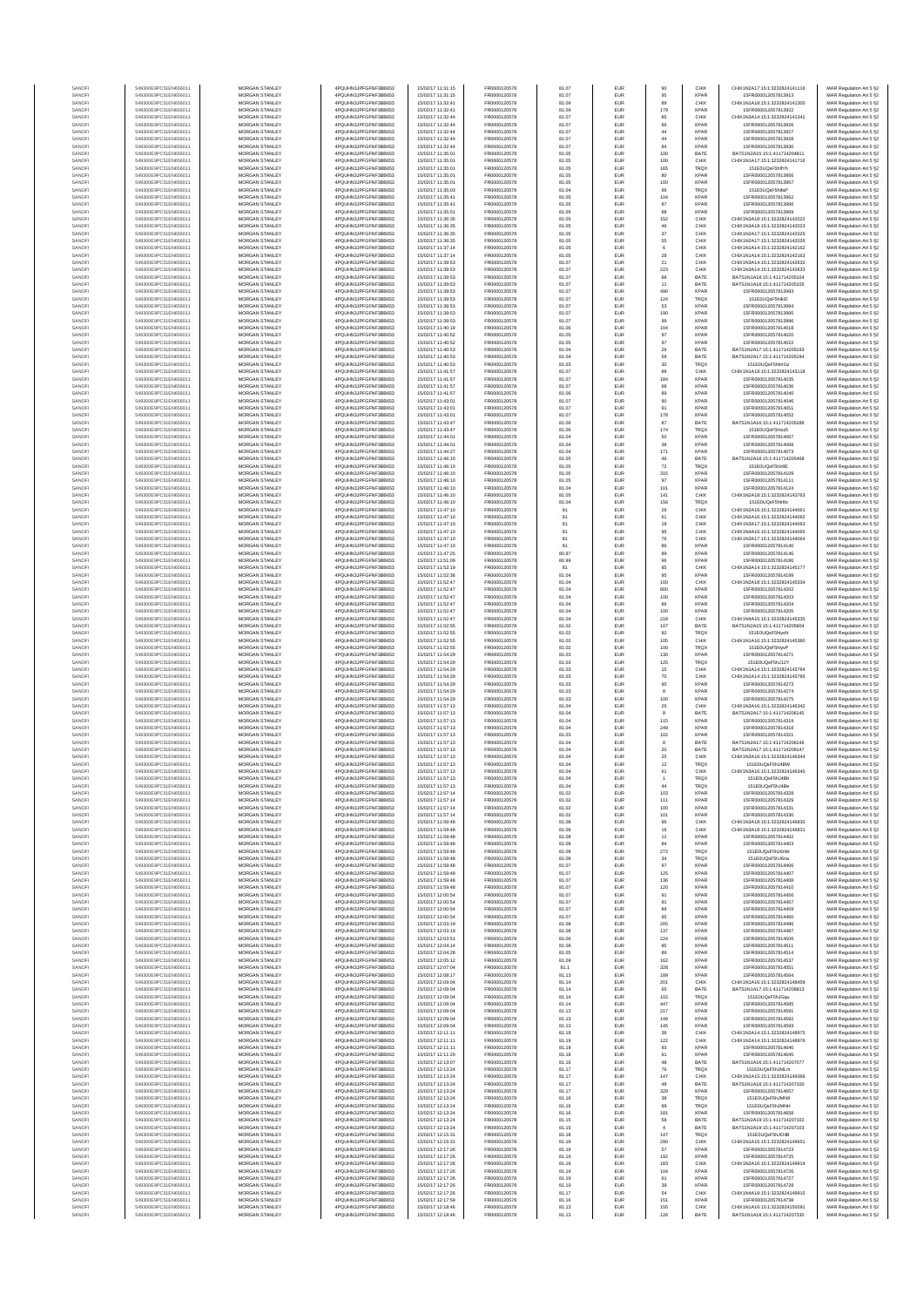| SANOFI | 549300E9PC51EN656011 | MORGAN STANLEY | 4PQUHN3JPFGFNF3BB653 | 15/05/2017 11:31:15 | FR0000120578 | 81.07 | EUR | 90 | CHIX | CHIX1N2A17:15:1:3232824141116 | MAR Regulation Art 5 §2 |
|---|---|---|---|---|---|---|---|---|---|---|---|
| SANOFI | 549300E9PC51EN656011 | MORGAN STANLEY | 4PQUHN3JPFGFNF3BB653 | 15/05/2017 11:31:15 | FR0000120578 | 81.07 | EUR | 95 | XPAR | 15FR000012057813913 | MAR Regulation Art 5 §2 |
| SANOFI | 549300E9PC51EN656011 | MORGAN STANLEY | 4PQUHN3JPFGFNF3BB653 | 15/05/2017 11:32:41 | FR0000120578 | 81.09 | EUR | 89 | CHIX | CHIX1N1A18:15:1:3232824141300 | MAR Regulation Art 5 §2 |
| SANOFI | 549300E9PC51EN656011 | MORGAN STANLEY | 4PQUHN3JPFGFNF3BB653 | 15/05/2017 11:32:41 | FR0000120578 | 81.09 | EUR | 179 | XPAR | 15FR000012057813922 | MAR Regulation Art 5 §2 |
| SANOFI | 549300E9PC51EN656011 | MORGAN STANLEY | 4PQUHN3JPFGFNF3BB653 | 15/05/2017 11:32:44 | FR0000120578 | 81.07 | EUR | 85 | CHIX | CHIX1N1A14:15:1:3232824141341 | MAR Regulation Art 5 §2 |
| SANOFI | 549300E9PC51EN656011 | MORGAN STANLEY | 4PQUHN3JPFGFNF3BB653 | 15/05/2017 11:32:44 | FR0000120578 | 81.07 | EUR | 86 | XPAR | 15FR000012057813926 | MAR Regulation Art 5 §2 |
| SANOFI | 549300E9PC51EN656011 | MORGAN STANLEY | 4PQUHN3JPFGFNF3BB653 | 15/05/2017 11:32:44 | FR0000120578 | 81.07 | EUR | 44 | XPAR | 15FR000012057813927 | MAR Regulation Art 5 §2 |
| SANOFI | 549300E9PC51EN656011 | MORGAN STANLEY | 4PQUHN3JPFGFNF3BB653 | 15/05/2017 11:32:44 | FR0000120578 | 81.07 | EUR | 44 | XPAR | 15FR000012057813928 | MAR Regulation Art 5 §2 |
| SANOFI | 549300E9PC51EN656011 | MORGAN STANLEY | 4PQUHN3JPFGFNF3BB653 | 15/05/2017 11:32:44 | FR0000120578 | 81.07 | EUR | 84 | XPAR | 15FR000012057813930 | MAR Regulation Art 5 §2 |
| SANOFI | 549300E9PC51EN656011 | MORGAN STANLEY | 4PQUHN3JPFGFNF3BB653 | 15/05/2017 11:35:01 | FR0000120578 | 81.05 | EUR | 100 | BATE | BATS1N2A15:15:1:411714204811 | MAR Regulation Art 5 §2 |
| SANOFI | 549300E9PC51EN656011 | MORGAN STANLEY | 4PQUHN3JPFGFNF3BB653 | 15/05/2017 11:35:01 | FR0000120578 | 81.05 | EUR | 100 | CHIX | CHIX1N1A17:15:1:3232824141716 | MAR Regulation Art 5 §2 |
| SANOFI | 549300E9PC51EN656011 | MORGAN STANLEY | 4PQUHN3JPFGFNF3BB653 | 15/05/2017 11:35:01 | FR0000120578 | 81.05 | EUR | 165 | TRQX | 151E0UQeF5hffYh | MAR Regulation Art 5 §2 |
| SANOFI | 549300E9PC51EN656011 | MORGAN STANLEY | 4PQUHN3JPFGFNF3BB653 | 15/05/2017 11:35:01 | FR0000120578 | 81.05 | EUR | 80 | XPAR | 15FR000012057813956 | MAR Regulation Art 5 §2 |
| SANOFI | 549300E9PC51EN656011 | MORGAN STANLEY | 4PQUHN3JPFGFNF3BB653 | 15/05/2017 11:35:01 | FR0000120578 | 81.05 | EUR | 100 | XPAR | 15FR000012057813957 | MAR Regulation Art 5 §2 |
| SANOFI | 549300E9PC51EN656011 | MORGAN STANLEY | 4PQUHN3JPFGFNF3BB653 | 15/05/2017 11:35:03 | FR0000120578 | 81.04 | EUR | 99 | TRQX | 151E0UQeF5hfbiP | MAR Regulation Art 5 §2 |
| SANOFI | 549300E9PC51EN656011 | MORGAN STANLEY | 4PQUHN3JPFGFNF3BB653 | 15/05/2017 11:35:41 | FR0000120578 | 81.05 | EUR | 104 | XPAR | 15FR000012057813962 | MAR Regulation Art 5 §2 |
| SANOFI | 549300E9PC51EN656011 | MORGAN STANLEY | 4PQUHN3JPFGFNF3BB653 | 15/05/2017 11:35:41 | FR0000120578 | 81.05 | EUR | 97 | XPAR | 15FR000012057813966 | MAR Regulation Art 5 §2 |
| SANOFI | 549300E9PC51EN656011 | MORGAN STANLEY | 4PQUHN3JPFGFNF3BB653 | 15/05/2017 11:35:51 | FR0000120578 | 81.05 | EUR | 98 | XPAR | 15FR000012057813969 | MAR Regulation Art 5 §2 |
| SANOFI | 549300E9PC51EN656011 | MORGAN STANLEY | 4PQUHN3JPFGFNF3BB653 | 15/05/2017 11:36:35 | FR0000120578 | 81.05 | EUR | 152 | CHIX | CHIX1N3A18:15:1:3232824142022 | MAR Regulation Art 5 §2 |
| SANOFI | 549300E9PC51EN656011 | MORGAN STANLEY | 4PQUHN3JPFGFNF3BB653 | 15/05/2017 11:36:35 | FR0000120578 | 81.05 | EUR | 46 | CHIX | CHIX1N3A18:15:1:3232824142023 | MAR Regulation Art 5 §2 |
| SANOFI | 549300E9PC51EN656011 | MORGAN STANLEY | 4PQUHN3JPFGFNF3BB653 | 15/05/2017 11:36:35 | FR0000120578 | 81.05 | EUR | 37 | CHIX | CHIX1N2A17:15:1:3232824142025 | MAR Regulation Art 5 §2 |
| SANOFI | 549300E9PC51EN656011 | MORGAN STANLEY | 4PQUHN3JPFGFNF3BB653 | 15/05/2017 11:36:35 | FR0000120578 | 81.05 | EUR | 55 | CHIX | CHIX1N2A17:15:1:3232824142026 | MAR Regulation Art 5 §2 |
| SANOFI | 549300E9PC51EN656011 | MORGAN STANLEY | 4PQUHN3JPFGFNF3BB653 | 15/05/2017 11:37:14 | FR0000120578 | 81.05 | EUR | 6 | CHIX | CHIX1N1A14:15:1:3232824142162 | MAR Regulation Art 5 §2 |
| SANOFI | 549300E9PC51EN656011 | MORGAN STANLEY | 4PQUHN3JPFGFNF3BB653 | 15/05/2017 11:37:14 | FR0000120578 | 81.05 | EUR | 28 | CHIX | CHIX1N1A14:15:1:3232824142163 | MAR Regulation Art 5 §2 |
| SANOFI | 549300E9PC51EN656011 | MORGAN STANLEY | 4PQUHN3JPFGFNF3BB653 | 15/05/2017 11:39:53 | FR0000120578 | 81.07 | EUR | 21 | CHIX | CHIX1N1A14:15:1:3232824142632 | MAR Regulation Art 5 §2 |
| SANOFI | 549300E9PC51EN656011 | MORGAN STANLEY | 4PQUHN3JPFGFNF3BB653 | 15/05/2017 11:39:53 | FR0000120578 | 81.07 | EUR | 223 | CHIX | CHIX1N1A14:15:1:3232824142633 | MAR Regulation Art 5 §2 |
| SANOFI | 549300E9PC51EN656011 | MORGAN STANLEY | 4PQUHN3JPFGFNF3BB653 | 15/05/2017 11:39:53 | FR0000120578 | 81.07 | EUR | 68 | BATE | BATS1N1A18:15:1:411714205104 | MAR Regulation Art 5 §2 |
| SANOFI | 549300E9PC51EN656011 | MORGAN STANLEY | 4PQUHN3JPFGFNF3BB653 | 15/05/2017 11:39:53 | FR0000120578 | 81.07 | EUR | 11 | BATE | BATS1N1A18:15:1:411714205105 | MAR Regulation Art 5 §2 |
| SANOFI | 549300E9PC51EN656011 | MORGAN STANLEY | 4PQUHN3JPFGFNF3BB653 | 15/05/2017 11:39:53 | FR0000120578 | 81.07 | EUR | 490 | XPAR | 15FR000012057813993 | MAR Regulation Art 5 §2 |
| SANOFI | 549300E9PC51EN656011 | MORGAN STANLEY | 4PQUHN3JPFGFNF3BB653 | 15/05/2017 11:39:53 | FR0000120578 | 81.07 | EUR | 124 | TRQX | 151E0UQeF5hlkiD | MAR Regulation Art 5 §2 |
| SANOFI | 549300E9PC51EN656011 | MORGAN STANLEY | 4PQUHN3JPFGFNF3BB653 | 15/05/2017 11:39:53 | FR0000120578 | 81.07 | EUR | 53 | XPAR | 15FR000012057813994 | MAR Regulation Art 5 §2 |
| SANOFI | 549300E9PC51EN656011 | MORGAN STANLEY | 4PQUHN3JPFGFNF3BB653 | 15/05/2017 11:39:53 | FR0000120578 | 81.07 | EUR | 190 | XPAR | 15FR000012057813995 | MAR Regulation Art 5 §2 |
| SANOFI | 549300E9PC51EN656011 | MORGAN STANLEY | 4PQUHN3JPFGFNF3BB653 | 15/05/2017 11:39:53 | FR0000120578 | 81.07 | EUR | 99 | XPAR | 15FR000012057813996 | MAR Regulation Art 5 §2 |
| SANOFI | 549300E9PC51EN656011 | MORGAN STANLEY | 4PQUHN3JPFGFNF3BB653 | 15/05/2017 11:40:19 | FR0000120578 | 81.06 | EUR | 104 | XPAR | 15FR000012057814018 | MAR Regulation Art 5 §2 |
| SANOFI | 549300E9PC51EN656011 | MORGAN STANLEY | 4PQUHN3JPFGFNF3BB653 | 15/05/2017 11:40:52 | FR0000120578 | 81.05 | EUR | 97 | XPAR | 15FR000012057814020 | MAR Regulation Art 5 §2 |
| SANOFI | 549300E9PC51EN656011 | MORGAN STANLEY | 4PQUHN3JPFGFNF3BB653 | 15/05/2017 11:40:52 | FR0000120578 | 81.05 | EUR | 97 | XPAR | 15FR000012057814022 | MAR Regulation Art 5 §2 |
| SANOFI | 549300E9PC51EN656011 | MORGAN STANLEY | 4PQUHN3JPFGFNF3BB653 | 15/05/2017 11:40:53 | FR0000120578 | 81.04 | EUR | 29 | BATE | BATS1N2A17:15:1:411714205193 | MAR Regulation Art 5 §2 |
| SANOFI | 549300E9PC51EN656011 | MORGAN STANLEY | 4PQUHN3JPFGFNF3BB653 | 15/05/2017 11:40:53 | FR0000120578 | 81.04 | EUR | 59 | BATE | BATS1N2A17:15:1:411714205194 | MAR Regulation Art 5 §2 |
| SANOFI | 549300E9PC51EN656011 | MORGAN STANLEY | 4PQUHN3JPFGFNF3BB653 | 15/05/2017 11:40:53 | FR0000120578 | 81.03 | EUR | 30 | TRQX | 151E0UQeF5hlmGz | MAR Regulation Art 5 §2 |
| SANOFI | 549300E9PC51EN656011 | MORGAN STANLEY | 4PQUHN3JPFGFNF3BB653 | 15/05/2017 11:41:57 | FR0000120578 | 81.07 | EUR | 88 | CHIX | CHIX1N1A18:15:1:3232824143118 | MAR Regulation Art 5 §2 |
| SANOFI | 549300E9PC51EN656011 | MORGAN STANLEY | 4PQUHN3JPFGFNF3BB653 | 15/05/2017 11:41:57 | FR0000120578 | 81.07 | EUR | 184 | XPAR | 15FR000012057814035 | MAR Regulation Art 5 §2 |
| SANOFI | 549300E9PC51EN656011 | MORGAN STANLEY | 4PQUHN3JPFGFNF3BB653 | 15/05/2017 11:41:57 | FR0000120578 | 81.07 | EUR | 68 | XPAR | 15FR000012057814036 | MAR Regulation Art 5 §2 |
| SANOFI | 549300E9PC51EN656011 | MORGAN STANLEY | 4PQUHN3JPFGFNF3BB653 | 15/05/2017 11:41:57 | FR0000120578 | 81.06 | EUR | 89 | XPAR | 15FR000012057814040 | MAR Regulation Art 5 §2 |
| SANOFI | 549300E9PC51EN656011 | MORGAN STANLEY | 4PQUHN3JPFGFNF3BB653 | 15/05/2017 11:43:01 | FR0000120578 | 81.07 | EUR | 90 | XPAR | 15FR000012057814046 | MAR Regulation Art 5 §2 |
| SANOFI | 549300E9PC51EN656011 | MORGAN STANLEY | 4PQUHN3JPFGFNF3BB653 | 15/05/2017 11:43:01 | FR0000120578 | 81.07 | EUR | 91 | XPAR | 15FR000012057814051 | MAR Regulation Art 5 §2 |
| SANOFI | 549300E9PC51EN656011 | MORGAN STANLEY | 4PQUHN3JPFGFNF3BB653 | 15/05/2017 11:43:01 | FR0000120578 | 81.07 | EUR | 178 | XPAR | 15FR000012057814052 | MAR Regulation Art 5 §2 |
| SANOFI | 549300E9PC51EN656011 | MORGAN STANLEY | 4PQUHN3JPFGFNF3BB653 | 15/05/2017 11:43:47 | FR0000120578 | 81.06 | EUR | 97 | BATE | BATS1N1A16:15:1:411714205288 | MAR Regulation Art 5 §2 |
| SANOFI | 549300E9PC51EN656011 | MORGAN STANLEY | 4PQUHN3JPFGFNF3BB653 | 15/05/2017 11:43:47 | FR0000120578 | 81.06 | EUR | 174 | TRQX | 151E0UQeF5hoz5 | MAR Regulation Art 5 §2 |
| SANOFI | 549300E9PC51EN656011 | MORGAN STANLEY | 4PQUHN3JPFGFNF3BB653 | 15/05/2017 11:44:01 | FR0000120578 | 81.04 | EUR | 50 | XPAR | 15FR000012057814067 | MAR Regulation Art 5 §2 |
| SANOFI | 549300E9PC51EN656011 | MORGAN STANLEY | 4PQUHN3JPFGFNF3BB653 | 15/05/2017 11:44:01 | FR0000120578 | 81.04 | EUR | 38 | XPAR | 15FR000012057814068 | MAR Regulation Art 5 §2 |
| SANOFI | 549300E9PC51EN656011 | MORGAN STANLEY | 4PQUHN3JPFGFNF3BB653 | 15/05/2017 11:44:27 | FR0000120578 | 81.04 | EUR | 171 | XPAR | 15FR000012057814073 | MAR Regulation Art 5 §2 |
| SANOFI | 549300E9PC51EN656011 | MORGAN STANLEY | 4PQUHN3JPFGFNF3BB653 | 15/05/2017 11:46:10 | FR0000120578 | 81.05 | EUR | 46 | BATE | BATS1N2A18:15:1:411714205468 | MAR Regulation Art 5 §2 |
| SANOFI | 549300E9PC51EN656011 | MORGAN STANLEY | 4PQUHN3JPFGFNF3BB653 | 15/05/2017 11:46:10 | FR0000120578 | 81.05 | EUR | 72 | TRQX | 151E0UQeF5hrrBE | MAR Regulation Art 5 §2 |
| SANOFI | 549300E9PC51EN656011 | MORGAN STANLEY | 4PQUHN3JPFGFNF3BB653 | 15/05/2017 11:46:10 | FR0000120578 | 81.05 | EUR | 315 | XPAR | 15FR000012057814109 | MAR Regulation Art 5 §2 |
| SANOFI | 549300E9PC51EN656011 | MORGAN STANLEY | 4PQUHN3JPFGFNF3BB653 | 15/05/2017 11:46:10 | FR0000120578 | 81.05 | EUR | 97 | XPAR | 15FR000012057814111 | MAR Regulation Art 5 §2 |
| SANOFI | 549300E9PC51EN656011 | MORGAN STANLEY | 4PQUHN3JPFGFNF3BB653 | 15/05/2017 11:46:10 | FR0000120578 | 81.04 | EUR | 101 | XPAR | 15FR000012057814124 | MAR Regulation Art 5 §2 |
| SANOFI | 549300E9PC51EN656011 | MORGAN STANLEY | 4PQUHN3JPFGFNF3BB653 | 15/05/2017 11:46:10 | FR0000120578 | 81.05 | EUR | 141 | CHIX | CHIX1N2A18:15:1:3232824143763 | MAR Regulation Art 5 §2 |
| SANOFI | 549300E9PC51EN656011 | MORGAN STANLEY | 4PQUHN3JPFGFNF3BB653 | 15/05/2017 11:46:10 | FR0000120578 | 81.04 | EUR | 156 | TRQX | 151E0UQeF5hrlio | MAR Regulation Art 5 §2 |
| SANOFI | 549300E9PC51EN656011 | MORGAN STANLEY | 4PQUHN3JPFGFNF3BB653 | 15/05/2017 11:47:10 | FR0000120578 | 81 | EUR | 26 | CHIX | CHIX1N2A16:15:1:3232824144061 | MAR Regulation Art 5 §2 |
| SANOFI | 549300E9PC51EN656011 | MORGAN STANLEY | 4PQUHN3JPFGFNF3BB653 | 15/05/2017 11:47:10 | FR0000120578 | 81 | EUR | 61 | CHIX | CHIX1N2A16:15:1:3232824144062 | MAR Regulation Art 5 §2 |
| SANOFI | 549300E9PC51EN656011 | MORGAN STANLEY | 4PQUHN3JPFGFNF3BB653 | 15/05/2017 11:47:10 | FR0000120578 | 81 | EUR | 18 | CHIX | CHIX1N2A17:15:1:3232824144063 | MAR Regulation Art 5 §2 |
| SANOFI | 549300E9PC51EN656011 | MORGAN STANLEY | 4PQUHN3JPFGFNF3BB653 | 15/05/2017 11:47:10 | FR0000120578 | 81 | EUR | 95 | CHIX | CHIX1N4A16:15:1:3232824144065 | MAR Regulation Art 5 §2 |
| SANOFI | 549300E9PC51EN656011 | MORGAN STANLEY | 4PQUHN3JPFGFNF3BB653 | 15/05/2017 11:47:10 | FR0000120578 | 81 | EUR | 76 | CHIX | CHIX1N3A17:15:1:3232824144064 | MAR Regulation Art 5 §2 |
| SANOFI | 549300E9PC51EN656011 | MORGAN STANLEY | 4PQUHN3JPFGFNF3BB653 | 15/05/2017 11:47:10 | FR0000120578 | 81 | EUR | 86 | XPAR | 15FR000012057814140 | MAR Regulation Art 5 §2 |
| SANOFI | 549300E9PC51EN656011 | MORGAN STANLEY | 4PQUHN3JPFGFNF3BB653 | 15/05/2017 11:47:25 | FR0000120578 | 80.97 | EUR | 89 | XPAR | 15FR000012057814146 | MAR Regulation Art 5 §2 |
| SANOFI | 549300E9PC51EN656011 | MORGAN STANLEY | 4PQUHN3JPFGFNF3BB653 | 15/05/2017 11:51:09 | FR0000120578 | 80.99 | EUR | 96 | XPAR | 15FR000012057814186 | MAR Regulation Art 5 §2 |
| SANOFI | 549300E9PC51EN656011 | MORGAN STANLEY | 4PQUHN3JPFGFNF3BB653 | 15/05/2017 11:52:19 | FR0000120578 | 81 | EUR | 85 | CHIX | CHIX1N3A14:15:1:3232824145177 | MAR Regulation Art 5 §2 |
| SANOFI | 549300E9PC51EN656011 | MORGAN STANLEY | 4PQUHN3JPFGFNF3BB653 | 15/05/2017 11:52:26 | FR0000120578 | 81.04 | EUR | 95 | XPAR | 15FR000012057814199 | MAR Regulation Art 5 §2 |
| SANOFI | 549300E9PC51EN656011 | MORGAN STANLEY | 4PQUHN3JPFGFNF3BB653 | 15/05/2017 11:52:47 | FR0000120578 | 81.04 | EUR | 100 | CHIX | CHIX1N2A18:15:1:3232824145334 | MAR Regulation Art 5 §2 |
| SANOFI | 549300E9PC51EN656011 | MORGAN STANLEY | 4PQUHN3JPFGFNF3BB653 | 15/05/2017 11:52:47 | FR0000120578 | 81.04 | EUR | 800 | XPAR | 15FR000012057814202 | MAR Regulation Art 5 §2 |
| SANOFI | 549300E9PC51EN656011 | MORGAN STANLEY | 4PQUHN3JPFGFNF3BB653 | 15/05/2017 11:52:47 | FR0000120578 | 81.04 | EUR | 100 | XPAR | 15FR000012057814203 | MAR Regulation Art 5 §2 |
| SANOFI | 549300E9PC51EN656011 | MORGAN STANLEY | 4PQUHN3JPFGFNF3BB653 | 15/05/2017 11:52:47 | FR0000120578 | 81.04 | EUR | 86 | XPAR | 15FR000012057814204 | MAR Regulation Art 5 §2 |
| SANOFI | 549300E9PC51EN656011 | MORGAN STANLEY | 4PQUHN3JPFGFNF3BB653 | 15/05/2017 11:52:47 | FR0000120578 | 81.04 | EUR | 100 | XPAR | 15FR000012057814205 | MAR Regulation Art 5 §2 |
| SANOFI | 549300E9PC51EN656011 | MORGAN STANLEY | 4PQUHN3JPFGFNF3BB653 | 15/05/2017 11:52:47 | FR0000120578 | 81.04 | EUR | 218 | CHIX | CHIX1N4A15:15:1:3232824145335 | MAR Regulation Art 5 §2 |
| SANOFI | 549300E9PC51EN656011 | MORGAN STANLEY | 4PQUHN3JPFGFNF3BB653 | 15/05/2017 11:52:55 | FR0000120578 | 81.02 | EUR | 107 | BATE | BATS1N2A15:15:1:411714205904 | MAR Regulation Art 5 §2 |
| SANOFI | 549300E9PC51EN656011 | MORGAN STANLEY | 4PQUHN3JPFGFNF3BB653 | 15/05/2017 11:52:55 | FR0000120578 | 81.02 | EUR | 92 | TRQX | 151E0UQeF5hyvH | MAR Regulation Art 5 §2 |
| SANOFI | 549300E9PC51EN656011 | MORGAN STANLEY | 4PQUHN3JPFGFNF3BB653 | 15/05/2017 11:52:55 | FR0000120578 | 81.02 | EUR | 105 | CHIX | CHIX1N1A16:15:1:3232824145380 | MAR Regulation Art 5 §2 |
| SANOFI | 549300E9PC51EN656011 | MORGAN STANLEY | 4PQUHN3JPFGFNF3BB653 | 15/05/2017 11:52:55 | FR0000120578 | 81.02 | EUR | 100 | TRQX | 151E0UQeF5hyvP | MAR Regulation Art 5 §2 |
| SANOFI | 549300E9PC51EN656011 | MORGAN STANLEY | 4PQUHN3JPFGFNF3BB653 | 15/05/2017 11:54:29 | FR0000120578 | 81.03 | EUR | 130 | XPAR | 15FR000012057814271 | MAR Regulation Art 5 §2 |
| SANOFI | 549300E9PC51EN656011 | MORGAN STANLEY | 4PQUHN3JPFGFNF3BB653 | 15/05/2017 11:54:29 | FR0000120578 | 81.03 | EUR | 125 | TRQX | 151E0UQeF5h2J2Y | MAR Regulation Art 5 §2 |
| SANOFI | 549300E9PC51EN656011 | MORGAN STANLEY | 4PQUHN3JPFGFNF3BB653 | 15/05/2017 11:54:29 | FR0000120578 | 81.03 | EUR | 15 | CHIX | CHIX1N1A14:15:1:3232824145784 | MAR Regulation Art 5 §2 |
| SANOFI | 549300E9PC51EN656011 | MORGAN STANLEY | 4PQUHN3JPFGFNF3BB653 | 15/05/2017 11:54:29 | FR0000120578 | 81.03 | EUR | 70 | CHIX | CHIX1N1A14:15:1:3232824145785 | MAR Regulation Art 5 §2 |
| SANOFI | 549300E9PC51EN656011 | MORGAN STANLEY | 4PQUHN3JPFGFNF3BB653 | 15/05/2017 11:54:29 | FR0000120578 | 81.03 | EUR | 90 | XPAR | 15FR000012057814273 | MAR Regulation Art 5 §2 |
| SANOFI | 549300E9PC51EN656011 | MORGAN STANLEY | 4PQUHN3JPFGFNF3BB653 | 15/05/2017 11:54:29 | FR0000120578 | 81.03 | EUR | 8 | XPAR | 15FR000012057814274 | MAR Regulation Art 5 §2 |
| SANOFI | 549300E9PC51EN656011 | MORGAN STANLEY | 4PQUHN3JPFGFNF3BB653 | 15/05/2017 11:54:29 | FR0000120578 | 81.03 | EUR | 100 | XPAR | 15FR000012057814275 | MAR Regulation Art 5 §2 |
| SANOFI | 549300E9PC51EN656011 | MORGAN STANLEY | 4PQUHN3JPFGFNF3BB653 | 15/05/2017 11:57:13 | FR0000120578 | 81.04 | EUR | 25 | CHIX | CHIX1N3A16:15:1:3232824146342 | MAR Regulation Art 5 §2 |
| SANOFI | 549300E9PC51EN656011 | MORGAN STANLEY | 4PQUHN3JPFGFNF3BB653 | 15/05/2017 11:57:13 | FR0000120578 | 81.04 | EUR | 8 | BATE | BATS1N2A17:15:1:411714206145 | MAR Regulation Art 5 §2 |
| SANOFI | 549300E9PC51EN656011 | MORGAN STANLEY | 4PQUHN3JPFGFNF3BB653 | 15/05/2017 11:57:13 | FR0000120578 | 81.04 | EUR | 115 | XPAR | 15FR000012057814319 | MAR Regulation Art 5 §2 |
| SANOFI | 549300E9PC51EN656011 | MORGAN STANLEY | 4PQUHN3JPFGFNF3BB653 | 15/05/2017 11:57:13 | FR0000120578 | 81.04 | EUR | 249 | XPAR | 15FR000012057814318 | MAR Regulation Art 5 §2 |
| SANOFI | 549300E9PC51EN656011 | MORGAN STANLEY | 4PQUHN3JPFGFNF3BB653 | 15/05/2017 11:57:13 | FR0000120578 | 81.03 | EUR | 102 | XPAR | 15FR000012057814321 | MAR Regulation Art 5 §2 |
| SANOFI | 549300E9PC51EN656011 | MORGAN STANLEY | 4PQUHN3JPFGFNF3BB653 | 15/05/2017 11:57:13 | FR0000120578 | 81.04 | EUR | 8 | BATE | BATS1N2A17:15:1:411714206146 | MAR Regulation Art 5 §2 |
| SANOFI | 549300E9PC51EN656011 | MORGAN STANLEY | 4PQUHN3JPFGFNF3BB653 | 15/05/2017 11:57:13 | FR0000120578 | 81.04 | EUR | 20 | BATE | BATS1N2A17:15:1:411714206147 | MAR Regulation Art 5 §2 |
| SANOFI | 549300E9PC51EN656011 | MORGAN STANLEY | 4PQUHN3JPFGFNF3BB653 | 15/05/2017 11:57:13 | FR0000120578 | 81.04 | EUR | 25 | CHIX | CHIX1N3A16:15:1:3232824146344 | MAR Regulation Art 5 §2 |
| SANOFI | 549300E9PC51EN656011 | MORGAN STANLEY | 4PQUHN3JPFGFNF3BB653 | 15/05/2017 11:57:13 | FR0000120578 | 81.04 | EUR | 12 | TRQX | 151E0UQeF5hJ4BW | MAR Regulation Art 5 §2 |
| SANOFI | 549300E9PC51EN656011 | MORGAN STANLEY | 4PQUHN3JPFGFNF3BB653 | 15/05/2017 11:57:13 | FR0000120578 | 81.04 | EUR | 61 | CHIX | CHIX1N3A16:15:1:3232824146345 | MAR Regulation Art 5 §2 |
| SANOFI | 549300E9PC51EN656011 | MORGAN STANLEY | 4PQUHN3JPFGFNF3BB653 | 15/05/2017 11:57:13 | FR0000120578 | 81.04 | EUR | 1 | TRQX | 151E0UQeF5hJ4Bb | MAR Regulation Art 5 §2 |
| SANOFI | 549300E9PC51EN656011 | MORGAN STANLEY | 4PQUHN3JPFGFNF3BB653 | 15/05/2017 11:57:13 | FR0000120578 | 81.04 | EUR | 44 | TRQX | 151E0UQeF5hJ4Be | MAR Regulation Art 5 §2 |
| SANOFI | 549300E9PC51EN656011 | MORGAN STANLEY | 4PQUHN3JPFGFNF3BB653 | 15/05/2017 11:57:14 | FR0000120578 | 81.02 | EUR | 103 | XPAR | 15FR000012057814328 | MAR Regulation Art 5 §2 |
| SANOFI | 549300E9PC51EN656011 | MORGAN STANLEY | 4PQUHN3JPFGFNF3BB653 | 15/05/2017 11:57:14 | FR0000120578 | 81.02 | EUR | 111 | XPAR | 15FR000012057814329 | MAR Regulation Art 5 §2 |
| SANOFI | 549300E9PC51EN656011 | MORGAN STANLEY | 4PQUHN3JPFGFNF3BB653 | 15/05/2017 11:57:14 | FR0000120578 | 81.02 | EUR | 100 | XPAR | 15FR000012057814331 | MAR Regulation Art 5 §2 |
| SANOFI | 549300E9PC51EN656011 | MORGAN STANLEY | 4PQUHN3JPFGFNF3BB653 | 15/05/2017 11:57:14 | FR0000120578 | 81.02 | EUR | 101 | XPAR | 15FR000012057814330 | MAR Regulation Art 5 §2 |
| SANOFI | 549300E9PC51EN656011 | MORGAN STANLEY | 4PQUHN3JPFGFNF3BB653 | 15/05/2017 11:59:48 | FR0000120578 | 81.08 | EUR | 96 | CHIX | CHIX1N3A18:15:1:3232824146830 | MAR Regulation Art 5 §2 |
| SANOFI | 549300E9PC51EN656011 | MORGAN STANLEY | 4PQUHN3JPFGFNF3BB653 | 15/05/2017 11:59:48 | FR0000120578 | 81.08 | EUR | 16 | CHIX | CHIX1N3A18:15:1:3232824146831 | MAR Regulation Art 5 §2 |
| SANOFI | 549300E9PC51EN656011 | MORGAN STANLEY | 4PQUHN3JPFGFNF3BB653 | 15/05/2017 11:59:48 | FR0000120578 | 81.08 | EUR | 12 | XPAR | 15FR000012057814402 | MAR Regulation Art 5 §2 |
| SANOFI | 549300E9PC51EN656011 | MORGAN STANLEY | 4PQUHN3JPFGFNF3BB653 | 15/05/2017 11:59:48 | FR0000120578 | 81.08 | EUR | 84 | XPAR | 15FR000012057814403 | MAR Regulation Art 5 §2 |
| SANOFI | 549300E9PC51EN656011 | MORGAN STANLEY | 4PQUHN3JPFGFNF3BB653 | 15/05/2017 11:59:48 | FR0000120578 | 81.08 | EUR | 272 | TRQX | 151E0UQeF5hJ6nW | MAR Regulation Art 5 §2 |
| SANOFI | 549300E9PC51EN656011 | MORGAN STANLEY | 4PQUHN3JPFGFNF3BB653 | 15/05/2017 11:59:48 | FR0000120578 | 81.08 | EUR | 34 | TRQX | 151E0UQeF5hJ6na | MAR Regulation Art 5 §2 |
| SANOFI | 549300E9PC51EN656011 | MORGAN STANLEY | 4PQUHN3JPFGFNF3BB653 | 15/05/2017 11:59:48 | FR0000120578 | 81.07 | EUR | 97 | XPAR | 15FR000012057814406 | MAR Regulation Art 5 §2 |
| SANOFI | 549300E9PC51EN656011 | MORGAN STANLEY | 4PQUHN3JPFGFNF3BB653 | 15/05/2017 11:59:48 | FR0000120578 | 81.07 | EUR | 125 | XPAR | 15FR000012057814407 | MAR Regulation Art 5 §2 |
| SANOFI | 549300E9PC51EN656011 | MORGAN STANLEY | 4PQUHN3JPFGFNF3BB653 | 15/05/2017 11:59:48 | FR0000120578 | 81.07 | EUR | 136 | XPAR | 15FR000012057814408 | MAR Regulation Art 5 §2 |
| SANOFI | 549300E9PC51EN656011 | MORGAN STANLEY | 4PQUHN3JPFGFNF3BB653 | 15/05/2017 11:59:48 | FR0000120578 | 81.07 | EUR | 120 | XPAR | 15FR000012057814410 | MAR Regulation Art 5 §2 |
| SANOFI | 549300E9PC51EN656011 | MORGAN STANLEY | 4PQUHN3JPFGFNF3BB653 | 15/05/2017 12:00:54 | FR0000120578 | 81.07 | EUR | 91 | XPAR | 15FR000012057814456 | MAR Regulation Art 5 §2 |
| SANOFI | 549300E9PC51EN656011 | MORGAN STANLEY | 4PQUHN3JPFGFNF3BB653 | 15/05/2017 12:00:54 | FR0000120578 | 81.07 | EUR | 91 | XPAR | 15FR000012057814457 | MAR Regulation Art 5 §2 |
| SANOFI | 549300E9PC51EN656011 | MORGAN STANLEY | 4PQUHN3JPFGFNF3BB653 | 15/05/2017 12:00:54 | FR0000120578 | 81.07 | EUR | 89 | XPAR | 15FR000012057814459 | MAR Regulation Art 5 §2 |
| SANOFI | 549300E9PC51EN656011 | MORGAN STANLEY | 4PQUHN3JPFGFNF3BB653 | 15/05/2017 12:00:54 | FR0000120578 | 81.07 | EUR | 95 | XPAR | 15FR000012057814460 | MAR Regulation Art 5 §2 |
| SANOFI | 549300E9PC51EN656011 | MORGAN STANLEY | 4PQUHN3JPFGFNF3BB653 | 15/05/2017 12:03:19 | FR0000120578 | 81.08 | EUR | 205 | XPAR | 15FR000012057814486 | MAR Regulation Art 5 §2 |
| SANOFI | 549300E9PC51EN656011 | MORGAN STANLEY | 4PQUHN3JPFGFNF3BB653 | 15/05/2017 12:03:19 | FR0000120578 | 81.08 | EUR | 137 | XPAR | 15FR000012057814487 | MAR Regulation Art 5 §2 |
| SANOFI | 549300E9PC51EN656011 | MORGAN STANLEY | 4PQUHN3JPFGFNF3BB653 | 15/05/2017 12:03:51 | FR0000120578 | 81.06 | EUR | 224 | XPAR | 15FR000012057814506 | MAR Regulation Art 5 §2 |
| SANOFI | 549300E9PC51EN656011 | MORGAN STANLEY | 4PQUHN3JPFGFNF3BB653 | 15/05/2017 12:04:14 | FR0000120578 | 81.08 | EUR | 85 | XPAR | 15FR000012057814511 | MAR Regulation Art 5 §2 |
| SANOFI | 549300E9PC51EN656011 | MORGAN STANLEY | 4PQUHN3JPFGFNF3BB653 | 15/05/2017 12:04:28 | FR0000120578 | 81.05 | EUR | 89 | XPAR | 15FR000012057814514 | MAR Regulation Art 5 §2 |
| SANOFI | 549300E9PC51EN656011 | MORGAN STANLEY | 4PQUHN3JPFGFNF3BB653 | 15/05/2017 12:05:12 | FR0000120578 | 81.09 | EUR | 162 | XPAR | 15FR000012057814537 | MAR Regulation Art 5 §2 |
| SANOFI | 549300E9PC51EN656011 | MORGAN STANLEY | 4PQUHN3JPFGFNF3BB653 | 15/05/2017 12:07:04 | FR0000120578 | 81.1 | EUR | 328 | XPAR | 15FR000012057814551 | MAR Regulation Art 5 §2 |
| SANOFI | 549300E9PC51EN656011 | MORGAN STANLEY | 4PQUHN3JPFGFNF3BB653 | 15/05/2017 12:08:17 | FR0000120578 | 81.13 | EUR | 189 | XPAR | 15FR000012057814564 | MAR Regulation Art 5 §2 |
| SANOFI | 549300E9PC51EN656011 | MORGAN STANLEY | 4PQUHN3JPFGFNF3BB653 | 15/05/2017 12:09:04 | FR0000120578 | 81.14 | EUR | 201 | CHIX | CHIX1N1A16:15:1:3232824148459 | MAR Regulation Art 5 §2 |
| SANOFI | 549300E9PC51EN656011 | MORGAN STANLEY | 4PQUHN3JPFGFNF3BB653 | 15/05/2017 12:09:04 | FR0000120578 | 81.14 | EUR | 65 | BATE | BATS1N1A17:15:1:411714206813 | MAR Regulation Art 5 §2 |
| SANOFI | 549300E9PC51EN656011 | MORGAN STANLEY | 4PQUHN3JPFGFNF3BB653 | 15/05/2017 12:09:04 | FR0000120578 | 81.14 | EUR | 102 | TRQX | 151E0UQeF5hJGqu | MAR Regulation Art 5 §2 |
| SANOFI | 549300E9PC51EN656011 | MORGAN STANLEY | 4PQUHN3JPFGFNF3BB653 | 15/05/2017 12:09:04 | FR0000120578 | 81.14 | EUR | 447 | XPAR | 15FR000012057814585 | MAR Regulation Art 5 §2 |
| SANOFI | 549300E9PC51EN656011 | MORGAN STANLEY | 4PQUHN3JPFGFNF3BB653 | 15/05/2017 12:09:04 | FR0000120578 | 81.13 | EUR | 217 | XPAR | 15FR000012057814591 | MAR Regulation Art 5 §2 |
| SANOFI | 549300E9PC51EN656011 | MORGAN STANLEY | 4PQUHN3JPFGFNF3BB653 | 15/05/2017 12:09:04 | FR0000120578 | 81.13 | EUR | 149 | XPAR | 15FR000012057814592 | MAR Regulation Art 5 §2 |
| SANOFI | 549300E9PC51EN656011 | MORGAN STANLEY | 4PQUHN3JPFGFNF3BB653 | 15/05/2017 12:09:04 | FR0000120578 | 81.13 | EUR | 145 | XPAR | 15FR000012057814593 | MAR Regulation Art 5 §2 |
| SANOFI | 549300E9PC51EN656011 | MORGAN STANLEY | 4PQUHN3JPFGFNF3BB653 | 15/05/2017 12:11:11 | FR0000120578 | 81.19 | EUR | 38 | CHIX | CHIX1N2A14:15:1:3232824148975 | MAR Regulation Art 5 §2 |
| SANOFI | 549300E9PC51EN656011 | MORGAN STANLEY | 4PQUHN3JPFGFNF3BB653 | 15/05/2017 12:11:11 | FR0000120578 | 81.19 | EUR | 122 | CHIX | CHIX1N2A14:15:1:3232824148976 | MAR Regulation Art 5 §2 |
| SANOFI | 549300E9PC51EN656011 | MORGAN STANLEY | 4PQUHN3JPFGFNF3BB653 | 15/05/2017 12:11:11 | FR0000120578 | 81.19 | EUR | 89 | XPAR | 15FR000012057814640 | MAR Regulation Art 5 §2 |
| SANOFI | 549300E9PC51EN656011 | MORGAN STANLEY | 4PQUHN3JPFGFNF3BB653 | 15/05/2017 12:11:29 | FR0000120578 | 81.18 | EUR | 91 | XPAR | 15FR000012057814645 | MAR Regulation Art 5 §2 |
| SANOFI | 549300E9PC51EN656011 | MORGAN STANLEY | 4PQUHN3JPFGFNF3BB653 | 15/05/2017 12:13:07 | FR0000120578 | 81.16 | EUR | 48 | BATE | BATS1N1A16:15:1:411714207077 | MAR Regulation Art 5 §2 |
| SANOFI | 549300E9PC51EN656011 | MORGAN STANLEY | 4PQUHN3JPFGFNF3BB653 | 15/05/2017 12:13:24 | FR0000120578 | 81.17 | EUR | 76 | TRQX | 151E0UQeF5hJMLm | MAR Regulation Art 5 §2 |
| SANOFI | 549300E9PC51EN656011 | MORGAN STANLEY | 4PQUHN3JPFGFNF3BB653 | 15/05/2017 12:13:24 | FR0000120578 | 81.17 | EUR | 147 | CHIX | CHIX1N1A15:15:1:3232824149366 | MAR Regulation Art 5 §2 |
| SANOFI | 549300E9PC51EN656011 | MORGAN STANLEY | 4PQUHN3JPFGFNF3BB653 | 15/05/2017 12:13:24 | FR0000120578 | 81.17 | EUR | 48 | BATE | BATS1N1A18:15:1:411714207100 | MAR Regulation Art 5 §2 |
| SANOFI | 549300E9PC51EN656011 | MORGAN STANLEY | 4PQUHN3JPFGFNF3BB653 | 15/05/2017 12:13:24 | FR0000120578 | 81.17 | EUR | 329 | XPAR | 15FR000012057814657 | MAR Regulation Art 5 §2 |
| SANOFI | 549300E9PC51EN656011 | MORGAN STANLEY | 4PQUHN3JPFGFNF3BB653 | 15/05/2017 12:13:24 | FR0000120578 | 81.16 | EUR | 38 | TRQX | 151E0UQeF5hJMN0 | MAR Regulation Art 5 §2 |
| SANOFI | 549300E9PC51EN656011 | MORGAN STANLEY | 4PQUHN3JPFGFNF3BB653 | 15/05/2017 12:13:24 | FR0000120578 | 81.16 | EUR | 99 | TRQX | 151E0UQeF5hJMNH | MAR Regulation Art 5 §2 |
| SANOFI | 549300E9PC51EN656011 | MORGAN STANLEY | 4PQUHN3JPFGFNF3BB653 | 15/05/2017 12:13:24 | FR0000120578 | 81.16 | EUR | 181 | XPAR | 15FR000012057814658 | MAR Regulation Art 5 §2 |
| SANOFI | 549300E9PC51EN656011 | MORGAN STANLEY | 4PQUHN3JPFGFNF3BB653 | 15/05/2017 12:13:24 | FR0000120578 | 81.15 | EUR | 58 | BATE | BATS1N2A19:15:1:411714207102 | MAR Regulation Art 5 §2 |
| SANOFI | 549300E9PC51EN656011 | MORGAN STANLEY | 4PQUHN3JPFGFNF3BB653 | 15/05/2017 12:13:24 | FR0000120578 | 81.15 | EUR | 4 | BATE | BATS1N2A19:15:1:411714207103 | MAR Regulation Art 5 §2 |
| SANOFI | 549300E9PC51EN656011 | MORGAN STANLEY | 4PQUHN3JPFGFNF3BB653 | 15/05/2017 12:15:31 | FR0000120578 | 81.18 | EUR | 147 | TRQX | 151E0UQeF5hJOdB | MAR Regulation Art 5 §2 |
| SANOFI | 549300E9PC51EN656011 | MORGAN STANLEY | 4PQUHN3JPFGFNF3BB653 | 15/05/2017 12:15:31 | FR0000120578 | 81.18 | EUR | 290 | CHIX | CHIX1N1A15:15:1:3232824149651 | MAR Regulation Art 5 §2 |
| SANOFI | 549300E9PC51EN656011 | MORGAN STANLEY | 4PQUHN3JPFGFNF3BB653 | 15/05/2017 12:17:26 | FR0000120578 | 81.19 | EUR | 57 | XPAR | 15FR000012057814723 | MAR Regulation Art 5 §2 |
| SANOFI | 549300E9PC51EN656011 | MORGAN STANLEY | 4PQUHN3JPFGFNF3BB653 | 15/05/2017 12:17:26 | FR0000120578 | 81.19 | EUR | 192 | XPAR | 15FR000012057814725 | MAR Regulation Art 5 §2 |
| SANOFI | 549300E9PC51EN656011 | MORGAN STANLEY | 4PQUHN3JPFGFNF3BB653 | 15/05/2017 12:17:26 | FR0000120578 | 81.19 | EUR | 183 | CHIX | CHIX1N2A16:15:1:3232824149914 | MAR Regulation Art 5 §2 |
| SANOFI | 549300E9PC51EN656011 | MORGAN STANLEY | 4PQUHN3JPFGFNF3BB653 | 15/05/2017 12:17:26 | FR0000120578 | 81.19 | EUR | 104 | XPAR | 15FR000012057814726 | MAR Regulation Art 5 §2 |
| SANOFI | 549300E9PC51EN656011 | MORGAN STANLEY | 4PQUHN3JPFGFNF3BB653 | 15/05/2017 12:17:26 | FR0000120578 | 81.19 | EUR | 61 | XPAR | 15FR000012057814727 | MAR Regulation Art 5 §2 |
| SANOFI | 549300E9PC51EN656011 | MORGAN STANLEY | 4PQUHN3JPFGFNF3BB653 | 15/05/2017 12:17:26 | FR0000120578 | 81.19 | EUR | 39 | XPAR | 15FR000012057814728 | MAR Regulation Art 5 §2 |
| SANOFI | 549300E9PC51EN656011 | MORGAN STANLEY | 4PQUHN3JPFGFNF3BB653 | 15/05/2017 12:17:26 | FR0000120578 | 81.17 | EUR | 54 | CHIX | CHIX1N4A18:15:1:3232824149915 | MAR Regulation Art 5 §2 |
| SANOFI | 549300E9PC51EN656011 | MORGAN STANLEY | 4PQUHN3JPFGFNF3BB653 | 15/05/2017 12:17:59 | FR0000120578 | 81.16 | EUR | 151 | XPAR | 15FR000012057814738 | MAR Regulation Art 5 §2 |
| SANOFI | 549300E9PC51EN656011 | MORGAN STANLEY | 4PQUHN3JPFGFNF3BB653 | 15/05/2017 12:18:46 | FR0000120578 | 81.13 | EUR | 155 | CHIX | CHIX1N1A16:15:1:3232824150091 | MAR Regulation Art 5 §2 |
| SANOFI | 549300E9PC51EN656011 | MORGAN STANLEY | 4PQUHN3JPFGFNF3BB653 | 15/05/2017 12:18:46 | FR0000120578 | 81.13 | EUR | 126 | BATE | BATS1N1A18:15:1:411714207330 | MAR Regulation Art 5 §2 |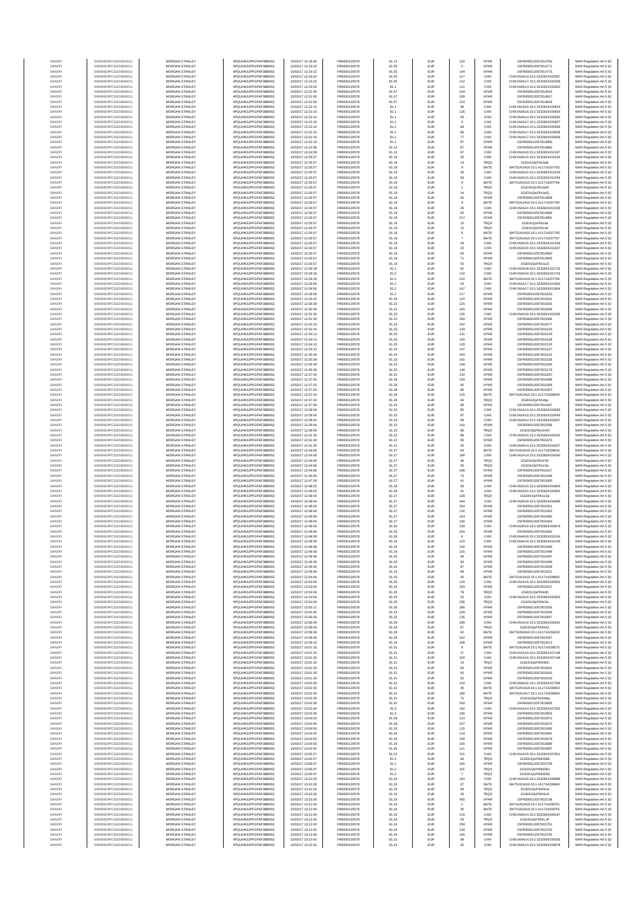| SANOFI | 549300E9PC51EN656011 | MORGAN STANLEY | 4PQUHN3JPFGFNF3BB653 | 15/07/2017 12:18:46 | FR0000120578 | 81.13 | EUR | 120 | XPAR | 15FR000012057814754 | MAR Regulation Art 5 §2 |
|---|---|---|---|---|---|---|---|---|---|---|---|
| SANOFI | 549300E9PC51EN656011 | MORGAN STANLEY | 4PQUHN3JPFGFNF3BB653 | 15/07/2017 12:19:22 | FR0000120578 | 81.05 | EUR | 5 | XPAR | 15FR000012057814771 | MAR Regulation Art 5 §2 |
| SANOFI | 549300E9PC51EN656011 | MORGAN STANLEY | 4PQUHN3JPFGFNF3BB653 | 15/07/2017 12:19:22 | FR0000120578 | 81.05 | EUR | 144 | XPAR | 15FR000012057814770 | MAR Regulation Art 5 §2 |
| SANOFI | 549300E9PC51EN656011 | MORGAN STANLEY | 4PQUHN3JPFGFNF3BB653 | 15/07/2017 12:19:22 | FR0000120578 | 81.05 | EUR | 117 | CHIX | CHIX1N1A14:15:1:3232824150307 | MAR Regulation Art 5 §2 |
| SANOFI | 549300E9PC51EN656011 | MORGAN STANLEY | 4PQUHN3JPFGFNF3BB653 | 15/07/2017 12:19:22 | FR0000120578 | 81.05 | EUR | 110 | CHIX | CHIX1N4A17:15:1:3232824150306 | MAR Regulation Art 5 §2 |
| SANOFI | 549300E9PC51EN656011 | MORGAN STANLEY | 4PQUHN3JPFGFNF3BB653 | 15/07/2017 12:20:52 | FR0000120578 | 81.1 | EUR | 111 | CHIX | CHIX1N4A14:15:1:3232824150650 | MAR Regulation Art 5 §2 |
| SANOFI | 549300E9PC51EN656011 | MORGAN STANLEY | 4PQUHN3JPFGFNF3BB653 | 15/07/2017 12:21:00 | FR0000120578 | 81.07 | EUR | 104 | XPAR | 15FR000012057814816 | MAR Regulation Art 5 §2 |
| SANOFI | 549300E9PC51EN656011 | MORGAN STANLEY | 4PQUHN3JPFGFNF3BB653 | 15/07/2017 12:21:00 | FR0000120578 | 81.07 | EUR | 159 | XPAR | 15FR000012057814817 | MAR Regulation Art 5 §2 |
| SANOFI | 549300E9PC51EN656011 | MORGAN STANLEY | 4PQUHN3JPFGFNF3BB653 | 15/07/2017 12:21:00 | FR0000120578 | 81.07 | EUR | 123 | XPAR | 15FR000012057814818 | MAR Regulation Art 5 §2 |
| SANOFI | 549300E9PC51EN656011 | MORGAN STANLEY | 4PQUHN3JPFGFNF3BB653 | 15/07/2017 12:22:10 | FR0000120578 | 81.1 | EUR | 98 | CHIX | CHIX1N1A16:15:1:3232824150833 | MAR Regulation Art 5 §2 |
| SANOFI | 549300E9PC51EN656011 | MORGAN STANLEY | 4PQUHN3JPFGFNF3BB653 | 15/07/2017 12:22:10 | FR0000120578 | 81.1 | EUR | 126 | CHIX | CHIX1N3A16:15:1:3232824150834 | MAR Regulation Art 5 §2 |
| SANOFI | 549300E9PC51EN656011 | MORGAN STANLEY | 4PQUHN3JPFGFNF3BB653 | 15/07/2017 12:22:10 | FR0000120578 | 81.1 | EUR | 95 | CHIX | CHIX1N4A14:15:1:3232824150835 | MAR Regulation Art 5 §2 |
| SANOFI | 549300E9PC51EN656011 | MORGAN STANLEY | 4PQUHN3JPFGFNF3BB653 | 15/07/2017 12:22:10 | FR0000120578 | 81.1 | EUR | 4 | CHIX | CHIX1N2A17:15:1:3232824150837 | MAR Regulation Art 5 §2 |
| SANOFI | 549300E9PC51EN656011 | MORGAN STANLEY | 4PQUHN3JPFGFNF3BB653 | 15/07/2017 12:22:10 | FR0000120578 | 81.1 | EUR | 68 | CHIX | CHIX1N4A14:15:1:3232824150836 | MAR Regulation Art 5 §2 |
| SANOFI | 549300E9PC51EN656011 | MORGAN STANLEY | 4PQUHN3JPFGFNF3BB653 | 15/07/2017 12:22:10 | FR0000120578 | 81.1 | EUR | 86 | CHIX | CHIX1N2A17:15:1:3232824150838 | MAR Regulation Art 5 §2 |
| SANOFI | 549300E9PC51EN656011 | MORGAN STANLEY | 4PQUHN3JPFGFNF3BB653 | 15/07/2017 12:22:10 | FR0000120578 | 81.1 | EUR | 77 | CHIX | CHIX1N2A17:15:1:3232824150839 | MAR Regulation Art 5 §2 |
| SANOFI | 549300E9PC51EN656011 | MORGAN STANLEY | 4PQUHN3JPFGFNF3BB653 | 15/07/2017 12:22:10 | FR0000120578 | 81.1 | EUR | 97 | XPAR | 15FR000012057814866 | MAR Regulation Art 5 §2 |
| SANOFI | 549300E9PC51EN656011 | MORGAN STANLEY | 4PQUHN3JPFGFNF3BB653 | 15/07/2017 12:24:28 | FR0000120578 | 81.12 | EUR | 97 | XPAR | 15FR000012057814892 | MAR Regulation Art 5 §2 |
| SANOFI | 549300E9PC51EN656011 | MORGAN STANLEY | 4PQUHN3JPFGFNF3BB653 | 15/07/2017 12:24:39 | FR0000120578 | 81.12 | EUR | 97 | CHIX | CHIX1N2A16:15:1:3232824151187 | MAR Regulation Art 5 §2 |
| SANOFI | 549300E9PC51EN656011 | MORGAN STANLEY | 4PQUHN3JPFGFNF3BB653 | 15/07/2017 12:26:57 | FR0000120578 | 81.19 | EUR | 29 | CHIX | CHIX1N3A15:15:1:3232824151532 | MAR Regulation Art 5 §2 |
| SANOFI | 549300E9PC51EN656011 | MORGAN STANLEY | 4PQUHN3JPFGFNF3BB653 | 15/07/2017 12:26:57 | FR0000120578 | 81.19 | EUR | 14 | TRQX | 151E0UQeF5hJaiK | MAR Regulation Art 5 §2 |
| SANOFI | 549300E9PC51EN656011 | MORGAN STANLEY | 4PQUHN3JPFGFNF3BB653 | 15/07/2017 12:26:57 | FR0000120578 | 81.19 | EUR | 9 | BATE | BATS1N1A16:15:1:411714207763 | MAR Regulation Art 5 §2 |
| SANOFI | 549300E9PC51EN656011 | MORGAN STANLEY | 4PQUHN3JPFGFNF3BB653 | 15/07/2017 12:26:57 | FR0000120578 | 81.19 | EUR | 29 | CHIX | CHIX1N3A15:15:1:3232824151533 | MAR Regulation Art 5 §2 |
| SANOFI | 549300E9PC51EN656011 | MORGAN STANLEY | 4PQUHN3JPFGFNF3BB653 | 15/07/2017 12:26:57 | FR0000120578 | 81.19 | EUR | 69 | CHIX | CHIX1N3A15:15:1:3232824151534 | MAR Regulation Art 5 §2 |
| SANOFI | 549300E9PC51EN656011 | MORGAN STANLEY | 4PQUHN3JPFGFNF3BB653 | 15/07/2017 12:26:57 | FR0000120578 | 81.19 | EUR | 9 | BATE | BATS1N1A16:15:1:411714207764 | MAR Regulation Art 5 §2 |
| SANOFI | 549300E9PC51EN656011 | MORGAN STANLEY | 4PQUHN3JPFGFNF3BB653 | 15/07/2017 12:26:57 | FR0000120578 | 81.19 | EUR | 1 | TRQX | 151E0UQeF5hJaiN | MAR Regulation Art 5 §2 |
| SANOFI | 549300E9PC51EN656011 | MORGAN STANLEY | 4PQUHN3JPFGFNF3BB653 | 15/07/2017 12:26:57 | FR0000120578 | 81.19 | EUR | 14 | TRQX | 151E0UQeF5hJaiQ | MAR Regulation Art 5 §2 |
| SANOFI | 549300E9PC51EN656011 | MORGAN STANLEY | 4PQUHN3JPFGFNF3BB653 | 15/07/2017 12:26:57 | FR0000120578 | 81.19 | EUR | 65 | XPAR | 15FR000012057814958 | MAR Regulation Art 5 §2 |
| SANOFI | 549300E9PC51EN656011 | MORGAN STANLEY | 4PQUHN3JPFGFNF3BB653 | 15/07/2017 12:26:57 | FR0000120578 | 81.19 | EUR | 9 | BATE | BATS1N1A16:15:1:411714207765 | MAR Regulation Art 5 §2 |
| SANOFI | 549300E9PC51EN656011 | MORGAN STANLEY | 4PQUHN3JPFGFNF3BB653 | 15/07/2017 12:26:57 | FR0000120578 | 81.19 | EUR | 29 | CHIX | CHIX1N3A15:15:1:3232824151535 | MAR Regulation Art 5 §2 |
| SANOFI | 549300E9PC51EN656011 | MORGAN STANLEY | 4PQUHN3JPFGFNF3BB653 | 15/07/2017 12:26:57 | FR0000120578 | 81.19 | EUR | 65 | XPAR | 15FR000012057814960 | MAR Regulation Art 5 §2 |
| SANOFI | 549300E9PC51EN656011 | MORGAN STANLEY | 4PQUHN3JPFGFNF3BB653 | 15/07/2017 12:26:57 | FR0000120578 | 81.19 | EUR | 217 | XPAR | 15FR000012057814961 | MAR Regulation Art 5 §2 |
| SANOFI | 549300E9PC51EN656011 | MORGAN STANLEY | 4PQUHN3JPFGFNF3BB653 | 15/07/2017 12:26:57 | FR0000120578 | 81.19 | EUR | 15 | TRQX | 151E0UQeF5hJall | MAR Regulation Art 5 §2 |
| SANOFI | 549300E9PC51EN656011 | MORGAN STANLEY | 4PQUHN3JPFGFNF3BB653 | 15/07/2017 12:26:57 | FR0000120578 | 81.19 | EUR | 12 | TRQX | 151E0UQeF5hJall | MAR Regulation Art 5 §2 |
| SANOFI | 549300E9PC51EN656011 | MORGAN STANLEY | 4PQUHN3JPFGFNF3BB653 | 15/07/2017 12:26:57 | FR0000120578 | 81.19 | EUR | 9 | BATE | BATS1N1A16:15:1:411714207766 | MAR Regulation Art 5 §2 |
| SANOFI | 549300E9PC51EN656011 | MORGAN STANLEY | 4PQUHN3JPFGFNF3BB653 | 15/07/2017 12:26:57 | FR0000120578 | 81.19 | EUR | 7 | BATE | BATS1N1A16:15:1:411714207767 | MAR Regulation Art 5 §2 |
| SANOFI | 549300E9PC51EN656011 | MORGAN STANLEY | 4PQUHN3JPFGFNF3BB653 | 15/07/2017 12:26:57 | FR0000120578 | 81.19 | EUR | 29 | CHIX | CHIX1N3A15:15:1:3232824151536 | MAR Regulation Art 5 §2 |
| SANOFI | 549300E9PC51EN656011 | MORGAN STANLEY | 4PQUHN3JPFGFNF3BB653 | 15/07/2017 12:26:57 | FR0000120578 | 81.19 | EUR | 23 | CHIX | CHIX1N3A15:15:1:3232824151537 | MAR Regulation Art 5 §2 |
| SANOFI | 549300E9PC51EN656011 | MORGAN STANLEY | 4PQUHN3JPFGFNF3BB653 | 15/07/2017 12:26:57 | FR0000120578 | 81.19 | EUR | 65 | XPAR | 15FR000012057814962 | MAR Regulation Art 5 §2 |
| SANOFI | 549300E9PC51EN656011 | MORGAN STANLEY | 4PQUHN3JPFGFNF3BB653 | 15/07/2017 12:26:57 | FR0000120578 | 81.19 | EUR | 71 | XPAR | 15FR000012057814963 | MAR Regulation Art 5 §2 |
| SANOFI | 549300E9PC51EN656011 | MORGAN STANLEY | 4PQUHN3JPFGFNF3BB653 | 15/07/2017 12:26:57 | FR0000120578 | 81.19 | EUR | 55 | TRQX | 151E0UQeF5hJa32 | MAR Regulation Art 5 §2 |
| SANOFI | 549300E9PC51EN656011 | MORGAN STANLEY | 4PQUHN3JPFGFNF3BB653 | 15/07/2017 12:28:18 | FR0000120578 | 81.2 | EUR | 91 | CHIX | CHIX1N3A18:15:1:3232824151725 | MAR Regulation Art 5 §2 |
| SANOFI | 549300E9PC51EN656011 | MORGAN STANLEY | 4PQUHN3JPFGFNF3BB653 | 15/07/2017 12:28:18 | FR0000120578 | 81.2 | EUR | 116 | CHIX | CHIX1N3A18:15:1:3232824151726 | MAR Regulation Art 5 §2 |
| SANOFI | 549300E9PC51EN656011 | MORGAN STANLEY | 4PQUHN3JPFGFNF3BB653 | 15/07/2017 12:28:18 | FR0000120578 | 81.2 | EUR | 210 | BATE | BATS1N2A19:15:1:411714207798 | MAR Regulation Art 5 §2 |
| SANOFI | 549300E9PC51EN656011 | MORGAN STANLEY | 4PQUHN3JPFGFNF3BB653 | 15/07/2017 12:28:56 | FR0000120578 | 81.2 | EUR | 53 | CHIX | CHIX1N1A17:15:1:3232824151803 | MAR Regulation Art 5 §2 |
| SANOFI | 549300E9PC51EN656011 | MORGAN STANLEY | 4PQUHN3JPFGFNF3BB653 | 15/07/2017 12:28:56 | FR0000120578 | 81.2 | EUR | 147 | CHIX | CHIX1N1A17:15:1:3232824151804 | MAR Regulation Art 5 §2 |
| SANOFI | 549300E9PC51EN656011 | MORGAN STANLEY | 4PQUHN3JPFGFNF3BB653 | 15/07/2017 12:28:56 | FR0000120578 | 81.2 | EUR | 117 | XPAR | 15FR000012057815023 | MAR Regulation Art 5 §2 |
| SANOFI | 549300E9PC51EN656011 | MORGAN STANLEY | 4PQUHN3JPFGFNF3BB653 | 15/07/2017 12:29:43 | FR0000120578 | 81.19 | EUR | 115 | XPAR | 15FR000012057815031 | MAR Regulation Art 5 §2 |
| SANOFI | 549300E9PC51EN656011 | MORGAN STANLEY | 4PQUHN3JPFGFNF3BB653 | 15/07/2017 12:30:39 | FR0000120578 | 81.22 | EUR | 125 | XPAR | 15FR000012057815055 | MAR Regulation Art 5 §2 |
| SANOFI | 549300E9PC51EN656011 | MORGAN STANLEY | 4PQUHN3JPFGFNF3BB653 | 15/07/2017 12:30:39 | FR0000120578 | 81.22 | EUR | 100 | XPAR | 15FR000012057815056 | MAR Regulation Art 5 §2 |
| SANOFI | 549300E9PC51EN656011 | MORGAN STANLEY | 4PQUHN3JPFGFNF3BB653 | 15/07/2017 12:31:33 | FR0000120578 | 81.23 | EUR | 135 | CHIX | CHIX1N4A16:15:1:3232824152266 | MAR Regulation Art 5 §2 |
| SANOFI | 549300E9PC51EN656011 | MORGAN STANLEY | 4PQUHN3JPFGFNF3BB653 | 15/07/2017 12:31:33 | FR0000120578 | 81.23 | EUR | 304 | XPAR | 15FR000012057815066 | MAR Regulation Art 5 §2 |
| SANOFI | 549300E9PC51EN656011 | MORGAN STANLEY | 4PQUHN3JPFGFNF3BB653 | 15/07/2017 12:32:13 | FR0000120578 | 81.23 | EUR | 150 | XPAR | 15FR000012057815077 | MAR Regulation Art 5 §2 |
| SANOFI | 549300E9PC51EN656011 | MORGAN STANLEY | 4PQUHN3JPFGFNF3BB653 | 15/07/2017 12:32:24 | FR0000120578 | 81.23 | EUR | 143 | XPAR | 15FR000012057815103 | MAR Regulation Art 5 §2 |
| SANOFI | 549300E9PC51EN656011 | MORGAN STANLEY | 4PQUHN3JPFGFNF3BB653 | 15/07/2017 12:34:13 | FR0000120578 | 81.25 | EUR | 131 | XPAR | 15FR000012057815126 | MAR Regulation Art 5 §2 |
| SANOFI | 549300E9PC51EN656011 | MORGAN STANLEY | 4PQUHN3JPFGFNF3BB653 | 15/07/2017 12:34:13 | FR0000120578 | 81.25 | EUR | 145 | XPAR | 15FR000012057815128 | MAR Regulation Art 5 §2 |
| SANOFI | 549300E9PC51EN656011 | MORGAN STANLEY | 4PQUHN3JPFGFNF3BB653 | 15/07/2017 12:34:13 | FR0000120578 | 81.25 | EUR | 128 | XPAR | 15FR000012057815125 | MAR Regulation Art 5 §2 |
| SANOFI | 549300E9PC51EN656011 | MORGAN STANLEY | 4PQUHN3JPFGFNF3BB653 | 15/07/2017 12:34:13 | FR0000120578 | 81.25 | EUR | 147 | XPAR | 15FR000012057815127 | MAR Regulation Art 5 §2 |
| SANOFI | 549300E9PC51EN656011 | MORGAN STANLEY | 4PQUHN3JPFGFNF3BB653 | 15/07/2017 12:35:39 | FR0000120578 | 81.24 | EUR | 429 | XPAR | 15FR000012057815141 | MAR Regulation Art 5 §2 |
| SANOFI | 549300E9PC51EN656011 | MORGAN STANLEY | 4PQUHN3JPFGFNF3BB653 | 15/07/2017 12:35:39 | FR0000120578 | 81.23 | EUR | 161 | XPAR | 15FR000012057815158 | MAR Regulation Art 5 §2 |
| SANOFI | 549300E9PC51EN656011 | MORGAN STANLEY | 4PQUHN3JPFGFNF3BB653 | 15/07/2017 12:35:39 | FR0000120578 | 81.23 | EUR | 148 | XPAR | 15FR000012057815180 | MAR Regulation Art 5 §2 |
| SANOFI | 549300E9PC51EN656011 | MORGAN STANLEY | 4PQUHN3JPFGFNF3BB653 | 15/07/2017 12:35:39 | FR0000120578 | 81.23 | EUR | 146 | XPAR | 15FR000012057815179 | MAR Regulation Art 5 §2 |
| SANOFI | 549300E9PC51EN656011 | MORGAN STANLEY | 4PQUHN3JPFGFNF3BB653 | 15/07/2017 12:37:20 | FR0000120578 | 81.31 | EUR | 134 | XPAR | 15FR000012057815297 | MAR Regulation Art 5 §2 |
| SANOFI | 549300E9PC51EN656011 | MORGAN STANLEY | 4PQUHN3JPFGFNF3BB653 | 15/07/2017 12:37:20 | FR0000120578 | 81.28 | EUR | 159 | XPAR | 15FR000012057815308 | MAR Regulation Art 5 §2 |
| SANOFI | 549300E9PC51EN656011 | MORGAN STANLEY | 4PQUHN3JPFGFNF3BB653 | 15/07/2017 12:37:20 | FR0000120578 | 81.28 | EUR | 95 | XPAR | 15FR000012057815309 | MAR Regulation Art 5 §2 |
| SANOFI | 549300E9PC51EN656011 | MORGAN STANLEY | 4PQUHN3JPFGFNF3BB653 | 15/07/2017 12:37:20 | FR0000120578 | 81.28 | EUR | 86 | XPAR | 15FR000012057815307 | MAR Regulation Art 5 §2 |
| SANOFI | 549300E9PC51EN656011 | MORGAN STANLEY | 4PQUHN3JPFGFNF3BB653 | 15/07/2017 12:37:20 | FR0000120578 | 81.28 | EUR | 125 | BATE | BATS1N1A15:15:1:411714208269 | MAR Regulation Art 5 §2 |
| SANOFI | 549300E9PC51EN656011 | MORGAN STANLEY | 4PQUHN3JPFGFNF3BB653 | 15/07/2017 12:37:20 | FR0000120578 | 81.28 | EUR | 94 | TRQX | 151E0UQeF5hJkjy | MAR Regulation Art 5 §2 |
| SANOFI | 549300E9PC51EN656011 | MORGAN STANLEY | 4PQUHN3JPFGFNF3BB653 | 15/07/2017 12:37:48 | FR0000120578 | 81.25 | EUR | 98 | XPAR | 15FR000012057815347 | MAR Regulation Art 5 §2 |
| SANOFI | 549300E9PC51EN656011 | MORGAN STANLEY | 4PQUHN3JPFGFNF3BB653 | 15/07/2017 12:39:04 | FR0000120578 | 81.23 | EUR | 85 | CHIX | CHIX1N4A14:15:1:3232824153645 | MAR Regulation Art 5 §2 |
| SANOFI | 549300E9PC51EN656011 | MORGAN STANLEY | 4PQUHN3JPFGFNF3BB653 | 15/07/2017 12:39:04 | FR0000120578 | 81.23 | EUR | 97 | CHIX | CHIX1N2A15:15:1:3232824153646 | MAR Regulation Art 5 §2 |
| SANOFI | 549300E9PC51EN656011 | MORGAN STANLEY | 4PQUHN3JPFGFNF3BB653 | 15/07/2017 12:39:04 | FR0000120578 | 81.23 | EUR | 89 | CHIX | CHIX1N4A14:15:1:3232824153647 | MAR Regulation Art 5 §2 |
| SANOFI | 549300E9PC51EN656011 | MORGAN STANLEY | 4PQUHN3JPFGFNF3BB653 | 15/07/2017 12:39:04 | FR0000120578 | 81.23 | EUR | 142 | XPAR | 15FR000012057815359 | MAR Regulation Art 5 §2 |
| SANOFI | 549300E9PC51EN656011 | MORGAN STANLEY | 4PQUHN3JPFGFNF3BB653 | 15/07/2017 12:39:04 | FR0000120578 | 81.23 | EUR | 89 | TRQX | 151E0UQeF5hJmKh | MAR Regulation Art 5 §2 |
| SANOFI | 549300E9PC51EN656011 | MORGAN STANLEY | 4PQUHN3JPFGFNF3BB653 | 15/07/2017 12:41:30 | FR0000120578 | 81.22 | EUR | 89 | CHIX | CHIX1N3A15:15:1:3232824154032 | MAR Regulation Art 5 §2 |
| SANOFI | 549300E9PC51EN656011 | MORGAN STANLEY | 4PQUHN3JPFGFNF3BB653 | 15/07/2017 12:41:30 | FR0000120578 | 81.22 | EUR | 86 | XPAR | 15FR000012057815373 | MAR Regulation Art 5 §2 |
| SANOFI | 549300E9PC51EN656011 | MORGAN STANLEY | 4PQUHN3JPFGFNF3BB653 | 15/07/2017 12:41:30 | FR0000120578 | 81.21 | EUR | 25 | CHIX | CHIX1N4A14:15:1:3232824154037 | MAR Regulation Art 5 §2 |
| SANOFI | 549300E9PC51EN656011 | MORGAN STANLEY | 4PQUHN3JPFGFNF3BB653 | 15/07/2017 12:44:06 | FR0000120578 | 81.27 | EUR | 64 | BATE | BATS1N2A18:15:1:411714208516 | MAR Regulation Art 5 §2 |
| SANOFI | 549300E9PC51EN656011 | MORGAN STANLEY | 4PQUHN3JPFGFNF3BB653 | 15/07/2017 12:44:06 | FR0000120578 | 81.27 | EUR | 196 | CHIX | CHIX1N4A14:15:1:3232824154340 | MAR Regulation Art 5 §2 |
| SANOFI | 549300E9PC51EN656011 | MORGAN STANLEY | 4PQUHN3JPFGFNF3BB653 | 15/07/2017 12:44:06 | FR0000120578 | 81.27 | EUR | 46 | TRQX | 151E0UQeF5hJr3X | MAR Regulation Art 5 §2 |
| SANOFI | 549300E9PC51EN656011 | MORGAN STANLEY | 4PQUHN3JPFGFNF3BB653 | 15/07/2017 12:44:06 | FR0000120578 | 81.27 | EUR | 55 | TRQX | 151E0UQeF5hJr3a | MAR Regulation Art 5 §2 |
| SANOFI | 549300E9PC51EN656011 | MORGAN STANLEY | 4PQUHN3JPFGFNF3BB653 | 15/07/2017 12:44:06 | FR0000120578 | 81.27 | EUR | 438 | XPAR | 15FR000012057815417 | MAR Regulation Art 5 §2 |
| SANOFI | 549300E9PC51EN656011 | MORGAN STANLEY | 4PQUHN3JPFGFNF3BB653 | 15/07/2017 12:46:56 | FR0000120578 | 81.27 | EUR | 73 | XPAR | 15FR000012057815449 | MAR Regulation Art 5 §2 |
| SANOFI | 549300E9PC51EN656011 | MORGAN STANLEY | 4PQUHN3JPFGFNF3BB653 | 15/07/2017 12:47:29 | FR0000120578 | 81.27 | EUR | 41 | XPAR | 15FR000012057815450 | MAR Regulation Art 5 §2 |
| SANOFI | 549300E9PC51EN656011 | MORGAN STANLEY | 4PQUHN3JPFGFNF3BB653 | 15/07/2017 12:48:03 | FR0000120578 | 81.28 | EUR | 59 | CHIX | CHIX1N2A15:15:1:3232824154863 | MAR Regulation Art 5 §2 |
| SANOFI | 549300E9PC51EN656011 | MORGAN STANLEY | 4PQUHN3JPFGFNF3BB653 | 15/07/2017 12:48:03 | FR0000120578 | 81.28 | EUR | 41 | CHIX | CHIX1N2A15:15:1:3232824154864 | MAR Regulation Art 5 §2 |
| SANOFI | 549300E9PC51EN656011 | MORGAN STANLEY | 4PQUHN3JPFGFNF3BB653 | 15/07/2017 12:48:04 | FR0000120578 | 81.27 | EUR | 128 | TRQX | 151E0UQeF5hJuDa | MAR Regulation Art 5 §2 |
| SANOFI | 549300E9PC51EN656011 | MORGAN STANLEY | 4PQUHN3JPFGFNF3BB653 | 15/07/2017 12:48:04 | FR0000120578 | 81.27 | EUR | 184 | CHIX | CHIX1N3A18:15:1:3232824154869 | MAR Regulation Art 5 §2 |
| SANOFI | 549300E9PC51EN656011 | MORGAN STANLEY | 4PQUHN3JPFGFNF3BB653 | 15/07/2017 12:48:04 | FR0000120578 | 81.27 | EUR | 264 | XPAR | 15FR000012057815451 | MAR Regulation Art 5 §2 |
| SANOFI | 549300E9PC51EN656011 | MORGAN STANLEY | 4PQUHN3JPFGFNF3BB653 | 15/07/2017 12:48:04 | FR0000120578 | 81.27 | EUR | 132 | XPAR | 15FR000012057815453 | MAR Regulation Art 5 §2 |
| SANOFI | 549300E9PC51EN656011 | MORGAN STANLEY | 4PQUHN3JPFGFNF3BB653 | 15/07/2017 12:48:04 | FR0000120578 | 81.27 | EUR | 163 | XPAR | 15FR000012057815460 | MAR Regulation Art 5 §2 |
| SANOFI | 549300E9PC51EN656011 | MORGAN STANLEY | 4PQUHN3JPFGFNF3BB653 | 15/07/2017 12:48:04 | FR0000120578 | 81.27 | EUR | 130 | XPAR | 15FR000012057815454 | MAR Regulation Art 5 §2 |
| SANOFI | 549300E9PC51EN656011 | MORGAN STANLEY | 4PQUHN3JPFGFNF3BB653 | 15/07/2017 12:48:04 | FR0000120578 | 81.26 | EUR | 169 | CHIX | CHIX1N3A15:15:1:3232824154879 | MAR Regulation Art 5 §2 |
| SANOFI | 549300E9PC51EN656011 | MORGAN STANLEY | 4PQUHN3JPFGFNF3BB653 | 15/07/2017 12:48:04 | FR0000120578 | 81.26 | EUR | 264 | XPAR | 15FR000012057815462 | MAR Regulation Art 5 §2 |
| SANOFI | 549300E9PC51EN656011 | MORGAN STANLEY | 4PQUHN3JPFGFNF3BB653 | 15/07/2017 12:49:36 | FR0000120578 | 81.26 | EUR | 6 | CHIX | CHIX1N4A18:15:1:3232824155104 | MAR Regulation Art 5 §2 |
| SANOFI | 549300E9PC51EN656011 | MORGAN STANLEY | 4PQUHN3JPFGFNF3BB653 | 15/07/2017 12:49:36 | FR0000120578 | 81.26 | EUR | 123 | CHIX | CHIX1N4A18:15:1:3232824155105 | MAR Regulation Art 5 §2 |
| SANOFI | 549300E9PC51EN656011 | MORGAN STANLEY | 4PQUHN3JPFGFNF3BB653 | 15/07/2017 12:49:36 | FR0000120578 | 81.26 | EUR | 100 | XPAR | 15FR000012057815496 | MAR Regulation Art 5 §2 |
| SANOFI | 549300E9PC51EN656011 | MORGAN STANLEY | 4PQUHN3JPFGFNF3BB653 | 15/07/2017 12:49:36 | FR0000120578 | 81.26 | EUR | 101 | XPAR | 15FR000012057815498 | MAR Regulation Art 5 §2 |
| SANOFI | 549300E9PC51EN656011 | MORGAN STANLEY | 4PQUHN3JPFGFNF3BB653 | 15/07/2017 12:49:36 | FR0000120578 | 81.26 | EUR | 95 | XPAR | 15FR000012057815497 | MAR Regulation Art 5 §2 |
| SANOFI | 549300E9PC51EN656011 | MORGAN STANLEY | 4PQUHN3JPFGFNF3BB653 | 15/07/2017 12:49:36 | FR0000120578 | 81.26 | EUR | 94 | XPAR | 15FR000012057815499 | MAR Regulation Art 5 §2 |
| SANOFI | 549300E9PC51EN656011 | MORGAN STANLEY | 4PQUHN3JPFGFNF3BB653 | 15/07/2017 12:49:49 | FR0000120578 | 81.24 | EUR | 97 | XPAR | 15FR000012057815508 | MAR Regulation Art 5 §2 |
| SANOFI | 549300E9PC51EN656011 | MORGAN STANLEY | 4PQUHN3JPFGFNF3BB653 | 15/07/2017 12:49:49 | FR0000120578 | 81.23 | EUR | 99 | XPAR | 15FR000012057815511 | MAR Regulation Art 5 §2 |
| SANOFI | 549300E9PC51EN656011 | MORGAN STANLEY | 4PQUHN3JPFGFNF3BB653 | 15/07/2017 12:54:04 | FR0000120578 | 81.25 | EUR | 50 | BATE | BATS1N1A19:15:1:411714208850 | MAR Regulation Art 5 §2 |
| SANOFI | 549300E9PC51EN656011 | MORGAN STANLEY | 4PQUHN3JPFGFNF3BB653 | 15/07/2017 12:54:04 | FR0000120578 | 81.25 | EUR | 129 | CHIX | CHIX1N1A16:15:1:3232824155852 | MAR Regulation Art 5 §2 |
| SANOFI | 549300E9PC51EN656011 | MORGAN STANLEY | 4PQUHN3JPFGFNF3BB653 | 15/07/2017 12:54:04 | FR0000120578 | 81.25 | EUR | 343 | XPAR | 15FR000012057815537 | MAR Regulation Art 5 §2 |
| SANOFI | 549300E9PC51EN656011 | MORGAN STANLEY | 4PQUHN3JPFGFNF3BB653 | 15/07/2017 12:54:04 | FR0000120578 | 81.25 | EUR | 79 | TRQX | 151E0UQeF5hK0lt | MAR Regulation Art 5 §2 |
| SANOFI | 549300E9PC51EN656011 | MORGAN STANLEY | 4PQUHN3JPFGFNF3BB653 | 15/07/2017 12:54:04 | FR0000120578 | 81.25 | EUR | 25 | CHIX | CHIX1N1A16:15:1:3232824155853 | MAR Regulation Art 5 §2 |
| SANOFI | 549300E9PC51EN656011 | MORGAN STANLEY | 4PQUHN3JPFGFNF3BB653 | 15/07/2017 12:54:04 | FR0000120578 | 81.25 | EUR | 236 | TRQX | 151E0UQeF5hK0lz | MAR Regulation Art 5 §2 |
| SANOFI | 549300E9PC51EN656011 | MORGAN STANLEY | 4PQUHN3JPFGFNF3BB653 | 15/07/2017 12:55:11 | FR0000120578 | 81.26 | EUR | 366 | XPAR | 15FR000012057815556 | MAR Regulation Art 5 §2 |
| SANOFI | 549300E9PC51EN656011 | MORGAN STANLEY | 4PQUHN3JPFGFNF3BB653 | 15/07/2017 12:55:45 | FR0000120578 | 81.24 | EUR | 229 | XPAR | 15FR000012057815559 | MAR Regulation Art 5 §2 |
| SANOFI | 549300E9PC51EN656011 | MORGAN STANLEY | 4PQUHN3JPFGFNF3BB653 | 15/07/2017 12:56:28 | FR0000120578 | 81.25 | EUR | 135 | XPAR | 15FR000012057815567 | MAR Regulation Art 5 §2 |
| SANOFI | 549300E9PC51EN656011 | MORGAN STANLEY | 4PQUHN3JPFGFNF3BB653 | 15/07/2017 12:58:49 | FR0000120578 | 81.29 | EUR | 189 | CHIX | CHIX1N1A15:15:1:3232824156631 | MAR Regulation Art 5 §2 |
| SANOFI | 549300E9PC51EN656011 | MORGAN STANLEY | 4PQUHN3JPFGFNF3BB653 | 15/07/2017 12:58:49 | FR0000120578 | 81.29 | EUR | 97 | TRQX | 151E0UQeF5hK5AJ | MAR Regulation Art 5 §2 |
| SANOFI | 549300E9PC51EN656011 | MORGAN STANLEY | 4PQUHN3JPFGFNF3BB653 | 15/07/2017 12:58:49 | FR0000120578 | 81.29 | EUR | 62 | BATE | BATS1N2A16:15:1:411714209130 | MAR Regulation Art 5 §2 |
| SANOFI | 549300E9PC51EN656011 | MORGAN STANLEY | 4PQUHN3JPFGFNF3BB653 | 15/07/2017 12:58:49 | FR0000120578 | 81.29 | EUR | 422 | XPAR | 15FR000012057815597 | MAR Regulation Art 5 §2 |
| SANOFI | 549300E9PC51EN656011 | MORGAN STANLEY | 4PQUHN3JPFGFNF3BB653 | 15/07/2017 12:59:16 | FR0000120578 | 81.34 | EUR | 168 | XPAR | 15FR000012057815612 | MAR Regulation Art 5 §2 |
| SANOFI | 549300E9PC51EN656011 | MORGAN STANLEY | 4PQUHN3JPFGFNF3BB653 | 15/07/2017 13:01:33 | FR0000120578 | 81.31 | EUR | 8 | BATE | BATS1N2A18:15:1:411714209275 | MAR Regulation Art 5 §2 |
| SANOFI | 549300E9PC51EN656011 | MORGAN STANLEY | 4PQUHN3JPFGFNF3BB653 | 15/07/2017 13:01:33 | FR0000120578 | 81.31 | EUR | 27 | CHIX | CHIX1N1A16:15:1:3232824157148 | MAR Regulation Art 5 §2 |
| SANOFI | 549300E9PC51EN656011 | MORGAN STANLEY | 4PQUHN3JPFGFNF3BB653 | 15/07/2017 13:01:33 | FR0000120578 | 81.31 | EUR | 100 | CHIX | CHIX1N1A16:15:1:3232824157149 | MAR Regulation Art 5 §2 |
| SANOFI | 549300E9PC51EN656011 | MORGAN STANLEY | 4PQUHN3JPFGFNF3BB653 | 15/07/2017 13:01:33 | FR0000120578 | 81.31 | EUR | 13 | TRQX | 151E0UQeF5hK8bC | MAR Regulation Art 5 §2 |
| SANOFI | 549300E9PC51EN656011 | MORGAN STANLEY | 4PQUHN3JPFGFNF3BB653 | 15/07/2017 13:01:33 | FR0000120578 | 81.31 | EUR | 60 | XPAR | 15FR000012057815641 | MAR Regulation Art 5 §2 |
| SANOFI | 549300E9PC51EN656011 | MORGAN STANLEY | 4PQUHN3JPFGFNF3BB653 | 15/07/2017 13:01:33 | FR0000120578 | 81.31 | EUR | 60 | XPAR | 15FR000012057815642 | MAR Regulation Art 5 §2 |
| SANOFI | 549300E9PC51EN656011 | MORGAN STANLEY | 4PQUHN3JPFGFNF3BB653 | 15/07/2017 13:01:33 | FR0000120578 | 81.31 | EUR | 50 | XPAR | 15FR000012057815643 | MAR Regulation Art 5 §2 |
| SANOFI | 549300E9PC51EN656011 | MORGAN STANLEY | 4PQUHN3JPFGFNF3BB653 | 15/07/2017 13:02:30 | FR0000120578 | 81.31 | EUR | 143 | CHIX | CHIX1N4A16:15:1:3232824157336 | MAR Regulation Art 5 §2 |
| SANOFI | 549300E9PC51EN656011 | MORGAN STANLEY | 4PQUHN3JPFGFNF3BB653 | 15/07/2017 13:02:30 | FR0000120578 | 81.31 | EUR | 46 | BATE | BATS1N1A18:15:1:411714209303 | MAR Regulation Art 5 §2 |
| SANOFI | 549300E9PC51EN656011 | MORGAN STANLEY | 4PQUHN3JPFGFNF3BB653 | 15/07/2017 13:02:30 | FR0000120578 | 81.31 | EUR | 188 | BATE | BATS1N1A17:15:1:411714209304 | MAR Regulation Art 5 §2 |
| SANOFI | 549300E9PC51EN656011 | MORGAN STANLEY | 4PQUHN3JPFGFNF3BB653 | 15/07/2017 13:02:30 | FR0000120578 | 81.31 | EUR | 72 | TRQX | 151E0UQeF5hKA8g | MAR Regulation Art 5 §2 |
| SANOFI | 549300E9PC51EN656011 | MORGAN STANLEY | 4PQUHN3JPFGFNF3BB653 | 15/07/2017 13:02:30 | FR0000120578 | 81.31 | EUR | 318 | XPAR | 15FR000012057815650 | MAR Regulation Art 5 §2 |
| SANOFI | 549300E9PC51EN656011 | MORGAN STANLEY | 4PQUHN3JPFGFNF3BB653 | 15/07/2017 13:03:46 | FR0000120578 | 81.3 | EUR | 182 | CHIX | CHIX1N1A14:15:1:3232824157522 | MAR Regulation Art 5 §2 |
| SANOFI | 549300E9PC51EN656011 | MORGAN STANLEY | 4PQUHN3JPFGFNF3BB653 | 15/07/2017 13:03:46 | FR0000120578 | 81.3 | EUR | 190 | XPAR | 15FR000012057815653 | MAR Regulation Art 5 §2 |
| SANOFI | 549300E9PC51EN656011 | MORGAN STANLEY | 4PQUHN3JPFGFNF3BB653 | 15/07/2017 13:04:50 | FR0000120578 | 81.28 | EUR | 123 | XPAR | 15FR000012057815671 | MAR Regulation Art 5 §2 |
| SANOFI | 549300E9PC51EN656011 | MORGAN STANLEY | 4PQUHN3JPFGFNF3BB653 | 15/07/2017 13:04:50 | FR0000120578 | 81.28 | EUR | 227 | XPAR | 15FR000012057815673 | MAR Regulation Art 5 §2 |
| SANOFI | 549300E9PC51EN656011 | MORGAN STANLEY | 4PQUHN3JPFGFNF3BB653 | 15/07/2017 13:04:50 | FR0000120578 | 81.26 | EUR | 115 | XPAR | 15FR000012057815680 | MAR Regulation Art 5 §2 |
| SANOFI | 549300E9PC51EN656011 | MORGAN STANLEY | 4PQUHN3JPFGFNF3BB653 | 15/07/2017 13:04:50 | FR0000120578 | 81.26 | EUR | 118 | XPAR | 15FR000012057815681 | MAR Regulation Art 5 §2 |
| SANOFI | 549300E9PC51EN656011 | MORGAN STANLEY | 4PQUHN3JPFGFNF3BB653 | 15/07/2017 13:04:50 | FR0000120578 | 81.26 | EUR | 158 | XPAR | 15FR000012057815679 | MAR Regulation Art 5 §2 |
| SANOFI | 549300E9PC51EN656011 | MORGAN STANLEY | 4PQUHN3JPFGFNF3BB653 | 15/07/2017 13:04:50 | FR0000120578 | 81.26 | EUR | 155 | XPAR | 15FR000012057815686 | MAR Regulation Art 5 §2 |
| SANOFI | 549300E9PC51EN656011 | MORGAN STANLEY | 4PQUHN3JPFGFNF3BB653 | 15/07/2017 13:04:50 | FR0000120578 | 81.26 | EUR | 111 | XPAR | 15FR000012057815687 | MAR Regulation Art 5 §2 |
| SANOFI | 549300E9PC51EN656011 | MORGAN STANLEY | 4PQUHN3JPFGFNF3BB653 | 15/07/2017 13:05:27 | FR0000120578 | 81.22 | EUR | 101 | CHIX | CHIX1N1A15:15:1:3232824157821 | MAR Regulation Art 5 §2 |
| SANOFI | 549300E9PC51EN656011 | MORGAN STANLEY | 4PQUHN3JPFGFNF3BB653 | 15/07/2017 13:06:07 | FR0000120578 | 81.2 | EUR | 94 | TRQX | 151E0UQeF5hKEBK | MAR Regulation Art 5 §2 |
| SANOFI | 549300E9PC51EN656011 | MORGAN STANLEY | 4PQUHN3JPFGFNF3BB653 | 15/07/2017 13:06:07 | FR0000120578 | 81.2 | EUR | 100 | XPAR | 15FR000012057815709 | MAR Regulation Art 5 §2 |
| SANOFI | 549300E9PC51EN656011 | MORGAN STANLEY | 4PQUHN3JPFGFNF3BB653 | 15/07/2017 13:06:07 | FR0000120578 | 81.2 | EUR | 101 | TRQX | 151E0UQeF5hKEBU | MAR Regulation Art 5 §2 |
| SANOFI | 549300E9PC51EN656011 | MORGAN STANLEY | 4PQUHN3JPFGFNF3BB653 | 15/07/2017 13:06:07 | FR0000120578 | 81.2 | EUR | 7 | TRQX | 151E0UQeF5hKEBS | MAR Regulation Art 5 §2 |
| SANOFI | 549300E9PC51EN656011 | MORGAN STANLEY | 4PQUHN3JPFGFNF3BB653 | 15/07/2017 13:10:26 | FR0000120578 | 81.24 | EUR | 204 | CHIX | CHIX1N1A18:15:1:3232824158689 | MAR Regulation Art 5 §2 |
| SANOFI | 549300E9PC51EN656011 | MORGAN STANLEY | 4PQUHN3JPFGFNF3BB653 | 15/07/2017 13:10:26 | FR0000120578 | 81.24 | EUR | 67 | BATE | BATS1N1A16:15:1:411714209664 | MAR Regulation Art 5 §2 |
| SANOFI | 549300E9PC51EN656011 | MORGAN STANLEY | 4PQUHN3JPFGFNF3BB653 | 15/07/2017 13:10:26 | FR0000120578 | 81.24 | EUR | 69 | TRQX | 151E0UQeF5hKIUs | MAR Regulation Art 5 §2 |
| SANOFI | 549300E9PC51EN656011 | MORGAN STANLEY | 4PQUHN3JPFGFNF3BB653 | 15/07/2017 13:10:26 | FR0000120578 | 81.24 | EUR | 36 | TRQX | 151E0UQeF5hKIUt | MAR Regulation Art 5 §2 |
| SANOFI | 549300E9PC51EN656011 | MORGAN STANLEY | 4PQUHN3JPFGFNF3BB653 | 15/07/2017 13:10:26 | FR0000120578 | 81.24 | EUR | 456 | XPAR | 15FR000012057815738 | MAR Regulation Art 5 §2 |
| SANOFI | 549300E9PC51EN656011 | MORGAN STANLEY | 4PQUHN3JPFGFNF3BB653 | 15/07/2017 13:12:40 | FR0000120578 | 81.24 | EUR | 1 | BATE | BATS1N2A19:15:1:411714209751 | MAR Regulation Art 5 §2 |
| SANOFI | 549300E9PC51EN656011 | MORGAN STANLEY | 4PQUHN3JPFGFNF3BB653 | 15/07/2017 13:12:40 | FR0000120578 | 81.24 | EUR | 36 | BATE | BATS1N2A19:15:1:411714209752 | MAR Regulation Art 5 §2 |
| SANOFI | 549300E9PC51EN656011 | MORGAN STANLEY | 4PQUHN3JPFGFNF3BB653 | 15/07/2017 13:12:40 | FR0000120578 | 81.24 | EUR | 116 | CHIX | CHIX1N4A14:15:1:3232824159107 | MAR Regulation Art 5 §2 |
| SANOFI | 549300E9PC51EN656011 | MORGAN STANLEY | 4PQUHN3JPFGFNF3BB653 | 15/07/2017 13:12:40 | FR0000120578 | 81.24 | EUR | 59 | TRQX | 151E0UQeF5hKLJP | MAR Regulation Art 5 §2 |
| SANOFI | 549300E9PC51EN656011 | MORGAN STANLEY | 4PQUHN3JPFGFNF3BB653 | 15/07/2017 13:12:40 | FR0000120578 | 81.24 | EUR | 258 | XPAR | 15FR000012057815751 | MAR Regulation Art 5 §2 |
| SANOFI | 549300E9PC51EN656011 | MORGAN STANLEY | 4PQUHN3JPFGFNF3BB653 | 15/07/2017 13:12:40 | FR0000120578 | 81.24 | EUR | 139 | XPAR | 15FR000012057815753 | MAR Regulation Art 5 §2 |
| SANOFI | 549300E9PC51EN656011 | MORGAN STANLEY | 4PQUHN3JPFGFNF3BB653 | 15/07/2017 13:12:40 | FR0000120578 | 81.24 | EUR | 140 | XPAR | 15FR000012057815755 | MAR Regulation Art 5 §2 |
| SANOFI | 549300E9PC51EN656011 | MORGAN STANLEY | 4PQUHN3JPFGFNF3BB653 | 15/07/2017 13:12:43 | FR0000120578 | 81.22 | EUR | 98 | CHIX | CHIX1N4A14:15:1:3232824159183 | MAR Regulation Art 5 §2 |
| SANOFI | 549300E9PC51EN656011 | MORGAN STANLEY | 4PQUHN3JPFGFNF3BB653 | 15/07/2017 13:15:53 | FR0000120578 | 81.24 | EUR | 30 | CHIX | CHIX1N3A14:15:1:3232824159678 | MAR Regulation Art 5 §2 |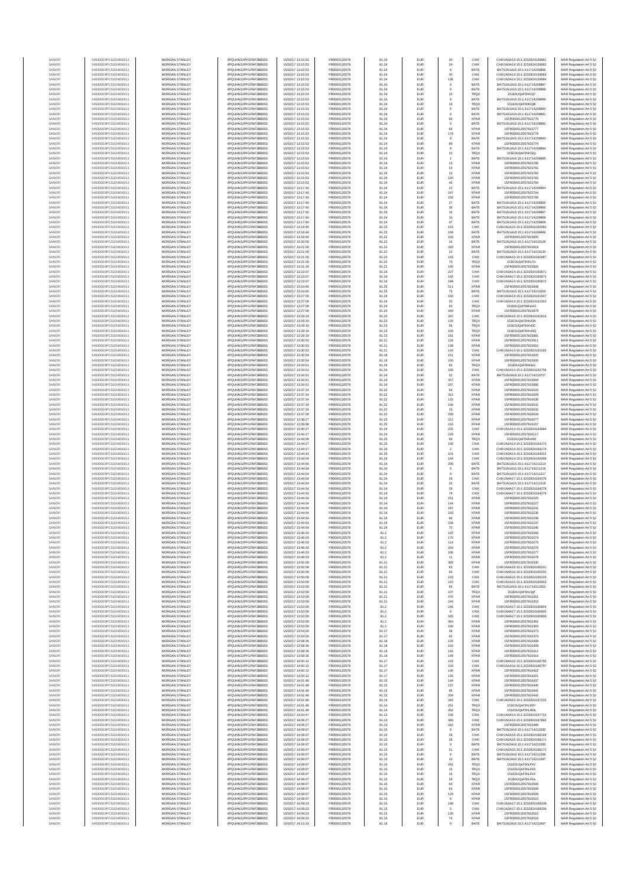| SANOFI | 549300E9PC51EN656011 | MORGAN STANLEY | 4PQUHN3JPFGFNF3BB653 | 15/07/2017 13:15:53 | FR0000120578 | 81.24 | EUR | 30 | CHIX | CHIX1N3A14:15:1:3232824159681 | MAR Regulation Art 5 §2 |
|---|---|---|---|---|---|---|---|---|---|---|---|
| SANOFI | 549300E9PC51EN656011 | MORGAN STANLEY | 4PQUHN3JPFGFNF3BB653 | 15/07/2017 13:15:53 | FR0000120578 | 81.24 | EUR | 24 | CHIX | CHIX1N3A14:15:1:3232824159682 | MAR Regulation Art 5 §2 |
| SANOFI | 549300E9PC51EN656011 | MORGAN STANLEY | 4PQUHN3JPFGFNF3BB653 | 15/07/2017 13:15:53 | FR0000120578 | 81.24 | EUR | 9 | BATE | BATS1N1A16:15:1:411714208886 | MAR Regulation Art 5 §2 |
| SANOFI | 549300E9PC51EN656011 | MORGAN STANLEY | 4PQUHN3JPFGFNF3BB653 | 15/07/2017 13:15:53 | FR0000120578 | 81.24 | EUR | 30 | CHIX | CHIX1N3A14:15:1:3232824159683 | MAR Regulation Art 5 §2 |
| SANOFI | 549300E9PC51EN656011 | MORGAN STANLEY | 4PQUHN3JPFGFNF3BB653 | 15/07/2017 13:15:53 | FR0000120578 | 81.24 | EUR | 136 | CHIX | CHIX1N3A14:15:1:3232824159684 | MAR Regulation Art 5 §2 |
| SANOFI | 549300E9PC51EN656011 | MORGAN STANLEY | 4PQUHN3JPFGFNF3BB653 | 15/07/2017 13:15:53 | FR0000120578 | 81.24 | EUR | 9 | BATE | BATS1N1A16:15:1:411714208887 | MAR Regulation Art 5 §2 |
| SANOFI | 549300E9PC51EN656011 | MORGAN STANLEY | 4PQUHN3JPFGFNF3BB653 | 15/07/2017 13:15:53 | FR0000120578 | 81.24 | EUR | 9 | BATE | BATS1N1A16:15:1:411714208888 | MAR Regulation Art 5 §2 |
| SANOFI | 549300E9PC51EN656011 | MORGAN STANLEY | 4PQUHN3JPFGFNF3BB653 | 15/07/2017 13:15:53 | FR0000120578 | 81.24 | EUR | 15 | TRQX | 151E0UQsFShKOjT | MAR Regulation Art 5 §2 |
| SANOFI | 549300E9PC51EN656011 | MORGAN STANLEY | 4PQUHN3JPFGFNF3BB653 | 15/07/2017 13:15:53 | FR0000120578 | 81.24 | EUR | 9 | BATE | BATS1N1A16:15:1:411714208889 | MAR Regulation Art 5 §2 |
| SANOFI | 549300E9PC51EN656011 | MORGAN STANLEY | 4PQUHN3JPFGFNF3BB653 | 15/07/2017 13:15:53 | FR0000120578 | 81.24 | EUR | 15 | TRQX | 151E0UQsFShKOjB | MAR Regulation Art 5 §2 |
| SANOFI | 549300E9PC51EN656011 | MORGAN STANLEY | 4PQUHN3JPFGFNF3BB653 | 15/07/2017 13:15:53 | FR0000120578 | 81.24 | EUR | 9 | BATE | BATS1N1A16:15:1:411714208890 | MAR Regulation Art 5 §2 |
| SANOFI | 549300E9PC51EN656011 | MORGAN STANLEY | 4PQUHN3JPFGFNF3BB653 | 15/07/2017 13:15:53 | FR0000120578 | 81.24 | EUR | 9 | BATE | BATS1N1A16:15:1:411714208891 | MAR Regulation Art 5 §2 |
| SANOFI | 549300E9PC51EN656011 | MORGAN STANLEY | 4PQUHN3JPFGFNF3BB653 | 15/07/2017 13:15:53 | FR0000120578 | 81.24 | EUR | 66 | XPAR | 15FR0000120578615776 | MAR Regulation Art 5 §2 |
| SANOFI | 549300E9PC51EN656011 | MORGAN STANLEY | 4PQUHN3JPFGFNF3BB653 | 15/07/2017 13:15:53 | FR0000120578 | 81.24 | EUR | 9 | BATE | BATS1N1A16:15:1:411714208892 | MAR Regulation Art 5 §2 |
| SANOFI | 549300E9PC51EN656011 | MORGAN STANLEY | 4PQUHN3JPFGFNF3BB653 | 15/07/2017 13:15:53 | FR0000120578 | 81.24 | EUR | 66 | XPAR | 15FR0000120578615777 | MAR Regulation Art 5 §2 |
| SANOFI | 549300E9PC51EN656011 | MORGAN STANLEY | 4PQUHN3JPFGFNF3BB653 | 15/07/2017 13:15:53 | FR0000120578 | 81.24 | EUR | 179 | XPAR | 15FR0000120578615778 | MAR Regulation Art 5 §2 |
| SANOFI | 549300E9PC51EN656011 | MORGAN STANLEY | 4PQUHN3JPFGFNF3BB653 | 15/07/2017 13:15:53 | FR0000120578 | 81.24 | EUR | 9 | BATE | BATS1N1A16:15:1:411714208893 | MAR Regulation Art 5 §2 |
| SANOFI | 549300E9PC51EN656011 | MORGAN STANLEY | 4PQUHN3JPFGFNF3BB653 | 15/07/2017 13:15:53 | FR0000120578 | 81.24 | EUR | 89 | XPAR | 15FR0000120578615779 | MAR Regulation Art 5 §2 |
| SANOFI | 549300E9PC51EN656011 | MORGAN STANLEY | 4PQUHN3JPFGFNF3BB653 | 15/07/2017 13:15:53 | FR0000120578 | 81.24 | EUR | 9 | BATE | BATS1N1A16:15:1:411714208894 | MAR Regulation Art 5 §2 |
| SANOFI | 549300E9PC51EN656011 | MORGAN STANLEY | 4PQUHN3JPFGFNF3BB653 | 15/07/2017 13:15:53 | FR0000120578 | 81.24 | EUR | 15 | TRQX | 151E0UQsFShKOjQ | MAR Regulation Art 5 §2 |
| SANOFI | 549300E9PC51EN656011 | MORGAN STANLEY | 4PQUHN3JPFGFNF3BB653 | 15/07/2017 13:15:53 | FR0000120578 | 81.24 | EUR | 1 | BATE | BATS1N1A16:15:1:411714208895 | MAR Regulation Art 5 §2 |
| SANOFI | 549300E9PC51EN656011 | MORGAN STANLEY | 4PQUHN3JPFGFNF3BB653 | 15/07/2017 13:15:53 | FR0000120578 | 81.24 | EUR | 13 | XPAR | 15FR0000120578615780 | MAR Regulation Art 5 §2 |
| SANOFI | 549300E9PC51EN656011 | MORGAN STANLEY | 4PQUHN3JPFGFNF3BB653 | 15/07/2017 13:15:53 | FR0000120578 | 81.24 | EUR | 53 | XPAR | 15FR0000120578615781 | MAR Regulation Art 5 §2 |
| SANOFI | 549300E9PC51EN656011 | MORGAN STANLEY | 4PQUHN3JPFGFNF3BB653 | 15/07/2017 13:15:53 | FR0000120578 | 81.24 | EUR | 13 | XPAR | 15FR0000120578615782 | MAR Regulation Art 5 §2 |
| SANOFI | 549300E9PC51EN656011 | MORGAN STANLEY | 4PQUHN3JPFGFNF3BB653 | 15/07/2017 13:15:53 | FR0000120578 | 81.24 | EUR | 120 | XPAR | 15FR0000120578615783 | MAR Regulation Art 5 §2 |
| SANOFI | 549300E9PC51EN656011 | MORGAN STANLEY | 4PQUHN3JPFGFNF3BB653 | 15/07/2017 13:15:53 | FR0000120578 | 81.24 | EUR | 43 | XPAR | 15FR0000120578615784 | MAR Regulation Art 5 §2 |
| SANOFI | 549300E9PC51EN656011 | MORGAN STANLEY | 4PQUHN3JPFGFNF3BB653 | 15/07/2017 13:17:40 | FR0000120578 | 81.24 | EUR | 22 | BATE | BATS1N1A16:15:1:411714208964 | MAR Regulation Art 5 §2 |
| SANOFI | 549300E9PC51EN656011 | MORGAN STANLEY | 4PQUHN3JPFGFNF3BB653 | 15/07/2017 13:17:40 | FR0000120578 | 81.24 | EUR | 247 | XPAR | 15FR0000120578615794 | MAR Regulation Art 5 §2 |
| SANOFI | 549300E9PC51EN656011 | MORGAN STANLEY | 4PQUHN3JPFGFNF3BB653 | 15/07/2017 13:17:40 | FR0000120578 | 81.24 | EUR | 156 | XPAR | 15FR0000120578615799 | MAR Regulation Art 5 §2 |
| SANOFI | 549300E9PC51EN656011 | MORGAN STANLEY | 4PQUHN3JPFGFNF3BB653 | 15/07/2017 13:17:40 | FR0000120578 | 81.24 | EUR | 27 | BATE | BATS1N1A16:15:1:411714208965 | MAR Regulation Art 5 §2 |
| SANOFI | 549300E9PC51EN656011 | MORGAN STANLEY | 4PQUHN3JPFGFNF3BB653 | 15/07/2017 13:17:40 | FR0000120578 | 81.24 | EUR | 38 | BATE | BATS1N1A16:15:1:411714208966 | MAR Regulation Art 5 §2 |
| SANOFI | 549300E9PC51EN656011 | MORGAN STANLEY | 4PQUHN3JPFGFNF3BB653 | 15/07/2017 13:17:40 | FR0000120578 | 81.24 | EUR | 16 | BATE | BATS1N1A16:15:1:411714208967 | MAR Regulation Art 5 §2 |
| SANOFI | 549300E9PC51EN656011 | MORGAN STANLEY | 4PQUHN3JPFGFNF3BB653 | 15/07/2017 13:17:40 | FR0000120578 | 81.24 | EUR | 10 | BATE | BATS1N1A16:15:1:411714208968 | MAR Regulation Art 5 §2 |
| SANOFI | 549300E9PC51EN656011 | MORGAN STANLEY | 4PQUHN3JPFGFNF3BB653 | 15/07/2017 13:17:40 | FR0000120578 | 81.24 | EUR | 47 | BATE | BATS1N1A16:15:1:411714208969 | MAR Regulation Art 5 §2 |
| SANOFI | 549300E9PC51EN656011 | MORGAN STANLEY | 4PQUHN3JPFGFNF3BB653 | 15/07/2017 13:18:46 | FR0000120578 | 81.23 | EUR | 153 | CHIX | CHIX1N1A15:15:1:3232824160082 | MAR Regulation Art 5 §2 |
| SANOFI | 549300E9PC51EN656011 | MORGAN STANLEY | 4PQUHN3JPFGFNF3BB653 | 15/07/2017 13:18:46 | FR0000120578 | 81.23 | EUR | 108 | BATE | BATS1N1A18:15:1:411714208996 | MAR Regulation Art 5 §2 |
| SANOFI | 549300E9PC51EN656011 | MORGAN STANLEY | 4PQUHN3JPFGFNF3BB653 | 15/07/2017 13:18:54 | FR0000120578 | 81.22 | EUR | 150 | XPAR | 15FR0000120578615805 | MAR Regulation Art 5 §2 |
| SANOFI | 549300E9PC51EN656011 | MORGAN STANLEY | 4PQUHN3JPFGFNF3BB653 | 15/07/2017 13:20:59 | FR0000120578 | 81.22 | EUR | 24 | BATE | BATS1N2A16:15:1:411714210128 | MAR Regulation Art 5 §2 |
| SANOFI | 549300E9PC51EN656011 | MORGAN STANLEY | 4PQUHN3JPFGFNF3BB653 | 15/07/2017 13:21:00 | FR0000120578 | 81.22 | EUR | 320 | XPAR | 15FR0000120578615818 | MAR Regulation Art 5 §2 |
| SANOFI | 549300E9PC51EN656011 | MORGAN STANLEY | 4PQUHN3JPFGFNF3BB653 | 15/07/2017 13:21:00 | FR0000120578 | 81.22 | EUR | 23 | BATE | BATS1N2A16:15:1:411714210130 | MAR Regulation Art 5 §2 |
| SANOFI | 549300E9PC51EN656011 | MORGAN STANLEY | 4PQUHN3JPFGFNF3BB653 | 15/07/2017 13:21:00 | FR0000120578 | 81.22 | EUR | 143 | CHIX | CHIX1N4A15:15:1:3232824160487 | MAR Regulation Art 5 §2 |
| SANOFI | 549300E9PC51EN656011 | MORGAN STANLEY | 4PQUHN3JPFGFNF3BB653 | 15/07/2017 13:21:00 | FR0000120578 | 81.22 | EUR | 73 | TRQX | 151E0UQsFShKU7n | MAR Regulation Art 5 §2 |
| SANOFI | 549300E9PC51EN656011 | MORGAN STANLEY | 4PQUHN3JPFGFNF3BB653 | 15/07/2017 13:21:16 | FR0000120578 | 81.21 | EUR | 140 | XPAR | 15FR0000120578615820 | MAR Regulation Art 5 §2 |
| SANOFI | 549300E9PC51EN656011 | MORGAN STANLEY | 4PQUHN3JPFGFNF3BB653 | 15/07/2017 13:23:07 | FR0000120578 | 81.24 | EUR | 227 | CHIX | CHIX1N2A14:15:1:3232824160871 | MAR Regulation Art 5 §2 |
| SANOFI | 549300E9PC51EN656011 | MORGAN STANLEY | 4PQUHN3JPFGFNF3BB653 | 15/07/2017 13:23:07 | FR0000120578 | 81.24 | EUR | 145 | CHIX | CHIX1N4A17:15:1:3232824160873 | MAR Regulation Art 5 §2 |
| SANOFI | 549300E9PC51EN656011 | MORGAN STANLEY | 4PQUHN3JPFGFNF3BB653 | 15/07/2017 13:23:07 | FR0000120578 | 81.24 | EUR | 189 | CHIX | CHIX1N3A14:15:1:3232824160872 | MAR Regulation Art 5 §2 |
| SANOFI | 549300E9PC51EN656011 | MORGAN STANLEY | 4PQUHN3JPFGFNF3BB653 | 15/07/2017 13:24:45 | FR0000120578 | 81.25 | EUR | 511 | XPAR | 15FR0000120578615846 | MAR Regulation Art 5 §2 |
| SANOFI | 549300E9PC51EN656011 | MORGAN STANLEY | 4PQUHN3JPFGFNF3BB653 | 15/07/2017 13:24:45 | FR0000120578 | 81.25 | EUR | 75 | BATE | BATS1N1A16:15:1:411714210269 | MAR Regulation Art 5 §2 |
| SANOFI | 549300E9PC51EN656011 | MORGAN STANLEY | 4PQUHN3JPFGFNF3BB653 | 15/07/2017 13:27:05 | FR0000120578 | 81.24 | EUR | 150 | CHIX | CHIX1N3A14:15:1:3232824161547 | MAR Regulation Art 5 §2 |
| SANOFI | 549300E9PC51EN656011 | MORGAN STANLEY | 4PQUHN3JPFGFNF3BB653 | 15/07/2017 13:27:09 | FR0000120578 | 81.24 | EUR | 33 | CHIX | CHIX1N1A15:15:1:3232824161563 | MAR Regulation Art 5 §2 |
| SANOFI | 549300E9PC51EN656011 | MORGAN STANLEY | 4PQUHN3JPFGFNF3BB653 | 15/07/2017 13:27:09 | FR0000120578 | 81.24 | EUR | 93 | TRQX | 151E0UQsFShKaVO | MAR Regulation Art 5 §2 |
| SANOFI | 549300E9PC51EN656011 | MORGAN STANLEY | 4PQUHN3JPFGFNF3BB653 | 15/07/2017 13:27:09 | FR0000120578 | 81.24 | EUR | 409 | XPAR | 15FR0000120578615879 | MAR Regulation Art 5 §2 |
| SANOFI | 549300E9PC51EN656011 | MORGAN STANLEY | 4PQUHN3JPFGFNF3BB653 | 15/07/2017 13:29:19 | FR0000120578 | 81.23 | EUR | 347 | CHIX | CHIX1N3A16:15:1:3232824161914 | MAR Regulation Art 5 §2 |
| SANOFI | 549300E9PC51EN656011 | MORGAN STANLEY | 4PQUHN3JPFGFNF3BB653 | 15/07/2017 13:29:19 | FR0000120578 | 81.23 | EUR | 120 | TRQX | 151E0UQsFShKd3A | MAR Regulation Art 5 §2 |
| SANOFI | 549300E9PC51EN656011 | MORGAN STANLEY | 4PQUHN3JPFGFNF3BB653 | 15/07/2017 13:29:19 | FR0000120578 | 81.23 | EUR | 56 | TRQX | 151E0UQsFShKd3C | MAR Regulation Art 5 §2 |
| SANOFI | 549300E9PC51EN656011 | MORGAN STANLEY | 4PQUHN3JPFGFNF3BB653 | 15/07/2017 13:29:19 | FR0000120578 | 81.23 | EUR | 100 | TRQX | 151E0UQsFShKd3Q | MAR Regulation Art 5 §2 |
| SANOFI | 549300E9PC51EN656011 | MORGAN STANLEY | 4PQUHN3JPFGFNF3BB653 | 15/07/2017 13:29:19 | FR0000120578 | 81.23 | EUR | 161 | XPAR | 15FR0000120578615891 | MAR Regulation Art 5 §2 |
| SANOFI | 549300E9PC51EN656011 | MORGAN STANLEY | 4PQUHN3JPFGFNF3BB653 | 15/07/2017 13:30:53 | FR0000120578 | 81.21 | EUR | 134 | XPAR | 15FR0000120578615911 | MAR Regulation Art 5 §2 |
| SANOFI | 549300E9PC51EN656011 | MORGAN STANLEY | 4PQUHN3JPFGFNF3BB653 | 15/07/2017 13:30:53 | FR0000120578 | 81.21 | EUR | 138 | XPAR | 15FR0000120578615910 | MAR Regulation Art 5 §2 |
| SANOFI | 549300E9PC51EN656011 | MORGAN STANLEY | 4PQUHN3JPFGFNF3BB653 | 15/07/2017 13:30:53 | FR0000120578 | 81.21 | EUR | 143 | CHIX | CHIX1N2A14:15:1:3232824162165 | MAR Regulation Art 5 §2 |
| SANOFI | 549300E9PC51EN656011 | MORGAN STANLEY | 4PQUHN3JPFGFNF3BB653 | 15/07/2017 13:30:54 | FR0000120578 | 81.18 | EUR | 151 | XPAR | 15FR0000120578615925 | MAR Regulation Art 5 §2 |
| SANOFI | 549300E9PC51EN656011 | MORGAN STANLEY | 4PQUHN3JPFGFNF3BB653 | 15/07/2017 13:30:54 | FR0000120578 | 81.18 | EUR | 100 | XPAR | 15FR0000120578615926 | MAR Regulation Art 5 §2 |
| SANOFI | 549300E9PC51EN656011 | MORGAN STANLEY | 4PQUHN3JPFGFNF3BB653 | 15/07/2017 13:34:51 | FR0000120578 | 81.24 | EUR | 82 | TRQX | 151E0UQsFShKieG | MAR Regulation Art 5 §2 |
| SANOFI | 549300E9PC51EN656011 | MORGAN STANLEY | 4PQUHN3JPFGFNF3BB653 | 15/07/2017 13:34:51 | FR0000120578 | 81.24 | EUR | 160 | CHIX | CHIX1N1A14:15:1:3232824162758 | MAR Regulation Art 5 §2 |
| SANOFI | 549300E9PC51EN656011 | MORGAN STANLEY | 4PQUHN3JPFGFNF3BB653 | 15/07/2017 13:34:51 | FR0000120578 | 81.24 | EUR | 52 | BATE | BATS1N2A18:15:1:411714210727 | MAR Regulation Art 5 §2 |
| SANOFI | 549300E9PC51EN656011 | MORGAN STANLEY | 4PQUHN3JPFGFNF3BB653 | 15/07/2017 13:34:51 | FR0000120578 | 81.24 | EUR | 357 | XPAR | 15FR0000120578615994 | MAR Regulation Art 5 §2 |
| SANOFI | 549300E9PC51EN656011 | MORGAN STANLEY | 4PQUHN3JPFGFNF3BB653 | 15/07/2017 13:34:51 | FR0000120578 | 81.24 | EUR | 257 | XPAR | 15FR0000120578615995 | MAR Regulation Art 5 §2 |
| SANOFI | 549300E9PC51EN656011 | MORGAN STANLEY | 4PQUHN3JPFGFNF3BB653 | 15/07/2017 13:37:24 | FR0000120578 | 81.22 | EUR | 64 | XPAR | 15FR0000120578616026 | MAR Regulation Art 5 §2 |
| SANOFI | 549300E9PC51EN656011 | MORGAN STANLEY | 4PQUHN3JPFGFNF3BB653 | 15/07/2017 13:37:24 | FR0000120578 | 81.22 | EUR | 312 | XPAR | 15FR0000120578616029 | MAR Regulation Art 5 §2 |
| SANOFI | 549300E9PC51EN656011 | MORGAN STANLEY | 4PQUHN3JPFGFNF3BB653 | 15/07/2017 13:37:24 | FR0000120578 | 81.22 | EUR | 115 | XPAR | 15FR0000120578616030 | MAR Regulation Art 5 §2 |
| SANOFI | 549300E9PC51EN656011 | MORGAN STANLEY | 4PQUHN3JPFGFNF3BB653 | 15/07/2017 13:37:24 | FR0000120578 | 81.22 | EUR | 100 | XPAR | 15FR0000120578616031 | MAR Regulation Art 5 §2 |
| SANOFI | 549300E9PC51EN656011 | MORGAN STANLEY | 4PQUHN3JPFGFNF3BB653 | 15/07/2017 13:37:24 | FR0000120578 | 81.22 | EUR | 15 | XPAR | 15FR0000120578616032 | MAR Regulation Art 5 §2 |
| SANOFI | 549300E9PC51EN656011 | MORGAN STANLEY | 4PQUHN3JPFGFNF3BB653 | 15/07/2017 13:37:28 | FR0000120578 | 81.22 | EUR | 259 | XPAR | 15FR0000120578616034 | MAR Regulation Art 5 §2 |
| SANOFI | 549300E9PC51EN656011 | MORGAN STANLEY | 4PQUHN3JPFGFNF3BB653 | 15/07/2017 13:38:27 | FR0000120578 | 81.23 | EUR | 212 | XPAR | 15FR0000120578616077 | MAR Regulation Art 5 §2 |
| SANOFI | 549300E9PC51EN656011 | MORGAN STANLEY | 4PQUHN3JPFGFNF3BB653 | 15/07/2017 13:39:08 | FR0000120578 | 81.25 | EUR | 216 | XPAR | 15FR0000120578616107 | MAR Regulation Art 5 §2 |
| SANOFI | 549300E9PC51EN656011 | MORGAN STANLEY | 4PQUHN3JPFGFNF3BB653 | 15/07/2017 13:40:27 | FR0000120578 | 81.24 | EUR | 225 | CHIX | CHIX1N1A14:15:1:3232824163684 | MAR Regulation Art 5 §2 |
| SANOFI | 549300E9PC51EN656011 | MORGAN STANLEY | 4PQUHN3JPFGFNF3BB653 | 15/07/2017 13:40:27 | FR0000120578 | 81.24 | EUR | 229 | XPAR | 15FR0000120578616117 | MAR Regulation Art 5 §2 |
| SANOFI | 549300E9PC51EN656011 | MORGAN STANLEY | 4PQUHN3JPFGFNF3BB653 | 15/07/2017 13:44:06 | FR0000120578 | 81.25 | EUR | 94 | TRQX | 151E0UQsFShKsOW | MAR Regulation Art 5 §2 |
| SANOFI | 549300E9PC51EN656011 | MORGAN STANLEY | 4PQUHN3JPFGFNF3BB653 | 15/07/2017 13:44:27 | FR0000120578 | 81.25 | EUR | 100 | CHIX | CHIX1N2A14:15:1:3232824164173 | MAR Regulation Art 5 §2 |
| SANOFI | 549300E9PC51EN656011 | MORGAN STANLEY | 4PQUHN3JPFGFNF3BB653 | 15/07/2017 13:44:27 | FR0000120578 | 81.25 | EUR | 2 | CHIX | CHIX1N2A14:15:1:3232824164174 | MAR Regulation Art 5 §2 |
| SANOFI | 549300E9PC51EN656011 | MORGAN STANLEY | 4PQUHN3JPFGFNF3BB653 | 15/07/2017 13:44:43 | FR0000120578 | 81.25 | EUR | 101 | CHIX | CHIX1N3A14:15:1:3232824164202 | MAR Regulation Art 5 §2 |
| SANOFI | 549300E9PC51EN656011 | MORGAN STANLEY | 4PQUHN3JPFGFNF3BB653 | 15/07/2017 13:44:54 | FR0000120578 | 81.24 | EUR | 144 | CHIX | CHIX1N3A14:15:1:3232824164268 | MAR Regulation Art 5 §2 |
| SANOFI | 549300E9PC51EN656011 | MORGAN STANLEY | 4PQUHN3JPFGFNF3BB653 | 15/07/2017 13:44:54 | FR0000120578 | 81.24 | EUR | 208 | BATE | BATS1N1A15:15:1:411714213214 | MAR Regulation Art 5 §2 |
| SANOFI | 549300E9PC51EN656011 | MORGAN STANLEY | 4PQUHN3JPFGFNF3BB653 | 15/07/2017 13:44:54 | FR0000120578 | 81.24 | EUR | 9 | BATE | BATS1N1A15:15:1:411714213216 | MAR Regulation Art 5 §2 |
| SANOFI | 549300E9PC51EN656011 | MORGAN STANLEY | 4PQUHN3JPFGFNF3BB653 | 15/07/2017 13:44:54 | FR0000120578 | 81.24 | EUR | 9 | BATE | BATS1N1A15:15:1:411714213217 | MAR Regulation Art 5 §2 |
| SANOFI | 549300E9PC51EN656011 | MORGAN STANLEY | 4PQUHN3JPFGFNF3BB653 | 15/07/2017 13:44:54 | FR0000120578 | 81.24 | EUR | 29 | CHIX | CHIX1N4A17:15:1:3232824164276 | MAR Regulation Art 5 §2 |
| SANOFI | 549300E9PC51EN656011 | MORGAN STANLEY | 4PQUHN3JPFGFNF3BB653 | 15/07/2017 13:44:54 | FR0000120578 | 81.24 | EUR | 26 | BATE | BATS1N1A15:15:1:411714213218 | MAR Regulation Art 5 §2 |
| SANOFI | 549300E9PC51EN656011 | MORGAN STANLEY | 4PQUHN3JPFGFNF3BB653 | 15/07/2017 13:44:54 | FR0000120578 | 81.24 | EUR | 29 | CHIX | CHIX1N4A17:15:1:3232824164278 | MAR Regulation Art 5 §2 |
| SANOFI | 549300E9PC51EN656011 | MORGAN STANLEY | 4PQUHN3JPFGFNF3BB653 | 15/07/2017 13:44:54 | FR0000120578 | 81.24 | EUR | 79 | CHIX | CHIX1N4A17:15:1:3232824164279 | MAR Regulation Art 5 §2 |
| SANOFI | 549300E9PC51EN656011 | MORGAN STANLEY | 4PQUHN3JPFGFNF3BB653 | 15/07/2017 13:44:54 | FR0000120578 | 81.24 | EUR | 151 | XPAR | 15FR0000120578616225 | MAR Regulation Art 5 §2 |
| SANOFI | 549300E9PC51EN656011 | MORGAN STANLEY | 4PQUHN3JPFGFNF3BB653 | 15/07/2017 13:44:54 | FR0000120578 | 81.24 | EUR | 144 | XPAR | 15FR0000120578616227 | MAR Regulation Art 5 §2 |
| SANOFI | 549300E9PC51EN656011 | MORGAN STANLEY | 4PQUHN3JPFGFNF3BB653 | 15/07/2017 13:44:54 | FR0000120578 | 81.24 | EUR | 187 | XPAR | 15FR0000120578616231 | MAR Regulation Art 5 §2 |
| SANOFI | 549300E9PC51EN656011 | MORGAN STANLEY | 4PQUHN3JPFGFNF3BB653 | 15/07/2017 13:44:54 | FR0000120578 | 81.24 | EUR | 193 | XPAR | 15FR0000120578616230 | MAR Regulation Art 5 §2 |
| SANOFI | 549300E9PC51EN656011 | MORGAN STANLEY | 4PQUHN3JPFGFNF3BB653 | 15/07/2017 13:44:54 | FR0000120578 | 81.24 | EUR | 66 | XPAR | 15FR0000120578616236 | MAR Regulation Art 5 §2 |
| SANOFI | 549300E9PC51EN656011 | MORGAN STANLEY | 4PQUHN3JPFGFNF3BB653 | 15/07/2017 13:44:54 | FR0000120578 | 81.24 | EUR | 239 | XPAR | 15FR0000120578616237 | MAR Regulation Art 5 §2 |
| SANOFI | 549300E9PC51EN656011 | MORGAN STANLEY | 4PQUHN3JPFGFNF3BB653 | 15/07/2017 13:44:54 | FR0000120578 | 81.24 | EUR | 70 | XPAR | 15FR0000120578616240 | MAR Regulation Art 5 §2 |
| SANOFI | 549300E9PC51EN656011 | MORGAN STANLEY | 4PQUHN3JPFGFNF3BB653 | 15/07/2017 13:46:03 | FR0000120578 | 81.2 | EUR | 125 | XPAR | 15FR0000120578616266 | MAR Regulation Art 5 §2 |
| SANOFI | 549300E9PC51EN656011 | MORGAN STANLEY | 4PQUHN3JPFGFNF3BB653 | 15/07/2017 13:46:03 | FR0000120578 | 81.2 | EUR | 170 | XPAR | 15FR0000120578616274 | MAR Regulation Art 5 §2 |
| SANOFI | 549300E9PC51EN656011 | MORGAN STANLEY | 4PQUHN3JPFGFNF3BB653 | 15/07/2017 13:46:03 | FR0000120578 | 81.2 | EUR | 114 | XPAR | 15FR0000120578616275 | MAR Regulation Art 5 §2 |
| SANOFI | 549300E9PC51EN656011 | MORGAN STANLEY | 4PQUHN3JPFGFNF3BB653 | 15/07/2017 13:46:03 | FR0000120578 | 81.2 | EUR | 204 | XPAR | 15FR0000120578616276 | MAR Regulation Art 5 §2 |
| SANOFI | 549300E9PC51EN656011 | MORGAN STANLEY | 4PQUHN3JPFGFNF3BB653 | 15/07/2017 13:46:03 | FR0000120578 | 81.2 | EUR | 186 | XPAR | 15FR0000120578616277 | MAR Regulation Art 5 §2 |
| SANOFI | 549300E9PC51EN656011 | MORGAN STANLEY | 4PQUHN3JPFGFNF3BB653 | 15/07/2017 13:46:03 | FR0000120578 | 81.2 | EUR | 11 | XPAR | 15FR0000120578616278 | MAR Regulation Art 5 §2 |
| SANOFI | 549300E9PC51EN656011 | MORGAN STANLEY | 4PQUHN3JPFGFNF3BB653 | 15/07/2017 13:50:09 | FR0000120578 | 81.21 | EUR | 383 | XPAR | 15FR0000120578616330 | MAR Regulation Art 5 §2 |
| SANOFI | 549300E9PC51EN656011 | MORGAN STANLEY | 4PQUHN3JPFGFNF3BB653 | 15/07/2017 13:50:09 | FR0000120578 | 81.21 | EUR | 63 | CHIX | CHIX1N4A16:15:1:3232824165231 | MAR Regulation Art 5 §2 |
| SANOFI | 549300E9PC51EN656011 | MORGAN STANLEY | 4PQUHN3JPFGFNF3BB653 | 15/07/2017 13:50:09 | FR0000120578 | 81.21 | EUR | 63 | CHIX | CHIX1N4A16:15:1:3232824165232 | MAR Regulation Art 5 §2 |
| SANOFI | 549300E9PC51EN656011 | MORGAN STANLEY | 4PQUHN3JPFGFNF3BB653 | 15/07/2017 13:50:09 | FR0000120578 | 81.21 | EUR | 103 | CHIX | CHIX1N4A16:15:1:3232824165233 | MAR Regulation Art 5 §2 |
| SANOFI | 549300E9PC51EN656011 | MORGAN STANLEY | 4PQUHN3JPFGFNF3BB653 | 15/07/2017 13:53:59 | FR0000120578 | 81.21 | EUR | 210 | CHIX | CHIX1N1A15:15:1:3232824165803 | MAR Regulation Art 5 §2 |
| SANOFI | 549300E9PC51EN656011 | MORGAN STANLEY | 4PQUHN3JPFGFNF3BB653 | 15/07/2017 13:53:59 | FR0000120578 | 81.21 | EUR | 69 | BATE | BATS1N1A16:15:1:411714213652 | MAR Regulation Art 5 §2 |
| SANOFI | 549300E9PC51EN656011 | MORGAN STANLEY | 4PQUHN3JPFGFNF3BB653 | 15/07/2017 13:53:59 | FR0000120578 | 81.21 | EUR | 107 | TRQX | 151E0UQsFShLOgT | MAR Regulation Art 5 §2 |
| SANOFI | 549300E9PC51EN656011 | MORGAN STANLEY | 4PQUHN3JPFGFNF3BB653 | 15/07/2017 13:53:59 | FR0000120578 | 81.21 | EUR | 470 | XPAR | 15FR0000120578616351 | MAR Regulation Art 5 §2 |
| SANOFI | 549300E9PC51EN656011 | MORGAN STANLEY | 4PQUHN3JPFGFNF3BB653 | 15/07/2017 13:53:59 | FR0000120578 | 81.21 | EUR | 244 | XPAR | 15FR0000120578616353 | MAR Regulation Art 5 §2 |
| SANOFI | 549300E9PC51EN656011 | MORGAN STANLEY | 4PQUHN3JPFGFNF3BB653 | 15/07/2017 13:53:59 | FR0000120578 | 81.2 | EUR | 245 | CHIX | CHIX1N2A17:15:1:3232824165804 | MAR Regulation Art 5 §2 |
| SANOFI | 549300E9PC51EN656011 | MORGAN STANLEY | 4PQUHN3JPFGFNF3BB653 | 15/07/2017 13:53:59 | FR0000120578 | 81.2 | EUR | 8 | CHIX | CHIX1N4A17:15:1:3232824165805 | MAR Regulation Art 5 §2 |
| SANOFI | 549300E9PC51EN656011 | MORGAN STANLEY | 4PQUHN3JPFGFNF3BB653 | 15/07/2017 13:53:59 | FR0000120578 | 81.2 | EUR | 165 | CHIX | CHIX1N4A17:15:1:3232824165806 | MAR Regulation Art 5 §2 |
| SANOFI | 549300E9PC51EN656011 | MORGAN STANLEY | 4PQUHN3JPFGFNF3BB653 | 15/07/2017 13:53:59 | FR0000120578 | 81.2 | EUR | 364 | XPAR | 15FR0000120578616362 | MAR Regulation Art 5 §2 |
| SANOFI | 549300E9PC51EN656011 | MORGAN STANLEY | 4PQUHN3JPFGFNF3BB653 | 15/07/2017 13:53:59 | FR0000120578 | 81.2 | EUR | 168 | XPAR | 15FR0000120578616363 | MAR Regulation Art 5 §2 |
| SANOFI | 549300E9PC51EN656011 | MORGAN STANLEY | 4PQUHN3JPFGFNF3BB653 | 15/07/2017 13:54:26 | FR0000120578 | 81.17 | EUR | 38 | XPAR | 15FR0000120578616373 | MAR Regulation Art 5 §2 |
| SANOFI | 549300E9PC51EN656011 | MORGAN STANLEY | 4PQUHN3JPFGFNF3BB653 | 15/07/2017 13:54:26 | FR0000120578 | 81.17 | EUR | 65 | XPAR | 15FR0000120578616374 | MAR Regulation Art 5 §2 |
| SANOFI | 549300E9PC51EN656011 | MORGAN STANLEY | 4PQUHN3JPFGFNF3BB653 | 15/07/2017 13:58:36 | FR0000120578 | 81.18 | EUR | 126 | XPAR | 15FR0000120578616408 | MAR Regulation Art 5 §2 |
| SANOFI | 549300E9PC51EN656011 | MORGAN STANLEY | 4PQUHN3JPFGFNF3BB653 | 15/07/2017 13:58:36 | FR0000120578 | 81.18 | EUR | 103 | XPAR | 15FR0000120578616409 | MAR Regulation Art 5 §2 |
| SANOFI | 549300E9PC51EN656011 | MORGAN STANLEY | 4PQUHN3JPFGFNF3BB653 | 15/07/2017 13:58:36 | FR0000120578 | 81.18 | EUR | 144 | XPAR | 15FR0000120578616411 | MAR Regulation Art 5 §2 |
| SANOFI | 549300E9PC51EN656011 | MORGAN STANLEY | 4PQUHN3JPFGFNF3BB653 | 15/07/2017 13:58:36 | FR0000120578 | 81.18 | EUR | 149 | XPAR | 15FR0000120578616410 | MAR Regulation Art 5 §2 |
| SANOFI | 549300E9PC51EN656011 | MORGAN STANLEY | 4PQUHN3JPFGFNF3BB653 | 15/07/2017 14:00:12 | FR0000120578 | 81.17 | EUR | 143 | CHIX | CHIX1N4A15:15:1:3232824166756 | MAR Regulation Art 5 §2 |
| SANOFI | 549300E9PC51EN656011 | MORGAN STANLEY | 4PQUHN3JPFGFNF3BB653 | 15/07/2017 14:00:12 | FR0000120578 | 81.17 | EUR | 103 | CHIX | CHIX1N1A16:15:1:3232824166757 | MAR Regulation Art 5 §2 |
| SANOFI | 549300E9PC51EN656011 | MORGAN STANLEY | 4PQUHN3JPFGFNF3BB653 | 15/07/2017 14:00:12 | FR0000120578 | 81.17 | EUR | 140 | XPAR | 15FR0000120578616422 | MAR Regulation Art 5 §2 |
| SANOFI | 549300E9PC51EN656011 | MORGAN STANLEY | 4PQUHN3JPFGFNF3BB653 | 15/07/2017 14:00:12 | FR0000120578 | 81.17 | EUR | 135 | XPAR | 15FR0000120578616421 | MAR Regulation Art 5 §2 |
| SANOFI | 549300E9PC51EN656011 | MORGAN STANLEY | 4PQUHN3JPFGFNF3BB653 | 15/07/2017 14:01:48 | FR0000120578 | 81.15 | EUR | 144 | XPAR | 15FR0000120578616437 | MAR Regulation Art 5 §2 |
| SANOFI | 549300E9PC51EN656011 | MORGAN STANLEY | 4PQUHN3JPFGFNF3BB653 | 15/07/2017 14:01:48 | FR0000120578 | 81.15 | EUR | 137 | XPAR | 15FR0000120578616440 | MAR Regulation Art 5 §2 |
| SANOFI | 549300E9PC51EN656011 | MORGAN STANLEY | 4PQUHN3JPFGFNF3BB653 | 15/07/2017 14:01:48 | FR0000120578 | 81.15 | EUR | 95 | XPAR | 15FR0000120578616441 | MAR Regulation Art 5 §2 |
| SANOFI | 549300E9PC51EN656011 | MORGAN STANLEY | 4PQUHN3JPFGFNF3BB653 | 15/07/2017 14:01:48 | FR0000120578 | 81.15 | EUR | 269 | XPAR | 15FR0000120578616442 | MAR Regulation Art 5 §2 |
| SANOFI | 549300E9PC51EN656011 | MORGAN STANLEY | 4PQUHN3JPFGFNF3BB653 | 15/07/2017 14:01:48 | FR0000120578 | 81.14 | EUR | 344 | CHIX | CHIX1N2A15:15:1:3232824167233 | MAR Regulation Art 5 §2 |
| SANOFI | 549300E9PC51EN656011 | MORGAN STANLEY | 4PQUHN3JPFGFNF3BB653 | 15/07/2017 14:01:48 | FR0000120578 | 81.14 | EUR | 251 | TRQX | 151E0UQsFShL9DY | MAR Regulation Art 5 §2 |
| SANOFI | 549300E9PC51EN656011 | MORGAN STANLEY | 4PQUHN3JPFGFNF3BB653 | 15/07/2017 14:01:48 | FR0000120578 | 81.14 | EUR | 262 | TRQX | 151E0UQsFShL9Da | MAR Regulation Art 5 §2 |
| SANOFI | 549300E9PC51EN656011 | MORGAN STANLEY | 4PQUHN3JPFGFNF3BB653 | 15/07/2017 14:04:47 | FR0000120578 | 81.13 | EUR | 109 | CHIX | CHIX1N4A14:15:1:3232824167722 | MAR Regulation Art 5 §2 |
| SANOFI | 549300E9PC51EN656011 | MORGAN STANLEY | 4PQUHN3JPFGFNF3BB653 | 15/07/2017 14:06:27 | FR0000120578 | 81.13 | EUR | 300 | CHIX | CHIX1N1A14:15:1:3232824167892 | MAR Regulation Art 5 §2 |
| SANOFI | 549300E9PC51EN656011 | MORGAN STANLEY | 4PQUHN3JPFGFNF3BB653 | 15/07/2017 14:06:27 | FR0000120578 | 81.13 | EUR | 262 | XPAR | 15FR0000120578616488 | MAR Regulation Art 5 §2 |
| SANOFI | 549300E9PC51EN656011 | MORGAN STANLEY | 4PQUHN3JPFGFNF3BB653 | 15/07/2017 14:08:07 | FR0000120578 | 81.15 | EUR | 9 | BATE | BATS1N2A16:15:1:411714212282 | MAR Regulation Art 5 §2 |
| SANOFI | 549300E9PC51EN656011 | MORGAN STANLEY | 4PQUHN3JPFGFNF3BB653 | 15/07/2017 14:08:07 | FR0000120578 | 81.15 | EUR | 28 | CHIX | CHIX1N2A15:15:1:3232824168168 | MAR Regulation Art 5 §2 |
| SANOFI | 549300E9PC51EN656011 | MORGAN STANLEY | 4PQUHN3JPFGFNF3BB653 | 15/07/2017 14:08:07 | FR0000120578 | 81.15 | EUR | 28 | CHIX | CHIX1N2A15:15:1:3232824168171 | MAR Regulation Art 5 §2 |
| SANOFI | 549300E9PC51EN656011 | MORGAN STANLEY | 4PQUHN3JPFGFNF3BB653 | 15/07/2017 14:08:07 | FR0000120578 | 81.15 | EUR | 9 | BATE | BATS1N2A16:15:1:411714212285 | MAR Regulation Art 5 §2 |
| SANOFI | 549300E9PC51EN656011 | MORGAN STANLEY | 4PQUHN3JPFGFNF3BB653 | 15/07/2017 14:08:07 | FR0000120578 | 81.15 | EUR | 51 | CHIX | CHIX1N2A15:15:1:3232824168172 | MAR Regulation Art 5 §2 |
| SANOFI | 549300E9PC51EN656011 | MORGAN STANLEY | 4PQUHN3JPFGFNF3BB653 | 15/07/2017 14:08:07 | FR0000120578 | 81.15 | EUR | 9 | BATE | BATS1N2A16:15:1:411714212286 | MAR Regulation Art 5 §2 |
| SANOFI | 549300E9PC51EN656011 | MORGAN STANLEY | 4PQUHN3JPFGFNF3BB653 | 15/07/2017 14:08:07 | FR0000120578 | 81.15 | EUR | 10 | BATE | BATS1N2A16:15:1:411714212287 | MAR Regulation Art 5 §2 |
| SANOFI | 549300E9PC51EN656011 | MORGAN STANLEY | 4PQUHN3JPFGFNF3BB653 | 15/07/2017 14:08:07 | FR0000120578 | 81.15 | EUR | 262 | TRQX | 151E0UQsFShLFkV | MAR Regulation Art 5 §2 |
| SANOFI | 549300E9PC51EN656011 | MORGAN STANLEY | 4PQUHN3JPFGFNF3BB653 | 15/07/2017 14:08:07 | FR0000120578 | 81.15 | EUR | 15 | TRQX | 151E0UQsFShLFkS | MAR Regulation Art 5 §2 |
| SANOFI | 549300E9PC51EN656011 | MORGAN STANLEY | 4PQUHN3JPFGFNF3BB653 | 15/07/2017 14:08:07 | FR0000120578 | 81.15 | EUR | 15 | TRQX | 151E0UQsFShLFkX | MAR Regulation Art 5 §2 |
| SANOFI | 549300E9PC51EN656011 | MORGAN STANLEY | 4PQUHN3JPFGFNF3BB653 | 15/07/2017 14:08:07 | FR0000120578 | 81.15 | EUR | 29 | TRQX | 151E0UQsFShLFka | MAR Regulation Art 5 §2 |
| SANOFI | 549300E9PC51EN656011 | MORGAN STANLEY | 4PQUHN3JPFGFNF3BB653 | 15/07/2017 14:08:07 | FR0000120578 | 81.15 | EUR | 64 | XPAR | 15FR0000120578616506 | MAR Regulation Art 5 §2 |
| SANOFI | 549300E9PC51EN656011 | MORGAN STANLEY | 4PQUHN3JPFGFNF3BB653 | 15/07/2017 14:08:07 | FR0000120578 | 81.15 | EUR | 64 | XPAR | 15FR0000120578616508 | MAR Regulation Art 5 §2 |
| SANOFI | 549300E9PC51EN656011 | MORGAN STANLEY | 4PQUHN3JPFGFNF3BB653 | 15/07/2017 14:08:07 | FR0000120578 | 81.15 | EUR | 129 | XPAR | 15FR0000120578616509 | MAR Regulation Art 5 §2 |
| SANOFI | 549300E9PC51EN656011 | MORGAN STANLEY | 4PQUHN3JPFGFNF3BB653 | 15/07/2017 14:08:07 | FR0000120578 | 81.15 | EUR | 8 | XPAR | 15FR0000120578616510 | MAR Regulation Art 5 §2 |
| SANOFI | 549300E9PC51EN656011 | MORGAN STANLEY | 4PQUHN3JPFGFNF3BB653 | 15/07/2017 14:09:23 | FR0000120578 | 81.15 | EUR | 198 | CHIX | CHIX1N2A17:15:1:3232824168338 | MAR Regulation Art 5 §2 |
| SANOFI | 549300E9PC51EN656011 | MORGAN STANLEY | 4PQUHN3JPFGFNF3BB653 | 15/07/2017 14:09:23 | FR0000120578 | 81.15 | EUR | 5 | CHIX | CHIX1N2A17:15:1:3232824168339 | MAR Regulation Art 5 §2 |
| SANOFI | 549300E9PC51EN656011 | MORGAN STANLEY | 4PQUHN3JPFGFNF3BB653 | 15/07/2017 14:09:23 | FR0000120578 | 81.15 | EUR | 130 | XPAR | 15FR0000120578616515 | MAR Regulation Art 5 §2 |
| SANOFI | 549300E9PC51EN656011 | MORGAN STANLEY | 4PQUHN3JPFGFNF3BB653 | 15/07/2017 14:09:23 | FR0000120578 | 81.15 | EUR | 74 | XPAR | 15FR0000120578616516 | MAR Regulation Art 5 §2 |
| SANOFI | 549300E9PC51EN656011 | MORGAN STANLEY | 4PQUHN3JPFGFNF3BB653 | 15/07/2017 14:13:10 | FR0000120578 | 81.18 | EUR | 9 | BATE | BATS1N2A16:15:1:411714212497 | MAR Regulation Art 5 §2 |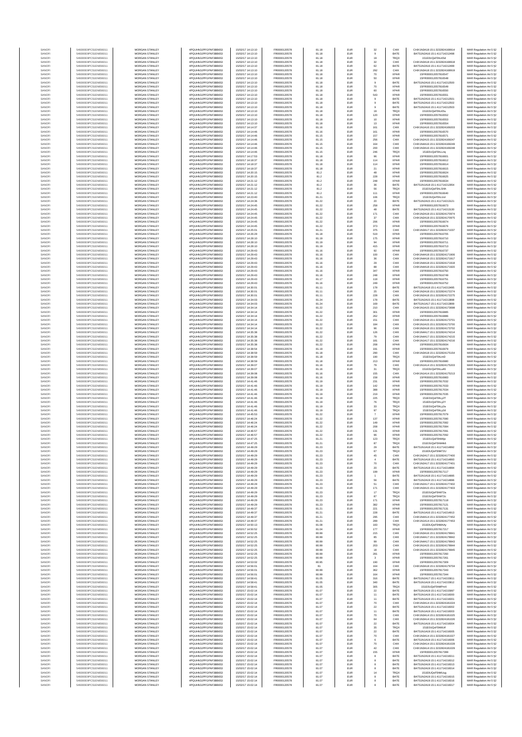| | | | | | | | | | | | |
|---|---|---|---|---|---|---|---|---|---|---|---|
| SANOFI | 549300E9PC51EN656011 | MORGAN STANLEY | 4PQUHN3JPFGFNF3BB653 | 15/02/17 14:13:10 | FR0000120578 | 81.18 | EUR | 32 | CHIX | CHIX1N3A18:15:1:3232824168914 | MAR Regulation Art 5 §2 |
| SANOFI | 549300E9PC51EN656011 | MORGAN STANLEY | 4PQUHN3JPFGFNF3BB653 | 15/02/17 14:13:10 | FR0000120578 | 81.18 | EUR | 9 | BATE | BATS1N2A16:15:1:411714212498 | MAR Regulation Art 5 §2 |
| SANOFI | 549300E9PC51EN656011 | MORGAN STANLEY | 4PQUHN3JPFGFNF3BB653 | 15/02/17 14:13:10 | FR0000120578 | 81.18 | EUR | 19 | TRQX | 151E0UQeF5hLK5d | MAR Regulation Art 5 §2 |
| SANOFI | 549300E9PC51EN656011 | MORGAN STANLEY | 4PQUHN3JPFGFNF3BB653 | 15/02/17 14:13:10 | FR0000120578 | 81.18 | EUR | 32 | CHIX | CHIX1N3A18:15:1:3232824168918 | MAR Regulation Art 5 §2 |
| SANOFI | 549300E9PC51EN656011 | MORGAN STANLEY | 4PQUHN3JPFGFNF3BB653 | 15/02/17 14:13:10 | FR0000120578 | 81.18 | EUR | 62 | BATE | BATS1N2A16:15:1:411714212499 | MAR Regulation Art 5 §2 |
| SANOFI | 549300E9PC51EN656011 | MORGAN STANLEY | 4PQUHN3JPFGFNF3BB653 | 15/02/17 14:13:10 | FR0000120578 | 81.18 | EUR | 292 | CHIX | CHIX1N3A18:15:1:3232824168919 | MAR Regulation Art 5 §2 |
| SANOFI | 549300E9PC51EN656011 | MORGAN STANLEY | 4PQUHN3JPFGFNF3BB653 | 15/02/17 14:13:10 | FR0000120578 | 81.18 | EUR | 70 | XPAR | 15FR000012057816547 | MAR Regulation Art 5 §2 |
| SANOFI | 549300E9PC51EN656011 | MORGAN STANLEY | 4PQUHN3JPFGFNF3BB653 | 15/02/17 14:13:10 | FR0000120578 | 81.18 | EUR | 50 | XPAR | 15FR000012057816548 | MAR Regulation Art 5 §2 |
| SANOFI | 549300E9PC51EN656011 | MORGAN STANLEY | 4PQUHN3JPFGFNF3BB653 | 15/02/17 14:13:10 | FR0000120578 | 81.18 | EUR | 9 | BATE | BATS1N2A16:15:1:411714212500 | MAR Regulation Art 5 §2 |
| SANOFI | 549300E9PC51EN656011 | MORGAN STANLEY | 4PQUHN3JPFGFNF3BB653 | 15/02/17 14:13:10 | FR0000120578 | 81.18 | EUR | 70 | XPAR | 15FR000012057816549 | MAR Regulation Art 5 §2 |
| SANOFI | 549300E9PC51EN656011 | MORGAN STANLEY | 4PQUHN3JPFGFNF3BB653 | 15/02/17 14:13:10 | FR0000120578 | 81.18 | EUR | 60 | XPAR | 15FR000012057816550 | MAR Regulation Art 5 §2 |
| SANOFI | 549300E9PC51EN656011 | MORGAN STANLEY | 4PQUHN3JPFGFNF3BB653 | 15/02/17 14:13:10 | FR0000120578 | 81.18 | EUR | 543 | XPAR | 15FR000012057816551 | MAR Regulation Art 5 §2 |
| SANOFI | 549300E9PC51EN656011 | MORGAN STANLEY | 4PQUHN3JPFGFNF3BB653 | 15/02/17 14:13:10 | FR0000120578 | 81.18 | EUR | 9 | BATE | BATS1N2A16:15:1:411714212501 | MAR Regulation Art 5 §2 |
| SANOFI | 549300E9PC51EN656011 | MORGAN STANLEY | 4PQUHN3JPFGFNF3BB653 | 15/02/17 14:13:10 | FR0000120578 | 81.18 | EUR | 9 | BATE | BATS1N2A16:15:1:411714212502 | MAR Regulation Art 5 §2 |
| SANOFI | 549300E9PC51EN656011 | MORGAN STANLEY | 4PQUHN3JPFGFNF3BB653 | 15/02/17 14:13:10 | FR0000120578 | 81.18 | EUR | 9 | BATE | BATS1N2A16:15:1:411714212503 | MAR Regulation Art 5 §2 |
| SANOFI | 549300E9PC51EN656011 | MORGAN STANLEY | 4PQUHN3JPFGFNF3BB653 | 15/02/17 14:13:10 | FR0000120578 | 81.18 | EUR | 19 | TRQX | 151E0UQeF5hLK5u | MAR Regulation Art 5 §2 |
| SANOFI | 549300E9PC51EN656011 | MORGAN STANLEY | 4PQUHN3JPFGFNF3BB653 | 15/02/17 14:13:10 | FR0000120578 | 81.18 | EUR | 120 | XPAR | 15FR000012057816552 | MAR Regulation Art 5 §2 |
| SANOFI | 549300E9PC51EN656011 | MORGAN STANLEY | 4PQUHN3JPFGFNF3BB653 | 15/02/17 14:13:10 | FR0000120578 | 81.18 | EUR | 10 | XPAR | 15FR000012057816553 | MAR Regulation Art 5 §2 |
| SANOFI | 549300E9PC51EN656011 | MORGAN STANLEY | 4PQUHN3JPFGFNF3BB653 | 15/02/17 14:13:10 | FR0000120578 | 81.18 | EUR | 13 | XPAR | 15FR000012057816554 | MAR Regulation Art 5 §2 |
| SANOFI | 549300E9PC51EN656011 | MORGAN STANLEY | 4PQUHN3JPFGFNF3BB653 | 15/02/17 14:14:37 | FR0000120578 | 81.16 | EUR | 161 | CHIX | CHIX1N1A16:15:1:3232824169203 | MAR Regulation Art 5 §2 |
| SANOFI | 549300E9PC51EN656011 | MORGAN STANLEY | 4PQUHN3JPFGFNF3BB653 | 15/02/17 14:14:46 | FR0000120578 | 81.16 | EUR | 161 | XPAR | 15FR000012057816570 | MAR Regulation Art 5 §2 |
| SANOFI | 549300E9PC51EN656011 | MORGAN STANLEY | 4PQUHN3JPFGFNF3BB653 | 15/02/17 14:14:46 | FR0000120578 | 81.15 | EUR | 157 | XPAR | 15FR000012057816571 | MAR Regulation Art 5 §2 |
| SANOFI | 549300E9PC51EN656011 | MORGAN STANLEY | 4PQUHN3JPFGFNF3BB653 | 15/02/17 14:14:46 | FR0000120578 | 81.15 | EUR | 256 | CHIX | CHIX1N2A15:15:1:3232824169247 | MAR Regulation Art 5 §2 |
| SANOFI | 549300E9PC51EN656011 | MORGAN STANLEY | 4PQUHN3JPFGFNF3BB653 | 15/02/17 14:14:46 | FR0000120578 | 81.15 | EUR | 164 | CHIX | CHIX1N4A16:15:1:3232824169249 | MAR Regulation Art 5 §2 |
| SANOFI | 549300E9PC51EN656011 | MORGAN STANLEY | 4PQUHN3JPFGFNF3BB653 | 15/02/17 14:14:46 | FR0000120578 | 81.15 | EUR | 200 | CHIX | CHIX1N1A16:15:1:3232824169248 | MAR Regulation Art 5 §2 |
| SANOFI | 549300E9PC51EN656011 | MORGAN STANLEY | 4PQUHN3JPFGFNF3BB653 | 15/02/17 14:14:46 | FR0000120578 | 81.15 | EUR | 246 | TRQX | 151E0UQeF5hLLnq | MAR Regulation Art 5 §2 |
| SANOFI | 549300E9PC51EN656011 | MORGAN STANLEY | 4PQUHN3JPFGFNF3BB653 | 15/02/17 14:17:53 | FR0000120578 | 81.18 | EUR | 96 | XPAR | 15FR000012057816601 | MAR Regulation Art 5 §2 |
| SANOFI | 549300E9PC51EN656011 | MORGAN STANLEY | 4PQUHN3JPFGFNF3BB653 | 15/02/17 14:18:37 | FR0000120578 | 81.18 | EUR | 114 | XPAR | 15FR000012057816612 | MAR Regulation Art 5 §2 |
| SANOFI | 549300E9PC51EN656011 | MORGAN STANLEY | 4PQUHN3JPFGFNF3BB653 | 15/02/17 14:18:37 | FR0000120578 | 81.18 | EUR | 114 | XPAR | 15FR000012057816614 | MAR Regulation Art 5 §2 |
| SANOFI | 549300E9PC51EN656011 | MORGAN STANLEY | 4PQUHN3JPFGFNF3BB653 | 15/02/17 14:18:37 | FR0000120578 | 81.18 | EUR | 21 | XPAR | 15FR000012057816615 | MAR Regulation Art 5 §2 |
| SANOFI | 549300E9PC51EN656011 | MORGAN STANLEY | 4PQUHN3JPFGFNF3BB653 | 15/02/17 14:20:15 | FR0000120578 | 81.2 | EUR | 48 | XPAR | 15FR000012057816624 | MAR Regulation Art 5 §2 |
| SANOFI | 549300E9PC51EN656011 | MORGAN STANLEY | 4PQUHN3JPFGFNF3BB653 | 15/02/17 14:20:15 | FR0000120578 | 81.2 | EUR | 228 | XPAR | 15FR000012057816625 | MAR Regulation Art 5 §2 |
| SANOFI | 549300E9PC51EN656011 | MORGAN STANLEY | 4PQUHN3JPFGFNF3BB653 | 15/02/17 14:21:12 | FR0000120578 | 81.2 | EUR | 248 | XPAR | 15FR000012057816634 | MAR Regulation Art 5 §2 |
| SANOFI | 549300E9PC51EN656011 | MORGAN STANLEY | 4PQUHN3JPFGFNF3BB653 | 15/02/17 14:21:12 | FR0000120578 | 81.2 | EUR | 36 | BATE | BATS1N1A18:15:1:411714212954 | MAR Regulation Art 5 §2 |
| SANOFI | 549300E9PC51EN656011 | MORGAN STANLEY | 4PQUHN3JPFGFNF3BB653 | 15/02/17 14:21:12 | FR0000120578 | 81.2 | EUR | 56 | TRQX | 151E0UQeF5hLSNh | MAR Regulation Art 5 §2 |
| SANOFI | 549300E9PC51EN656011 | MORGAN STANLEY | 4PQUHN3JPFGFNF3BB653 | 15/02/17 14:21:12 | FR0000120578 | 81.2 | EUR | 111 | XPAR | 15FR000012057816640 | MAR Regulation Art 5 §2 |
| SANOFI | 549300E9PC51EN656011 | MORGAN STANLEY | 4PQUHN3JPFGFNF3BB653 | 15/02/17 14:23:40 | FR0000120578 | 81.21 | EUR | 106 | TRQX | 151E0UQeF5hLUol | MAR Regulation Art 5 §2 |
| SANOFI | 549300E9PC51EN656011 | MORGAN STANLEY | 4PQUHN3JPFGFNF3BB653 | 15/02/17 14:24:36 | FR0000120578 | 81.22 | EUR | 20 | BATE | BATS1N2A15:15:1:411714213121 | MAR Regulation Art 5 §2 |
| SANOFI | 549300E9PC51EN656011 | MORGAN STANLEY | 4PQUHN3JPFGFNF3BB653 | 15/02/17 14:24:45 | FR0000120578 | 81.22 | EUR | 258 | XPAR | 15FR000012057816673 | MAR Regulation Art 5 §2 |
| SANOFI | 549300E9PC51EN656011 | MORGAN STANLEY | 4PQUHN3JPFGFNF3BB653 | 15/02/17 14:24:45 | FR0000120578 | 81.22 | EUR | 48 | BATE | BATS1N2A15:15:1:411714213130 | MAR Regulation Art 5 §2 |
| SANOFI | 549300E9PC51EN656011 | MORGAN STANLEY | 4PQUHN3JPFGFNF3BB653 | 15/02/17 14:24:45 | FR0000120578 | 81.22 | EUR | 171 | CHIX | CHIX1N2A18:15:1:3232824170974 | MAR Regulation Art 5 §2 |
| SANOFI | 549300E9PC51EN656011 | MORGAN STANLEY | 4PQUHN3JPFGFNF3BB653 | 15/02/17 14:24:45 | FR0000120578 | 81.22 | EUR | 37 | CHIX | CHIX1N2A18:15:1:3232824170975 | MAR Regulation Art 5 §2 |
| SANOFI | 549300E9PC51EN656011 | MORGAN STANLEY | 4PQUHN3JPFGFNF3BB653 | 15/02/17 14:24:45 | FR0000120578 | 81.22 | EUR | 206 | XPAR | 15FR000012057816674 | MAR Regulation Art 5 §2 |
| SANOFI | 549300E9PC51EN656011 | MORGAN STANLEY | 4PQUHN3JPFGFNF3BB653 | 15/02/17 14:24:45 | FR0000120578 | 81.22 | EUR | 373 | XPAR | 15FR000012057816676 | MAR Regulation Art 5 §2 |
| SANOFI | 549300E9PC51EN656011 | MORGAN STANLEY | 4PQUHN3JPFGFNF3BB653 | 15/02/17 14:25:01 | FR0000120578 | 81.21 | EUR | 375 | CHIX | CHIX1N1A17:15:1:3232824171037 | MAR Regulation Art 5 §2 |
| SANOFI | 549300E9PC51EN656011 | MORGAN STANLEY | 4PQUHN3JPFGFNF3BB653 | 15/02/17 14:26:29 | FR0000120578 | 81.18 | EUR | 519 | XPAR | 15FR000012057816705 | MAR Regulation Art 5 §2 |
| SANOFI | 549300E9PC51EN656011 | MORGAN STANLEY | 4PQUHN3JPFGFNF3BB653 | 15/02/17 14:28:10 | FR0000120578 | 81.19 | EUR | 175 | XPAR | 15FR000012057816710 | MAR Regulation Art 5 §2 |
| SANOFI | 549300E9PC51EN656011 | MORGAN STANLEY | 4PQUHN3JPFGFNF3BB653 | 15/02/17 14:28:10 | FR0000120578 | 81.19 | EUR | 94 | XPAR | 15FR000012057816711 | MAR Regulation Art 5 §2 |
| SANOFI | 549300E9PC51EN656011 | MORGAN STANLEY | 4PQUHN3JPFGFNF3BB653 | 15/02/17 14:28:10 | FR0000120578 | 81.19 | EUR | 415 | XPAR | 15FR000012057816713 | MAR Regulation Art 5 §2 |
| SANOFI | 549300E9PC51EN656011 | MORGAN STANLEY | 4PQUHN3JPFGFNF3BB653 | 15/02/17 14:29:43 | FR0000120578 | 81.16 | EUR | 92 | XPAR | 15FR000012057816737 | MAR Regulation Art 5 §2 |
| SANOFI | 549300E9PC51EN656011 | MORGAN STANLEY | 4PQUHN3JPFGFNF3BB653 | 15/02/17 14:29:43 | FR0000120578 | 81.16 | EUR | 100 | CHIX | CHIX1N4A18:15:1:3232824171906 | MAR Regulation Art 5 §2 |
| SANOFI | 549300E9PC51EN656011 | MORGAN STANLEY | 4PQUHN3JPFGFNF3BB653 | 15/02/17 14:29:43 | FR0000120578 | 81.16 | EUR | 36 | CHIX | CHIX1N4A18:15:1:3232824171917 | MAR Regulation Art 5 §2 |
| SANOFI | 549300E9PC51EN656011 | MORGAN STANLEY | 4PQUHN3JPFGFNF3BB653 | 15/02/17 14:29:43 | FR0000120578 | 81.16 | EUR | 29 | CHIX | CHIX1N4A18:15:1:3232824171918 | MAR Regulation Art 5 §2 |
| SANOFI | 549300E9PC51EN656011 | MORGAN STANLEY | 4PQUHN3JPFGFNF3BB653 | 15/02/17 14:29:43 | FR0000120578 | 81.16 | EUR | 88 | CHIX | CHIX1N4A18:15:1:3232824171920 | MAR Regulation Art 5 §2 |
| SANOFI | 549300E9PC51EN656011 | MORGAN STANLEY | 4PQUHN3JPFGFNF3BB653 | 15/02/17 14:29:43 | FR0000120578 | 81.16 | EUR | 347 | XPAR | 15FR000012057816749 | MAR Regulation Art 5 §2 |
| SANOFI | 549300E9PC51EN656011 | MORGAN STANLEY | 4PQUHN3JPFGFNF3BB653 | 15/02/17 14:29:43 | FR0000120578 | 81.16 | EUR | 249 | XPAR | 15FR000012057816750 | MAR Regulation Art 5 §2 |
| SANOFI | 549300E9PC51EN656011 | MORGAN STANLEY | 4PQUHN3JPFGFNF3BB653 | 15/02/17 14:29:43 | FR0000120578 | 81.17 | EUR | 118 | XPAR | 15FR000012057816751 | MAR Regulation Art 5 §2 |
| SANOFI | 549300E9PC51EN656011 | MORGAN STANLEY | 4PQUHN3JPFGFNF3BB653 | 15/02/17 14:29:43 | FR0000120578 | 81.16 | EUR | 249 | XPAR | 15FR000012057816752 | MAR Regulation Art 5 §2 |
| SANOFI | 549300E9PC51EN656011 | MORGAN STANLEY | 4PQUHN3JPFGFNF3BB653 | 15/02/17 14:30:01 | FR0000120578 | 81.11 | EUR | 178 | BATE | BATS1N1A18:15:1:411714213695 | MAR Regulation Art 5 §2 |
| SANOFI | 549300E9PC51EN656011 | MORGAN STANLEY | 4PQUHN3JPFGFNF3BB653 | 15/02/17 14:30:01 | FR0000120578 | 81.11 | EUR | 25 | CHIX | CHIX1N2A18:15:1:3232824172274 | MAR Regulation Art 5 §2 |
| SANOFI | 549300E9PC51EN656011 | MORGAN STANLEY | 4PQUHN3JPFGFNF3BB653 | 15/02/17 14:30:01 | FR0000120578 | 81.11 | EUR | 228 | CHIX | CHIX1N2A18:15:1:3232824172275 | MAR Regulation Art 5 §2 |
| SANOFI | 549300E9PC51EN656011 | MORGAN STANLEY | 4PQUHN3JPFGFNF3BB653 | 15/02/17 14:34:03 | FR0000120578 | 81.24 | EUR | 178 | BATE | BATS1N2A15:15:1:411714213898 | MAR Regulation Art 5 §2 |
| SANOFI | 549300E9PC51EN656011 | MORGAN STANLEY | 4PQUHN3JPFGFNF3BB653 | 15/02/17 14:34:03 | FR0000120578 | 81.24 | EUR | 169 | BATE | BATS1N1A17:15:1:411714213899 | MAR Regulation Art 5 §2 |
| SANOFI | 549300E9PC51EN656011 | MORGAN STANLEY | 4PQUHN3JPFGFNF3BB653 | 15/02/17 14:34:14 | FR0000120578 | 81.22 | EUR | 210 | CHIX | CHIX1N1A15:15:1:3232824173698 | MAR Regulation Art 5 §2 |
| SANOFI | 549300E9PC51EN656011 | MORGAN STANLEY | 4PQUHN3JPFGFNF3BB653 | 15/02/17 14:34:14 | FR0000120578 | 81.22 | EUR | 301 | XPAR | 15FR000012057816885 | MAR Regulation Art 5 §2 |
| SANOFI | 549300E9PC51EN656011 | MORGAN STANLEY | 4PQUHN3JPFGFNF3BB653 | 15/02/17 14:34:14 | FR0000120578 | 81.22 | EUR | 262 | XPAR | 15FR000012057816886 | MAR Regulation Art 5 §2 |
| SANOFI | 549300E9PC51EN656011 | MORGAN STANLEY | 4PQUHN3JPFGFNF3BB653 | 15/02/17 14:34:14 | FR0000120578 | 81.22 | EUR | 151 | CHIX | CHIX1N2A18:15:1:3232824173701 | MAR Regulation Art 5 §2 |
| SANOFI | 549300E9PC51EN656011 | MORGAN STANLEY | 4PQUHN3JPFGFNF3BB653 | 15/02/17 14:34:14 | FR0000120578 | 81.22 | EUR | 184 | CHIX | CHIX1N1A15:15:1:3232824173700 | MAR Regulation Art 5 §2 |
| SANOFI | 549300E9PC51EN656011 | MORGAN STANLEY | 4PQUHN3JPFGFNF3BB653 | 15/02/17 14:34:14 | FR0000120578 | 81.22 | EUR | 96 | CHIX | CHIX1N2A18:15:1:3232824173702 | MAR Regulation Art 5 §2 |
| SANOFI | 549300E9PC51EN656011 | MORGAN STANLEY | 4PQUHN3JPFGFNF3BB653 | 15/02/17 14:35:38 | FR0000120578 | 81.22 | EUR | 126 | CHIX | CHIX1N4A17:15:1:3232824174214 | MAR Regulation Art 5 §2 |
| SANOFI | 549300E9PC51EN656011 | MORGAN STANLEY | 4PQUHN3JPFGFNF3BB653 | 15/02/17 14:35:38 | FR0000120578 | 81.22 | EUR | 79 | CHIX | CHIX1N4A17:15:1:3232824174215 | MAR Regulation Art 5 §2 |
| SANOFI | 549300E9PC51EN656011 | MORGAN STANLEY | 4PQUHN3JPFGFNF3BB653 | 15/02/17 14:35:38 | FR0000120578 | 81.22 | EUR | 181 | CHIX | CHIX1N1A17:15:1:3232824174216 | MAR Regulation Art 5 §2 |
| SANOFI | 549300E9PC51EN656011 | MORGAN STANLEY | 4PQUHN3JPFGFNF3BB653 | 15/02/17 14:35:38 | FR0000120578 | 81.22 | EUR | 208 | XPAR | 15FR000012057816934 | MAR Regulation Art 5 §2 |
| SANOFI | 549300E9PC51EN656011 | MORGAN STANLEY | 4PQUHN3JPFGFNF3BB653 | 15/02/17 14:38:54 | FR0000120578 | 81.19 | EUR | 191 | XPAR | 15FR000012057816979 | MAR Regulation Art 5 §2 |
| SANOFI | 549300E9PC51EN656011 | MORGAN STANLEY | 4PQUHN3JPFGFNF3BB653 | 15/02/17 14:38:59 | FR0000120578 | 81.18 | EUR | 290 | CHIX | CHIX1N3A18:15:1:3232824175154 | MAR Regulation Art 5 §2 |
| SANOFI | 549300E9PC51EN656011 | MORGAN STANLEY | 4PQUHN3JPFGFNF3BB653 | 15/02/17 14:38:59 | FR0000120578 | 81.18 | EUR | 190 | TRQX | 151E0UQeF5hLmD | MAR Regulation Art 5 §2 |
| SANOFI | 549300E9PC51EN656011 | MORGAN STANLEY | 4PQUHN3JPFGFNF3BB653 | 15/02/17 14:38:59 | FR0000120578 | 81.18 | EUR | 213 | XPAR | 15FR000012057816980 | MAR Regulation Art 5 §2 |
| SANOFI | 549300E9PC51EN656011 | MORGAN STANLEY | 4PQUHN3JPFGFNF3BB653 | 15/02/17 14:39:07 | FR0000120578 | 81.16 | EUR | 79 | CHIX | CHIX1N1A14:15:1:3232824175203 | MAR Regulation Art 5 §2 |
| SANOFI | 549300E9PC51EN656011 | MORGAN STANLEY | 4PQUHN3JPFGFNF3BB653 | 15/02/17 14:39:07 | FR0000120578 | 81.16 | EUR | 31 | TRQX | 151E0UQeF5hLuAS | MAR Regulation Art 5 §2 |
| SANOFI | 549300E9PC51EN656011 | MORGAN STANLEY | 4PQUHN3JPFGFNF3BB653 | 15/02/17 14:39:08 | FR0000120578 | 81.16 | EUR | 155 | CHIX | CHIX1N1A14:15:1:3232824175213 | MAR Regulation Art 5 §2 |
| SANOFI | 549300E9PC51EN656011 | MORGAN STANLEY | 4PQUHN3JPFGFNF3BB653 | 15/02/17 14:39:08 | FR0000120578 | 81.16 | EUR | 158 | XPAR | 15FR000012057816983 | MAR Regulation Art 5 §2 |
| SANOFI | 549300E9PC51EN656011 | MORGAN STANLEY | 4PQUHN3JPFGFNF3BB653 | 15/02/17 14:41:46 | FR0000120578 | 81.19 | EUR | 231 | XPAR | 15FR000012057817032 | MAR Regulation Art 5 §2 |
| SANOFI | 549300E9PC51EN656011 | MORGAN STANLEY | 4PQUHN3JPFGFNF3BB653 | 15/02/17 14:41:46 | FR0000120578 | 81.19 | EUR | 142 | XPAR | 15FR000012057817033 | MAR Regulation Art 5 §2 |
| SANOFI | 549300E9PC51EN656011 | MORGAN STANLEY | 4PQUHN3JPFGFNF3BB653 | 15/02/17 14:41:46 | FR0000120578 | 81.19 | EUR | 388 | XPAR | 15FR000012057817034 | MAR Regulation Art 5 §2 |
| SANOFI | 549300E9PC51EN656011 | MORGAN STANLEY | 4PQUHN3JPFGFNF3BB653 | 15/02/17 14:41:46 | FR0000120578 | 81.19 | EUR | 219 | XPAR | 15FR000012057817035 | MAR Regulation Art 5 §2 |
| SANOFI | 549300E9PC51EN656011 | MORGAN STANLEY | 4PQUHN3JPFGFNF3BB653 | 15/02/17 14:41:46 | FR0000120578 | 81.19 | EUR | 225 | TRQX | 151E0UQeF5hLy2T | MAR Regulation Art 5 §2 |
| SANOFI | 549300E9PC51EN656011 | MORGAN STANLEY | 4PQUHN3JPFGFNF3BB653 | 15/02/17 14:41:46 | FR0000120578 | 81.19 | EUR | 76 | TRQX | 151E0UQeF5hLy2Y | MAR Regulation Art 5 §2 |
| SANOFI | 549300E9PC51EN656011 | MORGAN STANLEY | 4PQUHN3JPFGFNF3BB653 | 15/02/17 14:41:46 | FR0000120578 | 81.19 | EUR | 33 | TRQX | 151E0UQeF5hLy2a | MAR Regulation Art 5 §2 |
| SANOFI | 549300E9PC51EN656011 | MORGAN STANLEY | 4PQUHN3JPFGFNF3BB653 | 15/02/17 14:41:46 | FR0000120578 | 81.19 | EUR | 97 | TRQX | 151E0UQeF5hLy2d | MAR Regulation Art 5 §2 |
| SANOFI | 549300E9PC51EN656011 | MORGAN STANLEY | 4PQUHN3JPFGFNF3BB653 | 15/02/17 14:45:53 | FR0000120578 | 81.22 | EUR | 7 | XPAR | 15FR000012057817079 | MAR Regulation Art 5 §2 |
| SANOFI | 549300E9PC51EN656011 | MORGAN STANLEY | 4PQUHN3JPFGFNF3BB653 | 15/02/17 14:46:24 | FR0000120578 | 81.22 | EUR | 137 | XPAR | 15FR000012057817080 | MAR Regulation Art 5 §2 |
| SANOFI | 549300E9PC51EN656011 | MORGAN STANLEY | 4PQUHN3JPFGFNF3BB653 | 15/02/17 14:46:24 | FR0000120578 | 81.22 | EUR | 149 | XPAR | 15FR000012057817082 | MAR Regulation Art 5 §2 |
| SANOFI | 549300E9PC51EN656011 | MORGAN STANLEY | 4PQUHN3JPFGFNF3BB653 | 15/02/17 14:46:24 | FR0000120578 | 81.22 | EUR | 208 | XPAR | 15FR000012057817084 | MAR Regulation Art 5 §2 |
| SANOFI | 549300E9PC51EN656011 | MORGAN STANLEY | 4PQUHN3JPFGFNF3BB653 | 15/02/17 14:46:57 | FR0000120578 | 81.22 | EUR | 131 | XPAR | 15FR000012057817091 | MAR Regulation Art 5 §2 |
| SANOFI | 549300E9PC51EN656011 | MORGAN STANLEY | 4PQUHN3JPFGFNF3BB653 | 15/02/17 14:46:57 | FR0000120578 | 81.22 | EUR | 96 | XPAR | 15FR000012057817092 | MAR Regulation Art 5 §2 |
| SANOFI | 549300E9PC51EN656011 | MORGAN STANLEY | 4PQUHN3JPFGFNF3BB653 | 15/02/17 14:47:25 | FR0000120578 | 81.21 | EUR | 123 | TRQX | 151E0UQeF5hM4jo | MAR Regulation Art 5 §2 |
| SANOFI | 549300E9PC51EN656011 | MORGAN STANLEY | 4PQUHN3JPFGFNF3BB653 | 15/02/17 14:47:25 | FR0000120578 | 81.21 | EUR | 87 | TRQX | 151E0UQeF5hM4k6 | MAR Regulation Art 5 §2 |
| SANOFI | 549300E9PC51EN656011 | MORGAN STANLEY | 4PQUHN3JPFGFNF3BB653 | 15/02/17 14:49:29 | FR0000120578 | 81.23 | EUR | 29 | BATE | BATS1N1A18:15:1:411714214892 | MAR Regulation Art 5 §2 |
| SANOFI | 549300E9PC51EN656011 | MORGAN STANLEY | 4PQUHN3JPFGFNF3BB653 | 15/02/17 14:49:29 | FR0000120578 | 81.23 | EUR | 67 | TRQX | 151E0UQeF5hM72U | MAR Regulation Art 5 §2 |
| SANOFI | 549300E9PC51EN656011 | MORGAN STANLEY | 4PQUHN3JPFGFNF3BB653 | 15/02/17 14:49:29 | FR0000120578 | 81.23 | EUR | 45 | CHIX | CHIX1N2A17:15:1:3232824177400 | MAR Regulation Art 5 §2 |
| SANOFI | 549300E9PC51EN656011 | MORGAN STANLEY | 4PQUHN3JPFGFNF3BB653 | 15/02/17 14:49:29 | FR0000120578 | 81.23 | EUR | 4 | BATE | BATS1N1A18:15:1:411714214893 | MAR Regulation Art 5 §2 |
| SANOFI | 549300E9PC51EN656011 | MORGAN STANLEY | 4PQUHN3JPFGFNF3BB653 | 15/02/17 14:49:29 | FR0000120578 | 81.23 | EUR | 70 | CHIX | CHIX1N2A17:15:1:3232824177401 | MAR Regulation Art 5 §2 |
| SANOFI | 549300E9PC51EN656011 | MORGAN STANLEY | 4PQUHN3JPFGFNF3BB653 | 15/02/17 14:49:29 | FR0000120578 | 81.23 | EUR | 20 | BATE | BATS1N1A18:15:1:411714214894 | MAR Regulation Art 5 §2 |
| SANOFI | 549300E9PC51EN656011 | MORGAN STANLEY | 4PQUHN3JPFGFNF3BB653 | 15/02/17 14:49:29 | FR0000120578 | 81.23 | EUR | 199 | XPAR | 15FR000012057817117 | MAR Regulation Art 5 §2 |
| SANOFI | 549300E9PC51EN656011 | MORGAN STANLEY | 4PQUHN3JPFGFNF3BB653 | 15/02/17 14:49:29 | FR0000120578 | 81.23 | EUR | 1 | BATE | BATS1N1A18:15:1:411714214895 | MAR Regulation Art 5 §2 |
| SANOFI | 549300E9PC51EN656011 | MORGAN STANLEY | 4PQUHN3JPFGFNF3BB653 | 15/02/17 14:49:29 | FR0000120578 | 81.23 | EUR | 56 | BATE | BATS1N2A19:15:1:411714214896 | MAR Regulation Art 5 §2 |
| SANOFI | 549300E9PC51EN656011 | MORGAN STANLEY | 4PQUHN3JPFGFNF3BB653 | 15/02/17 14:49:29 | FR0000120578 | 81.23 | EUR | 51 | CHIX | CHIX1N2A17:15:1:3232824177402 | MAR Regulation Art 5 §2 |
| SANOFI | 549300E9PC51EN656011 | MORGAN STANLEY | 4PQUHN3JPFGFNF3BB653 | 15/02/17 14:49:29 | FR0000120578 | 81.23 | EUR | 171 | CHIX | CHIX1N3A15:15:1:3232824177403 | MAR Regulation Art 5 §2 |
| SANOFI | 549300E9PC51EN656011 | MORGAN STANLEY | 4PQUHN3JPFGFNF3BB653 | 15/02/17 14:49:29 | FR0000120578 | 81.23 | EUR | 17 | TRQX | 151E0UQeF5hM72a | MAR Regulation Art 5 §2 |
| SANOFI | 549300E9PC51EN656011 | MORGAN STANLEY | 4PQUHN3JPFGFNF3BB653 | 15/02/17 14:49:29 | FR0000120578 | 81.23 | EUR | 87 | TRQX | 151E0UQeF5hM72c | MAR Regulation Art 5 §2 |
| SANOFI | 549300E9PC51EN656011 | MORGAN STANLEY | 4PQUHN3JPFGFNF3BB653 | 15/02/17 14:49:29 | FR0000120578 | 81.23 | EUR | 171 | XPAR | 15FR000012057817118 | MAR Regulation Art 5 §2 |
| SANOFI | 549300E9PC51EN656011 | MORGAN STANLEY | 4PQUHN3JPFGFNF3BB653 | 15/02/17 14:49:29 | FR0000120578 | 81.23 | EUR | 382 | XPAR | 15FR000012057817121 | MAR Regulation Art 5 §2 |
| SANOFI | 549300E9PC51EN656011 | MORGAN STANLEY | 4PQUHN3JPFGFNF3BB653 | 15/02/17 14:49:37 | FR0000120578 | 81.21 | EUR | 221 | XPAR | 15FR000012057817131 | MAR Regulation Art 5 §2 |
| SANOFI | 549300E9PC51EN656011 | MORGAN STANLEY | 4PQUHN3JPFGFNF3BB653 | 15/02/17 14:49:37 | FR0000120578 | 81.21 | EUR | 228 | BATE | BATS1N1A16:15:1:411714214913 | MAR Regulation Art 5 §2 |
| SANOFI | 549300E9PC51EN656011 | MORGAN STANLEY | 4PQUHN3JPFGFNF3BB653 | 15/02/17 14:49:37 | FR0000120578 | 81.21 | EUR | 285 | CHIX | CHIX1N4A14:15:1:3232824177452 | MAR Regulation Art 5 §2 |
| SANOFI | 549300E9PC51EN656011 | MORGAN STANLEY | 4PQUHN3JPFGFNF3BB653 | 15/02/17 14:49:37 | FR0000120578 | 81.21 | EUR | 289 | CHIX | CHIX1N1A14:15:1:3232824177453 | MAR Regulation Art 5 §2 |
| SANOFI | 549300E9PC51EN656011 | MORGAN STANLEY | 4PQUHN3JPFGFNF3BB653 | 15/02/17 14:50:13 | FR0000120578 | 81.08 | EUR | 183 | TRQX | 151E0UQeF5hM4Ay | MAR Regulation Art 5 §2 |
| SANOFI | 549300E9PC51EN656011 | MORGAN STANLEY | 4PQUHN3JPFGFNF3BB653 | 15/02/17 14:50:52 | FR0000120578 | 81.04 | EUR | 177 | XPAR | 15FR000012057817217 | MAR Regulation Art 5 §2 |
| SANOFI | 549300E9PC51EN656011 | MORGAN STANLEY | 4PQUHN3JPFGFNF3BB653 | 15/02/17 14:52:25 | FR0000120578 | 80.99 | EUR | 215 | CHIX | CHIX1N1A16:15:1:3232824178841 | MAR Regulation Art 5 §2 |
| SANOFI | 549300E9PC51EN656011 | MORGAN STANLEY | 4PQUHN3JPFGFNF3BB653 | 15/02/17 14:52:25 | FR0000120578 | 80.99 | EUR | 85 | CHIX | CHIX1N4A17:15:1:3232824178842 | MAR Regulation Art 5 §2 |
| SANOFI | 549300E9PC51EN656011 | MORGAN STANLEY | 4PQUHN3JPFGFNF3BB653 | 15/02/17 14:52:25 | FR0000120578 | 80.99 | EUR | 99 | CHIX | CHIX1N4A17:15:1:3232824178843 | MAR Regulation Art 5 §2 |
| SANOFI | 549300E9PC51EN656011 | MORGAN STANLEY | 4PQUHN3JPFGFNF3BB653 | 15/02/17 14:52:25 | FR0000120578 | 80.99 | EUR | 203 | CHIX | CHIX1N1A15:15:1:3232824178844 | MAR Regulation Art 5 §2 |
| SANOFI | 549300E9PC51EN656011 | MORGAN STANLEY | 4PQUHN3JPFGFNF3BB653 | 15/02/17 14:52:25 | FR0000120578 | 80.99 | EUR | 18 | CHIX | CHIX1N1A15:15:1:3232824178845 | MAR Regulation Art 5 §2 |
| SANOFI | 549300E9PC51EN656011 | MORGAN STANLEY | 4PQUHN3JPFGFNF3BB653 | 15/02/17 14:52:25 | FR0000120578 | 80.99 | EUR | 281 | XPAR | 15FR000012057817260 | MAR Regulation Art 5 §2 |
| SANOFI | 549300E9PC51EN656011 | MORGAN STANLEY | 4PQUHN3JPFGFNF3BB653 | 15/02/17 14:52:25 | FR0000120578 | 80.99 | EUR | 3 | XPAR | 15FR000012057817261 | MAR Regulation Art 5 §2 |
| SANOFI | 549300E9PC51EN656011 | MORGAN STANLEY | 4PQUHN3JPFGFNF3BB653 | 15/02/17 14:53:02 | FR0000120578 | 80.95 | EUR | 190 | XPAR | 15FR000012057817309 | MAR Regulation Art 5 §2 |
| SANOFI | 549300E9PC51EN656011 | MORGAN STANLEY | 4PQUHN3JPFGFNF3BB653 | 15/02/17 14:56:01 | FR0000120578 | 81 | EUR | 164 | CHIX | CHIX1N3A18:15:1:3232824179704 | MAR Regulation Art 5 §2 |
| SANOFI | 549300E9PC51EN656011 | MORGAN STANLEY | 4PQUHN3JPFGFNF3BB653 | 15/02/17 14:56:01 | FR0000120578 | 80.99 | EUR | 362 | XPAR | 15FR000012057817343 | MAR Regulation Art 5 §2 |
| SANOFI | 549300E9PC51EN656011 | MORGAN STANLEY | 4PQUHN3JPFGFNF3BB653 | 15/02/17 14:56:01 | FR0000120578 | 80.99 | EUR | 164 | XPAR | 15FR000012057817344 | MAR Regulation Art 5 §2 |
| SANOFI | 549300E9PC51EN656011 | MORGAN STANLEY | 4PQUHN3JPFGFNF3BB653 | 15/02/17 14:58:41 | FR0000120578 | 81.05 | EUR | 316 | BATE | BATS1N2A17:15:1:411714215811 | MAR Regulation Art 5 §2 |
| SANOFI | 549300E9PC51EN656011 | MORGAN STANLEY | 4PQUHN3JPFGFNF3BB653 | 15/02/17 14:58:41 | FR0000120578 | 81.05 | EUR | 340 | BATE | BATS1N1A19:15:1:411714215812 | MAR Regulation Art 5 §2 |
| SANOFI | 549300E9PC51EN656011 | MORGAN STANLEY | 4PQUHN3JPFGFNF3BB653 | 15/02/17 14:58:41 | FR0000120578 | 81.05 | EUR | 305 | TRQX | 151E0UQeF5hMPmX | MAR Regulation Art 5 §2 |
| SANOFI | 549300E9PC51EN656011 | MORGAN STANLEY | 4PQUHN3JPFGFNF3BB653 | 15/02/17 15:02:14 | FR0000120578 | 81.07 | EUR | 22 | BATE | BATS1N1A19:15:1:411714215997 | MAR Regulation Art 5 §2 |
| SANOFI | 549300E9PC51EN656011 | MORGAN STANLEY | 4PQUHN3JPFGFNF3BB653 | 15/02/17 15:02:14 | FR0000120578 | 81.07 | EUR | 11 | BATE | BATS1N1A19:15:1:411714216000 | MAR Regulation Art 5 §2 |
| SANOFI | 549300E9PC51EN656011 | MORGAN STANLEY | 4PQUHN3JPFGFNF3BB653 | 15/02/17 15:02:14 | FR0000120578 | 81.07 | EUR | 11 | BATE | BATS1N1A19:15:1:411714216001 | MAR Regulation Art 5 §2 |
| SANOFI | 549300E9PC51EN656011 | MORGAN STANLEY | 4PQUHN3JPFGFNF3BB653 | 15/02/17 15:02:14 | FR0000120578 | 81.07 | EUR | 70 | CHIX | CHIX1N1A14:15:1:3232824181024 | MAR Regulation Art 5 §2 |
| SANOFI | 549300E9PC51EN656011 | MORGAN STANLEY | 4PQUHN3JPFGFNF3BB653 | 15/02/17 15:02:14 | FR0000120578 | 81.07 | EUR | 22 | BATE | BATS1N1A19:15:1:411714216002 | MAR Regulation Art 5 §2 |
| SANOFI | 549300E9PC51EN656011 | MORGAN STANLEY | 4PQUHN3JPFGFNF3BB653 | 15/02/17 15:02:14 | FR0000120578 | 81.07 | EUR | 11 | BATE | BATS1N1A19:15:1:411714216003 | MAR Regulation Art 5 §2 |
| SANOFI | 549300E9PC51EN656011 | MORGAN STANLEY | 4PQUHN3JPFGFNF3BB653 | 15/02/17 15:02:14 | FR0000120578 | 81.07 | EUR | 70 | CHIX | CHIX1N1A14:15:1:3232824181025 | MAR Regulation Art 5 §2 |
| SANOFI | 549300E9PC51EN656011 | MORGAN STANLEY | 4PQUHN3JPFGFNF3BB653 | 15/02/17 15:02:14 | FR0000120578 | 81.07 | EUR | 94 | CHIX | CHIX1N1A14:15:1:3232824181026 | MAR Regulation Art 5 §2 |
| SANOFI | 549300E9PC51EN656011 | MORGAN STANLEY | 4PQUHN3JPFGFNF3BB653 | 15/02/17 15:02:14 | FR0000120578 | 81.07 | EUR | 22 | BATE | BATS1N1A19:15:1:411714216004 | MAR Regulation Art 5 §2 |
| SANOFI | 549300E9PC51EN656011 | MORGAN STANLEY | 4PQUHN3JPFGFNF3BB653 | 15/02/17 15:02:14 | FR0000120578 | 81.07 | EUR | 35 | TRQX | 151E0UQeF5hMUif | MAR Regulation Art 5 §2 |
| SANOFI | 549300E9PC51EN656011 | MORGAN STANLEY | 4PQUHN3JPFGFNF3BB653 | 15/02/17 15:02:14 | FR0000120578 | 81.07 | EUR | 22 | BATE | BATS1N1A19:15:1:411714216005 | MAR Regulation Art 5 §2 |
| SANOFI | 549300E9PC51EN656011 | MORGAN STANLEY | 4PQUHN3JPFGFNF3BB653 | 15/02/17 15:02:14 | FR0000120578 | 81.07 | EUR | 70 | CHIX | CHIX1N1A14:15:1:3232824181027 | MAR Regulation Art 5 §2 |
| SANOFI | 549300E9PC51EN656011 | MORGAN STANLEY | 4PQUHN3JPFGFNF3BB653 | 15/02/17 15:02:14 | FR0000120578 | 81.07 | EUR | 6 | BATE | BATS1N1A19:15:1:411714216006 | MAR Regulation Art 5 §2 |
| SANOFI | 549300E9PC51EN656011 | MORGAN STANLEY | 4PQUHN3JPFGFNF3BB653 | 15/02/17 15:02:14 | FR0000120578 | 81.07 | EUR | 70 | CHIX | CHIX1N1A14:15:1:3232824181028 | MAR Regulation Art 5 §2 |
| SANOFI | 549300E9PC51EN656011 | MORGAN STANLEY | 4PQUHN3JPFGFNF3BB653 | 15/02/17 15:02:14 | FR0000120578 | 81.07 | EUR | 42 | CHIX | CHIX1N1A14:15:1:3232824181029 | MAR Regulation Art 5 §2 |
| SANOFI | 549300E9PC51EN656011 | MORGAN STANLEY | 4PQUHN3JPFGFNF3BB653 | 15/02/17 15:02:14 | FR0000120578 | 81.07 | EUR | 155 | XPAR | 15FR000012057817399 | MAR Regulation Art 5 §2 |
| SANOFI | 549300E9PC51EN656011 | MORGAN STANLEY | 4PQUHN3JPFGFNF3BB653 | 15/02/17 15:02:14 | FR0000120578 | 81.07 | EUR | 8 | BATE | BATS1N2A19:15:1:411714216011 | MAR Regulation Art 5 §2 |
| SANOFI | 549300E9PC51EN656011 | MORGAN STANLEY | 4PQUHN3JPFGFNF3BB653 | 15/02/17 15:02:14 | FR0000120578 | 81.07 | EUR | 8 | BATE | BATS1N2A19:15:1:411714216012 | MAR Regulation Art 5 §2 |
| SANOFI | 549300E9PC51EN656011 | MORGAN STANLEY | 4PQUHN3JPFGFNF3BB653 | 15/02/17 15:02:14 | FR0000120578 | 81.07 | EUR | 8 | BATE | BATS1N2A19:15:1:411714216013 | MAR Regulation Art 5 §2 |
| SANOFI | 549300E9PC51EN656011 | MORGAN STANLEY | 4PQUHN3JPFGFNF3BB653 | 15/02/17 15:02:14 | FR0000120578 | 81.07 | EUR | 8 | BATE | BATS1N2A19:15:1:411714216014 | MAR Regulation Art 5 §2 |
| SANOFI | 549300E9PC51EN656011 | MORGAN STANLEY | 4PQUHN3JPFGFNF3BB653 | 15/02/17 15:02:14 | FR0000120578 | 81.07 | EUR | 14 | TRQX | 151E0UQeF5hMUug | MAR Regulation Art 5 §2 |
| SANOFI | 549300E9PC51EN656011 | MORGAN STANLEY | 4PQUHN3JPFGFNF3BB653 | 15/02/17 15:02:14 | FR0000120578 | 81.07 | EUR | 8 | BATE | BATS1N2A19:15:1:411714216015 | MAR Regulation Art 5 §2 |
| SANOFI | 549300E9PC51EN656011 | MORGAN STANLEY | 4PQUHN3JPFGFNF3BB653 | 15/02/17 15:02:14 | FR0000120578 | 81.07 | EUR | 8 | BATE | BATS1N2A19:15:1:411714216016 | MAR Regulation Art 5 §2 |
| SANOFI | 549300E9PC51EN656011 | MORGAN STANLEY | 4PQUHN3JPFGFNF3BB653 | 15/02/17 15:02:14 | FR0000120578 | 81.07 | EUR | 8 | BATE | BATS1N2A19:15:1:411714216017 | MAR Regulation Art 5 §2 |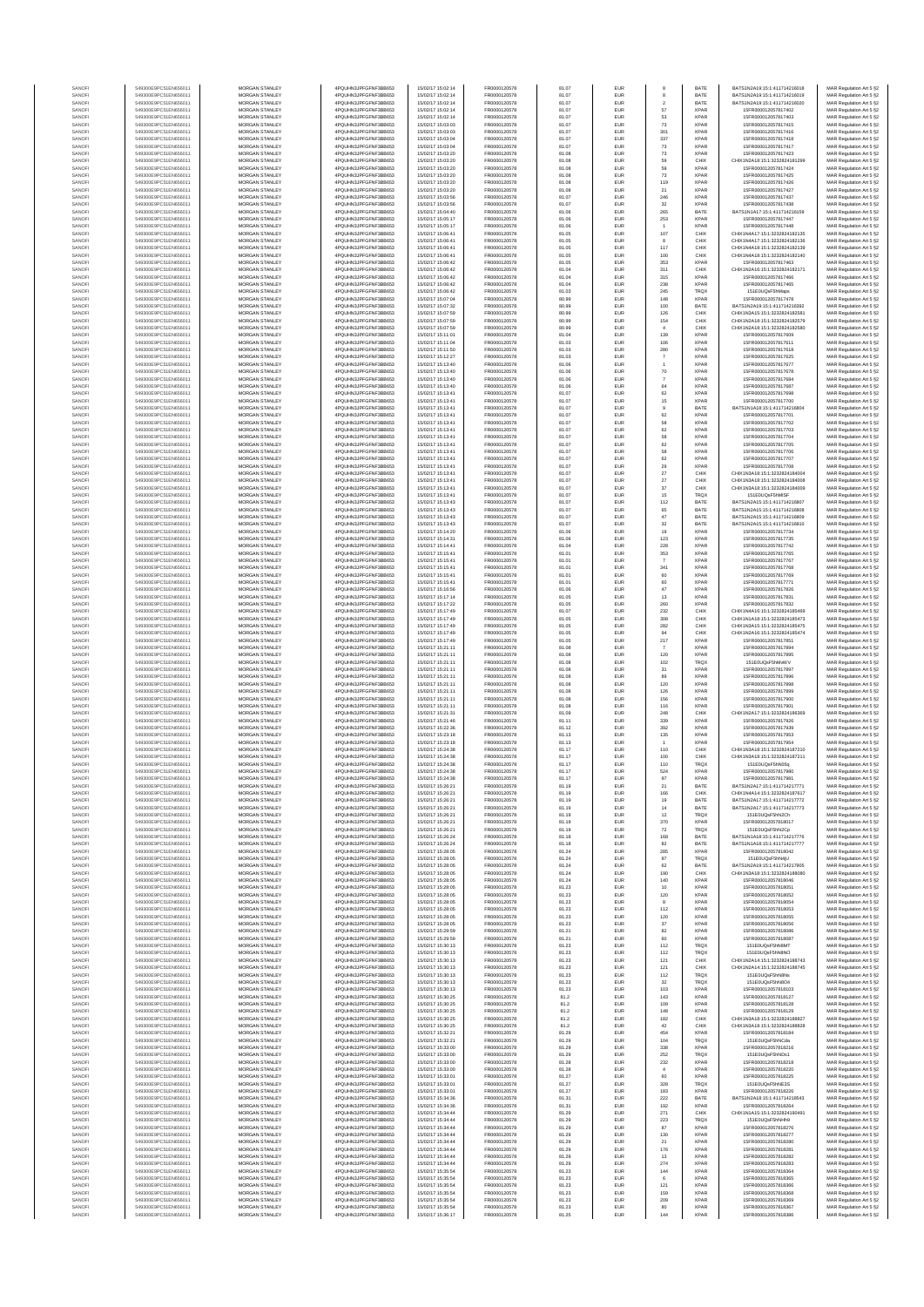| | | | | | | | | | | | |
|---|---|---|---|---|---|---|---|---|---|---|---|
| SANOFI | 549300E9PC51EN656011 | MORGAN STANLEY | 4PQUHN3JPFGFNF3BB653 | 15/05/2017 15:02:14 | FR0000120578 | 81.07 | EUR | 8 | BATE | BATS1N2A19:15:1:411714218018 | MAR Regulation Art 5 §2 |
| SANOFI | 549300E9PC51EN656011 | MORGAN STANLEY | 4PQUHN3JPFGFNF3BB653 | 15/05/2017 15:02:14 | FR0000120578 | 81.07 | EUR | 8 | BATE | BATS1N2A19:15:1:411714218019 | MAR Regulation Art 5 §2 |
| SANOFI | 549300E9PC51EN656011 | MORGAN STANLEY | 4PQUHN3JPFGFNF3BB653 | 15/05/2017 15:02:14 | FR0000120578 | 81.07 | EUR | 2 | BATE | BATS1N2A19:15:1:411714218020 | MAR Regulation Art 5 §2 |
| SANOFI | 549300E9PC51EN656011 | MORGAN STANLEY | 4PQUHN3JPFGFNF3BB653 | 15/05/2017 15:02:14 | FR0000120578 | 81.07 | EUR | 57 | XPAR | 15FR000012057817402 | MAR Regulation Art 5 §2 |
| SANOFI | 549300E9PC51EN656011 | MORGAN STANLEY | 4PQUHN3JPFGFNF3BB653 | 15/05/2017 15:02:14 | FR0000120578 | 81.07 | EUR | 53 | XPAR | 15FR000012057817403 | MAR Regulation Art 5 §2 |
| SANOFI | 549300E9PC51EN656011 | MORGAN STANLEY | 4PQUHN3JPFGFNF3BB653 | 15/05/2017 15:03:03 | FR0000120578 | 81.07 | EUR | 73 | XPAR | 15FR000012057817415 | MAR Regulation Art 5 §2 |
| SANOFI | 549300E9PC51EN656011 | MORGAN STANLEY | 4PQUHN3JPFGFNF3BB653 | 15/05/2017 15:03:03 | FR0000120578 | 81.07 | EUR | 301 | XPAR | 15FR000012057817416 | MAR Regulation Art 5 §2 |
| SANOFI | 549300E9PC51EN656011 | MORGAN STANLEY | 4PQUHN3JPFGFNF3BB653 | 15/05/2017 15:03:04 | FR0000120578 | 81.07 | EUR | 337 | XPAR | 15FR000012057817418 | MAR Regulation Art 5 §2 |
| SANOFI | 549300E9PC51EN656011 | MORGAN STANLEY | 4PQUHN3JPFGFNF3BB653 | 15/05/2017 15:03:04 | FR0000120578 | 81.07 | EUR | 73 | XPAR | 15FR000012057817417 | MAR Regulation Art 5 §2 |
| SANOFI | 549300E9PC51EN656011 | MORGAN STANLEY | 4PQUHN3JPFGFNF3BB653 | 15/05/2017 15:03:20 | FR0000120578 | 81.08 | EUR | 73 | XPAR | 15FR000012057817423 | MAR Regulation Art 5 §2 |
| SANOFI | 549300E9PC51EN656011 | MORGAN STANLEY | 4PQUHN3JPFGFNF3BB653 | 15/05/2017 15:03:20 | FR0000120578 | 81.08 | EUR | 59 | CHIX | CHIX1N2A18:15:1:3232824181299 | MAR Regulation Art 5 §2 |
| SANOFI | 549300E9PC51EN656011 | MORGAN STANLEY | 4PQUHN3JPFGFNF3BB653 | 15/05/2017 15:03:20 | FR0000120578 | 81.08 | EUR | 59 | XPAR | 15FR000012057817424 | MAR Regulation Art 5 §2 |
| SANOFI | 549300E9PC51EN656011 | MORGAN STANLEY | 4PQUHN3JPFGFNF3BB653 | 15/05/2017 15:03:20 | FR0000120578 | 81.08 | EUR | 73 | XPAR | 15FR000012057817425 | MAR Regulation Art 5 §2 |
| SANOFI | 549300E9PC51EN656011 | MORGAN STANLEY | 4PQUHN3JPFGFNF3BB653 | 15/05/2017 15:03:20 | FR0000120578 | 81.08 | EUR | 119 | XPAR | 15FR000012057817426 | MAR Regulation Art 5 §2 |
| SANOFI | 549300E9PC51EN656011 | MORGAN STANLEY | 4PQUHN3JPFGFNF3BB653 | 15/05/2017 15:03:20 | FR0000120578 | 81.08 | EUR | 21 | XPAR | 15FR000012057817427 | MAR Regulation Art 5 §2 |
| SANOFI | 549300E9PC51EN656011 | MORGAN STANLEY | 4PQUHN3JPFGFNF3BB653 | 15/05/2017 15:03:56 | FR0000120578 | 81.07 | EUR | 246 | XPAR | 15FR000012057817437 | MAR Regulation Art 5 §2 |
| SANOFI | 549300E9PC51EN656011 | MORGAN STANLEY | 4PQUHN3JPFGFNF3BB653 | 15/05/2017 15:03:56 | FR0000120578 | 81.07 | EUR | 32 | XPAR | 15FR000012057817438 | MAR Regulation Art 5 §2 |
| SANOFI | 549300E9PC51EN656011 | MORGAN STANLEY | 4PQUHN3JPFGFNF3BB653 | 15/05/2017 15:04:40 | FR0000120578 | 81.06 | EUR | 265 | BATE | BATS1N1A17:15:1:411714216159 | MAR Regulation Art 5 §2 |
| SANOFI | 549300E9PC51EN656011 | MORGAN STANLEY | 4PQUHN3JPFGFNF3BB653 | 15/05/2017 15:05:17 | FR0000120578 | 81.06 | EUR | 253 | XPAR | 15FR000012057817447 | MAR Regulation Art 5 §2 |
| SANOFI | 549300E9PC51EN656011 | MORGAN STANLEY | 4PQUHN3JPFGFNF3BB653 | 15/05/2017 15:05:17 | FR0000120578 | 81.06 | EUR | 1 | XPAR | 15FR000012057817448 | MAR Regulation Art 5 §2 |
| SANOFI | 549300E9PC51EN656011 | MORGAN STANLEY | 4PQUHN3JPFGFNF3BB653 | 15/05/2017 15:06:41 | FR0000120578 | 81.05 | EUR | 107 | CHIX | CHIX1N4A17:15:1:3232824182135 | MAR Regulation Art 5 §2 |
| SANOFI | 549300E9PC51EN656011 | MORGAN STANLEY | 4PQUHN3JPFGFNF3BB653 | 15/05/2017 15:06:41 | FR0000120578 | 81.05 | EUR | 8 | CHIX | CHIX1N4A17:15:1:3232824182136 | MAR Regulation Art 5 §2 |
| SANOFI | 549300E9PC51EN656011 | MORGAN STANLEY | 4PQUHN3JPFGFNF3BB653 | 15/05/2017 15:06:41 | FR0000120578 | 81.05 | EUR | 117 | CHIX | CHIX1N4A18:15:1:3232824182138 | MAR Regulation Art 5 §2 |
| SANOFI | 549300E9PC51EN656011 | MORGAN STANLEY | 4PQUHN3JPFGFNF3BB653 | 15/05/2017 15:06:41 | FR0000120578 | 81.05 | EUR | 100 | CHIX | CHIX1N4A18:15:1:3232824182140 | MAR Regulation Art 5 §2 |
| SANOFI | 549300E9PC51EN656011 | MORGAN STANLEY | 4PQUHN3JPFGFNF3BB653 | 15/05/2017 15:06:42 | FR0000120578 | 81.05 | EUR | 353 | XPAR | 15FR000012057817463 | MAR Regulation Art 5 §2 |
| SANOFI | 549300E9PC51EN656011 | MORGAN STANLEY | 4PQUHN3JPFGFNF3BB653 | 15/05/2017 15:06:42 | FR0000120578 | 81.04 | EUR | 311 | CHIX | CHIX1N2A16:15:1:3232824182171 | MAR Regulation Art 5 §2 |
| SANOFI | 549300E9PC51EN656011 | MORGAN STANLEY | 4PQUHN3JPFGFNF3BB653 | 15/05/2017 15:06:42 | FR0000120578 | 81.04 | EUR | 315 | XPAR | 15FR000012057817466 | MAR Regulation Art 5 §2 |
| SANOFI | 549300E9PC51EN656011 | MORGAN STANLEY | 4PQUHN3JPFGFNF3BB653 | 15/05/2017 15:06:42 | FR0000120578 | 81.04 | EUR | 238 | XPAR | 15FR000012057817465 | MAR Regulation Art 5 §2 |
| SANOFI | 549300E9PC51EN656011 | MORGAN STANLEY | 4PQUHN3JPFGFNF3BB653 | 15/05/2017 15:06:42 | FR0000120578 | 81.03 | EUR | 245 | TRQX | 151E0UQxF5hMaps | MAR Regulation Art 5 §2 |
| SANOFI | 549300E9PC51EN656011 | MORGAN STANLEY | 4PQUHN3JPFGFNF3BB653 | 15/05/2017 15:07:04 | FR0000120578 | 80.99 | EUR | 148 | XPAR | 15FR000012057817478 | MAR Regulation Art 5 §2 |
| SANOFI | 549300E9PC51EN656011 | MORGAN STANLEY | 4PQUHN3JPFGFNF3BB653 | 15/05/2017 15:07:32 | FR0000120578 | 80.99 | EUR | 100 | BATE | BATS1N2A19:15:1:411714216392 | MAR Regulation Art 5 §2 |
| SANOFI | 549300E9PC51EN656011 | MORGAN STANLEY | 4PQUHN3JPFGFNF3BB653 | 15/05/2017 15:07:59 | FR0000120578 | 80.99 | EUR | 126 | CHIX | CHIX1N3A15:15:1:3232824182581 | MAR Regulation Art 5 §2 |
| SANOFI | 549300E9PC51EN656011 | MORGAN STANLEY | 4PQUHN3JPFGFNF3BB653 | 15/05/2017 15:07:59 | FR0000120578 | 80.99 | EUR | 154 | CHIX | CHIX1N2A18:15:1:3232824182579 | MAR Regulation Art 5 §2 |
| SANOFI | 549300E9PC51EN656011 | MORGAN STANLEY | 4PQUHN3JPFGFNF3BB653 | 15/05/2017 15:07:59 | FR0000120578 | 80.99 | EUR | 4 | CHIX | CHIX1N2A18:15:1:3232824182580 | MAR Regulation Art 5 §2 |
| SANOFI | 549300E9PC51EN656011 | MORGAN STANLEY | 4PQUHN3JPFGFNF3BB653 | 15/05/2017 15:11:01 | FR0000120578 | 81.04 | EUR | 139 | XPAR | 15FR000012057817609 | MAR Regulation Art 5 §2 |
| SANOFI | 549300E9PC51EN656011 | MORGAN STANLEY | 4PQUHN3JPFGFNF3BB653 | 15/05/2017 15:11:04 | FR0000120578 | 81.03 | EUR | 106 | XPAR | 15FR000012057817611 | MAR Regulation Art 5 §2 |
| SANOFI | 549300E9PC51EN656011 | MORGAN STANLEY | 4PQUHN3JPFGFNF3BB653 | 15/05/2017 15:11:50 | FR0000120578 | 81.03 | EUR | 280 | XPAR | 15FR000012057817618 | MAR Regulation Art 5 §2 |
| SANOFI | 549300E9PC51EN656011 | MORGAN STANLEY | 4PQUHN3JPFGFNF3BB653 | 15/05/2017 15:12:27 | FR0000120578 | 81.03 | EUR | 7 | XPAR | 15FR000012057817625 | MAR Regulation Art 5 §2 |
| SANOFI | 549300E9PC51EN656011 | MORGAN STANLEY | 4PQUHN3JPFGFNF3BB653 | 15/05/2017 15:13:40 | FR0000120578 | 81.06 | EUR | 1 | XPAR | 15FR000012057817677 | MAR Regulation Art 5 §2 |
| SANOFI | 549300E9PC51EN656011 | MORGAN STANLEY | 4PQUHN3JPFGFNF3BB653 | 15/05/2017 15:13:40 | FR0000120578 | 81.06 | EUR | 70 | XPAR | 15FR000012057817678 | MAR Regulation Art 5 §2 |
| SANOFI | 549300E9PC51EN656011 | MORGAN STANLEY | 4PQUHN3JPFGFNF3BB653 | 15/05/2017 15:13:40 | FR0000120578 | 81.06 | EUR | 7 | XPAR | 15FR000012057817684 | MAR Regulation Art 5 §2 |
| SANOFI | 549300E9PC51EN656011 | MORGAN STANLEY | 4PQUHN3JPFGFNF3BB653 | 15/05/2017 15:13:40 | FR0000120578 | 81.06 | EUR | 64 | XPAR | 15FR000012057817687 | MAR Regulation Art 5 §2 |
| SANOFI | 549300E9PC51EN656011 | MORGAN STANLEY | 4PQUHN3JPFGFNF3BB653 | 15/05/2017 15:13:41 | FR0000120578 | 81.07 | EUR | 62 | XPAR | 15FR000012057817698 | MAR Regulation Art 5 §2 |
| SANOFI | 549300E9PC51EN656011 | MORGAN STANLEY | 4PQUHN3JPFGFNF3BB653 | 15/05/2017 15:13:41 | FR0000120578 | 81.07 | EUR | 15 | XPAR | 15FR000012057817700 | MAR Regulation Art 5 §2 |
| SANOFI | 549300E9PC51EN656011 | MORGAN STANLEY | 4PQUHN3JPFGFNF3BB653 | 15/05/2017 15:13:41 | FR0000120578 | 81.07 | EUR | 9 | BATE | BATS1N1A18:15:1:411714216804 | MAR Regulation Art 5 §2 |
| SANOFI | 549300E9PC51EN656011 | MORGAN STANLEY | 4PQUHN3JPFGFNF3BB653 | 15/05/2017 15:13:41 | FR0000120578 | 81.07 | EUR | 62 | XPAR | 15FR000012057817701 | MAR Regulation Art 5 §2 |
| SANOFI | 549300E9PC51EN656011 | MORGAN STANLEY | 4PQUHN3JPFGFNF3BB653 | 15/05/2017 15:13:41 | FR0000120578 | 81.07 | EUR | 58 | XPAR | 15FR000012057817702 | MAR Regulation Art 5 §2 |
| SANOFI | 549300E9PC51EN656011 | MORGAN STANLEY | 4PQUHN3JPFGFNF3BB653 | 15/05/2017 15:13:41 | FR0000120578 | 81.07 | EUR | 62 | XPAR | 15FR000012057817703 | MAR Regulation Art 5 §2 |
| SANOFI | 549300E9PC51EN656011 | MORGAN STANLEY | 4PQUHN3JPFGFNF3BB653 | 15/05/2017 15:13:41 | FR0000120578 | 81.07 | EUR | 58 | XPAR | 15FR000012057817704 | MAR Regulation Art 5 §2 |
| SANOFI | 549300E9PC51EN656011 | MORGAN STANLEY | 4PQUHN3JPFGFNF3BB653 | 15/05/2017 15:13:41 | FR0000120578 | 81.07 | EUR | 62 | XPAR | 15FR000012057817705 | MAR Regulation Art 5 §2 |
| SANOFI | 549300E9PC51EN656011 | MORGAN STANLEY | 4PQUHN3JPFGFNF3BB653 | 15/05/2017 15:13:41 | FR0000120578 | 81.07 | EUR | 58 | XPAR | 15FR000012057817706 | MAR Regulation Art 5 §2 |
| SANOFI | 549300E9PC51EN656011 | MORGAN STANLEY | 4PQUHN3JPFGFNF3BB653 | 15/05/2017 15:13:41 | FR0000120578 | 81.07 | EUR | 62 | XPAR | 15FR000012057817707 | MAR Regulation Art 5 §2 |
| SANOFI | 549300E9PC51EN656011 | MORGAN STANLEY | 4PQUHN3JPFGFNF3BB653 | 15/05/2017 15:13:41 | FR0000120578 | 81.07 | EUR | 29 | XPAR | 15FR000012057817708 | MAR Regulation Art 5 §2 |
| SANOFI | 549300E9PC51EN656011 | MORGAN STANLEY | 4PQUHN3JPFGFNF3BB653 | 15/05/2017 15:13:41 | FR0000120578 | 81.07 | EUR | 27 | CHIX | CHIX1N3A18:15:1:3232824184004 | MAR Regulation Art 5 §2 |
| SANOFI | 549300E9PC51EN656011 | MORGAN STANLEY | 4PQUHN3JPFGFNF3BB653 | 15/05/2017 15:13:41 | FR0000120578 | 81.07 | EUR | 27 | CHIX | CHIX1N3A18:15:1:3232824184008 | MAR Regulation Art 5 §2 |
| SANOFI | 549300E9PC51EN656011 | MORGAN STANLEY | 4PQUHN3JPFGFNF3BB653 | 15/05/2017 15:13:41 | FR0000120578 | 81.07 | EUR | 37 | CHIX | CHIX1N3A18:15:1:3232824184009 | MAR Regulation Art 5 §2 |
| SANOFI | 549300E9PC51EN656011 | MORGAN STANLEY | 4PQUHN3JPFGFNF3BB653 | 15/05/2017 15:13:41 | FR0000120578 | 81.07 | EUR | 15 | TRQX | 151E0UQxF5hMiSF | MAR Regulation Art 5 §2 |
| SANOFI | 549300E9PC51EN656011 | MORGAN STANLEY | 4PQUHN3JPFGFNF3BB653 | 15/05/2017 15:13:43 | FR0000120578 | 81.07 | EUR | 112 | BATE | BATS1N2A15:15:1:411714216807 | MAR Regulation Art 5 §2 |
| SANOFI | 549300E9PC51EN656011 | MORGAN STANLEY | 4PQUHN3JPFGFNF3BB653 | 15/05/2017 15:13:43 | FR0000120578 | 81.07 | EUR | 65 | BATE | BATS1N2A15:15:1:411714216808 | MAR Regulation Art 5 §2 |
| SANOFI | 549300E9PC51EN656011 | MORGAN STANLEY | 4PQUHN3JPFGFNF3BB653 | 15/05/2017 15:13:43 | FR0000120578 | 81.07 | EUR | 47 | BATE | BATS1N2A15:15:1:411714216809 | MAR Regulation Art 5 §2 |
| SANOFI | 549300E9PC51EN656011 | MORGAN STANLEY | 4PQUHN3JPFGFNF3BB653 | 15/05/2017 15:13:43 | FR0000120578 | 81.07 | EUR | 32 | BATE | BATS1N2A15:15:1:411714216810 | MAR Regulation Art 5 §2 |
| SANOFI | 549300E9PC51EN656011 | MORGAN STANLEY | 4PQUHN3JPFGFNF3BB653 | 15/05/2017 15:14:20 | FR0000120578 | 81.06 | EUR | 19 | XPAR | 15FR000012057817734 | MAR Regulation Art 5 §2 |
| SANOFI | 549300E9PC51EN656011 | MORGAN STANLEY | 4PQUHN3JPFGFNF3BB653 | 15/05/2017 15:14:41 | FR0000120578 | 81.06 | EUR | 123 | XPAR | 15FR000012057817735 | MAR Regulation Art 5 §2 |
| SANOFI | 549300E9PC51EN656011 | MORGAN STANLEY | 4PQUHN3JPFGFNF3BB653 | 15/05/2017 15:14:41 | FR0000120578 | 81.04 | EUR | 228 | XPAR | 15FR000012057817742 | MAR Regulation Art 5 §2 |
| SANOFI | 549300E9PC51EN656011 | MORGAN STANLEY | 4PQUHN3JPFGFNF3BB653 | 15/05/2017 15:15:41 | FR0000120578 | 81.01 | EUR | 353 | XPAR | 15FR000012057817765 | MAR Regulation Art 5 §2 |
| SANOFI | 549300E9PC51EN656011 | MORGAN STANLEY | 4PQUHN3JPFGFNF3BB653 | 15/05/2017 15:15:41 | FR0000120578 | 81.01 | EUR | 7 | XPAR | 15FR000012057817767 | MAR Regulation Art 5 §2 |
| SANOFI | 549300E9PC51EN656011 | MORGAN STANLEY | 4PQUHN3JPFGFNF3BB653 | 15/05/2017 15:15:41 | FR0000120578 | 81.01 | EUR | 341 | XPAR | 15FR000012057817768 | MAR Regulation Art 5 §2 |
| SANOFI | 549300E9PC51EN656011 | MORGAN STANLEY | 4PQUHN3JPFGFNF3BB653 | 15/05/2017 15:15:41 | FR0000120578 | 81.01 | EUR | 60 | XPAR | 15FR000012057817769 | MAR Regulation Art 5 §2 |
| SANOFI | 549300E9PC51EN656011 | MORGAN STANLEY | 4PQUHN3JPFGFNF3BB653 | 15/05/2017 15:15:41 | FR0000120578 | 81.01 | EUR | 60 | XPAR | 15FR000012057817771 | MAR Regulation Art 5 §2 |
| SANOFI | 549300E9PC51EN656011 | MORGAN STANLEY | 4PQUHN3JPFGFNF3BB653 | 15/05/2017 15:16:56 | FR0000120578 | 81.06 | EUR | 47 | XPAR | 15FR000012057817826 | MAR Regulation Art 5 §2 |
| SANOFI | 549300E9PC51EN656011 | MORGAN STANLEY | 4PQUHN3JPFGFNF3BB653 | 15/05/2017 15:17:14 | FR0000120578 | 81.05 | EUR | 13 | XPAR | 15FR000012057817831 | MAR Regulation Art 5 §2 |
| SANOFI | 549300E9PC51EN656011 | MORGAN STANLEY | 4PQUHN3JPFGFNF3BB653 | 15/05/2017 15:17:22 | FR0000120578 | 81.05 | EUR | 260 | XPAR | 15FR000012057817832 | MAR Regulation Art 5 §2 |
| SANOFI | 549300E9PC51EN656011 | MORGAN STANLEY | 4PQUHN3JPFGFNF3BB653 | 15/05/2017 15:17:49 | FR0000120578 | 81.07 | EUR | 232 | CHIX | CHIX1N4A16:15:1:3232824185469 | MAR Regulation Art 5 §2 |
| SANOFI | 549300E9PC51EN656011 | MORGAN STANLEY | 4PQUHN3JPFGFNF3BB653 | 15/05/2017 15:17:49 | FR0000120578 | 81.05 | EUR | 308 | CHIX | CHIX1N3A18:15:1:3232824185473 | MAR Regulation Art 5 §2 |
| SANOFI | 549300E9PC51EN656011 | MORGAN STANLEY | 4PQUHN3JPFGFNF3BB653 | 15/05/2017 15:17:49 | FR0000120578 | 81.05 | EUR | 282 | CHIX | CHIX1N3A15:15:1:3232824185475 | MAR Regulation Art 5 §2 |
| SANOFI | 549300E9PC51EN656011 | MORGAN STANLEY | 4PQUHN3JPFGFNF3BB653 | 15/05/2017 15:17:49 | FR0000120578 | 81.05 | EUR | 94 | CHIX | CHIX1N1A16:15:1:3232824185474 | MAR Regulation Art 5 §2 |
| SANOFI | 549300E9PC51EN656011 | MORGAN STANLEY | 4PQUHN3JPFGFNF3BB653 | 15/05/2017 15:17:49 | FR0000120578 | 81.05 | EUR | 217 | XPAR | 15FR000012057817851 | MAR Regulation Art 5 §2 |
| SANOFI | 549300E9PC51EN656011 | MORGAN STANLEY | 4PQUHN3JPFGFNF3BB653 | 15/05/2017 15:21:11 | FR0000120578 | 81.08 | EUR | 7 | XPAR | 15FR000012057817894 | MAR Regulation Art 5 §2 |
| SANOFI | 549300E9PC51EN656011 | MORGAN STANLEY | 4PQUHN3JPFGFNF3BB653 | 15/05/2017 15:21:11 | FR0000120578 | 81.08 | EUR | 120 | XPAR | 15FR000012057817895 | MAR Regulation Art 5 §2 |
| SANOFI | 549300E9PC51EN656011 | MORGAN STANLEY | 4PQUHN3JPFGFNF3BB653 | 15/05/2017 15:21:11 | FR0000120578 | 81.08 | EUR | 102 | TRQX | 151E0UQxF5hNmkVV | MAR Regulation Art 5 §2 |
| SANOFI | 549300E9PC51EN656011 | MORGAN STANLEY | 4PQUHN3JPFGFNF3BB653 | 15/05/2017 15:21:11 | FR0000120578 | 81.08 | EUR | 31 | XPAR | 15FR000012057817897 | MAR Regulation Art 5 §2 |
| SANOFI | 549300E9PC51EN656011 | MORGAN STANLEY | 4PQUHN3JPFGFNF3BB653 | 15/05/2017 15:21:11 | FR0000120578 | 81.08 | EUR | 89 | XPAR | 15FR000012057817896 | MAR Regulation Art 5 §2 |
| SANOFI | 549300E9PC51EN656011 | MORGAN STANLEY | 4PQUHN3JPFGFNF3BB653 | 15/05/2017 15:21:11 | FR0000120578 | 81.08 | EUR | 120 | XPAR | 15FR000012057817898 | MAR Regulation Art 5 §2 |
| SANOFI | 549300E9PC51EN656011 | MORGAN STANLEY | 4PQUHN3JPFGFNF3BB653 | 15/05/2017 15:21:11 | FR0000120578 | 81.08 | EUR | 126 | XPAR | 15FR000012057817899 | MAR Regulation Art 5 §2 |
| SANOFI | 549300E9PC51EN656011 | MORGAN STANLEY | 4PQUHN3JPFGFNF3BB653 | 15/05/2017 15:21:11 | FR0000120578 | 81.08 | EUR | 156 | XPAR | 15FR000012057817900 | MAR Regulation Art 5 §2 |
| SANOFI | 549300E9PC51EN656011 | MORGAN STANLEY | 4PQUHN3JPFGFNF3BB653 | 15/05/2017 15:21:11 | FR0000120578 | 81.08 | EUR | 116 | XPAR | 15FR000012057817901 | MAR Regulation Art 5 §2 |
| SANOFI | 549300E9PC51EN656011 | MORGAN STANLEY | 4PQUHN3JPFGFNF3BB653 | 15/05/2017 15:21:31 | FR0000120578 | 81.09 | EUR | 248 | CHIX | CHIX1N2A17:15:1:3232824186369 | MAR Regulation Art 5 §2 |
| SANOFI | 549300E9PC51EN656011 | MORGAN STANLEY | 4PQUHN3JPFGFNF3BB653 | 15/05/2017 15:21:46 | FR0000120578 | 81.11 | EUR | 339 | XPAR | 15FR000012057817926 | MAR Regulation Art 5 §2 |
| SANOFI | 549300E9PC51EN656011 | MORGAN STANLEY | 4PQUHN3JPFGFNF3BB653 | 15/05/2017 15:22:36 | FR0000120578 | 81.12 | EUR | 392 | XPAR | 15FR000012057817939 | MAR Regulation Art 5 §2 |
| SANOFI | 549300E9PC51EN656011 | MORGAN STANLEY | 4PQUHN3JPFGFNF3BB653 | 15/05/2017 15:23:18 | FR0000120578 | 81.13 | EUR | 135 | XPAR | 15FR000012057817953 | MAR Regulation Art 5 §2 |
| SANOFI | 549300E9PC51EN656011 | MORGAN STANLEY | 4PQUHN3JPFGFNF3BB653 | 15/05/2017 15:23:18 | FR0000120578 | 81.13 | EUR | 1 | XPAR | 15FR000012057817954 | MAR Regulation Art 5 §2 |
| SANOFI | 549300E9PC51EN656011 | MORGAN STANLEY | 4PQUHN3JPFGFNF3BB653 | 15/05/2017 15:24:38 | FR0000120578 | 81.17 | EUR | 110 | CHIX | CHIX1N3A18:15:1:3232824187210 | MAR Regulation Art 5 §2 |
| SANOFI | 549300E9PC51EN656011 | MORGAN STANLEY | 4PQUHN3JPFGFNF3BB653 | 15/05/2017 15:24:38 | FR0000120578 | 81.17 | EUR | 100 | CHIX | CHIX1N3A18:15:1:3232824187211 | MAR Regulation Art 5 §2 |
| SANOFI | 549300E9PC51EN656011 | MORGAN STANLEY | 4PQUHN3JPFGFNF3BB653 | 15/05/2017 15:24:38 | FR0000120578 | 81.17 | EUR | 110 | TRQX | 151E0UQxF5hN05q | MAR Regulation Art 5 §2 |
| SANOFI | 549300E9PC51EN656011 | MORGAN STANLEY | 4PQUHN3JPFGFNF3BB653 | 15/05/2017 15:24:38 | FR0000120578 | 81.17 | EUR | 524 | XPAR | 15FR000012057817980 | MAR Regulation Art 5 §2 |
| SANOFI | 549300E9PC51EN656011 | MORGAN STANLEY | 4PQUHN3JPFGFNF3BB653 | 15/05/2017 15:24:38 | FR0000120578 | 81.17 | EUR | 97 | XPAR | 15FR000012057817981 | MAR Regulation Art 5 §2 |
| SANOFI | 549300E9PC51EN656011 | MORGAN STANLEY | 4PQUHN3JPFGFNF3BB653 | 15/05/2017 15:26:21 | FR0000120578 | 81.19 | EUR | 21 | BATE | BATS1N2A17:15:1:411714217771 | MAR Regulation Art 5 §2 |
| SANOFI | 549300E9PC51EN656011 | MORGAN STANLEY | 4PQUHN3JPFGFNF3BB653 | 15/05/2017 15:26:21 | FR0000120578 | 81.19 | EUR | 166 | CHIX | CHIX1N4A14:15:1:3232824187617 | MAR Regulation Art 5 §2 |
| SANOFI | 549300E9PC51EN656011 | MORGAN STANLEY | 4PQUHN3JPFGFNF3BB653 | 15/05/2017 15:26:21 | FR0000120578 | 81.19 | EUR | 19 | BATE | BATS1N2A17:15:1:411714217772 | MAR Regulation Art 5 §2 |
| SANOFI | 549300E9PC51EN656011 | MORGAN STANLEY | 4PQUHN3JPFGFNF3BB653 | 15/05/2017 15:26:21 | FR0000120578 | 81.19 | EUR | 14 | BATE | BATS1N2A17:15:1:411714217773 | MAR Regulation Art 5 §2 |
| SANOFI | 549300E9PC51EN656011 | MORGAN STANLEY | 4PQUHN3JPFGFNF3BB653 | 15/05/2017 15:26:21 | FR0000120578 | 81.19 | EUR | 12 | TRQX | 151E0UQxF5hN2Ch | MAR Regulation Art 5 §2 |
| SANOFI | 549300E9PC51EN656011 | MORGAN STANLEY | 4PQUHN3JPFGFNF3BB653 | 15/05/2017 15:26:21 | FR0000120578 | 81.19 | EUR | 370 | XPAR | 15FR000012057818017 | MAR Regulation Art 5 §2 |
| SANOFI | 549300E9PC51EN656011 | MORGAN STANLEY | 4PQUHN3JPFGFNF3BB653 | 15/05/2017 15:26:21 | FR0000120578 | 81.19 | EUR | 72 | TRQX | 151E0UQxF5hN2Cp | MAR Regulation Art 5 §2 |
| SANOFI | 549300E9PC51EN656011 | MORGAN STANLEY | 4PQUHN3JPFGFNF3BB653 | 15/05/2017 15:26:24 | FR0000120578 | 81.18 | EUR | 168 | BATE | BATS1N1A18:15:1:411714217776 | MAR Regulation Art 5 §2 |
| SANOFI | 549300E9PC51EN656011 | MORGAN STANLEY | 4PQUHN3JPFGFNF3BB653 | 15/05/2017 15:26:24 | FR0000120578 | 81.18 | EUR | 82 | BATE | BATS1N1A18:15:1:411714217777 | MAR Regulation Art 5 §2 |
| SANOFI | 549300E9PC51EN656011 | MORGAN STANLEY | 4PQUHN3JPFGFNF3BB653 | 15/05/2017 15:28:05 | FR0000120578 | 81.24 | EUR | 285 | XPAR | 15FR000012057818042 | MAR Regulation Art 5 §2 |
| SANOFI | 549300E9PC51EN656011 | MORGAN STANLEY | 4PQUHN3JPFGFNF3BB653 | 15/05/2017 15:28:05 | FR0000120578 | 81.24 | EUR | 97 | TRQX | 151E0UQxF5hN4jU | MAR Regulation Art 5 §2 |
| SANOFI | 549300E9PC51EN656011 | MORGAN STANLEY | 4PQUHN3JPFGFNF3BB653 | 15/05/2017 15:28:05 | FR0000120578 | 81.24 | EUR | 62 | BATE | BATS1N2A19:15:1:411714217905 | MAR Regulation Art 5 §2 |
| SANOFI | 549300E9PC51EN656011 | MORGAN STANLEY | 4PQUHN3JPFGFNF3BB653 | 15/05/2017 15:28:05 | FR0000120578 | 81.24 | EUR | 190 | CHIX | CHIX1N3A18:15:1:3232824188080 | MAR Regulation Art 5 §2 |
| SANOFI | 549300E9PC51EN656011 | MORGAN STANLEY | 4PQUHN3JPFGFNF3BB653 | 15/05/2017 15:28:05 | FR0000120578 | 81.24 | EUR | 140 | XPAR | 15FR000012057818046 | MAR Regulation Art 5 §2 |
| SANOFI | 549300E9PC51EN656011 | MORGAN STANLEY | 4PQUHN3JPFGFNF3BB653 | 15/05/2017 15:28:05 | FR0000120578 | 81.23 | EUR | 10 | XPAR | 15FR000012057818051 | MAR Regulation Art 5 §2 |
| SANOFI | 549300E9PC51EN656011 | MORGAN STANLEY | 4PQUHN3JPFGFNF3BB653 | 15/05/2017 15:28:05 | FR0000120578 | 81.23 | EUR | 120 | XPAR | 15FR000012057818052 | MAR Regulation Art 5 §2 |
| SANOFI | 549300E9PC51EN656011 | MORGAN STANLEY | 4PQUHN3JPFGFNF3BB653 | 15/05/2017 15:28:05 | FR0000120578 | 81.23 | EUR | 8 | XPAR | 15FR000012057818054 | MAR Regulation Art 5 §2 |
| SANOFI | 549300E9PC51EN656011 | MORGAN STANLEY | 4PQUHN3JPFGFNF3BB653 | 15/05/2017 15:28:05 | FR0000120578 | 81.23 | EUR | 112 | XPAR | 15FR000012057818053 | MAR Regulation Art 5 §2 |
| SANOFI | 549300E9PC51EN656011 | MORGAN STANLEY | 4PQUHN3JPFGFNF3BB653 | 15/05/2017 15:28:05 | FR0000120578 | 81.23 | EUR | 120 | XPAR | 15FR000012057818055 | MAR Regulation Art 5 §2 |
| SANOFI | 549300E9PC51EN656011 | MORGAN STANLEY | 4PQUHN3JPFGFNF3BB653 | 15/05/2017 15:28:05 | FR0000120578 | 81.23 | EUR | 37 | XPAR | 15FR000012057818056 | MAR Regulation Art 5 §2 |
| SANOFI | 549300E9PC51EN656011 | MORGAN STANLEY | 4PQUHN3JPFGFNF3BB653 | 15/05/2017 15:29:59 | FR0000120578 | 81.21 | EUR | 82 | XPAR | 15FR000012057818086 | MAR Regulation Art 5 §2 |
| SANOFI | 549300E9PC51EN656011 | MORGAN STANLEY | 4PQUHN3JPFGFNF3BB653 | 15/05/2017 15:29:59 | FR0000120578 | 81.21 | EUR | 60 | XPAR | 15FR000012057818087 | MAR Regulation Art 5 §2 |
| SANOFI | 549300E9PC51EN656011 | MORGAN STANLEY | 4PQUHN3JPFGFNF3BB653 | 15/05/2017 15:30:13 | FR0000120578 | 81.23 | EUR | 112 | TRQX | 151E0UQxF5hN8MT | MAR Regulation Art 5 §2 |
| SANOFI | 549300E9PC51EN656011 | MORGAN STANLEY | 4PQUHN3JPFGFNF3BB653 | 15/05/2017 15:30:13 | FR0000120578 | 81.23 | EUR | 112 | TRQX | 151E0UQxF5hN8NO | MAR Regulation Art 5 §2 |
| SANOFI | 549300E9PC51EN656011 | MORGAN STANLEY | 4PQUHN3JPFGFNF3BB653 | 15/05/2017 15:30:13 | FR0000120578 | 81.23 | EUR | 121 | CHIX | CHIX1N2A14:15:1:3232824188743 | MAR Regulation Art 5 §2 |
| SANOFI | 549300E9PC51EN656011 | MORGAN STANLEY | 4PQUHN3JPFGFNF3BB653 | 15/05/2017 15:30:13 | FR0000120578 | 81.23 | EUR | 121 | CHIX | CHIX1N2A14:15:1:3232824188745 | MAR Regulation Art 5 §2 |
| SANOFI | 549300E9PC51EN656011 | MORGAN STANLEY | 4PQUHN3JPFGFNF3BB653 | 15/05/2017 15:30:13 | FR0000120578 | 81.23 | EUR | 112 | TRQX | 151E0UQxF5hN8Nc | MAR Regulation Art 5 §2 |
| SANOFI | 549300E9PC51EN656011 | MORGAN STANLEY | 4PQUHN3JPFGFNF3BB653 | 15/05/2017 15:30:13 | FR0000120578 | 81.23 | EUR | 32 | TRQX | 151E0UQxF5hN8O4 | MAR Regulation Art 5 §2 |
| SANOFI | 549300E9PC51EN656011 | MORGAN STANLEY | 4PQUHN3JPFGFNF3BB653 | 15/05/2017 15:30:13 | FR0000120578 | 81.23 | EUR | 103 | XPAR | 15FR000012057818103 | MAR Regulation Art 5 §2 |
| SANOFI | 549300E9PC51EN656011 | MORGAN STANLEY | 4PQUHN3JPFGFNF3BB653 | 15/05/2017 15:30:25 | FR0000120578 | 81.2 | EUR | 143 | XPAR | 15FR000012057818127 | MAR Regulation Art 5 §2 |
| SANOFI | 549300E9PC51EN656011 | MORGAN STANLEY | 4PQUHN3JPFGFNF3BB653 | 15/05/2017 15:30:25 | FR0000120578 | 81.2 | EUR | 109 | XPAR | 15FR000012057818128 | MAR Regulation Art 5 §2 |
| SANOFI | 549300E9PC51EN656011 | MORGAN STANLEY | 4PQUHN3JPFGFNF3BB653 | 15/05/2017 15:30:25 | FR0000120578 | 81.2 | EUR | 148 | XPAR | 15FR000012057818129 | MAR Regulation Art 5 §2 |
| SANOFI | 549300E9PC51EN656011 | MORGAN STANLEY | 4PQUHN3JPFGFNF3BB653 | 15/05/2017 15:30:25 | FR0000120578 | 81.2 | EUR | 182 | CHIX | CHIX1N3A18:15:1:3232824188827 | MAR Regulation Art 5 §2 |
| SANOFI | 549300E9PC51EN656011 | MORGAN STANLEY | 4PQUHN3JPFGFNF3BB653 | 15/05/2017 15:30:25 | FR0000120578 | 81.2 | EUR | 42 | CHIX | CHIX1N3A18:15:1:3232824188828 | MAR Regulation Art 5 §2 |
| SANOFI | 549300E9PC51EN656011 | MORGAN STANLEY | 4PQUHN3JPFGFNF3BB653 | 15/05/2017 15:32:21 | FR0000120578 | 81.29 | EUR | 454 | XPAR | 15FR000012057818184 | MAR Regulation Art 5 §2 |
| SANOFI | 549300E9PC51EN656011 | MORGAN STANLEY | 4PQUHN3JPFGFNF3BB653 | 15/05/2017 15:32:21 | FR0000120578 | 81.29 | EUR | 104 | TRQX | 151E0UQxF5hNCda | MAR Regulation Art 5 §2 |
| SANOFI | 549300E9PC51EN656011 | MORGAN STANLEY | 4PQUHN3JPFGFNF3BB653 | 15/05/2017 15:33:00 | FR0000120578 | 81.29 | EUR | 308 | XPAR | 15FR000012057818216 | MAR Regulation Art 5 §2 |
| SANOFI | 549300E9PC51EN656011 | MORGAN STANLEY | 4PQUHN3JPFGFNF3BB653 | 15/05/2017 15:33:00 | FR0000120578 | 81.29 | EUR | 252 | TRQX | 151E0UQxF5hNDs1 | MAR Regulation Art 5 §2 |
| SANOFI | 549300E9PC51EN656011 | MORGAN STANLEY | 4PQUHN3JPFGFNF3BB653 | 15/05/2017 15:33:00 | FR0000120578 | 81.28 | EUR | 232 | XPAR | 15FR000012057818218 | MAR Regulation Art 5 §2 |
| SANOFI | 549300E9PC51EN656011 | MORGAN STANLEY | 4PQUHN3JPFGFNF3BB653 | 15/05/2017 15:33:00 | FR0000120578 | 81.28 | EUR | 4 | XPAR | 15FR000012057818220 | MAR Regulation Art 5 §2 |
| SANOFI | 549300E9PC51EN656011 | MORGAN STANLEY | 4PQUHN3JPFGFNF3BB653 | 15/05/2017 15:33:01 | FR0000120578 | 81.27 | EUR | 60 | XPAR | 15FR000012057818225 | MAR Regulation Art 5 §2 |
| SANOFI | 549300E9PC51EN656011 | MORGAN STANLEY | 4PQUHN3JPFGFNF3BB653 | 15/05/2017 15:33:01 | FR0000120578 | 81.27 | EUR | 328 | TRQX | 151E0UQxF5hNE3S | MAR Regulation Art 5 §2 |
| SANOFI | 549300E9PC51EN656011 | MORGAN STANLEY | 4PQUHN3JPFGFNF3BB653 | 15/05/2017 15:33:01 | FR0000120578 | 81.27 | EUR | 183 | XPAR | 15FR000012057818226 | MAR Regulation Art 5 §2 |
| SANOFI | 549300E9PC51EN656011 | MORGAN STANLEY | 4PQUHN3JPFGFNF3BB653 | 15/05/2017 15:34:36 | FR0000120578 | 81.31 | EUR | 222 | BATE | BATS1N1A18:15:1:411714218543 | MAR Regulation Art 5 §2 |
| SANOFI | 549300E9PC51EN656011 | MORGAN STANLEY | 4PQUHN3JPFGFNF3BB653 | 15/05/2017 15:34:36 | FR0000120578 | 81.31 | EUR | 192 | XPAR | 15FR000012057818264 | MAR Regulation Art 5 §2 |
| SANOFI | 549300E9PC51EN656011 | MORGAN STANLEY | 4PQUHN3JPFGFNF3BB653 | 15/05/2017 15:34:44 | FR0000120578 | 81.29 | EUR | 271 | CHIX | CHIX1N1A15:15:1:3232824190491 | MAR Regulation Art 5 §2 |
| SANOFI | 549300E9PC51EN656011 | MORGAN STANLEY | 4PQUHN3JPFGFNF3BB653 | 15/05/2017 15:34:44 | FR0000120578 | 81.29 | EUR | 223 | TRQX | 151E0UQxF5hNHh9 | MAR Regulation Art 5 §2 |
| SANOFI | 549300E9PC51EN656011 | MORGAN STANLEY | 4PQUHN3JPFGFNF3BB653 | 15/05/2017 15:34:44 | FR0000120578 | 81.29 | EUR | 87 | XPAR | 15FR000012057818276 | MAR Regulation Art 5 §2 |
| SANOFI | 549300E9PC51EN656011 | MORGAN STANLEY | 4PQUHN3JPFGFNF3BB653 | 15/05/2017 15:34:44 | FR0000120578 | 81.29 | EUR | 130 | XPAR | 15FR000012057818277 | MAR Regulation Art 5 §2 |
| SANOFI | 549300E9PC51EN656011 | MORGAN STANLEY | 4PQUHN3JPFGFNF3BB653 | 15/05/2017 15:34:44 | FR0000120578 | 81.29 | EUR | 21 | XPAR | 15FR000012057818280 | MAR Regulation Art 5 §2 |
| SANOFI | 549300E9PC51EN656011 | MORGAN STANLEY | 4PQUHN3JPFGFNF3BB653 | 15/05/2017 15:34:44 | FR0000120578 | 81.29 | EUR | 176 | XPAR | 15FR000012057818281 | MAR Regulation Art 5 §2 |
| SANOFI | 549300E9PC51EN656011 | MORGAN STANLEY | 4PQUHN3JPFGFNF3BB653 | 15/05/2017 15:34:44 | FR0000120578 | 81.29 | EUR | 13 | XPAR | 15FR000012057818282 | MAR Regulation Art 5 §2 |
| SANOFI | 549300E9PC51EN656011 | MORGAN STANLEY | 4PQUHN3JPFGFNF3BB653 | 15/05/2017 15:34:44 | FR0000120578 | 81.29 | EUR | 274 | XPAR | 15FR000012057818283 | MAR Regulation Art 5 §2 |
| SANOFI | 549300E9PC51EN656011 | MORGAN STANLEY | 4PQUHN3JPFGFNF3BB653 | 15/05/2017 15:35:54 | FR0000120578 | 81.23 | EUR | 144 | XPAR | 15FR000012057818364 | MAR Regulation Art 5 §2 |
| SANOFI | 549300E9PC51EN656011 | MORGAN STANLEY | 4PQUHN3JPFGFNF3BB653 | 15/05/2017 15:35:54 | FR0000120578 | 81.23 | EUR | 6 | XPAR | 15FR000012057818365 | MAR Regulation Art 5 §2 |
| SANOFI | 549300E9PC51EN656011 | MORGAN STANLEY | 4PQUHN3JPFGFNF3BB653 | 15/05/2017 15:35:54 | FR0000120578 | 81.23 | EUR | 121 | XPAR | 15FR000012057818366 | MAR Regulation Art 5 §2 |
| SANOFI | 549300E9PC51EN656011 | MORGAN STANLEY | 4PQUHN3JPFGFNF3BB653 | 15/05/2017 15:35:54 | FR0000120578 | 81.23 | EUR | 159 | XPAR | 15FR000012057818368 | MAR Regulation Art 5 §2 |
| SANOFI | 549300E9PC51EN656011 | MORGAN STANLEY | 4PQUHN3JPFGFNF3BB653 | 15/05/2017 15:35:54 | FR0000120578 | 81.23 | EUR | 209 | XPAR | 15FR000012057818369 | MAR Regulation Art 5 §2 |
| SANOFI | 549300E9PC51EN656011 | MORGAN STANLEY | 4PQUHN3JPFGFNF3BB653 | 15/05/2017 15:35:54 | FR0000120578 | 81.23 | EUR | 60 | XPAR | 15FR000012057818367 | MAR Regulation Art 5 §2 |
| SANOFI | 549300E9PC51EN656011 | MORGAN STANLEY | 4PQUHN3JPFGFNF3BB653 | 15/05/2017 15:36:17 | FR0000120578 | 81.25 | EUR | 144 | XPAR | 15FR000012057818386 | MAR Regulation Art 5 §2 |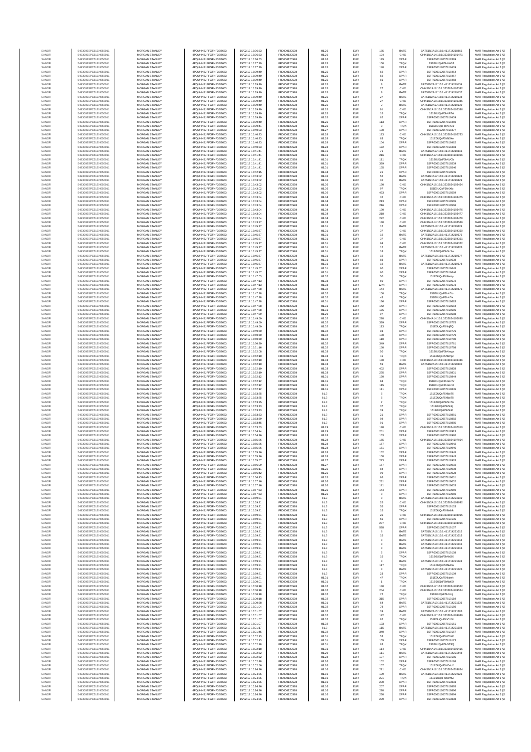| | | | | | | | | | | | |
|---|---|---|---|---|---|---|---|---|---|---|---|
| SANOFI | 549300E9PC51EN656011 | MORGAN STANLEY | 4PQUHN3JPFGFNF3BB653 | 15/02/17 15:36:53 | FR0000120578 | 81.26 | EUR | 185 | BATE | BATS1N1A18:15:1:411714218862 | MAR Regulation Art 5 §2 |
| SANOFI | 549300E9PC51EN656011 | MORGAN STANLEY | 4PQUHN3JPFGFNF3BB653 | 15/02/17 15:36:53 | FR0000120578 | 81.26 | EUR | 124 | CHIX | CHIX1N1A14:15:1:3232824191471 | MAR Regulation Art 5 §2 |
| SANOFI | 549300E9PC51EN656011 | MORGAN STANLEY | 4PQUHN3JPFGFNF3BB653 | 15/02/17 15:36:53 | FR0000120578 | 81.26 | EUR | 179 | XPAR | 15FR000012057818399 | MAR Regulation Art 5 §2 |
| SANOFI | 549300E9PC51EN656011 | MORGAN STANLEY | 4PQUHN3JPFGFNF3BB653 | 15/02/17 15:37:29 | FR0000120578 | 81.25 | EUR | 150 | TRQX | 151E0UQsF5hNNG3 | MAR Regulation Art 5 §2 |
| SANOFI | 549300E9PC51EN656011 | MORGAN STANLEY | 4PQUHN3JPFGFNF3BB653 | 15/02/17 15:37:29 | FR0000120578 | 81.25 | EUR | 148 | XPAR | 15FR000012057818409 | MAR Regulation Art 5 §2 |
| SANOFI | 549300E9PC51EN656011 | MORGAN STANLEY | 4PQUHN3JPFGFNF3BB653 | 15/02/17 15:39:40 | FR0000120578 | 81.25 | EUR | 62 | XPAR | 15FR000012057818454 | MAR Regulation Art 5 §2 |
| SANOFI | 549300E9PC51EN656011 | MORGAN STANLEY | 4PQUHN3JPFGFNF3BB653 | 15/02/17 15:39:40 | FR0000120578 | 81.25 | EUR | 62 | XPAR | 15FR000012057818457 | MAR Regulation Art 5 §2 |
| SANOFI | 549300E9PC51EN656011 | MORGAN STANLEY | 4PQUHN3JPFGFNF3BB653 | 15/02/17 15:39:40 | FR0000120578 | 81.25 | EUR | 81 | XPAR | 15FR000012057818458 | MAR Regulation Art 5 §2 |
| SANOFI | 549300E9PC51EN656011 | MORGAN STANLEY | 4PQUHN3JPFGFNF3BB653 | 15/02/17 15:39:40 | FR0000120578 | 81.25 | EUR | 9 | BATE | BATS1N2A17:15:1:411714219134 | MAR Regulation Art 5 §2 |
| SANOFI | 549300E9PC51EN656011 | MORGAN STANLEY | 4PQUHN3JPFGFNF3BB653 | 15/02/17 15:39:40 | FR0000120578 | 81.25 | EUR | 27 | CHIX | CHIX1N1A18:15:1:3232824192382 | MAR Regulation Art 5 §2 |
| SANOFI | 549300E9PC51EN656011 | MORGAN STANLEY | 4PQUHN3JPFGFNF3BB653 | 15/02/17 15:39:40 | FR0000120578 | 81.25 | EUR | 9 | BATE | BATS1N2A17:15:1:411714219137 | MAR Regulation Art 5 §2 |
| SANOFI | 549300E9PC51EN656011 | MORGAN STANLEY | 4PQUHN3JPFGFNF3BB653 | 15/02/17 15:39:40 | FR0000120578 | 81.25 | EUR | 27 | BATE | BATS1N2A17:15:1:411714219138 | MAR Regulation Art 5 §2 |
| SANOFI | 549300E9PC51EN656011 | MORGAN STANLEY | 4PQUHN3JPFGFNF3BB653 | 15/02/17 15:39:40 | FR0000120578 | 81.25 | EUR | 27 | CHIX | CHIX1N1A18:15:1:3232824192385 | MAR Regulation Art 5 §2 |
| SANOFI | 549300E9PC51EN656011 | MORGAN STANLEY | 4PQUHN3JPFGFNF3BB653 | 15/02/17 15:39:40 | FR0000120578 | 81.25 | EUR | 2 | BATE | BATS1N2A17:15:1:411714219139 | MAR Regulation Art 5 §2 |
| SANOFI | 549300E9PC51EN656011 | MORGAN STANLEY | 4PQUHN3JPFGFNF3BB653 | 15/02/17 15:39:40 | FR0000120578 | 81.25 | EUR | 91 | CHIX | CHIX1N1A18:15:1:3232824192386 | MAR Regulation Art 5 §2 |
| SANOFI | 549300E9PC51EN656011 | MORGAN STANLEY | 4PQUHN3JPFGFNF3BB653 | 15/02/17 15:39:40 | FR0000120578 | 81.25 | EUR | 15 | TRQX | 151E0UQsF5hNR7A | MAR Regulation Art 5 §2 |
| SANOFI | 549300E9PC51EN656011 | MORGAN STANLEY | 4PQUHN3JPFGFNF3BB653 | 15/02/17 15:39:40 | FR0000120578 | 81.25 | EUR | 62 | XPAR | 15FR000012057818459 | MAR Regulation Art 5 §2 |
| SANOFI | 549300E9PC51EN656011 | MORGAN STANLEY | 4PQUHN3JPFGFNF3BB653 | 15/02/17 15:39:40 | FR0000120578 | 81.25 | EUR | 113 | XPAR | 15FR000012057818460 | MAR Regulation Art 5 §2 |
| SANOFI | 549300E9PC51EN656011 | MORGAN STANLEY | 4PQUHN3JPFGFNF3BB653 | 15/02/17 15:39:41 | FR0000120578 | 81.25 | EUR | 3 | TRQX | 151E0UQsF5hNRG9 | MAR Regulation Art 5 §2 |
| SANOFI | 549300E9PC51EN656011 | MORGAN STANLEY | 4PQUHN3JPFGFNF3BB653 | 15/02/17 15:40:03 | FR0000120578 | 81.27 | EUR | 100 | XPAR | 15FR000012057818477 | MAR Regulation Art 5 §2 |
| SANOFI | 549300E9PC51EN656011 | MORGAN STANLEY | 4PQUHN3JPFGFNF3BB653 | 15/02/17 15:40:23 | FR0000120578 | 81.28 | EUR | 123 | CHIX | CHIX1N1A16:15:1:3232824192733 | MAR Regulation Art 5 §2 |
| SANOFI | 549300E9PC51EN656011 | MORGAN STANLEY | 4PQUHN3JPFGFNF3BB653 | 15/02/17 15:40:23 | FR0000120578 | 81.28 | EUR | 63 | TRQX | 151E0UQsF5hNSke | MAR Regulation Art 5 §2 |
| SANOFI | 549300E9PC51EN656011 | MORGAN STANLEY | 4PQUHN3JPFGFNF3BB653 | 15/02/17 15:40:23 | FR0000120578 | 81.28 | EUR | 104 | XPAR | 15FR000012057818482 | MAR Regulation Art 5 §2 |
| SANOFI | 549300E9PC51EN656011 | MORGAN STANLEY | 4PQUHN3JPFGFNF3BB653 | 15/02/17 15:40:23 | FR0000120578 | 81.28 | EUR | 172 | XPAR | 15FR000012057818483 | MAR Regulation Art 5 §2 |
| SANOFI | 549300E9PC51EN656011 | MORGAN STANLEY | 4PQUHN3JPFGFNF3BB653 | 15/02/17 15:41:41 | FR0000120578 | 81.31 | EUR | 71 | BATE | BATS1N2A17:15:1:411714219315 | MAR Regulation Art 5 §2 |
| SANOFI | 549300E9PC51EN656011 | MORGAN STANLEY | 4PQUHN3JPFGFNF3BB653 | 15/02/17 15:41:41 | FR0000120578 | 81.31 | EUR | 216 | CHIX | CHIX1N1A17:15:1:3232824193006 | MAR Regulation Art 5 §2 |
| SANOFI | 549300E9PC51EN656011 | MORGAN STANLEY | 4PQUHN3JPFGFNF3BB653 | 15/02/17 15:41:41 | FR0000120578 | 81.31 | EUR | 111 | TRQX | 151E0UQsF5hNVCb | MAR Regulation Art 5 §2 |
| SANOFI | 549300E9PC51EN656011 | MORGAN STANLEY | 4PQUHN3JPFGFNF3BB653 | 15/02/17 15:41:41 | FR0000120578 | 81.31 | EUR | 329 | XPAR | 15FR000012057818539 | MAR Regulation Art 5 §2 |
| SANOFI | 549300E9PC51EN656011 | MORGAN STANLEY | 4PQUHN3JPFGFNF3BB653 | 15/02/17 15:41:41 | FR0000120578 | 81.31 | EUR | 155 | XPAR | 15FR000012057818540 | MAR Regulation Art 5 §2 |
| SANOFI | 549300E9PC51EN656011 | MORGAN STANLEY | 4PQUHN3JPFGFNF3BB653 | 15/02/17 15:42:15 | FR0000120578 | 81.34 | EUR | 21 | XPAR | 15FR000012057818545 | MAR Regulation Art 5 §2 |
| SANOFI | 549300E9PC51EN656011 | MORGAN STANLEY | 4PQUHN3JPFGFNF3BB653 | 15/02/17 15:43:02 | FR0000120578 | 81.36 | EUR | 52 | BATE | BATS1N1A17:15:1:411714219428 | MAR Regulation Art 5 §2 |
| SANOFI | 549300E9PC51EN656011 | MORGAN STANLEY | 4PQUHN3JPFGFNF3BB653 | 15/02/17 15:43:02 | FR0000120578 | 81.36 | EUR | 10 | BATE | BATS1N1A17:15:1:411714219429 | MAR Regulation Art 5 §2 |
| SANOFI | 549300E9PC51EN656011 | MORGAN STANLEY | 4PQUHN3JPFGFNF3BB653 | 15/02/17 15:43:02 | FR0000120578 | 81.36 | EUR | 190 | CHIX | CHIX2N1A18:15:1:3232824193454 | MAR Regulation Art 5 §2 |
| SANOFI | 549300E9PC51EN656011 | MORGAN STANLEY | 4PQUHN3JPFGFNF3BB653 | 15/02/17 15:43:02 | FR0000120578 | 81.36 | EUR | 97 | TRQX | 151E0UQsF5hNXtz | MAR Regulation Art 5 §2 |
| SANOFI | 549300E9PC51EN656011 | MORGAN STANLEY | 4PQUHN3JPFGFNF3BB653 | 15/02/17 15:43:02 | FR0000120578 | 81.36 | EUR | 423 | XPAR | 15FR000012057818559 | MAR Regulation Art 5 §2 |
| SANOFI | 549300E9PC51EN656011 | MORGAN STANLEY | 4PQUHN3JPFGFNF3BB653 | 15/02/17 15:43:04 | FR0000120578 | 81.34 | EUR | 32 | CHIX | CHIX1N1A15:15:1:3232824193475 | MAR Regulation Art 5 §2 |
| SANOFI | 549300E9PC51EN656011 | MORGAN STANLEY | 4PQUHN3JPFGFNF3BB653 | 15/02/17 15:43:04 | FR0000120578 | 81.34 | EUR | 213 | XPAR | 15FR000012057818565 | MAR Regulation Art 5 §2 |
| SANOFI | 549300E9PC51EN656011 | MORGAN STANLEY | 4PQUHN3JPFGFNF3BB653 | 15/02/17 15:43:04 | FR0000120578 | 81.34 | EUR | 216 | XPAR | 15FR000012057818566 | MAR Regulation Art 5 §2 |
| SANOFI | 549300E9PC51EN656011 | MORGAN STANLEY | 4PQUHN3JPFGFNF3BB653 | 15/02/17 15:43:04 | FR0000120578 | 81.34 | EUR | 190 | CHIX | CHIX1N1A15:15:1:3232824193476 | MAR Regulation Art 5 §2 |
| SANOFI | 549300E9PC51EN656011 | MORGAN STANLEY | 4PQUHN3JPFGFNF3BB653 | 15/02/17 15:43:04 | FR0000120578 | 81.34 | EUR | 218 | CHIX | CHIX2N1A16:15:1:3232824193477 | MAR Regulation Art 5 §2 |
| SANOFI | 549300E9PC51EN656011 | MORGAN STANLEY | 4PQUHN3JPFGFNF3BB653 | 15/02/17 15:43:04 | FR0000120578 | 81.34 | EUR | 222 | CHIX | CHIX1N1A17:15:1:3232824193478 | MAR Regulation Art 5 §2 |
| SANOFI | 549300E9PC51EN656011 | MORGAN STANLEY | 4PQUHN3JPFGFNF3BB653 | 15/02/17 15:43:27 | FR0000120578 | 81.33 | EUR | 130 | CHIX | CHIX1N4A14:15:1:3232824193569 | MAR Regulation Art 5 §2 |
| SANOFI | 549300E9PC51EN656011 | MORGAN STANLEY | 4PQUHN3JPFGFNF3BB653 | 15/02/17 15:45:37 | FR0000120578 | 81.31 | EUR | 12 | BATE | BATS1N2A18:15:1:411714219674 | MAR Regulation Art 5 §2 |
| SANOFI | 549300E9PC51EN656011 | MORGAN STANLEY | 4PQUHN3JPFGFNF3BB653 | 15/02/17 15:45:37 | FR0000120578 | 81.31 | EUR | 37 | CHIX | CHIX1N1A16:15:1:3232824194320 | MAR Regulation Art 5 §2 |
| SANOFI | 549300E9PC51EN656011 | MORGAN STANLEY | 4PQUHN3JPFGFNF3BB653 | 15/02/17 15:45:37 | FR0000120578 | 81.31 | EUR | 12 | BATE | BATS1N2A18:15:1:411714219675 | MAR Regulation Art 5 §2 |
| SANOFI | 549300E9PC51EN656011 | MORGAN STANLEY | 4PQUHN3JPFGFNF3BB653 | 15/02/17 15:45:37 | FR0000120578 | 81.31 | EUR | 37 | CHIX | CHIX1N3A16:15:1:3232824194321 | MAR Regulation Art 5 §2 |
| SANOFI | 549300E9PC51EN656011 | MORGAN STANLEY | 4PQUHN3JPFGFNF3BB653 | 15/02/17 15:45:37 | FR0000120578 | 81.31 | EUR | 64 | CHIX | CHIX1N3A16:15:1:3232824194322 | MAR Regulation Art 5 §2 |
| SANOFI | 549300E9PC51EN656011 | MORGAN STANLEY | 4PQUHN3JPFGFNF3BB653 | 15/02/17 15:45:37 | FR0000120578 | 81.31 | EUR | 12 | BATE | BATS1N2A18:15:1:411714219676 | MAR Regulation Art 5 §2 |
| SANOFI | 549300E9PC51EN656011 | MORGAN STANLEY | 4PQUHN3JPFGFNF3BB653 | 15/02/17 15:45:37 | FR0000120578 | 81.31 | EUR | 18 | TRQX | 151E0UQsF5hNc3e | MAR Regulation Art 5 §2 |
| SANOFI | 549300E9PC51EN656011 | MORGAN STANLEY | 4PQUHN3JPFGFNF3BB653 | 15/02/17 15:45:37 | FR0000120578 | 81.31 | EUR | 12 | BATE | BATS1N2A18:15:1:411714219677 | MAR Regulation Art 5 §2 |
| SANOFI | 549300E9PC51EN656011 | MORGAN STANLEY | 4PQUHN3JPFGFNF3BB653 | 15/02/17 15:45:37 | FR0000120578 | 81.31 | EUR | 83 | XPAR | 15FR000012057818638 | MAR Regulation Art 5 §2 |
| SANOFI | 549300E9PC51EN656011 | MORGAN STANLEY | 4PQUHN3JPFGFNF3BB653 | 15/02/17 15:45:37 | FR0000120578 | 81.31 | EUR | 12 | BATE | BATS1N2A18:15:1:411714219678 | MAR Regulation Art 5 §2 |
| SANOFI | 549300E9PC51EN656011 | MORGAN STANLEY | 4PQUHN3JPFGFNF3BB653 | 15/02/17 15:45:57 | FR0000120578 | 81.31 | EUR | 60 | XPAR | 15FR000012057818645 | MAR Regulation Art 5 §2 |
| SANOFI | 549300E9PC51EN656011 | MORGAN STANLEY | 4PQUHN3JPFGFNF3BB653 | 15/02/17 15:45:57 | FR0000120578 | 81.31 | EUR | 60 | XPAR | 15FR000012057818646 | MAR Regulation Art 5 §2 |
| SANOFI | 549300E9PC51EN656011 | MORGAN STANLEY | 4PQUHN3JPFGFNF3BB653 | 15/02/17 15:47:03 | FR0000120578 | 81.32 | EUR | 50 | TRQX | 151E0UQsF5hNehp | MAR Regulation Art 5 §2 |
| SANOFI | 549300E9PC51EN656011 | MORGAN STANLEY | 4PQUHN3JPFGFNF3BB653 | 15/02/17 15:47:13 | FR0000120578 | 81.33 | EUR | 60 | XPAR | 15FR000012057818672 | MAR Regulation Art 5 §2 |
| SANOFI | 549300E9PC51EN656011 | MORGAN STANLEY | 4PQUHN3JPFGFNF3BB653 | 15/02/17 15:47:13 | FR0000120578 | 81.33 | EUR | 1274 | XPAR | 15FR000012057818673 | MAR Regulation Art 5 §2 |
| SANOFI | 549300E9PC51EN656011 | MORGAN STANLEY | 4PQUHN3JPFGFNF3BB653 | 15/02/17 15:47:28 | FR0000120578 | 81.32 | EUR | 144 | BATE | BATS1N2A15:15:1:411714219872 | MAR Regulation Art 5 §2 |
| SANOFI | 549300E9PC51EN656011 | MORGAN STANLEY | 4PQUHN3JPFGFNF3BB653 | 15/02/17 15:47:28 | FR0000120578 | 81.32 | EUR | 100 | TRQX | 151E0UQsF5hNfYv | MAR Regulation Art 5 §2 |
| SANOFI | 549300E9PC51EN656011 | MORGAN STANLEY | 4PQUHN3JPFGFNF3BB653 | 15/02/17 15:47:28 | FR0000120578 | 81.32 | EUR | 43 | TRQX | 151E0UQsF5hNfYx | MAR Regulation Art 5 §2 |
| SANOFI | 549300E9PC51EN656011 | MORGAN STANLEY | 4PQUHN3JPFGFNF3BB653 | 15/02/17 15:47:28 | FR0000120578 | 81.31 | EUR | 136 | XPAR | 15FR000012057818683 | MAR Regulation Art 5 §2 |
| SANOFI | 549300E9PC51EN656011 | MORGAN STANLEY | 4PQUHN3JPFGFNF3BB653 | 15/02/17 15:47:28 | FR0000120578 | 81.31 | EUR | 142 | XPAR | 15FR000012057818684 | MAR Regulation Art 5 §2 |
| SANOFI | 549300E9PC51EN656011 | MORGAN STANLEY | 4PQUHN3JPFGFNF3BB653 | 15/02/17 15:47:28 | FR0000120578 | 81.31 | EUR | 175 | XPAR | 15FR000012057818686 | MAR Regulation Art 5 §2 |
| SANOFI | 549300E9PC51EN656011 | MORGAN STANLEY | 4PQUHN3JPFGFNF3BB653 | 15/02/17 15:47:29 | FR0000120578 | 81.29 | EUR | 97 | XPAR | 15FR000012057818688 | MAR Regulation Art 5 §2 |
| SANOFI | 549300E9PC51EN656011 | MORGAN STANLEY | 4PQUHN3JPFGFNF3BB653 | 15/02/17 15:49:50 | FR0000120578 | 81.32 | EUR | 220 | CHIX | CHIX1N4A14:15:1:3232824195690 | MAR Regulation Art 5 §2 |
| SANOFI | 549300E9PC51EN656011 | MORGAN STANLEY | 4PQUHN3JPFGFNF3BB653 | 15/02/17 15:49:50 | FR0000120578 | 81.32 | EUR | 399 | XPAR | 15FR000012057818775 | MAR Regulation Art 5 §2 |
| SANOFI | 549300E9PC51EN656011 | MORGAN STANLEY | 4PQUHN3JPFGFNF3BB653 | 15/02/17 15:49:50 | FR0000120578 | 81.32 | EUR | 113 | TRQX | 151E0UQsF5hNjTQ | MAR Regulation Art 5 §2 |
| SANOFI | 549300E9PC51EN656011 | MORGAN STANLEY | 4PQUHN3JPFGFNF3BB653 | 15/02/17 15:49:50 | FR0000120578 | 81.32 | EUR | 93 | XPAR | 15FR000012057818776 | MAR Regulation Art 5 §2 |
| SANOFI | 549300E9PC51EN656011 | MORGAN STANLEY | 4PQUHN3JPFGFNF3BB653 | 15/02/17 15:50:30 | FR0000120578 | 81.32 | EUR | 100 | XPAR | 15FR000012057818779 | MAR Regulation Art 5 §2 |
| SANOFI | 549300E9PC51EN656011 | MORGAN STANLEY | 4PQUHN3JPFGFNF3BB653 | 15/02/17 15:50:30 | FR0000120578 | 81.32 | EUR | 110 | XPAR | 15FR000012057818780 | MAR Regulation Art 5 §2 |
| SANOFI | 549300E9PC51EN656011 | MORGAN STANLEY | 4PQUHN3JPFGFNF3BB653 | 15/02/17 15:50:30 | FR0000120578 | 81.32 | EUR | 349 | XPAR | 15FR000012057818781 | MAR Regulation Art 5 §2 |
| SANOFI | 549300E9PC51EN656011 | MORGAN STANLEY | 4PQUHN3JPFGFNF3BB653 | 15/02/17 15:51:16 | FR0000120578 | 81.32 | EUR | 160 | XPAR | 15FR000012057818798 | MAR Regulation Art 5 §2 |
| SANOFI | 549300E9PC51EN656011 | MORGAN STANLEY | 4PQUHN3JPFGFNF3BB653 | 15/02/17 15:52:08 | FR0000120578 | 81.33 | EUR | 50 | TRQX | 151E0UQsF5hNmgn | MAR Regulation Art 5 §2 |
| SANOFI | 549300E9PC51EN656011 | MORGAN STANLEY | 4PQUHN3JPFGFNF3BB653 | 15/02/17 15:52:10 | FR0000120578 | 81.33 | EUR | 41 | TRQX | 151E0UQsF5hNmj2 | MAR Regulation Art 5 §2 |
| SANOFI | 549300E9PC51EN656011 | MORGAN STANLEY | 4PQUHN3JPFGFNF3BB653 | 15/02/17 15:52:10 | FR0000120578 | 81.33 | EUR | 180 | CHIX | CHIX1N3A18:15:1:3232824196486 | MAR Regulation Art 5 §2 |
| SANOFI | 549300E9PC51EN656011 | MORGAN STANLEY | 4PQUHN3JPFGFNF3BB653 | 15/02/17 15:52:10 | FR0000120578 | 81.33 | EUR | 59 | BATE | BATS1N2A15:15:1:411714220300 | MAR Regulation Art 5 §2 |
| SANOFI | 549300E9PC51EN656011 | MORGAN STANLEY | 4PQUHN3JPFGFNF3BB653 | 15/02/17 15:52:10 | FR0000120578 | 81.33 | EUR | 402 | XPAR | 15FR000012057818828 | MAR Regulation Art 5 §2 |
| SANOFI | 549300E9PC51EN656011 | MORGAN STANLEY | 4PQUHN3JPFGFNF3BB653 | 15/02/17 15:52:10 | FR0000120578 | 81.33 | EUR | 295 | XPAR | 15FR000012057818831 | MAR Regulation Art 5 §2 |
| SANOFI | 549300E9PC51EN656011 | MORGAN STANLEY | 4PQUHN3JPFGFNF3BB653 | 15/02/17 15:52:12 | FR0000120578 | 81.31 | EUR | 120 | XPAR | 15FR000012057818844 | MAR Regulation Art 5 §2 |
| SANOFI | 549300E9PC51EN656011 | MORGAN STANLEY | 4PQUHN3JPFGFNF3BB653 | 15/02/17 15:52:12 | FR0000120578 | 81.31 | EUR | 84 | TRQX | 151E0UQsF5hNmnV | MAR Regulation Art 5 §2 |
| SANOFI | 549300E9PC51EN656011 | MORGAN STANLEY | 4PQUHN3JPFGFNF3BB653 | 15/02/17 15:52:12 | FR0000120578 | 81.31 | EUR | 115 | TRQX | 151E0UQsF5hNmnX | MAR Regulation Art 5 §2 |
| SANOFI | 549300E9PC51EN656011 | MORGAN STANLEY | 4PQUHN3JPFGFNF3BB653 | 15/02/17 15:52:12 | FR0000120578 | 81.31 | EUR | 111 | XPAR | 15FR000012057818845 | MAR Regulation Art 5 §2 |
| SANOFI | 549300E9PC51EN656011 | MORGAN STANLEY | 4PQUHN3JPFGFNF3BB653 | 15/02/17 15:53:25 | FR0000120578 | 81.3 | EUR | 6 | TRQX | 151E0UQsF5hNoT6 | MAR Regulation Art 5 §2 |
| SANOFI | 549300E9PC51EN656011 | MORGAN STANLEY | 4PQUHN3JPFGFNF3BB653 | 15/02/17 15:53:25 | FR0000120578 | 81.3 | EUR | 6 | TRQX | 151E0UQsF5hNoT8 | MAR Regulation Art 5 §2 |
| SANOFI | 549300E9PC51EN656011 | MORGAN STANLEY | 4PQUHN3JPFGFNF3BB653 | 15/02/17 15:53:25 | FR0000120578 | 81.3 | EUR | 7 | TRQX | 151E0UQsF5hNoTA | MAR Regulation Art 5 §2 |
| SANOFI | 549300E9PC51EN656011 | MORGAN STANLEY | 4PQUHN3JPFGFNF3BB653 | 15/02/17 15:53:33 | FR0000120578 | 81.3 | EUR | 37 | TRQX | 151E0UQsF5hNofj | MAR Regulation Art 5 §2 |
| SANOFI | 549300E9PC51EN656011 | MORGAN STANLEY | 4PQUHN3JPFGFNF3BB653 | 15/02/17 15:53:33 | FR0000120578 | 81.3 | EUR | 39 | TRQX | 151E0UQsF5hNofl | MAR Regulation Art 5 §2 |
| SANOFI | 549300E9PC51EN656011 | MORGAN STANLEY | 4PQUHN3JPFGFNF3BB653 | 15/02/17 15:53:33 | FR0000120578 | 81.3 | EUR | 21 | XPAR | 15FR000012057818881 | MAR Regulation Art 5 §2 |
| SANOFI | 549300E9PC51EN656011 | MORGAN STANLEY | 4PQUHN3JPFGFNF3BB653 | 15/02/17 15:53:39 | FR0000120578 | 81.3 | EUR | 98 | XPAR | 15FR000012057818882 | MAR Regulation Art 5 §2 |
| SANOFI | 549300E9PC51EN656011 | MORGAN STANLEY | 4PQUHN3JPFGFNF3BB653 | 15/02/17 15:53:45 | FR0000120578 | 81.3 | EUR | 91 | XPAR | 15FR000012057818885 | MAR Regulation Art 5 §2 |
| SANOFI | 549300E9PC51EN656011 | MORGAN STANLEY | 4PQUHN3JPFGFNF3BB653 | 15/02/17 15:53:53 | FR0000120578 | 81.29 | EUR | 198 | CHIX | CHIX1N1A16:15:1:3232824197010 | MAR Regulation Art 5 §2 |
| SANOFI | 549300E9PC51EN656011 | MORGAN STANLEY | 4PQUHN3JPFGFNF3BB653 | 15/02/17 15:54:14 | FR0000120578 | 81.29 | EUR | 201 | XPAR | 15FR000012057818913 | MAR Regulation Art 5 §2 |
| SANOFI | 549300E9PC51EN656011 | MORGAN STANLEY | 4PQUHN3JPFGFNF3BB653 | 15/02/17 15:54:26 | FR0000120578 | 81.28 | EUR | 163 | XPAR | 15FR000012057818920 | MAR Regulation Art 5 §2 |
| SANOFI | 549300E9PC51EN656011 | MORGAN STANLEY | 4PQUHN3JPFGFNF3BB653 | 15/02/17 15:55:26 | FR0000120578 | 81.28 | EUR | 165 | CHIX | CHIX1N1A16:15:1:3232824197604 | MAR Regulation Art 5 §2 |
| SANOFI | 549300E9PC51EN656011 | MORGAN STANLEY | 4PQUHN3JPFGFNF3BB653 | 15/02/17 15:55:26 | FR0000120578 | 81.28 | EUR | 167 | XPAR | 15FR000012057818942 | MAR Regulation Art 5 §2 |
| SANOFI | 549300E9PC51EN656011 | MORGAN STANLEY | 4PQUHN3JPFGFNF3BB653 | 15/02/17 15:55:26 | FR0000120578 | 81.28 | EUR | 151 | XPAR | 15FR000012057818946 | MAR Regulation Art 5 §2 |
| SANOFI | 549300E9PC51EN656011 | MORGAN STANLEY | 4PQUHN3JPFGFNF3BB653 | 15/02/17 15:55:26 | FR0000120578 | 81.28 | EUR | 162 | XPAR | 15FR000012057818945 | MAR Regulation Art 5 §2 |
| SANOFI | 549300E9PC51EN656011 | MORGAN STANLEY | 4PQUHN3JPFGFNF3BB653 | 15/02/17 15:55:26 | FR0000120578 | 81.28 | EUR | 158 | XPAR | 15FR000012057818943 | MAR Regulation Art 5 §2 |
| SANOFI | 549300E9PC51EN656011 | MORGAN STANLEY | 4PQUHN3JPFGFNF3BB653 | 15/02/17 15:55:57 | FR0000120578 | 81.27 | EUR | 273 | XPAR | 15FR000012057818963 | MAR Regulation Art 5 §2 |
| SANOFI | 549300E9PC51EN656011 | MORGAN STANLEY | 4PQUHN3JPFGFNF3BB653 | 15/02/17 15:56:09 | FR0000120578 | 81.27 | EUR | 157 | XPAR | 15FR000012057818992 | MAR Regulation Art 5 §2 |
| SANOFI | 549300E9PC51EN656011 | MORGAN STANLEY | 4PQUHN3JPFGFNF3BB653 | 15/02/17 15:56:11 | FR0000120578 | 81.25 | EUR | 84 | XPAR | 15FR000012057818998 | MAR Regulation Art 5 §2 |
| SANOFI | 549300E9PC51EN656011 | MORGAN STANLEY | 4PQUHN3JPFGFNF3BB653 | 15/02/17 15:56:42 | FR0000120578 | 81.25 | EUR | 99 | XPAR | 15FR000012057819028 | MAR Regulation Art 5 §2 |
| SANOFI | 549300E9PC51EN656011 | MORGAN STANLEY | 4PQUHN3JPFGFNF3BB653 | 15/02/17 15:56:43 | FR0000120578 | 81.25 | EUR | 86 | XPAR | 15FR000012057819031 | MAR Regulation Art 5 §2 |
| SANOFI | 549300E9PC51EN656011 | MORGAN STANLEY | 4PQUHN3JPFGFNF3BB653 | 15/02/17 15:57:16 | FR0000120578 | 81.26 | EUR | 231 | XPAR | 15FR000012057819052 | MAR Regulation Art 5 §2 |
| SANOFI | 549300E9PC51EN656011 | MORGAN STANLEY | 4PQUHN3JPFGFNF3BB653 | 15/02/17 15:57:16 | FR0000120578 | 81.26 | EUR | 171 | XPAR | 15FR000012057819053 | MAR Regulation Art 5 §2 |
| SANOFI | 549300E9PC51EN656011 | MORGAN STANLEY | 4PQUHN3JPFGFNF3BB653 | 15/02/17 15:57:33 | FR0000120578 | 81.25 | EUR | 144 | XPAR | 15FR000012057819059 | MAR Regulation Art 5 §2 |
| SANOFI | 549300E9PC51EN656011 | MORGAN STANLEY | 4PQUHN3JPFGFNF3BB653 | 15/02/17 15:57:33 | FR0000120578 | 81.25 | EUR | 8 | XPAR | 15FR000012057819060 | MAR Regulation Art 5 §2 |
| SANOFI | 549300E9PC51EN656011 | MORGAN STANLEY | 4PQUHN3JPFGFNF3BB653 | 15/02/17 15:59:21 | FR0000120578 | 81.3 | EUR | 8 | BATE | BATS1N1A18:15:1:411714223010 | MAR Regulation Art 5 §2 |
| SANOFI | 549300E9PC51EN656011 | MORGAN STANLEY | 4PQUHN3JPFGFNF3BB653 | 15/02/17 15:59:21 | FR0000120578 | 81.3 | EUR | 25 | CHIX | CHIX1N3A16:15:1:3232824198992 | MAR Regulation Art 5 §2 |
| SANOFI | 549300E9PC51EN656011 | MORGAN STANLEY | 4PQUHN3JPFGFNF3BB653 | 15/02/17 15:59:21 | FR0000120578 | 81.3 | EUR | 55 | XPAR | 15FR000012057819103 | MAR Regulation Art 5 §2 |
| SANOFI | 549300E9PC51EN656011 | MORGAN STANLEY | 4PQUHN3JPFGFNF3BB653 | 15/02/17 15:59:21 | FR0000120578 | 81.3 | EUR | 15 | TRQX | 151E0UQsF5hNxhA | MAR Regulation Art 5 §2 |
| SANOFI | 549300E9PC51EN656011 | MORGAN STANLEY | 4PQUHN3JPFGFNF3BB653 | 15/02/17 15:59:21 | FR0000120578 | 81.3 | EUR | 25 | CHIX | CHIX1N3A16:15:1:3232824198995 | MAR Regulation Art 5 §2 |
| SANOFI | 549300E9PC51EN656011 | MORGAN STANLEY | 4PQUHN3JPFGFNF3BB653 | 15/02/17 15:59:21 | FR0000120578 | 81.3 | EUR | 55 | XPAR | 15FR000012057819105 | MAR Regulation Art 5 §2 |
| SANOFI | 549300E9PC51EN656011 | MORGAN STANLEY | 4PQUHN3JPFGFNF3BB653 | 15/02/17 15:59:21 | FR0000120578 | 81.3 | EUR | 237 | CHIX | CHIX1N3A16:15:1:3232824198996 | MAR Regulation Art 5 §2 |
| SANOFI | 549300E9PC51EN656011 | MORGAN STANLEY | 4PQUHN3JPFGFNF3BB653 | 15/02/17 15:59:21 | FR0000120578 | 81.3 | EUR | 528 | XPAR | 15FR000012057819107 | MAR Regulation Art 5 §2 |
| SANOFI | 549300E9PC51EN656011 | MORGAN STANLEY | 4PQUHN3JPFGFNF3BB653 | 15/02/17 15:59:21 | FR0000120578 | 81.3 | EUR | 8 | BATE | BATS1N1A18:15:1:411714223012 | MAR Regulation Art 5 §2 |
| SANOFI | 549300E9PC51EN656011 | MORGAN STANLEY | 4PQUHN3JPFGFNF3BB653 | 15/02/17 15:59:21 | FR0000120578 | 81.3 | EUR | 15 | BATE | BATS1N1A18:15:1:411714223013 | MAR Regulation Art 5 §2 |
| SANOFI | 549300E9PC51EN656011 | MORGAN STANLEY | 4PQUHN3JPFGFNF3BB653 | 15/02/17 15:59:21 | FR0000120578 | 81.3 | EUR | 8 | BATE | BATS1N1A18:15:1:411714223014 | MAR Regulation Art 5 §2 |
| SANOFI | 549300E9PC51EN656011 | MORGAN STANLEY | 4PQUHN3JPFGFNF3BB653 | 15/02/17 15:59:21 | FR0000120578 | 81.3 | EUR | 8 | BATE | BATS1N1A18:15:1:411714223015 | MAR Regulation Art 5 §2 |
| SANOFI | 549300E9PC51EN656011 | MORGAN STANLEY | 4PQUHN3JPFGFNF3BB653 | 15/02/17 15:59:21 | FR0000120578 | 81.3 | EUR | 8 | BATE | BATS1N1A18:15:1:411714223016 | MAR Regulation Art 5 §2 |
| SANOFI | 549300E9PC51EN656011 | MORGAN STANLEY | 4PQUHN3JPFGFNF3BB653 | 15/02/17 15:59:21 | FR0000120578 | 81.3 | EUR | 2 | XPAR | 15FR000012057819108 | MAR Regulation Art 5 §2 |
| SANOFI | 549300E9PC51EN656011 | MORGAN STANLEY | 4PQUHN3JPFGFNF3BB653 | 15/02/17 15:59:21 | FR0000120578 | 81.3 | EUR | 15 | TRQX | 151E0UQsF5hNxDX | MAR Regulation Art 5 §2 |
| SANOFI | 549300E9PC51EN656011 | MORGAN STANLEY | 4PQUHN3JPFGFNF3BB653 | 15/02/17 15:59:21 | FR0000120578 | 81.3 | EUR | 8 | BATE | BATS1N1A18:15:1:411714223024 | MAR Regulation Art 5 §2 |
| SANOFI | 549300E9PC51EN656011 | MORGAN STANLEY | 4PQUHN3JPFGFNF3BB653 | 15/02/17 15:59:21 | FR0000120578 | 81.3 | EUR | 117 | TRQX | 151E0UQsF5hNxDs | MAR Regulation Art 5 §2 |
| SANOFI | 549300E9PC51EN656011 | MORGAN STANLEY | 4PQUHN3JPFGFNF3BB653 | 15/02/17 15:59:21 | FR0000120578 | 81.3 | EUR | 8 | BATE | BATS1N1A18:15:1:411714223025 | MAR Regulation Art 5 §2 |
| SANOFI | 549300E9PC51EN656011 | MORGAN STANLEY | 4PQUHN3JPFGFNF3BB653 | 15/02/17 15:59:21 | FR0000120578 | 81.3 | EUR | 23 | XPAR | 15FR000012057819109 | MAR Regulation Art 5 §2 |
| SANOFI | 549300E9PC51EN656011 | MORGAN STANLEY | 4PQUHN3JPFGFNF3BB653 | 15/02/17 15:59:51 | FR0000120578 | 81.31 | EUR | 47 | TRQX | 151E0UQsF5hNyeh | MAR Regulation Art 5 §2 |
| SANOFI | 549300E9PC51EN656011 | MORGAN STANLEY | 4PQUHN3JPFGFNF3BB653 | 15/02/17 16:00:01 | FR0000120578 | 81.31 | EUR | 1 | TRQX | 151E0UQsF5hNz6O | MAR Regulation Art 5 §2 |
| SANOFI | 549300E9PC51EN656011 | MORGAN STANLEY | 4PQUHN3JPFGFNF3BB653 | 15/02/17 16:00:18 | FR0000120578 | 81.32 | EUR | 140 | CHIX | CHIX1N2A17:15:1:3232824199522 | MAR Regulation Art 5 §2 |
| SANOFI | 549300E9PC51EN656011 | MORGAN STANLEY | 4PQUHN3JPFGFNF3BB653 | 15/02/17 16:00:18 | FR0000120578 | 81.32 | EUR | 204 | CHIX | CHIX1N4A16:15:1:3232824199524 | MAR Regulation Art 5 §2 |
| SANOFI | 549300E9PC51EN656011 | MORGAN STANLEY | 4PQUHN3JPFGFNF3BB653 | 15/02/17 16:00:18 | FR0000120578 | 81.32 | EUR | 72 | TRQX | 151E0UQsF5hNzqj | MAR Regulation Art 5 §2 |
| SANOFI | 549300E9PC51EN656011 | MORGAN STANLEY | 4PQUHN3JPFGFNF3BB653 | 15/02/17 16:00:18 | FR0000120578 | 81.32 | EUR | 315 | XPAR | 15FR000012057819119 | MAR Regulation Art 5 §2 |
| SANOFI | 549300E9PC51EN656011 | MORGAN STANLEY | 4PQUHN3JPFGFNF3BB653 | 15/02/17 16:00:18 | FR0000120578 | 81.32 | EUR | 340 | XPAR | 15FR000012057819167 | MAR Regulation Art 5 §2 |
| SANOFI | 549300E9PC51EN656011 | MORGAN STANLEY | 4PQUHN3JPFGFNF3BB653 | 15/02/17 16:00:58 | FR0000120578 | 81.31 | EUR | 64 | BATE | BATS1N1A19:15:1:411714223236 | MAR Regulation Art 5 §2 |
| SANOFI | 549300E9PC51EN656011 | MORGAN STANLEY | 4PQUHN3JPFGFNF3BB653 | 15/02/17 16:01:04 | FR0000120578 | 81.32 | EUR | 78 | XPAR | 15FR000012057819150 | MAR Regulation Art 5 §2 |
| SANOFI | 549300E9PC51EN656011 | MORGAN STANLEY | 4PQUHN3JPFGFNF3BB653 | 15/02/17 16:01:07 | FR0000120578 | 81.32 | EUR | 39 | BATE | BATS1N2A15:15:1:411714223285 | MAR Regulation Art 5 §2 |
| SANOFI | 549300E9PC51EN656011 | MORGAN STANLEY | 4PQUHN3JPFGFNF3BB653 | 15/02/17 16:01:07 | FR0000120578 | 81.32 | EUR | 122 | CHIX | CHIX2N1A17:15:1:3232824199989 | MAR Regulation Art 5 §2 |
| SANOFI | 549300E9PC51EN656011 | MORGAN STANLEY | 4PQUHN3JPFGFNF3BB653 | 15/02/17 16:01:07 | FR0000120578 | 81.32 | EUR | 62 | TRQX | 151E0UQsF5hO1h8 | MAR Regulation Art 5 §2 |
| SANOFI | 549300E9PC51EN656011 | MORGAN STANLEY | 4PQUHN3JPFGFNF3BB653 | 15/02/17 16:01:07 | FR0000120578 | 81.32 | EUR | 193 | XPAR | 15FR000012057819151 | MAR Regulation Art 5 §2 |
| SANOFI | 549300E9PC51EN656011 | MORGAN STANLEY | 4PQUHN3JPFGFNF3BB653 | 15/02/17 16:01:17 | FR0000120578 | 81.3 | EUR | 115 | BATE | BATS1N1A18:15:1:411714223298 | MAR Regulation Art 5 §2 |
| SANOFI | 549300E9PC51EN656011 | MORGAN STANLEY | 4PQUHN3JPFGFNF3BB653 | 15/02/17 16:01:45 | FR0000120578 | 81.32 | EUR | 340 | XPAR | 15FR000012057819167 | MAR Regulation Art 5 §2 |
| SANOFI | 549300E9PC51EN656011 | MORGAN STANLEY | 4PQUHN3JPFGFNF3BB653 | 15/02/17 16:02:13 | FR0000120578 | 81.31 | EUR | 53 | TRQX | 151E0UQsF5hO3Mf | MAR Regulation Art 5 §2 |
| SANOFI | 549300E9PC51EN656011 | MORGAN STANLEY | 4PQUHN3JPFGFNF3BB653 | 15/02/17 16:02:13 | FR0000120578 | 81.31 | EUR | 155 | XPAR | 15FR000012057819173 | MAR Regulation Art 5 §2 |
| SANOFI | 549300E9PC51EN656011 | MORGAN STANLEY | 4PQUHN3JPFGFNF3BB653 | 15/02/17 16:02:18 | FR0000120578 | 81.31 | EUR | 63 | TRQX | 151E0UQsF5hO3SQ | MAR Regulation Art 5 §2 |
| SANOFI | 549300E9PC51EN656011 | MORGAN STANLEY | 4PQUHN3JPFGFNF3BB653 | 15/02/17 16:02:18 | FR0000120578 | 81.31 | EUR | 114 | CHIX | CHIX1N4A14:15:1:3232824200415 | MAR Regulation Art 5 §2 |
| SANOFI | 549300E9PC51EN656011 | MORGAN STANLEY | 4PQUHN3JPFGFNF3BB653 | 15/02/17 16:02:32 | FR0000120578 | 81.29 | EUR | 111 | BATE | BATS1N1A16:15:1:411714223448 | MAR Regulation Art 5 §2 |
| SANOFI | 549300E9PC51EN656011 | MORGAN STANLEY | 4PQUHN3JPFGFNF3BB653 | 15/02/17 16:02:32 | FR0000120578 | 81.28 | EUR | 107 | XPAR | 15FR000012057819185 | MAR Regulation Art 5 §2 |
| SANOFI | 549300E9PC51EN656011 | MORGAN STANLEY | 4PQUHN3JPFGFNF3BB653 | 15/02/17 16:02:48 | FR0000120578 | 81.26 | EUR | 102 | XPAR | 15FR000012057819198 | MAR Regulation Art 5 §2 |
| SANOFI | 549300E9PC51EN656011 | MORGAN STANLEY | 4PQUHN3JPFGFNF3BB653 | 15/02/17 16:02:56 | FR0000120578 | 81.26 | EUR | 107 | TRQX | 151E0UQsF5hO4cY | MAR Regulation Art 5 §2 |
| SANOFI | 549300E9PC51EN656011 | MORGAN STANLEY | 4PQUHN3JPFGFNF3BB653 | 15/02/17 16:24:26 | FR0000120578 | 81.16 | EUR | 211 | CHIX | CHIX1N1A18:15:1:3232824208634 | MAR Regulation Art 5 §2 |
| SANOFI | 549300E9PC51EN656011 | MORGAN STANLEY | 4PQUHN3JPFGFNF3BB653 | 15/02/17 16:24:26 | FR0000120578 | 81.16 | EUR | 199 | BATE | BATS1N1A19:15:1:411714226025 | MAR Regulation Art 5 §2 |
| SANOFI | 549300E9PC51EN656011 | MORGAN STANLEY | 4PQUHN3JPFGFNF3BB653 | 15/02/17 16:24:26 | FR0000120578 | 81.16 | EUR | 221 | TRQX | 151E0UQsF5hOmfZ | MAR Regulation Art 5 §2 |
| SANOFI | 549300E9PC51EN656011 | MORGAN STANLEY | 4PQUHN3JPFGFNF3BB653 | 15/02/17 16:24:26 | FR0000120578 | 81.16 | EUR | 200 | XPAR | 15FR000012057819893 | MAR Regulation Art 5 §2 |
| SANOFI | 549300E9PC51EN656011 | MORGAN STANLEY | 4PQUHN3JPFGFNF3BB653 | 15/02/17 16:24:26 | FR0000120578 | 81.16 | EUR | 207 | XPAR | 15FR000012057819895 | MAR Regulation Art 5 §2 |
| SANOFI | 549300E9PC51EN656011 | MORGAN STANLEY | 4PQUHN3JPFGFNF3BB653 | 15/02/17 16:24:26 | FR0000120578 | 81.16 | EUR | 220 | XPAR | 15FR000012057819896 | MAR Regulation Art 5 §2 |
| SANOFI | 549300E9PC51EN656011 | MORGAN STANLEY | 4PQUHN3JPFGFNF3BB653 | 15/02/17 16:24:26 | FR0000120578 | 81.16 | EUR | 230 | XPAR | 15FR000012057819894 | MAR Regulation Art 5 §2 |
| SANOFI | 549300E9PC51EN656011 | MORGAN STANLEY | 4PQUHN3JPFGFNF3BB653 | 15/02/17 16:24:26 | FR0000120578 | 81.16 | EUR | 299 | XPAR | 15FR000012057819898 | MAR Regulation Art 5 §2 |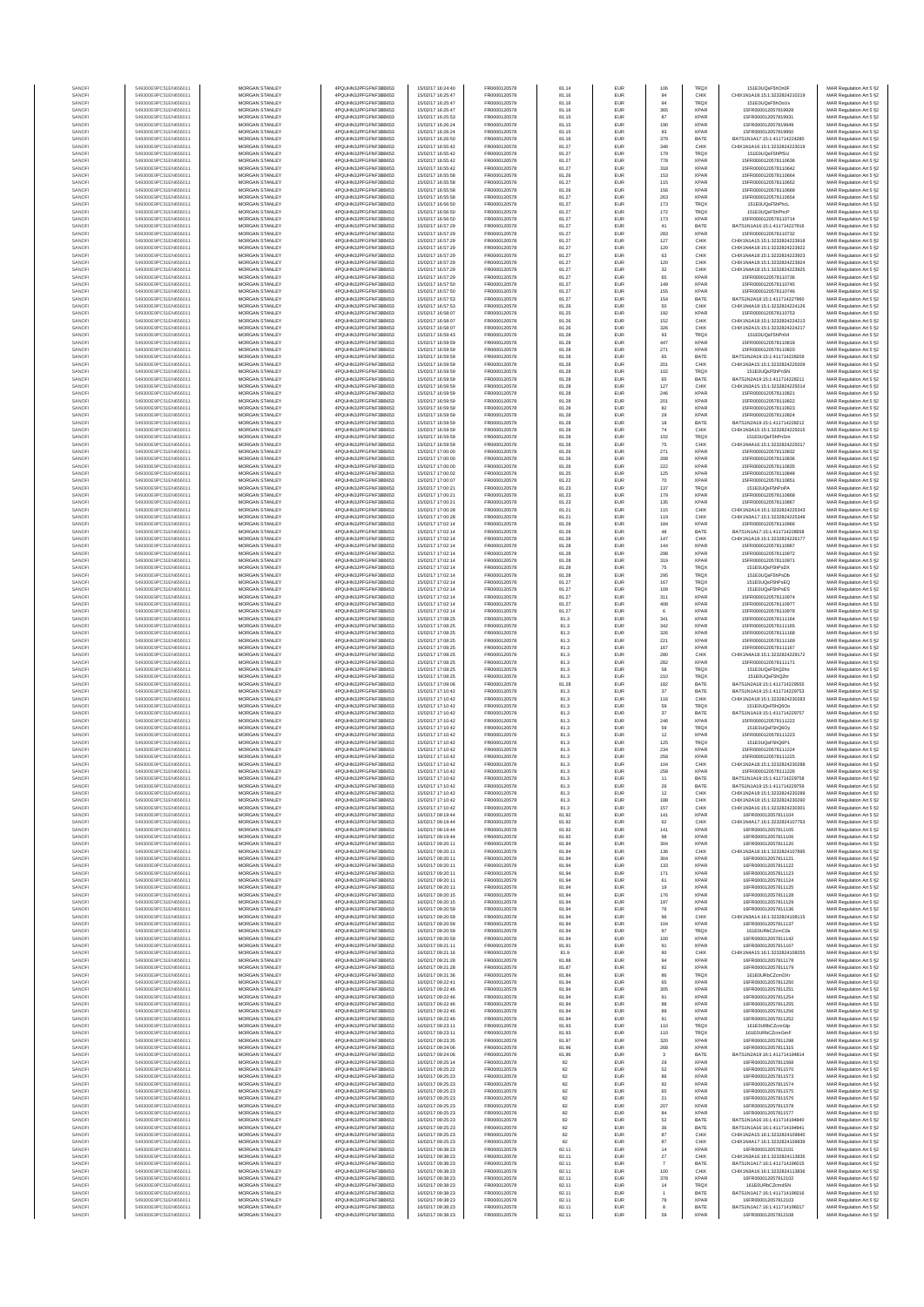| | | | | | | | | | | | |
|---|---|---|---|---|---|---|---|---|---|---|---|
| SANOFI | 549300E9PC51EN656011 | MORGAN STANLEY | 4PQUHN3JPFGFNF3BB653 | 15/02/17 16:24:40 | FR0000120578 | 81.14 | EUR | 106 | TRQX | 151E0UQeF5hOn0F | MAR Regulation Art 5 §2 |
| SANOFI | 549300E9PC51EN656011 | MORGAN STANLEY | 4PQUHN3JPFGFNF3BB653 | 15/02/17 16:25:47 | FR0000120578 | 81.16 | EUR | 94 | CHIX | CHIX1N1A18:15:1:3232824210219 | MAR Regulation Art 5 §2 |
| SANOFI | 549300E9PC51EN656011 | MORGAN STANLEY | 4PQUHN3JPFGFNF3BB653 | 15/02/17 16:25:47 | FR0000120578 | 81.16 | EUR | 94 | TRQX | 151E0UQeF5hOoUu | MAR Regulation Art 5 §2 |
| SANOFI | 549300E9PC51EN656011 | MORGAN STANLEY | 4PQUHN3JPFGFNF3BB653 | 15/02/17 16:25:47 | FR0000120578 | 81.16 | EUR | 365 | XPAR | 15FR000012057819928 | MAR Regulation Art 5 §2 |
| SANOFI | 549300E9PC51EN656011 | MORGAN STANLEY | 4PQUHN3JPFGFNF3BB653 | 15/02/17 16:25:53 | FR0000120578 | 81.15 | EUR | 87 | XPAR | 15FR000012057819931 | MAR Regulation Art 5 §2 |
| SANOFI | 549300E9PC51EN656011 | MORGAN STANLEY | 4PQUHN3JPFGFNF3BB653 | 15/02/17 16:26:24 | FR0000120578 | 81.15 | EUR | 190 | XPAR | 15FR000012057819949 | MAR Regulation Art 5 §2 |
| SANOFI | 549300E9PC51EN656011 | MORGAN STANLEY | 4PQUHN3JPFGFNF3BB653 | 15/02/17 16:26:24 | FR0000120578 | 81.15 | EUR | 93 | XPAR | 15FR000012057819950 | MAR Regulation Art 5 §2 |
| SANOFI | 549300E9PC51EN656011 | MORGAN STANLEY | 4PQUHN3JPFGFNF3BB653 | 15/02/17 16:26:50 | FR0000120578 | 81.16 | EUR | 379 | BATE | BATS1N1A17:15:1:411714224280 | MAR Regulation Art 5 §2 |
| SANOFI | 549300E9PC51EN656011 | MORGAN STANLEY | 4PQUHN3JPFGFNF3BB653 | 15/02/17 16:55:42 | FR0000120578 | 81.27 | EUR | 348 | CHIX | CHIX1N1A16:15:1:3232824223019 | MAR Regulation Art 5 §2 |
| SANOFI | 549300E9PC51EN656011 | MORGAN STANLEY | 4PQUHN3JPFGFNF3BB653 | 15/02/17 16:55:42 | FR0000120578 | 81.27 | EUR | 179 | TRQX | 151E0UQeF5hPlSU | MAR Regulation Art 5 §2 |
| SANOFI | 549300E9PC51EN656011 | MORGAN STANLEY | 4PQUHN3JPFGFNF3BB653 | 15/02/17 16:55:42 | FR0000120578 | 81.27 | EUR | 778 | XPAR | 15FR000012057810636 | MAR Regulation Art 5 §2 |
| SANOFI | 549300E9PC51EN656011 | MORGAN STANLEY | 4PQUHN3JPFGFNF3BB653 | 15/02/17 16:55:43 | FR0000120578 | 81.27 | EUR | 318 | XPAR | 15FR000012057810642 | MAR Regulation Art 5 §2 |
| SANOFI | 549300E9PC51EN656011 | MORGAN STANLEY | 4PQUHN3JPFGFNF3BB653 | 15/02/17 16:55:58 | FR0000120578 | 81.26 | EUR | 153 | XPAR | 15FR000012057810664 | MAR Regulation Art 5 §2 |
| SANOFI | 549300E9PC51EN656011 | MORGAN STANLEY | 4PQUHN3JPFGFNF3BB653 | 15/02/17 16:55:58 | FR0000120578 | 81.27 | EUR | 115 | XPAR | 15FR000012057810652 | MAR Regulation Art 5 §2 |
| SANOFI | 549300E9PC51EN656011 | MORGAN STANLEY | 4PQUHN3JPFGFNF3BB653 | 15/02/17 16:55:58 | FR0000120578 | 81.26 | EUR | 156 | XPAR | 15FR000012057810668 | MAR Regulation Art 5 §2 |
| SANOFI | 549300E9PC51EN656011 | MORGAN STANLEY | 4PQUHN3JPFGFNF3BB653 | 15/02/17 16:55:58 | FR0000120578 | 81.27 | EUR | 263 | XPAR | 15FR000012057810654 | MAR Regulation Art 5 §2 |
| SANOFI | 549300E9PC51EN656011 | MORGAN STANLEY | 4PQUHN3JPFGFNF3BB653 | 15/02/17 16:56:50 | FR0000120578 | 81.27 | EUR | 173 | TRQX | 151E0UQeF5hPhcL | MAR Regulation Art 5 §2 |
| SANOFI | 549300E9PC51EN656011 | MORGAN STANLEY | 4PQUHN3JPFGFNF3BB653 | 15/02/17 16:56:50 | FR0000120578 | 81.27 | EUR | 172 | TRQX | 151E0UQeF5hPhcP | MAR Regulation Art 5 §2 |
| SANOFI | 549300E9PC51EN656011 | MORGAN STANLEY | 4PQUHN3JPFGFNF3BB653 | 15/02/17 16:56:50 | FR0000120578 | 81.27 | EUR | 173 | XPAR | 15FR000012057810714 | MAR Regulation Art 5 §2 |
| SANOFI | 549300E9PC51EN656011 | MORGAN STANLEY | 4PQUHN3JPFGFNF3BB653 | 15/02/17 16:57:29 | FR0000120578 | 81.27 | EUR | 41 | BATE | BATS1N1A10:15:1:411714227916 | MAR Regulation Art 5 §2 |
| SANOFI | 549300E9PC51EN656011 | MORGAN STANLEY | 4PQUHN3JPFGFNF3BB653 | 15/02/17 16:57:29 | FR0000120578 | 81.27 | EUR | 283 | XPAR | 15FR000012057810732 | MAR Regulation Art 5 §2 |
| SANOFI | 549300E9PC51EN656011 | MORGAN STANLEY | 4PQUHN3JPFGFNF3BB653 | 15/02/17 16:57:29 | FR0000120578 | 81.27 | EUR | 127 | CHIX | CHIX1N1A15:15:1:3232824223918 | MAR Regulation Art 5 §2 |
| SANOFI | 549300E9PC51EN656011 | MORGAN STANLEY | 4PQUHN3JPFGFNF3BB653 | 15/02/17 16:57:29 | FR0000120578 | 81.27 | EUR | 120 | CHIX | CHIX1N4A18:15:1:3232824223922 | MAR Regulation Art 5 §2 |
| SANOFI | 549300E9PC51EN656011 | MORGAN STANLEY | 4PQUHN3JPFGFNF3BB653 | 15/02/17 16:57:29 | FR0000120578 | 81.27 | EUR | 63 | CHIX | CHIX1N4A18:15:1:3232824223923 | MAR Regulation Art 5 §2 |
| SANOFI | 549300E9PC51EN656011 | MORGAN STANLEY | 4PQUHN3JPFGFNF3BB653 | 15/02/17 16:57:29 | FR0000120578 | 81.27 | EUR | 120 | CHIX | CHIX1N4A18:15:1:3232824223924 | MAR Regulation Art 5 §2 |
| SANOFI | 549300E9PC51EN656011 | MORGAN STANLEY | 4PQUHN3JPFGFNF3BB653 | 15/02/17 16:57:29 | FR0000120578 | 81.27 | EUR | 32 | CHIX | CHIX1N4A18:15:1:3232824223925 | MAR Regulation Art 5 §2 |
| SANOFI | 549300E9PC51EN656011 | MORGAN STANLEY | 4PQUHN3JPFGFNF3BB653 | 15/02/17 16:57:29 | FR0000120578 | 81.27 | EUR | 65 | XPAR | 15FR000012057810736 | MAR Regulation Art 5 §2 |
| SANOFI | 549300E9PC51EN656011 | MORGAN STANLEY | 4PQUHN3JPFGFNF3BB653 | 15/02/17 16:57:50 | FR0000120578 | 81.27 | EUR | 149 | XPAR | 15FR000012057810745 | MAR Regulation Art 5 §2 |
| SANOFI | 549300E9PC51EN656011 | MORGAN STANLEY | 4PQUHN3JPFGFNF3BB653 | 15/02/17 16:57:50 | FR0000120578 | 81.27 | EUR | 155 | XPAR | 15FR000012057810746 | MAR Regulation Art 5 §2 |
| SANOFI | 549300E9PC51EN656011 | MORGAN STANLEY | 4PQUHN3JPFGFNF3BB653 | 15/02/17 16:57:53 | FR0000120578 | 81.27 | EUR | 154 | BATE | BATS1N2A18:15:1:411714227960 | MAR Regulation Art 5 §2 |
| SANOFI | 549300E9PC51EN656011 | MORGAN STANLEY | 4PQUHN3JPFGFNF3BB653 | 15/02/17 16:57:53 | FR0000120578 | 81.26 | EUR | 50 | CHIX | CHIX1N4A18:15:1:3232824224126 | MAR Regulation Art 5 §2 |
| SANOFI | 549300E9PC51EN656011 | MORGAN STANLEY | 4PQUHN3JPFGFNF3BB653 | 15/02/17 16:57:53 | FR0000120578 | 81.25 | EUR | 192 | XPAR | 15FR000012057810753 | MAR Regulation Art 5 §2 |
| SANOFI | 549300E9PC51EN656011 | MORGAN STANLEY | 4PQUHN3JPFGFNF3BB653 | 15/02/17 16:58:07 | FR0000120578 | 81.26 | EUR | 152 | CHIX | CHIX1N1A18:15:1:3232824224213 | MAR Regulation Art 5 §2 |
| SANOFI | 549300E9PC51EN656011 | MORGAN STANLEY | 4PQUHN3JPFGFNF3BB653 | 15/02/17 16:58:07 | FR0000120578 | 81.26 | EUR | 326 | CHIX | CHIX1N2A15:15:1:3232824224217 | MAR Regulation Art 5 §2 |
| SANOFI | 549300E9PC51EN656011 | MORGAN STANLEY | 4PQUHN3JPFGFNF3BB653 | 15/02/17 16:59:43 | FR0000120578 | 81.28 | EUR | 93 | TRQX | 151E0UQeF5hPm04 | MAR Regulation Art 5 §2 |
| SANOFI | 549300E9PC51EN656011 | MORGAN STANLEY | 4PQUHN3JPFGFNF3BB653 | 15/02/17 16:59:59 | FR0000120578 | 81.28 | EUR | 447 | XPAR | 15FR000012057810818 | MAR Regulation Art 5 §2 |
| SANOFI | 549300E9PC51EN656011 | MORGAN STANLEY | 4PQUHN3JPFGFNF3BB653 | 15/02/17 16:59:59 | FR0000120578 | 81.28 | EUR | 271 | XPAR | 15FR000012057810820 | MAR Regulation Art 5 §2 |
| SANOFI | 549300E9PC51EN656011 | MORGAN STANLEY | 4PQUHN3JPFGFNF3BB653 | 15/02/17 16:59:59 | FR0000120578 | 81.28 | EUR | 65 | BATE | BATS1N2A19:15:1:411714228209 | MAR Regulation Art 5 §2 |
| SANOFI | 549300E9PC51EN656011 | MORGAN STANLEY | 4PQUHN3JPFGFNF3BB653 | 15/02/17 16:59:59 | FR0000120578 | 81.28 | EUR | 201 | CHIX | CHIX1N2A15:15:1:3232824225009 | MAR Regulation Art 5 §2 |
| SANOFI | 549300E9PC51EN656011 | MORGAN STANLEY | 4PQUHN3JPFGFNF3BB653 | 15/02/17 16:59:59 | FR0000120578 | 81.28 | EUR | 102 | TRQX | 151E0UQeF5hPmSN | MAR Regulation Art 5 §2 |
| SANOFI | 549300E9PC51EN656011 | MORGAN STANLEY | 4PQUHN3JPFGFNF3BB653 | 15/02/17 16:59:59 | FR0000120578 | 81.28 | EUR | 65 | BATE | BATS1N2A19:15:1:411714228211 | MAR Regulation Art 5 §2 |
| SANOFI | 549300E9PC51EN656011 | MORGAN STANLEY | 4PQUHN3JPFGFNF3BB653 | 15/02/17 16:59:59 | FR0000120578 | 81.28 | EUR | 127 | CHIX | CHIX1N3A15:15:1:3232824225014 | MAR Regulation Art 5 §2 |
| SANOFI | 549300E9PC51EN656011 | MORGAN STANLEY | 4PQUHN3JPFGFNF3BB653 | 15/02/17 16:59:59 | FR0000120578 | 81.28 | EUR | 246 | XPAR | 15FR000012057810821 | MAR Regulation Art 5 §2 |
| SANOFI | 549300E9PC51EN656011 | MORGAN STANLEY | 4PQUHN3JPFGFNF3BB653 | 15/02/17 16:59:59 | FR0000120578 | 81.28 | EUR | 201 | XPAR | 15FR000012057810822 | MAR Regulation Art 5 §2 |
| SANOFI | 549300E9PC51EN656011 | MORGAN STANLEY | 4PQUHN3JPFGFNF3BB653 | 15/02/17 16:59:59 | FR0000120578 | 81.28 | EUR | 82 | XPAR | 15FR000012057810823 | MAR Regulation Art 5 §2 |
| SANOFI | 549300E9PC51EN656011 | MORGAN STANLEY | 4PQUHN3JPFGFNF3BB653 | 15/02/17 16:59:59 | FR0000120578 | 81.28 | EUR | 29 | XPAR | 15FR000012057810824 | MAR Regulation Art 5 §2 |
| SANOFI | 549300E9PC51EN656011 | MORGAN STANLEY | 4PQUHN3JPFGFNF3BB653 | 15/02/17 16:59:59 | FR0000120578 | 81.28 | EUR | 18 | BATE | BATS1N2A19:15:1:411714228212 | MAR Regulation Art 5 §2 |
| SANOFI | 549300E9PC51EN656011 | MORGAN STANLEY | 4PQUHN3JPFGFNF3BB653 | 15/02/17 16:59:59 | FR0000120578 | 81.28 | EUR | 74 | CHIX | CHIX1N3A15:15:1:3232824225015 | MAR Regulation Art 5 §2 |
| SANOFI | 549300E9PC51EN656011 | MORGAN STANLEY | 4PQUHN3JPFGFNF3BB653 | 15/02/17 16:59:59 | FR0000120578 | 81.28 | EUR | 102 | TRQX | 151E0UQeF5hPmSm | MAR Regulation Art 5 §2 |
| SANOFI | 549300E9PC51EN656011 | MORGAN STANLEY | 4PQUHN3JPFGFNF3BB653 | 15/02/17 16:59:59 | FR0000120578 | 81.28 | EUR | 75 | CHIX | CHIX1N4A16:15:1:3232824225017 | MAR Regulation Art 5 §2 |
| SANOFI | 549300E9PC51EN656011 | MORGAN STANLEY | 4PQUHN3JPFGFNF3BB653 | 15/02/17 17:00:00 | FR0000120578 | 81.26 | EUR | 271 | XPAR | 15FR000012057810832 | MAR Regulation Art 5 §2 |
| SANOFI | 549300E9PC51EN656011 | MORGAN STANLEY | 4PQUHN3JPFGFNF3BB653 | 15/02/17 17:00:00 | FR0000120578 | 81.26 | EUR | 208 | XPAR | 15FR000012057810836 | MAR Regulation Art 5 §2 |
| SANOFI | 549300E9PC51EN656011 | MORGAN STANLEY | 4PQUHN3JPFGFNF3BB653 | 15/02/17 17:00:00 | FR0000120578 | 81.26 | EUR | 222 | XPAR | 15FR000012057810835 | MAR Regulation Art 5 §2 |
| SANOFI | 549300E9PC51EN656011 | MORGAN STANLEY | 4PQUHN3JPFGFNF3BB653 | 15/02/17 17:00:00 | FR0000120578 | 81.25 | EUR | 125 | XPAR | 15FR000012057810848 | MAR Regulation Art 5 §2 |
| SANOFI | 549300E9PC51EN656011 | MORGAN STANLEY | 4PQUHN3JPFGFNF3BB653 | 15/02/17 17:00:07 | FR0000120578 | 81.22 | EUR | 70 | XPAR | 15FR000012057810851 | MAR Regulation Art 5 §2 |
| SANOFI | 549300E9PC51EN656011 | MORGAN STANLEY | 4PQUHN3JPFGFNF3BB653 | 15/02/17 17:00:21 | FR0000120578 | 81.23 | EUR | 137 | TRQX | 151E0UQeF5hPnPA | MAR Regulation Art 5 §2 |
| SANOFI | 549300E9PC51EN656011 | MORGAN STANLEY | 4PQUHN3JPFGFNF3BB653 | 15/02/17 17:00:21 | FR0000120578 | 81.23 | EUR | 179 | XPAR | 15FR000012057810868 | MAR Regulation Art 5 §2 |
| SANOFI | 549300E9PC51EN656011 | MORGAN STANLEY | 4PQUHN3JPFGFNF3BB653 | 15/02/17 17:00:21 | FR0000120578 | 81.23 | EUR | 135 | XPAR | 15FR000012057810867 | MAR Regulation Art 5 §2 |
| SANOFI | 549300E9PC51EN656011 | MORGAN STANLEY | 4PQUHN3JPFGFNF3BB653 | 15/02/17 17:00:28 | FR0000120578 | 81.21 | EUR | 115 | CHIX | CHIX1N2A14:15:1:3232824225343 | MAR Regulation Art 5 §2 |
| SANOFI | 549300E9PC51EN656011 | MORGAN STANLEY | 4PQUHN3JPFGFNF3BB653 | 15/02/17 17:00:28 | FR0000120578 | 81.21 | EUR | 119 | CHIX | CHIX1N2A17:15:1:3232824225349 | MAR Regulation Art 5 §2 |
| SANOFI | 549300E9PC51EN656011 | MORGAN STANLEY | 4PQUHN3JPFGFNF3BB653 | 15/02/17 17:02:14 | FR0000120578 | 81.28 | EUR | 184 | XPAR | 15FR000012057810966 | MAR Regulation Art 5 §2 |
| SANOFI | 549300E9PC51EN656011 | MORGAN STANLEY | 4PQUHN3JPFGFNF3BB653 | 15/02/17 17:02:14 | FR0000120578 | 81.28 | EUR | 48 | BATE | BATS1N1A17:15:1:411714228558 | MAR Regulation Art 5 §2 |
| SANOFI | 549300E9PC51EN656011 | MORGAN STANLEY | 4PQUHN3JPFGFNF3BB653 | 15/02/17 17:02:14 | FR0000120578 | 81.28 | EUR | 147 | CHIX | CHIX1N1A18:15:1:3232824226177 | MAR Regulation Art 5 §2 |
| SANOFI | 549300E9PC51EN656011 | MORGAN STANLEY | 4PQUHN3JPFGFNF3BB653 | 15/02/17 17:02:14 | FR0000120578 | 81.28 | EUR | 144 | XPAR | 15FR000012057810967 | MAR Regulation Art 5 §2 |
| SANOFI | 549300E9PC51EN656011 | MORGAN STANLEY | 4PQUHN3JPFGFNF3BB653 | 15/02/17 17:02:14 | FR0000120578 | 81.28 | EUR | 298 | XPAR | 15FR000012057810972 | MAR Regulation Art 5 §2 |
| SANOFI | 549300E9PC51EN656011 | MORGAN STANLEY | 4PQUHN3JPFGFNF3BB653 | 15/02/17 17:02:14 | FR0000120578 | 81.28 | EUR | 319 | XPAR | 15FR000012057810971 | MAR Regulation Art 5 §2 |
| SANOFI | 549300E9PC51EN656011 | MORGAN STANLEY | 4PQUHN3JPFGFNF3BB653 | 15/02/17 17:02:14 | FR0000120578 | 81.28 | EUR | 75 | TRQX | 151E0UQeF5hPsDX | MAR Regulation Art 5 §2 |
| SANOFI | 549300E9PC51EN656011 | MORGAN STANLEY | 4PQUHN3JPFGFNF3BB653 | 15/02/17 17:02:14 | FR0000120578 | 81.28 | EUR | 285 | TRQX | 151E0UQeF5hPsDb | MAR Regulation Art 5 §2 |
| SANOFI | 549300E9PC51EN656011 | MORGAN STANLEY | 4PQUHN3JPFGFNF3BB653 | 15/02/17 17:02:14 | FR0000120578 | 81.27 | EUR | 167 | TRQX | 151E0UQeF5hPsEQ | MAR Regulation Art 5 §2 |
| SANOFI | 549300E9PC51EN656011 | MORGAN STANLEY | 4PQUHN3JPFGFNF3BB653 | 15/02/17 17:02:14 | FR0000120578 | 81.27 | EUR | 109 | TRQX | 151E0UQeF5hPsES | MAR Regulation Art 5 §2 |
| SANOFI | 549300E9PC51EN656011 | MORGAN STANLEY | 4PQUHN3JPFGFNF3BB653 | 15/02/17 17:02:14 | FR0000120578 | 81.27 | EUR | 311 | XPAR | 15FR000012057810974 | MAR Regulation Art 5 §2 |
| SANOFI | 549300E9PC51EN656011 | MORGAN STANLEY | 4PQUHN3JPFGFNF3BB653 | 15/02/17 17:02:14 | FR0000120578 | 81.27 | EUR | 408 | XPAR | 15FR000012057810977 | MAR Regulation Art 5 §2 |
| SANOFI | 549300E9PC51EN656011 | MORGAN STANLEY | 4PQUHN3JPFGFNF3BB653 | 15/02/17 17:02:14 | FR0000120578 | 81.27 | EUR | 6 | XPAR | 15FR000012057810978 | MAR Regulation Art 5 §2 |
| SANOFI | 549300E9PC51EN656011 | MORGAN STANLEY | 4PQUHN3JPFGFNF3BB653 | 15/02/17 17:08:25 | FR0000120578 | 81.3 | EUR | 341 | XPAR | 15FR000012057811164 | MAR Regulation Art 5 §2 |
| SANOFI | 549300E9PC51EN656011 | MORGAN STANLEY | 4PQUHN3JPFGFNF3BB653 | 15/02/17 17:08:25 | FR0000120578 | 81.3 | EUR | 342 | XPAR | 15FR000012057811165 | MAR Regulation Art 5 §2 |
| SANOFI | 549300E9PC51EN656011 | MORGAN STANLEY | 4PQUHN3JPFGFNF3BB653 | 15/02/17 17:08:25 | FR0000120578 | 81.3 | EUR | 326 | XPAR | 15FR000012057811168 | MAR Regulation Art 5 §2 |
| SANOFI | 549300E9PC51EN656011 | MORGAN STANLEY | 4PQUHN3JPFGFNF3BB653 | 15/02/17 17:08:25 | FR0000120578 | 81.3 | EUR | 221 | XPAR | 15FR000012057811169 | MAR Regulation Art 5 §2 |
| SANOFI | 549300E9PC51EN656011 | MORGAN STANLEY | 4PQUHN3JPFGFNF3BB653 | 15/02/17 17:08:25 | FR0000120578 | 81.3 | EUR | 167 | XPAR | 15FR000012057811167 | MAR Regulation Art 5 §2 |
| SANOFI | 549300E9PC51EN656011 | MORGAN STANLEY | 4PQUHN3JPFGFNF3BB653 | 15/02/17 17:08:25 | FR0000120578 | 81.3 | EUR | 280 | CHIX | CHIX1N4A18:15:1:3232824229172 | MAR Regulation Art 5 §2 |
| SANOFI | 549300E9PC51EN656011 | MORGAN STANLEY | 4PQUHN3JPFGFNF3BB653 | 15/02/17 17:08:25 | FR0000120578 | 81.3 | EUR | 282 | XPAR | 15FR000012057811171 | MAR Regulation Art 5 §2 |
| SANOFI | 549300E9PC51EN656011 | MORGAN STANLEY | 4PQUHN3JPFGFNF3BB653 | 15/02/17 17:08:25 | FR0000120578 | 81.3 | EUR | 58 | TRQX | 151E0UQeF5hQ2hs | MAR Regulation Art 5 §2 |
| SANOFI | 549300E9PC51EN656011 | MORGAN STANLEY | 4PQUHN3JPFGFNF3BB653 | 15/02/17 17:08:25 | FR0000120578 | 81.3 | EUR | 210 | TRQX | 151E0UQeF5hQ2hr | MAR Regulation Art 5 §2 |
| SANOFI | 549300E9PC51EN656011 | MORGAN STANLEY | 4PQUHN3JPFGFNF3BB653 | 15/02/17 17:09:06 | FR0000120578 | 81.28 | EUR | 182 | BATE | BATS1N2A18:15:1:411714229555 | MAR Regulation Art 5 §2 |
| SANOFI | 549300E9PC51EN656011 | MORGAN STANLEY | 4PQUHN3JPFGFNF3BB653 | 15/02/17 17:10:42 | FR0000120578 | 81.3 | EUR | 37 | BATE | BATS1N1A19:15:1:411714229753 | MAR Regulation Art 5 §2 |
| SANOFI | 549300E9PC51EN656011 | MORGAN STANLEY | 4PQUHN3JPFGFNF3BB653 | 15/02/17 17:10:42 | FR0000120578 | 81.3 | EUR | 116 | CHIX | CHIX1N2A18:15:1:3232824230283 | MAR Regulation Art 5 §2 |
| SANOFI | 549300E9PC51EN656011 | MORGAN STANLEY | 4PQUHN3JPFGFNF3BB653 | 15/02/17 17:10:42 | FR0000120578 | 81.3 | EUR | 59 | TRQX | 151E0UQeF5hQ6On | MAR Regulation Art 5 §2 |
| SANOFI | 549300E9PC51EN656011 | MORGAN STANLEY | 4PQUHN3JPFGFNF3BB653 | 15/02/17 17:10:42 | FR0000120578 | 81.3 | EUR | 37 | BATE | BATS1N1A19:15:1:411714229757 | MAR Regulation Art 5 §2 |
| SANOFI | 549300E9PC51EN656011 | MORGAN STANLEY | 4PQUHN3JPFGFNF3BB653 | 15/02/17 17:10:42 | FR0000120578 | 81.3 | EUR | 246 | XPAR | 15FR000012057811222 | MAR Regulation Art 5 §2 |
| SANOFI | 549300E9PC51EN656011 | MORGAN STANLEY | 4PQUHN3JPFGFNF3BB653 | 15/02/17 17:10:42 | FR0000120578 | 81.3 | EUR | 59 | TRQX | 151E0UQeF5hQ6Oy | MAR Regulation Art 5 §2 |
| SANOFI | 549300E9PC51EN656011 | MORGAN STANLEY | 4PQUHN3JPFGFNF3BB653 | 15/02/17 17:10:42 | FR0000120578 | 81.3 | EUR | 12 | XPAR | 15FR000012057811223 | MAR Regulation Art 5 §2 |
| SANOFI | 549300E9PC51EN656011 | MORGAN STANLEY | 4PQUHN3JPFGFNF3BB653 | 15/02/17 17:10:42 | FR0000120578 | 81.3 | EUR | 125 | TRQX | 151E0UQeF5hQ6P1 | MAR Regulation Art 5 §2 |
| SANOFI | 549300E9PC51EN656011 | MORGAN STANLEY | 4PQUHN3JPFGFNF3BB653 | 15/02/17 17:10:42 | FR0000120578 | 81.3 | EUR | 234 | XPAR | 15FR000012057811224 | MAR Regulation Art 5 §2 |
| SANOFI | 549300E9PC51EN656011 | MORGAN STANLEY | 4PQUHN3JPFGFNF3BB653 | 15/02/17 17:10:42 | FR0000120578 | 81.3 | EUR | 258 | XPAR | 15FR000012057811225 | MAR Regulation Art 5 §2 |
| SANOFI | 549300E9PC51EN656011 | MORGAN STANLEY | 4PQUHN3JPFGFNF3BB653 | 15/02/17 17:10:42 | FR0000120578 | 81.3 | EUR | 104 | CHIX | CHIX1N2A18:15:1:3232824230288 | MAR Regulation Art 5 §2 |
| SANOFI | 549300E9PC51EN656011 | MORGAN STANLEY | 4PQUHN3JPFGFNF3BB653 | 15/02/17 17:10:42 | FR0000120578 | 81.3 | EUR | 258 | XPAR | 15FR000012057811226 | MAR Regulation Art 5 §2 |
| SANOFI | 549300E9PC51EN656011 | MORGAN STANLEY | 4PQUHN3JPFGFNF3BB653 | 15/02/17 17:10:42 | FR0000120578 | 81.3 | EUR | 11 | BATE | BATS1N1A19:15:1:411714229758 | MAR Regulation Art 5 §2 |
| SANOFI | 549300E9PC51EN656011 | MORGAN STANLEY | 4PQUHN3JPFGFNF3BB653 | 15/02/17 17:10:42 | FR0000120578 | 81.3 | EUR | 26 | BATE | BATS1N1A19:15:1:411714229759 | MAR Regulation Art 5 §2 |
| SANOFI | 549300E9PC51EN656011 | MORGAN STANLEY | 4PQUHN3JPFGFNF3BB653 | 15/02/17 17:10:42 | FR0000120578 | 81.3 | EUR | 12 | CHIX | CHIX1N2A18:15:1:3232824230289 | MAR Regulation Art 5 §2 |
| SANOFI | 549300E9PC51EN656011 | MORGAN STANLEY | 4PQUHN3JPFGFNF3BB653 | 15/02/17 17:10:42 | FR0000120578 | 81.3 | EUR | 188 | CHIX | CHIX1N2A18:15:1:3232824230290 | MAR Regulation Art 5 §2 |
| SANOFI | 549300E9PC51EN656011 | MORGAN STANLEY | 4PQUHN3JPFGFNF3BB653 | 15/02/17 17:10:42 | FR0000120578 | 81.3 | EUR | 157 | CHIX | CHIX1N3A16:15:1:3232824230301 | MAR Regulation Art 5 §2 |
| SANOFI | 549300E9PC51EN656011 | MORGAN STANLEY | 4PQUHN3JPFGFNF3BB653 | 16/02/17 09:19:44 | FR0000120578 | 81.92 | EUR | 141 | XPAR | 16FR000012057811104 | MAR Regulation Art 5 §2 |
| SANOFI | 549300E9PC51EN656011 | MORGAN STANLEY | 4PQUHN3JPFGFNF3BB653 | 16/02/17 09:19:44 | FR0000120578 | 81.92 | EUR | 62 | CHIX | CHIX1N4A17:16:1:3232824107763 | MAR Regulation Art 5 §2 |
| SANOFI | 549300E9PC51EN656011 | MORGAN STANLEY | 4PQUHN3JPFGFNF3BB653 | 16/02/17 09:19:44 | FR0000120578 | 81.92 | EUR | 141 | XPAR | 16FR000012057811105 | MAR Regulation Art 5 §2 |
| SANOFI | 549300E9PC51EN656011 | MORGAN STANLEY | 4PQUHN3JPFGFNF3BB653 | 16/02/17 09:19:44 | FR0000120578 | 81.92 | EUR | 98 | XPAR | 16FR000012057811106 | MAR Regulation Art 5 §2 |
| SANOFI | 549300E9PC51EN656011 | MORGAN STANLEY | 4PQUHN3JPFGFNF3BB653 | 16/02/17 09:20:11 | FR0000120578 | 81.94 | EUR | 304 | XPAR | 16FR000012057811120 | MAR Regulation Art 5 §2 |
| SANOFI | 549300E9PC51EN656011 | MORGAN STANLEY | 4PQUHN3JPFGFNF3BB653 | 16/02/17 09:20:11 | FR0000120578 | 81.94 | EUR | 136 | CHIX | CHIX1N2A18:16:1:3232824107895 | MAR Regulation Art 5 §2 |
| SANOFI | 549300E9PC51EN656011 | MORGAN STANLEY | 4PQUHN3JPFGFNF3BB653 | 16/02/17 09:20:11 | FR0000120578 | 81.94 | EUR | 304 | XPAR | 16FR000012057811121 | MAR Regulation Art 5 §2 |
| SANOFI | 549300E9PC51EN656011 | MORGAN STANLEY | 4PQUHN3JPFGFNF3BB653 | 16/02/17 09:20:11 | FR0000120578 | 81.94 | EUR | 133 | XPAR | 16FR000012057811122 | MAR Regulation Art 5 §2 |
| SANOFI | 549300E9PC51EN656011 | MORGAN STANLEY | 4PQUHN3JPFGFNF3BB653 | 16/02/17 09:20:11 | FR0000120578 | 81.94 | EUR | 171 | XPAR | 16FR000012057811123 | MAR Regulation Art 5 §2 |
| SANOFI | 549300E9PC51EN656011 | MORGAN STANLEY | 4PQUHN3JPFGFNF3BB653 | 16/02/17 09:20:11 | FR0000120578 | 81.94 | EUR | 61 | XPAR | 16FR000012057811124 | MAR Regulation Art 5 §2 |
| SANOFI | 549300E9PC51EN656011 | MORGAN STANLEY | 4PQUHN3JPFGFNF3BB653 | 16/02/17 09:20:11 | FR0000120578 | 81.94 | EUR | 19 | XPAR | 16FR000012057811125 | MAR Regulation Art 5 §2 |
| SANOFI | 549300E9PC51EN656011 | MORGAN STANLEY | 4PQUHN3JPFGFNF3BB653 | 16/02/17 09:20:15 | FR0000120578 | 81.94 | EUR | 176 | XPAR | 16FR000012057811128 | MAR Regulation Art 5 §2 |
| SANOFI | 549300E9PC51EN656011 | MORGAN STANLEY | 4PQUHN3JPFGFNF3BB653 | 16/02/17 09:20:15 | FR0000120578 | 81.94 | EUR | 197 | XPAR | 16FR000012057811129 | MAR Regulation Art 5 §2 |
| SANOFI | 549300E9PC51EN656011 | MORGAN STANLEY | 4PQUHN3JPFGFNF3BB653 | 16/02/17 09:20:59 | FR0000120578 | 81.94 | EUR | 76 | XPAR | 16FR000012057811136 | MAR Regulation Art 5 §2 |
| SANOFI | 549300E9PC51EN656011 | MORGAN STANLEY | 4PQUHN3JPFGFNF3BB653 | 16/02/17 09:20:59 | FR0000120578 | 81.94 | EUR | 96 | CHIX | CHIX1N3A14:16:1:3232824108115 | MAR Regulation Art 5 §2 |
| SANOFI | 549300E9PC51EN656011 | MORGAN STANLEY | 4PQUHN3JPFGFNF3BB653 | 16/02/17 09:20:59 | FR0000120578 | 81.94 | EUR | 104 | XPAR | 16FR000012057811137 | MAR Regulation Art 5 §2 |
| SANOFI | 549300E9PC51EN656011 | MORGAN STANLEY | 4PQUHN3JPFGFNF3BB653 | 16/02/17 09:20:59 | FR0000120578 | 81.94 | EUR | 97 | TRQX | 161E0URtCZcmCOs | MAR Regulation Art 5 §2 |
| SANOFI | 549300E9PC51EN656011 | MORGAN STANLEY | 4PQUHN3JPFGFNF3BB653 | 16/02/17 09:20:59 | FR0000120578 | 81.94 | EUR | 100 | XPAR | 16FR000012057811142 | MAR Regulation Art 5 §2 |
| SANOFI | 549300E9PC51EN656011 | MORGAN STANLEY | 4PQUHN3JPFGFNF3BB653 | 16/02/17 09:21:11 | FR0000120578 | 81.91 | EUR | 91 | XPAR | 16FR000012057811167 | MAR Regulation Art 5 §2 |
| SANOFI | 549300E9PC51EN656011 | MORGAN STANLEY | 4PQUHN3JPFGFNF3BB653 | 16/02/17 09:21:16 | FR0000120578 | 81.9 | EUR | 90 | CHIX | CHIX1N4A15:16:1:3232824108255 | MAR Regulation Art 5 §2 |
| SANOFI | 549300E9PC51EN656011 | MORGAN STANLEY | 4PQUHN3JPFGFNF3BB653 | 16/02/17 09:21:28 | FR0000120578 | 81.88 | EUR | 94 | XPAR | 16FR000012057811178 | MAR Regulation Art 5 §2 |
| SANOFI | 549300E9PC51EN656011 | MORGAN STANLEY | 4PQUHN3JPFGFNF3BB653 | 16/02/17 09:21:28 | FR0000120578 | 81.87 | EUR | 92 | XPAR | 16FR000012057811179 | MAR Regulation Art 5 §2 |
| SANOFI | 549300E9PC51EN656011 | MORGAN STANLEY | 4PQUHN3JPFGFNF3BB653 | 16/02/17 09:21:36 | FR0000120578 | 81.86 | EUR | 86 | TRQX | 161E0URtCZcmDXr | MAR Regulation Art 5 §2 |
| SANOFI | 549300E9PC51EN656011 | MORGAN STANLEY | 4PQUHN3JPFGFNF3BB653 | 16/02/17 09:22:41 | FR0000120578 | 81.94 | EUR | 65 | XPAR | 16FR000012057811250 | MAR Regulation Art 5 §2 |
| SANOFI | 549300E9PC51EN656011 | MORGAN STANLEY | 4PQUHN3JPFGFNF3BB653 | 16/02/17 09:22:46 | FR0000120578 | 81.94 | EUR | 305 | XPAR | 16FR000012057811251 | MAR Regulation Art 5 §2 |
| SANOFI | 549300E9PC51EN656011 | MORGAN STANLEY | 4PQUHN3JPFGFNF3BB653 | 16/02/17 09:22:46 | FR0000120578 | 81.94 | EUR | 91 | XPAR | 16FR000012057811254 | MAR Regulation Art 5 §2 |
| SANOFI | 549300E9PC51EN656011 | MORGAN STANLEY | 4PQUHN3JPFGFNF3BB653 | 16/02/17 09:22:46 | FR0000120578 | 81.94 | EUR | 88 | XPAR | 16FR000012057811255 | MAR Regulation Art 5 §2 |
| SANOFI | 549300E9PC51EN656011 | MORGAN STANLEY | 4PQUHN3JPFGFNF3BB653 | 16/02/17 09:22:46 | FR0000120578 | 81.94 | EUR | 89 | XPAR | 16FR000012057811256 | MAR Regulation Art 5 §2 |
| SANOFI | 549300E9PC51EN656011 | MORGAN STANLEY | 4PQUHN3JPFGFNF3BB653 | 16/02/17 09:22:46 | FR0000120578 | 81.94 | EUR | 91 | XPAR | 16FR000012057811252 | MAR Regulation Art 5 §2 |
| SANOFI | 549300E9PC51EN656011 | MORGAN STANLEY | 4PQUHN3JPFGFNF3BB653 | 16/02/17 09:23:11 | FR0000120578 | 81.93 | EUR | 110 | TRQX | 161E0URtCZcmGlp | MAR Regulation Art 5 §2 |
| SANOFI | 549300E9PC51EN656011 | MORGAN STANLEY | 4PQUHN3JPFGFNF3BB653 | 16/02/17 09:23:11 | FR0000120578 | 81.93 | EUR | 110 | TRQX | 161E0URtCZcmGmF | MAR Regulation Art 5 §2 |
| SANOFI | 549300E9PC51EN656011 | MORGAN STANLEY | 4PQUHN3JPFGFNF3BB653 | 16/02/17 09:23:35 | FR0000120578 | 81.97 | EUR | 320 | XPAR | 16FR000012057811298 | MAR Regulation Art 5 §2 |
| SANOFI | 549300E9PC51EN656011 | MORGAN STANLEY | 4PQUHN3JPFGFNF3BB653 | 16/02/17 09:24:06 | FR0000120578 | 81.96 | EUR | 268 | XPAR | 16FR000012057811315 | MAR Regulation Art 5 §2 |
| SANOFI | 549300E9PC51EN656011 | MORGAN STANLEY | 4PQUHN3JPFGFNF3BB653 | 16/02/17 09:24:06 | FR0000120578 | 81.96 | EUR | 3 | BATE | BATS1N2A19:16:1:411714194814 | MAR Regulation Art 5 §2 |
| SANOFI | 549300E9PC51EN656011 | MORGAN STANLEY | 4PQUHN3JPFGFNF3BB653 | 16/02/17 09:25:14 | FR0000120578 | 82 | EUR | 29 | XPAR | 16FR000012057811568 | MAR Regulation Art 5 §2 |
| SANOFI | 549300E9PC51EN656011 | MORGAN STANLEY | 4PQUHN3JPFGFNF3BB653 | 16/02/17 09:25:22 | FR0000120578 | 82 | EUR | 52 | XPAR | 16FR000012057811570 | MAR Regulation Art 5 §2 |
| SANOFI | 549300E9PC51EN656011 | MORGAN STANLEY | 4PQUHN3JPFGFNF3BB653 | 16/02/17 09:25:23 | FR0000120578 | 82 | EUR | 86 | XPAR | 16FR000012057811573 | MAR Regulation Art 5 §2 |
| SANOFI | 549300E9PC51EN656011 | MORGAN STANLEY | 4PQUHN3JPFGFNF3BB653 | 16/02/17 09:25:23 | FR0000120578 | 82 | EUR | 92 | XPAR | 16FR000012057811574 | MAR Regulation Art 5 §2 |
| SANOFI | 549300E9PC51EN656011 | MORGAN STANLEY | 4PQUHN3JPFGFNF3BB653 | 16/02/17 09:25:23 | FR0000120578 | 82 | EUR | 65 | XPAR | 16FR000012057811575 | MAR Regulation Art 5 §2 |
| SANOFI | 549300E9PC51EN656011 | MORGAN STANLEY | 4PQUHN3JPFGFNF3BB653 | 16/02/17 09:25:23 | FR0000120578 | 82 | EUR | 21 | XPAR | 16FR000012057811576 | MAR Regulation Art 5 §2 |
| SANOFI | 549300E9PC51EN656011 | MORGAN STANLEY | 4PQUHN3JPFGFNF3BB653 | 16/02/17 09:25:23 | FR0000120578 | 82 | EUR | 207 | XPAR | 16FR000012057811578 | MAR Regulation Art 5 §2 |
| SANOFI | 549300E9PC51EN656011 | MORGAN STANLEY | 4PQUHN3JPFGFNF3BB653 | 16/02/17 09:25:23 | FR0000120578 | 82 | EUR | 84 | XPAR | 16FR000012057811577 | MAR Regulation Art 5 §2 |
| SANOFI | 549300E9PC51EN656011 | MORGAN STANLEY | 4PQUHN3JPFGFNF3BB653 | 16/02/17 09:25:23 | FR0000120578 | 82 | EUR | 52 | BATE | BATS1N1A17:16:1:411714194840 | MAR Regulation Art 5 §2 |
| SANOFI | 549300E9PC51EN656011 | MORGAN STANLEY | 4PQUHN3JPFGFNF3BB653 | 16/02/17 09:25:23 | FR0000120578 | 82 | EUR | 36 | BATE | BATS1N1A16:16:1:411714194841 | MAR Regulation Art 5 §2 |
| SANOFI | 549300E9PC51EN656011 | MORGAN STANLEY | 4PQUHN3JPFGFNF3BB653 | 16/02/17 09:25:23 | FR0000120578 | 82 | EUR | 87 | CHIX | CHIX1N2A15:16:1:3232824109840 | MAR Regulation Art 5 §2 |
| SANOFI | 549300E9PC51EN656011 | MORGAN STANLEY | 4PQUHN3JPFGFNF3BB653 | 16/02/17 09:25:23 | FR0000120578 | 82 | EUR | 87 | CHIX | CHIX1N4A17:16:1:3232824109839 | MAR Regulation Art 5 §2 |
| SANOFI | 549300E9PC51EN656011 | MORGAN STANLEY | 4PQUHN3JPFGFNF3BB653 | 16/02/17 09:38:23 | FR0000120578 | 82.11 | EUR | 14 | XPAR | 16FR000012057812101 | MAR Regulation Art 5 §2 |
| SANOFI | 549300E9PC51EN656011 | MORGAN STANLEY | 4PQUHN3JPFGFNF3BB653 | 16/02/17 09:38:23 | FR0000120578 | 82.11 | EUR | 27 | CHIX | CHIX1N3A16:16:1:3232824113835 | MAR Regulation Art 5 §2 |
| SANOFI | 549300E9PC51EN656011 | MORGAN STANLEY | 4PQUHN3JPFGFNF3BB653 | 16/02/17 09:38:23 | FR0000120578 | 82.11 | EUR | 7 | BATE | BATS1N1A17:16:1:411714196015 | MAR Regulation Art 5 §2 |
| SANOFI | 549300E9PC51EN656011 | MORGAN STANLEY | 4PQUHN3JPFGFNF3BB653 | 16/02/17 09:38:23 | FR0000120578 | 82.11 | EUR | 100 | CHIX | CHIX1N3A16:16:1:3232824113836 | MAR Regulation Art 5 §2 |
| SANOFI | 549300E9PC51EN656011 | MORGAN STANLEY | 4PQUHN3JPFGFNF3BB653 | 16/02/17 09:38:23 | FR0000120578 | 82.11 | EUR | 378 | XPAR | 16FR000012057812102 | MAR Regulation Art 5 §2 |
| SANOFI | 549300E9PC51EN656011 | MORGAN STANLEY | 4PQUHN3JPFGFNF3BB653 | 16/02/17 09:38:23 | FR0000120578 | 82.11 | EUR | 14 | TRQX | 161E0URtCZcmdSN | MAR Regulation Art 5 §2 |
| SANOFI | 549300E9PC51EN656011 | MORGAN STANLEY | 4PQUHN3JPFGFNF3BB653 | 16/02/17 09:38:23 | FR0000120578 | 82.11 | EUR | 1 | BATE | BATS1N1A17:16:1:411714196016 | MAR Regulation Art 5 §2 |
| SANOFI | 549300E9PC51EN656011 | MORGAN STANLEY | 4PQUHN3JPFGFNF3BB653 | 16/02/17 09:38:23 | FR0000120578 | 82.11 | EUR | 78 | XPAR | 16FR000012057812103 | MAR Regulation Art 5 §2 |
| SANOFI | 549300E9PC51EN656011 | MORGAN STANLEY | 4PQUHN3JPFGFNF3BB653 | 16/02/17 09:38:23 | FR0000120578 | 82.11 | EUR | 8 | BATE | BATS1N1A17:16:1:411714196017 | MAR Regulation Art 5 §2 |
| SANOFI | 549300E9PC51EN656011 | MORGAN STANLEY | 4PQUHN3JPFGFNF3BB653 | 16/02/17 09:38:23 | FR0000120578 | 82.11 | EUR | 59 | XPAR | 16FR000012057812108 | MAR Regulation Art 5 §2 |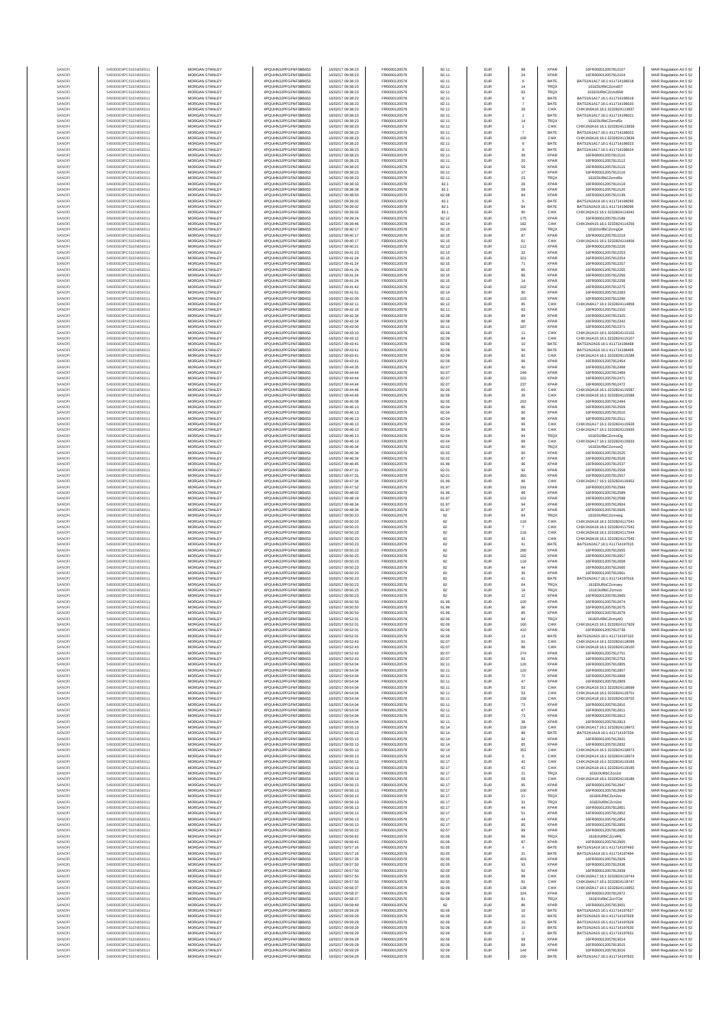| | | | | | | | | | | | |
|---|---|---|---|---|---|---|---|---|---|---|---|
| SANOFI | 549300E9PC51EN656011 | MORGAN STANLEY | 4PQUHN3JPFGFNF3BB653 | 16/02/2017 09:38:23 | FR0000120578 | 82.11 | EUR | 98 | XPAR | 16FR000012057812107 | MAR Regulation Art 5 §2 |
| SANOFI | 549300E9PC51EN656011 | MORGAN STANLEY | 4PQUHN3JPFGFNF3BB653 | 16/02/2017 09:38:23 | FR0000120578 | 82.11 | EUR | 24 | XPAR | 16FR000012057812104 | MAR Regulation Art 5 §2 |
| SANOFI | 549300E9PC51EN656011 | MORGAN STANLEY | 4PQUHN3JPFGFNF3BB653 | 16/02/2017 09:38:23 | FR0000120578 | 82.11 | EUR | 8 | BATE | BATS1N1A17:16:1:411714196018 | MAR Regulation Art 5 §2 |
| SANOFI | 549300E9PC51EN656011 | MORGAN STANLEY | 4PQUHN3JPFGFNF3BB653 | 16/02/2017 09:38:23 | FR0000120578 | 82.11 | EUR | 14 | TRQX | 161E0URbCZcmd5T | MAR Regulation Art 5 §2 |
| SANOFI | 549300E9PC51EN656011 | MORGAN STANLEY | 4PQUHN3JPFGFNF3BB653 | 16/02/2017 09:38:23 | FR0000120578 | 82.11 | EUR | 92 | TRQX | 161E0URbCZcmd5W | MAR Regulation Art 5 §2 |
| SANOFI | 549300E9PC51EN656011 | MORGAN STANLEY | 4PQUHN3JPFGFNF3BB653 | 16/02/2017 09:38:23 | FR0000120578 | 82.11 | EUR | 8 | BATE | BATS1N1A17:16:1:411714196019 | MAR Regulation Art 5 §2 |
| SANOFI | 549300E9PC51EN656011 | MORGAN STANLEY | 4PQUHN3JPFGFNF3BB653 | 16/02/2017 09:38:23 | FR0000120578 | 82.11 | EUR | 7 | BATE | BATS1N1A17:16:1:411714196020 | MAR Regulation Art 5 §2 |
| SANOFI | 549300E9PC51EN656011 | MORGAN STANLEY | 4PQUHN3JPFGFNF3BB653 | 16/02/2017 09:38:23 | FR0000120578 | 82.11 | EUR | 26 | CHIX | CHIX1N3A16:16:1:3232824113837 | MAR Regulation Art 5 §2 |
| SANOFI | 549300E9PC51EN656011 | MORGAN STANLEY | 4PQUHN3JPFGFNF3BB653 | 16/02/2017 09:38:23 | FR0000120578 | 82.11 | EUR | 1 | BATE | BATS1N1A17:16:1:411714196021 | MAR Regulation Art 5 §2 |
| SANOFI | 549300E9PC51EN656011 | MORGAN STANLEY | 4PQUHN3JPFGFNF3BB653 | 16/02/2017 09:38:23 | FR0000120578 | 82.11 | EUR | 14 | TRQX | 161E0URbCZcmd5c | MAR Regulation Art 5 §2 |
| SANOFI | 549300E9PC51EN656011 | MORGAN STANLEY | 4PQUHN3JPFGFNF3BB653 | 16/02/2017 09:38:23 | FR0000120578 | 82.11 | EUR | 1 | CHIX | CHIX1N3A16:16:1:3232824113838 | MAR Regulation Art 5 §2 |
| SANOFI | 549300E9PC51EN656011 | MORGAN STANLEY | 4PQUHN3JPFGFNF3BB653 | 16/02/2017 09:38:23 | FR0000120578 | 82.11 | EUR | 7 | BATE | BATS1N1A17:16:1:411714196022 | MAR Regulation Art 5 §2 |
| SANOFI | 549300E9PC51EN656011 | MORGAN STANLEY | 4PQUHN3JPFGFNF3BB653 | 16/02/2017 09:38:23 | FR0000120578 | 82.11 | EUR | 108 | CHIX | CHIX1N3A16:16:1:3232824113839 | MAR Regulation Art 5 §2 |
| SANOFI | 549300E9PC51EN656011 | MORGAN STANLEY | 4PQUHN3JPFGFNF3BB653 | 16/02/2017 09:38:23 | FR0000120578 | 82.11 | EUR | 8 | BATE | BATS1N1A17:16:1:411714196023 | MAR Regulation Art 5 §2 |
| SANOFI | 549300E9PC51EN656011 | MORGAN STANLEY | 4PQUHN3JPFGFNF3BB653 | 16/02/2017 09:38:23 | FR0000120578 | 82.11 | EUR | 8 | BATE | BATS1N1A17:16:1:411714196024 | MAR Regulation Art 5 §2 |
| SANOFI | 549300E9PC51EN656011 | MORGAN STANLEY | 4PQUHN3JPFGFNF3BB653 | 16/02/2017 09:38:23 | FR0000120578 | 82.11 | EUR | 39 | XPAR | 16FR000012057812110 | MAR Regulation Art 5 §2 |
| SANOFI | 549300E9PC51EN656011 | MORGAN STANLEY | 4PQUHN3JPFGFNF3BB653 | 16/02/2017 09:38:23 | FR0000120578 | 82.11 | EUR | 20 | XPAR | 16FR000012057812112 | MAR Regulation Art 5 §2 |
| SANOFI | 549300E9PC51EN656011 | MORGAN STANLEY | 4PQUHN3JPFGFNF3BB653 | 16/02/2017 09:38:23 | FR0000120578 | 82.11 | EUR | 59 | XPAR | 16FR000012057812115 | MAR Regulation Art 5 §2 |
| SANOFI | 549300E9PC51EN656011 | MORGAN STANLEY | 4PQUHN3JPFGFNF3BB653 | 16/02/2017 09:38:23 | FR0000120578 | 82.11 | EUR | 17 | XPAR | 16FR000012057812116 | MAR Regulation Art 5 §2 |
| SANOFI | 549300E9PC51EN656011 | MORGAN STANLEY | 4PQUHN3JPFGFNF3BB653 | 16/02/2017 09:38:23 | FR0000120578 | 82.11 | EUR | 23 | TRQX | 161E0URbCZcmd5s | MAR Regulation Art 5 §2 |
| SANOFI | 549300E9PC51EN656011 | MORGAN STANLEY | 4PQUHN3JPFGFNF3BB653 | 16/02/2017 09:38:33 | FR0000120578 | 82.1 | EUR | 26 | XPAR | 16FR000012057812118 | MAR Regulation Art 5 §2 |
| SANOFI | 549300E9PC51EN656011 | MORGAN STANLEY | 4PQUHN3JPFGFNF3BB653 | 16/02/2017 09:38:34 | FR0000120578 | 82.1 | EUR | 59 | XPAR | 16FR000012057812120 | MAR Regulation Art 5 §2 |
| SANOFI | 549300E9PC51EN656011 | MORGAN STANLEY | 4PQUHN3JPFGFNF3BB653 | 16/02/2017 09:38:50 | FR0000120578 | 82.08 | EUR | 84 | XPAR | 16FR000012057812139 | MAR Regulation Art 5 §2 |
| SANOFI | 549300E9PC51EN656011 | MORGAN STANLEY | 4PQUHN3JPFGFNF3BB653 | 16/02/2017 09:39:02 | FR0000120578 | 82.1 | EUR | 5 | BATE | BATS1N2A19:16:1:411714196095 | MAR Regulation Art 5 §2 |
| SANOFI | 549300E9PC51EN656011 | MORGAN STANLEY | 4PQUHN3JPFGFNF3BB653 | 16/02/2017 09:39:02 | FR0000120578 | 82.1 | EUR | 84 | BATE | BATS1N2A19:16:1:411714196096 | MAR Regulation Art 5 §2 |
| SANOFI | 549300E9PC51EN656011 | MORGAN STANLEY | 4PQUHN3JPFGFNF3BB653 | 16/02/2017 09:39:02 | FR0000120578 | 82.1 | EUR | 90 | CHIX | CHIX1N2A15:16:1:3232824114042 | MAR Regulation Art 5 §2 |
| SANOFI | 549300E9PC51EN656011 | MORGAN STANLEY | 4PQUHN3JPFGFNF3BB653 | 16/02/2017 09:39:24 | FR0000120578 | 82.12 | EUR | 175 | XPAR | 16FR000012057812188 | MAR Regulation Art 5 §2 |
| SANOFI | 549300E9PC51EN656011 | MORGAN STANLEY | 4PQUHN3JPFGFNF3BB653 | 16/02/2017 09:39:46 | FR0000120578 | 82.14 | EUR | 182 | CHIX | CHIX1N4A15:16:1:3232824114256 | MAR Regulation Art 5 §2 |
| SANOFI | 549300E9PC51EN656011 | MORGAN STANLEY | 4PQUHN3JPFGFNF3BB653 | 16/02/2017 09:40:17 | FR0000120578 | 82.15 | EUR | 100 | TRQX | 161E0URbCZcmgQ4 | MAR Regulation Art 5 §2 |
| SANOFI | 549300E9PC51EN656011 | MORGAN STANLEY | 4PQUHN3JPFGFNF3BB653 | 16/02/2017 09:40:17 | FR0000120578 | 82.15 | EUR | 87 | XPAR | 16FR000012057812219 | MAR Regulation Art 5 §2 |
| SANOFI | 549300E9PC51EN656011 | MORGAN STANLEY | 4PQUHN3JPFGFNF3BB653 | 16/02/2017 09:40:17 | FR0000120578 | 82.15 | EUR | 61 | CHIX | CHIX1N2A15:16:1:3232824114406 | MAR Regulation Art 5 §2 |
| SANOFI | 549300E9PC51EN656011 | MORGAN STANLEY | 4PQUHN3JPFGFNF3BB653 | 16/02/2017 09:40:21 | FR0000120578 | 82.13 | EUR | 112 | XPAR | 16FR000012057812226 | MAR Regulation Art 5 §2 |
| SANOFI | 549300E9PC51EN656011 | MORGAN STANLEY | 4PQUHN3JPFGFNF3BB653 | 16/02/2017 09:41:23 | FR0000120578 | 82.15 | EUR | 32 | XPAR | 16FR000012057812253 | MAR Regulation Art 5 §2 |
| SANOFI | 549300E9PC51EN656011 | MORGAN STANLEY | 4PQUHN3JPFGFNF3BB653 | 16/02/2017 09:41:24 | FR0000120578 | 82.15 | EUR | 321 | XPAR | 16FR000012057812254 | MAR Regulation Art 5 §2 |
| SANOFI | 549300E9PC51EN656011 | MORGAN STANLEY | 4PQUHN3JPFGFNF3BB653 | 16/02/2017 09:41:24 | FR0000120578 | 82.15 | EUR | 71 | XPAR | 16FR000012057812257 | MAR Regulation Art 5 §2 |
| SANOFI | 549300E9PC51EN656011 | MORGAN STANLEY | 4PQUHN3JPFGFNF3BB653 | 16/02/2017 09:41:24 | FR0000120578 | 82.15 | EUR | 85 | XPAR | 16FR000012057812255 | MAR Regulation Art 5 §2 |
| SANOFI | 549300E9PC51EN656011 | MORGAN STANLEY | 4PQUHN3JPFGFNF3BB653 | 16/02/2017 09:41:24 | FR0000120578 | 82.15 | EUR | 86 | XPAR | 16FR000012057812256 | MAR Regulation Art 5 §2 |
| SANOFI | 549300E9PC51EN656011 | MORGAN STANLEY | 4PQUHN3JPFGFNF3BB653 | 16/02/2017 09:41:24 | FR0000120578 | 82.15 | EUR | 14 | XPAR | 16FR000012057812258 | MAR Regulation Art 5 §2 |
| SANOFI | 549300E9PC51EN656011 | MORGAN STANLEY | 4PQUHN3JPFGFNF3BB653 | 16/02/2017 09:41:42 | FR0000120578 | 82.12 | EUR | 102 | XPAR | 16FR000012057812275 | MAR Regulation Art 5 §2 |
| SANOFI | 549300E9PC51EN656011 | MORGAN STANLEY | 4PQUHN3JPFGFNF3BB653 | 16/02/2017 09:41:51 | FR0000120578 | 82.14 | EUR | 90 | XPAR | 16FR000012057812283 | MAR Regulation Art 5 §2 |
| SANOFI | 549300E9PC51EN656011 | MORGAN STANLEY | 4PQUHN3JPFGFNF3BB653 | 16/02/2017 09:42:00 | FR0000120578 | 82.12 | EUR | 103 | XPAR | 16FR000012057812290 | MAR Regulation Art 5 §2 |
| SANOFI | 549300E9PC51EN656011 | MORGAN STANLEY | 4PQUHN3JPFGFNF3BB653 | 16/02/2017 09:42:11 | FR0000120578 | 82.12 | EUR | 85 | CHIX | CHIX1N4A17:16:1:3232824114858 | MAR Regulation Art 5 §2 |
| SANOFI | 549300E9PC51EN656011 | MORGAN STANLEY | 4PQUHN3JPFGFNF3BB653 | 16/02/2017 09:42:16 | FR0000120578 | 82.11 | EUR | 93 | XPAR | 16FR000012057812310 | MAR Regulation Art 5 §2 |
| SANOFI | 549300E9PC51EN656011 | MORGAN STANLEY | 4PQUHN3JPFGFNF3BB653 | 16/02/2017 09:42:34 | FR0000120578 | 82.08 | EUR | 89 | XPAR | 16FR000012057812325 | MAR Regulation Art 5 §2 |
| SANOFI | 549300E9PC51EN656011 | MORGAN STANLEY | 4PQUHN3JPFGFNF3BB653 | 16/02/2017 09:42:34 | FR0000120578 | 82.08 | EUR | 86 | XPAR | 16FR000012057812342 | MAR Regulation Art 5 §2 |
| SANOFI | 549300E9PC51EN656011 | MORGAN STANLEY | 4PQUHN3JPFGFNF3BB653 | 16/02/2017 09:43:00 | FR0000120578 | 82.11 | EUR | 187 | XPAR | 16FR000012057812371 | MAR Regulation Art 5 §2 |
| SANOFI | 549300E9PC51EN656011 | MORGAN STANLEY | 4PQUHN3JPFGFNF3BB653 | 16/02/2017 09:43:10 | FR0000120578 | 82.09 | EUR | 11 | CHIX | CHIX1N1A15:16:1:3232824115102 | MAR Regulation Art 5 §2 |
| SANOFI | 549300E9PC51EN656011 | MORGAN STANLEY | 4PQUHN3JPFGFNF3BB653 | 16/02/2017 09:43:12 | FR0000120578 | 82.09 | EUR | 94 | CHIX | CHIX1N1A15:16:1:3232824115107 | MAR Regulation Art 5 §2 |
| SANOFI | 549300E9PC51EN656011 | MORGAN STANLEY | 4PQUHN3JPFGFNF3BB653 | 16/02/2017 09:43:41 | FR0000120578 | 82.09 | EUR | 10 | BATE | BATS1N2A16:16:1:411714196468 | MAR Regulation Art 5 §2 |
| SANOFI | 549300E9PC51EN656011 | MORGAN STANLEY | 4PQUHN3JPFGFNF3BB653 | 16/02/2017 09:43:41 | FR0000120578 | 82.09 | EUR | 90 | BATE | BATS1N2A16:16:1:411714196469 | MAR Regulation Art 5 §2 |
| SANOFI | 549300E9PC51EN656011 | MORGAN STANLEY | 4PQUHN3JPFGFNF3BB653 | 16/02/2017 09:43:41 | FR0000120578 | 82.09 | EUR | 92 | CHIX | CHIX1N1A14:16:1:3232824115288 | MAR Regulation Art 5 §2 |
| SANOFI | 549300E9PC51EN656011 | MORGAN STANLEY | 4PQUHN3JPFGFNF3BB653 | 16/02/2017 09:43:41 | FR0000120578 | 82.09 | EUR | 96 | XPAR | 16FR000012057812454 | MAR Regulation Art 5 §2 |
| SANOFI | 549300E9PC51EN656011 | MORGAN STANLEY | 4PQUHN3JPFGFNF3BB653 | 16/02/2017 09:44:35 | FR0000120578 | 82.07 | EUR | 40 | XPAR | 16FR000012057812468 | MAR Regulation Art 5 §2 |
| SANOFI | 549300E9PC51EN656011 | MORGAN STANLEY | 4PQUHN3JPFGFNF3BB653 | 16/02/2017 09:44:44 | FR0000120578 | 82.07 | EUR | 249 | XPAR | 16FR000012057812469 | MAR Regulation Art 5 §2 |
| SANOFI | 549300E9PC51EN656011 | MORGAN STANLEY | 4PQUHN3JPFGFNF3BB653 | 16/02/2017 09:44:44 | FR0000120578 | 82.07 | EUR | 102 | XPAR | 16FR000012057812471 | MAR Regulation Art 5 §2 |
| SANOFI | 549300E9PC51EN656011 | MORGAN STANLEY | 4PQUHN3JPFGFNF3BB653 | 16/02/2017 09:44:44 | FR0000120578 | 82.07 | EUR | 237 | XPAR | 16FR000012057812472 | MAR Regulation Art 5 §2 |
| SANOFI | 549300E9PC51EN656011 | MORGAN STANLEY | 4PQUHN3JPFGFNF3BB653 | 16/02/2017 09:44:46 | FR0000120578 | 82.06 | EUR | 60 | CHIX | CHIX1N3A18:16:1:3232824115587 | MAR Regulation Art 5 §2 |
| SANOFI | 549300E9PC51EN656011 | MORGAN STANLEY | 4PQUHN3JPFGFNF3BB653 | 16/02/2017 09:44:46 | FR0000120578 | 82.06 | EUR | 36 | CHIX | CHIX1N3A18:16:1:3232824115588 | MAR Regulation Art 5 §2 |
| SANOFI | 549300E9PC51EN656011 | MORGAN STANLEY | 4PQUHN3JPFGFNF3BB653 | 16/02/2017 09:45:08 | FR0000120578 | 82.05 | EUR | 202 | XPAR | 16FR000012057812494 | MAR Regulation Art 5 §2 |
| SANOFI | 549300E9PC51EN656011 | MORGAN STANLEY | 4PQUHN3JPFGFNF3BB653 | 16/02/2017 09:46:13 | FR0000120578 | 82.04 | EUR | 86 | XPAR | 16FR000012057812509 | MAR Regulation Art 5 §2 |
| SANOFI | 549300E9PC51EN656011 | MORGAN STANLEY | 4PQUHN3JPFGFNF3BB653 | 16/02/2017 09:46:13 | FR0000120578 | 82.04 | EUR | 90 | XPAR | 16FR000012057812510 | MAR Regulation Art 5 §2 |
| SANOFI | 549300E9PC51EN656011 | MORGAN STANLEY | 4PQUHN3JPFGFNF3BB653 | 16/02/2017 09:46:13 | FR0000120578 | 82.04 | EUR | 86 | XPAR | 16FR000012057812511 | MAR Regulation Art 5 §2 |
| SANOFI | 549300E9PC51EN656011 | MORGAN STANLEY | 4PQUHN3JPFGFNF3BB653 | 16/02/2017 09:46:13 | FR0000120578 | 82.04 | EUR | 95 | CHIX | CHIX1N1A17:16:1:3232824115928 | MAR Regulation Art 5 §2 |
| SANOFI | 549300E9PC51EN656011 | MORGAN STANLEY | 4PQUHN3JPFGFNF3BB653 | 16/02/2017 09:46:13 | FR0000120578 | 82.04 | EUR | 89 | CHIX | CHIX1N2A17:16:1:3232824115930 | MAR Regulation Art 5 §2 |
| SANOFI | 549300E9PC51EN656011 | MORGAN STANLEY | 4PQUHN3JPFGFNF3BB653 | 16/02/2017 09:46:13 | FR0000120578 | 82.04 | EUR | 94 | TRQX | 161E0URbCZcmoOg | MAR Regulation Art 5 §2 |
| SANOFI | 549300E9PC51EN656011 | MORGAN STANLEY | 4PQUHN3JPFGFNF3BB653 | 16/02/2017 09:46:13 | FR0000120578 | 82.04 | EUR | 89 | CHIX | CHIX1N1A17:16:1:3232824115933 | MAR Regulation Art 5 §2 |
| SANOFI | 549300E9PC51EN656011 | MORGAN STANLEY | 4PQUHN3JPFGFNF3BB653 | 16/02/2017 09:46:34 | FR0000120578 | 82.02 | EUR | 90 | TRQX | 161E0URbCZcmozQ | MAR Regulation Art 5 §2 |
| SANOFI | 549300E9PC51EN656011 | MORGAN STANLEY | 4PQUHN3JPFGFNF3BB653 | 16/02/2017 09:46:34 | FR0000120578 | 82.02 | EUR | 90 | XPAR | 16FR000012057812525 | MAR Regulation Art 5 §2 |
| SANOFI | 549300E9PC51EN656011 | MORGAN STANLEY | 4PQUHN3JPFGFNF3BB653 | 16/02/2017 09:46:34 | FR0000120578 | 82.02 | EUR | 87 | XPAR | 16FR000012057812526 | MAR Regulation Art 5 §2 |
| SANOFI | 549300E9PC51EN656011 | MORGAN STANLEY | 4PQUHN3JPFGFNF3BB653 | 16/02/2017 09:46:45 | FR0000120578 | 81.96 | EUR | 96 | XPAR | 16FR000012057812537 | MAR Regulation Art 5 §2 |
| SANOFI | 549300E9PC51EN656011 | MORGAN STANLEY | 4PQUHN3JPFGFNF3BB653 | 16/02/2017 09:47:31 | FR0000120578 | 82.01 | EUR | 92 | XPAR | 16FR000012057812558 | MAR Regulation Art 5 §2 |
| SANOFI | 549300E9PC51EN656011 | MORGAN STANLEY | 4PQUHN3JPFGFNF3BB653 | 16/02/2017 09:47:31 | FR0000120578 | 82.01 | EUR | 365 | XPAR | 16FR000012057812557 | MAR Regulation Art 5 §2 |
| SANOFI | 549300E9PC51EN656011 | MORGAN STANLEY | 4PQUHN3JPFGFNF3BB653 | 16/02/2017 09:47:34 | FR0000120578 | 81.99 | EUR | 86 | CHIX | CHIX1N3A17:16:1:3232824116452 | MAR Regulation Art 5 §2 |
| SANOFI | 549300E9PC51EN656011 | MORGAN STANLEY | 4PQUHN3JPFGFNF3BB653 | 16/02/2017 09:47:52 | FR0000120578 | 81.97 | EUR | 191 | XPAR | 16FR000012057812584 | MAR Regulation Art 5 §2 |
| SANOFI | 549300E9PC51EN656011 | MORGAN STANLEY | 4PQUHN3JPFGFNF3BB653 | 16/02/2017 09:48:02 | FR0000120578 | 81.96 | EUR | 88 | XPAR | 16FR000012057812589 | MAR Regulation Art 5 §2 |
| SANOFI | 549300E9PC51EN656011 | MORGAN STANLEY | 4PQUHN3JPFGFNF3BB653 | 16/02/2017 09:48:19 | FR0000120578 | 81.97 | EUR | 101 | XPAR | 16FR000012057812598 | MAR Regulation Art 5 §2 |
| SANOFI | 549300E9PC51EN656011 | MORGAN STANLEY | 4PQUHN3JPFGFNF3BB653 | 16/02/2017 09:48:34 | FR0000120578 | 81.97 | EUR | 94 | XPAR | 16FR000012057812604 | MAR Regulation Art 5 §2 |
| SANOFI | 549300E9PC51EN656011 | MORGAN STANLEY | 4PQUHN3JPFGFNF3BB653 | 16/02/2017 09:48:34 | FR0000120578 | 81.97 | EUR | 87 | XPAR | 16FR000012057812605 | MAR Regulation Art 5 §2 |
| SANOFI | 549300E9PC51EN656011 | MORGAN STANLEY | 4PQUHN3JPFGFNF3BB653 | 16/02/2017 09:50:23 | FR0000120578 | 82 | EUR | 64 | TRQX | 161E0URbCZcmweg | MAR Regulation Art 5 §2 |
| SANOFI | 549300E9PC51EN656011 | MORGAN STANLEY | 4PQUHN3JPFGFNF3BB653 | 16/02/2017 09:50:23 | FR0000120578 | 82 | EUR | 118 | CHIX | CHIX1N3A18:16:1:3232824117541 | MAR Regulation Art 5 §2 |
| SANOFI | 549300E9PC51EN656011 | MORGAN STANLEY | 4PQUHN3JPFGFNF3BB653 | 16/02/2017 09:50:23 | FR0000120578 | 82 | EUR | 7 | CHIX | CHIX1N3A18:16:1:3232824117542 | MAR Regulation Art 5 §2 |
| SANOFI | 549300E9PC51EN656011 | MORGAN STANLEY | 4PQUHN3JPFGFNF3BB653 | 16/02/2017 09:50:23 | FR0000120578 | 82 | EUR | 118 | CHIX | CHIX1N3A18:16:1:3232824117544 | MAR Regulation Art 5 §2 |
| SANOFI | 549300E9PC51EN656011 | MORGAN STANLEY | 4PQUHN3JPFGFNF3BB653 | 16/02/2017 09:50:23 | FR0000120578 | 82 | EUR | 43 | CHIX | CHIX1N3A18:16:1:3232824117545 | MAR Regulation Art 5 §2 |
| SANOFI | 549300E9PC51EN656011 | MORGAN STANLEY | 4PQUHN3JPFGFNF3BB653 | 16/02/2017 09:50:23 | FR0000120578 | 82 | EUR | 41 | BATE | BATS1N2A17:16:1:411714197015 | MAR Regulation Art 5 §2 |
| SANOFI | 549300E9PC51EN656011 | MORGAN STANLEY | 4PQUHN3JPFGFNF3BB653 | 16/02/2017 09:50:23 | FR0000120578 | 82 | EUR | 280 | XPAR | 16FR000012057812655 | MAR Regulation Art 5 §2 |
| SANOFI | 549300E9PC51EN656011 | MORGAN STANLEY | 4PQUHN3JPFGFNF3BB653 | 16/02/2017 09:50:23 | FR0000120578 | 82 | EUR | 162 | XPAR | 16FR000012057812657 | MAR Regulation Art 5 §2 |
| SANOFI | 549300E9PC51EN656011 | MORGAN STANLEY | 4PQUHN3JPFGFNF3BB653 | 16/02/2017 09:50:23 | FR0000120578 | 82 | EUR | 118 | XPAR | 16FR000012057812658 | MAR Regulation Art 5 §2 |
| SANOFI | 549300E9PC51EN656011 | MORGAN STANLEY | 4PQUHN3JPFGFNF3BB653 | 16/02/2017 09:50:23 | FR0000120578 | 82 | EUR | 44 | XPAR | 16FR000012057812660 | MAR Regulation Art 5 §2 |
| SANOFI | 549300E9PC51EN656011 | MORGAN STANLEY | 4PQUHN3JPFGFNF3BB653 | 16/02/2017 09:50:23 | FR0000120578 | 82 | EUR | 35 | XPAR | 16FR000012057812661 | MAR Regulation Art 5 §2 |
| SANOFI | 549300E9PC51EN656011 | MORGAN STANLEY | 4PQUHN3JPFGFNF3BB653 | 16/02/2017 09:50:23 | FR0000120578 | 82 | EUR | 41 | BATE | BATS1N2A17:16:1:411714197016 | MAR Regulation Art 5 §2 |
| SANOFI | 549300E9PC51EN656011 | MORGAN STANLEY | 4PQUHN3JPFGFNF3BB653 | 16/02/2017 09:50:23 | FR0000120578 | 82 | EUR | 64 | TRQX | 161E0URbCZcmwy | MAR Regulation Art 5 §2 |
| SANOFI | 549300E9PC51EN656011 | MORGAN STANLEY | 4PQUHN3JPFGFNF3BB653 | 16/02/2017 09:50:23 | FR0000120578 | 82 | EUR | 19 | TRQX | 161E0URbCZcmx1 | MAR Regulation Art 5 §2 |
| SANOFI | 549300E9PC51EN656011 | MORGAN STANLEY | 4PQUHN3JPFGFNF3BB653 | 16/02/2017 09:50:23 | FR0000120578 | 82 | EUR | 12 | XPAR | 16FR000012057812665 | MAR Regulation Art 5 §2 |
| SANOFI | 549300E9PC51EN656011 | MORGAN STANLEY | 4PQUHN3JPFGFNF3BB653 | 16/02/2017 09:50:50 | FR0000120578 | 81.99 | EUR | 100 | XPAR | 16FR000012057812674 | MAR Regulation Art 5 §2 |
| SANOFI | 549300E9PC51EN656011 | MORGAN STANLEY | 4PQUHN3JPFGFNF3BB653 | 16/02/2017 09:50:50 | FR0000120578 | 81.99 | EUR | 96 | XPAR | 16FR000012057812675 | MAR Regulation Art 5 §2 |
| SANOFI | 549300E9PC51EN656011 | MORGAN STANLEY | 4PQUHN3JPFGFNF3BB653 | 16/02/2017 09:50:50 | FR0000120578 | 81.99 | EUR | 95 | XPAR | 16FR000012057812679 | MAR Regulation Art 5 §2 |
| SANOFI | 549300E9PC51EN656011 | MORGAN STANLEY | 4PQUHN3JPFGFNF3BB653 | 16/02/2017 09:52:01 | FR0000120578 | 82.06 | EUR | 94 | TRQX | 161E0URbCZcmyAO | MAR Regulation Art 5 §2 |
| SANOFI | 549300E9PC51EN656011 | MORGAN STANLEY | 4PQUHN3JPFGFNF3BB653 | 16/02/2017 09:52:01 | FR0000120578 | 82.06 | EUR | 160 | CHIX | CHIX1N1A15:16:1:3232824117929 | MAR Regulation Art 5 §2 |
| SANOFI | 549300E9PC51EN656011 | MORGAN STANLEY | 4PQUHN3JPFGFNF3BB653 | 16/02/2017 09:52:01 | FR0000120578 | 82.06 | EUR | 410 | XPAR | 16FR000012057812738 | MAR Regulation Art 5 §2 |
| SANOFI | 549300E9PC51EN656011 | MORGAN STANLEY | 4PQUHN3JPFGFNF3BB653 | 16/02/2017 09:52:01 | FR0000120578 | 82.06 | EUR | 13 | BATE | BATS1N2A15:16:1:411714197102 | MAR Regulation Art 5 §2 |
| SANOFI | 549300E9PC51EN656011 | MORGAN STANLEY | 4PQUHN3JPFGFNF3BB653 | 16/02/2017 09:52:43 | FR0000120578 | 82.07 | EUR | 91 | CHIX | CHIX1N2A14:16:1:3232824118099 | MAR Regulation Art 5 §2 |
| SANOFI | 549300E9PC51EN656011 | MORGAN STANLEY | 4PQUHN3JPFGFNF3BB653 | 16/02/2017 09:52:43 | FR0000120578 | 82.07 | EUR | 86 | CHIX | CHIX1N3A18:16:1:3232824118100 | MAR Regulation Art 5 §2 |
| SANOFI | 549300E9PC51EN656011 | MORGAN STANLEY | 4PQUHN3JPFGFNF3BB653 | 16/02/2017 09:52:43 | FR0000120578 | 82.07 | EUR | 274 | XPAR | 16FR000012057812751 | MAR Regulation Art 5 §2 |
| SANOFI | 549300E9PC51EN656011 | MORGAN STANLEY | 4PQUHN3JPFGFNF3BB653 | 16/02/2017 09:52:43 | FR0000120578 | 82.07 | EUR | 93 | XPAR | 16FR000012057812753 | MAR Regulation Art 5 §2 |
| SANOFI | 549300E9PC51EN656011 | MORGAN STANLEY | 4PQUHN3JPFGFNF3BB653 | 16/02/2017 09:54:04 | FR0000120578 | 82.11 | EUR | 120 | XPAR | 16FR000012057812805 | MAR Regulation Art 5 §2 |
| SANOFI | 549300E9PC51EN656011 | MORGAN STANLEY | 4PQUHN3JPFGFNF3BB653 | 16/02/2017 09:54:04 | FR0000120578 | 82.11 | EUR | 120 | XPAR | 16FR000012057812807 | MAR Regulation Art 5 §2 |
| SANOFI | 549300E9PC51EN656011 | MORGAN STANLEY | 4PQUHN3JPFGFNF3BB653 | 16/02/2017 09:54:04 | FR0000120578 | 82.11 | EUR | 72 | XPAR | 16FR000012057812808 | MAR Regulation Art 5 §2 |
| SANOFI | 549300E9PC51EN656011 | MORGAN STANLEY | 4PQUHN3JPFGFNF3BB653 | 16/02/2017 09:54:04 | FR0000120578 | 82.11 | EUR | 47 | XPAR | 16FR000012057812809 | MAR Regulation Art 5 §2 |
| SANOFI | 549300E9PC51EN656011 | MORGAN STANLEY | 4PQUHN3JPFGFNF3BB653 | 16/02/2017 09:54:04 | FR0000120578 | 82.11 | EUR | 53 | CHIX | CHIX1N1A18:16:1:3232824118699 | MAR Regulation Art 5 §2 |
| SANOFI | 549300E9PC51EN656011 | MORGAN STANLEY | 4PQUHN3JPFGFNF3BB653 | 16/02/2017 09:54:04 | FR0000120578 | 82.11 | EUR | 53 | CHIX | CHIX1N1A18:16:1:3232824118701 | MAR Regulation Art 5 §2 |
| SANOFI | 549300E9PC51EN656011 | MORGAN STANLEY | 4PQUHN3JPFGFNF3BB653 | 16/02/2017 09:54:04 | FR0000120578 | 82.11 | EUR | 158 | CHIX | CHIX1N1A18:16:1:3232824118702 | MAR Regulation Art 5 §2 |
| SANOFI | 549300E9PC51EN656011 | MORGAN STANLEY | 4PQUHN3JPFGFNF3BB653 | 16/02/2017 09:54:04 | FR0000120578 | 82.11 | EUR | 73 | XPAR | 16FR000012057812810 | MAR Regulation Art 5 §2 |
| SANOFI | 549300E9PC51EN656011 | MORGAN STANLEY | 4PQUHN3JPFGFNF3BB653 | 16/02/2017 09:54:04 | FR0000120578 | 82.11 | EUR | 47 | XPAR | 16FR000012057812811 | MAR Regulation Art 5 §2 |
| SANOFI | 549300E9PC51EN656011 | MORGAN STANLEY | 4PQUHN3JPFGFNF3BB653 | 16/02/2017 09:54:04 | FR0000120578 | 82.11 | EUR | 73 | XPAR | 16FR000012057812812 | MAR Regulation Art 5 §2 |
| SANOFI | 549300E9PC51EN656011 | MORGAN STANLEY | 4PQUHN3JPFGFNF3BB653 | 16/02/2017 09:54:04 | FR0000120578 | 82.11 | EUR | 38 | XPAR | 16FR000012057812813 | MAR Regulation Art 5 §2 |
| SANOFI | 549300E9PC51EN656011 | MORGAN STANLEY | 4PQUHN3JPFGFNF3BB653 | 16/02/2017 09:55:13 | FR0000120578 | 82.14 | EUR | 159 | CHIX | CHIX1N1A17:16:1:3232824118972 | MAR Regulation Art 5 §2 |
| SANOFI | 549300E9PC51EN656011 | MORGAN STANLEY | 4PQUHN3JPFGFNF3BB653 | 16/02/2017 09:55:13 | FR0000120578 | 82.14 | EUR | 88 | BATE | BATS1N1A18:16:1:411714197334 | MAR Regulation Art 5 §2 |
| SANOFI | 549300E9PC51EN656011 | MORGAN STANLEY | 4PQUHN3JPFGFNF3BB653 | 16/02/2017 09:55:13 | FR0000120578 | 82.14 | EUR | 92 | XPAR | 16FR000012057812831 | MAR Regulation Art 5 §2 |
| SANOFI | 549300E9PC51EN656011 | MORGAN STANLEY | 4PQUHN3JPFGFNF3BB653 | 16/02/2017 09:55:13 | FR0000120578 | 82.14 | EUR | 85 | XPAR | 16FR000012057812832 | MAR Regulation Art 5 §2 |
| SANOFI | 549300E9PC51EN656011 | MORGAN STANLEY | 4PQUHN3JPFGFNF3BB653 | 16/02/2017 09:55:13 | FR0000120578 | 82.14 | EUR | 351 | CHIX | CHIX1N2A14:16:1:3232824118973 | MAR Regulation Art 5 §2 |
| SANOFI | 549300E9PC51EN656011 | MORGAN STANLEY | 4PQUHN3JPFGFNF3BB653 | 16/02/2017 09:55:13 | FR0000120578 | 82.14 | EUR | 6 | CHIX | CHIX1N2A14:16:1:3232824118974 | MAR Regulation Art 5 §2 |
| SANOFI | 549300E9PC51EN656011 | MORGAN STANLEY | 4PQUHN3JPFGFNF3BB653 | 16/02/2017 09:56:13 | FR0000120578 | 82.17 | EUR | 42 | CHIX | CHIX1N2A18:16:1:3232824119183 | MAR Regulation Art 5 §2 |
| SANOFI | 549300E9PC51EN656011 | MORGAN STANLEY | 4PQUHN3JPFGFNF3BB653 | 16/02/2017 09:56:13 | FR0000120578 | 82.17 | EUR | 42 | CHIX | CHIX1N2A18:16:1:3232824119185 | MAR Regulation Art 5 §2 |
| SANOFI | 549300E9PC51EN656011 | MORGAN STANLEY | 4PQUHN3JPFGFNF3BB653 | 16/02/2017 09:56:13 | FR0000120578 | 82.17 | EUR | 21 | TRQX | 161E0URbCZcn2rr | MAR Regulation Art 5 §2 |
| SANOFI | 549300E9PC51EN656011 | MORGAN STANLEY | 4PQUHN3JPFGFNF3BB653 | 16/02/2017 09:56:13 | FR0000120578 | 82.17 | EUR | 59 | CHIX | CHIX1N2A18:16:1:3232824119186 | MAR Regulation Art 5 §2 |
| SANOFI | 549300E9PC51EN656011 | MORGAN STANLEY | 4PQUHN3JPFGFNF3BB653 | 16/02/2017 09:56:13 | FR0000120578 | 82.17 | EUR | 95 | XPAR | 16FR000012057812847 | MAR Regulation Art 5 §2 |
| SANOFI | 549300E9PC51EN656011 | MORGAN STANLEY | 4PQUHN3JPFGFNF3BB653 | 16/02/2017 09:56:13 | FR0000120578 | 82.17 | EUR | 100 | XPAR | 16FR000012057812848 | MAR Regulation Art 5 §2 |
| SANOFI | 549300E9PC51EN656011 | MORGAN STANLEY | 4PQUHN3JPFGFNF3BB653 | 16/02/2017 09:56:13 | FR0000120578 | 82.17 | EUR | 21 | TRQX | 161E0URbCZcn2ss | MAR Regulation Art 5 §2 |
| SANOFI | 549300E9PC51EN656011 | MORGAN STANLEY | 4PQUHN3JPFGFNF3BB653 | 16/02/2017 09:56:13 | FR0000120578 | 82.17 | EUR | 31 | TRQX | 161E0URbCZcn2zs | MAR Regulation Art 5 §2 |
| SANOFI | 549300E9PC51EN656011 | MORGAN STANLEY | 4PQUHN3JPFGFNF3BB653 | 16/02/2017 09:56:13 | FR0000120578 | 82.17 | EUR | 44 | XPAR | 16FR000012057812851 | MAR Regulation Art 5 §2 |
| SANOFI | 549300E9PC51EN656011 | MORGAN STANLEY | 4PQUHN3JPFGFNF3BB653 | 16/02/2017 09:56:13 | FR0000120578 | 82.17 | EUR | 51 | XPAR | 16FR000012057812852 | MAR Regulation Art 5 §2 |
| SANOFI | 549300E9PC51EN656011 | MORGAN STANLEY | 4PQUHN3JPFGFNF3BB653 | 16/02/2017 09:56:13 | FR0000120578 | 82.17 | EUR | 44 | XPAR | 16FR000012057812854 | MAR Regulation Art 5 §2 |
| SANOFI | 549300E9PC51EN656011 | MORGAN STANLEY | 4PQUHN3JPFGFNF3BB653 | 16/02/2017 09:56:13 | FR0000120578 | 82.17 | EUR | 85 | XPAR | 16FR000012057812855 | MAR Regulation Art 5 §2 |
| SANOFI | 549300E9PC51EN656011 | MORGAN STANLEY | 4PQUHN3JPFGFNF3BB653 | 16/02/2017 09:56:22 | FR0000120578 | 82.07 | EUR | 89 | XPAR | 16FR000012057812885 | MAR Regulation Art 5 §2 |
| SANOFI | 549300E9PC51EN656011 | MORGAN STANLEY | 4PQUHN3JPFGFNF3BB653 | 16/02/2017 09:56:42 | FR0000120578 | 82.06 | EUR | 89 | TRQX | 161E0URbCZcn4RL | MAR Regulation Art 5 §2 |
| SANOFI | 549300E9PC51EN656011 | MORGAN STANLEY | 4PQUHN3JPFGFNF3BB653 | 16/02/2017 09:56:42 | FR0000120578 | 82.06 | EUR | 87 | XPAR | 16FR000012057812905 | MAR Regulation Art 5 §2 |
| SANOFI | 549300E9PC51EN656011 | MORGAN STANLEY | 4PQUHN3JPFGFNF3BB653 | 16/02/2017 09:57:16 | FR0000120578 | 82.05 | EUR | 4 | BATE | BATS1N1A19:16:1:411714197493 | MAR Regulation Art 5 §2 |
| SANOFI | 549300E9PC51EN656011 | MORGAN STANLEY | 4PQUHN3JPFGFNF3BB653 | 16/02/2017 09:57:16 | FR0000120578 | 82.05 | EUR | 31 | BATE | BATS1N1A19:16:1:411714197494 | MAR Regulation Art 5 §2 |
| SANOFI | 549300E9PC51EN656011 | MORGAN STANLEY | 4PQUHN3JPFGFNF3BB653 | 16/02/2017 09:57:26 | FR0000120578 | 82.05 | EUR | 403 | XPAR | 16FR000012057812929 | MAR Regulation Art 5 §2 |
| SANOFI | 549300E9PC51EN656011 | MORGAN STANLEY | 4PQUHN3JPFGFNF3BB653 | 16/02/2017 09:57:50 | FR0000120578 | 82.05 | EUR | 93 | XPAR | 16FR000012057812936 | MAR Regulation Art 5 §2 |
| SANOFI | 549300E9PC51EN656011 | MORGAN STANLEY | 4PQUHN3JPFGFNF3BB653 | 16/02/2017 09:57:50 | FR0000120578 | 82.05 | EUR | 92 | XPAR | 16FR000012057812939 | MAR Regulation Art 5 §2 |
| SANOFI | 549300E9PC51EN656011 | MORGAN STANLEY | 4PQUHN3JPFGFNF3BB653 | 16/02/2017 09:57:50 | FR0000120578 | 82.05 | EUR | 99 | CHIX | CHIX1N1A17:16:1:3232824119744 | MAR Regulation Art 5 §2 |
| SANOFI | 549300E9PC51EN656011 | MORGAN STANLEY | 4PQUHN3JPFGFNF3BB653 | 16/02/2017 09:57:50 | FR0000120578 | 82.05 | EUR | 91 | CHIX | CHIX1N4A17:16:1:3232824119747 | MAR Regulation Art 5 §2 |
| SANOFI | 549300E9PC51EN656011 | MORGAN STANLEY | 4PQUHN3JPFGFNF3BB653 | 16/02/2017 09:58:37 | FR0000120578 | 82.09 | EUR | 138 | CHIX | CHIX1N1A17:16:1:3232824119952 | MAR Regulation Art 5 §2 |
| SANOFI | 549300E9PC51EN656011 | MORGAN STANLEY | 4PQUHN3JPFGFNF3BB653 | 16/02/2017 09:58:37 | FR0000120578 | 82.09 | EUR | 324 | XPAR | 16FR000012057812972 | MAR Regulation Art 5 §2 |
| SANOFI | 549300E9PC51EN656011 | MORGAN STANLEY | 4PQUHN3JPFGFNF3BB653 | 16/02/2017 09:58:37 | FR0000120578 | 82.09 | EUR | 81 | TRQX | 161E0URbCZcn7Od | MAR Regulation Art 5 §2 |
| SANOFI | 549300E9PC51EN656011 | MORGAN STANLEY | 4PQUHN3JPFGFNF3BB653 | 16/02/2017 09:58:49 | FR0000120578 | 82 | EUR | 86 | XPAR | 16FR000012057813001 | MAR Regulation Art 5 §2 |
| SANOFI | 549300E9PC51EN656011 | MORGAN STANLEY | 4PQUHN3JPFGFNF3BB653 | 16/02/2017 09:59:29 | FR0000120578 | 82.06 | EUR | 10 | BATE | BATS1N2A15:16:1:411714197627 | MAR Regulation Art 5 §2 |
| SANOFI | 549300E9PC51EN656011 | MORGAN STANLEY | 4PQUHN3JPFGFNF3BB653 | 16/02/2017 09:59:29 | FR0000120578 | 82.06 | EUR | 10 | BATE | BATS1N2A15:16:1:411714197628 | MAR Regulation Art 5 §2 |
| SANOFI | 549300E9PC51EN656011 | MORGAN STANLEY | 4PQUHN3JPFGFNF3BB653 | 16/02/2017 09:59:29 | FR0000120578 | 82.06 | EUR | 10 | BATE | BATS1N2A15:16:1:411714197629 | MAR Regulation Art 5 §2 |
| SANOFI | 549300E9PC51EN656011 | MORGAN STANLEY | 4PQUHN3JPFGFNF3BB653 | 16/02/2017 09:59:29 | FR0000120578 | 82.06 | EUR | 10 | BATE | BATS1N2A15:16:1:411714197630 | MAR Regulation Art 5 §2 |
| SANOFI | 549300E9PC51EN656011 | MORGAN STANLEY | 4PQUHN3JPFGFNF3BB653 | 16/02/2017 09:59:29 | FR0000120578 | 82.06 | EUR | 1 | BATE | BATS1N2A15:16:1:411714197631 | MAR Regulation Art 5 §2 |
| SANOFI | 549300E9PC51EN656011 | MORGAN STANLEY | 4PQUHN3JPFGFNF3BB653 | 16/02/2017 09:59:29 | FR0000120578 | 82.06 | EUR | 69 | XPAR | 16FR000012057813014 | MAR Regulation Art 5 §2 |
| SANOFI | 549300E9PC51EN656011 | MORGAN STANLEY | 4PQUHN3JPFGFNF3BB653 | 16/02/2017 09:59:29 | FR0000120578 | 82.06 | EUR | 69 | XPAR | 16FR000012057813015 | MAR Regulation Art 5 §2 |
| SANOFI | 549300E9PC51EN656011 | MORGAN STANLEY | 4PQUHN3JPFGFNF3BB653 | 16/02/2017 09:59:29 | FR0000120578 | 82.06 | EUR | 144 | XPAR | 16FR000012057813016 | MAR Regulation Art 5 §2 |
| SANOFI | 549300E9PC51EN656011 | MORGAN STANLEY | 4PQUHN3JPFGFNF3BB653 | 16/02/2017 09:59:29 | FR0000120578 | 82.06 | EUR | 100 | BATE | BATS1N1A17:16:1:411714197632 | MAR Regulation Art 5 §2 |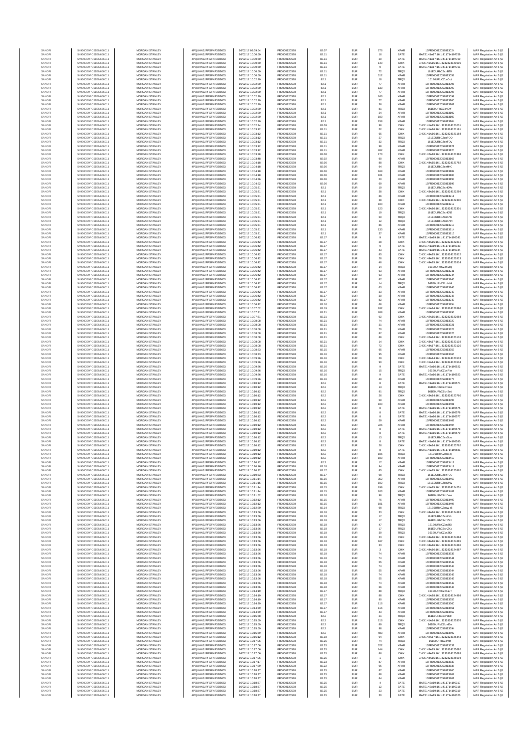| SANOFI | 549300E9PC51EN656011 | MORGAN STANLEY | 4PQUHN3JPFGFNF3BB653 | 16/02/17 09:59:54 | FR0000120578 | 82.07 | EUR | 276 | XPAR | 16FR000012057813024 | MAR Regulation Art 5 §2 |
|---|---|---|---|---|---|---|---|---|---|---|---|
| SANOFI | 549300E9PC51EN656011 | MORGAN STANLEY | 4PQUHN3JPFGFNF3BB653 | 16/02/17 10:00:50 | FR0000120578 | 82.11 | EUR | 16 | BATE | BATS1N1A17:16:1:411714197759 | MAR Regulation Art 5 §2 |
| SANOFI | 549300E9PC51EN656011 | MORGAN STANLEY | 4PQUHN3JPFGFNF3BB653 | 16/02/17 10:00:50 | FR0000120578 | 82.11 | EUR | 20 | BATE | BATS1N1A17:16:1:411714197760 | MAR Regulation Art 5 §2 |
| SANOFI | 549300E9PC51EN656011 | MORGAN STANLEY | 4PQUHN3JPFGFNF3BB653 | 16/02/17 10:00:50 | FR0000120578 | 82.11 | EUR | 140 | CHIX | CHIX1N1A15:16:1:3232824120606 | MAR Regulation Art 5 §2 |
| SANOFI | 549300E9PC51EN656011 | MORGAN STANLEY | 4PQUHN3JPFGFNF3BB653 | 16/02/17 10:00:50 | FR0000120578 | 82.11 | EUR | 9 | BATE | BATS1N1A17:16:1:411714197761 | MAR Regulation Art 5 §2 |
| SANOFI | 549300E9PC51EN656011 | MORGAN STANLEY | 4PQUHN3JPFGFNF3BB653 | 16/02/17 10:00:50 | FR0000120578 | 82.11 | EUR | 72 | TRQX | 161E0URbCZcnBTK | MAR Regulation Art 5 §2 |
| SANOFI | 549300E9PC51EN656011 | MORGAN STANLEY | 4PQUHN3JPFGFNF3BB653 | 16/02/17 10:00:50 | FR0000120578 | 82.11 | EUR | 312 | XPAR | 16FR000012057813058 | MAR Regulation Art 5 §2 |
| SANOFI | 549300E9PC51EN656011 | MORGAN STANLEY | 4PQUHN3JPFGFNF3BB653 | 16/02/17 10:02:20 | FR0000120578 | 82.1 | EUR | 18 | TRQX | 161E0URbCZcnDut | MAR Regulation Art 5 §2 |
| SANOFI | 549300E9PC51EN656011 | MORGAN STANLEY | 4PQUHN3JPFGFNF3BB653 | 16/02/17 10:02:20 | FR0000120578 | 82.1 | EUR | 77 | XPAR | 16FR000012057813096 | MAR Regulation Art 5 §2 |
| SANOFI | 549300E9PC51EN656011 | MORGAN STANLEY | 4PQUHN3JPFGFNF3BB653 | 16/02/17 10:02:20 | FR0000120578 | 82.1 | EUR | 130 | XPAR | 16FR000012057813097 | MAR Regulation Art 5 §2 |
| SANOFI | 549300E9PC51EN656011 | MORGAN STANLEY | 4PQUHN3JPFGFNF3BB653 | 16/02/17 10:02:20 | FR0000120578 | 82.1 | EUR | 77 | XPAR | 16FR000012057813098 | MAR Regulation Art 5 §2 |
| SANOFI | 549300E9PC51EN656011 | MORGAN STANLEY | 4PQUHN3JPFGFNF3BB653 | 16/02/17 10:02:20 | FR0000120578 | 82.1 | EUR | 166 | XPAR | 16FR000012057813099 | MAR Regulation Art 5 §2 |
| SANOFI | 549300E9PC51EN656011 | MORGAN STANLEY | 4PQUHN3JPFGFNF3BB653 | 16/02/17 10:02:20 | FR0000120578 | 82.1 | EUR | 77 | XPAR | 16FR000012057813100 | MAR Regulation Art 5 §2 |
| SANOFI | 549300E9PC51EN656011 | MORGAN STANLEY | 4PQUHN3JPFGFNF3BB653 | 16/02/17 10:02:20 | FR0000120578 | 82.1 | EUR | 36 | XPAR | 16FR000012057813101 | MAR Regulation Art 5 §2 |
| SANOFI | 549300E9PC51EN656011 | MORGAN STANLEY | 4PQUHN3JPFGFNF3BB653 | 16/02/17 10:02:20 | FR0000120578 | 82.1 | EUR | 81 | TRQX | 161E0URbCZcnDvF | MAR Regulation Art 5 §2 |
| SANOFI | 549300E9PC51EN656011 | MORGAN STANLEY | 4PQUHN3JPFGFNF3BB653 | 16/02/17 10:02:20 | FR0000120578 | 82.1 | EUR | 24 | XPAR | 16FR000012057813102 | MAR Regulation Art 5 §2 |
| SANOFI | 549300E9PC51EN656011 | MORGAN STANLEY | 4PQUHN3JPFGFNF3BB653 | 16/02/17 10:02:20 | FR0000120578 | 82.1 | EUR | 100 | XPAR | 16FR000012057813103 | MAR Regulation Art 5 §2 |
| SANOFI | 549300E9PC51EN656011 | MORGAN STANLEY | 4PQUHN3JPFGFNF3BB653 | 16/02/17 10:02:20 | FR0000120578 | 82.1 | EUR | 158 | XPAR | 16FR000012057813104 | MAR Regulation Art 5 §2 |
| SANOFI | 549300E9PC51EN656011 | MORGAN STANLEY | 4PQUHN3JPFGFNF3BB653 | 16/02/17 10:02:24 | FR0000120578 | 82.09 | EUR | 96 | CHIX | CHIX1N1A15:16:1:3232824121031 | MAR Regulation Art 5 §2 |
| SANOFI | 549300E9PC51EN656011 | MORGAN STANLEY | 4PQUHN3JPFGFNF3BB653 | 16/02/17 10:03:12 | FR0000120578 | 82.11 | EUR | 52 | CHIX | CHIX1N1A16:16:1:3232824121181 | MAR Regulation Art 5 §2 |
| SANOFI | 549300E9PC51EN656011 | MORGAN STANLEY | 4PQUHN3JPFGFNF3BB653 | 16/02/17 10:03:12 | FR0000120578 | 82.11 | EUR | 65 | CHIX | CHIX1N1A16:16:1:3232824121184 | MAR Regulation Art 5 §2 |
| SANOFI | 549300E9PC51EN656011 | MORGAN STANLEY | 4PQUHN3JPFGFNF3BB653 | 16/02/17 10:03:12 | FR0000120578 | 82.11 | EUR | 27 | TRQX | 161E0URbCZcnFOQ | MAR Regulation Art 5 §2 |
| SANOFI | 549300E9PC51EN656011 | MORGAN STANLEY | 4PQUHN3JPFGFNF3BB653 | 16/02/17 10:03:12 | FR0000120578 | 82.11 | EUR | 32 | TRQX | 161E0URbCZcnFOV | MAR Regulation Art 5 §2 |
| SANOFI | 549300E9PC51EN656011 | MORGAN STANLEY | 4PQUHN3JPFGFNF3BB653 | 16/02/17 10:03:12 | FR0000120578 | 82.11 | EUR | 98 | XPAR | 16FR000012057813121 | MAR Regulation Art 5 §2 |
| SANOFI | 549300E9PC51EN656011 | MORGAN STANLEY | 4PQUHN3JPFGFNF3BB653 | 16/02/17 10:03:12 | FR0000120578 | 82.11 | EUR | 262 | XPAR | 16FR000012057813120 | MAR Regulation Art 5 §2 |
| SANOFI | 549300E9PC51EN656011 | MORGAN STANLEY | 4PQUHN3JPFGFNF3BB653 | 16/02/17 10:03:28 | FR0000120578 | 82.08 | EUR | 173 | CHIX | CHIX1N2A18:16:1:3232824121388 | MAR Regulation Art 5 §2 |
| SANOFI | 549300E9PC51EN656011 | MORGAN STANLEY | 4PQUHN3JPFGFNF3BB653 | 16/02/17 10:03:48 | FR0000120578 | 82.02 | EUR | 90 | XPAR | 16FR000012057813166 | MAR Regulation Art 5 §2 |
| SANOFI | 549300E9PC51EN656011 | MORGAN STANLEY | 4PQUHN3JPFGFNF3BB653 | 16/02/17 10:04:18 | FR0000120578 | 82.06 | EUR | 88 | CHIX | CHIX1N4A15:16:1:3232824121782 | MAR Regulation Art 5 §2 |
| SANOFI | 549300E9PC51EN656011 | MORGAN STANLEY | 4PQUHN3JPFGFNF3BB653 | 16/02/17 10:04:18 | FR0000120578 | 82.06 | EUR | 94 | TRQX | 161E0URbCZcnHhC | MAR Regulation Art 5 §2 |
| SANOFI | 549300E9PC51EN656011 | MORGAN STANLEY | 4PQUHN3JPFGFNF3BB653 | 16/02/17 10:04:18 | FR0000120578 | 82.06 | EUR | 169 | XPAR | 16FR000012057813182 | MAR Regulation Art 5 §2 |
| SANOFI | 549300E9PC51EN656011 | MORGAN STANLEY | 4PQUHN3JPFGFNF3BB653 | 16/02/17 10:04:18 | FR0000120578 | 82.06 | EUR | 101 | XPAR | 16FR000012057813183 | MAR Regulation Art 5 §2 |
| SANOFI | 549300E9PC51EN656011 | MORGAN STANLEY | 4PQUHN3JPFGFNF3BB653 | 16/02/17 10:04:36 | FR0000120578 | 82.06 | EUR | 20 | XPAR | 16FR000012057813193 | MAR Regulation Art 5 §2 |
| SANOFI | 549300E9PC51EN656011 | MORGAN STANLEY | 4PQUHN3JPFGFNF3BB653 | 16/02/17 10:04:52 | FR0000120578 | 82.06 | EUR | 69 | XPAR | 16FR000012057813199 | MAR Regulation Art 5 §2 |
| SANOFI | 549300E9PC51EN656011 | MORGAN STANLEY | 4PQUHN3JPFGFNF3BB653 | 16/02/17 10:05:31 | FR0000120578 | 82.1 | EUR | 19 | TRQX | 161E0URbCZcnKMn | MAR Regulation Art 5 §2 |
| SANOFI | 549300E9PC51EN656011 | MORGAN STANLEY | 4PQUHN3JPFGFNF3BB653 | 16/02/17 10:05:31 | FR0000120578 | 82.1 | EUR | 38 | CHIX | CHIX1N3A16:16:1:3232824122299 | MAR Regulation Art 5 §2 |
| SANOFI | 549300E9PC51EN656011 | MORGAN STANLEY | 4PQUHN3JPFGFNF3BB653 | 16/02/17 10:05:31 | FR0000120578 | 82.1 | EUR | 86 | XPAR | 16FR000012057813211 | MAR Regulation Art 5 §2 |
| SANOFI | 549300E9PC51EN656011 | MORGAN STANLEY | 4PQUHN3JPFGFNF3BB653 | 16/02/17 10:05:31 | FR0000120578 | 82.1 | EUR | 38 | CHIX | CHIX1N3A16:16:1:3232824122300 | MAR Regulation Art 5 §2 |
| SANOFI | 549300E9PC51EN656011 | MORGAN STANLEY | 4PQUHN3JPFGFNF3BB653 | 16/02/17 10:05:31 | FR0000120578 | 82.1 | EUR | 100 | XPAR | 16FR000012057813212 | MAR Regulation Art 5 §2 |
| SANOFI | 549300E9PC51EN656011 | MORGAN STANLEY | 4PQUHN3JPFGFNF3BB653 | 16/02/17 10:05:31 | FR0000120578 | 82.1 | EUR | 120 | CHIX | CHIX1N3A16:16:1:3232824122301 | MAR Regulation Art 5 §2 |
| SANOFI | 549300E9PC51EN656011 | MORGAN STANLEY | 4PQUHN3JPFGFNF3BB653 | 16/02/17 10:05:31 | FR0000120578 | 82.1 | EUR | 19 | TRQX | 161E0URbCZcnKN8 | MAR Regulation Art 5 §2 |
| SANOFI | 549300E9PC51EN656011 | MORGAN STANLEY | 4PQUHN3JPFGFNF3BB653 | 16/02/17 10:05:31 | FR0000120578 | 82.1 | EUR | 50 | TRQX | 161E0URbCZcnKNB | MAR Regulation Art 5 §2 |
| SANOFI | 549300E9PC51EN656011 | MORGAN STANLEY | 4PQUHN3JPFGFNF3BB653 | 16/02/17 10:05:31 | FR0000120578 | 82.1 | EUR | 12 | TRQX | 161E0URbCZcnKNN | MAR Regulation Art 5 §2 |
| SANOFI | 549300E9PC51EN656011 | MORGAN STANLEY | 4PQUHN3JPFGFNF3BB653 | 16/02/17 10:05:31 | FR0000120578 | 82.1 | EUR | 86 | XPAR | 16FR000012057813213 | MAR Regulation Art 5 §2 |
| SANOFI | 549300E9PC51EN656011 | MORGAN STANLEY | 4PQUHN3JPFGFNF3BB653 | 16/02/17 10:05:31 | FR0000120578 | 82.1 | EUR | 130 | XPAR | 16FR000012057813214 | MAR Regulation Art 5 §2 |
| SANOFI | 549300E9PC51EN656011 | MORGAN STANLEY | 4PQUHN3JPFGFNF3BB653 | 16/02/17 10:05:31 | FR0000120578 | 82.1 | EUR | 37 | XPAR | 16FR000012057813215 | MAR Regulation Art 5 §2 |
| SANOFI | 549300E9PC51EN656011 | MORGAN STANLEY | 4PQUHN3JPFGFNF3BB653 | 16/02/17 10:06:42 | FR0000120578 | 82.17 | EUR | 9 | BATE | BATS1N1A19:16:1:411714198341 | MAR Regulation Art 5 §2 |
| SANOFI | 549300E9PC51EN656011 | MORGAN STANLEY | 4PQUHN3JPFGFNF3BB653 | 16/02/17 10:06:42 | FR0000120578 | 82.17 | EUR | 28 | CHIX | CHIX1N4A15:16:1:3232824122811 | MAR Regulation Art 5 §2 |
| SANOFI | 549300E9PC51EN656011 | MORGAN STANLEY | 4PQUHN3JPFGFNF3BB653 | 16/02/17 10:06:42 | FR0000120578 | 82.17 | EUR | 9 | BATE | BATS1N1A19:16:1:411714198343 | MAR Regulation Art 5 §2 |
| SANOFI | 549300E9PC51EN656011 | MORGAN STANLEY | 4PQUHN3JPFGFNF3BB653 | 16/02/17 10:06:42 | FR0000120578 | 82.17 | EUR | 43 | BATE | BATS1N1A19:16:1:411714198344 | MAR Regulation Art 5 §2 |
| SANOFI | 549300E9PC51EN656011 | MORGAN STANLEY | 4PQUHN3JPFGFNF3BB653 | 16/02/17 10:06:42 | FR0000120578 | 82.17 | EUR | 85 | CHIX | CHIX1N4A15:16:1:3232824122812 | MAR Regulation Art 5 §2 |
| SANOFI | 549300E9PC51EN656011 | MORGAN STANLEY | 4PQUHN3JPFGFNF3BB653 | 16/02/17 10:06:42 | FR0000120578 | 82.17 | EUR | 28 | CHIX | CHIX1N4A15:16:1:3232824122813 | MAR Regulation Art 5 §2 |
| SANOFI | 549300E9PC51EN656011 | MORGAN STANLEY | 4PQUHN3JPFGFNF3BB653 | 16/02/17 10:06:42 | FR0000120578 | 82.17 | EUR | 48 | CHIX | CHIX1N4A15:16:1:3232824122814 | MAR Regulation Art 5 §2 |
| SANOFI | 549300E9PC51EN656011 | MORGAN STANLEY | 4PQUHN3JPFGFNF3BB653 | 16/02/17 10:06:42 | FR0000120578 | 82.17 | EUR | 14 | TRQX | 161E0URbCZcnMej | MAR Regulation Art 5 §2 |
| SANOFI | 549300E9PC51EN656011 | MORGAN STANLEY | 4PQUHN3JPFGFNF3BB653 | 16/02/17 10:06:42 | FR0000120578 | 82.17 | EUR | 63 | XPAR | 16FR000012057813241 | MAR Regulation Art 5 §2 |
| SANOFI | 549300E9PC51EN656011 | MORGAN STANLEY | 4PQUHN3JPFGFNF3BB653 | 16/02/17 10:06:42 | FR0000120578 | 82.17 | EUR | 63 | XPAR | 16FR000012057813244 | MAR Regulation Art 5 §2 |
| SANOFI | 549300E9PC51EN656011 | MORGAN STANLEY | 4PQUHN3JPFGFNF3BB653 | 16/02/17 10:06:42 | FR0000120578 | 82.17 | EUR | 87 | XPAR | 16FR000012057813245 | MAR Regulation Art 5 §2 |
| SANOFI | 549300E9PC51EN656011 | MORGAN STANLEY | 4PQUHN3JPFGFNF3BB653 | 16/02/17 10:06:42 | FR0000120578 | 82.17 | EUR | 14 | TRQX | 161E0URbCZcnMf4 | MAR Regulation Art 5 §2 |
| SANOFI | 549300E9PC51EN656011 | MORGAN STANLEY | 4PQUHN3JPFGFNF3BB653 | 16/02/17 10:06:42 | FR0000120578 | 82.17 | EUR | 63 | XPAR | 16FR000012057813246 | MAR Regulation Art 5 §2 |
| SANOFI | 549300E9PC51EN656011 | MORGAN STANLEY | 4PQUHN3JPFGFNF3BB653 | 16/02/17 10:06:42 | FR0000120578 | 82.17 | EUR | 33 | XPAR | 16FR000012057813247 | MAR Regulation Art 5 §2 |
| SANOFI | 549300E9PC51EN656011 | MORGAN STANLEY | 4PQUHN3JPFGFNF3BB653 | 16/02/17 10:06:42 | FR0000120578 | 82.17 | EUR | 30 | XPAR | 16FR000012057813248 | MAR Regulation Art 5 §2 |
| SANOFI | 549300E9PC51EN656011 | MORGAN STANLEY | 4PQUHN3JPFGFNF3BB653 | 16/02/17 10:06:42 | FR0000120578 | 82.17 | EUR | 82 | XPAR | 16FR000012057813249 | MAR Regulation Art 5 §2 |
| SANOFI | 549300E9PC51EN656011 | MORGAN STANLEY | 4PQUHN3JPFGFNF3BB653 | 16/02/17 10:06:42 | FR0000120578 | 82.16 | EUR | 68 | XPAR | 16FR000012057813254 | MAR Regulation Art 5 §2 |
| SANOFI | 549300E9PC51EN656011 | MORGAN STANLEY | 4PQUHN3JPFGFNF3BB653 | 16/02/17 10:07:02 | FR0000120578 | 82.19 | EUR | 182 | CHIX | CHIX1N1A14:16:1:3232824122896 | MAR Regulation Art 5 §2 |
| SANOFI | 549300E9PC51EN656011 | MORGAN STANLEY | 4PQUHN3JPFGFNF3BB653 | 16/02/17 10:07:31 | FR0000120578 | 82.21 | EUR | 268 | XPAR | 16FR000012057813296 | MAR Regulation Art 5 §2 |
| SANOFI | 549300E9PC51EN656011 | MORGAN STANLEY | 4PQUHN3JPFGFNF3BB653 | 16/02/17 10:07:31 | FR0000120578 | 82.21 | EUR | 92 | CHIX | CHIX1N2A15:16:1:3232824122984 | MAR Regulation Art 5 §2 |
| SANOFI | 549300E9PC51EN656011 | MORGAN STANLEY | 4PQUHN3JPFGFNF3BB653 | 16/02/17 10:08:08 | FR0000120578 | 82.21 | EUR | 74 | XPAR | 16FR000012057813320 | MAR Regulation Art 5 §2 |
| SANOFI | 549300E9PC51EN656011 | MORGAN STANLEY | 4PQUHN3JPFGFNF3BB653 | 16/02/17 10:08:08 | FR0000120578 | 82.21 | EUR | 31 | XPAR | 16FR000012057813321 | MAR Regulation Art 5 §2 |
| SANOFI | 549300E9PC51EN656011 | MORGAN STANLEY | 4PQUHN3JPFGFNF3BB653 | 16/02/17 10:08:08 | FR0000120578 | 82.21 | EUR | 70 | XPAR | 16FR000012057813323 | MAR Regulation Art 5 §2 |
| SANOFI | 549300E9PC51EN656011 | MORGAN STANLEY | 4PQUHN3JPFGFNF3BB653 | 16/02/17 10:08:08 | FR0000120578 | 82.21 | EUR | 87 | XPAR | 16FR000012057813325 | MAR Regulation Art 5 §2 |
| SANOFI | 549300E9PC51EN656011 | MORGAN STANLEY | 4PQUHN3JPFGFNF3BB653 | 16/02/17 10:08:08 | FR0000120578 | 82.21 | EUR | 86 | CHIX | CHIX1N2A14:16:1:3232824123118 | MAR Regulation Art 5 §2 |
| SANOFI | 549300E9PC51EN656011 | MORGAN STANLEY | 4PQUHN3JPFGFNF3BB653 | 16/02/17 10:08:08 | FR0000120578 | 82.21 | EUR | 14 | CHIX | CHIX1N3A17:16:1:3232824123119 | MAR Regulation Art 5 §2 |
| SANOFI | 549300E9PC51EN656011 | MORGAN STANLEY | 4PQUHN3JPFGFNF3BB653 | 16/02/17 10:08:08 | FR0000120578 | 82.21 | EUR | 72 | CHIX | CHIX1N4A17:16:1:3232824123120 | MAR Regulation Art 5 §2 |
| SANOFI | 549300E9PC51EN656011 | MORGAN STANLEY | 4PQUHN3JPFGFNF3BB653 | 16/02/17 10:08:23 | FR0000120578 | 82.15 | EUR | 95 | XPAR | 16FR000012057813359 | MAR Regulation Art 5 §2 |
| SANOFI | 549300E9PC51EN656011 | MORGAN STANLEY | 4PQUHN3JPFGFNF3BB653 | 16/02/17 10:08:33 | FR0000120578 | 82.16 | EUR | 95 | XPAR | 16FR000012057813365 | MAR Regulation Art 5 §2 |
| SANOFI | 549300E9PC51EN656011 | MORGAN STANLEY | 4PQUHN3JPFGFNF3BB653 | 16/02/17 10:09:26 | FR0000120578 | 82.16 | EUR | 29 | CHIX | CHIX1N4A14:16:1:3232824123533 | MAR Regulation Art 5 §2 |
| SANOFI | 549300E9PC51EN656011 | MORGAN STANLEY | 4PQUHN3JPFGFNF3BB653 | 16/02/17 10:09:26 | FR0000120578 | 82.16 | EUR | 90 | CHIX | CHIX1N4A14:16:1:3232824123534 | MAR Regulation Art 5 §2 |
| SANOFI | 549300E9PC51EN656011 | MORGAN STANLEY | 4PQUHN3JPFGFNF3BB653 | 16/02/17 10:09:26 | FR0000120578 | 82.16 | EUR | 9 | BATE | BATS1N2A16:16:1:411714198522 | MAR Regulation Art 5 §2 |
| SANOFI | 549300E9PC51EN656011 | MORGAN STANLEY | 4PQUHN3JPFGFNF3BB653 | 16/02/17 10:09:26 | FR0000120578 | 82.16 | EUR | 15 | TRQX | 161E0URbCZcnRIA | MAR Regulation Art 5 §2 |
| SANOFI | 549300E9PC51EN656011 | MORGAN STANLEY | 4PQUHN3JPFGFNF3BB653 | 16/02/17 10:09:26 | FR0000120578 | 82.16 | EUR | 9 | BATE | BATS1N2A16:16:1:411714198523 | MAR Regulation Art 5 §2 |
| SANOFI | 549300E9PC51EN656011 | MORGAN STANLEY | 4PQUHN3JPFGFNF3BB653 | 16/02/17 10:09:26 | FR0000120578 | 82.16 | EUR | 49 | XPAR | 16FR000012057813378 | MAR Regulation Art 5 §2 |
| SANOFI | 549300E9PC51EN656011 | MORGAN STANLEY | 4PQUHN3JPFGFNF3BB653 | 16/02/17 10:10:12 | FR0000120578 | 82.2 | EUR | 8 | BATE | BATS1N1A16:16:1:411714198574 | MAR Regulation Art 5 §2 |
| SANOFI | 549300E9PC51EN656011 | MORGAN STANLEY | 4PQUHN3JPFGFNF3BB653 | 16/02/17 10:10:12 | FR0000120578 | 82.2 | EUR | 13 | TRQX | 161E0URbCZcnSoa | MAR Regulation Art 5 §2 |
| SANOFI | 549300E9PC51EN656011 | MORGAN STANLEY | 4PQUHN3JPFGFNF3BB653 | 16/02/17 10:10:12 | FR0000120578 | 82.2 | EUR | 91 | TRQX | 161E0URbCZcnSod | MAR Regulation Art 5 §2 |
| SANOFI | 549300E9PC51EN656011 | MORGAN STANLEY | 4PQUHN3JPFGFNF3BB653 | 16/02/17 10:10:12 | FR0000120578 | 82.2 | EUR | 26 | CHIX | CHIX1N3A14:16:1:3232824123760 | MAR Regulation Art 5 §2 |
| SANOFI | 549300E9PC51EN656011 | MORGAN STANLEY | 4PQUHN3JPFGFNF3BB653 | 16/02/17 10:10:12 | FR0000120578 | 82.2 | EUR | 59 | XPAR | 16FR000012057813398 | MAR Regulation Art 5 §2 |
| SANOFI | 549300E9PC51EN656011 | MORGAN STANLEY | 4PQUHN3JPFGFNF3BB653 | 16/02/17 10:10:12 | FR0000120578 | 82.2 | EUR | 100 | XPAR | 16FR000012057813401 | MAR Regulation Art 5 §2 |
| SANOFI | 549300E9PC51EN656011 | MORGAN STANLEY | 4PQUHN3JPFGFNF3BB653 | 16/02/17 10:10:12 | FR0000120578 | 82.2 | EUR | 8 | BATE | BATS1N1A16:16:1:411714198575 | MAR Regulation Art 5 §2 |
| SANOFI | 549300E9PC51EN656011 | MORGAN STANLEY | 4PQUHN3JPFGFNF3BB653 | 16/02/17 10:10:12 | FR0000120578 | 82.2 | EUR | 8 | BATE | BATS1N1A16:16:1:411714198576 | MAR Regulation Art 5 §2 |
| SANOFI | 549300E9PC51EN656011 | MORGAN STANLEY | 4PQUHN3JPFGFNF3BB653 | 16/02/17 10:10:12 | FR0000120578 | 82.2 | EUR | 8 | BATE | BATS1N1A16:16:1:411714198577 | MAR Regulation Art 5 §2 |
| SANOFI | 549300E9PC51EN656011 | MORGAN STANLEY | 4PQUHN3JPFGFNF3BB653 | 16/02/17 10:10:12 | FR0000120578 | 82.2 | EUR | 59 | XPAR | 16FR000012057813402 | MAR Regulation Art 5 §2 |
| SANOFI | 549300E9PC51EN656011 | MORGAN STANLEY | 4PQUHN3JPFGFNF3BB653 | 16/02/17 10:10:12 | FR0000120578 | 82.2 | EUR | 226 | XPAR | 16FR000012057813404 | MAR Regulation Art 5 §2 |
| SANOFI | 549300E9PC51EN656011 | MORGAN STANLEY | 4PQUHN3JPFGFNF3BB653 | 16/02/17 10:10:12 | FR0000120578 | 82.2 | EUR | 8 | BATE | BATS1N1A16:16:1:411714198578 | MAR Regulation Art 5 §2 |
| SANOFI | 549300E9PC51EN656011 | MORGAN STANLEY | 4PQUHN3JPFGFNF3BB653 | 16/02/17 10:10:12 | FR0000120578 | 82.2 | EUR | 8 | BATE | BATS1N1A16:16:1:411714198579 | MAR Regulation Art 5 §2 |
| SANOFI | 549300E9PC51EN656011 | MORGAN STANLEY | 4PQUHN3JPFGFNF3BB653 | 16/02/17 10:10:12 | FR0000120578 | 82.2 | EUR | 13 | TRQX | 161E0URbCZcnSoo | MAR Regulation Art 5 §2 |
| SANOFI | 549300E9PC51EN656011 | MORGAN STANLEY | 4PQUHN3JPFGFNF3BB653 | 16/02/17 10:10:12 | FR0000120578 | 82.2 | EUR | 8 | BATE | BATS1N1A16:16:1:411714198580 | MAR Regulation Art 5 §2 |
| SANOFI | 549300E9PC51EN656011 | MORGAN STANLEY | 4PQUHN3JPFGFNF3BB653 | 16/02/17 10:10:12 | FR0000120578 | 82.2 | EUR | 26 | CHIX | CHIX1N3A14:16:1:3232824123762 | MAR Regulation Art 5 §2 |
| SANOFI | 549300E9PC51EN656011 | MORGAN STANLEY | 4PQUHN3JPFGFNF3BB653 | 16/02/17 10:10:12 | FR0000120578 | 82.2 | EUR | 8 | BATE | BATS1N1A16:16:1:411714198581 | MAR Regulation Art 5 §2 |
| SANOFI | 549300E9PC51EN656011 | MORGAN STANLEY | 4PQUHN3JPFGFNF3BB653 | 16/02/17 10:10:12 | FR0000120578 | 82.2 | EUR | 106 | TRQX | 161E0URbCZcnSpj | MAR Regulation Art 5 §2 |
| SANOFI | 549300E9PC51EN656011 | MORGAN STANLEY | 4PQUHN3JPFGFNF3BB653 | 16/02/17 10:10:12 | FR0000120578 | 82.2 | EUR | 100 | XPAR | 16FR000012057813410 | MAR Regulation Art 5 §2 |
| SANOFI | 549300E9PC51EN656011 | MORGAN STANLEY | 4PQUHN3JPFGFNF3BB653 | 16/02/17 10:10:12 | FR0000120578 | 82.2 | EUR | 17 | XPAR | 16FR000012057813412 | MAR Regulation Art 5 §2 |
| SANOFI | 549300E9PC51EN656011 | MORGAN STANLEY | 4PQUHN3JPFGFNF3BB653 | 16/02/17 10:10:16 | FR0000120578 | 82.18 | EUR | 94 | XPAR | 16FR000012057813419 | MAR Regulation Art 5 §2 |
| SANOFI | 549300E9PC51EN656011 | MORGAN STANLEY | 4PQUHN3JPFGFNF3BB653 | 16/02/17 10:10:32 | FR0000120578 | 82.17 | EUR | 85 | CHIX | CHIX1N1A15:16:1:3232824123862 | MAR Regulation Art 5 §2 |
| SANOFI | 549300E9PC51EN656011 | MORGAN STANLEY | 4PQUHN3JPFGFNF3BB653 | 16/02/17 10:10:33 | FR0000120578 | 82.17 | EUR | 98 | TRQX | 161E0URbCZcnTOD | MAR Regulation Art 5 §2 |
| SANOFI | 549300E9PC51EN656011 | MORGAN STANLEY | 4PQUHN3JPFGFNF3BB653 | 16/02/17 10:11:14 | FR0000120578 | 82.16 | EUR | 352 | XPAR | 16FR000012057813463 | MAR Regulation Art 5 §2 |
| SANOFI | 549300E9PC51EN656011 | MORGAN STANLEY | 4PQUHN3JPFGFNF3BB653 | 16/02/17 10:11:15 | FR0000120578 | 82.15 | EUR | 102 | TRQX | 161E0URbCZcnUrW | MAR Regulation Art 5 §2 |
| SANOFI | 549300E9PC51EN656011 | MORGAN STANLEY | 4PQUHN3JPFGFNF3BB653 | 16/02/17 10:11:44 | FR0000120578 | 82.15 | EUR | 199 | CHIX | CHIX1N1A15:16:1:3232824124251 | MAR Regulation Art 5 §2 |
| SANOFI | 549300E9PC51EN656011 | MORGAN STANLEY | 4PQUHN3JPFGFNF3BB653 | 16/02/17 10:11:44 | FR0000120578 | 82.15 | EUR | 103 | XPAR | 16FR000012057813481 | MAR Regulation Art 5 §2 |
| SANOFI | 549300E9PC51EN656011 | MORGAN STANLEY | 4PQUHN3JPFGFNF3BB653 | 16/02/17 10:11:52 | FR0000120578 | 82.16 | EUR | 96 | TRQX | 161E0URbCZcnVna | MAR Regulation Art 5 §2 |
| SANOFI | 549300E9PC51EN656011 | MORGAN STANLEY | 4PQUHN3JPFGFNF3BB653 | 16/02/17 10:12:12 | FR0000120578 | 82.15 | EUR | 76 | XPAR | 16FR000012057813497 | MAR Regulation Art 5 §2 |
| SANOFI | 549300E9PC51EN656011 | MORGAN STANLEY | 4PQUHN3JPFGFNF3BB653 | 16/02/17 10:12:12 | FR0000120578 | 82.15 | EUR | 101 | XPAR | 16FR000012057813498 | MAR Regulation Art 5 §2 |
| SANOFI | 549300E9PC51EN656011 | MORGAN STANLEY | 4PQUHN3JPFGFNF3BB653 | 16/02/17 10:12:20 | FR0000120578 | 82.14 | EUR | 98 | TRQX | 161E0URbCZcnWa6 | MAR Regulation Art 5 §2 |
| SANOFI | 549300E9PC51EN656011 | MORGAN STANLEY | 4PQUHN3JPFGFNF3BB653 | 16/02/17 10:13:56 | FR0000120578 | 82.18 | EUR | 33 | CHIX | CHIX1N4A16:16:1:3232824124883 | MAR Regulation Art 5 §2 |
| SANOFI | 549300E9PC51EN656011 | MORGAN STANLEY | 4PQUHN3JPFGFNF3BB653 | 16/02/17 10:13:56 | FR0000120578 | 82.18 | EUR | 17 | TRQX | 161E0URbCZcnZKU | MAR Regulation Art 5 §2 |
| SANOFI | 549300E9PC51EN656011 | MORGAN STANLEY | 4PQUHN3JPFGFNF3BB653 | 16/02/17 10:13:56 | FR0000120578 | 82.18 | EUR | 17 | TRQX | 161E0URbCZcnZKd | MAR Regulation Art 5 §2 |
| SANOFI | 549300E9PC51EN656011 | MORGAN STANLEY | 4PQUHN3JPFGFNF3BB653 | 16/02/17 10:13:56 | FR0000120578 | 82.18 | EUR | 47 | TRQX | 161E0URbCZcnZKi | MAR Regulation Art 5 §2 |
| SANOFI | 549300E9PC51EN656011 | MORGAN STANLEY | 4PQUHN3JPFGFNF3BB653 | 16/02/17 10:13:56 | FR0000120578 | 82.18 | EUR | 17 | TRQX | 161E0URbCZcnZKo | MAR Regulation Art 5 §2 |
| SANOFI | 549300E9PC51EN656011 | MORGAN STANLEY | 4PQUHN3JPFGFNF3BB653 | 16/02/17 10:13:56 | FR0000120578 | 82.18 | EUR | 38 | TRQX | 161E0URbCZcnZKr | MAR Regulation Art 5 §2 |
| SANOFI | 549300E9PC51EN656011 | MORGAN STANLEY | 4PQUHN3JPFGFNF3BB653 | 16/02/17 10:13:56 | FR0000120578 | 82.18 | EUR | 33 | CHIX | CHIX1N4A16:16:1:3232824124884 | MAR Regulation Art 5 §2 |
| SANOFI | 549300E9PC51EN656011 | MORGAN STANLEY | 4PQUHN3JPFGFNF3BB653 | 16/02/17 10:13:56 | FR0000120578 | 82.18 | EUR | 167 | CHIX | CHIX1N4A16:16:1:3232824124885 | MAR Regulation Art 5 §2 |
| SANOFI | 549300E9PC51EN656011 | MORGAN STANLEY | 4PQUHN3JPFGFNF3BB653 | 16/02/17 10:13:56 | FR0000120578 | 82.18 | EUR | 33 | CHIX | CHIX1N4A16:16:1:3232824124886 | MAR Regulation Art 5 §2 |
| SANOFI | 549300E9PC51EN656011 | MORGAN STANLEY | 4PQUHN3JPFGFNF3BB653 | 16/02/17 10:13:56 | FR0000120578 | 82.18 | EUR | 3 | CHIX | CHIX1N4A16:16:1:3232824124887 | MAR Regulation Art 5 §2 |
| SANOFI | 549300E9PC51EN656011 | MORGAN STANLEY | 4PQUHN3JPFGFNF3BB653 | 16/02/17 10:13:56 | FR0000120578 | 82.18 | EUR | 74 | XPAR | 16FR000012057813539 | MAR Regulation Art 5 §2 |
| SANOFI | 549300E9PC51EN656011 | MORGAN STANLEY | 4PQUHN3JPFGFNF3BB653 | 16/02/17 10:13:56 | FR0000120578 | 82.18 | EUR | 74 | XPAR | 16FR000012057813541 | MAR Regulation Art 5 §2 |
| SANOFI | 549300E9PC51EN656011 | MORGAN STANLEY | 4PQUHN3JPFGFNF3BB653 | 16/02/17 10:13:56 | FR0000120578 | 82.18 | EUR | 55 | XPAR | 16FR000012057813542 | MAR Regulation Art 5 §2 |
| SANOFI | 549300E9PC51EN656011 | MORGAN STANLEY | 4PQUHN3JPFGFNF3BB653 | 16/02/17 10:13:56 | FR0000120578 | 82.18 | EUR | 74 | XPAR | 16FR000012057813543 | MAR Regulation Art 5 §2 |
| SANOFI | 549300E9PC51EN656011 | MORGAN STANLEY | 4PQUHN3JPFGFNF3BB653 | 16/02/17 10:13:56 | FR0000120578 | 82.18 | EUR | 55 | XPAR | 16FR000012057813544 | MAR Regulation Art 5 §2 |
| SANOFI | 549300E9PC51EN656011 | MORGAN STANLEY | 4PQUHN3JPFGFNF3BB653 | 16/02/17 10:13:56 | FR0000120578 | 82.18 | EUR | 74 | XPAR | 16FR000012057813545 | MAR Regulation Art 5 §2 |
| SANOFI | 549300E9PC51EN656011 | MORGAN STANLEY | 4PQUHN3JPFGFNF3BB653 | 16/02/17 10:13:56 | FR0000120578 | 82.18 | EUR | 55 | XPAR | 16FR000012057813546 | MAR Regulation Art 5 §2 |
| SANOFI | 549300E9PC51EN656011 | MORGAN STANLEY | 4PQUHN3JPFGFNF3BB653 | 16/02/17 10:13:56 | FR0000120578 | 82.18 | EUR | 74 | XPAR | 16FR000012057813547 | MAR Regulation Art 5 §2 |
| SANOFI | 549300E9PC51EN656011 | MORGAN STANLEY | 4PQUHN3JPFGFNF3BB653 | 16/02/17 10:13:56 | FR0000120578 | 82.18 | EUR | 66 | XPAR | 16FR000012057813548 | MAR Regulation Art 5 §2 |
| SANOFI | 549300E9PC51EN656011 | MORGAN STANLEY | 4PQUHN3JPFGFNF3BB653 | 16/02/17 10:14:19 | FR0000120578 | 82.17 | EUR | 88 | TRQX | 161E0URbCZcnaJT | MAR Regulation Art 5 §2 |
| SANOFI | 549300E9PC51EN656011 | MORGAN STANLEY | 4PQUHN3JPFGFNF3BB653 | 16/02/17 10:14:19 | FR0000120578 | 82.17 | EUR | 88 | CHIX | CHIX1N1A18:16:1:3232824124998 | MAR Regulation Art 5 §2 |
| SANOFI | 549300E9PC51EN656011 | MORGAN STANLEY | 4PQUHN3JPFGFNF3BB653 | 16/02/17 10:14:19 | FR0000120578 | 82.17 | EUR | 90 | XPAR | 16FR000012057813555 | MAR Regulation Art 5 §2 |
| SANOFI | 549300E9PC51EN656011 | MORGAN STANLEY | 4PQUHN3JPFGFNF3BB653 | 16/02/17 10:14:39 | FR0000120578 | 82.17 | EUR | 116 | XPAR | 16FR000012057813560 | MAR Regulation Art 5 §2 |
| SANOFI | 549300E9PC51EN656011 | MORGAN STANLEY | 4PQUHN3JPFGFNF3BB653 | 16/02/17 10:14:39 | FR0000120578 | 82.17 | EUR | 116 | XPAR | 16FR000012057813561 | MAR Regulation Art 5 §2 |
| SANOFI | 549300E9PC51EN656011 | MORGAN STANLEY | 4PQUHN3JPFGFNF3BB653 | 16/02/17 10:14:39 | FR0000120578 | 82.17 | EUR | 43 | XPAR | 16FR000012057813562 | MAR Regulation Art 5 §2 |
| SANOFI | 549300E9PC51EN656011 | MORGAN STANLEY | 4PQUHN3JPFGFNF3BB653 | 16/02/17 10:15:58 | FR0000120578 | 82.2 | EUR | 21 | TRQX | 161E0URbCZcnd3H | MAR Regulation Art 5 §2 |
| SANOFI | 549300E9PC51EN656011 | MORGAN STANLEY | 4PQUHN3JPFGFNF3BB653 | 16/02/17 10:15:59 | FR0000120578 | 82.2 | EUR | 216 | CHIX | CHIX1N1A14:16:1:3232824125376 | MAR Regulation Art 5 §2 |
| SANOFI | 549300E9PC51EN656011 | MORGAN STANLEY | 4PQUHN3JPFGFNF3BB653 | 16/02/17 10:15:59 | FR0000120578 | 82.2 | EUR | 89 | TRQX | 161E0URbCZcnd3n | MAR Regulation Art 5 §2 |
| SANOFI | 549300E9PC51EN656011 | MORGAN STANLEY | 4PQUHN3JPFGFNF3BB653 | 16/02/17 10:15:59 | FR0000120578 | 82.2 | EUR | 98 | XPAR | 16FR000012057813594 | MAR Regulation Art 5 §2 |
| SANOFI | 549300E9PC51EN656011 | MORGAN STANLEY | 4PQUHN3JPFGFNF3BB653 | 16/02/17 10:15:59 | FR0000120578 | 82.2 | EUR | 483 | XPAR | 16FR000012057813592 | MAR Regulation Art 5 §2 |
| SANOFI | 549300E9PC51EN656011 | MORGAN STANLEY | 4PQUHN3JPFGFNF3BB653 | 16/02/17 10:16:12 | FR0000120578 | 82.18 | EUR | 94 | CHIX | CHIX1N2A17:16:1:3232824125443 | MAR Regulation Art 5 §2 |
| SANOFI | 549300E9PC51EN656011 | MORGAN STANLEY | 4PQUHN3JPFGFNF3BB653 | 16/02/17 10:17:06 | FR0000120578 | 82.25 | EUR | 74 | TRQX | 161E0URbCZcnfp | MAR Regulation Art 5 §2 |
| SANOFI | 549300E9PC51EN656011 | MORGAN STANLEY | 4PQUHN3JPFGFNF3BB653 | 16/02/17 10:17:06 | FR0000120578 | 82.25 | EUR | 322 | XPAR | 16FR000012057813631 | MAR Regulation Art 5 §2 |
| SANOFI | 549300E9PC51EN656011 | MORGAN STANLEY | 4PQUHN3JPFGFNF3BB653 | 16/02/17 10:17:06 | FR0000120578 | 82.25 | EUR | 144 | CHIX | CHIX1N2A15:16:1:3232824125692 | MAR Regulation Art 5 §2 |
| SANOFI | 549300E9PC51EN656011 | MORGAN STANLEY | 4PQUHN3JPFGFNF3BB653 | 16/02/17 10:17:06 | FR0000120578 | 82.25 | EUR | 86 | CHIX | CHIX1N4A15:16:1:3232824125693 | MAR Regulation Art 5 §2 |
| SANOFI | 549300E9PC51EN656011 | MORGAN STANLEY | 4PQUHN3JPFGFNF3BB653 | 16/02/17 10:17:06 | FR0000120578 | 82.25 | EUR | 1 | CHIX | CHIX1N4A15:16:1:3232824125694 | MAR Regulation Art 5 §2 |
| SANOFI | 549300E9PC51EN656011 | MORGAN STANLEY | 4PQUHN3JPFGFNF3BB653 | 16/02/17 10:17:17 | FR0000120578 | 82.23 | EUR | 87 | XPAR | 16FR000012057813633 | MAR Regulation Art 5 §2 |
| SANOFI | 549300E9PC51EN656011 | MORGAN STANLEY | 4PQUHN3JPFGFNF3BB653 | 16/02/17 10:17:29 | FR0000120578 | 82.22 | EUR | 95 | XPAR | 16FR000012057813638 | MAR Regulation Art 5 §2 |
| SANOFI | 549300E9PC51EN656011 | MORGAN STANLEY | 4PQUHN3JPFGFNF3BB653 | 16/02/17 10:18:37 | FR0000120578 | 82.25 | EUR | 87 | XPAR | 16FR000012057813700 | MAR Regulation Art 5 §2 |
| SANOFI | 549300E9PC51EN656011 | MORGAN STANLEY | 4PQUHN3JPFGFNF3BB653 | 16/02/17 10:18:37 | FR0000120578 | 82.25 | EUR | 86 | XPAR | 16FR000012057813702 | MAR Regulation Art 5 §2 |
| SANOFI | 549300E9PC51EN656011 | MORGAN STANLEY | 4PQUHN3JPFGFNF3BB653 | 16/02/17 10:18:37 | FR0000120578 | 82.25 | EUR | 84 | XPAR | 16FR000012057813701 | MAR Regulation Art 5 §2 |
| SANOFI | 549300E9PC51EN656011 | MORGAN STANLEY | 4PQUHN3JPFGFNF3BB653 | 16/02/17 10:18:37 | FR0000120578 | 82.25 | EUR | 4 | BATE | BATS1N2A19:16:1:411714199017 | MAR Regulation Art 5 §2 |
| SANOFI | 549300E9PC51EN656011 | MORGAN STANLEY | 4PQUHN3JPFGFNF3BB653 | 16/02/17 10:18:37 | FR0000120578 | 82.25 | EUR | 12 | BATE | BATS1N2A19:16:1:411714199018 | MAR Regulation Art 5 §2 |
| SANOFI | 549300E9PC51EN656011 | MORGAN STANLEY | 4PQUHN3JPFGFNF3BB653 | 16/02/17 10:18:37 | FR0000120578 | 82.25 | EUR | 23 | BATE | BATS1N2A19:16:1:411714199019 | MAR Regulation Art 5 §2 |
| SANOFI | 549300E9PC51EN656011 | MORGAN STANLEY | 4PQUHN3JPFGFNF3BB653 | 16/02/17 10:18:37 | FR0000120578 | 82.25 | EUR | 30 | BATE | BATS1N2A19:16:1:411714199020 | MAR Regulation Art 5 §2 |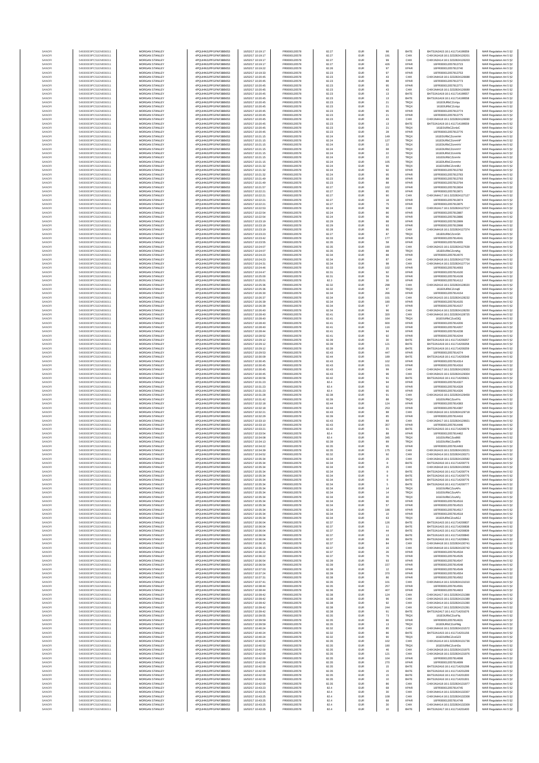| | | | | | | | | | | | |
|---|---|---|---|---|---|---|---|---|---|---|---|
| SANOFI | 549300E9PC51EN656011 | MORGAN STANLEY | 4PQUHN3JPFGFNF3BB653 | 16/07/2017 10:19:17 | FR0000120578 | 82.27 | EUR | 98 | BATE | BATS1N2A15:16:1:411714198059 | MAR Regulation Art 5 §2 |
| SANOFI | 549300E9PC51EN656011 | MORGAN STANLEY | 4PQUHN3JPFGFNF3BB653 | 16/07/2017 10:19:17 | FR0000120578 | 82.27 | EUR | 191 | CHIX | CHIX1N1A18:16:1:3232824126201 | MAR Regulation Art 5 §2 |
| SANOFI | 549300E9PC51EN656011 | MORGAN STANLEY | 4PQUHN3JPFGFNF3BB653 | 16/07/2017 10:19:17 | FR0000120578 | 82.27 | EUR | 89 | CHIX | CHIX1N2A14:16:1:3232824126203 | MAR Regulation Art 5 §2 |
| SANOFI | 549300E9PC51EN656011 | MORGAN STANLEY | 4PQUHN3JPFGFNF3BB653 | 16/07/2017 10:19:17 | FR0000120578 | 82.27 | EUR | 426 | XPAR | 16FR0000120578013723 | MAR Regulation Art 5 §2 |
| SANOFI | 549300E9PC51EN656011 | MORGAN STANLEY | 4PQUHN3JPFGFNF3BB653 | 16/07/2017 10:19:22 | FR0000120578 | 82.26 | EUR | 97 | XPAR | 16FR0000120578013740 | MAR Regulation Art 5 §2 |
| SANOFI | 549300E9PC51EN656011 | MORGAN STANLEY | 4PQUHN3JPFGFNF3BB653 | 16/07/2017 10:19:33 | FR0000120578 | 82.23 | EUR | 97 | XPAR | 16FR0000120578013753 | MAR Regulation Art 5 §2 |
| SANOFI | 549300E9PC51EN656011 | MORGAN STANLEY | 4PQUHN3JPFGFNF3BB653 | 16/07/2017 10:20:45 | FR0000120578 | 82.23 | EUR | 43 | CHIX | CHIX1N4A18:16:1:3232824126688 | MAR Regulation Art 5 §2 |
| SANOFI | 549300E9PC51EN656011 | MORGAN STANLEY | 4PQUHN3JPFGFNF3BB653 | 16/07/2017 10:20:45 | FR0000120578 | 82.23 | EUR | 88 | XPAR | 16FR0000120578013773 | MAR Regulation Art 5 §2 |
| SANOFI | 549300E9PC51EN656011 | MORGAN STANLEY | 4PQUHN3JPFGFNF3BB653 | 16/07/2017 10:20:45 | FR0000120578 | 82.23 | EUR | 95 | XPAR | 16FR0000120578013771 | MAR Regulation Art 5 §2 |
| SANOFI | 549300E9PC51EN656011 | MORGAN STANLEY | 4PQUHN3JPFGFNF3BB653 | 16/07/2017 10:20:45 | FR0000120578 | 82.23 | EUR | 43 | CHIX | CHIX1N4A18:16:1:3232824126689 | MAR Regulation Art 5 §2 |
| SANOFI | 549300E9PC51EN656011 | MORGAN STANLEY | 4PQUHN3JPFGFNF3BB653 | 16/07/2017 10:20:45 | FR0000120578 | 82.23 | EUR | 13 | BATE | BATS1N1A19:16:1:411714198657 | MAR Regulation Art 5 §2 |
| SANOFI | 549300E9PC51EN656011 | MORGAN STANLEY | 4PQUHN3JPFGFNF3BB653 | 16/07/2017 10:20:45 | FR0000120578 | 82.23 | EUR | 13 | BATE | BATS1N1A19:16:1:411714198658 | MAR Regulation Art 5 §2 |
| SANOFI | 549300E9PC51EN656011 | MORGAN STANLEY | 4PQUHN3JPFGFNF3BB653 | 16/07/2017 10:20:45 | FR0000120578 | 82.23 | EUR | 21 | TRQX | 161E0UiRbCZmlyu | MAR Regulation Art 5 §2 |
| SANOFI | 549300E9PC51EN656011 | MORGAN STANLEY | 4PQUHN3JPFGFNF3BB653 | 16/07/2017 10:20:45 | FR0000120578 | 82.23 | EUR | 21 | TRQX | 161E0UiRbCZmlyr | MAR Regulation Art 5 §2 |
| SANOFI | 549300E9PC51EN656011 | MORGAN STANLEY | 4PQUHN3JPFGFNF3BB653 | 16/07/2017 10:20:45 | FR0000120578 | 82.23 | EUR | 95 | XPAR | 16FR0000120578013774 | MAR Regulation Art 5 §2 |
| SANOFI | 549300E9PC51EN656011 | MORGAN STANLEY | 4PQUHN3JPFGFNF3BB653 | 16/07/2017 10:20:45 | FR0000120578 | 82.23 | EUR | 21 | XPAR | 16FR0000120578013775 | MAR Regulation Art 5 §2 |
| SANOFI | 549300E9PC51EN656011 | MORGAN STANLEY | 4PQUHN3JPFGFNF3BB653 | 16/07/2017 10:20:45 | FR0000120578 | 82.23 | EUR | 43 | CHIX | CHIX1N4A18:16:1:3232824126690 | MAR Regulation Art 5 §2 |
| SANOFI | 549300E9PC51EN656011 | MORGAN STANLEY | 4PQUHN3JPFGFNF3BB653 | 16/07/2017 10:20:45 | FR0000120578 | 82.23 | EUR | 13 | BATE | BATS1N1A19:16:1:411714198659 | MAR Regulation Art 5 §2 |
| SANOFI | 549300E9PC51EN656011 | MORGAN STANLEY | 4PQUHN3JPFGFNF3BB653 | 16/07/2017 10:20:45 | FR0000120578 | 82.23 | EUR | 21 | TRQX | 161E0UiRbCZmlzC | MAR Regulation Art 5 §2 |
| SANOFI | 549300E9PC51EN656011 | MORGAN STANLEY | 4PQUHN3JPFGFNF3BB653 | 16/07/2017 10:20:45 | FR0000120578 | 82.23 | EUR | 28 | XPAR | 16FR0000120578013776 | MAR Regulation Art 5 §2 |
| SANOFI | 549300E9PC51EN656011 | MORGAN STANLEY | 4PQUHN3JPFGFNF3BB653 | 16/07/2017 10:21:15 | FR0000120578 | 82.24 | EUR | 149 | TRQX | 161E0UiRbCZmmhH | MAR Regulation Art 5 §2 |
| SANOFI | 549300E9PC51EN656011 | MORGAN STANLEY | 4PQUHN3JPFGFNF3BB653 | 16/07/2017 10:21:15 | FR0000120578 | 82.24 | EUR | 127 | TRQX | 161E0UiRbCZmmhP | MAR Regulation Art 5 §2 |
| SANOFI | 549300E9PC51EN656011 | MORGAN STANLEY | 4PQUHN3JPFGFNF3BB653 | 16/07/2017 10:21:15 | FR0000120578 | 82.24 | EUR | 22 | TRQX | 161E0UiRbCZmmhV | MAR Regulation Art 5 §2 |
| SANOFI | 549300E9PC51EN656011 | MORGAN STANLEY | 4PQUHN3JPFGFNF3BB653 | 16/07/2017 10:21:15 | FR0000120578 | 82.24 | EUR | 68 | TRQX | 161E0UiRbCZmmhY | MAR Regulation Art 5 §2 |
| SANOFI | 549300E9PC51EN656011 | MORGAN STANLEY | 4PQUHN3JPFGFNF3BB653 | 16/07/2017 10:21:15 | FR0000120578 | 82.24 | EUR | 22 | TRQX | 161E0UiRbCZmmhb | MAR Regulation Art 5 §2 |
| SANOFI | 549300E9PC51EN656011 | MORGAN STANLEY | 4PQUHN3JPFGFNF3BB653 | 16/07/2017 10:21:15 | FR0000120578 | 82.24 | EUR | 22 | TRQX | 161E0UiRbCZmmhi | MAR Regulation Art 5 §2 |
| SANOFI | 549300E9PC51EN656011 | MORGAN STANLEY | 4PQUHN3JPFGFNF3BB653 | 16/07/2017 10:21:15 | FR0000120578 | 82.24 | EUR | 105 | TRQX | 161E0UiRbCZmmhn | MAR Regulation Art 5 §2 |
| SANOFI | 549300E9PC51EN656011 | MORGAN STANLEY | 4PQUHN3JPFGFNF3BB653 | 16/07/2017 10:21:32 | FR0000120578 | 82.24 | EUR | 96 | TRQX | 161E0UiRbCZmnlU | MAR Regulation Art 5 §2 |
| SANOFI | 549300E9PC51EN656011 | MORGAN STANLEY | 4PQUHN3JPFGFNF3BB653 | 16/07/2017 10:21:32 | FR0000120578 | 82.24 | EUR | 92 | XPAR | 16FR0000120578013782 | MAR Regulation Art 5 §2 |
| SANOFI | 549300E9PC51EN656011 | MORGAN STANLEY | 4PQUHN3JPFGFNF3BB653 | 16/07/2017 10:21:32 | FR0000120578 | 82.24 | EUR | 95 | XPAR | 16FR0000120578013783 | MAR Regulation Art 5 §2 |
| SANOFI | 549300E9PC51EN656011 | MORGAN STANLEY | 4PQUHN3JPFGFNF3BB653 | 16/07/2017 10:21:49 | FR0000120578 | 82.23 | EUR | 88 | XPAR | 16FR0000120578013793 | MAR Regulation Art 5 §2 |
| SANOFI | 549300E9PC51EN656011 | MORGAN STANLEY | 4PQUHN3JPFGFNF3BB653 | 16/07/2017 10:21:49 | FR0000120578 | 82.23 | EUR | 88 | XPAR | 16FR0000120578013794 | MAR Regulation Art 5 §2 |
| SANOFI | 549300E9PC51EN656011 | MORGAN STANLEY | 4PQUHN3JPFGFNF3BB653 | 16/07/2017 10:21:57 | FR0000120578 | 82.27 | EUR | 102 | XPAR | 16FR0000120578013834 | MAR Regulation Art 5 §2 |
| SANOFI | 549300E9PC51EN656011 | MORGAN STANLEY | 4PQUHN3JPFGFNF3BB653 | 16/07/2017 10:22:21 | FR0000120578 | 82.27 | EUR | 85 | XPAR | 16FR0000120578013871 | MAR Regulation Art 5 §2 |
| SANOFI | 549300E9PC51EN656011 | MORGAN STANLEY | 4PQUHN3JPFGFNF3BB653 | 16/07/2017 10:22:21 | FR0000120578 | 82.27 | EUR | 90 | CHIX | CHIX1N4A17:16:1:3232824127127 | MAR Regulation Art 5 §2 |
| SANOFI | 549300E9PC51EN656011 | MORGAN STANLEY | 4PQUHN3JPFGFNF3BB653 | 16/07/2017 10:22:21 | FR0000120578 | 82.27 | EUR | 18 | XPAR | 16FR0000120578013874 | MAR Regulation Art 5 §2 |
| SANOFI | 549300E9PC51EN656011 | MORGAN STANLEY | 4PQUHN3JPFGFNF3BB653 | 16/07/2017 10:22:21 | FR0000120578 | 82.27 | EUR | 75 | XPAR | 16FR0000120578013875 | MAR Regulation Art 5 §2 |
| SANOFI | 549300E9PC51EN656011 | MORGAN STANLEY | 4PQUHN3JPFGFNF3BB653 | 16/07/2017 10:22:53 | FR0000120578 | 82.24 | EUR | 96 | CHIX | CHIX1N1A17:16:1:3232824127217 | MAR Regulation Art 5 §2 |
| SANOFI | 549300E9PC51EN656011 | MORGAN STANLEY | 4PQUHN3JPFGFNF3BB653 | 16/07/2017 10:22:54 | FR0000120578 | 82.24 | EUR | 96 | XPAR | 16FR0000120578013887 | MAR Regulation Art 5 §2 |
| SANOFI | 549300E9PC51EN656011 | MORGAN STANLEY | 4PQUHN3JPFGFNF3BB653 | 16/07/2017 10:22:54 | FR0000120578 | 82.24 | EUR | 96 | XPAR | 16FR0000120578013886 | MAR Regulation Art 5 §2 |
| SANOFI | 549300E9PC51EN656011 | MORGAN STANLEY | 4PQUHN3JPFGFNF3BB653 | 16/07/2017 10:23:19 | FR0000120578 | 82.29 | EUR | 88 | XPAR | 16FR0000120578013999 | MAR Regulation Art 5 §2 |
| SANOFI | 549300E9PC51EN656011 | MORGAN STANLEY | 4PQUHN3JPFGFNF3BB653 | 16/07/2017 10:23:19 | FR0000120578 | 82.29 | EUR | 93 | XPAR | 16FR0000120578013998 | MAR Regulation Art 5 §2 |
| SANOFI | 549300E9PC51EN656011 | MORGAN STANLEY | 4PQUHN3JPFGFNF3BB653 | 16/07/2017 10:23:19 | FR0000120578 | 82.28 | EUR | 86 | CHIX | CHIX1N4A18:16:1:3232824127374 | MAR Regulation Art 5 §2 |
| SANOFI | 549300E9PC51EN656011 | MORGAN STANLEY | 4PQUHN3JPFGFNF3BB653 | 16/07/2017 10:23:22 | FR0000120578 | 82.27 | EUR | 87 | TRQX | 161E0UiRbCZmnGh | MAR Regulation Art 5 §2 |
| SANOFI | 549300E9PC51EN656011 | MORGAN STANLEY | 4PQUHN3JPFGFNF3BB653 | 16/07/2017 10:23:42 | FR0000120578 | 82.33 | EUR | 177 | XPAR | 16FR0000120578014041 | MAR Regulation Art 5 §2 |
| SANOFI | 549300E9PC51EN656011 | MORGAN STANLEY | 4PQUHN3JPFGFNF3BB653 | 16/07/2017 10:23:55 | FR0000120578 | 82.35 | EUR | 58 | XPAR | 16FR0000120578014055 | MAR Regulation Art 5 §2 |
| SANOFI | 549300E9PC51EN656011 | MORGAN STANLEY | 4PQUHN3JPFGFNF3BB653 | 16/07/2017 10:24:07 | FR0000120578 | 82.35 | EUR | 190 | CHIX | CHIX1N2A15:16:1:3232824127639 | MAR Regulation Art 5 §2 |
| SANOFI | 549300E9PC51EN656011 | MORGAN STANLEY | 4PQUHN3JPFGFNF3BB653 | 16/07/2017 10:24:07 | FR0000120578 | 82.35 | EUR | 88 | TRQX | 161E0UiRbCZmtAg | MAR Regulation Art 5 §2 |
| SANOFI | 549300E9PC51EN656011 | MORGAN STANLEY | 4PQUHN3JPFGFNF3BB653 | 16/07/2017 10:24:23 | FR0000120578 | 82.34 | EUR | 88 | XPAR | 16FR0000120578014070 | MAR Regulation Art 5 §2 |
| SANOFI | 549300E9PC51EN656011 | MORGAN STANLEY | 4PQUHN3JPFGFNF3BB653 | 16/07/2017 10:24:23 | FR0000120578 | 82.34 | EUR | 87 | CHIX | CHIX1N1A15:16:1:3232824127700 | MAR Regulation Art 5 §2 |
| SANOFI | 549300E9PC51EN656011 | MORGAN STANLEY | 4PQUHN3JPFGFNF3BB653 | 16/07/2017 10:24:31 | FR0000120578 | 82.34 | EUR | 98 | CHIX | CHIX1N4A14:16:1:3232824127714 | MAR Regulation Art 5 §2 |
| SANOFI | 549300E9PC51EN656011 | MORGAN STANLEY | 4PQUHN3JPFGFNF3BB653 | 16/07/2017 10:24:46 | FR0000120578 | 82.33 | EUR | 102 | XPAR | 16FR0000120578014093 | MAR Regulation Art 5 §2 |
| SANOFI | 549300E9PC51EN656011 | MORGAN STANLEY | 4PQUHN3JPFGFNF3BB653 | 16/07/2017 10:24:47 | FR0000120578 | 82.31 | EUR | 92 | XPAR | 16FR0000120578014100 | MAR Regulation Art 5 §2 |
| SANOFI | 549300E9PC51EN656011 | MORGAN STANLEY | 4PQUHN3JPFGFNF3BB653 | 16/07/2017 10:25:00 | FR0000120578 | 82.31 | EUR | 59 | XPAR | 16FR0000120578014108 | MAR Regulation Art 5 §2 |
| SANOFI | 549300E9PC51EN656011 | MORGAN STANLEY | 4PQUHN3JPFGFNF3BB653 | 16/07/2017 10:25:01 | FR0000120578 | 82.3 | EUR | 30 | XPAR | 16FR0000120578014112 | MAR Regulation Art 5 §2 |
| SANOFI | 549300E9PC51EN656011 | MORGAN STANLEY | 4PQUHN3JPFGFNF3BB653 | 16/07/2017 10:25:36 | FR0000120578 | 82.32 | EUR | 298 | CHIX | CHIX1N2A16:16:1:3232824128020 | MAR Regulation Art 5 §2 |
| SANOFI | 549300E9PC51EN656011 | MORGAN STANLEY | 4PQUHN3JPFGFNF3BB653 | 16/07/2017 10:25:36 | FR0000120578 | 82.32 | EUR | 97 | TRQX | 161E0UiRbCZmxjt | MAR Regulation Art 5 §2 |
| SANOFI | 549300E9PC51EN656011 | MORGAN STANLEY | 4PQUHN3JPFGFNF3BB653 | 16/07/2017 10:26:30 | FR0000120578 | 82.34 | EUR | 266 | XPAR | 16FR0000120578014154 | MAR Regulation Art 5 §2 |
| SANOFI | 549300E9PC51EN656011 | MORGAN STANLEY | 4PQUHN3JPFGFNF3BB653 | 16/07/2017 10:26:37 | FR0000120578 | 82.34 | EUR | 101 | CHIX | CHIX1N1A15:16:1:3232824128232 | MAR Regulation Art 5 §2 |
| SANOFI | 549300E9PC51EN656011 | MORGAN STANLEY | 4PQUHN3JPFGFNF3BB653 | 16/07/2017 10:26:39 | FR0000120578 | 82.34 | EUR | 180 | XPAR | 16FR0000120578014155 | MAR Regulation Art 5 §2 |
| SANOFI | 549300E9PC51EN656011 | MORGAN STANLEY | 4PQUHN3JPFGFNF3BB653 | 16/07/2017 10:26:39 | FR0000120578 | 82.34 | EUR | 97 | XPAR | 16FR0000120578014157 | MAR Regulation Art 5 §2 |
| SANOFI | 549300E9PC51EN656011 | MORGAN STANLEY | 4PQUHN3JPFGFNF3BB653 | 16/07/2017 10:26:40 | FR0000120578 | 82.34 | EUR | 96 | CHIX | CHIX1N2A14:16:1:3232824128250 | MAR Regulation Art 5 §2 |
| SANOFI | 549300E9PC51EN656011 | MORGAN STANLEY | 4PQUHN3JPFGFNF3BB653 | 16/07/2017 10:28:40 | FR0000120578 | 82.41 | EUR | 320 | CHIX | CHIX1N4A16:16:1:3232824128725 | MAR Regulation Art 5 §2 |
| SANOFI | 549300E9PC51EN656011 | MORGAN STANLEY | 4PQUHN3JPFGFNF3BB653 | 16/07/2017 10:28:40 | FR0000120578 | 82.41 | EUR | 164 | TRQX | 161E0UiRbCZmz63Q | MAR Regulation Art 5 §2 |
| SANOFI | 549300E9PC51EN656011 | MORGAN STANLEY | 4PQUHN3JPFGFNF3BB653 | 16/07/2017 10:28:40 | FR0000120578 | 82.41 | EUR | 600 | XPAR | 16FR0000120578014206 | MAR Regulation Art 5 §2 |
| SANOFI | 549300E9PC51EN656011 | MORGAN STANLEY | 4PQUHN3JPFGFNF3BB653 | 16/07/2017 10:28:40 | FR0000120578 | 82.41 | EUR | 116 | XPAR | 16FR0000120578014207 | MAR Regulation Art 5 §2 |
| SANOFI | 549300E9PC51EN656011 | MORGAN STANLEY | 4PQUHN3JPFGFNF3BB653 | 16/07/2017 10:28:44 | FR0000120578 | 82.41 | EUR | 94 | XPAR | 16FR0000120578014230 | MAR Regulation Art 5 §2 |
| SANOFI | 549300E9PC51EN656011 | MORGAN STANLEY | 4PQUHN3JPFGFNF3BB653 | 16/07/2017 10:28:52 | FR0000120578 | 82.41 | EUR | 92 | XPAR | 16FR0000120578014244 | MAR Regulation Art 5 §2 |
| SANOFI | 549300E9PC51EN656011 | MORGAN STANLEY | 4PQUHN3JPFGFNF3BB653 | 16/07/2017 10:29:12 | FR0000120578 | 82.39 | EUR | 30 | BATE | BATS1N1A19:16:1:411714200257 | MAR Regulation Art 5 §2 |
| SANOFI | 549300E9PC51EN656011 | MORGAN STANLEY | 4PQUHN3JPFGFNF3BB653 | 16/07/2017 10:29:12 | FR0000120578 | 82.39 | EUR | 121 | BATE | BATS1N1A19:16:1:411714200258 | MAR Regulation Art 5 §2 |
| SANOFI | 549300E9PC51EN656011 | MORGAN STANLEY | 4PQUHN3JPFGFNF3BB653 | 16/07/2017 10:29:12 | FR0000120578 | 82.39 | EUR | 25 | BATE | BATS1N1A19:16:1:411714200259 | MAR Regulation Art 5 §2 |
| SANOFI | 549300E9PC51EN656011 | MORGAN STANLEY | 4PQUHN3JPFGFNF3BB653 | 16/07/2017 10:29:53 | FR0000120578 | 82.43 | EUR | 447 | XPAR | 16FR0000120578014274 | MAR Regulation Art 5 §2 |
| SANOFI | 549300E9PC51EN656011 | MORGAN STANLEY | 4PQUHN3JPFGFNF3BB653 | 16/07/2017 10:30:09 | FR0000120578 | 82.44 | EUR | 189 | BATE | BATS1N1A18:16:1:411714200348 | MAR Regulation Art 5 §2 |
| SANOFI | 549300E9PC51EN656011 | MORGAN STANLEY | 4PQUHN3JPFGFNF3BB653 | 16/07/2017 10:30:45 | FR0000120578 | 82.43 | EUR | 102 | XPAR | 16FR0000120578014314 | MAR Regulation Art 5 §2 |
| SANOFI | 549300E9PC51EN656011 | MORGAN STANLEY | 4PQUHN3JPFGFNF3BB653 | 16/07/2017 10:30:45 | FR0000120578 | 82.43 | EUR | 101 | XPAR | 16FR0000120578014316 | MAR Regulation Art 5 §2 |
| SANOFI | 549300E9PC51EN656011 | MORGAN STANLEY | 4PQUHN3JPFGFNF3BB653 | 16/07/2017 10:30:45 | FR0000120578 | 82.43 | EUR | 99 | CHIX | CHIX1N2A17:16:1:3232824129303 | MAR Regulation Art 5 §2 |
| SANOFI | 549300E9PC51EN656011 | MORGAN STANLEY | 4PQUHN3JPFGFNF3BB653 | 16/07/2017 10:30:45 | FR0000120578 | 82.43 | EUR | 96 | CHIX | CHIX1N3A15:16:1:3232824129304 | MAR Regulation Art 5 §2 |
| SANOFI | 549300E9PC51EN656011 | MORGAN STANLEY | 4PQUHN3JPFGFNF3BB653 | 16/07/2017 10:30:56 | FR0000120578 | 82.42 | EUR | 91 | BATE | BATS1N2A16:16:1:411714200421 | MAR Regulation Art 5 §2 |
| SANOFI | 549300E9PC51EN656011 | MORGAN STANLEY | 4PQUHN3JPFGFNF3BB653 | 16/07/2017 10:31:23 | FR0000120578 | 82.4 | EUR | 94 | XPAR | 16FR0000120578014327 | MAR Regulation Art 5 §2 |
| SANOFI | 549300E9PC51EN656011 | MORGAN STANLEY | 4PQUHN3JPFGFNF3BB653 | 16/07/2017 10:31:23 | FR0000120578 | 82.4 | EUR | 92 | XPAR | 16FR0000120578014328 | MAR Regulation Art 5 §2 |
| SANOFI | 549300E9PC51EN656011 | MORGAN STANLEY | 4PQUHN3JPFGFNF3BB653 | 16/07/2017 10:31:23 | FR0000120578 | 82.4 | EUR | 95 | XPAR | 16FR0000120578014326 | MAR Regulation Art 5 §2 |
| SANOFI | 549300E9PC51EN656011 | MORGAN STANLEY | 4PQUHN3JPFGFNF3BB653 | 16/07/2017 10:31:28 | FR0000120578 | 82.38 | EUR | 91 | CHIX | CHIX1N1A16:16:1:3232824129459 | MAR Regulation Art 5 §2 |
| SANOFI | 549300E9PC51EN656011 | MORGAN STANLEY | 4PQUHN3JPFGFNF3BB653 | 16/07/2017 10:31:42 | FR0000120578 | 82.39 | EUR | 88 | TRQX | 161E0UiRbCZn4Yn | MAR Regulation Art 5 §2 |
| SANOFI | 549300E9PC51EN656011 | MORGAN STANLEY | 4PQUHN3JPFGFNF3BB653 | 16/07/2017 10:32:18 | FR0000120578 | 82.44 | EUR | 124 | XPAR | 16FR0000120578014383 | MAR Regulation Art 5 §2 |
| SANOFI | 549300E9PC51EN656011 | MORGAN STANLEY | 4PQUHN3JPFGFNF3BB653 | 16/07/2017 10:32:18 | FR0000120578 | 82.44 | EUR | 253 | XPAR | 16FR0000120578014387 | MAR Regulation Art 5 §2 |
| SANOFI | 549300E9PC51EN656011 | MORGAN STANLEY | 4PQUHN3JPFGFNF3BB653 | 16/07/2017 10:32:21 | FR0000120578 | 82.43 | EUR | 88 | CHIX | CHIX1N3A16:16:1:3232824129718 | MAR Regulation Art 5 §2 |
| SANOFI | 549300E9PC51EN656011 | MORGAN STANLEY | 4PQUHN3JPFGFNF3BB653 | 16/07/2017 10:32:29 | FR0000120578 | 82.39 | EUR | 85 | XPAR | 16FR0000120578014416 | MAR Regulation Art 5 §2 |
| SANOFI | 549300E9PC51EN656011 | MORGAN STANLEY | 4PQUHN3JPFGFNF3BB653 | 16/07/2017 10:33:10 | FR0000120578 | 82.43 | EUR | 89 | CHIX | CHIX1N3A17:16:1:3232824129921 | MAR Regulation Art 5 §2 |
| SANOFI | 549300E9PC51EN656011 | MORGAN STANLEY | 4PQUHN3JPFGFNF3BB653 | 16/07/2017 10:33:10 | FR0000120578 | 82.43 | EUR | 357 | XPAR | 16FR0000120578014446 | MAR Regulation Art 5 §2 |
| SANOFI | 549300E9PC51EN656011 | MORGAN STANLEY | 4PQUHN3JPFGFNF3BB653 | 16/07/2017 10:33:21 | FR0000120578 | 82.42 | EUR | 91 | BATE | BATS1N2A15:16:1:411714200579 | MAR Regulation Art 5 §2 |
| SANOFI | 549300E9PC51EN656011 | MORGAN STANLEY | 4PQUHN3JPFGFNF3BB653 | 16/07/2017 10:33:54 | FR0000120578 | 82.4 | EUR | 88 | XPAR | 16FR0000120578014462 | MAR Regulation Art 5 §2 |
| SANOFI | 549300E9PC51EN656011 | MORGAN STANLEY | 4PQUHN3JPFGFNF3BB653 | 16/07/2017 10:34:08 | FR0000120578 | 82.4 | EUR | 345 | TRQX | 161E0UiRbCZod86 | MAR Regulation Art 5 §2 |
| SANOFI | 549300E9PC51EN656011 | MORGAN STANLEY | 4PQUHN3JPFGFNF3BB653 | 16/07/2017 10:34:13 | FR0000120578 | 82.39 | EUR | 89 | TRQX | 161E0UiRbCZodBi | MAR Regulation Art 5 §2 |
| SANOFI | 549300E9PC51EN656011 | MORGAN STANLEY | 4PQUHN3JPFGFNF3BB653 | 16/07/2017 10:34:22 | FR0000120578 | 82.35 | EUR | 95 | XPAR | 16FR0000120578014493 | MAR Regulation Art 5 §2 |
| SANOFI | 549300E9PC51EN656011 | MORGAN STANLEY | 4PQUHN3JPFGFNF3BB653 | 16/07/2017 10:34:28 | FR0000120578 | 82.35 | EUR | 175 | CHIX | CHIX1N1A16:16:1:3232824130221 | MAR Regulation Art 5 §2 |
| SANOFI | 549300E9PC51EN656011 | MORGAN STANLEY | 4PQUHN3JPFGFNF3BB653 | 16/07/2017 10:34:52 | FR0000120578 | 82.35 | EUR | 92 | CHIX | CHIX1N3A15:16:1:3232824130271 | MAR Regulation Art 5 §2 |
| SANOFI | 549300E9PC51EN656011 | MORGAN STANLEY | 4PQUHN3JPFGFNF3BB653 | 16/07/2017 10:35:34 | FR0000120578 | 82.34 | EUR | 25 | CHIX | CHIX1N1A18:16:1:3232824130582 | MAR Regulation Art 5 §2 |
| SANOFI | 549300E9PC51EN656011 | MORGAN STANLEY | 4PQUHN3JPFGFNF3BB653 | 16/07/2017 10:35:34 | FR0000120578 | 82.34 | EUR | 8 | BATE | BATS1N1A18:16:1:411714200773 | MAR Regulation Art 5 §2 |
| SANOFI | 549300E9PC51EN656011 | MORGAN STANLEY | 4PQUHN3JPFGFNF3BB653 | 16/07/2017 10:35:34 | FR0000120578 | 82.34 | EUR | 25 | CHIX | CHIX1N1A18:16:1:3232824130583 | MAR Regulation Art 5 §2 |
| SANOFI | 549300E9PC51EN656011 | MORGAN STANLEY | 4PQUHN3JPFGFNF3BB653 | 16/07/2017 10:35:34 | FR0000120578 | 82.34 | EUR | 8 | BATE | BATS1N2A16:16:1:411714200774 | MAR Regulation Art 5 §2 |
| SANOFI | 549300E9PC51EN656011 | MORGAN STANLEY | 4PQUHN3JPFGFNF3BB653 | 16/07/2017 10:35:34 | FR0000120578 | 82.34 | EUR | 8 | BATE | BATS1N2A16:16:1:411714200775 | MAR Regulation Art 5 §2 |
| SANOFI | 549300E9PC51EN656011 | MORGAN STANLEY | 4PQUHN3JPFGFNF3BB653 | 16/07/2017 10:35:34 | FR0000120578 | 82.34 | EUR | 8 | BATE | BATS1N2A16:16:1:411714200776 | MAR Regulation Art 5 §2 |
| SANOFI | 549300E9PC51EN656011 | MORGAN STANLEY | 4PQUHN3JPFGFNF3BB653 | 16/07/2017 10:35:34 | FR0000120578 | 82.34 | EUR | 5 | BATE | BATS1N2A16:16:1:411714200777 | MAR Regulation Art 5 §2 |
| SANOFI | 549300E9PC51EN656011 | MORGAN STANLEY | 4PQUHN3JPFGFNF3BB653 | 16/07/2017 10:35:34 | FR0000120578 | 82.34 | EUR | 14 | TRQX | 161E0UiRbCZosAFs | MAR Regulation Art 5 §2 |
| SANOFI | 549300E9PC51EN656011 | MORGAN STANLEY | 4PQUHN3JPFGFNF3BB653 | 16/07/2017 10:35:34 | FR0000120578 | 82.34 | EUR | 14 | TRQX | 161E0UiRbCZosAFv | MAR Regulation Art 5 §2 |
| SANOFI | 549300E9PC51EN656011 | MORGAN STANLEY | 4PQUHN3JPFGFNF3BB653 | 16/07/2017 10:35:34 | FR0000120578 | 82.34 | EUR | 30 | TRQX | 161E0UiRbCZosAFy | MAR Regulation Art 5 §2 |
| SANOFI | 549300E9PC51EN656011 | MORGAN STANLEY | 4PQUHN3JPFGFNF3BB653 | 16/07/2017 10:35:34 | FR0000120578 | 82.34 | EUR | 90 | XPAR | 16FR0000120578014516 | MAR Regulation Art 5 §2 |
| SANOFI | 549300E9PC51EN656011 | MORGAN STANLEY | 4PQUHN3JPFGFNF3BB653 | 16/07/2017 10:35:34 | FR0000120578 | 82.34 | EUR | 57 | XPAR | 16FR0000120578014515 | MAR Regulation Art 5 §2 |
| SANOFI | 549300E9PC51EN656011 | MORGAN STANLEY | 4PQUHN3JPFGFNF3BB653 | 16/07/2017 10:35:34 | FR0000120578 | 82.34 | EUR | 186 | XPAR | 16FR0000120578014517 | MAR Regulation Art 5 §2 |
| SANOFI | 549300E9PC51EN656011 | MORGAN STANLEY | 4PQUHN3JPFGFNF3BB653 | 16/07/2017 10:35:34 | FR0000120578 | 82.34 | EUR | 10 | XPAR | 16FR0000120578014518 | MAR Regulation Art 5 §2 |
| SANOFI | 549300E9PC51EN656011 | MORGAN STANLEY | 4PQUHN3JPFGFNF3BB653 | 16/07/2017 10:35:34 | FR0000120578 | 82.34 | EUR | 63 | TRQX | 161E0UiRbCZosAGJ | MAR Regulation Art 5 §2 |
| SANOFI | 549300E9PC51EN656011 | MORGAN STANLEY | 4PQUHN3JPFGFNF3BB653 | 16/07/2017 10:36:04 | FR0000120578 | 82.37 | EUR | 126 | BATE | BATS1N1A15:16:1:411714200837 | MAR Regulation Art 5 §2 |
| SANOFI | 549300E9PC51EN656011 | MORGAN STANLEY | 4PQUHN3JPFGFNF3BB653 | 16/07/2017 10:36:04 | FR0000120578 | 82.37 | EUR | 11 | BATE | BATS1N1A15:16:1:411714200838 | MAR Regulation Art 5 §2 |
| SANOFI | 549300E9PC51EN656011 | MORGAN STANLEY | 4PQUHN3JPFGFNF3BB653 | 16/07/2017 10:36:04 | FR0000120578 | 82.37 | EUR | 44 | BATE | BATS1N1A15:16:1:411714200839 | MAR Regulation Art 5 §2 |
| SANOFI | 549300E9PC51EN656011 | MORGAN STANLEY | 4PQUHN3JPFGFNF3BB653 | 16/07/2017 10:36:04 | FR0000120578 | 82.37 | EUR | 13 | BATE | BATS1N1A15:16:1:411714200840 | MAR Regulation Art 5 §2 |
| SANOFI | 549300E9PC51EN656011 | MORGAN STANLEY | 4PQUHN3JPFGFNF3BB653 | 16/07/2017 10:36:04 | FR0000120578 | 82.37 | EUR | 89 | BATE | BATS1N1A15:16:1:411714200841 | MAR Regulation Art 5 §2 |
| SANOFI | 549300E9PC51EN656011 | MORGAN STANLEY | 4PQUHN3JPFGFNF3BB653 | 16/07/2017 10:36:15 | FR0000120578 | 82.37 | EUR | 84 | CHIX | CHIX1N4A18:16:1:3232824130741 | MAR Regulation Art 5 §2 |
| SANOFI | 549300E9PC51EN656011 | MORGAN STANLEY | 4PQUHN3JPFGFNF3BB653 | 16/07/2017 10:36:15 | FR0000120578 | 82.37 | EUR | 15 | CHIX | CHIX1N4A18:16:1:3232824130742 | MAR Regulation Art 5 §2 |
| SANOFI | 549300E9PC51EN656011 | MORGAN STANLEY | 4PQUHN3JPFGFNF3BB653 | 16/07/2017 10:36:22 | FR0000120578 | 82.37 | EUR | 26 | XPAR | 16FR0000120578014534 | MAR Regulation Art 5 §2 |
| SANOFI | 549300E9PC51EN656011 | MORGAN STANLEY | 4PQUHN3JPFGFNF3BB653 | 16/07/2017 10:36:22 | FR0000120578 | 82.37 | EUR | 76 | XPAR | 16FR0000120578014535 | MAR Regulation Art 5 §2 |
| SANOFI | 549300E9PC51EN656011 | MORGAN STANLEY | 4PQUHN3JPFGFNF3BB653 | 16/07/2017 10:36:54 | FR0000120578 | 82.39 | EUR | 93 | XPAR | 16FR0000120578014547 | MAR Regulation Art 5 §2 |
| SANOFI | 549300E9PC51EN656011 | MORGAN STANLEY | 4PQUHN3JPFGFNF3BB653 | 16/07/2017 10:36:54 | FR0000120578 | 82.39 | EUR | 157 | XPAR | 16FR0000120578014548 | MAR Regulation Art 5 §2 |
| SANOFI | 549300E9PC51EN656011 | MORGAN STANLEY | 4PQUHN3JPFGFNF3BB653 | 16/07/2017 10:37:03 | FR0000120578 | 82.38 | EUR | 12 | XPAR | 16FR0000120578014549 | MAR Regulation Art 5 §2 |
| SANOFI | 549300E9PC51EN656011 | MORGAN STANLEY | 4PQUHN3JPFGFNF3BB653 | 16/07/2017 10:37:24 | FR0000120578 | 82.39 | EUR | 370 | XPAR | 16FR0000120578014554 | MAR Regulation Art 5 §2 |
| SANOFI | 549300E9PC51EN656011 | MORGAN STANLEY | 4PQUHN3JPFGFNF3BB653 | 16/07/2017 10:37:31 | FR0000120578 | 82.38 | EUR | 86 | XPAR | 16FR0000120578014562 | MAR Regulation Art 5 §2 |
| SANOFI | 549300E9PC51EN656011 | MORGAN STANLEY | 4PQUHN3JPFGFNF3BB653 | 16/07/2017 10:37:41 | FR0000120578 | 82.35 | EUR | 101 | CHIX | CHIX1N4A14:16:1:3232824131010 | MAR Regulation Art 5 §2 |
| SANOFI | 549300E9PC51EN656011 | MORGAN STANLEY | 4PQUHN3JPFGFNF3BB653 | 16/07/2017 10:38:44 | FR0000120578 | 82.35 | EUR | 257 | XPAR | 16FR0000120578014591 | MAR Regulation Art 5 §2 |
| SANOFI | 549300E9PC51EN656011 | MORGAN STANLEY | 4PQUHN3JPFGFNF3BB653 | 16/07/2017 10:38:44 | FR0000120578 | 82.36 | EUR | 407 | XPAR | 16FR0000120578014603 | MAR Regulation Art 5 §2 |
| SANOFI | 549300E9PC51EN656011 | MORGAN STANLEY | 4PQUHN3JPFGFNF3BB653 | 16/07/2017 10:39:42 | FR0000120578 | 82.38 | EUR | 124 | CHIX | CHIX1N1A17:16:1:3232824131388 | MAR Regulation Art 5 §2 |
| SANOFI | 549300E9PC51EN656011 | MORGAN STANLEY | 4PQUHN3JPFGFNF3BB653 | 16/07/2017 10:39:42 | FR0000120578 | 82.38 | EUR | 96 | CHIX | CHIX1N3A15:16:1:3232824131389 | MAR Regulation Art 5 §2 |
| SANOFI | 549300E9PC51EN656011 | MORGAN STANLEY | 4PQUHN3JPFGFNF3BB653 | 16/07/2017 10:39:42 | FR0000120578 | 82.38 | EUR | 92 | CHIX | CHIX1N4A18:16:1:3232824131390 | MAR Regulation Art 5 §2 |
| SANOFI | 549300E9PC51EN656011 | MORGAN STANLEY | 4PQUHN3JPFGFNF3BB653 | 16/07/2017 10:39:42 | FR0000120578 | 82.38 | EUR | 244 | CHIX | CHIX1N1A17:16:1:3232824131391 | MAR Regulation Art 5 §2 |
| SANOFI | 549300E9PC51EN656011 | MORGAN STANLEY | 4PQUHN3JPFGFNF3BB653 | 16/07/2017 10:39:42 | FR0000120578 | 82.38 | EUR | 91 | BATE | BATS1N2A17:16:1:411714201076 | MAR Regulation Art 5 §2 |
| SANOFI | 549300E9PC51EN656011 | MORGAN STANLEY | 4PQUHN3JPFGFNF3BB653 | 16/07/2017 10:39:55 | FR0000120578 | 82.35 | EUR | 73 | TRQX | 161E0UiRbCZoxFly | MAR Regulation Art 5 §2 |
| SANOFI | 549300E9PC51EN656011 | MORGAN STANLEY | 4PQUHN3JPFGFNF3BB653 | 16/07/2017 10:39:59 | FR0000120578 | 82.35 | EUR | 86 | XPAR | 16FR0000120578014631 | MAR Regulation Art 5 §2 |
| SANOFI | 549300E9PC51EN656011 | MORGAN STANLEY | 4PQUHN3JPFGFNF3BB653 | 16/07/2017 10:39:59 | FR0000120578 | 82.35 | EUR | 13 | TRQX | 161E0UiRbCZoxFMg | MAR Regulation Art 5 §2 |
| SANOFI | 549300E9PC51EN656011 | MORGAN STANLEY | 4PQUHN3JPFGFNF3BB653 | 16/07/2017 10:40:24 | FR0000120578 | 82.32 | EUR | 85 | CHIX | CHIX1N4A16:16:1:3232824131572 | MAR Regulation Art 5 §2 |
| SANOFI | 549300E9PC51EN656011 | MORGAN STANLEY | 4PQUHN3JPFGFNF3BB653 | 16/07/2017 10:40:24 | FR0000120578 | 82.32 | EUR | 86 | BATE | BATS1N2A15:16:1:411714201156 | MAR Regulation Art 5 §2 |
| SANOFI | 549300E9PC51EN656011 | MORGAN STANLEY | 4PQUHN3JPFGFNF3BB653 | 16/07/2017 10:40:24 | FR0000120578 | 82.32 | EUR | 90 | TRQX | 161E0UiRbCZoxG23 | MAR Regulation Art 5 §2 |
| SANOFI | 549300E9PC51EN656011 | MORGAN STANLEY | 4PQUHN3JPFGFNF3BB653 | 16/07/2017 10:40:52 | FR0000120578 | 82.35 | EUR | 102 | CHIX | CHIX1N1A16:16:1:3232824131736 | MAR Regulation Art 5 §2 |
| SANOFI | 549300E9PC51EN656011 | MORGAN STANLEY | 4PQUHN3JPFGFNF3BB653 | 16/07/2017 10:40:52 | FR0000120578 | 82.35 | EUR | 180 | TRQX | 161E0UiRbCZoxH2a | MAR Regulation Art 5 §2 |
| SANOFI | 549300E9PC51EN656011 | MORGAN STANLEY | 4PQUHN3JPFGFNF3BB653 | 16/07/2017 10:42:00 | FR0000120578 | 82.35 | EUR | 46 | CHIX | CHIX1N1A18:16:1:3232824131975 | MAR Regulation Art 5 §2 |
| SANOFI | 549300E9PC51EN656011 | MORGAN STANLEY | 4PQUHN3JPFGFNF3BB653 | 16/07/2017 10:42:00 | FR0000120578 | 82.35 | EUR | 121 | CHIX | CHIX1N1A18:16:1:3232824131976 | MAR Regulation Art 5 §2 |
| SANOFI | 549300E9PC51EN656011 | MORGAN STANLEY | 4PQUHN3JPFGFNF3BB653 | 16/07/2017 10:42:00 | FR0000120578 | 82.35 | EUR | 104 | XPAR | 16FR0000120578014698 | MAR Regulation Art 5 §2 |
| SANOFI | 549300E9PC51EN656011 | MORGAN STANLEY | 4PQUHN3JPFGFNF3BB653 | 16/07/2017 10:42:00 | FR0000120578 | 82.35 | EUR | 270 | XPAR | 16FR0000120578014699 | MAR Regulation Art 5 §2 |
| SANOFI | 549300E9PC51EN656011 | MORGAN STANLEY | 4PQUHN3JPFGFNF3BB653 | 16/07/2017 10:42:00 | FR0000120578 | 82.35 | EUR | 15 | BATE | BATS1N2A16:16:1:411714201298 | MAR Regulation Art 5 §2 |
| SANOFI | 549300E9PC51EN656011 | MORGAN STANLEY | 4PQUHN3JPFGFNF3BB653 | 16/07/2017 10:42:00 | FR0000120578 | 82.35 | EUR | 15 | BATE | BATS1N2A16:16:1:411714201299 | MAR Regulation Art 5 §2 |
| SANOFI | 549300E9PC51EN656011 | MORGAN STANLEY | 4PQUHN3JPFGFNF3BB653 | 16/07/2017 10:42:00 | FR0000120578 | 82.35 | EUR | 15 | BATE | BATS1N2A16:16:1:411714201300 | MAR Regulation Art 5 §2 |
| SANOFI | 549300E9PC51EN656011 | MORGAN STANLEY | 4PQUHN3JPFGFNF3BB653 | 16/07/2017 10:42:00 | FR0000120578 | 82.35 | EUR | 10 | BATE | BATS1N2A16:16:1:411714201301 | MAR Regulation Art 5 §2 |
| SANOFI | 549300E9PC51EN656011 | MORGAN STANLEY | 4PQUHN3JPFGFNF3BB653 | 16/07/2017 10:42:00 | FR0000120578 | 82.35 | EUR | 86 | CHIX | CHIX1N1A18:16:1:3232824131977 | MAR Regulation Art 5 §2 |
| SANOFI | 549300E9PC51EN656011 | MORGAN STANLEY | 4PQUHN3JPFGFNF3BB653 | 16/07/2017 10:43:23 | FR0000120578 | 82.4 | EUR | 88 | XPAR | 16FR0000120578014745 | MAR Regulation Art 5 §2 |
| SANOFI | 549300E9PC51EN656011 | MORGAN STANLEY | 4PQUHN3JPFGFNF3BB653 | 16/07/2017 10:43:25 | FR0000120578 | 82.4 | EUR | 30 | CHIX | CHIX1N4A14:16:1:3232824132307 | MAR Regulation Art 5 §2 |
| SANOFI | 549300E9PC51EN656011 | MORGAN STANLEY | 4PQUHN3JPFGFNF3BB653 | 16/07/2017 10:43:25 | FR0000120578 | 82.4 | EUR | 108 | CHIX | CHIX1N4A14:16:1:3232824132308 | MAR Regulation Art 5 §2 |
| SANOFI | 549300E9PC51EN656011 | MORGAN STANLEY | 4PQUHN3JPFGFNF3BB653 | 16/07/2017 10:43:25 | FR0000120578 | 82.4 | EUR | 68 | XPAR | 16FR0000120578014749 | MAR Regulation Art 5 §2 |
| SANOFI | 549300E9PC51EN656011 | MORGAN STANLEY | 4PQUHN3JPFGFNF3BB653 | 16/07/2017 10:43:25 | FR0000120578 | 82.4 | EUR | 30 | CHIX | CHIX1N4A14:16:1:3232824132309 | MAR Regulation Art 5 §2 |
| SANOFI | 549300E9PC51EN656011 | MORGAN STANLEY | 4PQUHN3JPFGFNF3BB653 | 16/07/2017 10:43:25 | FR0000120578 | 82.4 | EUR | 10 | BATE | BATS1N2A17:16:1:411714201400 | MAR Regulation Art 5 §2 |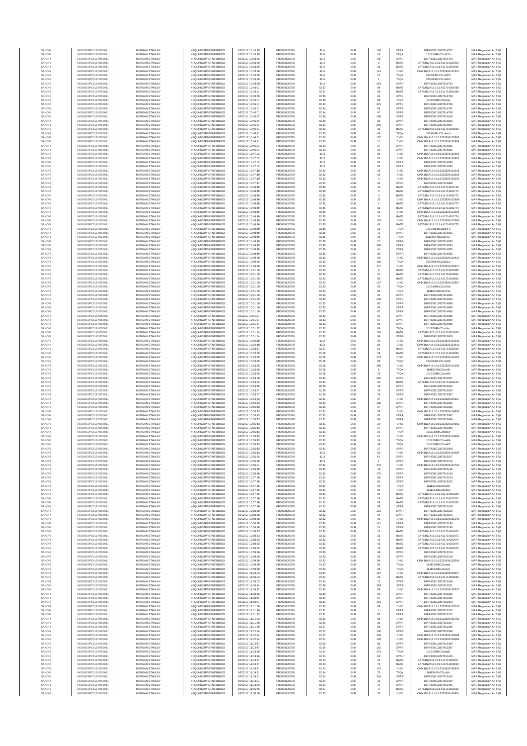| | | | | | | | | | | | |
|---|---|---|---|---|---|---|---|---|---|---|---|
| SANOFI | 549300E9PC51EN656011 | MORGAN STANLEY | 4PQUHN3JPFGFNF3BB653 | 16/08/17 10:43:25 | FR0000120578 | 82.4 | EUR | 108 | XPAR | 16FR000012057814752 | MAR Regulation Art 5 §2 |
| SANOFI | 549300E9PC51EN656011 | MORGAN STANLEY | 4PQUHN3JPFGFNF3BB653 | 16/08/17 10:43:25 | FR0000120578 | 82.4 | EUR | 16 | TRQX | 161E0URbCZcsK7d | MAR Regulation Art 5 §2 |
| SANOFI | 549300E9PC51EN656011 | MORGAN STANLEY | 4PQUHN3JPFGFNF3BB653 | 16/08/17 10:43:25 | FR0000120578 | 82.4 | EUR | 68 | XPAR | 16FR000012057814753 | MAR Regulation Art 5 §2 |
| SANOFI | 549300E9PC51EN656011 | MORGAN STANLEY | 4PQUHN3JPFGFNF3BB653 | 16/08/17 10:43:29 | FR0000120578 | 82.4 | EUR | 2 | BATE | BATS1N1A15:16:1:411714201404 | MAR Regulation Art 5 §2 |
| SANOFI | 549300E9PC51EN656011 | MORGAN STANLEY | 4PQUHN3JPFGFNF3BB653 | 16/08/17 10:43:29 | FR0000120578 | 82.4 | EUR | 35 | BATE | BATS1N1A15:16:1:411714201405 | MAR Regulation Art 5 §2 |
| SANOFI | 549300E9PC51EN656011 | MORGAN STANLEY | 4PQUHN3JPFGFNF3BB653 | 16/08/17 10:43:29 | FR0000120578 | 82.4 | EUR | 114 | CHIX | CHIX1N1A17:16:1:323282413232 | MAR Regulation Art 5 §2 |
| SANOFI | 549300E9PC51EN656011 | MORGAN STANLEY | 4PQUHN3JPFGFNF3BB653 | 16/08/17 10:43:29 | FR0000120578 | 82.4 | EUR | 57 | TRQX | 161E0URbCZcsKEZ | MAR Regulation Art 5 §2 |
| SANOFI | 549300E9PC51EN656011 | MORGAN STANLEY | 4PQUHN3JPFGFNF3BB653 | 16/08/17 10:43:29 | FR0000120578 | 82.4 | EUR | 1 | TRQX | 161E0URbCZcsKEd | MAR Regulation Art 5 §2 |
| SANOFI | 549300E9PC51EN656011 | MORGAN STANLEY | 4PQUHN3JPFGFNF3BB653 | 16/08/17 10:43:29 | FR0000120578 | 82.4 | EUR | 254 | XPAR | 16FR000012057814754 | MAR Regulation Art 5 §2 |
| SANOFI | 549300E9PC51EN656011 | MORGAN STANLEY | 4PQUHN3JPFGFNF3BB653 | 16/08/17 10:43:51 | FR0000120578 | 82.37 | EUR | 98 | BATE | BATS1N2A16:16:1:411714201438 | MAR Regulation Art 5 §2 |
| SANOFI | 549300E9PC51EN656011 | MORGAN STANLEY | 4PQUHN3JPFGFNF3BB653 | 16/08/17 10:43:51 | FR0000120578 | 82.37 | EUR | 88 | BATE | BATS1N1A18:16:1:411714201439 | MAR Regulation Art 5 §2 |
| SANOFI | 549300E9PC51EN656011 | MORGAN STANLEY | 4PQUHN3JPFGFNF3BB653 | 16/08/17 10:43:55 | FR0000120578 | 82.35 | EUR | 93 | XPAR | 16FR000012057814768 | MAR Regulation Art 5 §2 |
| SANOFI | 549300E9PC51EN656011 | MORGAN STANLEY | 4PQUHN3JPFGFNF3BB653 | 16/08/17 10:44:07 | FR0000120578 | 82.35 | EUR | 88 | TRQX | 161E0URbCZcsL6u | MAR Regulation Art 5 §2 |
| SANOFI | 549300E9PC51EN656011 | MORGAN STANLEY | 4PQUHN3JPFGFNF3BB653 | 16/08/17 10:45:01 | FR0000120578 | 82.34 | EUR | 373 | XPAR | 16FR000012057814789 | MAR Regulation Art 5 §2 |
| SANOFI | 549300E9PC51EN656011 | MORGAN STANLEY | 4PQUHN3JPFGFNF3BB653 | 16/08/17 10:45:01 | FR0000120578 | 82.34 | EUR | 84 | XPAR | 16FR000012057814791 | MAR Regulation Art 5 §2 |
| SANOFI | 549300E9PC51EN656011 | MORGAN STANLEY | 4PQUHN3JPFGFNF3BB653 | 16/08/17 10:45:01 | FR0000120578 | 82.34 | EUR | 87 | XPAR | 16FR000012057814790 | MAR Regulation Art 5 §2 |
| SANOFI | 549300E9PC51EN656011 | MORGAN STANLEY | 4PQUHN3JPFGFNF3BB653 | 16/08/17 10:45:27 | FR0000120578 | 82.36 | EUR | 286 | XPAR | 16FR000012057814819 | MAR Regulation Art 5 §2 |
| SANOFI | 549300E9PC51EN656011 | MORGAN STANLEY | 4PQUHN3JPFGFNF3BB653 | 16/08/17 10:45:34 | FR0000120578 | 82.35 | EUR | 93 | XPAR | 16FR000012057814822 | MAR Regulation Art 5 §2 |
| SANOFI | 549300E9PC51EN656011 | MORGAN STANLEY | 4PQUHN3JPFGFNF3BB653 | 16/08/17 10:46:21 | FR0000120578 | 82.33 | EUR | 240 | XPAR | 16FR000012057814827 | MAR Regulation Art 5 §2 |
| SANOFI | 549300E9PC51EN656011 | MORGAN STANLEY | 4PQUHN3JPFGFNF3BB653 | 16/08/17 10:46:21 | FR0000120578 | 82.33 | EUR | 35 | BATE | BATS1N2A15:16:1:411714201590 | MAR Regulation Art 5 §2 |
| SANOFI | 549300E9PC51EN656011 | MORGAN STANLEY | 4PQUHN3JPFGFNF3BB653 | 16/08/17 10:46:21 | FR0000120578 | 82.33 | EUR | 44 | TRQX | 161E0URbCZcsNoU | MAR Regulation Art 5 §2 |
| SANOFI | 549300E9PC51EN656011 | MORGAN STANLEY | 4PQUHN3JPFGFNF3BB653 | 16/08/17 10:46:21 | FR0000120578 | 82.33 | EUR | 107 | CHIX | CHIX1N4A16:16:1:323282413286​3 | MAR Regulation Art 5 §2 |
| SANOFI | 549300E9PC51EN656011 | MORGAN STANLEY | 4PQUHN3JPFGFNF3BB653 | 16/08/17 10:46:21 | FR0000120578 | 82.33 | EUR | 11 | CHIX | CHIX1N2A18:16:1:323282413286​4 | MAR Regulation Art 5 §2 |
| SANOFI | 549300E9PC51EN656011 | MORGAN STANLEY | 4PQUHN3JPFGFNF3BB653 | 16/08/17 10:46:21 | FR0000120578 | 82.33 | EUR | 67 | XPAR | 16FR000012057814831 | MAR Regulation Art 5 §2 |
| SANOFI | 549300E9PC51EN656011 | MORGAN STANLEY | 4PQUHN3JPFGFNF3BB653 | 16/08/17 10:46:21 | FR0000120578 | 82.33 | EUR | 20 | XPAR | 16FR000012057814832 | MAR Regulation Art 5 §2 |
| SANOFI | 549300E9PC51EN656011 | MORGAN STANLEY | 4PQUHN3JPFGFNF3BB653 | 16/08/17 10:47:02 | FR0000120578 | 82.3 | EUR | 88 | CHIX | CHIX1N4A18:16:1:323282413295​5 | MAR Regulation Art 5 §2 |
| SANOFI | 549300E9PC51EN656011 | MORGAN STANLEY | 4PQUHN3JPFGFNF3BB653 | 16/08/17 10:47:02 | FR0000120578 | 82.3 | EUR | 87 | CHIX | CHIX1N1A14:16:1:323282413295​7 | MAR Regulation Art 5 §2 |
| SANOFI | 549300E9PC51EN656011 | MORGAN STANLEY | 4PQUHN3JPFGFNF3BB653 | 16/08/17 10:47:02 | FR0000120578 | 82.3 | EUR | 92 | XPAR | 16FR000012057814835 | MAR Regulation Art 5 §2 |
| SANOFI | 549300E9PC51EN656011 | MORGAN STANLEY | 4PQUHN3JPFGFNF3BB653 | 16/08/17 10:47:02 | FR0000120578 | 82.3 | EUR | 92 | XPAR | 16FR000012057814834 | MAR Regulation Art 5 §2 |
| SANOFI | 549300E9PC51EN656011 | MORGAN STANLEY | 4PQUHN3JPFGFNF3BB653 | 16/08/17 10:47:10 | FR0000120578 | 82.32 | EUR | 26 | CHIX | CHIX1N3A14:16:1:323282413302​8 | MAR Regulation Art 5 §2 |
| SANOFI | 549300E9PC51EN656011 | MORGAN STANLEY | 4PQUHN3JPFGFNF3BB653 | 16/08/17 10:47:10 | FR0000120578 | 82.32 | EUR | 59 | CHIX | CHIX1N3A14:16:1:323282413302​9 | MAR Regulation Art 5 §2 |
| SANOFI | 549300E9PC51EN656011 | MORGAN STANLEY | 4PQUHN3JPFGFNF3BB653 | 16/08/17 10:47:10 | FR0000120578 | 82.32 | EUR | 3 | CHIX | CHIX1N3A14:16:1:323282413303​0 | MAR Regulation Art 5 §2 |
| SANOFI | 549300E9PC51EN656011 | MORGAN STANLEY | 4PQUHN3JPFGFNF3BB653 | 16/08/17 10:47:17 | FR0000120578 | 82.31 | EUR | 92 | XPAR | 16FR000012057814898 | MAR Regulation Art 5 §2 |
| SANOFI | 549300E9PC51EN656011 | MORGAN STANLEY | 4PQUHN3JPFGFNF3BB653 | 16/08/17 10:48:49 | FR0000120578 | 82.35 | EUR | 10 | BATE | BATS1N1A18:16:1:411714201769 | MAR Regulation Art 5 §2 |
| SANOFI | 549300E9PC51EN656011 | MORGAN STANLEY | 4PQUHN3JPFGFNF3BB653 | 16/08/17 10:48:49 | FR0000120578 | 82.35 | EUR | 8 | BATE | BATS1N2A18:16:1:411714201770 | MAR Regulation Art 5 §2 |
| SANOFI | 549300E9PC51EN656011 | MORGAN STANLEY | 4PQUHN3JPFGFNF3BB653 | 16/08/17 10:48:49 | FR0000120578 | 82.35 | EUR | 8 | BATE | BATS1N1A18:16:1:411714201772 | MAR Regulation Art 5 §2 |
| SANOFI | 549300E9PC51EN656011 | MORGAN STANLEY | 4PQUHN3JPFGFNF3BB653 | 16/08/17 10:48:49 | FR0000120578 | 82.35 | EUR | 32 | CHIX | CHIX1N4A17:16:1:323282413338​9 | MAR Regulation Art 5 §2 |
| SANOFI | 549300E9PC51EN656011 | MORGAN STANLEY | 4PQUHN3JPFGFNF3BB653 | 16/08/17 10:48:49 | FR0000120578 | 82.35 | EUR | 2 | BATE | BATS1N1A18:16:1:411714201773 | MAR Regulation Art 5 §2 |
| SANOFI | 549300E9PC51EN656011 | MORGAN STANLEY | 4PQUHN3JPFGFNF3BB653 | 16/08/17 10:48:49 | FR0000120578 | 82.35 | EUR | 83 | BATE | BATS1N2A18:16:1:411714201771 | MAR Regulation Art 5 §2 |
| SANOFI | 549300E9PC51EN656011 | MORGAN STANLEY | 4PQUHN3JPFGFNF3BB653 | 16/08/17 10:48:49 | FR0000120578 | 82.35 | EUR | 32 | CHIX | CHIX1N4A17:16:1:323282413339​4 | MAR Regulation Art 5 §2 |
| SANOFI | 549300E9PC51EN656011 | MORGAN STANLEY | 4PQUHN3JPFGFNF3BB653 | 16/08/17 10:48:49 | FR0000120578 | 82.35 | EUR | 10 | BATE | BATS1N1A18:16:1:411714201774 | MAR Regulation Art 5 §2 |
| SANOFI | 549300E9PC51EN656011 | MORGAN STANLEY | 4PQUHN3JPFGFNF3BB653 | 16/08/17 10:48:49 | FR0000120578 | 82.35 | EUR | 155 | CHIX | CHIX1N4A17:16:1:323282413339​5 | MAR Regulation Art 5 §2 |
| SANOFI | 549300E9PC51EN656011 | MORGAN STANLEY | 4PQUHN3JPFGFNF3BB653 | 16/08/17 10:48:49 | FR0000120578 | 82.35 | EUR | 42 | BATE | BATS1N1A18:16:1:411714201775 | MAR Regulation Art 5 §2 |
| SANOFI | 549300E9PC51EN656011 | MORGAN STANLEY | 4PQUHN3JPFGFNF3BB653 | 16/08/17 10:48:49 | FR0000120578 | 82.35 | EUR | 16 | TRQX | 161E0URbCZcsRFx | MAR Regulation Art 5 §2 |
| SANOFI | 549300E9PC51EN656011 | MORGAN STANLEY | 4PQUHN3JPFGFNF3BB653 | 16/08/17 10:48:49 | FR0000120578 | 82.35 | EUR | 71 | XPAR | 16FR000012057814931 | MAR Regulation Art 5 §2 |
| SANOFI | 549300E9PC51EN656011 | MORGAN STANLEY | 4PQUHN3JPFGFNF3BB653 | 16/08/17 10:48:49 | FR0000120578 | 82.35 | EUR | 16 | TRQX | 161E0URbCZcsRGF | MAR Regulation Art 5 §2 |
| SANOFI | 549300E9PC51EN656011 | MORGAN STANLEY | 4PQUHN3JPFGFNF3BB653 | 16/08/17 10:48:49 | FR0000120578 | 82.35 | EUR | 71 | XPAR | 16FR000012057814933 | MAR Regulation Art 5 §2 |
| SANOFI | 549300E9PC51EN656011 | MORGAN STANLEY | 4PQUHN3JPFGFNF3BB653 | 16/08/17 10:48:49 | FR0000120578 | 82.35 | EUR | 306 | XPAR | 16FR000012057814934 | MAR Regulation Art 5 §2 |
| SANOFI | 549300E9PC51EN656011 | MORGAN STANLEY | 4PQUHN3JPFGFNF3BB653 | 16/08/17 10:48:49 | FR0000120578 | 82.35 | EUR | 41 | XPAR | 16FR000012057814935 | MAR Regulation Art 5 §2 |
| SANOFI | 549300E9PC51EN656011 | MORGAN STANLEY | 4PQUHN3JPFGFNF3BB653 | 16/08/17 10:48:49 | FR0000120578 | 82.35 | EUR | 80 | XPAR | 16FR000012057814936 | MAR Regulation Art 5 §2 |
| SANOFI | 549300E9PC51EN656011 | MORGAN STANLEY | 4PQUHN3JPFGFNF3BB653 | 16/08/17 10:48:58 | FR0000120578 | 82.32 | EUR | 99 | CHIX | CHIX1N2A15:16:1:323282413341​2 | MAR Regulation Art 5 §2 |
| SANOFI | 549300E9PC51EN656011 | MORGAN STANLEY | 4PQUHN3JPFGFNF3BB653 | 16/08/17 10:49:26 | FR0000120578 | 82.33 | EUR | 100 | TRQX | 161E0URbCZcsSEu | MAR Regulation Art 5 §2 |
| SANOFI | 549300E9PC51EN656011 | MORGAN STANLEY | 4PQUHN3JPFGFNF3BB653 | 16/08/17 10:49:26 | FR0000120578 | 82.33 | EUR | 177 | CHIX | CHIX1N1A18:16:1:323282413351​7 | MAR Regulation Art 5 §2 |
| SANOFI | 549300E9PC51EN656011 | MORGAN STANLEY | 4PQUHN3JPFGFNF3BB653 | 16/08/17 10:51:00 | FR0000120578 | 82.33 | EUR | 8 | BATE | BATS1N1A17:16:1:411714201860 | MAR Regulation Art 5 §2 |
| SANOFI | 549300E9PC51EN656011 | MORGAN STANLEY | 4PQUHN3JPFGFNF3BB653 | 16/08/17 10:51:00 | FR0000120578 | 82.33 | EUR | 27 | BATE | BATS1N1A17:16:1:411714201861 | MAR Regulation Art 5 §2 |
| SANOFI | 549300E9PC51EN656011 | MORGAN STANLEY | 4PQUHN3JPFGFNF3BB653 | 16/08/17 10:51:00 | FR0000120578 | 82.33 | EUR | 85 | BATE | BATS1N2A15:16:1:411714201862 | MAR Regulation Art 5 §2 |
| SANOFI | 549300E9PC51EN656011 | MORGAN STANLEY | 4PQUHN3JPFGFNF3BB653 | 16/08/17 10:51:00 | FR0000120578 | 82.33 | EUR | 107 | CHIX | CHIX1N2A15:16:1:323282413366​7 | MAR Regulation Art 5 §2 |
| SANOFI | 549300E9PC51EN656011 | MORGAN STANLEY | 4PQUHN3JPFGFNF3BB653 | 16/08/17 10:51:00 | FR0000120578 | 82.33 | EUR | 55 | TRQX | 161E0URbCZcsTuw | MAR Regulation Art 5 §2 |
| SANOFI | 549300E9PC51EN656011 | MORGAN STANLEY | 4PQUHN3JPFGFNF3BB653 | 16/08/17 10:51:00 | FR0000120578 | 82.33 | EUR | 89 | TRQX | 161E0URbCZcsTv0 | MAR Regulation Art 5 §2 |
| SANOFI | 549300E9PC51EN656011 | MORGAN STANLEY | 4PQUHN3JPFGFNF3BB653 | 16/08/17 10:51:00 | FR0000120578 | 82.33 | EUR | 92 | XPAR | 16FR000012057814965 | MAR Regulation Art 5 §2 |
| SANOFI | 549300E9PC51EN656011 | MORGAN STANLEY | 4PQUHN3JPFGFNF3BB653 | 16/08/17 10:51:00 | FR0000120578 | 82.33 | EUR | 239 | XPAR | 16FR000012057814960 | MAR Regulation Art 5 §2 |
| SANOFI | 549300E9PC51EN656011 | MORGAN STANLEY | 4PQUHN3JPFGFNF3BB653 | 16/08/17 10:51:00 | FR0000120578 | 82.33 | EUR | 85 | XPAR | 16FR000012057814969 | MAR Regulation Art 5 §2 |
| SANOFI | 549300E9PC51EN656011 | MORGAN STANLEY | 4PQUHN3JPFGFNF3BB653 | 16/08/17 10:51:00 | FR0000120578 | 82.33 | EUR | 84 | XPAR | 16FR000012057814968 | MAR Regulation Art 5 §2 |
| SANOFI | 549300E9PC51EN656011 | MORGAN STANLEY | 4PQUHN3JPFGFNF3BB653 | 16/08/17 10:51:00 | FR0000120578 | 82.33 | EUR | 87 | XPAR | 16FR000012057814966 | MAR Regulation Art 5 §2 |
| SANOFI | 549300E9PC51EN656011 | MORGAN STANLEY | 4PQUHN3JPFGFNF3BB653 | 16/08/17 10:51:37 | FR0000120578 | 82.33 | EUR | 91 | XPAR | 16FR000012057814985 | MAR Regulation Art 5 §2 |
| SANOFI | 549300E9PC51EN656011 | MORGAN STANLEY | 4PQUHN3JPFGFNF3BB653 | 16/08/17 10:51:37 | FR0000120578 | 82.33 | EUR | 87 | XPAR | 16FR000012057814984 | MAR Regulation Art 5 §2 |
| SANOFI | 549300E9PC51EN656011 | MORGAN STANLEY | 4PQUHN3JPFGFNF3BB653 | 16/08/17 10:51:37 | FR0000120578 | 82.33 | EUR | 84 | XPAR | 16FR000012057814986 | MAR Regulation Art 5 §2 |
| SANOFI | 549300E9PC51EN656011 | MORGAN STANLEY | 4PQUHN3JPFGFNF3BB653 | 16/08/17 10:51:37 | FR0000120578 | 82.33 | EUR | 88 | TRQX | 161E0URbCZcsUnc | MAR Regulation Art 5 §2 |
| SANOFI | 549300E9PC51EN656011 | MORGAN STANLEY | 4PQUHN3JPFGFNF3BB653 | 16/08/17 10:51:54 | FR0000120578 | 82.32 | EUR | 106 | BATE | BATS1N1A17:16:1:411714201955 | MAR Regulation Art 5 §2 |
| SANOFI | 549300E9PC51EN656011 | MORGAN STANLEY | 4PQUHN3JPFGFNF3BB653 | 16/08/17 10:51:54 | FR0000120578 | 82.32 | EUR | 98 | XPAR | 16FR000012057815000 | MAR Regulation Art 5 §2 |
| SANOFI | 549300E9PC51EN656011 | MORGAN STANLEY | 4PQUHN3JPFGFNF3BB653 | 16/08/17 10:52:10 | FR0000120578 | 82.3 | EUR | 90 | CHIX | CHIX1N3A15:16:1:323282413393​0 | MAR Regulation Art 5 §2 |
| SANOFI | 549300E9PC51EN656011 | MORGAN STANLEY | 4PQUHN3JPFGFNF3BB653 | 16/08/17 10:52:10 | FR0000120578 | 82.3 | EUR | 86 | CHIX | CHIX1N4A18:16:1:323282413393​1 | MAR Regulation Art 5 §2 |
| SANOFI | 549300E9PC51EN656011 | MORGAN STANLEY | 4PQUHN3JPFGFNF3BB653 | 16/08/17 10:53:17 | FR0000120578 | 82.27 | EUR | 51 | BATE | BATS1N1A17:16:1:411714202039 | MAR Regulation Art 5 §2 |
| SANOFI | 549300E9PC51EN656011 | MORGAN STANLEY | 4PQUHN3JPFGFNF3BB653 | 16/08/17 10:53:35 | FR0000120578 | 82.28 | EUR | 56 | BATE | BATS1N2A17:16:1:411714202060 | MAR Regulation Art 5 §2 |
| SANOFI | 549300E9PC51EN656011 | MORGAN STANLEY | 4PQUHN3JPFGFNF3BB653 | 16/08/17 10:53:35 | FR0000120578 | 82.28 | EUR | 173 | CHIX | CHIX1N2A18:16:1:323282413418​2 | MAR Regulation Art 5 §2 |
| SANOFI | 549300E9PC51EN656011 | MORGAN STANLEY | 4PQUHN3JPFGFNF3BB653 | 16/08/17 10:53:35 | FR0000120578 | 82.28 | EUR | 88 | TRQX | 161E0URbCZcsX8N | MAR Regulation Art 5 §2 |
| SANOFI | 549300E9PC51EN656011 | MORGAN STANLEY | 4PQUHN3JPFGFNF3BB653 | 16/08/17 10:53:35 | FR0000120578 | 82.28 | EUR | 386 | CHIX | CHIX1N4A14:16:1:323282413418​4 | MAR Regulation Art 5 §2 |
| SANOFI | 549300E9PC51EN656011 | MORGAN STANLEY | 4PQUHN3JPFGFNF3BB653 | 16/08/17 10:53:35 | FR0000120578 | 82.28 | EUR | 8 | TRQX | 161E0URbCZcsX8i | MAR Regulation Art 5 §2 |
| SANOFI | 549300E9PC51EN656011 | MORGAN STANLEY | 4PQUHN3JPFGFNF3BB653 | 16/08/17 10:53:35 | FR0000120578 | 82.28 | EUR | 78 | TRQX | 161E0URbCZcsX8o | MAR Regulation Art 5 §2 |
| SANOFI | 549300E9PC51EN656011 | MORGAN STANLEY | 4PQUHN3JPFGFNF3BB653 | 16/08/17 10:54:08 | FR0000120578 | 82.33 | EUR | 362 | XPAR | 16FR000012057815047 | MAR Regulation Art 5 §2 |
| SANOFI | 549300E9PC51EN656011 | MORGAN STANLEY | 4PQUHN3JPFGFNF3BB653 | 16/08/17 10:54:23 | FR0000120578 | 82.31 | EUR | 90 | BATE | BATS1N1A15:16:1:411714202144 | MAR Regulation Art 5 §2 |
| SANOFI | 549300E9PC51EN656011 | MORGAN STANLEY | 4PQUHN3JPFGFNF3BB653 | 16/08/17 10:54:35 | FR0000120578 | 82.29 | EUR | 10 | XPAR | 16FR000012057815054 | MAR Regulation Art 5 §2 |
| SANOFI | 549300E9PC51EN656011 | MORGAN STANLEY | 4PQUHN3JPFGFNF3BB653 | 16/08/17 10:54:37 | FR0000120578 | 82.29 | EUR | 78 | XPAR | 16FR000012057815055 | MAR Regulation Art 5 §2 |
| SANOFI | 549300E9PC51EN656011 | MORGAN STANLEY | 4PQUHN3JPFGFNF3BB653 | 16/08/17 10:54:37 | FR0000120578 | 82.29 | EUR | 78 | XPAR | 16FR000012057815057 | MAR Regulation Art 5 §2 |
| SANOFI | 549300E9PC51EN656011 | MORGAN STANLEY | 4PQUHN3JPFGFNF3BB653 | 16/08/17 10:54:53 | FR0000120578 | 82.31 | EUR | 97 | CHIX | CHIX1N1A14:16:1:323282413452​7 | MAR Regulation Art 5 §2 |
| SANOFI | 549300E9PC51EN656011 | MORGAN STANLEY | 4PQUHN3JPFGFNF3BB653 | 16/08/17 10:54:53 | FR0000120578 | 82.31 | EUR | 100 | XPAR | 16FR000012057815061 | MAR Regulation Art 5 §2 |
| SANOFI | 549300E9PC51EN656011 | MORGAN STANLEY | 4PQUHN3JPFGFNF3BB653 | 16/08/17 10:55:43 | FR0000120578 | 82.31 | EUR | 67 | XPAR | 16FR000012057815083 | MAR Regulation Art 5 §2 |
| SANOFI | 549300E9PC51EN656011 | MORGAN STANLEY | 4PQUHN3JPFGFNF3BB653 | 16/08/17 10:55:43 | FR0000120578 | 82.31 | EUR | 29 | CHIX | CHIX1N1A18:16:1:323282413465​6 | MAR Regulation Art 5 §2 |
| SANOFI | 549300E9PC51EN656011 | MORGAN STANLEY | 4PQUHN3JPFGFNF3BB653 | 16/08/17 10:55:43 | FR0000120578 | 82.31 | EUR | 67 | XPAR | 16FR000012057815087 | MAR Regulation Art 5 §2 |
| SANOFI | 549300E9PC51EN656011 | MORGAN STANLEY | 4PQUHN3JPFGFNF3BB653 | 16/08/17 10:55:43 | FR0000120578 | 82.31 | EUR | 88 | XPAR | 16FR000012057815088 | MAR Regulation Art 5 §2 |
| SANOFI | 549300E9PC51EN656011 | MORGAN STANLEY | 4PQUHN3JPFGFNF3BB653 | 16/08/17 10:55:43 | FR0000120578 | 82.31 | EUR | 29 | CHIX | CHIX1N1A18:16:1:323282413466​3 | MAR Regulation Art 5 §2 |
| SANOFI | 549300E9PC51EN656011 | MORGAN STANLEY | 4PQUHN3JPFGFNF3BB653 | 16/08/17 10:55:43 | FR0000120578 | 82.31 | EUR | 17 | XPAR | 16FR000012057815089 | MAR Regulation Art 5 §2 |
| SANOFI | 549300E9PC51EN656011 | MORGAN STANLEY | 4PQUHN3JPFGFNF3BB653 | 16/08/17 10:55:43 | FR0000120578 | 82.31 | EUR | 16 | TRQX | 161E0URbCZcsaDv | MAR Regulation Art 5 §2 |
| SANOFI | 549300E9PC51EN656011 | MORGAN STANLEY | 4PQUHN3JPFGFNF3BB653 | 16/08/17 10:55:43 | FR0000120578 | 82.31 | EUR | 61 | CHIX | CHIX1N1A18:16:1:323282413466​4 | MAR Regulation Art 5 §2 |
| SANOFI | 549300E9PC51EN656011 | MORGAN STANLEY | 4PQUHN3JPFGFNF3BB653 | 16/08/17 10:55:43 | FR0000120578 | 82.31 | EUR | 16 | TRQX | 161E0URbCZcsaE4 | MAR Regulation Art 5 §2 |
| SANOFI | 549300E9PC51EN656011 | MORGAN STANLEY | 4PQUHN3JPFGFNF3BB653 | 16/08/17 10:55:43 | FR0000120578 | 82.31 | EUR | 29 | TRQX | 161E0URbCZcsaE7 | MAR Regulation Art 5 §2 |
| SANOFI | 549300E9PC51EN656011 | MORGAN STANLEY | 4PQUHN3JPFGFNF3BB653 | 16/08/17 10:55:43 | FR0000120578 | 82.31 | EUR | 27 | XPAR | 16FR000012057815090 | MAR Regulation Art 5 §2 |
| SANOFI | 549300E9PC51EN656011 | MORGAN STANLEY | 4PQUHN3JPFGFNF3BB653 | 16/08/17 10:55:43 | FR0000120578 | 82.3 | EUR | 93 | CHIX | CHIX1N2A18:16:1:323282413468​4 | MAR Regulation Art 5 §2 |
| SANOFI | 549300E9PC51EN656011 | MORGAN STANLEY | 4PQUHN3JPFGFNF3BB653 | 16/08/17 10:55:55 | FR0000120578 | 82.3 | EUR | 61 | XPAR | 16FR000012057815107 | MAR Regulation Art 5 §2 |
| SANOFI | 549300E9PC51EN656011 | MORGAN STANLEY | 4PQUHN3JPFGFNF3BB653 | 16/08/17 10:56:15 | FR0000120578 | 82.3 | EUR | 1 | XPAR | 16FR000012057815110 | MAR Regulation Art 5 §2 |
| SANOFI | 549300E9PC51EN656011 | MORGAN STANLEY | 4PQUHN3JPFGFNF3BB653 | 16/08/17 10:56:21 | FR0000120578 | 82.32 | EUR | 276 | CHIX | CHIX1N4A18:16:1:323282413479​4 | MAR Regulation Art 5 §2 |
| SANOFI | 549300E9PC51EN656011 | MORGAN STANLEY | 4PQUHN3JPFGFNF3BB653 | 16/08/17 10:56:38 | FR0000120578 | 82.31 | EUR | 16 | XPAR | 16FR000012057815139 | MAR Regulation Art 5 §2 |
| SANOFI | 549300E9PC51EN656011 | MORGAN STANLEY | 4PQUHN3JPFGFNF3BB653 | 16/08/17 10:56:38 | FR0000120578 | 82.31 | EUR | 175 | XPAR | 16FR000012057815140 | MAR Regulation Art 5 §2 |
| SANOFI | 549300E9PC51EN656011 | MORGAN STANLEY | 4PQUHN3JPFGFNF3BB653 | 16/08/17 10:57:36 | FR0000120578 | 82.31 | EUR | 88 | XPAR | 16FR000012057815154 | MAR Regulation Art 5 §2 |
| SANOFI | 549300E9PC51EN656011 | MORGAN STANLEY | 4PQUHN3JPFGFNF3BB653 | 16/08/17 10:57:36 | FR0000120578 | 82.31 | EUR | 86 | XPAR | 16FR000012057815162 | MAR Regulation Art 5 §2 |
| SANOFI | 549300E9PC51EN656011 | MORGAN STANLEY | 4PQUHN3JPFGFNF3BB653 | 16/08/17 10:57:36 | FR0000120578 | 82.31 | EUR | 90 | TRQX | 161E0URbCZcscSf | MAR Regulation Art 5 §2 |
| SANOFI | 549300E9PC51EN656011 | MORGAN STANLEY | 4PQUHN3JPFGFNF3BB653 | 16/08/17 10:57:36 | FR0000120578 | 82.31 | EUR | 84 | TRQX | 161E0URbCZcscSx | MAR Regulation Art 5 §2 |
| SANOFI | 549300E9PC51EN656011 | MORGAN STANLEY | 4PQUHN3JPFGFNF3BB653 | 16/08/17 10:57:36 | FR0000120578 | 82.31 | EUR | 84 | BATE | BATS1N1A17:16:1:411714202350 | MAR Regulation Art 5 §2 |
| SANOFI | 549300E9PC51EN656011 | MORGAN STANLEY | 4PQUHN3JPFGFNF3BB653 | 16/08/17 10:57:36 | FR0000120578 | 82.31 | EUR | 18 | BATE | BATS1N2A19:16:1:411714202351 | MAR Regulation Art 5 §2 |
| SANOFI | 549300E9PC51EN656011 | MORGAN STANLEY | 4PQUHN3JPFGFNF3BB653 | 16/08/17 10:57:36 | FR0000120578 | 82.31 | EUR | 69 | BATE | BATS1N2A19:16:1:411714202352 | MAR Regulation Art 5 §2 |
| SANOFI | 549300E9PC51EN656011 | MORGAN STANLEY | 4PQUHN3JPFGFNF3BB653 | 16/08/17 10:57:36 | FR0000120578 | 82.31 | EUR | 86 | XPAR | 16FR000012057815166 | MAR Regulation Art 5 §2 |
| SANOFI | 549300E9PC51EN656011 | MORGAN STANLEY | 4PQUHN3JPFGFNF3BB653 | 16/08/17 10:58:28 | FR0000120578 | 82.32 | EUR | 121 | XPAR | 16FR000012057815190 | MAR Regulation Art 5 §2 |
| SANOFI | 549300E9PC51EN656011 | MORGAN STANLEY | 4PQUHN3JPFGFNF3BB653 | 16/08/17 10:58:28 | FR0000120578 | 82.32 | EUR | 94 | XPAR | 16FR000012057815194 | MAR Regulation Art 5 §2 |
| SANOFI | 549300E9PC51EN656011 | MORGAN STANLEY | 4PQUHN3JPFGFNF3BB653 | 16/08/17 10:58:28 | FR0000120578 | 82.32 | EUR | 92 | CHIX | CHIX1N2A16:16:1:323282413524​0 | MAR Regulation Art 5 §2 |
| SANOFI | 549300E9PC51EN656011 | MORGAN STANLEY | 4PQUHN3JPFGFNF3BB653 | 16/08/17 10:58:28 | FR0000120578 | 82.32 | EUR | 121 | XPAR | 16FR000012057815195 | MAR Regulation Art 5 §2 |
| SANOFI | 549300E9PC51EN656011 | MORGAN STANLEY | 4PQUHN3JPFGFNF3BB653 | 16/08/17 10:58:28 | FR0000120578 | 82.32 | EUR | 21 | XPAR | 16FR000012057815196 | MAR Regulation Art 5 §2 |
| SANOFI | 549300E9PC51EN656011 | MORGAN STANLEY | 4PQUHN3JPFGFNF3BB653 | 16/08/17 10:58:33 | FR0000120578 | 82.32 | EUR | 13 | BATE | BATS1N1A15:16:1:411714202472 | MAR Regulation Art 5 §2 |
| SANOFI | 549300E9PC51EN656011 | MORGAN STANLEY | 4PQUHN3JPFGFNF3BB653 | 16/08/17 10:58:33 | FR0000120578 | 82.32 | EUR | 15 | BATE | BATS1N1A15:16:1:411714202473 | MAR Regulation Art 5 §2 |
| SANOFI | 549300E9PC51EN656011 | MORGAN STANLEY | 4PQUHN3JPFGFNF3BB653 | 16/08/17 10:58:33 | FR0000120578 | 82.32 | EUR | 14 | BATE | BATS1N1A15:16:1:411714202474 | MAR Regulation Art 5 §2 |
| SANOFI | 549300E9PC51EN656011 | MORGAN STANLEY | 4PQUHN3JPFGFNF3BB653 | 16/08/17 10:58:33 | FR0000120578 | 82.32 | EUR | 43 | BATE | BATS1N1A15:16:1:411714202475 | MAR Regulation Art 5 §2 |
| SANOFI | 549300E9PC51EN656011 | MORGAN STANLEY | 4PQUHN3JPFGFNF3BB653 | 16/08/17 10:58:33 | FR0000120578 | 82.32 | EUR | 10 | BATE | BATS1N1A15:16:1:411714202476 | MAR Regulation Art 5 §2 |
| SANOFI | 549300E9PC51EN656011 | MORGAN STANLEY | 4PQUHN3JPFGFNF3BB653 | 16/08/17 10:59:20 | FR0000120578 | 82.33 | EUR | 98 | XPAR | 16FR000012057815216 | MAR Regulation Art 5 §2 |
| SANOFI | 549300E9PC51EN656011 | MORGAN STANLEY | 4PQUHN3JPFGFNF3BB653 | 16/08/17 10:59:20 | FR0000120578 | 82.33 | EUR | 85 | XPAR | 16FR000012057815218 | MAR Regulation Art 5 §2 |
| SANOFI | 549300E9PC51EN656011 | MORGAN STANLEY | 4PQUHN3JPFGFNF3BB653 | 16/08/17 10:59:20 | FR0000120578 | 82.33 | EUR | 89 | CHIX | CHIX1N4A18:16:1:323282413539​6 | MAR Regulation Art 5 §2 |
| SANOFI | 549300E9PC51EN656011 | MORGAN STANLEY | 4PQUHN3JPFGFNF3BB653 | 16/08/17 10:59:20 | FR0000120578 | 82.33 | EUR | 85 | TRQX | 161E0URbCZcseyq | MAR Regulation Art 5 §2 |
| SANOFI | 549300E9PC51EN656011 | MORGAN STANLEY | 4PQUHN3JPFGFNF3BB653 | 16/08/17 10:59:20 | FR0000120578 | 82.33 | EUR | 89 | TRQX | 161E0URbCZcseyo | MAR Regulation Art 5 §2 |
| SANOFI | 549300E9PC51EN656011 | MORGAN STANLEY | 4PQUHN3JPFGFNF3BB653 | 16/08/17 11:00:03 | FR0000120578 | 82.34 | EUR | 112 | CHIX | CHIX1N2A18:16:1:323282413552​7 | MAR Regulation Art 5 §2 |
| SANOFI | 549300E9PC51EN656011 | MORGAN STANLEY | 4PQUHN3JPFGFNF3BB653 | 16/08/17 11:00:03 | FR0000120578 | 82.34 | EUR | 36 | BATE | BATS1N2A16:16:1:411714202556 | MAR Regulation Art 5 §2 |
| SANOFI | 549300E9PC51EN656011 | MORGAN STANLEY | 4PQUHN3JPFGFNF3BB653 | 16/08/17 11:00:03 | FR0000120578 | 82.34 | EUR | 13 | XPAR | 16FR000012057815248 | MAR Regulation Art 5 §2 |
| SANOFI | 549300E9PC51EN656011 | MORGAN STANLEY | 4PQUHN3JPFGFNF3BB653 | 16/08/17 11:00:14 | FR0000120578 | 82.36 | EUR | 393 | XPAR | 16FR000012057815251 | MAR Regulation Art 5 §2 |
| SANOFI | 549300E9PC51EN656011 | MORGAN STANLEY | 4PQUHN3JPFGFNF3BB653 | 16/08/17 11:00:32 | FR0000120578 | 82.35 | EUR | 98 | CHIX | CHIX1N4A17:16:1:323282413562​2 | MAR Regulation Art 5 §2 |
| SANOFI | 549300E9PC51EN656011 | MORGAN STANLEY | 4PQUHN3JPFGFNF3BB653 | 16/08/17 11:00:32 | FR0000120578 | 82.35 | EUR | 93 | XPAR | 16FR000012057815283 | MAR Regulation Art 5 §2 |
| SANOFI | 549300E9PC51EN656011 | MORGAN STANLEY | 4PQUHN3JPFGFNF3BB653 | 16/08/17 11:00:44 | FR0000120578 | 82.34 | EUR | 97 | XPAR | 16FR000012057815296 | MAR Regulation Art 5 §2 |
| SANOFI | 549300E9PC51EN656011 | MORGAN STANLEY | 4PQUHN3JPFGFNF3BB653 | 16/08/17 11:00:57 | FR0000120578 | 82.33 | EUR | 101 | XPAR | 16FR000012057815304 | MAR Regulation Art 5 §2 |
| SANOFI | 549300E9PC51EN656011 | MORGAN STANLEY | 4PQUHN3JPFGFNF3BB653 | 16/08/17 11:01:00 | FR0000120578 | 82.32 | EUR | 89 | CHIX | CHIX1N3A15:16:1:323282413573​3 | MAR Regulation Art 5 §2 |
| SANOFI | 549300E9PC51EN656011 | MORGAN STANLEY | 4PQUHN3JPFGFNF3BB653 | 16/08/17 11:01:16 | FR0000120578 | 82.31 | EUR | 1 | XPAR | 16FR000012057815315 | MAR Regulation Art 5 §2 |
| SANOFI | 549300E9PC51EN656011 | MORGAN STANLEY | 4PQUHN3JPFGFNF3BB653 | 16/08/17 11:01:23 | FR0000120578 | 82.31 | EUR | 92 | XPAR | 16FR000012057815317 | MAR Regulation Art 5 §2 |
| SANOFI | 549300E9PC51EN656011 | MORGAN STANLEY | 4PQUHN3JPFGFNF3BB653 | 16/08/17 11:01:23 | FR0000120578 | 82.31 | EUR | 86 | CHIX | CHIX1N4A18:16:1:323282413578​5 | MAR Regulation Art 5 §2 |
| SANOFI | 549300E9PC51EN656011 | MORGAN STANLEY | 4PQUHN3JPFGFNF3BB653 | 16/08/17 11:01:30 | FR0000120578 | 82.29 | EUR | 86 | XPAR | 16FR000012057815327 | MAR Regulation Art 5 §2 |
| SANOFI | 549300E9PC51EN656011 | MORGAN STANLEY | 4PQUHN3JPFGFNF3BB653 | 16/08/17 11:01:39 | FR0000120578 | 82.27 | EUR | 88 | XPAR | 16FR000012057815336 | MAR Regulation Art 5 §2 |
| SANOFI | 549300E9PC51EN656011 | MORGAN STANLEY | 4PQUHN3JPFGFNF3BB653 | 16/08/17 11:02:24 | FR0000120578 | 82.27 | EUR | 100 | XPAR | 16FR000012057815386 | MAR Regulation Art 5 §2 |
| SANOFI | 549300E9PC51EN656011 | MORGAN STANLEY | 4PQUHN3JPFGFNF3BB653 | 16/08/17 11:02:24 | FR0000120578 | 82.27 | EUR | 283 | CHIX | CHIX1N3A15:16:1:323282413608​8 | MAR Regulation Art 5 §2 |
| SANOFI | 549300E9PC51EN656011 | MORGAN STANLEY | 4PQUHN3JPFGFNF3BB653 | 16/08/17 11:02:24 | FR0000120578 | 82.27 | EUR | 100 | CHIX | CHIX1N1A16:16:1:323282413609​0 | MAR Regulation Art 5 §2 |
| SANOFI | 549300E9PC51EN656011 | MORGAN STANLEY | 4PQUHN3JPFGFNF3BB653 | 16/08/17 11:02:47 | FR0000120578 | 82.25 | EUR | 86 | XPAR | 16FR000012057815398 | MAR Regulation Art 5 §2 |
| SANOFI | 549300E9PC51EN656011 | MORGAN STANLEY | 4PQUHN3JPFGFNF3BB653 | 16/08/17 11:02:47 | FR0000120578 | 82.25 | EUR | 102 | XPAR | 16FR000012057815397 | MAR Regulation Art 5 §2 |
| SANOFI | 549300E9PC51EN656011 | MORGAN STANLEY | 4PQUHN3JPFGFNF3BB653 | 16/08/17 11:03:26 | FR0000120578 | 82.24 | EUR | 274 | TRQX | 161E0URbCZcskpE | MAR Regulation Art 5 §2 |
| SANOFI | 549300E9PC51EN656011 | MORGAN STANLEY | 4PQUHN3JPFGFNF3BB653 | 16/08/17 11:03:26 | FR0000120578 | 82.24 | EUR | 99 | XPAR | 16FR000012057815415 | MAR Regulation Art 5 §2 |
| SANOFI | 549300E9PC51EN656011 | MORGAN STANLEY | 4PQUHN3JPFGFNF3BB653 | 16/08/17 11:03:37 | FR0000120578 | 82.23 | EUR | 13 | BATE | BATS1N2A18:16:1:411714202817 | MAR Regulation Art 5 §2 |
| SANOFI | 549300E9PC51EN656011 | MORGAN STANLEY | 4PQUHN3JPFGFNF3BB653 | 16/08/17 11:03:37 | FR0000120578 | 82.23 | EUR | 79 | BATE | BATS1N2A18:16:1:411714202818 | MAR Regulation Art 5 §2 |
| SANOFI | 549300E9PC51EN656011 | MORGAN STANLEY | 4PQUHN3JPFGFNF3BB653 | 16/08/17 11:04:21 | FR0000120578 | 82.24 | EUR | 142 | CHIX | CHIX1N1A15:16:1:323282413644​0 | MAR Regulation Art 5 §2 |
| SANOFI | 549300E9PC51EN656011 | MORGAN STANLEY | 4PQUHN3JPFGFNF3BB653 | 16/08/17 11:04:21 | FR0000120578 | 82.24 | EUR | 73 | TRQX | 161E0URbCZcsldb | MAR Regulation Art 5 §2 |
| SANOFI | 549300E9PC51EN656011 | MORGAN STANLEY | 4PQUHN3JPFGFNF3BB653 | 16/08/17 11:04:21 | FR0000120578 | 82.24 | EUR | 304 | XPAR | 16FR000012057815433 | MAR Regulation Art 5 §2 |
| SANOFI | 549300E9PC51EN656011 | MORGAN STANLEY | 4PQUHN3JPFGFNF3BB653 | 16/08/17 11:04:21 | FR0000120578 | 82.24 | EUR | 15 | XPAR | 16FR000012057815434 | MAR Regulation Art 5 §2 |
| SANOFI | 549300E9PC51EN656011 | MORGAN STANLEY | 4PQUHN3JPFGFNF3BB653 | 16/08/17 11:04:23 | FR0000120578 | 82.21 | EUR | 17 | XPAR | 16FR000012057815441 | MAR Regulation Art 5 §2 |
| SANOFI | 549300E9PC51EN656011 | MORGAN STANLEY | 4PQUHN3JPFGFNF3BB653 | 16/08/17 11:06:56 | FR0000120578 | 82.27 | EUR | 9 | BATE | BATS1N2A18:16:1:411714203010 | MAR Regulation Art 5 §2 |
| SANOFI | 549300E9PC51EN656011 | MORGAN STANLEY | 4PQUHN3JPFGFNF3BB653 | 16/08/17 11:06:56 | FR0000120578 | 82.27 | EUR | 27 | CHIX | CHIX1N1A14:16:1:323282413690​1 | MAR Regulation Art 5 §2 |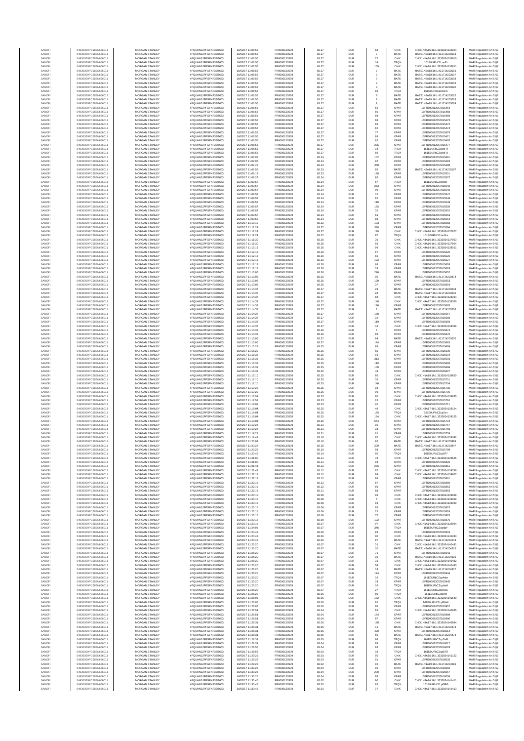| SANOFI | 549300E9PC51EN656011 | MORGAN STANLEY | 4PQUHN3JPFGFNF3BB653 | 16/08/2017 11:06:56 | FR0000120578 | 82.27 | EUR | 88 | CHIX | CHIX1N2A15:16:1:3232824136904 | MAR Regulation Art 5 §2 |
|---|---|---|---|---|---|---|---|---|---|---|---|
| SANOFI | 549300E9PC51EN656011 | MORGAN STANLEY | 4PQUHN3JPFGFNF3BB653 | 16/08/2017 11:06:56 | FR0000120578 | 82.27 | EUR | 9 | BATE | BATS1N2A18:16:1:411714203013 | MAR Regulation Art 5 §2 |
| SANOFI | 549300E9PC51EN656011 | MORGAN STANLEY | 4PQUHN3JPFGFNF3BB653 | 16/08/2017 11:06:56 | FR0000120578 | 82.27 | EUR | 27 | CHIX | CHIX1N1A14:16:1:3232824136910 | MAR Regulation Art 5 §2 |
| SANOFI | 549300E9PC51EN656011 | MORGAN STANLEY | 4PQUHN3JPFGFNF3BB653 | 16/08/2017 11:06:56 | FR0000120578 | 82.27 | EUR | 14 | TRQX | 161E0URbCZcooEt | MAR Regulation Art 5 §2 |
| SANOFI | 549300E9PC51EN656011 | MORGAN STANLEY | 4PQUHN3JPFGFNF3BB653 | 16/08/2017 11:06:56 | FR0000120578 | 82.27 | EUR | 169 | CHIX | CHIX1N1A14:16:1:3232824136911 | MAR Regulation Art 5 §2 |
| SANOFI | 549300E9PC51EN656011 | MORGAN STANLEY | 4PQUHN3JPFGFNF3BB653 | 16/08/2017 11:06:56 | FR0000120578 | 82.27 | EUR | 7 | BATE | BATS1N2A18:16:1:411714203016 | MAR Regulation Art 5 §2 |
| SANOFI | 549300E9PC51EN656011 | MORGAN STANLEY | 4PQUHN3JPFGFNF3BB653 | 16/08/2017 11:06:56 | FR0000120578 | 82.27 | EUR | 2 | BATE | BATS1N2A18:16:1:411714203017 | MAR Regulation Art 5 §2 |
| SANOFI | 549300E9PC51EN656011 | MORGAN STANLEY | 4PQUHN3JPFGFNF3BB653 | 16/08/2017 11:06:56 | FR0000120578 | 82.27 | EUR | 9 | BATE | BATS1N2A18:16:1:411714203018 | MAR Regulation Art 5 §2 |
| SANOFI | 549300E9PC51EN656011 | MORGAN STANLEY | 4PQUHN3JPFGFNF3BB653 | 16/08/2017 11:06:56 | FR0000120578 | 82.27 | EUR | 9 | BATE | BATS1N2A18:16:1:411714203019 | MAR Regulation Art 5 §2 |
| SANOFI | 549300E9PC51EN656011 | MORGAN STANLEY | 4PQUHN3JPFGFNF3BB653 | 16/08/2017 11:06:56 | FR0000120578 | 82.27 | EUR | 9 | BATE | BATS1N2A18:16:1:411714203020 | MAR Regulation Art 5 §2 |
| SANOFI | 549300E9PC51EN656011 | MORGAN STANLEY | 4PQUHN3JPFGFNF3BB653 | 16/08/2017 11:06:56 | FR0000120578 | 82.27 | EUR | 85 | TRQX | 161E0URbCZcooF0 | MAR Regulation Art 5 §2 |
| SANOFI | 549300E9PC51EN656011 | MORGAN STANLEY | 4PQUHN3JPFGFNF3BB653 | 16/08/2017 11:06:56 | FR0000120578 | 82.27 | EUR | 9 | BATE | BATS1N2A18:16:1:411714203022 | MAR Regulation Art 5 §2 |
| SANOFI | 549300E9PC51EN656011 | MORGAN STANLEY | 4PQUHN3JPFGFNF3BB653 | 16/08/2017 11:06:56 | FR0000120578 | 82.27 | EUR | 9 | BATE | BATS1N2A18:16:1:411714203023 | MAR Regulation Art 5 §2 |
| SANOFI | 549300E9PC51EN656011 | MORGAN STANLEY | 4PQUHN3JPFGFNF3BB653 | 16/08/2017 11:06:56 | FR0000120578 | 82.27 | EUR | 1 | BATE | BATS1N2A18:16:1:411714203024 | MAR Regulation Art 5 §2 |
| SANOFI | 549300E9PC51EN656011 | MORGAN STANLEY | 4PQUHN3JPFGFNF3BB653 | 16/08/2017 11:06:56 | FR0000120578 | 82.27 | EUR | 62 | XPAR | 16FR000012057815464 | MAR Regulation Art 5 §2 |
| SANOFI | 549300E9PC51EN656011 | MORGAN STANLEY | 4PQUHN3JPFGFNF3BB653 | 16/08/2017 11:06:56 | FR0000120578 | 82.27 | EUR | 86 | XPAR | 16FR000012057815468 | MAR Regulation Art 5 §2 |
| SANOFI | 549300E9PC51EN656011 | MORGAN STANLEY | 4PQUHN3JPFGFNF3BB653 | 16/08/2017 11:06:56 | FR0000120578 | 82.27 | EUR | 88 | XPAR | 16FR000012057815469 | MAR Regulation Art 5 §2 |
| SANOFI | 549300E9PC51EN656011 | MORGAN STANLEY | 4PQUHN3JPFGFNF3BB653 | 16/08/2017 11:06:56 | FR0000120578 | 82.27 | EUR | 88 | XPAR | 16FR000012057815473 | MAR Regulation Art 5 §2 |
| SANOFI | 549300E9PC51EN656011 | MORGAN STANLEY | 4PQUHN3JPFGFNF3BB653 | 16/08/2017 11:06:56 | FR0000120578 | 82.27 | EUR | 85 | XPAR | 16FR000012057815472 | MAR Regulation Art 5 §2 |
| SANOFI | 549300E9PC51EN656011 | MORGAN STANLEY | 4PQUHN3JPFGFNF3BB653 | 16/08/2017 11:06:56 | FR0000120578 | 82.27 | EUR | 62 | XPAR | 16FR000012057815474 | MAR Regulation Art 5 §2 |
| SANOFI | 549300E9PC51EN656011 | MORGAN STANLEY | 4PQUHN3JPFGFNF3BB653 | 16/08/2017 11:06:56 | FR0000120578 | 82.27 | EUR | 77 | XPAR | 16FR000012057815475 | MAR Regulation Art 5 §2 |
| SANOFI | 549300E9PC51EN656011 | MORGAN STANLEY | 4PQUHN3JPFGFNF3BB653 | 16/08/2017 11:06:56 | FR0000120578 | 82.27 | EUR | 88 | XPAR | 16FR000012057815471 | MAR Regulation Art 5 §2 |
| SANOFI | 549300E9PC51EN656011 | MORGAN STANLEY | 4PQUHN3JPFGFNF3BB653 | 16/08/2017 11:06:56 | FR0000120578 | 82.27 | EUR | 62 | XPAR | 16FR000012057815476 | MAR Regulation Art 5 §2 |
| SANOFI | 549300E9PC51EN656011 | MORGAN STANLEY | 4PQUHN3JPFGFNF3BB653 | 16/08/2017 11:06:56 | FR0000120578 | 82.27 | EUR | 235 | XPAR | 16FR000012057815477 | MAR Regulation Art 5 §2 |
| SANOFI | 549300E9PC51EN656011 | MORGAN STANLEY | 4PQUHN3JPFGFNF3BB653 | 16/08/2017 11:06:56 | FR0000120578 | 82.27 | EUR | 14 | TRQX | 161E0URbCZcooFR | MAR Regulation Art 5 §2 |
| SANOFI | 549300E9PC51EN656011 | MORGAN STANLEY | 4PQUHN3JPFGFNF3BB653 | 16/08/2017 11:06:56 | FR0000120578 | 82.27 | EUR | 86 | TRQX | 161E0URbCZcooFU | MAR Regulation Art 5 §2 |
| SANOFI | 549300E9PC51EN656011 | MORGAN STANLEY | 4PQUHN3JPFGFNF3BB653 | 16/08/2017 11:07:06 | FR0000120578 | 82.24 | EUR | 102 | XPAR | 16FR000012057815481 | MAR Regulation Art 5 §2 |
| SANOFI | 549300E9PC51EN656011 | MORGAN STANLEY | 4PQUHN3JPFGFNF3BB653 | 16/08/2017 11:07:06 | FR0000120578 | 82.24 | EUR | 92 | XPAR | 16FR000012057815483 | MAR Regulation Art 5 §2 |
| SANOFI | 549300E9PC51EN656011 | MORGAN STANLEY | 4PQUHN3JPFGFNF3BB653 | 16/08/2017 11:07:47 | FR0000120578 | 82.24 | EUR | 358 | XPAR | 16FR000012057815488 | MAR Regulation Art 5 §2 |
| SANOFI | 549300E9PC51EN656011 | MORGAN STANLEY | 4PQUHN3JPFGFNF3BB653 | 16/08/2017 11:07:56 | FR0000120578 | 82.23 | EUR | 95 | BATE | BATS1N2A19:16:1:411714203107 | MAR Regulation Art 5 §2 |
| SANOFI | 549300E9PC51EN656011 | MORGAN STANLEY | 4PQUHN3JPFGFNF3BB653 | 16/08/2017 11:08:13 | FR0000120578 | 82.23 | EUR | 188 | XPAR | 16FR000012057815501 | MAR Regulation Art 5 §2 |
| SANOFI | 549300E9PC51EN656011 | MORGAN STANLEY | 4PQUHN3JPFGFNF3BB653 | 16/08/2017 11:08:23 | FR0000120578 | 82.24 | EUR | 85 | XPAR | 16FR000012057815507 | MAR Regulation Art 5 §2 |
| SANOFI | 549300E9PC51EN656011 | MORGAN STANLEY | 4PQUHN3JPFGFNF3BB653 | 16/08/2017 11:09:57 | FR0000120578 | 82.24 | EUR | 57 | TRQX | 161E0URbCZcooNF | MAR Regulation Art 5 §2 |
| SANOFI | 549300E9PC51EN656011 | MORGAN STANLEY | 4PQUHN3JPFGFNF3BB653 | 16/08/2017 11:09:57 | FR0000120578 | 82.24 | EUR | 253 | XPAR | 16FR000012057815542 | MAR Regulation Art 5 §2 |
| SANOFI | 549300E9PC51EN656011 | MORGAN STANLEY | 4PQUHN3JPFGFNF3BB653 | 16/08/2017 11:09:57 | FR0000120578 | 82.24 | EUR | 99 | XPAR | 16FR000012057815546 | MAR Regulation Art 5 §2 |
| SANOFI | 549300E9PC51EN656011 | MORGAN STANLEY | 4PQUHN3JPFGFNF3BB653 | 16/08/2017 11:09:57 | FR0000120578 | 82.24 | EUR | 15 | XPAR | 16FR000012057815547 | MAR Regulation Art 5 §2 |
| SANOFI | 549300E9PC51EN656011 | MORGAN STANLEY | 4PQUHN3JPFGFNF3BB653 | 16/08/2017 11:09:57 | FR0000120578 | 82.24 | EUR | 82 | XPAR | 16FR000012057815548 | MAR Regulation Art 5 §2 |
| SANOFI | 549300E9PC51EN656011 | MORGAN STANLEY | 4PQUHN3JPFGFNF3BB653 | 16/08/2017 11:09:57 | FR0000120578 | 82.24 | EUR | 118 | XPAR | 16FR000012057815549 | MAR Regulation Art 5 §2 |
| SANOFI | 549300E9PC51EN656011 | MORGAN STANLEY | 4PQUHN3JPFGFNF3BB653 | 16/08/2017 11:09:57 | FR0000120578 | 82.24 | EUR | 135 | XPAR | 16FR000012057815550 | MAR Regulation Art 5 §2 |
| SANOFI | 549300E9PC51EN656011 | MORGAN STANLEY | 4PQUHN3JPFGFNF3BB653 | 16/08/2017 11:09:57 | FR0000120578 | 82.24 | EUR | 32 | XPAR | 16FR000012057815552 | MAR Regulation Art 5 §2 |
| SANOFI | 549300E9PC51EN656011 | MORGAN STANLEY | 4PQUHN3JPFGFNF3BB653 | 16/08/2017 11:09:57 | FR0000120578 | 82.24 | EUR | 66 | XPAR | 16FR000012057815553 | MAR Regulation Art 5 §2 |
| SANOFI | 549300E9PC51EN656011 | MORGAN STANLEY | 4PQUHN3JPFGFNF3BB653 | 16/08/2017 11:09:58 | FR0000120578 | 82.24 | EUR | 88 | XPAR | 16FR000012057815554 | MAR Regulation Art 5 §2 |
| SANOFI | 549300E9PC51EN656011 | MORGAN STANLEY | 4PQUHN3JPFGFNF3BB653 | 16/08/2017 11:10:12 | FR0000120578 | 82.22 | EUR | 103 | XPAR | 16FR000012057815558 | MAR Regulation Art 5 §2 |
| SANOFI | 549300E9PC51EN656011 | MORGAN STANLEY | 4PQUHN3JPFGFNF3BB653 | 16/08/2017 11:11:24 | FR0000120578 | 82.27 | EUR | 380 | XPAR | 16FR000012057815594 | MAR Regulation Art 5 §2 |
| SANOFI | 549300E9PC51EN656011 | MORGAN STANLEY | 4PQUHN3JPFGFNF3BB653 | 16/08/2017 11:11:24 | FR0000120578 | 82.27 | EUR | 170 | CHIX | CHIX1N2A16:16:1:3232824137877 | MAR Regulation Art 5 §2 |
| SANOFI | 549300E9PC51EN656011 | MORGAN STANLEY | 4PQUHN3JPFGFNF3BB653 | 16/08/2017 11:11:24 | FR0000120578 | 82.27 | EUR | 87 | TRQX | 161E0URbCZcooNm | MAR Regulation Art 5 §2 |
| SANOFI | 549300E9PC51EN656011 | MORGAN STANLEY | 4PQUHN3JPFGFNF3BB653 | 16/08/2017 11:11:30 | FR0000120578 | 82.26 | EUR | 30 | CHIX | CHIX1N3A16:16:1:3232824137903 | MAR Regulation Art 5 §2 |
| SANOFI | 549300E9PC51EN656011 | MORGAN STANLEY | 4PQUHN3JPFGFNF3BB653 | 16/08/2017 11:11:30 | FR0000120578 | 82.26 | EUR | 56 | CHIX | CHIX1N3A16:16:1:3232824137904 | MAR Regulation Art 5 §2 |
| SANOFI | 549300E9PC51EN656011 | MORGAN STANLEY | 4PQUHN3JPFGFNF3BB653 | 16/08/2017 11:12:13 | FR0000120578 | 82.26 | EUR | 99 | CHIX | CHIX1N4A14:16:1:3232824138011 | MAR Regulation Art 5 §2 |
| SANOFI | 549300E9PC51EN656011 | MORGAN STANLEY | 4PQUHN3JPFGFNF3BB653 | 16/08/2017 11:12:13 | FR0000120578 | 82.26 | EUR | 67 | XPAR | 16FR000012057815625 | MAR Regulation Art 5 §2 |
| SANOFI | 549300E9PC51EN656011 | MORGAN STANLEY | 4PQUHN3JPFGFNF3BB653 | 16/08/2017 11:12:13 | FR0000120578 | 82.26 | EUR | 65 | XPAR | 16FR000012057815626 | MAR Regulation Art 5 §2 |
| SANOFI | 549300E9PC51EN656011 | MORGAN STANLEY | 4PQUHN3JPFGFNF3BB653 | 16/08/2017 11:12:13 | FR0000120578 | 82.26 | EUR | 132 | XPAR | 16FR000012057815627 | MAR Regulation Art 5 §2 |
| SANOFI | 549300E9PC51EN656011 | MORGAN STANLEY | 4PQUHN3JPFGFNF3BB653 | 16/08/2017 11:12:13 | FR0000120578 | 82.26 | EUR | 68 | XPAR | 16FR000012057815628 | MAR Regulation Art 5 §2 |
| SANOFI | 549300E9PC51EN656011 | MORGAN STANLEY | 4PQUHN3JPFGFNF3BB653 | 16/08/2017 11:12:13 | FR0000120578 | 82.26 | EUR | 33 | XPAR | 16FR000012057815629 | MAR Regulation Art 5 §2 |
| SANOFI | 549300E9PC51EN656011 | MORGAN STANLEY | 4PQUHN3JPFGFNF3BB653 | 16/08/2017 11:13:06 | FR0000120578 | 82.26 | EUR | 226 | XPAR | 16FR000012057815652 | MAR Regulation Art 5 §2 |
| SANOFI | 549300E9PC51EN656011 | MORGAN STANLEY | 4PQUHN3JPFGFNF3BB653 | 16/08/2017 11:13:06 | FR0000120578 | 82.26 | EUR | 90 | BATE | BATS1N2A18:16:1:411714203474 | MAR Regulation Art 5 §2 |
| SANOFI | 549300E9PC51EN656011 | MORGAN STANLEY | 4PQUHN3JPFGFNF3BB653 | 16/08/2017 11:13:06 | FR0000120578 | 82.26 | EUR | 120 | XPAR | 16FR000012057815653 | MAR Regulation Art 5 §2 |
| SANOFI | 549300E9PC51EN656011 | MORGAN STANLEY | 4PQUHN3JPFGFNF3BB653 | 16/08/2017 11:13:06 | FR0000120578 | 82.26 | EUR | 37 | XPAR | 16FR000012057815654 | MAR Regulation Art 5 §2 |
| SANOFI | 549300E9PC51EN656011 | MORGAN STANLEY | 4PQUHN3JPFGFNF3BB653 | 16/08/2017 11:14:37 | FR0000120578 | 82.27 | EUR | 28 | BATE | BATS1N2A17:16:1:411714203534 | MAR Regulation Art 5 §2 |
| SANOFI | 549300E9PC51EN656011 | MORGAN STANLEY | 4PQUHN3JPFGFNF3BB653 | 16/08/2017 11:14:37 | FR0000120578 | 82.27 | EUR | 28 | BATE | BATS1N2A17:16:1:411714203535 | MAR Regulation Art 5 §2 |
| SANOFI | 549300E9PC51EN656011 | MORGAN STANLEY | 4PQUHN3JPFGFNF3BB653 | 16/08/2017 11:14:37 | FR0000120578 | 82.27 | EUR | 88 | CHIX | CHIX1N4A17:16:1:3232824138364 | MAR Regulation Art 5 §2 |
| SANOFI | 549300E9PC51EN656011 | MORGAN STANLEY | 4PQUHN3JPFGFNF3BB653 | 16/08/2017 11:14:37 | FR0000120578 | 82.27 | EUR | 140 | CHIX | CHIX1N4A17:16:1:3232824138365 | MAR Regulation Art 5 §2 |
| SANOFI | 549300E9PC51EN656011 | MORGAN STANLEY | 4PQUHN3JPFGFNF3BB653 | 16/08/2017 11:14:37 | FR0000120578 | 82.27 | EUR | 196 | XPAR | 16FR000012057815665 | MAR Regulation Art 5 §2 |
| SANOFI | 549300E9PC51EN656011 | MORGAN STANLEY | 4PQUHN3JPFGFNF3BB653 | 16/08/2017 11:14:37 | FR0000120578 | 82.27 | EUR | 3 | BATE | BATS1N2A17:16:1:411714203536 | MAR Regulation Art 5 §2 |
| SANOFI | 549300E9PC51EN656011 | MORGAN STANLEY | 4PQUHN3JPFGFNF3BB653 | 16/08/2017 11:14:37 | FR0000120578 | 82.27 | EUR | 180 | XPAR | 16FR000012057815667 | MAR Regulation Art 5 §2 |
| SANOFI | 549300E9PC51EN656011 | MORGAN STANLEY | 4PQUHN3JPFGFNF3BB653 | 16/08/2017 11:14:37 | FR0000120578 | 82.27 | EUR | 16 | XPAR | 16FR000012057815668 | MAR Regulation Art 5 §2 |
| SANOFI | 549300E9PC51EN656011 | MORGAN STANLEY | 4PQUHN3JPFGFNF3BB653 | 16/08/2017 11:14:37 | FR0000120578 | 82.27 | EUR | 119 | XPAR | 16FR000012057815669 | MAR Regulation Art 5 §2 |
| SANOFI | 549300E9PC51EN656011 | MORGAN STANLEY | 4PQUHN3JPFGFNF3BB653 | 16/08/2017 11:14:37 | FR0000120578 | 82.27 | EUR | 16 | CHIX | CHIX1N1A17:16:1:3232824138366 | MAR Regulation Art 5 §2 |
| SANOFI | 549300E9PC51EN656011 | MORGAN STANLEY | 4PQUHN3JPFGFNF3BB653 | 16/08/2017 11:14:38 | FR0000120578 | 82.26 | EUR | 7 | XPAR | 16FR000012057815674 | MAR Regulation Art 5 §2 |
| SANOFI | 549300E9PC51EN656011 | MORGAN STANLEY | 4PQUHN3JPFGFNF3BB653 | 16/08/2017 11:14:38 | FR0000120578 | 82.26 | EUR | 89 | XPAR | 16FR000012057815675 | MAR Regulation Art 5 §2 |
| SANOFI | 549300E9PC51EN656011 | MORGAN STANLEY | 4PQUHN3JPFGFNF3BB653 | 16/08/2017 11:15:06 | FR0000120578 | 82.27 | EUR | 84 | BATE | BATS1N1A15:16:1:411714203570 | MAR Regulation Art 5 §2 |
| SANOFI | 549300E9PC51EN656011 | MORGAN STANLEY | 4PQUHN3JPFGFNF3BB653 | 16/08/2017 11:15:06 | FR0000120578 | 82.27 | EUR | 174 | XPAR | 16FR000012057815683 | MAR Regulation Art 5 §2 |
| SANOFI | 549300E9PC51EN656011 | MORGAN STANLEY | 4PQUHN3JPFGFNF3BB653 | 16/08/2017 11:15:29 | FR0000120578 | 82.25 | EUR | 88 | XPAR | 16FR000012057815689 | MAR Regulation Art 5 §2 |
| SANOFI | 549300E9PC51EN656011 | MORGAN STANLEY | 4PQUHN3JPFGFNF3BB653 | 16/08/2017 11:15:29 | FR0000120578 | 82.25 | EUR | 85 | XPAR | 16FR000012057815690 | MAR Regulation Art 5 §2 |
| SANOFI | 549300E9PC51EN656011 | MORGAN STANLEY | 4PQUHN3JPFGFNF3BB653 | 16/08/2017 11:16:33 | FR0000120578 | 82.25 | EUR | 91 | XPAR | 16FR000012057815694 | MAR Regulation Art 5 §2 |
| SANOFI | 549300E9PC51EN656011 | MORGAN STANLEY | 4PQUHN3JPFGFNF3BB653 | 16/08/2017 11:16:33 | FR0000120578 | 82.25 | EUR | 313 | XPAR | 16FR000012057815693 | MAR Regulation Art 5 §2 |
| SANOFI | 549300E9PC51EN656011 | MORGAN STANLEY | 4PQUHN3JPFGFNF3BB653 | 16/08/2017 11:16:33 | FR0000120578 | 82.25 | EUR | 110 | XPAR | 16FR000012057815695 | MAR Regulation Art 5 §2 |
| SANOFI | 549300E9PC51EN656011 | MORGAN STANLEY | 4PQUHN3JPFGFNF3BB653 | 16/08/2017 11:16:33 | FR0000120578 | 82.25 | EUR | 100 | XPAR | 16FR000012057815696 | MAR Regulation Art 5 §2 |
| SANOFI | 549300E9PC51EN656011 | MORGAN STANLEY | 4PQUHN3JPFGFNF3BB653 | 16/08/2017 11:16:33 | FR0000120578 | 82.25 | EUR | 48 | XPAR | 16FR000012057815697 | MAR Regulation Art 5 §2 |
| SANOFI | 549300E9PC51EN656011 | MORGAN STANLEY | 4PQUHN3JPFGFNF3BB653 | 16/08/2017 11:17:10 | FR0000120578 | 82.25 | EUR | 86 | CHIX | CHIX1N1A18:16:1:3232824138820 | MAR Regulation Art 5 §2 |
| SANOFI | 549300E9PC51EN656011 | MORGAN STANLEY | 4PQUHN3JPFGFNF3BB653 | 16/08/2017 11:17:10 | FR0000120578 | 82.25 | EUR | 35 | XPAR | 16FR000012057815701 | MAR Regulation Art 5 §2 |
| SANOFI | 549300E9PC51EN656011 | MORGAN STANLEY | 4PQUHN3JPFGFNF3BB653 | 16/08/2017 11:17:10 | FR0000120578 | 82.25 | EUR | 146 | XPAR | 16FR000012057815704 | MAR Regulation Art 5 §2 |
| SANOFI | 549300E9PC51EN656011 | MORGAN STANLEY | 4PQUHN3JPFGFNF3BB653 | 16/08/2017 11:17:22 | FR0000120578 | 82.25 | EUR | 93 | XPAR | 16FR000012057815705 | MAR Regulation Art 5 §2 |
| SANOFI | 549300E9PC51EN656011 | MORGAN STANLEY | 4PQUHN3JPFGFNF3BB653 | 16/08/2017 11:17:22 | FR0000120578 | 82.25 | EUR | 90 | XPAR | 16FR000012057815706 | MAR Regulation Art 5 §2 |
| SANOFI | 549300E9PC51EN656011 | MORGAN STANLEY | 4PQUHN3JPFGFNF3BB653 | 16/08/2017 11:17:51 | FR0000120578 | 82.23 | EUR | 80 | CHIX | CHIX1N4A16:16:1:3232824138935 | MAR Regulation Art 5 §2 |
| SANOFI | 549300E9PC51EN656011 | MORGAN STANLEY | 4PQUHN3JPFGFNF3BB653 | 16/08/2017 11:17:58 | FR0000120578 | 82.23 | EUR | 25 | XPAR | 16FR000012057815710 | MAR Regulation Art 5 §2 |
| SANOFI | 549300E9PC51EN656011 | MORGAN STANLEY | 4PQUHN3JPFGFNF3BB653 | 16/08/2017 11:18:09 | FR0000120578 | 82.23 | EUR | 20 | XPAR | 16FR000012057815711 | MAR Regulation Art 5 §2 |
| SANOFI | 549300E9PC51EN656011 | MORGAN STANLEY | 4PQUHN3JPFGFNF3BB653 | 16/08/2017 11:19:04 | FR0000120578 | 82.25 | EUR | 49 | CHIX | CHIX1N3A17:16:1:3232824139124 | MAR Regulation Art 5 §2 |
| SANOFI | 549300E9PC51EN656011 | MORGAN STANLEY | 4PQUHN3JPFGFNF3BB653 | 16/08/2017 11:19:04 | FR0000120578 | 82.25 | EUR | 125 | TRQX | 161E0URbCZcpJcn | MAR Regulation Art 5 §2 |
| SANOFI | 549300E9PC51EN656011 | MORGAN STANLEY | 4PQUHN3JPFGFNF3BB653 | 16/08/2017 11:19:04 | FR0000120578 | 82.25 | EUR | 194 | CHIX | CHIX1N3A17:16:1:3232824139125 | MAR Regulation Art 5 §2 |
| SANOFI | 549300E9PC51EN656011 | MORGAN STANLEY | 4PQUHN3JPFGFNF3BB653 | 16/08/2017 11:19:04 | FR0000120578 | 82.25 | EUR | 544 | XPAR | 16FR000012057815724 | MAR Regulation Art 5 §2 |
| SANOFI | 549300E9PC51EN656011 | MORGAN STANLEY | 4PQUHN3JPFGFNF3BB653 | 16/08/2017 11:19:28 | FR0000120578 | 82.21 | EUR | 95 | XPAR | 16FR000012057815757 | MAR Regulation Art 5 §2 |
| SANOFI | 549300E9PC51EN656011 | MORGAN STANLEY | 4PQUHN3JPFGFNF3BB653 | 16/08/2017 11:19:28 | FR0000120578 | 82.21 | EUR | 33 | XPAR | 16FR000012057815758 | MAR Regulation Art 5 §2 |
| SANOFI | 549300E9PC51EN656011 | MORGAN STANLEY | 4PQUHN3JPFGFNF3BB653 | 16/08/2017 11:19:28 | FR0000120578 | 82.21 | EUR | 61 | XPAR | 16FR000012057815759 | MAR Regulation Art 5 §2 |
| SANOFI | 549300E9PC51EN656011 | MORGAN STANLEY | 4PQUHN3JPFGFNF3BB653 | 16/08/2017 11:19:41 | FR0000120578 | 82.18 | EUR | 97 | CHIX | CHIX1N4A16:16:1:3232824139342 | MAR Regulation Art 5 §2 |
| SANOFI | 549300E9PC51EN656011 | MORGAN STANLEY | 4PQUHN3JPFGFNF3BB653 | 16/08/2017 11:20:01 | FR0000120578 | 82.18 | EUR | 92 | BATE | BATS1N1A17:16:1:411714203889 | MAR Regulation Art 5 §2 |
| SANOFI | 549300E9PC51EN656011 | MORGAN STANLEY | 4PQUHN3JPFGFNF3BB653 | 16/08/2017 11:20:26 | FR0000120578 | 82.18 | EUR | 200 | BATE | BATS1N2A17:16:1:411714203947 | MAR Regulation Art 5 §2 |
| SANOFI | 549300E9PC51EN656011 | MORGAN STANLEY | 4PQUHN3JPFGFNF3BB653 | 16/08/2017 11:20:26 | FR0000120578 | 82.15 | EUR | 98 | XPAR | 16FR000012057815799 | MAR Regulation Art 5 §2 |
| SANOFI | 549300E9PC51EN656011 | MORGAN STANLEY | 4PQUHN3JPFGFNF3BB653 | 16/08/2017 11:20:45 | FR0000120578 | 82.14 | EUR | 95 | TRQX | 161E0URbCZcpSF7 | MAR Regulation Art 5 §2 |
| SANOFI | 549300E9PC51EN656011 | MORGAN STANLEY | 4PQUHN3JPFGFNF3BB653 | 16/08/2017 11:21:00 | FR0000120578 | 82.11 | EUR | 78 | CHIX | CHIX1N2A17:16:1:3232824139625 | MAR Regulation Art 5 §2 |
| SANOFI | 549300E9PC51EN656011 | MORGAN STANLEY | 4PQUHN3JPFGFNF3BB653 | 16/08/2017 11:21:00 | FR0000120578 | 82.11 | EUR | 94 | XPAR | 16FR000012057815825 | MAR Regulation Art 5 §2 |
| SANOFI | 549300E9PC51EN656011 | MORGAN STANLEY | 4PQUHN3JPFGFNF3BB653 | 16/08/2017 11:21:41 | FR0000120578 | 82.12 | EUR | 286 | XPAR | 16FR000012057815851 | MAR Regulation Art 5 §2 |
| SANOFI | 549300E9PC51EN656011 | MORGAN STANLEY | 4PQUHN3JPFGFNF3BB653 | 16/08/2017 11:21:42 | FR0000120578 | 82.12 | EUR | 67 | CHIX | CHIX1N2A17:16:1:3232824139736 | MAR Regulation Art 5 §2 |
| SANOFI | 549300E9PC51EN656011 | MORGAN STANLEY | 4PQUHN3JPFGFNF3BB653 | 16/08/2017 11:22:18 | FR0000120578 | 82.12 | EUR | 84 | CHIX | CHIX1N4A16:16:1:3232824139807 | MAR Regulation Art 5 §2 |
| SANOFI | 549300E9PC51EN656011 | MORGAN STANLEY | 4PQUHN3JPFGFNF3BB653 | 16/08/2017 11:22:18 | FR0000120578 | 82.12 | EUR | 86 | XPAR | 16FR000012057815861 | MAR Regulation Art 5 §2 |
| SANOFI | 549300E9PC51EN656011 | MORGAN STANLEY | 4PQUHN3JPFGFNF3BB653 | 16/08/2017 11:22:18 | FR0000120578 | 82.12 | EUR | 87 | XPAR | 16FR000012057815860 | MAR Regulation Art 5 §2 |
| SANOFI | 549300E9PC51EN656011 | MORGAN STANLEY | 4PQUHN3JPFGFNF3BB653 | 16/08/2017 11:22:18 | FR0000120578 | 82.12 | EUR | 86 | XPAR | 16FR000012057815862 | MAR Regulation Art 5 §2 |
| SANOFI | 549300E9PC51EN656011 | MORGAN STANLEY | 4PQUHN3JPFGFNF3BB653 | 16/08/2017 11:22:18 | FR0000120578 | 82.11 | EUR | 88 | XPAR | 16FR000012057815863 | MAR Regulation Art 5 §2 |
| SANOFI | 549300E9PC51EN656011 | MORGAN STANLEY | 4PQUHN3JPFGFNF3BB653 | 16/08/2017 11:23:15 | FR0000120578 | 82.08 | EUR | 96 | CHIX | CHIX1N3A17:16:1:3232824139958 | MAR Regulation Art 5 §2 |
| SANOFI | 549300E9PC51EN656011 | MORGAN STANLEY | 4PQUHN3JPFGFNF3BB653 | 16/08/2017 11:23:15 | FR0000120578 | 82.08 | EUR | 4 | CHIX | CHIX1N4A14:16:1:3232824139959 | MAR Regulation Art 5 §2 |
| SANOFI | 549300E9PC51EN656011 | MORGAN STANLEY | 4PQUHN3JPFGFNF3BB653 | 16/08/2017 11:23:15 | FR0000120578 | 82.08 | EUR | 96 | CHIX | CHIX1N4A14:16:1:3232824139960 | MAR Regulation Art 5 §2 |
| SANOFI | 549300E9PC51EN656011 | MORGAN STANLEY | 4PQUHN3JPFGFNF3BB653 | 16/08/2017 11:23:15 | FR0000120578 | 82.08 | EUR | 95 | XPAR | 16FR000012057815873 | MAR Regulation Art 5 §2 |
| SANOFI | 549300E9PC51EN656011 | MORGAN STANLEY | 4PQUHN3JPFGFNF3BB653 | 16/08/2017 11:23:15 | FR0000120578 | 82.08 | EUR | 22 | XPAR | 16FR000012057815874 | MAR Regulation Art 5 §2 |
| SANOFI | 549300E9PC51EN656011 | MORGAN STANLEY | 4PQUHN3JPFGFNF3BB653 | 16/08/2017 11:23:15 | FR0000120578 | 82.08 | EUR | 77 | XPAR | 16FR000012057815875 | MAR Regulation Art 5 §2 |
| SANOFI | 549300E9PC51EN656011 | MORGAN STANLEY | 4PQUHN3JPFGFNF3BB653 | 16/08/2017 11:23:15 | FR0000120578 | 82.08 | EUR | 102 | XPAR | 16FR000012057815876 | MAR Regulation Art 5 §2 |
| SANOFI | 549300E9PC51EN656011 | MORGAN STANLEY | 4PQUHN3JPFGFNF3BB653 | 16/08/2017 11:23:15 | FR0000120578 | 82.07 | EUR | 97 | CHIX | CHIX1N1A14:16:1:3232824139964 | MAR Regulation Art 5 §2 |
| SANOFI | 549300E9PC51EN656011 | MORGAN STANLEY | 4PQUHN3JPFGFNF3BB653 | 16/08/2017 11:24:09 | FR0000120578 | 82.07 | EUR | 346 | TRQX | 161E0URbCZcpBpY | MAR Regulation Art 5 §2 |
| SANOFI | 549300E9PC51EN656011 | MORGAN STANLEY | 4PQUHN3JPFGFNF3BB653 | 16/08/2017 11:24:42 | FR0000120578 | 82.06 | EUR | 89 | XPAR | 16FR000012057815903 | MAR Regulation Art 5 §2 |
| SANOFI | 549300E9PC51EN656011 | MORGAN STANLEY | 4PQUHN3JPFGFNF3BB653 | 16/08/2017 11:24:42 | FR0000120578 | 82.06 | EUR | 90 | CHIX | CHIX1N1A16:16:1:3232824140283 | MAR Regulation Art 5 §2 |
| SANOFI | 549300E9PC51EN656011 | MORGAN STANLEY | 4PQUHN3JPFGFNF3BB653 | 16/08/2017 11:24:42 | FR0000120578 | 82.06 | EUR | 87 | BATE | BATS1N1A17:16:1:411714204243 | MAR Regulation Art 5 §2 |
| SANOFI | 549300E9PC51EN656011 | MORGAN STANLEY | 4PQUHN3JPFGFNF3BB653 | 16/08/2017 11:25:20 | FR0000120578 | 82.07 | EUR | 31 | CHIX | CHIX1N1A14:16:1:3232824140481 | MAR Regulation Art 5 §2 |
| SANOFI | 549300E9PC51EN656011 | MORGAN STANLEY | 4PQUHN3JPFGFNF3BB653 | 16/08/2017 11:25:20 | FR0000120578 | 82.07 | EUR | 10 | BATE | BATS1N2A16:16:1:411714204315 | MAR Regulation Art 5 §2 |
| SANOFI | 549300E9PC51EN656011 | MORGAN STANLEY | 4PQUHN3JPFGFNF3BB653 | 16/08/2017 11:25:20 | FR0000120578 | 82.07 | EUR | 71 | XPAR | 16FR000012057815943 | MAR Regulation Art 5 §2 |
| SANOFI | 549300E9PC51EN656011 | MORGAN STANLEY | 4PQUHN3JPFGFNF3BB653 | 16/08/2017 11:25:20 | FR0000120578 | 82.07 | EUR | 10 | BATE | BATS1N2A16:16:1:411714204316 | MAR Regulation Art 5 §2 |
| SANOFI | 549300E9PC51EN656011 | MORGAN STANLEY | 4PQUHN3JPFGFNF3BB653 | 16/08/2017 11:25:20 | FR0000120578 | 82.07 | EUR | 31 | CHIX | CHIX1N1A14:16:1:3232824140482 | MAR Regulation Art 5 §2 |
| SANOFI | 549300E9PC51EN656011 | MORGAN STANLEY | 4PQUHN3JPFGFNF3BB653 | 16/08/2017 11:25:20 | FR0000120578 | 82.07 | EUR | 54 | CHIX | CHIX1N1A14:16:1:3232824140483 | MAR Regulation Art 5 §2 |
| SANOFI | 549300E9PC51EN656011 | MORGAN STANLEY | 4PQUHN3JPFGFNF3BB653 | 16/08/2017 11:25:20 | FR0000120578 | 82.07 | EUR | 18 | BATE | BATS1N2A16:16:1:411714204317 | MAR Regulation Art 5 §2 |
| SANOFI | 549300E9PC51EN656011 | MORGAN STANLEY | 4PQUHN3JPFGFNF3BB653 | 16/08/2017 11:25:20 | FR0000120578 | 82.07 | EUR | 174 | XPAR | 16FR000012057815944 | MAR Regulation Art 5 §2 |
| SANOFI | 549300E9PC51EN656011 | MORGAN STANLEY | 4PQUHN3JPFGFNF3BB653 | 16/08/2017 11:25:20 | FR0000120578 | 82.07 | EUR | 16 | TRQX | 161E0URbCZcpAdw | MAR Regulation Art 5 §2 |
| SANOFI | 549300E9PC51EN656011 | MORGAN STANLEY | 4PQUHN3JPFGFNF3BB653 | 16/08/2017 11:25:20 | FR0000120578 | 82.07 | EUR | 14 | XPAR | 16FR000012057815945 | MAR Regulation Art 5 §2 |
| SANOFI | 549300E9PC51EN656011 | MORGAN STANLEY | 4PQUHN3JPFGFNF3BB653 | 16/08/2017 11:25:20 | FR0000120578 | 82.07 | EUR | 16 | TRQX | 161E0URbCZcpAe9 | MAR Regulation Art 5 §2 |
| SANOFI | 549300E9PC51EN656011 | MORGAN STANLEY | 4PQUHN3JPFGFNF3BB653 | 16/08/2017 11:25:20 | FR0000120578 | 82.07 | EUR | 27 | TRQX | 161E0URbCZcpAeC | MAR Regulation Art 5 §2 |
| SANOFI | 549300E9PC51EN656011 | MORGAN STANLEY | 4PQUHN3JPFGFNF3BB653 | 16/08/2017 11:25:20 | FR0000120578 | 82.06 | EUR | 80 | TRQX | 161E0URbCZcpAft | MAR Regulation Art 5 §2 |
| SANOFI | 549300E9PC51EN656011 | MORGAN STANLEY | 4PQUHN3JPFGFNF3BB653 | 16/08/2017 11:26:05 | FR0000120578 | 82.06 | EUR | 182 | CHIX | CHIX1N3A18:16:1:3232824140540 | MAR Regulation Art 5 §2 |
| SANOFI | 549300E9PC51EN656011 | MORGAN STANLEY | 4PQUHN3JPFGFNF3BB653 | 16/08/2017 11:26:05 | FR0000120578 | 82.06 | EUR | 92 | TRQX | 161E0URbCZcpBNW | MAR Regulation Art 5 §2 |
| SANOFI | 549300E9PC51EN656011 | MORGAN STANLEY | 4PQUHN3JPFGFNF3BB653 | 16/08/2017 11:26:05 | FR0000120578 | 82.05 | EUR | 96 | XPAR | 16FR000012057815957 | MAR Regulation Art 5 §2 |
| SANOFI | 549300E9PC51EN656011 | MORGAN STANLEY | 4PQUHN3JPFGFNF3BB653 | 16/08/2017 11:26:51 | FR0000120578 | 82.04 | EUR | 85 | CHIX | CHIX1N1A16:16:1:3232824140695 | MAR Regulation Art 5 §2 |
| SANOFI | 549300E9PC51EN656011 | MORGAN STANLEY | 4PQUHN3JPFGFNF3BB653 | 16/08/2017 11:26:51 | FR0000120578 | 82.04 | EUR | 184 | XPAR | 16FR000012057815988 | MAR Regulation Art 5 §2 |
| SANOFI | 549300E9PC51EN656011 | MORGAN STANLEY | 4PQUHN3JPFGFNF3BB653 | 16/08/2017 11:26:51 | FR0000120578 | 82.04 | EUR | 87 | XPAR | 16FR000012057815990 | MAR Regulation Art 5 §2 |
| SANOFI | 549300E9PC51EN656011 | MORGAN STANLEY | 4PQUHN3JPFGFNF3BB653 | 16/08/2017 11:28:31 | FR0000120578 | 82.05 | EUR | 188 | CHIX | CHIX1N3A17:16:1:3232824140894 | MAR Regulation Art 5 §2 |
| SANOFI | 549300E9PC51EN656011 | MORGAN STANLEY | 4PQUHN3JPFGFNF3BB653 | 16/08/2017 11:28:31 | FR0000120578 | 82.05 | EUR | 11 | BATE | BATS1N2A17:16:1:411714204473 | MAR Regulation Art 5 §2 |
| SANOFI | 549300E9PC51EN656011 | MORGAN STANLEY | 4PQUHN3JPFGFNF3BB653 | 16/08/2017 11:28:31 | FR0000120578 | 82.05 | EUR | 420 | XPAR | 16FR000012057816014 | MAR Regulation Art 5 §2 |
| SANOFI | 549300E9PC51EN656011 | MORGAN STANLEY | 4PQUHN3JPFGFNF3BB653 | 16/08/2017 11:28:31 | FR0000120578 | 82.05 | EUR | 50 | BATE | BATS1N2A17:16:1:411714204474 | MAR Regulation Art 5 §2 |
| SANOFI | 549300E9PC51EN656011 | MORGAN STANLEY | 4PQUHN3JPFGFNF3BB653 | 16/08/2017 11:28:31 | FR0000120578 | 82.05 | EUR | 96 | TRQX | 161E0URbCZcpDeR | MAR Regulation Art 5 §2 |
| SANOFI | 549300E9PC51EN656011 | MORGAN STANLEY | 4PQUHN3JPFGFNF3BB653 | 16/08/2017 11:28:31 | FR0000120578 | 82.04 | EUR | 88 | XPAR | 16FR000012057816017 | MAR Regulation Art 5 §2 |
| SANOFI | 549300E9PC51EN656011 | MORGAN STANLEY | 4PQUHN3JPFGFNF3BB653 | 16/08/2017 11:28:56 | FR0000120578 | 82.04 | EUR | 93 | XPAR | 16FR000012057816029 | MAR Regulation Art 5 §2 |
| SANOFI | 549300E9PC51EN656011 | MORGAN STANLEY | 4PQUHN3JPFGFNF3BB653 | 16/08/2017 11:28:56 | FR0000120578 | 82.03 | EUR | 18 | TRQX | 161E0URbCZcpETP | MAR Regulation Art 5 §2 |
| SANOFI | 549300E9PC51EN656011 | MORGAN STANLEY | 4PQUHN3JPFGFNF3BB653 | 16/08/2017 11:29:29 | FR0000120578 | 82.03 | EUR | 95 | CHIX | CHIX1N2A15:16:1:3232824141122 | MAR Regulation Art 5 §2 |
| SANOFI | 549300E9PC51EN656011 | MORGAN STANLEY | 4PQUHN3JPFGFNF3BB653 | 16/08/2017 11:29:29 | FR0000120578 | 82.03 | EUR | 91 | XPAR | 16FR000012057816035 | MAR Regulation Art 5 §2 |
| SANOFI | 549300E9PC51EN656011 | MORGAN STANLEY | 4PQUHN3JPFGFNF3BB653 | 16/08/2017 11:29:29 | FR0000120578 | 82.02 | EUR | 92 | BATE | BATS1N1A19:16:1:411714204565 | MAR Regulation Art 5 §2 |
| SANOFI | 549300E9PC51EN656011 | MORGAN STANLEY | 4PQUHN3JPFGFNF3BB653 | 16/08/2017 11:30:25 | FR0000120578 | 82.04 | EUR | 90 | XPAR | 16FR000012057816056 | MAR Regulation Art 5 §2 |
| SANOFI | 549300E9PC51EN656011 | MORGAN STANLEY | 4PQUHN3JPFGFNF3BB653 | 16/08/2017 11:30:25 | FR0000120578 | 82.04 | EUR | 200 | XPAR | 16FR000012057816057 | MAR Regulation Art 5 §2 |
| SANOFI | 549300E9PC51EN656011 | MORGAN STANLEY | 4PQUHN3JPFGFNF3BB653 | 16/08/2017 11:30:25 | FR0000120578 | 82.04 | EUR | 88 | XPAR | 16FR000012057816058 | MAR Regulation Art 5 §2 |
| SANOFI | 549300E9PC51EN656011 | MORGAN STANLEY | 4PQUHN3JPFGFNF3BB653 | 16/08/2017 11:30:46 | FR0000120578 | 82.02 | EUR | 90 | CHIX | CHIX1N2A14:16:1:3232824141411 | MAR Regulation Art 5 §2 |
| SANOFI | 549300E9PC51EN656011 | MORGAN STANLEY | 4PQUHN3JPFGFNF3BB653 | 16/08/2017 11:30:46 | FR0000120578 | 82.02 | EUR | 92 | TRQX | 161E0URbCZcpGRG | MAR Regulation Art 5 §2 |
| SANOFI | 549300E9PC51EN656011 | MORGAN STANLEY | 4PQUHN3JPFGFNF3BB653 | 16/08/2017 11:30:46 | FR0000120578 | 82.01 | EUR | 17 | CHIX | CHIX1N4A17:16:1:3232824141413 | MAR Regulation Art 5 §2 |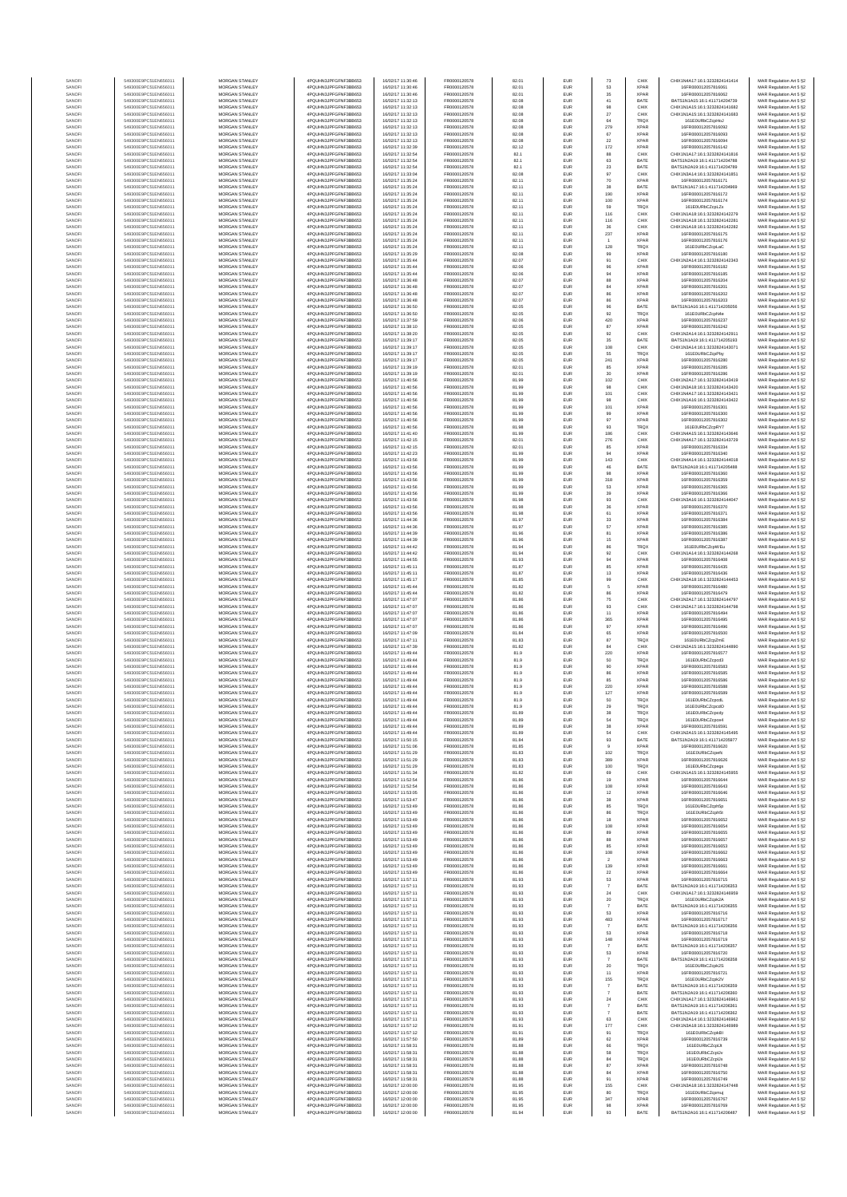| | | | | | | | | | | | |
|---|---|---|---|---|---|---|---|---|---|---|---|
| SANOFI | 549300E9PC51EN656011 | MORGAN STANLEY | 4PQUHN3JPFGFNF3BB653 | 16/07/2017 11:30:46 | FR0000120578 | 82.01 | EUR | 73 | CHIX | CHIX1N4A17:16:1:3232824141414 | MAR Regulation Art 5 §2 |
| SANOFI | 549300E9PC51EN656011 | MORGAN STANLEY | 4PQUHN3JPFGFNF3BB653 | 16/07/2017 11:30:46 | FR0000120578 | 82.01 | EUR | 53 | XPAR | 16FR000012057816061 | MAR Regulation Art 5 §2 |
| SANOFI | 549300E9PC51EN656011 | MORGAN STANLEY | 4PQUHN3JPFGFNF3BB653 | 16/07/2017 11:30:46 | FR0000120578 | 82.01 | EUR | 35 | XPAR | 16FR000012057816062 | MAR Regulation Art 5 §2 |
| SANOFI | 549300E9PC51EN656011 | MORGAN STANLEY | 4PQUHN3JPFGFNF3BB653 | 16/07/2017 11:32:13 | FR0000120578 | 82.08 | EUR | 41 | BATE | BATS1N1A15:16:1:411714204739 | MAR Regulation Art 5 §2 |
| SANOFI | 549300E9PC51EN656011 | MORGAN STANLEY | 4PQUHN3JPFGFNF3BB653 | 16/07/2017 11:32:13 | FR0000120578 | 82.08 | EUR | 98 | CHIX | CHIX1N1A15:16:1:3232824141682 | MAR Regulation Art 5 §2 |
| SANOFI | 549300E9PC51EN656011 | MORGAN STANLEY | 4PQUHN3JPFGFNF3BB653 | 16/07/2017 11:32:13 | FR0000120578 | 82.08 | EUR | 27 | CHIX | CHIX1N1A15:16:1:3232824141683 | MAR Regulation Art 5 §2 |
| SANOFI | 549300E9PC51EN656011 | MORGAN STANLEY | 4PQUHN3JPFGFNF3BB653 | 16/07/2017 11:32:13 | FR0000120578 | 82.08 | EUR | 64 | TRQX | 161E0URbCZcpHoJ | MAR Regulation Art 5 §2 |
| SANOFI | 549300E9PC51EN656011 | MORGAN STANLEY | 4PQUHN3JPFGFNF3BB653 | 16/07/2017 11:32:13 | FR0000120578 | 82.08 | EUR | 279 | XPAR | 16FR000012057816092 | MAR Regulation Art 5 §2 |
| SANOFI | 549300E9PC51EN656011 | MORGAN STANLEY | 4PQUHN3JPFGFNF3BB653 | 16/07/2017 11:32:13 | FR0000120578 | 82.08 | EUR | 67 | XPAR | 16FR000012057816093 | MAR Regulation Art 5 §2 |
| SANOFI | 549300E9PC51EN656011 | MORGAN STANLEY | 4PQUHN3JPFGFNF3BB653 | 16/07/2017 11:32:13 | FR0000120578 | 82.08 | EUR | 22 | XPAR | 16FR000012057816094 | MAR Regulation Art 5 §2 |
| SANOFI | 549300E9PC51EN656011 | MORGAN STANLEY | 4PQUHN3JPFGFNF3BB653 | 16/07/2017 11:32:39 | FR0000120578 | 82.12 | EUR | 172 | XPAR | 16FR000012057816142 | MAR Regulation Art 5 §2 |
| SANOFI | 549300E9PC51EN656011 | MORGAN STANLEY | 4PQUHN3JPFGFNF3BB653 | 16/07/2017 11:32:54 | FR0000120578 | 82.1 | EUR | 88 | CHIX | CHIX1N2A17:16:1:3232824141816 | MAR Regulation Art 5 §2 |
| SANOFI | 549300E9PC51EN656011 | MORGAN STANLEY | 4PQUHN3JPFGFNF3BB653 | 16/07/2017 11:32:54 | FR0000120578 | 82.1 | EUR | 63 | BATE | BATS1N2A19:16:1:411714204788 | MAR Regulation Art 5 §2 |
| SANOFI | 549300E9PC51EN656011 | MORGAN STANLEY | 4PQUHN3JPFGFNF3BB653 | 16/07/2017 11:32:54 | FR0000120578 | 82.1 | EUR | 23 | BATE | BATS1N2A19:16:1:411714204789 | MAR Regulation Art 5 §2 |
| SANOFI | 549300E9PC51EN656011 | MORGAN STANLEY | 4PQUHN3JPFGFNF3BB653 | 16/07/2017 11:33:04 | FR0000120578 | 82.08 | EUR | 97 | CHIX | CHIX1N3A14:16:1:3232824141851 | MAR Regulation Art 5 §2 |
| SANOFI | 549300E9PC51EN656011 | MORGAN STANLEY | 4PQUHN3JPFGFNF3BB653 | 16/07/2017 11:35:24 | FR0000120578 | 82.11 | EUR | 70 | XPAR | 16FR000012057816171 | MAR Regulation Art 5 §2 |
| SANOFI | 549300E9PC51EN656011 | MORGAN STANLEY | 4PQUHN3JPFGFNF3BB653 | 16/07/2017 11:35:24 | FR0000120578 | 82.11 | EUR | 38 | BATE | BATS1N1A17:16:1:411714204969 | MAR Regulation Art 5 §2 |
| SANOFI | 549300E9PC51EN656011 | MORGAN STANLEY | 4PQUHN3JPFGFNF3BB653 | 16/07/2017 11:35:24 | FR0000120578 | 82.11 | EUR | 190 | XPAR | 16FR000012057816172 | MAR Regulation Art 5 §2 |
| SANOFI | 549300E9PC51EN656011 | MORGAN STANLEY | 4PQUHN3JPFGFNF3BB653 | 16/07/2017 11:35:24 | FR0000120578 | 82.11 | EUR | 100 | XPAR | 16FR000012057816174 | MAR Regulation Art 5 §2 |
| SANOFI | 549300E9PC51EN656011 | MORGAN STANLEY | 4PQUHN3JPFGFNF3BB653 | 16/07/2017 11:35:24 | FR0000120578 | 82.11 | EUR | 59 | TRQX | 161E0URbCZcpLZs | MAR Regulation Art 5 §2 |
| SANOFI | 549300E9PC51EN656011 | MORGAN STANLEY | 4PQUHN3JPFGFNF3BB653 | 16/07/2017 11:35:24 | FR0000120578 | 82.11 | EUR | 116 | CHIX | CHIX1N1A18:16:1:3232824142279 | MAR Regulation Art 5 §2 |
| SANOFI | 549300E9PC51EN656011 | MORGAN STANLEY | 4PQUHN3JPFGFNF3BB653 | 16/07/2017 11:35:24 | FR0000120578 | 82.11 | EUR | 116 | CHIX | CHIX1N1A18:16:1:3232824142281 | MAR Regulation Art 5 §2 |
| SANOFI | 549300E9PC51EN656011 | MORGAN STANLEY | 4PQUHN3JPFGFNF3BB653 | 16/07/2017 11:35:24 | FR0000120578 | 82.11 | EUR | 36 | CHIX | CHIX1N1A18:16:1:3232824142282 | MAR Regulation Art 5 §2 |
| SANOFI | 549300E9PC51EN656011 | MORGAN STANLEY | 4PQUHN3JPFGFNF3BB653 | 16/07/2017 11:35:24 | FR0000120578 | 82.11 | EUR | 237 | XPAR | 16FR000012057816175 | MAR Regulation Art 5 §2 |
| SANOFI | 549300E9PC51EN656011 | MORGAN STANLEY | 4PQUHN3JPFGFNF3BB653 | 16/07/2017 11:35:24 | FR0000120578 | 82.11 | EUR | 1 | XPAR | 16FR000012057816176 | MAR Regulation Art 5 §2 |
| SANOFI | 549300E9PC51EN656011 | MORGAN STANLEY | 4PQUHN3JPFGFNF3BB653 | 16/07/2017 11:35:24 | FR0000120578 | 82.11 | EUR | 128 | TRQX | 161E0URbCZcpLaC | MAR Regulation Art 5 §2 |
| SANOFI | 549300E9PC51EN656011 | MORGAN STANLEY | 4PQUHN3JPFGFNF3BB653 | 16/07/2017 11:35:29 | FR0000120578 | 82.08 | EUR | 99 | XPAR | 16FR000012057816180 | MAR Regulation Art 5 §2 |
| SANOFI | 549300E9PC51EN656011 | MORGAN STANLEY | 4PQUHN3JPFGFNF3BB653 | 16/07/2017 11:35:44 | FR0000120578 | 82.07 | EUR | 91 | CHIX | CHIX1N2A14:16:1:3232824142343 | MAR Regulation Art 5 §2 |
| SANOFI | 549300E9PC51EN656011 | MORGAN STANLEY | 4PQUHN3JPFGFNF3BB653 | 16/07/2017 11:35:44 | FR0000120578 | 82.06 | EUR | 96 | XPAR | 16FR000012057816182 | MAR Regulation Art 5 §2 |
| SANOFI | 549300E9PC51EN656011 | MORGAN STANLEY | 4PQUHN3JPFGFNF3BB653 | 16/07/2017 11:35:44 | FR0000120578 | 82.06 | EUR | 94 | XPAR | 16FR000012057816185 | MAR Regulation Art 5 §2 |
| SANOFI | 549300E9PC51EN656011 | MORGAN STANLEY | 4PQUHN3JPFGFNF3BB653 | 16/07/2017 11:36:48 | FR0000120578 | 82.07 | EUR | 88 | XPAR | 16FR000012057816204 | MAR Regulation Art 5 §2 |
| SANOFI | 549300E9PC51EN656011 | MORGAN STANLEY | 4PQUHN3JPFGFNF3BB653 | 16/07/2017 11:36:48 | FR0000120578 | 82.07 | EUR | 84 | XPAR | 16FR000012057816201 | MAR Regulation Art 5 §2 |
| SANOFI | 549300E9PC51EN656011 | MORGAN STANLEY | 4PQUHN3JPFGFNF3BB653 | 16/07/2017 11:36:48 | FR0000120578 | 82.07 | EUR | 86 | XPAR | 16FR000012057816202 | MAR Regulation Art 5 §2 |
| SANOFI | 549300E9PC51EN656011 | MORGAN STANLEY | 4PQUHN3JPFGFNF3BB653 | 16/07/2017 11:36:48 | FR0000120578 | 82.07 | EUR | 86 | XPAR | 16FR000012057816203 | MAR Regulation Art 5 §2 |
| SANOFI | 549300E9PC51EN656011 | MORGAN STANLEY | 4PQUHN3JPFGFNF3BB653 | 16/07/2017 11:36:50 | FR0000120578 | 82.05 | EUR | 96 | BATE | BATS1N1A16:16:1:411714205056 | MAR Regulation Art 5 §2 |
| SANOFI | 549300E9PC51EN656011 | MORGAN STANLEY | 4PQUHN3JPFGFNF3BB653 | 16/07/2017 11:36:50 | FR0000120578 | 82.05 | EUR | 92 | TRQX | 161E0URbCZcpNAe | MAR Regulation Art 5 §2 |
| SANOFI | 549300E9PC51EN656011 | MORGAN STANLEY | 4PQUHN3JPFGFNF3BB653 | 16/07/2017 11:37:59 | FR0000120578 | 82.06 | EUR | 420 | XPAR | 16FR000012057816237 | MAR Regulation Art 5 §2 |
| SANOFI | 549300E9PC51EN656011 | MORGAN STANLEY | 4PQUHN3JPFGFNF3BB653 | 16/07/2017 11:38:10 | FR0000120578 | 82.05 | EUR | 87 | XPAR | 16FR000012057816242 | MAR Regulation Art 5 §2 |
| SANOFI | 549300E9PC51EN656011 | MORGAN STANLEY | 4PQUHN3JPFGFNF3BB653 | 16/07/2017 11:38:20 | FR0000120578 | 82.05 | EUR | 92 | CHIX | CHIX1N2A14:16:1:3232824142911 | MAR Regulation Art 5 §2 |
| SANOFI | 549300E9PC51EN656011 | MORGAN STANLEY | 4PQUHN3JPFGFNF3BB653 | 16/07/2017 11:39:17 | FR0000120578 | 82.05 | EUR | 35 | BATE | BATS1N1A19:16:1:411714205193 | MAR Regulation Art 5 §2 |
| SANOFI | 549300E9PC51EN656011 | MORGAN STANLEY | 4PQUHN3JPFGFNF3BB653 | 16/07/2017 11:39:17 | FR0000120578 | 82.05 | EUR | 108 | CHIX | CHIX1N3A14:16:1:3232824143071 | MAR Regulation Art 5 §2 |
| SANOFI | 549300E9PC51EN656011 | MORGAN STANLEY | 4PQUHN3JPFGFNF3BB653 | 16/07/2017 11:39:17 | FR0000120578 | 82.05 | EUR | 55 | TRQX | 161E0URbCZcpPhy | MAR Regulation Art 5 §2 |
| SANOFI | 549300E9PC51EN656011 | MORGAN STANLEY | 4PQUHN3JPFGFNF3BB653 | 16/07/2017 11:39:17 | FR0000120578 | 82.05 | EUR | 241 | XPAR | 16FR000012057816280 | MAR Regulation Art 5 §2 |
| SANOFI | 549300E9PC51EN656011 | MORGAN STANLEY | 4PQUHN3JPFGFNF3BB653 | 16/07/2017 11:39:19 | FR0000120578 | 82.01 | EUR | 85 | XPAR | 16FR000012057816285 | MAR Regulation Art 5 §2 |
| SANOFI | 549300E9PC51EN656011 | MORGAN STANLEY | 4PQUHN3JPFGFNF3BB653 | 16/07/2017 11:39:19 | FR0000120578 | 82.01 | EUR | 30 | XPAR | 16FR000012057816286 | MAR Regulation Art 5 §2 |
| SANOFI | 549300E9PC51EN656011 | MORGAN STANLEY | 4PQUHN3JPFGFNF3BB653 | 16/07/2017 11:40:56 | FR0000120578 | 81.99 | EUR | 102 | CHIX | CHIX1N2A17:16:1:3232824143419 | MAR Regulation Art 5 §2 |
| SANOFI | 549300E9PC51EN656011 | MORGAN STANLEY | 4PQUHN3JPFGFNF3BB653 | 16/07/2017 11:40:56 | FR0000120578 | 81.99 | EUR | 99 | CHIX | CHIX1N3A18:16:1:3232824143420 | MAR Regulation Art 5 §2 |
| SANOFI | 549300E9PC51EN656011 | MORGAN STANLEY | 4PQUHN3JPFGFNF3BB653 | 16/07/2017 11:40:56 | FR0000120578 | 81.99 | EUR | 101 | CHIX | CHIX1N4A17:16:1:3232824143421 | MAR Regulation Art 5 §2 |
| SANOFI | 549300E9PC51EN656011 | MORGAN STANLEY | 4PQUHN3JPFGFNF3BB653 | 16/07/2017 11:40:56 | FR0000120578 | 81.99 | EUR | 98 | CHIX | CHIX1N1A16:16:1:3232824143422 | MAR Regulation Art 5 §2 |
| SANOFI | 549300E9PC51EN656011 | MORGAN STANLEY | 4PQUHN3JPFGFNF3BB653 | 16/07/2017 11:40:56 | FR0000120578 | 81.99 | EUR | 101 | XPAR | 16FR000012057816301 | MAR Regulation Art 5 §2 |
| SANOFI | 549300E9PC51EN656011 | MORGAN STANLEY | 4PQUHN3JPFGFNF3BB653 | 16/07/2017 11:40:56 | FR0000120578 | 81.99 | EUR | 99 | XPAR | 16FR000012057816300 | MAR Regulation Art 5 §2 |
| SANOFI | 549300E9PC51EN656011 | MORGAN STANLEY | 4PQUHN3JPFGFNF3BB653 | 16/07/2017 11:40:56 | FR0000120578 | 81.99 | EUR | 97 | XPAR | 16FR000012057816302 | MAR Regulation Art 5 §2 |
| SANOFI | 549300E9PC51EN656011 | MORGAN STANLEY | 4PQUHN3JPFGFNF3BB653 | 16/07/2017 11:40:56 | FR0000120578 | 81.98 | EUR | 93 | TRQX | 161E0URbCZcpRY7 | MAR Regulation Art 5 §2 |
| SANOFI | 549300E9PC51EN656011 | MORGAN STANLEY | 4PQUHN3JPFGFNF3BB653 | 16/07/2017 11:41:40 | FR0000120578 | 81.99 | EUR | 186 | CHIX | CHIX1N4A15:16:1:3232824143646 | MAR Regulation Art 5 §2 |
| SANOFI | 549300E9PC51EN656011 | MORGAN STANLEY | 4PQUHN3JPFGFNF3BB653 | 16/07/2017 11:42:15 | FR0000120578 | 82.01 | EUR | 276 | CHIX | CHIX1N4A17:16:1:3232824143729 | MAR Regulation Art 5 §2 |
| SANOFI | 549300E9PC51EN656011 | MORGAN STANLEY | 4PQUHN3JPFGFNF3BB653 | 16/07/2017 11:42:15 | FR0000120578 | 82.01 | EUR | 85 | XPAR | 16FR000012057816334 | MAR Regulation Art 5 §2 |
| SANOFI | 549300E9PC51EN656011 | MORGAN STANLEY | 4PQUHN3JPFGFNF3BB653 | 16/07/2017 11:42:23 | FR0000120578 | 81.99 | EUR | 94 | XPAR | 16FR000012057816340 | MAR Regulation Art 5 §2 |
| SANOFI | 549300E9PC51EN656011 | MORGAN STANLEY | 4PQUHN3JPFGFNF3BB653 | 16/07/2017 11:43:56 | FR0000120578 | 81.99 | EUR | 143 | CHIX | CHIX1N4A14:16:1:3232824144018 | MAR Regulation Art 5 §2 |
| SANOFI | 549300E9PC51EN656011 | MORGAN STANLEY | 4PQUHN3JPFGFNF3BB653 | 16/07/2017 11:43:56 | FR0000120578 | 81.99 | EUR | 46 | BATE | BATS1N2A18:16:1:411714205488 | MAR Regulation Art 5 §2 |
| SANOFI | 549300E9PC51EN656011 | MORGAN STANLEY | 4PQUHN3JPFGFNF3BB653 | 16/07/2017 11:43:56 | FR0000120578 | 81.99 | EUR | 98 | XPAR | 16FR000012057816360 | MAR Regulation Art 5 §2 |
| SANOFI | 549300E9PC51EN656011 | MORGAN STANLEY | 4PQUHN3JPFGFNF3BB653 | 16/07/2017 11:43:56 | FR0000120578 | 81.98 | EUR | 318 | XPAR | 16FR000012057816359 | MAR Regulation Art 5 §2 |
| SANOFI | 549300E9PC51EN656011 | MORGAN STANLEY | 4PQUHN3JPFGFNF3BB653 | 16/07/2017 11:43:56 | FR0000120578 | 81.99 | EUR | 53 | XPAR | 16FR000012057816365 | MAR Regulation Art 5 §2 |
| SANOFI | 549300E9PC51EN656011 | MORGAN STANLEY | 4PQUHN3JPFGFNF3BB653 | 16/07/2017 11:43:56 | FR0000120578 | 81.99 | EUR | 39 | XPAR | 16FR000012057816366 | MAR Regulation Art 5 §2 |
| SANOFI | 549300E9PC51EN656011 | MORGAN STANLEY | 4PQUHN3JPFGFNF3BB653 | 16/07/2017 11:43:56 | FR0000120578 | 81.98 | EUR | 93 | CHIX | CHIX1N3A16:16:1:3232824144047 | MAR Regulation Art 5 §2 |
| SANOFI | 549300E9PC51EN656011 | MORGAN STANLEY | 4PQUHN3JPFGFNF3BB653 | 16/07/2017 11:43:56 | FR0000120578 | 81.98 | EUR | 36 | XPAR | 16FR000012057816370 | MAR Regulation Art 5 §2 |
| SANOFI | 549300E9PC51EN656011 | MORGAN STANLEY | 4PQUHN3JPFGFNF3BB653 | 16/07/2017 11:43:56 | FR0000120578 | 81.98 | EUR | 61 | XPAR | 16FR000012057816371 | MAR Regulation Art 5 §2 |
| SANOFI | 549300E9PC51EN656011 | MORGAN STANLEY | 4PQUHN3JPFGFNF3BB653 | 16/07/2017 11:44:36 | FR0000120578 | 81.97 | EUR | 33 | XPAR | 16FR000012057816384 | MAR Regulation Art 5 §2 |
| SANOFI | 549300E9PC51EN656011 | MORGAN STANLEY | 4PQUHN3JPFGFNF3BB653 | 16/07/2017 11:44:36 | FR0000120578 | 81.97 | EUR | 57 | XPAR | 16FR000012057816385 | MAR Regulation Art 5 §2 |
| SANOFI | 549300E9PC51EN656011 | MORGAN STANLEY | 4PQUHN3JPFGFNF3BB653 | 16/07/2017 11:44:39 | FR0000120578 | 81.96 | EUR | 81 | XPAR | 16FR000012057816386 | MAR Regulation Art 5 §2 |
| SANOFI | 549300E9PC51EN656011 | MORGAN STANLEY | 4PQUHN3JPFGFNF3BB653 | 16/07/2017 11:44:39 | FR0000120578 | 81.96 | EUR | 15 | XPAR | 16FR000012057816387 | MAR Regulation Art 5 §2 |
| SANOFI | 549300E9PC51EN656011 | MORGAN STANLEY | 4PQUHN3JPFGFNF3BB653 | 16/07/2017 11:44:42 | FR0000120578 | 81.94 | EUR | 86 | TRQX | 161E0URbCZcpW1u | MAR Regulation Art 5 §2 |
| SANOFI | 549300E9PC51EN656011 | MORGAN STANLEY | 4PQUHN3JPFGFNF3BB653 | 16/07/2017 11:44:42 | FR0000120578 | 81.94 | EUR | 92 | CHIX | CHIX1N1A14:16:1:3232824144268 | MAR Regulation Art 5 §2 |
| SANOFI | 549300E9PC51EN656011 | MORGAN STANLEY | 4PQUHN3JPFGFNF3BB653 | 16/07/2017 11:44:55 | FR0000120578 | 81.93 | EUR | 94 | XPAR | 16FR000012057816408 | MAR Regulation Art 5 §2 |
| SANOFI | 549300E9PC51EN656011 | MORGAN STANLEY | 4PQUHN3JPFGFNF3BB653 | 16/07/2017 11:45:11 | FR0000120578 | 81.87 | EUR | 85 | XPAR | 16FR000012057816435 | MAR Regulation Art 5 §2 |
| SANOFI | 549300E9PC51EN656011 | MORGAN STANLEY | 4PQUHN3JPFGFNF3BB653 | 16/07/2017 11:45:11 | FR0000120578 | 81.87 | EUR | 13 | XPAR | 16FR000012057816436 | MAR Regulation Art 5 §2 |
| SANOFI | 549300E9PC51EN656011 | MORGAN STANLEY | 4PQUHN3JPFGFNF3BB653 | 16/07/2017 11:45:17 | FR0000120578 | 81.85 | EUR | 99 | CHIX | CHIX1N2A18:16:1:3232824144463 | MAR Regulation Art 5 §2 |
| SANOFI | 549300E9PC51EN656011 | MORGAN STANLEY | 4PQUHN3JPFGFNF3BB653 | 16/07/2017 11:45:44 | FR0000120578 | 81.82 | EUR | 5 | XPAR | 16FR000012057816480 | MAR Regulation Art 5 §2 |
| SANOFI | 549300E9PC51EN656011 | MORGAN STANLEY | 4PQUHN3JPFGFNF3BB653 | 16/07/2017 11:45:44 | FR0000120578 | 81.82 | EUR | 86 | XPAR | 16FR000012057816479 | MAR Regulation Art 5 §2 |
| SANOFI | 549300E9PC51EN656011 | MORGAN STANLEY | 4PQUHN3JPFGFNF3BB653 | 16/07/2017 11:47:07 | FR0000120578 | 81.86 | EUR | 75 | CHIX | CHIX1N2A17:16:1:3232824144797 | MAR Regulation Art 5 §2 |
| SANOFI | 549300E9PC51EN656011 | MORGAN STANLEY | 4PQUHN3JPFGFNF3BB653 | 16/07/2017 11:47:07 | FR0000120578 | 81.86 | EUR | 93 | CHIX | CHIX1N2A17:16:1:3232824144798 | MAR Regulation Art 5 §2 |
| SANOFI | 549300E9PC51EN656011 | MORGAN STANLEY | 4PQUHN3JPFGFNF3BB653 | 16/07/2017 11:47:07 | FR0000120578 | 81.86 | EUR | 11 | XPAR | 16FR000012057816494 | MAR Regulation Art 5 §2 |
| SANOFI | 549300E9PC51EN656011 | MORGAN STANLEY | 4PQUHN3JPFGFNF3BB653 | 16/07/2017 11:47:07 | FR0000120578 | 81.86 | EUR | 365 | XPAR | 16FR000012057816495 | MAR Regulation Art 5 §2 |
| SANOFI | 549300E9PC51EN656011 | MORGAN STANLEY | 4PQUHN3JPFGFNF3BB653 | 16/07/2017 11:47:07 | FR0000120578 | 81.86 | EUR | 97 | XPAR | 16FR000012057816496 | MAR Regulation Art 5 §2 |
| SANOFI | 549300E9PC51EN656011 | MORGAN STANLEY | 4PQUHN3JPFGFNF3BB653 | 16/07/2017 11:47:09 | FR0000120578 | 81.84 | EUR | 65 | XPAR | 16FR000012057816500 | MAR Regulation Art 5 §2 |
| SANOFI | 549300E9PC51EN656011 | MORGAN STANLEY | 4PQUHN3JPFGFNF3BB653 | 16/07/2017 11:47:11 | FR0000120578 | 81.83 | EUR | 87 | TRQX | 161E0URbCZcpZmE | MAR Regulation Art 5 §2 |
| SANOFI | 549300E9PC51EN656011 | MORGAN STANLEY | 4PQUHN3JPFGFNF3BB653 | 16/07/2017 11:47:39 | FR0000120578 | 81.82 | EUR | 84 | CHIX | CHIX1N2A15:16:1:3232824144890 | MAR Regulation Art 5 §2 |
| SANOFI | 549300E9PC51EN656011 | MORGAN STANLEY | 4PQUHN3JPFGFNF3BB653 | 16/07/2017 11:49:44 | FR0000120578 | 81.9 | EUR | 220 | XPAR | 16FR000012057816577 | MAR Regulation Art 5 §2 |
| SANOFI | 549300E9PC51EN656011 | MORGAN STANLEY | 4PQUHN3JPFGFNF3BB653 | 16/07/2017 11:49:44 | FR0000120578 | 81.9 | EUR | 50 | TRQX | 161E0URbCZcpcd3 | MAR Regulation Art 5 §2 |
| SANOFI | 549300E9PC51EN656011 | MORGAN STANLEY | 4PQUHN3JPFGFNF3BB653 | 16/07/2017 11:49:44 | FR0000120578 | 81.9 | EUR | 90 | XPAR | 16FR000012057816583 | MAR Regulation Art 5 §2 |
| SANOFI | 549300E9PC51EN656011 | MORGAN STANLEY | 4PQUHN3JPFGFNF3BB653 | 16/07/2017 11:49:44 | FR0000120578 | 81.9 | EUR | 86 | XPAR | 16FR000012057816585 | MAR Regulation Art 5 §2 |
| SANOFI | 549300E9PC51EN656011 | MORGAN STANLEY | 4PQUHN3JPFGFNF3BB653 | 16/07/2017 11:49:44 | FR0000120578 | 81.9 | EUR | 85 | XPAR | 16FR000012057816586 | MAR Regulation Art 5 §2 |
| SANOFI | 549300E9PC51EN656011 | MORGAN STANLEY | 4PQUHN3JPFGFNF3BB653 | 16/07/2017 11:49:44 | FR0000120578 | 81.9 | EUR | 220 | XPAR | 16FR000012057816588 | MAR Regulation Art 5 §2 |
| SANOFI | 549300E9PC51EN656011 | MORGAN STANLEY | 4PQUHN3JPFGFNF3BB653 | 16/07/2017 11:49:44 | FR0000120578 | 81.9 | EUR | 127 | XPAR | 16FR000012057816589 | MAR Regulation Art 5 §2 |
| SANOFI | 549300E9PC51EN656011 | MORGAN STANLEY | 4PQUHN3JPFGFNF3BB653 | 16/07/2017 11:49:44 | FR0000120578 | 81.9 | EUR | 50 | TRQX | 161E0URbCZcpcdL | MAR Regulation Art 5 §2 |
| SANOFI | 549300E9PC51EN656011 | MORGAN STANLEY | 4PQUHN3JPFGFNF3BB653 | 16/07/2017 11:49:44 | FR0000120578 | 81.9 | EUR | 29 | TRQX | 161E0URbCZcpcdO | MAR Regulation Art 5 §2 |
| SANOFI | 549300E9PC51EN656011 | MORGAN STANLEY | 4PQUHN3JPFGFNF3BB653 | 16/07/2017 11:49:44 | FR0000120578 | 81.89 | EUR | 38 | TRQX | 161E0URbCZcpcdy | MAR Regulation Art 5 §2 |
| SANOFI | 549300E9PC51EN656011 | MORGAN STANLEY | 4PQUHN3JPFGFNF3BB653 | 16/07/2017 11:49:44 | FR0000120578 | 81.89 | EUR | 54 | TRQX | 161E0URbCZcpce4 | MAR Regulation Art 5 §2 |
| SANOFI | 549300E9PC51EN656011 | MORGAN STANLEY | 4PQUHN3JPFGFNF3BB653 | 16/07/2017 11:49:44 | FR0000120578 | 81.89 | EUR | 38 | XPAR | 16FR000012057816591 | MAR Regulation Art 5 §2 |
| SANOFI | 549300E9PC51EN656011 | MORGAN STANLEY | 4PQUHN3JPFGFNF3BB653 | 16/07/2017 11:49:44 | FR0000120578 | 81.89 | EUR | 54 | CHIX | CHIX1N2A15:16:1:3232824145495 | MAR Regulation Art 5 §2 |
| SANOFI | 549300E9PC51EN656011 | MORGAN STANLEY | 4PQUHN3JPFGFNF3BB653 | 16/07/2017 11:50:16 | FR0000120578 | 81.84 | EUR | 93 | BATE | BATS1N2A19:16:1:411714205977 | MAR Regulation Art 5 §2 |
| SANOFI | 549300E9PC51EN656011 | MORGAN STANLEY | 4PQUHN3JPFGFNF3BB653 | 16/07/2017 11:51:06 | FR0000120578 | 81.85 | EUR | 9 | XPAR | 16FR000012057816620 | MAR Regulation Art 5 §2 |
| SANOFI | 549300E9PC51EN656011 | MORGAN STANLEY | 4PQUHN3JPFGFNF3BB653 | 16/07/2017 11:51:29 | FR0000120578 | 81.83 | EUR | 102 | TRQX | 161E0URbCZcpefc | MAR Regulation Art 5 §2 |
| SANOFI | 549300E9PC51EN656011 | MORGAN STANLEY | 4PQUHN3JPFGFNF3BB653 | 16/07/2017 11:51:29 | FR0000120578 | 81.83 | EUR | 389 | XPAR | 16FR000012057816626 | MAR Regulation Art 5 §2 |
| SANOFI | 549300E9PC51EN656011 | MORGAN STANLEY | 4PQUHN3JPFGFNF3BB653 | 16/07/2017 11:51:29 | FR0000120578 | 81.83 | EUR | 100 | TRQX | 161E0URbCZcpegs | MAR Regulation Art 5 §2 |
| SANOFI | 549300E9PC51EN656011 | MORGAN STANLEY | 4PQUHN3JPFGFNF3BB653 | 16/07/2017 11:51:34 | FR0000120578 | 81.82 | EUR | 69 | CHIX | CHIX1N1A15:16:1:3232824145955 | MAR Regulation Art 5 §2 |
| SANOFI | 549300E9PC51EN656011 | MORGAN STANLEY | 4PQUHN3JPFGFNF3BB653 | 16/07/2017 11:52:54 | FR0000120578 | 81.86 | EUR | 19 | XPAR | 16FR000012057816644 | MAR Regulation Art 5 §2 |
| SANOFI | 549300E9PC51EN656011 | MORGAN STANLEY | 4PQUHN3JPFGFNF3BB653 | 16/07/2017 11:52:56 | FR0000120578 | 81.86 | EUR | 108 | XPAR | 16FR000012057816643 | MAR Regulation Art 5 §2 |
| SANOFI | 549300E9PC51EN656011 | MORGAN STANLEY | 4PQUHN3JPFGFNF3BB653 | 16/07/2017 11:53:05 | FR0000120578 | 81.86 | EUR | 12 | XPAR | 16FR000012057816646 | MAR Regulation Art 5 §2 |
| SANOFI | 549300E9PC51EN656011 | MORGAN STANLEY | 4PQUHN3JPFGFNF3BB653 | 16/07/2017 11:53:47 | FR0000120578 | 81.86 | EUR | 38 | XPAR | 16FR000012057816651 | MAR Regulation Art 5 §2 |
| SANOFI | 549300E9PC51EN656011 | MORGAN STANLEY | 4PQUHN3JPFGFNF3BB653 | 16/07/2017 11:53:49 | FR0000120578 | 81.86 | EUR | 85 | TRQX | 161E0URbCZcph5p | MAR Regulation Art 5 §2 |
| SANOFI | 549300E9PC51EN656011 | MORGAN STANLEY | 4PQUHN3JPFGFNF3BB653 | 16/07/2017 11:53:49 | FR0000120578 | 81.86 | EUR | 86 | TRQX | 161E0URbCZcph5r | MAR Regulation Art 5 §2 |
| SANOFI | 549300E9PC51EN656011 | MORGAN STANLEY | 4PQUHN3JPFGFNF3BB653 | 16/07/2017 11:53:49 | FR0000120578 | 81.86 | EUR | 18 | XPAR | 16FR000012057816652 | MAR Regulation Art 5 §2 |
| SANOFI | 549300E9PC51EN656011 | MORGAN STANLEY | 4PQUHN3JPFGFNF3BB653 | 16/07/2017 11:53:49 | FR0000120578 | 81.86 | EUR | 108 | XPAR | 16FR000012057816654 | MAR Regulation Art 5 §2 |
| SANOFI | 549300E9PC51EN656011 | MORGAN STANLEY | 4PQUHN3JPFGFNF3BB653 | 16/07/2017 11:53:49 | FR0000120578 | 81.86 | EUR | 89 | XPAR | 16FR000012057816655 | MAR Regulation Art 5 §2 |
| SANOFI | 549300E9PC51EN656011 | MORGAN STANLEY | 4PQUHN3JPFGFNF3BB653 | 16/07/2017 11:53:49 | FR0000120578 | 81.86 | EUR | 88 | XPAR | 16FR000012057816657 | MAR Regulation Art 5 §2 |
| SANOFI | 549300E9PC51EN656011 | MORGAN STANLEY | 4PQUHN3JPFGFNF3BB653 | 16/07/2017 11:53:49 | FR0000120578 | 81.86 | EUR | 85 | XPAR | 16FR000012057816653 | MAR Regulation Art 5 §2 |
| SANOFI | 549300E9PC51EN656011 | MORGAN STANLEY | 4PQUHN3JPFGFNF3BB653 | 16/07/2017 11:53:49 | FR0000120578 | 81.86 | EUR | 108 | XPAR | 16FR000012057816662 | MAR Regulation Art 5 §2 |
| SANOFI | 549300E9PC51EN656011 | MORGAN STANLEY | 4PQUHN3JPFGFNF3BB653 | 16/07/2017 11:53:49 | FR0000120578 | 81.86 | EUR | 2 | XPAR | 16FR000012057816663 | MAR Regulation Art 5 §2 |
| SANOFI | 549300E9PC51EN656011 | MORGAN STANLEY | 4PQUHN3JPFGFNF3BB653 | 16/07/2017 11:53:49 | FR0000120578 | 81.86 | EUR | 139 | XPAR | 16FR000012057816661 | MAR Regulation Art 5 §2 |
| SANOFI | 549300E9PC51EN656011 | MORGAN STANLEY | 4PQUHN3JPFGFNF3BB653 | 16/07/2017 11:53:49 | FR0000120578 | 81.86 | EUR | 22 | XPAR | 16FR000012057816664 | MAR Regulation Art 5 §2 |
| SANOFI | 549300E9PC51EN656011 | MORGAN STANLEY | 4PQUHN3JPFGFNF3BB653 | 16/07/2017 11:57:11 | FR0000120578 | 81.93 | EUR | 53 | XPAR | 16FR000012057816715 | MAR Regulation Art 5 §2 |
| SANOFI | 549300E9PC51EN656011 | MORGAN STANLEY | 4PQUHN3JPFGFNF3BB653 | 16/07/2017 11:57:11 | FR0000120578 | 81.93 | EUR | 7 | BATE | BATS1N2A19:16:1:411714206353 | MAR Regulation Art 5 §2 |
| SANOFI | 549300E9PC51EN656011 | MORGAN STANLEY | 4PQUHN3JPFGFNF3BB653 | 16/07/2017 11:57:11 | FR0000120578 | 81.93 | EUR | 24 | CHIX | CHIX1N1A17:16:1:3232824146959 | MAR Regulation Art 5 §2 |
| SANOFI | 549300E9PC51EN656011 | MORGAN STANLEY | 4PQUHN3JPFGFNF3BB653 | 16/07/2017 11:57:11 | FR0000120578 | 81.93 | EUR | 20 | TRQX | 161E0URbCZcpk2A | MAR Regulation Art 5 §2 |
| SANOFI | 549300E9PC51EN656011 | MORGAN STANLEY | 4PQUHN3JPFGFNF3BB653 | 16/07/2017 11:57:11 | FR0000120578 | 81.93 | EUR | 7 | BATE | BATS1N2A19:16:1:411714206355 | MAR Regulation Art 5 §2 |
| SANOFI | 549300E9PC51EN656011 | MORGAN STANLEY | 4PQUHN3JPFGFNF3BB653 | 16/07/2017 11:57:11 | FR0000120578 | 81.93 | EUR | 53 | XPAR | 16FR000012057816716 | MAR Regulation Art 5 §2 |
| SANOFI | 549300E9PC51EN656011 | MORGAN STANLEY | 4PQUHN3JPFGFNF3BB653 | 16/07/2017 11:57:11 | FR0000120578 | 81.93 | EUR | 483 | XPAR | 16FR000012057816717 | MAR Regulation Art 5 §2 |
| SANOFI | 549300E9PC51EN656011 | MORGAN STANLEY | 4PQUHN3JPFGFNF3BB653 | 16/07/2017 11:57:11 | FR0000120578 | 81.93 | EUR | 7 | BATE | BATS1N2A19:16:1:411714206356 | MAR Regulation Art 5 §2 |
| SANOFI | 549300E9PC51EN656011 | MORGAN STANLEY | 4PQUHN3JPFGFNF3BB653 | 16/07/2017 11:57:11 | FR0000120578 | 81.93 | EUR | 53 | XPAR | 16FR000012057816718 | MAR Regulation Art 5 §2 |
| SANOFI | 549300E9PC51EN656011 | MORGAN STANLEY | 4PQUHN3JPFGFNF3BB653 | 16/07/2017 11:57:11 | FR0000120578 | 81.93 | EUR | 148 | XPAR | 16FR000012057816719 | MAR Regulation Art 5 §2 |
| SANOFI | 549300E9PC51EN656011 | MORGAN STANLEY | 4PQUHN3JPFGFNF3BB653 | 16/07/2017 11:57:11 | FR0000120578 | 81.93 | EUR | 7 | BATE | BATS1N2A19:16:1:411714206357 | MAR Regulation Art 5 §2 |
| SANOFI | 549300E9PC51EN656011 | MORGAN STANLEY | 4PQUHN3JPFGFNF3BB653 | 16/07/2017 11:57:11 | FR0000120578 | 81.93 | EUR | 53 | XPAR | 16FR000012057816720 | MAR Regulation Art 5 §2 |
| SANOFI | 549300E9PC51EN656011 | MORGAN STANLEY | 4PQUHN3JPFGFNF3BB653 | 16/07/2017 11:57:11 | FR0000120578 | 81.93 | EUR | 7 | BATE | BATS1N2A19:16:1:411714206358 | MAR Regulation Art 5 §2 |
| SANOFI | 549300E9PC51EN656011 | MORGAN STANLEY | 4PQUHN3JPFGFNF3BB653 | 16/07/2017 11:57:11 | FR0000120578 | 81.93 | EUR | 20 | TRQX | 161E0URbCZcpk2S | MAR Regulation Art 5 §2 |
| SANOFI | 549300E9PC51EN656011 | MORGAN STANLEY | 4PQUHN3JPFGFNF3BB653 | 16/07/2017 11:57:11 | FR0000120578 | 81.93 | EUR | 11 | XPAR | 16FR000012057816721 | MAR Regulation Art 5 §2 |
| SANOFI | 549300E9PC51EN656011 | MORGAN STANLEY | 4PQUHN3JPFGFNF3BB653 | 16/07/2017 11:57:11 | FR0000120578 | 81.93 | EUR | 155 | TRQX | 161E0URbCZcpk2V | MAR Regulation Art 5 §2 |
| SANOFI | 549300E9PC51EN656011 | MORGAN STANLEY | 4PQUHN3JPFGFNF3BB653 | 16/07/2017 11:57:11 | FR0000120578 | 81.93 | EUR | 7 | BATE | BATS1N2A19:16:1:411714206359 | MAR Regulation Art 5 §2 |
| SANOFI | 549300E9PC51EN656011 | MORGAN STANLEY | 4PQUHN3JPFGFNF3BB653 | 16/07/2017 11:57:11 | FR0000120578 | 81.93 | EUR | 7 | BATE | BATS1N2A19:16:1:411714206360 | MAR Regulation Art 5 §2 |
| SANOFI | 549300E9PC51EN656011 | MORGAN STANLEY | 4PQUHN3JPFGFNF3BB653 | 16/07/2017 11:57:11 | FR0000120578 | 81.93 | EUR | 24 | CHIX | CHIX1N1A17:16:1:3232824146961 | MAR Regulation Art 5 §2 |
| SANOFI | 549300E9PC51EN656011 | MORGAN STANLEY | 4PQUHN3JPFGFNF3BB653 | 16/07/2017 11:57:11 | FR0000120578 | 81.93 | EUR | 7 | BATE | BATS1N2A19:16:1:411714206361 | MAR Regulation Art 5 §2 |
| SANOFI | 549300E9PC51EN656011 | MORGAN STANLEY | 4PQUHN3JPFGFNF3BB653 | 16/07/2017 11:57:11 | FR0000120578 | 81.93 | EUR | 7 | BATE | BATS1N2A19:16:1:411714206362 | MAR Regulation Art 5 §2 |
| SANOFI | 549300E9PC51EN656011 | MORGAN STANLEY | 4PQUHN3JPFGFNF3BB653 | 16/07/2017 11:57:11 | FR0000120578 | 81.93 | EUR | 63 | CHIX | CHIX1N1A14:16:1:3232824146962 | MAR Regulation Art 5 §2 |
| SANOFI | 549300E9PC51EN656011 | MORGAN STANLEY | 4PQUHN3JPFGFNF3BB653 | 16/07/2017 11:57:12 | FR0000120578 | 81.91 | EUR | 177 | CHIX | CHIX1N3A18:16:1:3232824146989 | MAR Regulation Art 5 §2 |
| SANOFI | 549300E9PC51EN656011 | MORGAN STANLEY | 4PQUHN3JPFGFNF3BB653 | 16/07/2017 11:57:12 | FR0000120578 | 81.91 | EUR | 91 | TRQX | 161E0URbCZcpkBI | MAR Regulation Art 5 §2 |
| SANOFI | 549300E9PC51EN656011 | MORGAN STANLEY | 4PQUHN3JPFGFNF3BB653 | 16/07/2017 11:57:50 | FR0000120578 | 81.89 | EUR | 62 | XPAR | 16FR000012057816739 | MAR Regulation Art 5 §2 |
| SANOFI | 549300E9PC51EN656011 | MORGAN STANLEY | 4PQUHN3JPFGFNF3BB653 | 16/07/2017 11:58:31 | FR0000120578 | 81.88 | EUR | 66 | TRQX | 161E0URbCZcpLlt | MAR Regulation Art 5 §2 |
| SANOFI | 549300E9PC51EN656011 | MORGAN STANLEY | 4PQUHN3JPFGFNF3BB653 | 16/07/2017 11:58:31 | FR0000120578 | 81.88 | EUR | 58 | TRQX | 161E0URbCZcpLlv | MAR Regulation Art 5 §2 |
| SANOFI | 549300E9PC51EN656011 | MORGAN STANLEY | 4PQUHN3JPFGFNF3BB653 | 16/07/2017 11:58:31 | FR0000120578 | 81.88 | EUR | 84 | TRQX | 161E0URbCZcpLlx | MAR Regulation Art 5 §2 |
| SANOFI | 549300E9PC51EN656011 | MORGAN STANLEY | 4PQUHN3JPFGFNF3BB653 | 16/07/2017 11:58:31 | FR0000120578 | 81.88 | EUR | 87 | XPAR | 16FR000012057816748 | MAR Regulation Art 5 §2 |
| SANOFI | 549300E9PC51EN656011 | MORGAN STANLEY | 4PQUHN3JPFGFNF3BB653 | 16/07/2017 11:58:31 | FR0000120578 | 81.88 | EUR | 84 | XPAR | 16FR000012057816750 | MAR Regulation Art 5 §2 |
| SANOFI | 549300E9PC51EN656011 | MORGAN STANLEY | 4PQUHN3JPFGFNF3BB653 | 16/07/2017 11:58:31 | FR0000120578 | 81.88 | EUR | 91 | XPAR | 16FR000012057816749 | MAR Regulation Art 5 §2 |
| SANOFI | 549300E9PC51EN656011 | MORGAN STANLEY | 4PQUHN3JPFGFNF3BB653 | 16/07/2017 12:00:00 | FR0000120578 | 81.95 | EUR | 155 | CHIX | CHIX1N3A18:16:1:3232824147448 | MAR Regulation Art 5 §2 |
| SANOFI | 549300E9PC51EN656011 | MORGAN STANLEY | 4PQUHN3JPFGFNF3BB653 | 16/07/2017 12:00:00 | FR0000120578 | 81.95 | EUR | 80 | TRQX | 161E0URbCZcpmuj | MAR Regulation Art 5 §2 |
| SANOFI | 549300E9PC51EN656011 | MORGAN STANLEY | 4PQUHN3JPFGFNF3BB653 | 16/07/2017 12:00:00 | FR0000120578 | 81.95 | EUR | 347 | XPAR | 16FR000012057816767 | MAR Regulation Art 5 §2 |
| SANOFI | 549300E9PC51EN656011 | MORGAN STANLEY | 4PQUHN3JPFGFNF3BB653 | 16/07/2017 12:00:00 | FR0000120578 | 81.95 | EUR | 98 | XPAR | 16FR000012057816769 | MAR Regulation Art 5 §2 |
| SANOFI | 549300E9PC51EN656011 | MORGAN STANLEY | 4PQUHN3JPFGFNF3BB653 | 16/07/2017 12:00:00 | FR0000120578 | 81.94 | EUR | 93 | BATE | BATS1N2A16:16:1:411714206487 | MAR Regulation Art 5 §2 |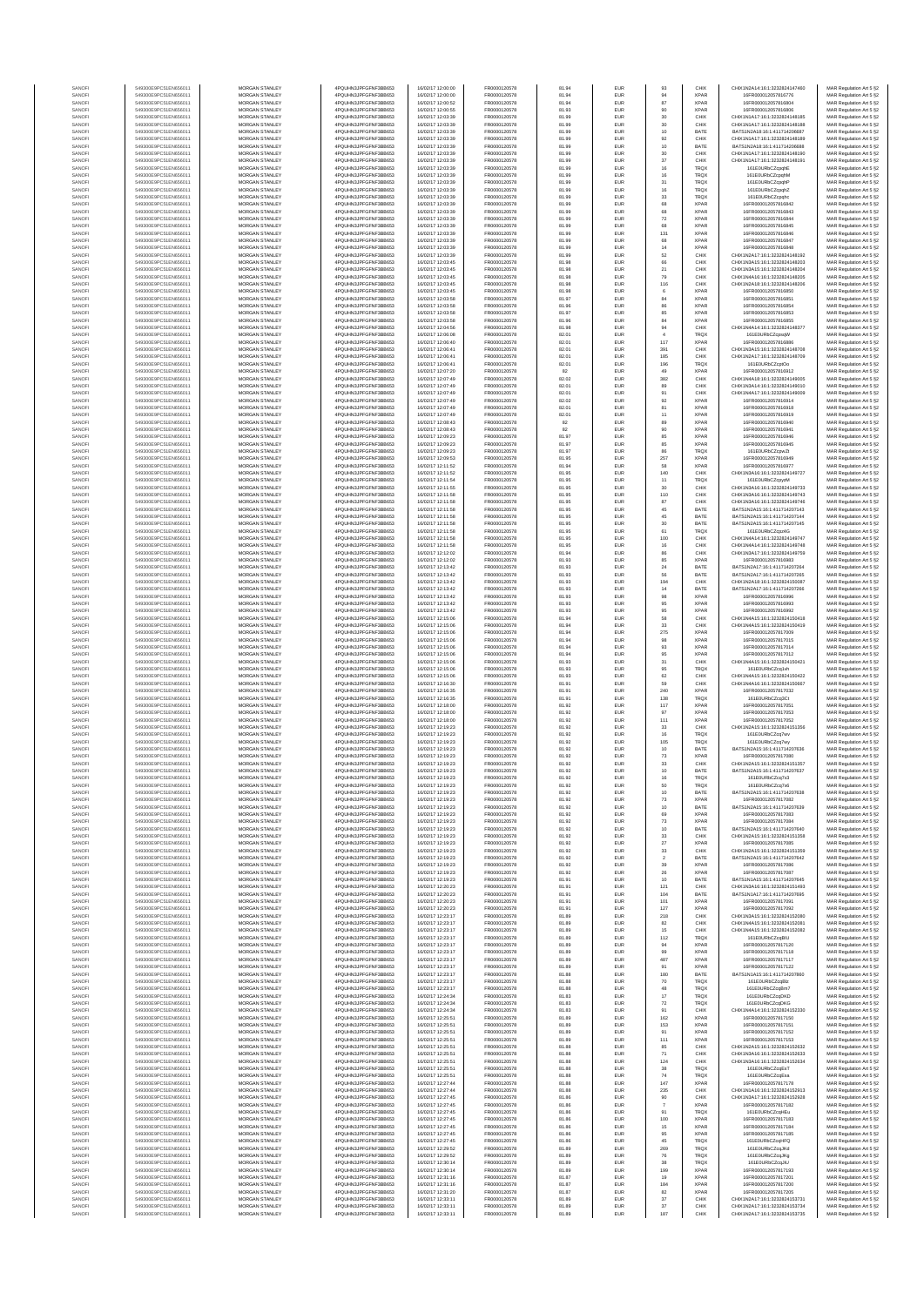| SANOFI | 549300E9PC51EN656011 | MORGAN STANLEY | 4PQUHN3JPFGFNF3BB653 | 16/07/2017 12:00:00 | FR0000120578 | 81.94 | EUR | 93 | CHIX | CHIX1N2A14:16:1:3232824147460 | MAR Regulation Art 5 §2 |
|---|---|---|---|---|---|---|---|---|---|---|---|
| SANOFI | 549300E9PC51EN656011 | MORGAN STANLEY | 4PQUHN3JPFGFNF3BB653 | 16/07/2017 12:00:00 | FR0000120578 | 81.94 | EUR | 94 | XPAR | 16FR000012057816776 | MAR Regulation Art 5 §2 |
| SANOFI | 549300E9PC51EN656011 | MORGAN STANLEY | 4PQUHN3JPFGFNF3BB653 | 16/07/2017 12:00:52 | FR0000120578 | 81.94 | EUR | 87 | XPAR | 16FR000012057816804 | MAR Regulation Art 5 §2 |
| SANOFI | 549300E9PC51EN656011 | MORGAN STANLEY | 4PQUHN3JPFGFNF3BB653 | 16/07/2017 12:00:55 | FR0000120578 | 81.93 | EUR | 90 | XPAR | 16FR000012057816806 | MAR Regulation Art 5 §2 |
| SANOFI | 549300E9PC51EN656011 | MORGAN STANLEY | 4PQUHN3JPFGFNF3BB653 | 16/07/2017 12:03:39 | FR0000120578 | 81.99 | EUR | 30 | CHIX | CHIX1N1A17:16:1:3232824148185 | MAR Regulation Art 5 §2 |
| SANOFI | 549300E9PC51EN656011 | MORGAN STANLEY | 4PQUHN3JPFGFNF3BB653 | 16/07/2017 12:03:39 | FR0000120578 | 81.99 | EUR | 30 | CHIX | CHIX1N1A17:16:1:3232824148188 | MAR Regulation Art 5 §2 |
| SANOFI | 549300E9PC51EN656011 | MORGAN STANLEY | 4PQUHN3JPFGFNF3BB653 | 16/07/2017 12:03:39 | FR0000120578 | 81.99 | EUR | 10 | BATE | BATS1N2A18:16:1:411714206667 | MAR Regulation Art 5 §2 |
| SANOFI | 549300E9PC51EN656011 | MORGAN STANLEY | 4PQUHN3JPFGFNF3BB653 | 16/07/2017 12:03:39 | FR0000120578 | 81.99 | EUR | 92 | CHIX | CHIX1N1A17:16:1:3232824148189 | MAR Regulation Art 5 §2 |
| SANOFI | 549300E9PC51EN656011 | MORGAN STANLEY | 4PQUHN3JPFGFNF3BB653 | 16/07/2017 12:03:39 | FR0000120578 | 81.99 | EUR | 10 | BATE | BATS1N2A18:16:1:411714206668 | MAR Regulation Art 5 §2 |
| SANOFI | 549300E9PC51EN656011 | MORGAN STANLEY | 4PQUHN3JPFGFNF3BB653 | 16/07/2017 12:03:39 | FR0000120578 | 81.99 | EUR | 30 | CHIX | CHIX1N1A17:16:1:3232824148190 | MAR Regulation Art 5 §2 |
| SANOFI | 549300E9PC51EN656011 | MORGAN STANLEY | 4PQUHN3JPFGFNF3BB653 | 16/07/2017 12:03:39 | FR0000120578 | 81.99 | EUR | 37 | CHIX | CHIX1N1A17:16:1:3232824148191 | MAR Regulation Art 5 §2 |
| SANOFI | 549300E9PC51EN656011 | MORGAN STANLEY | 4PQUHN3JPFGFNF3BB653 | 16/07/2017 12:03:39 | FR0000120578 | 81.99 | EUR | 16 | TRQX | 161EDURbCZqqhE | MAR Regulation Art 5 §2 |
| SANOFI | 549300E9PC51EN656011 | MORGAN STANLEY | 4PQUHN3JPFGFNF3BB653 | 16/07/2017 12:03:39 | FR0000120578 | 81.99 | EUR | 16 | TRQX | 161EDURbCZqqhM | MAR Regulation Art 5 §2 |
| SANOFI | 549300E9PC51EN656011 | MORGAN STANLEY | 4PQUHN3JPFGFNF3BB653 | 16/07/2017 12:03:39 | FR0000120578 | 81.99 | EUR | 31 | TRQX | 161EDURbCZqqhP | MAR Regulation Art 5 §2 |
| SANOFI | 549300E9PC51EN656011 | MORGAN STANLEY | 4PQUHN3JPFGFNF3BB653 | 16/07/2017 12:03:39 | FR0000120578 | 81.99 | EUR | 16 | TRQX | 161EDURbCZqqhZ | MAR Regulation Art 5 §2 |
| SANOFI | 549300E9PC51EN656011 | MORGAN STANLEY | 4PQUHN3JPFGFNF3BB653 | 16/07/2017 12:03:39 | FR0000120578 | 81.99 | EUR | 33 | TRQX | 161EDURbCZqqhc | MAR Regulation Art 5 §2 |
| SANOFI | 549300E9PC51EN656011 | MORGAN STANLEY | 4PQUHN3JPFGFNF3BB653 | 16/07/2017 12:03:39 | FR0000120578 | 81.99 | EUR | 68 | XPAR | 16FR000012057816842 | MAR Regulation Art 5 §2 |
| SANOFI | 549300E9PC51EN656011 | MORGAN STANLEY | 4PQUHN3JPFGFNF3BB653 | 16/07/2017 12:03:39 | FR0000120578 | 81.99 | EUR | 68 | XPAR | 16FR000012057816843 | MAR Regulation Art 5 §2 |
| SANOFI | 549300E9PC51EN656011 | MORGAN STANLEY | 4PQUHN3JPFGFNF3BB653 | 16/07/2017 12:03:39 | FR0000120578 | 81.99 | EUR | 72 | XPAR | 16FR000012057816844 | MAR Regulation Art 5 §2 |
| SANOFI | 549300E9PC51EN656011 | MORGAN STANLEY | 4PQUHN3JPFGFNF3BB653 | 16/07/2017 12:03:39 | FR0000120578 | 81.99 | EUR | 68 | XPAR | 16FR000012057816845 | MAR Regulation Art 5 §2 |
| SANOFI | 549300E9PC51EN656011 | MORGAN STANLEY | 4PQUHN3JPFGFNF3BB653 | 16/07/2017 12:03:39 | FR0000120578 | 81.99 | EUR | 131 | XPAR | 16FR000012057816846 | MAR Regulation Art 5 §2 |
| SANOFI | 549300E9PC51EN656011 | MORGAN STANLEY | 4PQUHN3JPFGFNF3BB653 | 16/07/2017 12:03:39 | FR0000120578 | 81.99 | EUR | 68 | XPAR | 16FR000012057816847 | MAR Regulation Art 5 §2 |
| SANOFI | 549300E9PC51EN656011 | MORGAN STANLEY | 4PQUHN3JPFGFNF3BB653 | 16/07/2017 12:03:39 | FR0000120578 | 81.99 | EUR | 14 | XPAR | 16FR000012057816848 | MAR Regulation Art 5 §2 |
| SANOFI | 549300E9PC51EN656011 | MORGAN STANLEY | 4PQUHN3JPFGFNF3BB653 | 16/07/2017 12:03:39 | FR0000120578 | 81.99 | EUR | 52 | CHIX | CHIX1N2A17:16:1:3232824148192 | MAR Regulation Art 5 §2 |
| SANOFI | 549300E9PC51EN656011 | MORGAN STANLEY | 4PQUHN3JPFGFNF3BB653 | 16/07/2017 12:03:45 | FR0000120578 | 81.98 | EUR | 66 | CHIX | CHIX1N3A15:16:1:3232824148203 | MAR Regulation Art 5 §2 |
| SANOFI | 549300E9PC51EN656011 | MORGAN STANLEY | 4PQUHN3JPFGFNF3BB653 | 16/07/2017 12:03:45 | FR0000120578 | 81.98 | EUR | 21 | CHIX | CHIX1N4A15:16:1:3232824148204 | MAR Regulation Art 5 §2 |
| SANOFI | 549300E9PC51EN656011 | MORGAN STANLEY | 4PQUHN3JPFGFNF3BB653 | 16/07/2017 12:03:45 | FR0000120578 | 81.98 | EUR | 79 | CHIX | CHIX1N4A16:16:1:3232824148205 | MAR Regulation Art 5 §2 |
| SANOFI | 549300E9PC51EN656011 | MORGAN STANLEY | 4PQUHN3JPFGFNF3BB653 | 16/07/2017 12:03:45 | FR0000120578 | 81.98 | EUR | 116 | CHIX | CHIX1N2A18:16:1:3232824148206 | MAR Regulation Art 5 §2 |
| SANOFI | 549300E9PC51EN656011 | MORGAN STANLEY | 4PQUHN3JPFGFNF3BB653 | 16/07/2017 12:03:45 | FR0000120578 | 81.98 | EUR | 6 | XPAR | 16FR000012057816850 | MAR Regulation Art 5 §2 |
| SANOFI | 549300E9PC51EN656011 | MORGAN STANLEY | 4PQUHN3JPFGFNF3BB653 | 16/07/2017 12:03:58 | FR0000120578 | 81.97 | EUR | 84 | XPAR | 16FR000012057816851 | MAR Regulation Art 5 §2 |
| SANOFI | 549300E9PC51EN656011 | MORGAN STANLEY | 4PQUHN3JPFGFNF3BB653 | 16/07/2017 12:03:58 | FR0000120578 | 81.96 | EUR | 86 | XPAR | 16FR000012057816854 | MAR Regulation Art 5 §2 |
| SANOFI | 549300E9PC51EN656011 | MORGAN STANLEY | 4PQUHN3JPFGFNF3BB653 | 16/07/2017 12:03:58 | FR0000120578 | 81.97 | EUR | 85 | XPAR | 16FR000012057816853 | MAR Regulation Art 5 §2 |
| SANOFI | 549300E9PC51EN656011 | MORGAN STANLEY | 4PQUHN3JPFGFNF3BB653 | 16/07/2017 12:03:58 | FR0000120578 | 81.96 | EUR | 84 | XPAR | 16FR000012057816855 | MAR Regulation Art 5 §2 |
| SANOFI | 549300E9PC51EN656011 | MORGAN STANLEY | 4PQUHN3JPFGFNF3BB653 | 16/07/2017 12:04:56 | FR0000120578 | 81.98 | EUR | 94 | CHIX | CHIX1N4A14:16:1:3232824148377 | MAR Regulation Art 5 §2 |
| SANOFI | 549300E9PC51EN656011 | MORGAN STANLEY | 4PQUHN3JPFGFNF3BB653 | 16/07/2017 12:06:08 | FR0000120578 | 82.01 | EUR | 4 | TRQX | 161EDURbCZqoqW | MAR Regulation Art 5 §2 |
| SANOFI | 549300E9PC51EN656011 | MORGAN STANLEY | 4PQUHN3JPFGFNF3BB653 | 16/07/2017 12:06:40 | FR0000120578 | 82.01 | EUR | 117 | XPAR | 16FR000012057816886 | MAR Regulation Art 5 §2 |
| SANOFI | 549300E9PC51EN656011 | MORGAN STANLEY | 4PQUHN3JPFGFNF3BB653 | 16/07/2017 12:06:41 | FR0000120578 | 82.01 | EUR | 391 | CHIX | CHIX1N3A15:16:1:3232824148708 | MAR Regulation Art 5 §2 |
| SANOFI | 549300E9PC51EN656011 | MORGAN STANLEY | 4PQUHN3JPFGFNF3BB653 | 16/07/2017 12:06:41 | FR0000120578 | 82.01 | EUR | 185 | CHIX | CHIX1N2A17:16:1:3232824148709 | MAR Regulation Art 5 §2 |
| SANOFI | 549300E9PC51EN656011 | MORGAN STANLEY | 4PQUHN3JPFGFNF3BB653 | 16/07/2017 12:06:41 | FR0000120578 | 82.01 | EUR | 196 | TRQX | 161EDURbCZqoOu | MAR Regulation Art 5 §2 |
| SANOFI | 549300E9PC51EN656011 | MORGAN STANLEY | 4PQUHN3JPFGFNF3BB653 | 16/07/2017 12:07:20 | FR0000120578 | 82 | EUR | 49 | XPAR | 16FR000012057816912 | MAR Regulation Art 5 §2 |
| SANOFI | 549300E9PC51EN656011 | MORGAN STANLEY | 4PQUHN3JPFGFNF3BB653 | 16/07/2017 12:07:49 | FR0000120578 | 82.02 | EUR | 382 | CHIX | CHIX1N4A18:16:1:3232824149005 | MAR Regulation Art 5 §2 |
| SANOFI | 549300E9PC51EN656011 | MORGAN STANLEY | 4PQUHN3JPFGFNF3BB653 | 16/07/2017 12:07:49 | FR0000120578 | 82.01 | EUR | 89 | CHIX | CHIX1N3A14:16:1:3232824149010 | MAR Regulation Art 5 §2 |
| SANOFI | 549300E9PC51EN656011 | MORGAN STANLEY | 4PQUHN3JPFGFNF3BB653 | 16/07/2017 12:07:49 | FR0000120578 | 82.01 | EUR | 91 | CHIX | CHIX1N4A17:16:1:3232824149009 | MAR Regulation Art 5 §2 |
| SANOFI | 549300E9PC51EN656011 | MORGAN STANLEY | 4PQUHN3JPFGFNF3BB653 | 16/07/2017 12:07:49 | FR0000120578 | 82.02 | EUR | 92 | XPAR | 16FR000012057816914 | MAR Regulation Art 5 §2 |
| SANOFI | 549300E9PC51EN656011 | MORGAN STANLEY | 4PQUHN3JPFGFNF3BB653 | 16/07/2017 12:07:49 | FR0000120578 | 82.01 | EUR | 81 | XPAR | 16FR000012057816918 | MAR Regulation Art 5 §2 |
| SANOFI | 549300E9PC51EN656011 | MORGAN STANLEY | 4PQUHN3JPFGFNF3BB653 | 16/07/2017 12:07:49 | FR0000120578 | 82.01 | EUR | 11 | XPAR | 16FR000012057816919 | MAR Regulation Art 5 §2 |
| SANOFI | 549300E9PC51EN656011 | MORGAN STANLEY | 4PQUHN3JPFGFNF3BB653 | 16/07/2017 12:08:43 | FR0000120578 | 82 | EUR | 89 | XPAR | 16FR000012057816940 | MAR Regulation Art 5 §2 |
| SANOFI | 549300E9PC51EN656011 | MORGAN STANLEY | 4PQUHN3JPFGFNF3BB653 | 16/07/2017 12:08:43 | FR0000120578 | 82 | EUR | 90 | XPAR | 16FR000012057816941 | MAR Regulation Art 5 §2 |
| SANOFI | 549300E9PC51EN656011 | MORGAN STANLEY | 4PQUHN3JPFGFNF3BB653 | 16/07/2017 12:09:23 | FR0000120578 | 81.97 | EUR | 95 | XPAR | 16FR000012057816946 | MAR Regulation Art 5 §2 |
| SANOFI | 549300E9PC51EN656011 | MORGAN STANLEY | 4PQUHN3JPFGFNF3BB653 | 16/07/2017 12:09:23 | FR0000120578 | 81.97 | EUR | 85 | XPAR | 16FR000012057816945 | MAR Regulation Art 5 §2 |
| SANOFI | 549300E9PC51EN656011 | MORGAN STANLEY | 4PQUHN3JPFGFNF3BB653 | 16/07/2017 12:09:23 | FR0000120578 | 81.97 | EUR | 86 | TRQX | 161EDURbCZqrwZi | MAR Regulation Art 5 §2 |
| SANOFI | 549300E9PC51EN656011 | MORGAN STANLEY | 4PQUHN3JPFGFNF3BB653 | 16/07/2017 12:09:53 | FR0000120578 | 81.95 | EUR | 257 | XPAR | 16FR000012057816949 | MAR Regulation Art 5 §2 |
| SANOFI | 549300E9PC51EN656011 | MORGAN STANLEY | 4PQUHN3JPFGFNF3BB653 | 16/07/2017 12:11:52 | FR0000120578 | 81.94 | EUR | 58 | XPAR | 16FR000012057816977 | MAR Regulation Art 5 §2 |
| SANOFI | 549300E9PC51EN656011 | MORGAN STANLEY | 4PQUHN3JPFGFNF3BB653 | 16/07/2017 12:11:52 | FR0000120578 | 81.95 | EUR | 140 | CHIX | CHIX1N3A16:16:1:3232824149727 | MAR Regulation Art 5 §2 |
| SANOFI | 549300E9PC51EN656011 | MORGAN STANLEY | 4PQUHN3JPFGFNF3BB653 | 16/07/2017 12:11:54 | FR0000120578 | 81.95 | EUR | 11 | TRQX | 161EDURbCZqtydM | MAR Regulation Art 5 §2 |
| SANOFI | 549300E9PC51EN656011 | MORGAN STANLEY | 4PQUHN3JPFGFNF3BB653 | 16/07/2017 12:11:55 | FR0000120578 | 81.95 | EUR | 30 | CHIX | CHIX1N3A16:16:1:3232824149733 | MAR Regulation Art 5 §2 |
| SANOFI | 549300E9PC51EN656011 | MORGAN STANLEY | 4PQUHN3JPFGFNF3BB653 | 16/07/2017 12:11:58 | FR0000120578 | 81.95 | EUR | 110 | CHIX | CHIX1N3A16:16:1:3232824149743 | MAR Regulation Art 5 §2 |
| SANOFI | 549300E9PC51EN656011 | MORGAN STANLEY | 4PQUHN3JPFGFNF3BB653 | 16/07/2017 12:11:58 | FR0000120578 | 81.95 | EUR | 87 | CHIX | CHIX1N3A16:16:1:3232824149746 | MAR Regulation Art 5 §2 |
| SANOFI | 549300E9PC51EN656011 | MORGAN STANLEY | 4PQUHN3JPFGFNF3BB653 | 16/07/2017 12:11:58 | FR0000120578 | 81.95 | EUR | 45 | BATE | BATS1N2A15:16:1:411714207143 | MAR Regulation Art 5 §2 |
| SANOFI | 549300E9PC51EN656011 | MORGAN STANLEY | 4PQUHN3JPFGFNF3BB653 | 16/07/2017 12:11:58 | FR0000120578 | 81.95 | EUR | 45 | BATE | BATS1N2A15:16:1:411714207144 | MAR Regulation Art 5 §2 |
| SANOFI | 549300E9PC51EN656011 | MORGAN STANLEY | 4PQUHN3JPFGFNF3BB653 | 16/07/2017 12:11:58 | FR0000120578 | 81.95 | EUR | 30 | BATE | BATS1N2A15:16:1:411714207145 | MAR Regulation Art 5 §2 |
| SANOFI | 549300E9PC51EN656011 | MORGAN STANLEY | 4PQUHN3JPFGFNF3BB653 | 16/07/2017 12:11:58 | FR0000120578 | 81.95 | EUR | 61 | TRQX | 161EDURbCZqut4G | MAR Regulation Art 5 §2 |
| SANOFI | 549300E9PC51EN656011 | MORGAN STANLEY | 4PQUHN3JPFGFNF3BB653 | 16/07/2017 12:11:58 | FR0000120578 | 81.95 | EUR | 100 | CHIX | CHIX1N4A14:16:1:3232824149747 | MAR Regulation Art 5 §2 |
| SANOFI | 549300E9PC51EN656011 | MORGAN STANLEY | 4PQUHN3JPFGFNF3BB653 | 16/07/2017 12:11:58 | FR0000120578 | 81.95 | EUR | 16 | CHIX | CHIX1N4A14:16:1:3232824149748 | MAR Regulation Art 5 §2 |
| SANOFI | 549300E9PC51EN656011 | MORGAN STANLEY | 4PQUHN3JPFGFNF3BB653 | 16/07/2017 12:12:02 | FR0000120578 | 81.94 | EUR | 86 | CHIX | CHIX1N2A17:16:1:3232824149759 | MAR Regulation Art 5 §2 |
| SANOFI | 549300E9PC51EN656011 | MORGAN STANLEY | 4PQUHN3JPFGFNF3BB653 | 16/07/2017 12:12:02 | FR0000120578 | 81.93 | EUR | 85 | XPAR | 16FR000012057816983 | MAR Regulation Art 5 §2 |
| SANOFI | 549300E9PC51EN656011 | MORGAN STANLEY | 4PQUHN3JPFGFNF3BB653 | 16/07/2017 12:13:42 | FR0000120578 | 81.93 | EUR | 24 | BATE | BATS1N2A17:16:1:411714207264 | MAR Regulation Art 5 §2 |
| SANOFI | 549300E9PC51EN656011 | MORGAN STANLEY | 4PQUHN3JPFGFNF3BB653 | 16/07/2017 12:13:42 | FR0000120578 | 81.93 | EUR | 56 | BATE | BATS1N2A17:16:1:411714207265 | MAR Regulation Art 5 §2 |
| SANOFI | 549300E9PC51EN656011 | MORGAN STANLEY | 4PQUHN3JPFGFNF3BB653 | 16/07/2017 12:13:42 | FR0000120578 | 81.93 | EUR | 194 | CHIX | CHIX1N2A18:16:1:3232824150087 | MAR Regulation Art 5 §2 |
| SANOFI | 549300E9PC51EN656011 | MORGAN STANLEY | 4PQUHN3JPFGFNF3BB653 | 16/07/2017 12:13:42 | FR0000120578 | 81.93 | EUR | 14 | BATE | BATS1N2A17:16:1:411714207266 | MAR Regulation Art 5 §2 |
| SANOFI | 549300E9PC51EN656011 | MORGAN STANLEY | 4PQUHN3JPFGFNF3BB653 | 16/07/2017 12:13:42 | FR0000120578 | 81.93 | EUR | 98 | XPAR | 16FR000012057816996 | MAR Regulation Art 5 §2 |
| SANOFI | 549300E9PC51EN656011 | MORGAN STANLEY | 4PQUHN3JPFGFNF3BB653 | 16/07/2017 12:13:42 | FR0000120578 | 81.93 | EUR | 95 | XPAR | 16FR000012057816993 | MAR Regulation Art 5 §2 |
| SANOFI | 549300E9PC51EN656011 | MORGAN STANLEY | 4PQUHN3JPFGFNF3BB653 | 16/07/2017 12:13:42 | FR0000120578 | 81.93 | EUR | 95 | XPAR | 16FR000012057816992 | MAR Regulation Art 5 §2 |
| SANOFI | 549300E9PC51EN656011 | MORGAN STANLEY | 4PQUHN3JPFGFNF3BB653 | 16/07/2017 12:15:06 | FR0000120578 | 81.94 | EUR | 58 | CHIX | CHIX1N4A15:16:1:3232824150418 | MAR Regulation Art 5 §2 |
| SANOFI | 549300E9PC51EN656011 | MORGAN STANLEY | 4PQUHN3JPFGFNF3BB653 | 16/07/2017 12:15:06 | FR0000120578 | 81.94 | EUR | 33 | CHIX | CHIX1N4A15:16:1:3232824150419 | MAR Regulation Art 5 §2 |
| SANOFI | 549300E9PC51EN656011 | MORGAN STANLEY | 4PQUHN3JPFGFNF3BB653 | 16/07/2017 12:15:06 | FR0000120578 | 81.94 | EUR | 275 | XPAR | 16FR000012057817009 | MAR Regulation Art 5 §2 |
| SANOFI | 549300E9PC51EN656011 | MORGAN STANLEY | 4PQUHN3JPFGFNF3BB653 | 16/07/2017 12:15:06 | FR0000120578 | 81.94 | EUR | 98 | XPAR | 16FR000012057817015 | MAR Regulation Art 5 §2 |
| SANOFI | 549300E9PC51EN656011 | MORGAN STANLEY | 4PQUHN3JPFGFNF3BB653 | 16/07/2017 12:15:06 | FR0000120578 | 81.94 | EUR | 93 | XPAR | 16FR000012057817014 | MAR Regulation Art 5 §2 |
| SANOFI | 549300E9PC51EN656011 | MORGAN STANLEY | 4PQUHN3JPFGFNF3BB653 | 16/07/2017 12:15:06 | FR0000120578 | 81.94 | EUR | 95 | XPAR | 16FR000012057817012 | MAR Regulation Art 5 §2 |
| SANOFI | 549300E9PC51EN656011 | MORGAN STANLEY | 4PQUHN3JPFGFNF3BB653 | 16/07/2017 12:15:06 | FR0000120578 | 81.93 | EUR | 31 | CHIX | CHIX1N4A15:16:1:3232824150421 | MAR Regulation Art 5 §2 |
| SANOFI | 549300E9PC51EN656011 | MORGAN STANLEY | 4PQUHN3JPFGFNF3BB653 | 16/07/2017 12:15:06 | FR0000120578 | 81.93 | EUR | 95 | TRQX | 161EDURbCZqvjxh | MAR Regulation Art 5 §2 |
| SANOFI | 549300E9PC51EN656011 | MORGAN STANLEY | 4PQUHN3JPFGFNF3BB653 | 16/07/2017 12:15:06 | FR0000120578 | 81.93 | EUR | 62 | CHIX | CHIX1N4A15:16:1:3232824150422 | MAR Regulation Art 5 §2 |
| SANOFI | 549300E9PC51EN656011 | MORGAN STANLEY | 4PQUHN3JPFGFNF3BB653 | 16/07/2017 12:16:10 | FR0000120578 | 81.91 | EUR | 59 | CHIX | CHIX1N4A16:16:1:3232824150667 | MAR Regulation Art 5 §2 |
| SANOFI | 549300E9PC51EN656011 | MORGAN STANLEY | 4PQUHN3JPFGFNF3BB653 | 16/07/2017 12:16:35 | FR0000120578 | 81.91 | EUR | 240 | XPAR | 16FR000012057817032 | MAR Regulation Art 5 §2 |
| SANOFI | 549300E9PC51EN656011 | MORGAN STANLEY | 4PQUHN3JPFGFNF3BB653 | 16/07/2017 12:16:35 | FR0000120578 | 81.91 | EUR | 138 | TRQX | 161EDURbCZqx2Ct | MAR Regulation Art 5 §2 |
| SANOFI | 549300E9PC51EN656011 | MORGAN STANLEY | 4PQUHN3JPFGFNF3BB653 | 16/07/2017 12:18:00 | FR0000120578 | 81.92 | EUR | 117 | XPAR | 16FR000012057817051 | MAR Regulation Art 5 §2 |
| SANOFI | 549300E9PC51EN656011 | MORGAN STANLEY | 4PQUHN3JPFGFNF3BB653 | 16/07/2017 12:18:00 | FR0000120578 | 81.92 | EUR | 97 | XPAR | 16FR000012057817053 | MAR Regulation Art 5 §2 |
| SANOFI | 549300E9PC51EN656011 | MORGAN STANLEY | 4PQUHN3JPFGFNF3BB653 | 16/07/2017 12:18:00 | FR0000120578 | 81.92 | EUR | 111 | XPAR | 16FR000012057817052 | MAR Regulation Art 5 §2 |
| SANOFI | 549300E9PC51EN656011 | MORGAN STANLEY | 4PQUHN3JPFGFNF3BB653 | 16/07/2017 12:19:23 | FR0000120578 | 81.92 | EUR | 33 | CHIX | CHIX1N2A15:16:1:3232824151356 | MAR Regulation Art 5 §2 |
| SANOFI | 549300E9PC51EN656011 | MORGAN STANLEY | 4PQUHN3JPFGFNF3BB653 | 16/07/2017 12:19:23 | FR0000120578 | 81.92 | EUR | 16 | TRQX | 161EDURbCZqy7wv | MAR Regulation Art 5 §2 |
| SANOFI | 549300E9PC51EN656011 | MORGAN STANLEY | 4PQUHN3JPFGFNF3BB653 | 16/07/2017 12:19:23 | FR0000120578 | 81.92 | EUR | 105 | TRQX | 161EDURbCZqy7wy | MAR Regulation Art 5 §2 |
| SANOFI | 549300E9PC51EN656011 | MORGAN STANLEY | 4PQUHN3JPFGFNF3BB653 | 16/07/2017 12:19:23 | FR0000120578 | 81.92 | EUR | 10 | BATE | BATS1N2A15:16:1:411714207636 | MAR Regulation Art 5 §2 |
| SANOFI | 549300E9PC51EN656011 | MORGAN STANLEY | 4PQUHN3JPFGFNF3BB653 | 16/07/2017 12:19:23 | FR0000120578 | 81.92 | EUR | 73 | XPAR | 16FR000012057817080 | MAR Regulation Art 5 §2 |
| SANOFI | 549300E9PC51EN656011 | MORGAN STANLEY | 4PQUHN3JPFGFNF3BB653 | 16/07/2017 12:19:23 | FR0000120578 | 81.92 | EUR | 33 | CHIX | CHIX1N2A15:16:1:3232824151357 | MAR Regulation Art 5 §2 |
| SANOFI | 549300E9PC51EN656011 | MORGAN STANLEY | 4PQUHN3JPFGFNF3BB653 | 16/07/2017 12:19:23 | FR0000120578 | 81.92 | EUR | 10 | BATE | BATS1N2A15:16:1:411714207637 | MAR Regulation Art 5 §2 |
| SANOFI | 549300E9PC51EN656011 | MORGAN STANLEY | 4PQUHN3JPFGFNF3BB653 | 16/07/2017 12:19:23 | FR0000120578 | 81.92 | EUR | 16 | TRQX | 161EDURbCZqy7x3 | MAR Regulation Art 5 §2 |
| SANOFI | 549300E9PC51EN656011 | MORGAN STANLEY | 4PQUHN3JPFGFNF3BB653 | 16/07/2017 12:19:23 | FR0000120578 | 81.92 | EUR | 50 | TRQX | 161EDURbCZqy7x6 | MAR Regulation Art 5 §2 |
| SANOFI | 549300E9PC51EN656011 | MORGAN STANLEY | 4PQUHN3JPFGFNF3BB653 | 16/07/2017 12:19:23 | FR0000120578 | 81.92 | EUR | 10 | BATE | BATS1N2A15:16:1:411714207638 | MAR Regulation Art 5 §2 |
| SANOFI | 549300E9PC51EN656011 | MORGAN STANLEY | 4PQUHN3JPFGFNF3BB653 | 16/07/2017 12:19:23 | FR0000120578 | 81.92 | EUR | 73 | XPAR | 16FR000012057817082 | MAR Regulation Art 5 §2 |
| SANOFI | 549300E9PC51EN656011 | MORGAN STANLEY | 4PQUHN3JPFGFNF3BB653 | 16/07/2017 12:19:23 | FR0000120578 | 81.92 | EUR | 10 | BATE | BATS1N2A15:16:1:411714207639 | MAR Regulation Art 5 §2 |
| SANOFI | 549300E9PC51EN656011 | MORGAN STANLEY | 4PQUHN3JPFGFNF3BB653 | 16/07/2017 12:19:23 | FR0000120578 | 81.92 | EUR | 69 | XPAR | 16FR000012057817083 | MAR Regulation Art 5 §2 |
| SANOFI | 549300E9PC51EN656011 | MORGAN STANLEY | 4PQUHN3JPFGFNF3BB653 | 16/07/2017 12:19:23 | FR0000120578 | 81.92 | EUR | 73 | XPAR | 16FR000012057817084 | MAR Regulation Art 5 §2 |
| SANOFI | 549300E9PC51EN656011 | MORGAN STANLEY | 4PQUHN3JPFGFNF3BB653 | 16/07/2017 12:19:23 | FR0000120578 | 81.92 | EUR | 10 | BATE | BATS1N2A15:16:1:411714207640 | MAR Regulation Art 5 §2 |
| SANOFI | 549300E9PC51EN656011 | MORGAN STANLEY | 4PQUHN3JPFGFNF3BB653 | 16/07/2017 12:19:23 | FR0000120578 | 81.92 | EUR | 33 | CHIX | CHIX1N2A15:16:1:3232824151358 | MAR Regulation Art 5 §2 |
| SANOFI | 549300E9PC51EN656011 | MORGAN STANLEY | 4PQUHN3JPFGFNF3BB653 | 16/07/2017 12:19:23 | FR0000120578 | 81.92 | EUR | 27 | XPAR | 16FR000012057817085 | MAR Regulation Art 5 §2 |
| SANOFI | 549300E9PC51EN656011 | MORGAN STANLEY | 4PQUHN3JPFGFNF3BB653 | 16/07/2017 12:19:23 | FR0000120578 | 81.92 | EUR | 33 | CHIX | CHIX1N2A15:16:1:3232824151359 | MAR Regulation Art 5 §2 |
| SANOFI | 549300E9PC51EN656011 | MORGAN STANLEY | 4PQUHN3JPFGFNF3BB653 | 16/07/2017 12:19:23 | FR0000120578 | 81.92 | EUR | 2 | BATE | BATS1N2A15:16:1:411714207642 | MAR Regulation Art 5 §2 |
| SANOFI | 549300E9PC51EN656011 | MORGAN STANLEY | 4PQUHN3JPFGFNF3BB653 | 16/07/2017 12:19:23 | FR0000120578 | 81.92 | EUR | 39 | XPAR | 16FR000012057817086 | MAR Regulation Art 5 §2 |
| SANOFI | 549300E9PC51EN656011 | MORGAN STANLEY | 4PQUHN3JPFGFNF3BB653 | 16/07/2017 12:19:23 | FR0000120578 | 81.92 | EUR | 26 | XPAR | 16FR000012057817087 | MAR Regulation Art 5 §2 |
| SANOFI | 549300E9PC51EN656011 | MORGAN STANLEY | 4PQUHN3JPFGFNF3BB653 | 16/07/2017 12:19:23 | FR0000120578 | 81.91 | EUR | 10 | BATE | BATS1N1A15:16:1:411714207645 | MAR Regulation Art 5 §2 |
| SANOFI | 549300E9PC51EN656011 | MORGAN STANLEY | 4PQUHN3JPFGFNF3BB653 | 16/07/2017 12:20:23 | FR0000120578 | 81.91 | EUR | 121 | CHIX | CHIX1N3A16:16:1:3232824151493 | MAR Regulation Art 5 §2 |
| SANOFI | 549300E9PC51EN656011 | MORGAN STANLEY | 4PQUHN3JPFGFNF3BB653 | 16/07/2017 12:20:23 | FR0000120578 | 81.91 | EUR | 104 | BATE | BATS1N1A17:16:1:411714207695 | MAR Regulation Art 5 §2 |
| SANOFI | 549300E9PC51EN656011 | MORGAN STANLEY | 4PQUHN3JPFGFNF3BB653 | 16/07/2017 12:20:23 | FR0000120578 | 81.91 | EUR | 101 | XPAR | 16FR000012057817091 | MAR Regulation Art 5 §2 |
| SANOFI | 549300E9PC51EN656011 | MORGAN STANLEY | 4PQUHN3JPFGFNF3BB653 | 16/07/2017 12:20:23 | FR0000120578 | 81.91 | EUR | 127 | XPAR | 16FR000012057817092 | MAR Regulation Art 5 §2 |
| SANOFI | 549300E9PC51EN656011 | MORGAN STANLEY | 4PQUHN3JPFGFNF3BB653 | 16/07/2017 12:23:17 | FR0000120578 | 81.89 | EUR | 218 | CHIX | CHIX1N3A15:16:1:3232824152080 | MAR Regulation Art 5 §2 |
| SANOFI | 549300E9PC51EN656011 | MORGAN STANLEY | 4PQUHN3JPFGFNF3BB653 | 16/07/2017 12:23:17 | FR0000120578 | 81.89 | EUR | 82 | CHIX | CHIX1N4A15:16:1:3232824152081 | MAR Regulation Art 5 §2 |
| SANOFI | 549300E9PC51EN656011 | MORGAN STANLEY | 4PQUHN3JPFGFNF3BB653 | 16/07/2017 12:23:17 | FR0000120578 | 81.89 | EUR | 15 | CHIX | CHIX1N4A15:16:1:3232824152082 | MAR Regulation Art 5 §2 |
| SANOFI | 549300E9PC51EN656011 | MORGAN STANLEY | 4PQUHN3JPFGFNF3BB653 | 16/07/2017 12:23:17 | FR0000120578 | 81.89 | EUR | 112 | TRQX | 161EDURbCZqzBIU | MAR Regulation Art 5 §2 |
| SANOFI | 549300E9PC51EN656011 | MORGAN STANLEY | 4PQUHN3JPFGFNF3BB653 | 16/07/2017 12:23:17 | FR0000120578 | 81.89 | EUR | 94 | XPAR | 16FR000012057817120 | MAR Regulation Art 5 §2 |
| SANOFI | 549300E9PC51EN656011 | MORGAN STANLEY | 4PQUHN3JPFGFNF3BB653 | 16/07/2017 12:23:17 | FR0000120578 | 81.89 | EUR | 99 | XPAR | 16FR000012057817118 | MAR Regulation Art 5 §2 |
| SANOFI | 549300E9PC51EN656011 | MORGAN STANLEY | 4PQUHN3JPFGFNF3BB653 | 16/07/2017 12:23:17 | FR0000120578 | 81.89 | EUR | 487 | XPAR | 16FR000012057817117 | MAR Regulation Art 5 §2 |
| SANOFI | 549300E9PC51EN656011 | MORGAN STANLEY | 4PQUHN3JPFGFNF3BB653 | 16/07/2017 12:23:17 | FR0000120578 | 81.89 | EUR | 91 | XPAR | 16FR000012057817122 | MAR Regulation Art 5 §2 |
| SANOFI | 549300E9PC51EN656011 | MORGAN STANLEY | 4PQUHN3JPFGFNF3BB653 | 16/07/2017 12:23:17 | FR0000120578 | 81.88 | EUR | 100 | BATE | BATS1N1A15:16:1:411714207860 | MAR Regulation Art 5 §2 |
| SANOFI | 549300E9PC51EN656011 | MORGAN STANLEY | 4PQUHN3JPFGFNF3BB653 | 16/07/2017 12:23:17 | FR0000120578 | 81.88 | EUR | 70 | TRQX | 161EDURbCZqzBlz | MAR Regulation Art 5 §2 |
| SANOFI | 549300E9PC51EN656011 | MORGAN STANLEY | 4PQUHN3JPFGFNF3BB653 | 16/07/2017 12:23:17 | FR0000120578 | 81.88 | EUR | 48 | TRQX | 161EDURbCZqzBm7 | MAR Regulation Art 5 §2 |
| SANOFI | 549300E9PC51EN656011 | MORGAN STANLEY | 4PQUHN3JPFGFNF3BB653 | 16/07/2017 12:24:34 | FR0000120578 | 81.83 | EUR | 17 | TRQX | 161EDURbCZqzDKD | MAR Regulation Art 5 §2 |
| SANOFI | 549300E9PC51EN656011 | MORGAN STANLEY | 4PQUHN3JPFGFNF3BB653 | 16/07/2017 12:24:34 | FR0000120578 | 81.83 | EUR | 72 | TRQX | 161EDURbCZqzDKG | MAR Regulation Art 5 §2 |
| SANOFI | 549300E9PC51EN656011 | MORGAN STANLEY | 4PQUHN3JPFGFNF3BB653 | 16/07/2017 12:24:34 | FR0000120578 | 81.83 | EUR | 91 | CHIX | CHIX1N4A14:16:1:3232824152330 | MAR Regulation Art 5 §2 |
| SANOFI | 549300E9PC51EN656011 | MORGAN STANLEY | 4PQUHN3JPFGFNF3BB653 | 16/07/2017 12:25:51 | FR0000120578 | 81.89 | EUR | 162 | XPAR | 16FR000012057817150 | MAR Regulation Art 5 §2 |
| SANOFI | 549300E9PC51EN656011 | MORGAN STANLEY | 4PQUHN3JPFGFNF3BB653 | 16/07/2017 12:25:51 | FR0000120578 | 81.89 | EUR | 153 | XPAR | 16FR000012057817151 | MAR Regulation Art 5 §2 |
| SANOFI | 549300E9PC51EN656011 | MORGAN STANLEY | 4PQUHN3JPFGFNF3BB653 | 16/07/2017 12:25:51 | FR0000120578 | 81.89 | EUR | 91 | XPAR | 16FR000012057817152 | MAR Regulation Art 5 §2 |
| SANOFI | 549300E9PC51EN656011 | MORGAN STANLEY | 4PQUHN3JPFGFNF3BB653 | 16/07/2017 12:25:51 | FR0000120578 | 81.89 | EUR | 111 | XPAR | 16FR000012057817153 | MAR Regulation Art 5 §2 |
| SANOFI | 549300E9PC51EN656011 | MORGAN STANLEY | 4PQUHN3JPFGFNF3BB653 | 16/07/2017 12:25:51 | FR0000120578 | 81.88 | EUR | 85 | CHIX | CHIX1N2A16:16:1:3232824152632 | MAR Regulation Art 5 §2 |
| SANOFI | 549300E9PC51EN656011 | MORGAN STANLEY | 4PQUHN3JPFGFNF3BB653 | 16/07/2017 12:25:51 | FR0000120578 | 81.88 | EUR | 71 | CHIX | CHIX1N3A16:16:1:3232824152633 | MAR Regulation Art 5 §2 |
| SANOFI | 549300E9PC51EN656011 | MORGAN STANLEY | 4PQUHN3JPFGFNF3BB653 | 16/07/2017 12:25:51 | FR0000120578 | 81.88 | EUR | 124 | CHIX | CHIX1N3A16:16:1:3232824152634 | MAR Regulation Art 5 §2 |
| SANOFI | 549300E9PC51EN656011 | MORGAN STANLEY | 4PQUHN3JPFGFNF3BB653 | 16/07/2017 12:25:51 | FR0000120578 | 81.88 | EUR | 38 | TRQX | 161EDURbCZqzExT | MAR Regulation Art 5 §2 |
| SANOFI | 549300E9PC51EN656011 | MORGAN STANLEY | 4PQUHN3JPFGFNF3BB653 | 16/07/2017 12:25:51 | FR0000120578 | 81.88 | EUR | 74 | TRQX | 161EDURbCZqzExa | MAR Regulation Art 5 §2 |
| SANOFI | 549300E9PC51EN656011 | MORGAN STANLEY | 4PQUHN3JPFGFNF3BB653 | 16/07/2017 12:27:44 | FR0000120578 | 81.88 | EUR | 147 | XPAR | 16FR000012057817178 | MAR Regulation Art 5 §2 |
| SANOFI | 549300E9PC51EN656011 | MORGAN STANLEY | 4PQUHN3JPFGFNF3BB653 | 16/07/2017 12:27:44 | FR0000120578 | 81.88 | EUR | 235 | CHIX | CHIX1N1A16:16:1:3232824152913 | MAR Regulation Art 5 §2 |
| SANOFI | 549300E9PC51EN656011 | MORGAN STANLEY | 4PQUHN3JPFGFNF3BB653 | 16/07/2017 12:27:45 | FR0000120578 | 81.86 | EUR | 90 | CHIX | CHIX1N2A17:16:1:3232824152928 | MAR Regulation Art 5 §2 |
| SANOFI | 549300E9PC51EN656011 | MORGAN STANLEY | 4PQUHN3JPFGFNF3BB653 | 16/07/2017 12:27:45 | FR0000120578 | 81.86 | EUR | 7 | XPAR | 16FR000012057817182 | MAR Regulation Art 5 §2 |
| SANOFI | 549300E9PC51EN656011 | MORGAN STANLEY | 4PQUHN3JPFGFNF3BB653 | 16/07/2017 12:27:45 | FR0000120578 | 81.86 | EUR | 91 | TRQX | 161EDURbCZqzHEu | MAR Regulation Art 5 §2 |
| SANOFI | 549300E9PC51EN656011 | MORGAN STANLEY | 4PQUHN3JPFGFNF3BB653 | 16/07/2017 12:27:45 | FR0000120578 | 81.86 | EUR | 100 | XPAR | 16FR000012057817183 | MAR Regulation Art 5 §2 |
| SANOFI | 549300E9PC51EN656011 | MORGAN STANLEY | 4PQUHN3JPFGFNF3BB653 | 16/07/2017 12:27:45 | FR0000120578 | 81.86 | EUR | 15 | XPAR | 16FR000012057817184 | MAR Regulation Art 5 §2 |
| SANOFI | 549300E9PC51EN656011 | MORGAN STANLEY | 4PQUHN3JPFGFNF3BB653 | 16/07/2017 12:27:45 | FR0000120578 | 81.86 | EUR | 95 | XPAR | 16FR000012057817185 | MAR Regulation Art 5 §2 |
| SANOFI | 549300E9PC51EN656011 | MORGAN STANLEY | 4PQUHN3JPFGFNF3BB653 | 16/07/2017 12:27:45 | FR0000120578 | 81.86 | EUR | 45 | TRQX | 161EDURbCZqzHFQ | MAR Regulation Art 5 §2 |
| SANOFI | 549300E9PC51EN656011 | MORGAN STANLEY | 4PQUHN3JPFGFNF3BB653 | 16/07/2017 12:29:52 | FR0000120578 | 81.89 | EUR | 269 | TRQX | 161EDURbCZqzJKd | MAR Regulation Art 5 §2 |
| SANOFI | 549300E9PC51EN656011 | MORGAN STANLEY | 4PQUHN3JPFGFNF3BB653 | 16/07/2017 12:29:52 | FR0000120578 | 81.89 | EUR | 76 | TRQX | 161EDURbCZqzJKg | MAR Regulation Art 5 §2 |
| SANOFI | 549300E9PC51EN656011 | MORGAN STANLEY | 4PQUHN3JPFGFNF3BB653 | 16/07/2017 12:30:14 | FR0000120578 | 81.89 | EUR | 38 | TRQX | 161EDURbCZqzJlU | MAR Regulation Art 5 §2 |
| SANOFI | 549300E9PC51EN656011 | MORGAN STANLEY | 4PQUHN3JPFGFNF3BB653 | 16/07/2017 12:30:14 | FR0000120578 | 81.89 | EUR | 199 | XPAR | 16FR000012057817193 | MAR Regulation Art 5 §2 |
| SANOFI | 549300E9PC51EN656011 | MORGAN STANLEY | 4PQUHN3JPFGFNF3BB653 | 16/07/2017 12:31:16 | FR0000120578 | 81.87 | EUR | 19 | XPAR | 16FR000012057817201 | MAR Regulation Art 5 §2 |
| SANOFI | 549300E9PC51EN656011 | MORGAN STANLEY | 4PQUHN3JPFGFNF3BB653 | 16/07/2017 12:31:16 | FR0000120578 | 81.87 | EUR | 184 | XPAR | 16FR000012057817200 | MAR Regulation Art 5 §2 |
| SANOFI | 549300E9PC51EN656011 | MORGAN STANLEY | 4PQUHN3JPFGFNF3BB653 | 16/07/2017 12:31:16 | FR0000120578 | 81.87 | EUR | 82 | XPAR | 16FR000012057817205 | MAR Regulation Art 5 §2 |
| SANOFI | 549300E9PC51EN656011 | MORGAN STANLEY | 4PQUHN3JPFGFNF3BB653 | 16/07/2017 12:33:11 | FR0000120578 | 81.89 | EUR | 37 | CHIX | CHIX1N2A17:16:1:3232824153731 | MAR Regulation Art 5 §2 |
| SANOFI | 549300E9PC51EN656011 | MORGAN STANLEY | 4PQUHN3JPFGFNF3BB653 | 16/07/2017 12:33:11 | FR0000120578 | 81.89 | EUR | 37 | CHIX | CHIX1N2A17:16:1:3232824153734 | MAR Regulation Art 5 §2 |
| SANOFI | 549300E9PC51EN656011 | MORGAN STANLEY | 4PQUHN3JPFGFNF3BB653 | 16/07/2017 12:33:11 | FR0000120578 | 81.89 | EUR | 187 | CHIX | CHIX1N2A17:16:1:3232824153735 | MAR Regulation Art 5 §2 |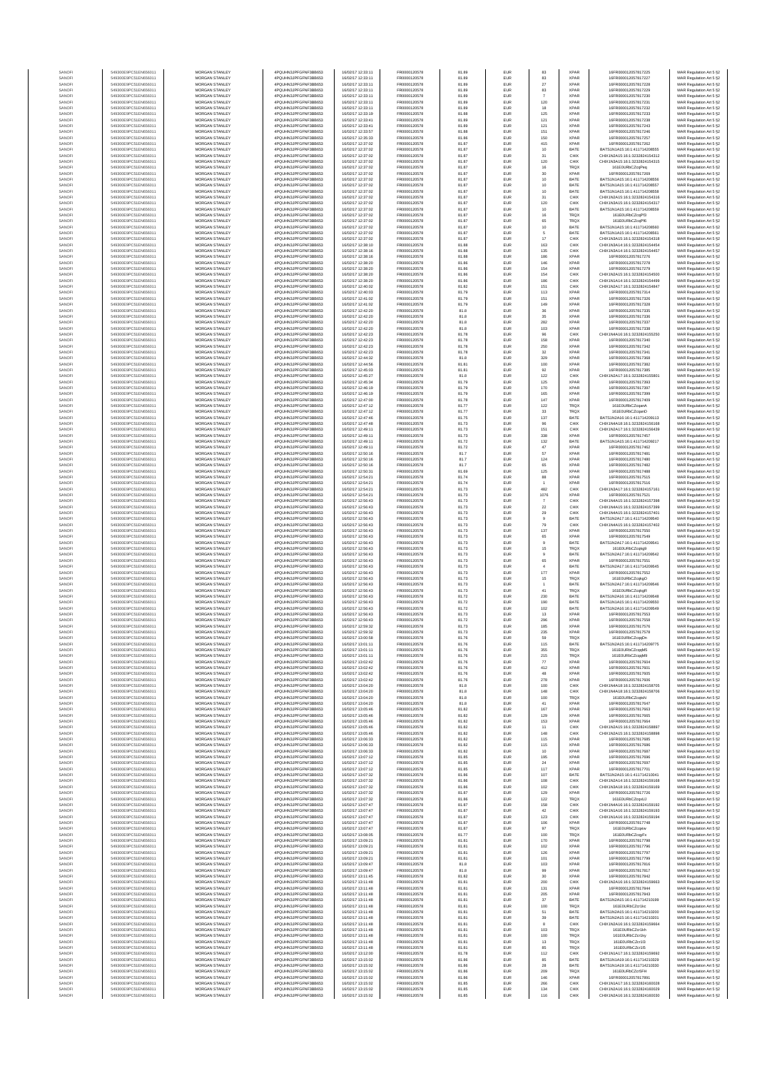| SANOFI | 549300E9PC51EN656011 | MORGAN STANLEY | 4PQUHN3JPFGFNF3BB653 | 16/07/2017 12:33:11 | FR0000120578 | 81.89 | EUR | 83 | XPAR | 16FR000012057817225 | MAR Regulation Art 5 §2 |
|---|---|---|---|---|---|---|---|---|---|---|---|
| SANOFI | 549300E9PC51EN656011 | MORGAN STANLEY | 4PQUHN3JPFGFNF3BB653 | 16/07/2017 12:33:11 | FR0000120578 | 81.89 | EUR | 83 | XPAR | 16FR000012057817227 | MAR Regulation Art 5 §2 |
| SANOFI | 549300E9PC51EN656011 | MORGAN STANLEY | 4PQUHN3JPFGFNF3BB653 | 16/07/2017 12:33:11 | FR0000120578 | 81.89 | EUR | 27 | XPAR | 16FR000012057817228 | MAR Regulation Art 5 §2 |
| SANOFI | 549300E9PC51EN656011 | MORGAN STANLEY | 4PQUHN3JPFGFNF3BB653 | 16/07/2017 12:33:11 | FR0000120578 | 81.89 | EUR | 83 | XPAR | 16FR000012057817229 | MAR Regulation Art 5 §2 |
| SANOFI | 549300E9PC51EN656011 | MORGAN STANLEY | 4PQUHN3JPFGFNF3BB653 | 16/07/2017 12:33:11 | FR0000120578 | 81.89 | EUR | 7 | XPAR | 16FR000012057817230 | MAR Regulation Art 5 §2 |
| SANOFI | 549300E9PC51EN656011 | MORGAN STANLEY | 4PQUHN3JPFGFNF3BB653 | 16/07/2017 12:33:11 | FR0000120578 | 81.89 | EUR | 120 | XPAR | 16FR000012057817231 | MAR Regulation Art 5 §2 |
| SANOFI | 549300E9PC51EN656011 | MORGAN STANLEY | 4PQUHN3JPFGFNF3BB653 | 16/07/2017 12:33:11 | FR0000120578 | 81.89 | EUR | 18 | XPAR | 16FR000012057817232 | MAR Regulation Art 5 §2 |
| SANOFI | 549300E9PC51EN656011 | MORGAN STANLEY | 4PQUHN3JPFGFNF3BB653 | 16/07/2017 12:33:19 | FR0000120578 | 81.88 | EUR | 125 | XPAR | 16FR000012057817233 | MAR Regulation Art 5 §2 |
| SANOFI | 549300E9PC51EN656011 | MORGAN STANLEY | 4PQUHN3JPFGFNF3BB653 | 16/07/2017 12:33:41 | FR0000120578 | 81.89 | EUR | 121 | XPAR | 16FR000012057817238 | MAR Regulation Art 5 §2 |
| SANOFI | 549300E9PC51EN656011 | MORGAN STANLEY | 4PQUHN3JPFGFNF3BB653 | 16/07/2017 12:33:41 | FR0000120578 | 81.89 | EUR | 121 | XPAR | 16FR000012057817243 | MAR Regulation Art 5 §2 |
| SANOFI | 549300E9PC51EN656011 | MORGAN STANLEY | 4PQUHN3JPFGFNF3BB653 | 16/07/2017 12:33:57 | FR0000120578 | 81.88 | EUR | 151 | XPAR | 16FR000012057817246 | MAR Regulation Art 5 §2 |
| SANOFI | 549300E9PC51EN656011 | MORGAN STANLEY | 4PQUHN3JPFGFNF3BB653 | 16/07/2017 12:35:33 | FR0000120578 | 81.86 | EUR | 150 | XPAR | 16FR000012057817257 | MAR Regulation Art 5 §2 |
| SANOFI | 549300E9PC51EN656011 | MORGAN STANLEY | 4PQUHN3JPFGFNF3BB653 | 16/07/2017 12:37:02 | FR0000120578 | 81.87 | EUR | 415 | XPAR | 16FR000012057817262 | MAR Regulation Art 5 §2 |
| SANOFI | 549300E9PC51EN656011 | MORGAN STANLEY | 4PQUHN3JPFGFNF3BB653 | 16/07/2017 12:37:02 | FR0000120578 | 81.87 | EUR | 10 | BATE | BATS1N1A15:16:1:411714208555 | MAR Regulation Art 5 §2 |
| SANOFI | 549300E9PC51EN656011 | MORGAN STANLEY | 4PQUHN3JPFGFNF3BB653 | 16/07/2017 12:37:02 | FR0000120578 | 81.87 | EUR | 31 | CHIX | CHIX1N2A15:16:1:3232824154312 | MAR Regulation Art 5 §2 |
| SANOFI | 549300E9PC51EN656011 | MORGAN STANLEY | 4PQUHN3JPFGFNF3BB653 | 16/07/2017 12:37:02 | FR0000120578 | 81.87 | EUR | 120 | CHIX | CHIX1N3A15:16:1:3232824154315 | MAR Regulation Art 5 §2 |
| SANOFI | 549300E9PC51EN656011 | MORGAN STANLEY | 4PQUHN3JPFGFNF3BB653 | 16/07/2017 12:37:02 | FR0000120578 | 81.87 | EUR | 16 | TRQX | 161E0URbCZcqPeq | MAR Regulation Art 5 §2 |
| SANOFI | 549300E9PC51EN656011 | MORGAN STANLEY | 4PQUHN3JPFGFNF3BB653 | 16/07/2017 12:37:02 | FR0000120578 | 81.87 | EUR | 30 | XPAR | 16FR000012057817269 | MAR Regulation Art 5 §2 |
| SANOFI | 549300E9PC51EN656011 | MORGAN STANLEY | 4PQUHN3JPFGFNF3BB653 | 16/07/2017 12:37:02 | FR0000120578 | 81.87 | EUR | 10 | BATE | BATS1N1A15:16:1:411714208556 | MAR Regulation Art 5 §2 |
| SANOFI | 549300E9PC51EN656011 | MORGAN STANLEY | 4PQUHN3JPFGFNF3BB653 | 16/07/2017 12:37:02 | FR0000120578 | 81.87 | EUR | 10 | BATE | BATS1N1A15:16:1:411714208557 | MAR Regulation Art 5 §2 |
| SANOFI | 549300E9PC51EN656011 | MORGAN STANLEY | 4PQUHN3JPFGFNF3BB653 | 16/07/2017 12:37:02 | FR0000120578 | 81.87 | EUR | 10 | BATE | BATS1N1A15:16:1:411714208558 | MAR Regulation Art 5 §2 |
| SANOFI | 549300E9PC51EN656011 | MORGAN STANLEY | 4PQUHN3JPFGFNF3BB653 | 16/07/2017 12:37:02 | FR0000120578 | 81.87 | EUR | 31 | CHIX | CHIX1N2A15:16:1:3232824154316 | MAR Regulation Art 5 §2 |
| SANOFI | 549300E9PC51EN656011 | MORGAN STANLEY | 4PQUHN3JPFGFNF3BB653 | 16/07/2017 12:37:02 | FR0000120578 | 81.87 | EUR | 120 | CHIX | CHIX1N2A15:16:1:3232824154317 | MAR Regulation Art 5 §2 |
| SANOFI | 549300E9PC51EN656011 | MORGAN STANLEY | 4PQUHN3JPFGFNF3BB653 | 16/07/2017 12:37:02 | FR0000120578 | 81.87 | EUR | 10 | BATE | BATS1N1A15:16:1:411714208559 | MAR Regulation Art 5 §2 |
| SANOFI | 549300E9PC51EN656011 | MORGAN STANLEY | 4PQUHN3JPFGFNF3BB653 | 16/07/2017 12:37:02 | FR0000120578 | 81.87 | EUR | 16 | TRQX | 161E0URbCZcqPf3 | MAR Regulation Art 5 §2 |
| SANOFI | 549300E9PC51EN656011 | MORGAN STANLEY | 4PQUHN3JPFGFNF3BB653 | 16/07/2017 12:37:02 | FR0000120578 | 81.87 | EUR | 65 | TRQX | 161E0URbCZcqPf6 | MAR Regulation Art 5 §2 |
| SANOFI | 549300E9PC51EN656011 | MORGAN STANLEY | 4PQUHN3JPFGFNF3BB653 | 16/07/2017 12:37:02 | FR0000120578 | 81.87 | EUR | 10 | BATE | BATS1N1A15:16:1:411714208560 | MAR Regulation Art 5 §2 |
| SANOFI | 549300E9PC51EN656011 | MORGAN STANLEY | 4PQUHN3JPFGFNF3BB653 | 16/07/2017 12:37:02 | FR0000120578 | 81.87 | EUR | 5 | BATE | BATS1N1A15:16:1:411714208561 | MAR Regulation Art 5 §2 |
| SANOFI | 549300E9PC51EN656011 | MORGAN STANLEY | 4PQUHN3JPFGFNF3BB653 | 16/07/2017 12:37:02 | FR0000120578 | 81.87 | EUR | 17 | CHIX | CHIX1N2A15:16:1:3232824154318 | MAR Regulation Art 5 §2 |
| SANOFI | 549300E9PC51EN656011 | MORGAN STANLEY | 4PQUHN3JPFGFNF3BB653 | 16/07/2017 12:38:10 | FR0000120578 | 81.88 | EUR | 163 | CHIX | CHIX1N3A14:16:1:3232824154454 | MAR Regulation Art 5 §2 |
| SANOFI | 549300E9PC51EN656011 | MORGAN STANLEY | 4PQUHN3JPFGFNF3BB653 | 16/07/2017 12:38:16 | FR0000120578 | 81.88 | EUR | 135 | CHIX | CHIX1N3A14:16:1:3232824154457 | MAR Regulation Art 5 §2 |
| SANOFI | 549300E9PC51EN656011 | MORGAN STANLEY | 4PQUHN3JPFGFNF3BB653 | 16/07/2017 12:38:16 | FR0000120578 | 81.88 | EUR | 186 | XPAR | 16FR000012057817276 | MAR Regulation Art 5 §2 |
| SANOFI | 549300E9PC51EN656011 | MORGAN STANLEY | 4PQUHN3JPFGFNF3BB653 | 16/07/2017 12:38:20 | FR0000120578 | 81.86 | EUR | 146 | XPAR | 16FR000012057817278 | MAR Regulation Art 5 §2 |
| SANOFI | 549300E9PC51EN656011 | MORGAN STANLEY | 4PQUHN3JPFGFNF3BB653 | 16/07/2017 12:38:20 | FR0000120578 | 81.86 | EUR | 154 | XPAR | 16FR000012057817279 | MAR Regulation Art 5 §2 |
| SANOFI | 549300E9PC51EN656011 | MORGAN STANLEY | 4PQUHN3JPFGFNF3BB653 | 16/07/2017 12:38:20 | FR0000120578 | 81.86 | EUR | 154 | CHIX | CHIX1N2A15:16:1:3232824154500 | MAR Regulation Art 5 §2 |
| SANOFI | 549300E9PC51EN656011 | MORGAN STANLEY | 4PQUHN3JPFGFNF3BB653 | 16/07/2017 12:38:20 | FR0000120578 | 81.86 | EUR | 186 | CHIX | CHIX1N1A14:16:1:3232824154499 | MAR Regulation Art 5 §2 |
| SANOFI | 549300E9PC51EN656011 | MORGAN STANLEY | 4PQUHN3JPFGFNF3BB653 | 16/07/2017 12:40:02 | FR0000120578 | 81.82 | EUR | 151 | CHIX | CHIX1N2A17:16:1:3232824154847 | MAR Regulation Art 5 §2 |
| SANOFI | 549300E9PC51EN656011 | MORGAN STANLEY | 4PQUHN3JPFGFNF3BB653 | 16/07/2017 12:40:03 | FR0000120578 | 81.79 | EUR | 113 | XPAR | 16FR000012057817314 | MAR Regulation Art 5 §2 |
| SANOFI | 549300E9PC51EN656011 | MORGAN STANLEY | 4PQUHN3JPFGFNF3BB653 | 16/07/2017 12:41:02 | FR0000120578 | 81.79 | EUR | 151 | XPAR | 16FR000012057817326 | MAR Regulation Art 5 §2 |
| SANOFI | 549300E9PC51EN656011 | MORGAN STANLEY | 4PQUHN3JPFGFNF3BB653 | 16/07/2017 12:41:02 | FR0000120578 | 81.79 | EUR | 149 | XPAR | 16FR000012057817328 | MAR Regulation Art 5 §2 |
| SANOFI | 549300E9PC51EN656011 | MORGAN STANLEY | 4PQUHN3JPFGFNF3BB653 | 16/07/2017 12:42:20 | FR0000120578 | 81.8 | EUR | 36 | XPAR | 16FR000012057817335 | MAR Regulation Art 5 §2 |
| SANOFI | 549300E9PC51EN656011 | MORGAN STANLEY | 4PQUHN3JPFGFNF3BB653 | 16/07/2017 12:42:20 | FR0000120578 | 81.8 | EUR | 35 | XPAR | 16FR000012057817336 | MAR Regulation Art 5 §2 |
| SANOFI | 549300E9PC51EN656011 | MORGAN STANLEY | 4PQUHN3JPFGFNF3BB653 | 16/07/2017 12:42:20 | FR0000120578 | 81.8 | EUR | 282 | XPAR | 16FR000012057817337 | MAR Regulation Art 5 §2 |
| SANOFI | 549300E9PC51EN656011 | MORGAN STANLEY | 4PQUHN3JPFGFNF3BB653 | 16/07/2017 12:42:20 | FR0000120578 | 81.8 | EUR | 103 | XPAR | 16FR000012057817338 | MAR Regulation Art 5 §2 |
| SANOFI | 549300E9PC51EN656011 | MORGAN STANLEY | 4PQUHN3JPFGFNF3BB653 | 16/07/2017 12:42:23 | FR0000120578 | 81.78 | EUR | 96 | CHIX | CHIX1N4A16:16:1:3232824155250 | MAR Regulation Art 5 §2 |
| SANOFI | 549300E9PC51EN656011 | MORGAN STANLEY | 4PQUHN3JPFGFNF3BB653 | 16/07/2017 12:42:23 | FR0000120578 | 81.78 | EUR | 158 | XPAR | 16FR000012057817340 | MAR Regulation Art 5 §2 |
| SANOFI | 549300E9PC51EN656011 | MORGAN STANLEY | 4PQUHN3JPFGFNF3BB653 | 16/07/2017 12:42:23 | FR0000120578 | 81.78 | EUR | 250 | XPAR | 16FR000012057817342 | MAR Regulation Art 5 §2 |
| SANOFI | 549300E9PC51EN656011 | MORGAN STANLEY | 4PQUHN3JPFGFNF3BB653 | 16/07/2017 12:42:23 | FR0000120578 | 81.78 | EUR | 32 | XPAR | 16FR000012057817341 | MAR Regulation Art 5 §2 |
| SANOFI | 549300E9PC51EN656011 | MORGAN STANLEY | 4PQUHN3JPFGFNF3BB653 | 16/07/2017 12:44:32 | FR0000120578 | 81.8 | EUR | 329 | XPAR | 16FR000012057817368 | MAR Regulation Art 5 §2 |
| SANOFI | 549300E9PC51EN656011 | MORGAN STANLEY | 4PQUHN3JPFGFNF3BB653 | 16/07/2017 12:44:56 | FR0000120578 | 81.81 | EUR | 100 | XPAR | 16FR000012057817382 | MAR Regulation Art 5 §2 |
| SANOFI | 549300E9PC51EN656011 | MORGAN STANLEY | 4PQUHN3JPFGFNF3BB653 | 16/07/2017 12:45:03 | FR0000120578 | 81.81 | EUR | 92 | XPAR | 16FR000012057817385 | MAR Regulation Art 5 §2 |
| SANOFI | 549300E9PC51EN656011 | MORGAN STANLEY | 4PQUHN3JPFGFNF3BB653 | 16/07/2017 12:45:27 | FR0000120578 | 81.8 | EUR | 122 | CHIX | CHIX1N2A17:16:1:3232824155801 | MAR Regulation Art 5 §2 |
| SANOFI | 549300E9PC51EN656011 | MORGAN STANLEY | 4PQUHN3JPFGFNF3BB653 | 16/07/2017 12:45:34 | FR0000120578 | 81.79 | EUR | 125 | XPAR | 16FR000012057817393 | MAR Regulation Art 5 §2 |
| SANOFI | 549300E9PC51EN656011 | MORGAN STANLEY | 4PQUHN3JPFGFNF3BB653 | 16/07/2017 12:46:19 | FR0000120578 | 81.79 | EUR | 170 | XPAR | 16FR000012057817397 | MAR Regulation Art 5 §2 |
| SANOFI | 549300E9PC51EN656011 | MORGAN STANLEY | 4PQUHN3JPFGFNF3BB653 | 16/07/2017 12:46:19 | FR0000120578 | 81.79 | EUR | 165 | XPAR | 16FR000012057817399 | MAR Regulation Art 5 §2 |
| SANOFI | 549300E9PC51EN656011 | MORGAN STANLEY | 4PQUHN3JPFGFNF3BB653 | 16/07/2017 12:47:00 | FR0000120578 | 81.78 | EUR | 147 | XPAR | 16FR000012057817409 | MAR Regulation Art 5 §2 |
| SANOFI | 549300E9PC51EN656011 | MORGAN STANLEY | 4PQUHN3JPFGFNF3BB653 | 16/07/2017 12:47:12 | FR0000120578 | 81.77 | EUR | 122 | TRQX | 161E0URbCZcqanA | MAR Regulation Art 5 §2 |
| SANOFI | 549300E9PC51EN656011 | MORGAN STANLEY | 4PQUHN3JPFGFNF3BB653 | 16/07/2017 12:47:12 | FR0000120578 | 81.77 | EUR | 33 | TRQX | 161E0URbCZcqanD | MAR Regulation Art 5 §2 |
| SANOFI | 549300E9PC51EN656011 | MORGAN STANLEY | 4PQUHN3JPFGFNF3BB653 | 16/07/2017 12:47:46 | FR0000120578 | 81.75 | EUR | 137 | BATE | BATS1N2A16:16:1:411714209113 | MAR Regulation Art 5 §2 |
| SANOFI | 549300E9PC51EN656011 | MORGAN STANLEY | 4PQUHN3JPFGFNF3BB653 | 16/07/2017 12:47:48 | FR0000120578 | 81.73 | EUR | 96 | CHIX | CHIX1N4A18:16:1:3232824156168 | MAR Regulation Art 5 §2 |
| SANOFI | 549300E9PC51EN656011 | MORGAN STANLEY | 4PQUHN3JPFGFNF3BB653 | 16/07/2017 12:49:11 | FR0000120578 | 81.73 | EUR | 151 | CHIX | CHIX1N2A17:16:1:3232824156439 | MAR Regulation Art 5 §2 |
| SANOFI | 549300E9PC51EN656011 | MORGAN STANLEY | 4PQUHN3JPFGFNF3BB653 | 16/07/2017 12:49:11 | FR0000120578 | 81.73 | EUR | 338 | XPAR | 16FR000012057817457 | MAR Regulation Art 5 §2 |
| SANOFI | 549300E9PC51EN656011 | MORGAN STANLEY | 4PQUHN3JPFGFNF3BB653 | 16/07/2017 12:49:11 | FR0000120578 | 81.72 | EUR | 132 | BATE | BATS1N1A15:16:1:411714209217 | MAR Regulation Art 5 §2 |
| SANOFI | 549300E9PC51EN656011 | MORGAN STANLEY | 4PQUHN3JPFGFNF3BB653 | 16/07/2017 12:49:11 | FR0000120578 | 81.72 | EUR | 47 | XPAR | 16FR000012057817462 | MAR Regulation Art 5 §2 |
| SANOFI | 549300E9PC51EN656011 | MORGAN STANLEY | 4PQUHN3JPFGFNF3BB653 | 16/07/2017 12:50:16 | FR0000120578 | 81.7 | EUR | 57 | XPAR | 16FR000012057817481 | MAR Regulation Art 5 §2 |
| SANOFI | 549300E9PC51EN656011 | MORGAN STANLEY | 4PQUHN3JPFGFNF3BB653 | 16/07/2017 12:50:16 | FR0000120578 | 81.7 | EUR | 124 | XPAR | 16FR000012057817480 | MAR Regulation Art 5 §2 |
| SANOFI | 549300E9PC51EN656011 | MORGAN STANLEY | 4PQUHN3JPFGFNF3BB653 | 16/07/2017 12:50:16 | FR0000120578 | 81.7 | EUR | 65 | XPAR | 16FR000012057817482 | MAR Regulation Art 5 §2 |
| SANOFI | 549300E9PC51EN656011 | MORGAN STANLEY | 4PQUHN3JPFGFNF3BB653 | 16/07/2017 12:50:31 | FR0000120578 | 81.69 | EUR | 125 | XPAR | 16FR000012057817488 | MAR Regulation Art 5 §2 |
| SANOFI | 549300E9PC51EN656011 | MORGAN STANLEY | 4PQUHN3JPFGFNF3BB653 | 16/07/2017 12:54:21 | FR0000120578 | 81.74 | EUR | 88 | XPAR | 16FR000012057817515 | MAR Regulation Art 5 §2 |
| SANOFI | 549300E9PC51EN656011 | MORGAN STANLEY | 4PQUHN3JPFGFNF3BB653 | 16/07/2017 12:54:21 | FR0000120578 | 81.74 | EUR | 1 | XPAR | 16FR000012057817516 | MAR Regulation Art 5 §2 |
| SANOFI | 549300E9PC51EN656011 | MORGAN STANLEY | 4PQUHN3JPFGFNF3BB653 | 16/07/2017 12:54:21 | FR0000120578 | 81.73 | EUR | 482 | CHIX | CHIX1N3A17:16:1:3232824157161 | MAR Regulation Art 5 §2 |
| SANOFI | 549300E9PC51EN656011 | MORGAN STANLEY | 4PQUHN3JPFGFNF3BB653 | 16/07/2017 12:54:21 | FR0000120578 | 81.73 | EUR | 1076 | XPAR | 16FR000012057817521 | MAR Regulation Art 5 §2 |
| SANOFI | 549300E9PC51EN656011 | MORGAN STANLEY | 4PQUHN3JPFGFNF3BB653 | 16/07/2017 12:56:43 | FR0000120578 | 81.73 | EUR | 7 | CHIX | CHIX1N4A15:16:1:3232824157398 | MAR Regulation Art 5 §2 |
| SANOFI | 549300E9PC51EN656011 | MORGAN STANLEY | 4PQUHN3JPFGFNF3BB653 | 16/07/2017 12:56:43 | FR0000120578 | 81.73 | EUR | 22 | CHIX | CHIX1N4A15:16:1:3232824157399 | MAR Regulation Art 5 §2 |
| SANOFI | 549300E9PC51EN656011 | MORGAN STANLEY | 4PQUHN3JPFGFNF3BB653 | 16/07/2017 12:56:43 | FR0000120578 | 81.73 | EUR | 29 | CHIX | CHIX1N4A15:16:1:3232824157401 | MAR Regulation Art 5 §2 |
| SANOFI | 549300E9PC51EN656011 | MORGAN STANLEY | 4PQUHN3JPFGFNF3BB653 | 16/07/2017 12:56:43 | FR0000120578 | 81.73 | EUR | 9 | BATE | BATS1N2A17:16:1:411714209540 | MAR Regulation Art 5 §2 |
| SANOFI | 549300E9PC51EN656011 | MORGAN STANLEY | 4PQUHN3JPFGFNF3BB653 | 16/07/2017 12:56:43 | FR0000120578 | 81.73 | EUR | 79 | CHIX | CHIX1N4A15:16:1:3232824157402 | MAR Regulation Art 5 §2 |
| SANOFI | 549300E9PC51EN656011 | MORGAN STANLEY | 4PQUHN3JPFGFNF3BB653 | 16/07/2017 12:56:43 | FR0000120578 | 81.73 | EUR | 137 | XPAR | 16FR000012057817550 | MAR Regulation Art 5 §2 |
| SANOFI | 549300E9PC51EN656011 | MORGAN STANLEY | 4PQUHN3JPFGFNF3BB653 | 16/07/2017 12:56:43 | FR0000120578 | 81.73 | EUR | 65 | XPAR | 16FR000012057817549 | MAR Regulation Art 5 §2 |
| SANOFI | 549300E9PC51EN656011 | MORGAN STANLEY | 4PQUHN3JPFGFNF3BB653 | 16/07/2017 12:56:43 | FR0000120578 | 81.73 | EUR | 9 | BATE | BATS1N2A17:16:1:411714209541 | MAR Regulation Art 5 §2 |
| SANOFI | 549300E9PC51EN656011 | MORGAN STANLEY | 4PQUHN3JPFGFNF3BB653 | 16/07/2017 12:56:43 | FR0000120578 | 81.73 | EUR | 15 | TRQX | 161E0URbCZcqkgN | MAR Regulation Art 5 §2 |
| SANOFI | 549300E9PC51EN656011 | MORGAN STANLEY | 4PQUHN3JPFGFNF3BB653 | 16/07/2017 12:56:43 | FR0000120578 | 81.73 | EUR | 9 | BATE | BATS1N2A17:16:1:411714209542 | MAR Regulation Art 5 §2 |
| SANOFI | 549300E9PC51EN656011 | MORGAN STANLEY | 4PQUHN3JPFGFNF3BB653 | 16/07/2017 12:56:43 | FR0000120578 | 81.73 | EUR | 65 | XPAR | 16FR000012057817551 | MAR Regulation Art 5 §2 |
| SANOFI | 549300E9PC51EN656011 | MORGAN STANLEY | 4PQUHN3JPFGFNF3BB653 | 16/07/2017 12:56:43 | FR0000120578 | 81.73 | EUR | 4 | BATE | BATS1N2A17:16:1:411714209545 | MAR Regulation Art 5 §2 |
| SANOFI | 549300E9PC51EN656011 | MORGAN STANLEY | 4PQUHN3JPFGFNF3BB653 | 16/07/2017 12:56:43 | FR0000120578 | 81.73 | EUR | 177 | XPAR | 16FR000012057817552 | MAR Regulation Art 5 §2 |
| SANOFI | 549300E9PC51EN656011 | MORGAN STANLEY | 4PQUHN3JPFGFNF3BB653 | 16/07/2017 12:56:43 | FR0000120578 | 81.73 | EUR | 15 | TRQX | 161E0URbCZcqkgO | MAR Regulation Art 5 §2 |
| SANOFI | 549300E9PC51EN656011 | MORGAN STANLEY | 4PQUHN3JPFGFNF3BB653 | 16/07/2017 12:56:43 | FR0000120578 | 81.73 | EUR | 1 | BATE | BATS1N2A17:16:1:411714209546 | MAR Regulation Art 5 §2 |
| SANOFI | 549300E9PC51EN656011 | MORGAN STANLEY | 4PQUHN3JPFGFNF3BB653 | 16/07/2017 12:56:43 | FR0000120578 | 81.73 | EUR | 41 | TRQX | 161E0URbCZcqkgR | MAR Regulation Art 5 §2 |
| SANOFI | 549300E9PC51EN656011 | MORGAN STANLEY | 4PQUHN3JPFGFNF3BB653 | 16/07/2017 12:56:43 | FR0000120578 | 81.72 | EUR | 230 | BATE | BATS1N2A16:16:1:411714209548 | MAR Regulation Art 5 §2 |
| SANOFI | 549300E9PC51EN656011 | MORGAN STANLEY | 4PQUHN3JPFGFNF3BB653 | 16/07/2017 12:56:43 | FR0000120578 | 81.72 | EUR | 190 | BATE | BATS1N1A15:16:1:411714209550 | MAR Regulation Art 5 §2 |
| SANOFI | 549300E9PC51EN656011 | MORGAN STANLEY | 4PQUHN3JPFGFNF3BB653 | 16/07/2017 12:56:43 | FR0000120578 | 81.72 | EUR | 102 | BATE | BATS1N2A16:16:1:411714209549 | MAR Regulation Art 5 §2 |
| SANOFI | 549300E9PC51EN656011 | MORGAN STANLEY | 4PQUHN3JPFGFNF3BB653 | 16/07/2017 12:56:43 | FR0000120578 | 81.73 | EUR | 13 | XPAR | 16FR000012057817553 | MAR Regulation Art 5 §2 |
| SANOFI | 549300E9PC51EN656011 | MORGAN STANLEY | 4PQUHN3JPFGFNF3BB653 | 16/07/2017 12:56:43 | FR0000120578 | 81.72 | EUR | 296 | XPAR | 16FR000012057817558 | MAR Regulation Art 5 §2 |
| SANOFI | 549300E9PC51EN656011 | MORGAN STANLEY | 4PQUHN3JPFGFNF3BB653 | 16/07/2017 12:59:32 | FR0000120578 | 81.73 | EUR | 185 | XPAR | 16FR000012057817576 | MAR Regulation Art 5 §2 |
| SANOFI | 549300E9PC51EN656011 | MORGAN STANLEY | 4PQUHN3JPFGFNF3BB653 | 16/07/2017 12:59:32 | FR0000120578 | 81.73 | EUR | 235 | XPAR | 16FR000012057817578 | MAR Regulation Art 5 §2 |
| SANOFI | 549300E9PC51EN656011 | MORGAN STANLEY | 4PQUHN3JPFGFNF3BB653 | 16/07/2017 13:00:58 | FR0000120578 | 81.76 | EUR | 59 | TRQX | 161E0URbCZcqjDn | MAR Regulation Art 5 §2 |
| SANOFI | 549300E9PC51EN656011 | MORGAN STANLEY | 4PQUHN3JPFGFNF3BB653 | 16/07/2017 13:01:11 | FR0000120578 | 81.76 | EUR | 115 | BATE | BATS1N2A15:16:1:411714209775 | MAR Regulation Art 5 §2 |
| SANOFI | 549300E9PC51EN656011 | MORGAN STANLEY | 4PQUHN3JPFGFNF3BB653 | 16/07/2017 13:01:11 | FR0000120578 | 81.76 | EUR | 355 | TRQX | 161E0URbCZcqpMS | MAR Regulation Art 5 §2 |
| SANOFI | 549300E9PC51EN656011 | MORGAN STANLEY | 4PQUHN3JPFGFNF3BB653 | 16/07/2017 13:01:11 | FR0000120578 | 81.76 | EUR | 215 | TRQX | 161E0URbCZcqpM9 | MAR Regulation Art 5 §2 |
| SANOFI | 549300E9PC51EN656011 | MORGAN STANLEY | 4PQUHN3JPFGFNF3BB653 | 16/07/2017 13:02:42 | FR0000120578 | 81.76 | EUR | 77 | XPAR | 16FR000012057817604 | MAR Regulation Art 5 §2 |
| SANOFI | 549300E9PC51EN656011 | MORGAN STANLEY | 4PQUHN3JPFGFNF3BB653 | 16/07/2017 13:02:42 | FR0000120578 | 81.76 | EUR | 412 | XPAR | 16FR000012057817601 | MAR Regulation Art 5 §2 |
| SANOFI | 549300E9PC51EN656011 | MORGAN STANLEY | 4PQUHN3JPFGFNF3BB653 | 16/07/2017 13:02:42 | FR0000120578 | 81.76 | EUR | 48 | XPAR | 16FR000012057817605 | MAR Regulation Art 5 §2 |
| SANOFI | 549300E9PC51EN656011 | MORGAN STANLEY | 4PQUHN3JPFGFNF3BB653 | 16/07/2017 13:02:42 | FR0000120578 | 81.76 | EUR | 278 | XPAR | 16FR000012057817606 | MAR Regulation Art 5 §2 |
| SANOFI | 549300E9PC51EN656011 | MORGAN STANLEY | 4PQUHN3JPFGFNF3BB653 | 16/07/2017 13:04:20 | FR0000120578 | 81.8 | EUR | 100 | CHIX | CHIX1N4A18:16:1:3232824158705 | MAR Regulation Art 5 §2 |
| SANOFI | 549300E9PC51EN656011 | MORGAN STANLEY | 4PQUHN3JPFGFNF3BB653 | 16/07/2017 13:04:20 | FR0000120578 | 81.8 | EUR | 148 | CHIX | CHIX1N4A18:16:1:3232824158706 | MAR Regulation Art 5 §2 |
| SANOFI | 549300E9PC51EN656011 | MORGAN STANLEY | 4PQUHN3JPFGFNF3BB653 | 16/07/2017 13:04:20 | FR0000120578 | 81.8 | EUR | 100 | TRQX | 161E0URbCZcqtsH | MAR Regulation Art 5 §2 |
| SANOFI | 549300E9PC51EN656011 | MORGAN STANLEY | 4PQUHN3JPFGFNF3BB653 | 16/07/2017 13:04:20 | FR0000120578 | 81.8 | EUR | 41 | XPAR | 16FR000012057817647 | MAR Regulation Art 5 §2 |
| SANOFI | 549300E9PC51EN656011 | MORGAN STANLEY | 4PQUHN3JPFGFNF3BB653 | 16/07/2017 13:05:46 | FR0000120578 | 81.82 | EUR | 167 | XPAR | 16FR000012057817663 | MAR Regulation Art 5 §2 |
| SANOFI | 549300E9PC51EN656011 | MORGAN STANLEY | 4PQUHN3JPFGFNF3BB653 | 16/07/2017 13:05:46 | FR0000120578 | 81.82 | EUR | 129 | XPAR | 16FR000012057817665 | MAR Regulation Art 5 §2 |
| SANOFI | 549300E9PC51EN656011 | MORGAN STANLEY | 4PQUHN3JPFGFNF3BB653 | 16/07/2017 13:05:46 | FR0000120578 | 81.82 | EUR | 153 | XPAR | 16FR000012057817664 | MAR Regulation Art 5 §2 |
| SANOFI | 549300E9PC51EN656011 | MORGAN STANLEY | 4PQUHN3JPFGFNF3BB653 | 16/07/2017 13:05:46 | FR0000120578 | 81.82 | EUR | 11 | CHIX | CHIX1N2A15:16:1:3232824158897 | MAR Regulation Art 5 §2 |
| SANOFI | 549300E9PC51EN656011 | MORGAN STANLEY | 4PQUHN3JPFGFNF3BB653 | 16/07/2017 13:05:46 | FR0000120578 | 81.82 | EUR | 148 | CHIX | CHIX1N2A15:16:1:3232824158898 | MAR Regulation Art 5 §2 |
| SANOFI | 549300E9PC51EN656011 | MORGAN STANLEY | 4PQUHN3JPFGFNF3BB653 | 16/07/2017 13:06:33 | FR0000120578 | 81.82 | EUR | 115 | XPAR | 16FR000012057817685 | MAR Regulation Art 5 §2 |
| SANOFI | 549300E9PC51EN656011 | MORGAN STANLEY | 4PQUHN3JPFGFNF3BB653 | 16/07/2017 13:06:33 | FR0000120578 | 81.82 | EUR | 115 | XPAR | 16FR000012057817686 | MAR Regulation Art 5 §2 |
| SANOFI | 549300E9PC51EN656011 | MORGAN STANLEY | 4PQUHN3JPFGFNF3BB653 | 16/07/2017 13:06:33 | FR0000120578 | 81.82 | EUR | 10 | XPAR | 16FR000012057817687 | MAR Regulation Art 5 §2 |
| SANOFI | 549300E9PC51EN656011 | MORGAN STANLEY | 4PQUHN3JPFGFNF3BB653 | 16/07/2017 13:07:12 | FR0000120578 | 81.85 | EUR | 195 | XPAR | 16FR000012057817696 | MAR Regulation Art 5 §2 |
| SANOFI | 549300E9PC51EN656011 | MORGAN STANLEY | 4PQUHN3JPFGFNF3BB653 | 16/07/2017 13:07:12 | FR0000120578 | 81.85 | EUR | 24 | XPAR | 16FR000012057817697 | MAR Regulation Art 5 §2 |
| SANOFI | 549300E9PC51EN656011 | MORGAN STANLEY | 4PQUHN3JPFGFNF3BB653 | 16/07/2017 13:07:12 | FR0000120578 | 81.85 | EUR | 117 | XPAR | 16FR000012057817701 | MAR Regulation Art 5 §2 |
| SANOFI | 549300E9PC51EN656011 | MORGAN STANLEY | 4PQUHN3JPFGFNF3BB653 | 16/07/2017 13:07:32 | FR0000120578 | 81.86 | EUR | 107 | BATE | BATS1N2A15:16:1:411714210041 | MAR Regulation Art 5 §2 |
| SANOFI | 549300E9PC51EN656011 | MORGAN STANLEY | 4PQUHN3JPFGFNF3BB653 | 16/07/2017 13:07:32 | FR0000120578 | 81.86 | EUR | 108 | CHIX | CHIX1N2A14:16:1:3232824159168 | MAR Regulation Art 5 §2 |
| SANOFI | 549300E9PC51EN656011 | MORGAN STANLEY | 4PQUHN3JPFGFNF3BB653 | 16/07/2017 13:07:32 | FR0000120578 | 81.86 | EUR | 102 | CHIX | CHIX1N4A18:16:1:3232824159169 | MAR Regulation Art 5 §2 |
| SANOFI | 549300E9PC51EN656011 | MORGAN STANLEY | 4PQUHN3JPFGFNF3BB653 | 16/07/2017 13:07:32 | FR0000120578 | 81.86 | EUR | 129 | XPAR | 16FR000012057817726 | MAR Regulation Art 5 §2 |
| SANOFI | 549300E9PC51EN656011 | MORGAN STANLEY | 4PQUHN3JPFGFNF3BB653 | 16/07/2017 13:07:32 | FR0000120578 | 81.86 | EUR | 122 | TRQX | 161E0URbCZcqxLU | MAR Regulation Art 5 §2 |
| SANOFI | 549300E9PC51EN656011 | MORGAN STANLEY | 4PQUHN3JPFGFNF3BB653 | 16/07/2017 13:07:47 | FR0000120578 | 81.87 | EUR | 158 | CHIX | CHIX1N4A16:16:1:3232824159192 | MAR Regulation Art 5 §2 |
| SANOFI | 549300E9PC51EN656011 | MORGAN STANLEY | 4PQUHN3JPFGFNF3BB653 | 16/07/2017 13:07:47 | FR0000120578 | 81.87 | EUR | 42 | CHIX | CHIX1N1A16:16:1:3232824159193 | MAR Regulation Art 5 §2 |
| SANOFI | 549300E9PC51EN656011 | MORGAN STANLEY | 4PQUHN3JPFGFNF3BB653 | 16/07/2017 13:07:47 | FR0000120578 | 81.87 | EUR | 123 | CHIX | CHIX1N1A16:16:1:3232824159194 | MAR Regulation Art 5 §2 |
| SANOFI | 549300E9PC51EN656011 | MORGAN STANLEY | 4PQUHN3JPFGFNF3BB653 | 16/07/2017 13:07:47 | FR0000120578 | 81.87 | EUR | 106 | XPAR | 16FR000012057817748 | MAR Regulation Art 5 §2 |
| SANOFI | 549300E9PC51EN656011 | MORGAN STANLEY | 4PQUHN3JPFGFNF3BB653 | 16/07/2017 13:07:47 | FR0000120578 | 81.87 | EUR | 97 | TRQX | 161E0URbCZcqxiw | MAR Regulation Art 5 §2 |
| SANOFI | 549300E9PC51EN656011 | MORGAN STANLEY | 4PQUHN3JPFGFNF3BB653 | 16/07/2017 13:08:05 | FR0000120578 | 81.77 | EUR | 100 | TRQX | 161E0URbCZcqyFx | MAR Regulation Art 5 §2 |
| SANOFI | 549300E9PC51EN656011 | MORGAN STANLEY | 4PQUHN3JPFGFNF3BB653 | 16/07/2017 13:09:21 | FR0000120578 | 81.81 | EUR | 170 | XPAR | 16FR000012057817788 | MAR Regulation Art 5 §2 |
| SANOFI | 549300E9PC51EN656011 | MORGAN STANLEY | 4PQUHN3JPFGFNF3BB653 | 16/07/2017 13:09:21 | FR0000120578 | 81.81 | EUR | 102 | XPAR | 16FR000012057817796 | MAR Regulation Art 5 §2 |
| SANOFI | 549300E9PC51EN656011 | MORGAN STANLEY | 4PQUHN3JPFGFNF3BB653 | 16/07/2017 13:09:21 | FR0000120578 | 81.81 | EUR | 126 | XPAR | 16FR000012057817797 | MAR Regulation Art 5 §2 |
| SANOFI | 549300E9PC51EN656011 | MORGAN STANLEY | 4PQUHN3JPFGFNF3BB653 | 16/07/2017 13:09:21 | FR0000120578 | 81.81 | EUR | 101 | XPAR | 16FR000012057817799 | MAR Regulation Art 5 §2 |
| SANOFI | 549300E9PC51EN656011 | MORGAN STANLEY | 4PQUHN3JPFGFNF3BB653 | 16/07/2017 13:09:47 | FR0000120578 | 81.8 | EUR | 103 | XPAR | 16FR000012057817816 | MAR Regulation Art 5 §2 |
| SANOFI | 549300E9PC51EN656011 | MORGAN STANLEY | 4PQUHN3JPFGFNF3BB653 | 16/07/2017 13:09:47 | FR0000120578 | 81.8 | EUR | 99 | XPAR | 16FR000012057817817 | MAR Regulation Art 5 §2 |
| SANOFI | 549300E9PC51EN656011 | MORGAN STANLEY | 4PQUHN3JPFGFNF3BB653 | 16/07/2017 13:11:45 | FR0000120578 | 81.82 | EUR | 30 | XPAR | 16FR000012057817842 | MAR Regulation Art 5 §2 |
| SANOFI | 549300E9PC51EN656011 | MORGAN STANLEY | 4PQUHN3JPFGFNF3BB653 | 16/07/2017 13:11:48 | FR0000120578 | 81.81 | EUR | 200 | CHIX | CHIX1N2A16:16:1:3232824159663 | MAR Regulation Art 5 §2 |
| SANOFI | 549300E9PC51EN656011 | MORGAN STANLEY | 4PQUHN3JPFGFNF3BB653 | 16/07/2017 13:11:48 | FR0000120578 | 81.81 | EUR | 131 | XPAR | 16FR000012057817844 | MAR Regulation Art 5 §2 |
| SANOFI | 549300E9PC51EN656011 | MORGAN STANLEY | 4PQUHN3JPFGFNF3BB653 | 16/07/2017 13:11:48 | FR0000120578 | 81.81 | EUR | 205 | XPAR | 16FR000012057817843 | MAR Regulation Art 5 §2 |
| SANOFI | 549300E9PC51EN656011 | MORGAN STANLEY | 4PQUHN3JPFGFNF3BB653 | 16/07/2017 13:11:48 | FR0000120578 | 81.81 | EUR | 37 | BATE | BATS1N2A15:16:1:411714210199 | MAR Regulation Art 5 §2 |
| SANOFI | 549300E9PC51EN656011 | MORGAN STANLEY | 4PQUHN3JPFGFNF3BB653 | 16/07/2017 13:11:48 | FR0000120578 | 81.81 | EUR | 100 | TRQX | 161E0URbCZcr1kc | MAR Regulation Art 5 §2 |
| SANOFI | 549300E9PC51EN656011 | MORGAN STANLEY | 4PQUHN3JPFGFNF3BB653 | 16/07/2017 13:11:48 | FR0000120578 | 81.81 | EUR | 51 | BATE | BATS1N2A15:16:1:411714210200 | MAR Regulation Art 5 §2 |
| SANOFI | 549300E9PC51EN656011 | MORGAN STANLEY | 4PQUHN3JPFGFNF3BB653 | 16/07/2017 13:11:48 | FR0000120578 | 81.81 | EUR | 39 | BATE | BATS1N2A15:16:1:411714210201 | MAR Regulation Art 5 §2 |
| SANOFI | 549300E9PC51EN656011 | MORGAN STANLEY | 4PQUHN3JPFGFNF3BB653 | 16/07/2017 13:11:48 | FR0000120578 | 81.81 | EUR | 8 | CHIX | CHIX1N2A16:16:1:3232824159664 | MAR Regulation Art 5 §2 |
| SANOFI | 549300E9PC51EN656011 | MORGAN STANLEY | 4PQUHN3JPFGFNF3BB653 | 16/07/2017 13:11:48 | FR0000120578 | 81.81 | EUR | 103 | TRQX | 161E0URbCZcr1kh | MAR Regulation Art 5 §2 |
| SANOFI | 549300E9PC51EN656011 | MORGAN STANLEY | 4PQUHN3JPFGFNF3BB653 | 16/07/2017 13:11:48 | FR0000120578 | 81.81 | EUR | 100 | TRQX | 161E0URbCZcr1ky | MAR Regulation Art 5 §2 |
| SANOFI | 549300E9PC51EN656011 | MORGAN STANLEY | 4PQUHN3JPFGFNF3BB653 | 16/07/2017 13:11:48 | FR0000120578 | 81.81 | EUR | 13 | TRQX | 161E0URbCZcr1l3 | MAR Regulation Art 5 §2 |
| SANOFI | 549300E9PC51EN656011 | MORGAN STANLEY | 4PQUHN3JPFGFNF3BB653 | 16/07/2017 13:11:48 | FR0000120578 | 81.81 | EUR | 85 | TRQX | 161E0URbCZcr1l5 | MAR Regulation Art 5 §2 |
| SANOFI | 549300E9PC51EN656011 | MORGAN STANLEY | 4PQUHN3JPFGFNF3BB653 | 16/07/2017 13:12:00 | FR0000120578 | 81.78 | EUR | 112 | CHIX | CHIX1N1A17:16:1:3232824159692 | MAR Regulation Art 5 §2 |
| SANOFI | 549300E9PC51EN656011 | MORGAN STANLEY | 4PQUHN3JPFGFNF3BB653 | 16/07/2017 13:15:02 | FR0000120578 | 81.86 | EUR | 85 | BATE | BATS1N1A19:16:1:411714210329 | MAR Regulation Art 5 §2 |
| SANOFI | 549300E9PC51EN656011 | MORGAN STANLEY | 4PQUHN3JPFGFNF3BB653 | 16/07/2017 13:15:02 | FR0000120578 | 81.86 | EUR | 28 | BATE | BATS1N1A19:16:1:411714210330 | MAR Regulation Art 5 §2 |
| SANOFI | 549300E9PC51EN656011 | MORGAN STANLEY | 4PQUHN3JPFGFNF3BB653 | 16/07/2017 13:15:02 | FR0000120578 | 81.86 | EUR | 209 | TRQX | 161E0URbCZcr5FH | MAR Regulation Art 5 §2 |
| SANOFI | 549300E9PC51EN656011 | MORGAN STANLEY | 4PQUHN3JPFGFNF3BB653 | 16/07/2017 13:15:02 | FR0000120578 | 81.86 | EUR | 146 | XPAR | 16FR000012057817891 | MAR Regulation Art 5 §2 |
| SANOFI | 549300E9PC51EN656011 | MORGAN STANLEY | 4PQUHN3JPFGFNF3BB653 | 16/07/2017 13:15:02 | FR0000120578 | 81.85 | EUR | 266 | CHIX | CHIX1N2A17:16:1:3232824160028 | MAR Regulation Art 5 §2 |
| SANOFI | 549300E9PC51EN656011 | MORGAN STANLEY | 4PQUHN3JPFGFNF3BB653 | 16/07/2017 13:15:02 | FR0000120578 | 81.85 | EUR | 134 | CHIX | CHIX1N2A16:16:1:3232824160029 | MAR Regulation Art 5 §2 |
| SANOFI | 549300E9PC51EN656011 | MORGAN STANLEY | 4PQUHN3JPFGFNF3BB653 | 16/07/2017 13:15:02 | FR0000120578 | 81.85 | EUR | 116 | CHIX | CHIX1N2A16:16:1:3232824160030 | MAR Regulation Art 5 §2 |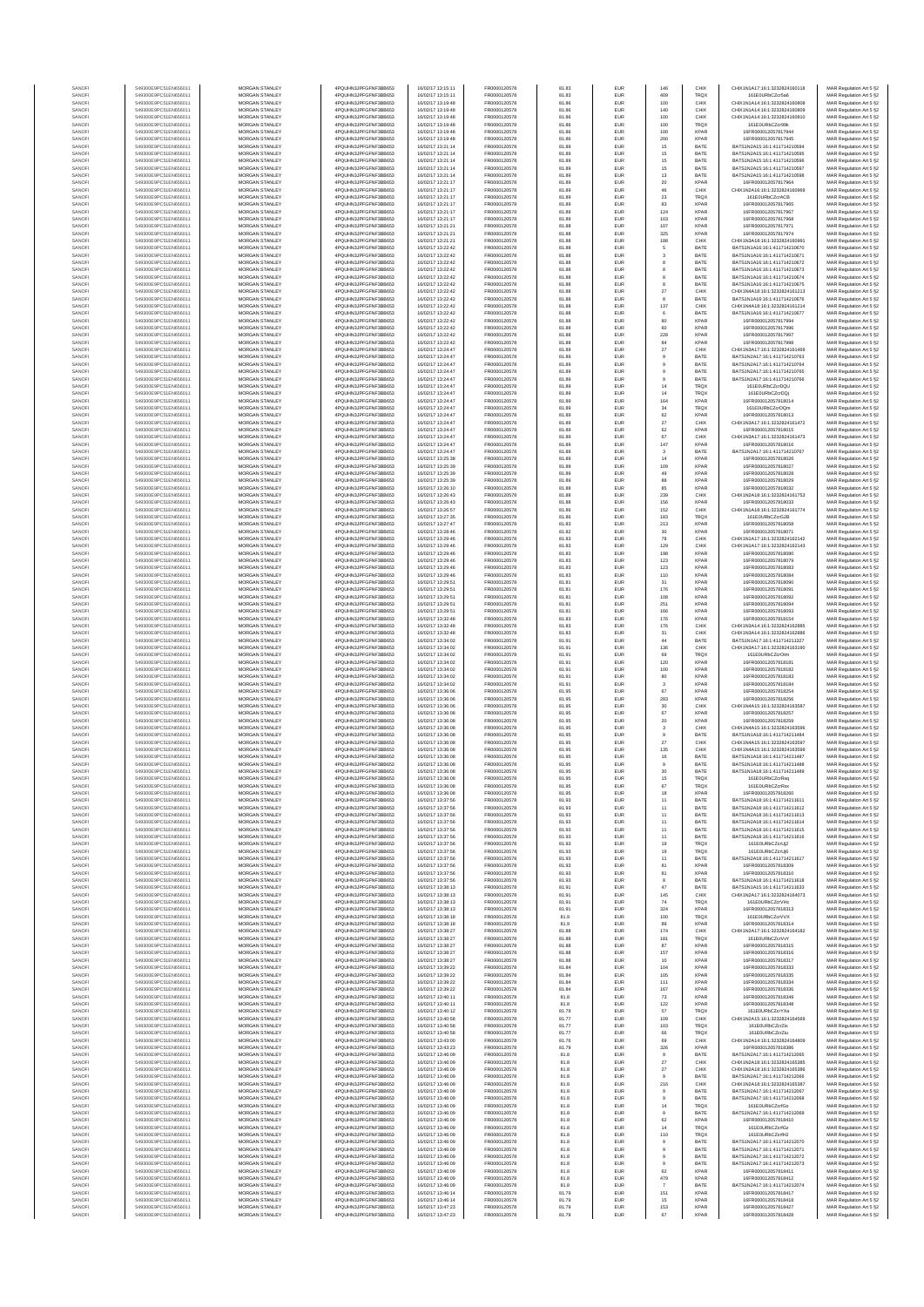| | | | | | | | | | | | |
|---|---|---|---|---|---|---|---|---|---|---|---|
| SANOFI | 549300E9PC51EN656011 | MORGAN STANLEY | 4PQUHN3JPFGFNF3BB653 | 16/02/17 13:15:11 | FR0000120578 | 81.83 | EUR | 146 | CHIX | CHIX1N1A17:16:1:3232824160118 | MAR Regulation Art 5 §2 |
| SANOFI | 549300E9PC51EN656011 | MORGAN STANLEY | 4PQUHN3JPFGFNF3BB653 | 16/02/17 13:15:11 | FR0000120578 | 81.83 | EUR | 409 | TRQX | 161E0URbCZcrSa6 | MAR Regulation Art 5 §2 |
| SANOFI | 549300E9PC51EN656011 | MORGAN STANLEY | 4PQUHN3JPFGFNF3BB653 | 16/02/17 13:19:48 | FR0000120578 | 81.86 | EUR | 100 | CHIX | CHIX1N1A14:16:1:3232824160808 | MAR Regulation Art 5 §2 |
| SANOFI | 549300E9PC51EN656011 | MORGAN STANLEY | 4PQUHN3JPFGFNF3BB653 | 16/02/17 13:19:48 | FR0000120578 | 81.86 | EUR | 140 | CHIX | CHIX1N1A14:16:1:3232824160809 | MAR Regulation Art 5 §2 |
| SANOFI | 549300E9PC51EN656011 | MORGAN STANLEY | 4PQUHN3JPFGFNF3BB653 | 16/02/17 13:19:48 | FR0000120578 | 81.86 | EUR | 100 | CHIX | CHIX1N1A14:16:1:3232824160810 | MAR Regulation Art 5 §2 |
| SANOFI | 549300E9PC51EN656011 | MORGAN STANLEY | 4PQUHN3JPFGFNF3BB653 | 16/02/17 13:19:48 | FR0000120578 | 81.86 | EUR | 100 | TRQX | 161E0URbCZcr99k | MAR Regulation Art 5 §2 |
| SANOFI | 549300E9PC51EN656011 | MORGAN STANLEY | 4PQUHN3JPFGFNF3BB653 | 16/02/17 13:19:48 | FR0000120578 | 81.86 | EUR | 100 | XPAR | 16FR000012057817944 | MAR Regulation Art 5 §2 |
| SANOFI | 549300E9PC51EN656011 | MORGAN STANLEY | 4PQUHN3JPFGFNF3BB653 | 16/02/17 13:19:48 | FR0000120578 | 81.86 | EUR | 200 | XPAR | 16FR000012057817945 | MAR Regulation Art 5 §2 |
| SANOFI | 549300E9PC51EN656011 | MORGAN STANLEY | 4PQUHN3JPFGFNF3BB653 | 16/02/17 13:21:14 | FR0000120578 | 81.89 | EUR | 15 | BATE | BATS1N2A15:16:1:411714210594 | MAR Regulation Art 5 §2 |
| SANOFI | 549300E9PC51EN656011 | MORGAN STANLEY | 4PQUHN3JPFGFNF3BB653 | 16/02/17 13:21:14 | FR0000120578 | 81.89 | EUR | 15 | BATE | BATS1N2A15:16:1:411714210595 | MAR Regulation Art 5 §2 |
| SANOFI | 549300E9PC51EN656011 | MORGAN STANLEY | 4PQUHN3JPFGFNF3BB653 | 16/02/17 13:21:14 | FR0000120578 | 81.89 | EUR | 15 | BATE | BATS1N2A15:16:1:411714210596 | MAR Regulation Art 5 §2 |
| SANOFI | 549300E9PC51EN656011 | MORGAN STANLEY | 4PQUHN3JPFGFNF3BB653 | 16/02/17 13:21:14 | FR0000120578 | 81.89 | EUR | 15 | BATE | BATS1N2A15:16:1:411714210597 | MAR Regulation Art 5 §2 |
| SANOFI | 549300E9PC51EN656011 | MORGAN STANLEY | 4PQUHN3JPFGFNF3BB653 | 16/02/17 13:21:14 | FR0000120578 | 81.89 | EUR | 13 | BATE | BATS1N2A15:16:1:411714210598 | MAR Regulation Art 5 §2 |
| SANOFI | 549300E9PC51EN656011 | MORGAN STANLEY | 4PQUHN3JPFGFNF3BB653 | 16/02/17 13:21:17 | FR0000120578 | 81.89 | EUR | 20 | XPAR | 16FR000012057817964 | MAR Regulation Art 5 §2 |
| SANOFI | 549300E9PC51EN656011 | MORGAN STANLEY | 4PQUHN3JPFGFNF3BB653 | 16/02/17 13:21:17 | FR0000120578 | 81.89 | EUR | 46 | CHIX | CHIX1N2A16:16:1:3232824160969 | MAR Regulation Art 5 §2 |
| SANOFI | 549300E9PC51EN656011 | MORGAN STANLEY | 4PQUHN3JPFGFNF3BB653 | 16/02/17 13:21:17 | FR0000120578 | 81.89 | EUR | 23 | TRQX | 161E0URbCZcrAC8 | MAR Regulation Art 5 §2 |
| SANOFI | 549300E9PC51EN656011 | MORGAN STANLEY | 4PQUHN3JPFGFNF3BB653 | 16/02/17 13:21:17 | FR0000120578 | 81.89 | EUR | 83 | XPAR | 16FR000012057817965 | MAR Regulation Art 5 §2 |
| SANOFI | 549300E9PC51EN656011 | MORGAN STANLEY | 4PQUHN3JPFGFNF3BB653 | 16/02/17 13:21:17 | FR0000120578 | 81.89 | EUR | 124 | XPAR | 16FR000012057817967 | MAR Regulation Art 5 §2 |
| SANOFI | 549300E9PC51EN656011 | MORGAN STANLEY | 4PQUHN3JPFGFNF3BB653 | 16/02/17 13:21:17 | FR0000120578 | 81.89 | EUR | 103 | XPAR | 16FR000012057817968 | MAR Regulation Art 5 §2 |
| SANOFI | 549300E9PC51EN656011 | MORGAN STANLEY | 4PQUHN3JPFGFNF3BB653 | 16/02/17 13:21:21 | FR0000120578 | 81.88 | EUR | 107 | XPAR | 16FR000012057817971 | MAR Regulation Art 5 §2 |
| SANOFI | 549300E9PC51EN656011 | MORGAN STANLEY | 4PQUHN3JPFGFNF3BB653 | 16/02/17 13:21:21 | FR0000120578 | 81.88 | EUR | 325 | XPAR | 16FR000012057817974 | MAR Regulation Art 5 §2 |
| SANOFI | 549300E9PC51EN656011 | MORGAN STANLEY | 4PQUHN3JPFGFNF3BB653 | 16/02/17 13:21:21 | FR0000120578 | 81.88 | EUR | 188 | CHIX | CHIX1N2A18:16:1:3232824160981 | MAR Regulation Art 5 §2 |
| SANOFI | 549300E9PC51EN656011 | MORGAN STANLEY | 4PQUHN3JPFGFNF3BB653 | 16/02/17 13:22:42 | FR0000120578 | 81.88 | EUR | 5 | BATE | BATS1N1A16:16:1:411714210670 | MAR Regulation Art 5 §2 |
| SANOFI | 549300E9PC51EN656011 | MORGAN STANLEY | 4PQUHN3JPFGFNF3BB653 | 16/02/17 13:22:42 | FR0000120578 | 81.88 | EUR | 3 | BATE | BATS1N1A16:16:1:411714210671 | MAR Regulation Art 5 §2 |
| SANOFI | 549300E9PC51EN656011 | MORGAN STANLEY | 4PQUHN3JPFGFNF3BB653 | 16/02/17 13:22:42 | FR0000120578 | 81.88 | EUR | 8 | BATE | BATS1N1A16:16:1:411714210672 | MAR Regulation Art 5 §2 |
| SANOFI | 549300E9PC51EN656011 | MORGAN STANLEY | 4PQUHN3JPFGFNF3BB653 | 16/02/17 13:22:42 | FR0000120578 | 81.88 | EUR | 8 | BATE | BATS1N1A16:16:1:411714210673 | MAR Regulation Art 5 §2 |
| SANOFI | 549300E9PC51EN656011 | MORGAN STANLEY | 4PQUHN3JPFGFNF3BB653 | 16/02/17 13:22:42 | FR0000120578 | 81.88 | EUR | 8 | BATE | BATS1N1A16:16:1:411714210674 | MAR Regulation Art 5 §2 |
| SANOFI | 549300E9PC51EN656011 | MORGAN STANLEY | 4PQUHN3JPFGFNF3BB653 | 16/02/17 13:22:42 | FR0000120578 | 81.88 | EUR | 8 | BATE | BATS1N1A16:16:1:411714210675 | MAR Regulation Art 5 §2 |
| SANOFI | 549300E9PC51EN656011 | MORGAN STANLEY | 4PQUHN3JPFGFNF3BB653 | 16/02/17 13:22:42 | FR0000120578 | 81.88 | EUR | 27 | CHIX | CHIX1N4A18:16:1:3232824161213 | MAR Regulation Art 5 §2 |
| SANOFI | 549300E9PC51EN656011 | MORGAN STANLEY | 4PQUHN3JPFGFNF3BB653 | 16/02/17 13:22:42 | FR0000120578 | 81.88 | EUR | 8 | BATE | BATS1N1A16:16:1:411714210676 | MAR Regulation Art 5 §2 |
| SANOFI | 549300E9PC51EN656011 | MORGAN STANLEY | 4PQUHN3JPFGFNF3BB653 | 16/02/17 13:22:42 | FR0000120578 | 81.88 | EUR | 137 | CHIX | CHIX1N4A18:16:1:3232824161214 | MAR Regulation Art 5 §2 |
| SANOFI | 549300E9PC51EN656011 | MORGAN STANLEY | 4PQUHN3JPFGFNF3BB653 | 16/02/17 13:22:42 | FR0000120578 | 81.88 | EUR | 6 | BATE | BATS1N1A16:16:1:411714210677 | MAR Regulation Art 5 §2 |
| SANOFI | 549300E9PC51EN656011 | MORGAN STANLEY | 4PQUHN3JPFGFNF3BB653 | 16/02/17 13:22:42 | FR0000120578 | 81.88 | EUR | 80 | XPAR | 16FR000012057817994 | MAR Regulation Art 5 §2 |
| SANOFI | 549300E9PC51EN656011 | MORGAN STANLEY | 4PQUHN3JPFGFNF3BB653 | 16/02/17 13:22:42 | FR0000120578 | 81.88 | EUR | 80 | XPAR | 16FR000012057817996 | MAR Regulation Art 5 §2 |
| SANOFI | 549300E9PC51EN656011 | MORGAN STANLEY | 4PQUHN3JPFGFNF3BB653 | 16/02/17 13:22:42 | FR0000120578 | 81.88 | EUR | 228 | XPAR | 16FR000012057817997 | MAR Regulation Art 5 §2 |
| SANOFI | 549300E9PC51EN656011 | MORGAN STANLEY | 4PQUHN3JPFGFNF3BB653 | 16/02/17 13:22:42 | FR0000120578 | 81.88 | EUR | 84 | XPAR | 16FR000012057817998 | MAR Regulation Art 5 §2 |
| SANOFI | 549300E9PC51EN656011 | MORGAN STANLEY | 4PQUHN3JPFGFNF3BB653 | 16/02/17 13:24:47 | FR0000120578 | 81.89 | EUR | 27 | CHIX | CHIX1N2A17:16:1:3232824161469 | MAR Regulation Art 5 §2 |
| SANOFI | 549300E9PC51EN656011 | MORGAN STANLEY | 4PQUHN3JPFGFNF3BB653 | 16/02/17 13:24:47 | FR0000120578 | 81.89 | EUR | 9 | BATE | BATS1N2A17:16:1:411714210763 | MAR Regulation Art 5 §2 |
| SANOFI | 549300E9PC51EN656011 | MORGAN STANLEY | 4PQUHN3JPFGFNF3BB653 | 16/02/17 13:24:47 | FR0000120578 | 81.89 | EUR | 9 | BATE | BATS1N2A17:16:1:411714210764 | MAR Regulation Art 5 §2 |
| SANOFI | 549300E9PC51EN656011 | MORGAN STANLEY | 4PQUHN3JPFGFNF3BB653 | 16/02/17 13:24:47 | FR0000120578 | 81.89 | EUR | 9 | BATE | BATS1N2A17:16:1:411714210765 | MAR Regulation Art 5 §2 |
| SANOFI | 549300E9PC51EN656011 | MORGAN STANLEY | 4PQUHN3JPFGFNF3BB653 | 16/02/17 13:24:47 | FR0000120578 | 81.89 | EUR | 9 | BATE | BATS1N2A17:16:1:411714210766 | MAR Regulation Art 5 §2 |
| SANOFI | 549300E9PC51EN656011 | MORGAN STANLEY | 4PQUHN3JPFGFNF3BB653 | 16/02/17 13:24:47 | FR0000120578 | 81.89 | EUR | 14 | TRQX | 161E0URbCZcrDQU | MAR Regulation Art 5 §2 |
| SANOFI | 549300E9PC51EN656011 | MORGAN STANLEY | 4PQUHN3JPFGFNF3BB653 | 16/02/17 13:24:47 | FR0000120578 | 81.89 | EUR | 14 | TRQX | 161E0URbCZcrDQj | MAR Regulation Art 5 §2 |
| SANOFI | 549300E9PC51EN656011 | MORGAN STANLEY | 4PQUHN3JPFGFNF3BB653 | 16/02/17 13:24:47 | FR0000120578 | 81.89 | EUR | 164 | XPAR | 16FR000012057818014 | MAR Regulation Art 5 §2 |
| SANOFI | 549300E9PC51EN656011 | MORGAN STANLEY | 4PQUHN3JPFGFNF3BB653 | 16/02/17 13:24:47 | FR0000120578 | 81.89 | EUR | 34 | TRQX | 161E0URbCZcrDQm | MAR Regulation Art 5 §2 |
| SANOFI | 549300E9PC51EN656011 | MORGAN STANLEY | 4PQUHN3JPFGFNF3BB653 | 16/02/17 13:24:47 | FR0000120578 | 81.89 | EUR | 62 | XPAR | 16FR000012057818013 | MAR Regulation Art 5 §2 |
| SANOFI | 549300E9PC51EN656011 | MORGAN STANLEY | 4PQUHN3JPFGFNF3BB653 | 16/02/17 13:24:47 | FR0000120578 | 81.89 | EUR | 27 | CHIX | CHIX1N3A17:16:1:3232824161472 | MAR Regulation Art 5 §2 |
| SANOFI | 549300E9PC51EN656011 | MORGAN STANLEY | 4PQUHN3JPFGFNF3BB653 | 16/02/17 13:24:47 | FR0000120578 | 81.89 | EUR | 62 | XPAR | 16FR000012057818015 | MAR Regulation Art 5 §2 |
| SANOFI | 549300E9PC51EN656011 | MORGAN STANLEY | 4PQUHN3JPFGFNF3BB653 | 16/02/17 13:24:47 | FR0000120578 | 81.89 | EUR | 67 | CHIX | CHIX1N3A17:16:1:3232824161473 | MAR Regulation Art 5 §2 |
| SANOFI | 549300E9PC51EN656011 | MORGAN STANLEY | 4PQUHN3JPFGFNF3BB653 | 16/02/17 13:24:47 | FR0000120578 | 81.89 | EUR | 147 | XPAR | 16FR000012057818016 | MAR Regulation Art 5 §2 |
| SANOFI | 549300E9PC51EN656011 | MORGAN STANLEY | 4PQUHN3JPFGFNF3BB653 | 16/02/17 13:24:47 | FR0000120578 | 81.89 | EUR | 3 | BATE | BATS1N2A17:16:1:411714210767 | MAR Regulation Art 5 §2 |
| SANOFI | 549300E9PC51EN656011 | MORGAN STANLEY | 4PQUHN3JPFGFNF3BB653 | 16/02/17 13:25:38 | FR0000120578 | 81.89 | EUR | 14 | XPAR | 16FR000012057818026 | MAR Regulation Art 5 §2 |
| SANOFI | 549300E9PC51EN656011 | MORGAN STANLEY | 4PQUHN3JPFGFNF3BB653 | 16/02/17 13:25:39 | FR0000120578 | 81.89 | EUR | 109 | XPAR | 16FR000012057818027 | MAR Regulation Art 5 §2 |
| SANOFI | 549300E9PC51EN656011 | MORGAN STANLEY | 4PQUHN3JPFGFNF3BB653 | 16/02/17 13:25:39 | FR0000120578 | 81.89 | EUR | 49 | XPAR | 16FR000012057818028 | MAR Regulation Art 5 §2 |
| SANOFI | 549300E9PC51EN656011 | MORGAN STANLEY | 4PQUHN3JPFGFNF3BB653 | 16/02/17 13:25:39 | FR0000120578 | 81.89 | EUR | 88 | XPAR | 16FR000012057818029 | MAR Regulation Art 5 §2 |
| SANOFI | 549300E9PC51EN656011 | MORGAN STANLEY | 4PQUHN3JPFGFNF3BB653 | 16/02/17 13:26:10 | FR0000120578 | 81.88 | EUR | 85 | XPAR | 16FR000012057818032 | MAR Regulation Art 5 §2 |
| SANOFI | 549300E9PC51EN656011 | MORGAN STANLEY | 4PQUHN3JPFGFNF3BB653 | 16/02/17 13:26:43 | FR0000120578 | 81.88 | EUR | 239 | CHIX | CHIX1N2A18:16:1:3232824161753 | MAR Regulation Art 5 §2 |
| SANOFI | 549300E9PC51EN656011 | MORGAN STANLEY | 4PQUHN3JPFGFNF3BB653 | 16/02/17 13:26:43 | FR0000120578 | 81.88 | EUR | 156 | XPAR | 16FR000012057818033 | MAR Regulation Art 5 §2 |
| SANOFI | 549300E9PC51EN656011 | MORGAN STANLEY | 4PQUHN3JPFGFNF3BB653 | 16/02/17 13:26:57 | FR0000120578 | 81.86 | EUR | 152 | CHIX | CHIX1N1A18:16:1:3232824161774 | MAR Regulation Art 5 §2 |
| SANOFI | 549300E9PC51EN656011 | MORGAN STANLEY | 4PQUHN3JPFGFNF3BB653 | 16/02/17 13:27:35 | FR0000120578 | 81.86 | EUR | 183 | TRQX | 161E0URbCZcrG2B | MAR Regulation Art 5 §2 |
| SANOFI | 549300E9PC51EN656011 | MORGAN STANLEY | 4PQUHN3JPFGFNF3BB653 | 16/02/17 13:27:47 | FR0000120578 | 81.83 | EUR | 213 | XPAR | 16FR000012057818058 | MAR Regulation Art 5 §2 |
| SANOFI | 549300E9PC51EN656011 | MORGAN STANLEY | 4PQUHN3JPFGFNF3BB653 | 16/02/17 13:28:46 | FR0000120578 | 81.82 | EUR | 30 | XPAR | 16FR000012057818071 | MAR Regulation Art 5 §2 |
| SANOFI | 549300E9PC51EN656011 | MORGAN STANLEY | 4PQUHN3JPFGFNF3BB653 | 16/02/17 13:29:46 | FR0000120578 | 81.83 | EUR | 78 | CHIX | CHIX1N1A17:16:1:3232824162142 | MAR Regulation Art 5 §2 |
| SANOFI | 549300E9PC51EN656011 | MORGAN STANLEY | 4PQUHN3JPFGFNF3BB653 | 16/02/17 13:29:46 | FR0000120578 | 81.83 | EUR | 129 | CHIX | CHIX1N1A17:16:1:3232824162143 | MAR Regulation Art 5 §2 |
| SANOFI | 549300E9PC51EN656011 | MORGAN STANLEY | 4PQUHN3JPFGFNF3BB653 | 16/02/17 13:29:46 | FR0000120578 | 81.83 | EUR | 198 | XPAR | 16FR000012057818080 | MAR Regulation Art 5 §2 |
| SANOFI | 549300E9PC51EN656011 | MORGAN STANLEY | 4PQUHN3JPFGFNF3BB653 | 16/02/17 13:29:46 | FR0000120578 | 81.83 | EUR | 123 | XPAR | 16FR000012057818079 | MAR Regulation Art 5 §2 |
| SANOFI | 549300E9PC51EN656011 | MORGAN STANLEY | 4PQUHN3JPFGFNF3BB653 | 16/02/17 13:29:46 | FR0000120578 | 81.83 | EUR | 123 | XPAR | 16FR000012057818083 | MAR Regulation Art 5 §2 |
| SANOFI | 549300E9PC51EN656011 | MORGAN STANLEY | 4PQUHN3JPFGFNF3BB653 | 16/02/17 13:29:46 | FR0000120578 | 81.83 | EUR | 110 | XPAR | 16FR000012057818084 | MAR Regulation Art 5 §2 |
| SANOFI | 549300E9PC51EN656011 | MORGAN STANLEY | 4PQUHN3JPFGFNF3BB653 | 16/02/17 13:29:51 | FR0000120578 | 81.81 | EUR | 31 | XPAR | 16FR000012057818090 | MAR Regulation Art 5 §2 |
| SANOFI | 549300E9PC51EN656011 | MORGAN STANLEY | 4PQUHN3JPFGFNF3BB653 | 16/02/17 13:29:51 | FR0000120578 | 81.81 | EUR | 176 | XPAR | 16FR000012057818091 | MAR Regulation Art 5 §2 |
| SANOFI | 549300E9PC51EN656011 | MORGAN STANLEY | 4PQUHN3JPFGFNF3BB653 | 16/02/17 13:29:51 | FR0000120578 | 81.81 | EUR | 108 | XPAR | 16FR000012057818092 | MAR Regulation Art 5 §2 |
| SANOFI | 549300E9PC51EN656011 | MORGAN STANLEY | 4PQUHN3JPFGFNF3BB653 | 16/02/17 13:29:51 | FR0000120578 | 81.81 | EUR | 251 | XPAR | 16FR000012057818094 | MAR Regulation Art 5 §2 |
| SANOFI | 549300E9PC51EN656011 | MORGAN STANLEY | 4PQUHN3JPFGFNF3BB653 | 16/02/17 13:29:51 | FR0000120578 | 81.81 | EUR | 166 | XPAR | 16FR000012057818093 | MAR Regulation Art 5 §2 |
| SANOFI | 549300E9PC51EN656011 | MORGAN STANLEY | 4PQUHN3JPFGFNF3BB653 | 16/02/17 13:32:48 | FR0000120578 | 81.83 | EUR | 176 | XPAR | 16FR000012057818154 | MAR Regulation Art 5 §2 |
| SANOFI | 549300E9PC51EN656011 | MORGAN STANLEY | 4PQUHN3JPFGFNF3BB653 | 16/02/17 13:32:48 | FR0000120578 | 81.83 | EUR | 176 | CHIX | CHIX1N3A14:16:1:3232824162885 | MAR Regulation Art 5 §2 |
| SANOFI | 549300E9PC51EN656011 | MORGAN STANLEY | 4PQUHN3JPFGFNF3BB653 | 16/02/17 13:32:48 | FR0000120578 | 81.83 | EUR | 31 | CHIX | CHIX1N3A14:16:1:3232824162886 | MAR Regulation Art 5 §2 |
| SANOFI | 549300E9PC51EN656011 | MORGAN STANLEY | 4PQUHN3JPFGFNF3BB653 | 16/02/17 13:34:02 | FR0000120578 | 81.91 | EUR | 44 | BATE | BATS1N1A17:16:1:411714211327 | MAR Regulation Art 5 §2 |
| SANOFI | 549300E9PC51EN656011 | MORGAN STANLEY | 4PQUHN3JPFGFNF3BB653 | 16/02/17 13:34:02 | FR0000120578 | 81.91 | EUR | 136 | CHIX | CHIX1N2A17:16:1:3232824163190 | MAR Regulation Art 5 §2 |
| SANOFI | 549300E9PC51EN656011 | MORGAN STANLEY | 4PQUHN3JPFGFNF3BB653 | 16/02/17 13:34:02 | FR0000120578 | 81.91 | EUR | 69 | TRQX | 161E0URbCZcrOim | MAR Regulation Art 5 §2 |
| SANOFI | 549300E9PC51EN656011 | MORGAN STANLEY | 4PQUHN3JPFGFNF3BB653 | 16/02/17 13:34:02 | FR0000120578 | 81.91 | EUR | 120 | XPAR | 16FR000012057818181 | MAR Regulation Art 5 §2 |
| SANOFI | 549300E9PC51EN656011 | MORGAN STANLEY | 4PQUHN3JPFGFNF3BB653 | 16/02/17 13:34:02 | FR0000120578 | 81.91 | EUR | 100 | XPAR | 16FR000012057818182 | MAR Regulation Art 5 §2 |
| SANOFI | 549300E9PC51EN656011 | MORGAN STANLEY | 4PQUHN3JPFGFNF3BB653 | 16/02/17 13:34:02 | FR0000120578 | 81.91 | EUR | 80 | XPAR | 16FR000012057818183 | MAR Regulation Art 5 §2 |
| SANOFI | 549300E9PC51EN656011 | MORGAN STANLEY | 4PQUHN3JPFGFNF3BB653 | 16/02/17 13:34:02 | FR0000120578 | 81.91 | EUR | 3 | XPAR | 16FR000012057818184 | MAR Regulation Art 5 §2 |
| SANOFI | 549300E9PC51EN656011 | MORGAN STANLEY | 4PQUHN3JPFGFNF3BB653 | 16/02/17 13:36:06 | FR0000120578 | 81.95 | EUR | 67 | XPAR | 16FR000012057818254 | MAR Regulation Art 5 §2 |
| SANOFI | 549300E9PC51EN656011 | MORGAN STANLEY | 4PQUHN3JPFGFNF3BB653 | 16/02/17 13:36:06 | FR0000120578 | 81.95 | EUR | 283 | XPAR | 16FR000012057818256 | MAR Regulation Art 5 §2 |
| SANOFI | 549300E9PC51EN656011 | MORGAN STANLEY | 4PQUHN3JPFGFNF3BB653 | 16/02/17 13:36:06 | FR0000120578 | 81.95 | EUR | 30 | CHIX | CHIX1N4A15:16:1:3232824163587 | MAR Regulation Art 5 §2 |
| SANOFI | 549300E9PC51EN656011 | MORGAN STANLEY | 4PQUHN3JPFGFNF3BB653 | 16/02/17 13:36:08 | FR0000120578 | 81.95 | EUR | 67 | XPAR | 16FR000012057818257 | MAR Regulation Art 5 §2 |
| SANOFI | 549300E9PC51EN656011 | MORGAN STANLEY | 4PQUHN3JPFGFNF3BB653 | 16/02/17 13:36:08 | FR0000120578 | 81.95 | EUR | 20 | XPAR | 16FR000012057818259 | MAR Regulation Art 5 §2 |
| SANOFI | 549300E9PC51EN656011 | MORGAN STANLEY | 4PQUHN3JPFGFNF3BB653 | 16/02/17 13:36:08 | FR0000120578 | 81.95 | EUR | 3 | CHIX | CHIX1N4A15:16:1:3232824163596 | MAR Regulation Art 5 §2 |
| SANOFI | 549300E9PC51EN656011 | MORGAN STANLEY | 4PQUHN3JPFGFNF3BB653 | 16/02/17 13:36:08 | FR0000120578 | 81.95 | EUR | 9 | BATE | BATS1N1A18:16:1:411714211484 | MAR Regulation Art 5 §2 |
| SANOFI | 549300E9PC51EN656011 | MORGAN STANLEY | 4PQUHN3JPFGFNF3BB653 | 16/02/17 13:36:08 | FR0000120578 | 81.95 | EUR | 27 | CHIX | CHIX1N4A15:16:1:3232824163597 | MAR Regulation Art 5 §2 |
| SANOFI | 549300E9PC51EN656011 | MORGAN STANLEY | 4PQUHN3JPFGFNF3BB653 | 16/02/17 13:36:08 | FR0000120578 | 81.95 | EUR | 135 | CHIX | CHIX1N4A15:16:1:3232824163599 | MAR Regulation Art 5 §2 |
| SANOFI | 549300E9PC51EN656011 | MORGAN STANLEY | 4PQUHN3JPFGFNF3BB653 | 16/02/17 13:36:08 | FR0000120578 | 81.95 | EUR | 16 | BATE | BATS1N1A18:16:1:411714211487 | MAR Regulation Art 5 §2 |
| SANOFI | 549300E9PC51EN656011 | MORGAN STANLEY | 4PQUHN3JPFGFNF3BB653 | 16/02/17 13:36:08 | FR0000120578 | 81.95 | EUR | 9 | BATE | BATS1N1A18:16:1:411714211488 | MAR Regulation Art 5 §2 |
| SANOFI | 549300E9PC51EN656011 | MORGAN STANLEY | 4PQUHN3JPFGFNF3BB653 | 16/02/17 13:36:08 | FR0000120578 | 81.95 | EUR | 30 | BATE | BATS1N1A18:16:1:411714211489 | MAR Regulation Art 5 §2 |
| SANOFI | 549300E9PC51EN656011 | MORGAN STANLEY | 4PQUHN3JPFGFNF3BB653 | 16/02/17 13:36:08 | FR0000120578 | 81.95 | EUR | 15 | TRQX | 161E0URbCZcrReq | MAR Regulation Art 5 §2 |
| SANOFI | 549300E9PC51EN656011 | MORGAN STANLEY | 4PQUHN3JPFGFNF3BB653 | 16/02/17 13:36:08 | FR0000120578 | 81.95 | EUR | 67 | TRQX | 161E0URbCZcrRex | MAR Regulation Art 5 §2 |
| SANOFI | 549300E9PC51EN656011 | MORGAN STANLEY | 4PQUHN3JPFGFNF3BB653 | 16/02/17 13:36:08 | FR0000120578 | 81.95 | EUR | 18 | XPAR | 16FR000012057818260 | MAR Regulation Art 5 §2 |
| SANOFI | 549300E9PC51EN656011 | MORGAN STANLEY | 4PQUHN3JPFGFNF3BB653 | 16/02/17 13:37:56 | FR0000120578 | 81.93 | EUR | 11 | BATE | BATS1N2A18:16:1:411714211611 | MAR Regulation Art 5 §2 |
| SANOFI | 549300E9PC51EN656011 | MORGAN STANLEY | 4PQUHN3JPFGFNF3BB653 | 16/02/17 13:37:56 | FR0000120578 | 81.93 | EUR | 11 | BATE | BATS1N2A18:16:1:411714211612 | MAR Regulation Art 5 §2 |
| SANOFI | 549300E9PC51EN656011 | MORGAN STANLEY | 4PQUHN3JPFGFNF3BB653 | 16/02/17 13:37:56 | FR0000120578 | 81.93 | EUR | 11 | BATE | BATS1N2A18:16:1:411714211613 | MAR Regulation Art 5 §2 |
| SANOFI | 549300E9PC51EN656011 | MORGAN STANLEY | 4PQUHN3JPFGFNF3BB653 | 16/02/17 13:37:56 | FR0000120578 | 81.93 | EUR | 11 | BATE | BATS1N2A18:16:1:411714211614 | MAR Regulation Art 5 §2 |
| SANOFI | 549300E9PC51EN656011 | MORGAN STANLEY | 4PQUHN3JPFGFNF3BB653 | 16/02/17 13:37:56 | FR0000120578 | 81.93 | EUR | 11 | BATE | BATS1N2A18:16:1:411714211615 | MAR Regulation Art 5 §2 |
| SANOFI | 549300E9PC51EN656011 | MORGAN STANLEY | 4PQUHN3JPFGFNF3BB653 | 16/02/17 13:37:56 | FR0000120578 | 81.93 | EUR | 11 | BATE | BATS1N2A18:16:1:411714211616 | MAR Regulation Art 5 §2 |
| SANOFI | 549300E9PC51EN656011 | MORGAN STANLEY | 4PQUHN3JPFGFNF3BB653 | 16/02/17 13:37:56 | FR0000120578 | 81.93 | EUR | 19 | TRQX | 161E0URbCZcrUj2 | MAR Regulation Art 5 §2 |
| SANOFI | 549300E9PC51EN656011 | MORGAN STANLEY | 4PQUHN3JPFGFNF3BB653 | 16/02/17 13:37:56 | FR0000120578 | 81.93 | EUR | 19 | TRQX | 161E0URbCZcrUj6 | MAR Regulation Art 5 §2 |
| SANOFI | 549300E9PC51EN656011 | MORGAN STANLEY | 4PQUHN3JPFGFNF3BB653 | 16/02/17 13:37:56 | FR0000120578 | 81.93 | EUR | 11 | BATE | BATS1N2A18:16:1:411714211617 | MAR Regulation Art 5 §2 |
| SANOFI | 549300E9PC51EN656011 | MORGAN STANLEY | 4PQUHN3JPFGFNF3BB653 | 16/02/17 13:37:56 | FR0000120578 | 81.93 | EUR | 81 | XPAR | 16FR000012057818309 | MAR Regulation Art 5 §2 |
| SANOFI | 549300E9PC51EN656011 | MORGAN STANLEY | 4PQUHN3JPFGFNF3BB653 | 16/02/17 13:37:56 | FR0000120578 | 81.93 | EUR | 81 | XPAR | 16FR000012057818310 | MAR Regulation Art 5 §2 |
| SANOFI | 549300E9PC51EN656011 | MORGAN STANLEY | 4PQUHN3JPFGFNF3BB653 | 16/02/17 13:37:56 | FR0000120578 | 81.93 | EUR | 8 | BATE | BATS1N2A18:16:1:411714211618 | MAR Regulation Art 5 §2 |
| SANOFI | 549300E9PC51EN656011 | MORGAN STANLEY | 4PQUHN3JPFGFNF3BB653 | 16/02/17 13:38:13 | FR0000120578 | 81.91 | EUR | 47 | BATE | BATS1N1A15:16:1:411714211633 | MAR Regulation Art 5 §2 |
| SANOFI | 549300E9PC51EN656011 | MORGAN STANLEY | 4PQUHN3JPFGFNF3BB653 | 16/02/17 13:38:13 | FR0000120578 | 81.91 | EUR | 145 | CHIX | CHIX1N2A17:16:1:3232824164073 | MAR Regulation Art 5 §2 |
| SANOFI | 549300E9PC51EN656011 | MORGAN STANLEY | 4PQUHN3JPFGFNF3BB653 | 16/02/17 13:38:13 | FR0000120578 | 81.91 | EUR | 74 | TRQX | 161E0URbCZcrVHc | MAR Regulation Art 5 §2 |
| SANOFI | 549300E9PC51EN656011 | MORGAN STANLEY | 4PQUHN3JPFGFNF3BB653 | 16/02/17 13:38:13 | FR0000120578 | 81.91 | EUR | 324 | XPAR | 16FR000012057818313 | MAR Regulation Art 5 §2 |
| SANOFI | 549300E9PC51EN656011 | MORGAN STANLEY | 4PQUHN3JPFGFNF3BB653 | 16/02/17 13:38:18 | FR0000120578 | 81.9 | EUR | 100 | TRQX | 161E0URbCZcrVVX | MAR Regulation Art 5 §2 |
| SANOFI | 549300E9PC51EN656011 | MORGAN STANLEY | 4PQUHN3JPFGFNF3BB653 | 16/02/17 13:38:18 | FR0000120578 | 81.9 | EUR | 89 | XPAR | 16FR000012057818314 | MAR Regulation Art 5 §2 |
| SANOFI | 549300E9PC51EN656011 | MORGAN STANLEY | 4PQUHN3JPFGFNF3BB653 | 16/02/17 13:38:27 | FR0000120578 | 81.88 | EUR | 174 | CHIX | CHIX1N2A17:16:1:3232824164182 | MAR Regulation Art 5 §2 |
| SANOFI | 549300E9PC51EN656011 | MORGAN STANLEY | 4PQUHN3JPFGFNF3BB653 | 16/02/17 13:38:27 | FR0000120578 | 81.88 | EUR | 181 | TRQX | 161E0URbCZcrVvY | MAR Regulation Art 5 §2 |
| SANOFI | 549300E9PC51EN656011 | MORGAN STANLEY | 4PQUHN3JPFGFNF3BB653 | 16/02/17 13:38:27 | FR0000120578 | 81.88 | EUR | 87 | XPAR | 16FR000012057818315 | MAR Regulation Art 5 §2 |
| SANOFI | 549300E9PC51EN656011 | MORGAN STANLEY | 4PQUHN3JPFGFNF3BB653 | 16/02/17 13:38:27 | FR0000120578 | 81.88 | EUR | 157 | XPAR | 16FR000012057818316 | MAR Regulation Art 5 §2 |
| SANOFI | 549300E9PC51EN656011 | MORGAN STANLEY | 4PQUHN3JPFGFNF3BB653 | 16/02/17 13:38:27 | FR0000120578 | 81.88 | EUR | 10 | XPAR | 16FR000012057818317 | MAR Regulation Art 5 §2 |
| SANOFI | 549300E9PC51EN656011 | MORGAN STANLEY | 4PQUHN3JPFGFNF3BB653 | 16/02/17 13:39:22 | FR0000120578 | 81.84 | EUR | 104 | XPAR | 16FR000012057818333 | MAR Regulation Art 5 §2 |
| SANOFI | 549300E9PC51EN656011 | MORGAN STANLEY | 4PQUHN3JPFGFNF3BB653 | 16/02/17 13:39:22 | FR0000120578 | 81.84 | EUR | 105 | XPAR | 16FR000012057818335 | MAR Regulation Art 5 §2 |
| SANOFI | 549300E9PC51EN656011 | MORGAN STANLEY | 4PQUHN3JPFGFNF3BB653 | 16/02/17 13:39:22 | FR0000120578 | 81.84 | EUR | 111 | XPAR | 16FR000012057818334 | MAR Regulation Art 5 §2 |
| SANOFI | 549300E9PC51EN656011 | MORGAN STANLEY | 4PQUHN3JPFGFNF3BB653 | 16/02/17 13:39:22 | FR0000120578 | 81.84 | EUR | 167 | XPAR | 16FR000012057818336 | MAR Regulation Art 5 §2 |
| SANOFI | 549300E9PC51EN656011 | MORGAN STANLEY | 4PQUHN3JPFGFNF3BB653 | 16/02/17 13:40:11 | FR0000120578 | 81.8 | EUR | 73 | XPAR | 16FR000012057818349 | MAR Regulation Art 5 §2 |
| SANOFI | 549300E9PC51EN656011 | MORGAN STANLEY | 4PQUHN3JPFGFNF3BB653 | 16/02/17 13:40:11 | FR0000120578 | 81.8 | EUR | 122 | XPAR | 16FR000012057818348 | MAR Regulation Art 5 §2 |
| SANOFI | 549300E9PC51EN656011 | MORGAN STANLEY | 4PQUHN3JPFGFNF3BB653 | 16/02/17 13:40:12 | FR0000120578 | 81.79 | EUR | 57 | TRQX | 161E0URbCZcrYXa | MAR Regulation Art 5 §2 |
| SANOFI | 549300E9PC51EN656011 | MORGAN STANLEY | 4PQUHN3JPFGFNF3BB653 | 16/02/17 13:40:58 | FR0000120578 | 81.77 | EUR | 109 | CHIX | CHIX1N2A15:16:1:3232824164569 | MAR Regulation Art 5 §2 |
| SANOFI | 549300E9PC51EN656011 | MORGAN STANLEY | 4PQUHN3JPFGFNF3BB653 | 16/02/17 13:40:58 | FR0000120578 | 81.77 | EUR | 103 | TRQX | 161E0URbCZcrZln | MAR Regulation Art 5 §2 |
| SANOFI | 549300E9PC51EN656011 | MORGAN STANLEY | 4PQUHN3JPFGFNF3BB653 | 16/02/17 13:40:58 | FR0000120578 | 81.77 | EUR | 66 | TRQX | 161E0URbCZcrZlu | MAR Regulation Art 5 §2 |
| SANOFI | 549300E9PC51EN656011 | MORGAN STANLEY | 4PQUHN3JPFGFNF3BB653 | 16/02/17 13:43:00 | FR0000120578 | 81.76 | EUR | 69 | CHIX | CHIX1N2A14:16:1:3232824164809 | MAR Regulation Art 5 §2 |
| SANOFI | 549300E9PC51EN656011 | MORGAN STANLEY | 4PQUHN3JPFGFNF3BB653 | 16/02/17 13:43:23 | FR0000120578 | 81.79 | EUR | 326 | XPAR | 16FR000012057818386 | MAR Regulation Art 5 §2 |
| SANOFI | 549300E9PC51EN656011 | MORGAN STANLEY | 4PQUHN3JPFGFNF3BB653 | 16/02/17 13:46:09 | FR0000120578 | 81.8 | EUR | 9 | BATE | BATS1N2A17:16:1:411714212065 | MAR Regulation Art 5 §2 |
| SANOFI | 549300E9PC51EN656011 | MORGAN STANLEY | 4PQUHN3JPFGFNF3BB653 | 16/02/17 13:46:09 | FR0000120578 | 81.8 | EUR | 27 | CHIX | CHIX1N2A18:16:1:3232824165385 | MAR Regulation Art 5 §2 |
| SANOFI | 549300E9PC51EN656011 | MORGAN STANLEY | 4PQUHN3JPFGFNF3BB653 | 16/02/17 13:46:09 | FR0000120578 | 81.8 | EUR | 27 | CHIX | CHIX1N2A18:16:1:3232824165386 | MAR Regulation Art 5 §2 |
| SANOFI | 549300E9PC51EN656011 | MORGAN STANLEY | 4PQUHN3JPFGFNF3BB653 | 16/02/17 13:46:09 | FR0000120578 | 81.8 | EUR | 9 | BATE | BATS1N2A17:16:1:411714212066 | MAR Regulation Art 5 §2 |
| SANOFI | 549300E9PC51EN656011 | MORGAN STANLEY | 4PQUHN3JPFGFNF3BB653 | 16/02/17 13:46:09 | FR0000120578 | 81.8 | EUR | 216 | CHIX | CHIX1N2A18:16:1:3232824165387 | MAR Regulation Art 5 §2 |
| SANOFI | 549300E9PC51EN656011 | MORGAN STANLEY | 4PQUHN3JPFGFNF3BB653 | 16/02/17 13:46:09 | FR0000120578 | 81.8 | EUR | 9 | BATE | BATS1N2A17:16:1:411714212067 | MAR Regulation Art 5 §2 |
| SANOFI | 549300E9PC51EN656011 | MORGAN STANLEY | 4PQUHN3JPFGFNF3BB653 | 16/02/17 13:46:09 | FR0000120578 | 81.8 | EUR | 9 | BATE | BATS1N2A17:16:1:411714212068 | MAR Regulation Art 5 §2 |
| SANOFI | 549300E9PC51EN656011 | MORGAN STANLEY | 4PQUHN3JPFGFNF3BB653 | 16/02/17 13:46:09 | FR0000120578 | 81.8 | EUR | 14 | TRQX | 161E0URbCZcrfGo | MAR Regulation Art 5 §2 |
| SANOFI | 549300E9PC51EN656011 | MORGAN STANLEY | 4PQUHN3JPFGFNF3BB653 | 16/02/17 13:46:09 | FR0000120578 | 81.8 | EUR | 9 | BATE | BATS1N2A17:16:1:411714212069 | MAR Regulation Art 5 §2 |
| SANOFI | 549300E9PC51EN656011 | MORGAN STANLEY | 4PQUHN3JPFGFNF3BB653 | 16/02/17 13:46:09 | FR0000120578 | 81.8 | EUR | 62 | XPAR | 16FR000012057818410 | MAR Regulation Art 5 §2 |
| SANOFI | 549300E9PC51EN656011 | MORGAN STANLEY | 4PQUHN3JPFGFNF3BB653 | 16/02/17 13:46:09 | FR0000120578 | 81.8 | EUR | 14 | TRQX | 161E0URbCZcrfGz | MAR Regulation Art 5 §2 |
| SANOFI | 549300E9PC51EN656011 | MORGAN STANLEY | 4PQUHN3JPFGFNF3BB653 | 16/02/17 13:46:09 | FR0000120578 | 81.8 | EUR | 110 | TRQX | 161E0URbCZcrfH2 | MAR Regulation Art 5 §2 |
| SANOFI | 549300E9PC51EN656011 | MORGAN STANLEY | 4PQUHN3JPFGFNF3BB653 | 16/02/17 13:46:09 | FR0000120578 | 81.8 | EUR | 9 | BATE | BATS1N2A17:16:1:411714212070 | MAR Regulation Art 5 §2 |
| SANOFI | 549300E9PC51EN656011 | MORGAN STANLEY | 4PQUHN3JPFGFNF3BB653 | 16/02/17 13:46:09 | FR0000120578 | 81.8 | EUR | 9 | BATE | BATS1N2A17:16:1:411714212071 | MAR Regulation Art 5 §2 |
| SANOFI | 549300E9PC51EN656011 | MORGAN STANLEY | 4PQUHN3JPFGFNF3BB653 | 16/02/17 13:46:09 | FR0000120578 | 81.8 | EUR | 9 | BATE | BATS1N2A17:16:1:411714212072 | MAR Regulation Art 5 §2 |
| SANOFI | 549300E9PC51EN656011 | MORGAN STANLEY | 4PQUHN3JPFGFNF3BB653 | 16/02/17 13:46:09 | FR0000120578 | 81.8 | EUR | 9 | BATE | BATS1N2A17:16:1:411714212073 | MAR Regulation Art 5 §2 |
| SANOFI | 549300E9PC51EN656011 | MORGAN STANLEY | 4PQUHN3JPFGFNF3BB653 | 16/02/17 13:46:09 | FR0000120578 | 81.8 | EUR | 62 | XPAR | 16FR000012057818411 | MAR Regulation Art 5 §2 |
| SANOFI | 549300E9PC51EN656011 | MORGAN STANLEY | 4PQUHN3JPFGFNF3BB653 | 16/02/17 13:46:09 | FR0000120578 | 81.8 | EUR | 479 | XPAR | 16FR000012057818412 | MAR Regulation Art 5 §2 |
| SANOFI | 549300E9PC51EN656011 | MORGAN STANLEY | 4PQUHN3JPFGFNF3BB653 | 16/02/17 13:46:09 | FR0000120578 | 81.8 | EUR | 7 | BATE | BATS1N2A17:16:1:411714212074 | MAR Regulation Art 5 §2 |
| SANOFI | 549300E9PC51EN656011 | MORGAN STANLEY | 4PQUHN3JPFGFNF3BB653 | 16/02/17 13:46:14 | FR0000120578 | 81.79 | EUR | 151 | XPAR | 16FR000012057818417 | MAR Regulation Art 5 §2 |
| SANOFI | 549300E9PC51EN656011 | MORGAN STANLEY | 4PQUHN3JPFGFNF3BB653 | 16/02/17 13:46:14 | FR0000120578 | 81.79 | EUR | 15 | XPAR | 16FR000012057818418 | MAR Regulation Art 5 §2 |
| SANOFI | 549300E9PC51EN656011 | MORGAN STANLEY | 4PQUHN3JPFGFNF3BB653 | 16/02/17 13:47:23 | FR0000120578 | 81.79 | EUR | 153 | XPAR | 16FR000012057818427 | MAR Regulation Art 5 §2 |
| SANOFI | 549300E9PC51EN656011 | MORGAN STANLEY | 4PQUHN3JPFGFNF3BB653 | 16/02/17 13:47:23 | FR0000120578 | 81.79 | EUR | 67 | XPAR | 16FR000012057818428 | MAR Regulation Art 5 §2 |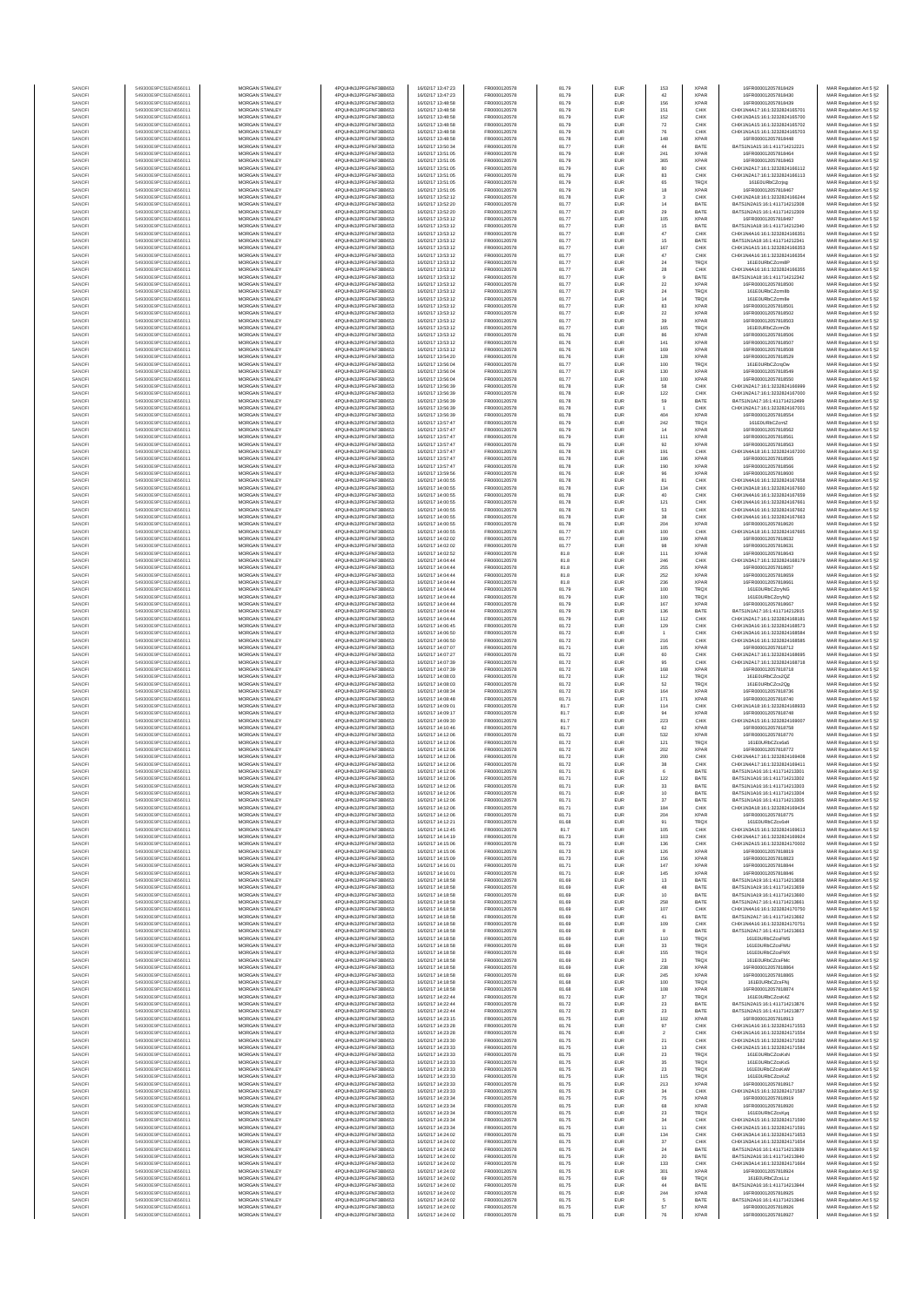| SANOFI | 549300E9PC51EN656011 | MORGAN STANLEY | 4PQUHN3JPFGFNF3BB653 | 16/02/17 13:47:23 | FR0000120578 | 81.79 | EUR | 153 | XPAR | 16FR000012057818429 | MAR Regulation Art 5 §2 |
|---|---|---|---|---|---|---|---|---|---|---|---|
| SANOFI | 549300E9PC51EN656011 | MORGAN STANLEY | 4PQUHN3JPFGFNF3BB653 | 16/02/17 13:47:23 | FR0000120578 | 81.79 | EUR | 42 | XPAR | 16FR000012057818430 | MAR Regulation Art 5 §2 |
| SANOFI | 549300E9PC51EN656011 | MORGAN STANLEY | 4PQUHN3JPFGFNF3BB653 | 16/02/17 13:48:58 | FR0000120578 | 81.79 | EUR | 156 | XPAR | 16FR000012057818439 | MAR Regulation Art 5 §2 |
| SANOFI | 549300E9PC51EN656011 | MORGAN STANLEY | 4PQUHN3JPFGFNF3BB653 | 16/02/17 13:48:58 | FR0000120578 | 81.79 | EUR | 151 | CHIX | CHIX1N4A17:16:1:3232824165701 | MAR Regulation Art 5 §2 |
| SANOFI | 549300E9PC51EN656011 | MORGAN STANLEY | 4PQUHN3JPFGFNF3BB653 | 16/02/17 13:48:58 | FR0000120578 | 81.79 | EUR | 152 | CHIX | CHIX1N3A15:16:1:3232824165700 | MAR Regulation Art 5 §2 |
| SANOFI | 549300E9PC51EN656011 | MORGAN STANLEY | 4PQUHN3JPFGFNF3BB653 | 16/02/17 13:48:58 | FR0000120578 | 81.79 | EUR | 72 | CHIX | CHIX1N1A15:16:1:3232824165702 | MAR Regulation Art 5 §2 |
| SANOFI | 549300E9PC51EN656011 | MORGAN STANLEY | 4PQUHN3JPFGFNF3BB653 | 16/02/17 13:48:58 | FR0000120578 | 81.79 | EUR | 76 | CHIX | CHIX1N1A15:16:1:3232824165703 | MAR Regulation Art 5 §2 |
| SANOFI | 549300E9PC51EN656011 | MORGAN STANLEY | 4PQUHN3JPFGFNF3BB653 | 16/02/17 13:48:58 | FR0000120578 | 81.78 | EUR | 148 | XPAR | 16FR000012057818448 | MAR Regulation Art 5 §2 |
| SANOFI | 549300E9PC51EN656011 | MORGAN STANLEY | 4PQUHN3JPFGFNF3BB653 | 16/02/17 13:50:34 | FR0000120578 | 81.77 | EUR | 44 | BATE | BATS1N1A15:16:1:411714212221 | MAR Regulation Art 5 §2 |
| SANOFI | 549300E9PC51EN656011 | MORGAN STANLEY | 4PQUHN3JPFGFNF3BB653 | 16/02/17 13:51:05 | FR0000120578 | 81.79 | EUR | 241 | XPAR | 16FR000012057818464 | MAR Regulation Art 5 §2 |
| SANOFI | 549300E9PC51EN656011 | MORGAN STANLEY | 4PQUHN3JPFGFNF3BB653 | 16/02/17 13:51:05 | FR0000120578 | 81.79 | EUR | 365 | XPAR | 16FR000012057818463 | MAR Regulation Art 5 §2 |
| SANOFI | 549300E9PC51EN656011 | MORGAN STANLEY | 4PQUHN3JPFGFNF3BB653 | 16/02/17 13:51:05 | FR0000120578 | 81.79 | EUR | 80 | CHIX | CHIX1N2A17:16:1:3232824166112 | MAR Regulation Art 5 §2 |
| SANOFI | 549300E9PC51EN656011 | MORGAN STANLEY | 4PQUHN3JPFGFNF3BB653 | 16/02/17 13:51:05 | FR0000120578 | 81.79 | EUR | 93 | CHIX | CHIX1N2A17:16:1:3232824166113 | MAR Regulation Art 5 §2 |
| SANOFI | 549300E9PC51EN656011 | MORGAN STANLEY | 4PQUHN3JPFGFNF3BB653 | 16/02/17 13:51:05 | FR0000120578 | 81.79 | EUR | 65 | TRQX | 161E0UNbCZcrjog | MAR Regulation Art 5 §2 |
| SANOFI | 549300E9PC51EN656011 | MORGAN STANLEY | 4PQUHN3JPFGFNF3BB653 | 16/02/17 13:51:05 | FR0000120578 | 81.79 | EUR | 18 | XPAR | 16FR000012057818467 | MAR Regulation Art 5 §2 |
| SANOFI | 549300E9PC51EN656011 | MORGAN STANLEY | 4PQUHN3JPFGFNF3BB653 | 16/02/17 13:52:12 | FR0000120578 | 81.78 | EUR | 3 | CHIX | CHIX1N2A18:16:1:3232824166244 | MAR Regulation Art 5 §2 |
| SANOFI | 549300E9PC51EN656011 | MORGAN STANLEY | 4PQUHN3JPFGFNF3BB653 | 16/02/17 13:52:20 | FR0000120578 | 81.77 | EUR | 14 | BATE | BATS1N2A15:16:1:411714212308 | MAR Regulation Art 5 §2 |
| SANOFI | 549300E9PC51EN656011 | MORGAN STANLEY | 4PQUHN3JPFGFNF3BB653 | 16/02/17 13:52:20 | FR0000120578 | 81.77 | EUR | 29 | BATE | BATS1N2A15:16:1:411714212309 | MAR Regulation Art 5 §2 |
| SANOFI | 549300E9PC51EN656011 | MORGAN STANLEY | 4PQUHN3JPFGFNF3BB653 | 16/02/17 13:53:12 | FR0000120578 | 81.77 | EUR | 105 | XPAR | 16FR000012057818497 | MAR Regulation Art 5 §2 |
| SANOFI | 549300E9PC51EN656011 | MORGAN STANLEY | 4PQUHN3JPFGFNF3BB653 | 16/02/17 13:53:12 | FR0000120578 | 81.77 | EUR | 15 | BATE | BATS1N1A18:16:1:411714212340 | MAR Regulation Art 5 §2 |
| SANOFI | 549300E9PC51EN656011 | MORGAN STANLEY | 4PQUHN3JPFGFNF3BB653 | 16/02/17 13:53:12 | FR0000120578 | 81.77 | EUR | 47 | CHIX | CHIX1N4A16:16:1:3232824166351 | MAR Regulation Art 5 §2 |
| SANOFI | 549300E9PC51EN656011 | MORGAN STANLEY | 4PQUHN3JPFGFNF3BB653 | 16/02/17 13:53:12 | FR0000120578 | 81.77 | EUR | 15 | BATE | BATS1N1A18:16:1:411714212341 | MAR Regulation Art 5 §2 |
| SANOFI | 549300E9PC51EN656011 | MORGAN STANLEY | 4PQUHN3JPFGFNF3BB653 | 16/02/17 13:53:12 | FR0000120578 | 81.77 | EUR | 167 | CHIX | CHIX1N1A15:16:1:3232824166353 | MAR Regulation Art 5 §2 |
| SANOFI | 549300E9PC51EN656011 | MORGAN STANLEY | 4PQUHN3JPFGFNF3BB653 | 16/02/17 13:53:12 | FR0000120578 | 81.77 | EUR | 47 | CHIX | CHIX1N4A16:16:1:3232824166354 | MAR Regulation Art 5 §2 |
| SANOFI | 549300E9PC51EN656011 | MORGAN STANLEY | 4PQUHN3JPFGFNF3BB653 | 16/02/17 13:53:12 | FR0000120578 | 81.77 | EUR | 24 | TRQX | 161E0UNbCZcrm8P | MAR Regulation Art 5 §2 |
| SANOFI | 549300E9PC51EN656011 | MORGAN STANLEY | 4PQUHN3JPFGFNF3BB653 | 16/02/17 13:53:12 | FR0000120578 | 81.77 | EUR | 28 | CHIX | CHIX1N4A16:16:1:3232824166355 | MAR Regulation Art 5 §2 |
| SANOFI | 549300E9PC51EN656011 | MORGAN STANLEY | 4PQUHN3JPFGFNF3BB653 | 16/02/17 13:53:12 | FR0000120578 | 81.77 | EUR | 9 | BATE | BATS1N1A18:16:1:411714212342 | MAR Regulation Art 5 §2 |
| SANOFI | 549300E9PC51EN656011 | MORGAN STANLEY | 4PQUHN3JPFGFNF3BB653 | 16/02/17 13:53:12 | FR0000120578 | 81.77 | EUR | 22 | XPAR | 16FR000012057818500 | MAR Regulation Art 5 §2 |
| SANOFI | 549300E9PC51EN656011 | MORGAN STANLEY | 4PQUHN3JPFGFNF3BB653 | 16/02/17 13:53:12 | FR0000120578 | 81.77 | EUR | 24 | TRQX | 161E0UNbCZcrm8s | MAR Regulation Art 5 §2 |
| SANOFI | 549300E9PC51EN656011 | MORGAN STANLEY | 4PQUHN3JPFGFNF3BB653 | 16/02/17 13:53:12 | FR0000120578 | 81.77 | EUR | 14 | TRQX | 161E0UNbCZcrm8e | MAR Regulation Art 5 §2 |
| SANOFI | 549300E9PC51EN656011 | MORGAN STANLEY | 4PQUHN3JPFGFNF3BB653 | 16/02/17 13:53:12 | FR0000120578 | 81.77 | EUR | 83 | XPAR | 16FR000012057818501 | MAR Regulation Art 5 §2 |
| SANOFI | 549300E9PC51EN656011 | MORGAN STANLEY | 4PQUHN3JPFGFNF3BB653 | 16/02/17 13:53:12 | FR0000120578 | 81.77 | EUR | 22 | XPAR | 16FR000012057818502 | MAR Regulation Art 5 §2 |
| SANOFI | 549300E9PC51EN656011 | MORGAN STANLEY | 4PQUHN3JPFGFNF3BB653 | 16/02/17 13:53:12 | FR0000120578 | 81.77 | EUR | 39 | XPAR | 16FR000012057818503 | MAR Regulation Art 5 §2 |
| SANOFI | 549300E9PC51EN656011 | MORGAN STANLEY | 4PQUHN3JPFGFNF3BB653 | 16/02/17 13:53:12 | FR0000120578 | 81.77 | EUR | 165 | TRQX | 161E0UNbCZcrmDb | MAR Regulation Art 5 §2 |
| SANOFI | 549300E9PC51EN656011 | MORGAN STANLEY | 4PQUHN3JPFGFNF3BB653 | 16/02/17 13:53:12 | FR0000120578 | 81.76 | EUR | 86 | XPAR | 16FR000012057818506 | MAR Regulation Art 5 §2 |
| SANOFI | 549300E9PC51EN656011 | MORGAN STANLEY | 4PQUHN3JPFGFNF3BB653 | 16/02/17 13:53:12 | FR0000120578 | 81.76 | EUR | 141 | XPAR | 16FR000012057818507 | MAR Regulation Art 5 §2 |
| SANOFI | 549300E9PC51EN656011 | MORGAN STANLEY | 4PQUHN3JPFGFNF3BB653 | 16/02/17 13:53:12 | FR0000120578 | 81.76 | EUR | 169 | XPAR | 16FR000012057818508 | MAR Regulation Art 5 §2 |
| SANOFI | 549300E9PC51EN656011 | MORGAN STANLEY | 4PQUHN3JPFGFNF3BB653 | 16/02/17 13:54:20 | FR0000120578 | 81.76 | EUR | 128 | XPAR | 16FR000012057818529 | MAR Regulation Art 5 §2 |
| SANOFI | 549300E9PC51EN656011 | MORGAN STANLEY | 4PQUHN3JPFGFNF3BB653 | 16/02/17 13:56:04 | FR0000120578 | 81.77 | EUR | 100 | TRQX | 161E0UNbCZcrqDw | MAR Regulation Art 5 §2 |
| SANOFI | 549300E9PC51EN656011 | MORGAN STANLEY | 4PQUHN3JPFGFNF3BB653 | 16/02/17 13:56:04 | FR0000120578 | 81.77 | EUR | 130 | XPAR | 16FR000012057818549 | MAR Regulation Art 5 §2 |
| SANOFI | 549300E9PC51EN656011 | MORGAN STANLEY | 4PQUHN3JPFGFNF3BB653 | 16/02/17 13:56:04 | FR0000120578 | 81.77 | EUR | 100 | XPAR | 16FR000012057818550 | MAR Regulation Art 5 §2 |
| SANOFI | 549300E9PC51EN656011 | MORGAN STANLEY | 4PQUHN3JPFGFNF3BB653 | 16/02/17 13:56:39 | FR0000120578 | 81.78 | EUR | 58 | CHIX | CHIX1N2A17:16:1:3232824166999 | MAR Regulation Art 5 §2 |
| SANOFI | 549300E9PC51EN656011 | MORGAN STANLEY | 4PQUHN3JPFGFNF3BB653 | 16/02/17 13:56:39 | FR0000120578 | 81.78 | EUR | 122 | CHIX | CHIX1N2A17:16:1:3232824167000 | MAR Regulation Art 5 §2 |
| SANOFI | 549300E9PC51EN656011 | MORGAN STANLEY | 4PQUHN3JPFGFNF3BB653 | 16/02/17 13:56:39 | FR0000120578 | 81.78 | EUR | 59 | BATE | BATS1N1A17:16:1:411714212499 | MAR Regulation Art 5 §2 |
| SANOFI | 549300E9PC51EN656011 | MORGAN STANLEY | 4PQUHN3JPFGFNF3BB653 | 16/02/17 13:56:39 | FR0000120578 | 81.78 | EUR | 1 | CHIX | CHIX1N2A17:16:1:3232824167001 | MAR Regulation Art 5 §2 |
| SANOFI | 549300E9PC51EN656011 | MORGAN STANLEY | 4PQUHN3JPFGFNF3BB653 | 16/02/17 13:56:39 | FR0000120578 | 81.78 | EUR | 404 | XPAR | 16FR000012057818554 | MAR Regulation Art 5 §2 |
| SANOFI | 549300E9PC51EN656011 | MORGAN STANLEY | 4PQUHN3JPFGFNF3BB653 | 16/02/17 13:57:47 | FR0000120578 | 81.79 | EUR | 242 | TRQX | 161E0UNbCZcrtiZ | MAR Regulation Art 5 §2 |
| SANOFI | 549300E9PC51EN656011 | MORGAN STANLEY | 4PQUHN3JPFGFNF3BB653 | 16/02/17 13:57:47 | FR0000120578 | 81.79 | EUR | 14 | XPAR | 16FR000012057818562 | MAR Regulation Art 5 §2 |
| SANOFI | 549300E9PC51EN656011 | MORGAN STANLEY | 4PQUHN3JPFGFNF3BB653 | 16/02/17 13:57:47 | FR0000120578 | 81.79 | EUR | 111 | XPAR | 16FR000012057818561 | MAR Regulation Art 5 §2 |
| SANOFI | 549300E9PC51EN656011 | MORGAN STANLEY | 4PQUHN3JPFGFNF3BB653 | 16/02/17 13:57:47 | FR0000120578 | 81.79 | EUR | 92 | XPAR | 16FR000012057818563 | MAR Regulation Art 5 §2 |
| SANOFI | 549300E9PC51EN656011 | MORGAN STANLEY | 4PQUHN3JPFGFNF3BB653 | 16/02/17 13:57:47 | FR0000120578 | 81.78 | EUR | 191 | CHIX | CHIX1N4A18:16:1:3232824167200 | MAR Regulation Art 5 §2 |
| SANOFI | 549300E9PC51EN656011 | MORGAN STANLEY | 4PQUHN3JPFGFNF3BB653 | 16/02/17 13:57:47 | FR0000120578 | 81.78 | EUR | 186 | XPAR | 16FR000012057818565 | MAR Regulation Art 5 §2 |
| SANOFI | 549300E9PC51EN656011 | MORGAN STANLEY | 4PQUHN3JPFGFNF3BB653 | 16/02/17 13:57:47 | FR0000120578 | 81.78 | EUR | 190 | XPAR | 16FR000012057818566 | MAR Regulation Art 5 §2 |
| SANOFI | 549300E9PC51EN656011 | MORGAN STANLEY | 4PQUHN3JPFGFNF3BB653 | 16/02/17 13:59:56 | FR0000120578 | 81.76 | EUR | 96 | XPAR | 16FR000012057818600 | MAR Regulation Art 5 §2 |
| SANOFI | 549300E9PC51EN656011 | MORGAN STANLEY | 4PQUHN3JPFGFNF3BB653 | 16/02/17 14:00:55 | FR0000120578 | 81.78 | EUR | 81 | CHIX | CHIX1N4A16:16:1:3232824167658 | MAR Regulation Art 5 §2 |
| SANOFI | 549300E9PC51EN656011 | MORGAN STANLEY | 4PQUHN3JPFGFNF3BB653 | 16/02/17 14:00:55 | FR0000120578 | 81.78 | EUR | 134 | CHIX | CHIX1N3A18:16:1:3232824167660 | MAR Regulation Art 5 §2 |
| SANOFI | 549300E9PC51EN656011 | MORGAN STANLEY | 4PQUHN3JPFGFNF3BB653 | 16/02/17 14:00:55 | FR0000120578 | 81.78 | EUR | 40 | CHIX | CHIX1N4A16:16:1:3232824167659 | MAR Regulation Art 5 §2 |
| SANOFI | 549300E9PC51EN656011 | MORGAN STANLEY | 4PQUHN3JPFGFNF3BB653 | 16/02/17 14:00:55 | FR0000120578 | 81.78 | EUR | 121 | CHIX | CHIX1N4A16:16:1:3232824167661 | MAR Regulation Art 5 §2 |
| SANOFI | 549300E9PC51EN656011 | MORGAN STANLEY | 4PQUHN3JPFGFNF3BB653 | 16/02/17 14:00:55 | FR0000120578 | 81.78 | EUR | 53 | CHIX | CHIX1N4A16:16:1:3232824167662 | MAR Regulation Art 5 §2 |
| SANOFI | 549300E9PC51EN656011 | MORGAN STANLEY | 4PQUHN3JPFGFNF3BB653 | 16/02/17 14:00:55 | FR0000120578 | 81.78 | EUR | 38 | CHIX | CHIX1N4A16:16:1:3232824167663 | MAR Regulation Art 5 §2 |
| SANOFI | 549300E9PC51EN656011 | MORGAN STANLEY | 4PQUHN3JPFGFNF3BB653 | 16/02/17 14:00:55 | FR0000120578 | 81.78 | EUR | 204 | XPAR | 16FR000012057818620 | MAR Regulation Art 5 §2 |
| SANOFI | 549300E9PC51EN656011 | MORGAN STANLEY | 4PQUHN3JPFGFNF3BB653 | 16/02/17 14:00:55 | FR0000120578 | 81.77 | EUR | 100 | CHIX | CHIX1N1A18:16:1:3232824167665 | MAR Regulation Art 5 §2 |
| SANOFI | 549300E9PC51EN656011 | MORGAN STANLEY | 4PQUHN3JPFGFNF3BB653 | 16/02/17 14:02:02 | FR0000120578 | 81.77 | EUR | 199 | XPAR | 16FR000012057818632 | MAR Regulation Art 5 §2 |
| SANOFI | 549300E9PC51EN656011 | MORGAN STANLEY | 4PQUHN3JPFGFNF3BB653 | 16/02/17 14:02:02 | FR0000120578 | 81.77 | EUR | 98 | XPAR | 16FR000012057818631 | MAR Regulation Art 5 §2 |
| SANOFI | 549300E9PC51EN656011 | MORGAN STANLEY | 4PQUHN3JPFGFNF3BB653 | 16/02/17 14:02:52 | FR0000120578 | 81.8 | EUR | 111 | XPAR | 16FR000012057818643 | MAR Regulation Art 5 §2 |
| SANOFI | 549300E9PC51EN656011 | MORGAN STANLEY | 4PQUHN3JPFGFNF3BB653 | 16/02/17 14:04:44 | FR0000120578 | 81.8 | EUR | 246 | CHIX | CHIX1N1A17:16:1:3232824168179 | MAR Regulation Art 5 §2 |
| SANOFI | 549300E9PC51EN656011 | MORGAN STANLEY | 4PQUHN3JPFGFNF3BB653 | 16/02/17 14:04:44 | FR0000120578 | 81.8 | EUR | 255 | XPAR | 16FR000012057818657 | MAR Regulation Art 5 §2 |
| SANOFI | 549300E9PC51EN656011 | MORGAN STANLEY | 4PQUHN3JPFGFNF3BB653 | 16/02/17 14:04:44 | FR0000120578 | 81.8 | EUR | 252 | XPAR | 16FR000012057818659 | MAR Regulation Art 5 §2 |
| SANOFI | 549300E9PC51EN656011 | MORGAN STANLEY | 4PQUHN3JPFGFNF3BB653 | 16/02/17 14:04:44 | FR0000120578 | 81.8 | EUR | 236 | XPAR | 16FR000012057818661 | MAR Regulation Art 5 §2 |
| SANOFI | 549300E9PC51EN656011 | MORGAN STANLEY | 4PQUHN3JPFGFNF3BB653 | 16/02/17 14:04:44 | FR0000120578 | 81.79 | EUR | 100 | TRQX | 161E0UNbCZcyNG | MAR Regulation Art 5 §2 |
| SANOFI | 549300E9PC51EN656011 | MORGAN STANLEY | 4PQUHN3JPFGFNF3BB653 | 16/02/17 14:04:44 | FR0000120578 | 81.79 | EUR | 100 | TRQX | 161E0UNbCZcyNQ | MAR Regulation Art 5 §2 |
| SANOFI | 549300E9PC51EN656011 | MORGAN STANLEY | 4PQUHN3JPFGFNF3BB653 | 16/02/17 14:04:44 | FR0000120578 | 81.79 | EUR | 167 | XPAR | 16FR000012057818667 | MAR Regulation Art 5 §2 |
| SANOFI | 549300E9PC51EN656011 | MORGAN STANLEY | 4PQUHN3JPFGFNF3BB653 | 16/02/17 14:04:44 | FR0000120578 | 81.79 | EUR | 136 | BATE | BATS1N1A17:16:1:411714212915 | MAR Regulation Art 5 §2 |
| SANOFI | 549300E9PC51EN656011 | MORGAN STANLEY | 4PQUHN3JPFGFNF3BB653 | 16/02/17 14:04:44 | FR0000120578 | 81.79 | EUR | 112 | CHIX | CHIX1N2A17:16:1:3232824168181 | MAR Regulation Art 5 §2 |
| SANOFI | 549300E9PC51EN656011 | MORGAN STANLEY | 4PQUHN3JPFGFNF3BB653 | 16/02/17 14:06:45 | FR0000120578 | 81.72 | EUR | 129 | CHIX | CHIX1N3A16:16:1:3232824168573 | MAR Regulation Art 5 §2 |
| SANOFI | 549300E9PC51EN656011 | MORGAN STANLEY | 4PQUHN3JPFGFNF3BB653 | 16/02/17 14:06:50 | FR0000120578 | 81.72 | EUR | 1 | CHIX | CHIX1N3A16:16:1:3232824168584 | MAR Regulation Art 5 §2 |
| SANOFI | 549300E9PC51EN656011 | MORGAN STANLEY | 4PQUHN3JPFGFNF3BB653 | 16/02/17 14:06:50 | FR0000120578 | 81.72 | EUR | 216 | CHIX | CHIX1N3A16:16:1:3232824168585 | MAR Regulation Art 5 §2 |
| SANOFI | 549300E9PC51EN656011 | MORGAN STANLEY | 4PQUHN3JPFGFNF3BB653 | 16/02/17 14:07:07 | FR0000120578 | 81.71 | EUR | 105 | XPAR | 16FR000012057818712 | MAR Regulation Art 5 §2 |
| SANOFI | 549300E9PC51EN656011 | MORGAN STANLEY | 4PQUHN3JPFGFNF3BB653 | 16/02/17 14:07:27 | FR0000120578 | 81.72 | EUR | 60 | CHIX | CHIX1N2A17:16:1:3232824168695 | MAR Regulation Art 5 §2 |
| SANOFI | 549300E9PC51EN656011 | MORGAN STANLEY | 4PQUHN3JPFGFNF3BB653 | 16/02/17 14:07:39 | FR0000120578 | 81.72 | EUR | 95 | CHIX | CHIX1N2A17:16:1:3232824168718 | MAR Regulation Art 5 §2 |
| SANOFI | 549300E9PC51EN656011 | MORGAN STANLEY | 4PQUHN3JPFGFNF3BB653 | 16/02/17 14:07:39 | FR0000120578 | 81.72 | EUR | 168 | XPAR | 16FR000012057818718 | MAR Regulation Art 5 §2 |
| SANOFI | 549300E9PC51EN656011 | MORGAN STANLEY | 4PQUHN3JPFGFNF3BB653 | 16/02/17 14:08:03 | FR0000120578 | 81.72 | EUR | 112 | TRQX | 161E0UNbCZcs2QZ | MAR Regulation Art 5 §2 |
| SANOFI | 549300E9PC51EN656011 | MORGAN STANLEY | 4PQUHN3JPFGFNF3BB653 | 16/02/17 14:08:03 | FR0000120578 | 81.72 | EUR | 52 | TRQX | 161E0UNbCZcs2Qg | MAR Regulation Art 5 §2 |
| SANOFI | 549300E9PC51EN656011 | MORGAN STANLEY | 4PQUHN3JPFGFNF3BB653 | 16/02/17 14:08:34 | FR0000120578 | 81.72 | EUR | 164 | XPAR | 16FR000012057818736 | MAR Regulation Art 5 §2 |
| SANOFI | 549300E9PC51EN656011 | MORGAN STANLEY | 4PQUHN3JPFGFNF3BB653 | 16/02/17 14:08:48 | FR0000120578 | 81.71 | EUR | 171 | XPAR | 16FR000012057818740 | MAR Regulation Art 5 §2 |
| SANOFI | 549300E9PC51EN656011 | MORGAN STANLEY | 4PQUHN3JPFGFNF3BB653 | 16/02/17 14:09:01 | FR0000120578 | 81.7 | EUR | 114 | CHIX | CHIX1N1A18:16:1:3232824168933 | MAR Regulation Art 5 §2 |
| SANOFI | 549300E9PC51EN656011 | MORGAN STANLEY | 4PQUHN3JPFGFNF3BB653 | 16/02/17 14:09:17 | FR0000120578 | 81.7 | EUR | 94 | XPAR | 16FR000012057818748 | MAR Regulation Art 5 §2 |
| SANOFI | 549300E9PC51EN656011 | MORGAN STANLEY | 4PQUHN3JPFGFNF3BB653 | 16/02/17 14:09:30 | FR0000120578 | 81.7 | EUR | 223 | CHIX | CHIX1N2A15:16:1:3232824169007 | MAR Regulation Art 5 §2 |
| SANOFI | 549300E9PC51EN656011 | MORGAN STANLEY | 4PQUHN3JPFGFNF3BB653 | 16/02/17 14:10:46 | FR0000120578 | 81.7 | EUR | 62 | XPAR | 16FR000012057818758 | MAR Regulation Art 5 §2 |
| SANOFI | 549300E9PC51EN656011 | MORGAN STANLEY | 4PQUHN3JPFGFNF3BB653 | 16/02/17 14:12:06 | FR0000120578 | 81.72 | EUR | 532 | XPAR | 16FR000012057818770 | MAR Regulation Art 5 §2 |
| SANOFI | 549300E9PC51EN656011 | MORGAN STANLEY | 4PQUHN3JPFGFNF3BB653 | 16/02/17 14:12:06 | FR0000120578 | 81.72 | EUR | 121 | TRQX | 161E0UNbCZcs5aS | MAR Regulation Art 5 §2 |
| SANOFI | 549300E9PC51EN656011 | MORGAN STANLEY | 4PQUHN3JPFGFNF3BB653 | 16/02/17 14:12:06 | FR0000120578 | 81.72 | EUR | 202 | XPAR | 16FR000012057818772 | MAR Regulation Art 5 §2 |
| SANOFI | 549300E9PC51EN656011 | MORGAN STANLEY | 4PQUHN3JPFGFNF3BB653 | 16/02/17 14:12:06 | FR0000120578 | 81.72 | EUR | 200 | CHIX | CHIX1N4A17:16:1:3232824169408 | MAR Regulation Art 5 §2 |
| SANOFI | 549300E9PC51EN656011 | MORGAN STANLEY | 4PQUHN3JPFGFNF3BB653 | 16/02/17 14:12:06 | FR0000120578 | 81.72 | EUR | 38 | CHIX | CHIX1N4A17:16:1:3232824169411 | MAR Regulation Art 5 §2 |
| SANOFI | 549300E9PC51EN656011 | MORGAN STANLEY | 4PQUHN3JPFGFNF3BB653 | 16/02/17 14:12:06 | FR0000120578 | 81.71 | EUR | 6 | BATE | BATS1N1A16:16:1:411714213001 | MAR Regulation Art 5 §2 |
| SANOFI | 549300E9PC51EN656011 | MORGAN STANLEY | 4PQUHN3JPFGFNF3BB653 | 16/02/17 14:12:06 | FR0000120578 | 81.71 | EUR | 122 | BATE | BATS1N1A16:16:1:411714213002 | MAR Regulation Art 5 §2 |
| SANOFI | 549300E9PC51EN656011 | MORGAN STANLEY | 4PQUHN3JPFGFNF3BB653 | 16/02/17 14:12:06 | FR0000120578 | 81.71 | EUR | 33 | BATE | BATS1N1A16:16:1:411714213003 | MAR Regulation Art 5 §2 |
| SANOFI | 549300E9PC51EN656011 | MORGAN STANLEY | 4PQUHN3JPFGFNF3BB653 | 16/02/17 14:12:06 | FR0000120578 | 81.71 | EUR | 10 | BATE | BATS1N1A16:16:1:411714213004 | MAR Regulation Art 5 §2 |
| SANOFI | 549300E9PC51EN656011 | MORGAN STANLEY | 4PQUHN3JPFGFNF3BB653 | 16/02/17 14:12:06 | FR0000120578 | 81.71 | EUR | 37 | BATE | BATS1N1A16:16:1:411714213005 | MAR Regulation Art 5 §2 |
| SANOFI | 549300E9PC51EN656011 | MORGAN STANLEY | 4PQUHN3JPFGFNF3BB653 | 16/02/17 14:12:06 | FR0000120578 | 81.71 | EUR | 184 | CHIX | CHIX1N3A18:16:1:3232824169434 | MAR Regulation Art 5 §2 |
| SANOFI | 549300E9PC51EN656011 | MORGAN STANLEY | 4PQUHN3JPFGFNF3BB653 | 16/02/17 14:12:06 | FR0000120578 | 81.71 | EUR | 204 | XPAR | 16FR000012057818775 | MAR Regulation Art 5 §2 |
| SANOFI | 549300E9PC51EN656011 | MORGAN STANLEY | 4PQUHN3JPFGFNF3BB653 | 16/02/17 14:12:21 | FR0000120578 | 81.68 | EUR | 91 | TRQX | 161E0UNbCZcs6xH | MAR Regulation Art 5 §2 |
| SANOFI | 549300E9PC51EN656011 | MORGAN STANLEY | 4PQUHN3JPFGFNF3BB653 | 16/02/17 14:12:45 | FR0000120578 | 81.7 | EUR | 105 | CHIX | CHIX1N2A15:16:1:3232824169613 | MAR Regulation Art 5 §2 |
| SANOFI | 549300E9PC51EN656011 | MORGAN STANLEY | 4PQUHN3JPFGFNF3BB653 | 16/02/17 14:14:19 | FR0000120578 | 81.73 | EUR | 103 | CHIX | CHIX1N4A17:16:1:3232824169924 | MAR Regulation Art 5 §2 |
| SANOFI | 549300E9PC51EN656011 | MORGAN STANLEY | 4PQUHN3JPFGFNF3BB653 | 16/02/17 14:15:06 | FR0000120578 | 81.73 | EUR | 136 | CHIX | CHIX1N2A15:16:1:3232824170002 | MAR Regulation Art 5 §2 |
| SANOFI | 549300E9PC51EN656011 | MORGAN STANLEY | 4PQUHN3JPFGFNF3BB653 | 16/02/17 14:15:06 | FR0000120578 | 81.73 | EUR | 126 | XPAR | 16FR000012057818819 | MAR Regulation Art 5 §2 |
| SANOFI | 549300E9PC51EN656011 | MORGAN STANLEY | 4PQUHN3JPFGFNF3BB653 | 16/02/17 14:15:09 | FR0000120578 | 81.73 | EUR | 156 | XPAR | 16FR000012057818823 | MAR Regulation Art 5 §2 |
| SANOFI | 549300E9PC51EN656011 | MORGAN STANLEY | 4PQUHN3JPFGFNF3BB653 | 16/02/17 14:16:01 | FR0000120578 | 81.71 | EUR | 147 | XPAR | 16FR000012057818844 | MAR Regulation Art 5 §2 |
| SANOFI | 549300E9PC51EN656011 | MORGAN STANLEY | 4PQUHN3JPFGFNF3BB653 | 16/02/17 14:16:01 | FR0000120578 | 81.71 | EUR | 145 | XPAR | 16FR000012057818846 | MAR Regulation Art 5 §2 |
| SANOFI | 549300E9PC51EN656011 | MORGAN STANLEY | 4PQUHN3JPFGFNF3BB653 | 16/02/17 14:18:58 | FR0000120578 | 81.69 | EUR | 13 | BATE | BATS1N1A19:16:1:411714213658 | MAR Regulation Art 5 §2 |
| SANOFI | 549300E9PC51EN656011 | MORGAN STANLEY | 4PQUHN3JPFGFNF3BB653 | 16/02/17 14:18:58 | FR0000120578 | 81.69 | EUR | 48 | BATE | BATS1N1A19:16:1:411714213659 | MAR Regulation Art 5 §2 |
| SANOFI | 549300E9PC51EN656011 | MORGAN STANLEY | 4PQUHN3JPFGFNF3BB653 | 16/02/17 14:18:58 | FR0000120578 | 81.69 | EUR | 10 | BATE | BATS1N1A19:16:1:411714213660 | MAR Regulation Art 5 §2 |
| SANOFI | 549300E9PC51EN656011 | MORGAN STANLEY | 4PQUHN3JPFGFNF3BB653 | 16/02/17 14:18:58 | FR0000120578 | 81.69 | EUR | 258 | BATE | BATS1N2A17:16:1:411714213661 | MAR Regulation Art 5 §2 |
| SANOFI | 549300E9PC51EN656011 | MORGAN STANLEY | 4PQUHN3JPFGFNF3BB653 | 16/02/17 14:18:58 | FR0000120578 | 81.69 | EUR | 107 | CHIX | CHIX1N4A16:16:1:3232824170750 | MAR Regulation Art 5 §2 |
| SANOFI | 549300E9PC51EN656011 | MORGAN STANLEY | 4PQUHN3JPFGFNF3BB653 | 16/02/17 14:18:58 | FR0000120578 | 81.69 | EUR | 41 | BATE | BATS1N2A17:16:1:411714213662 | MAR Regulation Art 5 §2 |
| SANOFI | 549300E9PC51EN656011 | MORGAN STANLEY | 4PQUHN3JPFGFNF3BB653 | 16/02/17 14:18:58 | FR0000120578 | 81.69 | EUR | 109 | CHIX | CHIX1N4A16:16:1:3232824170751 | MAR Regulation Art 5 §2 |
| SANOFI | 549300E9PC51EN656011 | MORGAN STANLEY | 4PQUHN3JPFGFNF3BB653 | 16/02/17 14:18:58 | FR0000120578 | 81.69 | EUR | 8 | BATE | BATS1N2A17:16:1:411714213663 | MAR Regulation Art 5 §2 |
| SANOFI | 549300E9PC51EN656011 | MORGAN STANLEY | 4PQUHN3JPFGFNF3BB653 | 16/02/17 14:18:58 | FR0000120578 | 81.69 | EUR | 110 | TRQX | 161E0UNbCZcsFMS | MAR Regulation Art 5 §2 |
| SANOFI | 549300E9PC51EN656011 | MORGAN STANLEY | 4PQUHN3JPFGFNF3BB653 | 16/02/17 14:18:58 | FR0000120578 | 81.69 | EUR | 33 | TRQX | 161E0UNbCZcsFMU | MAR Regulation Art 5 §2 |
| SANOFI | 549300E9PC51EN656011 | MORGAN STANLEY | 4PQUHN3JPFGFNF3BB653 | 16/02/17 14:18:58 | FR0000120578 | 81.69 | EUR | 155 | TRQX | 161E0UNbCZcsFMX | MAR Regulation Art 5 §2 |
| SANOFI | 549300E9PC51EN656011 | MORGAN STANLEY | 4PQUHN3JPFGFNF3BB653 | 16/02/17 14:18:58 | FR0000120578 | 81.69 | EUR | 23 | TRQX | 161E0UNbCZcsFMc | MAR Regulation Art 5 §2 |
| SANOFI | 549300E9PC51EN656011 | MORGAN STANLEY | 4PQUHN3JPFGFNF3BB653 | 16/02/17 14:18:58 | FR0000120578 | 81.69 | EUR | 238 | XPAR | 16FR000012057818864 | MAR Regulation Art 5 §2 |
| SANOFI | 549300E9PC51EN656011 | MORGAN STANLEY | 4PQUHN3JPFGFNF3BB653 | 16/02/17 14:18:58 | FR0000120578 | 81.69 | EUR | 245 | XPAR | 16FR000012057818865 | MAR Regulation Art 5 §2 |
| SANOFI | 549300E9PC51EN656011 | MORGAN STANLEY | 4PQUHN3JPFGFNF3BB653 | 16/02/17 14:18:58 | FR0000120578 | 81.68 | EUR | 100 | TRQX | 161E0UNbCZcsFNj | MAR Regulation Art 5 §2 |
| SANOFI | 549300E9PC51EN656011 | MORGAN STANLEY | 4PQUHN3JPFGFNF3BB653 | 16/02/17 14:18:58 | FR0000120578 | 81.68 | EUR | 108 | XPAR | 16FR000012057818874 | MAR Regulation Art 5 §2 |
| SANOFI | 549300E9PC51EN656011 | MORGAN STANLEY | 4PQUHN3JPFGFNF3BB653 | 16/02/17 14:22:44 | FR0000120578 | 81.72 | EUR | 37 | TRQX | 161E0UNbCZcsK4Z | MAR Regulation Art 5 §2 |
| SANOFI | 549300E9PC51EN656011 | MORGAN STANLEY | 4PQUHN3JPFGFNF3BB653 | 16/02/17 14:22:44 | FR0000120578 | 81.72 | EUR | 23 | BATE | BATS1N2A15:16:1:411714213876 | MAR Regulation Art 5 §2 |
| SANOFI | 549300E9PC51EN656011 | MORGAN STANLEY | 4PQUHN3JPFGFNF3BB653 | 16/02/17 14:22:44 | FR0000120578 | 81.72 | EUR | 33 | BATE | BATS1N2A15:16:1:411714213877 | MAR Regulation Art 5 §2 |
| SANOFI | 549300E9PC51EN656011 | MORGAN STANLEY | 4PQUHN3JPFGFNF3BB653 | 16/02/17 14:23:15 | FR0000120578 | 81.75 | EUR | 102 | XPAR | 16FR000012057818913 | MAR Regulation Art 5 §2 |
| SANOFI | 549300E9PC51EN656011 | MORGAN STANLEY | 4PQUHN3JPFGFNF3BB653 | 16/02/17 14:23:28 | FR0000120578 | 81.76 | EUR | 97 | CHIX | CHIX1N1A16:16:1:3232824171553 | MAR Regulation Art 5 §2 |
| SANOFI | 549300E9PC51EN656011 | MORGAN STANLEY | 4PQUHN3JPFGFNF3BB653 | 16/02/17 14:23:28 | FR0000120578 | 81.76 | EUR | 2 | CHIX | CHIX1N1A16:16:1:3232824171554 | MAR Regulation Art 5 §2 |
| SANOFI | 549300E9PC51EN656011 | MORGAN STANLEY | 4PQUHN3JPFGFNF3BB653 | 16/02/17 14:23:30 | FR0000120578 | 81.75 | EUR | 21 | CHIX | CHIX1N2A15:16:1:3232824171582 | MAR Regulation Art 5 §2 |
| SANOFI | 549300E9PC51EN656011 | MORGAN STANLEY | 4PQUHN3JPFGFNF3BB653 | 16/02/17 14:23:30 | FR0000120578 | 81.75 | EUR | 13 | CHIX | CHIX1N2A15:16:1:3232824171584 | MAR Regulation Art 5 §2 |
| SANOFI | 549300E9PC51EN656011 | MORGAN STANLEY | 4PQUHN3JPFGFNF3BB653 | 16/02/17 14:23:33 | FR0000120578 | 81.75 | EUR | 23 | TRQX | 161E0UNbCZcsKxN | MAR Regulation Art 5 §2 |
| SANOFI | 549300E9PC51EN656011 | MORGAN STANLEY | 4PQUHN3JPFGFNF3BB653 | 16/02/17 14:23:33 | FR0000120578 | 81.75 | EUR | 35 | TRQX | 161E0UNbCZcsKxS | MAR Regulation Art 5 §2 |
| SANOFI | 549300E9PC51EN656011 | MORGAN STANLEY | 4PQUHN3JPFGFNF3BB653 | 16/02/17 14:23:33 | FR0000120578 | 81.75 | EUR | 23 | TRQX | 161E0UNbCZcsKxW | MAR Regulation Art 5 §2 |
| SANOFI | 549300E9PC51EN656011 | MORGAN STANLEY | 4PQUHN3JPFGFNF3BB653 | 16/02/17 14:23:33 | FR0000120578 | 81.75 | EUR | 115 | TRQX | 161E0UNbCZcsKxZ | MAR Regulation Art 5 §2 |
| SANOFI | 549300E9PC51EN656011 | MORGAN STANLEY | 4PQUHN3JPFGFNF3BB653 | 16/02/17 14:23:33 | FR0000120578 | 81.75 | EUR | 213 | XPAR | 16FR000012057818917 | MAR Regulation Art 5 §2 |
| SANOFI | 549300E9PC51EN656011 | MORGAN STANLEY | 4PQUHN3JPFGFNF3BB653 | 16/02/17 14:23:33 | FR0000120578 | 81.75 | EUR | 34 | CHIX | CHIX1N2A15:16:1:3232824171587 | MAR Regulation Art 5 §2 |
| SANOFI | 549300E9PC51EN656011 | MORGAN STANLEY | 4PQUHN3JPFGFNF3BB653 | 16/02/17 14:23:34 | FR0000120578 | 81.75 | EUR | 75 | XPAR | 16FR000012057818919 | MAR Regulation Art 5 §2 |
| SANOFI | 549300E9PC51EN656011 | MORGAN STANLEY | 4PQUHN3JPFGFNF3BB653 | 16/02/17 14:23:34 | FR0000120578 | 81.75 | EUR | 68 | XPAR | 16FR000012057818920 | MAR Regulation Art 5 §2 |
| SANOFI | 549300E9PC51EN656011 | MORGAN STANLEY | 4PQUHN3JPFGFNF3BB653 | 16/02/17 14:23:34 | FR0000120578 | 81.75 | EUR | 23 | TRQX | 161E0UNbCZcsKyq | MAR Regulation Art 5 §2 |
| SANOFI | 549300E9PC51EN656011 | MORGAN STANLEY | 4PQUHN3JPFGFNF3BB653 | 16/02/17 14:23:34 | FR0000120578 | 81.75 | EUR | 34 | CHIX | CHIX1N2A15:16:1:3232824171590 | MAR Regulation Art 5 §2 |
| SANOFI | 549300E9PC51EN656011 | MORGAN STANLEY | 4PQUHN3JPFGFNF3BB653 | 16/02/17 14:23:34 | FR0000120578 | 81.75 | EUR | 11 | CHIX | CHIX1N2A15:16:1:3232824171591 | MAR Regulation Art 5 §2 |
| SANOFI | 549300E9PC51EN656011 | MORGAN STANLEY | 4PQUHN3JPFGFNF3BB653 | 16/02/17 14:24:02 | FR0000120578 | 81.75 | EUR | 134 | CHIX | CHIX1N3A14:16:1:3232824171653 | MAR Regulation Art 5 §2 |
| SANOFI | 549300E9PC51EN656011 | MORGAN STANLEY | 4PQUHN3JPFGFNF3BB653 | 16/02/17 14:24:02 | FR0000120578 | 81.75 | EUR | 37 | CHIX | CHIX1N3A14:16:1:3232824171654 | MAR Regulation Art 5 §2 |
| SANOFI | 549300E9PC51EN656011 | MORGAN STANLEY | 4PQUHN3JPFGFNF3BB653 | 16/02/17 14:24:02 | FR0000120578 | 81.75 | EUR | 24 | BATE | BATS1N2A16:16:1:411714213939 | MAR Regulation Art 5 §2 |
| SANOFI | 549300E9PC51EN656011 | MORGAN STANLEY | 4PQUHN3JPFGFNF3BB653 | 16/02/17 14:24:02 | FR0000120578 | 81.75 | EUR | 20 | BATE | BATS1N2A16:16:1:411714213940 | MAR Regulation Art 5 §2 |
| SANOFI | 549300E9PC51EN656011 | MORGAN STANLEY | 4PQUHN3JPFGFNF3BB653 | 16/02/17 14:24:02 | FR0000120578 | 81.75 | EUR | 133 | CHIX | CHIX1N3A14:16:1:3232824171664 | MAR Regulation Art 5 §2 |
| SANOFI | 549300E9PC51EN656011 | MORGAN STANLEY | 4PQUHN3JPFGFNF3BB653 | 16/02/17 14:24:02 | FR0000120578 | 81.75 | EUR | 301 | XPAR | 16FR000012057818924 | MAR Regulation Art 5 §2 |
| SANOFI | 549300E9PC51EN656011 | MORGAN STANLEY | 4PQUHN3JPFGFNF3BB653 | 16/02/17 14:24:02 | FR0000120578 | 81.75 | EUR | 69 | TRQX | 161E0UNbCZcsLLz | MAR Regulation Art 5 §2 |
| SANOFI | 549300E9PC51EN656011 | MORGAN STANLEY | 4PQUHN3JPFGFNF3BB653 | 16/02/17 14:24:02 | FR0000120578 | 81.75 | EUR | 44 | BATE | BATS1N2A16:16:1:411714213944 | MAR Regulation Art 5 §2 |
| SANOFI | 549300E9PC51EN656011 | MORGAN STANLEY | 4PQUHN3JPFGFNF3BB653 | 16/02/17 14:24:02 | FR0000120578 | 81.75 | EUR | 244 | XPAR | 16FR000012057818925 | MAR Regulation Art 5 §2 |
| SANOFI | 549300E9PC51EN656011 | MORGAN STANLEY | 4PQUHN3JPFGFNF3BB653 | 16/02/17 14:24:02 | FR0000120578 | 81.75 | EUR | 5 | BATE | BATS1N2A16:16:1:411714213946 | MAR Regulation Art 5 §2 |
| SANOFI | 549300E9PC51EN656011 | MORGAN STANLEY | 4PQUHN3JPFGFNF3BB653 | 16/02/17 14:24:02 | FR0000120578 | 81.75 | EUR | 57 | XPAR | 16FR000012057818926 | MAR Regulation Art 5 §2 |
| SANOFI | 549300E9PC51EN656011 | MORGAN STANLEY | 4PQUHN3JPFGFNF3BB653 | 16/02/17 14:24:02 | FR0000120578 | 81.75 | EUR | 76 | XPAR | 16FR000012057818927 | MAR Regulation Art 5 §2 |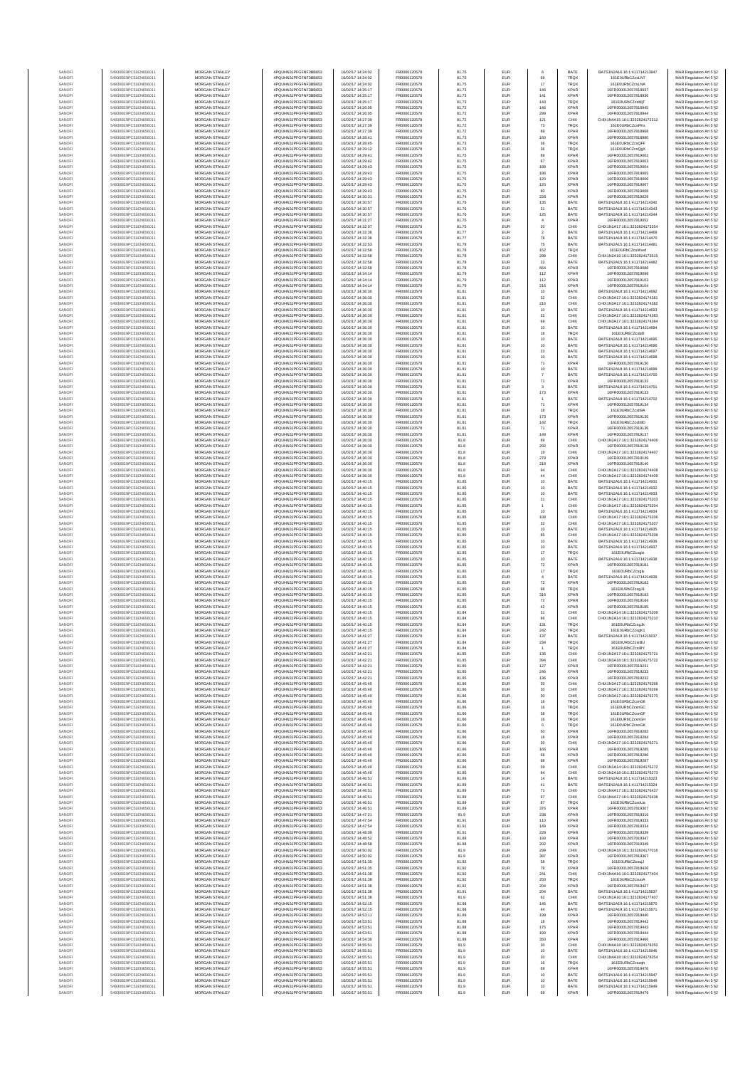| SANOFI | 549300E9PC51EN656011 | MORGAN STANLEY | 4PQUHN3JPFGFNF3BB653 | 16/02/17 14:24:02 | FR0000120578 | 81.75 | EUR | 6 | BATE | BATS1N2A16:16:1:411714213847 | MAR Regulation Art 5 §2 |
|---|---|---|---|---|---|---|---|---|---|---|---|
| SANOFI | 549300E9PC51EN656011 | MORGAN STANLEY | 4PQUHN3JPFGFNF3BB653 | 16/02/17 14:24:02 | FR0000120578 | 81.75 | EUR | 69 | TRQX | 161E0URbCZcsLN7 | MAR Regulation Art 5 §2 |
| SANOFI | 549300E9PC51EN656011 | MORGAN STANLEY | 4PQUHN3JPFGFNF3BB653 | 16/02/17 14:24:02 | FR0000120578 | 81.75 | EUR | 17 | TRQX | 161E0URbCZcsLNA | MAR Regulation Art 5 §2 |
| SANOFI | 549300E9PC51EN656011 | MORGAN STANLEY | 4PQUHN3JPFGFNF3BB653 | 16/02/17 14:25:17 | FR0000120578 | 81.73 | EUR | 146 | XPAR | 16FR0000120578I8937 | MAR Regulation Art 5 §2 |
| SANOFI | 549300E9PC51EN656011 | MORGAN STANLEY | 4PQUHN3JPFGFNF3BB653 | 16/02/17 14:25:17 | FR0000120578 | 81.73 | EUR | 141 | XPAR | 16FR0000120578I8936 | MAR Regulation Art 5 §2 |
| SANOFI | 549300E9PC51EN656011 | MORGAN STANLEY | 4PQUHN3JPFGFNF3BB653 | 16/02/17 14:25:17 | FR0000120578 | 81.73 | EUR | 143 | TRQX | 161E0URbCZcsMjT | MAR Regulation Art 5 §2 |
| SANOFI | 549300E9PC51EN656011 | MORGAN STANLEY | 4PQUHN3JPFGFNF3BB653 | 16/02/17 14:26:05 | FR0000120578 | 81.72 | EUR | 146 | XPAR | 16FR0000120578I8945 | MAR Regulation Art 5 §2 |
| SANOFI | 549300E9PC51EN656011 | MORGAN STANLEY | 4PQUHN3JPFGFNF3BB653 | 16/02/17 14:26:05 | FR0000120578 | 81.72 | EUR | 299 | XPAR | 16FR0000120578I8944 | MAR Regulation Art 5 §2 |
| SANOFI | 549300E9PC51EN656011 | MORGAN STANLEY | 4PQUHN3JPFGFNF3BB653 | 16/02/17 14:27:39 | FR0000120578 | 81.72 | EUR | 121 | CHIX | CHIX1N4A15:16:1:323282472312 | MAR Regulation Art 5 §2 |
| SANOFI | 549300E9PC51EN656011 | MORGAN STANLEY | 4PQUHN3JPFGFNF3BB653 | 16/02/17 14:27:39 | FR0000120578 | 81.72 | EUR | 73 | TRQX | 161E0URbCZcsPKs | MAR Regulation Art 5 §2 |
| SANOFI | 549300E9PC51EN656011 | MORGAN STANLEY | 4PQUHN3JPFGFNF3BB653 | 16/02/17 14:27:39 | FR0000120578 | 81.72 | EUR | 89 | XPAR | 16FR0000120578I8968 | MAR Regulation Art 5 §2 |
| SANOFI | 549300E9PC51EN656011 | MORGAN STANLEY | 4PQUHN3JPFGFNF3BB653 | 16/02/17 14:28:41 | FR0000120578 | 81.73 | EUR | 160 | XPAR | 16FR0000120578I8980 | MAR Regulation Art 5 §2 |
| SANOFI | 549300E9PC51EN656011 | MORGAN STANLEY | 4PQUHN3JPFGFNF3BB653 | 16/02/17 14:28:45 | FR0000120578 | 81.73 | EUR | 36 | TRQX | 161E0URbCZcsQFF | MAR Regulation Art 5 §2 |
| SANOFI | 549300E9PC51EN656011 | MORGAN STANLEY | 4PQUHN3JPFGFNF3BB653 | 16/02/17 14:29:12 | FR0000120578 | 81.73 | EUR | 36 | TRQX | 161E0URbCZcsQgX | MAR Regulation Art 5 §2 |
| SANOFI | 549300E9PC51EN656011 | MORGAN STANLEY | 4PQUHN3JPFGFNF3BB653 | 16/02/17 14:29:41 | FR0000120578 | 81.75 | EUR | 89 | XPAR | 16FR0000120578I9002 | MAR Regulation Art 5 §2 |
| SANOFI | 549300E9PC51EN656011 | MORGAN STANLEY | 4PQUHN3JPFGFNF3BB653 | 16/02/17 14:29:42 | FR0000120578 | 81.75 | EUR | 67 | XPAR | 16FR0000120578I9003 | MAR Regulation Art 5 §2 |
| SANOFI | 549300E9PC51EN656011 | MORGAN STANLEY | 4PQUHN3JPFGFNF3BB653 | 16/02/17 14:29:43 | FR0000120578 | 81.75 | EUR | 188 | XPAR | 16FR0000120578I9004 | MAR Regulation Art 5 §2 |
| SANOFI | 549300E9PC51EN656011 | MORGAN STANLEY | 4PQUHN3JPFGFNF3BB653 | 16/02/17 14:29:43 | FR0000120578 | 81.75 | EUR | 186 | XPAR | 16FR0000120578I9005 | MAR Regulation Art 5 §2 |
| SANOFI | 549300E9PC51EN656011 | MORGAN STANLEY | 4PQUHN3JPFGFNF3BB653 | 16/02/17 14:29:43 | FR0000120578 | 81.75 | EUR | 120 | XPAR | 16FR0000120578I9006 | MAR Regulation Art 5 §2 |
| SANOFI | 549300E9PC51EN656011 | MORGAN STANLEY | 4PQUHN3JPFGFNF3BB653 | 16/02/17 14:29:43 | FR0000120578 | 81.75 | EUR | 120 | XPAR | 16FR0000120578I9007 | MAR Regulation Art 5 §2 |
| SANOFI | 549300E9PC51EN656011 | MORGAN STANLEY | 4PQUHN3JPFGFNF3BB653 | 16/02/17 14:29:43 | FR0000120578 | 81.75 | EUR | 80 | XPAR | 16FR0000120578I9008 | MAR Regulation Art 5 §2 |
| SANOFI | 549300E9PC51EN656011 | MORGAN STANLEY | 4PQUHN3JPFGFNF3BB653 | 16/02/17 14:30:31 | FR0000120578 | 81.74 | EUR | 228 | XPAR | 16FR0000120578I9029 | MAR Regulation Art 5 §2 |
| SANOFI | 549300E9PC51EN656011 | MORGAN STANLEY | 4PQUHN3JPFGFNF3BB653 | 16/02/17 14:30:57 | FR0000120578 | 81.76 | EUR | 125 | BATE | BATS1N2A19:16:1:411714214342 | MAR Regulation Art 5 §2 |
| SANOFI | 549300E9PC51EN656011 | MORGAN STANLEY | 4PQUHN3JPFGFNF3BB653 | 16/02/17 14:30:57 | FR0000120578 | 81.76 | EUR | 31 | BATE | BATS1N2A18:16:1:411714214343 | MAR Regulation Art 5 §2 |
| SANOFI | 549300E9PC51EN656011 | MORGAN STANLEY | 4PQUHN3JPFGFNF3BB653 | 16/02/17 14:30:57 | FR0000120578 | 81.76 | EUR | 125 | BATE | BATS1N2A19:16:1:411714214344 | MAR Regulation Art 5 §2 |
| SANOFI | 549300E9PC51EN656011 | MORGAN STANLEY | 4PQUHN3JPFGFNF3BB653 | 16/02/17 14:31:27 | FR0000120578 | 81.75 | EUR | 4 | XPAR | 16FR0000120578I9052 | MAR Regulation Art 5 §2 |
| SANOFI | 549300E9PC51EN656011 | MORGAN STANLEY | 4PQUHN3JPFGFNF3BB653 | 16/02/17 14:32:07 | FR0000120578 | 81.75 | EUR | 30 | CHIX | CHIX1N1A17:16:1:323282473354 | MAR Regulation Art 5 §2 |
| SANOFI | 549300E9PC51EN656011 | MORGAN STANLEY | 4PQUHN3JPFGFNF3BB653 | 16/02/17 14:32:36 | FR0000120578 | 81.77 | EUR | 2 | BATE | BATS1N1A18:16:1:411714214469 | MAR Regulation Art 5 §2 |
| SANOFI | 549300E9PC51EN656011 | MORGAN STANLEY | 4PQUHN3JPFGFNF3BB653 | 16/02/17 14:32:36 | FR0000120578 | 81.77 | EUR | 78 | BATE | BATS1N1A18:16:1:411714214470 | MAR Regulation Art 5 §2 |
| SANOFI | 549300E9PC51EN656011 | MORGAN STANLEY | 4PQUHN3JPFGFNF3BB653 | 16/02/17 14:32:53 | FR0000120578 | 81.78 | EUR | 75 | BATE | BATS1N2A15:16:1:411714214481 | MAR Regulation Art 5 §2 |
| SANOFI | 549300E9PC51EN656011 | MORGAN STANLEY | 4PQUHN3JPFGFNF3BB653 | 16/02/17 14:32:58 | FR0000120578 | 81.78 | EUR | 152 | TRQX | 161E0URbCZcsWxd | MAR Regulation Art 5 §2 |
| SANOFI | 549300E9PC51EN656011 | MORGAN STANLEY | 4PQUHN3JPFGFNF3BB653 | 16/02/17 14:32:58 | FR0000120578 | 81.78 | EUR | 298 | CHIX | CHIX1N2A16:16:1:323282473515 | MAR Regulation Art 5 §2 |
| SANOFI | 549300E9PC51EN656011 | MORGAN STANLEY | 4PQUHN3JPFGFNF3BB653 | 16/02/17 14:32:58 | FR0000120578 | 81.78 | EUR | 22 | BATE | BATS1N2A15:16:1:411714214482 | MAR Regulation Art 5 §2 |
| SANOFI | 549300E9PC51EN656011 | MORGAN STANLEY | 4PQUHN3JPFGFNF3BB653 | 16/02/17 14:32:58 | FR0000120578 | 81.78 | EUR | 664 | XPAR | 16FR0000120578I9088 | MAR Regulation Art 5 §2 |
| SANOFI | 549300E9PC51EN656011 | MORGAN STANLEY | 4PQUHN3JPFGFNF3BB653 | 16/02/17 14:34:14 | FR0000120578 | 81.79 | EUR | 112 | XPAR | 16FR0000120578I9098 | MAR Regulation Art 5 §2 |
| SANOFI | 549300E9PC51EN656011 | MORGAN STANLEY | 4PQUHN3JPFGFNF3BB653 | 16/02/17 14:34:14 | FR0000120578 | 81.79 | EUR | 112 | XPAR | 16FR0000120578I9103 | MAR Regulation Art 5 §2 |
| SANOFI | 549300E9PC51EN656011 | MORGAN STANLEY | 4PQUHN3JPFGFNF3BB653 | 16/02/17 14:34:14 | FR0000120578 | 81.79 | EUR | 216 | XPAR | 16FR0000120578I9104 | MAR Regulation Art 5 §2 |
| SANOFI | 549300E9PC51EN656011 | MORGAN STANLEY | 4PQUHN3JPFGFNF3BB653 | 16/02/17 14:36:30 | FR0000120578 | 81.81 | EUR | 10 | BATE | BATS1N2A18:16:1:411714214692 | MAR Regulation Art 5 §2 |
| SANOFI | 549300E9PC51EN656011 | MORGAN STANLEY | 4PQUHN3JPFGFNF3BB653 | 16/02/17 14:36:30 | FR0000120578 | 81.81 | EUR | 32 | CHIX | CHIX1N2A17:16:1:323282474381 | MAR Regulation Art 5 §2 |
| SANOFI | 549300E9PC51EN656011 | MORGAN STANLEY | 4PQUHN3JPFGFNF3BB653 | 16/02/17 14:36:30 | FR0000120578 | 81.81 | EUR | 216 | CHIX | CHIX1N3A17:16:1:323282474382 | MAR Regulation Art 5 §2 |
| SANOFI | 549300E9PC51EN656011 | MORGAN STANLEY | 4PQUHN3JPFGFNF3BB653 | 16/02/17 14:36:30 | FR0000120578 | 81.81 | EUR | 10 | BATE | BATS1N2A18:16:1:411714214693 | MAR Regulation Art 5 §2 |
| SANOFI | 549300E9PC51EN656011 | MORGAN STANLEY | 4PQUHN3JPFGFNF3BB653 | 16/02/17 14:36:30 | FR0000120578 | 81.81 | EUR | 32 | CHIX | CHIX1N2A17:16:1:323282474383 | MAR Regulation Art 5 §2 |
| SANOFI | 549300E9PC51EN656011 | MORGAN STANLEY | 4PQUHN3JPFGFNF3BB653 | 16/02/17 14:36:30 | FR0000120578 | 81.81 | EUR | 69 | CHIX | CHIX1N3A17:16:1:323282474384 | MAR Regulation Art 5 §2 |
| SANOFI | 549300E9PC51EN656011 | MORGAN STANLEY | 4PQUHN3JPFGFNF3BB653 | 16/02/17 14:36:30 | FR0000120578 | 81.81 | EUR | 10 | BATE | BATS1N2A18:16:1:411714214694 | MAR Regulation Art 5 §2 |
| SANOFI | 549300E9PC51EN656011 | MORGAN STANLEY | 4PQUHN3JPFGFNF3BB653 | 16/02/17 14:36:30 | FR0000120578 | 81.81 | EUR | 18 | TRQX | 161E0URbCZcsb8l | MAR Regulation Art 5 §2 |
| SANOFI | 549300E9PC51EN656011 | MORGAN STANLEY | 4PQUHN3JPFGFNF3BB653 | 16/02/17 14:36:30 | FR0000120578 | 81.81 | EUR | 10 | BATE | BATS1N2A18:16:1:411714214695 | MAR Regulation Art 5 §2 |
| SANOFI | 549300E9PC51EN656011 | MORGAN STANLEY | 4PQUHN3JPFGFNF3BB653 | 16/02/17 14:36:30 | FR0000120578 | 81.81 | EUR | 10 | BATE | BATS1N2A18:16:1:411714214696 | MAR Regulation Art 5 §2 |
| SANOFI | 549300E9PC51EN656011 | MORGAN STANLEY | 4PQUHN3JPFGFNF3BB653 | 16/02/17 14:36:30 | FR0000120578 | 81.81 | EUR | 33 | BATE | BATS1N2A18:16:1:411714214697 | MAR Regulation Art 5 §2 |
| SANOFI | 549300E9PC51EN656011 | MORGAN STANLEY | 4PQUHN3JPFGFNF3BB653 | 16/02/17 14:36:30 | FR0000120578 | 81.81 | EUR | 10 | BATE | BATS1N2A18:16:1:411714214698 | MAR Regulation Art 5 §2 |
| SANOFI | 549300E9PC51EN656011 | MORGAN STANLEY | 4PQUHN3JPFGFNF3BB653 | 16/02/17 14:36:30 | FR0000120578 | 81.81 | EUR | 71 | XPAR | 16FR0000120578I9130 | MAR Regulation Art 5 §2 |
| SANOFI | 549300E9PC51EN656011 | MORGAN STANLEY | 4PQUHN3JPFGFNF3BB653 | 16/02/17 14:36:30 | FR0000120578 | 81.81 | EUR | 10 | BATE | BATS1N2A18:16:1:411714214699 | MAR Regulation Art 5 §2 |
| SANOFI | 549300E9PC51EN656011 | MORGAN STANLEY | 4PQUHN3JPFGFNF3BB653 | 16/02/17 14:36:30 | FR0000120578 | 81.81 | EUR | 7 | BATE | BATS1N2A18:16:1:411714214700 | MAR Regulation Art 5 §2 |
| SANOFI | 549300E9PC51EN656011 | MORGAN STANLEY | 4PQUHN3JPFGFNF3BB653 | 16/02/17 14:36:30 | FR0000120578 | 81.81 | EUR | 71 | XPAR | 16FR0000120578I9132 | MAR Regulation Art 5 §2 |
| SANOFI | 549300E9PC51EN656011 | MORGAN STANLEY | 4PQUHN3JPFGFNF3BB653 | 16/02/17 14:36:30 | FR0000120578 | 81.81 | EUR | 3 | BATE | BATS1N2A18:16:1:411714214701 | MAR Regulation Art 5 §2 |
| SANOFI | 549300E9PC51EN656011 | MORGAN STANLEY | 4PQUHN3JPFGFNF3BB653 | 16/02/17 14:36:30 | FR0000120578 | 81.81 | EUR | 173 | XPAR | 16FR0000120578I9133 | MAR Regulation Art 5 §2 |
| SANOFI | 549300E9PC51EN656011 | MORGAN STANLEY | 4PQUHN3JPFGFNF3BB653 | 16/02/17 14:36:30 | FR0000120578 | 81.81 | EUR | 1 | BATE | BATS1N2A18:16:1:411714214702 | MAR Regulation Art 5 §2 |
| SANOFI | 549300E9PC51EN656011 | MORGAN STANLEY | 4PQUHN3JPFGFNF3BB653 | 16/02/17 14:36:30 | FR0000120578 | 81.81 | EUR | 71 | XPAR | 16FR0000120578I9134 | MAR Regulation Art 5 §2 |
| SANOFI | 549300E9PC51EN656011 | MORGAN STANLEY | 4PQUHN3JPFGFNF3BB653 | 16/02/17 14:36:30 | FR0000120578 | 81.81 | EUR | 18 | TRQX | 161E0URbCZcsb9A | MAR Regulation Art 5 §2 |
| SANOFI | 549300E9PC51EN656011 | MORGAN STANLEY | 4PQUHN3JPFGFNF3BB653 | 16/02/17 14:36:30 | FR0000120578 | 81.81 | EUR | 173 | XPAR | 16FR0000120578I9135 | MAR Regulation Art 5 §2 |
| SANOFI | 549300E9PC51EN656011 | MORGAN STANLEY | 4PQUHN3JPFGFNF3BB653 | 16/02/17 14:36:30 | FR0000120578 | 81.81 | EUR | 142 | TRQX | 161E0URbCZcsb9D | MAR Regulation Art 5 §2 |
| SANOFI | 549300E9PC51EN656011 | MORGAN STANLEY | 4PQUHN3JPFGFNF3BB653 | 16/02/17 14:36:30 | FR0000120578 | 81.81 | EUR | 71 | XPAR | 16FR0000120578I9136 | MAR Regulation Art 5 §2 |
| SANOFI | 549300E9PC51EN656011 | MORGAN STANLEY | 4PQUHN3JPFGFNF3BB653 | 16/02/17 14:36:30 | FR0000120578 | 81.81 | EUR | 149 | XPAR | 16FR0000120578I9137 | MAR Regulation Art 5 §2 |
| SANOFI | 549300E9PC51EN656011 | MORGAN STANLEY | 4PQUHN3JPFGFNF3BB653 | 16/02/17 14:36:30 | FR0000120578 | 81.8 | EUR | 89 | CHIX | CHIX1N2A17:16:1:323282474406 | MAR Regulation Art 5 §2 |
| SANOFI | 549300E9PC51EN656011 | MORGAN STANLEY | 4PQUHN3JPFGFNF3BB653 | 16/02/17 14:36:30 | FR0000120578 | 81.8 | EUR | 292 | XPAR | 16FR0000120578I9138 | MAR Regulation Art 5 §2 |
| SANOFI | 549300E9PC51EN656011 | MORGAN STANLEY | 4PQUHN3JPFGFNF3BB653 | 16/02/17 14:36:30 | FR0000120578 | 81.8 | EUR | 19 | CHIX | CHIX1N2A17:16:1:323282474407 | MAR Regulation Art 5 §2 |
| SANOFI | 549300E9PC51EN656011 | MORGAN STANLEY | 4PQUHN3JPFGFNF3BB653 | 16/02/17 14:36:30 | FR0000120578 | 81.8 | EUR | 279 | XPAR | 16FR0000120578I9139 | MAR Regulation Art 5 §2 |
| SANOFI | 549300E9PC51EN656011 | MORGAN STANLEY | 4PQUHN3JPFGFNF3BB653 | 16/02/17 14:36:30 | FR0000120578 | 81.8 | EUR | 218 | XPAR | 16FR0000120578I9140 | MAR Regulation Art 5 §2 |
| SANOFI | 549300E9PC51EN656011 | MORGAN STANLEY | 4PQUHN3JPFGFNF3BB653 | 16/02/17 14:36:30 | FR0000120578 | 81.8 | EUR | 94 | CHIX | CHIX1N2A17:16:1:323282474408 | MAR Regulation Art 5 §2 |
| SANOFI | 549300E9PC51EN656011 | MORGAN STANLEY | 4PQUHN3JPFGFNF3BB653 | 16/02/17 14:36:30 | FR0000120578 | 81.8 | EUR | 44 | CHIX | CHIX1N2A17:16:1:323282474409 | MAR Regulation Art 5 §2 |
| SANOFI | 549300E9PC51EN656011 | MORGAN STANLEY | 4PQUHN3JPFGFNF3BB653 | 16/02/17 14:40:15 | FR0000120578 | 81.85 | EUR | 10 | BATE | BATS1N2A16:16:1:411714214931 | MAR Regulation Art 5 §2 |
| SANOFI | 549300E9PC51EN656011 | MORGAN STANLEY | 4PQUHN3JPFGFNF3BB653 | 16/02/17 14:40:15 | FR0000120578 | 81.85 | EUR | 10 | BATE | BATS1N2A16:16:1:411714214932 | MAR Regulation Art 5 §2 |
| SANOFI | 549300E9PC51EN656011 | MORGAN STANLEY | 4PQUHN3JPFGFNF3BB653 | 16/02/17 14:40:15 | FR0000120578 | 81.85 | EUR | 10 | BATE | BATS1N2A16:16:1:411714214933 | MAR Regulation Art 5 §2 |
| SANOFI | 549300E9PC51EN656011 | MORGAN STANLEY | 4PQUHN3JPFGFNF3BB653 | 16/02/17 14:40:15 | FR0000120578 | 81.85 | EUR | 31 | CHIX | CHIX1N1A17:16:1:323282475203 | MAR Regulation Art 5 §2 |
| SANOFI | 549300E9PC51EN656011 | MORGAN STANLEY | 4PQUHN3JPFGFNF3BB653 | 16/02/17 14:40:15 | FR0000120578 | 81.85 | EUR | 1 | CHIX | CHIX1N1A17:16:1:323282475204 | MAR Regulation Art 5 §2 |
| SANOFI | 549300E9PC51EN656011 | MORGAN STANLEY | 4PQUHN3JPFGFNF3BB653 | 16/02/17 14:40:15 | FR0000120578 | 81.85 | EUR | 10 | BATE | BATS1N2A16:16:1:411714214934 | MAR Regulation Art 5 §2 |
| SANOFI | 549300E9PC51EN656011 | MORGAN STANLEY | 4PQUHN3JPFGFNF3BB653 | 16/02/17 14:40:15 | FR0000120578 | 81.85 | EUR | 108 | CHIX | CHIX1N1A17:16:1:323282475206 | MAR Regulation Art 5 §2 |
| SANOFI | 549300E9PC51EN656011 | MORGAN STANLEY | 4PQUHN3JPFGFNF3BB653 | 16/02/17 14:40:15 | FR0000120578 | 81.85 | EUR | 32 | CHIX | CHIX1N1A17:16:1:323282475207 | MAR Regulation Art 5 §2 |
| SANOFI | 549300E9PC51EN656011 | MORGAN STANLEY | 4PQUHN3JPFGFNF3BB653 | 16/02/17 14:40:15 | FR0000120578 | 81.85 | EUR | 10 | BATE | BATS1N2A16:16:1:411714214935 | MAR Regulation Art 5 §2 |
| SANOFI | 549300E9PC51EN656011 | MORGAN STANLEY | 4PQUHN3JPFGFNF3BB653 | 16/02/17 14:40:15 | FR0000120578 | 81.85 | EUR | 85 | CHIX | CHIX1N1A17:16:1:323282475208 | MAR Regulation Art 5 §2 |
| SANOFI | 549300E9PC51EN656011 | MORGAN STANLEY | 4PQUHN3JPFGFNF3BB653 | 16/02/17 14:40:15 | FR0000120578 | 81.85 | EUR | 10 | BATE | BATS1N2A16:16:1:411714214936 | MAR Regulation Art 5 §2 |
| SANOFI | 549300E9PC51EN656011 | MORGAN STANLEY | 4PQUHN3JPFGFNF3BB653 | 16/02/17 14:40:15 | FR0000120578 | 81.85 | EUR | 10 | BATE | BATS1N2A16:16:1:411714214937 | MAR Regulation Art 5 §2 |
| SANOFI | 549300E9PC51EN656011 | MORGAN STANLEY | 4PQUHN3JPFGFNF3BB653 | 16/02/17 14:40:15 | FR0000120578 | 81.85 | EUR | 17 | TRQX | 161E0URbCZcsgIn | MAR Regulation Art 5 §2 |
| SANOFI | 549300E9PC51EN656011 | MORGAN STANLEY | 4PQUHN3JPFGFNF3BB653 | 16/02/17 14:40:15 | FR0000120578 | 81.85 | EUR | 10 | BATE | BATS1N2A16:16:1:411714214938 | MAR Regulation Art 5 §2 |
| SANOFI | 549300E9PC51EN656011 | MORGAN STANLEY | 4PQUHN3JPFGFNF3BB653 | 16/02/17 14:40:15 | FR0000120578 | 81.85 | EUR | 72 | XPAR | 16FR0000120578I9181 | MAR Regulation Art 5 §2 |
| SANOFI | 549300E9PC51EN656011 | MORGAN STANLEY | 4PQUHN3JPFGFNF3BB653 | 16/02/17 14:40:15 | FR0000120578 | 81.85 | EUR | 17 | TRQX | 161E0URbCZcsgIy | MAR Regulation Art 5 §2 |
| SANOFI | 549300E9PC51EN656011 | MORGAN STANLEY | 4PQUHN3JPFGFNF3BB653 | 16/02/17 14:40:15 | FR0000120578 | 81.85 | EUR | 4 | BATE | BATS1N2A16:16:1:411714214939 | MAR Regulation Art 5 §2 |
| SANOFI | 549300E9PC51EN656011 | MORGAN STANLEY | 4PQUHN3JPFGFNF3BB653 | 16/02/17 14:40:15 | FR0000120578 | 81.85 | EUR | 72 | XPAR | 16FR0000120578I9182 | MAR Regulation Art 5 §2 |
| SANOFI | 549300E9PC51EN656011 | MORGAN STANLEY | 4PQUHN3JPFGFNF3BB653 | 16/02/17 14:40:15 | FR0000120578 | 81.85 | EUR | 98 | TRQX | 161E0URbCZcsgJ1 | MAR Regulation Art 5 §2 |
| SANOFI | 549300E9PC51EN656011 | MORGAN STANLEY | 4PQUHN3JPFGFNF3BB653 | 16/02/17 14:40:15 | FR0000120578 | 81.85 | EUR | 316 | XPAR | 16FR0000120578I9183 | MAR Regulation Art 5 §2 |
| SANOFI | 549300E9PC51EN656011 | MORGAN STANLEY | 4PQUHN3JPFGFNF3BB653 | 16/02/17 14:40:15 | FR0000120578 | 81.85 | EUR | 72 | XPAR | 16FR0000120578I9184 | MAR Regulation Art 5 §2 |
| SANOFI | 549300E9PC51EN656011 | MORGAN STANLEY | 4PQUHN3JPFGFNF3BB653 | 16/02/17 14:40:15 | FR0000120578 | 81.85 | EUR | 42 | XPAR | 16FR0000120578I9185 | MAR Regulation Art 5 §2 |
| SANOFI | 549300E9PC51EN656011 | MORGAN STANLEY | 4PQUHN3JPFGFNF3BB653 | 16/02/17 14:40:15 | FR0000120578 | 81.84 | EUR | 31 | CHIX | CHIX1N2A14:16:1:323282475209 | MAR Regulation Art 5 §2 |
| SANOFI | 549300E9PC51EN656011 | MORGAN STANLEY | 4PQUHN3JPFGFNF3BB653 | 16/02/17 14:40:15 | FR0000120578 | 81.84 | EUR | 86 | CHIX | CHIX1N2A14:16:1:323282475210 | MAR Regulation Art 5 §2 |
| SANOFI | 549300E9PC51EN656011 | MORGAN STANLEY | 4PQUHN3JPFGFNF3BB653 | 16/02/17 14:40:15 | FR0000120578 | 81.84 | EUR | 131 | TRQX | 161E0URbCZcsgJk | MAR Regulation Art 5 §2 |
| SANOFI | 549300E9PC51EN656011 | MORGAN STANLEY | 4PQUHN3JPFGFNF3BB653 | 16/02/17 14:40:15 | FR0000120578 | 81.84 | EUR | 242 | TRQX | 161E0URbCZcsgK1 | MAR Regulation Art 5 §2 |
| SANOFI | 549300E9PC51EN656011 | MORGAN STANLEY | 4PQUHN3JPFGFNF3BB653 | 16/02/17 14:41:27 | FR0000120578 | 81.84 | EUR | 137 | BATE | BATS1N2A18:16:1:411714215037 | MAR Regulation Art 5 §2 |
| SANOFI | 549300E9PC51EN656011 | MORGAN STANLEY | 4PQUHN3JPFGFNF3BB653 | 16/02/17 14:41:27 | FR0000120578 | 81.84 | EUR | 234 | TRQX | 161E0URbCZcsiBU | MAR Regulation Art 5 §2 |
| SANOFI | 549300E9PC51EN656011 | MORGAN STANLEY | 4PQUHN3JPFGFNF3BB653 | 16/02/17 14:41:27 | FR0000120578 | 81.84 | EUR | 1 | TRQX | 161E0URbCZcsiBY | MAR Regulation Art 5 §2 |
| SANOFI | 549300E9PC51EN656011 | MORGAN STANLEY | 4PQUHN3JPFGFNF3BB653 | 16/02/17 14:42:21 | FR0000120578 | 81.85 | EUR | 136 | CHIX | CHIX1N2A17:16:1:323282475721 | MAR Regulation Art 5 §2 |
| SANOFI | 549300E9PC51EN656011 | MORGAN STANLEY | 4PQUHN3JPFGFNF3BB653 | 16/02/17 14:42:21 | FR0000120578 | 81.85 | EUR | 394 | CHIX | CHIX1N3A18:16:1:323282475722 | MAR Regulation Art 5 §2 |
| SANOFI | 549300E9PC51EN656011 | MORGAN STANLEY | 4PQUHN3JPFGFNF3BB653 | 16/02/17 14:42:21 | FR0000120578 | 81.85 | EUR | 127 | XPAR | 16FR0000120578I9231 | MAR Regulation Art 5 §2 |
| SANOFI | 549300E9PC51EN656011 | MORGAN STANLEY | 4PQUHN3JPFGFNF3BB653 | 16/02/17 14:42:21 | FR0000120578 | 81.85 | EUR | 246 | XPAR | 16FR0000120578I9233 | MAR Regulation Art 5 §2 |
| SANOFI | 549300E9PC51EN656011 | MORGAN STANLEY | 4PQUHN3JPFGFNF3BB653 | 16/02/17 14:42:21 | FR0000120578 | 81.85 | EUR | 136 | XPAR | 16FR0000120578I9232 | MAR Regulation Art 5 §2 |
| SANOFI | 549300E9PC51EN656011 | MORGAN STANLEY | 4PQUHN3JPFGFNF3BB653 | 16/02/17 14:45:40 | FR0000120578 | 81.86 | EUR | 30 | CHIX | CHIX1N3A17:16:1:323282476268 | MAR Regulation Art 5 §2 |
| SANOFI | 549300E9PC51EN656011 | MORGAN STANLEY | 4PQUHN3JPFGFNF3BB653 | 16/02/17 14:45:40 | FR0000120578 | 81.86 | EUR | 30 | CHIX | CHIX1N3A17:16:1:323282476269 | MAR Regulation Art 5 §2 |
| SANOFI | 549300E9PC51EN656011 | MORGAN STANLEY | 4PQUHN3JPFGFNF3BB653 | 16/02/17 14:45:40 | FR0000120578 | 81.86 | EUR | 30 | CHIX | CHIX1N3A17:16:1:323282476270 | MAR Regulation Art 5 §2 |
| SANOFI | 549300E9PC51EN656011 | MORGAN STANLEY | 4PQUHN3JPFGFNF3BB653 | 16/02/17 14:45:40 | FR0000120578 | 81.86 | EUR | 16 | TRQX | 161E0URbCZcsnG6 | MAR Regulation Art 5 §2 |
| SANOFI | 549300E9PC51EN656011 | MORGAN STANLEY | 4PQUHN3JPFGFNF3BB653 | 16/02/17 14:45:40 | FR0000120578 | 81.86 | EUR | 16 | TRQX | 161E0URbCZcsnGC | MAR Regulation Art 5 §2 |
| SANOFI | 549300E9PC51EN656011 | MORGAN STANLEY | 4PQUHN3JPFGFNF3BB653 | 16/02/17 14:45:40 | FR0000120578 | 81.86 | EUR | 38 | TRQX | 161E0URbCZcsnGF | MAR Regulation Art 5 §2 |
| SANOFI | 549300E9PC51EN656011 | MORGAN STANLEY | 4PQUHN3JPFGFNF3BB653 | 16/02/17 14:45:40 | FR0000120578 | 81.86 | EUR | 16 | TRQX | 161E0URbCZcsnGH | MAR Regulation Art 5 §2 |
| SANOFI | 549300E9PC51EN656011 | MORGAN STANLEY | 4PQUHN3JPFGFNF3BB653 | 16/02/17 14:45:40 | FR0000120578 | 81.86 | EUR | 6 | TRQX | 161E0URbCZcsnGK | MAR Regulation Art 5 §2 |
| SANOFI | 549300E9PC51EN656011 | MORGAN STANLEY | 4PQUHN3JPFGFNF3BB653 | 16/02/17 14:45:40 | FR0000120578 | 81.86 | EUR | 50 | XPAR | 16FR0000120578I9283 | MAR Regulation Art 5 §2 |
| SANOFI | 549300E9PC51EN656011 | MORGAN STANLEY | 4PQUHN3JPFGFNF3BB653 | 16/02/17 14:45:40 | FR0000120578 | 81.86 | EUR | 18 | XPAR | 16FR0000120578I9284 | MAR Regulation Art 5 §2 |
| SANOFI | 549300E9PC51EN656011 | MORGAN STANLEY | 4PQUHN3JPFGFNF3BB653 | 16/02/17 14:45:40 | FR0000120578 | 81.86 | EUR | 30 | CHIX | CHIX1N3A17:16:1:323282476271 | MAR Regulation Art 5 §2 |
| SANOFI | 549300E9PC51EN656011 | MORGAN STANLEY | 4PQUHN3JPFGFNF3BB653 | 16/02/17 14:45:40 | FR0000120578 | 81.86 | EUR | 166 | XPAR | 16FR0000120578I9285 | MAR Regulation Art 5 §2 |
| SANOFI | 549300E9PC51EN656011 | MORGAN STANLEY | 4PQUHN3JPFGFNF3BB653 | 16/02/17 14:45:40 | FR0000120578 | 81.86 | EUR | 68 | XPAR | 16FR0000120578I9286 | MAR Regulation Art 5 §2 |
| SANOFI | 549300E9PC51EN656011 | MORGAN STANLEY | 4PQUHN3JPFGFNF3BB653 | 16/02/17 14:45:40 | FR0000120578 | 81.86 | EUR | 98 | XPAR | 16FR0000120578I9287 | MAR Regulation Art 5 §2 |
| SANOFI | 549300E9PC51EN656011 | MORGAN STANLEY | 4PQUHN3JPFGFNF3BB653 | 16/02/17 14:45:40 | FR0000120578 | 81.86 | EUR | 59 | CHIX | CHIX1N1A14:16:1:323282476272 | MAR Regulation Art 5 §2 |
| SANOFI | 549300E9PC51EN656011 | MORGAN STANLEY | 4PQUHN3JPFGFNF3BB653 | 16/02/17 14:45:40 | FR0000120578 | 81.85 | EUR | 84 | CHIX | CHIX1N1A18:16:1:323282476273 | MAR Regulation Art 5 §2 |
| SANOFI | 549300E9PC51EN656011 | MORGAN STANLEY | 4PQUHN3JPFGFNF3BB653 | 16/02/17 14:46:51 | FR0000120578 | 81.89 | EUR | 14 | BATE | BATS1N2A18:16:1:411714215323 | MAR Regulation Art 5 §2 |
| SANOFI | 549300E9PC51EN656011 | MORGAN STANLEY | 4PQUHN3JPFGFNF3BB653 | 16/02/17 14:46:51 | FR0000120578 | 81.89 | EUR | 41 | BATE | BATS1N2A18:16:1:411714215324 | MAR Regulation Art 5 §2 |
| SANOFI | 549300E9PC51EN656011 | MORGAN STANLEY | 4PQUHN3JPFGFNF3BB653 | 16/02/17 14:46:51 | FR0000120578 | 81.89 | EUR | 71 | CHIX | CHIX1N4A17:16:1:323282476437 | MAR Regulation Art 5 §2 |
| SANOFI | 549300E9PC51EN656011 | MORGAN STANLEY | 4PQUHN3JPFGFNF3BB653 | 16/02/17 14:46:51 | FR0000120578 | 81.89 | EUR | 97 | CHIX | CHIX1N4A17:16:1:323282476438 | MAR Regulation Art 5 §2 |
| SANOFI | 549300E9PC51EN656011 | MORGAN STANLEY | 4PQUHN3JPFGFNF3BB653 | 16/02/17 14:46:51 | FR0000120578 | 81.89 | EUR | 87 | TRQX | 161E0URbCZcsoUs | MAR Regulation Art 5 §2 |
| SANOFI | 549300E9PC51EN656011 | MORGAN STANLEY | 4PQUHN3JPFGFNF3BB653 | 16/02/17 14:46:51 | FR0000120578 | 81.89 | EUR | 376 | XPAR | 16FR0000120578I9307 | MAR Regulation Art 5 §2 |
| SANOFI | 549300E9PC51EN656011 | MORGAN STANLEY | 4PQUHN3JPFGFNF3BB653 | 16/02/17 14:47:21 | FR0000120578 | 81.9 | EUR | 238 | XPAR | 16FR0000120578I9316 | MAR Regulation Art 5 §2 |
| SANOFI | 549300E9PC51EN656011 | MORGAN STANLEY | 4PQUHN3JPFGFNF3BB653 | 16/02/17 14:47:54 | FR0000120578 | 81.91 | EUR | 110 | XPAR | 16FR0000120578I9333 | MAR Regulation Art 5 §2 |
| SANOFI | 549300E9PC51EN656011 | MORGAN STANLEY | 4PQUHN3JPFGFNF3BB653 | 16/02/17 14:47:54 | FR0000120578 | 81.91 | EUR | 149 | XPAR | 16FR0000120578I9334 | MAR Regulation Art 5 §2 |
| SANOFI | 549300E9PC51EN656011 | MORGAN STANLEY | 4PQUHN3JPFGFNF3BB653 | 16/02/17 14:48:09 | FR0000120578 | 81.91 | EUR | 228 | XPAR | 16FR0000120578I9339 | MAR Regulation Art 5 §2 |
| SANOFI | 549300E9PC51EN656011 | MORGAN STANLEY | 4PQUHN3JPFGFNF3BB653 | 16/02/17 14:48:52 | FR0000120578 | 81.89 | EUR | 193 | XPAR | 16FR0000120578I9347 | MAR Regulation Art 5 §2 |
| SANOFI | 549300E9PC51EN656011 | MORGAN STANLEY | 4PQUHN3JPFGFNF3BB653 | 16/02/17 14:48:58 | FR0000120578 | 81.88 | EUR | 202 | XPAR | 16FR0000120578I9349 | MAR Regulation Art 5 §2 |
| SANOFI | 549300E9PC51EN656011 | MORGAN STANLEY | 4PQUHN3JPFGFNF3BB653 | 16/02/17 14:50:02 | FR0000120578 | 81.9 | EUR | 299 | CHIX | CHIX1N3A18:16:1:323282477016 | MAR Regulation Art 5 §2 |
| SANOFI | 549300E9PC51EN656011 | MORGAN STANLEY | 4PQUHN3JPFGFNF3BB653 | 16/02/17 14:50:02 | FR0000120578 | 81.9 | EUR | 387 | XPAR | 16FR0000120578I9367 | MAR Regulation Art 5 §2 |
| SANOFI | 549300E9PC51EN656011 | MORGAN STANLEY | 4PQUHN3JPFGFNF3BB653 | 16/02/17 14:51:35 | FR0000120578 | 81.92 | EUR | 58 | TRQX | 161E0URbCZcsuJ | MAR Regulation Art 5 §2 |
| SANOFI | 549300E9PC51EN656011 | MORGAN STANLEY | 4PQUHN3JPFGFNF3BB653 | 16/02/17 14:51:35 | FR0000120578 | 81.92 | EUR | 78 | XPAR | 16FR0000120578I9426 | MAR Regulation Art 5 §2 |
| SANOFI | 549300E9PC51EN656011 | MORGAN STANLEY | 4PQUHN3JPFGFNF3BB653 | 16/02/17 14:51:38 | FR0000120578 | 81.92 | EUR | 241 | CHIX | CHIX1N4A16:16:1:323282477404 | MAR Regulation Art 5 §2 |
| SANOFI | 549300E9PC51EN656011 | MORGAN STANLEY | 4PQUHN3JPFGFNF3BB653 | 16/02/17 14:51:38 | FR0000120578 | 81.92 | EUR | 250 | TRQX | 161E0URbCZcsuoA | MAR Regulation Art 5 §2 |
| SANOFI | 549300E9PC51EN656011 | MORGAN STANLEY | 4PQUHN3JPFGFNF3BB653 | 16/02/17 14:51:38 | FR0000120578 | 81.92 | EUR | 204 | XPAR | 16FR0000120578I9427 | MAR Regulation Art 5 §2 |
| SANOFI | 549300E9PC51EN656011 | MORGAN STANLEY | 4PQUHN3JPFGFNF3BB653 | 16/02/17 14:51:38 | FR0000120578 | 81.91 | EUR | 204 | BATE | BATS1N1A18:16:1:411714215637 | MAR Regulation Art 5 §2 |
| SANOFI | 549300E9PC51EN656011 | MORGAN STANLEY | 4PQUHN3JPFGFNF3BB653 | 16/02/17 14:51:38 | FR0000120578 | 81.9 | EUR | 62 | CHIX | CHIX1N1A16:16:1:323282477407 | MAR Regulation Art 5 §2 |
| SANOFI | 549300E9PC51EN656011 | MORGAN STANLEY | 4PQUHN3JPFGFNF3BB653 | 16/02/17 14:52:15 | FR0000120578 | 81.88 | EUR | 145 | BATE | BATS1N2A19:16:1:411714215670 | MAR Regulation Art 5 §2 |
| SANOFI | 549300E9PC51EN656011 | MORGAN STANLEY | 4PQUHN3JPFGFNF3BB653 | 16/02/17 14:52:15 | FR0000120578 | 81.88 | EUR | 44 | BATE | BATS1N2A19:16:1:411714215671 | MAR Regulation Art 5 §2 |
| SANOFI | 549300E9PC51EN656011 | MORGAN STANLEY | 4PQUHN3JPFGFNF3BB653 | 16/02/17 14:53:11 | FR0000120578 | 81.89 | EUR | 199 | XPAR | 16FR0000120578I9440 | MAR Regulation Art 5 §2 |
| SANOFI | 549300E9PC51EN656011 | MORGAN STANLEY | 4PQUHN3JPFGFNF3BB653 | 16/02/17 14:53:51 | FR0000120578 | 81.88 | EUR | 18 | XPAR | 16FR0000120578I9442 | MAR Regulation Art 5 §2 |
| SANOFI | 549300E9PC51EN656011 | MORGAN STANLEY | 4PQUHN3JPFGFNF3BB653 | 16/02/17 14:53:51 | FR0000120578 | 81.88 | EUR | 175 | XPAR | 16FR0000120578I9443 | MAR Regulation Art 5 §2 |
| SANOFI | 549300E9PC51EN656011 | MORGAN STANLEY | 4PQUHN3JPFGFNF3BB653 | 16/02/17 14:53:51 | FR0000120578 | 81.88 | EUR | 193 | XPAR | 16FR0000120578I9444 | MAR Regulation Art 5 §2 |
| SANOFI | 549300E9PC51EN656011 | MORGAN STANLEY | 4PQUHN3JPFGFNF3BB653 | 16/02/17 14:54:30 | FR0000120578 | 81.88 | EUR | 350 | XPAR | 16FR0000120578I9466 | MAR Regulation Art 5 §2 |
| SANOFI | 549300E9PC51EN656011 | MORGAN STANLEY | 4PQUHN3JPFGFNF3BB653 | 16/02/17 14:55:51 | FR0000120578 | 81.9 | EUR | 30 | CHIX | CHIX1N4A18:16:1:323282478250 | MAR Regulation Art 5 §2 |
| SANOFI | 549300E9PC51EN656011 | MORGAN STANLEY | 4PQUHN3JPFGFNF3BB653 | 16/02/17 14:55:51 | FR0000120578 | 81.9 | EUR | 10 | BATE | BATS1N1A16:16:1:411714215946 | MAR Regulation Art 5 §2 |
| SANOFI | 549300E9PC51EN656011 | MORGAN STANLEY | 4PQUHN3JPFGFNF3BB653 | 16/02/17 14:55:51 | FR0000120578 | 81.9 | EUR | 30 | CHIX | CHIX1N4A18:16:1:323282478254 | MAR Regulation Art 5 §2 |
| SANOFI | 549300E9PC51EN656011 | MORGAN STANLEY | 4PQUHN3JPFGFNF3BB653 | 16/02/17 14:55:51 | FR0000120578 | 81.9 | EUR | 16 | TRQX | 161E0URbCZcszqh | MAR Regulation Art 5 §2 |
| SANOFI | 549300E9PC51EN656011 | MORGAN STANLEY | 4PQUHN3JPFGFNF3BB653 | 16/02/17 14:55:51 | FR0000120578 | 81.9 | EUR | 69 | XPAR | 16FR0000120578I9476 | MAR Regulation Art 5 §2 |
| SANOFI | 549300E9PC51EN656011 | MORGAN STANLEY | 4PQUHN3JPFGFNF3BB653 | 16/02/17 14:55:51 | FR0000120578 | 81.9 | EUR | 10 | BATE | BATS1N1A16:16:1:411714215947 | MAR Regulation Art 5 §2 |
| SANOFI | 549300E9PC51EN656011 | MORGAN STANLEY | 4PQUHN3JPFGFNF3BB653 | 16/02/17 14:55:51 | FR0000120578 | 81.9 | EUR | 10 | BATE | BATS1N1A16:16:1:411714215948 | MAR Regulation Art 5 §2 |
| SANOFI | 549300E9PC51EN656011 | MORGAN STANLEY | 4PQUHN3JPFGFNF3BB653 | 16/02/17 14:55:51 | FR0000120578 | 81.9 | EUR | 10 | BATE | BATS1N1A16:16:1:411714215949 | MAR Regulation Art 5 §2 |
| SANOFI | 549300E9PC51EN656011 | MORGAN STANLEY | 4PQUHN3JPFGFNF3BB653 | 16/02/17 14:55:51 | FR0000120578 | 81.9 | EUR | 69 | XPAR | 16FR0000120578I9479 | MAR Regulation Art 5 §2 |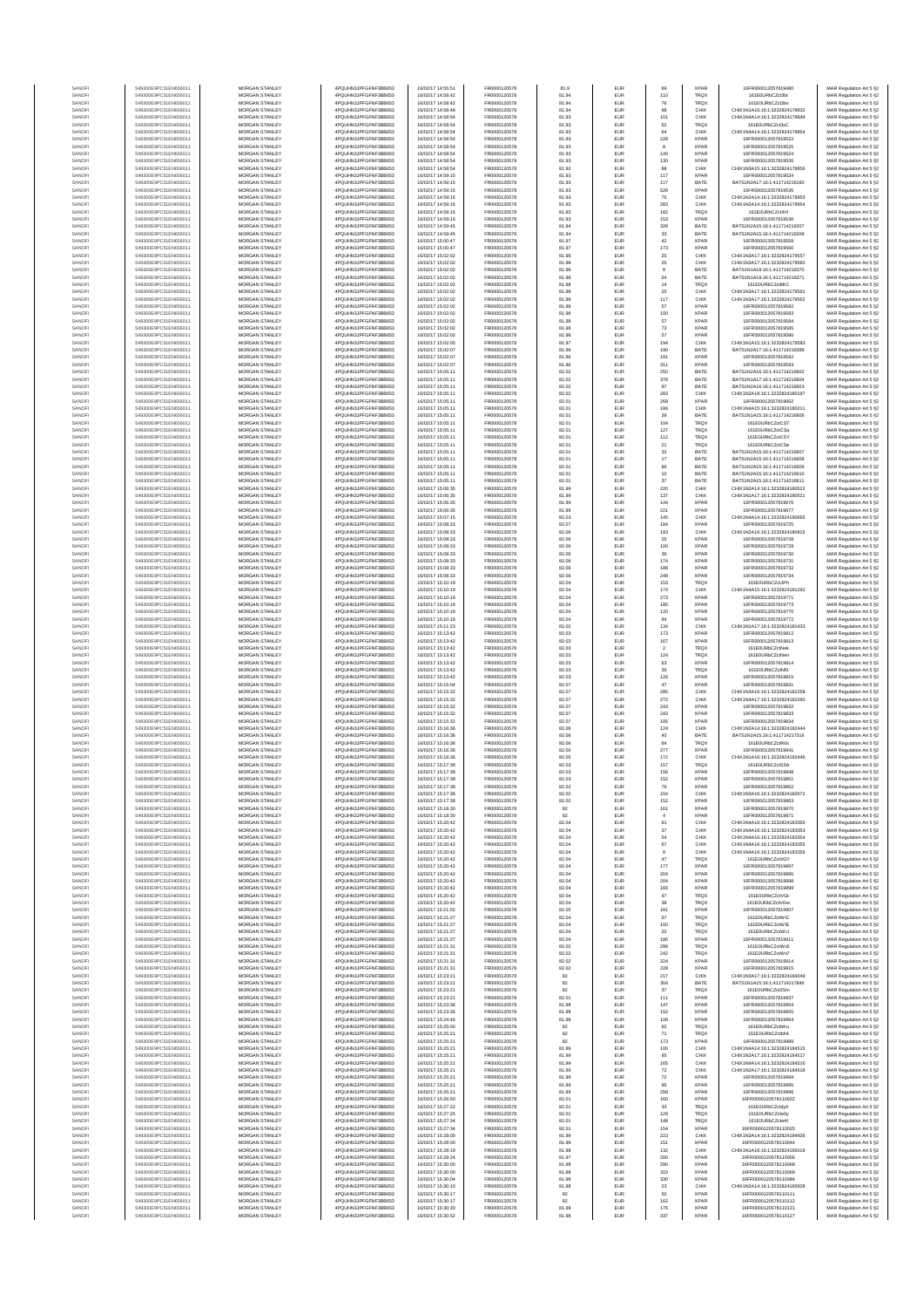| | | | | | | | | | | | |
|---|---|---|---|---|---|---|---|---|---|---|---|
| SANOFI | 549300E9PC51EN656011 | MORGAN STANLEY | 4PQUHN3JPFGFNF3BB653 | 16/02/2017 14:55:51 | FR0000120578 | 81.9 | EUR | 69 | XPAR | 16FR000012057819480 | MAR Regulation Art 5 §2 |
| SANOFI | 549300E9PC51EN656011 | MORGAN STANLEY | 4PQUHN3JPFGFNF3BB653 | 16/02/2017 14:58:42 | FR0000120578 | 81.94 | EUR | 110 | TRQX | 161E0URbCZn3bt | MAR Regulation Art 5 §2 |
| SANOFI | 549300E9PC51EN656011 | MORGAN STANLEY | 4PQUHN3JPFGFNF3BB653 | 16/02/2017 14:58:42 | FR0000120578 | 81.94 | EUR | 76 | TRQX | 161E0URbCZnGbv | MAR Regulation Art 5 §2 |
| SANOFI | 549300E9PC51EN656011 | MORGAN STANLEY | 4PQUHN3JPFGFNF3BB653 | 16/02/2017 14:58:48 | FR0000120578 | 81.94 | EUR | 98 | CHIX | CHIX1N1A16:1:3232824178832 | MAR Regulation Art 5 §2 |
| SANOFI | 549300E9PC51EN656011 | MORGAN STANLEY | 4PQUHN3JPFGFNF3BB653 | 16/02/2017 14:58:54 | FR0000120578 | 81.93 | EUR | 101 | CHIX | CHIX1N4A14:1:3232824178849 | MAR Regulation Art 5 §2 |
| SANOFI | 549300E9PC51EN656011 | MORGAN STANLEY | 4PQUHN3JPFGFNF3BB653 | 16/02/2017 14:58:54 | FR0000120578 | 81.93 | EUR | 52 | TRQX | 161E0URbCZn3bC | MAR Regulation Art 5 §2 |
| SANOFI | 549300E9PC51EN656011 | MORGAN STANLEY | 4PQUHN3JPFGFNF3BB653 | 16/02/2017 14:58:54 | FR0000120578 | 81.93 | EUR | 64 | CHIX | CHIX1N4A14:1:3232824178854 | MAR Regulation Art 5 §2 |
| SANOFI | 549300E9PC51EN656011 | MORGAN STANLEY | 4PQUHN3JPFGFNF3BB653 | 16/02/2017 14:58:54 | FR0000120578 | 81.93 | EUR | 228 | XPAR | 16FR000012057819522 | MAR Regulation Art 5 §2 |
| SANOFI | 549300E9PC51EN656011 | MORGAN STANLEY | 4PQUHN3JPFGFNF3BB653 | 16/02/2017 14:58:54 | FR0000120578 | 81.93 | EUR | 8 | XPAR | 16FR000012057819525 | MAR Regulation Art 5 §2 |
| SANOFI | 549300E9PC51EN656011 | MORGAN STANLEY | 4PQUHN3JPFGFNF3BB653 | 16/02/2017 14:58:54 | FR0000120578 | 81.93 | EUR | 140 | XPAR | 16FR000012057819524 | MAR Regulation Art 5 §2 |
| SANOFI | 549300E9PC51EN656011 | MORGAN STANLEY | 4PQUHN3JPFGFNF3BB653 | 16/02/2017 14:58:54 | FR0000120578 | 81.93 | EUR | 130 | XPAR | 16FR000012057819526 | MAR Regulation Art 5 §2 |
| SANOFI | 549300E9PC51EN656011 | MORGAN STANLEY | 4PQUHN3JPFGFNF3BB653 | 16/02/2017 14:58:54 | FR0000120578 | 81.92 | EUR | 88 | CHIX | CHIX1N2A15:16:1:3232824178856 | MAR Regulation Art 5 §2 |
| SANOFI | 549300E9PC51EN656011 | MORGAN STANLEY | 4PQUHN3JPFGFNF3BB653 | 16/02/2017 14:59:15 | FR0000120578 | 81.93 | EUR | 117 | XPAR | 16FR000012057819534 | MAR Regulation Art 5 §2 |
| SANOFI | 549300E9PC51EN656011 | MORGAN STANLEY | 4PQUHN3JPFGFNF3BB653 | 16/02/2017 14:59:15 | FR0000120578 | 81.93 | EUR | 117 | BATE | BATS1N2A17:16:1:411714216160 | MAR Regulation Art 5 §2 |
| SANOFI | 549300E9PC51EN656011 | MORGAN STANLEY | 4PQUHN3JPFGFNF3BB653 | 16/02/2017 14:59:15 | FR0000120578 | 81.93 | EUR | 528 | XPAR | 16FR000012057819535 | MAR Regulation Art 5 §2 |
| SANOFI | 549300E9PC51EN656011 | MORGAN STANLEY | 4PQUHN3JPFGFNF3BB653 | 16/02/2017 14:59:15 | FR0000120578 | 81.93 | EUR | 75 | CHIX | CHIX1N2A14:16:1:3232824178953 | MAR Regulation Art 5 §2 |
| SANOFI | 549300E9PC51EN656011 | MORGAN STANLEY | 4PQUHN3JPFGFNF3BB653 | 16/02/2017 14:59:15 | FR0000120578 | 81.93 | EUR | 283 | CHIX | CHIX1N2A14:16:1:3232824178954 | MAR Regulation Art 5 §2 |
| SANOFI | 549300E9PC51EN656011 | MORGAN STANLEY | 4PQUHN3JPFGFNF3BB653 | 16/02/2017 14:59:15 | FR0000120578 | 81.93 | EUR | 182 | TRQX | 161E0URbCZnIVf | MAR Regulation Art 5 §2 |
| SANOFI | 549300E9PC51EN656011 | MORGAN STANLEY | 4PQUHN3JPFGFNF3BB653 | 16/02/2017 14:59:15 | FR0000120578 | 81.93 | EUR | 153 | XPAR | 16FR000012057819536 | MAR Regulation Art 5 §2 |
| SANOFI | 549300E9PC51EN656011 | MORGAN STANLEY | 4PQUHN3JPFGFNF3BB653 | 16/02/2017 14:59:45 | FR0000120578 | 81.94 | EUR | 328 | BATE | BATS1N2A15:16:1:411714216207 | MAR Regulation Art 5 §2 |
| SANOFI | 549300E9PC51EN656011 | MORGAN STANLEY | 4PQUHN3JPFGFNF3BB653 | 16/02/2017 14:59:45 | FR0000120578 | 81.94 | EUR | 33 | BATE | BATS1N2A15:16:1:411714216208 | MAR Regulation Art 5 §2 |
| SANOFI | 549300E9PC51EN656011 | MORGAN STANLEY | 4PQUHN3JPFGFNF3BB653 | 16/02/2017 15:00:47 | FR0000120578 | 81.97 | EUR | 42 | XPAR | 16FR000012057819559 | MAR Regulation Art 5 §2 |
| SANOFI | 549300E9PC51EN656011 | MORGAN STANLEY | 4PQUHN3JPFGFNF3BB653 | 16/02/2017 15:00:47 | FR0000120578 | 81.97 | EUR | 173 | XPAR | 16FR000012057819560 | MAR Regulation Art 5 §2 |
| SANOFI | 549300E9PC51EN656011 | MORGAN STANLEY | 4PQUHN3JPFGFNF3BB653 | 16/02/2017 15:02:02 | FR0000120578 | 81.98 | EUR | 25 | CHIX | CHIX1N3A17:16:1:3232824179557 | MAR Regulation Art 5 §2 |
| SANOFI | 549300E9PC51EN656011 | MORGAN STANLEY | 4PQUHN3JPFGFNF3BB653 | 16/02/2017 15:02:02 | FR0000120578 | 81.98 | EUR | 25 | CHIX | CHIX1N3A17:16:1:3232824179560 | MAR Regulation Art 5 §2 |
| SANOFI | 549300E9PC51EN656011 | MORGAN STANLEY | 4PQUHN3JPFGFNF3BB653 | 16/02/2017 15:02:02 | FR0000120578 | 81.98 | EUR | 8 | BATE | BATS1N1A19:16:1:411714216370 | MAR Regulation Art 5 §2 |
| SANOFI | 549300E9PC51EN656011 | MORGAN STANLEY | 4PQUHN3JPFGFNF3BB653 | 16/02/2017 15:02:02 | FR0000120578 | 81.98 | EUR | 54 | BATE | BATS1N1A19:16:1:411714216371 | MAR Regulation Art 5 §2 |
| SANOFI | 549300E9PC51EN656011 | MORGAN STANLEY | 4PQUHN3JPFGFNF3BB653 | 16/02/2017 15:02:02 | FR0000120578 | 81.98 | EUR | 14 | TRQX | 161E0URbCZn8KC | MAR Regulation Art 5 §2 |
| SANOFI | 549300E9PC51EN656011 | MORGAN STANLEY | 4PQUHN3JPFGFNF3BB653 | 16/02/2017 15:02:02 | FR0000120578 | 81.98 | EUR | 25 | CHIX | CHIX1N3A17:16:1:3232824179561 | MAR Regulation Art 5 §2 |
| SANOFI | 549300E9PC51EN656011 | MORGAN STANLEY | 4PQUHN3JPFGFNF3BB653 | 16/02/2017 15:02:02 | FR0000120578 | 81.98 | EUR | 117 | CHIX | CHIX1N3A17:16:1:3232824179562 | MAR Regulation Art 5 §2 |
| SANOFI | 549300E9PC51EN656011 | MORGAN STANLEY | 4PQUHN3JPFGFNF3BB653 | 16/02/2017 15:02:02 | FR0000120578 | 81.98 | EUR | 57 | XPAR | 16FR000012057819582 | MAR Regulation Art 5 §2 |
| SANOFI | 549300E9PC51EN656011 | MORGAN STANLEY | 4PQUHN3JPFGFNF3BB653 | 16/02/2017 15:02:02 | FR0000120578 | 81.98 | EUR | 100 | XPAR | 16FR000012057819583 | MAR Regulation Art 5 §2 |
| SANOFI | 549300E9PC51EN656011 | MORGAN STANLEY | 4PQUHN3JPFGFNF3BB653 | 16/02/2017 15:02:02 | FR0000120578 | 81.98 | EUR | 57 | XPAR | 16FR000012057819584 | MAR Regulation Art 5 §2 |
| SANOFI | 549300E9PC51EN656011 | MORGAN STANLEY | 4PQUHN3JPFGFNF3BB653 | 16/02/2017 15:02:02 | FR0000120578 | 81.98 | EUR | 73 | XPAR | 16FR000012057819585 | MAR Regulation Art 5 §2 |
| SANOFI | 549300E9PC51EN656011 | MORGAN STANLEY | 4PQUHN3JPFGFNF3BB653 | 16/02/2017 15:02:02 | FR0000120578 | 81.98 | EUR | 57 | XPAR | 16FR000012057819586 | MAR Regulation Art 5 §2 |
| SANOFI | 549300E9PC51EN656011 | MORGAN STANLEY | 4PQUHN3JPFGFNF3BB653 | 16/02/2017 15:02:05 | FR0000120578 | 81.97 | EUR | 194 | CHIX | CHIX1N1A15:16:1:3232824179583 | MAR Regulation Art 5 §2 |
| SANOFI | 549300E9PC51EN656011 | MORGAN STANLEY | 4PQUHN3JPFGFNF3BB653 | 16/02/2017 15:02:07 | FR0000120578 | 81.96 | EUR | 190 | BATE | BATS1N2A17:16:1:411714216399 | MAR Regulation Art 5 §2 |
| SANOFI | 549300E9PC51EN656011 | MORGAN STANLEY | 4PQUHN3JPFGFNF3BB653 | 16/02/2017 15:02:07 | FR0000120578 | 81.96 | EUR | 191 | XPAR | 16FR000012057819592 | MAR Regulation Art 5 §2 |
| SANOFI | 549300E9PC51EN656011 | MORGAN STANLEY | 4PQUHN3JPFGFNF3BB653 | 16/02/2017 15:02:07 | FR0000120578 | 81.96 | EUR | 311 | XPAR | 16FR000012057819593 | MAR Regulation Art 5 §2 |
| SANOFI | 549300E9PC51EN656011 | MORGAN STANLEY | 4PQUHN3JPFGFNF3BB653 | 16/02/2017 15:05:11 | FR0000120578 | 82.02 | EUR | 250 | BATE | BATS1N2A16:16:1:411714216602 | MAR Regulation Art 5 §2 |
| SANOFI | 549300E9PC51EN656011 | MORGAN STANLEY | 4PQUHN3JPFGFNF3BB653 | 16/02/2017 15:05:11 | FR0000120578 | 82.02 | EUR | 378 | BATE | BATS1N1A17:16:1:411714216604 | MAR Regulation Art 5 §2 |
| SANOFI | 549300E9PC51EN656011 | MORGAN STANLEY | 4PQUHN3JPFGFNF3BB653 | 16/02/2017 15:05:11 | FR0000120578 | 82.02 | EUR | 97 | BATE | BATS1N2A16:16:1:411714216603 | MAR Regulation Art 5 §2 |
| SANOFI | 549300E9PC51EN656011 | MORGAN STANLEY | 4PQUHN3JPFGFNF3BB653 | 16/02/2017 15:05:11 | FR0000120578 | 82.02 | EUR | 283 | CHIX | CHIX1N2A18:16:1:3232824180197 | MAR Regulation Art 5 §2 |
| SANOFI | 549300E9PC51EN656011 | MORGAN STANLEY | 4PQUHN3JPFGFNF3BB653 | 16/02/2017 15:05:11 | FR0000120578 | 82.01 | EUR | 268 | XPAR | 16FR000012057819662 | MAR Regulation Art 5 §2 |
| SANOFI | 549300E9PC51EN656011 | MORGAN STANLEY | 4PQUHN3JPFGFNF3BB653 | 16/02/2017 15:05:11 | FR0000120578 | 82.01 | EUR | 186 | CHIX | CHIX1N4A15:16:1:3232824180211 | MAR Regulation Art 5 §2 |
| SANOFI | 549300E9PC51EN656011 | MORGAN STANLEY | 4PQUHN3JPFGFNF3BB653 | 16/02/2017 15:05:11 | FR0000120578 | 82.01 | EUR | 39 | BATE | BATS1N1A15:16:1:411714216606 | MAR Regulation Art 5 §2 |
| SANOFI | 549300E9PC51EN656011 | MORGAN STANLEY | 4PQUHN3JPFGFNF3BB653 | 16/02/2017 15:05:11 | FR0000120578 | 82.01 | EUR | 104 | TRQX | 161E0URbCZnCST | MAR Regulation Art 5 §2 |
| SANOFI | 549300E9PC51EN656011 | MORGAN STANLEY | 4PQUHN3JPFGFNF3BB653 | 16/02/2017 15:05:11 | FR0000120578 | 82.01 | EUR | 127 | TRQX | 161E0URbCZnCSx | MAR Regulation Art 5 §2 |
| SANOFI | 549300E9PC51EN656011 | MORGAN STANLEY | 4PQUHN3JPFGFNF3BB653 | 16/02/2017 15:05:11 | FR0000120578 | 82.01 | EUR | 112 | TRQX | 161E0URbCZnCSY | MAR Regulation Art 5 §2 |
| SANOFI | 549300E9PC51EN656011 | MORGAN STANLEY | 4PQUHN3JPFGFNF3BB653 | 16/02/2017 15:05:11 | FR0000120578 | 82.01 | EUR | 21 | TRQX | 161E0URbCZnCSe | MAR Regulation Art 5 §2 |
| SANOFI | 549300E9PC51EN656011 | MORGAN STANLEY | 4PQUHN3JPFGFNF3BB653 | 16/02/2017 15:05:11 | FR0000120578 | 82.01 | EUR | 32 | BATE | BATS1N2A15:16:1:411714216607 | MAR Regulation Art 5 §2 |
| SANOFI | 549300E9PC51EN656011 | MORGAN STANLEY | 4PQUHN3JPFGFNF3BB653 | 16/02/2017 15:05:11 | FR0000120578 | 82.01 | EUR | 17 | BATE | BATS1N2A15:16:1:411714216608 | MAR Regulation Art 5 §2 |
| SANOFI | 549300E9PC51EN656011 | MORGAN STANLEY | 4PQUHN3JPFGFNF3BB653 | 16/02/2017 15:05:11 | FR0000120578 | 82.01 | EUR | 86 | BATE | BATS1N2A15:16:1:411714216609 | MAR Regulation Art 5 §2 |
| SANOFI | 549300E9PC51EN656011 | MORGAN STANLEY | 4PQUHN3JPFGFNF3BB653 | 16/02/2017 15:05:11 | FR0000120578 | 82.01 | EUR | 10 | BATE | BATS1N2A15:16:1:411714216610 | MAR Regulation Art 5 §2 |
| SANOFI | 549300E9PC51EN656011 | MORGAN STANLEY | 4PQUHN3JPFGFNF3BB653 | 16/02/2017 15:05:11 | FR0000120578 | 82.01 | EUR | 37 | BATE | BATS1N2A15:16:1:411714216611 | MAR Regulation Art 5 §2 |
| SANOFI | 549300E9PC51EN656011 | MORGAN STANLEY | 4PQUHN3JPFGFNF3BB653 | 16/02/2017 15:06:35 | FR0000120578 | 81.99 | EUR | 220 | CHIX | CHIX1N2A14:16:1:3232824180522 | MAR Regulation Art 5 §2 |
| SANOFI | 549300E9PC51EN656011 | MORGAN STANLEY | 4PQUHN3JPFGFNF3BB653 | 16/02/2017 15:06:35 | FR0000120578 | 81.99 | EUR | 137 | CHIX | CHIX1N1A17:16:1:3232824180521 | MAR Regulation Art 5 §2 |
| SANOFI | 549300E9PC51EN656011 | MORGAN STANLEY | 4PQUHN3JPFGFNF3BB653 | 16/02/2017 15:06:35 | FR0000120578 | 81.99 | EUR | 144 | XPAR | 16FR000012057819676 | MAR Regulation Art 5 §2 |
| SANOFI | 549300E9PC51EN656011 | MORGAN STANLEY | 4PQUHN3JPFGFNF3BB653 | 16/02/2017 15:06:35 | FR0000120578 | 81.99 | EUR | 221 | XPAR | 16FR000012057819677 | MAR Regulation Art 5 §2 |
| SANOFI | 549300E9PC51EN656011 | MORGAN STANLEY | 4PQUHN3JPFGFNF3BB653 | 16/02/2017 15:07:15 | FR0000120578 | 82.03 | EUR | 145 | CHIX | CHIX1N4A14:16:1:3232824180665 | MAR Regulation Art 5 §2 |
| SANOFI | 549300E9PC51EN656011 | MORGAN STANLEY | 4PQUHN3JPFGFNF3BB653 | 16/02/2017 15:08:33 | FR0000120578 | 82.07 | EUR | 184 | XPAR | 16FR000012057819725 | MAR Regulation Art 5 §2 |
| SANOFI | 549300E9PC51EN656011 | MORGAN STANLEY | 4PQUHN3JPFGFNF3BB653 | 16/02/2017 15:08:33 | FR0000120578 | 82.06 | EUR | 193 | CHIX | CHIX1N2A16:16:1:3232824180915 | MAR Regulation Art 5 §2 |
| SANOFI | 549300E9PC51EN656011 | MORGAN STANLEY | 4PQUHN3JPFGFNF3BB653 | 16/02/2017 15:08:33 | FR0000120578 | 82.06 | EUR | 25 | XPAR | 16FR000012057819728 | MAR Regulation Art 5 §2 |
| SANOFI | 549300E9PC51EN656011 | MORGAN STANLEY | 4PQUHN3JPFGFNF3BB653 | 16/02/2017 15:08:33 | FR0000120578 | 82.06 | EUR | 100 | XPAR | 16FR000012057819729 | MAR Regulation Art 5 §2 |
| SANOFI | 549300E9PC51EN656011 | MORGAN STANLEY | 4PQUHN3JPFGFNF3BB653 | 16/02/2017 15:08:33 | FR0000120578 | 82.06 | EUR | 36 | XPAR | 16FR000012057819730 | MAR Regulation Art 5 §2 |
| SANOFI | 549300E9PC51EN656011 | MORGAN STANLEY | 4PQUHN3JPFGFNF3BB653 | 16/02/2017 15:08:33 | FR0000120578 | 82.06 | EUR | 174 | XPAR | 16FR000012057819731 | MAR Regulation Art 5 §2 |
| SANOFI | 549300E9PC51EN656011 | MORGAN STANLEY | 4PQUHN3JPFGFNF3BB653 | 16/02/2017 15:08:33 | FR0000120578 | 82.06 | EUR | 188 | XPAR | 16FR000012057819732 | MAR Regulation Art 5 §2 |
| SANOFI | 549300E9PC51EN656011 | MORGAN STANLEY | 4PQUHN3JPFGFNF3BB653 | 16/02/2017 15:08:33 | FR0000120578 | 82.06 | EUR | 248 | XPAR | 16FR000012057819734 | MAR Regulation Art 5 §2 |
| SANOFI | 549300E9PC51EN656011 | MORGAN STANLEY | 4PQUHN3JPFGFNF3BB653 | 16/02/2017 15:10:19 | FR0000120578 | 82.04 | EUR | 153 | TRQX | 161E0URbCZnJPh | MAR Regulation Art 5 §2 |
| SANOFI | 549300E9PC51EN656011 | MORGAN STANLEY | 4PQUHN3JPFGFNF3BB653 | 16/02/2017 15:10:19 | FR0000120578 | 82.04 | EUR | 174 | CHIX | CHIX1N4A15:16:1:3232824181292 | MAR Regulation Art 5 §2 |
| SANOFI | 549300E9PC51EN656011 | MORGAN STANLEY | 4PQUHN3JPFGFNF3BB653 | 16/02/2017 15:10:19 | FR0000120578 | 82.04 | EUR | 273 | XPAR | 16FR000012057819771 | MAR Regulation Art 5 §2 |
| SANOFI | 549300E9PC51EN656011 | MORGAN STANLEY | 4PQUHN3JPFGFNF3BB653 | 16/02/2017 15:10:19 | FR0000120578 | 82.04 | EUR | 185 | XPAR | 16FR000012057819773 | MAR Regulation Art 5 §2 |
| SANOFI | 549300E9PC51EN656011 | MORGAN STANLEY | 4PQUHN3JPFGFNF3BB653 | 16/02/2017 15:10:19 | FR0000120578 | 82.04 | EUR | 120 | XPAR | 16FR000012057819770 | MAR Regulation Art 5 §2 |
| SANOFI | 549300E9PC51EN656011 | MORGAN STANLEY | 4PQUHN3JPFGFNF3BB653 | 16/02/2017 15:10:19 | FR0000120578 | 82.04 | EUR | 94 | XPAR | 16FR000012057819772 | MAR Regulation Art 5 §2 |
| SANOFI | 549300E9PC51EN656011 | MORGAN STANLEY | 4PQUHN3JPFGFNF3BB653 | 16/02/2017 15:11:23 | FR0000120578 | 82.02 | EUR | 134 | CHIX | CHIX1N1A17:16:1:3232824181433 | MAR Regulation Art 5 §2 |
| SANOFI | 549300E9PC51EN656011 | MORGAN STANLEY | 4PQUHN3JPFGFNF3BB653 | 16/02/2017 15:13:42 | FR0000120578 | 82.03 | EUR | 173 | XPAR | 16FR000012057819812 | MAR Regulation Art 5 §2 |
| SANOFI | 549300E9PC51EN656011 | MORGAN STANLEY | 4PQUHN3JPFGFNF3BB653 | 16/02/2017 15:13:42 | FR0000120578 | 82.03 | EUR | 167 | XPAR | 16FR000012057819813 | MAR Regulation Art 5 §2 |
| SANOFI | 549300E9PC51EN656011 | MORGAN STANLEY | 4PQUHN3JPFGFNF3BB653 | 16/02/2017 15:13:42 | FR0000120578 | 82.03 | EUR | 2 | TRQX | 161E0URbCZnNek | MAR Regulation Art 5 §2 |
| SANOFI | 549300E9PC51EN656011 | MORGAN STANLEY | 4PQUHN3JPFGFNF3BB653 | 16/02/2017 15:13:42 | FR0000120578 | 82.03 | EUR | 124 | TRQX | 161E0URbCZnNen | MAR Regulation Art 5 §2 |
| SANOFI | 549300E9PC51EN656011 | MORGAN STANLEY | 4PQUHN3JPFGFNF3BB653 | 16/02/2017 15:13:42 | FR0000120578 | 82.03 | EUR | 63 | XPAR | 16FR000012057819814 | MAR Regulation Art 5 §2 |
| SANOFI | 549300E9PC51EN656011 | MORGAN STANLEY | 4PQUHN3JPFGFNF3BB653 | 16/02/2017 15:13:42 | FR0000120578 | 82.03 | EUR | 39 | TRQX | 161E0URbCZnNf3 | MAR Regulation Art 5 §2 |
| SANOFI | 549300E9PC51EN656011 | MORGAN STANLEY | 4PQUHN3JPFGFNF3BB653 | 16/02/2017 15:13:42 | FR0000120578 | 82.03 | EUR | 126 | XPAR | 16FR000012057819815 | MAR Regulation Art 5 §2 |
| SANOFI | 549300E9PC51EN656011 | MORGAN STANLEY | 4PQUHN3JPFGFNF3BB653 | 16/02/2017 15:15:04 | FR0000120578 | 82.07 | EUR | 47 | XPAR | 16FR000012057819831 | MAR Regulation Art 5 §2 |
| SANOFI | 549300E9PC51EN656011 | MORGAN STANLEY | 4PQUHN3JPFGFNF3BB653 | 16/02/2017 15:15:32 | FR0000120578 | 82.07 | EUR | 285 | CHIX | CHIX1N3A16:16:1:3232824182258 | MAR Regulation Art 5 §2 |
| SANOFI | 549300E9PC51EN656011 | MORGAN STANLEY | 4PQUHN3JPFGFNF3BB653 | 16/02/2017 15:15:32 | FR0000120578 | 82.07 | EUR | 272 | CHIX | CHIX1N4A17:16:1:3232824182260 | MAR Regulation Art 5 §2 |
| SANOFI | 549300E9PC51EN656011 | MORGAN STANLEY | 4PQUHN3JPFGFNF3BB653 | 16/02/2017 15:15:32 | FR0000120578 | 82.07 | EUR | 243 | XPAR | 16FR000012057819832 | MAR Regulation Art 5 §2 |
| SANOFI | 549300E9PC51EN656011 | MORGAN STANLEY | 4PQUHN3JPFGFNF3BB653 | 16/02/2017 15:15:32 | FR0000120578 | 82.07 | EUR | 243 | XPAR | 16FR000012057819833 | MAR Regulation Art 5 §2 |
| SANOFI | 549300E9PC51EN656011 | MORGAN STANLEY | 4PQUHN3JPFGFNF3BB653 | 16/02/2017 15:15:32 | FR0000120578 | 82.07 | EUR | 105 | XPAR | 16FR000012057819834 | MAR Regulation Art 5 §2 |
| SANOFI | 549300E9PC51EN656011 | MORGAN STANLEY | 4PQUHN3JPFGFNF3BB653 | 16/02/2017 15:16:36 | FR0000120578 | 82.06 | EUR | 124 | CHIX | CHIX1N2A14:16:1:3232824182444 | MAR Regulation Art 5 §2 |
| SANOFI | 549300E9PC51EN656011 | MORGAN STANLEY | 4PQUHN3JPFGFNF3BB653 | 16/02/2017 15:16:36 | FR0000120578 | 82.06 | EUR | 40 | BATE | BATS1N2A15:16:1:411714217316 | MAR Regulation Art 5 §2 |
| SANOFI | 549300E9PC51EN656011 | MORGAN STANLEY | 4PQUHN3JPFGFNF3BB653 | 16/02/2017 15:16:36 | FR0000120578 | 82.06 | EUR | 64 | TRQX | 161E0URbCZnR6n | MAR Regulation Art 5 §2 |
| SANOFI | 549300E9PC51EN656011 | MORGAN STANLEY | 4PQUHN3JPFGFNF3BB653 | 16/02/2017 15:16:36 | FR0000120578 | 82.06 | EUR | 277 | XPAR | 16FR000012057819841 | MAR Regulation Art 5 §2 |
| SANOFI | 549300E9PC51EN656011 | MORGAN STANLEY | 4PQUHN3JPFGFNF3BB653 | 16/02/2017 15:16:36 | FR0000120578 | 82.05 | EUR | 172 | CHIX | CHIX1N1A16:16:1:3232824182446 | MAR Regulation Art 5 §2 |
| SANOFI | 549300E9PC51EN656011 | MORGAN STANLEY | 4PQUHN3JPFGFNF3BB653 | 16/02/2017 15:17:36 | FR0000120578 | 82.03 | EUR | 157 | TRQX | 161E0URbCZnS5A | MAR Regulation Art 5 §2 |
| SANOFI | 549300E9PC51EN656011 | MORGAN STANLEY | 4PQUHN3JPFGFNF3BB653 | 16/02/2017 15:17:38 | FR0000120578 | 82.03 | EUR | 156 | XPAR | 16FR000012057819848 | MAR Regulation Art 5 §2 |
| SANOFI | 549300E9PC51EN656011 | MORGAN STANLEY | 4PQUHN3JPFGFNF3BB653 | 16/02/2017 15:17:38 | FR0000120578 | 82.03 | EUR | 152 | XPAR | 16FR000012057819851 | MAR Regulation Art 5 §2 |
| SANOFI | 549300E9PC51EN656011 | MORGAN STANLEY | 4PQUHN3JPFGFNF3BB653 | 16/02/2017 15:17:38 | FR0000120578 | 82.02 | EUR | 79 | XPAR | 16FR000012057819862 | MAR Regulation Art 5 §2 |
| SANOFI | 549300E9PC51EN656011 | MORGAN STANLEY | 4PQUHN3JPFGFNF3BB653 | 16/02/2017 15:17:38 | FR0000120578 | 82.02 | EUR | 154 | CHIX | CHIX1N1A15:16:1:3232824182672 | MAR Regulation Art 5 §2 |
| SANOFI | 549300E9PC51EN656011 | MORGAN STANLEY | 4PQUHN3JPFGFNF3BB653 | 16/02/2017 15:17:38 | FR0000120578 | 82.02 | EUR | 152 | XPAR | 16FR000012057819863 | MAR Regulation Art 5 §2 |
| SANOFI | 549300E9PC51EN656011 | MORGAN STANLEY | 4PQUHN3JPFGFNF3BB653 | 16/02/2017 15:18:30 | FR0000120578 | 82 | EUR | 161 | XPAR | 16FR000012057819870 | MAR Regulation Art 5 §2 |
| SANOFI | 549300E9PC51EN656011 | MORGAN STANLEY | 4PQUHN3JPFGFNF3BB653 | 16/02/2017 15:18:30 | FR0000120578 | 82 | EUR | 4 | XPAR | 16FR000012057819871 | MAR Regulation Art 5 §2 |
| SANOFI | 549300E9PC51EN656011 | MORGAN STANLEY | 4PQUHN3JPFGFNF3BB653 | 16/02/2017 15:20:42 | FR0000120578 | 82.04 | EUR | 91 | CHIX | CHIX1N4A16:16:1:3232824183350 | MAR Regulation Art 5 §2 |
| SANOFI | 549300E9PC51EN656011 | MORGAN STANLEY | 4PQUHN3JPFGFNF3BB653 | 16/02/2017 15:20:42 | FR0000120578 | 82.04 | EUR | 37 | CHIX | CHIX1N4A16:16:1:3232824183353 | MAR Regulation Art 5 §2 |
| SANOFI | 549300E9PC51EN656011 | MORGAN STANLEY | 4PQUHN3JPFGFNF3BB653 | 16/02/2017 15:20:42 | FR0000120578 | 82.04 | EUR | 54 | CHIX | CHIX1N4A16:16:1:3232824183354 | MAR Regulation Art 5 §2 |
| SANOFI | 549300E9PC51EN656011 | MORGAN STANLEY | 4PQUHN3JPFGFNF3BB653 | 16/02/2017 15:20:42 | FR0000120578 | 82.04 | EUR | 67 | CHIX | CHIX1N4A16:16:1:3232824183355 | MAR Regulation Art 5 §2 |
| SANOFI | 549300E9PC51EN656011 | MORGAN STANLEY | 4PQUHN3JPFGFNF3BB653 | 16/02/2017 15:20:42 | FR0000120578 | 82.04 | EUR | 8 | CHIX | CHIX1N4A16:16:1:3232824183356 | MAR Regulation Art 5 §2 |
| SANOFI | 549300E9PC51EN656011 | MORGAN STANLEY | 4PQUHN3JPFGFNF3BB653 | 16/02/2017 15:20:42 | FR0000120578 | 82.04 | EUR | 47 | TRQX | 161E0URbCZnVGY | MAR Regulation Art 5 §2 |
| SANOFI | 549300E9PC51EN656011 | MORGAN STANLEY | 4PQUHN3JPFGFNF3BB653 | 16/02/2017 15:20:42 | FR0000120578 | 82.04 | EUR | 177 | XPAR | 16FR000012057819897 | MAR Regulation Art 5 §2 |
| SANOFI | 549300E9PC51EN656011 | MORGAN STANLEY | 4PQUHN3JPFGFNF3BB653 | 16/02/2017 15:20:42 | FR0000120578 | 82.04 | EUR | 204 | XPAR | 16FR000012057819895 | MAR Regulation Art 5 §2 |
| SANOFI | 549300E9PC51EN656011 | MORGAN STANLEY | 4PQUHN3JPFGFNF3BB653 | 16/02/2017 15:20:42 | FR0000120578 | 82.04 | EUR | 204 | XPAR | 16FR000012057819898 | MAR Regulation Art 5 §2 |
| SANOFI | 549300E9PC51EN656011 | MORGAN STANLEY | 4PQUHN3JPFGFNF3BB653 | 16/02/2017 15:20:42 | FR0000120578 | 82.04 | EUR | 166 | XPAR | 16FR000012057819899 | MAR Regulation Art 5 §2 |
| SANOFI | 549300E9PC51EN656011 | MORGAN STANLEY | 4PQUHN3JPFGFNF3BB653 | 16/02/2017 15:20:42 | FR0000120578 | 82.04 | EUR | 47 | TRQX | 161E0URbCZnVGt | MAR Regulation Art 5 §2 |
| SANOFI | 549300E9PC51EN656011 | MORGAN STANLEY | 4PQUHN3JPFGFNF3BB653 | 16/02/2017 15:20:42 | FR0000120578 | 82.04 | EUR | 38 | TRQX | 161E0URbCZnVGw | MAR Regulation Art 5 §2 |
| SANOFI | 549300E9PC51EN656011 | MORGAN STANLEY | 4PQUHN3JPFGFNF3BB653 | 16/02/2017 15:21:02 | FR0000120578 | 82.05 | EUR | 181 | XPAR | 16FR000012057819907 | MAR Regulation Art 5 §2 |
| SANOFI | 549300E9PC51EN656011 | MORGAN STANLEY | 4PQUHN3JPFGFNF3BB653 | 16/02/2017 15:21:27 | FR0000120578 | 82.04 | EUR | 57 | TRQX | 161E0URbCZnWJC | MAR Regulation Art 5 §2 |
| SANOFI | 549300E9PC51EN656011 | MORGAN STANLEY | 4PQUHN3JPFGFNF3BB653 | 16/02/2017 15:21:27 | FR0000120578 | 82.04 | EUR | 100 | TRQX | 161E0URbCZnWJE | MAR Regulation Art 5 §2 |
| SANOFI | 549300E9PC51EN656011 | MORGAN STANLEY | 4PQUHN3JPFGFNF3BB653 | 16/02/2017 15:21:27 | FR0000120578 | 82.04 | EUR | 20 | TRQX | 161E0URbCZnWJJ | MAR Regulation Art 5 §2 |
| SANOFI | 549300E9PC51EN656011 | MORGAN STANLEY | 4PQUHN3JPFGFNF3BB653 | 16/02/2017 15:21:27 | FR0000120578 | 82.04 | EUR | 186 | XPAR | 16FR000012057819911 | MAR Regulation Art 5 §2 |
| SANOFI | 549300E9PC51EN656011 | MORGAN STANLEY | 4PQUHN3JPFGFNF3BB653 | 16/02/2017 15:21:31 | FR0000120578 | 82.02 | EUR | 206 | TRQX | 161E0URbCZnWx5 | MAR Regulation Art 5 §2 |
| SANOFI | 549300E9PC51EN656011 | MORGAN STANLEY | 4PQUHN3JPFGFNF3BB653 | 16/02/2017 15:21:31 | FR0000120578 | 82.02 | EUR | 242 | TRQX | 161E0URbCZnWx7 | MAR Regulation Art 5 §2 |
| SANOFI | 549300E9PC51EN656011 | MORGAN STANLEY | 4PQUHN3JPFGFNF3BB653 | 16/02/2017 15:21:31 | FR0000120578 | 82.02 | EUR | 224 | XPAR | 16FR000012057819914 | MAR Regulation Art 5 §2 |
| SANOFI | 549300E9PC51EN656011 | MORGAN STANLEY | 4PQUHN3JPFGFNF3BB653 | 16/02/2017 15:21:31 | FR0000120578 | 82.02 | EUR | 228 | XPAR | 16FR000012057819915 | MAR Regulation Art 5 §2 |
| SANOFI | 549300E9PC51EN656011 | MORGAN STANLEY | 4PQUHN3JPFGFNF3BB653 | 16/02/2017 15:23:21 | FR0000120578 | 82 | EUR | 217 | CHIX | CHIX1N2A17:16:1:3232824184049 | MAR Regulation Art 5 §2 |
| SANOFI | 549300E9PC51EN656011 | MORGAN STANLEY | 4PQUHN3JPFGFNF3BB653 | 16/02/2017 15:23:21 | FR0000120578 | 82 | EUR | 304 | BATE | BATS1N1A15:16:1:411714217846 | MAR Regulation Art 5 §2 |
| SANOFI | 549300E9PC51EN656011 | MORGAN STANLEY | 4PQUHN3JPFGFNF3BB653 | 16/02/2017 15:23:21 | FR0000120578 | 82 | EUR | 37 | TRQX | 161E0URbCZnZSm | MAR Regulation Art 5 §2 |
| SANOFI | 549300E9PC51EN656011 | MORGAN STANLEY | 4PQUHN3JPFGFNF3BB653 | 16/02/2017 15:23:21 | FR0000120578 | 82.01 | EUR | 111 | XPAR | 16FR000012057819937 | MAR Regulation Art 5 §2 |
| SANOFI | 549300E9PC51EN656011 | MORGAN STANLEY | 4PQUHN3JPFGFNF3BB653 | 16/02/2017 15:23:36 | FR0000120578 | 81.98 | EUR | 147 | XPAR | 16FR000012057819954 | MAR Regulation Art 5 §2 |
| SANOFI | 549300E9PC51EN656011 | MORGAN STANLEY | 4PQUHN3JPFGFNF3BB653 | 16/02/2017 15:23:36 | FR0000120578 | 81.98 | EUR | 152 | XPAR | 16FR000012057819955 | MAR Regulation Art 5 §2 |
| SANOFI | 549300E9PC51EN656011 | MORGAN STANLEY | 4PQUHN3JPFGFNF3BB653 | 16/02/2017 15:24:46 | FR0000120578 | 81.98 | EUR | 108 | XPAR | 16FR000012057819964 | MAR Regulation Art 5 §2 |
| SANOFI | 549300E9PC51EN656011 | MORGAN STANLEY | 4PQUHN3JPFGFNF3BB653 | 16/02/2017 15:25:00 | FR0000120578 | 82 | EUR | 62 | TRQX | 161E0URbCZnbKu | MAR Regulation Art 5 §2 |
| SANOFI | 549300E9PC51EN656011 | MORGAN STANLEY | 4PQUHN3JPFGFNF3BB653 | 16/02/2017 15:25:21 | FR0000120578 | 82 | EUR | 71 | TRQX | 161E0URbCZnbh4 | MAR Regulation Art 5 §2 |
| SANOFI | 549300E9PC51EN656011 | MORGAN STANLEY | 4PQUHN3JPFGFNF3BB653 | 16/02/2017 15:25:21 | FR0000120578 | 82 | EUR | 173 | XPAR | 16FR000012057819989 | MAR Regulation Art 5 §2 |
| SANOFI | 549300E9PC51EN656011 | MORGAN STANLEY | 4PQUHN3JPFGFNF3BB653 | 16/02/2017 15:25:21 | FR0000120578 | 81.99 | EUR | 100 | CHIX | CHIX1N4A14:16:1:3232824184515 | MAR Regulation Art 5 §2 |
| SANOFI | 549300E9PC51EN656011 | MORGAN STANLEY | 4PQUHN3JPFGFNF3BB653 | 16/02/2017 15:25:21 | FR0000120578 | 81.99 | EUR | 95 | CHIX | CHIX1N2A17:16:1:3232824184517 | MAR Regulation Art 5 §2 |
| SANOFI | 549300E9PC51EN656011 | MORGAN STANLEY | 4PQUHN3JPFGFNF3BB653 | 16/02/2017 15:25:21 | FR0000120578 | 81.99 | EUR | 165 | CHIX | CHIX1N1A14:16:1:3232824184516 | MAR Regulation Art 5 §2 |
| SANOFI | 549300E9PC51EN656011 | MORGAN STANLEY | 4PQUHN3JPFGFNF3BB653 | 16/02/2017 15:25:21 | FR0000120578 | 81.99 | EUR | 72 | CHIX | CHIX1N2A17:16:1:3232824184518 | MAR Regulation Art 5 §2 |
| SANOFI | 549300E9PC51EN656011 | MORGAN STANLEY | 4PQUHN3JPFGFNF3BB653 | 16/02/2017 15:25:21 | FR0000120578 | 81.99 | EUR | 72 | XPAR | 16FR000012057819994 | MAR Regulation Art 5 §2 |
| SANOFI | 549300E9PC51EN656011 | MORGAN STANLEY | 4PQUHN3JPFGFNF3BB653 | 16/02/2017 15:25:21 | FR0000120578 | 81.99 | EUR | 95 | XPAR | 16FR000012057819995 | MAR Regulation Art 5 §2 |
| SANOFI | 549300E9PC51EN656011 | MORGAN STANLEY | 4PQUHN3JPFGFNF3BB653 | 16/02/2017 15:25:21 | FR0000120578 | 81.99 | EUR | 258 | XPAR | 16FR000012057819996 | MAR Regulation Art 5 §2 |
| SANOFI | 549300E9PC51EN656011 | MORGAN STANLEY | 4PQUHN3JPFGFNF3BB653 | 16/02/2017 15:26:50 | FR0000120578 | 82.01 | EUR | 160 | XPAR | 16FR000012057810022 | MAR Regulation Art 5 §2 |
| SANOFI | 549300E9PC51EN656011 | MORGAN STANLEY | 4PQUHN3JPFGFNF3BB653 | 16/02/2017 15:27:22 | FR0000120578 | 82.01 | EUR | 33 | TRQX | 161E0URbCZndyX | MAR Regulation Art 5 §2 |
| SANOFI | 549300E9PC51EN656011 | MORGAN STANLEY | 4PQUHN3JPFGFNF3BB653 | 16/02/2017 15:27:25 | FR0000120578 | 82.01 | EUR | 129 | TRQX | 161E0URbCZnkOy | MAR Regulation Art 5 §2 |
| SANOFI | 549300E9PC51EN656011 | MORGAN STANLEY | 4PQUHN3JPFGFNF3BB653 | 16/02/2017 15:27:34 | FR0000120578 | 82.01 | EUR | 148 | TRQX | 161E0URbCZnkAl | MAR Regulation Art 5 §2 |
| SANOFI | 549300E9PC51EN656011 | MORGAN STANLEY | 4PQUHN3JPFGFNF3BB653 | 16/02/2017 15:27:34 | FR0000120578 | 82.01 | EUR | 154 | XPAR | 16FR000012057810025 | MAR Regulation Art 5 §2 |
| SANOFI | 549300E9PC51EN656011 | MORGAN STANLEY | 4PQUHN3JPFGFNF3BB653 | 16/02/2017 15:28:00 | FR0000120578 | 81.99 | EUR | 223 | CHIX | CHIX1N2A14:16:1:3232824184926 | MAR Regulation Art 5 §2 |
| SANOFI | 549300E9PC51EN656011 | MORGAN STANLEY | 4PQUHN3JPFGFNF3BB653 | 16/02/2017 15:28:00 | FR0000120578 | 81.99 | EUR | 151 | XPAR | 16FR000012057810044 | MAR Regulation Art 5 §2 |
| SANOFI | 549300E9PC51EN656011 | MORGAN STANLEY | 4PQUHN3JPFGFNF3BB653 | 16/02/2017 15:28:19 | FR0000120578 | 81.98 | EUR | 132 | CHIX | CHIX1N1A16:16:1:3232824185019 | MAR Regulation Art 5 §2 |
| SANOFI | 549300E9PC51EN656011 | MORGAN STANLEY | 4PQUHN3JPFGFNF3BB653 | 16/02/2017 15:29:24 | FR0000120578 | 81.97 | EUR | 200 | XPAR | 16FR000012057810056 | MAR Regulation Art 5 §2 |
| SANOFI | 549300E9PC51EN656011 | MORGAN STANLEY | 4PQUHN3JPFGFNF3BB653 | 16/02/2017 15:30:00 | FR0000120578 | 81.98 | EUR | 290 | XPAR | 16FR000012057810068 | MAR Regulation Art 5 §2 |
| SANOFI | 549300E9PC51EN656011 | MORGAN STANLEY | 4PQUHN3JPFGFNF3BB653 | 16/02/2017 15:30:00 | FR0000120578 | 81.98 | EUR | 310 | XPAR | 16FR000012057810069 | MAR Regulation Art 5 §2 |
| SANOFI | 549300E9PC51EN656011 | MORGAN STANLEY | 4PQUHN3JPFGFNF3BB653 | 16/02/2017 15:30:04 | FR0000120578 | 81.98 | EUR | 330 | XPAR | 16FR000012057810084 | MAR Regulation Art 5 §2 |
| SANOFI | 549300E9PC51EN656011 | MORGAN STANLEY | 4PQUHN3JPFGFNF3BB653 | 16/02/2017 15:30:10 | FR0000120578 | 81.98 | EUR | 23 | CHIX | CHIX1N2A14:16:1:3232824185608 | MAR Regulation Art 5 §2 |
| SANOFI | 549300E9PC51EN656011 | MORGAN STANLEY | 4PQUHN3JPFGFNF3BB653 | 16/02/2017 15:30:17 | FR0000120578 | 82 | EUR | 50 | XPAR | 16FR000012057810111 | MAR Regulation Art 5 §2 |
| SANOFI | 549300E9PC51EN656011 | MORGAN STANLEY | 4PQUHN3JPFGFNF3BB653 | 16/02/2017 15:30:17 | FR0000120578 | 82 | EUR | 162 | XPAR | 16FR000012057810112 | MAR Regulation Art 5 §2 |
| SANOFI | 549300E9PC51EN656011 | MORGAN STANLEY | 4PQUHN3JPFGFNF3BB653 | 16/02/2017 15:30:36 | FR0000120578 | 81.98 | EUR | 175 | XPAR | 16FR000012057810121 | MAR Regulation Art 5 §2 |
| SANOFI | 549300E9PC51EN656011 | MORGAN STANLEY | 4PQUHN3JPFGFNF3BB653 | 16/02/2017 15:30:52 | FR0000120578 | 81.98 | EUR | 337 | XPAR | 16FR000012057810127 | MAR Regulation Art 5 §2 |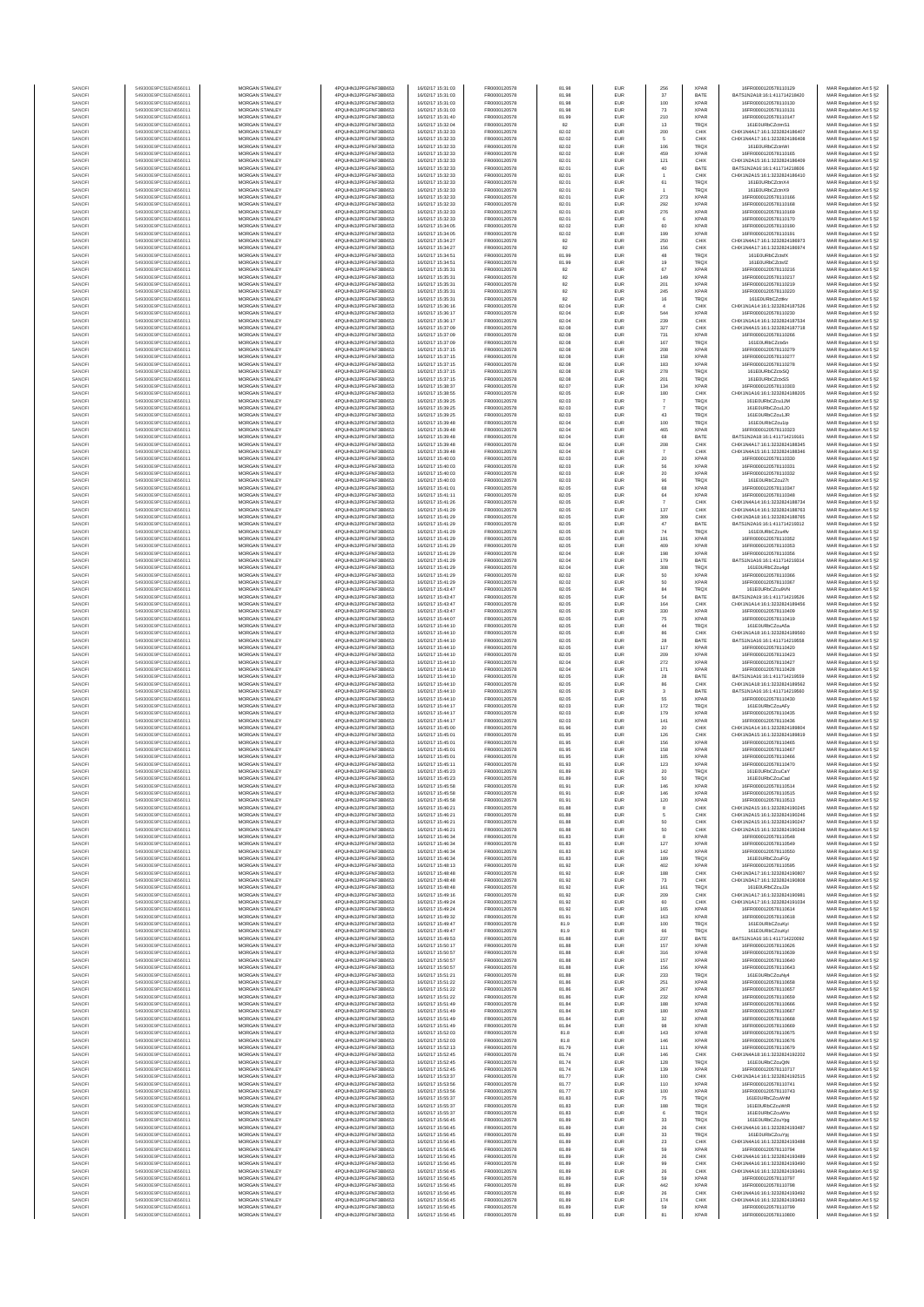| | | | | | | | | | | | |
|---|---|---|---|---|---|---|---|---|---|---|---|
| SANOFI | 549300E9PC51EN656011 | MORGAN STANLEY | 4PQUHN3JPFGFNF3BB653 | 16/08/17 15:31:03 | FR0000120578 | 81.98 | EUR | 256 | XPAR | 16FR000012057810129 | MAR Regulation Art 5 §2 |
| SANOFI | 549300E9PC51EN656011 | MORGAN STANLEY | 4PQUHN3JPFGFNF3BB653 | 16/08/17 15:31:03 | FR0000120578 | 81.98 | EUR | 37 | BATE | BATS1N2A18:16:1:411714218420 | MAR Regulation Art 5 §2 |
| SANOFI | 549300E9PC51EN656011 | MORGAN STANLEY | 4PQUHN3JPFGFNF3BB653 | 16/08/17 15:31:03 | FR0000120578 | 81.98 | EUR | 100 | XPAR | 16FR000012057810130 | MAR Regulation Art 5 §2 |
| SANOFI | 549300E9PC51EN656011 | MORGAN STANLEY | 4PQUHN3JPFGFNF3BB653 | 16/08/17 15:31:03 | FR0000120578 | 81.98 | EUR | 73 | XPAR | 16FR000012057810131 | MAR Regulation Art 5 §2 |
| SANOFI | 549300E9PC51EN656011 | MORGAN STANLEY | 4PQUHN3JPFGFNF3BB653 | 16/08/17 15:31:40 | FR0000120578 | 81.99 | EUR | 210 | XPAR | 16FR000012057810147 | MAR Regulation Art 5 §2 |
| SANOFI | 549300E9PC51EN656011 | MORGAN STANLEY | 4PQUHN3JPFGFNF3BB653 | 16/08/17 15:32:04 | FR0000120578 | 82 | EUR | 13 | TRQX | 161E0URbCZctmS1 | MAR Regulation Art 5 §2 |
| SANOFI | 549300E9PC51EN656011 | MORGAN STANLEY | 4PQUHN3JPFGFNF3BB653 | 16/08/17 15:32:33 | FR0000120578 | 82.02 | EUR | 200 | CHIX | CHIX1N4A17:16:1:3232824186407 | MAR Regulation Art 5 §2 |
| SANOFI | 549300E9PC51EN656011 | MORGAN STANLEY | 4PQUHN3JPFGFNF3BB653 | 16/08/17 15:32:33 | FR0000120578 | 82.02 | EUR | 5 | CHIX | CHIX1N4A17:16:1:3232824186408 | MAR Regulation Art 5 §2 |
| SANOFI | 549300E9PC51EN656011 | MORGAN STANLEY | 4PQUHN3JPFGFNF3BB653 | 16/08/17 15:32:33 | FR0000120578 | 82.02 | EUR | 106 | TRQX | 161E0URbCZctnWI | MAR Regulation Art 5 §2 |
| SANOFI | 549300E9PC51EN656011 | MORGAN STANLEY | 4PQUHN3JPFGFNF3BB653 | 16/08/17 15:32:33 | FR0000120578 | 82.02 | EUR | 459 | XPAR | 16FR000012057810165 | MAR Regulation Art 5 §2 |
| SANOFI | 549300E9PC51EN656011 | MORGAN STANLEY | 4PQUHN3JPFGFNF3BB653 | 16/08/17 15:32:33 | FR0000120578 | 82.01 | EUR | 121 | CHIX | CHIX1N2A15:16:1:3232824186409 | MAR Regulation Art 5 §2 |
| SANOFI | 549300E9PC51EN656011 | MORGAN STANLEY | 4PQUHN3JPFGFNF3BB653 | 16/08/17 15:32:33 | FR0000120578 | 82.01 | EUR | 40 | BATE | BATS1N2A18:16:1:411714218606 | MAR Regulation Art 5 §2 |
| SANOFI | 549300E9PC51EN656011 | MORGAN STANLEY | 4PQUHN3JPFGFNF3BB653 | 16/08/17 15:32:33 | FR0000120578 | 82.01 | EUR | 1 | CHIX | CHIX1N2A15:16:1:3232824186410 | MAR Regulation Art 5 §2 |
| SANOFI | 549300E9PC51EN656011 | MORGAN STANLEY | 4PQUHN3JPFGFNF3BB653 | 16/08/17 15:32:33 | FR0000120578 | 82.01 | EUR | 61 | TRQX | 161E0URbCZctnX4 | MAR Regulation Art 5 §2 |
| SANOFI | 549300E9PC51EN656011 | MORGAN STANLEY | 4PQUHN3JPFGFNF3BB653 | 16/08/17 15:32:33 | FR0000120578 | 82.01 | EUR | 1 | TRQX | 161E0URbCZctnX9 | MAR Regulation Art 5 §2 |
| SANOFI | 549300E9PC51EN656011 | MORGAN STANLEY | 4PQUHN3JPFGFNF3BB653 | 16/08/17 15:32:33 | FR0000120578 | 82.01 | EUR | 273 | XPAR | 16FR000012057810166 | MAR Regulation Art 5 §2 |
| SANOFI | 549300E9PC51EN656011 | MORGAN STANLEY | 4PQUHN3JPFGFNF3BB653 | 16/08/17 15:32:33 | FR0000120578 | 82.01 | EUR | 292 | XPAR | 16FR000012057810168 | MAR Regulation Art 5 §2 |
| SANOFI | 549300E9PC51EN656011 | MORGAN STANLEY | 4PQUHN3JPFGFNF3BB653 | 16/08/17 15:32:33 | FR0000120578 | 82.01 | EUR | 276 | XPAR | 16FR000012057810169 | MAR Regulation Art 5 §2 |
| SANOFI | 549300E9PC51EN656011 | MORGAN STANLEY | 4PQUHN3JPFGFNF3BB653 | 16/08/17 15:32:33 | FR0000120578 | 82.01 | EUR | 6 | XPAR | 16FR000012057810170 | MAR Regulation Art 5 §2 |
| SANOFI | 549300E9PC51EN656011 | MORGAN STANLEY | 4PQUHN3JPFGFNF3BB653 | 16/08/17 15:34:05 | FR0000120578 | 82.02 | EUR | 60 | XPAR | 16FR000012057810190 | MAR Regulation Art 5 §2 |
| SANOFI | 549300E9PC51EN656011 | MORGAN STANLEY | 4PQUHN3JPFGFNF3BB653 | 16/08/17 15:34:05 | FR0000120578 | 82.02 | EUR | 199 | XPAR | 16FR000012057810191 | MAR Regulation Art 5 §2 |
| SANOFI | 549300E9PC51EN656011 | MORGAN STANLEY | 4PQUHN3JPFGFNF3BB653 | 16/08/17 15:34:27 | FR0000120578 | 82 | EUR | 250 | CHIX | CHIX1N4A17:16:1:3232824186973 | MAR Regulation Art 5 §2 |
| SANOFI | 549300E9PC51EN656011 | MORGAN STANLEY | 4PQUHN3JPFGFNF3BB653 | 16/08/17 15:34:27 | FR0000120578 | 82 | EUR | 156 | CHIX | CHIX1N4A17:16:1:3232824186974 | MAR Regulation Art 5 §2 |
| SANOFI | 549300E9PC51EN656011 | MORGAN STANLEY | 4PQUHN3JPFGFNF3BB653 | 16/08/17 15:34:51 | FR0000120578 | 81.99 | EUR | 48 | TRQX | 161E0URbCZctxfX | MAR Regulation Art 5 §2 |
| SANOFI | 549300E9PC51EN656011 | MORGAN STANLEY | 4PQUHN3JPFGFNF3BB653 | 16/08/17 15:34:51 | FR0000120578 | 81.99 | EUR | 19 | TRQX | 161E0URbCZctxfZ | MAR Regulation Art 5 §2 |
| SANOFI | 549300E9PC51EN656011 | MORGAN STANLEY | 4PQUHN3JPFGFNF3BB653 | 16/08/17 15:35:31 | FR0000120578 | 82 | EUR | 67 | XPAR | 16FR000012057810216 | MAR Regulation Art 5 §2 |
| SANOFI | 549300E9PC51EN656011 | MORGAN STANLEY | 4PQUHN3JPFGFNF3BB653 | 16/08/17 15:35:31 | FR0000120578 | 82 | EUR | 149 | XPAR | 16FR000012057810217 | MAR Regulation Art 5 §2 |
| SANOFI | 549300E9PC51EN656011 | MORGAN STANLEY | 4PQUHN3JPFGFNF3BB653 | 16/08/17 15:35:31 | FR0000120578 | 82 | EUR | 201 | XPAR | 16FR000012057810219 | MAR Regulation Art 5 §2 |
| SANOFI | 549300E9PC51EN656011 | MORGAN STANLEY | 4PQUHN3JPFGFNF3BB653 | 16/08/17 15:35:31 | FR0000120578 | 82 | EUR | 245 | XPAR | 16FR000012057810220 | MAR Regulation Art 5 §2 |
| SANOFI | 549300E9PC51EN656011 | MORGAN STANLEY | 4PQUHN3JPFGFNF3BB653 | 16/08/17 15:35:31 | FR0000120578 | 82 | EUR | 16 | TRQX | 161E0URbCZctkv | MAR Regulation Art 5 §2 |
| SANOFI | 549300E9PC51EN656011 | MORGAN STANLEY | 4PQUHN3JPFGFNF3BB653 | 16/08/17 15:36:16 | FR0000120578 | 82.04 | EUR | 4 | CHIX | CHIX1N1A14:16:1:3232824187526 | MAR Regulation Art 5 §2 |
| SANOFI | 549300E9PC51EN656011 | MORGAN STANLEY | 4PQUHN3JPFGFNF3BB653 | 16/08/17 15:36:17 | FR0000120578 | 82.04 | EUR | 544 | XPAR | 16FR000012057810230 | MAR Regulation Art 5 §2 |
| SANOFI | 549300E9PC51EN656011 | MORGAN STANLEY | 4PQUHN3JPFGFNF3BB653 | 16/08/17 15:36:17 | FR0000120578 | 82.04 | EUR | 239 | CHIX | CHIX1N1A14:16:1:3232824187534 | MAR Regulation Art 5 §2 |
| SANOFI | 549300E9PC51EN656011 | MORGAN STANLEY | 4PQUHN3JPFGFNF3BB653 | 16/08/17 15:37:09 | FR0000120578 | 82.08 | EUR | 327 | CHIX | CHIX1N4A15:16:1:3232824187718 | MAR Regulation Art 5 §2 |
| SANOFI | 549300E9PC51EN656011 | MORGAN STANLEY | 4PQUHN3JPFGFNF3BB653 | 16/08/17 15:37:09 | FR0000120578 | 82.08 | EUR | 731 | XPAR | 16FR000012057810266 | MAR Regulation Art 5 §2 |
| SANOFI | 549300E9PC51EN656011 | MORGAN STANLEY | 4PQUHN3JPFGFNF3BB653 | 16/08/17 15:37:09 | FR0000120578 | 82.08 | EUR | 167 | TRQX | 161E0URbCZcts5n | MAR Regulation Art 5 §2 |
| SANOFI | 549300E9PC51EN656011 | MORGAN STANLEY | 4PQUHN3JPFGFNF3BB653 | 16/08/17 15:37:15 | FR0000120578 | 82.08 | EUR | 208 | XPAR | 16FR000012057810279 | MAR Regulation Art 5 §2 |
| SANOFI | 549300E9PC51EN656011 | MORGAN STANLEY | 4PQUHN3JPFGFNF3BB653 | 16/08/17 15:37:15 | FR0000120578 | 82.08 | EUR | 158 | XPAR | 16FR000012057810277 | MAR Regulation Art 5 §2 |
| SANOFI | 549300E9PC51EN656011 | MORGAN STANLEY | 4PQUHN3JPFGFNF3BB653 | 16/08/17 15:37:15 | FR0000120578 | 82.08 | EUR | 183 | XPAR | 16FR000012057810278 | MAR Regulation Art 5 §2 |
| SANOFI | 549300E9PC51EN656011 | MORGAN STANLEY | 4PQUHN3JPFGFNF3BB653 | 16/08/17 15:37:15 | FR0000120578 | 82.08 | EUR | 278 | TRQX | 161E0URbCZcts5Q | MAR Regulation Art 5 §2 |
| SANOFI | 549300E9PC51EN656011 | MORGAN STANLEY | 4PQUHN3JPFGFNF3BB653 | 16/08/17 15:37:15 | FR0000120578 | 82.08 | EUR | 201 | TRQX | 161E0URbCZcts5S | MAR Regulation Art 5 §2 |
| SANOFI | 549300E9PC51EN656011 | MORGAN STANLEY | 4PQUHN3JPFGFNF3BB653 | 16/08/17 15:38:37 | FR0000120578 | 82.07 | EUR | 134 | XPAR | 16FR000012057810303 | MAR Regulation Art 5 §2 |
| SANOFI | 549300E9PC51EN656011 | MORGAN STANLEY | 4PQUHN3JPFGFNF3BB653 | 16/08/17 15:38:55 | FR0000120578 | 82.05 | EUR | 180 | CHIX | CHIX1N1A16:16:1:3232824188205 | MAR Regulation Art 5 §2 |
| SANOFI | 549300E9PC51EN656011 | MORGAN STANLEY | 4PQUHN3JPFGFNF3BB653 | 16/08/17 15:39:25 | FR0000120578 | 82.03 | EUR | 7 | TRQX | 161E0URbCZcu1JM | MAR Regulation Art 5 §2 |
| SANOFI | 549300E9PC51EN656011 | MORGAN STANLEY | 4PQUHN3JPFGFNF3BB653 | 16/08/17 15:39:25 | FR0000120578 | 82.03 | EUR | 7 | TRQX | 161E0URbCZcu1JO | MAR Regulation Art 5 §2 |
| SANOFI | 549300E9PC51EN656011 | MORGAN STANLEY | 4PQUHN3JPFGFNF3BB653 | 16/08/17 15:39:25 | FR0000120578 | 82.03 | EUR | 43 | TRQX | 161E0URbCZcu1JR | MAR Regulation Art 5 §2 |
| SANOFI | 549300E9PC51EN656011 | MORGAN STANLEY | 4PQUHN3JPFGFNF3BB653 | 16/08/17 15:39:48 | FR0000120578 | 82.04 | EUR | 100 | TRQX | 161E0URbCZcu1rp | MAR Regulation Art 5 §2 |
| SANOFI | 549300E9PC51EN656011 | MORGAN STANLEY | 4PQUHN3JPFGFNF3BB653 | 16/08/17 15:39:48 | FR0000120578 | 82.04 | EUR | 465 | XPAR | 16FR000012057810323 | MAR Regulation Art 5 §2 |
| SANOFI | 549300E9PC51EN656011 | MORGAN STANLEY | 4PQUHN3JPFGFNF3BB653 | 16/08/17 15:39:48 | FR0000120578 | 82.04 | EUR | 68 | BATE | BATS1N2A18:16:1:411714219161 | MAR Regulation Art 5 §2 |
| SANOFI | 549300E9PC51EN656011 | MORGAN STANLEY | 4PQUHN3JPFGFNF3BB653 | 16/08/17 15:39:48 | FR0000120578 | 82.04 | EUR | 208 | CHIX | CHIX1N4A17:16:1:3232824188345 | MAR Regulation Art 5 §2 |
| SANOFI | 549300E9PC51EN656011 | MORGAN STANLEY | 4PQUHN3JPFGFNF3BB653 | 16/08/17 15:39:48 | FR0000120578 | 82.04 | EUR | 7 | CHIX | CHIX1N4A15:16:1:3232824188346 | MAR Regulation Art 5 §2 |
| SANOFI | 549300E9PC51EN656011 | MORGAN STANLEY | 4PQUHN3JPFGFNF3BB653 | 16/08/17 15:40:03 | FR0000120578 | 82.03 | EUR | 20 | XPAR | 16FR000012057810330 | MAR Regulation Art 5 §2 |
| SANOFI | 549300E9PC51EN656011 | MORGAN STANLEY | 4PQUHN3JPFGFNF3BB653 | 16/08/17 15:40:03 | FR0000120578 | 82.03 | EUR | 56 | XPAR | 16FR000012057810331 | MAR Regulation Art 5 §2 |
| SANOFI | 549300E9PC51EN656011 | MORGAN STANLEY | 4PQUHN3JPFGFNF3BB653 | 16/08/17 15:40:03 | FR0000120578 | 82.03 | EUR | 20 | XPAR | 16FR000012057810332 | MAR Regulation Art 5 §2 |
| SANOFI | 549300E9PC51EN656011 | MORGAN STANLEY | 4PQUHN3JPFGFNF3BB653 | 16/08/17 15:40:03 | FR0000120578 | 82.03 | EUR | 96 | TRQX | 161E0URbCZcu27t | MAR Regulation Art 5 §2 |
| SANOFI | 549300E9PC51EN656011 | MORGAN STANLEY | 4PQUHN3JPFGFNF3BB653 | 16/08/17 15:41:01 | FR0000120578 | 82.05 | EUR | 68 | XPAR | 16FR000012057810347 | MAR Regulation Art 5 §2 |
| SANOFI | 549300E9PC51EN656011 | MORGAN STANLEY | 4PQUHN3JPFGFNF3BB653 | 16/08/17 15:41:11 | FR0000120578 | 82.05 | EUR | 64 | XPAR | 16FR000012057810348 | MAR Regulation Art 5 §2 |
| SANOFI | 549300E9PC51EN656011 | MORGAN STANLEY | 4PQUHN3JPFGFNF3BB653 | 16/08/17 15:41:26 | FR0000120578 | 82.05 | EUR | 7 | CHIX | CHIX1N4A14:16:1:3232824188734 | MAR Regulation Art 5 §2 |
| SANOFI | 549300E9PC51EN656011 | MORGAN STANLEY | 4PQUHN3JPFGFNF3BB653 | 16/08/17 15:41:29 | FR0000120578 | 82.05 | EUR | 137 | CHIX | CHIX1N4A14:16:1:3232824188763 | MAR Regulation Art 5 §2 |
| SANOFI | 549300E9PC51EN656011 | MORGAN STANLEY | 4PQUHN3JPFGFNF3BB653 | 16/08/17 15:41:29 | FR0000120578 | 82.05 | EUR | 309 | CHIX | CHIX1N2A18:16:1:3232824188765 | MAR Regulation Art 5 §2 |
| SANOFI | 549300E9PC51EN656011 | MORGAN STANLEY | 4PQUHN3JPFGFNF3BB653 | 16/08/17 15:41:29 | FR0000120578 | 82.05 | EUR | 47 | BATE | BATS1N1A16:16:1:411714219012 | MAR Regulation Art 5 §2 |
| SANOFI | 549300E9PC51EN656011 | MORGAN STANLEY | 4PQUHN3JPFGFNF3BB653 | 16/08/17 15:41:29 | FR0000120578 | 82.05 | EUR | 74 | TRQX | 161E0URbCZcu4fv | MAR Regulation Art 5 §2 |
| SANOFI | 549300E9PC51EN656011 | MORGAN STANLEY | 4PQUHN3JPFGFNF3BB653 | 16/08/17 15:41:29 | FR0000120578 | 82.05 | EUR | 191 | XPAR | 16FR000012057810352 | MAR Regulation Art 5 §2 |
| SANOFI | 549300E9PC51EN656011 | MORGAN STANLEY | 4PQUHN3JPFGFNF3BB653 | 16/08/17 15:41:29 | FR0000120578 | 82.05 | EUR | 409 | XPAR | 16FR000012057810353 | MAR Regulation Art 5 §2 |
| SANOFI | 549300E9PC51EN656011 | MORGAN STANLEY | 4PQUHN3JPFGFNF3BB653 | 16/08/17 15:41:29 | FR0000120578 | 82.04 | EUR | 198 | XPAR | 16FR000012057810356 | MAR Regulation Art 5 §2 |
| SANOFI | 549300E9PC51EN656011 | MORGAN STANLEY | 4PQUHN3JPFGFNF3BB653 | 16/08/17 15:41:29 | FR0000120578 | 82.04 | EUR | 179 | BATE | BATS1N1A16:16:1:411714219014 | MAR Regulation Art 5 §2 |
| SANOFI | 549300E9PC51EN656011 | MORGAN STANLEY | 4PQUHN3JPFGFNF3BB653 | 16/08/17 15:41:29 | FR0000120578 | 82.04 | EUR | 308 | TRQX | 161E0URbCZcu4gd | MAR Regulation Art 5 §2 |
| SANOFI | 549300E9PC51EN656011 | MORGAN STANLEY | 4PQUHN3JPFGFNF3BB653 | 16/08/17 15:41:29 | FR0000120578 | 82.02 | EUR | 50 | XPAR | 16FR000012057810366 | MAR Regulation Art 5 §2 |
| SANOFI | 549300E9PC51EN656011 | MORGAN STANLEY | 4PQUHN3JPFGFNF3BB653 | 16/08/17 15:41:29 | FR0000120578 | 82.02 | EUR | 50 | XPAR | 16FR000012057810367 | MAR Regulation Art 5 §2 |
| SANOFI | 549300E9PC51EN656011 | MORGAN STANLEY | 4PQUHN3JPFGFNF3BB653 | 16/08/17 15:43:47 | FR0000120578 | 82.05 | EUR | 84 | TRQX | 161E0URbCZcu9VN | MAR Regulation Art 5 §2 |
| SANOFI | 549300E9PC51EN656011 | MORGAN STANLEY | 4PQUHN3JPFGFNF3BB653 | 16/08/17 15:43:47 | FR0000120578 | 82.05 | EUR | 54 | BATE | BATS1N2A19:16:1:411714219526 | MAR Regulation Art 5 §2 |
| SANOFI | 549300E9PC51EN656011 | MORGAN STANLEY | 4PQUHN3JPFGFNF3BB653 | 16/08/17 15:43:47 | FR0000120578 | 82.05 | EUR | 164 | CHIX | CHIX1N1A14:16:1:3232824189456 | MAR Regulation Art 5 §2 |
| SANOFI | 549300E9PC51EN656011 | MORGAN STANLEY | 4PQUHN3JPFGFNF3BB653 | 16/08/17 15:43:47 | FR0000120578 | 82.05 | EUR | 330 | XPAR | 16FR000012057810409 | MAR Regulation Art 5 §2 |
| SANOFI | 549300E9PC51EN656011 | MORGAN STANLEY | 4PQUHN3JPFGFNF3BB653 | 16/08/17 15:44:07 | FR0000120578 | 82.05 | EUR | 75 | XPAR | 16FR000012057810419 | MAR Regulation Art 5 §2 |
| SANOFI | 549300E9PC51EN656011 | MORGAN STANLEY | 4PQUHN3JPFGFNF3BB653 | 16/08/17 15:44:10 | FR0000120578 | 82.05 | EUR | 44 | TRQX | 161E0URbCZcuA5a | MAR Regulation Art 5 §2 |
| SANOFI | 549300E9PC51EN656011 | MORGAN STANLEY | 4PQUHN3JPFGFNF3BB653 | 16/08/17 15:44:10 | FR0000120578 | 82.05 | EUR | 86 | CHIX | CHIX1N1A18:16:1:3232824189560 | MAR Regulation Art 5 §2 |
| SANOFI | 549300E9PC51EN656011 | MORGAN STANLEY | 4PQUHN3JPFGFNF3BB653 | 16/08/17 15:44:10 | FR0000120578 | 82.05 | EUR | 28 | BATE | BATS1N1A16:16:1:411714219558 | MAR Regulation Art 5 §2 |
| SANOFI | 549300E9PC51EN656011 | MORGAN STANLEY | 4PQUHN3JPFGFNF3BB653 | 16/08/17 15:44:10 | FR0000120578 | 82.05 | EUR | 117 | XPAR | 16FR000012057810420 | MAR Regulation Art 5 §2 |
| SANOFI | 549300E9PC51EN656011 | MORGAN STANLEY | 4PQUHN3JPFGFNF3BB653 | 16/08/17 15:44:10 | FR0000120578 | 82.05 | EUR | 209 | XPAR | 16FR000012057810423 | MAR Regulation Art 5 §2 |
| SANOFI | 549300E9PC51EN656011 | MORGAN STANLEY | 4PQUHN3JPFGFNF3BB653 | 16/08/17 15:44:10 | FR0000120578 | 82.04 | EUR | 272 | XPAR | 16FR000012057810427 | MAR Regulation Art 5 §2 |
| SANOFI | 549300E9PC51EN656011 | MORGAN STANLEY | 4PQUHN3JPFGFNF3BB653 | 16/08/17 15:44:10 | FR0000120578 | 82.04 | EUR | 171 | XPAR | 16FR000012057810428 | MAR Regulation Art 5 §2 |
| SANOFI | 549300E9PC51EN656011 | MORGAN STANLEY | 4PQUHN3JPFGFNF3BB653 | 16/08/17 15:44:10 | FR0000120578 | 82.05 | EUR | 28 | BATE | BATS1N1A16:16:1:411714219559 | MAR Regulation Art 5 §2 |
| SANOFI | 549300E9PC51EN656011 | MORGAN STANLEY | 4PQUHN3JPFGFNF3BB653 | 16/08/17 15:44:10 | FR0000120578 | 82.05 | EUR | 86 | CHIX | CHIX1N1A18:16:1:3232824189562 | MAR Regulation Art 5 §2 |
| SANOFI | 549300E9PC51EN656011 | MORGAN STANLEY | 4PQUHN3JPFGFNF3BB653 | 16/08/17 15:44:10 | FR0000120578 | 82.05 | EUR | 3 | BATE | BATS1N1A16:16:1:411714219560 | MAR Regulation Art 5 §2 |
| SANOFI | 549300E9PC51EN656011 | MORGAN STANLEY | 4PQUHN3JPFGFNF3BB653 | 16/08/17 15:44:10 | FR0000120578 | 82.05 | EUR | 55 | XPAR | 16FR000012057810430 | MAR Regulation Art 5 §2 |
| SANOFI | 549300E9PC51EN656011 | MORGAN STANLEY | 4PQUHN3JPFGFNF3BB653 | 16/08/17 15:44:17 | FR0000120578 | 82.03 | EUR | 172 | TRQX | 161E0URbCZcuAFy | MAR Regulation Art 5 §2 |
| SANOFI | 549300E9PC51EN656011 | MORGAN STANLEY | 4PQUHN3JPFGFNF3BB653 | 16/08/17 15:44:17 | FR0000120578 | 82.03 | EUR | 179 | XPAR | 16FR000012057810435 | MAR Regulation Art 5 §2 |
| SANOFI | 549300E9PC51EN656011 | MORGAN STANLEY | 4PQUHN3JPFGFNF3BB653 | 16/08/17 15:44:17 | FR0000120578 | 82.03 | EUR | 141 | XPAR | 16FR000012057810436 | MAR Regulation Art 5 §2 |
| SANOFI | 549300E9PC51EN656011 | MORGAN STANLEY | 4PQUHN3JPFGFNF3BB653 | 16/08/17 15:45:00 | FR0000120578 | 81.96 | EUR | 20 | CHIX | CHIX1N1A14:16:1:3232824189804 | MAR Regulation Art 5 §2 |
| SANOFI | 549300E9PC51EN656011 | MORGAN STANLEY | 4PQUHN3JPFGFNF3BB653 | 16/08/17 15:45:01 | FR0000120578 | 81.95 | EUR | 126 | CHIX | CHIX1N3A15:16:1:3232824189819 | MAR Regulation Art 5 §2 |
| SANOFI | 549300E9PC51EN656011 | MORGAN STANLEY | 4PQUHN3JPFGFNF3BB653 | 16/08/17 15:45:01 | FR0000120578 | 81.95 | EUR | 156 | XPAR | 16FR000012057810465 | MAR Regulation Art 5 §2 |
| SANOFI | 549300E9PC51EN656011 | MORGAN STANLEY | 4PQUHN3JPFGFNF3BB653 | 16/08/17 15:45:01 | FR0000120578 | 81.95 | EUR | 158 | XPAR | 16FR000012057810467 | MAR Regulation Art 5 §2 |
| SANOFI | 549300E9PC51EN656011 | MORGAN STANLEY | 4PQUHN3JPFGFNF3BB653 | 16/08/17 15:45:01 | FR0000120578 | 81.95 | EUR | 105 | XPAR | 16FR000012057810466 | MAR Regulation Art 5 §2 |
| SANOFI | 549300E9PC51EN656011 | MORGAN STANLEY | 4PQUHN3JPFGFNF3BB653 | 16/08/17 15:45:11 | FR0000120578 | 81.93 | EUR | 123 | XPAR | 16FR000012057810470 | MAR Regulation Art 5 §2 |
| SANOFI | 549300E9PC51EN656011 | MORGAN STANLEY | 4PQUHN3JPFGFNF3BB653 | 16/08/17 15:45:23 | FR0000120578 | 81.89 | EUR | 20 | TRQX | 161E0URbCZcuCaY | MAR Regulation Art 5 §2 |
| SANOFI | 549300E9PC51EN656011 | MORGAN STANLEY | 4PQUHN3JPFGFNF3BB653 | 16/08/17 15:45:23 | FR0000120578 | 81.89 | EUR | 50 | TRQX | 161E0URbCZcuCad | MAR Regulation Art 5 §2 |
| SANOFI | 549300E9PC51EN656011 | MORGAN STANLEY | 4PQUHN3JPFGFNF3BB653 | 16/08/17 15:45:58 | FR0000120578 | 81.91 | EUR | 146 | XPAR | 16FR000012057810514 | MAR Regulation Art 5 §2 |
| SANOFI | 549300E9PC51EN656011 | MORGAN STANLEY | 4PQUHN3JPFGFNF3BB653 | 16/08/17 15:45:58 | FR0000120578 | 81.91 | EUR | 146 | XPAR | 16FR000012057810515 | MAR Regulation Art 5 §2 |
| SANOFI | 549300E9PC51EN656011 | MORGAN STANLEY | 4PQUHN3JPFGFNF3BB653 | 16/08/17 15:45:58 | FR0000120578 | 81.91 | EUR | 120 | XPAR | 16FR000012057810513 | MAR Regulation Art 5 §2 |
| SANOFI | 549300E9PC51EN656011 | MORGAN STANLEY | 4PQUHN3JPFGFNF3BB653 | 16/08/17 15:46:21 | FR0000120578 | 81.88 | EUR | 8 | CHIX | CHIX1N2A15:16:1:3232824190245 | MAR Regulation Art 5 §2 |
| SANOFI | 549300E9PC51EN656011 | MORGAN STANLEY | 4PQUHN3JPFGFNF3BB653 | 16/08/17 15:46:21 | FR0000120578 | 81.88 | EUR | 5 | CHIX | CHIX1N2A15:16:1:3232824190246 | MAR Regulation Art 5 §2 |
| SANOFI | 549300E9PC51EN656011 | MORGAN STANLEY | 4PQUHN3JPFGFNF3BB653 | 16/08/17 15:46:21 | FR0000120578 | 81.88 | EUR | 50 | CHIX | CHIX1N2A15:16:1:3232824190247 | MAR Regulation Art 5 §2 |
| SANOFI | 549300E9PC51EN656011 | MORGAN STANLEY | 4PQUHN3JPFGFNF3BB653 | 16/08/17 15:46:21 | FR0000120578 | 81.88 | EUR | 50 | CHIX | CHIX1N2A15:16:1:3232824190248 | MAR Regulation Art 5 §2 |
| SANOFI | 549300E9PC51EN656011 | MORGAN STANLEY | 4PQUHN3JPFGFNF3BB653 | 16/08/17 15:46:34 | FR0000120578 | 81.83 | EUR | 8 | XPAR | 16FR000012057810548 | MAR Regulation Art 5 §2 |
| SANOFI | 549300E9PC51EN656011 | MORGAN STANLEY | 4PQUHN3JPFGFNF3BB653 | 16/08/17 15:46:34 | FR0000120578 | 81.83 | EUR | 127 | XPAR | 16FR000012057810549 | MAR Regulation Art 5 §2 |
| SANOFI | 549300E9PC51EN656011 | MORGAN STANLEY | 4PQUHN3JPFGFNF3BB653 | 16/08/17 15:46:34 | FR0000120578 | 81.83 | EUR | 142 | XPAR | 16FR000012057810550 | MAR Regulation Art 5 §2 |
| SANOFI | 549300E9PC51EN656011 | MORGAN STANLEY | 4PQUHN3JPFGFNF3BB653 | 16/08/17 15:46:34 | FR0000120578 | 81.83 | EUR | 189 | TRQX | 161E0URbCZcuFGy | MAR Regulation Art 5 §2 |
| SANOFI | 549300E9PC51EN656011 | MORGAN STANLEY | 4PQUHN3JPFGFNF3BB653 | 16/08/17 15:48:13 | FR0000120578 | 81.92 | EUR | 402 | XPAR | 16FR000012057810595 | MAR Regulation Art 5 §2 |
| SANOFI | 549300E9PC51EN656011 | MORGAN STANLEY | 4PQUHN3JPFGFNF3BB653 | 16/08/17 15:48:48 | FR0000120578 | 81.92 | EUR | 188 | CHIX | CHIX1N3A17:16:1:3232824190807 | MAR Regulation Art 5 §2 |
| SANOFI | 549300E9PC51EN656011 | MORGAN STANLEY | 4PQUHN3JPFGFNF3BB653 | 16/08/17 15:48:48 | FR0000120578 | 81.92 | EUR | 73 | CHIX | CHIX1N3A17:16:1:3232824190808 | MAR Regulation Art 5 §2 |
| SANOFI | 549300E9PC51EN656011 | MORGAN STANLEY | 4PQUHN3JPFGFNF3BB653 | 16/08/17 15:48:48 | FR0000120578 | 81.92 | EUR | 161 | TRQX | 161E0URbCZcuJ2e | MAR Regulation Art 5 §2 |
| SANOFI | 549300E9PC51EN656011 | MORGAN STANLEY | 4PQUHN3JPFGFNF3BB653 | 16/08/17 15:49:16 | FR0000120578 | 81.92 | EUR | 209 | CHIX | CHIX1N1A17:16:1:3232824190981 | MAR Regulation Art 5 §2 |
| SANOFI | 549300E9PC51EN656011 | MORGAN STANLEY | 4PQUHN3JPFGFNF3BB653 | 16/08/17 15:49:24 | FR0000120578 | 81.92 | EUR | 60 | CHIX | CHIX1N1A17:16:1:3232824191034 | MAR Regulation Art 5 §2 |
| SANOFI | 549300E9PC51EN656011 | MORGAN STANLEY | 4PQUHN3JPFGFNF3BB653 | 16/08/17 15:49:24 | FR0000120578 | 81.92 | EUR | 165 | XPAR | 16FR000012057810614 | MAR Regulation Art 5 §2 |
| SANOFI | 549300E9PC51EN656011 | MORGAN STANLEY | 4PQUHN3JPFGFNF3BB653 | 16/08/17 15:49:32 | FR0000120578 | 81.91 | EUR | 163 | XPAR | 16FR000012057810618 | MAR Regulation Art 5 §2 |
| SANOFI | 549300E9PC51EN656011 | MORGAN STANLEY | 4PQUHN3JPFGFNF3BB653 | 16/08/17 15:49:47 | FR0000120578 | 81.9 | EUR | 100 | TRQX | 161E0URbCZcuKyI | MAR Regulation Art 5 §2 |
| SANOFI | 549300E9PC51EN656011 | MORGAN STANLEY | 4PQUHN3JPFGFNF3BB653 | 16/08/17 15:49:47 | FR0000120578 | 81.9 | EUR | 66 | TRQX | 161E0URbCZcuKyJ | MAR Regulation Art 5 §2 |
| SANOFI | 549300E9PC51EN656011 | MORGAN STANLEY | 4PQUHN3JPFGFNF3BB653 | 16/08/17 15:49:53 | FR0000120578 | 81.88 | EUR | 237 | BATE | BATS1N1A16:16:1:411714220092 | MAR Regulation Art 5 §2 |
| SANOFI | 549300E9PC51EN656011 | MORGAN STANLEY | 4PQUHN3JPFGFNF3BB653 | 16/08/17 15:50:17 | FR0000120578 | 81.88 | EUR | 157 | XPAR | 16FR000012057810626 | MAR Regulation Art 5 §2 |
| SANOFI | 549300E9PC51EN656011 | MORGAN STANLEY | 4PQUHN3JPFGFNF3BB653 | 16/08/17 15:50:57 | FR0000120578 | 81.88 | EUR | 316 | XPAR | 16FR000012057810639 | MAR Regulation Art 5 §2 |
| SANOFI | 549300E9PC51EN656011 | MORGAN STANLEY | 4PQUHN3JPFGFNF3BB653 | 16/08/17 15:50:57 | FR0000120578 | 81.88 | EUR | 157 | XPAR | 16FR000012057810640 | MAR Regulation Art 5 §2 |
| SANOFI | 549300E9PC51EN656011 | MORGAN STANLEY | 4PQUHN3JPFGFNF3BB653 | 16/08/17 15:50:57 | FR0000120578 | 81.88 | EUR | 156 | XPAR | 16FR000012057810643 | MAR Regulation Art 5 §2 |
| SANOFI | 549300E9PC51EN656011 | MORGAN STANLEY | 4PQUHN3JPFGFNF3BB653 | 16/08/17 15:51:21 | FR0000120578 | 81.88 | EUR | 233 | TRQX | 161E0URbCZcuNyH | MAR Regulation Art 5 §2 |
| SANOFI | 549300E9PC51EN656011 | MORGAN STANLEY | 4PQUHN3JPFGFNF3BB653 | 16/08/17 15:51:22 | FR0000120578 | 81.86 | EUR | 251 | XPAR | 16FR000012057810658 | MAR Regulation Art 5 §2 |
| SANOFI | 549300E9PC51EN656011 | MORGAN STANLEY | 4PQUHN3JPFGFNF3BB653 | 16/08/17 15:51:22 | FR0000120578 | 81.86 | EUR | 267 | XPAR | 16FR000012057810657 | MAR Regulation Art 5 §2 |
| SANOFI | 549300E9PC51EN656011 | MORGAN STANLEY | 4PQUHN3JPFGFNF3BB653 | 16/08/17 15:51:22 | FR0000120578 | 81.86 | EUR | 232 | XPAR | 16FR000012057810659 | MAR Regulation Art 5 §2 |
| SANOFI | 549300E9PC51EN656011 | MORGAN STANLEY | 4PQUHN3JPFGFNF3BB653 | 16/08/17 15:51:49 | FR0000120578 | 81.84 | EUR | 188 | XPAR | 16FR000012057810666 | MAR Regulation Art 5 §2 |
| SANOFI | 549300E9PC51EN656011 | MORGAN STANLEY | 4PQUHN3JPFGFNF3BB653 | 16/08/17 15:51:49 | FR0000120578 | 81.84 | EUR | 180 | XPAR | 16FR000012057810667 | MAR Regulation Art 5 §2 |
| SANOFI | 549300E9PC51EN656011 | MORGAN STANLEY | 4PQUHN3JPFGFNF3BB653 | 16/08/17 15:51:49 | FR0000120578 | 81.84 | EUR | 32 | XPAR | 16FR000012057810668 | MAR Regulation Art 5 §2 |
| SANOFI | 549300E9PC51EN656011 | MORGAN STANLEY | 4PQUHN3JPFGFNF3BB653 | 16/08/17 15:51:49 | FR0000120578 | 81.84 | EUR | 98 | XPAR | 16FR000012057810669 | MAR Regulation Art 5 §2 |
| SANOFI | 549300E9PC51EN656011 | MORGAN STANLEY | 4PQUHN3JPFGFNF3BB653 | 16/08/17 15:52:03 | FR0000120578 | 81.8 | EUR | 143 | XPAR | 16FR000012057810675 | MAR Regulation Art 5 §2 |
| SANOFI | 549300E9PC51EN656011 | MORGAN STANLEY | 4PQUHN3JPFGFNF3BB653 | 16/08/17 15:52:03 | FR0000120578 | 81.8 | EUR | 146 | XPAR | 16FR000012057810676 | MAR Regulation Art 5 §2 |
| SANOFI | 549300E9PC51EN656011 | MORGAN STANLEY | 4PQUHN3JPFGFNF3BB653 | 16/08/17 15:52:13 | FR0000120578 | 81.79 | EUR | 111 | XPAR | 16FR000012057810679 | MAR Regulation Art 5 §2 |
| SANOFI | 549300E9PC51EN656011 | MORGAN STANLEY | 4PQUHN3JPFGFNF3BB653 | 16/08/17 15:52:45 | FR0000120578 | 81.74 | EUR | 146 | CHIX | CHIX1N4A18:16:1:3232824192202 | MAR Regulation Art 5 §2 |
| SANOFI | 549300E9PC51EN656011 | MORGAN STANLEY | 4PQUHN3JPFGFNF3BB653 | 16/08/17 15:52:45 | FR0000120578 | 81.74 | EUR | 128 | TRQX | 161E0URbCZcuQ9N | MAR Regulation Art 5 §2 |
| SANOFI | 549300E9PC51EN656011 | MORGAN STANLEY | 4PQUHN3JPFGFNF3BB653 | 16/08/17 15:52:45 | FR0000120578 | 81.74 | EUR | 139 | XPAR | 16FR000012057810717 | MAR Regulation Art 5 §2 |
| SANOFI | 549300E9PC51EN656011 | MORGAN STANLEY | 4PQUHN3JPFGFNF3BB653 | 16/08/17 15:53:37 | FR0000120578 | 81.77 | EUR | 100 | CHIX | CHIX1N3A14:16:1:3232824192515 | MAR Regulation Art 5 §2 |
| SANOFI | 549300E9PC51EN656011 | MORGAN STANLEY | 4PQUHN3JPFGFNF3BB653 | 16/08/17 15:53:56 | FR0000120578 | 81.77 | EUR | 110 | XPAR | 16FR000012057810741 | MAR Regulation Art 5 §2 |
| SANOFI | 549300E9PC51EN656011 | MORGAN STANLEY | 4PQUHN3JPFGFNF3BB653 | 16/08/17 15:53:56 | FR0000120578 | 81.77 | EUR | 100 | XPAR | 16FR000012057810743 | MAR Regulation Art 5 §2 |
| SANOFI | 549300E9PC51EN656011 | MORGAN STANLEY | 4PQUHN3JPFGFNF3BB653 | 16/08/17 15:55:37 | FR0000120578 | 81.83 | EUR | 75 | TRQX | 161E0URbCZcuWhM | MAR Regulation Art 5 §2 |
| SANOFI | 549300E9PC51EN656011 | MORGAN STANLEY | 4PQUHN3JPFGFNF3BB653 | 16/08/17 15:55:37 | FR0000120578 | 81.83 | EUR | 188 | TRQX | 161E0URbCZcuWhR | MAR Regulation Art 5 §2 |
| SANOFI | 549300E9PC51EN656011 | MORGAN STANLEY | 4PQUHN3JPFGFNF3BB653 | 16/08/17 15:55:37 | FR0000120578 | 81.83 | EUR | 6 | TRQX | 161E0URbCZcuWhi | MAR Regulation Art 5 §2 |
| SANOFI | 549300E9PC51EN656011 | MORGAN STANLEY | 4PQUHN3JPFGFNF3BB653 | 16/08/17 15:56:45 | FR0000120578 | 81.89 | EUR | 33 | TRQX | 161E0URbCZcuYpg | MAR Regulation Art 5 §2 |
| SANOFI | 549300E9PC51EN656011 | MORGAN STANLEY | 4PQUHN3JPFGFNF3BB653 | 16/08/17 15:56:45 | FR0000120578 | 81.89 | EUR | 26 | CHIX | CHIX1N4A16:16:1:3232824193487 | MAR Regulation Art 5 §2 |
| SANOFI | 549300E9PC51EN656011 | MORGAN STANLEY | 4PQUHN3JPFGFNF3BB653 | 16/08/17 15:56:45 | FR0000120578 | 81.89 | EUR | 33 | TRQX | 161E0URbCZcuYpj | MAR Regulation Art 5 §2 |
| SANOFI | 549300E9PC51EN656011 | MORGAN STANLEY | 4PQUHN3JPFGFNF3BB653 | 16/08/17 15:56:45 | FR0000120578 | 81.89 | EUR | 23 | CHIX | CHIX1N4A16:16:1:3232824193488 | MAR Regulation Art 5 §2 |
| SANOFI | 549300E9PC51EN656011 | MORGAN STANLEY | 4PQUHN3JPFGFNF3BB653 | 16/08/17 15:56:45 | FR0000120578 | 81.89 | EUR | 59 | XPAR | 16FR000012057810794 | MAR Regulation Art 5 §2 |
| SANOFI | 549300E9PC51EN656011 | MORGAN STANLEY | 4PQUHN3JPFGFNF3BB653 | 16/08/17 15:56:45 | FR0000120578 | 81.89 | EUR | 26 | CHIX | CHIX1N4A16:16:1:3232824193489 | MAR Regulation Art 5 §2 |
| SANOFI | 549300E9PC51EN656011 | MORGAN STANLEY | 4PQUHN3JPFGFNF3BB653 | 16/08/17 15:56:45 | FR0000120578 | 81.89 | EUR | 86 | CHIX | CHIX1N4A16:16:1:3232824193490 | MAR Regulation Art 5 §2 |
| SANOFI | 549300E9PC51EN656011 | MORGAN STANLEY | 4PQUHN3JPFGFNF3BB653 | 16/08/17 15:56:45 | FR0000120578 | 81.89 | EUR | 26 | CHIX | CHIX1N4A16:16:1:3232824193491 | MAR Regulation Art 5 §2 |
| SANOFI | 549300E9PC51EN656011 | MORGAN STANLEY | 4PQUHN3JPFGFNF3BB653 | 16/08/17 15:56:45 | FR0000120578 | 81.89 | EUR | 59 | XPAR | 16FR000012057810797 | MAR Regulation Art 5 §2 |
| SANOFI | 549300E9PC51EN656011 | MORGAN STANLEY | 4PQUHN3JPFGFNF3BB653 | 16/08/17 15:56:45 | FR0000120578 | 81.89 | EUR | 442 | XPAR | 16FR000012057810798 | MAR Regulation Art 5 §2 |
| SANOFI | 549300E9PC51EN656011 | MORGAN STANLEY | 4PQUHN3JPFGFNF3BB653 | 16/08/17 15:56:45 | FR0000120578 | 81.89 | EUR | 26 | CHIX | CHIX1N4A16:16:1:3232824193492 | MAR Regulation Art 5 §2 |
| SANOFI | 549300E9PC51EN656011 | MORGAN STANLEY | 4PQUHN3JPFGFNF3BB653 | 16/08/17 15:56:45 | FR0000120578 | 81.89 | EUR | 174 | CHIX | CHIX1N4A16:16:1:3232824193493 | MAR Regulation Art 5 §2 |
| SANOFI | 549300E9PC51EN656011 | MORGAN STANLEY | 4PQUHN3JPFGFNF3BB653 | 16/08/17 15:56:45 | FR0000120578 | 81.89 | EUR | 59 | XPAR | 16FR000012057810799 | MAR Regulation Art 5 §2 |
| SANOFI | 549300E9PC51EN656011 | MORGAN STANLEY | 4PQUHN3JPFGFNF3BB653 | 16/08/17 15:56:45 | FR0000120578 | 81.89 | EUR | 81 | XPAR | 16FR000012057810800 | MAR Regulation Art 5 §2 |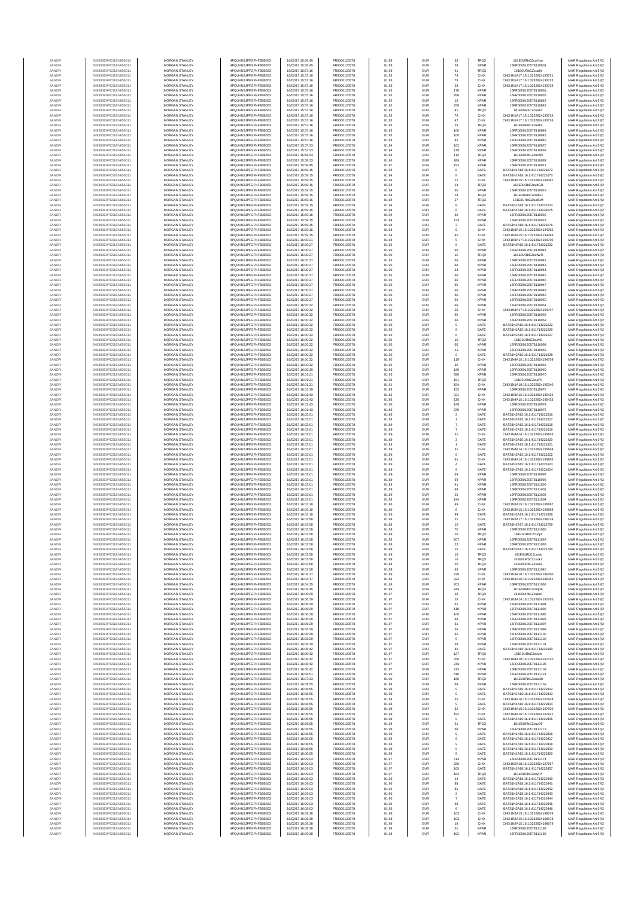| SANOFI | 549300E9PC51EN656011 | MORGAN STANLEY | 4PQUHN3JPFGFNF3BB653 | 16/02/17 15:56:45 | FR0000120578 | 81.89 | EUR | 33 | TRQX | 161E0URbCZcuYpw | MAR Regulation Art 5 §2 |
|---|---|---|---|---|---|---|---|---|---|---|---|
| SANOFI | 549300E9PC51EN656011 | MORGAN STANLEY | 4PQUHN3JPFGFNF3BB653 | 16/02/17 15:56:45 | FR0000120578 | 81.89 | EUR | 59 | XPAR | 16FR000012057810801 | MAR Regulation Art 5 §2 |
| SANOFI | 549300E9PC51EN656011 | MORGAN STANLEY | 4PQUHN3JPFGFNF3BB653 | 16/02/17 15:57:16 | FR0000120578 | 81.93 | EUR | 41 | TRQX | 161E0URbCZcua0v | MAR Regulation Art 5 §2 |
| SANOFI | 549300E9PC51EN656011 | MORGAN STANLEY | 4PQUHN3JPFGFNF3BB653 | 16/02/17 15:57:16 | FR0000120578 | 81.93 | EUR | 79 | CHIX | CHIX1N1A17:16:1:3232824193721 | MAR Regulation Art 5 §2 |
| SANOFI | 549300E9PC51EN656011 | MORGAN STANLEY | 4PQUHN3JPFGFNF3BB653 | 16/02/17 15:57:16 | FR0000120578 | 81.93 | EUR | 79 | CHIX | CHIX1N1A17:16:1:3232824193723 | MAR Regulation Art 5 §2 |
| SANOFI | 549300E9PC51EN656011 | MORGAN STANLEY | 4PQUHN3JPFGFNF3BB653 | 16/02/17 15:57:16 | FR0000120578 | 81.93 | EUR | 29 | CHIX | CHIX1N1A17:16:1:3232824193724 | MAR Regulation Art 5 §2 |
| SANOFI | 549300E9PC51EN656011 | MORGAN STANLEY | 4PQUHN3JPFGFNF3BB653 | 16/02/17 15:57:16 | FR0000120578 | 81.93 | EUR | 178 | XPAR | 16FR000012057810831 | MAR Regulation Art 5 §2 |
| SANOFI | 549300E9PC51EN656011 | MORGAN STANLEY | 4PQUHN3JPFGFNF3BB653 | 16/02/17 15:57:16 | FR0000120578 | 81.93 | EUR | 856 | XPAR | 16FR000012057810835 | MAR Regulation Art 5 §2 |
| SANOFI | 549300E9PC51EN656011 | MORGAN STANLEY | 4PQUHN3JPFGFNF3BB653 | 16/02/17 15:57:16 | FR0000120578 | 81.92 | EUR | 19 | XPAR | 16FR000012057810843 | MAR Regulation Art 5 §2 |
| SANOFI | 549300E9PC51EN656011 | MORGAN STANLEY | 4PQUHN3JPFGFNF3BB653 | 16/02/17 15:57:16 | FR0000120578 | 81.92 | EUR | 259 | XPAR | 16FR000012057810842 | MAR Regulation Art 5 §2 |
| SANOFI | 549300E9PC51EN656011 | MORGAN STANLEY | 4PQUHN3JPFGFNF3BB653 | 16/02/17 15:57:16 | FR0000120578 | 81.93 | EUR | 41 | TRQX | 161E0URbCZcua14 | MAR Regulation Art 5 §2 |
| SANOFI | 549300E9PC51EN656011 | MORGAN STANLEY | 4PQUHN3JPFGFNF3BB653 | 16/02/17 15:57:16 | FR0000120578 | 81.93 | EUR | 79 | CHIX | CHIX1N1A17:16:1:3232824193725 | MAR Regulation Art 5 §2 |
| SANOFI | 549300E9PC51EN656011 | MORGAN STANLEY | 4PQUHN3JPFGFNF3BB653 | 16/02/17 15:57:16 | FR0000120578 | 81.93 | EUR | 47 | CHIX | CHIX1N1A17:16:1:3232824193726 | MAR Regulation Art 5 §2 |
| SANOFI | 549300E9PC51EN656011 | MORGAN STANLEY | 4PQUHN3JPFGFNF3BB653 | 16/02/17 15:57:16 | FR0000120578 | 81.93 | EUR | 23 | TRQX | 161E0URbCZcua15 | MAR Regulation Art 5 §2 |
| SANOFI | 549300E9PC51EN656011 | MORGAN STANLEY | 4PQUHN3JPFGFNF3BB653 | 16/02/17 15:57:16 | FR0000120578 | 81.93 | EUR | 100 | XPAR | 16FR000012057810844 | MAR Regulation Art 5 §2 |
| SANOFI | 549300E9PC51EN656011 | MORGAN STANLEY | 4PQUHN3JPFGFNF3BB653 | 16/02/17 15:57:16 | FR0000120578 | 81.93 | EUR | 100 | XPAR | 16FR000012057810845 | MAR Regulation Art 5 §2 |
| SANOFI | 549300E9PC51EN656011 | MORGAN STANLEY | 4PQUHN3JPFGFNF3BB653 | 16/02/17 15:57:16 | FR0000120578 | 81.93 | EUR | 82 | XPAR | 16FR000012057810846 | MAR Regulation Art 5 §2 |
| SANOFI | 549300E9PC51EN656011 | MORGAN STANLEY | 4PQUHN3JPFGFNF3BB653 | 16/02/17 15:57:33 | FR0000120578 | 81.94 | EUR | 162 | XPAR | 16FR000012057810870 | MAR Regulation Art 5 §2 |
| SANOFI | 549300E9PC51EN656011 | MORGAN STANLEY | 4PQUHN3JPFGFNF3BB653 | 16/02/17 15:57:33 | FR0000120578 | 81.94 | EUR | 179 | XPAR | 16FR000012057810869 | MAR Regulation Art 5 §2 |
| SANOFI | 549300E9PC51EN656011 | MORGAN STANLEY | 4PQUHN3JPFGFNF3BB653 | 16/02/17 15:58:33 | FR0000120578 | 81.96 | EUR | 112 | TRQX | 161E0URbCZcucMv | MAR Regulation Art 5 §2 |
| SANOFI | 549300E9PC51EN656011 | MORGAN STANLEY | 4PQUHN3JPFGFNF3BB653 | 16/02/17 15:58:33 | FR0000120578 | 81.96 | EUR | 489 | XPAR | 16FR000012057810889 | MAR Regulation Art 5 §2 |
| SANOFI | 549300E9PC51EN656011 | MORGAN STANLEY | 4PQUHN3JPFGFNF3BB653 | 16/02/17 15:58:45 | FR0000120578 | 81.97 | EUR | 192 | XPAR | 16FR000012057810911 | MAR Regulation Art 5 §2 |
| SANOFI | 549300E9PC51EN656011 | MORGAN STANLEY | 4PQUHN3JPFGFNF3BB653 | 16/02/17 15:59:15 | FR0000120578 | 81.94 | EUR | 8 | BATE | BATS1N1A18:16:1:411714221072 | MAR Regulation Art 5 §2 |
| SANOFI | 549300E9PC51EN656011 | MORGAN STANLEY | 4PQUHN3JPFGFNF3BB653 | 16/02/17 15:59:15 | FR0000120578 | 81.94 | EUR | 8 | BATE | BATS1N1A18:16:1:411714221073 | MAR Regulation Art 5 §2 |
| SANOFI | 549300E9PC51EN656011 | MORGAN STANLEY | 4PQUHN3JPFGFNF3BB653 | 16/02/17 15:59:15 | FR0000120578 | 81.94 | EUR | 22 | CHIX | CHIX1N3A15:16:1:3232824194381 | MAR Regulation Art 5 §2 |
| SANOFI | 549300E9PC51EN656011 | MORGAN STANLEY | 4PQUHN3JPFGFNF3BB653 | 16/02/17 15:59:15 | FR0000120578 | 81.94 | EUR | 14 | TRQX | 161E0URbCZcudGD | MAR Regulation Art 5 §2 |
| SANOFI | 549300E9PC51EN656011 | MORGAN STANLEY | 4PQUHN3JPFGFNF3BB653 | 16/02/17 15:59:15 | FR0000120578 | 81.94 | EUR | 60 | XPAR | 16FR000012057810918 | MAR Regulation Art 5 §2 |
| SANOFI | 549300E9PC51EN656011 | MORGAN STANLEY | 4PQUHN3JPFGFNF3BB653 | 16/02/17 15:59:15 | FR0000120578 | 81.94 | EUR | 14 | TRQX | 161E0URbCZcudGJ | MAR Regulation Art 5 §2 |
| SANOFI | 549300E9PC51EN656011 | MORGAN STANLEY | 4PQUHN3JPFGFNF3BB653 | 16/02/17 15:59:15 | FR0000120578 | 81.94 | EUR | 27 | TRQX | 161E0URbCZcudGM | MAR Regulation Art 5 §2 |
| SANOFI | 549300E9PC51EN656011 | MORGAN STANLEY | 4PQUHN3JPFGFNF3BB653 | 16/02/17 15:59:15 | FR0000120578 | 81.94 | EUR | 8 | BATE | BATS1N1A18:16:1:411714221074 | MAR Regulation Art 5 §2 |
| SANOFI | 549300E9PC51EN656011 | MORGAN STANLEY | 4PQUHN3JPFGFNF3BB653 | 16/02/17 15:59:15 | FR0000120578 | 81.94 | EUR | 8 | BATE | BATS1N1A18:16:1:411714221075 | MAR Regulation Art 5 §2 |
| SANOFI | 549300E9PC51EN656011 | MORGAN STANLEY | 4PQUHN3JPFGFNF3BB653 | 16/02/17 15:59:15 | FR0000120578 | 81.94 | EUR | 60 | XPAR | 16FR000012057810922 | MAR Regulation Art 5 §2 |
| SANOFI | 549300E9PC51EN656011 | MORGAN STANLEY | 4PQUHN3JPFGFNF3BB653 | 16/02/17 15:59:15 | FR0000120578 | 81.94 | EUR | 123 | XPAR | 16FR000012057810923 | MAR Regulation Art 5 §2 |
| SANOFI | 549300E9PC51EN656011 | MORGAN STANLEY | 4PQUHN3JPFGFNF3BB653 | 16/02/17 15:59:15 | FR0000120578 | 81.94 | EUR | 3 | BATE | BATS1N1A18:16:1:411714221076 | MAR Regulation Art 5 §2 |
| SANOFI | 549300E9PC51EN656011 | MORGAN STANLEY | 4PQUHN3JPFGFNF3BB653 | 16/02/17 15:59:15 | FR0000120578 | 81.94 | EUR | 5 | CHIX | CHIX1N3A15:16:1:3232824194382 | MAR Regulation Art 5 §2 |
| SANOFI | 549300E9PC51EN656011 | MORGAN STANLEY | 4PQUHN3JPFGFNF3BB653 | 16/02/17 15:59:15 | FR0000120578 | 81.94 | EUR | 82 | CHIX | CHIX1N3A15:16:1:3232824194383 | MAR Regulation Art 5 §2 |
| SANOFI | 549300E9PC51EN656011 | MORGAN STANLEY | 4PQUHN3JPFGFNF3BB653 | 16/02/17 16:00:21 | FR0000120578 | 81.94 | EUR | 5 | CHIX | CHIX1N2A17:16:1:3232824194700 | MAR Regulation Art 5 §2 |
| SANOFI | 549300E9PC51EN656011 | MORGAN STANLEY | 4PQUHN3JPFGFNF3BB653 | 16/02/17 16:00:27 | FR0000120578 | 81.95 | EUR | 9 | BATE | BATS1N2A15:16:1:411714221202 | MAR Regulation Art 5 §2 |
| SANOFI | 549300E9PC51EN656011 | MORGAN STANLEY | 4PQUHN3JPFGFNF3BB653 | 16/02/17 16:00:27 | FR0000120578 | 81.95 | EUR | 66 | XPAR | 16FR000012057810941 | MAR Regulation Art 5 §2 |
| SANOFI | 549300E9PC51EN656011 | MORGAN STANLEY | 4PQUHN3JPFGFNF3BB653 | 16/02/17 16:00:27 | FR0000120578 | 81.95 | EUR | 15 | TRQX | 161E0URbCZcufWR | MAR Regulation Art 5 §2 |
| SANOFI | 549300E9PC51EN656011 | MORGAN STANLEY | 4PQUHN3JPFGFNF3BB653 | 16/02/17 16:00:27 | FR0000120578 | 81.95 | EUR | 66 | XPAR | 16FR000012057810942 | MAR Regulation Art 5 §2 |
| SANOFI | 549300E9PC51EN656011 | MORGAN STANLEY | 4PQUHN3JPFGFNF3BB653 | 16/02/17 16:00:27 | FR0000120578 | 81.95 | EUR | 66 | XPAR | 16FR000012057810943 | MAR Regulation Art 5 §2 |
| SANOFI | 549300E9PC51EN656011 | MORGAN STANLEY | 4PQUHN3JPFGFNF3BB653 | 16/02/17 16:00:27 | FR0000120578 | 81.95 | EUR | 54 | XPAR | 16FR000012057810944 | MAR Regulation Art 5 §2 |
| SANOFI | 549300E9PC51EN656011 | MORGAN STANLEY | 4PQUHN3JPFGFNF3BB653 | 16/02/17 16:00:27 | FR0000120578 | 81.95 | EUR | 66 | XPAR | 16FR000012057810945 | MAR Regulation Art 5 §2 |
| SANOFI | 549300E9PC51EN656011 | MORGAN STANLEY | 4PQUHN3JPFGFNF3BB653 | 16/02/17 16:00:27 | FR0000120578 | 81.95 | EUR | 66 | XPAR | 16FR000012057810946 | MAR Regulation Art 5 §2 |
| SANOFI | 549300E9PC51EN656011 | MORGAN STANLEY | 4PQUHN3JPFGFNF3BB653 | 16/02/17 16:00:27 | FR0000120578 | 81.95 | EUR | 66 | XPAR | 16FR000012057810947 | MAR Regulation Art 5 §2 |
| SANOFI | 549300E9PC51EN656011 | MORGAN STANLEY | 4PQUHN3JPFGFNF3BB653 | 16/02/17 16:00:27 | FR0000120578 | 81.95 | EUR | 66 | XPAR | 16FR000012057810948 | MAR Regulation Art 5 §2 |
| SANOFI | 549300E9PC51EN656011 | MORGAN STANLEY | 4PQUHN3JPFGFNF3BB653 | 16/02/17 16:00:27 | FR0000120578 | 81.95 | EUR | 66 | XPAR | 16FR000012057810949 | MAR Regulation Art 5 §2 |
| SANOFI | 549300E9PC51EN656011 | MORGAN STANLEY | 4PQUHN3JPFGFNF3BB653 | 16/02/17 16:00:27 | FR0000120578 | 81.95 | EUR | 55 | XPAR | 16FR000012057810950 | MAR Regulation Art 5 §2 |
| SANOFI | 549300E9PC51EN656011 | MORGAN STANLEY | 4PQUHN3JPFGFNF3BB653 | 16/02/17 16:00:32 | FR0000120578 | 81.95 | EUR | 66 | XPAR | 16FR000012057810951 | MAR Regulation Art 5 §2 |
| SANOFI | 549300E9PC51EN656011 | MORGAN STANLEY | 4PQUHN3JPFGFNF3BB653 | 16/02/17 16:00:32 | FR0000120578 | 81.95 | EUR | 29 | CHIX | CHIX1N2A17:16:1:3232824194757 | MAR Regulation Art 5 §2 |
| SANOFI | 549300E9PC51EN656011 | MORGAN STANLEY | 4PQUHN3JPFGFNF3BB653 | 16/02/17 16:00:32 | FR0000120578 | 81.95 | EUR | 66 | XPAR | 16FR000012057810952 | MAR Regulation Art 5 §2 |
| SANOFI | 549300E9PC51EN656011 | MORGAN STANLEY | 4PQUHN3JPFGFNF3BB653 | 16/02/17 16:00:32 | FR0000120578 | 81.95 | EUR | 66 | XPAR | 16FR000012057810953 | MAR Regulation Art 5 §2 |
| SANOFI | 549300E9PC51EN656011 | MORGAN STANLEY | 4PQUHN3JPFGFNF3BB653 | 16/02/17 16:00:32 | FR0000120578 | 81.95 | EUR | 9 | BATE | BATS1N2A15:16:1:411714221222 | MAR Regulation Art 5 §2 |
| SANOFI | 549300E9PC51EN656011 | MORGAN STANLEY | 4PQUHN3JPFGFNF3BB653 | 16/02/17 16:00:32 | FR0000120578 | 81.95 | EUR | 9 | BATE | BATS1N2A15:16:1:411714221226 | MAR Regulation Art 5 §2 |
| SANOFI | 549300E9PC51EN656011 | MORGAN STANLEY | 4PQUHN3JPFGFNF3BB653 | 16/02/17 16:00:32 | FR0000120578 | 81.95 | EUR | 6 | BATE | BATS1N2A15:16:1:411714221227 | MAR Regulation Art 5 §2 |
| SANOFI | 549300E9PC51EN656011 | MORGAN STANLEY | 4PQUHN3JPFGFNF3BB653 | 16/02/17 16:00:32 | FR0000120578 | 81.95 | EUR | 15 | TRQX | 161E0URbCZcufh0 | MAR Regulation Art 5 §2 |
| SANOFI | 549300E9PC51EN656011 | MORGAN STANLEY | 4PQUHN3JPFGFNF3BB653 | 16/02/17 16:00:32 | FR0000120578 | 81.95 | EUR | 66 | XPAR | 16FR000012057810954 | MAR Regulation Art 5 §2 |
| SANOFI | 549300E9PC51EN656011 | MORGAN STANLEY | 4PQUHN3JPFGFNF3BB653 | 16/02/17 16:00:32 | FR0000120578 | 81.95 | EUR | 11 | XPAR | 16FR000012057810955 | MAR Regulation Art 5 §2 |
| SANOFI | 549300E9PC51EN656011 | MORGAN STANLEY | 4PQUHN3JPFGFNF3BB653 | 16/02/17 16:00:32 | FR0000120578 | 81.95 | EUR | 9 | BATE | BATS1N2A15:16:1:411714221228 | MAR Regulation Art 5 §2 |
| SANOFI | 549300E9PC51EN656011 | MORGAN STANLEY | 4PQUHN3JPFGFNF3BB653 | 16/02/17 16:00:32 | FR0000120578 | 81.93 | EUR | 119 | CHIX | CHIX1N4A15:16:1:3232824194759 | MAR Regulation Art 5 §2 |
| SANOFI | 549300E9PC51EN656011 | MORGAN STANLEY | 4PQUHN3JPFGFNF3BB653 | 16/02/17 16:00:32 | FR0000120578 | 81.95 | EUR | 30 | XPAR | 16FR000012057810956 | MAR Regulation Art 5 §2 |
| SANOFI | 549300E9PC51EN656011 | MORGAN STANLEY | 4PQUHN3JPFGFNF3BB653 | 16/02/17 16:00:39 | FR0000120578 | 81.93 | EUR | 126 | XPAR | 16FR000012057810960 | MAR Regulation Art 5 §2 |
| SANOFI | 549300E9PC51EN656011 | MORGAN STANLEY | 4PQUHN3JPFGFNF3BB653 | 16/02/17 16:01:21 | FR0000120578 | 81.93 | EUR | 390 | XPAR | 16FR000012057810970 | MAR Regulation Art 5 §2 |
| SANOFI | 549300E9PC51EN656011 | MORGAN STANLEY | 4PQUHN3JPFGFNF3BB653 | 16/02/17 16:01:21 | FR0000120578 | 81.93 | EUR | 151 | TRQX | 161E0URbCZcuiPO | MAR Regulation Art 5 §2 |
| SANOFI | 549300E9PC51EN656011 | MORGAN STANLEY | 4PQUHN3JPFGFNF3BB653 | 16/02/17 16:01:31 | FR0000120578 | 81.91 | EUR | 154 | CHIX | CHIX1N1A18:16:1:3232824195340 | MAR Regulation Art 5 §2 |
| SANOFI | 549300E9PC51EN656011 | MORGAN STANLEY | 4PQUHN3JPFGFNF3BB653 | 16/02/17 16:01:39 | FR0000120578 | 81.88 | EUR | 155 | XPAR | 16FR000012057810972 | MAR Regulation Art 5 §2 |
| SANOFI | 549300E9PC51EN656011 | MORGAN STANLEY | 4PQUHN3JPFGFNF3BB653 | 16/02/17 16:01:43 | FR0000120578 | 81.86 | EUR | 221 | CHIX | CHIX1N3A15:16:1:3232824195432 | MAR Regulation Art 5 §2 |
| SANOFI | 549300E9PC51EN656011 | MORGAN STANLEY | 4PQUHN3JPFGFNF3BB653 | 16/02/17 16:01:43 | FR0000120578 | 81.86 | EUR | 136 | CHIX | CHIX1N4A15:16:1:3232824195433 | MAR Regulation Art 5 §2 |
| SANOFI | 549300E9PC51EN656011 | MORGAN STANLEY | 4PQUHN3JPFGFNF3BB653 | 16/02/17 16:01:43 | FR0000120578 | 81.86 | EUR | 149 | XPAR | 16FR000012057810974 | MAR Regulation Art 5 §2 |
| SANOFI | 549300E9PC51EN656011 | MORGAN STANLEY | 4PQUHN3JPFGFNF3BB653 | 16/02/17 16:01:43 | FR0000120578 | 81.86 | EUR | 239 | XPAR | 16FR000012057810975 | MAR Regulation Art 5 §2 |
| SANOFI | 549300E9PC51EN656011 | MORGAN STANLEY | 4PQUHN3JPFGFNF3BB653 | 16/02/17 16:03:01 | FR0000120578 | 81.89 | EUR | 2 | BATE | BATS1N2A15:16:1:411714221616 | MAR Regulation Art 5 §2 |
| SANOFI | 549300E9PC51EN656011 | MORGAN STANLEY | 4PQUHN3JPFGFNF3BB653 | 16/02/17 16:03:01 | FR0000120578 | 81.89 | EUR | 1 | BATE | BATS1N2A15:16:1:411714221617 | MAR Regulation Art 5 §2 |
| SANOFI | 549300E9PC51EN656011 | MORGAN STANLEY | 4PQUHN3JPFGFNF3BB653 | 16/02/17 16:03:01 | FR0000120578 | 81.89 | EUR | 7 | BATE | BATS1N2A15:16:1:411714221618 | MAR Regulation Art 5 §2 |
| SANOFI | 549300E9PC51EN656011 | MORGAN STANLEY | 4PQUHN3JPFGFNF3BB653 | 16/02/17 16:03:01 | FR0000120578 | 81.89 | EUR | 7 | BATE | BATS1N2A15:16:1:411714221619 | MAR Regulation Art 5 §2 |
| SANOFI | 549300E9PC51EN656011 | MORGAN STANLEY | 4PQUHN3JPFGFNF3BB653 | 16/02/17 16:03:01 | FR0000120578 | 81.89 | EUR | 31 | CHIX | CHIX1N4A14:16:1:3232824195803 | MAR Regulation Art 5 §2 |
| SANOFI | 549300E9PC51EN656011 | MORGAN STANLEY | 4PQUHN3JPFGFNF3BB653 | 16/02/17 16:03:01 | FR0000120578 | 81.89 | EUR | 3 | BATE | BATS1N2A15:16:1:411714221620 | MAR Regulation Art 5 §2 |
| SANOFI | 549300E9PC51EN656011 | MORGAN STANLEY | 4PQUHN3JPFGFNF3BB653 | 16/02/17 16:03:01 | FR0000120578 | 81.89 | EUR | 1 | BATE | BATS1N2A15:16:1:411714221621 | MAR Regulation Art 5 §2 |
| SANOFI | 549300E9PC51EN656011 | MORGAN STANLEY | 4PQUHN3JPFGFNF3BB653 | 16/02/17 16:03:01 | FR0000120578 | 81.89 | EUR | 31 | CHIX | CHIX1N4A14:16:1:3232824195804 | MAR Regulation Art 5 §2 |
| SANOFI | 549300E9PC51EN656011 | MORGAN STANLEY | 4PQUHN3JPFGFNF3BB653 | 16/02/17 16:03:01 | FR0000120578 | 81.89 | EUR | 6 | BATE | BATS1N2A15:16:1:411714221622 | MAR Regulation Art 5 §2 |
| SANOFI | 549300E9PC51EN656011 | MORGAN STANLEY | 4PQUHN3JPFGFNF3BB653 | 16/02/17 16:03:01 | FR0000120578 | 81.89 | EUR | 61 | CHIX | CHIX1N4A14:16:1:3232824195805 | MAR Regulation Art 5 §2 |
| SANOFI | 549300E9PC51EN656011 | MORGAN STANLEY | 4PQUHN3JPFGFNF3BB653 | 16/02/17 16:03:01 | FR0000120578 | 81.89 | EUR | 4 | BATE | BATS1N2A15:16:1:411714221623 | MAR Regulation Art 5 §2 |
| SANOFI | 549300E9PC51EN656011 | MORGAN STANLEY | 4PQUHN3JPFGFNF3BB653 | 16/02/17 16:03:01 | FR0000120578 | 81.89 | EUR | 9 | BATE | BATS1N2A15:16:1:411714221624 | MAR Regulation Art 5 §2 |
| SANOFI | 549300E9PC51EN656011 | MORGAN STANLEY | 4PQUHN3JPFGFNF3BB653 | 16/02/17 16:03:01 | FR0000120578 | 81.89 | EUR | 69 | XPAR | 16FR000012057810997 | MAR Regulation Art 5 §2 |
| SANOFI | 549300E9PC51EN656011 | MORGAN STANLEY | 4PQUHN3JPFGFNF3BB653 | 16/02/17 16:03:01 | FR0000120578 | 81.89 | EUR | 69 | XPAR | 16FR000012057810999 | MAR Regulation Art 5 §2 |
| SANOFI | 549300E9PC51EN656011 | MORGAN STANLEY | 4PQUHN3JPFGFNF3BB653 | 16/02/17 16:03:01 | FR0000120578 | 81.89 | EUR | 41 | XPAR | 16FR000012057811000 | MAR Regulation Art 5 §2 |
| SANOFI | 549300E9PC51EN656011 | MORGAN STANLEY | 4PQUHN3JPFGFNF3BB653 | 16/02/17 16:03:01 | FR0000120578 | 81.89 | EUR | 69 | XPAR | 16FR000012057811001 | MAR Regulation Art 5 §2 |
| SANOFI | 549300E9PC51EN656011 | MORGAN STANLEY | 4PQUHN3JPFGFNF3BB653 | 16/02/17 16:03:01 | FR0000120578 | 81.89 | EUR | 26 | XPAR | 16FR000012057811002 | MAR Regulation Art 5 §2 |
| SANOFI | 549300E9PC51EN656011 | MORGAN STANLEY | 4PQUHN3JPFGFNF3BB653 | 16/02/17 16:03:01 | FR0000120578 | 81.88 | EUR | 144 | XPAR | 16FR000012057811004 | MAR Regulation Art 5 §2 |
| SANOFI | 549300E9PC51EN656011 | MORGAN STANLEY | 4PQUHN3JPFGFNF3BB653 | 16/02/17 16:03:10 | FR0000120578 | 81.86 | EUR | 49 | CHIX | CHIX1N3A15:16:1:3232824195897 | MAR Regulation Art 5 §2 |
| SANOFI | 549300E9PC51EN656011 | MORGAN STANLEY | 4PQUHN3JPFGFNF3BB653 | 16/02/17 16:03:10 | FR0000120578 | 81.86 | EUR | 6 | CHIX | CHIX1N3A15:16:1:3232824195898 | MAR Regulation Art 5 §2 |
| SANOFI | 549300E9PC51EN656011 | MORGAN STANLEY | 4PQUHN3JPFGFNF3BB653 | 16/02/17 16:03:10 | FR0000120578 | 81.86 | EUR | 89 | BATE | BATS1N2A19:16:1:411714221656 | MAR Regulation Art 5 §2 |
| SANOFI | 549300E9PC51EN656011 | MORGAN STANLEY | 4PQUHN3JPFGFNF3BB653 | 16/02/17 16:03:58 | FR0000120578 | 81.88 | EUR | 31 | CHIX | CHIX1N2A17:16:1:3232824196214 | MAR Regulation Art 5 §2 |
| SANOFI | 549300E9PC51EN656011 | MORGAN STANLEY | 4PQUHN3JPFGFNF3BB653 | 16/02/17 16:03:58 | FR0000120578 | 81.88 | EUR | 10 | BATE | BATS1N2A17:16:1:411714221759 | MAR Regulation Art 5 §2 |
| SANOFI | 549300E9PC51EN656011 | MORGAN STANLEY | 4PQUHN3JPFGFNF3BB653 | 16/02/17 16:03:58 | FR0000120578 | 81.88 | EUR | 70 | XPAR | 16FR000012057811036 | MAR Regulation Art 5 §2 |
| SANOFI | 549300E9PC51EN656011 | MORGAN STANLEY | 4PQUHN3JPFGFNF3BB653 | 16/02/17 16:03:58 | FR0000120578 | 81.88 | EUR | 16 | TRQX | 161E0URbCZcuqd | MAR Regulation Art 5 §2 |
| SANOFI | 549300E9PC51EN656011 | MORGAN STANLEY | 4PQUHN3JPFGFNF3BB653 | 16/02/17 16:03:58 | FR0000120578 | 81.88 | EUR | 207 | XPAR | 16FR000012057811037 | MAR Regulation Art 5 §2 |
| SANOFI | 549300E9PC51EN656011 | MORGAN STANLEY | 4PQUHN3JPFGFNF3BB653 | 16/02/17 16:03:58 | FR0000120578 | 81.88 | EUR | 23 | XPAR | 16FR000012057811038 | MAR Regulation Art 5 §2 |
| SANOFI | 549300E9PC51EN656011 | MORGAN STANLEY | 4PQUHN3JPFGFNF3BB653 | 16/02/17 16:03:58 | FR0000120578 | 81.88 | EUR | 10 | BATE | BATS1N2A17:16:1:411714221760 | MAR Regulation Art 5 §2 |
| SANOFI | 549300E9PC51EN656011 | MORGAN STANLEY | 4PQUHN3JPFGFNF3BB653 | 16/02/17 16:03:58 | FR0000120578 | 81.88 | EUR | 16 | TRQX | 161E0URbCZcuqy | MAR Regulation Art 5 §2 |
| SANOFI | 549300E9PC51EN656011 | MORGAN STANLEY | 4PQUHN3JPFGFNF3BB653 | 16/02/17 16:03:58 | FR0000120578 | 81.88 | EUR | 16 | TRQX | 161E0URbCZcuik1 | MAR Regulation Art 5 §2 |
| SANOFI | 549300E9PC51EN656011 | MORGAN STANLEY | 4PQUHN3JPFGFNF3BB653 | 16/02/17 16:03:58 | FR0000120578 | 81.88 | EUR | 20 | TRQX | 161E0URbCZcuik4 | MAR Regulation Art 5 §2 |
| SANOFI | 549300E9PC51EN656011 | MORGAN STANLEY | 4PQUHN3JPFGFNF3BB653 | 16/02/17 16:03:58 | FR0000120578 | 81.88 | EUR | 49 | XPAR | 16FR000012057811040 | MAR Regulation Art 5 §2 |
| SANOFI | 549300E9PC51EN656011 | MORGAN STANLEY | 4PQUHN3JPFGFNF3BB653 | 16/02/17 16:04:17 | FR0000120578 | 81.89 | EUR | 229 | CHIX | CHIX1N3A18:16:1:3232824196350 | MAR Regulation Art 5 §2 |
| SANOFI | 549300E9PC51EN656011 | MORGAN STANLEY | 4PQUHN3JPFGFNF3BB653 | 16/02/17 16:04:17 | FR0000120578 | 81.89 | EUR | 222 | CHIX | CHIX1N1A16:16:1:3232824196351 | MAR Regulation Art 5 §2 |
| SANOFI | 549300E9PC51EN656011 | MORGAN STANLEY | 4PQUHN3JPFGFNF3BB653 | 16/02/17 16:04:35 | FR0000120578 | 81.88 | EUR | 203 | XPAR | 16FR000012057811066 | MAR Regulation Art 5 §2 |
| SANOFI | 549300E9PC51EN656011 | MORGAN STANLEY | 4PQUHN3JPFGFNF3BB653 | 16/02/17 16:04:45 | FR0000120578 | 81.89 | EUR | 244 | TRQX | 161E0URbCZcugDF | MAR Regulation Art 5 §2 |
| SANOFI | 549300E9PC51EN656011 | MORGAN STANLEY | 4PQUHN3JPFGFNF3BB653 | 16/02/17 16:06:29 | FR0000120578 | 81.97 | EUR | 18 | TRQX | 161E0URbCZcutwO | MAR Regulation Art 5 §2 |
| SANOFI | 549300E9PC51EN656011 | MORGAN STANLEY | 4PQUHN3JPFGFNF3BB653 | 16/02/17 16:06:29 | FR0000120578 | 81.97 | EUR | 28 | CHIX | CHIX1N3A14:16:1:3232824197205 | MAR Regulation Art 5 §2 |
| SANOFI | 549300E9PC51EN656011 | MORGAN STANLEY | 4PQUHN3JPFGFNF3BB653 | 16/02/17 16:06:29 | FR0000120578 | 81.97 | EUR | 61 | XPAR | 16FR000012057811094 | MAR Regulation Art 5 §2 |
| SANOFI | 549300E9PC51EN656011 | MORGAN STANLEY | 4PQUHN3JPFGFNF3BB653 | 16/02/17 16:06:29 | FR0000120578 | 81.97 | EUR | 119 | XPAR | 16FR000012057811095 | MAR Regulation Art 5 §2 |
| SANOFI | 549300E9PC51EN656011 | MORGAN STANLEY | 4PQUHN3JPFGFNF3BB653 | 16/02/17 16:06:29 | FR0000120578 | 81.97 | EUR | 100 | XPAR | 16FR000012057811096 | MAR Regulation Art 5 §2 |
| SANOFI | 549300E9PC51EN656011 | MORGAN STANLEY | 4PQUHN3JPFGFNF3BB653 | 16/02/17 16:06:29 | FR0000120578 | 81.97 | EUR | 69 | XPAR | 16FR000012057811096 | MAR Regulation Art 5 §2 |
| SANOFI | 549300E9PC51EN656011 | MORGAN STANLEY | 4PQUHN3JPFGFNF3BB653 | 16/02/17 16:06:29 | FR0000120578 | 81.97 | EUR | 61 | XPAR | 16FR000012057811097 | MAR Regulation Art 5 §2 |
| SANOFI | 549300E9PC51EN656011 | MORGAN STANLEY | 4PQUHN3JPFGFNF3BB653 | 16/02/17 16:06:29 | FR0000120578 | 81.97 | EUR | 50 | XPAR | 16FR000012057811099 | MAR Regulation Art 5 §2 |
| SANOFI | 549300E9PC51EN656011 | MORGAN STANLEY | 4PQUHN3JPFGFNF3BB653 | 16/02/17 16:06:29 | FR0000120578 | 81.97 | EUR | 61 | XPAR | 16FR000012057811100 | MAR Regulation Art 5 §2 |
| SANOFI | 549300E9PC51EN656011 | MORGAN STANLEY | 4PQUHN3JPFGFNF3BB653 | 16/02/17 16:06:29 | FR0000120578 | 81.97 | EUR | 9 | XPAR | 16FR000012057811102 | MAR Regulation Art 5 §2 |
| SANOFI | 549300E9PC51EN656011 | MORGAN STANLEY | 4PQUHN3JPFGFNF3BB653 | 16/02/17 16:06:29 | FR0000120578 | 81.97 | EUR | 38 | XPAR | 16FR000012057811101 | MAR Regulation Art 5 §2 |
| SANOFI | 549300E9PC51EN656011 | MORGAN STANLEY | 4PQUHN3JPFGFNF3BB653 | 16/02/17 16:06:42 | FR0000120578 | 81.97 | EUR | 81 | BATE | BATS1N1A16:16:1:411714222190 | MAR Regulation Art 5 §2 |
| SANOFI | 549300E9PC51EN656011 | MORGAN STANLEY | 4PQUHN3JPFGFNF3BB653 | 16/02/17 16:06:42 | FR0000120578 | 81.97 | EUR | 127 | TRQX | 161E0URbCZcuuIn | MAR Regulation Art 5 §2 |
| SANOFI | 549300E9PC51EN656011 | MORGAN STANLEY | 4PQUHN3JPFGFNF3BB653 | 16/02/17 16:06:42 | FR0000120578 | 81.97 | EUR | 250 | CHIX | CHIX1N4A18:16:1:3232824197310 | MAR Regulation Art 5 §2 |
| SANOFI | 549300E9PC51EN656011 | MORGAN STANLEY | 4PQUHN3JPFGFNF3BB653 | 16/02/17 16:06:42 | FR0000120578 | 81.97 | EUR | 243 | XPAR | 16FR000012057811108 | MAR Regulation Art 5 §2 |
| SANOFI | 549300E9PC51EN656011 | MORGAN STANLEY | 4PQUHN3JPFGFNF3BB653 | 16/02/17 16:06:42 | FR0000120578 | 81.97 | EUR | 313 | XPAR | 16FR000012057811109 | MAR Regulation Art 5 §2 |
| SANOFI | 549300E9PC51EN656011 | MORGAN STANLEY | 4PQUHN3JPFGFNF3BB653 | 16/02/17 16:06:51 | FR0000120578 | 81.95 | EUR | 418 | XPAR | 16FR000012057811121 | MAR Regulation Art 5 §2 |
| SANOFI | 549300E9PC51EN656011 | MORGAN STANLEY | 4PQUHN3JPFGFNF3BB653 | 16/02/17 16:07:33 | FR0000120578 | 81.95 | EUR | 160 | TRQX | 161E0URbCZcuv0h | MAR Regulation Art 5 §2 |
| SANOFI | 549300E9PC51EN656011 | MORGAN STANLEY | 4PQUHN3JPFGFNF3BB653 | 16/02/17 16:08:55 | FR0000120578 | 81.98 | EUR | 69 | XPAR | 16FR000012057811169 | MAR Regulation Art 5 §2 |
| SANOFI | 549300E9PC51EN656011 | MORGAN STANLEY | 4PQUHN3JPFGFNF3BB653 | 16/02/17 16:08:55 | FR0000120578 | 81.98 | EUR | 9 | BATE | BATS1N1A15:16:1:411714222412 | MAR Regulation Art 5 §2 |
| SANOFI | 549300E9PC51EN656011 | MORGAN STANLEY | 4PQUHN3JPFGFNF3BB653 | 16/02/17 16:08:55 | FR0000120578 | 81.98 | EUR | 9 | BATE | BATS1N1A15:16:1:411714222413 | MAR Regulation Art 5 §2 |
| SANOFI | 549300E9PC51EN656011 | MORGAN STANLEY | 4PQUHN3JPFGFNF3BB653 | 16/02/17 16:08:55 | FR0000120578 | 81.98 | EUR | 32 | CHIX | CHIX1N4A16:16:1:3232824197928 | MAR Regulation Art 5 §2 |
| SANOFI | 549300E9PC51EN656011 | MORGAN STANLEY | 4PQUHN3JPFGFNF3BB653 | 16/02/17 16:08:55 | FR0000120578 | 81.98 | EUR | 9 | BATE | BATS1N1A15:16:1:411714222414 | MAR Regulation Art 5 §2 |
| SANOFI | 549300E9PC51EN656011 | MORGAN STANLEY | 4PQUHN3JPFGFNF3BB653 | 16/02/17 16:08:55 | FR0000120578 | 81.98 | EUR | 32 | CHIX | CHIX1N4A16:16:1:3232824197930 | MAR Regulation Art 5 §2 |
| SANOFI | 549300E9PC51EN656011 | MORGAN STANLEY | 4PQUHN3JPFGFNF3BB653 | 16/02/17 16:08:55 | FR0000120578 | 81.98 | EUR | 192 | CHIX | CHIX1N4A16:16:1:3232824197931 | MAR Regulation Art 5 §2 |
| SANOFI | 549300E9PC51EN656011 | MORGAN STANLEY | 4PQUHN3JPFGFNF3BB653 | 16/02/17 16:08:55 | FR0000120578 | 81.98 | EUR | 9 | BATE | BATS1N1A15:16:1:411714222415 | MAR Regulation Art 5 §2 |
| SANOFI | 549300E9PC51EN656011 | MORGAN STANLEY | 4PQUHN3JPFGFNF3BB653 | 16/02/17 16:08:55 | FR0000120578 | 81.98 | EUR | 21 | TRQX | 161E0URbCZcuyD9 | MAR Regulation Art 5 §2 |
| SANOFI | 549300E9PC51EN656011 | MORGAN STANLEY | 4PQUHN3JPFGFNF3BB653 | 16/02/17 16:08:55 | FR0000120578 | 81.98 | EUR | 69 | XPAR | 16FR000012057811173 | MAR Regulation Art 5 §2 |
| SANOFI | 549300E9PC51EN656011 | MORGAN STANLEY | 4PQUHN3JPFGFNF3BB653 | 16/02/17 16:08:55 | FR0000120578 | 81.98 | EUR | 9 | BATE | BATS1N1A15:16:1:411714222416 | MAR Regulation Art 5 §2 |
| SANOFI | 549300E9PC51EN656011 | MORGAN STANLEY | 4PQUHN3JPFGFNF3BB653 | 16/02/17 16:08:55 | FR0000120578 | 81.98 | EUR | 9 | BATE | BATS1N1A15:16:1:411714222417 | MAR Regulation Art 5 §2 |
| SANOFI | 549300E9PC51EN656011 | MORGAN STANLEY | 4PQUHN3JPFGFNF3BB653 | 16/02/17 16:08:55 | FR0000120578 | 81.98 | EUR | 9 | BATE | BATS1N1A15:16:1:411714222418 | MAR Regulation Art 5 §2 |
| SANOFI | 549300E9PC51EN656011 | MORGAN STANLEY | 4PQUHN3JPFGFNF3BB653 | 16/02/17 16:08:55 | FR0000120578 | 81.98 | EUR | 9 | BATE | BATS1N1A15:16:1:411714222419 | MAR Regulation Art 5 §2 |
| SANOFI | 549300E9PC51EN656011 | MORGAN STANLEY | 4PQUHN3JPFGFNF3BB653 | 16/02/17 16:08:55 | FR0000120578 | 81.98 | EUR | 9 | BATE | BATS1N1A15:16:1:411714222420 | MAR Regulation Art 5 §2 |
| SANOFI | 549300E9PC51EN656011 | MORGAN STANLEY | 4PQUHN3JPFGFNF3BB653 | 16/02/17 16:09:02 | FR0000120578 | 81.98 | EUR | 714 | XPAR | 16FR000012057811174 | MAR Regulation Art 5 §2 |
| SANOFI | 549300E9PC51EN656011 | MORGAN STANLEY | 4PQUHN3JPFGFNF3BB653 | 16/02/17 16:09:03 | FR0000120578 | 81.97 | EUR | 320 | CHIX | CHIX1N2A18:16:1:3232824197957 | MAR Regulation Art 5 §2 |
| SANOFI | 549300E9PC51EN656011 | MORGAN STANLEY | 4PQUHN3JPFGFNF3BB653 | 16/02/17 16:09:03 | FR0000120578 | 81.97 | EUR | 105 | BATE | BATS1N1A15:16:1:411714222437 | MAR Regulation Art 5 §2 |
| SANOFI | 549300E9PC51EN656011 | MORGAN STANLEY | 4PQUHN3JPFGFNF3BB653 | 16/02/17 16:09:03 | FR0000120578 | 81.97 | EUR | 164 | TRQX | 161E0URbCZcuyRY | MAR Regulation Art 5 §2 |
| SANOFI | 549300E9PC51EN656011 | MORGAN STANLEY | 4PQUHN3JPFGFNF3BB653 | 16/02/17 16:09:03 | FR0000120578 | 81.96 | EUR | 14 | BATE | BATS1N2A18:16:1:411714222440 | MAR Regulation Art 5 §2 |
| SANOFI | 549300E9PC51EN656011 | MORGAN STANLEY | 4PQUHN3JPFGFNF3BB653 | 16/02/17 16:09:03 | FR0000120578 | 81.96 | EUR | 88 | BATE | BATS1N2A18:16:1:411714222441 | MAR Regulation Art 5 §2 |
| SANOFI | 549300E9PC51EN656011 | MORGAN STANLEY | 4PQUHN3JPFGFNF3BB653 | 16/02/17 16:09:03 | FR0000120578 | 81.96 | EUR | 81 | BATE | BATS1N2A18:16:1:411714222442 | MAR Regulation Art 5 §2 |
| SANOFI | 549300E9PC51EN656011 | MORGAN STANLEY | 4PQUHN3JPFGFNF3BB653 | 16/02/17 16:09:03 | FR0000120578 | 81.96 | EUR | 2 | BATE | BATS1N2A18:16:1:411714222443 | MAR Regulation Art 5 §2 |
| SANOFI | 549300E9PC51EN656011 | MORGAN STANLEY | 4PQUHN3JPFGFNF3BB653 | 16/02/17 16:09:03 | FR0000120578 | 81.96 | EUR | 7 | BATE | BATS1N2A18:16:1:411714222444 | MAR Regulation Art 5 §2 |
| SANOFI | 549300E9PC51EN656011 | MORGAN STANLEY | 4PQUHN3JPFGFNF3BB653 | 16/02/17 16:09:03 | FR0000120578 | 81.96 | EUR | 68 | BATE | BATS1N2A18:16:1:411714222445 | MAR Regulation Art 5 §2 |
| SANOFI | 549300E9PC51EN656011 | MORGAN STANLEY | 4PQUHN3JPFGFNF3BB653 | 16/02/17 16:09:03 | FR0000120578 | 81.96 | EUR | 9 | BATE | BATS1N2A18:16:1:411714222446 | MAR Regulation Art 5 §2 |
| SANOFI | 549300E9PC51EN656011 | MORGAN STANLEY | 4PQUHN3JPFGFNF3BB653 | 16/02/17 16:09:38 | FR0000120578 | 81.98 | EUR | 103 | CHIX | CHIX1N2A15:16:1:3232824198074 | MAR Regulation Art 5 §2 |
| SANOFI | 549300E9PC51EN656011 | MORGAN STANLEY | 4PQUHN3JPFGFNF3BB653 | 16/02/17 16:09:38 | FR0000120578 | 81.98 | EUR | 103 | CHIX | CHIX1N2A15:16:1:3232824198078 | MAR Regulation Art 5 §2 |
| SANOFI | 549300E9PC51EN656011 | MORGAN STANLEY | 4PQUHN3JPFGFNF3BB653 | 16/02/17 16:09:38 | FR0000120578 | 81.98 | EUR | 18 | CHIX | CHIX1N2A15:16:1:3232824198079 | MAR Regulation Art 5 §2 |
| SANOFI | 549300E9PC51EN656011 | MORGAN STANLEY | 4PQUHN3JPFGFNF3BB653 | 16/02/17 16:09:38 | FR0000120578 | 81.98 | EUR | 51 | XPAR | 16FR000012057811188 | MAR Regulation Art 5 §2 |
| SANOFI | 549300E9PC51EN656011 | MORGAN STANLEY | 4PQUHN3JPFGFNF3BB653 | 16/02/17 16:09:38 | FR0000120578 | 81.98 | EUR | 102 | XPAR | 16FR000012057811189 | MAR Regulation Art 5 §2 |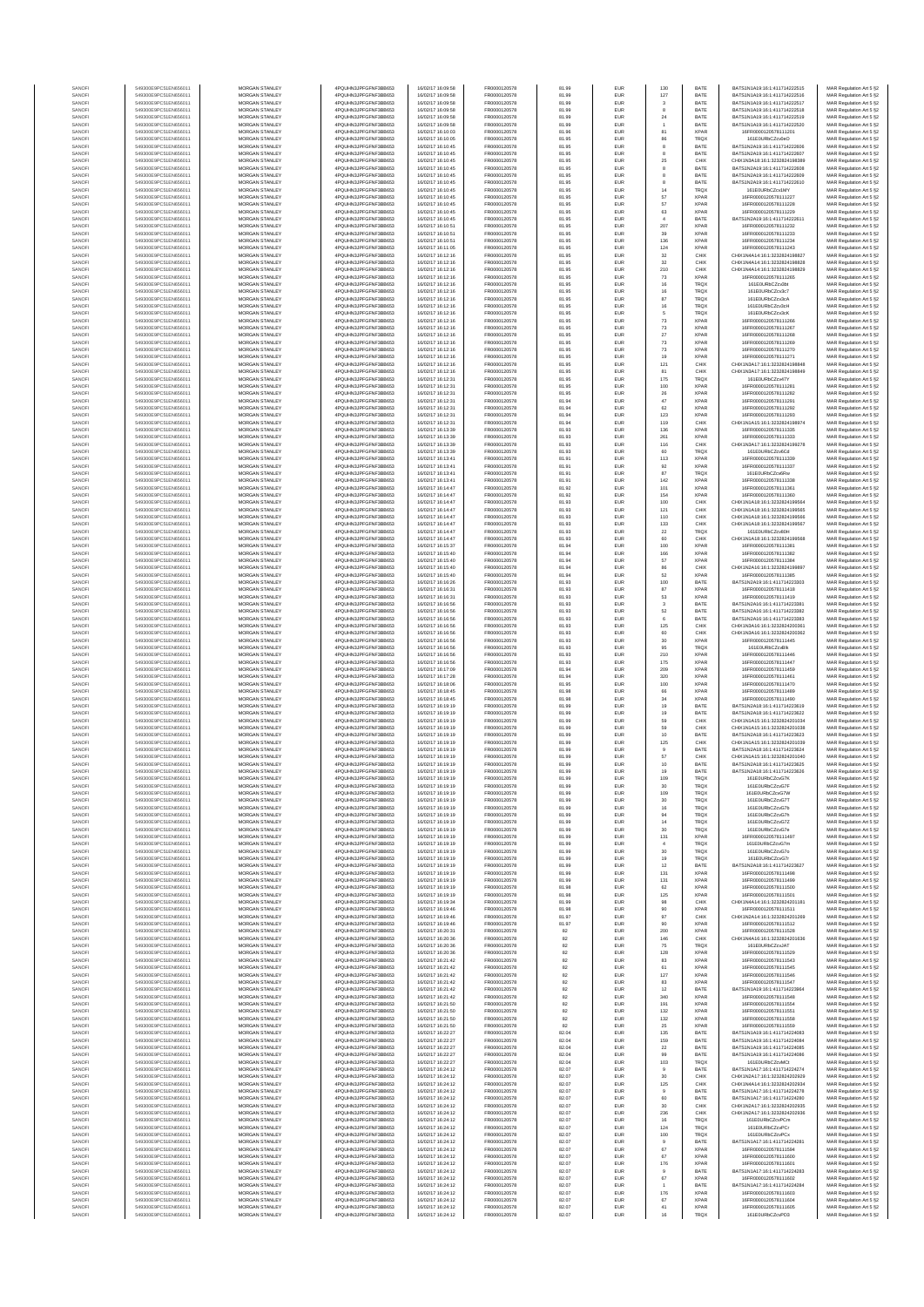| | | | | | | | | | | | |
|---|---|---|---|---|---|---|---|---|---|---|---|
| SANOFI | 549300E9PC51EN656011 | MORGAN STANLEY | 4PQUHN3JPFGFNF3BB653 | 16/02/17 16:09:58 | FR0000120578 | 81.99 | EUR | 130 | BATE | BATS1N1A19:16:1:411734222515 | MAR Regulation Art 5 §2 |
| SANOFI | 549300E9PC51EN656011 | MORGAN STANLEY | 4PQUHN3JPFGFNF3BB653 | 16/02/17 16:09:58 | FR0000120578 | 81.99 | EUR | 127 | BATE | BATS1N1A19:16:1:411734222516 | MAR Regulation Art 5 §2 |
| SANOFI | 549300E9PC51EN656011 | MORGAN STANLEY | 4PQUHN3JPFGFNF3BB653 | 16/02/17 16:09:58 | FR0000120578 | 81.99 | EUR | 3 | BATE | BATS1N1A19:16:1:411734222517 | MAR Regulation Art 5 §2 |
| SANOFI | 549300E9PC51EN656011 | MORGAN STANLEY | 4PQUHN3JPFGFNF3BB653 | 16/02/17 16:09:58 | FR0000120578 | 81.99 | EUR | 8 | BATE | BATS1N1A19:16:1:411734222518 | MAR Regulation Art 5 §2 |
| SANOFI | 549300E9PC51EN656011 | MORGAN STANLEY | 4PQUHN3JPFGFNF3BB653 | 16/02/17 16:09:58 | FR0000120578 | 81.99 | EUR | 24 | BATE | BATS1N1A19:16:1:411734222519 | MAR Regulation Art 5 §2 |
| SANOFI | 549300E9PC51EN656011 | MORGAN STANLEY | 4PQUHN3JPFGFNF3BB653 | 16/02/17 16:09:58 | FR0000120578 | 81.99 | EUR | 1 | BATE | BATS1N1A19:16:1:411734222520 | MAR Regulation Art 5 §2 |
| SANOFI | 549300E9PC51EN656011 | MORGAN STANLEY | 4PQUHN3JPFGFNF3BB653 | 16/02/17 16:10:03 | FR0000120578 | 81.96 | EUR | 81 | XPAR | 16FR000012057811201 | MAR Regulation Art 5 §2 |
| SANOFI | 549300E9PC51EN656011 | MORGAN STANLEY | 4PQUHN3JPFGFNF3BB653 | 16/02/17 16:10:05 | FR0000120578 | 81.95 | EUR | 86 | TRQX | 161E0URbCZzv0eO | MAR Regulation Art 5 §2 |
| SANOFI | 549300E9PC51EN656011 | MORGAN STANLEY | 4PQUHN3JPFGFNF3BB653 | 16/02/17 16:10:45 | FR0000120578 | 81.95 | EUR | 8 | BATE | BATS1N2A19:16:1:411734222606 | MAR Regulation Art 5 §2 |
| SANOFI | 549300E9PC51EN656011 | MORGAN STANLEY | 4PQUHN3JPFGFNF3BB653 | 16/02/17 16:10:45 | FR0000120578 | 81.95 | EUR | 8 | BATE | BATS1N2A19:16:1:411734222607 | MAR Regulation Art 5 §2 |
| SANOFI | 549300E9PC51EN656011 | MORGAN STANLEY | 4PQUHN3JPFGFNF3BB653 | 16/02/17 16:10:45 | FR0000120578 | 81.95 | EUR | 25 | CHIX | CHIX1N3A18:16:1:3232824198389 | MAR Regulation Art 5 §2 |
| SANOFI | 549300E9PC51EN656011 | MORGAN STANLEY | 4PQUHN3JPFGFNF3BB653 | 16/02/17 16:10:45 | FR0000120578 | 81.95 | EUR | 8 | BATE | BATS1N2A19:16:1:411734222608 | MAR Regulation Art 5 §2 |
| SANOFI | 549300E9PC51EN656011 | MORGAN STANLEY | 4PQUHN3JPFGFNF3BB653 | 16/02/17 16:10:45 | FR0000120578 | 81.95 | EUR | 8 | BATE | BATS1N2A19:16:1:411734222609 | MAR Regulation Art 5 §2 |
| SANOFI | 549300E9PC51EN656011 | MORGAN STANLEY | 4PQUHN3JPFGFNF3BB653 | 16/02/17 16:10:45 | FR0000120578 | 81.95 | EUR | 8 | BATE | BATS1N2A19:16:1:411734222610 | MAR Regulation Art 5 §2 |
| SANOFI | 549300E9PC51EN656011 | MORGAN STANLEY | 4PQUHN3JPFGFNF3BB653 | 16/02/17 16:10:45 | FR0000120578 | 81.95 | EUR | 14 | TRQX | 161E0URbCZzxIMY | MAR Regulation Art 5 §2 |
| SANOFI | 549300E9PC51EN656011 | MORGAN STANLEY | 4PQUHN3JPFGFNF3BB653 | 16/02/17 16:10:45 | FR0000120578 | 81.95 | EUR | 57 | XPAR | 16FR000012057811227 | MAR Regulation Art 5 §2 |
| SANOFI | 549300E9PC51EN656011 | MORGAN STANLEY | 4PQUHN3JPFGFNF3BB653 | 16/02/17 16:10:45 | FR0000120578 | 81.95 | EUR | 57 | XPAR | 16FR000012057811228 | MAR Regulation Art 5 §2 |
| SANOFI | 549300E9PC51EN656011 | MORGAN STANLEY | 4PQUHN3JPFGFNF3BB653 | 16/02/17 16:10:45 | FR0000120578 | 81.95 | EUR | 63 | XPAR | 16FR000012057811229 | MAR Regulation Art 5 §2 |
| SANOFI | 549300E9PC51EN656011 | MORGAN STANLEY | 4PQUHN3JPFGFNF3BB653 | 16/02/17 16:10:45 | FR0000120578 | 81.95 | EUR | 4 | BATE | BATS1N2A19:16:1:411734222611 | MAR Regulation Art 5 §2 |
| SANOFI | 549300E9PC51EN656011 | MORGAN STANLEY | 4PQUHN3JPFGFNF3BB653 | 16/02/17 16:10:51 | FR0000120578 | 81.95 | EUR | 207 | XPAR | 16FR000012057811232 | MAR Regulation Art 5 §2 |
| SANOFI | 549300E9PC51EN656011 | MORGAN STANLEY | 4PQUHN3JPFGFNF3BB653 | 16/02/17 16:10:51 | FR0000120578 | 81.95 | EUR | 38 | XPAR | 16FR000012057811233 | MAR Regulation Art 5 §2 |
| SANOFI | 549300E9PC51EN656011 | MORGAN STANLEY | 4PQUHN3JPFGFNF3BB653 | 16/02/17 16:10:51 | FR0000120578 | 81.95 | EUR | 136 | XPAR | 16FR000012057811234 | MAR Regulation Art 5 §2 |
| SANOFI | 549300E9PC51EN656011 | MORGAN STANLEY | 4PQUHN3JPFGFNF3BB653 | 16/02/17 16:11:05 | FR0000120578 | 81.95 | EUR | 124 | XPAR | 16FR000012057811243 | MAR Regulation Art 5 §2 |
| SANOFI | 549300E9PC51EN656011 | MORGAN STANLEY | 4PQUHN3JPFGFNF3BB653 | 16/02/17 16:12:16 | FR0000120578 | 81.95 | EUR | 32 | CHIX | CHIX1N4A14:16:1:3232824198827 | MAR Regulation Art 5 §2 |
| SANOFI | 549300E9PC51EN656011 | MORGAN STANLEY | 4PQUHN3JPFGFNF3BB653 | 16/02/17 16:12:16 | FR0000120578 | 81.95 | EUR | 32 | CHIX | CHIX1N4A14:16:1:3232824198828 | MAR Regulation Art 5 §2 |
| SANOFI | 549300E9PC51EN656011 | MORGAN STANLEY | 4PQUHN3JPFGFNF3BB653 | 16/02/17 16:12:16 | FR0000120578 | 81.95 | EUR | 210 | CHIX | CHIX1N4A14:16:1:3232824198829 | MAR Regulation Art 5 §2 |
| SANOFI | 549300E9PC51EN656011 | MORGAN STANLEY | 4PQUHN3JPFGFNF3BB653 | 16/02/17 16:12:16 | FR0000120578 | 81.95 | EUR | 73 | XPAR | 16FR000012057811265 | MAR Regulation Art 5 §2 |
| SANOFI | 549300E9PC51EN656011 | MORGAN STANLEY | 4PQUHN3JPFGFNF3BB653 | 16/02/17 16:12:16 | FR0000120578 | 81.95 | EUR | 16 | TRQX | 161E0URbCZzv0bt | MAR Regulation Art 5 §2 |
| SANOFI | 549300E9PC51EN656011 | MORGAN STANLEY | 4PQUHN3JPFGFNF3BB653 | 16/02/17 16:12:16 | FR0000120578 | 81.95 | EUR | 16 | TRQX | 161E0URbCZzv3c7 | MAR Regulation Art 5 §2 |
| SANOFI | 549300E9PC51EN656011 | MORGAN STANLEY | 4PQUHN3JPFGFNF3BB653 | 16/02/17 16:12:16 | FR0000120578 | 81.95 | EUR | 97 | TRQX | 161E0URbCZzv3cA | MAR Regulation Art 5 §2 |
| SANOFI | 549300E9PC51EN656011 | MORGAN STANLEY | 4PQUHN3JPFGFNF3BB653 | 16/02/17 16:12:16 | FR0000120578 | 81.95 | EUR | 16 | TRQX | 161E0URbCZzv3cH | MAR Regulation Art 5 §2 |
| SANOFI | 549300E9PC51EN656011 | MORGAN STANLEY | 4PQUHN3JPFGFNF3BB653 | 16/02/17 16:12:16 | FR0000120578 | 81.95 | EUR | 5 | TRQX | 161E0URbCZzv3cK | MAR Regulation Art 5 §2 |
| SANOFI | 549300E9PC51EN656011 | MORGAN STANLEY | 4PQUHN3JPFGFNF3BB653 | 16/02/17 16:12:16 | FR0000120578 | 81.95 | EUR | 73 | XPAR | 16FR000012057811266 | MAR Regulation Art 5 §2 |
| SANOFI | 549300E9PC51EN656011 | MORGAN STANLEY | 4PQUHN3JPFGFNF3BB653 | 16/02/17 16:12:16 | FR0000120578 | 81.95 | EUR | 73 | XPAR | 16FR000012057811267 | MAR Regulation Art 5 §2 |
| SANOFI | 549300E9PC51EN656011 | MORGAN STANLEY | 4PQUHN3JPFGFNF3BB653 | 16/02/17 16:12:16 | FR0000120578 | 81.95 | EUR | 27 | XPAR | 16FR000012057811268 | MAR Regulation Art 5 §2 |
| SANOFI | 549300E9PC51EN656011 | MORGAN STANLEY | 4PQUHN3JPFGFNF3BB653 | 16/02/17 16:12:16 | FR0000120578 | 81.95 | EUR | 73 | XPAR | 16FR000012057811269 | MAR Regulation Art 5 §2 |
| SANOFI | 549300E9PC51EN656011 | MORGAN STANLEY | 4PQUHN3JPFGFNF3BB653 | 16/02/17 16:12:16 | FR0000120578 | 81.95 | EUR | 73 | XPAR | 16FR000012057811270 | MAR Regulation Art 5 §2 |
| SANOFI | 549300E9PC51EN656011 | MORGAN STANLEY | 4PQUHN3JPFGFNF3BB653 | 16/02/17 16:12:16 | FR0000120578 | 81.95 | EUR | 19 | XPAR | 16FR000012057811271 | MAR Regulation Art 5 §2 |
| SANOFI | 549300E9PC51EN656011 | MORGAN STANLEY | 4PQUHN3JPFGFNF3BB653 | 16/02/17 16:12:16 | FR0000120578 | 81.95 | EUR | 121 | CHIX | CHIX1N3A17:16:1:3232824198848 | MAR Regulation Art 5 §2 |
| SANOFI | 549300E9PC51EN656011 | MORGAN STANLEY | 4PQUHN3JPFGFNF3BB653 | 16/02/17 16:12:16 | FR0000120578 | 81.95 | EUR | 81 | CHIX | CHIX1N3A17:16:1:3232824198849 | MAR Regulation Art 5 §2 |
| SANOFI | 549300E9PC51EN656011 | MORGAN STANLEY | 4PQUHN3JPFGFNF3BB653 | 16/02/17 16:12:31 | FR0000120578 | 81.95 | EUR | 175 | TRQX | 161E0URbCZzv87Y | MAR Regulation Art 5 §2 |
| SANOFI | 549300E9PC51EN656011 | MORGAN STANLEY | 4PQUHN3JPFGFNF3BB653 | 16/02/17 16:12:31 | FR0000120578 | 81.95 | EUR | 100 | XPAR | 16FR000012057811281 | MAR Regulation Art 5 §2 |
| SANOFI | 549300E9PC51EN656011 | MORGAN STANLEY | 4PQUHN3JPFGFNF3BB653 | 16/02/17 16:12:31 | FR0000120578 | 81.95 | EUR | 26 | XPAR | 16FR000012057811282 | MAR Regulation Art 5 §2 |
| SANOFI | 549300E9PC51EN656011 | MORGAN STANLEY | 4PQUHN3JPFGFNF3BB653 | 16/02/17 16:12:31 | FR0000120578 | 81.94 | EUR | 47 | XPAR | 16FR000012057811291 | MAR Regulation Art 5 §2 |
| SANOFI | 549300E9PC51EN656011 | MORGAN STANLEY | 4PQUHN3JPFGFNF3BB653 | 16/02/17 16:12:31 | FR0000120578 | 81.94 | EUR | 62 | XPAR | 16FR000012057811292 | MAR Regulation Art 5 §2 |
| SANOFI | 549300E9PC51EN656011 | MORGAN STANLEY | 4PQUHN3JPFGFNF3BB653 | 16/02/17 16:12:31 | FR0000120578 | 81.94 | EUR | 123 | XPAR | 16FR000012057811293 | MAR Regulation Art 5 §2 |
| SANOFI | 549300E9PC51EN656011 | MORGAN STANLEY | 4PQUHN3JPFGFNF3BB653 | 16/02/17 16:12:31 | FR0000120578 | 81.94 | EUR | 119 | CHIX | CHIX1N1A15:16:1:3232824198974 | MAR Regulation Art 5 §2 |
| SANOFI | 549300E9PC51EN656011 | MORGAN STANLEY | 4PQUHN3JPFGFNF3BB653 | 16/02/17 16:13:39 | FR0000120578 | 81.93 | EUR | 136 | XPAR | 16FR000012057811335 | MAR Regulation Art 5 §2 |
| SANOFI | 549300E9PC51EN656011 | MORGAN STANLEY | 4PQUHN3JPFGFNF3BB653 | 16/02/17 16:13:39 | FR0000120578 | 81.93 | EUR | 261 | XPAR | 16FR000012057811333 | MAR Regulation Art 5 §2 |
| SANOFI | 549300E9PC51EN656011 | MORGAN STANLEY | 4PQUHN3JPFGFNF3BB653 | 16/02/17 16:13:39 | FR0000120578 | 81.93 | EUR | 116 | CHIX | CHIX1N3A17:16:1:3232824199278 | MAR Regulation Art 5 §2 |
| SANOFI | 549300E9PC51EN656011 | MORGAN STANLEY | 4PQUHN3JPFGFNF3BB653 | 16/02/17 16:13:39 | FR0000120578 | 81.93 | EUR | 60 | TRQX | 161E0URbCZzv6Cz | MAR Regulation Art 5 §2 |
| SANOFI | 549300E9PC51EN656011 | MORGAN STANLEY | 4PQUHN3JPFGFNF3BB653 | 16/02/17 16:13:41 | FR0000120578 | 81.91 | EUR | 113 | XPAR | 16FR000012057811339 | MAR Regulation Art 5 §2 |
| SANOFI | 549300E9PC51EN656011 | MORGAN STANLEY | 4PQUHN3JPFGFNF3BB653 | 16/02/17 16:13:41 | FR0000120578 | 81.91 | EUR | 92 | XPAR | 16FR000012057811337 | MAR Regulation Art 5 §2 |
| SANOFI | 549300E9PC51EN656011 | MORGAN STANLEY | 4PQUHN3JPFGFNF3BB653 | 16/02/17 16:13:41 | FR0000120578 | 81.91 | EUR | 87 | TRQX | 161E0URbCZzv6Rw | MAR Regulation Art 5 §2 |
| SANOFI | 549300E9PC51EN656011 | MORGAN STANLEY | 4PQUHN3JPFGFNF3BB653 | 16/02/17 16:13:41 | FR0000120578 | 81.91 | EUR | 142 | XPAR | 16FR000012057811338 | MAR Regulation Art 5 §2 |
| SANOFI | 549300E9PC51EN656011 | MORGAN STANLEY | 4PQUHN3JPFGFNF3BB653 | 16/02/17 16:14:47 | FR0000120578 | 81.92 | EUR | 101 | XPAR | 16FR000012057811361 | MAR Regulation Art 5 §2 |
| SANOFI | 549300E9PC51EN656011 | MORGAN STANLEY | 4PQUHN3JPFGFNF3BB653 | 16/02/17 16:14:47 | FR0000120578 | 81.92 | EUR | 154 | XPAR | 16FR000012057811360 | MAR Regulation Art 5 §2 |
| SANOFI | 549300E9PC51EN656011 | MORGAN STANLEY | 4PQUHN3JPFGFNF3BB653 | 16/02/17 16:14:47 | FR0000120578 | 81.93 | EUR | 100 | CHIX | CHIX1N1A18:16:1:3232824199564 | MAR Regulation Art 5 §2 |
| SANOFI | 549300E9PC51EN656011 | MORGAN STANLEY | 4PQUHN3JPFGFNF3BB653 | 16/02/17 16:14:47 | FR0000120578 | 81.93 | EUR | 121 | CHIX | CHIX1N1A18:16:1:3232824199565 | MAR Regulation Art 5 §2 |
| SANOFI | 549300E9PC51EN656011 | MORGAN STANLEY | 4PQUHN3JPFGFNF3BB653 | 16/02/17 16:14:47 | FR0000120578 | 81.93 | EUR | 110 | CHIX | CHIX1N1A18:16:1:3232824199566 | MAR Regulation Art 5 §2 |
| SANOFI | 549300E9PC51EN656011 | MORGAN STANLEY | 4PQUHN3JPFGFNF3BB653 | 16/02/17 16:14:47 | FR0000120578 | 81.93 | EUR | 133 | CHIX | CHIX1N1A18:16:1:3232824199567 | MAR Regulation Art 5 §2 |
| SANOFI | 549300E9PC51EN656011 | MORGAN STANLEY | 4PQUHN3JPFGFNF3BB653 | 16/02/17 16:14:47 | FR0000120578 | 81.93 | EUR | 22 | TRQX | 161E0URbCZzv60H | MAR Regulation Art 5 §2 |
| SANOFI | 549300E9PC51EN656011 | MORGAN STANLEY | 4PQUHN3JPFGFNF3BB653 | 16/02/17 16:14:47 | FR0000120578 | 81.93 | EUR | 60 | CHIX | CHIX1N1A18:16:1:3232824199568 | MAR Regulation Art 5 §2 |
| SANOFI | 549300E9PC51EN656011 | MORGAN STANLEY | 4PQUHN3JPFGFNF3BB653 | 16/02/17 16:15:37 | FR0000120578 | 81.94 | EUR | 100 | XPAR | 16FR000012057811381 | MAR Regulation Art 5 §2 |
| SANOFI | 549300E9PC51EN656011 | MORGAN STANLEY | 4PQUHN3JPFGFNF3BB653 | 16/02/17 16:15:40 | FR0000120578 | 81.94 | EUR | 166 | XPAR | 16FR000012057811382 | MAR Regulation Art 5 §2 |
| SANOFI | 549300E9PC51EN656011 | MORGAN STANLEY | 4PQUHN3JPFGFNF3BB653 | 16/02/17 16:15:40 | FR0000120578 | 81.94 | EUR | 57 | XPAR | 16FR000012057811384 | MAR Regulation Art 5 §2 |
| SANOFI | 549300E9PC51EN656011 | MORGAN STANLEY | 4PQUHN3JPFGFNF3BB653 | 16/02/17 16:15:40 | FR0000120578 | 81.94 | EUR | 86 | CHIX | CHIX1N2A16:16:1:3232824199897 | MAR Regulation Art 5 §2 |
| SANOFI | 549300E9PC51EN656011 | MORGAN STANLEY | 4PQUHN3JPFGFNF3BB653 | 16/02/17 16:15:40 | FR0000120578 | 81.94 | EUR | 52 | XPAR | 16FR000012057811385 | MAR Regulation Art 5 §2 |
| SANOFI | 549300E9PC51EN656011 | MORGAN STANLEY | 4PQUHN3JPFGFNF3BB653 | 16/02/17 16:16:26 | FR0000120578 | 81.93 | EUR | 100 | BATE | BATS1N2A19:16:1:411734223003 | MAR Regulation Art 5 §2 |
| SANOFI | 549300E9PC51EN656011 | MORGAN STANLEY | 4PQUHN3JPFGFNF3BB653 | 16/02/17 16:16:31 | FR0000120578 | 81.93 | EUR | 87 | XPAR | 16FR000012057811418 | MAR Regulation Art 5 §2 |
| SANOFI | 549300E9PC51EN656011 | MORGAN STANLEY | 4PQUHN3JPFGFNF3BB653 | 16/02/17 16:16:31 | FR0000120578 | 81.93 | EUR | 53 | XPAR | 16FR000012057811419 | MAR Regulation Art 5 §2 |
| SANOFI | 549300E9PC51EN656011 | MORGAN STANLEY | 4PQUHN3JPFGFNF3BB653 | 16/02/17 16:16:56 | FR0000120578 | 81.93 | EUR | 3 | BATE | BATS1N2A16:16:1:411734223381 | MAR Regulation Art 5 §2 |
| SANOFI | 549300E9PC51EN656011 | MORGAN STANLEY | 4PQUHN3JPFGFNF3BB653 | 16/02/17 16:16:56 | FR0000120578 | 81.93 | EUR | 52 | BATE | BATS1N2A16:16:1:411734223382 | MAR Regulation Art 5 §2 |
| SANOFI | 549300E9PC51EN656011 | MORGAN STANLEY | 4PQUHN3JPFGFNF3BB653 | 16/02/17 16:16:56 | FR0000120578 | 81.93 | EUR | 6 | BATE | BATS1N2A16:16:1:411734223383 | MAR Regulation Art 5 §2 |
| SANOFI | 549300E9PC51EN656011 | MORGAN STANLEY | 4PQUHN3JPFGFNF3BB653 | 16/02/17 16:16:56 | FR0000120578 | 81.93 | EUR | 125 | CHIX | CHIX1N3A16:16:1:3232824200361 | MAR Regulation Art 5 §2 |
| SANOFI | 549300E9PC51EN656011 | MORGAN STANLEY | 4PQUHN3JPFGFNF3BB653 | 16/02/17 16:16:56 | FR0000120578 | 81.93 | EUR | 60 | CHIX | CHIX1N3A16:16:1:3232824200362 | MAR Regulation Art 5 §2 |
| SANOFI | 549300E9PC51EN656011 | MORGAN STANLEY | 4PQUHN3JPFGFNF3BB653 | 16/02/17 16:16:56 | FR0000120578 | 81.93 | EUR | 30 | XPAR | 16FR000012057811445 | MAR Regulation Art 5 §2 |
| SANOFI | 549300E9PC51EN656011 | MORGAN STANLEY | 4PQUHN3JPFGFNF3BB653 | 16/02/17 16:16:56 | FR0000120578 | 81.93 | EUR | 95 | TRQX | 161E0URbCZzuBlk | MAR Regulation Art 5 §2 |
| SANOFI | 549300E9PC51EN656011 | MORGAN STANLEY | 4PQUHN3JPFGFNF3BB653 | 16/02/17 16:16:56 | FR0000120578 | 81.93 | EUR | 210 | XPAR | 16FR000012057811446 | MAR Regulation Art 5 §2 |
| SANOFI | 549300E9PC51EN656011 | MORGAN STANLEY | 4PQUHN3JPFGFNF3BB653 | 16/02/17 16:16:56 | FR0000120578 | 81.93 | EUR | 175 | XPAR | 16FR000012057811447 | MAR Regulation Art 5 §2 |
| SANOFI | 549300E9PC51EN656011 | MORGAN STANLEY | 4PQUHN3JPFGFNF3BB653 | 16/02/17 16:17:08 | FR0000120578 | 81.94 | EUR | 209 | XPAR | 16FR000012057811459 | MAR Regulation Art 5 §2 |
| SANOFI | 549300E9PC51EN656011 | MORGAN STANLEY | 4PQUHN3JPFGFNF3BB653 | 16/02/17 16:17:28 | FR0000120578 | 81.94 | EUR | 320 | XPAR | 16FR000012057811461 | MAR Regulation Art 5 §2 |
| SANOFI | 549300E9PC51EN656011 | MORGAN STANLEY | 4PQUHN3JPFGFNF3BB653 | 16/02/17 16:18:06 | FR0000120578 | 81.95 | EUR | 100 | XPAR | 16FR000012057811470 | MAR Regulation Art 5 §2 |
| SANOFI | 549300E9PC51EN656011 | MORGAN STANLEY | 4PQUHN3JPFGFNF3BB653 | 16/02/17 16:18:45 | FR0000120578 | 81.98 | EUR | 66 | XPAR | 16FR000012057811489 | MAR Regulation Art 5 §2 |
| SANOFI | 549300E9PC51EN656011 | MORGAN STANLEY | 4PQUHN3JPFGFNF3BB653 | 16/02/17 16:18:45 | FR0000120578 | 81.98 | EUR | 34 | XPAR | 16FR000012057811490 | MAR Regulation Art 5 §2 |
| SANOFI | 549300E9PC51EN656011 | MORGAN STANLEY | 4PQUHN3JPFGFNF3BB653 | 16/02/17 16:19:19 | FR0000120578 | 81.99 | EUR | 19 | BATE | BATS1N2A18:16:1:411734223619 | MAR Regulation Art 5 §2 |
| SANOFI | 549300E9PC51EN656011 | MORGAN STANLEY | 4PQUHN3JPFGFNF3BB653 | 16/02/17 16:19:19 | FR0000120578 | 81.99 | EUR | 19 | BATE | BATS1N2A18:16:1:411734223622 | MAR Regulation Art 5 §2 |
| SANOFI | 549300E9PC51EN656011 | MORGAN STANLEY | 4PQUHN3JPFGFNF3BB653 | 16/02/17 16:19:19 | FR0000120578 | 81.99 | EUR | 59 | CHIX | CHIX1N1A15:16:1:3232824201034 | MAR Regulation Art 5 §2 |
| SANOFI | 549300E9PC51EN656011 | MORGAN STANLEY | 4PQUHN3JPFGFNF3BB653 | 16/02/17 16:19:19 | FR0000120578 | 81.99 | EUR | 59 | CHIX | CHIX1N1A15:16:1:3232824201038 | MAR Regulation Art 5 §2 |
| SANOFI | 549300E9PC51EN656011 | MORGAN STANLEY | 4PQUHN3JPFGFNF3BB653 | 16/02/17 16:19:19 | FR0000120578 | 81.99 | EUR | 10 | BATE | BATS1N2A18:16:1:411734223623 | MAR Regulation Art 5 §2 |
| SANOFI | 549300E9PC51EN656011 | MORGAN STANLEY | 4PQUHN3JPFGFNF3BB653 | 16/02/17 16:19:19 | FR0000120578 | 81.99 | EUR | 125 | CHIX | CHIX1N1A15:16:1:3232824201039 | MAR Regulation Art 5 §2 |
| SANOFI | 549300E9PC51EN656011 | MORGAN STANLEY | 4PQUHN3JPFGFNF3BB653 | 16/02/17 16:19:19 | FR0000120578 | 81.99 | EUR | 9 | BATE | BATS1N2A18:16:1:411734223624 | MAR Regulation Art 5 §2 |
| SANOFI | 549300E9PC51EN656011 | MORGAN STANLEY | 4PQUHN3JPFGFNF3BB653 | 16/02/17 16:19:19 | FR0000120578 | 81.99 | EUR | 57 | CHIX | CHIX1N1A15:16:1:3232824201040 | MAR Regulation Art 5 §2 |
| SANOFI | 549300E9PC51EN656011 | MORGAN STANLEY | 4PQUHN3JPFGFNF3BB653 | 16/02/17 16:19:19 | FR0000120578 | 81.99 | EUR | 10 | BATE | BATS1N2A18:16:1:411734223625 | MAR Regulation Art 5 §2 |
| SANOFI | 549300E9PC51EN656011 | MORGAN STANLEY | 4PQUHN3JPFGFNF3BB653 | 16/02/17 16:19:19 | FR0000120578 | 81.99 | EUR | 19 | BATE | BATS1N2A18:16:1:411734223626 | MAR Regulation Art 5 §2 |
| SANOFI | 549300E9PC51EN656011 | MORGAN STANLEY | 4PQUHN3JPFGFNF3BB653 | 16/02/17 16:19:19 | FR0000120578 | 81.99 | EUR | 109 | TRQX | 161E0URbCZzvG7K | MAR Regulation Art 5 §2 |
| SANOFI | 549300E9PC51EN656011 | MORGAN STANLEY | 4PQUHN3JPFGFNF3BB653 | 16/02/17 16:19:19 | FR0000120578 | 81.99 | EUR | 30 | TRQX | 161E0URbCZzvG7F | MAR Regulation Art 5 §2 |
| SANOFI | 549300E9PC51EN656011 | MORGAN STANLEY | 4PQUHN3JPFGFNF3BB653 | 16/02/17 16:19:19 | FR0000120578 | 81.99 | EUR | 109 | TRQX | 161E0URbCZzvG7W | MAR Regulation Art 5 §2 |
| SANOFI | 549300E9PC51EN656011 | MORGAN STANLEY | 4PQUHN3JPFGFNF3BB653 | 16/02/17 16:19:19 | FR0000120578 | 81.99 | EUR | 30 | TRQX | 161E0URbCZzvG7T | MAR Regulation Art 5 §2 |
| SANOFI | 549300E9PC51EN656011 | MORGAN STANLEY | 4PQUHN3JPFGFNF3BB653 | 16/02/17 16:19:19 | FR0000120578 | 81.99 | EUR | 16 | TRQX | 161E0URbCZzvG7b | MAR Regulation Art 5 §2 |
| SANOFI | 549300E9PC51EN656011 | MORGAN STANLEY | 4PQUHN3JPFGFNF3BB653 | 16/02/17 16:19:19 | FR0000120578 | 81.99 | EUR | 94 | TRQX | 161E0URbCZzvG7h | MAR Regulation Art 5 §2 |
| SANOFI | 549300E9PC51EN656011 | MORGAN STANLEY | 4PQUHN3JPFGFNF3BB653 | 16/02/17 16:19:19 | FR0000120578 | 81.99 | EUR | 14 | TRQX | 161E0URbCZzvG7Z | MAR Regulation Art 5 §2 |
| SANOFI | 549300E9PC51EN656011 | MORGAN STANLEY | 4PQUHN3JPFGFNF3BB653 | 16/02/17 16:19:19 | FR0000120578 | 81.99 | EUR | 30 | TRQX | 161E0URbCZzvG7e | MAR Regulation Art 5 §2 |
| SANOFI | 549300E9PC51EN656011 | MORGAN STANLEY | 4PQUHN3JPFGFNF3BB653 | 16/02/17 16:19:19 | FR0000120578 | 81.99 | EUR | 131 | XPAR | 16FR000012057811497 | MAR Regulation Art 5 §2 |
| SANOFI | 549300E9PC51EN656011 | MORGAN STANLEY | 4PQUHN3JPFGFNF3BB653 | 16/02/17 16:19:19 | FR0000120578 | 81.99 | EUR | 4 | TRQX | 161E0URbCZzvG7m | MAR Regulation Art 5 §2 |
| SANOFI | 549300E9PC51EN656011 | MORGAN STANLEY | 4PQUHN3JPFGFNF3BB653 | 16/02/17 16:19:19 | FR0000120578 | 81.99 | EUR | 30 | TRQX | 161E0URbCZzvG7o | MAR Regulation Art 5 §2 |
| SANOFI | 549300E9PC51EN656011 | MORGAN STANLEY | 4PQUHN3JPFGFNF3BB653 | 16/02/17 16:19:19 | FR0000120578 | 81.99 | EUR | 19 | TRQX | 161E0URbCZzvG7r | MAR Regulation Art 5 §2 |
| SANOFI | 549300E9PC51EN656011 | MORGAN STANLEY | 4PQUHN3JPFGFNF3BB653 | 16/02/17 16:19:19 | FR0000120578 | 81.99 | EUR | 12 | BATE | BATS1N2A18:16:1:411734223627 | MAR Regulation Art 5 §2 |
| SANOFI | 549300E9PC51EN656011 | MORGAN STANLEY | 4PQUHN3JPFGFNF3BB653 | 16/02/17 16:19:19 | FR0000120578 | 81.99 | EUR | 131 | XPAR | 16FR000012057811498 | MAR Regulation Art 5 §2 |
| SANOFI | 549300E9PC51EN656011 | MORGAN STANLEY | 4PQUHN3JPFGFNF3BB653 | 16/02/17 16:19:19 | FR0000120578 | 81.99 | EUR | 131 | XPAR | 16FR000012057811499 | MAR Regulation Art 5 §2 |
| SANOFI | 549300E9PC51EN656011 | MORGAN STANLEY | 4PQUHN3JPFGFNF3BB653 | 16/02/17 16:19:19 | FR0000120578 | 81.98 | EUR | 62 | XPAR | 16FR000012057811500 | MAR Regulation Art 5 §2 |
| SANOFI | 549300E9PC51EN656011 | MORGAN STANLEY | 4PQUHN3JPFGFNF3BB653 | 16/02/17 16:19:19 | FR0000120578 | 81.98 | EUR | 125 | XPAR | 16FR000012057811501 | MAR Regulation Art 5 §2 |
| SANOFI | 549300E9PC51EN656011 | MORGAN STANLEY | 4PQUHN3JPFGFNF3BB653 | 16/02/17 16:19:34 | FR0000120578 | 81.99 | EUR | 98 | CHIX | CHIX1N4A14:16:1:3232824201181 | MAR Regulation Art 5 §2 |
| SANOFI | 549300E9PC51EN656011 | MORGAN STANLEY | 4PQUHN3JPFGFNF3BB653 | 16/02/17 16:19:46 | FR0000120578 | 81.98 | EUR | 90 | XPAR | 16FR000012057811511 | MAR Regulation Art 5 §2 |
| SANOFI | 549300E9PC51EN656011 | MORGAN STANLEY | 4PQUHN3JPFGFNF3BB653 | 16/02/17 16:19:46 | FR0000120578 | 81.97 | EUR | 97 | CHIX | CHIX1N2A14:16:1:3232824201269 | MAR Regulation Art 5 §2 |
| SANOFI | 549300E9PC51EN656011 | MORGAN STANLEY | 4PQUHN3JPFGFNF3BB653 | 16/02/17 16:19:46 | FR0000120578 | 81.97 | EUR | 90 | XPAR | 16FR000012057811512 | MAR Regulation Art 5 §2 |
| SANOFI | 549300E9PC51EN656011 | MORGAN STANLEY | 4PQUHN3JPFGFNF3BB653 | 16/02/17 16:20:31 | FR0000120578 | 82 | EUR | 200 | XPAR | 16FR000012057811528 | MAR Regulation Art 5 §2 |
| SANOFI | 549300E9PC51EN656011 | MORGAN STANLEY | 4PQUHN3JPFGFNF3BB653 | 16/02/17 16:20:36 | FR0000120578 | 82 | EUR | 146 | CHIX | CHIX1N4A16:16:1:3232824201636 | MAR Regulation Art 5 §2 |
| SANOFI | 549300E9PC51EN656011 | MORGAN STANLEY | 4PQUHN3JPFGFNF3BB653 | 16/02/17 16:20:36 | FR0000120578 | 82 | EUR | 75 | TRQX | 161E0URbCZzvJAT | MAR Regulation Art 5 §2 |
| SANOFI | 549300E9PC51EN656011 | MORGAN STANLEY | 4PQUHN3JPFGFNF3BB653 | 16/02/17 16:20:36 | FR0000120578 | 82 | EUR | 128 | XPAR | 16FR000012057811529 | MAR Regulation Art 5 §2 |
| SANOFI | 549300E9PC51EN656011 | MORGAN STANLEY | 4PQUHN3JPFGFNF3BB653 | 16/02/17 16:21:42 | FR0000120578 | 82 | EUR | 83 | XPAR | 16FR000012057811543 | MAR Regulation Art 5 §2 |
| SANOFI | 549300E9PC51EN656011 | MORGAN STANLEY | 4PQUHN3JPFGFNF3BB653 | 16/02/17 16:21:42 | FR0000120578 | 82 | EUR | 61 | XPAR | 16FR000012057811545 | MAR Regulation Art 5 §2 |
| SANOFI | 549300E9PC51EN656011 | MORGAN STANLEY | 4PQUHN3JPFGFNF3BB653 | 16/02/17 16:21:42 | FR0000120578 | 82 | EUR | 127 | XPAR | 16FR000012057811546 | MAR Regulation Art 5 §2 |
| SANOFI | 549300E9PC51EN656011 | MORGAN STANLEY | 4PQUHN3JPFGFNF3BB653 | 16/02/17 16:21:42 | FR0000120578 | 82 | EUR | 83 | XPAR | 16FR000012057811547 | MAR Regulation Art 5 §2 |
| SANOFI | 549300E9PC51EN656011 | MORGAN STANLEY | 4PQUHN3JPFGFNF3BB653 | 16/02/17 16:21:42 | FR0000120578 | 82 | EUR | 12 | BATE | BATS1N1A19:16:1:411734223964 | MAR Regulation Art 5 §2 |
| SANOFI | 549300E9PC51EN656011 | MORGAN STANLEY | 4PQUHN3JPFGFNF3BB653 | 16/02/17 16:21:42 | FR0000120578 | 82 | EUR | 340 | XPAR | 16FR000012057811548 | MAR Regulation Art 5 §2 |
| SANOFI | 549300E9PC51EN656011 | MORGAN STANLEY | 4PQUHN3JPFGFNF3BB653 | 16/02/17 16:21:50 | FR0000120578 | 82 | EUR | 191 | XPAR | 16FR000012057811554 | MAR Regulation Art 5 §2 |
| SANOFI | 549300E9PC51EN656011 | MORGAN STANLEY | 4PQUHN3JPFGFNF3BB653 | 16/02/17 16:21:50 | FR0000120578 | 82 | EUR | 132 | XPAR | 16FR000012057811551 | MAR Regulation Art 5 §2 |
| SANOFI | 549300E9PC51EN656011 | MORGAN STANLEY | 4PQUHN3JPFGFNF3BB653 | 16/02/17 16:21:50 | FR0000120578 | 82 | EUR | 132 | XPAR | 16FR000012057811558 | MAR Regulation Art 5 §2 |
| SANOFI | 549300E9PC51EN656011 | MORGAN STANLEY | 4PQUHN3JPFGFNF3BB653 | 16/02/17 16:21:50 | FR0000120578 | 82 | EUR | 25 | XPAR | 16FR000012057811559 | MAR Regulation Art 5 §2 |
| SANOFI | 549300E9PC51EN656011 | MORGAN STANLEY | 4PQUHN3JPFGFNF3BB653 | 16/02/17 16:22:27 | FR0000120578 | 82.04 | EUR | 135 | BATE | BATS1N1A19:16:1:411734224083 | MAR Regulation Art 5 §2 |
| SANOFI | 549300E9PC51EN656011 | MORGAN STANLEY | 4PQUHN3JPFGFNF3BB653 | 16/02/17 16:22:27 | FR0000120578 | 82.04 | EUR | 159 | BATE | BATS1N1A19:16:1:411734224084 | MAR Regulation Art 5 §2 |
| SANOFI | 549300E9PC51EN656011 | MORGAN STANLEY | 4PQUHN3JPFGFNF3BB653 | 16/02/17 16:22:27 | FR0000120578 | 82.04 | EUR | 22 | BATE | BATS1N1A19:16:1:411734224085 | MAR Regulation Art 5 §2 |
| SANOFI | 549300E9PC51EN656011 | MORGAN STANLEY | 4PQUHN3JPFGFNF3BB653 | 16/02/17 16:22:27 | FR0000120578 | 82.04 | EUR | 99 | BATE | BATS1N1A19:16:1:411734224086 | MAR Regulation Art 5 §2 |
| SANOFI | 549300E9PC51EN656011 | MORGAN STANLEY | 4PQUHN3JPFGFNF3BB653 | 16/02/17 16:22:27 | FR0000120578 | 82.04 | EUR | 103 | TRQX | 161E0URbCZzvMCt | MAR Regulation Art 5 §2 |
| SANOFI | 549300E9PC51EN656011 | MORGAN STANLEY | 4PQUHN3JPFGFNF3BB653 | 16/02/17 16:24:12 | FR0000120578 | 82.07 | EUR | 9 | BATE | BATS1N1A17:16:1:411734224274 | MAR Regulation Art 5 §2 |
| SANOFI | 549300E9PC51EN656011 | MORGAN STANLEY | 4PQUHN3JPFGFNF3BB653 | 16/02/17 16:24:12 | FR0000120578 | 82.07 | EUR | 30 | CHIX | CHIX1N2A17:16:1:3232824202929 | MAR Regulation Art 5 §2 |
| SANOFI | 549300E9PC51EN656011 | MORGAN STANLEY | 4PQUHN3JPFGFNF3BB653 | 16/02/17 16:24:12 | FR0000120578 | 82.07 | EUR | 125 | CHIX | CHIX1N4A16:16:1:3232824202934 | MAR Regulation Art 5 §2 |
| SANOFI | 549300E9PC51EN656011 | MORGAN STANLEY | 4PQUHN3JPFGFNF3BB653 | 16/02/17 16:24:12 | FR0000120578 | 82.07 | EUR | 9 | BATE | BATS1N1A17:16:1:411734224278 | MAR Regulation Art 5 §2 |
| SANOFI | 549300E9PC51EN656011 | MORGAN STANLEY | 4PQUHN3JPFGFNF3BB653 | 16/02/17 16:24:12 | FR0000120578 | 82.07 | EUR | 60 | BATE | BATS1N1A17:16:1:411734224280 | MAR Regulation Art 5 §2 |
| SANOFI | 549300E9PC51EN656011 | MORGAN STANLEY | 4PQUHN3JPFGFNF3BB653 | 16/02/17 16:24:12 | FR0000120578 | 82.07 | EUR | 30 | CHIX | CHIX1N2A17:16:1:3232824202935 | MAR Regulation Art 5 §2 |
| SANOFI | 549300E9PC51EN656011 | MORGAN STANLEY | 4PQUHN3JPFGFNF3BB653 | 16/02/17 16:24:12 | FR0000120578 | 82.07 | EUR | 236 | CHIX | CHIX1N2A17:16:1:3232824202936 | MAR Regulation Art 5 §2 |
| SANOFI | 549300E9PC51EN656011 | MORGAN STANLEY | 4PQUHN3JPFGFNF3BB653 | 16/02/17 16:24:12 | FR0000120578 | 82.07 | EUR | 16 | TRQX | 161E0URbCZzvPCm | MAR Regulation Art 5 §2 |
| SANOFI | 549300E9PC51EN656011 | MORGAN STANLEY | 4PQUHN3JPFGFNF3BB653 | 16/02/17 16:24:12 | FR0000120578 | 82.07 | EUR | 124 | TRQX | 161E0URbCZzvPCr | MAR Regulation Art 5 §2 |
| SANOFI | 549300E9PC51EN656011 | MORGAN STANLEY | 4PQUHN3JPFGFNF3BB653 | 16/02/17 16:24:12 | FR0000120578 | 82.07 | EUR | 100 | TRQX | 161E0URbCZzvPCx | MAR Regulation Art 5 §2 |
| SANOFI | 549300E9PC51EN656011 | MORGAN STANLEY | 4PQUHN3JPFGFNF3BB653 | 16/02/17 16:24:12 | FR0000120578 | 82.07 | EUR | 9 | BATE | BATS1N1A17:16:1:411734224281 | MAR Regulation Art 5 §2 |
| SANOFI | 549300E9PC51EN656011 | MORGAN STANLEY | 4PQUHN3JPFGFNF3BB653 | 16/02/17 16:24:12 | FR0000120578 | 82.07 | EUR | 67 | XPAR | 16FR000012057811594 | MAR Regulation Art 5 §2 |
| SANOFI | 549300E9PC51EN656011 | MORGAN STANLEY | 4PQUHN3JPFGFNF3BB653 | 16/02/17 16:24:12 | FR0000120578 | 82.07 | EUR | 67 | XPAR | 16FR000012057811600 | MAR Regulation Art 5 §2 |
| SANOFI | 549300E9PC51EN656011 | MORGAN STANLEY | 4PQUHN3JPFGFNF3BB653 | 16/02/17 16:24:12 | FR0000120578 | 82.07 | EUR | 176 | XPAR | 16FR000012057811601 | MAR Regulation Art 5 §2 |
| SANOFI | 549300E9PC51EN656011 | MORGAN STANLEY | 4PQUHN3JPFGFNF3BB653 | 16/02/17 16:24:12 | FR0000120578 | 82.07 | EUR | 9 | BATE | BATS1N1A17:16:1:411734224283 | MAR Regulation Art 5 §2 |
| SANOFI | 549300E9PC51EN656011 | MORGAN STANLEY | 4PQUHN3JPFGFNF3BB653 | 16/02/17 16:24:12 | FR0000120578 | 82.07 | EUR | 67 | XPAR | 16FR000012057811602 | MAR Regulation Art 5 §2 |
| SANOFI | 549300E9PC51EN656011 | MORGAN STANLEY | 4PQUHN3JPFGFNF3BB653 | 16/02/17 16:24:12 | FR0000120578 | 82.07 | EUR | 1 | BATE | BATS1N1A17:16:1:411734224284 | MAR Regulation Art 5 §2 |
| SANOFI | 549300E9PC51EN656011 | MORGAN STANLEY | 4PQUHN3JPFGFNF3BB653 | 16/02/17 16:24:12 | FR0000120578 | 82.07 | EUR | 176 | XPAR | 16FR000012057811603 | MAR Regulation Art 5 §2 |
| SANOFI | 549300E9PC51EN656011 | MORGAN STANLEY | 4PQUHN3JPFGFNF3BB653 | 16/02/17 16:24:12 | FR0000120578 | 82.07 | EUR | 67 | XPAR | 16FR000012057811604 | MAR Regulation Art 5 §2 |
| SANOFI | 549300E9PC51EN656011 | MORGAN STANLEY | 4PQUHN3JPFGFNF3BB653 | 16/02/17 16:24:12 | FR0000120578 | 82.07 | EUR | 41 | XPAR | 16FR000012057811605 | MAR Regulation Art 5 §2 |
| SANOFI | 549300E9PC51EN656011 | MORGAN STANLEY | 4PQUHN3JPFGFNF3BB653 | 16/02/17 16:24:12 | FR0000120578 | 82.07 | EUR | 16 | TRQX | 161E0URbCZzvPD3 | MAR Regulation Art 5 §2 |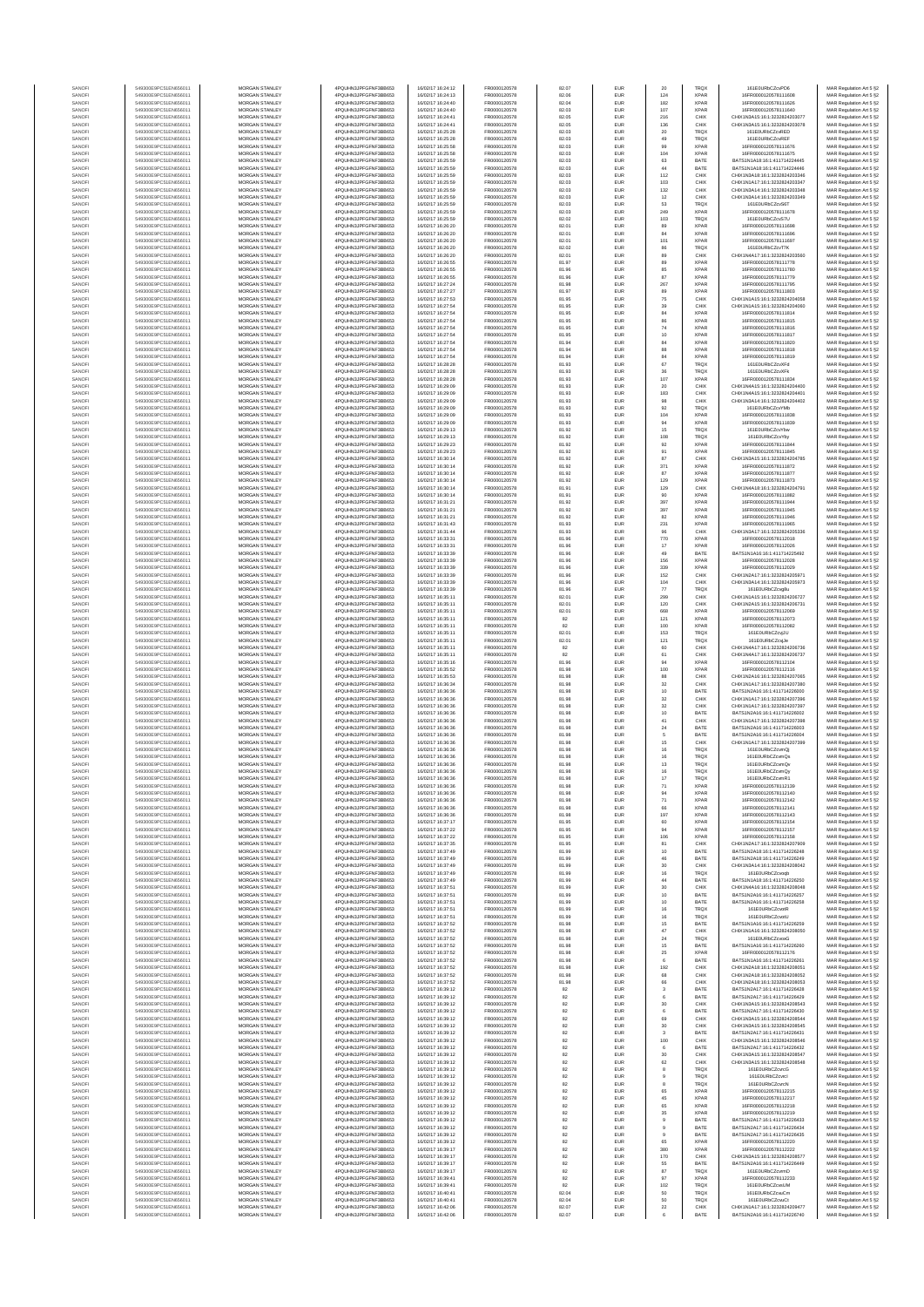| | | | | | | | | | | | |
|---|---|---|---|---|---|---|---|---|---|---|---|
| SANOFI | 549300E9PC51EN656011 | MORGAN STANLEY | 4PQUHN3JPFGFNF3BB653 | 16/02/17 16:24:12 | FR0000120578 | 82.07 | EUR | 20 | TRQX | 161E0URtbCZoxPD6 | MAR Regulation Art 5 §2 |
| SANOFI | 549300E9PC51EN656011 | MORGAN STANLEY | 4PQUHN3JPFGFNF3BB653 | 16/02/17 16:24:13 | FR0000120578 | 82.06 | EUR | 124 | XPAR | 16FR000012057811608 | MAR Regulation Art 5 §2 |
| SANOFI | 549300E9PC51EN656011 | MORGAN STANLEY | 4PQUHN3JPFGFNF3BB653 | 16/02/17 16:24:40 | FR0000120578 | 82.04 | EUR | 182 | XPAR | 16FR000012057811626 | MAR Regulation Art 5 §2 |
| SANOFI | 549300E9PC51EN656011 | MORGAN STANLEY | 4PQUHN3JPFGFNF3BB653 | 16/02/17 16:24:40 | FR0000120578 | 82.03 | EUR | 107 | XPAR | 16FR000012057811640 | MAR Regulation Art 5 §2 |
| SANOFI | 549300E9PC51EN656011 | MORGAN STANLEY | 4PQUHN3JPFGFNF3BB653 | 16/02/17 16:24:41 | FR0000120578 | 82.05 | EUR | 216 | CHIX | CHIX1N3A15:16:1:3232824203077 | MAR Regulation Art 5 §2 |
| SANOFI | 549300E9PC51EN656011 | MORGAN STANLEY | 4PQUHN3JPFGFNF3BB653 | 16/02/17 16:24:41 | FR0000120578 | 82.05 | EUR | 136 | CHIX | CHIX1N3A15:16:1:3232824203078 | MAR Regulation Art 5 §2 |
| SANOFI | 549300E9PC51EN656011 | MORGAN STANLEY | 4PQUHN3JPFGFNF3BB653 | 16/02/17 16:25:28 | FR0000120578 | 82.03 | EUR | 30 | TRQX | 161E0URtbCZoxRED | MAR Regulation Art 5 §2 |
| SANOFI | 549300E9PC51EN656011 | MORGAN STANLEY | 4PQUHN3JPFGFNF3BB653 | 16/02/17 16:25:28 | FR0000120578 | 82.03 | EUR | 49 | TRQX | 161E0URtbCZoxREF | MAR Regulation Art 5 §2 |
| SANOFI | 549300E9PC51EN656011 | MORGAN STANLEY | 4PQUHN3JPFGFNF3BB653 | 16/02/17 16:25:58 | FR0000120578 | 82.03 | EUR | 99 | XPAR | 16FR000012057811676 | MAR Regulation Art 5 §2 |
| SANOFI | 549300E9PC51EN656011 | MORGAN STANLEY | 4PQUHN3JPFGFNF3BB653 | 16/02/17 16:25:58 | FR0000120578 | 82.03 | EUR | 104 | XPAR | 16FR000012057811675 | MAR Regulation Art 5 §2 |
| SANOFI | 549300E9PC51EN656011 | MORGAN STANLEY | 4PQUHN3JPFGFNF3BB653 | 16/02/17 16:25:59 | FR0000120578 | 82.03 | EUR | 63 | BATE | BATS1N1A18:16:1:411714224445 | MAR Regulation Art 5 §2 |
| SANOFI | 549300E9PC51EN656011 | MORGAN STANLEY | 4PQUHN3JPFGFNF3BB653 | 16/02/17 16:25:59 | FR0000120578 | 82.03 | EUR | 44 | BATE | BATS1N1A18:16:1:411714224446 | MAR Regulation Art 5 §2 |
| SANOFI | 549300E9PC51EN656011 | MORGAN STANLEY | 4PQUHN3JPFGFNF3BB653 | 16/02/17 16:25:59 | FR0000120578 | 82.03 | EUR | 112 | CHIX | CHIX1N3A18:16:1:3232824203346 | MAR Regulation Art 5 §2 |
| SANOFI | 549300E9PC51EN656011 | MORGAN STANLEY | 4PQUHN3JPFGFNF3BB653 | 16/02/17 16:25:59 | FR0000120578 | 82.03 | EUR | 103 | CHIX | CHIX1N2A17:16:1:3232824203347 | MAR Regulation Art 5 §2 |
| SANOFI | 549300E9PC51EN656011 | MORGAN STANLEY | 4PQUHN3JPFGFNF3BB653 | 16/02/17 16:25:59 | FR0000120578 | 82.03 | EUR | 132 | CHIX | CHIX1N3A14:16:1:3232824203348 | MAR Regulation Art 5 §2 |
| SANOFI | 549300E9PC51EN656011 | MORGAN STANLEY | 4PQUHN3JPFGFNF3BB653 | 16/02/17 16:25:59 | FR0000120578 | 82.03 | EUR | 12 | CHIX | CHIX1N3A14:16:1:3232824203349 | MAR Regulation Art 5 §2 |
| SANOFI | 549300E9PC51EN656011 | MORGAN STANLEY | 4PQUHN3JPFGFNF3BB653 | 16/02/17 16:25:59 | FR0000120578 | 82.03 | EUR | 53 | TRQX | 161E0URtbCZox56T | MAR Regulation Art 5 §2 |
| SANOFI | 549300E9PC51EN656011 | MORGAN STANLEY | 4PQUHN3JPFGFNF3BB653 | 16/02/17 16:25:59 | FR0000120578 | 82.03 | EUR | 249 | XPAR | 16FR000012057811678 | MAR Regulation Art 5 §2 |
| SANOFI | 549300E9PC51EN656011 | MORGAN STANLEY | 4PQUHN3JPFGFNF3BB653 | 16/02/17 16:25:59 | FR0000120578 | 82.02 | EUR | 103 | TRQX | 161E0URtbCZox57U | MAR Regulation Art 5 §2 |
| SANOFI | 549300E9PC51EN656011 | MORGAN STANLEY | 4PQUHN3JPFGFNF3BB653 | 16/02/17 16:26:20 | FR0000120578 | 82.01 | EUR | 89 | XPAR | 16FR000012057811698 | MAR Regulation Art 5 §2 |
| SANOFI | 549300E9PC51EN656011 | MORGAN STANLEY | 4PQUHN3JPFGFNF3BB653 | 16/02/17 16:26:20 | FR0000120578 | 82.01 | EUR | 84 | XPAR | 16FR000012057811696 | MAR Regulation Art 5 §2 |
| SANOFI | 549300E9PC51EN656011 | MORGAN STANLEY | 4PQUHN3JPFGFNF3BB653 | 16/02/17 16:26:20 | FR0000120578 | 82.01 | EUR | 101 | XPAR | 16FR000012057811697 | MAR Regulation Art 5 §2 |
| SANOFI | 549300E9PC51EN656011 | MORGAN STANLEY | 4PQUHN3JPFGFNF3BB653 | 16/02/17 16:26:20 | FR0000120578 | 82.02 | EUR | 86 | TRQX | 161E0URtbCZoyTTK | MAR Regulation Art 5 §2 |
| SANOFI | 549300E9PC51EN656011 | MORGAN STANLEY | 4PQUHN3JPFGFNF3BB653 | 16/02/17 16:26:20 | FR0000120578 | 82.01 | EUR | 89 | CHIX | CHIX1N4A17:16:1:3232824203560 | MAR Regulation Art 5 §2 |
| SANOFI | 549300E9PC51EN656011 | MORGAN STANLEY | 4PQUHN3JPFGFNF3BB653 | 16/02/17 16:26:55 | FR0000120578 | 81.97 | EUR | 89 | XPAR | 16FR000012057811778 | MAR Regulation Art 5 §2 |
| SANOFI | 549300E9PC51EN656011 | MORGAN STANLEY | 4PQUHN3JPFGFNF3BB653 | 16/02/17 16:26:55 | FR0000120578 | 81.96 | EUR | 85 | XPAR | 16FR000012057811780 | MAR Regulation Art 5 §2 |
| SANOFI | 549300E9PC51EN656011 | MORGAN STANLEY | 4PQUHN3JPFGFNF3BB653 | 16/02/17 16:26:55 | FR0000120578 | 81.96 | EUR | 87 | XPAR | 16FR000012057811779 | MAR Regulation Art 5 §2 |
| SANOFI | 549300E9PC51EN656011 | MORGAN STANLEY | 4PQUHN3JPFGFNF3BB653 | 16/02/17 16:27:24 | FR0000120578 | 81.98 | EUR | 267 | XPAR | 16FR000012057811796 | MAR Regulation Art 5 §2 |
| SANOFI | 549300E9PC51EN656011 | MORGAN STANLEY | 4PQUHN3JPFGFNF3BB653 | 16/02/17 16:27:27 | FR0000120578 | 81.97 | EUR | 89 | XPAR | 16FR000012057811803 | MAR Regulation Art 5 §2 |
| SANOFI | 549300E9PC51EN656011 | MORGAN STANLEY | 4PQUHN3JPFGFNF3BB653 | 16/02/17 16:27:53 | FR0000120578 | 81.95 | EUR | 75 | CHIX | CHIX1N1A15:16:1:3232824204058 | MAR Regulation Art 5 §2 |
| SANOFI | 549300E9PC51EN656011 | MORGAN STANLEY | 4PQUHN3JPFGFNF3BB653 | 16/02/17 16:27:54 | FR0000120578 | 81.95 | EUR | 39 | CHIX | CHIX1N1A15:16:1:3232824204060 | MAR Regulation Art 5 §2 |
| SANOFI | 549300E9PC51EN656011 | MORGAN STANLEY | 4PQUHN3JPFGFNF3BB653 | 16/02/17 16:27:54 | FR0000120578 | 81.95 | EUR | 84 | XPAR | 16FR000012057811814 | MAR Regulation Art 5 §2 |
| SANOFI | 549300E9PC51EN656011 | MORGAN STANLEY | 4PQUHN3JPFGFNF3BB653 | 16/02/17 16:27:54 | FR0000120578 | 81.95 | EUR | 86 | XPAR | 16FR000012057811815 | MAR Regulation Art 5 §2 |
| SANOFI | 549300E9PC51EN656011 | MORGAN STANLEY | 4PQUHN3JPFGFNF3BB653 | 16/02/17 16:27:54 | FR0000120578 | 81.95 | EUR | 74 | XPAR | 16FR000012057811816 | MAR Regulation Art 5 §2 |
| SANOFI | 549300E9PC51EN656011 | MORGAN STANLEY | 4PQUHN3JPFGFNF3BB653 | 16/02/17 16:27:54 | FR0000120578 | 81.95 | EUR | 10 | XPAR | 16FR000012057811817 | MAR Regulation Art 5 §2 |
| SANOFI | 549300E9PC51EN656011 | MORGAN STANLEY | 4PQUHN3JPFGFNF3BB653 | 16/02/17 16:27:54 | FR0000120578 | 81.94 | EUR | 84 | XPAR | 16FR000012057811820 | MAR Regulation Art 5 §2 |
| SANOFI | 549300E9PC51EN656011 | MORGAN STANLEY | 4PQUHN3JPFGFNF3BB653 | 16/02/17 16:27:54 | FR0000120578 | 81.94 | EUR | 88 | XPAR | 16FR000012057811818 | MAR Regulation Art 5 §2 |
| SANOFI | 549300E9PC51EN656011 | MORGAN STANLEY | 4PQUHN3JPFGFNF3BB653 | 16/02/17 16:27:54 | FR0000120578 | 81.94 | EUR | 84 | XPAR | 16FR000012057811819 | MAR Regulation Art 5 §2 |
| SANOFI | 549300E9PC51EN656011 | MORGAN STANLEY | 4PQUHN3JPFGFNF3BB653 | 16/02/17 16:28:28 | FR0000120578 | 81.93 | EUR | 67 | TRQX | 161E0URtbCZoxXFd | MAR Regulation Art 5 §2 |
| SANOFI | 549300E9PC51EN656011 | MORGAN STANLEY | 4PQUHN3JPFGFNF3BB653 | 16/02/17 16:28:28 | FR0000120578 | 81.93 | EUR | 36 | TRQX | 161E0URtbCZoxXFk | MAR Regulation Art 5 §2 |
| SANOFI | 549300E9PC51EN656011 | MORGAN STANLEY | 4PQUHN3JPFGFNF3BB653 | 16/02/17 16:28:28 | FR0000120578 | 81.93 | EUR | 107 | XPAR | 16FR000012057811834 | MAR Regulation Art 5 §2 |
| SANOFI | 549300E9PC51EN656011 | MORGAN STANLEY | 4PQUHN3JPFGFNF3BB653 | 16/02/17 16:29:09 | FR0000120578 | 81.93 | EUR | 20 | CHIX | CHIX1N4A15:16:1:3232824204400 | MAR Regulation Art 5 §2 |
| SANOFI | 549300E9PC51EN656011 | MORGAN STANLEY | 4PQUHN3JPFGFNF3BB653 | 16/02/17 16:29:09 | FR0000120578 | 81.93 | EUR | 183 | CHIX | CHIX1N4A15:16:1:3232824204401 | MAR Regulation Art 5 §2 |
| SANOFI | 549300E9PC51EN656011 | MORGAN STANLEY | 4PQUHN3JPFGFNF3BB653 | 16/02/17 16:29:09 | FR0000120578 | 81.93 | EUR | 98 | CHIX | CHIX1N4A14:16:1:3232824204402 | MAR Regulation Art 5 §2 |
| SANOFI | 549300E9PC51EN656011 | MORGAN STANLEY | 4PQUHN3JPFGFNF3BB653 | 16/02/17 16:29:09 | FR0000120578 | 81.93 | EUR | 92 | TRQX | 161E0URtbCZoyYMb | MAR Regulation Art 5 §2 |
| SANOFI | 549300E9PC51EN656011 | MORGAN STANLEY | 4PQUHN3JPFGFNF3BB653 | 16/02/17 16:29:09 | FR0000120578 | 81.93 | EUR | 104 | XPAR | 16FR000012057811838 | MAR Regulation Art 5 §2 |
| SANOFI | 549300E9PC51EN656011 | MORGAN STANLEY | 4PQUHN3JPFGFNF3BB653 | 16/02/17 16:29:09 | FR0000120578 | 81.93 | EUR | 94 | XPAR | 16FR000012057811839 | MAR Regulation Art 5 §2 |
| SANOFI | 549300E9PC51EN656011 | MORGAN STANLEY | 4PQUHN3JPFGFNF3BB653 | 16/02/17 16:29:13 | FR0000120578 | 81.92 | EUR | 15 | TRQX | 161E0URtbCZoYfsw | MAR Regulation Art 5 §2 |
| SANOFI | 549300E9PC51EN656011 | MORGAN STANLEY | 4PQUHN3JPFGFNF3BB653 | 16/02/17 16:29:13 | FR0000120578 | 81.92 | EUR | 108 | TRQX | 161E0URtbCZoYfsy | MAR Regulation Art 5 §2 |
| SANOFI | 549300E9PC51EN656011 | MORGAN STANLEY | 4PQUHN3JPFGFNF3BB653 | 16/02/17 16:29:23 | FR0000120578 | 81.92 | EUR | 92 | XPAR | 16FR000012057811844 | MAR Regulation Art 5 §2 |
| SANOFI | 549300E9PC51EN656011 | MORGAN STANLEY | 4PQUHN3JPFGFNF3BB653 | 16/02/17 16:29:23 | FR0000120578 | 81.92 | EUR | 91 | XPAR | 16FR000012057811845 | MAR Regulation Art 5 §2 |
| SANOFI | 549300E9PC51EN656011 | MORGAN STANLEY | 4PQUHN3JPFGFNF3BB653 | 16/02/17 16:30:14 | FR0000120578 | 81.92 | EUR | 97 | CHIX | CHIX1N3A15:16:1:3232824204785 | MAR Regulation Art 5 §2 |
| SANOFI | 549300E9PC51EN656011 | MORGAN STANLEY | 4PQUHN3JPFGFNF3BB653 | 16/02/17 16:30:14 | FR0000120578 | 81.92 | EUR | 371 | XPAR | 16FR000012057811872 | MAR Regulation Art 5 §2 |
| SANOFI | 549300E9PC51EN656011 | MORGAN STANLEY | 4PQUHN3JPFGFNF3BB653 | 16/02/17 16:30:14 | FR0000120578 | 81.92 | EUR | 87 | XPAR | 16FR000012057811877 | MAR Regulation Art 5 §2 |
| SANOFI | 549300E9PC51EN656011 | MORGAN STANLEY | 4PQUHN3JPFGFNF3BB653 | 16/02/17 16:30:14 | FR0000120578 | 81.92 | EUR | 129 | XPAR | 16FR000012057811873 | MAR Regulation Art 5 §2 |
| SANOFI | 549300E9PC51EN656011 | MORGAN STANLEY | 4PQUHN3JPFGFNF3BB653 | 16/02/17 16:30:14 | FR0000120578 | 81.91 | EUR | 129 | CHIX | CHIX1N4A18:16:1:3232824204791 | MAR Regulation Art 5 §2 |
| SANOFI | 549300E9PC51EN656011 | MORGAN STANLEY | 4PQUHN3JPFGFNF3BB653 | 16/02/17 16:30:14 | FR0000120578 | 81.91 | EUR | 90 | XPAR | 16FR000012057811882 | MAR Regulation Art 5 §2 |
| SANOFI | 549300E9PC51EN656011 | MORGAN STANLEY | 4PQUHN3JPFGFNF3BB653 | 16/02/17 16:31:21 | FR0000120578 | 81.92 | EUR | 397 | XPAR | 16FR000012057811944 | MAR Regulation Art 5 §2 |
| SANOFI | 549300E9PC51EN656011 | MORGAN STANLEY | 4PQUHN3JPFGFNF3BB653 | 16/02/17 16:31:21 | FR0000120578 | 81.92 | EUR | 397 | XPAR | 16FR000012057811945 | MAR Regulation Art 5 §2 |
| SANOFI | 549300E9PC51EN656011 | MORGAN STANLEY | 4PQUHN3JPFGFNF3BB653 | 16/02/17 16:31:21 | FR0000120578 | 81.92 | EUR | 82 | XPAR | 16FR000012057811946 | MAR Regulation Art 5 §2 |
| SANOFI | 549300E9PC51EN656011 | MORGAN STANLEY | 4PQUHN3JPFGFNF3BB653 | 16/02/17 16:31:43 | FR0000120578 | 81.93 | EUR | 231 | XPAR | 16FR000012057811965 | MAR Regulation Art 5 §2 |
| SANOFI | 549300E9PC51EN656011 | MORGAN STANLEY | 4PQUHN3JPFGFNF3BB653 | 16/02/17 16:31:44 | FR0000120578 | 81.93 | EUR | 96 | CHIX | CHIX1N3A17:16:1:3232824205336 | MAR Regulation Art 5 §2 |
| SANOFI | 549300E9PC51EN656011 | MORGAN STANLEY | 4PQUHN3JPFGFNF3BB653 | 16/02/17 16:33:31 | FR0000120578 | 81.96 | EUR | 770 | XPAR | 16FR000012057812018 | MAR Regulation Art 5 §2 |
| SANOFI | 549300E9PC51EN656011 | MORGAN STANLEY | 4PQUHN3JPFGFNF3BB653 | 16/02/17 16:33:31 | FR0000120578 | 81.96 | EUR | 17 | XPAR | 16FR000012057812026 | MAR Regulation Art 5 §2 |
| SANOFI | 549300E9PC51EN656011 | MORGAN STANLEY | 4PQUHN3JPFGFNF3BB653 | 16/02/17 16:33:39 | FR0000120578 | 81.96 | EUR | 49 | BATE | BATS1N1A16:16:1:411714225492 | MAR Regulation Art 5 §2 |
| SANOFI | 549300E9PC51EN656011 | MORGAN STANLEY | 4PQUHN3JPFGFNF3BB653 | 16/02/17 16:33:39 | FR0000120578 | 81.96 | EUR | 156 | XPAR | 16FR000012057812028 | MAR Regulation Art 5 §2 |
| SANOFI | 549300E9PC51EN656011 | MORGAN STANLEY | 4PQUHN3JPFGFNF3BB653 | 16/02/17 16:33:39 | FR0000120578 | 81.96 | EUR | 339 | XPAR | 16FR000012057812029 | MAR Regulation Art 5 §2 |
| SANOFI | 549300E9PC51EN656011 | MORGAN STANLEY | 4PQUHN3JPFGFNF3BB653 | 16/02/17 16:33:39 | FR0000120578 | 81.96 | EUR | 152 | CHIX | CHIX1N2A17:16:1:3232824205971 | MAR Regulation Art 5 §2 |
| SANOFI | 549300E9PC51EN656011 | MORGAN STANLEY | 4PQUHN3JPFGFNF3BB653 | 16/02/17 16:33:39 | FR0000120578 | 81.96 | EUR | 104 | CHIX | CHIX1N3A14:16:1:3232824205973 | MAR Regulation Art 5 §2 |
| SANOFI | 549300E9PC51EN656011 | MORGAN STANLEY | 4PQUHN3JPFGFNF3BB653 | 16/02/17 16:33:39 | FR0000120578 | 81.96 | EUR | 77 | TRQX | 161E0URtbCZoqjBu | MAR Regulation Art 5 §2 |
| SANOFI | 549300E9PC51EN656011 | MORGAN STANLEY | 4PQUHN3JPFGFNF3BB653 | 16/02/17 16:35:11 | FR0000120578 | 82.01 | EUR | 299 | CHIX | CHIX1N1A15:16:1:3232824206727 | MAR Regulation Art 5 §2 |
| SANOFI | 549300E9PC51EN656011 | MORGAN STANLEY | 4PQUHN3JPFGFNF3BB653 | 16/02/17 16:35:11 | FR0000120578 | 82.01 | EUR | 120 | CHIX | CHIX1N2A15:16:1:3232824206731 | MAR Regulation Art 5 §2 |
| SANOFI | 549300E9PC51EN656011 | MORGAN STANLEY | 4PQUHN3JPFGFNF3BB653 | 16/02/17 16:35:11 | FR0000120578 | 82.01 | EUR | 668 | XPAR | 16FR000012057812069 | MAR Regulation Art 5 §2 |
| SANOFI | 549300E9PC51EN656011 | MORGAN STANLEY | 4PQUHN3JPFGFNF3BB653 | 16/02/17 16:35:11 | FR0000120578 | 82 | EUR | 121 | XPAR | 16FR000012057812073 | MAR Regulation Art 5 §2 |
| SANOFI | 549300E9PC51EN656011 | MORGAN STANLEY | 4PQUHN3JPFGFNF3BB653 | 16/02/17 16:35:11 | FR0000120578 | 82 | EUR | 100 | XPAR | 16FR000012057812082 | MAR Regulation Art 5 §2 |
| SANOFI | 549300E9PC51EN656011 | MORGAN STANLEY | 4PQUHN3JPFGFNF3BB653 | 16/02/17 16:35:11 | FR0000120578 | 82.01 | EUR | 153 | TRQX | 161E0URtbCZoqJIz | MAR Regulation Art 5 §2 |
| SANOFI | 549300E9PC51EN656011 | MORGAN STANLEY | 4PQUHN3JPFGFNF3BB653 | 16/02/17 16:35:11 | FR0000120578 | 82.01 | EUR | 121 | TRQX | 161E0URtbCZoqJe | MAR Regulation Art 5 §2 |
| SANOFI | 549300E9PC51EN656011 | MORGAN STANLEY | 4PQUHN3JPFGFNF3BB653 | 16/02/17 16:35:11 | FR0000120578 | 82 | EUR | 60 | CHIX | CHIX1N4A17:16:1:3232824206736 | MAR Regulation Art 5 §2 |
| SANOFI | 549300E9PC51EN656011 | MORGAN STANLEY | 4PQUHN3JPFGFNF3BB653 | 16/02/17 16:35:11 | FR0000120578 | 82 | EUR | 61 | CHIX | CHIX1N4A17:16:1:3232824206737 | MAR Regulation Art 5 §2 |
| SANOFI | 549300E9PC51EN656011 | MORGAN STANLEY | 4PQUHN3JPFGFNF3BB653 | 16/02/17 16:35:16 | FR0000120578 | 81.96 | EUR | 94 | XPAR | 16FR000012057812104 | MAR Regulation Art 5 §2 |
| SANOFI | 549300E9PC51EN656011 | MORGAN STANLEY | 4PQUHN3JPFGFNF3BB653 | 16/02/17 16:35:52 | FR0000120578 | 81.98 | EUR | 100 | XPAR | 16FR000012057812116 | MAR Regulation Art 5 §2 |
| SANOFI | 549300E9PC51EN656011 | MORGAN STANLEY | 4PQUHN3JPFGFNF3BB653 | 16/02/17 16:35:53 | FR0000120578 | 81.98 | EUR | 88 | CHIX | CHIX1N2A16:16:1:3232824207065 | MAR Regulation Art 5 §2 |
| SANOFI | 549300E9PC51EN656011 | MORGAN STANLEY | 4PQUHN3JPFGFNF3BB653 | 16/02/17 16:36:34 | FR0000120578 | 81.98 | EUR | 32 | CHIX | CHIX1N1A17:16:1:3232824207380 | MAR Regulation Art 5 §2 |
| SANOFI | 549300E9PC51EN656011 | MORGAN STANLEY | 4PQUHN3JPFGFNF3BB653 | 16/02/17 16:36:36 | FR0000120578 | 81.98 | EUR | 10 | BATE | BATS1N2A16:16:1:411714226000 | MAR Regulation Art 5 §2 |
| SANOFI | 549300E9PC51EN656011 | MORGAN STANLEY | 4PQUHN3JPFGFNF3BB653 | 16/02/17 16:36:36 | FR0000120578 | 81.98 | EUR | 32 | CHIX | CHIX1N1A17:16:1:3232824207396 | MAR Regulation Art 5 §2 |
| SANOFI | 549300E9PC51EN656011 | MORGAN STANLEY | 4PQUHN3JPFGFNF3BB653 | 16/02/17 16:36:36 | FR0000120578 | 81.98 | EUR | 32 | CHIX | CHIX1N1A17:16:1:3232824207397 | MAR Regulation Art 5 §2 |
| SANOFI | 549300E9PC51EN656011 | MORGAN STANLEY | 4PQUHN3JPFGFNF3BB653 | 16/02/17 16:36:36 | FR0000120578 | 81.98 | EUR | 10 | BATE | BATS1N2A16:16:1:411714226002 | MAR Regulation Art 5 §2 |
| SANOFI | 549300E9PC51EN656011 | MORGAN STANLEY | 4PQUHN3JPFGFNF3BB653 | 16/02/17 16:36:36 | FR0000120578 | 81.98 | EUR | 41 | CHIX | CHIX1N1A17:16:1:3232824207398 | MAR Regulation Art 5 §2 |
| SANOFI | 549300E9PC51EN656011 | MORGAN STANLEY | 4PQUHN3JPFGFNF3BB653 | 16/02/17 16:36:36 | FR0000120578 | 81.98 | EUR | 24 | BATE | BATS1N2A16:16:1:411714226003 | MAR Regulation Art 5 §2 |
| SANOFI | 549300E9PC51EN656011 | MORGAN STANLEY | 4PQUHN3JPFGFNF3BB653 | 16/02/17 16:36:36 | FR0000120578 | 81.98 | EUR | 5 | BATE | BATS1N2A16:16:1:411714226004 | MAR Regulation Art 5 §2 |
| SANOFI | 549300E9PC51EN656011 | MORGAN STANLEY | 4PQUHN3JPFGFNF3BB653 | 16/02/17 16:36:36 | FR0000120578 | 81.98 | EUR | 15 | CHIX | CHIX1N1A17:16:1:3232824207399 | MAR Regulation Art 5 §2 |
| SANOFI | 549300E9PC51EN656011 | MORGAN STANLEY | 4PQUHN3JPFGFNF3BB653 | 16/02/17 16:36:36 | FR0000120578 | 81.98 | EUR | 16 | TRQX | 161E0URtbCZoxmQj | MAR Regulation Art 5 §2 |
| SANOFI | 549300E9PC51EN656011 | MORGAN STANLEY | 4PQUHN3JPFGFNF3BB653 | 16/02/17 16:36:36 | FR0000120578 | 81.98 | EUR | 16 | TRQX | 161E0URtbCZoxmQs | MAR Regulation Art 5 §2 |
| SANOFI | 549300E9PC51EN656011 | MORGAN STANLEY | 4PQUHN3JPFGFNF3BB653 | 16/02/17 16:36:36 | FR0000120578 | 81.98 | EUR | 13 | TRQX | 161E0URtbCZoxmQv | MAR Regulation Art 5 §2 |
| SANOFI | 549300E9PC51EN656011 | MORGAN STANLEY | 4PQUHN3JPFGFNF3BB653 | 16/02/17 16:36:36 | FR0000120578 | 81.98 | EUR | 16 | TRQX | 161E0URtbCZoxmQy | MAR Regulation Art 5 §2 |
| SANOFI | 549300E9PC51EN656011 | MORGAN STANLEY | 4PQUHN3JPFGFNF3BB653 | 16/02/17 16:36:36 | FR0000120578 | 81.98 | EUR | 17 | TRQX | 161E0URtbCZoxmR1 | MAR Regulation Art 5 §2 |
| SANOFI | 549300E9PC51EN656011 | MORGAN STANLEY | 4PQUHN3JPFGFNF3BB653 | 16/02/17 16:36:36 | FR0000120578 | 81.98 | EUR | 71 | XPAR | 16FR000012057812139 | MAR Regulation Art 5 §2 |
| SANOFI | 549300E9PC51EN656011 | MORGAN STANLEY | 4PQUHN3JPFGFNF3BB653 | 16/02/17 16:36:36 | FR0000120578 | 81.98 | EUR | 94 | XPAR | 16FR000012057812140 | MAR Regulation Art 5 §2 |
| SANOFI | 549300E9PC51EN656011 | MORGAN STANLEY | 4PQUHN3JPFGFNF3BB653 | 16/02/17 16:36:36 | FR0000120578 | 81.98 | EUR | 71 | XPAR | 16FR000012057812142 | MAR Regulation Art 5 §2 |
| SANOFI | 549300E9PC51EN656011 | MORGAN STANLEY | 4PQUHN3JPFGFNF3BB653 | 16/02/17 16:36:36 | FR0000120578 | 81.98 | EUR | 66 | XPAR | 16FR000012057812141 | MAR Regulation Art 5 §2 |
| SANOFI | 549300E9PC51EN656011 | MORGAN STANLEY | 4PQUHN3JPFGFNF3BB653 | 16/02/17 16:36:36 | FR0000120578 | 81.98 | EUR | 197 | XPAR | 16FR000012057812143 | MAR Regulation Art 5 §2 |
| SANOFI | 549300E9PC51EN656011 | MORGAN STANLEY | 4PQUHN3JPFGFNF3BB653 | 16/02/17 16:37:17 | FR0000120578 | 81.95 | EUR | 60 | XPAR | 16FR000012057812154 | MAR Regulation Art 5 §2 |
| SANOFI | 549300E9PC51EN656011 | MORGAN STANLEY | 4PQUHN3JPFGFNF3BB653 | 16/02/17 16:37:22 | FR0000120578 | 81.95 | EUR | 94 | XPAR | 16FR000012057812157 | MAR Regulation Art 5 §2 |
| SANOFI | 549300E9PC51EN656011 | MORGAN STANLEY | 4PQUHN3JPFGFNF3BB653 | 16/02/17 16:37:22 | FR0000120578 | 81.95 | EUR | 106 | XPAR | 16FR000012057812158 | MAR Regulation Art 5 §2 |
| SANOFI | 549300E9PC51EN656011 | MORGAN STANLEY | 4PQUHN3JPFGFNF3BB653 | 16/02/17 16:37:35 | FR0000120578 | 81.95 | EUR | 81 | CHIX | CHIX1N2A17:16:1:3232824207909 | MAR Regulation Art 5 §2 |
| SANOFI | 549300E9PC51EN656011 | MORGAN STANLEY | 4PQUHN3JPFGFNF3BB653 | 16/02/17 16:37:49 | FR0000120578 | 81.99 | EUR | 10 | BATE | BATS1N2A18:16:1:411714226248 | MAR Regulation Art 5 §2 |
| SANOFI | 549300E9PC51EN656011 | MORGAN STANLEY | 4PQUHN3JPFGFNF3BB653 | 16/02/17 16:37:49 | FR0000120578 | 81.99 | EUR | 46 | BATE | BATS1N2A18:16:1:411714226249 | MAR Regulation Art 5 §2 |
| SANOFI | 549300E9PC51EN656011 | MORGAN STANLEY | 4PQUHN3JPFGFNF3BB653 | 16/02/17 16:37:49 | FR0000120578 | 81.99 | EUR | 30 | CHIX | CHIX1N2A14:16:1:3232824208042 | MAR Regulation Art 5 §2 |
| SANOFI | 549300E9PC51EN656011 | MORGAN STANLEY | 4PQUHN3JPFGFNF3BB653 | 16/02/17 16:37:49 | FR0000120578 | 81.99 | EUR | 16 | TRQX | 161E0URtbCZoxqh | MAR Regulation Art 5 §2 |
| SANOFI | 549300E9PC51EN656011 | MORGAN STANLEY | 4PQUHN3JPFGFNF3BB653 | 16/02/17 16:37:49 | FR0000120578 | 81.99 | EUR | 44 | BATE | BATS1N1A18:16:1:411714226250 | MAR Regulation Art 5 §2 |
| SANOFI | 549300E9PC51EN656011 | MORGAN STANLEY | 4PQUHN3JPFGFNF3BB653 | 16/02/17 16:37:51 | FR0000120578 | 81.99 | EUR | 30 | CHIX | CHIX1N4A16:16:1:3232824208048 | MAR Regulation Art 5 §2 |
| SANOFI | 549300E9PC51EN656011 | MORGAN STANLEY | 4PQUHN3JPFGFNF3BB653 | 16/02/17 16:37:51 | FR0000120578 | 81.99 | EUR | 10 | BATE | BATS1N2A16:16:1:411714226257 | MAR Regulation Art 5 §2 |
| SANOFI | 549300E9PC51EN656011 | MORGAN STANLEY | 4PQUHN3JPFGFNF3BB653 | 16/02/17 16:37:51 | FR0000120578 | 81.99 | EUR | 10 | BATE | BATS1N2A16:16:1:411714226258 | MAR Regulation Art 5 §2 |
| SANOFI | 549300E9PC51EN656011 | MORGAN STANLEY | 4PQUHN3JPFGFNF3BB653 | 16/02/17 16:37:51 | FR0000120578 | 81.99 | EUR | 16 | TRQX | 161E0URtbCZoxttR | MAR Regulation Art 5 §2 |
| SANOFI | 549300E9PC51EN656011 | MORGAN STANLEY | 4PQUHN3JPFGFNF3BB653 | 16/02/17 16:37:51 | FR0000120578 | 81.99 | EUR | 16 | TRQX | 161E0URtbCZoxttU | MAR Regulation Art 5 §2 |
| SANOFI | 549300E9PC51EN656011 | MORGAN STANLEY | 4PQUHN3JPFGFNF3BB653 | 16/02/17 16:37:52 | FR0000120578 | 81.98 | EUR | 15 | BATE | BATS1N1A16:16:1:411714226259 | MAR Regulation Art 5 §2 |
| SANOFI | 549300E9PC51EN656011 | MORGAN STANLEY | 4PQUHN3JPFGFNF3BB653 | 16/02/17 16:37:52 | FR0000120578 | 81.98 | EUR | 47 | CHIX | CHIX1N1A16:16:1:3232824208050 | MAR Regulation Art 5 §2 |
| SANOFI | 549300E9PC51EN656011 | MORGAN STANLEY | 4PQUHN3JPFGFNF3BB653 | 16/02/17 16:37:52 | FR0000120578 | 81.98 | EUR | 24 | TRQX | 161E0URtbCZoxoG | MAR Regulation Art 5 §2 |
| SANOFI | 549300E9PC51EN656011 | MORGAN STANLEY | 4PQUHN3JPFGFNF3BB653 | 16/02/17 16:37:52 | FR0000120578 | 81.98 | EUR | 15 | BATE | BATS1N1A16:16:1:411714226260 | MAR Regulation Art 5 §2 |
| SANOFI | 549300E9PC51EN656011 | MORGAN STANLEY | 4PQUHN3JPFGFNF3BB653 | 16/02/17 16:37:52 | FR0000120578 | 81.98 | EUR | 25 | XPAR | 16FR000012057812176 | MAR Regulation Art 5 §2 |
| SANOFI | 549300E9PC51EN656011 | MORGAN STANLEY | 4PQUHN3JPFGFNF3BB653 | 16/02/17 16:37:52 | FR0000120578 | 81.98 | EUR | 6 | BATE | BATS1N1A16:16:1:411714226261 | MAR Regulation Art 5 §2 |
| SANOFI | 549300E9PC51EN656011 | MORGAN STANLEY | 4PQUHN3JPFGFNF3BB653 | 16/02/17 16:37:52 | FR0000120578 | 81.98 | EUR | 192 | CHIX | CHIX1N2A18:16:1:3232824208051 | MAR Regulation Art 5 §2 |
| SANOFI | 549300E9PC51EN656011 | MORGAN STANLEY | 4PQUHN3JPFGFNF3BB653 | 16/02/17 16:37:52 | FR0000120578 | 81.98 | EUR | 68 | CHIX | CHIX1N2A18:16:1:3232824208052 | MAR Regulation Art 5 §2 |
| SANOFI | 549300E9PC51EN656011 | MORGAN STANLEY | 4PQUHN3JPFGFNF3BB653 | 16/02/17 16:37:52 | FR0000120578 | 81.98 | EUR | 66 | CHIX | CHIX1N2A18:16:1:3232824208053 | MAR Regulation Art 5 §2 |
| SANOFI | 549300E9PC51EN656011 | MORGAN STANLEY | 4PQUHN3JPFGFNF3BB653 | 16/02/17 16:39:12 | FR0000120578 | 82 | EUR | 3 | BATE | BATS1N2A17:16:1:411714226428 | MAR Regulation Art 5 §2 |
| SANOFI | 549300E9PC51EN656011 | MORGAN STANLEY | 4PQUHN3JPFGFNF3BB653 | 16/02/17 16:39:12 | FR0000120578 | 82 | EUR | 6 | BATE | BATS1N2A17:16:1:411714226429 | MAR Regulation Art 5 §2 |
| SANOFI | 549300E9PC51EN656011 | MORGAN STANLEY | 4PQUHN3JPFGFNF3BB653 | 16/02/17 16:39:12 | FR0000120578 | 82 | EUR | 30 | CHIX | CHIX1N3A15:16:1:3232824208543 | MAR Regulation Art 5 §2 |
| SANOFI | 549300E9PC51EN656011 | MORGAN STANLEY | 4PQUHN3JPFGFNF3BB653 | 16/02/17 16:39:12 | FR0000120578 | 82 | EUR | 6 | BATE | BATS1N2A17:16:1:411714226430 | MAR Regulation Art 5 §2 |
| SANOFI | 549300E9PC51EN656011 | MORGAN STANLEY | 4PQUHN3JPFGFNF3BB653 | 16/02/17 16:39:12 | FR0000120578 | 82 | EUR | 69 | CHIX | CHIX1N3A15:16:1:3232824208544 | MAR Regulation Art 5 §2 |
| SANOFI | 549300E9PC51EN656011 | MORGAN STANLEY | 4PQUHN3JPFGFNF3BB653 | 16/02/17 16:39:12 | FR0000120578 | 82 | EUR | 30 | CHIX | CHIX1N3A15:16:1:3232824208545 | MAR Regulation Art 5 §2 |
| SANOFI | 549300E9PC51EN656011 | MORGAN STANLEY | 4PQUHN3JPFGFNF3BB653 | 16/02/17 16:39:12 | FR0000120578 | 82 | EUR | 3 | BATE | BATS1N2A17:16:1:411714226431 | MAR Regulation Art 5 §2 |
| SANOFI | 549300E9PC51EN656011 | MORGAN STANLEY | 4PQUHN3JPFGFNF3BB653 | 16/02/17 16:39:12 | FR0000120578 | 82 | EUR | 100 | CHIX | CHIX1N3A15:16:1:3232824208546 | MAR Regulation Art 5 §2 |
| SANOFI | 549300E9PC51EN656011 | MORGAN STANLEY | 4PQUHN3JPFGFNF3BB653 | 16/02/17 16:39:12 | FR0000120578 | 82 | EUR | 6 | BATE | BATS1N2A17:16:1:411714226432 | MAR Regulation Art 5 §2 |
| SANOFI | 549300E9PC51EN656011 | MORGAN STANLEY | 4PQUHN3JPFGFNF3BB653 | 16/02/17 16:39:12 | FR0000120578 | 82 | EUR | 30 | CHIX | CHIX1N3A15:16:1:3232824208547 | MAR Regulation Art 5 §2 |
| SANOFI | 549300E9PC51EN656011 | MORGAN STANLEY | 4PQUHN3JPFGFNF3BB653 | 16/02/17 16:39:12 | FR0000120578 | 82 | EUR | 62 | CHIX | CHIX1N3A15:16:1:3232824208548 | MAR Regulation Art 5 §2 |
| SANOFI | 549300E9PC51EN656011 | MORGAN STANLEY | 4PQUHN3JPFGFNF3BB653 | 16/02/17 16:39:12 | FR0000120578 | 82 | EUR | 8 | TRQX | 161E0URtbCZovcG | MAR Regulation Art 5 §2 |
| SANOFI | 549300E9PC51EN656011 | MORGAN STANLEY | 4PQUHN3JPFGFNF3BB653 | 16/02/17 16:39:12 | FR0000120578 | 82 | EUR | 9 | TRQX | 161E0URtbCZovcI | MAR Regulation Art 5 §2 |
| SANOFI | 549300E9PC51EN656011 | MORGAN STANLEY | 4PQUHN3JPFGFNF3BB653 | 16/02/17 16:39:12 | FR0000120578 | 82 | EUR | 8 | TRQX | 161E0URtbCZovcN | MAR Regulation Art 5 §2 |
| SANOFI | 549300E9PC51EN656011 | MORGAN STANLEY | 4PQUHN3JPFGFNF3BB653 | 16/02/17 16:39:12 | FR0000120578 | 82 | EUR | 65 | XPAR | 16FR000012057812216 | MAR Regulation Art 5 §2 |
| SANOFI | 549300E9PC51EN656011 | MORGAN STANLEY | 4PQUHN3JPFGFNF3BB653 | 16/02/17 16:39:12 | FR0000120578 | 82 | EUR | 45 | XPAR | 16FR000012057812217 | MAR Regulation Art 5 §2 |
| SANOFI | 549300E9PC51EN656011 | MORGAN STANLEY | 4PQUHN3JPFGFNF3BB653 | 16/02/17 16:39:12 | FR0000120578 | 82 | EUR | 65 | XPAR | 16FR000012057812218 | MAR Regulation Art 5 §2 |
| SANOFI | 549300E9PC51EN656011 | MORGAN STANLEY | 4PQUHN3JPFGFNF3BB653 | 16/02/17 16:39:12 | FR0000120578 | 82 | EUR | 35 | XPAR | 16FR000012057812219 | MAR Regulation Art 5 §2 |
| SANOFI | 549300E9PC51EN656011 | MORGAN STANLEY | 4PQUHN3JPFGFNF3BB653 | 16/02/17 16:39:12 | FR0000120578 | 82 | EUR | 9 | BATE | BATS1N2A17:16:1:411714226433 | MAR Regulation Art 5 §2 |
| SANOFI | 549300E9PC51EN656011 | MORGAN STANLEY | 4PQUHN3JPFGFNF3BB653 | 16/02/17 16:39:12 | FR0000120578 | 82 | EUR | 9 | BATE | BATS1N2A17:16:1:411714226434 | MAR Regulation Art 5 §2 |
| SANOFI | 549300E9PC51EN656011 | MORGAN STANLEY | 4PQUHN3JPFGFNF3BB653 | 16/02/17 16:39:12 | FR0000120578 | 82 | EUR | 9 | BATE | BATS1N2A17:16:1:411714226435 | MAR Regulation Art 5 §2 |
| SANOFI | 549300E9PC51EN656011 | MORGAN STANLEY | 4PQUHN3JPFGFNF3BB653 | 16/02/17 16:39:12 | FR0000120578 | 82 | EUR | 65 | XPAR | 16FR000012057812220 | MAR Regulation Art 5 §2 |
| SANOFI | 549300E9PC51EN656011 | MORGAN STANLEY | 4PQUHN3JPFGFNF3BB653 | 16/02/17 16:39:17 | FR0000120578 | 82 | EUR | 380 | XPAR | 16FR000012057812222 | MAR Regulation Art 5 §2 |
| SANOFI | 549300E9PC51EN656011 | MORGAN STANLEY | 4PQUHN3JPFGFNF3BB653 | 16/02/17 16:39:17 | FR0000120578 | 82 | EUR | 170 | CHIX | CHIX1N2A15:16:1:3232824208577 | MAR Regulation Art 5 §2 |
| SANOFI | 549300E9PC51EN656011 | MORGAN STANLEY | 4PQUHN3JPFGFNF3BB653 | 16/02/17 16:39:17 | FR0000120578 | 82 | EUR | 55 | BATE | BATS1N2A18:16:1:411714226449 | MAR Regulation Art 5 §2 |
| SANOFI | 549300E9PC51EN656011 | MORGAN STANLEY | 4PQUHN3JPFGFNF3BB653 | 16/02/17 16:39:17 | FR0000120578 | 82 | EUR | 87 | TRQX | 161E0URtbCZovmD | MAR Regulation Art 5 §2 |
| SANOFI | 549300E9PC51EN656011 | MORGAN STANLEY | 4PQUHN3JPFGFNF3BB653 | 16/02/17 16:39:41 | FR0000120578 | 82 | EUR | 97 | XPAR | 16FR000012057812233 | MAR Regulation Art 5 §2 |
| SANOFI | 549300E9PC51EN656011 | MORGAN STANLEY | 4PQUHN3JPFGFNF3BB653 | 16/02/17 16:39:41 | FR0000120578 | 82 | EUR | 102 | TRQX | 161E0URtbCZoxUM | MAR Regulation Art 5 §2 |
| SANOFI | 549300E9PC51EN656011 | MORGAN STANLEY | 4PQUHN3JPFGFNF3BB653 | 16/02/17 16:40:41 | FR0000120578 | 82.04 | EUR | 50 | TRQX | 161E0URtbCZoxCm | MAR Regulation Art 5 §2 |
| SANOFI | 549300E9PC51EN656011 | MORGAN STANLEY | 4PQUHN3JPFGFNF3BB653 | 16/02/17 16:40:41 | FR0000120578 | 82.04 | EUR | 50 | TRQX | 161E0URtbCZoxCr | MAR Regulation Art 5 §2 |
| SANOFI | 549300E9PC51EN656011 | MORGAN STANLEY | 4PQUHN3JPFGFNF3BB653 | 16/02/17 16:42:06 | FR0000120578 | 82.07 | EUR | 22 | CHIX | CHIX1N1A17:16:1:3232824209477 | MAR Regulation Art 5 §2 |
| SANOFI | 549300E9PC51EN656011 | MORGAN STANLEY | 4PQUHN3JPFGFNF3BB653 | 16/02/17 16:42:06 | FR0000120578 | 82.07 | EUR | 6 | BATE | BATS1N2A16:16:1:411714226740 | MAR Regulation Art 5 §2 |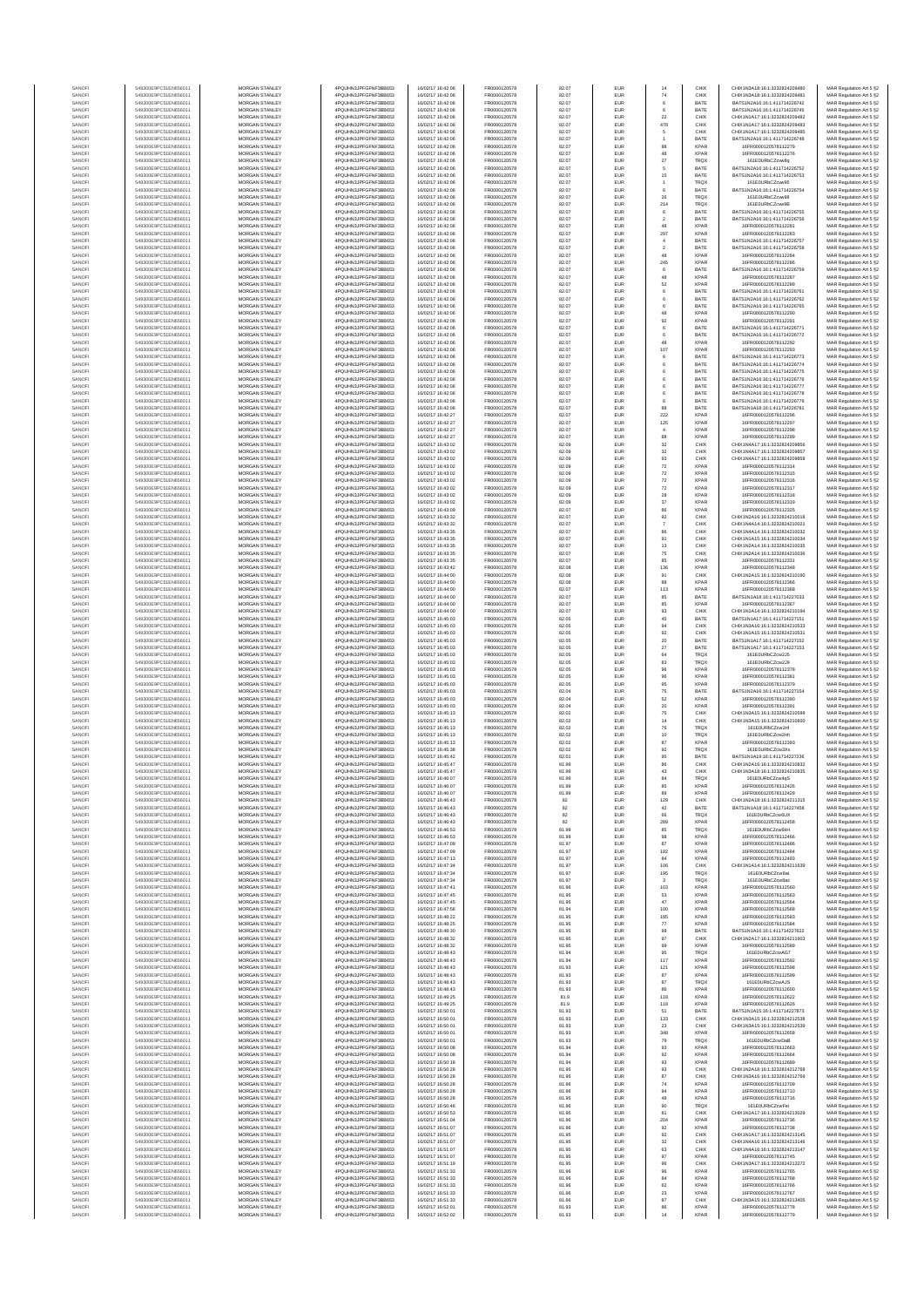| | | | | | | | | | | | |
|---|---|---|---|---|---|---|---|---|---|---|---|
| SANOFI | 549300E9PC51EN656011 | MORGAN STANLEY | 4PQUHN3JPFGFNF3BB653 | 16/02/17 16:42:06 | FR0000120578 | 82.07 | EUR | 14 | CHIX | CHIX1N3A18:16:1:3232824209480 | MAR Regulation Art 5 §2 |
| SANOFI | 549300E9PC51EN656011 | MORGAN STANLEY | 4PQUHN3JPFGFNF3BB653 | 16/02/17 16:42:06 | FR0000120578 | 82.07 | EUR | 74 | CHIX | CHIX1N3A18:16:1:3232824209481 | MAR Regulation Art 5 §2 |
| SANOFI | 549300E9PC51EN656011 | MORGAN STANLEY | 4PQUHN3JPFGFNF3BB653 | 16/02/17 16:42:06 | FR0000120578 | 82.07 | EUR | 6 | BATE | BATS1N2A16:16:1:411714226742 | MAR Regulation Art 5 §2 |
| SANOFI | 549300E9PC51EN656011 | MORGAN STANLEY | 4PQUHN3JPFGFNF3BB653 | 16/02/17 16:42:06 | FR0000120578 | 82.07 | EUR | 6 | BATE | BATS1N2A16:16:1:411714226745 | MAR Regulation Art 5 §2 |
| SANOFI | 549300E9PC51EN656011 | MORGAN STANLEY | 4PQUHN3JPFGFNF3BB653 | 16/02/17 16:42:06 | FR0000120578 | 82.07 | EUR | 22 | CHIX | CHIX1N1A17:16:1:3232824209482 | MAR Regulation Art 5 §2 |
| SANOFI | 549300E9PC51EN656011 | MORGAN STANLEY | 4PQUHN3JPFGFNF3BB653 | 16/02/17 16:42:06 | FR0000120578 | 82.07 | EUR | 478 | CHIX | CHIX1N1A17:16:1:3232824209483 | MAR Regulation Art 5 §2 |
| SANOFI | 549300E9PC51EN656011 | MORGAN STANLEY | 4PQUHN3JPFGFNF3BB653 | 16/02/17 16:42:06 | FR0000120578 | 82.07 | EUR | 5 | CHIX | CHIX1N1A17:16:1:3232824209485 | MAR Regulation Art 5 §2 |
| SANOFI | 549300E9PC51EN656011 | MORGAN STANLEY | 4PQUHN3JPFGFNF3BB653 | 16/02/17 16:42:06 | FR0000120578 | 82.07 | EUR | 1 | BATE | BATS1N2A16:16:1:411714226748 | MAR Regulation Art 5 §2 |
| SANOFI | 549300E9PC51EN656011 | MORGAN STANLEY | 4PQUHN3JPFGFNF3BB653 | 16/02/17 16:42:06 | FR0000120578 | 82.07 | EUR | 88 | XPAR | 16FR000012057812279 | MAR Regulation Art 5 §2 |
| SANOFI | 549300E9PC51EN656011 | MORGAN STANLEY | 4PQUHN3JPFGFNF3BB653 | 16/02/17 16:42:06 | FR0000120578 | 82.07 | EUR | 48 | XPAR | 16FR000012057812276 | MAR Regulation Art 5 §2 |
| SANOFI | 549300E9PC51EN656011 | MORGAN STANLEY | 4PQUHN3JPFGFNF3BB653 | 16/02/17 16:42:06 | FR0000120578 | 82.07 | EUR | 27 | TRQX | 161EOUR8CZcwj8q | MAR Regulation Art 5 §2 |
| SANOFI | 549300E9PC51EN656011 | MORGAN STANLEY | 4PQUHN3JPFGFNF3BB653 | 16/02/17 16:42:06 | FR0000120578 | 82.07 | EUR | 5 | BATE | BATS1N2A16:16:1:411714226752 | MAR Regulation Art 5 §2 |
| SANOFI | 549300E9PC51EN656011 | MORGAN STANLEY | 4PQUHN3JPFGFNF3BB653 | 16/02/17 16:42:06 | FR0000120578 | 82.07 | EUR | 15 | BATE | BATS1N2A16:16:1:411714226753 | MAR Regulation Art 5 §2 |
| SANOFI | 549300E9PC51EN656011 | MORGAN STANLEY | 4PQUHN3JPFGFNF3BB653 | 16/02/17 16:42:06 | FR0000120578 | 82.07 | EUR | 1 | TRQX | 161EOUR8CZcwj95 | MAR Regulation Art 5 §2 |
| SANOFI | 549300E9PC51EN656011 | MORGAN STANLEY | 4PQUHN3JPFGFNF3BB653 | 16/02/17 16:42:06 | FR0000120578 | 82.07 | EUR | 6 | BATE | BATS1N2A16:16:1:411714226754 | MAR Regulation Art 5 §2 |
| SANOFI | 549300E9PC51EN656011 | MORGAN STANLEY | 4PQUHN3JPFGFNF3BB653 | 16/02/17 16:42:06 | FR0000120578 | 82.07 | EUR | 26 | TRQX | 161EOUR8CZcwj98 | MAR Regulation Art 5 §2 |
| SANOFI | 549300E9PC51EN656011 | MORGAN STANLEY | 4PQUHN3JPFGFNF3BB653 | 16/02/17 16:42:06 | FR0000120578 | 82.07 | EUR | 214 | TRQX | 161EOUR8CZcwj9B | MAR Regulation Art 5 §2 |
| SANOFI | 549300E9PC51EN656011 | MORGAN STANLEY | 4PQUHN3JPFGFNF3BB653 | 16/02/17 16:42:06 | FR0000120578 | 82.07 | EUR | 6 | BATE | BATS1N2A16:16:1:411714226755 | MAR Regulation Art 5 §2 |
| SANOFI | 549300E9PC51EN656011 | MORGAN STANLEY | 4PQUHN3JPFGFNF3BB653 | 16/02/17 16:42:06 | FR0000120578 | 82.07 | EUR | 2 | BATE | BATS1N2A16:16:1:411714226756 | MAR Regulation Art 5 §2 |
| SANOFI | 549300E9PC51EN656011 | MORGAN STANLEY | 4PQUHN3JPFGFNF3BB653 | 16/02/17 16:42:06 | FR0000120578 | 82.07 | EUR | 48 | XPAR | 16FR000012057812281 | MAR Regulation Art 5 §2 |
| SANOFI | 549300E9PC51EN656011 | MORGAN STANLEY | 4PQUHN3JPFGFNF3BB653 | 16/02/17 16:42:06 | FR0000120578 | 82.07 | EUR | 297 | XPAR | 16FR000012057812283 | MAR Regulation Art 5 §2 |
| SANOFI | 549300E9PC51EN656011 | MORGAN STANLEY | 4PQUHN3JPFGFNF3BB653 | 16/02/17 16:42:06 | FR0000120578 | 82.07 | EUR | 4 | BATE | BATS1N2A16:16:1:411714226757 | MAR Regulation Art 5 §2 |
| SANOFI | 549300E9PC51EN656011 | MORGAN STANLEY | 4PQUHN3JPFGFNF3BB653 | 16/02/17 16:42:06 | FR0000120578 | 82.07 | EUR | 2 | BATE | BATS1N2A16:16:1:411714226758 | MAR Regulation Art 5 §2 |
| SANOFI | 549300E9PC51EN656011 | MORGAN STANLEY | 4PQUHN3JPFGFNF3BB653 | 16/02/17 16:42:06 | FR0000120578 | 82.07 | EUR | 48 | XPAR | 16FR000012057812284 | MAR Regulation Art 5 §2 |
| SANOFI | 549300E9PC51EN656011 | MORGAN STANLEY | 4PQUHN3JPFGFNF3BB653 | 16/02/17 16:42:06 | FR0000120578 | 82.07 | EUR | 245 | XPAR | 16FR000012057812286 | MAR Regulation Art 5 §2 |
| SANOFI | 549300E9PC51EN656011 | MORGAN STANLEY | 4PQUHN3JPFGFNF3BB653 | 16/02/17 16:42:06 | FR0000120578 | 82.07 | EUR | 6 | BATE | BATS1N2A16:16:1:411714226759 | MAR Regulation Art 5 §2 |
| SANOFI | 549300E9PC51EN656011 | MORGAN STANLEY | 4PQUHN3JPFGFNF3BB653 | 16/02/17 16:42:06 | FR0000120578 | 82.07 | EUR | 48 | XPAR | 16FR000012057812287 | MAR Regulation Art 5 §2 |
| SANOFI | 549300E9PC51EN656011 | MORGAN STANLEY | 4PQUHN3JPFGFNF3BB653 | 16/02/17 16:42:06 | FR0000120578 | 82.07 | EUR | 52 | XPAR | 16FR000012057812289 | MAR Regulation Art 5 §2 |
| SANOFI | 549300E9PC51EN656011 | MORGAN STANLEY | 4PQUHN3JPFGFNF3BB653 | 16/02/17 16:42:06 | FR0000120578 | 82.07 | EUR | 6 | BATE | BATS1N2A16:16:1:411714226761 | MAR Regulation Art 5 §2 |
| SANOFI | 549300E9PC51EN656011 | MORGAN STANLEY | 4PQUHN3JPFGFNF3BB653 | 16/02/17 16:42:06 | FR0000120578 | 82.07 | EUR | 6 | BATE | BATS1N2A16:16:1:411714226762 | MAR Regulation Art 5 §2 |
| SANOFI | 549300E9PC51EN656011 | MORGAN STANLEY | 4PQUHN3JPFGFNF3BB653 | 16/02/17 16:42:06 | FR0000120578 | 82.07 | EUR | 6 | BATE | BATS1N2A16:16:1:411714226765 | MAR Regulation Art 5 §2 |
| SANOFI | 549300E9PC51EN656011 | MORGAN STANLEY | 4PQUHN3JPFGFNF3BB653 | 16/02/17 16:42:06 | FR0000120578 | 82.07 | EUR | 48 | XPAR | 16FR000012057812290 | MAR Regulation Art 5 §2 |
| SANOFI | 549300E9PC51EN656011 | MORGAN STANLEY | 4PQUHN3JPFGFNF3BB653 | 16/02/17 16:42:06 | FR0000120578 | 82.07 | EUR | 92 | XPAR | 16FR000012057812291 | MAR Regulation Art 5 §2 |
| SANOFI | 549300E9PC51EN656011 | MORGAN STANLEY | 4PQUHN3JPFGFNF3BB653 | 16/02/17 16:42:06 | FR0000120578 | 82.07 | EUR | 6 | BATE | BATS1N2A16:16:1:411714226771 | MAR Regulation Art 5 §2 |
| SANOFI | 549300E9PC51EN656011 | MORGAN STANLEY | 4PQUHN3JPFGFNF3BB653 | 16/02/17 16:42:06 | FR0000120578 | 82.07 | EUR | 6 | BATE | BATS1N2A16:16:1:411714226772 | MAR Regulation Art 5 §2 |
| SANOFI | 549300E9PC51EN656011 | MORGAN STANLEY | 4PQUHN3JPFGFNF3BB653 | 16/02/17 16:42:06 | FR0000120578 | 82.07 | EUR | 48 | XPAR | 16FR000012057812292 | MAR Regulation Art 5 §2 |
| SANOFI | 549300E9PC51EN656011 | MORGAN STANLEY | 4PQUHN3JPFGFNF3BB653 | 16/02/17 16:42:06 | FR0000120578 | 82.07 | EUR | 107 | XPAR | 16FR000012057812293 | MAR Regulation Art 5 §2 |
| SANOFI | 549300E9PC51EN656011 | MORGAN STANLEY | 4PQUHN3JPFGFNF3BB653 | 16/02/17 16:42:06 | FR0000120578 | 82.07 | EUR | 6 | BATE | BATS1N2A16:16:1:411714226773 | MAR Regulation Art 5 §2 |
| SANOFI | 549300E9PC51EN656011 | MORGAN STANLEY | 4PQUHN3JPFGFNF3BB653 | 16/02/17 16:42:06 | FR0000120578 | 82.07 | EUR | 6 | BATE | BATS1N2A16:16:1:411714226774 | MAR Regulation Art 5 §2 |
| SANOFI | 549300E9PC51EN656011 | MORGAN STANLEY | 4PQUHN3JPFGFNF3BB653 | 16/02/17 16:42:06 | FR0000120578 | 82.07 | EUR | 6 | BATE | BATS1N2A16:16:1:411714226775 | MAR Regulation Art 5 §2 |
| SANOFI | 549300E9PC51EN656011 | MORGAN STANLEY | 4PQUHN3JPFGFNF3BB653 | 16/02/17 16:42:06 | FR0000120578 | 82.07 | EUR | 6 | BATE | BATS1N2A16:16:1:411714226776 | MAR Regulation Art 5 §2 |
| SANOFI | 549300E9PC51EN656011 | MORGAN STANLEY | 4PQUHN3JPFGFNF3BB653 | 16/02/17 16:42:06 | FR0000120578 | 82.07 | EUR | 6 | BATE | BATS1N2A16:16:1:411714226777 | MAR Regulation Art 5 §2 |
| SANOFI | 549300E9PC51EN656011 | MORGAN STANLEY | 4PQUHN3JPFGFNF3BB653 | 16/02/17 16:42:06 | FR0000120578 | 82.07 | EUR | 6 | BATE | BATS1N2A16:16:1:411714226778 | MAR Regulation Art 5 §2 |
| SANOFI | 549300E9PC51EN656011 | MORGAN STANLEY | 4PQUHN3JPFGFNF3BB653 | 16/02/17 16:42:06 | FR0000120578 | 82.07 | EUR | 6 | BATE | BATS1N2A16:16:1:411714226779 | MAR Regulation Art 5 §2 |
| SANOFI | 549300E9PC51EN656011 | MORGAN STANLEY | 4PQUHN3JPFGFNF3BB653 | 16/02/17 16:42:06 | FR0000120578 | 82.07 | EUR | 88 | BATE | BATS1N1A18:16:1:411714226781 | MAR Regulation Art 5 §2 |
| SANOFI | 549300E9PC51EN656011 | MORGAN STANLEY | 4PQUHN3JPFGFNF3BB653 | 16/02/17 16:42:27 | FR0000120578 | 82.07 | EUR | 222 | XPAR | 16FR000012057812296 | MAR Regulation Art 5 §2 |
| SANOFI | 549300E9PC51EN656011 | MORGAN STANLEY | 4PQUHN3JPFGFNF3BB653 | 16/02/17 16:42:27 | FR0000120578 | 82.07 | EUR | 125 | XPAR | 16FR000012057812297 | MAR Regulation Art 5 §2 |
| SANOFI | 549300E9PC51EN656011 | MORGAN STANLEY | 4PQUHN3JPFGFNF3BB653 | 16/02/17 16:42:27 | FR0000120578 | 82.07 | EUR | 4 | XPAR | 16FR000012057812298 | MAR Regulation Art 5 §2 |
| SANOFI | 549300E9PC51EN656011 | MORGAN STANLEY | 4PQUHN3JPFGFNF3BB653 | 16/02/17 16:42:27 | FR0000120578 | 82.07 | EUR | 88 | XPAR | 16FR000012057812299 | MAR Regulation Art 5 §2 |
| SANOFI | 549300E9PC51EN656011 | MORGAN STANLEY | 4PQUHN3JPFGFNF3BB653 | 16/02/17 16:43:02 | FR0000120578 | 82.09 | EUR | 32 | CHIX | CHIX1N4A17:16:1:3232824209856 | MAR Regulation Art 5 §2 |
| SANOFI | 549300E9PC51EN656011 | MORGAN STANLEY | 4PQUHN3JPFGFNF3BB653 | 16/02/17 16:43:02 | FR0000120578 | 82.09 | EUR | 32 | CHIX | CHIX1N4A17:16:1:3232824209857 | MAR Regulation Art 5 §2 |
| SANOFI | 549300E9PC51EN656011 | MORGAN STANLEY | 4PQUHN3JPFGFNF3BB653 | 16/02/17 16:43:02 | FR0000120578 | 82.09 | EUR | 93 | CHIX | CHIX1N4A17:16:1:3232824209858 | MAR Regulation Art 5 §2 |
| SANOFI | 549300E9PC51EN656011 | MORGAN STANLEY | 4PQUHN3JPFGFNF3BB653 | 16/02/17 16:43:02 | FR0000120578 | 82.09 | EUR | 72 | XPAR | 16FR000012057812314 | MAR Regulation Art 5 §2 |
| SANOFI | 549300E9PC51EN656011 | MORGAN STANLEY | 4PQUHN3JPFGFNF3BB653 | 16/02/17 16:43:02 | FR0000120578 | 82.09 | EUR | 72 | XPAR | 16FR000012057812315 | MAR Regulation Art 5 §2 |
| SANOFI | 549300E9PC51EN656011 | MORGAN STANLEY | 4PQUHN3JPFGFNF3BB653 | 16/02/17 16:43:02 | FR0000120578 | 82.09 | EUR | 72 | XPAR | 16FR000012057812316 | MAR Regulation Art 5 §2 |
| SANOFI | 549300E9PC51EN656011 | MORGAN STANLEY | 4PQUHN3JPFGFNF3BB653 | 16/02/17 16:43:02 | FR0000120578 | 82.09 | EUR | 72 | XPAR | 16FR000012057812317 | MAR Regulation Art 5 §2 |
| SANOFI | 549300E9PC51EN656011 | MORGAN STANLEY | 4PQUHN3JPFGFNF3BB653 | 16/02/17 16:43:02 | FR0000120578 | 82.09 | EUR | 28 | XPAR | 16FR000012057812318 | MAR Regulation Art 5 §2 |
| SANOFI | 549300E9PC51EN656011 | MORGAN STANLEY | 4PQUHN3JPFGFNF3BB653 | 16/02/17 16:43:02 | FR0000120578 | 82.09 | EUR | 37 | XPAR | 16FR000012057812319 | MAR Regulation Art 5 §2 |
| SANOFI | 549300E9PC51EN656011 | MORGAN STANLEY | 4PQUHN3JPFGFNF3BB653 | 16/02/17 16:43:09 | FR0000120578 | 82.07 | EUR | 86 | XPAR | 16FR000012057812325 | MAR Regulation Art 5 §2 |
| SANOFI | 549300E9PC51EN656011 | MORGAN STANLEY | 4PQUHN3JPFGFNF3BB653 | 16/02/17 16:43:32 | FR0000120578 | 82.07 | EUR | 92 | CHIX | CHIX1N2A16:16:1:3232824210018 | MAR Regulation Art 5 §2 |
| SANOFI | 549300E9PC51EN656011 | MORGAN STANLEY | 4PQUHN3JPFGFNF3BB653 | 16/02/17 16:43:32 | FR0000120578 | 82.07 | EUR | 7 | CHIX | CHIX1N4A14:16:1:3232824210021 | MAR Regulation Art 5 §2 |
| SANOFI | 549300E9PC51EN656011 | MORGAN STANLEY | 4PQUHN3JPFGFNF3BB653 | 16/02/17 16:43:35 | FR0000120578 | 82.07 | EUR | 86 | CHIX | CHIX1N4A14:16:1:3232824210032 | MAR Regulation Art 5 §2 |
| SANOFI | 549300E9PC51EN656011 | MORGAN STANLEY | 4PQUHN3JPFGFNF3BB653 | 16/02/17 16:43:35 | FR0000120578 | 82.07 | EUR | 91 | CHIX | CHIX1N3A15:16:1:3232824210034 | MAR Regulation Art 5 §2 |
| SANOFI | 549300E9PC51EN656011 | MORGAN STANLEY | 4PQUHN3JPFGFNF3BB653 | 16/02/17 16:43:35 | FR0000120578 | 82.07 | EUR | 13 | CHIX | CHIX1N3A15:16:1:3232824210035 | MAR Regulation Art 5 §2 |
| SANOFI | 549300E9PC51EN656011 | MORGAN STANLEY | 4PQUHN3JPFGFNF3BB653 | 16/02/17 16:43:35 | FR0000120578 | 82.07 | EUR | 75 | CHIX | CHIX1N2A14:16:1:3232824210036 | MAR Regulation Art 5 §2 |
| SANOFI | 549300E9PC51EN656011 | MORGAN STANLEY | 4PQUHN3JPFGFNF3BB653 | 16/02/17 16:43:35 | FR0000120578 | 82.07 | EUR | 85 | XPAR | 16FR000012057812331 | MAR Regulation Art 5 §2 |
| SANOFI | 549300E9PC51EN656011 | MORGAN STANLEY | 4PQUHN3JPFGFNF3BB653 | 16/02/17 16:43:42 | FR0000120578 | 82.08 | EUR | 136 | XPAR | 16FR000012057812348 | MAR Regulation Art 5 §2 |
| SANOFI | 549300E9PC51EN656011 | MORGAN STANLEY | 4PQUHN3JPFGFNF3BB653 | 16/02/17 16:44:00 | FR0000120578 | 82.08 | EUR | 91 | CHIX | CHIX1N2A15:16:1:3232824210190 | MAR Regulation Art 5 §2 |
| SANOFI | 549300E9PC51EN656011 | MORGAN STANLEY | 4PQUHN3JPFGFNF3BB653 | 16/02/17 16:44:00 | FR0000120578 | 82.08 | EUR | 88 | XPAR | 16FR000012057812366 | MAR Regulation Art 5 §2 |
| SANOFI | 549300E9PC51EN656011 | MORGAN STANLEY | 4PQUHN3JPFGFNF3BB653 | 16/02/17 16:44:00 | FR0000120578 | 82.07 | EUR | 113 | XPAR | 16FR000012057812368 | MAR Regulation Art 5 §2 |
| SANOFI | 549300E9PC51EN656011 | MORGAN STANLEY | 4PQUHN3JPFGFNF3BB653 | 16/02/17 16:44:00 | FR0000120578 | 82.07 | EUR | 95 | BATE | BATS1N1A18:16:1:411714227033 | MAR Regulation Art 5 §2 |
| SANOFI | 549300E9PC51EN656011 | MORGAN STANLEY | 4PQUHN3JPFGFNF3BB653 | 16/02/17 16:44:00 | FR0000120578 | 82.07 | EUR | 85 | XPAR | 16FR000012057812367 | MAR Regulation Art 5 §2 |
| SANOFI | 549300E9PC51EN656011 | MORGAN STANLEY | 4PQUHN3JPFGFNF3BB653 | 16/02/17 16:44:00 | FR0000120578 | 82.07 | EUR | 93 | CHIX | CHIX1N1A14:16:1:3232824210194 | MAR Regulation Art 5 §2 |
| SANOFI | 549300E9PC51EN656011 | MORGAN STANLEY | 4PQUHN3JPFGFNF3BB653 | 16/02/17 16:45:03 | FR0000120578 | 82.05 | EUR | 45 | BATE | BATS1N1A17:16:1:411714227151 | MAR Regulation Art 5 §2 |
| SANOFI | 549300E9PC51EN656011 | MORGAN STANLEY | 4PQUHN3JPFGFNF3BB653 | 16/02/17 16:45:03 | FR0000120578 | 82.05 | EUR | 94 | CHIX | CHIX1N3A16:16:1:3232824210533 | MAR Regulation Art 5 §2 |
| SANOFI | 549300E9PC51EN656011 | MORGAN STANLEY | 4PQUHN3JPFGFNF3BB653 | 16/02/17 16:45:03 | FR0000120578 | 82.05 | EUR | 92 | CHIX | CHIX1N3A15:16:1:3232824210531 | MAR Regulation Art 5 §2 |
| SANOFI | 549300E9PC51EN656011 | MORGAN STANLEY | 4PQUHN3JPFGFNF3BB653 | 16/02/17 16:45:03 | FR0000120578 | 82.05 | EUR | 20 | BATE | BATS1N1A17:16:1:411714227152 | MAR Regulation Art 5 §2 |
| SANOFI | 549300E9PC51EN656011 | MORGAN STANLEY | 4PQUHN3JPFGFNF3BB653 | 16/02/17 16:45:03 | FR0000120578 | 82.05 | EUR | 27 | BATE | BATS1N1A17:16:1:411714227153 | MAR Regulation Art 5 §2 |
| SANOFI | 549300E9PC51EN656011 | MORGAN STANLEY | 4PQUHN3JPFGFNF3BB653 | 16/02/17 16:45:03 | FR0000120578 | 82.05 | EUR | 64 | TRQX | 161EOUR8CZcw2J5 | MAR Regulation Art 5 §2 |
| SANOFI | 549300E9PC51EN656011 | MORGAN STANLEY | 4PQUHN3JPFGFNF3BB653 | 16/02/17 16:45:03 | FR0000120578 | 82.05 | EUR | 83 | TRQX | 161EOUR8CZcw2J9 | MAR Regulation Art 5 §2 |
| SANOFI | 549300E9PC51EN656011 | MORGAN STANLEY | 4PQUHN3JPFGFNF3BB653 | 16/02/17 16:45:03 | FR0000120578 | 82.05 | EUR | 96 | XPAR | 16FR000012057812378 | MAR Regulation Art 5 §2 |
| SANOFI | 549300E9PC51EN656011 | MORGAN STANLEY | 4PQUHN3JPFGFNF3BB653 | 16/02/17 16:45:03 | FR0000120578 | 82.05 | EUR | 96 | XPAR | 16FR000012057812381 | MAR Regulation Art 5 §2 |
| SANOFI | 549300E9PC51EN656011 | MORGAN STANLEY | 4PQUHN3JPFGFNF3BB653 | 16/02/17 16:45:03 | FR0000120578 | 82.05 | EUR | 95 | XPAR | 16FR000012057812379 | MAR Regulation Art 5 §2 |
| SANOFI | 549300E9PC51EN656011 | MORGAN STANLEY | 4PQUHN3JPFGFNF3BB653 | 16/02/17 16:45:03 | FR0000120578 | 82.04 | EUR | 75 | BATE | BATS1N2A16:16:1:411714227154 | MAR Regulation Art 5 §2 |
| SANOFI | 549300E9PC51EN656011 | MORGAN STANLEY | 4PQUHN3JPFGFNF3BB653 | 16/02/17 16:45:03 | FR0000120578 | 82.04 | EUR | 52 | XPAR | 16FR000012057812390 | MAR Regulation Art 5 §2 |
| SANOFI | 549300E9PC51EN656011 | MORGAN STANLEY | 4PQUHN3JPFGFNF3BB653 | 16/02/17 16:45:03 | FR0000120578 | 82.04 | EUR | 20 | XPAR | 16FR000012057812391 | MAR Regulation Art 5 §2 |
| SANOFI | 549300E9PC51EN656011 | MORGAN STANLEY | 4PQUHN3JPFGFNF3BB653 | 16/02/17 16:45:13 | FR0000120578 | 82.02 | EUR | 75 | CHIX | CHIX1N3A15:16:1:3232824210599 | MAR Regulation Art 5 §2 |
| SANOFI | 549300E9PC51EN656011 | MORGAN STANLEY | 4PQUHN3JPFGFNF3BB653 | 16/02/17 16:45:13 | FR0000120578 | 82.02 | EUR | 14 | CHIX | CHIX1N3A15:16:1:3232824210600 | MAR Regulation Art 5 §2 |
| SANOFI | 549300E9PC51EN656011 | MORGAN STANLEY | 4PQUHN3JPFGFNF3BB653 | 16/02/17 16:45:13 | FR0000120578 | 82.02 | EUR | 76 | TRQX | 161EOUR8CZcw2mf | MAR Regulation Art 5 §2 |
| SANOFI | 549300E9PC51EN656011 | MORGAN STANLEY | 4PQUHN3JPFGFNF3BB653 | 16/02/17 16:45:13 | FR0000120578 | 82.02 | EUR | 10 | TRQX | 161EOUR8CZcw2mh | MAR Regulation Art 5 §2 |
| SANOFI | 549300E9PC51EN656011 | MORGAN STANLEY | 4PQUHN3JPFGFNF3BB653 | 16/02/17 16:45:13 | FR0000120578 | 82.02 | EUR | 87 | XPAR | 16FR000012057812393 | MAR Regulation Art 5 §2 |
| SANOFI | 549300E9PC51EN656011 | MORGAN STANLEY | 4PQUHN3JPFGFNF3BB653 | 16/02/17 16:45:38 | FR0000120578 | 82.02 | EUR | 92 | TRQX | 161EOUR8CZcw2Kx | MAR Regulation Art 5 §2 |
| SANOFI | 549300E9PC51EN656011 | MORGAN STANLEY | 4PQUHN3JPFGFNF3BB653 | 16/02/17 16:45:42 | FR0000120578 | 82.01 | EUR | 95 | BATE | BATS1N1A19:16:1:411714227236 | MAR Regulation Art 5 §2 |
| SANOFI | 549300E9PC51EN656011 | MORGAN STANLEY | 4PQUHN3JPFGFNF3BB653 | 16/02/17 16:45:47 | FR0000120578 | 81.99 | EUR | 86 | CHIX | CHIX1N2A16:16:1:3232824210832 | MAR Regulation Art 5 §2 |
| SANOFI | 549300E9PC51EN656011 | MORGAN STANLEY | 4PQUHN3JPFGFNF3BB653 | 16/02/17 16:45:47 | FR0000120578 | 81.99 | EUR | 43 | CHIX | CHIX1N3A18:16:1:3232824210835 | MAR Regulation Art 5 §2 |
| SANOFI | 549300E9PC51EN656011 | MORGAN STANLEY | 4PQUHN3JPFGFNF3BB653 | 16/02/17 16:46:07 | FR0000120578 | 81.99 | EUR | 84 | TRQX | 161EOUR8CZcw4q5 | MAR Regulation Art 5 §2 |
| SANOFI | 549300E9PC51EN656011 | MORGAN STANLEY | 4PQUHN3JPFGFNF3BB653 | 16/02/17 16:46:07 | FR0000120578 | 81.99 | EUR | 85 | XPAR | 16FR000012057812426 | MAR Regulation Art 5 §2 |
| SANOFI | 549300E9PC51EN656011 | MORGAN STANLEY | 4PQUHN3JPFGFNF3BB653 | 16/02/17 16:46:07 | FR0000120578 | 81.99 | EUR | 88 | XPAR | 16FR000012057812429 | MAR Regulation Art 5 §2 |
| SANOFI | 549300E9PC51EN656011 | MORGAN STANLEY | 4PQUHN3JPFGFNF3BB653 | 16/02/17 16:46:43 | FR0000120578 | 82 | EUR | 129 | CHIX | CHIX1N2A18:16:1:3232824211315 | MAR Regulation Art 5 §2 |
| SANOFI | 549300E9PC51EN656011 | MORGAN STANLEY | 4PQUHN3JPFGFNF3BB653 | 16/02/17 16:46:43 | FR0000120578 | 82 | EUR | 42 | BATE | BATS1N1A18:16:1:411714227458 | MAR Regulation Art 5 §2 |
| SANOFI | 549300E9PC51EN656011 | MORGAN STANLEY | 4PQUHN3JPFGFNF3BB653 | 16/02/17 16:46:43 | FR0000120578 | 82 | EUR | 66 | TRQX | 161EOUR8CZcw6UX | MAR Regulation Art 5 §2 |
| SANOFI | 549300E9PC51EN656011 | MORGAN STANLEY | 4PQUHN3JPFGFNF3BB653 | 16/02/17 16:46:43 | FR0000120578 | 82 | EUR | 289 | XPAR | 16FR000012057812458 | MAR Regulation Art 5 §2 |
| SANOFI | 549300E9PC51EN656011 | MORGAN STANLEY | 4PQUHN3JPFGFNF3BB653 | 16/02/17 16:46:53 | FR0000120578 | 81.99 | EUR | 85 | TRQX | 161EOUR8CZcw6nH | MAR Regulation Art 5 §2 |
| SANOFI | 549300E9PC51EN656011 | MORGAN STANLEY | 4PQUHN3JPFGFNF3BB653 | 16/02/17 16:46:53 | FR0000120578 | 81.99 | EUR | 98 | XPAR | 16FR000012057812466 | MAR Regulation Art 5 §2 |
| SANOFI | 549300E9PC51EN656011 | MORGAN STANLEY | 4PQUHN3JPFGFNF3BB653 | 16/02/17 16:47:09 | FR0000120578 | 81.97 | EUR | 87 | XPAR | 16FR000012057812486 | MAR Regulation Art 5 §2 |
| SANOFI | 549300E9PC51EN656011 | MORGAN STANLEY | 4PQUHN3JPFGFNF3BB653 | 16/02/17 16:47:09 | FR0000120578 | 81.97 | EUR | 182 | XPAR | 16FR000012057812484 | MAR Regulation Art 5 §2 |
| SANOFI | 549300E9PC51EN656011 | MORGAN STANLEY | 4PQUHN3JPFGFNF3BB653 | 16/02/17 16:47:13 | FR0000120578 | 81.97 | EUR | 84 | XPAR | 16FR000012057812493 | MAR Regulation Art 5 §2 |
| SANOFI | 549300E9PC51EN656011 | MORGAN STANLEY | 4PQUHN3JPFGFNF3BB653 | 16/02/17 16:47:34 | FR0000120578 | 81.97 | EUR | 106 | CHIX | CHIX1N1A14:16:1:3232824211639 | MAR Regulation Art 5 §2 |
| SANOFI | 549300E9PC51EN656011 | MORGAN STANLEY | 4PQUHN3JPFGFNF3BB653 | 16/02/17 16:47:34 | FR0000120578 | 81.97 | EUR | 195 | TRQX | 161EOUR8CZcw8at | MAR Regulation Art 5 §2 |
| SANOFI | 549300E9PC51EN656011 | MORGAN STANLEY | 4PQUHN3JPFGFNF3BB653 | 16/02/17 16:47:34 | FR0000120578 | 81.97 | EUR | 3 | TRQX | 161EOUR8CZcw8az | MAR Regulation Art 5 §2 |
| SANOFI | 549300E9PC51EN656011 | MORGAN STANLEY | 4PQUHN3JPFGFNF3BB653 | 16/02/17 16:47:41 | FR0000120578 | 81.96 | EUR | 103 | XPAR | 16FR000012057812560 | MAR Regulation Art 5 §2 |
| SANOFI | 549300E9PC51EN656011 | MORGAN STANLEY | 4PQUHN3JPFGFNF3BB653 | 16/02/17 16:47:45 | FR0000120578 | 81.95 | EUR | 53 | XPAR | 16FR000012057812563 | MAR Regulation Art 5 §2 |
| SANOFI | 549300E9PC51EN656011 | MORGAN STANLEY | 4PQUHN3JPFGFNF3BB653 | 16/02/17 16:47:45 | FR0000120578 | 81.95 | EUR | 47 | XPAR | 16FR000012057812564 | MAR Regulation Art 5 §2 |
| SANOFI | 549300E9PC51EN656011 | MORGAN STANLEY | 4PQUHN3JPFGFNF3BB653 | 16/02/17 16:47:56 | FR0000120578 | 81.94 | EUR | 100 | XPAR | 16FR000012057812568 | MAR Regulation Art 5 §2 |
| SANOFI | 549300E9PC51EN656011 | MORGAN STANLEY | 4PQUHN3JPFGFNF3BB653 | 16/02/17 16:48:22 | FR0000120578 | 81.95 | EUR | 185 | XPAR | 16FR000012057812583 | MAR Regulation Art 5 §2 |
| SANOFI | 549300E9PC51EN656011 | MORGAN STANLEY | 4PQUHN3JPFGFNF3BB653 | 16/02/17 16:48:25 | FR0000120578 | 81.95 | EUR | 77 | XPAR | 16FR000012057812584 | MAR Regulation Art 5 §2 |
| SANOFI | 549300E9PC51EN656011 | MORGAN STANLEY | 4PQUHN3JPFGFNF3BB653 | 16/02/17 16:48:30 | FR0000120578 | 81.95 | EUR | 99 | BATE | BATS1N1A16:16:1:411714227622 | MAR Regulation Art 5 §2 |
| SANOFI | 549300E9PC51EN656011 | MORGAN STANLEY | 4PQUHN3JPFGFNF3BB653 | 16/02/17 16:48:32 | FR0000120578 | 81.95 | EUR | 97 | CHIX | CHIX1N2A17:16:1:3232824211903 | MAR Regulation Art 5 §2 |
| SANOFI | 549300E9PC51EN656011 | MORGAN STANLEY | 4PQUHN3JPFGFNF3BB653 | 16/02/17 16:48:32 | FR0000120578 | 81.95 | EUR | 99 | XPAR | 16FR000012057812589 | MAR Regulation Art 5 §2 |
| SANOFI | 549300E9PC51EN656011 | MORGAN STANLEY | 4PQUHN3JPFGFNF3BB653 | 16/02/17 16:48:43 | FR0000120578 | 81.94 | EUR | 95 | TRQX | 161EOUR8CZcwAG7 | MAR Regulation Art 5 §2 |
| SANOFI | 549300E9PC51EN656011 | MORGAN STANLEY | 4PQUHN3JPFGFNF3BB653 | 16/02/17 16:48:43 | FR0000120578 | 81.94 | EUR | 117 | XPAR | 16FR000012057812592 | MAR Regulation Art 5 §2 |
| SANOFI | 549300E9PC51EN656011 | MORGAN STANLEY | 4PQUHN3JPFGFNF3BB653 | 16/02/17 16:48:43 | FR0000120578 | 81.93 | EUR | 121 | XPAR | 16FR000012057812596 | MAR Regulation Art 5 §2 |
| SANOFI | 549300E9PC51EN656011 | MORGAN STANLEY | 4PQUHN3JPFGFNF3BB653 | 16/02/17 16:48:43 | FR0000120578 | 81.93 | EUR | 97 | XPAR | 16FR000012057812599 | MAR Regulation Art 5 §2 |
| SANOFI | 549300E9PC51EN656011 | MORGAN STANLEY | 4PQUHN3JPFGFNF3BB653 | 16/02/17 16:48:43 | FR0000120578 | 81.93 | EUR | 87 | TRQX | 161EOUR8CZcwAJS | MAR Regulation Art 5 §2 |
| SANOFI | 549300E9PC51EN656011 | MORGAN STANLEY | 4PQUHN3JPFGFNF3BB653 | 16/02/17 16:48:43 | FR0000120578 | 81.93 | EUR | 86 | XPAR | 16FR000012057812600 | MAR Regulation Art 5 §2 |
| SANOFI | 549300E9PC51EN656011 | MORGAN STANLEY | 4PQUHN3JPFGFNF3BB653 | 16/02/17 16:49:25 | FR0000120578 | 81.9 | EUR | 118 | XPAR | 16FR000012057812622 | MAR Regulation Art 5 §2 |
| SANOFI | 549300E9PC51EN656011 | MORGAN STANLEY | 4PQUHN3JPFGFNF3BB653 | 16/02/17 16:49:25 | FR0000120578 | 81.9 | EUR | 118 | XPAR | 16FR000012057812626 | MAR Regulation Art 5 §2 |
| SANOFI | 549300E9PC51EN656011 | MORGAN STANLEY | 4PQUHN3JPFGFNF3BB653 | 16/02/17 16:50:01 | FR0000120578 | 81.93 | EUR | 51 | BATE | BATS1N1A15:16:1:411714227873 | MAR Regulation Art 5 §2 |
| SANOFI | 549300E9PC51EN656011 | MORGAN STANLEY | 4PQUHN3JPFGFNF3BB653 | 16/02/17 16:50:01 | FR0000120578 | 81.93 | EUR | 133 | CHIX | CHIX1N3A15:16:1:3232824212538 | MAR Regulation Art 5 §2 |
| SANOFI | 549300E9PC51EN656011 | MORGAN STANLEY | 4PQUHN3JPFGFNF3BB653 | 16/02/17 16:50:01 | FR0000120578 | 81.93 | EUR | 23 | CHIX | CHIX1N3A15:16:1:3232824212539 | MAR Regulation Art 5 §2 |
| SANOFI | 549300E9PC51EN656011 | MORGAN STANLEY | 4PQUHN3JPFGFNF3BB653 | 16/02/17 16:50:01 | FR0000120578 | 81.93 | EUR | 348 | XPAR | 16FR000012057812658 | MAR Regulation Art 5 §2 |
| SANOFI | 549300E9PC51EN656011 | MORGAN STANLEY | 4PQUHN3JPFGFNF3BB653 | 16/02/17 16:50:01 | FR0000120578 | 81.93 | EUR | 79 | TRQX | 161EOUR8CZcwDaB | MAR Regulation Art 5 §2 |
| SANOFI | 549300E9PC51EN656011 | MORGAN STANLEY | 4PQUHN3JPFGFNF3BB653 | 16/02/17 16:50:08 | FR0000120578 | 81.94 | EUR | 93 | XPAR | 16FR000012057812663 | MAR Regulation Art 5 §2 |
| SANOFI | 549300E9PC51EN656011 | MORGAN STANLEY | 4PQUHN3JPFGFNF3BB653 | 16/02/17 16:50:08 | FR0000120578 | 81.94 | EUR | 92 | XPAR | 16FR000012057812664 | MAR Regulation Art 5 §2 |
| SANOFI | 549300E9PC51EN656011 | MORGAN STANLEY | 4PQUHN3JPFGFNF3BB653 | 16/02/17 16:50:18 | FR0000120578 | 81.94 | EUR | 93 | XPAR | 16FR000012057812689 | MAR Regulation Art 5 §2 |
| SANOFI | 549300E9PC51EN656011 | MORGAN STANLEY | 4PQUHN3JPFGFNF3BB653 | 16/02/17 16:50:28 | FR0000120578 | 81.95 | EUR | 92 | CHIX | CHIX1N2A18:16:1:3232824212768 | MAR Regulation Art 5 §2 |
| SANOFI | 549300E9PC51EN656011 | MORGAN STANLEY | 4PQUHN3JPFGFNF3BB653 | 16/02/17 16:50:28 | FR0000120578 | 81.95 | EUR | 87 | CHIX | CHIX1N3A16:16:1:3232824212769 | MAR Regulation Art 5 §2 |
| SANOFI | 549300E9PC51EN656011 | MORGAN STANLEY | 4PQUHN3JPFGFNF3BB653 | 16/02/17 16:50:28 | FR0000120578 | 81.96 | EUR | 74 | XPAR | 16FR000012057812709 | MAR Regulation Art 5 §2 |
| SANOFI | 549300E9PC51EN656011 | MORGAN STANLEY | 4PQUHN3JPFGFNF3BB653 | 16/02/17 16:50:28 | FR0000120578 | 81.96 | EUR | 94 | XPAR | 16FR000012057812710 | MAR Regulation Art 5 §2 |
| SANOFI | 549300E9PC51EN656011 | MORGAN STANLEY | 4PQUHN3JPFGFNF3BB653 | 16/02/17 16:50:28 | FR0000120578 | 81.96 | EUR | 48 | XPAR | 16FR000012057812716 | MAR Regulation Art 5 §2 |
| SANOFI | 549300E9PC51EN656011 | MORGAN STANLEY | 4PQUHN3JPFGFNF3BB653 | 16/02/17 16:50:46 | FR0000120578 | 81.96 | EUR | 90 | TRQX | 161EOUR8CZcwFer | MAR Regulation Art 5 §2 |
| SANOFI | 549300E9PC51EN656011 | MORGAN STANLEY | 4PQUHN3JPFGFNF3BB653 | 16/02/17 16:50:53 | FR0000120578 | 81.95 | EUR | 81 | CHIX | CHIX1N1A17:16:1:3232824213029 | MAR Regulation Art 5 §2 |
| SANOFI | 549300E9PC51EN656011 | MORGAN STANLEY | 4PQUHN3JPFGFNF3BB653 | 16/02/17 16:51:04 | FR0000120578 | 81.96 | EUR | 204 | XPAR | 16FR000012057812736 | MAR Regulation Art 5 §2 |
| SANOFI | 549300E9PC51EN656011 | MORGAN STANLEY | 4PQUHN3JPFGFNF3BB653 | 16/02/17 16:51:07 | FR0000120578 | 81.96 | EUR | 92 | XPAR | 16FR000012057812738 | MAR Regulation Art 5 §2 |
| SANOFI | 549300E9PC51EN656011 | MORGAN STANLEY | 4PQUHN3JPFGFNF3BB653 | 16/02/17 16:51:07 | FR0000120578 | 81.95 | EUR | 92 | CHIX | CHIX1N1A17:16:1:3232824213145 | MAR Regulation Art 5 §2 |
| SANOFI | 549300E9PC51EN656011 | MORGAN STANLEY | 4PQUHN3JPFGFNF3BB653 | 16/02/17 16:51:07 | FR0000120578 | 81.95 | EUR | 32 | CHIX | CHIX1N4A16:16:1:3232824213146 | MAR Regulation Art 5 §2 |
| SANOFI | 549300E9PC51EN656011 | MORGAN STANLEY | 4PQUHN3JPFGFNF3BB653 | 16/02/17 16:51:07 | FR0000120578 | 81.95 | EUR | 63 | CHIX | CHIX1N4A16:16:1:3232824213147 | MAR Regulation Art 5 §2 |
| SANOFI | 549300E9PC51EN656011 | MORGAN STANLEY | 4PQUHN3JPFGFNF3BB653 | 16/02/17 16:51:07 | FR0000120578 | 81.95 | EUR | 97 | XPAR | 16FR000012057812745 | MAR Regulation Art 5 §2 |
| SANOFI | 549300E9PC51EN656011 | MORGAN STANLEY | 4PQUHN3JPFGFNF3BB653 | 16/02/17 16:51:19 | FR0000120578 | 81.95 | EUR | 96 | CHIX | CHIX1N3A17:16:1:3232824213272 | MAR Regulation Art 5 §2 |
| SANOFI | 549300E9PC51EN656011 | MORGAN STANLEY | 4PQUHN3JPFGFNF3BB653 | 16/02/17 16:51:33 | FR0000120578 | 81.96 | EUR | 96 | XPAR | 16FR000012057812765 | MAR Regulation Art 5 §2 |
| SANOFI | 549300E9PC51EN656011 | MORGAN STANLEY | 4PQUHN3JPFGFNF3BB653 | 16/02/17 16:51:33 | FR0000120578 | 81.96 | EUR | 84 | XPAR | 16FR000012057812768 | MAR Regulation Art 5 §2 |
| SANOFI | 549300E9PC51EN656011 | MORGAN STANLEY | 4PQUHN3JPFGFNF3BB653 | 16/02/17 16:51:33 | FR0000120578 | 81.96 | EUR | 62 | XPAR | 16FR000012057812766 | MAR Regulation Art 5 §2 |
| SANOFI | 549300E9PC51EN656011 | MORGAN STANLEY | 4PQUHN3JPFGFNF3BB653 | 16/02/17 16:51:33 | FR0000120578 | 81.96 | EUR | 23 | XPAR | 16FR000012057812767 | MAR Regulation Art 5 §2 |
| SANOFI | 549300E9PC51EN656011 | MORGAN STANLEY | 4PQUHN3JPFGFNF3BB653 | 16/02/17 16:51:33 | FR0000120578 | 81.96 | EUR | 87 | CHIX | CHIX1N1A15:16:1:3232824213405 | MAR Regulation Art 5 §2 |
| SANOFI | 549300E9PC51EN656011 | MORGAN STANLEY | 4PQUHN3JPFGFNF3BB653 | 16/02/17 16:52:01 | FR0000120578 | 81.93 | EUR | 86 | XPAR | 16FR000012057812778 | MAR Regulation Art 5 §2 |
| SANOFI | 549300E9PC51EN656011 | MORGAN STANLEY | 4PQUHN3JPFGFNF3BB653 | 16/02/17 16:52:02 | FR0000120578 | 81.93 | EUR | 14 | XPAR | 16FR000012057812779 | MAR Regulation Art 5 §2 |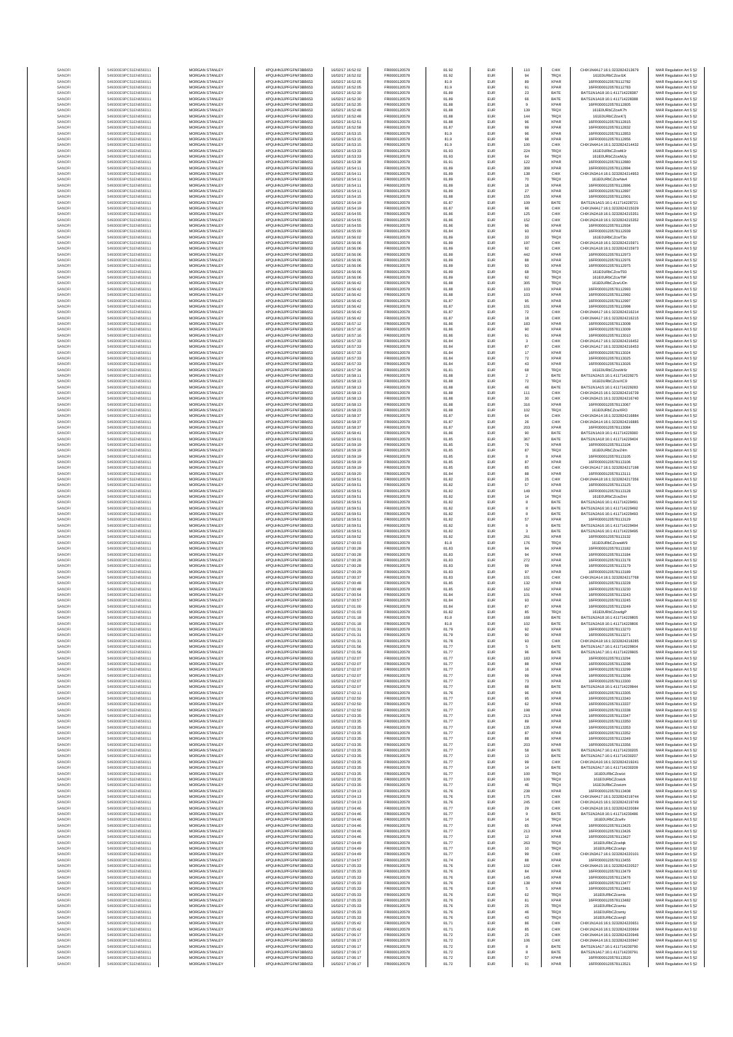| SANOFI | 549300E9PC51EN656011 | MORGAN STANLEY | 4PQUHN3JPFGFNF3BB653 | 16/06/2017 16:52:02 | FR0000120578 | 81.92 | EUR | 110 | CHIX | CHIX1N4A17:16:1:3232824213679 | MAR Regulation Art 5 §2 |
|---|---|---|---|---|---|---|---|---|---|---|---|
| SANOFI | 549300E9PC51EN656011 | MORGAN STANLEY | 4PQUHN3JPFGFNF3BB653 | 16/06/2017 16:52:02 | FR0000120578 | 81.92 | EUR | 94 | TRQX | 161E0URbCZcw1tK | MAR Regulation Art 5 §2 |
| SANOFI | 549300E9PC51EN656011 | MORGAN STANLEY | 4PQUHN3JPFGFNF3BB653 | 16/06/2017 16:52:05 | FR0000120578 | 81.9 | EUR | 89 | XPAR | 16FR0000120578112782 | MAR Regulation Art 5 §2 |
| SANOFI | 549300E9PC51EN656011 | MORGAN STANLEY | 4PQUHN3JPFGFNF3BB653 | 16/06/2017 16:52:05 | FR0000120578 | 81.9 | EUR | 91 | XPAR | 16FR0000120578112783 | MAR Regulation Art 5 §2 |
| SANOFI | 549300E9PC51EN656011 | MORGAN STANLEY | 4PQUHN3JPFGFNF3BB653 | 16/06/2017 16:52:30 | FR0000120578 | 81.89 | EUR | 23 | BATE | BATS1N1A18:16:1:411714228087 | MAR Regulation Art 5 §2 |
| SANOFI | 549300E9PC51EN656011 | MORGAN STANLEY | 4PQUHN3JPFGFNF3BB653 | 16/06/2017 16:52:30 | FR0000120578 | 81.89 | EUR | 66 | BATE | BATS1N1A18:16:1:411714228088 | MAR Regulation Art 5 §2 |
| SANOFI | 549300E9PC51EN656011 | MORGAN STANLEY | 4PQUHN3JPFGFNF3BB653 | 16/06/2017 16:52:35 | FR0000120578 | 81.88 | EUR | 9 | XPAR | 16FR0000120578112805 | MAR Regulation Art 5 §2 |
| SANOFI | 549300E9PC51EN656011 | MORGAN STANLEY | 4PQUHN3JPFGFNF3BB653 | 16/06/2017 16:52:48 | FR0000120578 | 81.88 | EUR | 139 | TRQX | 161E0URbCZcwK7h | MAR Regulation Art 5 §2 |
| SANOFI | 549300E9PC51EN656011 | MORGAN STANLEY | 4PQUHN3JPFGFNF3BB653 | 16/06/2017 16:52:48 | FR0000120578 | 81.88 | EUR | 144 | TRQX | 161E0URbCZcwK7j | MAR Regulation Art 5 §2 |
| SANOFI | 549300E9PC51EN656011 | MORGAN STANLEY | 4PQUHN3JPFGFNF3BB653 | 16/06/2017 16:52:51 | FR0000120578 | 81.88 | EUR | 96 | XPAR | 16FR0000120578112815 | MAR Regulation Art 5 §2 |
| SANOFI | 549300E9PC51EN656011 | MORGAN STANLEY | 4PQUHN3JPFGFNF3BB653 | 16/06/2017 16:52:58 | FR0000120578 | 81.87 | EUR | 99 | XPAR | 16FR0000120578112832 | MAR Regulation Art 5 §2 |
| SANOFI | 549300E9PC51EN656011 | MORGAN STANLEY | 4PQUHN3JPFGFNF3BB653 | 16/06/2017 16:53:15 | FR0000120578 | 81.9 | EUR | 96 | XPAR | 16FR0000120578112853 | MAR Regulation Art 5 §2 |
| SANOFI | 549300E9PC51EN656011 | MORGAN STANLEY | 4PQUHN3JPFGFNF3BB653 | 16/06/2017 16:53:15 | FR0000120578 | 81.9 | EUR | 98 | XPAR | 16FR0000120578112856 | MAR Regulation Art 5 §2 |
| SANOFI | 549300E9PC51EN656011 | MORGAN STANLEY | 4PQUHN3JPFGFNF3BB653 | 16/06/2017 16:53:15 | FR0000120578 | 81.9 | EUR | 100 | CHIX | CHIX1N4A14:16:1:3232824214432 | MAR Regulation Art 5 §2 |
| SANOFI | 549300E9PC51EN656011 | MORGAN STANLEY | 4PQUHN3JPFGFNF3BB653 | 16/06/2017 16:53:33 | FR0000120578 | 81.93 | EUR | 224 | TRQX | 161E0URbCZcwMJr | MAR Regulation Art 5 §2 |
| SANOFI | 549300E9PC51EN656011 | MORGAN STANLEY | 4PQUHN3JPFGFNF3BB653 | 16/06/2017 16:53:33 | FR0000120578 | 81.93 | EUR | 64 | TRQX | 161E0URbCZcwMJy | MAR Regulation Art 5 §2 |
| SANOFI | 549300E9PC51EN656011 | MORGAN STANLEY | 4PQUHN3JPFGFNF3BB653 | 16/06/2017 16:53:38 | FR0000120578 | 81.91 | EUR | 122 | XPAR | 16FR0000120578112880 | MAR Regulation Art 5 §2 |
| SANOFI | 549300E9PC51EN656011 | MORGAN STANLEY | 4PQUHN3JPFGFNF3BB653 | 16/06/2017 16:54:11 | FR0000120578 | 81.89 | EUR | 308 | XPAR | 16FR0000120578112894 | MAR Regulation Art 5 §2 |
| SANOFI | 549300E9PC51EN656011 | MORGAN STANLEY | 4PQUHN3JPFGFNF3BB653 | 16/06/2017 16:54:11 | FR0000120578 | 81.89 | EUR | 138 | CHIX | CHIX1N3A14:16:1:3232824214953 | MAR Regulation Art 5 §2 |
| SANOFI | 549300E9PC51EN656011 | MORGAN STANLEY | 4PQUHN3JPFGFNF3BB653 | 16/06/2017 16:54:11 | FR0000120578 | 81.89 | EUR | 70 | TRQX | 161E0URbCZcwNa4 | MAR Regulation Art 5 §2 |
| SANOFI | 549300E9PC51EN656011 | MORGAN STANLEY | 4PQUHN3JPFGFNF3BB653 | 16/06/2017 16:54:11 | FR0000120578 | 81.89 | EUR | 18 | XPAR | 16FR0000120578112896 | MAR Regulation Art 5 §2 |
| SANOFI | 549300E9PC51EN656011 | MORGAN STANLEY | 4PQUHN3JPFGFNF3BB653 | 16/06/2017 16:54:11 | FR0000120578 | 81.89 | EUR | 27 | XPAR | 16FR0000120578112897 | MAR Regulation Art 5 §2 |
| SANOFI | 549300E9PC51EN656011 | MORGAN STANLEY | 4PQUHN3JPFGFNF3BB653 | 16/06/2017 16:54:15 | FR0000120578 | 81.88 | EUR | 155 | XPAR | 16FR0000120578112901 | MAR Regulation Art 5 §2 |
| SANOFI | 549300E9PC51EN656011 | MORGAN STANLEY | 4PQUHN3JPFGFNF3BB653 | 16/06/2017 16:54:19 | FR0000120578 | 81.87 | EUR | 109 | BATE | BATS1N1A15:16:1:411714228721 | MAR Regulation Art 5 §2 |
| SANOFI | 549300E9PC51EN656011 | MORGAN STANLEY | 4PQUHN3JPFGFNF3BB653 | 16/06/2017 16:54:19 | FR0000120578 | 81.87 | EUR | 96 | CHIX | CHIX1N4A17:16:1:3232824215029 | MAR Regulation Art 5 §2 |
| SANOFI | 549300E9PC51EN656011 | MORGAN STANLEY | 4PQUHN3JPFGFNF3BB653 | 16/06/2017 16:54:55 | FR0000120578 | 81.86 | EUR | 125 | CHIX | CHIX1N2A18:16:1:3232824215351 | MAR Regulation Art 5 §2 |
| SANOFI | 549300E9PC51EN656011 | MORGAN STANLEY | 4PQUHN3JPFGFNF3BB653 | 16/06/2017 16:54:55 | FR0000120578 | 81.86 | EUR | 152 | CHIX | CHIX1N2A18:16:1:3232824215352 | MAR Regulation Art 5 §2 |
| SANOFI | 549300E9PC51EN656011 | MORGAN STANLEY | 4PQUHN3JPFGFNF3BB653 | 16/06/2017 16:54:55 | FR0000120578 | 81.86 | EUR | 96 | XPAR | 16FR0000120578112934 | MAR Regulation Art 5 §2 |
| SANOFI | 549300E9PC51EN656011 | MORGAN STANLEY | 4PQUHN3JPFGFNF3BB653 | 16/06/2017 16:55:00 | FR0000120578 | 81.84 | EUR | 93 | XPAR | 16FR0000120578112939 | MAR Regulation Art 5 §2 |
| SANOFI | 549300E9PC51EN656011 | MORGAN STANLEY | 4PQUHN3JPFGFNF3BB653 | 16/06/2017 16:56:02 | FR0000120578 | 81.89 | EUR | 33 | TRQX | 161E0URbCZcwT3o | MAR Regulation Art 5 §2 |
| SANOFI | 549300E9PC51EN656011 | MORGAN STANLEY | 4PQUHN3JPFGFNF3BB653 | 16/06/2017 16:56:06 | FR0000120578 | 81.89 | EUR | 197 | CHIX | CHIX1N1A18:16:1:3232824215971 | MAR Regulation Art 5 §2 |
| SANOFI | 549300E9PC51EN656011 | MORGAN STANLEY | 4PQUHN3JPFGFNF3BB653 | 16/06/2017 16:56:06 | FR0000120578 | 81.89 | EUR | 92 | CHIX | CHIX1N1A18:16:1:3232824215973 | MAR Regulation Art 5 §2 |
| SANOFI | 549300E9PC51EN656011 | MORGAN STANLEY | 4PQUHN3JPFGFNF3BB653 | 16/06/2017 16:56:06 | FR0000120578 | 81.89 | EUR | 442 | XPAR | 16FR0000120578112973 | MAR Regulation Art 5 §2 |
| SANOFI | 549300E9PC51EN656011 | MORGAN STANLEY | 4PQUHN3JPFGFNF3BB653 | 16/06/2017 16:56:06 | FR0000120578 | 81.89 | EUR | 98 | XPAR | 16FR0000120578112976 | MAR Regulation Art 5 §2 |
| SANOFI | 549300E9PC51EN656011 | MORGAN STANLEY | 4PQUHN3JPFGFNF3BB653 | 16/06/2017 16:56:06 | FR0000120578 | 81.89 | EUR | 93 | XPAR | 16FR0000120578112975 | MAR Regulation Art 5 §2 |
| SANOFI | 549300E9PC51EN656011 | MORGAN STANLEY | 4PQUHN3JPFGFNF3BB653 | 16/06/2017 16:56:06 | FR0000120578 | 81.89 | EUR | 68 | TRQX | 161E0URbCZcwT93 | MAR Regulation Art 5 §2 |
| SANOFI | 549300E9PC51EN656011 | MORGAN STANLEY | 4PQUHN3JPFGFNF3BB653 | 16/06/2017 16:56:06 | FR0000120578 | 81.89 | EUR | 92 | TRQX | 161E0URbCZcwT9F | MAR Regulation Art 5 §2 |
| SANOFI | 549300E9PC51EN656011 | MORGAN STANLEY | 4PQUHN3JPFGFNF3BB653 | 16/06/2017 16:56:42 | FR0000120578 | 81.88 | EUR | 305 | TRQX | 161E0URbCZcwUOn | MAR Regulation Art 5 §2 |
| SANOFI | 549300E9PC51EN656011 | MORGAN STANLEY | 4PQUHN3JPFGFNF3BB653 | 16/06/2017 16:56:42 | FR0000120578 | 81.88 | EUR | 103 | XPAR | 16FR0000120578112993 | MAR Regulation Art 5 §2 |
| SANOFI | 549300E9PC51EN656011 | MORGAN STANLEY | 4PQUHN3JPFGFNF3BB653 | 16/06/2017 16:56:42 | FR0000120578 | 81.88 | EUR | 103 | XPAR | 16FR0000120578112992 | MAR Regulation Art 5 §2 |
| SANOFI | 549300E9PC51EN656011 | MORGAN STANLEY | 4PQUHN3JPFGFNF3BB653 | 16/06/2017 16:56:42 | FR0000120578 | 81.87 | EUR | 95 | XPAR | 16FR0000120578112997 | MAR Regulation Art 5 §2 |
| SANOFI | 549300E9PC51EN656011 | MORGAN STANLEY | 4PQUHN3JPFGFNF3BB653 | 16/06/2017 16:56:42 | FR0000120578 | 81.87 | EUR | 101 | XPAR | 16FR0000120578112998 | MAR Regulation Art 5 §2 |
| SANOFI | 549300E9PC51EN656011 | MORGAN STANLEY | 4PQUHN3JPFGFNF3BB653 | 16/06/2017 16:56:42 | FR0000120578 | 81.87 | EUR | 72 | CHIX | CHIX1N4A17:16:1:3232824216214 | MAR Regulation Art 5 §2 |
| SANOFI | 549300E9PC51EN656011 | MORGAN STANLEY | 4PQUHN3JPFGFNF3BB653 | 16/06/2017 16:56:42 | FR0000120578 | 81.87 | EUR | 18 | CHIX | CHIX1N4A17:16:1:3232824216215 | MAR Regulation Art 5 §2 |
| SANOFI | 549300E9PC51EN656011 | MORGAN STANLEY | 4PQUHN3JPFGFNF3BB653 | 16/06/2017 16:57:12 | FR0000120578 | 81.86 | EUR | 183 | XPAR | 16FR0000120578113008 | MAR Regulation Art 5 §2 |
| SANOFI | 549300E9PC51EN656011 | MORGAN STANLEY | 4PQUHN3JPFGFNF3BB653 | 16/06/2017 16:57:16 | FR0000120578 | 81.86 | EUR | 90 | XPAR | 16FR0000120578113009 | MAR Regulation Art 5 §2 |
| SANOFI | 549300E9PC51EN656011 | MORGAN STANLEY | 4PQUHN3JPFGFNF3BB653 | 16/06/2017 16:57:16 | FR0000120578 | 81.86 | EUR | 91 | XPAR | 16FR0000120578113010 | MAR Regulation Art 5 §2 |
| SANOFI | 549300E9PC51EN656011 | MORGAN STANLEY | 4PQUHN3JPFGFNF3BB653 | 16/06/2017 16:57:33 | FR0000120578 | 81.84 | EUR | 3 | CHIX | CHIX1N1A17:16:1:3232824216452 | MAR Regulation Art 5 §2 |
| SANOFI | 549300E9PC51EN656011 | MORGAN STANLEY | 4PQUHN3JPFGFNF3BB653 | 16/06/2017 16:57:33 | FR0000120578 | 81.84 | EUR | 87 | CHIX | CHIX1N1A17:16:1:3232824216453 | MAR Regulation Art 5 §2 |
| SANOFI | 549300E9PC51EN656011 | MORGAN STANLEY | 4PQUHN3JPFGFNF3BB653 | 16/06/2017 16:57:33 | FR0000120578 | 81.84 | EUR | 17 | XPAR | 16FR0000120578113024 | MAR Regulation Art 5 §2 |
| SANOFI | 549300E9PC51EN656011 | MORGAN STANLEY | 4PQUHN3JPFGFNF3BB653 | 16/06/2017 16:57:33 | FR0000120578 | 81.84 | EUR | 72 | XPAR | 16FR0000120578113025 | MAR Regulation Art 5 §2 |
| SANOFI | 549300E9PC51EN656011 | MORGAN STANLEY | 4PQUHN3JPFGFNF3BB653 | 16/06/2017 16:57:33 | FR0000120578 | 81.84 | EUR | 43 | XPAR | 16FR0000120578113026 | MAR Regulation Art 5 §2 |
| SANOFI | 549300E9PC51EN656011 | MORGAN STANLEY | 4PQUHN3JPFGFNF3BB653 | 16/06/2017 16:57:34 | FR0000120578 | 81.81 | EUR | 68 | TRQX | 161E0URbCZcwWGr | MAR Regulation Art 5 §2 |
| SANOFI | 549300E9PC51EN656011 | MORGAN STANLEY | 4PQUHN3JPFGFNF3BB653 | 16/06/2017 16:58:11 | FR0000120578 | 81.88 | EUR | 2 | BATE | BATS1N2A15:16:1:411714229275 | MAR Regulation Art 5 §2 |
| SANOFI | 549300E9PC51EN656011 | MORGAN STANLEY | 4PQUHN3JPFGFNF3BB653 | 16/06/2017 16:58:13 | FR0000120578 | 81.88 | EUR | 72 | TRQX | 161E0URbCZcwXC9 | MAR Regulation Art 5 §2 |
| SANOFI | 549300E9PC51EN656011 | MORGAN STANLEY | 4PQUHN3JPFGFNF3BB653 | 16/06/2017 16:58:13 | FR0000120578 | 81.88 | EUR | 46 | BATE | BATS1N1A15:16:1:411714229283 | MAR Regulation Art 5 §2 |
| SANOFI | 549300E9PC51EN656011 | MORGAN STANLEY | 4PQUHN3JPFGFNF3BB653 | 16/06/2017 16:58:13 | FR0000120578 | 81.88 | EUR | 111 | CHIX | CHIX1N3A15:16:1:3232824216739 | MAR Regulation Art 5 §2 |
| SANOFI | 549300E9PC51EN656011 | MORGAN STANLEY | 4PQUHN3JPFGFNF3BB653 | 16/06/2017 16:58:13 | FR0000120578 | 81.88 | EUR | 30 | CHIX | CHIX1N3A15:16:1:3232824216740 | MAR Regulation Art 5 §2 |
| SANOFI | 549300E9PC51EN656011 | MORGAN STANLEY | 4PQUHN3JPFGFNF3BB653 | 16/06/2017 16:58:13 | FR0000120578 | 81.88 | EUR | 316 | XPAR | 16FR0000120578113067 | MAR Regulation Art 5 §2 |
| SANOFI | 549300E9PC51EN656011 | MORGAN STANLEY | 4PQUHN3JPFGFNF3BB653 | 16/06/2017 16:58:23 | FR0000120578 | 81.88 | EUR | 102 | TRQX | 161E0URbCZcwXRO | MAR Regulation Art 5 §2 |
| SANOFI | 549300E9PC51EN656011 | MORGAN STANLEY | 4PQUHN3JPFGFNF3BB653 | 16/06/2017 16:58:37 | FR0000120578 | 81.87 | EUR | 94 | CHIX | CHIX1N3A14:16:1:3232824216884 | MAR Regulation Art 5 §2 |
| SANOFI | 549300E9PC51EN656011 | MORGAN STANLEY | 4PQUHN3JPFGFNF3BB653 | 16/06/2017 16:58:37 | FR0000120578 | 81.87 | EUR | 26 | CHIX | CHIX1N3A14:16:1:3232824216885 | MAR Regulation Art 5 §2 |
| SANOFI | 549300E9PC51EN656011 | MORGAN STANLEY | 4PQUHN3JPFGFNF3BB653 | 16/06/2017 16:58:37 | FR0000120578 | 81.87 | EUR | 203 | XPAR | 16FR0000120578113084 | MAR Regulation Art 5 §2 |
| SANOFI | 549300E9PC51EN656011 | MORGAN STANLEY | 4PQUHN3JPFGFNF3BB653 | 16/06/2017 16:58:41 | FR0000120578 | 81.86 | EUR | 90 | BATE | BATS1N1A19:16:1:411714229380 | MAR Regulation Art 5 §2 |
| SANOFI | 549300E9PC51EN656011 | MORGAN STANLEY | 4PQUHN3JPFGFNF3BB653 | 16/06/2017 16:59:01 | FR0000120578 | 81.85 | EUR | 367 | BATE | BATS1N1A18:16:1:411714229404 | MAR Regulation Art 5 §2 |
| SANOFI | 549300E9PC51EN656011 | MORGAN STANLEY | 4PQUHN3JPFGFNF3BB653 | 16/06/2017 16:59:19 | FR0000120578 | 81.85 | EUR | 76 | XPAR | 16FR0000120578113104 | MAR Regulation Art 5 §2 |
| SANOFI | 549300E9PC51EN656011 | MORGAN STANLEY | 4PQUHN3JPFGFNF3BB653 | 16/06/2017 16:59:19 | FR0000120578 | 81.85 | EUR | 87 | TRQX | 161E0URbCZcwZ4m | MAR Regulation Art 5 §2 |
| SANOFI | 549300E9PC51EN656011 | MORGAN STANLEY | 4PQUHN3JPFGFNF3BB653 | 16/06/2017 16:59:19 | FR0000120578 | 81.85 | EUR | 8 | XPAR | 16FR0000120578113105 | MAR Regulation Art 5 §2 |
| SANOFI | 549300E9PC51EN656011 | MORGAN STANLEY | 4PQUHN3JPFGFNF3BB653 | 16/06/2017 16:59:19 | FR0000120578 | 81.85 | EUR | 87 | XPAR | 16FR0000120578113106 | MAR Regulation Art 5 §2 |
| SANOFI | 549300E9PC51EN656011 | MORGAN STANLEY | 4PQUHN3JPFGFNF3BB653 | 16/06/2017 16:59:19 | FR0000120578 | 81.85 | EUR | 85 | CHIX | CHIX1N1A17:16:1:3232824217198 | MAR Regulation Art 5 §2 |
| SANOFI | 549300E9PC51EN656011 | MORGAN STANLEY | 4PQUHN3JPFGFNF3BB653 | 16/06/2017 16:59:20 | FR0000120578 | 81.84 | EUR | 88 | XPAR | 16FR0000120578113111 | MAR Regulation Art 5 §2 |
| SANOFI | 549300E9PC51EN656011 | MORGAN STANLEY | 4PQUHN3JPFGFNF3BB653 | 16/06/2017 16:59:51 | FR0000120578 | 81.82 | EUR | 25 | CHIX | CHIX1N4A18:16:1:3232824217356 | MAR Regulation Art 5 §2 |
| SANOFI | 549300E9PC51EN656011 | MORGAN STANLEY | 4PQUHN3JPFGFNF3BB653 | 16/06/2017 16:59:51 | FR0000120578 | 81.82 | EUR | 57 | XPAR | 16FR0000120578113125 | MAR Regulation Art 5 §2 |
| SANOFI | 549300E9PC51EN656011 | MORGAN STANLEY | 4PQUHN3JPFGFNF3BB653 | 16/06/2017 16:59:51 | FR0000120578 | 81.82 | EUR | 149 | XPAR | 16FR0000120578113128 | MAR Regulation Art 5 §2 |
| SANOFI | 549300E9PC51EN656011 | MORGAN STANLEY | 4PQUHN3JPFGFNF3BB653 | 16/06/2017 16:59:51 | FR0000120578 | 81.82 | EUR | 14 | TRQX | 161E0URbCZcwZmt | MAR Regulation Art 5 §2 |
| SANOFI | 549300E9PC51EN656011 | MORGAN STANLEY | 4PQUHN3JPFGFNF3BB653 | 16/06/2017 16:59:51 | FR0000120578 | 81.82 | EUR | 8 | BATE | BATS1N2A16:16:1:411714229491 | MAR Regulation Art 5 §2 |
| SANOFI | 549300E9PC51EN656011 | MORGAN STANLEY | 4PQUHN3JPFGFNF3BB653 | 16/06/2017 16:59:51 | FR0000120578 | 81.82 | EUR | 8 | BATE | BATS1N2A16:16:1:411714229492 | MAR Regulation Art 5 §2 |
| SANOFI | 549300E9PC51EN656011 | MORGAN STANLEY | 4PQUHN3JPFGFNF3BB653 | 16/06/2017 16:59:51 | FR0000120578 | 81.82 | EUR | 8 | BATE | BATS1N2A16:16:1:411714229493 | MAR Regulation Art 5 §2 |
| SANOFI | 549300E9PC51EN656011 | MORGAN STANLEY | 4PQUHN3JPFGFNF3BB653 | 16/06/2017 16:59:51 | FR0000120578 | 81.82 | EUR | 57 | XPAR | 16FR0000120578113129 | MAR Regulation Art 5 §2 |
| SANOFI | 549300E9PC51EN656011 | MORGAN STANLEY | 4PQUHN3JPFGFNF3BB653 | 16/06/2017 16:59:51 | FR0000120578 | 81.82 | EUR | 8 | BATE | BATS1N2A16:16:1:411714229494 | MAR Regulation Art 5 §2 |
| SANOFI | 549300E9PC51EN656011 | MORGAN STANLEY | 4PQUHN3JPFGFNF3BB653 | 16/06/2017 16:59:51 | FR0000120578 | 81.82 | EUR | 3 | BATE | BATS1N2A16:16:1:411714229495 | MAR Regulation Art 5 §2 |
| SANOFI | 549300E9PC51EN656011 | MORGAN STANLEY | 4PQUHN3JPFGFNF3BB653 | 16/06/2017 16:59:52 | FR0000120578 | 81.82 | EUR | 261 | XPAR | 16FR0000120578113132 | MAR Regulation Art 5 §2 |
| SANOFI | 549300E9PC51EN656011 | MORGAN STANLEY | 4PQUHN3JPFGFNF3BB653 | 16/06/2017 17:00:03 | FR0000120578 | 81.8 | EUR | 176 | TRQX | 161E0URbCZcwaW9 | MAR Regulation Art 5 §2 |
| SANOFI | 549300E9PC51EN656011 | MORGAN STANLEY | 4PQUHN3JPFGFNF3BB653 | 16/06/2017 17:00:28 | FR0000120578 | 81.83 | EUR | 94 | XPAR | 16FR0000120578113182 | MAR Regulation Art 5 §2 |
| SANOFI | 549300E9PC51EN656011 | MORGAN STANLEY | 4PQUHN3JPFGFNF3BB653 | 16/06/2017 17:00:28 | FR0000120578 | 81.83 | EUR | 94 | XPAR | 16FR0000120578113184 | MAR Regulation Art 5 §2 |
| SANOFI | 549300E9PC51EN656011 | MORGAN STANLEY | 4PQUHN3JPFGFNF3BB653 | 16/06/2017 17:00:28 | FR0000120578 | 81.83 | EUR | 272 | XPAR | 16FR0000120578113178 | MAR Regulation Art 5 §2 |
| SANOFI | 549300E9PC51EN656011 | MORGAN STANLEY | 4PQUHN3JPFGFNF3BB653 | 16/06/2017 17:00:28 | FR0000120578 | 81.83 | EUR | 99 | XPAR | 16FR0000120578113179 | MAR Regulation Art 5 §2 |
| SANOFI | 549300E9PC51EN656011 | MORGAN STANLEY | 4PQUHN3JPFGFNF3BB653 | 16/06/2017 17:00:29 | FR0000120578 | 81.83 | EUR | 97 | XPAR | 16FR0000120578113189 | MAR Regulation Art 5 §2 |
| SANOFI | 549300E9PC51EN656011 | MORGAN STANLEY | 4PQUHN3JPFGFNF3BB653 | 16/06/2017 17:00:37 | FR0000120578 | 81.83 | EUR | 101 | CHIX | CHIX1N1A14:16:1:3232824217768 | MAR Regulation Art 5 §2 |
| SANOFI | 549300E9PC51EN656011 | MORGAN STANLEY | 4PQUHN3JPFGFNF3BB653 | 16/06/2017 17:00:48 | FR0000120578 | 81.85 | EUR | 132 | XPAR | 16FR0000120578113228 | MAR Regulation Art 5 §2 |
| SANOFI | 549300E9PC51EN656011 | MORGAN STANLEY | 4PQUHN3JPFGFNF3BB653 | 16/06/2017 17:00:48 | FR0000120578 | 81.85 | EUR | 162 | XPAR | 16FR0000120578113230 | MAR Regulation Art 5 §2 |
| SANOFI | 549300E9PC51EN656011 | MORGAN STANLEY | 4PQUHN3JPFGFNF3BB653 | 16/06/2017 17:00:54 | FR0000120578 | 81.84 | EUR | 101 | XPAR | 16FR0000120578113243 | MAR Regulation Art 5 §2 |
| SANOFI | 549300E9PC51EN656011 | MORGAN STANLEY | 4PQUHN3JPFGFNF3BB653 | 16/06/2017 17:00:57 | FR0000120578 | 81.84 | EUR | 93 | XPAR | 16FR0000120578113245 | MAR Regulation Art 5 §2 |
| SANOFI | 549300E9PC51EN656011 | MORGAN STANLEY | 4PQUHN3JPFGFNF3BB653 | 16/06/2017 17:01:00 | FR0000120578 | 81.84 | EUR | 97 | XPAR | 16FR0000120578113249 | MAR Regulation Art 5 §2 |
| SANOFI | 549300E9PC51EN656011 | MORGAN STANLEY | 4PQUHN3JPFGFNF3BB653 | 16/06/2017 17:01:03 | FR0000120578 | 81.82 | EUR | 85 | TRQX | 161E0URbCZcwdgP | MAR Regulation Art 5 §2 |
| SANOFI | 549300E9PC51EN656011 | MORGAN STANLEY | 4PQUHN3JPFGFNF3BB653 | 16/06/2017 17:01:18 | FR0000120578 | 81.8 | EUR | 168 | BATE | BATS1N2A18:16:1:411714229805 | MAR Regulation Art 5 §2 |
| SANOFI | 549300E9PC51EN656011 | MORGAN STANLEY | 4PQUHN3JPFGFNF3BB653 | 16/06/2017 17:01:18 | FR0000120578 | 81.8 | EUR | 102 | BATE | BATS1N2A18:16:1:411714229806 | MAR Regulation Art 5 §2 |
| SANOFI | 549300E9PC51EN656011 | MORGAN STANLEY | 4PQUHN3JPFGFNF3BB653 | 16/06/2017 17:01:31 | FR0000120578 | 81.79 | EUR | 92 | XPAR | 16FR0000120578113270 | MAR Regulation Art 5 §2 |
| SANOFI | 549300E9PC51EN656011 | MORGAN STANLEY | 4PQUHN3JPFGFNF3BB653 | 16/06/2017 17:01:31 | FR0000120578 | 81.79 | EUR | 90 | XPAR | 16FR0000120578113271 | MAR Regulation Art 5 §2 |
| SANOFI | 549300E9PC51EN656011 | MORGAN STANLEY | 4PQUHN3JPFGFNF3BB653 | 16/06/2017 17:01:31 | FR0000120578 | 81.78 | EUR | 93 | CHIX | CHIX1N2A18:16:1:3232824218285 | MAR Regulation Art 5 §2 |
| SANOFI | 549300E9PC51EN656011 | MORGAN STANLEY | 4PQUHN3JPFGFNF3BB653 | 16/06/2017 17:01:56 | FR0000120578 | 81.77 | EUR | 5 | BATE | BATS1N1A17:16:1:411714229904 | MAR Regulation Art 5 §2 |
| SANOFI | 549300E9PC51EN656011 | MORGAN STANLEY | 4PQUHN3JPFGFNF3BB653 | 16/06/2017 17:01:56 | FR0000120578 | 81.77 | EUR | 96 | BATE | BATS1N1A17:16:1:411714229905 | MAR Regulation Art 5 §2 |
| SANOFI | 549300E9PC51EN656011 | MORGAN STANLEY | 4PQUHN3JPFGFNF3BB653 | 16/06/2017 17:02:07 | FR0000120578 | 81.77 | EUR | 183 | XPAR | 16FR0000120578113294 | MAR Regulation Art 5 §2 |
| SANOFI | 549300E9PC51EN656011 | MORGAN STANLEY | 4PQUHN3JPFGFNF3BB653 | 16/06/2017 17:02:07 | FR0000120578 | 81.77 | EUR | 98 | XPAR | 16FR0000120578113298 | MAR Regulation Art 5 §2 |
| SANOFI | 549300E9PC51EN656011 | MORGAN STANLEY | 4PQUHN3JPFGFNF3BB653 | 16/06/2017 17:02:07 | FR0000120578 | 81.77 | EUR | 16 | XPAR | 16FR0000120578113299 | MAR Regulation Art 5 §2 |
| SANOFI | 549300E9PC51EN656011 | MORGAN STANLEY | 4PQUHN3JPFGFNF3BB653 | 16/06/2017 17:02:07 | FR0000120578 | 81.77 | EUR | 99 | XPAR | 16FR0000120578113296 | MAR Regulation Art 5 §2 |
| SANOFI | 549300E9PC51EN656011 | MORGAN STANLEY | 4PQUHN3JPFGFNF3BB653 | 16/06/2017 17:02:07 | FR0000120578 | 81.77 | EUR | 73 | XPAR | 16FR0000120578113300 | MAR Regulation Art 5 §2 |
| SANOFI | 549300E9PC51EN656011 | MORGAN STANLEY | 4PQUHN3JPFGFNF3BB653 | 16/06/2017 17:02:07 | FR0000120578 | 81.77 | EUR | 88 | BATE | BATS1N1A19:16:1:411714229944 | MAR Regulation Art 5 §2 |
| SANOFI | 549300E9PC51EN656011 | MORGAN STANLEY | 4PQUHN3JPFGFNF3BB653 | 16/06/2017 17:02:11 | FR0000120578 | 81.76 | EUR | 96 | XPAR | 16FR0000120578113305 | MAR Regulation Art 5 §2 |
| SANOFI | 549300E9PC51EN656011 | MORGAN STANLEY | 4PQUHN3JPFGFNF3BB653 | 16/06/2017 17:02:50 | FR0000120578 | 81.77 | EUR | 95 | XPAR | 16FR0000120578113340 | MAR Regulation Art 5 §2 |
| SANOFI | 549300E9PC51EN656011 | MORGAN STANLEY | 4PQUHN3JPFGFNF3BB653 | 16/06/2017 17:02:50 | FR0000120578 | 81.77 | EUR | 62 | XPAR | 16FR0000120578113337 | MAR Regulation Art 5 §2 |
| SANOFI | 549300E9PC51EN656011 | MORGAN STANLEY | 4PQUHN3JPFGFNF3BB653 | 16/06/2017 17:02:50 | FR0000120578 | 81.77 | EUR | 198 | XPAR | 16FR0000120578113338 | MAR Regulation Art 5 §2 |
| SANOFI | 549300E9PC51EN656011 | MORGAN STANLEY | 4PQUHN3JPFGFNF3BB653 | 16/06/2017 17:03:35 | FR0000120578 | 81.77 | EUR | 213 | XPAR | 16FR0000120578113347 | MAR Regulation Art 5 §2 |
| SANOFI | 549300E9PC51EN656011 | MORGAN STANLEY | 4PQUHN3JPFGFNF3BB653 | 16/06/2017 17:03:35 | FR0000120578 | 81.77 | EUR | 89 | XPAR | 16FR0000120578113350 | MAR Regulation Art 5 §2 |
| SANOFI | 549300E9PC51EN656011 | MORGAN STANLEY | 4PQUHN3JPFGFNF3BB653 | 16/06/2017 17:03:35 | FR0000120578 | 81.77 | EUR | 125 | XPAR | 16FR0000120578113353 | MAR Regulation Art 5 §2 |
| SANOFI | 549300E9PC51EN656011 | MORGAN STANLEY | 4PQUHN3JPFGFNF3BB653 | 16/06/2017 17:03:35 | FR0000120578 | 81.77 | EUR | 87 | XPAR | 16FR0000120578113352 | MAR Regulation Art 5 §2 |
| SANOFI | 549300E9PC51EN656011 | MORGAN STANLEY | 4PQUHN3JPFGFNF3BB653 | 16/06/2017 17:03:35 | FR0000120578 | 81.77 | EUR | 88 | XPAR | 16FR0000120578113349 | MAR Regulation Art 5 §2 |
| SANOFI | 549300E9PC51EN656011 | MORGAN STANLEY | 4PQUHN3JPFGFNF3BB653 | 16/06/2017 17:03:35 | FR0000120578 | 81.77 | EUR | 203 | XPAR | 16FR0000120578113356 | MAR Regulation Art 5 §2 |
| SANOFI | 549300E9PC51EN656011 | MORGAN STANLEY | 4PQUHN3JPFGFNF3BB653 | 16/06/2017 17:03:35 | FR0000120578 | 81.77 | EUR | 58 | BATE | BATS1N2A17:16:1:411714230205 | MAR Regulation Art 5 §2 |
| SANOFI | 549300E9PC51EN656011 | MORGAN STANLEY | 4PQUHN3JPFGFNF3BB653 | 16/06/2017 17:03:35 | FR0000120578 | 81.77 | EUR | 13 | BATE | BATS1N2A17:16:1:411714230207 | MAR Regulation Art 5 §2 |
| SANOFI | 549300E9PC51EN656011 | MORGAN STANLEY | 4PQUHN3JPFGFNF3BB653 | 16/06/2017 17:03:35 | FR0000120578 | 81.77 | EUR | 99 | CHIX | CHIX1N1A16:16:1:3232824219241 | MAR Regulation Art 5 §2 |
| SANOFI | 549300E9PC51EN656011 | MORGAN STANLEY | 4PQUHN3JPFGFNF3BB653 | 16/06/2017 17:03:35 | FR0000120578 | 81.77 | EUR | 14 | BATE | BATS1N2A17:16:1:411714230209 | MAR Regulation Art 5 §2 |
| SANOFI | 549300E9PC51EN656011 | MORGAN STANLEY | 4PQUHN3JPFGFNF3BB653 | 16/06/2017 17:03:35 | FR0000120578 | 81.77 | EUR | 100 | TRQX | 161E0URbCZcwlzt | MAR Regulation Art 5 §2 |
| SANOFI | 549300E9PC51EN656011 | MORGAN STANLEY | 4PQUHN3JPFGFNF3BB653 | 16/06/2017 17:03:35 | FR0000120578 | 81.77 | EUR | 100 | TRQX | 161E0URbCZcwlzk | MAR Regulation Art 5 §2 |
| SANOFI | 549300E9PC51EN656011 | MORGAN STANLEY | 4PQUHN3JPFGFNF3BB653 | 16/06/2017 17:03:36 | FR0000120578 | 81.77 | EUR | 46 | TRQX | 161E0URbCZcwlzm | MAR Regulation Art 5 §2 |
| SANOFI | 549300E9PC51EN656011 | MORGAN STANLEY | 4PQUHN3JPFGFNF3BB653 | 16/06/2017 17:04:13 | FR0000120578 | 81.76 | EUR | 238 | XPAR | 16FR0000120578113408 | MAR Regulation Art 5 §2 |
| SANOFI | 549300E9PC51EN656011 | MORGAN STANLEY | 4PQUHN3JPFGFNF3BB653 | 16/06/2017 17:04:13 | FR0000120578 | 81.76 | EUR | 175 | CHIX | CHIX1N4A17:16:1:3232824219744 | MAR Regulation Art 5 §2 |
| SANOFI | 549300E9PC51EN656011 | MORGAN STANLEY | 4PQUHN3JPFGFNF3BB653 | 16/06/2017 17:04:13 | FR0000120578 | 81.76 | EUR | 245 | CHIX | CHIX1N4A15:16:1:3232824219748 | MAR Regulation Art 5 §2 |
| SANOFI | 549300E9PC51EN656011 | MORGAN STANLEY | 4PQUHN3JPFGFNF3BB653 | 16/06/2017 17:04:46 | FR0000120578 | 81.77 | EUR | 29 | CHIX | CHIX1N2A18:16:1:3232824220084 | MAR Regulation Art 5 §2 |
| SANOFI | 549300E9PC51EN656011 | MORGAN STANLEY | 4PQUHN3JPFGFNF3BB653 | 16/06/2017 17:04:46 | FR0000120578 | 81.77 | EUR | 9 | BATE | BATS1N2A18:16:1:411714230486 | MAR Regulation Art 5 §2 |
| SANOFI | 549300E9PC51EN656011 | MORGAN STANLEY | 4PQUHN3JPFGFNF3BB653 | 16/06/2017 17:04:46 | FR0000120578 | 81.77 | EUR | 14 | TRQX | 161E0URbCZcwlIv | MAR Regulation Art 5 §2 |
| SANOFI | 549300E9PC51EN656011 | MORGAN STANLEY | 4PQUHN3JPFGFNF3BB653 | 16/06/2017 17:04:46 | FR0000120578 | 81.77 | EUR | 65 | XPAR | 16FR0000120578113425 | MAR Regulation Art 5 §2 |
| SANOFI | 549300E9PC51EN656011 | MORGAN STANLEY | 4PQUHN3JPFGFNF3BB653 | 16/06/2017 17:04:46 | FR0000120578 | 81.77 | EUR | 213 | XPAR | 16FR0000120578113426 | MAR Regulation Art 5 §2 |
| SANOFI | 549300E9PC51EN656011 | MORGAN STANLEY | 4PQUHN3JPFGFNF3BB653 | 16/06/2017 17:04:46 | FR0000120578 | 81.77 | EUR | 12 | XPAR | 16FR0000120578113427 | MAR Regulation Art 5 §2 |
| SANOFI | 549300E9PC51EN656011 | MORGAN STANLEY | 4PQUHN3JPFGFNF3BB653 | 16/06/2017 17:04:49 | FR0000120578 | 81.77 | EUR | 263 | TRQX | 161E0URbCZcwlqk | MAR Regulation Art 5 §2 |
| SANOFI | 549300E9PC51EN656011 | MORGAN STANLEY | 4PQUHN3JPFGFNF3BB653 | 16/06/2017 17:04:49 | FR0000120578 | 81.77 | EUR | 10 | TRQX | 161E0URbCZcwlqn | MAR Regulation Art 5 §2 |
| SANOFI | 549300E9PC51EN656011 | MORGAN STANLEY | 4PQUHN3JPFGFNF3BB653 | 16/06/2017 17:04:49 | FR0000120578 | 81.77 | EUR | 99 | CHIX | CHIX1N3A17:16:1:3232824220101 | MAR Regulation Art 5 §2 |
| SANOFI | 549300E9PC51EN656011 | MORGAN STANLEY | 4PQUHN3JPFGFNF3BB653 | 16/06/2017 17:04:57 | FR0000120578 | 81.74 | EUR | 88 | XPAR | 16FR0000120578113455 | MAR Regulation Art 5 §2 |
| SANOFI | 549300E9PC51EN656011 | MORGAN STANLEY | 4PQUHN3JPFGFNF3BB653 | 16/06/2017 17:05:33 | FR0000120578 | 81.76 | EUR | 102 | CHIX | CHIX1N4A15:16:1:3232824220527 | MAR Regulation Art 5 §2 |
| SANOFI | 549300E9PC51EN656011 | MORGAN STANLEY | 4PQUHN3JPFGFNF3BB653 | 16/06/2017 17:05:33 | FR0000120578 | 81.76 | EUR | 84 | XPAR | 16FR0000120578113479 | MAR Regulation Art 5 §2 |
| SANOFI | 549300E9PC51EN656011 | MORGAN STANLEY | 4PQUHN3JPFGFNF3BB653 | 16/06/2017 17:05:33 | FR0000120578 | 81.76 | EUR | 145 | XPAR | 16FR0000120578113476 | MAR Regulation Art 5 §2 |
| SANOFI | 549300E9PC51EN656011 | MORGAN STANLEY | 4PQUHN3JPFGFNF3BB653 | 16/06/2017 17:05:33 | FR0000120578 | 81.76 | EUR | 138 | XPAR | 16FR0000120578113477 | MAR Regulation Art 5 §2 |
| SANOFI | 549300E9PC51EN656011 | MORGAN STANLEY | 4PQUHN3JPFGFNF3BB653 | 16/06/2017 17:05:33 | FR0000120578 | 81.76 | EUR | 5 | XPAR | 16FR0000120578113480 | MAR Regulation Art 5 §2 |
| SANOFI | 549300E9PC51EN656011 | MORGAN STANLEY | 4PQUHN3JPFGFNF3BB653 | 16/06/2017 17:05:33 | FR0000120578 | 81.76 | EUR | 62 | TRQX | 161E0URbCZcwnis | MAR Regulation Art 5 §2 |
| SANOFI | 549300E9PC51EN656011 | MORGAN STANLEY | 4PQUHN3JPFGFNF3BB653 | 16/06/2017 17:05:33 | FR0000120578 | 81.76 | EUR | 81 | XPAR | 16FR0000120578113482 | MAR Regulation Art 5 §2 |
| SANOFI | 549300E9PC51EN656011 | MORGAN STANLEY | 4PQUHN3JPFGFNF3BB653 | 16/06/2017 17:05:33 | FR0000120578 | 81.76 | EUR | 25 | TRQX | 161E0URbCZcwniu | MAR Regulation Art 5 §2 |
| SANOFI | 549300E9PC51EN656011 | MORGAN STANLEY | 4PQUHN3JPFGFNF3BB653 | 16/06/2017 17:05:33 | FR0000120578 | 81.76 | EUR | 46 | TRQX | 161E0URbCZcwniy | MAR Regulation Art 5 §2 |
| SANOFI | 549300E9PC51EN656011 | MORGAN STANLEY | 4PQUHN3JPFGFNF3BB653 | 16/06/2017 17:05:33 | FR0000120578 | 81.76 | EUR | 43 | TRQX | 161E0URbCZcwnj0 | MAR Regulation Art 5 §2 |
| SANOFI | 549300E9PC51EN656011 | MORGAN STANLEY | 4PQUHN3JPFGFNF3BB653 | 16/06/2017 17:05:42 | FR0000120578 | 81.71 | EUR | 86 | CHIX | CHIX1N1A16:16:1:3232824220651 | MAR Regulation Art 5 §2 |
| SANOFI | 549300E9PC51EN656011 | MORGAN STANLEY | 4PQUHN3JPFGFNF3BB653 | 16/06/2017 17:05:42 | FR0000120578 | 81.71 | EUR | 95 | CHIX | CHIX1N2A16:16:1:3232824220664 | MAR Regulation Art 5 §2 |
| SANOFI | 549300E9PC51EN656011 | MORGAN STANLEY | 4PQUHN3JPFGFNF3BB653 | 16/06/2017 17:06:17 | FR0000120578 | 81.72 | EUR | 25 | CHIX | CHIX1N4A14:16:1:3232824220946 | MAR Regulation Art 5 §2 |
| SANOFI | 549300E9PC51EN656011 | MORGAN STANLEY | 4PQUHN3JPFGFNF3BB653 | 16/06/2017 17:06:17 | FR0000120578 | 81.72 | EUR | 106 | CHIX | CHIX1N4A14:16:1:3232824220947 | MAR Regulation Art 5 §2 |
| SANOFI | 549300E9PC51EN656011 | MORGAN STANLEY | 4PQUHN3JPFGFNF3BB653 | 16/06/2017 17:06:17 | FR0000120578 | 81.72 | EUR | 8 | BATE | BATS1N1A17:16:1:411714230790 | MAR Regulation Art 5 §2 |
| SANOFI | 549300E9PC51EN656011 | MORGAN STANLEY | 4PQUHN3JPFGFNF3BB653 | 16/06/2017 17:06:17 | FR0000120578 | 81.72 | EUR | 8 | BATE | BATS1N1A17:16:1:411714230791 | MAR Regulation Art 5 §2 |
| SANOFI | 549300E9PC51EN656011 | MORGAN STANLEY | 4PQUHN3JPFGFNF3BB653 | 16/06/2017 17:06:17 | FR0000120578 | 81.72 | EUR | 57 | XPAR | 16FR0000120578113520 | MAR Regulation Art 5 §2 |
| SANOFI | 549300E9PC51EN656011 | MORGAN STANLEY | 4PQUHN3JPFGFNF3BB653 | 16/06/2017 17:06:17 | FR0000120578 | 81.72 | EUR | 91 | XPAR | 16FR0000120578113521 | MAR Regulation Art 5 §2 |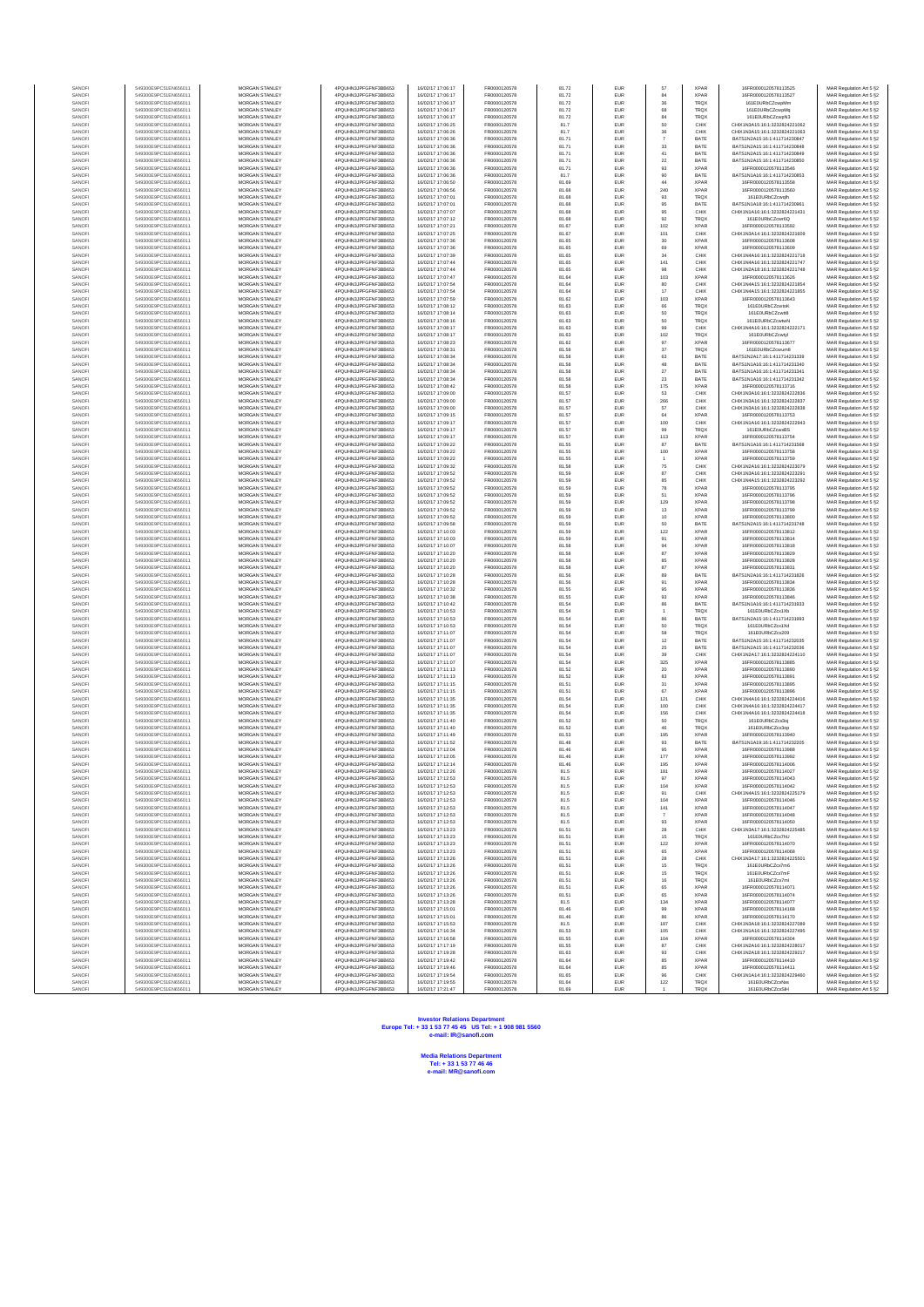| | | | | | | | | | | | |
|---|---|---|---|---|---|---|---|---|---|---|---|
| SANOFI | 549300E9PC51EN656011 | MORGAN STANLEY | 4PQUHN3JPFGFNF3BB653 | 16/02/17 17:06:17 | FR0000120578 | 81.72 | EUR | 57 | XPAR | 16FR000012057811352​5 | MAR Regulation Art 5 §2 |
| SANOFI | 549300E9PC51EN656011 | MORGAN STANLEY | 4PQUHN3JPFGFNF3BB653 | 16/02/17 17:06:17 | FR0000120578 | 81.72 | EUR | 84 | XPAR | 16FR000012057811352​7 | MAR Regulation Art 5 §2 |
| SANOFI | 549300E9PC51EN656011 | MORGAN STANLEY | 4PQUHN3JPFGFNF3BB653 | 16/02/17 17:06:17 | FR0000120578 | 81.72 | EUR | 36 | TRQX | 161E0URbCZoxpMm | MAR Regulation Art 5 §2 |
| SANOFI | 549300E9PC51EN656011 | MORGAN STANLEY | 4PQUHN3JPFGFNF3BB653 | 16/02/17 17:06:17 | FR0000120578 | 81.72 | EUR | 68 | TRQX | 161E0URbCZoxpMq | MAR Regulation Art 5 §2 |
| SANOFI | 549300E9PC51EN656011 | MORGAN STANLEY | 4PQUHN3JPFGFNF3BB653 | 16/02/17 17:06:17 | FR0000120578 | 81.72 | EUR | 84 | TRQX | 161E0URbCZoxpN3 | MAR Regulation Art 5 §2 |
| SANOFI | 549300E9PC51EN656011 | MORGAN STANLEY | 4PQUHN3JPFGFNF3BB653 | 16/02/17 17:06:25 | FR0000120578 | 81.7 | EUR | 50 | CHIX | CHIX1N3A15:16:1:3232824221062 | MAR Regulation Art 5 §2 |
| SANOFI | 549300E9PC51EN656011 | MORGAN STANLEY | 4PQUHN3JPFGFNF3BB653 | 16/02/17 17:06:26 | FR0000120578 | 81.7 | EUR | 36 | CHIX | CHIX1N3A15:16:1:3232824221063 | MAR Regulation Art 5 §2 |
| SANOFI | 549300E9PC51EN656011 | MORGAN STANLEY | 4PQUHN3JPFGFNF3BB653 | 16/02/17 17:06:36 | FR0000120578 | 81.71 | EUR | 7 | BATE | BATS1N2A15:16:1:411714230847 | MAR Regulation Art 5 §2 |
| SANOFI | 549300E9PC51EN656011 | MORGAN STANLEY | 4PQUHN3JPFGFNF3BB653 | 16/02/17 17:06:36 | FR0000120578 | 81.71 | EUR | 33 | BATE | BATS1N2A15:16:1:411714230848 | MAR Regulation Art 5 §2 |
| SANOFI | 549300E9PC51EN656011 | MORGAN STANLEY | 4PQUHN3JPFGFNF3BB653 | 16/02/17 17:06:36 | FR0000120578 | 81.71 | EUR | 41 | BATE | BATS1N2A15:16:1:411714230849 | MAR Regulation Art 5 §2 |
| SANOFI | 549300E9PC51EN656011 | MORGAN STANLEY | 4PQUHN3JPFGFNF3BB653 | 16/02/17 17:06:36 | FR0000120578 | 81.71 | EUR | 22 | BATE | BATS1N2A15:16:1:411714230850 | MAR Regulation Art 5 §2 |
| SANOFI | 549300E9PC51EN656011 | MORGAN STANLEY | 4PQUHN3JPFGFNF3BB653 | 16/02/17 17:06:36 | FR0000120578 | 81.71 | EUR | 93 | XPAR | 16FR000012057811354​6 | MAR Regulation Art 5 §2 |
| SANOFI | 549300E9PC51EN656011 | MORGAN STANLEY | 4PQUHN3JPFGFNF3BB653 | 16/02/17 17:06:36 | FR0000120578 | 81.7 | EUR | 90 | BATE | BATS1N1A16:16:1:411714230853 | MAR Regulation Art 5 §2 |
| SANOFI | 549300E9PC51EN656011 | MORGAN STANLEY | 4PQUHN3JPFGFNF3BB653 | 16/02/17 17:06:50 | FR0000120578 | 81.69 | EUR | 44 | XPAR | 16FR000012057811355​8 | MAR Regulation Art 5 §2 |
| SANOFI | 549300E9PC51EN656011 | MORGAN STANLEY | 4PQUHN3JPFGFNF3BB653 | 16/02/17 17:06:56 | FR0000120578 | 81.68 | EUR | 240 | XPAR | 16FR000012057811356​0 | MAR Regulation Art 5 §2 |
| SANOFI | 549300E9PC51EN656011 | MORGAN STANLEY | 4PQUHN3JPFGFNF3BB653 | 16/02/17 17:07:01 | FR0000120578 | 81.68 | EUR | 93 | TRQX | 161E0URbCZoxqfh | MAR Regulation Art 5 §2 |
| SANOFI | 549300E9PC51EN656011 | MORGAN STANLEY | 4PQUHN3JPFGFNF3BB653 | 16/02/17 17:07:01 | FR0000120578 | 81.68 | EUR | 95 | BATE | BATS1N1A18:16:1:411714230961 | MAR Regulation Art 5 §2 |
| SANOFI | 549300E9PC51EN656011 | MORGAN STANLEY | 4PQUHN3JPFGFNF3BB653 | 16/02/17 17:07:07 | FR0000120578 | 81.68 | EUR | 95 | CHIX | CHIX1N1A16:16:1:3232824221431 | MAR Regulation Art 5 §2 |
| SANOFI | 549300E9PC51EN656011 | MORGAN STANLEY | 4PQUHN3JPFGFNF3BB653 | 16/02/17 17:07:12 | FR0000120578 | 81.68 | EUR | 92 | TRQX | 161E0URbCZoxr6Q | MAR Regulation Art 5 §2 |
| SANOFI | 549300E9PC51EN656011 | MORGAN STANLEY | 4PQUHN3JPFGFNF3BB653 | 16/02/17 17:07:21 | FR0000120578 | 81.67 | EUR | 102 | XPAR | 16FR000012057811359​2 | MAR Regulation Art 5 §2 |
| SANOFI | 549300E9PC51EN656011 | MORGAN STANLEY | 4PQUHN3JPFGFNF3BB653 | 16/02/17 17:07:25 | FR0000120578 | 81.67 | EUR | 101 | CHIX | CHIX1N3A14:16:1:3232824221609 | MAR Regulation Art 5 §2 |
| SANOFI | 549300E9PC51EN656011 | MORGAN STANLEY | 4PQUHN3JPFGFNF3BB653 | 16/02/17 17:07:36 | FR0000120578 | 81.65 | EUR | 30 | XPAR | 16FR000012057811360​8 | MAR Regulation Art 5 §2 |
| SANOFI | 549300E9PC51EN656011 | MORGAN STANLEY | 4PQUHN3JPFGFNF3BB653 | 16/02/17 17:07:36 | FR0000120578 | 81.65 | EUR | 69 | XPAR | 16FR000012057811360​9 | MAR Regulation Art 5 §2 |
| SANOFI | 549300E9PC51EN656011 | MORGAN STANLEY | 4PQUHN3JPFGFNF3BB653 | 16/02/17 17:07:39 | FR0000120578 | 81.65 | EUR | 34 | CHIX | CHIX1N4A16:16:1:3232824221718 | MAR Regulation Art 5 §2 |
| SANOFI | 549300E9PC51EN656011 | MORGAN STANLEY | 4PQUHN3JPFGFNF3BB653 | 16/02/17 17:07:44 | FR0000120578 | 81.65 | EUR | 141 | CHIX | CHIX1N4A16:16:1:3232824221747 | MAR Regulation Art 5 §2 |
| SANOFI | 549300E9PC51EN656011 | MORGAN STANLEY | 4PQUHN3JPFGFNF3BB653 | 16/02/17 17:07:44 | FR0000120578 | 81.65 | EUR | 98 | CHIX | CHIX1N2A18:16:1:3232824221748 | MAR Regulation Art 5 §2 |
| SANOFI | 549300E9PC51EN656011 | MORGAN STANLEY | 4PQUHN3JPFGFNF3BB653 | 16/02/17 17:07:47 | FR0000120578 | 81.64 | EUR | 103 | XPAR | 16FR000012057811362​6 | MAR Regulation Art 5 §2 |
| SANOFI | 549300E9PC51EN656011 | MORGAN STANLEY | 4PQUHN3JPFGFNF3BB653 | 16/02/17 17:07:54 | FR0000120578 | 81.64 | EUR | 80 | CHIX | CHIX1N4A15:16:1:3232824221854 | MAR Regulation Art 5 §2 |
| SANOFI | 549300E9PC51EN656011 | MORGAN STANLEY | 4PQUHN3JPFGFNF3BB653 | 16/02/17 17:07:54 | FR0000120578 | 81.64 | EUR | 17 | CHIX | CHIX1N4A15:16:1:3232824221855 | MAR Regulation Art 5 §2 |
| SANOFI | 549300E9PC51EN656011 | MORGAN STANLEY | 4PQUHN3JPFGFNF3BB653 | 16/02/17 17:07:59 | FR0000120578 | 81.62 | EUR | 103 | XPAR | 16FR000012057811364​3 | MAR Regulation Art 5 §2 |
| SANOFI | 549300E9PC51EN656011 | MORGAN STANLEY | 4PQUHN3JPFGFNF3BB653 | 16/02/17 17:08:12 | FR0000120578 | 81.63 | EUR | 66 | TRQX | 161E0URbCZoxtoK | MAR Regulation Art 5 §2 |
| SANOFI | 549300E9PC51EN656011 | MORGAN STANLEY | 4PQUHN3JPFGFNF3BB653 | 16/02/17 17:08:14 | FR0000120578 | 81.63 | EUR | 50 | TRQX | 161E0URbCZoxtt8 | MAR Regulation Art 5 §2 |
| SANOFI | 549300E9PC51EN656011 | MORGAN STANLEY | 4PQUHN3JPFGFNF3BB653 | 16/02/17 17:08:16 | FR0000120578 | 81.63 | EUR | 50 | TRQX | 161E0URbCZoxtwN | MAR Regulation Art 5 §2 |
| SANOFI | 549300E9PC51EN656011 | MORGAN STANLEY | 4PQUHN3JPFGFNF3BB653 | 16/02/17 17:08:17 | FR0000120578 | 81.63 | EUR | 99 | CHIX | CHIX1N4A16:16:1:3232824222171 | MAR Regulation Art 5 §2 |
| SANOFI | 549300E9PC51EN656011 | MORGAN STANLEY | 4PQUHN3JPFGFNF3BB653 | 16/02/17 17:08:17 | FR0000120578 | 81.63 | EUR | 102 | TRQX | 161E0URbCZoxty! | MAR Regulation Art 5 §2 |
| SANOFI | 549300E9PC51EN656011 | MORGAN STANLEY | 4PQUHN3JPFGFNF3BB653 | 16/02/17 17:08:23 | FR0000120578 | 81.62 | EUR | 97 | XPAR | 16FR000012057811367​7 | MAR Regulation Art 5 §2 |
| SANOFI | 549300E9PC51EN656011 | MORGAN STANLEY | 4PQUHN3JPFGFNF3BB653 | 16/02/17 17:08:31 | FR0000120578 | 81.58 | EUR | 37 | TRQX | 161E0URbCZoxumB | MAR Regulation Art 5 §2 |
| SANOFI | 549300E9PC51EN656011 | MORGAN STANLEY | 4PQUHN3JPFGFNF3BB653 | 16/02/17 17:08:34 | FR0000120578 | 81.58 | EUR | 63 | BATE | BATS1N2A17:16:1:411714231339 | MAR Regulation Art 5 §2 |
| SANOFI | 549300E9PC51EN656011 | MORGAN STANLEY | 4PQUHN3JPFGFNF3BB653 | 16/02/17 17:08:34 | FR0000120578 | 81.58 | EUR | 48 | BATE | BATS1N1A16:16:1:411714231340 | MAR Regulation Art 5 §2 |
| SANOFI | 549300E9PC51EN656011 | MORGAN STANLEY | 4PQUHN3JPFGFNF3BB653 | 16/02/17 17:08:34 | FR0000120578 | 81.58 | EUR | 27 | BATE | BATS1N1A16:16:1:411714231341 | MAR Regulation Art 5 §2 |
| SANOFI | 549300E9PC51EN656011 | MORGAN STANLEY | 4PQUHN3JPFGFNF3BB653 | 16/02/17 17:08:34 | FR0000120578 | 81.58 | EUR | 23 | BATE | BATS1N1A16:16:1:411714231342 | MAR Regulation Art 5 §2 |
| SANOFI | 549300E9PC51EN656011 | MORGAN STANLEY | 4PQUHN3JPFGFNF3BB653 | 16/02/17 17:08:42 | FR0000120578 | 81.58 | EUR | 175 | XPAR | 16FR000012057811371​6 | MAR Regulation Art 5 §2 |
| SANOFI | 549300E9PC51EN656011 | MORGAN STANLEY | 4PQUHN3JPFGFNF3BB653 | 16/02/17 17:09:00 | FR0000120578 | 81.57 | EUR | 53 | CHIX | CHIX1N1A16:16:1:3232824222836 | MAR Regulation Art 5 §2 |
| SANOFI | 549300E9PC51EN656011 | MORGAN STANLEY | 4PQUHN3JPFGFNF3BB653 | 16/02/17 17:09:00 | FR0000120578 | 81.57 | EUR | 266 | CHIX | CHIX1N2A15:16:1:3232824222837 | MAR Regulation Art 5 §2 |
| SANOFI | 549300E9PC51EN656011 | MORGAN STANLEY | 4PQUHN3JPFGFNF3BB653 | 16/02/17 17:09:00 | FR0000120578 | 81.57 | EUR | 57 | CHIX | CHIX1N2A16:16:1:3232824222838 | MAR Regulation Art 5 §2 |
| SANOFI | 549300E9PC51EN656011 | MORGAN STANLEY | 4PQUHN3JPFGFNF3BB653 | 16/02/17 17:09:15 | FR0000120578 | 81.57 | EUR | 94 | XPAR | 16FR000012057811375​3 | MAR Regulation Art 5 §2 |
| SANOFI | 549300E9PC51EN656011 | MORGAN STANLEY | 4PQUHN3JPFGFNF3BB653 | 16/02/17 17:09:17 | FR0000120578 | 81.57 | EUR | 100 | CHIX | CHIX1N1A16:16:1:3232824222943 | MAR Regulation Art 5 §2 |
| SANOFI | 549300E9PC51EN656011 | MORGAN STANLEY | 4PQUHN3JPFGFNF3BB653 | 16/02/17 17:09:17 | FR0000120578 | 81.57 | EUR | 99 | TRQX | 161E0URbCZoxxBS | MAR Regulation Art 5 §2 |
| SANOFI | 549300E9PC51EN656011 | MORGAN STANLEY | 4PQUHN3JPFGFNF3BB653 | 16/02/17 17:09:17 | FR0000120578 | 81.57 | EUR | 113 | XPAR | 16FR000012057811375​4 | MAR Regulation Art 5 §2 |
| SANOFI | 549300E9PC51EN656011 | MORGAN STANLEY | 4PQUHN3JPFGFNF3BB653 | 16/02/17 17:09:22 | FR0000120578 | 81.55 | EUR | 87 | BATE | BATS1N1A16:16:1:411714231568 | MAR Regulation Art 5 §2 |
| SANOFI | 549300E9PC51EN656011 | MORGAN STANLEY | 4PQUHN3JPFGFNF3BB653 | 16/02/17 17:09:22 | FR0000120578 | 81.55 | EUR | 100 | XPAR | 16FR000012057811375​8 | MAR Regulation Art 5 §2 |
| SANOFI | 549300E9PC51EN656011 | MORGAN STANLEY | 4PQUHN3JPFGFNF3BB653 | 16/02/17 17:09:22 | FR0000120578 | 81.55 | EUR | 1 | XPAR | 16FR000012057811375​9 | MAR Regulation Art 5 §2 |
| SANOFI | 549300E9PC51EN656011 | MORGAN STANLEY | 4PQUHN3JPFGFNF3BB653 | 16/02/17 17:09:32 | FR0000120578 | 81.58 | EUR | 75 | CHIX | CHIX1N2A16:16:1:3232824223079 | MAR Regulation Art 5 §2 |
| SANOFI | 549300E9PC51EN656011 | MORGAN STANLEY | 4PQUHN3JPFGFNF3BB653 | 16/02/17 17:09:52 | FR0000120578 | 81.59 | EUR | 87 | CHIX | CHIX1N4A15:16:1:3232824223291 | MAR Regulation Art 5 §2 |
| SANOFI | 549300E9PC51EN656011 | MORGAN STANLEY | 4PQUHN3JPFGFNF3BB653 | 16/02/17 17:09:52 | FR0000120578 | 81.59 | EUR | 85 | CHIX | CHIX1N4A15:16:1:3232824223292 | MAR Regulation Art 5 §2 |
| SANOFI | 549300E9PC51EN656011 | MORGAN STANLEY | 4PQUHN3JPFGFNF3BB653 | 16/02/17 17:09:52 | FR0000120578 | 81.59 | EUR | 78 | XPAR | 16FR000012057811379​5 | MAR Regulation Art 5 §2 |
| SANOFI | 549300E9PC51EN656011 | MORGAN STANLEY | 4PQUHN3JPFGFNF3BB653 | 16/02/17 17:09:52 | FR0000120578 | 81.59 | EUR | 51 | XPAR | 16FR000012057811379​6 | MAR Regulation Art 5 §2 |
| SANOFI | 549300E9PC51EN656011 | MORGAN STANLEY | 4PQUHN3JPFGFNF3BB653 | 16/02/17 17:09:52 | FR0000120578 | 81.59 | EUR | 129 | XPAR | 16FR000012057811379​8 | MAR Regulation Art 5 §2 |
| SANOFI | 549300E9PC51EN656011 | MORGAN STANLEY | 4PQUHN3JPFGFNF3BB653 | 16/02/17 17:09:52 | FR0000120578 | 81.59 | EUR | 13 | XPAR | 16FR000012057811379​9 | MAR Regulation Art 5 §2 |
| SANOFI | 549300E9PC51EN656011 | MORGAN STANLEY | 4PQUHN3JPFGFNF3BB653 | 16/02/17 17:09:52 | FR0000120578 | 81.59 | EUR | 10 | XPAR | 16FR000012057811380​0 | MAR Regulation Art 5 §2 |
| SANOFI | 549300E9PC51EN656011 | MORGAN STANLEY | 4PQUHN3JPFGFNF3BB653 | 16/02/17 17:09:58 | FR0000120578 | 81.59 | EUR | 50 | BATE | BATS1N2A15:16:1:411714231748 | MAR Regulation Art 5 §2 |
| SANOFI | 549300E9PC51EN656011 | MORGAN STANLEY | 4PQUHN3JPFGFNF3BB653 | 16/02/17 17:10:03 | FR0000120578 | 81.59 | EUR | 122 | XPAR | 16FR000012057811381​2 | MAR Regulation Art 5 §2 |
| SANOFI | 549300E9PC51EN656011 | MORGAN STANLEY | 4PQUHN3JPFGFNF3BB653 | 16/02/17 17:10:03 | FR0000120578 | 81.59 | EUR | 91 | XPAR | 16FR000012057811381​4 | MAR Regulation Art 5 §2 |
| SANOFI | 549300E9PC51EN656011 | MORGAN STANLEY | 4PQUHN3JPFGFNF3BB653 | 16/02/17 17:10:07 | FR0000120578 | 81.58 | EUR | 94 | XPAR | 16FR000012057811381​8 | MAR Regulation Art 5 §2 |
| SANOFI | 549300E9PC51EN656011 | MORGAN STANLEY | 4PQUHN3JPFGFNF3BB653 | 16/02/17 17:10:20 | FR0000120578 | 81.58 | EUR | 87 | XPAR | 16FR000012057811382​9 | MAR Regulation Art 5 §2 |
| SANOFI | 549300E9PC51EN656011 | MORGAN STANLEY | 4PQUHN3JPFGFNF3BB653 | 16/02/17 17:10:20 | FR0000120578 | 81.58 | EUR | 85 | XPAR | 16FR000012057811382​8 | MAR Regulation Art 5 §2 |
| SANOFI | 549300E9PC51EN656011 | MORGAN STANLEY | 4PQUHN3JPFGFNF3BB653 | 16/02/17 17:10:20 | FR0000120578 | 81.58 | EUR | 87 | XPAR | 16FR000012057811383​1 | MAR Regulation Art 5 §2 |
| SANOFI | 549300E9PC51EN656011 | MORGAN STANLEY | 4PQUHN3JPFGFNF3BB653 | 16/02/17 17:10:28 | FR0000120578 | 81.56 | EUR | 89 | BATE | BATS1N2A16:16:1:411714231826 | MAR Regulation Art 5 §2 |
| SANOFI | 549300E9PC51EN656011 | MORGAN STANLEY | 4PQUHN3JPFGFNF3BB653 | 16/02/17 17:10:28 | FR0000120578 | 81.56 | EUR | 91 | XPAR | 16FR000012057811383​4 | MAR Regulation Art 5 §2 |
| SANOFI | 549300E9PC51EN656011 | MORGAN STANLEY | 4PQUHN3JPFGFNF3BB653 | 16/02/17 17:10:32 | FR0000120578 | 81.55 | EUR | 95 | XPAR | 16FR000012057811383​6 | MAR Regulation Art 5 §2 |
| SANOFI | 549300E9PC51EN656011 | MORGAN STANLEY | 4PQUHN3JPFGFNF3BB653 | 16/02/17 17:10:38 | FR0000120578 | 81.55 | EUR | 93 | XPAR | 16FR000012057811384​6 | MAR Regulation Art 5 §2 |
| SANOFI | 549300E9PC51EN656011 | MORGAN STANLEY | 4PQUHN3JPFGFNF3BB653 | 16/02/17 17:10:42 | FR0000120578 | 81.54 | EUR | 86 | BATE | BATS1N1A16:16:1:411714231933 | MAR Regulation Art 5 §2 |
| SANOFI | 549300E9PC51EN656011 | MORGAN STANLEY | 4PQUHN3JPFGFNF3BB653 | 16/02/17 17:10:53 | FR0000120578 | 81.54 | EUR | 1 | TRQX | 161E0URbCZo1Xb | MAR Regulation Art 5 §2 |
| SANOFI | 549300E9PC51EN656011 | MORGAN STANLEY | 4PQUHN3JPFGFNF3BB653 | 16/02/17 17:10:53 | FR0000120578 | 81.54 | EUR | 86 | BATE | BATS1N2A15:16:1:411714231993 | MAR Regulation Art 5 §2 |
| SANOFI | 549300E9PC51EN656011 | MORGAN STANLEY | 4PQUHN3JPFGFNF3BB653 | 16/02/17 17:10:53 | FR0000120578 | 81.54 | EUR | 50 | TRQX | 161E0URbCZo1Xd | MAR Regulation Art 5 §2 |
| SANOFI | 549300E9PC51EN656011 | MORGAN STANLEY | 4PQUHN3JPFGFNF3BB653 | 16/02/17 17:11:07 | FR0000120578 | 81.54 | EUR | 58 | TRQX | 161E0URbCZo209 | MAR Regulation Art 5 §2 |
| SANOFI | 549300E9PC51EN656011 | MORGAN STANLEY | 4PQUHN3JPFGFNF3BB653 | 16/02/17 17:11:07 | FR0000120578 | 81.54 | EUR | 12 | BATE | BATS1N2A15:16:1:411714232035 | MAR Regulation Art 5 §2 |
| SANOFI | 549300E9PC51EN656011 | MORGAN STANLEY | 4PQUHN3JPFGFNF3BB653 | 16/02/17 17:11:07 | FR0000120578 | 81.54 | EUR | 25 | BATE | BATS1N2A15:16:1:411714232036 | MAR Regulation Art 5 §2 |
| SANOFI | 549300E9PC51EN656011 | MORGAN STANLEY | 4PQUHN3JPFGFNF3BB653 | 16/02/17 17:11:07 | FR0000120578 | 81.54 | EUR | 39 | CHIX | CHIX1N2A17:16:1:3232824224110 | MAR Regulation Art 5 §2 |
| SANOFI | 549300E9PC51EN656011 | MORGAN STANLEY | 4PQUHN3JPFGFNF3BB653 | 16/02/17 17:11:07 | FR0000120578 | 81.54 | EUR | 325 | XPAR | 16FR000012057811388​5 | MAR Regulation Art 5 §2 |
| SANOFI | 549300E9PC51EN656011 | MORGAN STANLEY | 4PQUHN3JPFGFNF3BB653 | 16/02/17 17:11:13 | FR0000120578 | 81.52 | EUR | 20 | XPAR | 16FR000012057811389​0 | MAR Regulation Art 5 §2 |
| SANOFI | 549300E9PC51EN656011 | MORGAN STANLEY | 4PQUHN3JPFGFNF3BB653 | 16/02/17 17:11:13 | FR0000120578 | 81.52 | EUR | 83 | XPAR | 16FR000012057811389​1 | MAR Regulation Art 5 §2 |
| SANOFI | 549300E9PC51EN656011 | MORGAN STANLEY | 4PQUHN3JPFGFNF3BB653 | 16/02/17 17:11:15 | FR0000120578 | 81.51 | EUR | 31 | XPAR | 16FR000012057811389​5 | MAR Regulation Art 5 §2 |
| SANOFI | 549300E9PC51EN656011 | MORGAN STANLEY | 4PQUHN3JPFGFNF3BB653 | 16/02/17 17:11:15 | FR0000120578 | 81.51 | EUR | 67 | XPAR | 16FR000012057811389​6 | MAR Regulation Art 5 §2 |
| SANOFI | 549300E9PC51EN656011 | MORGAN STANLEY | 4PQUHN3JPFGFNF3BB653 | 16/02/17 17:11:35 | FR0000120578 | 81.54 | EUR | 121 | CHIX | CHIX1N4A16:16:1:3232824224416 | MAR Regulation Art 5 §2 |
| SANOFI | 549300E9PC51EN656011 | MORGAN STANLEY | 4PQUHN3JPFGFNF3BB653 | 16/02/17 17:11:35 | FR0000120578 | 81.54 | EUR | 100 | CHIX | CHIX1N4A16:16:1:3232824224417 | MAR Regulation Art 5 §2 |
| SANOFI | 549300E9PC51EN656011 | MORGAN STANLEY | 4PQUHN3JPFGFNF3BB653 | 16/02/17 17:11:35 | FR0000120578 | 81.54 | EUR | 156 | CHIX | CHIX1N4A16:16:1:3232824224418 | MAR Regulation Art 5 §2 |
| SANOFI | 549300E9PC51EN656011 | MORGAN STANLEY | 4PQUHN3JPFGFNF3BB653 | 16/02/17 17:11:40 | FR0000120578 | 81.52 | EUR | 50 | TRQX | 161E0URbCZo3oj | MAR Regulation Art 5 §2 |
| SANOFI | 549300E9PC51EN656011 | MORGAN STANLEY | 4PQUHN3JPFGFNF3BB653 | 16/02/17 17:11:40 | FR0000120578 | 81.52 | EUR | 46 | TRQX | 161E0URbCZo3op | MAR Regulation Art 5 §2 |
| SANOFI | 549300E9PC51EN656011 | MORGAN STANLEY | 4PQUHN3JPFGFNF3BB653 | 16/02/17 17:11:49 | FR0000120578 | 81.53 | EUR | 195 | XPAR | 16FR000012057811394​0 | MAR Regulation Art 5 §2 |
| SANOFI | 549300E9PC51EN656011 | MORGAN STANLEY | 4PQUHN3JPFGFNF3BB653 | 16/02/17 17:11:52 | FR0000120578 | 81.48 | EUR | 93 | BATE | BATS1N1A19:16:1:411714232205 | MAR Regulation Art 5 §2 |
| SANOFI | 549300E9PC51EN656011 | MORGAN STANLEY | 4PQUHN3JPFGFNF3BB653 | 16/02/17 17:12:04 | FR0000120578 | 81.46 | EUR | 95 | XPAR | 16FR000012057811398​8 | MAR Regulation Art 5 §2 |
| SANOFI | 549300E9PC51EN656011 | MORGAN STANLEY | 4PQUHN3JPFGFNF3BB653 | 16/02/17 17:12:05 | FR0000120578 | 81.46 | EUR | 177 | XPAR | 16FR000012057811399​2 | MAR Regulation Art 5 §2 |
| SANOFI | 549300E9PC51EN656011 | MORGAN STANLEY | 4PQUHN3JPFGFNF3BB653 | 16/02/17 17:12:14 | FR0000120578 | 81.46 | EUR | 195 | XPAR | 16FR000012057811400​6 | MAR Regulation Art 5 §2 |
| SANOFI | 549300E9PC51EN656011 | MORGAN STANLEY | 4PQUHN3JPFGFNF3BB653 | 16/02/17 17:12:26 | FR0000120578 | 81.5 | EUR | 181 | XPAR | 16FR000012057811402​7 | MAR Regulation Art 5 §2 |
| SANOFI | 549300E9PC51EN656011 | MORGAN STANLEY | 4PQUHN3JPFGFNF3BB653 | 16/02/17 17:12:53 | FR0000120578 | 81.5 | EUR | 97 | XPAR | 16FR000012057811404​3 | MAR Regulation Art 5 §2 |
| SANOFI | 549300E9PC51EN656011 | MORGAN STANLEY | 4PQUHN3JPFGFNF3BB653 | 16/02/17 17:12:53 | FR0000120578 | 81.5 | EUR | 104 | XPAR | 16FR000012057811404​2 | MAR Regulation Art 5 §2 |
| SANOFI | 549300E9PC51EN656011 | MORGAN STANLEY | 4PQUHN3JPFGFNF3BB653 | 16/02/17 17:12:53 | FR0000120578 | 81.5 | EUR | 91 | CHIX | CHIX1N4A15:16:1:3232824225179 | MAR Regulation Art 5 §2 |
| SANOFI | 549300E9PC51EN656011 | MORGAN STANLEY | 4PQUHN3JPFGFNF3BB653 | 16/02/17 17:12:53 | FR0000120578 | 81.5 | EUR | 104 | XPAR | 16FR000012057811404​6 | MAR Regulation Art 5 §2 |
| SANOFI | 549300E9PC51EN656011 | MORGAN STANLEY | 4PQUHN3JPFGFNF3BB653 | 16/02/17 17:12:53 | FR0000120578 | 81.5 | EUR | 141 | XPAR | 16FR000012057811404​7 | MAR Regulation Art 5 §2 |
| SANOFI | 549300E9PC51EN656011 | MORGAN STANLEY | 4PQUHN3JPFGFNF3BB653 | 16/02/17 17:12:53 | FR0000120578 | 81.5 | EUR | 7 | XPAR | 16FR000012057811404​8 | MAR Regulation Art 5 §2 |
| SANOFI | 549300E9PC51EN656011 | MORGAN STANLEY | 4PQUHN3JPFGFNF3BB653 | 16/02/17 17:12:53 | FR0000120578 | 81.5 | EUR | 93 | XPAR | 16FR000012057811405​0 | MAR Regulation Art 5 §2 |
| SANOFI | 549300E9PC51EN656011 | MORGAN STANLEY | 4PQUHN3JPFGFNF3BB653 | 16/02/17 17:13:23 | FR0000120578 | 81.51 | EUR | 28 | CHIX | CHIX1N2A17:16:1:3232824225485 | MAR Regulation Art 5 §2 |
| SANOFI | 549300E9PC51EN656011 | MORGAN STANLEY | 4PQUHN3JPFGFNF3BB653 | 16/02/17 17:13:23 | FR0000120578 | 81.51 | EUR | 15 | TRQX | 161E0URbCZo7hU | MAR Regulation Art 5 §2 |
| SANOFI | 549300E9PC51EN656011 | MORGAN STANLEY | 4PQUHN3JPFGFNF3BB653 | 16/02/17 17:13:23 | FR0000120578 | 81.51 | EUR | 122 | XPAR | 16FR000012057811407​0 | MAR Regulation Art 5 §2 |
| SANOFI | 549300E9PC51EN656011 | MORGAN STANLEY | 4PQUHN3JPFGFNF3BB653 | 16/02/17 17:13:23 | FR0000120578 | 81.51 | EUR | 65 | XPAR | 16FR000012057811406​8 | MAR Regulation Art 5 §2 |
| SANOFI | 549300E9PC51EN656011 | MORGAN STANLEY | 4PQUHN3JPFGFNF3BB653 | 16/02/17 17:13:26 | FR0000120578 | 81.51 | EUR | 28 | CHIX | CHIX1N2A17:16:1:3232824225501 | MAR Regulation Art 5 §2 |
| SANOFI | 549300E9PC51EN656011 | MORGAN STANLEY | 4PQUHN3JPFGFNF3BB653 | 16/02/17 17:13:26 | FR0000120578 | 81.51 | EUR | 15 | TRQX | 161E0URbCZo7m6 | MAR Regulation Art 5 §2 |
| SANOFI | 549300E9PC51EN656011 | MORGAN STANLEY | 4PQUHN3JPFGFNF3BB653 | 16/02/17 17:13:26 | FR0000120578 | 81.51 | EUR | 15 | TRQX | 161E0URbCZo7mF | MAR Regulation Art 5 §2 |
| SANOFI | 549300E9PC51EN656011 | MORGAN STANLEY | 4PQUHN3JPFGFNF3BB653 | 16/02/17 17:13:26 | FR0000120578 | 81.51 | EUR | 16 | TRQX | 161E0URbCZo7mI | MAR Regulation Art 5 §2 |
| SANOFI | 549300E9PC51EN656011 | MORGAN STANLEY | 4PQUHN3JPFGFNF3BB653 | 16/02/17 17:13:26 | FR0000120578 | 81.51 | EUR | 65 | XPAR | 16FR000012057811407​1 | MAR Regulation Art 5 §2 |
| SANOFI | 549300E9PC51EN656011 | MORGAN STANLEY | 4PQUHN3JPFGFNF3BB653 | 16/02/17 17:13:26 | FR0000120578 | 81.51 | EUR | 65 | XPAR | 16FR000012057811407​4 | MAR Regulation Art 5 §2 |
| SANOFI | 549300E9PC51EN656011 | MORGAN STANLEY | 4PQUHN3JPFGFNF3BB653 | 16/02/17 17:13:28 | FR0000120578 | 81.5 | EUR | 134 | XPAR | 16FR000012057811407​7 | MAR Regulation Art 5 §2 |
| SANOFI | 549300E9PC51EN656011 | MORGAN STANLEY | 4PQUHN3JPFGFNF3BB653 | 16/02/17 17:15:01 | FR0000120578 | 81.46 | EUR | 99 | XPAR | 16FR000012057811416​8 | MAR Regulation Art 5 §2 |
| SANOFI | 549300E9PC51EN656011 | MORGAN STANLEY | 4PQUHN3JPFGFNF3BB653 | 16/02/17 17:15:01 | FR0000120578 | 81.46 | EUR | 86 | XPAR | 16FR000012057811417​0 | MAR Regulation Art 5 §2 |
| SANOFI | 549300E9PC51EN656011 | MORGAN STANLEY | 4PQUHN3JPFGFNF3BB653 | 16/02/17 17:15:53 | FR0000120578 | 81.5 | EUR | 187 | CHIX | CHIX1N2A18:16:1:3232824227089 | MAR Regulation Art 5 §2 |
| SANOFI | 549300E9PC51EN656011 | MORGAN STANLEY | 4PQUHN3JPFGFNF3BB653 | 16/02/17 17:16:34 | FR0000120578 | 81.53 | EUR | 105 | CHIX | CHIX1N1A16:16:1:3232824227495 | MAR Regulation Art 5 §2 |
| SANOFI | 549300E9PC51EN656011 | MORGAN STANLEY | 4PQUHN3JPFGFNF3BB653 | 16/02/17 17:16:58 | FR0000120578 | 81.55 | EUR | 104 | XPAR | 16FR000012057811430​4 | MAR Regulation Art 5 §2 |
| SANOFI | 549300E9PC51EN656011 | MORGAN STANLEY | 4PQUHN3JPFGFNF3BB653 | 16/02/17 17:17:19 | FR0000120578 | 81.55 | EUR | 87 | CHIX | CHIX1N2A16:16:1:3232824228017 | MAR Regulation Art 5 §2 |
| SANOFI | 549300E9PC51EN656011 | MORGAN STANLEY | 4PQUHN3JPFGFNF3BB653 | 16/02/17 17:19:28 | FR0000120578 | 81.63 | EUR | 93 | CHIX | CHIX1N2A18:16:1:3232824229217 | MAR Regulation Art 5 §2 |
| SANOFI | 549300E9PC51EN656011 | MORGAN STANLEY | 4PQUHN3JPFGFNF3BB653 | 16/02/17 17:19:42 | FR0000120578 | 81.64 | EUR | 85 | XPAR | 16FR000012057811441​0 | MAR Regulation Art 5 §2 |
| SANOFI | 549300E9PC51EN656011 | MORGAN STANLEY | 4PQUHN3JPFGFNF3BB653 | 16/02/17 17:19:46 | FR0000120578 | 81.64 | EUR | 85 | XPAR | 16FR000012057811441​1 | MAR Regulation Art 5 §2 |
| SANOFI | 549300E9PC51EN656011 | MORGAN STANLEY | 4PQUHN3JPFGFNF3BB653 | 16/02/17 17:19:54 | FR0000120578 | 81.65 | EUR | 96 | CHIX | CHIX1N1A14:16:1:3232824229460 | MAR Regulation Art 5 §2 |
| SANOFI | 549300E9PC51EN656011 | MORGAN STANLEY | 4PQUHN3JPFGFNF3BB653 | 16/02/17 17:19:55 | FR0000120578 | 81.64 | EUR | 122 | TRQX | 161E0URbCZoNxs | MAR Regulation Art 5 §2 |
| SANOFI | 549300E9PC51EN656011 | MORGAN STANLEY | 4PQUHN3JPFGFNF3BB653 | 16/02/17 17:21:47 | FR0000120578 | 81.69 | EUR | 1 | TRQX | 161E0URbCZoSIH | MAR Regulation Art 5 §2 |

**Investor Relations Department**
**Europe Tel: + 33 1 53 77 45 45 US Tel: + 1 908 981 5560**
**e-mail: IR@sanofi.com**

**Media Relations Department**
**Tel: + 33 1 53 77 46 46**
**e-mail: MR@sanofi.com**